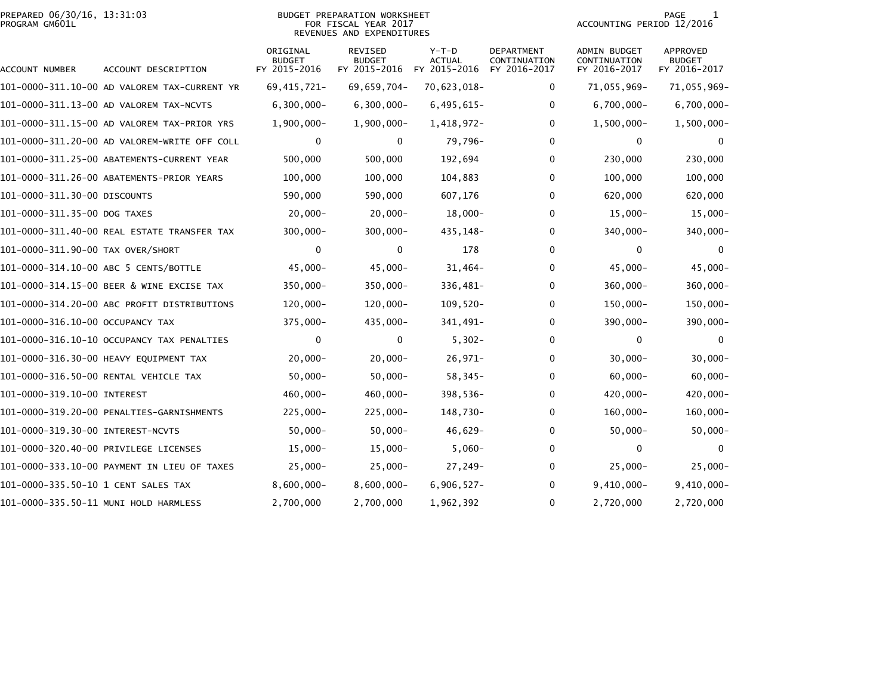PREPARED 06/30/16, 13:31:03
PROGRAM GM601L

# BUDGET PREPARATION WORKSHEET
## FOR FISCAL YEAR 2017
## REVENUES AND EXPENDITURES

ACCOUNTING PERIOD 12/2016

| ACCOUNT NUMBER | ACCOUNT DESCRIPTION | ORIGINAL BUDGET FY 2015-2016 | REVISED BUDGET FY 2015-2016 | Y-T-D ACTUAL FY 2015-2016 | DEPARTMENT CONTINUATION FY 2016-2017 | ADMIN BUDGET CONTINUATION FY 2016-2017 | APPROVED BUDGET FY 2016-2017 |
|---|---|---|---|---|---|---|---|
| 101-0000-311.10-00 | AD VALOREM TAX-CURRENT YR | 69,415,721- | 69,659,704- | 70,623,018- | 0 | 71,055,969- | 71,055,969- |
| 101-0000-311.13-00 | AD VALOREM TAX-NCVTS | 6,300,000- | 6,300,000- | 6,495,615- | 0 | 6,700,000- | 6,700,000- |
| 101-0000-311.15-00 | AD VALOREM TAX-PRIOR YRS | 1,900,000- | 1,900,000- | 1,418,972- | 0 | 1,500,000- | 1,500,000- |
| 101-0000-311.20-00 | AD VALOREM-WRITE OFF COLL | 0 | 0 | 79,796- | 0 | 0 | 0 |
| 101-0000-311.25-00 | ABATEMENTS-CURRENT YEAR | 500,000 | 500,000 | 192,694 | 0 | 230,000 | 230,000 |
| 101-0000-311.26-00 | ABATEMENTS-PRIOR YEARS | 100,000 | 100,000 | 104,883 | 0 | 100,000 | 100,000 |
| 101-0000-311.30-00 | DISCOUNTS | 590,000 | 590,000 | 607,176 | 0 | 620,000 | 620,000 |
| 101-0000-311.35-00 | DOG TAXES | 20,000- | 20,000- | 18,000- | 0 | 15,000- | 15,000- |
| 101-0000-311.40-00 | REAL ESTATE TRANSFER TAX | 300,000- | 300,000- | 435,148- | 0 | 340,000- | 340,000- |
| 101-0000-311.90-00 | TAX OVER/SHORT | 0 | 0 | 178 | 0 | 0 | 0 |
| 101-0000-314.10-00 | ABC 5 CENTS/BOTTLE | 45,000- | 45,000- | 31,464- | 0 | 45,000- | 45,000- |
| 101-0000-314.15-00 | BEER & WINE EXCISE TAX | 350,000- | 350,000- | 336,481- | 0 | 360,000- | 360,000- |
| 101-0000-314.20-00 | ABC PROFIT DISTRIBUTIONS | 120,000- | 120,000- | 109,520- | 0 | 150,000- | 150,000- |
| 101-0000-316.10-00 | OCCUPANCY TAX | 375,000- | 435,000- | 341,491- | 0 | 390,000- | 390,000- |
| 101-0000-316.10-10 | OCCUPANCY TAX PENALTIES | 0 | 0 | 5,302- | 0 | 0 | 0 |
| 101-0000-316.30-00 | HEAVY EQUIPMENT TAX | 20,000- | 20,000- | 26,971- | 0 | 30,000- | 30,000- |
| 101-0000-316.50-00 | RENTAL VEHICLE TAX | 50,000- | 50,000- | 58,345- | 0 | 60,000- | 60,000- |
| 101-0000-319.10-00 | INTEREST | 460,000- | 460,000- | 398,536- | 0 | 420,000- | 420,000- |
| 101-0000-319.20-00 | PENALTIES-GARNISHMENTS | 225,000- | 225,000- | 148,730- | 0 | 160,000- | 160,000- |
| 101-0000-319.30-00 | INTEREST-NCVTS | 50,000- | 50,000- | 46,629- | 0 | 50,000- | 50,000- |
| 101-0000-320.40-00 | PRIVILEGE LICENSES | 15,000- | 15,000- | 5,060- | 0 | 0 | 0 |
| 101-0000-333.10-00 | PAYMENT IN LIEU OF TAXES | 25,000- | 25,000- | 27,249- | 0 | 25,000- | 25,000- |
| 101-0000-335.50-10 | 1 CENT SALES TAX | 8,600,000- | 8,600,000- | 6,906,527- | 0 | 9,410,000- | 9,410,000- |
| 101-0000-335.50-11 | MUNI HOLD HARMLESS | 2,700,000 | 2,700,000 | 1,962,392 | 0 | 2,720,000 | 2,720,000 |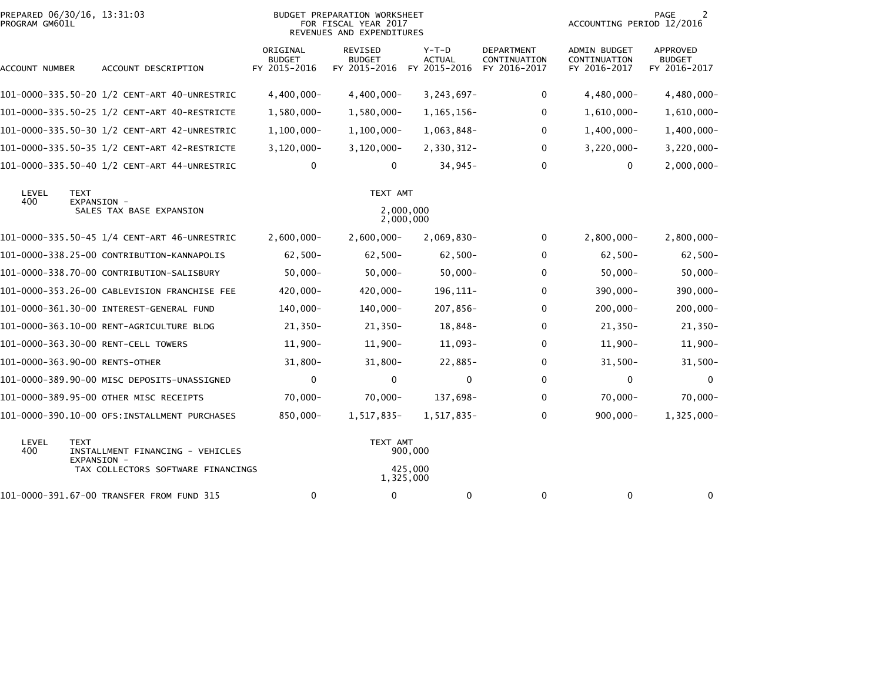PREPARED 06/30/16, 13:31:03
PROGRAM GM601L

BUDGET PREPARATION WORKSHEET
FOR FISCAL YEAR 2017
REVENUES AND EXPENDITURES

ACCOUNTING PERIOD 12/2016

| ACCOUNT NUMBER | ACCOUNT DESCRIPTION | ORIGINAL BUDGET FY 2015-2016 | REVISED BUDGET FY 2015-2016 | Y-T-D ACTUAL FY 2015-2016 | DEPARTMENT CONTINUATION FY 2016-2017 | ADMIN BUDGET CONTINUATION FY 2016-2017 | APPROVED BUDGET FY 2016-2017 |
|---|---|---|---|---|---|---|---|
| 101-0000-335.50-20 | 1/2 CENT-ART 40-UNRESTRIC | 4,400,000- | 4,400,000- | 3,243,697- | 0 | 4,480,000- | 4,480,000- |
| 101-0000-335.50-25 | 1/2 CENT-ART 40-RESTRICTE | 1,580,000- | 1,580,000- | 1,165,156- | 0 | 1,610,000- | 1,610,000- |
| 101-0000-335.50-30 | 1/2 CENT-ART 42-UNRESTRIC | 1,100,000- | 1,100,000- | 1,063,848- | 0 | 1,400,000- | 1,400,000- |
| 101-0000-335.50-35 | 1/2 CENT-ART 42-RESTRICTE | 3,120,000- | 3,120,000- | 2,330,312- | 0 | 3,220,000- | 3,220,000- |
| 101-0000-335.50-40 | 1/2 CENT-ART 44-UNRESTRIC | 0 | 0 | 34,945- | 0 | 0 | 2,000,000- |

| LEVEL | TEXT | TEXT AMT |
|---|---|---|
| 400 | EXPANSION - SALES TAX BASE EXPANSION | 2,000,000 |
| | | 2,000,000 |

| ACCOUNT NUMBER | ACCOUNT DESCRIPTION | ORIGINAL BUDGET FY 2015-2016 | REVISED BUDGET FY 2015-2016 | Y-T-D ACTUAL FY 2015-2016 | DEPARTMENT CONTINUATION FY 2016-2017 | ADMIN BUDGET CONTINUATION FY 2016-2017 | APPROVED BUDGET FY 2016-2017 |
|---|---|---|---|---|---|---|---|
| 101-0000-335.50-45 | 1/4 CENT-ART 46-UNRESTRIC | 2,600,000- | 2,600,000- | 2,069,830- | 0 | 2,800,000- | 2,800,000- |
| 101-0000-338.25-00 | CONTRIBUTION-KANNAPOLIS | 62,500- | 62,500- | 62,500- | 0 | 62,500- | 62,500- |
| 101-0000-338.70-00 | CONTRIBUTION-SALISBURY | 50,000- | 50,000- | 50,000- | 0 | 50,000- | 50,000- |
| 101-0000-353.26-00 | CABLEVISION FRANCHISE FEE | 420,000- | 420,000- | 196,111- | 0 | 390,000- | 390,000- |
| 101-0000-361.30-00 | INTEREST-GENERAL FUND | 140,000- | 140,000- | 207,856- | 0 | 200,000- | 200,000- |
| 101-0000-363.10-00 | RENT-AGRICULTURE BLDG | 21,350- | 21,350- | 18,848- | 0 | 21,350- | 21,350- |
| 101-0000-363.30-00 | RENT-CELL TOWERS | 11,900- | 11,900- | 11,093- | 0 | 11,900- | 11,900- |
| 101-0000-363.90-00 | RENTS-OTHER | 31,800- | 31,800- | 22,885- | 0 | 31,500- | 31,500- |
| 101-0000-389.90-00 | MISC DEPOSITS-UNASSIGNED | 0 | 0 | 0 | 0 | 0 | 0 |
| 101-0000-389.95-00 | OTHER MISC RECEIPTS | 70,000- | 70,000- | 137,698- | 0 | 70,000- | 70,000- |
| 101-0000-390.10-00 | OFS:INSTALLMENT PURCHASES | 850,000- | 1,517,835- | 1,517,835- | 0 | 900,000- | 1,325,000- |

| LEVEL | TEXT | TEXT AMT |
|---|---|---|
| 400 | INSTALLMENT FINANCING - VEHICLES | 900,000 |
| | EXPANSION - TAX COLLECTORS SOFTWARE FINANCINGS | 425,000 |
| | | 1,325,000 |

| ACCOUNT NUMBER | ACCOUNT DESCRIPTION | ORIGINAL BUDGET FY 2015-2016 | REVISED BUDGET FY 2015-2016 | Y-T-D ACTUAL FY 2015-2016 | DEPARTMENT CONTINUATION FY 2016-2017 | ADMIN BUDGET CONTINUATION FY 2016-2017 | APPROVED BUDGET FY 2016-2017 |
|---|---|---|---|---|---|---|---|
| 101-0000-391.67-00 | TRANSFER FROM FUND 315 | 0 | 0 | 0 | 0 | 0 | 0 |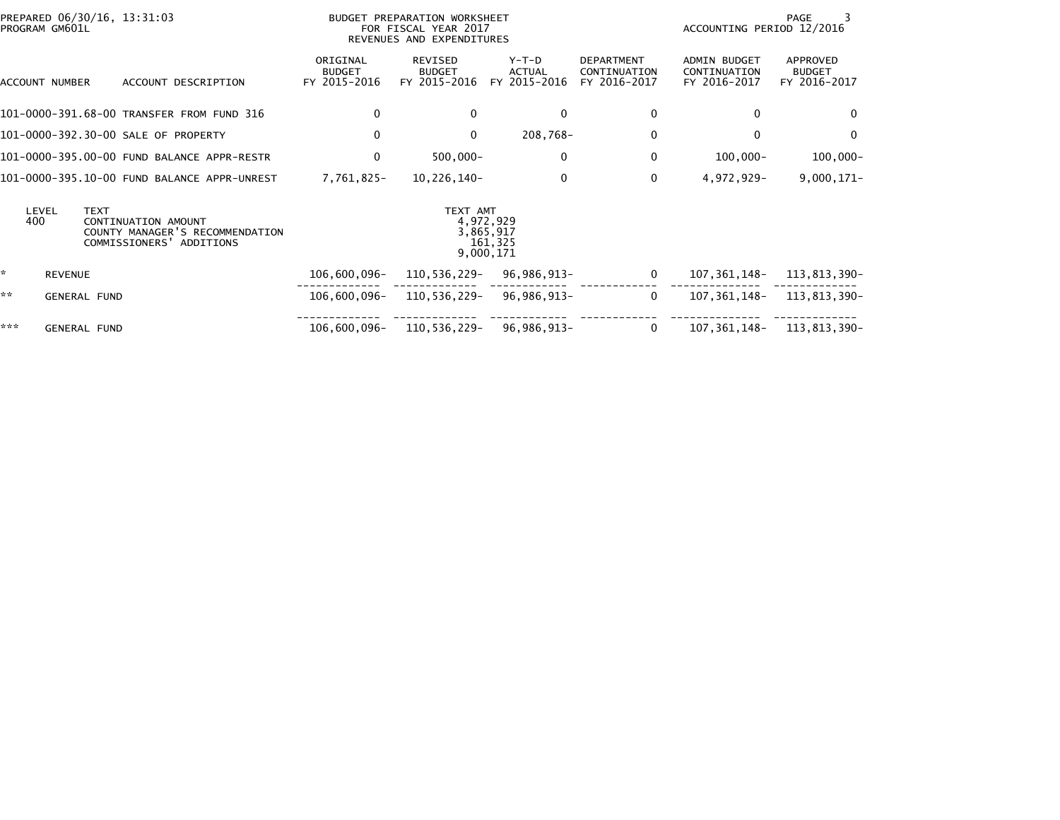PREPARED 06/30/16, 13:31:03
PROGRAM GM601L

BUDGET PREPARATION WORKSHEET
FOR FISCAL YEAR 2017
REVENUES AND EXPENDITURES

ACCOUNTING PERIOD 12/2016

| ACCOUNT NUMBER | ACCOUNT DESCRIPTION | ORIGINAL BUDGET FY 2015-2016 | REVISED BUDGET FY 2015-2016 | Y-T-D ACTUAL FY 2015-2016 | DEPARTMENT CONTINUATION FY 2016-2017 | ADMIN BUDGET CONTINUATION FY 2016-2017 | APPROVED BUDGET FY 2016-2017 |
|---|---|---|---|---|---|---|---|
| 101-0000-391.68-00 | TRANSFER FROM FUND 316 | 0 | 0 | 0 | 0 | 0 | 0 |
| 101-0000-392.30-00 | SALE OF PROPERTY | 0 | 0 | 208,768- | 0 | 0 | 0 |
| 101-0000-395.00-00 | FUND BALANCE APPR-RESTR | 0 | 500,000- | 0 | 0 | 100,000- | 100,000- |
| 101-0000-395.10-00 | FUND BALANCE APPR-UNREST | 7,761,825- | 10,226,140- | 0 | 0 | 4,972,929- | 9,000,171- |

| LEVEL | TEXT | TEXT AMT |
|---|---|---|
| 400 | CONTINUATION AMOUNT | 4,972,929 |
| | COUNTY MANAGER'S RECOMMENDATION | 3,865,917 |
| | COMMISSIONERS' ADDITIONS | 161,325 |
| | | 9,000,171 |

| | | ORIGINAL BUDGET FY 2015-2016 | REVISED BUDGET FY 2015-2016 | Y-T-D ACTUAL FY 2015-2016 | DEPARTMENT CONTINUATION FY 2016-2017 | ADMIN BUDGET CONTINUATION FY 2016-2017 | APPROVED BUDGET FY 2016-2017 |
|---|---|---|---|---|---|---|---|
| * | REVENUE | 106,600,096- | 110,536,229- | 96,986,913- | 0 | 107,361,148- | 113,813,390- |
| ** | GENERAL FUND | 106,600,096- | 110,536,229- | 96,986,913- | 0 | 107,361,148- | 113,813,390- |
| *** | GENERAL FUND | 106,600,096- | 110,536,229- | 96,986,913- | 0 | 107,361,148- | 113,813,390- |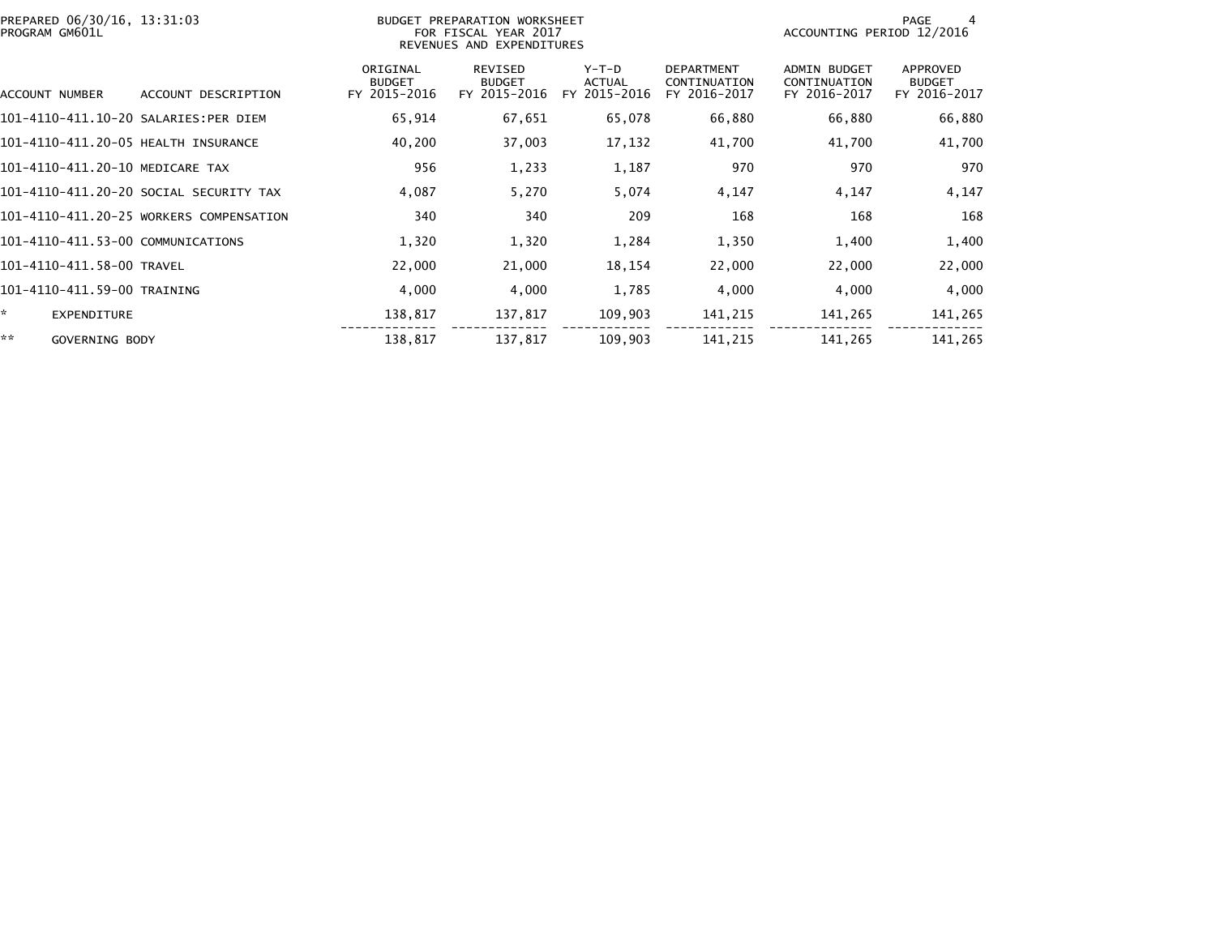PREPARED 06/30/16, 13:31:03
PROGRAM GM601L

BUDGET PREPARATION WORKSHEET
FOR FISCAL YEAR 2017
REVENUES AND EXPENDITURES

ACCOUNTING PERIOD 12/2016

| ACCOUNT NUMBER | ACCOUNT DESCRIPTION | ORIGINAL BUDGET FY 2015-2016 | REVISED BUDGET FY 2015-2016 | Y-T-D ACTUAL FY 2015-2016 | DEPARTMENT CONTINUATION FY 2016-2017 | ADMIN BUDGET CONTINUATION FY 2016-2017 | APPROVED BUDGET FY 2016-2017 |
|---|---|---|---|---|---|---|---|
| 101-4110-411.10-20 | SALARIES:PER DIEM | 65,914 | 67,651 | 65,078 | 66,880 | 66,880 | 66,880 |
| 101-4110-411.20-05 | HEALTH INSURANCE | 40,200 | 37,003 | 17,132 | 41,700 | 41,700 | 41,700 |
| 101-4110-411.20-10 | MEDICARE TAX | 956 | 1,233 | 1,187 | 970 | 970 | 970 |
| 101-4110-411.20-20 | SOCIAL SECURITY TAX | 4,087 | 5,270 | 5,074 | 4,147 | 4,147 | 4,147 |
| 101-4110-411.20-25 | WORKERS COMPENSATION | 340 | 340 | 209 | 168 | 168 | 168 |
| 101-4110-411.53-00 | COMMUNICATIONS | 1,320 | 1,320 | 1,284 | 1,350 | 1,400 | 1,400 |
| 101-4110-411.58-00 | TRAVEL | 22,000 | 21,000 | 18,154 | 22,000 | 22,000 | 22,000 |
| 101-4110-411.59-00 | TRAINING | 4,000 | 4,000 | 1,785 | 4,000 | 4,000 | 4,000 |
| * | EXPENDITURE | 138,817 | 137,817 | 109,903 | 141,215 | 141,265 | 141,265 |
| ** | GOVERNING BODY | 138,817 | 137,817 | 109,903 | 141,215 | 141,265 | 141,265 |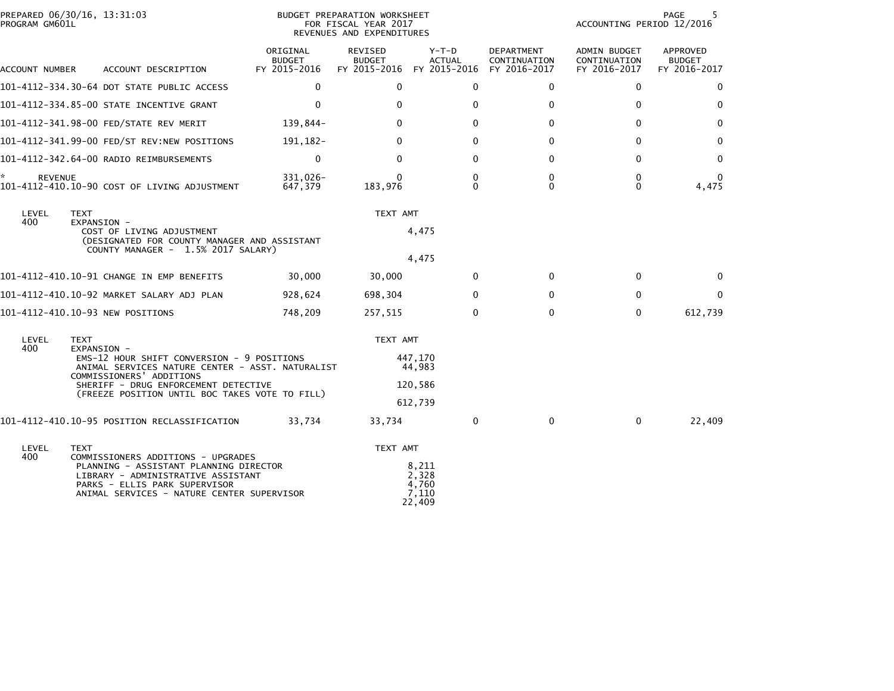PREPARED 06/30/16, 13:31:03
PROGRAM GM601L

BUDGET PREPARATION WORKSHEET
FOR FISCAL YEAR 2017
REVENUES AND EXPENDITURES

ACCOUNTING PERIOD 12/2016

| ACCOUNT NUMBER | ACCOUNT DESCRIPTION | ORIGINAL BUDGET FY 2015-2016 | REVISED BUDGET FY 2015-2016 | Y-T-D ACTUAL FY 2015-2016 | DEPARTMENT CONTINUATION FY 2016-2017 | ADMIN BUDGET CONTINUATION FY 2016-2017 | APPROVED BUDGET FY 2016-2017 |
|---|---|---|---|---|---|---|---|
| 101-4112-334.30-64 | DOT STATE PUBLIC ACCESS | 0 | 0 | 0 | 0 | 0 | 0 |
| 101-4112-334.85-00 | STATE INCENTIVE GRANT | 0 | 0 | 0 | 0 | 0 | 0 |
| 101-4112-341.98-00 | FED/STATE REV MERIT | 139,844- | 0 | 0 | 0 | 0 | 0 |
| 101-4112-341.99-00 | FED/ST REV:NEW POSITIONS | 191,182- | 0 | 0 | 0 | 0 | 0 |
| 101-4112-342.64-00 | RADIO REIMBURSEMENTS | 0 | 0 | 0 | 0 | 0 | 0 |
| * REVENUE | | 331,026- | 0 | 0 | 0 | 0 | 0 |
| 101-4112-410.10-90 | COST OF LIVING ADJUSTMENT | 647,379 | 183,976 | 0 | 0 | 0 | 4,475 |

| LEVEL | TEXT | TEXT AMT |
|---|---|---|
| 400 | EXPANSION - | |
| | COST OF LIVING ADJUSTMENT | 4,475 |
| | (DESIGNATED FOR COUNTY MANAGER AND ASSISTANT COUNTY MANAGER - 1.5% 2017 SALARY) | |
| | | 4,475 |

| ACCOUNT NUMBER | ACCOUNT DESCRIPTION | ORIGINAL BUDGET FY 2015-2016 | REVISED BUDGET FY 2015-2016 | Y-T-D ACTUAL FY 2015-2016 | DEPARTMENT CONTINUATION FY 2016-2017 | ADMIN BUDGET CONTINUATION FY 2016-2017 | APPROVED BUDGET FY 2016-2017 |
|---|---|---|---|---|---|---|---|
| 101-4112-410.10-91 | CHANGE IN EMP BENEFITS | 30,000 | 30,000 | 0 | 0 | 0 | 0 |
| 101-4112-410.10-92 | MARKET SALARY ADJ PLAN | 928,624 | 698,304 | 0 | 0 | 0 | 0 |
| 101-4112-410.10-93 | NEW POSITIONS | 748,209 | 257,515 | 0 | 0 | 0 | 612,739 |

| LEVEL | TEXT | TEXT AMT |
|---|---|---|
| 400 | EXPANSION - | |
| | EMS-12 HOUR SHIFT CONVERSION - 9 POSITIONS | 447,170 |
| | ANIMAL SERVICES NATURE CENTER - ASST. NATURALIST | 44,983 |
| | COMMISSIONERS' ADDITIONS | |
| | SHERIFF - DRUG ENFORCEMENT DETECTIVE | 120,586 |
| | (FREEZE POSITION UNTIL BOC TAKES VOTE TO FILL) | |
| | | 612,739 |

| ACCOUNT NUMBER | ACCOUNT DESCRIPTION | ORIGINAL BUDGET FY 2015-2016 | REVISED BUDGET FY 2015-2016 | Y-T-D ACTUAL FY 2015-2016 | DEPARTMENT CONTINUATION FY 2016-2017 | ADMIN BUDGET CONTINUATION FY 2016-2017 | APPROVED BUDGET FY 2016-2017 |
|---|---|---|---|---|---|---|---|
| 101-4112-410.10-95 | POSITION RECLASSIFICATION | 33,734 | 33,734 | 0 | 0 | 0 | 22,409 |

| LEVEL | TEXT | TEXT AMT |
|---|---|---|
| 400 | COMMISSIONERS ADDITIONS - UPGRADES | |
| | PLANNING - ASSISTANT PLANNING DIRECTOR | 8,211 |
| | LIBRARY - ADMINISTRATIVE ASSISTANT | 2,328 |
| | PARKS - ELLIS PARK SUPERVISOR | 4,760 |
| | ANIMAL SERVICES - NATURE CENTER SUPERVISOR | 7,110 |
| | | 22,409 |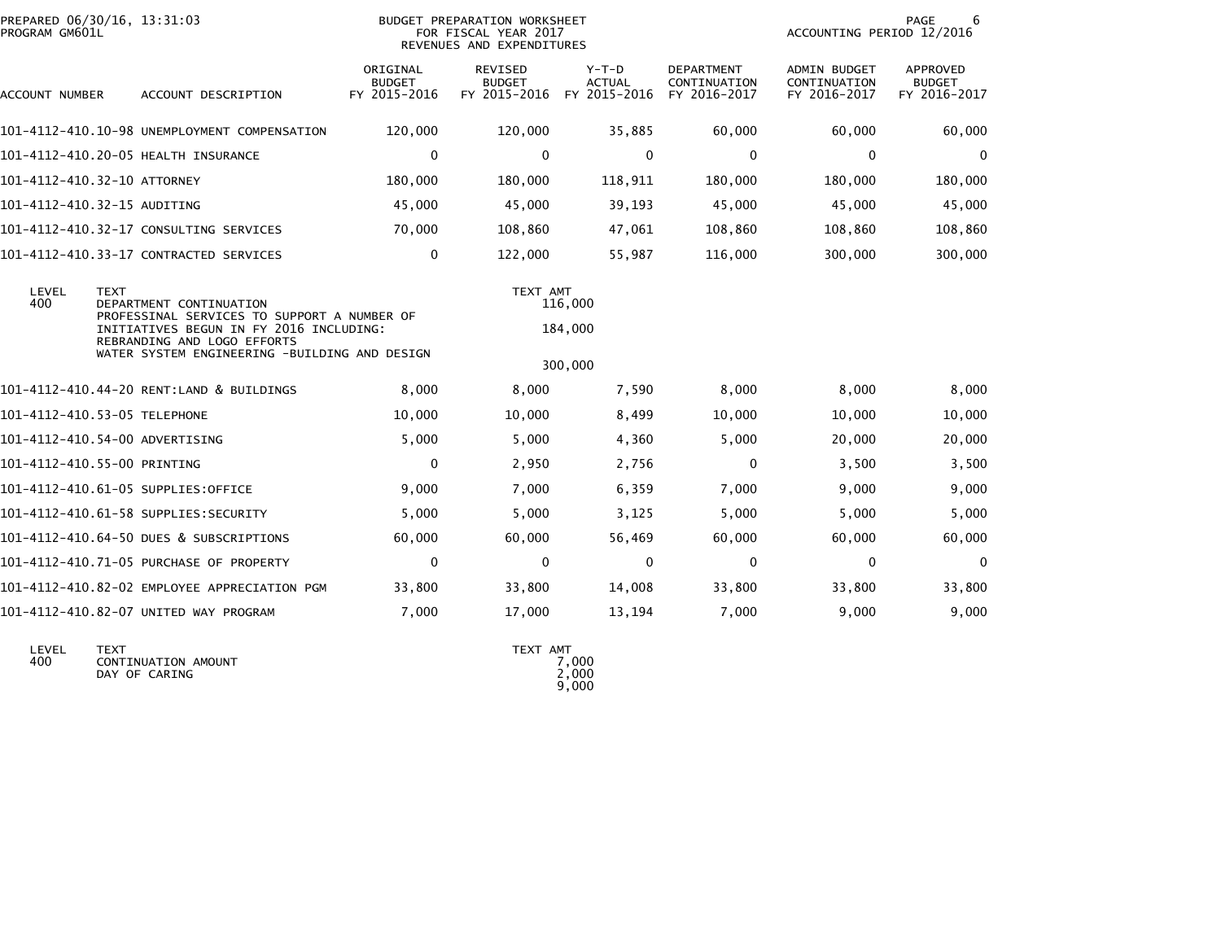BUDGET PREPARATION WORKSHEET
FOR FISCAL YEAR 2017
REVENUES AND EXPENDITURES

PREPARED 06/30/16, 13:31:03
PROGRAM GM601L

ACCOUNTING PERIOD 12/2016

| ACCOUNT NUMBER | ACCOUNT DESCRIPTION | ORIGINAL BUDGET FY 2015-2016 | REVISED BUDGET FY 2015-2016 | Y-T-D ACTUAL FY 2015-2016 | DEPARTMENT CONTINUATION FY 2016-2017 | ADMIN BUDGET CONTINUATION FY 2016-2017 | APPROVED BUDGET FY 2016-2017 |
|---|---|---|---|---|---|---|---|
| 101-4112-410.10-98 | UNEMPLOYMENT COMPENSATION | 120,000 | 120,000 | 35,885 | 60,000 | 60,000 | 60,000 |
| 101-4112-410.20-05 | HEALTH INSURANCE | 0 | 0 | 0 | 0 | 0 | 0 |
| 101-4112-410.32-10 | ATTORNEY | 180,000 | 180,000 | 118,911 | 180,000 | 180,000 | 180,000 |
| 101-4112-410.32-15 | AUDITING | 45,000 | 45,000 | 39,193 | 45,000 | 45,000 | 45,000 |
| 101-4112-410.32-17 | CONSULTING SERVICES | 70,000 | 108,860 | 47,061 | 108,860 | 108,860 | 108,860 |
| 101-4112-410.33-17 | CONTRACTED SERVICES | 0 | 122,000 | 55,987 | 116,000 | 300,000 | 300,000 |

| LEVEL | TEXT | TEXT AMT |
|---|---|---|
| 400 | DEPARTMENT CONTINUATION | 116,000 |
| | PROFESSINAL SERVICES TO SUPPORT A NUMBER OF INITIATIVES BEGUN IN FY 2016 INCLUDING: REBRANDING AND LOGO EFFORTS WATER SYSTEM ENGINEERING -BUILDING AND DESIGN | 184,000 |
| | | 300,000 |

| ACCOUNT NUMBER | ACCOUNT DESCRIPTION | ORIGINAL BUDGET FY 2015-2016 | REVISED BUDGET FY 2015-2016 | Y-T-D ACTUAL FY 2015-2016 | DEPARTMENT CONTINUATION FY 2016-2017 | ADMIN BUDGET CONTINUATION FY 2016-2017 | APPROVED BUDGET FY 2016-2017 |
|---|---|---|---|---|---|---|---|
| 101-4112-410.44-20 | RENT:LAND & BUILDINGS | 8,000 | 8,000 | 7,590 | 8,000 | 8,000 | 8,000 |
| 101-4112-410.53-05 | TELEPHONE | 10,000 | 10,000 | 8,499 | 10,000 | 10,000 | 10,000 |
| 101-4112-410.54-00 | ADVERTISING | 5,000 | 5,000 | 4,360 | 5,000 | 20,000 | 20,000 |
| 101-4112-410.55-00 | PRINTING | 0 | 2,950 | 2,756 | 0 | 3,500 | 3,500 |
| 101-4112-410.61-05 | SUPPLIES:OFFICE | 9,000 | 7,000 | 6,359 | 7,000 | 9,000 | 9,000 |
| 101-4112-410.61-58 | SUPPLIES:SECURITY | 5,000 | 5,000 | 3,125 | 5,000 | 5,000 | 5,000 |
| 101-4112-410.64-50 | DUES & SUBSCRIPTIONS | 60,000 | 60,000 | 56,469 | 60,000 | 60,000 | 60,000 |
| 101-4112-410.71-05 | PURCHASE OF PROPERTY | 0 | 0 | 0 | 0 | 0 | 0 |
| 101-4112-410.82-02 | EMPLOYEE APPRECIATION PGM | 33,800 | 33,800 | 14,008 | 33,800 | 33,800 | 33,800 |
| 101-4112-410.82-07 | UNITED WAY PROGRAM | 7,000 | 17,000 | 13,194 | 7,000 | 9,000 | 9,000 |

| LEVEL | TEXT | TEXT AMT |
|---|---|---|
| 400 | CONTINUATION AMOUNT | 7,000 |
| | DAY OF CARING | 2,000 |
| | | 9,000 |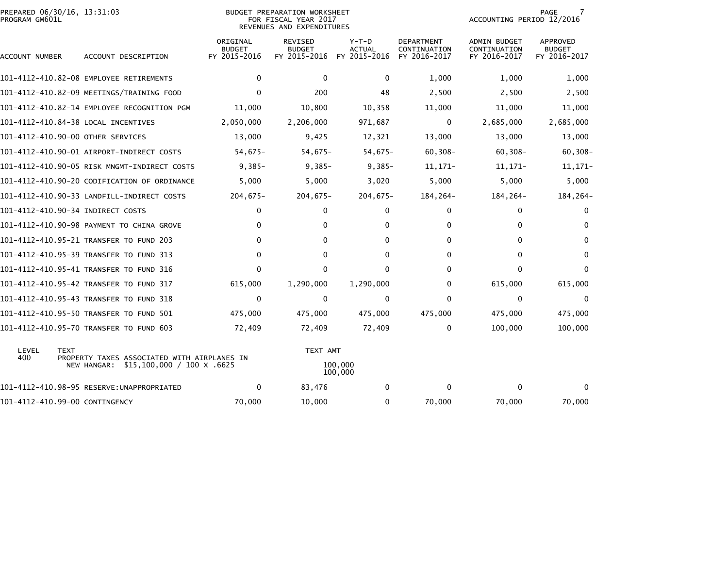PREPARED 06/30/16, 13:31:03
PROGRAM GM601L

BUDGET PREPARATION WORKSHEET
FOR FISCAL YEAR 2017
REVENUES AND EXPENDITURES

ACCOUNTING PERIOD 12/2016

| ACCOUNT NUMBER | ACCOUNT DESCRIPTION | ORIGINAL BUDGET FY 2015-2016 | REVISED BUDGET FY 2015-2016 | Y-T-D ACTUAL FY 2015-2016 | DEPARTMENT CONTINUATION FY 2016-2017 | ADMIN BUDGET CONTINUATION FY 2016-2017 | APPROVED BUDGET FY 2016-2017 |
|---|---|---|---|---|---|---|---|
| 101-4112-410.82-08 | EMPLOYEE RETIREMENTS | 0 | 0 | 0 | 1,000 | 1,000 | 1,000 |
| 101-4112-410.82-09 | MEETINGS/TRAINING FOOD | 0 | 200 | 48 | 2,500 | 2,500 | 2,500 |
| 101-4112-410.82-14 | EMPLOYEE RECOGNITION PGM | 11,000 | 10,800 | 10,358 | 11,000 | 11,000 | 11,000 |
| 101-4112-410.84-38 | LOCAL INCENTIVES | 2,050,000 | 2,206,000 | 971,687 | 0 | 2,685,000 | 2,685,000 |
| 101-4112-410.90-00 | OTHER SERVICES | 13,000 | 9,425 | 12,321 | 13,000 | 13,000 | 13,000 |
| 101-4112-410.90-01 | AIRPORT-INDIRECT COSTS | 54,675- | 54,675- | 54,675- | 60,308- | 60,308- | 60,308- |
| 101-4112-410.90-05 | RISK MNGMT-INDIRECT COSTS | 9,385- | 9,385- | 9,385- | 11,171- | 11,171- | 11,171- |
| 101-4112-410.90-20 | CODIFICATION OF ORDINANCE | 5,000 | 5,000 | 3,020 | 5,000 | 5,000 | 5,000 |
| 101-4112-410.90-33 | LANDFILL-INDIRECT COSTS | 204,675- | 204,675- | 204,675- | 184,264- | 184,264- | 184,264- |
| 101-4112-410.90-34 | INDIRECT COSTS | 0 | 0 | 0 | 0 | 0 | 0 |
| 101-4112-410.90-98 | PAYMENT TO CHINA GROVE | 0 | 0 | 0 | 0 | 0 | 0 |
| 101-4112-410.95-21 | TRANSFER TO FUND 203 | 0 | 0 | 0 | 0 | 0 | 0 |
| 101-4112-410.95-39 | TRANSFER TO FUND 313 | 0 | 0 | 0 | 0 | 0 | 0 |
| 101-4112-410.95-41 | TRANSFER TO FUND 316 | 0 | 0 | 0 | 0 | 0 | 0 |
| 101-4112-410.95-42 | TRANSFER TO FUND 317 | 615,000 | 1,290,000 | 1,290,000 | 0 | 615,000 | 615,000 |
| 101-4112-410.95-43 | TRANSFER TO FUND 318 | 0 | 0 | 0 | 0 | 0 | 0 |
| 101-4112-410.95-50 | TRANSFER TO FUND 501 | 475,000 | 475,000 | 475,000 | 475,000 | 475,000 | 475,000 |
| 101-4112-410.95-70 | TRANSFER TO FUND 603 | 72,409 | 72,409 | 72,409 | 0 | 100,000 | 100,000 |

| LEVEL | TEXT | TEXT AMT |
|---|---|---|
| 400 | PROPERTY TAXES ASSOCIATED WITH AIRPLANES IN NEW HANGAR: $15,100,000 / 100 X .6625 | 100,000 |
| | | 100,000 |

| ACCOUNT NUMBER | ACCOUNT DESCRIPTION | ORIGINAL BUDGET FY 2015-2016 | REVISED BUDGET FY 2015-2016 | Y-T-D ACTUAL FY 2015-2016 | DEPARTMENT CONTINUATION FY 2016-2017 | ADMIN BUDGET CONTINUATION FY 2016-2017 | APPROVED BUDGET FY 2016-2017 |
|---|---|---|---|---|---|---|---|
| 101-4112-410.98-95 | RESERVE:UNAPPROPRIATED | 0 | 83,476 | 0 | 0 | 0 | 0 |
| 101-4112-410.99-00 | CONTINGENCY | 70,000 | 10,000 | 0 | 70,000 | 70,000 | 70,000 |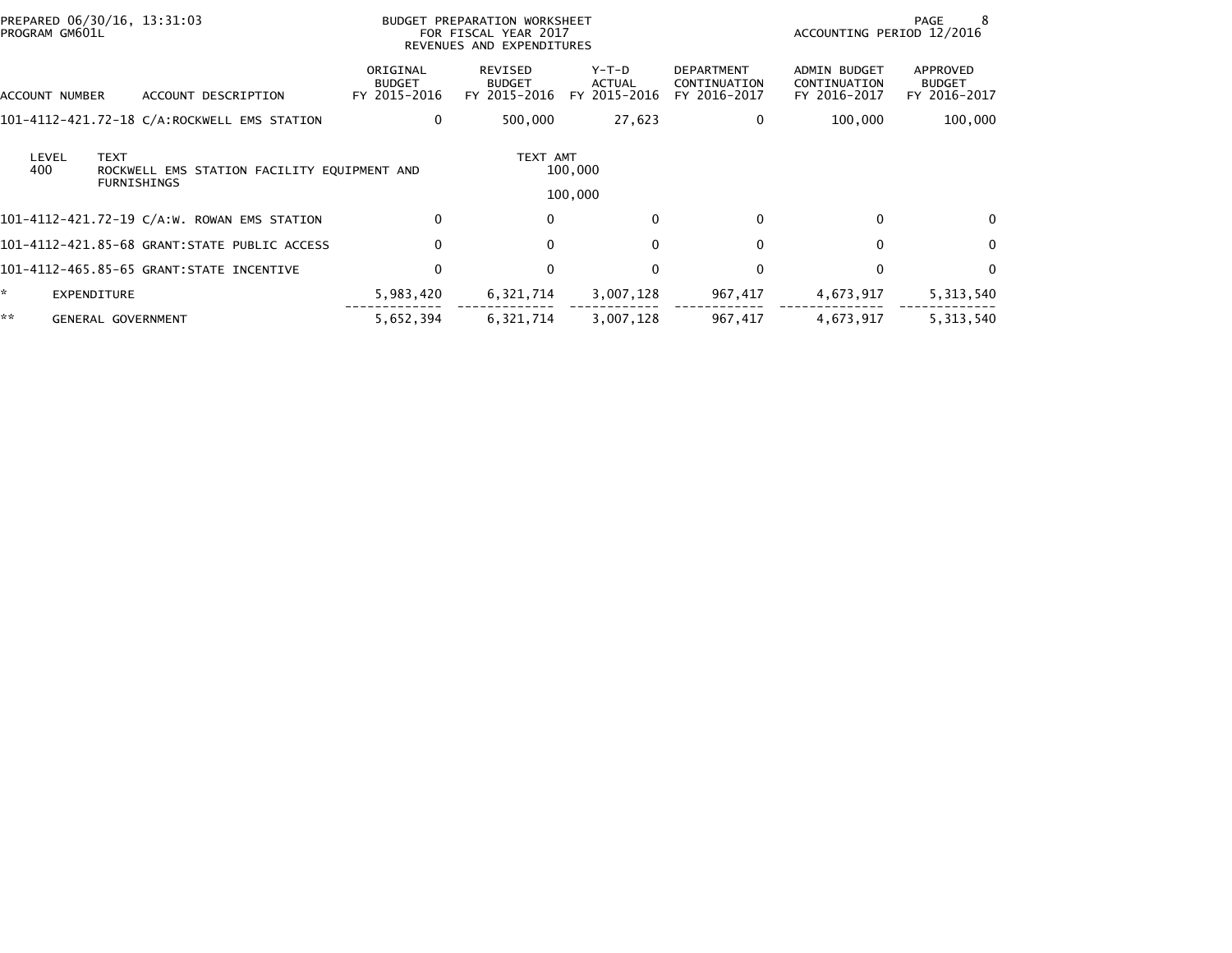PREPARED 06/30/16, 13:31:03
PROGRAM GM601L

BUDGET PREPARATION WORKSHEET
FOR FISCAL YEAR 2017
REVENUES AND EXPENDITURES

ACCOUNTING PERIOD 12/2016

| ACCOUNT NUMBER | ACCOUNT DESCRIPTION | ORIGINAL BUDGET FY 2015-2016 | REVISED BUDGET FY 2015-2016 | Y-T-D ACTUAL FY 2015-2016 | DEPARTMENT CONTINUATION FY 2016-2017 | ADMIN BUDGET CONTINUATION FY 2016-2017 | APPROVED BUDGET FY 2016-2017 |
|---|---|---|---|---|---|---|---|
| 101-4112-421.72-18 | C/A:ROCKWELL EMS STATION | 0 | 500,000 | 27,623 | 0 | 100,000 | 100,000 |

| LEVEL | TEXT | TEXT AMT |
|---|---|---|
| 400 | ROCKWELL EMS STATION FACILITY EQUIPMENT AND FURNISHINGS | 100,000 |
| | | 100,000 |

| ACCOUNT NUMBER | ACCOUNT DESCRIPTION | ORIGINAL BUDGET FY 2015-2016 | REVISED BUDGET FY 2015-2016 | Y-T-D ACTUAL FY 2015-2016 | DEPARTMENT CONTINUATION FY 2016-2017 | ADMIN BUDGET CONTINUATION FY 2016-2017 | APPROVED BUDGET FY 2016-2017 |
|---|---|---|---|---|---|---|---|
| 101-4112-421.72-19 | C/A:W. ROWAN EMS STATION | 0 | 0 | 0 | 0 | 0 | 0 |
| 101-4112-421.85-68 | GRANT:STATE PUBLIC ACCESS | 0 | 0 | 0 | 0 | 0 | 0 |
| 101-4112-465.85-65 | GRANT:STATE INCENTIVE | 0 | 0 | 0 | 0 | 0 | 0 |
| * | EXPENDITURE | 5,983,420 | 6,321,714 | 3,007,128 | 967,417 | 4,673,917 | 5,313,540 |
| ** | GENERAL GOVERNMENT | 5,652,394 | 6,321,714 | 3,007,128 | 967,417 | 4,673,917 | 5,313,540 |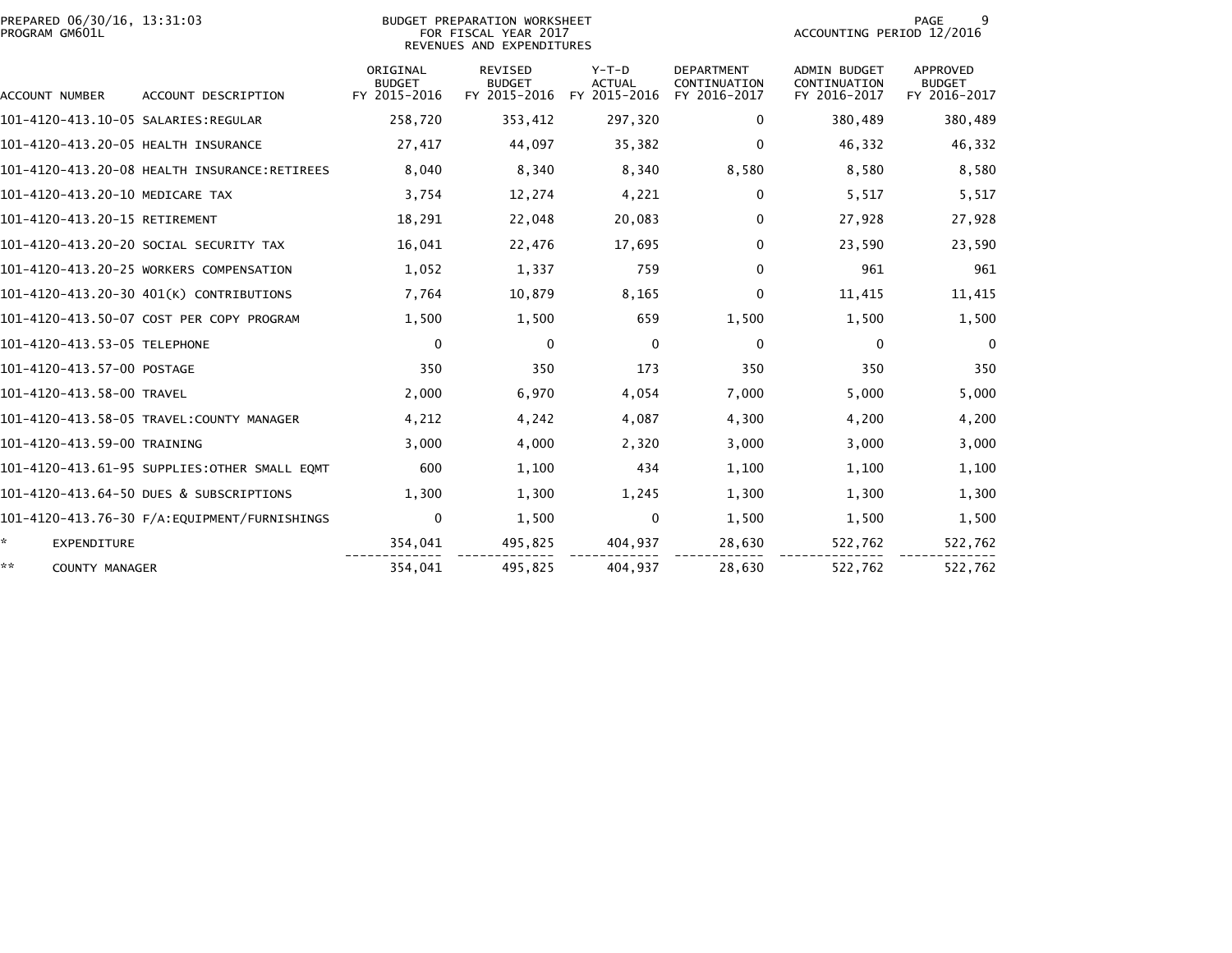BUDGET PREPARATION WORKSHEET
FOR FISCAL YEAR 2017
REVENUES AND EXPENDITURES

PREPARED 06/30/16, 13:31:03
PROGRAM GM601L

ACCOUNTING PERIOD 12/2016

| ACCOUNT NUMBER | ACCOUNT DESCRIPTION | ORIGINAL BUDGET FY 2015-2016 | REVISED BUDGET FY 2015-2016 | Y-T-D ACTUAL FY 2015-2016 | DEPARTMENT CONTINUATION FY 2016-2017 | ADMIN BUDGET CONTINUATION FY 2016-2017 | APPROVED BUDGET FY 2016-2017 |
|---|---|---|---|---|---|---|---|
| 101-4120-413.10-05 | SALARIES:REGULAR | 258,720 | 353,412 | 297,320 | 0 | 380,489 | 380,489 |
| 101-4120-413.20-05 | HEALTH INSURANCE | 27,417 | 44,097 | 35,382 | 0 | 46,332 | 46,332 |
| 101-4120-413.20-08 | HEALTH INSURANCE:RETIREES | 8,040 | 8,340 | 8,340 | 8,580 | 8,580 | 8,580 |
| 101-4120-413.20-10 | MEDICARE TAX | 3,754 | 12,274 | 4,221 | 0 | 5,517 | 5,517 |
| 101-4120-413.20-15 | RETIREMENT | 18,291 | 22,048 | 20,083 | 0 | 27,928 | 27,928 |
| 101-4120-413.20-20 | SOCIAL SECURITY TAX | 16,041 | 22,476 | 17,695 | 0 | 23,590 | 23,590 |
| 101-4120-413.20-25 | WORKERS COMPENSATION | 1,052 | 1,337 | 759 | 0 | 961 | 961 |
| 101-4120-413.20-30 | 401(K) CONTRIBUTIONS | 7,764 | 10,879 | 8,165 | 0 | 11,415 | 11,415 |
| 101-4120-413.50-07 | COST PER COPY PROGRAM | 1,500 | 1,500 | 659 | 1,500 | 1,500 | 1,500 |
| 101-4120-413.53-05 | TELEPHONE | 0 | 0 | 0 | 0 | 0 | 0 |
| 101-4120-413.57-00 | POSTAGE | 350 | 350 | 173 | 350 | 350 | 350 |
| 101-4120-413.58-00 | TRAVEL | 2,000 | 6,970 | 4,054 | 7,000 | 5,000 | 5,000 |
| 101-4120-413.58-05 | TRAVEL:COUNTY MANAGER | 4,212 | 4,242 | 4,087 | 4,300 | 4,200 | 4,200 |
| 101-4120-413.59-00 | TRAINING | 3,000 | 4,000 | 2,320 | 3,000 | 3,000 | 3,000 |
| 101-4120-413.61-95 | SUPPLIES:OTHER SMALL EQMT | 600 | 1,100 | 434 | 1,100 | 1,100 | 1,100 |
| 101-4120-413.64-50 | DUES & SUBSCRIPTIONS | 1,300 | 1,300 | 1,245 | 1,300 | 1,300 | 1,300 |
| 101-4120-413.76-30 | F/A:EQUIPMENT/FURNISHINGS | 0 | 1,500 | 0 | 1,500 | 1,500 | 1,500 |
| * | EXPENDITURE | 354,041 | 495,825 | 404,937 | 28,630 | 522,762 | 522,762 |
| ** | COUNTY MANAGER | 354,041 | 495,825 | 404,937 | 28,630 | 522,762 | 522,762 |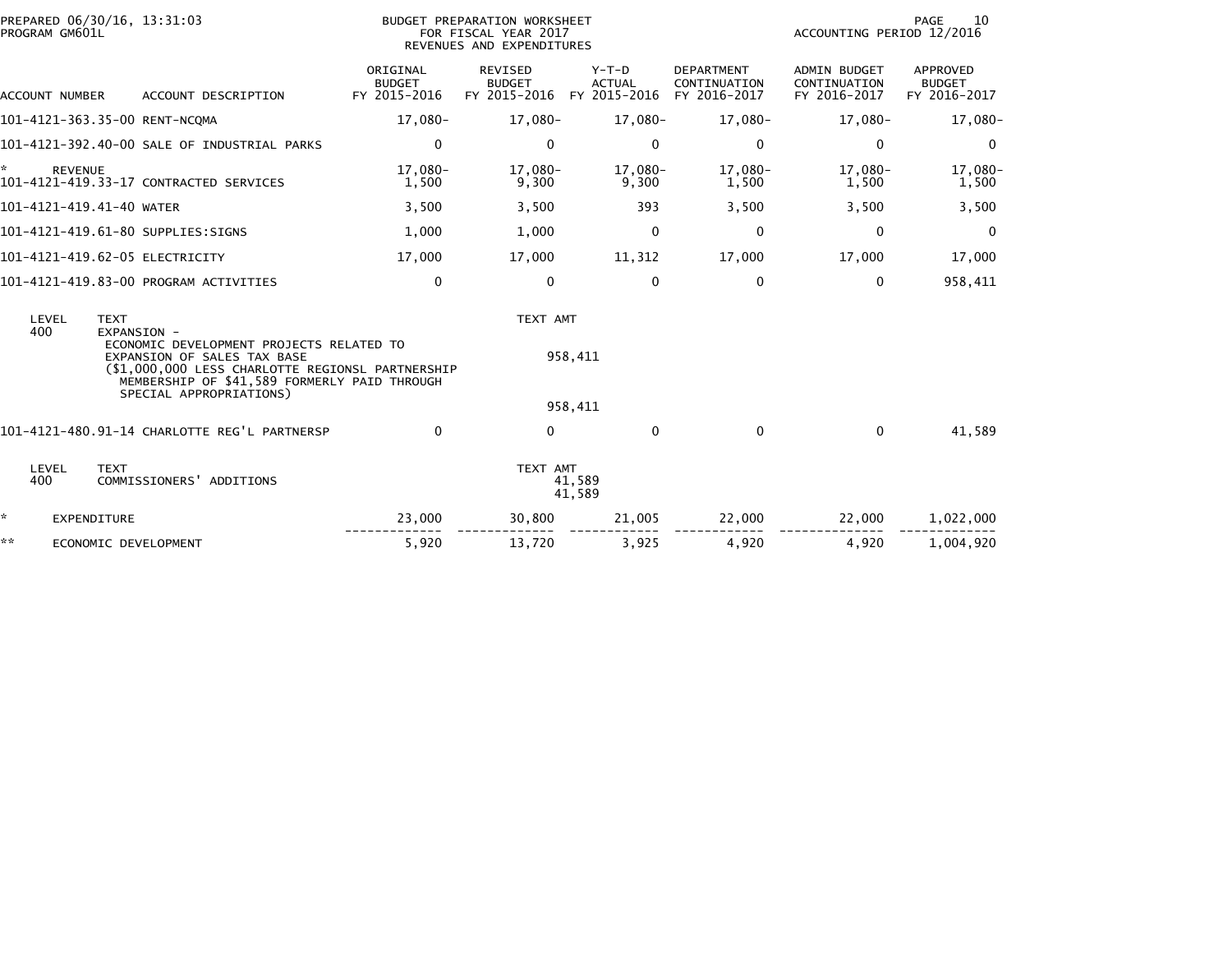PREPARED 06/30/16, 13:31:03
PROGRAM GM601L

BUDGET PREPARATION WORKSHEET
FOR FISCAL YEAR 2017
REVENUES AND EXPENDITURES

ACCOUNTING PERIOD 12/2016

| ACCOUNT NUMBER | ACCOUNT DESCRIPTION | ORIGINAL BUDGET FY 2015-2016 | REVISED BUDGET FY 2015-2016 | Y-T-D ACTUAL FY 2015-2016 | DEPARTMENT CONTINUATION FY 2016-2017 | ADMIN BUDGET CONTINUATION FY 2016-2017 | APPROVED BUDGET FY 2016-2017 |
|---|---|---|---|---|---|---|---|
| 101-4121-363.35-00 | RENT-NCQMA | 17,080- | 17,080- | 17,080- | 17,080- | 17,080- | 17,080- |
| 101-4121-392.40-00 | SALE OF INDUSTRIAL PARKS | 0 | 0 | 0 | 0 | 0 | 0 |
| * | REVENUE | 17,080- | 17,080- | 17,080- | 17,080- | 17,080- | 17,080- |
| 101-4121-419.33-17 | CONTRACTED SERVICES | 1,500 | 9,300 | 9,300 | 1,500 | 1,500 | 1,500 |
| 101-4121-419.41-40 | WATER | 3,500 | 3,500 | 393 | 3,500 | 3,500 | 3,500 |
| 101-4121-419.61-80 | SUPPLIES:SIGNS | 1,000 | 1,000 | 0 | 0 | 0 | 0 |
| 101-4121-419.62-05 | ELECTRICITY | 17,000 | 17,000 | 11,312 | 17,000 | 17,000 | 17,000 |
| 101-4121-419.83-00 | PROGRAM ACTIVITIES | 0 | 0 | 0 | 0 | 0 | 958,411 |

| LEVEL | TEXT | TEXT AMT |
|---|---|---|
| 400 | EXPANSION - ECONOMIC DEVELOPMENT PROJECTS RELATED TO EXPANSION OF SALES TAX BASE ($1,000,000 LESS CHARLOTTE REGIONSL PARTNERSHIP MEMBERSHIP OF $41,589 FORMERLY PAID THROUGH SPECIAL APPROPRIATIONS) | 958,411 |
| | | 958,411 |

| ACCOUNT NUMBER | ACCOUNT DESCRIPTION | ORIGINAL BUDGET FY 2015-2016 | REVISED BUDGET FY 2015-2016 | Y-T-D ACTUAL FY 2015-2016 | DEPARTMENT CONTINUATION FY 2016-2017 | ADMIN BUDGET CONTINUATION FY 2016-2017 | APPROVED BUDGET FY 2016-2017 |
|---|---|---|---|---|---|---|---|
| 101-4121-480.91-14 | CHARLOTTE REG'L PARTNERSP | 0 | 0 | 0 | 0 | 0 | 41,589 |

| LEVEL | TEXT | TEXT AMT |
|---|---|---|
| 400 | COMMISSIONERS' ADDITIONS | 41,589 |
| | | 41,589 |

| | | ORIGINAL BUDGET FY 2015-2016 | REVISED BUDGET FY 2015-2016 | Y-T-D ACTUAL FY 2015-2016 | DEPARTMENT CONTINUATION FY 2016-2017 | ADMIN BUDGET CONTINUATION FY 2016-2017 | APPROVED BUDGET FY 2016-2017 |
|---|---|---|---|---|---|---|---|
| * | EXPENDITURE | 23,000 | 30,800 | 21,005 | 22,000 | 22,000 | 1,022,000 |
| ** | ECONOMIC DEVELOPMENT | 5,920 | 13,720 | 3,925 | 4,920 | 4,920 | 1,004,920 |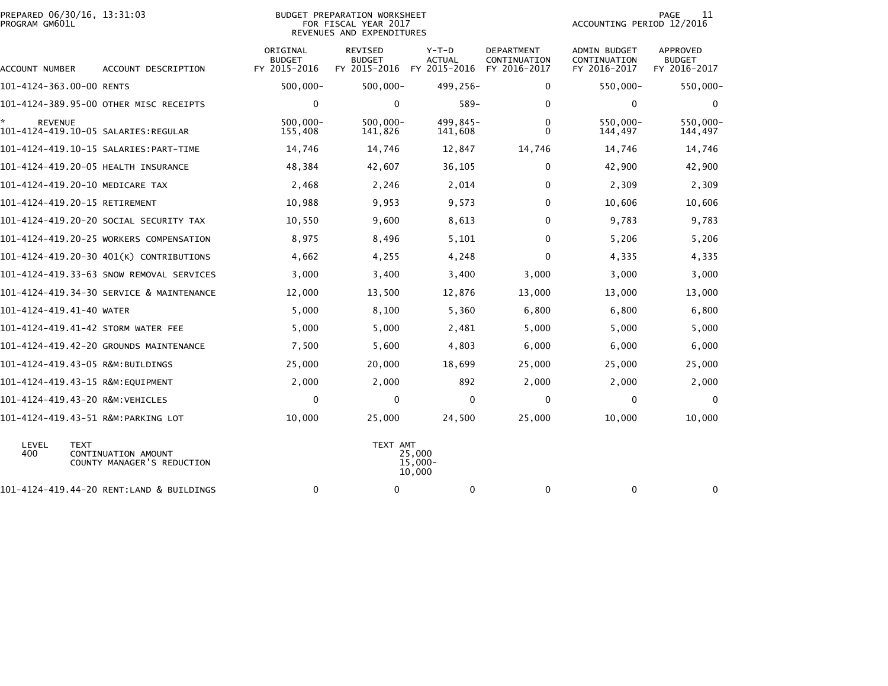PREPARED 06/30/16, 13:31:03
PROGRAM GM601L

BUDGET PREPARATION WORKSHEET
FOR FISCAL YEAR 2017
REVENUES AND EXPENDITURES

ACCOUNTING PERIOD 12/2016

| ACCOUNT NUMBER | ACCOUNT DESCRIPTION | ORIGINAL BUDGET FY 2015-2016 | REVISED BUDGET FY 2015-2016 | Y-T-D ACTUAL FY 2015-2016 | DEPARTMENT CONTINUATION FY 2016-2017 | ADMIN BUDGET CONTINUATION FY 2016-2017 | APPROVED BUDGET FY 2016-2017 |
|---|---|---|---|---|---|---|---|
| 101-4124-363.00-00 | RENTS | 500,000- | 500,000- | 499,256- | 0 | 550,000- | 550,000- |
| 101-4124-389.95-00 | OTHER MISC RECEIPTS | 0 | 0 | 589- | 0 | 0 | 0 |
| * REVENUE | | 500,000- | 500,000- | 499,845- | 0 | 550,000- | 550,000- |
| 101-4124-419.10-05 | SALARIES:REGULAR | 155,408 | 141,826 | 141,608 | 0 | 144,497 | 144,497 |
| 101-4124-419.10-15 | SALARIES:PART-TIME | 14,746 | 14,746 | 12,847 | 14,746 | 14,746 | 14,746 |
| 101-4124-419.20-05 | HEALTH INSURANCE | 48,384 | 42,607 | 36,105 | 0 | 42,900 | 42,900 |
| 101-4124-419.20-10 | MEDICARE TAX | 2,468 | 2,246 | 2,014 | 0 | 2,309 | 2,309 |
| 101-4124-419.20-15 | RETIREMENT | 10,988 | 9,953 | 9,573 | 0 | 10,606 | 10,606 |
| 101-4124-419.20-20 | SOCIAL SECURITY TAX | 10,550 | 9,600 | 8,613 | 0 | 9,783 | 9,783 |
| 101-4124-419.20-25 | WORKERS COMPENSATION | 8,975 | 8,496 | 5,101 | 0 | 5,206 | 5,206 |
| 101-4124-419.20-30 | 401(K) CONTRIBUTIONS | 4,662 | 4,255 | 4,248 | 0 | 4,335 | 4,335 |
| 101-4124-419.33-63 | SNOW REMOVAL SERVICES | 3,000 | 3,400 | 3,400 | 3,000 | 3,000 | 3,000 |
| 101-4124-419.34-30 | SERVICE & MAINTENANCE | 12,000 | 13,500 | 12,876 | 13,000 | 13,000 | 13,000 |
| 101-4124-419.41-40 | WATER | 5,000 | 8,100 | 5,360 | 6,800 | 6,800 | 6,800 |
| 101-4124-419.41-42 | STORM WATER FEE | 5,000 | 5,000 | 2,481 | 5,000 | 5,000 | 5,000 |
| 101-4124-419.42-20 | GROUNDS MAINTENANCE | 7,500 | 5,600 | 4,803 | 6,000 | 6,000 | 6,000 |
| 101-4124-419.43-05 | R&M:BUILDINGS | 25,000 | 20,000 | 18,699 | 25,000 | 25,000 | 25,000 |
| 101-4124-419.43-15 | R&M:EQUIPMENT | 2,000 | 2,000 | 892 | 2,000 | 2,000 | 2,000 |
| 101-4124-419.43-20 | R&M:VEHICLES | 0 | 0 | 0 | 0 | 0 | 0 |
| 101-4124-419.43-51 | R&M:PARKING LOT | 10,000 | 25,000 | 24,500 | 25,000 | 10,000 | 10,000 |

| LEVEL | TEXT | TEXT AMT |
|---|---|---|
| 400 | CONTINUATION AMOUNT | 25,000 |
| | COUNTY MANAGER'S REDUCTION | 15,000- |
| | | 10,000 |

| ACCOUNT NUMBER | ACCOUNT DESCRIPTION | ORIGINAL BUDGET FY 2015-2016 | REVISED BUDGET FY 2015-2016 | Y-T-D ACTUAL FY 2015-2016 | DEPARTMENT CONTINUATION FY 2016-2017 | ADMIN BUDGET CONTINUATION FY 2016-2017 | APPROVED BUDGET FY 2016-2017 |
|---|---|---|---|---|---|---|---|
| 101-4124-419.44-20 | RENT:LAND & BUILDINGS | 0 | 0 | 0 | 0 | 0 | 0 |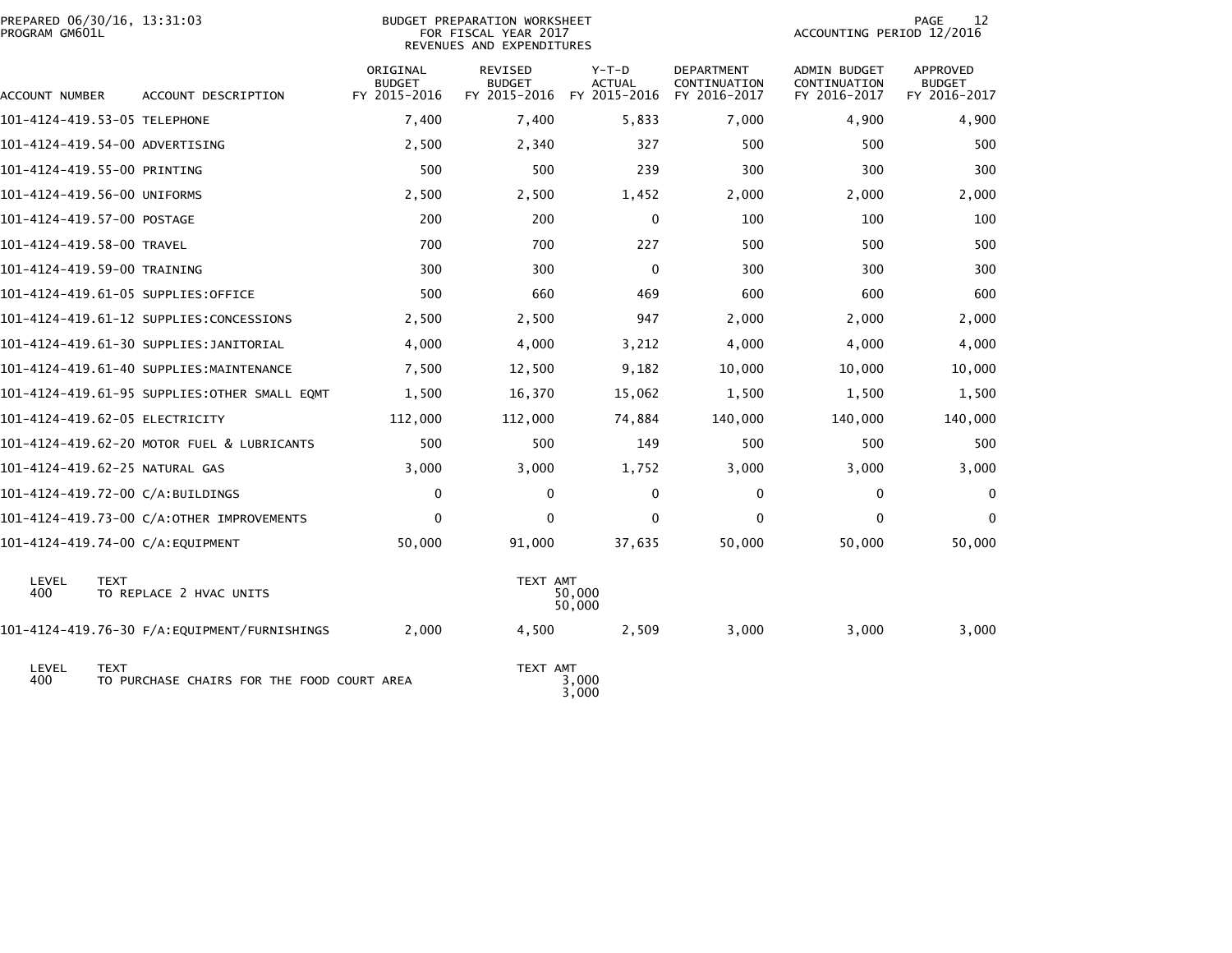BUDGET PREPARATION WORKSHEET
FOR FISCAL YEAR 2017
REVENUES AND EXPENDITURES

PREPARED 06/30/16, 13:31:03
PROGRAM GM601L

ACCOUNTING PERIOD 12/2016

| ACCOUNT NUMBER | ACCOUNT DESCRIPTION | ORIGINAL BUDGET FY 2015-2016 | REVISED BUDGET FY 2015-2016 | Y-T-D ACTUAL FY 2015-2016 | DEPARTMENT CONTINUATION FY 2016-2017 | ADMIN BUDGET CONTINUATION FY 2016-2017 | APPROVED BUDGET FY 2016-2017 |
|---|---|---|---|---|---|---|---|
| 101-4124-419.53-05 | TELEPHONE | 7,400 | 7,400 | 5,833 | 7,000 | 4,900 | 4,900 |
| 101-4124-419.54-00 | ADVERTISING | 2,500 | 2,340 | 327 | 500 | 500 | 500 |
| 101-4124-419.55-00 | PRINTING | 500 | 500 | 239 | 300 | 300 | 300 |
| 101-4124-419.56-00 | UNIFORMS | 2,500 | 2,500 | 1,452 | 2,000 | 2,000 | 2,000 |
| 101-4124-419.57-00 | POSTAGE | 200 | 200 | 0 | 100 | 100 | 100 |
| 101-4124-419.58-00 | TRAVEL | 700 | 700 | 227 | 500 | 500 | 500 |
| 101-4124-419.59-00 | TRAINING | 300 | 300 | 0 | 300 | 300 | 300 |
| 101-4124-419.61-05 | SUPPLIES:OFFICE | 500 | 660 | 469 | 600 | 600 | 600 |
| 101-4124-419.61-12 | SUPPLIES:CONCESSIONS | 2,500 | 2,500 | 947 | 2,000 | 2,000 | 2,000 |
| 101-4124-419.61-30 | SUPPLIES:JANITORIAL | 4,000 | 4,000 | 3,212 | 4,000 | 4,000 | 4,000 |
| 101-4124-419.61-40 | SUPPLIES:MAINTENANCE | 7,500 | 12,500 | 9,182 | 10,000 | 10,000 | 10,000 |
| 101-4124-419.61-95 | SUPPLIES:OTHER SMALL EQMT | 1,500 | 16,370 | 15,062 | 1,500 | 1,500 | 1,500 |
| 101-4124-419.62-05 | ELECTRICITY | 112,000 | 112,000 | 74,884 | 140,000 | 140,000 | 140,000 |
| 101-4124-419.62-20 | MOTOR FUEL & LUBRICANTS | 500 | 500 | 149 | 500 | 500 | 500 |
| 101-4124-419.62-25 | NATURAL GAS | 3,000 | 3,000 | 1,752 | 3,000 | 3,000 | 3,000 |
| 101-4124-419.72-00 | C/A:BUILDINGS | 0 | 0 | 0 | 0 | 0 | 0 |
| 101-4124-419.73-00 | C/A:OTHER IMPROVEMENTS | 0 | 0 | 0 | 0 | 0 | 0 |
| 101-4124-419.74-00 | C/A:EQUIPMENT | 50,000 | 91,000 | 37,635 | 50,000 | 50,000 | 50,000 |

| LEVEL | TEXT | TEXT AMT |
|---|---|---|
| 400 | TO REPLACE 2 HVAC UNITS | 50,000 |
| | | 50,000 |

| ACCOUNT NUMBER | ACCOUNT DESCRIPTION | ORIGINAL BUDGET FY 2015-2016 | REVISED BUDGET FY 2015-2016 | Y-T-D ACTUAL FY 2015-2016 | DEPARTMENT CONTINUATION FY 2016-2017 | ADMIN BUDGET CONTINUATION FY 2016-2017 | APPROVED BUDGET FY 2016-2017 |
|---|---|---|---|---|---|---|---|
| 101-4124-419.76-30 | F/A:EQUIPMENT/FURNISHINGS | 2,000 | 4,500 | 2,509 | 3,000 | 3,000 | 3,000 |

| LEVEL | TEXT | TEXT AMT |
|---|---|---|
| 400 | TO PURCHASE CHAIRS FOR THE FOOD COURT AREA | 3,000 |
| | | 3,000 |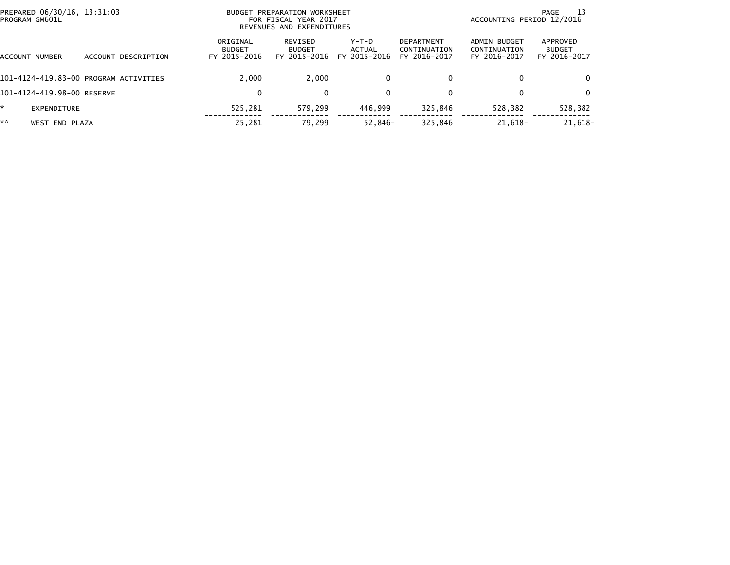PREPARED 06/30/16, 13:31:03
PROGRAM GM601L

BUDGET PREPARATION WORKSHEET
FOR FISCAL YEAR 2017
REVENUES AND EXPENDITURES

ACCOUNTING PERIOD 12/2016

| ACCOUNT NUMBER | ACCOUNT DESCRIPTION | ORIGINAL BUDGET FY 2015-2016 | REVISED BUDGET FY 2015-2016 | Y-T-D ACTUAL FY 2015-2016 | DEPARTMENT CONTINUATION FY 2016-2017 | ADMIN BUDGET CONTINUATION FY 2016-2017 | APPROVED BUDGET FY 2016-2017 |
|---|---|---|---|---|---|---|---|
| 101-4124-419.83-00 | PROGRAM ACTIVITIES | 2,000 | 2,000 | 0 | 0 | 0 | 0 |
| 101-4124-419.98-00 | RESERVE | 0 | 0 | 0 | 0 | 0 | 0 |
| * | EXPENDITURE | 525,281 | 579,299 | 446,999 | 325,846 | 528,382 | 528,382 |
| ** | WEST END PLAZA | 25,281 | 79,299 | 52,846- | 325,846 | 21,618- | 21,618- |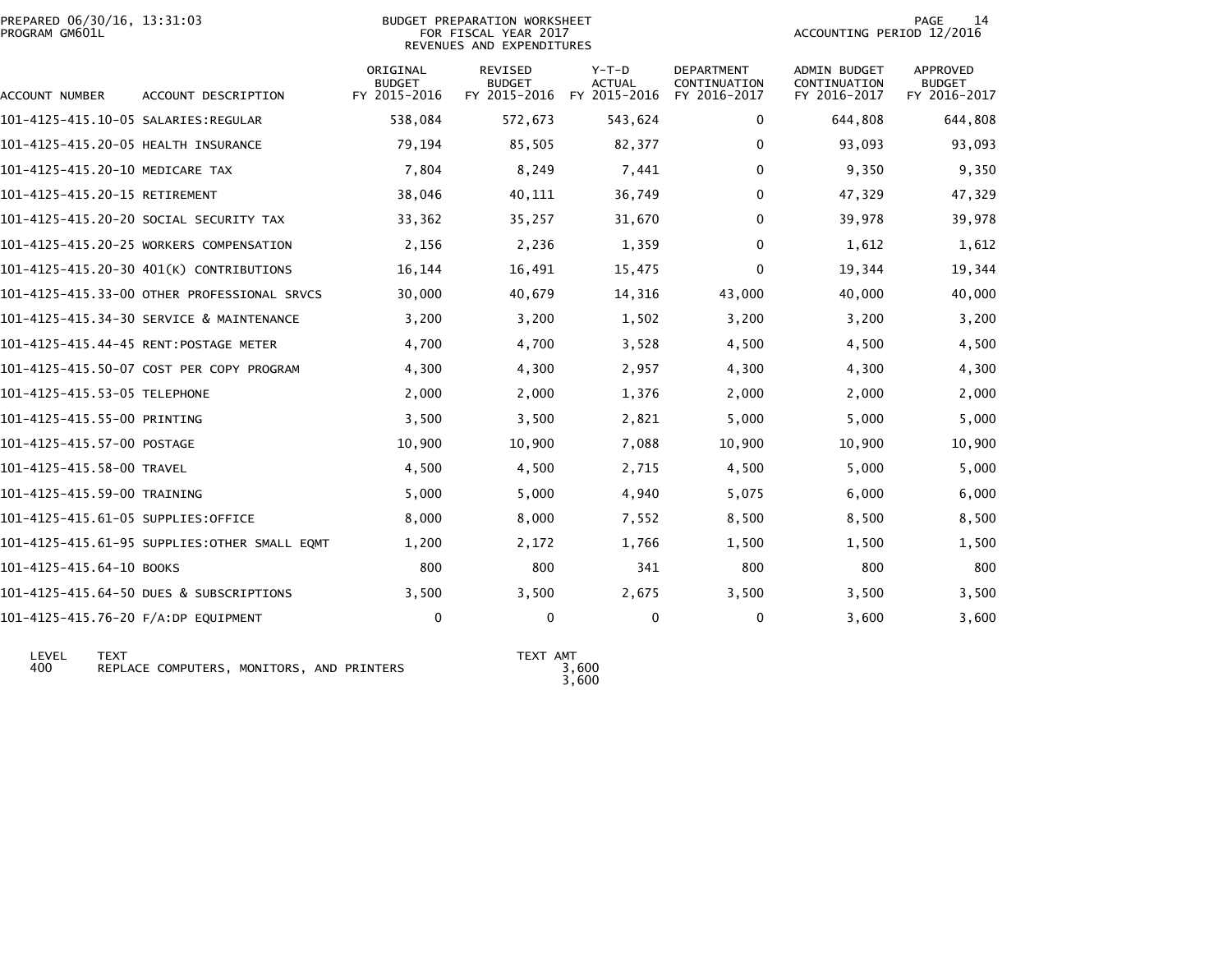BUDGET PREPARATION WORKSHEET
FOR FISCAL YEAR 2017
REVENUES AND EXPENDITURES

PREPARED 06/30/16, 13:31:03
PROGRAM GM601L

ACCOUNTING PERIOD 12/2016

| ACCOUNT NUMBER | ACCOUNT DESCRIPTION | ORIGINAL BUDGET FY 2015-2016 | REVISED BUDGET FY 2015-2016 | Y-T-D ACTUAL FY 2015-2016 | DEPARTMENT CONTINUATION FY 2016-2017 | ADMIN BUDGET CONTINUATION FY 2016-2017 | APPROVED BUDGET FY 2016-2017 |
|---|---|---|---|---|---|---|---|
| 101-4125-415.10-05 | SALARIES:REGULAR | 538,084 | 572,673 | 543,624 | 0 | 644,808 | 644,808 |
| 101-4125-415.20-05 | HEALTH INSURANCE | 79,194 | 85,505 | 82,377 | 0 | 93,093 | 93,093 |
| 101-4125-415.20-10 | MEDICARE TAX | 7,804 | 8,249 | 7,441 | 0 | 9,350 | 9,350 |
| 101-4125-415.20-15 | RETIREMENT | 38,046 | 40,111 | 36,749 | 0 | 47,329 | 47,329 |
| 101-4125-415.20-20 | SOCIAL SECURITY TAX | 33,362 | 35,257 | 31,670 | 0 | 39,978 | 39,978 |
| 101-4125-415.20-25 | WORKERS COMPENSATION | 2,156 | 2,236 | 1,359 | 0 | 1,612 | 1,612 |
| 101-4125-415.20-30 | 401(K) CONTRIBUTIONS | 16,144 | 16,491 | 15,475 | 0 | 19,344 | 19,344 |
| 101-4125-415.33-00 | OTHER PROFESSIONAL SRVCS | 30,000 | 40,679 | 14,316 | 43,000 | 40,000 | 40,000 |
| 101-4125-415.34-30 | SERVICE & MAINTENANCE | 3,200 | 3,200 | 1,502 | 3,200 | 3,200 | 3,200 |
| 101-4125-415.44-45 | RENT:POSTAGE METER | 4,700 | 4,700 | 3,528 | 4,500 | 4,500 | 4,500 |
| 101-4125-415.50-07 | COST PER COPY PROGRAM | 4,300 | 4,300 | 2,957 | 4,300 | 4,300 | 4,300 |
| 101-4125-415.53-05 | TELEPHONE | 2,000 | 2,000 | 1,376 | 2,000 | 2,000 | 2,000 |
| 101-4125-415.55-00 | PRINTING | 3,500 | 3,500 | 2,821 | 5,000 | 5,000 | 5,000 |
| 101-4125-415.57-00 | POSTAGE | 10,900 | 10,900 | 7,088 | 10,900 | 10,900 | 10,900 |
| 101-4125-415.58-00 | TRAVEL | 4,500 | 4,500 | 2,715 | 4,500 | 5,000 | 5,000 |
| 101-4125-415.59-00 | TRAINING | 5,000 | 5,000 | 4,940 | 5,075 | 6,000 | 6,000 |
| 101-4125-415.61-05 | SUPPLIES:OFFICE | 8,000 | 8,000 | 7,552 | 8,500 | 8,500 | 8,500 |
| 101-4125-415.61-95 | SUPPLIES:OTHER SMALL EQMT | 1,200 | 2,172 | 1,766 | 1,500 | 1,500 | 1,500 |
| 101-4125-415.64-10 | BOOKS | 800 | 800 | 341 | 800 | 800 | 800 |
| 101-4125-415.64-50 | DUES & SUBSCRIPTIONS | 3,500 | 3,500 | 2,675 | 3,500 | 3,500 | 3,500 |
| 101-4125-415.76-20 | F/A:DP EQUIPMENT | 0 | 0 | 0 | 0 | 3,600 | 3,600 |

| LEVEL | TEXT | TEXT AMT |
|---|---|---|
| 400 | REPLACE COMPUTERS, MONITORS, AND PRINTERS | 3,600 |
| | | 3,600 |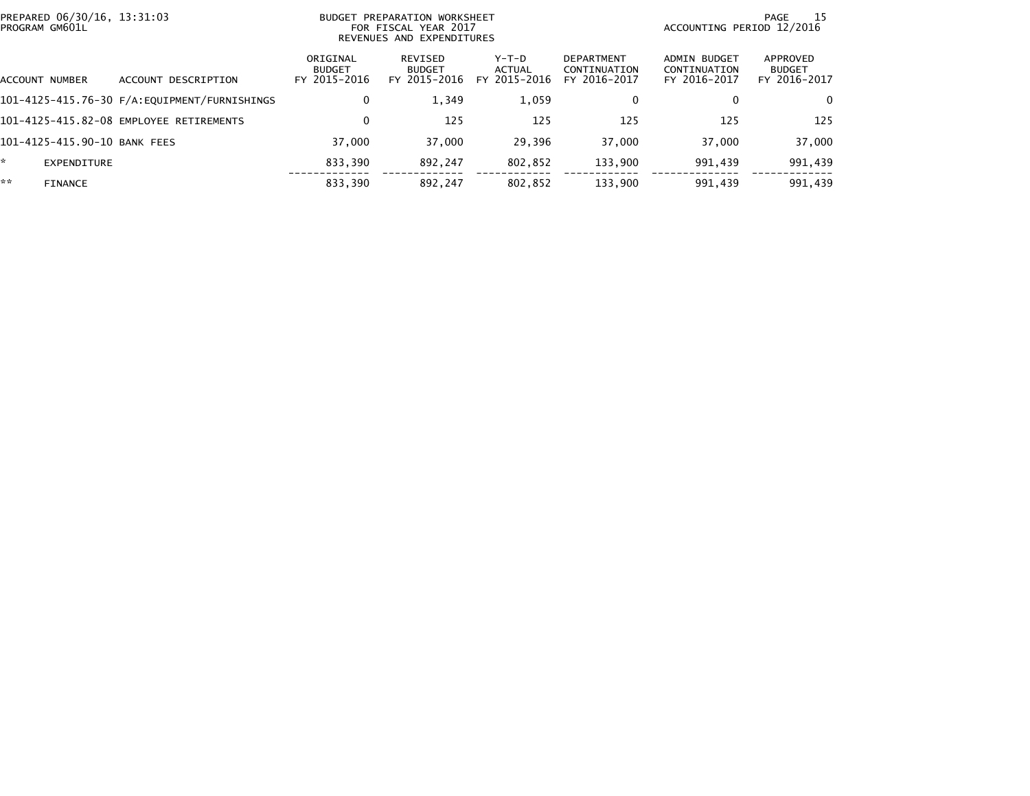BUDGET PREPARATION WORKSHEET
FOR FISCAL YEAR 2017
REVENUES AND EXPENDITURES

PREPARED 06/30/16, 13:31:03
PROGRAM GM601L

ACCOUNTING PERIOD 12/2016

| ACCOUNT NUMBER | ACCOUNT DESCRIPTION | ORIGINAL BUDGET FY 2015-2016 | REVISED BUDGET FY 2015-2016 | Y-T-D ACTUAL FY 2015-2016 | DEPARTMENT CONTINUATION FY 2016-2017 | ADMIN BUDGET CONTINUATION FY 2016-2017 | APPROVED BUDGET FY 2016-2017 |
|---|---|---|---|---|---|---|---|
| 101-4125-415.76-30 | F/A:EQUIPMENT/FURNISHINGS | 0 | 1,349 | 1,059 | 0 | 0 | 0 |
| 101-4125-415.82-08 | EMPLOYEE RETIREMENTS | 0 | 125 | 125 | 125 | 125 | 125 |
| 101-4125-415.90-10 | BANK FEES | 37,000 | 37,000 | 29,396 | 37,000 | 37,000 | 37,000 |
| * | EXPENDITURE | 833,390 | 892,247 | 802,852 | 133,900 | 991,439 | 991,439 |
| ** | FINANCE | 833,390 | 892,247 | 802,852 | 133,900 | 991,439 | 991,439 |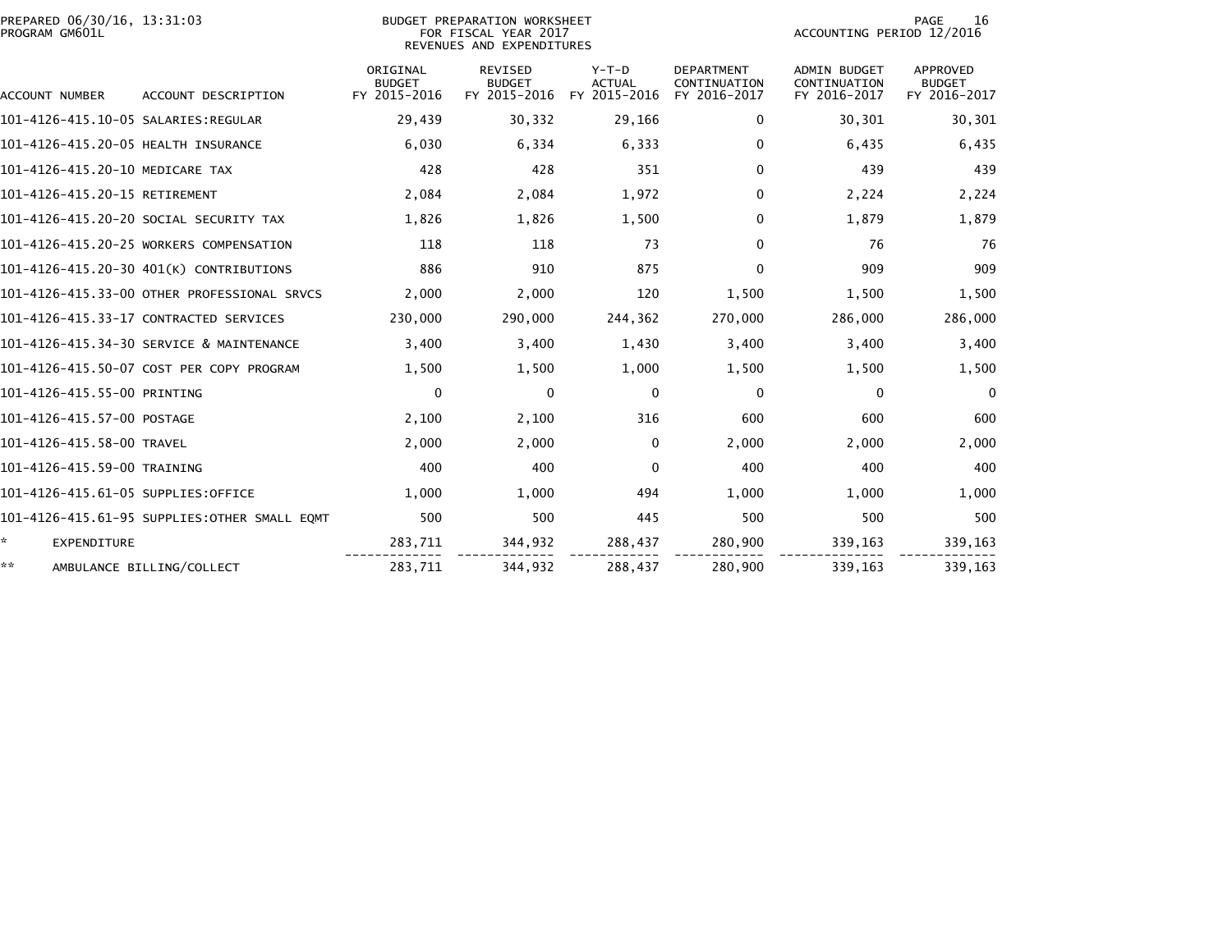PREPARED 06/30/16, 13:31:03
PROGRAM GM601L

BUDGET PREPARATION WORKSHEET
FOR FISCAL YEAR 2017
REVENUES AND EXPENDITURES

ACCOUNTING PERIOD 12/2016

| ACCOUNT NUMBER | ACCOUNT DESCRIPTION | ORIGINAL BUDGET FY 2015-2016 | REVISED BUDGET FY 2015-2016 | Y-T-D ACTUAL FY 2015-2016 | DEPARTMENT CONTINUATION FY 2016-2017 | ADMIN BUDGET CONTINUATION FY 2016-2017 | APPROVED BUDGET FY 2016-2017 |
|---|---|---|---|---|---|---|---|
| 101-4126-415.10-05 | SALARIES:REGULAR | 29,439 | 30,332 | 29,166 | 0 | 30,301 | 30,301 |
| 101-4126-415.20-05 | HEALTH INSURANCE | 6,030 | 6,334 | 6,333 | 0 | 6,435 | 6,435 |
| 101-4126-415.20-10 | MEDICARE TAX | 428 | 428 | 351 | 0 | 439 | 439 |
| 101-4126-415.20-15 | RETIREMENT | 2,084 | 2,084 | 1,972 | 0 | 2,224 | 2,224 |
| 101-4126-415.20-20 | SOCIAL SECURITY TAX | 1,826 | 1,826 | 1,500 | 0 | 1,879 | 1,879 |
| 101-4126-415.20-25 | WORKERS COMPENSATION | 118 | 118 | 73 | 0 | 76 | 76 |
| 101-4126-415.20-30 | 401(K) CONTRIBUTIONS | 886 | 910 | 875 | 0 | 909 | 909 |
| 101-4126-415.33-00 | OTHER PROFESSIONAL SRVCS | 2,000 | 2,000 | 120 | 1,500 | 1,500 | 1,500 |
| 101-4126-415.33-17 | CONTRACTED SERVICES | 230,000 | 290,000 | 244,362 | 270,000 | 286,000 | 286,000 |
| 101-4126-415.34-30 | SERVICE & MAINTENANCE | 3,400 | 3,400 | 1,430 | 3,400 | 3,400 | 3,400 |
| 101-4126-415.50-07 | COST PER COPY PROGRAM | 1,500 | 1,500 | 1,000 | 1,500 | 1,500 | 1,500 |
| 101-4126-415.55-00 | PRINTING | 0 | 0 | 0 | 0 | 0 | 0 |
| 101-4126-415.57-00 | POSTAGE | 2,100 | 2,100 | 316 | 600 | 600 | 600 |
| 101-4126-415.58-00 | TRAVEL | 2,000 | 2,000 | 0 | 2,000 | 2,000 | 2,000 |
| 101-4126-415.59-00 | TRAINING | 400 | 400 | 0 | 400 | 400 | 400 |
| 101-4126-415.61-05 | SUPPLIES:OFFICE | 1,000 | 1,000 | 494 | 1,000 | 1,000 | 1,000 |
| 101-4126-415.61-95 | SUPPLIES:OTHER SMALL EQMT | 500 | 500 | 445 | 500 | 500 | 500 |
| * | EXPENDITURE | 283,711 | 344,932 | 288,437 | 280,900 | 339,163 | 339,163 |
| ** | AMBULANCE BILLING/COLLECT | 283,711 | 344,932 | 288,437 | 280,900 | 339,163 | 339,163 |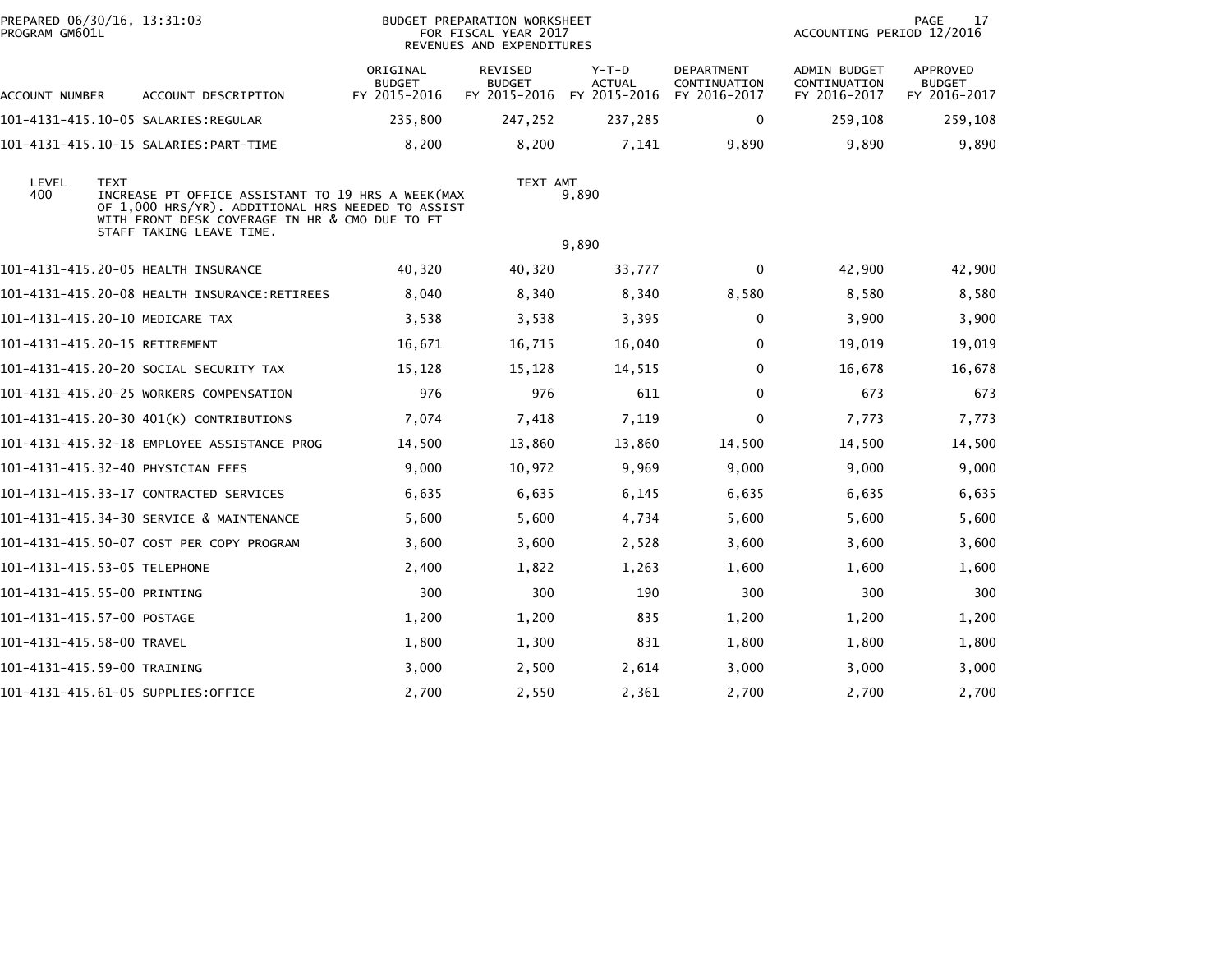PREPARED 06/30/16, 13:31:03
PROGRAM GM601L

BUDGET PREPARATION WORKSHEET
FOR FISCAL YEAR 2017
REVENUES AND EXPENDITURES

ACCOUNTING PERIOD 12/2016

| ACCOUNT NUMBER | ACCOUNT DESCRIPTION | ORIGINAL BUDGET FY 2015-2016 | REVISED BUDGET FY 2015-2016 | Y-T-D ACTUAL FY 2015-2016 | DEPARTMENT CONTINUATION FY 2016-2017 | ADMIN BUDGET CONTINUATION FY 2016-2017 | APPROVED BUDGET FY 2016-2017 |
|---|---|---|---|---|---|---|---|
| 101-4131-415.10-05 | SALARIES:REGULAR | 235,800 | 247,252 | 237,285 | 0 | 259,108 | 259,108 |
| 101-4131-415.10-15 | SALARIES:PART-TIME | 8,200 | 8,200 | 7,141 | 9,890 | 9,890 | 9,890 |

| LEVEL | TEXT | TEXT AMT |
|---|---|---|
| 400 | INCREASE PT OFFICE ASSISTANT TO 19 HRS A WEEK(MAX OF 1,000 HRS/YR). ADDITIONAL HRS NEEDED TO ASSIST WITH FRONT DESK COVERAGE IN HR & CMO DUE TO FT STAFF TAKING LEAVE TIME. | 9,890 |
| | | 9,890 |

| ACCOUNT NUMBER | ACCOUNT DESCRIPTION | ORIGINAL BUDGET FY 2015-2016 | REVISED BUDGET FY 2015-2016 | Y-T-D ACTUAL FY 2015-2016 | DEPARTMENT CONTINUATION FY 2016-2017 | ADMIN BUDGET CONTINUATION FY 2016-2017 | APPROVED BUDGET FY 2016-2017 |
|---|---|---|---|---|---|---|---|
| 101-4131-415.20-05 | HEALTH INSURANCE | 40,320 | 40,320 | 33,777 | 0 | 42,900 | 42,900 |
| 101-4131-415.20-08 | HEALTH INSURANCE:RETIREES | 8,040 | 8,340 | 8,340 | 8,580 | 8,580 | 8,580 |
| 101-4131-415.20-10 | MEDICARE TAX | 3,538 | 3,538 | 3,395 | 0 | 3,900 | 3,900 |
| 101-4131-415.20-15 | RETIREMENT | 16,671 | 16,715 | 16,040 | 0 | 19,019 | 19,019 |
| 101-4131-415.20-20 | SOCIAL SECURITY TAX | 15,128 | 15,128 | 14,515 | 0 | 16,678 | 16,678 |
| 101-4131-415.20-25 | WORKERS COMPENSATION | 976 | 976 | 611 | 0 | 673 | 673 |
| 101-4131-415.20-30 | 401(K) CONTRIBUTIONS | 7,074 | 7,418 | 7,119 | 0 | 7,773 | 7,773 |
| 101-4131-415.32-18 | EMPLOYEE ASSISTANCE PROG | 14,500 | 13,860 | 13,860 | 14,500 | 14,500 | 14,500 |
| 101-4131-415.32-40 | PHYSICIAN FEES | 9,000 | 10,972 | 9,969 | 9,000 | 9,000 | 9,000 |
| 101-4131-415.33-17 | CONTRACTED SERVICES | 6,635 | 6,635 | 6,145 | 6,635 | 6,635 | 6,635 |
| 101-4131-415.34-30 | SERVICE & MAINTENANCE | 5,600 | 5,600 | 4,734 | 5,600 | 5,600 | 5,600 |
| 101-4131-415.50-07 | COST PER COPY PROGRAM | 3,600 | 3,600 | 2,528 | 3,600 | 3,600 | 3,600 |
| 101-4131-415.53-05 | TELEPHONE | 2,400 | 1,822 | 1,263 | 1,600 | 1,600 | 1,600 |
| 101-4131-415.55-00 | PRINTING | 300 | 300 | 190 | 300 | 300 | 300 |
| 101-4131-415.57-00 | POSTAGE | 1,200 | 1,200 | 835 | 1,200 | 1,200 | 1,200 |
| 101-4131-415.58-00 | TRAVEL | 1,800 | 1,300 | 831 | 1,800 | 1,800 | 1,800 |
| 101-4131-415.59-00 | TRAINING | 3,000 | 2,500 | 2,614 | 3,000 | 3,000 | 3,000 |
| 101-4131-415.61-05 | SUPPLIES:OFFICE | 2,700 | 2,550 | 2,361 | 2,700 | 2,700 | 2,700 |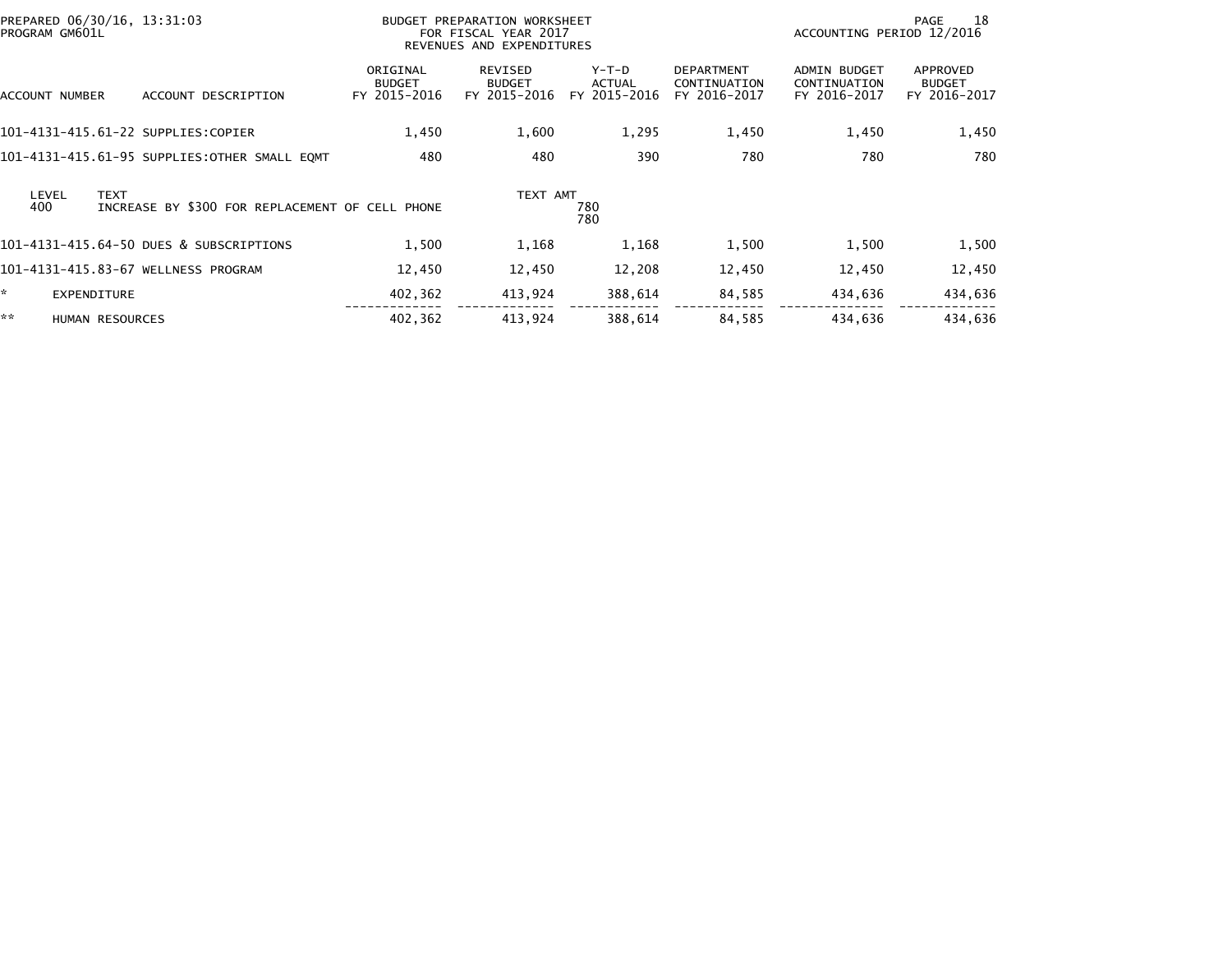PREPARED 06/30/16, 13:31:03
PROGRAM GM601L

BUDGET PREPARATION WORKSHEET
FOR FISCAL YEAR 2017
REVENUES AND EXPENDITURES

ACCOUNTING PERIOD 12/2016

| ACCOUNT NUMBER | ACCOUNT DESCRIPTION | ORIGINAL BUDGET FY 2015-2016 | REVISED BUDGET FY 2015-2016 | Y-T-D ACTUAL FY 2015-2016 | DEPARTMENT CONTINUATION FY 2016-2017 | ADMIN BUDGET CONTINUATION FY 2016-2017 | APPROVED BUDGET FY 2016-2017 |
|---|---|---|---|---|---|---|---|
| 101-4131-415.61-22 | SUPPLIES:COPIER | 1,450 | 1,600 | 1,295 | 1,450 | 1,450 | 1,450 |
| 101-4131-415.61-95 | SUPPLIES:OTHER SMALL EQMT | 480 | 480 | 390 | 780 | 780 | 780 |

| LEVEL | TEXT | TEXT AMT |
|---|---|---|
| 400 | INCREASE BY $300 FOR REPLACEMENT OF CELL PHONE | 780 |
| | | 780 |

| ACCOUNT NUMBER | ACCOUNT DESCRIPTION | ORIGINAL BUDGET FY 2015-2016 | REVISED BUDGET FY 2015-2016 | Y-T-D ACTUAL FY 2015-2016 | DEPARTMENT CONTINUATION FY 2016-2017 | ADMIN BUDGET CONTINUATION FY 2016-2017 | APPROVED BUDGET FY 2016-2017 |
|---|---|---|---|---|---|---|---|
| 101-4131-415.64-50 | DUES & SUBSCRIPTIONS | 1,500 | 1,168 | 1,168 | 1,500 | 1,500 | 1,500 |
| 101-4131-415.83-67 | WELLNESS PROGRAM | 12,450 | 12,450 | 12,208 | 12,450 | 12,450 | 12,450 |
| * | EXPENDITURE | 402,362 | 413,924 | 388,614 | 84,585 | 434,636 | 434,636 |
| ** | HUMAN RESOURCES | 402,362 | 413,924 | 388,614 | 84,585 | 434,636 | 434,636 |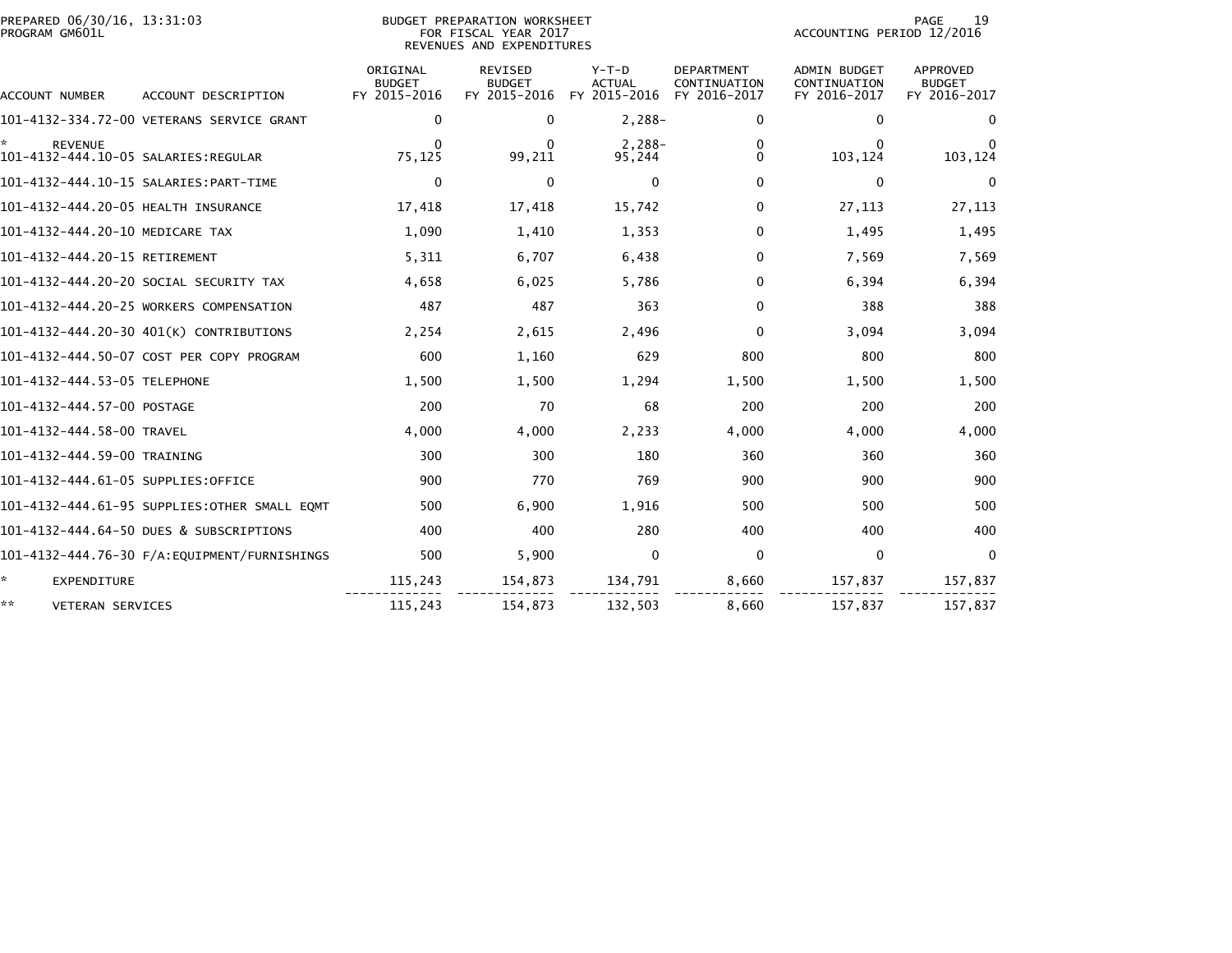PREPARED 06/30/16, 13:31:03
PROGRAM GM601L

BUDGET PREPARATION WORKSHEET
FOR FISCAL YEAR 2017
REVENUES AND EXPENDITURES

ACCOUNTING PERIOD 12/2016

| ACCOUNT NUMBER | ACCOUNT DESCRIPTION | ORIGINAL BUDGET FY 2015-2016 | REVISED BUDGET FY 2015-2016 | Y-T-D ACTUAL FY 2015-2016 | DEPARTMENT CONTINUATION FY 2016-2017 | ADMIN BUDGET CONTINUATION FY 2016-2017 | APPROVED BUDGET FY 2016-2017 |
|---|---|---|---|---|---|---|---|
| 101-4132-334.72-00 | VETERANS SERVICE GRANT | 0 | 0 | 2,288- | 0 | 0 | 0 |
| * | REVENUE | 0 | 0 | 2,288- | 0 | 0 | 0 |
| 101-4132-444.10-05 | SALARIES:REGULAR | 75,125 | 99,211 | 95,244 | 0 | 103,124 | 103,124 |
| 101-4132-444.10-15 | SALARIES:PART-TIME | 0 | 0 | 0 | 0 | 0 | 0 |
| 101-4132-444.20-05 | HEALTH INSURANCE | 17,418 | 17,418 | 15,742 | 0 | 27,113 | 27,113 |
| 101-4132-444.20-10 | MEDICARE TAX | 1,090 | 1,410 | 1,353 | 0 | 1,495 | 1,495 |
| 101-4132-444.20-15 | RETIREMENT | 5,311 | 6,707 | 6,438 | 0 | 7,569 | 7,569 |
| 101-4132-444.20-20 | SOCIAL SECURITY TAX | 4,658 | 6,025 | 5,786 | 0 | 6,394 | 6,394 |
| 101-4132-444.20-25 | WORKERS COMPENSATION | 487 | 487 | 363 | 0 | 388 | 388 |
| 101-4132-444.20-30 | 401(K) CONTRIBUTIONS | 2,254 | 2,615 | 2,496 | 0 | 3,094 | 3,094 |
| 101-4132-444.50-07 | COST PER COPY PROGRAM | 600 | 1,160 | 629 | 800 | 800 | 800 |
| 101-4132-444.53-05 | TELEPHONE | 1,500 | 1,500 | 1,294 | 1,500 | 1,500 | 1,500 |
| 101-4132-444.57-00 | POSTAGE | 200 | 70 | 68 | 200 | 200 | 200 |
| 101-4132-444.58-00 | TRAVEL | 4,000 | 4,000 | 2,233 | 4,000 | 4,000 | 4,000 |
| 101-4132-444.59-00 | TRAINING | 300 | 300 | 180 | 360 | 360 | 360 |
| 101-4132-444.61-05 | SUPPLIES:OFFICE | 900 | 770 | 769 | 900 | 900 | 900 |
| 101-4132-444.61-95 | SUPPLIES:OTHER SMALL EQMT | 500 | 6,900 | 1,916 | 500 | 500 | 500 |
| 101-4132-444.64-50 | DUES & SUBSCRIPTIONS | 400 | 400 | 280 | 400 | 400 | 400 |
| 101-4132-444.76-30 | F/A:EQUIPMENT/FURNISHINGS | 500 | 5,900 | 0 | 0 | 0 | 0 |
| * | EXPENDITURE | 115,243 | 154,873 | 134,791 | 8,660 | 157,837 | 157,837 |
| ** | VETERAN SERVICES | 115,243 | 154,873 | 132,503 | 8,660 | 157,837 | 157,837 |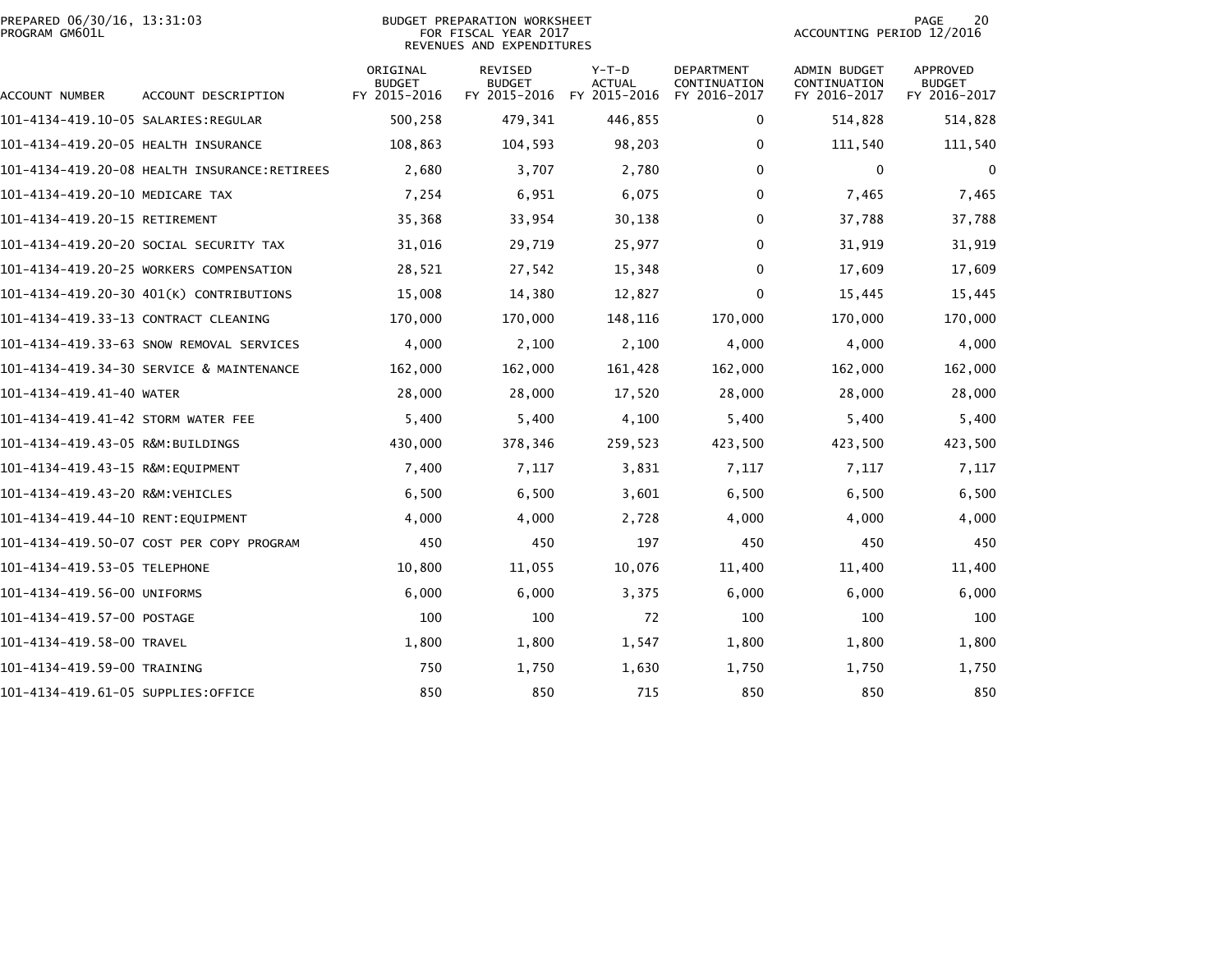# BUDGET PREPARATION WORKSHEET
## FOR FISCAL YEAR 2017
## REVENUES AND EXPENDITURES

PREPARED 06/30/16, 13:31:03
PROGRAM GM601L

ACCOUNTING PERIOD 12/2016

| ACCOUNT NUMBER | ACCOUNT DESCRIPTION | ORIGINAL BUDGET FY 2015-2016 | REVISED BUDGET FY 2015-2016 | Y-T-D ACTUAL FY 2015-2016 | DEPARTMENT CONTINUATION FY 2016-2017 | ADMIN BUDGET CONTINUATION FY 2016-2017 | APPROVED BUDGET FY 2016-2017 |
|---|---|---|---|---|---|---|---|
| 101-4134-419.10-05 | SALARIES:REGULAR | 500,258 | 479,341 | 446,855 | 0 | 514,828 | 514,828 |
| 101-4134-419.20-05 | HEALTH INSURANCE | 108,863 | 104,593 | 98,203 | 0 | 111,540 | 111,540 |
| 101-4134-419.20-08 | HEALTH INSURANCE:RETIREES | 2,680 | 3,707 | 2,780 | 0 | 0 | 0 |
| 101-4134-419.20-10 | MEDICARE TAX | 7,254 | 6,951 | 6,075 | 0 | 7,465 | 7,465 |
| 101-4134-419.20-15 | RETIREMENT | 35,368 | 33,954 | 30,138 | 0 | 37,788 | 37,788 |
| 101-4134-419.20-20 | SOCIAL SECURITY TAX | 31,016 | 29,719 | 25,977 | 0 | 31,919 | 31,919 |
| 101-4134-419.20-25 | WORKERS COMPENSATION | 28,521 | 27,542 | 15,348 | 0 | 17,609 | 17,609 |
| 101-4134-419.20-30 | 401(K) CONTRIBUTIONS | 15,008 | 14,380 | 12,827 | 0 | 15,445 | 15,445 |
| 101-4134-419.33-13 | CONTRACT CLEANING | 170,000 | 170,000 | 148,116 | 170,000 | 170,000 | 170,000 |
| 101-4134-419.33-63 | SNOW REMOVAL SERVICES | 4,000 | 2,100 | 2,100 | 4,000 | 4,000 | 4,000 |
| 101-4134-419.34-30 | SERVICE & MAINTENANCE | 162,000 | 162,000 | 161,428 | 162,000 | 162,000 | 162,000 |
| 101-4134-419.41-40 | WATER | 28,000 | 28,000 | 17,520 | 28,000 | 28,000 | 28,000 |
| 101-4134-419.41-42 | STORM WATER FEE | 5,400 | 5,400 | 4,100 | 5,400 | 5,400 | 5,400 |
| 101-4134-419.43-05 | R&M:BUILDINGS | 430,000 | 378,346 | 259,523 | 423,500 | 423,500 | 423,500 |
| 101-4134-419.43-15 | R&M:EQUIPMENT | 7,400 | 7,117 | 3,831 | 7,117 | 7,117 | 7,117 |
| 101-4134-419.43-20 | R&M:VEHICLES | 6,500 | 6,500 | 3,601 | 6,500 | 6,500 | 6,500 |
| 101-4134-419.44-10 | RENT:EQUIPMENT | 4,000 | 4,000 | 2,728 | 4,000 | 4,000 | 4,000 |
| 101-4134-419.50-07 | COST PER COPY PROGRAM | 450 | 450 | 197 | 450 | 450 | 450 |
| 101-4134-419.53-05 | TELEPHONE | 10,800 | 11,055 | 10,076 | 11,400 | 11,400 | 11,400 |
| 101-4134-419.56-00 | UNIFORMS | 6,000 | 6,000 | 3,375 | 6,000 | 6,000 | 6,000 |
| 101-4134-419.57-00 | POSTAGE | 100 | 100 | 72 | 100 | 100 | 100 |
| 101-4134-419.58-00 | TRAVEL | 1,800 | 1,800 | 1,547 | 1,800 | 1,800 | 1,800 |
| 101-4134-419.59-00 | TRAINING | 750 | 1,750 | 1,630 | 1,750 | 1,750 | 1,750 |
| 101-4134-419.61-05 | SUPPLIES:OFFICE | 850 | 850 | 715 | 850 | 850 | 850 |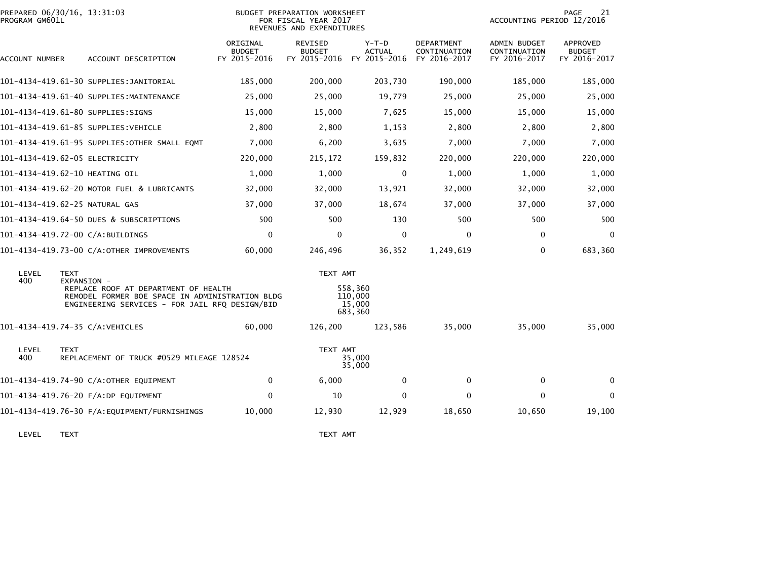PREPARED 06/30/16, 13:31:03
PROGRAM GM601L

BUDGET PREPARATION WORKSHEET
FOR FISCAL YEAR 2017
REVENUES AND EXPENDITURES

ACCOUNTING PERIOD 12/2016

| ACCOUNT NUMBER | ACCOUNT DESCRIPTION | ORIGINAL BUDGET FY 2015-2016 | REVISED BUDGET FY 2015-2016 | Y-T-D ACTUAL FY 2015-2016 | DEPARTMENT CONTINUATION FY 2016-2017 | ADMIN BUDGET CONTINUATION FY 2016-2017 | APPROVED BUDGET FY 2016-2017 |
|---|---|---|---|---|---|---|---|
| 101-4134-419.61-30 | SUPPLIES:JANITORIAL | 185,000 | 200,000 | 203,730 | 190,000 | 185,000 | 185,000 |
| 101-4134-419.61-40 | SUPPLIES:MAINTENANCE | 25,000 | 25,000 | 19,779 | 25,000 | 25,000 | 25,000 |
| 101-4134-419.61-80 | SUPPLIES:SIGNS | 15,000 | 15,000 | 7,625 | 15,000 | 15,000 | 15,000 |
| 101-4134-419.61-85 | SUPPLIES:VEHICLE | 2,800 | 2,800 | 1,153 | 2,800 | 2,800 | 2,800 |
| 101-4134-419.61-95 | SUPPLIES:OTHER SMALL EQMT | 7,000 | 6,200 | 3,635 | 7,000 | 7,000 | 7,000 |
| 101-4134-419.62-05 | ELECTRICITY | 220,000 | 215,172 | 159,832 | 220,000 | 220,000 | 220,000 |
| 101-4134-419.62-10 | HEATING OIL | 1,000 | 1,000 | 0 | 1,000 | 1,000 | 1,000 |
| 101-4134-419.62-20 | MOTOR FUEL & LUBRICANTS | 32,000 | 32,000 | 13,921 | 32,000 | 32,000 | 32,000 |
| 101-4134-419.62-25 | NATURAL GAS | 37,000 | 37,000 | 18,674 | 37,000 | 37,000 | 37,000 |
| 101-4134-419.64-50 | DUES & SUBSCRIPTIONS | 500 | 500 | 130 | 500 | 500 | 500 |
| 101-4134-419.72-00 | C/A:BUILDINGS | 0 | 0 | 0 | 0 | 0 | 0 |
| 101-4134-419.73-00 | C/A:OTHER IMPROVEMENTS | 60,000 | 246,496 | 36,352 | 1,249,619 | 0 | 683,360 |

| LEVEL | TEXT | TEXT AMT |
|---|---|---|
| 400 | EXPANSION - | |
| | REPLACE ROOF AT DEPARTMENT OF HEALTH | 558,360 |
| | REMODEL FORMER BOE SPACE IN ADMINISTRATION BLDG | 110,000 |
| | ENGINEERING SERVICES - FOR JAIL RFQ DESIGN/BID | 15,000 |
| | | 683,360 |

| ACCOUNT NUMBER | ACCOUNT DESCRIPTION | ORIGINAL BUDGET FY 2015-2016 | REVISED BUDGET FY 2015-2016 | Y-T-D ACTUAL FY 2015-2016 | DEPARTMENT CONTINUATION FY 2016-2017 | ADMIN BUDGET CONTINUATION FY 2016-2017 | APPROVED BUDGET FY 2016-2017 |
|---|---|---|---|---|---|---|---|
| 101-4134-419.74-35 | C/A:VEHICLES | 60,000 | 126,200 | 123,586 | 35,000 | 35,000 | 35,000 |

| LEVEL | TEXT | TEXT AMT |
|---|---|---|
| 400 | REPLACEMENT OF TRUCK #0529 MILEAGE 128524 | 35,000 |
| | | 35,000 |

| ACCOUNT NUMBER | ACCOUNT DESCRIPTION | ORIGINAL BUDGET FY 2015-2016 | REVISED BUDGET FY 2015-2016 | Y-T-D ACTUAL FY 2015-2016 | DEPARTMENT CONTINUATION FY 2016-2017 | ADMIN BUDGET CONTINUATION FY 2016-2017 | APPROVED BUDGET FY 2016-2017 |
|---|---|---|---|---|---|---|---|
| 101-4134-419.74-90 | C/A:OTHER EQUIPMENT | 0 | 6,000 | 0 | 0 | 0 | 0 |
| 101-4134-419.76-20 | F/A:DP EQUIPMENT | 0 | 10 | 0 | 0 | 0 | 0 |
| 101-4134-419.76-30 | F/A:EQUIPMENT/FURNISHINGS | 10,000 | 12,930 | 12,929 | 18,650 | 10,650 | 19,100 |

| LEVEL | TEXT | TEXT AMT |
|---|---|---|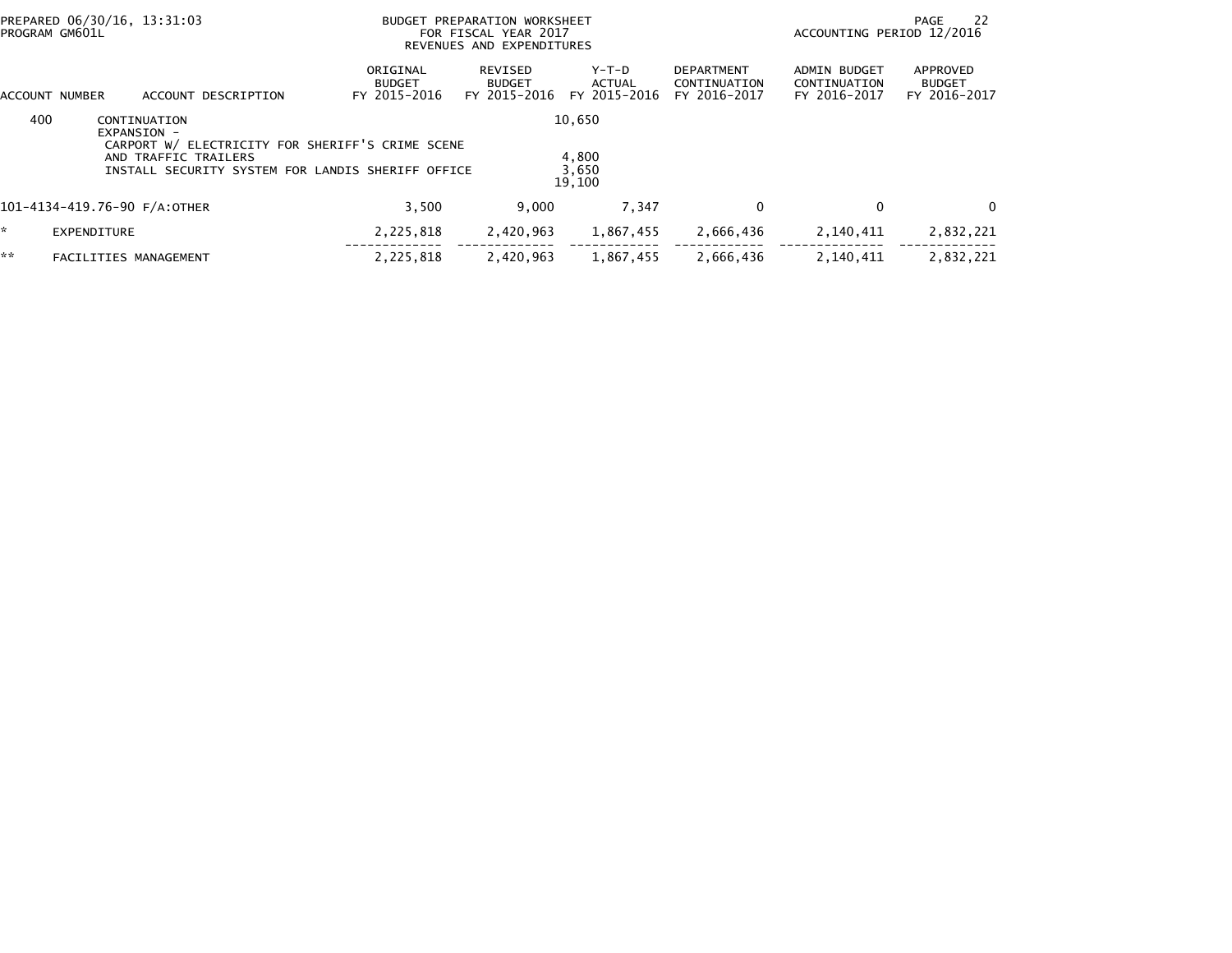PREPARED 06/30/16, 13:31:03
PROGRAM GM601L

BUDGET PREPARATION WORKSHEET
FOR FISCAL YEAR 2017
REVENUES AND EXPENDITURES

ACCOUNTING PERIOD 12/2016

| ACCOUNT NUMBER | ACCOUNT DESCRIPTION | ORIGINAL BUDGET FY 2015-2016 | REVISED BUDGET FY 2015-2016 | Y-T-D ACTUAL FY 2015-2016 | DEPARTMENT CONTINUATION FY 2016-2017 | ADMIN BUDGET CONTINUATION FY 2016-2017 | APPROVED BUDGET FY 2016-2017 |
|---|---|---|---|---|---|---|---|
| 400 | CONTINUATION | | | 10,650 | | | |
| | EXPANSION - | | | | | | |
| | CARPORT W/ ELECTRICITY FOR SHERIFF'S CRIME SCENE AND TRAFFIC TRAILERS | | | 4,800 | | | |
| | INSTALL SECURITY SYSTEM FOR LANDIS SHERIFF OFFICE | | | 3,650 | | | |
| | | | | 19,100 | | | |
| 101-4134-419.76-90 | F/A:OTHER | 3,500 | 9,000 | 7,347 | 0 | 0 | 0 |
| * | EXPENDITURE | 2,225,818 | 2,420,963 | 1,867,455 | 2,666,436 | 2,140,411 | 2,832,221 |
| ** | FACILITIES MANAGEMENT | 2,225,818 | 2,420,963 | 1,867,455 | 2,666,436 | 2,140,411 | 2,832,221 |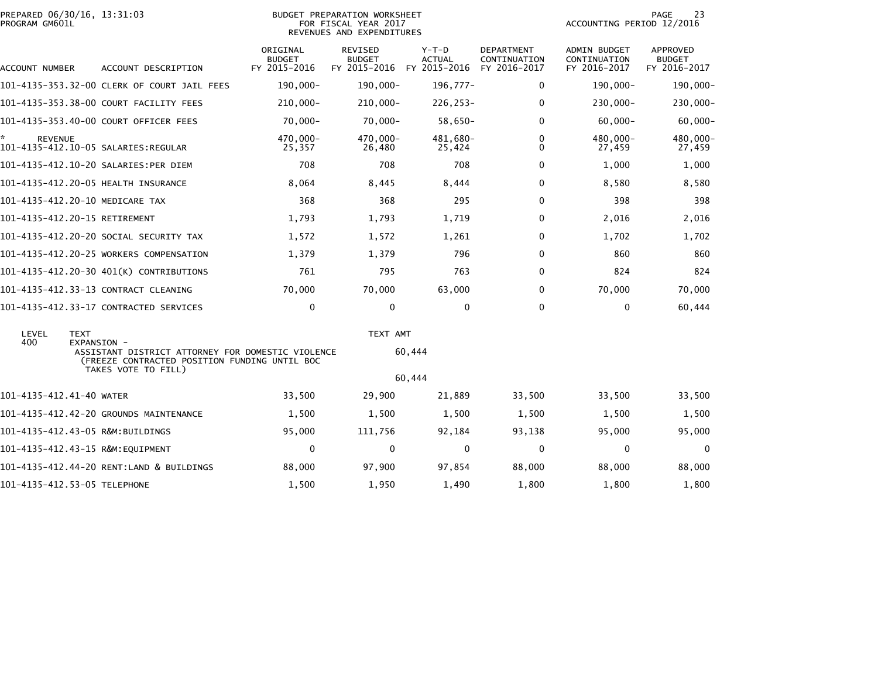PREPARED 06/30/16, 13:31:03
PROGRAM GM601L

BUDGET PREPARATION WORKSHEET
FOR FISCAL YEAR 2017
REVENUES AND EXPENDITURES

ACCOUNTING PERIOD 12/2016

| ACCOUNT NUMBER | ACCOUNT DESCRIPTION | ORIGINAL BUDGET FY 2015-2016 | REVISED BUDGET FY 2015-2016 | Y-T-D ACTUAL FY 2015-2016 | DEPARTMENT CONTINUATION FY 2016-2017 | ADMIN BUDGET CONTINUATION FY 2016-2017 | APPROVED BUDGET FY 2016-2017 |
|---|---|---|---|---|---|---|---|
| 101-4135-353.32-00 | CLERK OF COURT JAIL FEES | 190,000- | 190,000- | 196,777- | 0 | 190,000- | 190,000- |
| 101-4135-353.38-00 | COURT FACILITY FEES | 210,000- | 210,000- | 226,253- | 0 | 230,000- | 230,000- |
| 101-4135-353.40-00 | COURT OFFICER FEES | 70,000- | 70,000- | 58,650- | 0 | 60,000- | 60,000- |
| * REVENUE | | 470,000- | 470,000- | 481,680- | 0 | 480,000- | 480,000- |
| 101-4135-412.10-05 | SALARIES:REGULAR | 25,357 | 26,480 | 25,424 | 0 | 27,459 | 27,459 |
| 101-4135-412.10-20 | SALARIES:PER DIEM | 708 | 708 | 708 | 0 | 1,000 | 1,000 |
| 101-4135-412.20-05 | HEALTH INSURANCE | 8,064 | 8,445 | 8,444 | 0 | 8,580 | 8,580 |
| 101-4135-412.20-10 | MEDICARE TAX | 368 | 368 | 295 | 0 | 398 | 398 |
| 101-4135-412.20-15 | RETIREMENT | 1,793 | 1,793 | 1,719 | 0 | 2,016 | 2,016 |
| 101-4135-412.20-20 | SOCIAL SECURITY TAX | 1,572 | 1,572 | 1,261 | 0 | 1,702 | 1,702 |
| 101-4135-412.20-25 | WORKERS COMPENSATION | 1,379 | 1,379 | 796 | 0 | 860 | 860 |
| 101-4135-412.20-30 | 401(K) CONTRIBUTIONS | 761 | 795 | 763 | 0 | 824 | 824 |
| 101-4135-412.33-13 | CONTRACT CLEANING | 70,000 | 70,000 | 63,000 | 0 | 70,000 | 70,000 |
| 101-4135-412.33-17 | CONTRACTED SERVICES | 0 | 0 | 0 | 0 | 0 | 60,444 |

| LEVEL | TEXT | TEXT AMT |
|---|---|---|
| 400 | EXPANSION - ASSISTANT DISTRICT ATTORNEY FOR DOMESTIC VIOLENCE (FREEZE CONTRACTED POSITION FUNDING UNTIL BOC TAKES VOTE TO FILL) | 60,444 |
| | | 60,444 |

| ACCOUNT NUMBER | ACCOUNT DESCRIPTION | ORIGINAL BUDGET FY 2015-2016 | REVISED BUDGET FY 2015-2016 | Y-T-D ACTUAL FY 2015-2016 | DEPARTMENT CONTINUATION FY 2016-2017 | ADMIN BUDGET CONTINUATION FY 2016-2017 | APPROVED BUDGET FY 2016-2017 |
|---|---|---|---|---|---|---|---|
| 101-4135-412.41-40 | WATER | 33,500 | 29,900 | 21,889 | 33,500 | 33,500 | 33,500 |
| 101-4135-412.42-20 | GROUNDS MAINTENANCE | 1,500 | 1,500 | 1,500 | 1,500 | 1,500 | 1,500 |
| 101-4135-412.43-05 | R&M:BUILDINGS | 95,000 | 111,756 | 92,184 | 93,138 | 95,000 | 95,000 |
| 101-4135-412.43-15 | R&M:EQUIPMENT | 0 | 0 | 0 | 0 | 0 | 0 |
| 101-4135-412.44-20 | RENT:LAND & BUILDINGS | 88,000 | 97,900 | 97,854 | 88,000 | 88,000 | 88,000 |
| 101-4135-412.53-05 | TELEPHONE | 1,500 | 1,950 | 1,490 | 1,800 | 1,800 | 1,800 |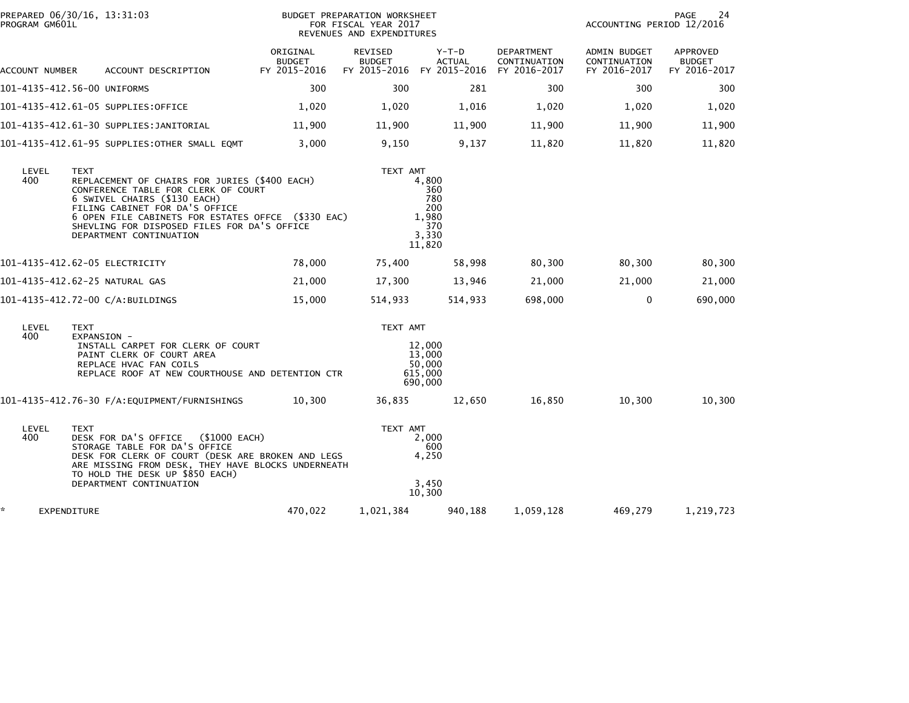PREPARED 06/30/16, 13:31:03
PROGRAM GM601L

BUDGET PREPARATION WORKSHEET
FOR FISCAL YEAR 2017
REVENUES AND EXPENDITURES

ACCOUNTING PERIOD 12/2016

| ACCOUNT NUMBER | ACCOUNT DESCRIPTION | ORIGINAL BUDGET FY 2015-2016 | REVISED BUDGET FY 2015-2016 | Y-T-D ACTUAL FY 2015-2016 | DEPARTMENT CONTINUATION FY 2016-2017 | ADMIN BUDGET CONTINUATION FY 2016-2017 | APPROVED BUDGET FY 2016-2017 |
|---|---|---|---|---|---|---|---|
| 101-4135-412.56-00 | UNIFORMS | 300 | 300 | 281 | 300 | 300 | 300 |
| 101-4135-412.61-05 | SUPPLIES:OFFICE | 1,020 | 1,020 | 1,016 | 1,020 | 1,020 | 1,020 |
| 101-4135-412.61-30 | SUPPLIES:JANITORIAL | 11,900 | 11,900 | 11,900 | 11,900 | 11,900 | 11,900 |
| 101-4135-412.61-95 | SUPPLIES:OTHER SMALL EQMT | 3,000 | 9,150 | 9,137 | 11,820 | 11,820 | 11,820 |

| LEVEL | TEXT | TEXT AMT |
|---|---|---|
| 400 | REPLACEMENT OF CHAIRS FOR JURIES ($400 EACH) | 4,800 |
| | CONFERENCE TABLE FOR CLERK OF COURT | 360 |
| | 6 SWIVEL CHAIRS ($130 EACH) | 780 |
| | FILING CABINET FOR DA'S OFFICE | 200 |
| | 6 OPEN FILE CABINETS FOR ESTATES OFFCE ($330 EAC) | 1,980 |
| | SHEVLING FOR DISPOSED FILES FOR DA'S OFFICE | 370 |
| | DEPARTMENT CONTINUATION | 3,330 |
| | | 11,820 |

| ACCOUNT NUMBER | ACCOUNT DESCRIPTION | ORIGINAL BUDGET FY 2015-2016 | REVISED BUDGET FY 2015-2016 | Y-T-D ACTUAL FY 2015-2016 | DEPARTMENT CONTINUATION FY 2016-2017 | ADMIN BUDGET CONTINUATION FY 2016-2017 | APPROVED BUDGET FY 2016-2017 |
|---|---|---|---|---|---|---|---|
| 101-4135-412.62-05 | ELECTRICITY | 78,000 | 75,400 | 58,998 | 80,300 | 80,300 | 80,300 |
| 101-4135-412.62-25 | NATURAL GAS | 21,000 | 17,300 | 13,946 | 21,000 | 21,000 | 21,000 |
| 101-4135-412.72-00 | C/A:BUILDINGS | 15,000 | 514,933 | 514,933 | 698,000 | 0 | 690,000 |

| LEVEL | TEXT | TEXT AMT |
|---|---|---|
| 400 | EXPANSION - | |
| | INSTALL CARPET FOR CLERK OF COURT | 12,000 |
| | PAINT CLERK OF COURT AREA | 13,000 |
| | REPLACE HVAC FAN COILS | 50,000 |
| | REPLACE ROOF AT NEW COURTHOUSE AND DETENTION CTR | 615,000 |
| | | 690,000 |

| ACCOUNT NUMBER | ACCOUNT DESCRIPTION | ORIGINAL BUDGET FY 2015-2016 | REVISED BUDGET FY 2015-2016 | Y-T-D ACTUAL FY 2015-2016 | DEPARTMENT CONTINUATION FY 2016-2017 | ADMIN BUDGET CONTINUATION FY 2016-2017 | APPROVED BUDGET FY 2016-2017 |
|---|---|---|---|---|---|---|---|
| 101-4135-412.76-30 | F/A:EQUIPMENT/FURNISHINGS | 10,300 | 36,835 | 12,650 | 16,850 | 10,300 | 10,300 |

| LEVEL | TEXT | TEXT AMT |
|---|---|---|
| 400 | DESK FOR DA'S OFFICE ($1000 EACH) | 2,000 |
| | STORAGE TABLE FOR DA'S OFFICE | 600 |
| | DESK FOR CLERK OF COURT (DESK ARE BROKEN AND LEGS ARE MISSING FROM DESK, THEY HAVE BLOCKS UNDERNEATH TO HOLD THE DESK UP $850 EACH) | 4,250 |
| | DEPARTMENT CONTINUATION | 3,450 |
| | | 10,300 |

| | | ORIGINAL BUDGET FY 2015-2016 | REVISED BUDGET FY 2015-2016 | Y-T-D ACTUAL FY 2015-2016 | DEPARTMENT CONTINUATION FY 2016-2017 | ADMIN BUDGET CONTINUATION FY 2016-2017 | APPROVED BUDGET FY 2016-2017 |
|---|---|---|---|---|---|---|---|
| * | EXPENDITURE | 470,022 | 1,021,384 | 940,188 | 1,059,128 | 469,279 | 1,219,723 |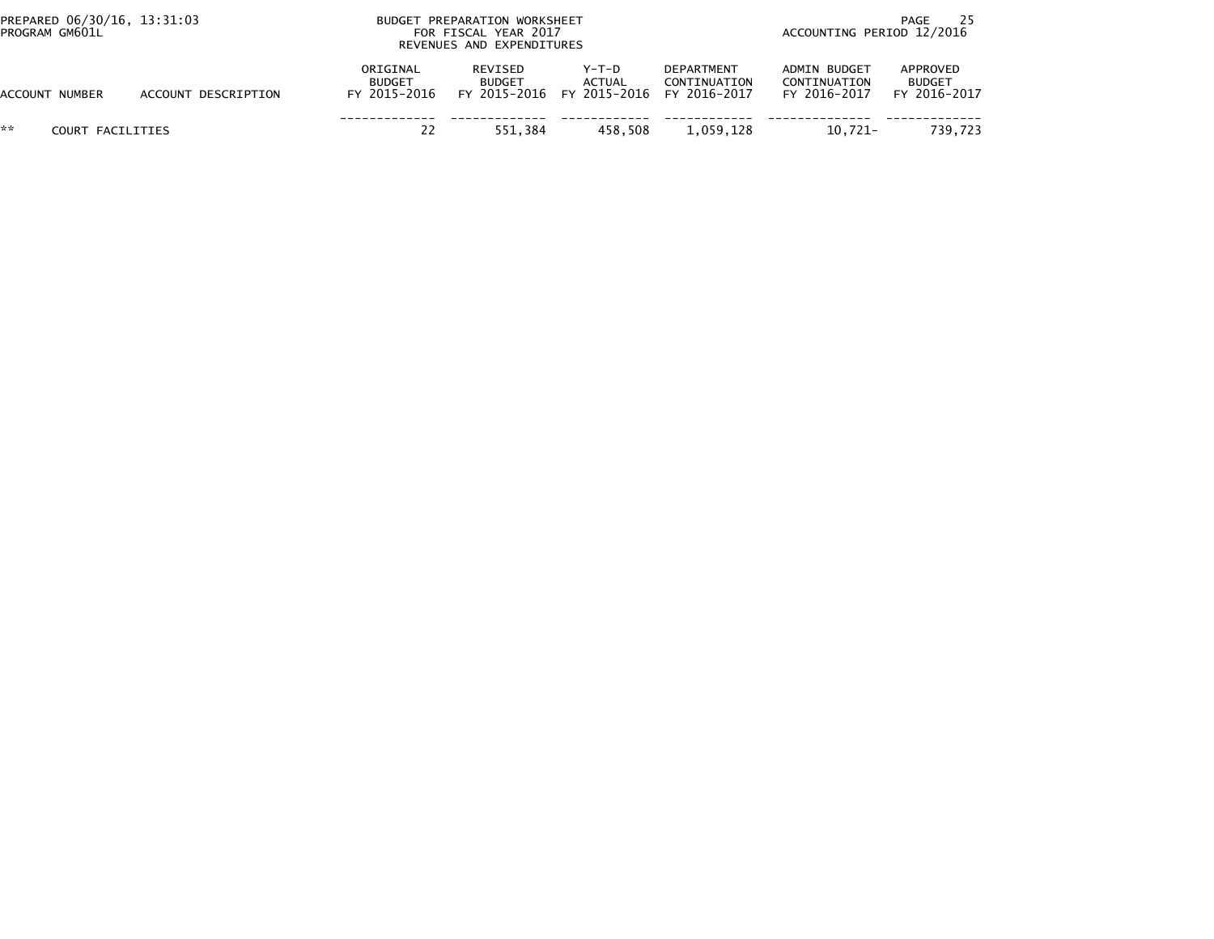| ACCOUNT NUMBER | ACCOUNT DESCRIPTION | ORIGINAL BUDGET FY 2015-2016 | REVISED BUDGET FY 2015-2016 | Y-T-D ACTUAL FY 2015-2016 | DEPARTMENT CONTINUATION FY 2016-2017 | ADMIN BUDGET CONTINUATION FY 2016-2017 | APPROVED BUDGET FY 2016-2017 |
|---|---|---|---|---|---|---|---|
| ** | COURT FACILITIES | 22 | 551,384 | 458,508 | 1,059,128 | 10,721- | 739,723 |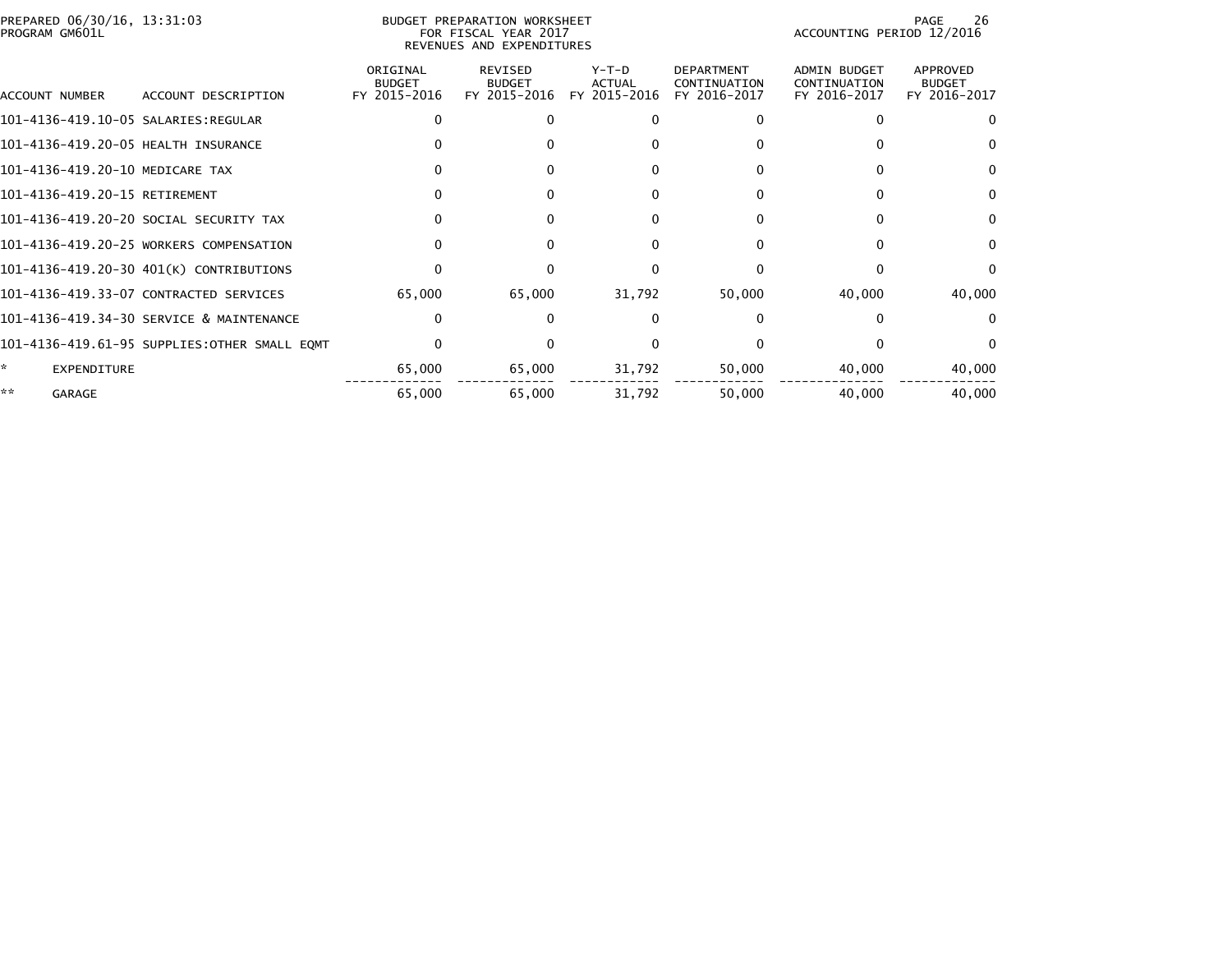BUDGET PREPARATION WORKSHEET
FOR FISCAL YEAR 2017
REVENUES AND EXPENDITURES

PREPARED 06/30/16, 13:31:03
PROGRAM GM601L

ACCOUNTING PERIOD 12/2016

| ACCOUNT NUMBER | ACCOUNT DESCRIPTION | ORIGINAL BUDGET FY 2015-2016 | REVISED BUDGET FY 2015-2016 | Y-T-D ACTUAL FY 2015-2016 | DEPARTMENT CONTINUATION FY 2016-2017 | ADMIN BUDGET CONTINUATION FY 2016-2017 | APPROVED BUDGET FY 2016-2017 |
|---|---|---|---|---|---|---|---|
| 101-4136-419.10-05 | SALARIES:REGULAR | 0 | 0 | 0 | 0 | 0 | 0 |
| 101-4136-419.20-05 | HEALTH INSURANCE | 0 | 0 | 0 | 0 | 0 | 0 |
| 101-4136-419.20-10 | MEDICARE TAX | 0 | 0 | 0 | 0 | 0 | 0 |
| 101-4136-419.20-15 | RETIREMENT | 0 | 0 | 0 | 0 | 0 | 0 |
| 101-4136-419.20-20 | SOCIAL SECURITY TAX | 0 | 0 | 0 | 0 | 0 | 0 |
| 101-4136-419.20-25 | WORKERS COMPENSATION | 0 | 0 | 0 | 0 | 0 | 0 |
| 101-4136-419.20-30 | 401(K) CONTRIBUTIONS | 0 | 0 | 0 | 0 | 0 | 0 |
| 101-4136-419.33-07 | CONTRACTED SERVICES | 65,000 | 65,000 | 31,792 | 50,000 | 40,000 | 40,000 |
| 101-4136-419.34-30 | SERVICE & MAINTENANCE | 0 | 0 | 0 | 0 | 0 | 0 |
| 101-4136-419.61-95 | SUPPLIES:OTHER SMALL EQMT | 0 | 0 | 0 | 0 | 0 | 0 |
| * | EXPENDITURE | 65,000 | 65,000 | 31,792 | 50,000 | 40,000 | 40,000 |
| ** | GARAGE | 65,000 | 65,000 | 31,792 | 50,000 | 40,000 | 40,000 |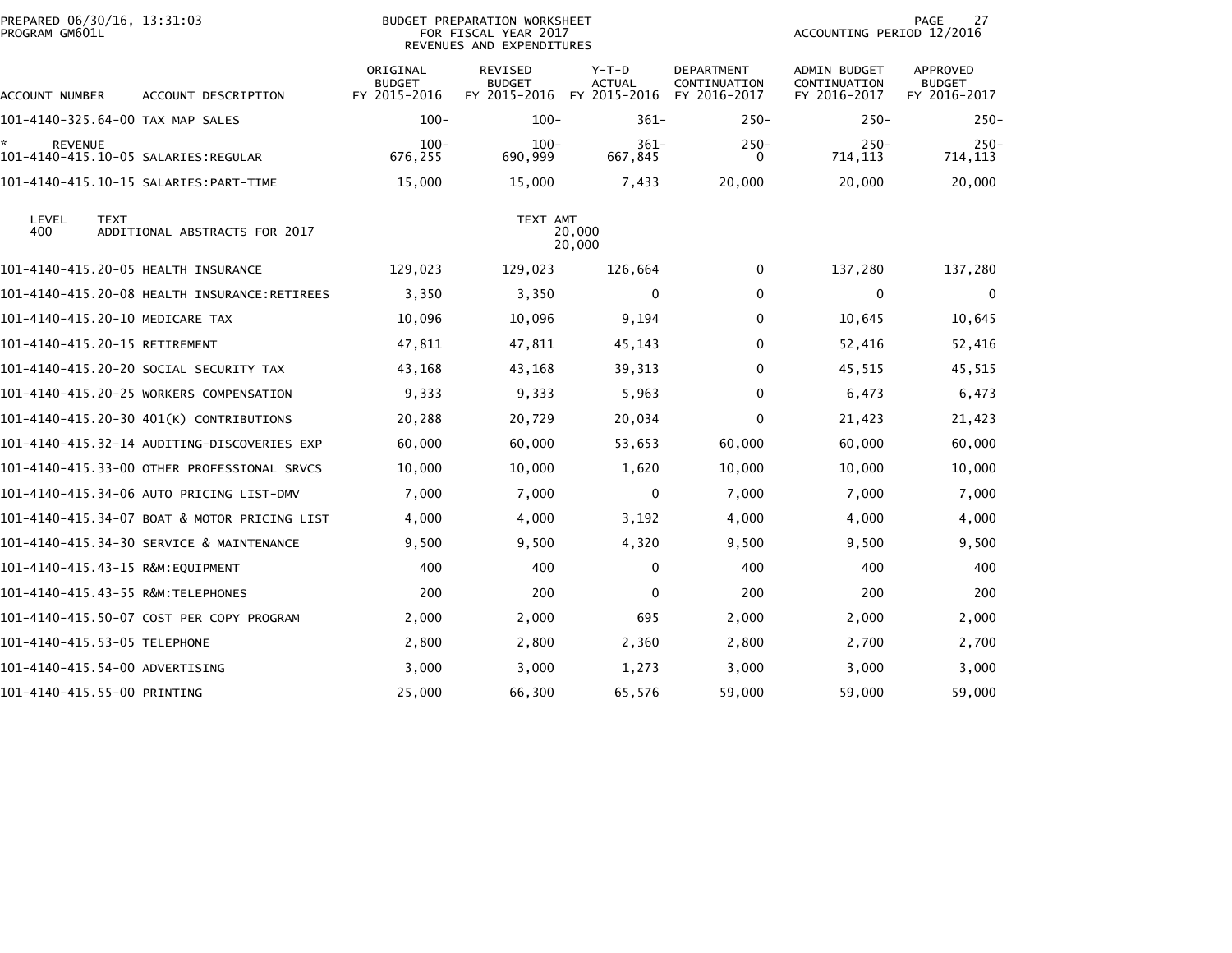PREPARED 06/30/16, 13:31:03
PROGRAM GM601L

BUDGET PREPARATION WORKSHEET
FOR FISCAL YEAR 2017
REVENUES AND EXPENDITURES

ACCOUNTING PERIOD 12/2016

| ACCOUNT NUMBER | ACCOUNT DESCRIPTION | ORIGINAL BUDGET FY 2015-2016 | REVISED BUDGET FY 2015-2016 | Y-T-D ACTUAL FY 2015-2016 | DEPARTMENT CONTINUATION FY 2016-2017 | ADMIN BUDGET CONTINUATION FY 2016-2017 | APPROVED BUDGET FY 2016-2017 |
|---|---|---|---|---|---|---|---|
| 101-4140-325.64-00 | TAX MAP SALES | 100- | 100- | 361- | 250- | 250- | 250- |
| * REVENUE | | 100- | 100- | 361- | 250- | 250- | 250- |
| 101-4140-415.10-05 | SALARIES:REGULAR | 676,255 | 690,999 | 667,845 | 0 | 714,113 | 714,113 |
| 101-4140-415.10-15 | SALARIES:PART-TIME | 15,000 | 15,000 | 7,433 | 20,000 | 20,000 | 20,000 |
| LEVEL 400 | TEXT ADDITIONAL ABSTRACTS FOR 2017 | | TEXT AMT 20,000 | 20,000 | | | |
| 101-4140-415.20-05 | HEALTH INSURANCE | 129,023 | 129,023 | 126,664 | 0 | 137,280 | 137,280 |
| 101-4140-415.20-08 | HEALTH INSURANCE:RETIREES | 3,350 | 3,350 | 0 | 0 | 0 | 0 |
| 101-4140-415.20-10 | MEDICARE TAX | 10,096 | 10,096 | 9,194 | 0 | 10,645 | 10,645 |
| 101-4140-415.20-15 | RETIREMENT | 47,811 | 47,811 | 45,143 | 0 | 52,416 | 52,416 |
| 101-4140-415.20-20 | SOCIAL SECURITY TAX | 43,168 | 43,168 | 39,313 | 0 | 45,515 | 45,515 |
| 101-4140-415.20-25 | WORKERS COMPENSATION | 9,333 | 9,333 | 5,963 | 0 | 6,473 | 6,473 |
| 101-4140-415.20-30 | 401(K) CONTRIBUTIONS | 20,288 | 20,729 | 20,034 | 0 | 21,423 | 21,423 |
| 101-4140-415.32-14 | AUDITING-DISCOVERIES EXP | 60,000 | 60,000 | 53,653 | 60,000 | 60,000 | 60,000 |
| 101-4140-415.33-00 | OTHER PROFESSIONAL SRVCS | 10,000 | 10,000 | 1,620 | 10,000 | 10,000 | 10,000 |
| 101-4140-415.34-06 | AUTO PRICING LIST-DMV | 7,000 | 7,000 | 0 | 7,000 | 7,000 | 7,000 |
| 101-4140-415.34-07 | BOAT & MOTOR PRICING LIST | 4,000 | 4,000 | 3,192 | 4,000 | 4,000 | 4,000 |
| 101-4140-415.34-30 | SERVICE & MAINTENANCE | 9,500 | 9,500 | 4,320 | 9,500 | 9,500 | 9,500 |
| 101-4140-415.43-15 | R&M:EQUIPMENT | 400 | 400 | 0 | 400 | 400 | 400 |
| 101-4140-415.43-55 | R&M:TELEPHONES | 200 | 200 | 0 | 200 | 200 | 200 |
| 101-4140-415.50-07 | COST PER COPY PROGRAM | 2,000 | 2,000 | 695 | 2,000 | 2,000 | 2,000 |
| 101-4140-415.53-05 | TELEPHONE | 2,800 | 2,800 | 2,360 | 2,800 | 2,700 | 2,700 |
| 101-4140-415.54-00 | ADVERTISING | 3,000 | 3,000 | 1,273 | 3,000 | 3,000 | 3,000 |
| 101-4140-415.55-00 | PRINTING | 25,000 | 66,300 | 65,576 | 59,000 | 59,000 | 59,000 |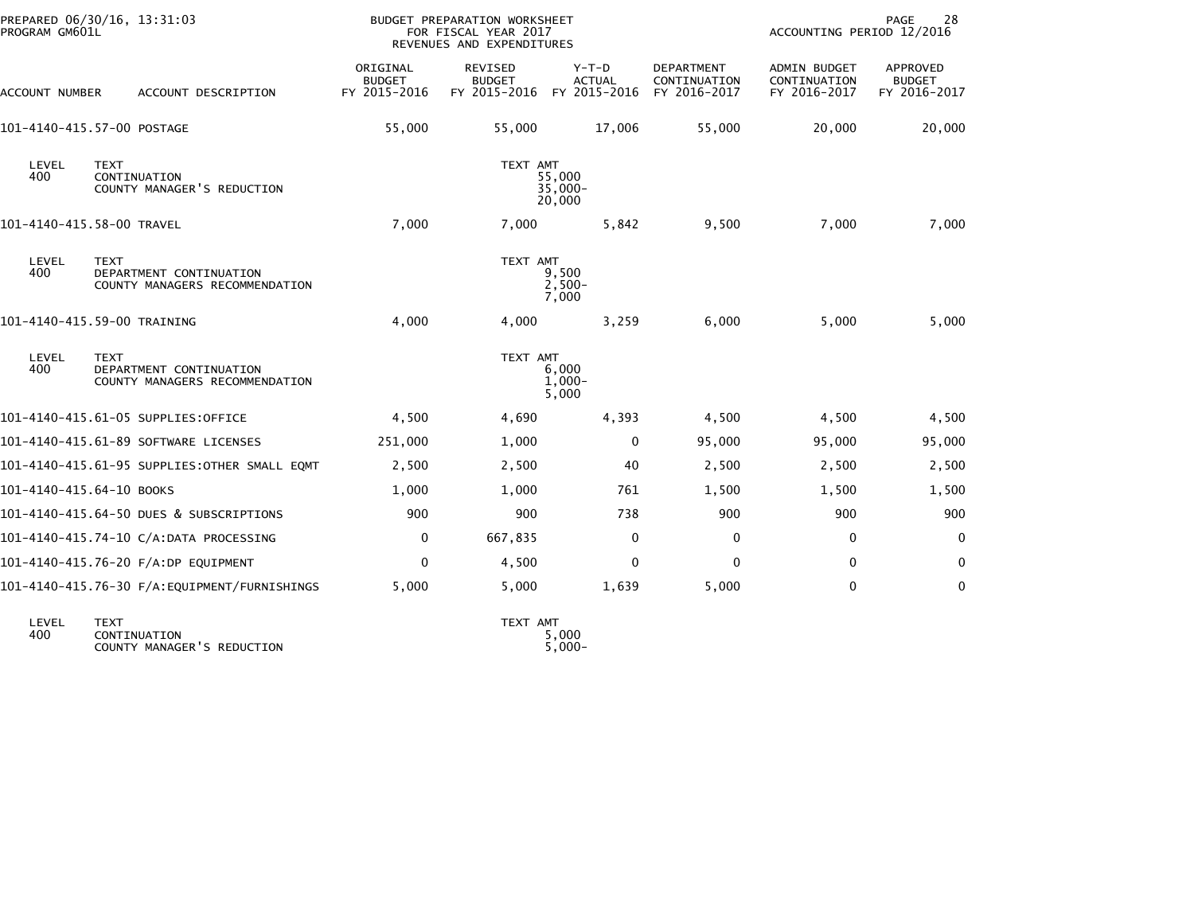BUDGET PREPARATION WORKSHEET
FOR FISCAL YEAR 2017
REVENUES AND EXPENDITURES

PREPARED 06/30/16, 13:31:03
PROGRAM GM601L

ACCOUNTING PERIOD 12/2016

| ACCOUNT NUMBER | ACCOUNT DESCRIPTION | ORIGINAL BUDGET FY 2015-2016 | REVISED BUDGET FY 2015-2016 | Y-T-D ACTUAL FY 2015-2016 | DEPARTMENT CONTINUATION FY 2016-2017 | ADMIN BUDGET CONTINUATION FY 2016-2017 | APPROVED BUDGET FY 2016-2017 |
|---|---|---|---|---|---|---|---|
| 101-4140-415.57-00 | POSTAGE | 55,000 | 55,000 | 17,006 | 55,000 | 20,000 | 20,000 |

| LEVEL | TEXT | TEXT AMT |
|---|---|---|
| 400 | CONTINUATION | 55,000 |
| | COUNTY MANAGER'S REDUCTION | 35,000- |
| | | 20,000 |

| ACCOUNT NUMBER | ACCOUNT DESCRIPTION | ORIGINAL BUDGET FY 2015-2016 | REVISED BUDGET FY 2015-2016 | Y-T-D ACTUAL FY 2015-2016 | DEPARTMENT CONTINUATION FY 2016-2017 | ADMIN BUDGET CONTINUATION FY 2016-2017 | APPROVED BUDGET FY 2016-2017 |
|---|---|---|---|---|---|---|---|
| 101-4140-415.58-00 | TRAVEL | 7,000 | 7,000 | 5,842 | 9,500 | 7,000 | 7,000 |

| LEVEL | TEXT | TEXT AMT |
|---|---|---|
| 400 | DEPARTMENT CONTINUATION | 9,500 |
| | COUNTY MANAGERS RECOMMENDATION | 2,500- |
| | | 7,000 |

| ACCOUNT NUMBER | ACCOUNT DESCRIPTION | ORIGINAL BUDGET FY 2015-2016 | REVISED BUDGET FY 2015-2016 | Y-T-D ACTUAL FY 2015-2016 | DEPARTMENT CONTINUATION FY 2016-2017 | ADMIN BUDGET CONTINUATION FY 2016-2017 | APPROVED BUDGET FY 2016-2017 |
|---|---|---|---|---|---|---|---|
| 101-4140-415.59-00 | TRAINING | 4,000 | 4,000 | 3,259 | 6,000 | 5,000 | 5,000 |

| LEVEL | TEXT | TEXT AMT |
|---|---|---|
| 400 | DEPARTMENT CONTINUATION | 6,000 |
| | COUNTY MANAGERS RECOMMENDATION | 1,000- |
| | | 5,000 |

| ACCOUNT NUMBER | ACCOUNT DESCRIPTION | ORIGINAL BUDGET FY 2015-2016 | REVISED BUDGET FY 2015-2016 | Y-T-D ACTUAL FY 2015-2016 | DEPARTMENT CONTINUATION FY 2016-2017 | ADMIN BUDGET CONTINUATION FY 2016-2017 | APPROVED BUDGET FY 2016-2017 |
|---|---|---|---|---|---|---|---|
| 101-4140-415.61-05 | SUPPLIES:OFFICE | 4,500 | 4,690 | 4,393 | 4,500 | 4,500 | 4,500 |
| 101-4140-415.61-89 | SOFTWARE LICENSES | 251,000 | 1,000 | 0 | 95,000 | 95,000 | 95,000 |
| 101-4140-415.61-95 | SUPPLIES:OTHER SMALL EQMT | 2,500 | 2,500 | 40 | 2,500 | 2,500 | 2,500 |
| 101-4140-415.64-10 | BOOKS | 1,000 | 1,000 | 761 | 1,500 | 1,500 | 1,500 |
| 101-4140-415.64-50 | DUES & SUBSCRIPTIONS | 900 | 900 | 738 | 900 | 900 | 900 |
| 101-4140-415.74-10 | C/A:DATA PROCESSING | 0 | 667,835 | 0 | 0 | 0 | 0 |
| 101-4140-415.76-20 | F/A:DP EQUIPMENT | 0 | 4,500 | 0 | 0 | 0 | 0 |
| 101-4140-415.76-30 | F/A:EQUIPMENT/FURNISHINGS | 5,000 | 5,000 | 1,639 | 5,000 | 0 | 0 |

| LEVEL | TEXT | TEXT AMT |
|---|---|---|
| 400 | CONTINUATION | 5,000 |
| | COUNTY MANAGER'S REDUCTION | 5,000- |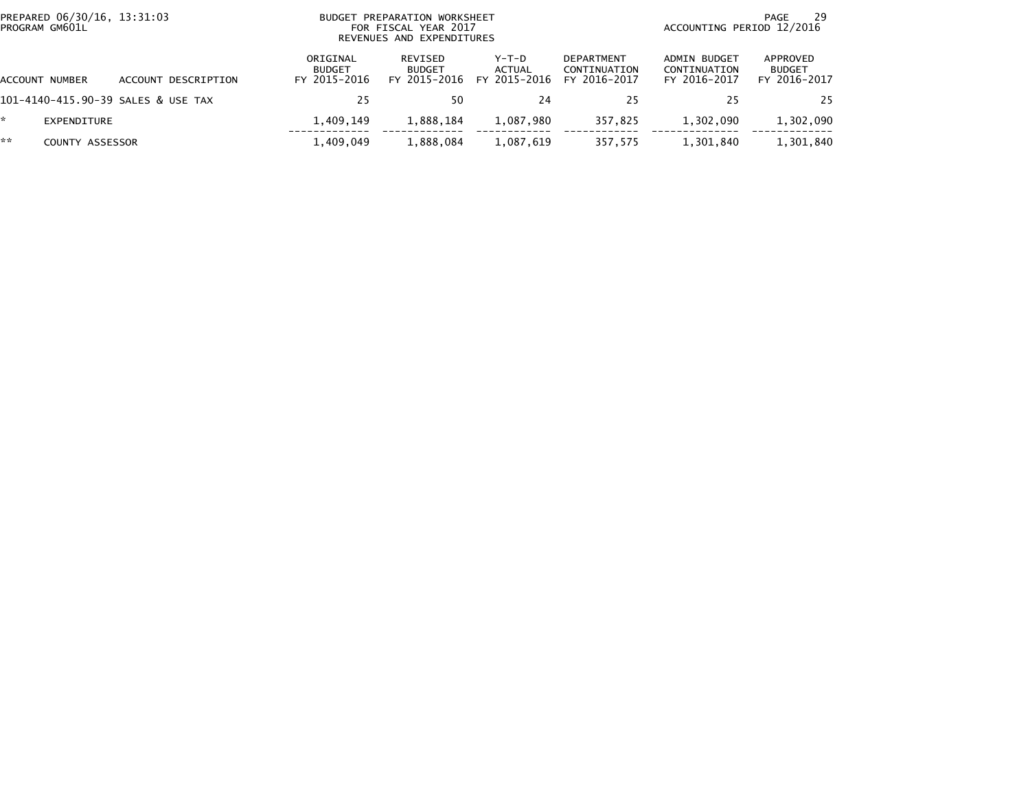PREPARED 06/30/16, 13:31:03
PROGRAM GM601L

BUDGET PREPARATION WORKSHEET
FOR FISCAL YEAR 2017
REVENUES AND EXPENDITURES

ACCOUNTING PERIOD 12/2016

| ACCOUNT NUMBER | ACCOUNT DESCRIPTION | ORIGINAL BUDGET FY 2015-2016 | REVISED BUDGET FY 2015-2016 | Y-T-D ACTUAL FY 2015-2016 | DEPARTMENT CONTINUATION FY 2016-2017 | ADMIN BUDGET CONTINUATION FY 2016-2017 | APPROVED BUDGET FY 2016-2017 |
|---|---|---|---|---|---|---|---|
| 101-4140-415.90-39 | SALES & USE TAX | 25 | 50 | 24 | 25 | 25 | 25 |
| * | EXPENDITURE | 1,409,149 | 1,888,184 | 1,087,980 | 357,825 | 1,302,090 | 1,302,090 |
| ** | COUNTY ASSESSOR | 1,409,049 | 1,888,084 | 1,087,619 | 357,575 | 1,301,840 | 1,301,840 |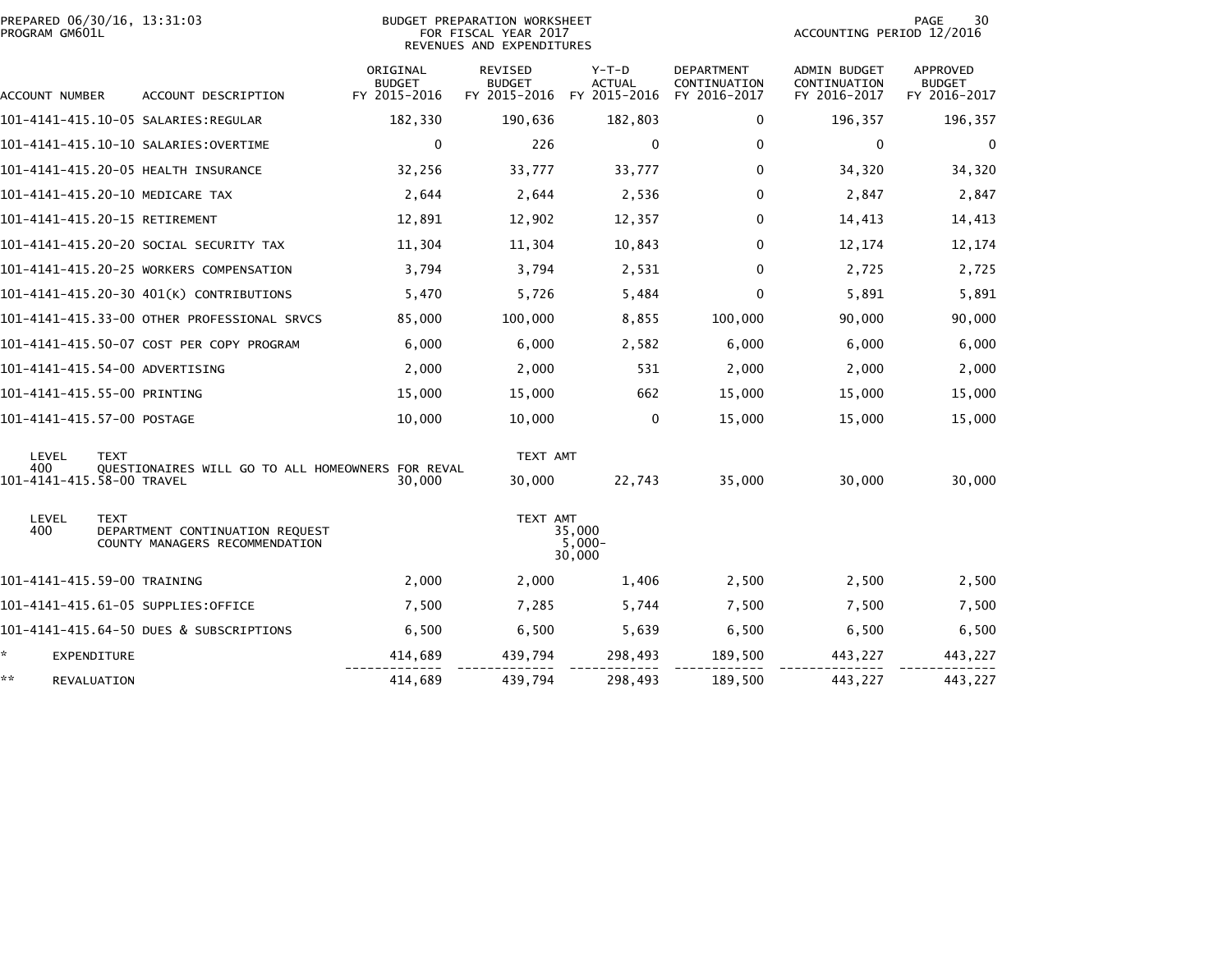PREPARED 06/30/16, 13:31:03
PROGRAM GM601L

BUDGET PREPARATION WORKSHEET
FOR FISCAL YEAR 2017
REVENUES AND EXPENDITURES

ACCOUNTING PERIOD 12/2016

| ACCOUNT NUMBER | ACCOUNT DESCRIPTION | ORIGINAL BUDGET FY 2015-2016 | REVISED BUDGET FY 2015-2016 | Y-T-D ACTUAL FY 2015-2016 | DEPARTMENT CONTINUATION FY 2016-2017 | ADMIN BUDGET CONTINUATION FY 2016-2017 | APPROVED BUDGET FY 2016-2017 |
|---|---|---|---|---|---|---|---|
| 101-4141-415.10-05 | SALARIES:REGULAR | 182,330 | 190,636 | 182,803 | 0 | 196,357 | 196,357 |
| 101-4141-415.10-10 | SALARIES:OVERTIME | 0 | 226 | 0 | 0 | 0 | 0 |
| 101-4141-415.20-05 | HEALTH INSURANCE | 32,256 | 33,777 | 33,777 | 0 | 34,320 | 34,320 |
| 101-4141-415.20-10 | MEDICARE TAX | 2,644 | 2,644 | 2,536 | 0 | 2,847 | 2,847 |
| 101-4141-415.20-15 | RETIREMENT | 12,891 | 12,902 | 12,357 | 0 | 14,413 | 14,413 |
| 101-4141-415.20-20 | SOCIAL SECURITY TAX | 11,304 | 11,304 | 10,843 | 0 | 12,174 | 12,174 |
| 101-4141-415.20-25 | WORKERS COMPENSATION | 3,794 | 3,794 | 2,531 | 0 | 2,725 | 2,725 |
| 101-4141-415.20-30 | 401(K) CONTRIBUTIONS | 5,470 | 5,726 | 5,484 | 0 | 5,891 | 5,891 |
| 101-4141-415.33-00 | OTHER PROFESSIONAL SRVCS | 85,000 | 100,000 | 8,855 | 100,000 | 90,000 | 90,000 |
| 101-4141-415.50-07 | COST PER COPY PROGRAM | 6,000 | 6,000 | 2,582 | 6,000 | 6,000 | 6,000 |
| 101-4141-415.54-00 | ADVERTISING | 2,000 | 2,000 | 531 | 2,000 | 2,000 | 2,000 |
| 101-4141-415.55-00 | PRINTING | 15,000 | 15,000 | 662 | 15,000 | 15,000 | 15,000 |
| 101-4141-415.57-00 | POSTAGE | 10,000 | 10,000 | 0 | 15,000 | 15,000 | 15,000 |

| LEVEL | TEXT | TEXT AMT |
|---|---|---|
| 400 | QUESTIONAIRES WILL GO TO ALL HOMEOWNERS FOR REVAL | |

| ACCOUNT NUMBER | ACCOUNT DESCRIPTION | ORIGINAL BUDGET FY 2015-2016 | REVISED BUDGET FY 2015-2016 | Y-T-D ACTUAL FY 2015-2016 | DEPARTMENT CONTINUATION FY 2016-2017 | ADMIN BUDGET CONTINUATION FY 2016-2017 | APPROVED BUDGET FY 2016-2017 |
|---|---|---|---|---|---|---|---|
| 101-4141-415.58-00 | TRAVEL | 30,000 | 30,000 | 22,743 | 35,000 | 30,000 | 30,000 |

| LEVEL | TEXT | TEXT AMT |
|---|---|---|
| 400 | DEPARTMENT CONTINUATION REQUEST | 35,000 |
| | COUNTY MANAGERS RECOMMENDATION | 5,000- |
| | | 30,000 |

| ACCOUNT NUMBER | ACCOUNT DESCRIPTION | ORIGINAL BUDGET FY 2015-2016 | REVISED BUDGET FY 2015-2016 | Y-T-D ACTUAL FY 2015-2016 | DEPARTMENT CONTINUATION FY 2016-2017 | ADMIN BUDGET CONTINUATION FY 2016-2017 | APPROVED BUDGET FY 2016-2017 |
|---|---|---|---|---|---|---|---|
| 101-4141-415.59-00 | TRAINING | 2,000 | 2,000 | 1,406 | 2,500 | 2,500 | 2,500 |
| 101-4141-415.61-05 | SUPPLIES:OFFICE | 7,500 | 7,285 | 5,744 | 7,500 | 7,500 | 7,500 |
| 101-4141-415.64-50 | DUES & SUBSCRIPTIONS | 6,500 | 6,500 | 5,639 | 6,500 | 6,500 | 6,500 |
| * | EXPENDITURE | 414,689 | 439,794 | 298,493 | 189,500 | 443,227 | 443,227 |
| ** | REVALUATION | 414,689 | 439,794 | 298,493 | 189,500 | 443,227 | 443,227 |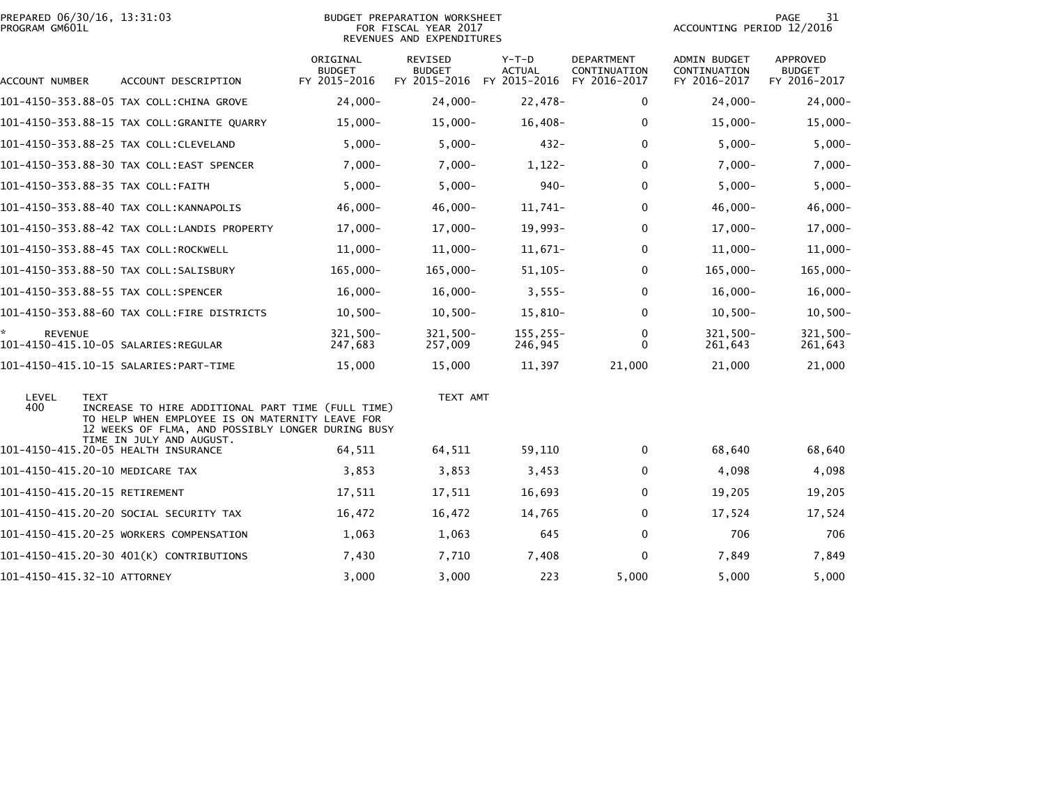PREPARED 06/30/16, 13:31:03
PROGRAM GM601L

BUDGET PREPARATION WORKSHEET
FOR FISCAL YEAR 2017
REVENUES AND EXPENDITURES

ACCOUNTING PERIOD 12/2016

| ACCOUNT NUMBER | ACCOUNT DESCRIPTION | ORIGINAL BUDGET FY 2015-2016 | REVISED BUDGET FY 2015-2016 | Y-T-D ACTUAL FY 2015-2016 | DEPARTMENT CONTINUATION FY 2016-2017 | ADMIN BUDGET CONTINUATION FY 2016-2017 | APPROVED BUDGET FY 2016-2017 |
|---|---|---|---|---|---|---|---|
| 101-4150-353.88-05 | TAX COLL:CHINA GROVE | 24,000- | 24,000- | 22,478- | 0 | 24,000- | 24,000- |
| 101-4150-353.88-15 | TAX COLL:GRANITE QUARRY | 15,000- | 15,000- | 16,408- | 0 | 15,000- | 15,000- |
| 101-4150-353.88-25 | TAX COLL:CLEVELAND | 5,000- | 5,000- | 432- | 0 | 5,000- | 5,000- |
| 101-4150-353.88-30 | TAX COLL:EAST SPENCER | 7,000- | 7,000- | 1,122- | 0 | 7,000- | 7,000- |
| 101-4150-353.88-35 | TAX COLL:FAITH | 5,000- | 5,000- | 940- | 0 | 5,000- | 5,000- |
| 101-4150-353.88-40 | TAX COLL:KANNAPOLIS | 46,000- | 46,000- | 11,741- | 0 | 46,000- | 46,000- |
| 101-4150-353.88-42 | TAX COLL:LANDIS PROPERTY | 17,000- | 17,000- | 19,993- | 0 | 17,000- | 17,000- |
| 101-4150-353.88-45 | TAX COLL:ROCKWELL | 11,000- | 11,000- | 11,671- | 0 | 11,000- | 11,000- |
| 101-4150-353.88-50 | TAX COLL:SALISBURY | 165,000- | 165,000- | 51,105- | 0 | 165,000- | 165,000- |
| 101-4150-353.88-55 | TAX COLL:SPENCER | 16,000- | 16,000- | 3,555- | 0 | 16,000- | 16,000- |
| 101-4150-353.88-60 | TAX COLL:FIRE DISTRICTS | 10,500- | 10,500- | 15,810- | 0 | 10,500- | 10,500- |
| * REVENUE | | 321,500- | 321,500- | 155,255- | 0 | 321,500- | 321,500- |
| 101-4150-415.10-05 | SALARIES:REGULAR | 247,683 | 257,009 | 246,945 | 0 | 261,643 | 261,643 |
| 101-4150-415.10-15 | SALARIES:PART-TIME | 15,000 | 15,000 | 11,397 | 21,000 | 21,000 | 21,000 |

| LEVEL | TEXT | TEXT AMT |
|---|---|---|
| 400 | INCREASE TO HIRE ADDITIONAL PART TIME (FULL TIME) TO HELP WHEN EMPLOYEE IS ON MATERNITY LEAVE FOR 12 WEEKS OF FLMA, AND POSSIBLY LONGER DURING BUSY TIME IN JULY AND AUGUST. | |

| ACCOUNT NUMBER | ACCOUNT DESCRIPTION | ORIGINAL BUDGET FY 2015-2016 | REVISED BUDGET FY 2015-2016 | Y-T-D ACTUAL FY 2015-2016 | DEPARTMENT CONTINUATION FY 2016-2017 | ADMIN BUDGET CONTINUATION FY 2016-2017 | APPROVED BUDGET FY 2016-2017 |
|---|---|---|---|---|---|---|---|
| 101-4150-415.20-05 | HEALTH INSURANCE | 64,511 | 64,511 | 59,110 | 0 | 68,640 | 68,640 |
| 101-4150-415.20-10 | MEDICARE TAX | 3,853 | 3,853 | 3,453 | 0 | 4,098 | 4,098 |
| 101-4150-415.20-15 | RETIREMENT | 17,511 | 17,511 | 16,693 | 0 | 19,205 | 19,205 |
| 101-4150-415.20-20 | SOCIAL SECURITY TAX | 16,472 | 16,472 | 14,765 | 0 | 17,524 | 17,524 |
| 101-4150-415.20-25 | WORKERS COMPENSATION | 1,063 | 1,063 | 645 | 0 | 706 | 706 |
| 101-4150-415.20-30 | 401(K) CONTRIBUTIONS | 7,430 | 7,710 | 7,408 | 0 | 7,849 | 7,849 |
| 101-4150-415.32-10 | ATTORNEY | 3,000 | 3,000 | 223 | 5,000 | 5,000 | 5,000 |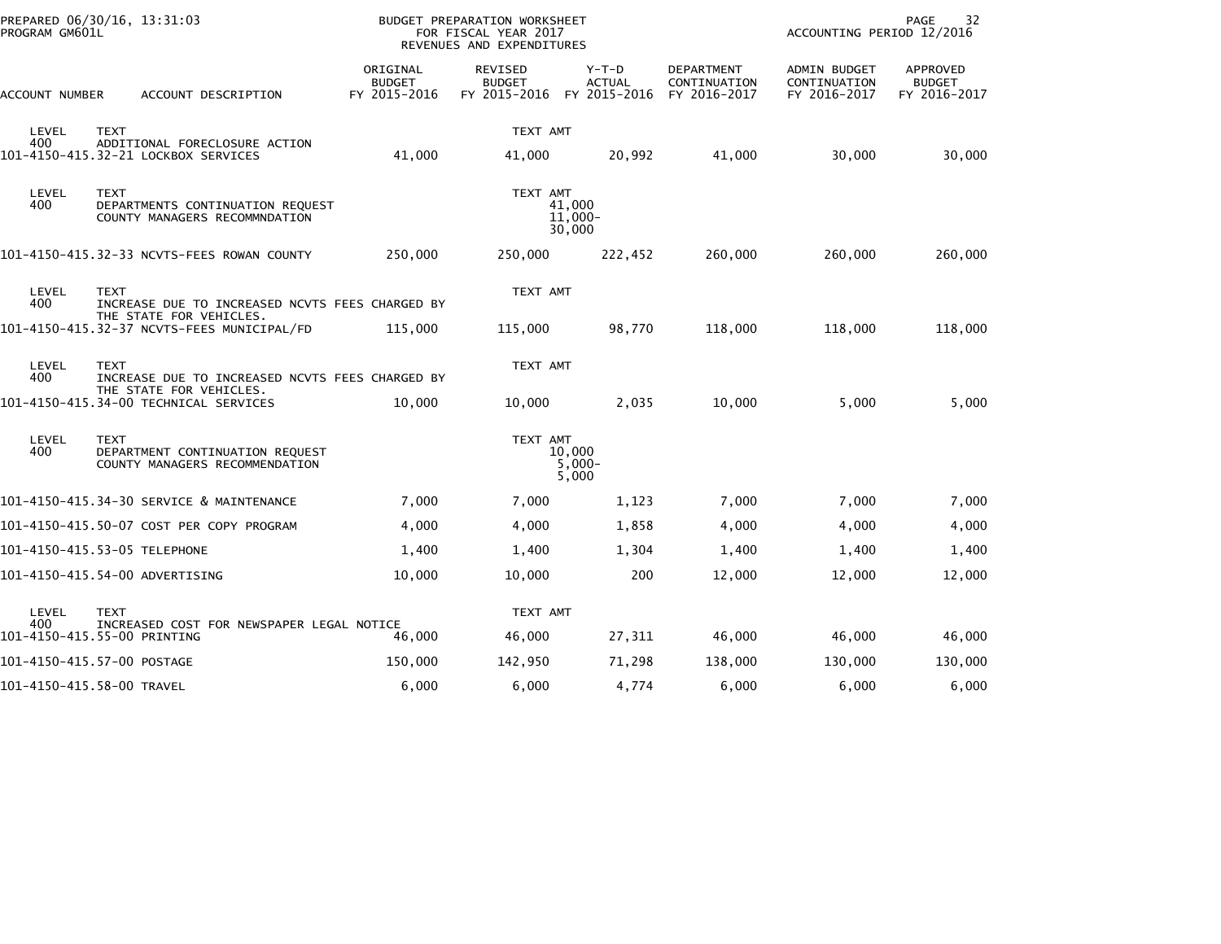BUDGET PREPARATION WORKSHEET
FOR FISCAL YEAR 2017
REVENUES AND EXPENDITURES

PREPARED 06/30/16, 13:31:03
PROGRAM GM601L

ACCOUNTING PERIOD 12/2016

| ACCOUNT NUMBER | ACCOUNT DESCRIPTION | ORIGINAL BUDGET FY 2015-2016 | REVISED BUDGET FY 2015-2016 | Y-T-D ACTUAL FY 2015-2016 | DEPARTMENT CONTINUATION FY 2016-2017 | ADMIN BUDGET CONTINUATION FY 2016-2017 | APPROVED BUDGET FY 2016-2017 |
|---|---|---|---|---|---|---|---|
| LEVEL 400 | TEXT ADDITIONAL FORECLOSURE ACTION | | TEXT AMT | | | | |
| 101-4150-415.32-21 | LOCKBOX SERVICES | 41,000 | 41,000 | 20,992 | 41,000 | 30,000 | 30,000 |
| LEVEL 400 | TEXT DEPARTMENTS CONTINUATION REQUEST | | TEXT AMT 41,000 | | | | |
| | COUNTY MANAGERS RECOMMNDATION | | 11,000- | | | | |
| | | | 30,000 | | | | |
| 101-4150-415.32-33 | NCVTS-FEES ROWAN COUNTY | 250,000 | 250,000 | 222,452 | 260,000 | 260,000 | 260,000 |
| LEVEL 400 | TEXT INCREASE DUE TO INCREASED NCVTS FEES CHARGED BY THE STATE FOR VEHICLES. | | TEXT AMT | | | | |
| 101-4150-415.32-37 | NCVTS-FEES MUNICIPAL/FD | 115,000 | 115,000 | 98,770 | 118,000 | 118,000 | 118,000 |
| LEVEL 400 | TEXT INCREASE DUE TO INCREASED NCVTS FEES CHARGED BY THE STATE FOR VEHICLES. | | TEXT AMT | | | | |
| 101-4150-415.34-00 | TECHNICAL SERVICES | 10,000 | 10,000 | 2,035 | 10,000 | 5,000 | 5,000 |
| LEVEL 400 | TEXT DEPARTMENT CONTINUATION REQUEST | | TEXT AMT 10,000 | | | | |
| | COUNTY MANAGERS RECOMMENDATION | | 5,000- | | | | |
| | | | 5,000 | | | | |
| 101-4150-415.34-30 | SERVICE & MAINTENANCE | 7,000 | 7,000 | 1,123 | 7,000 | 7,000 | 7,000 |
| 101-4150-415.50-07 | COST PER COPY PROGRAM | 4,000 | 4,000 | 1,858 | 4,000 | 4,000 | 4,000 |
| 101-4150-415.53-05 | TELEPHONE | 1,400 | 1,400 | 1,304 | 1,400 | 1,400 | 1,400 |
| 101-4150-415.54-00 | ADVERTISING | 10,000 | 10,000 | 200 | 12,000 | 12,000 | 12,000 |
| LEVEL 400 | TEXT INCREASED COST FOR NEWSPAPER LEGAL NOTICE | | TEXT AMT | | | | |
| 101-4150-415.55-00 | PRINTING | 46,000 | 46,000 | 27,311 | 46,000 | 46,000 | 46,000 |
| 101-4150-415.57-00 | POSTAGE | 150,000 | 142,950 | 71,298 | 138,000 | 130,000 | 130,000 |
| 101-4150-415.58-00 | TRAVEL | 6,000 | 6,000 | 4,774 | 6,000 | 6,000 | 6,000 |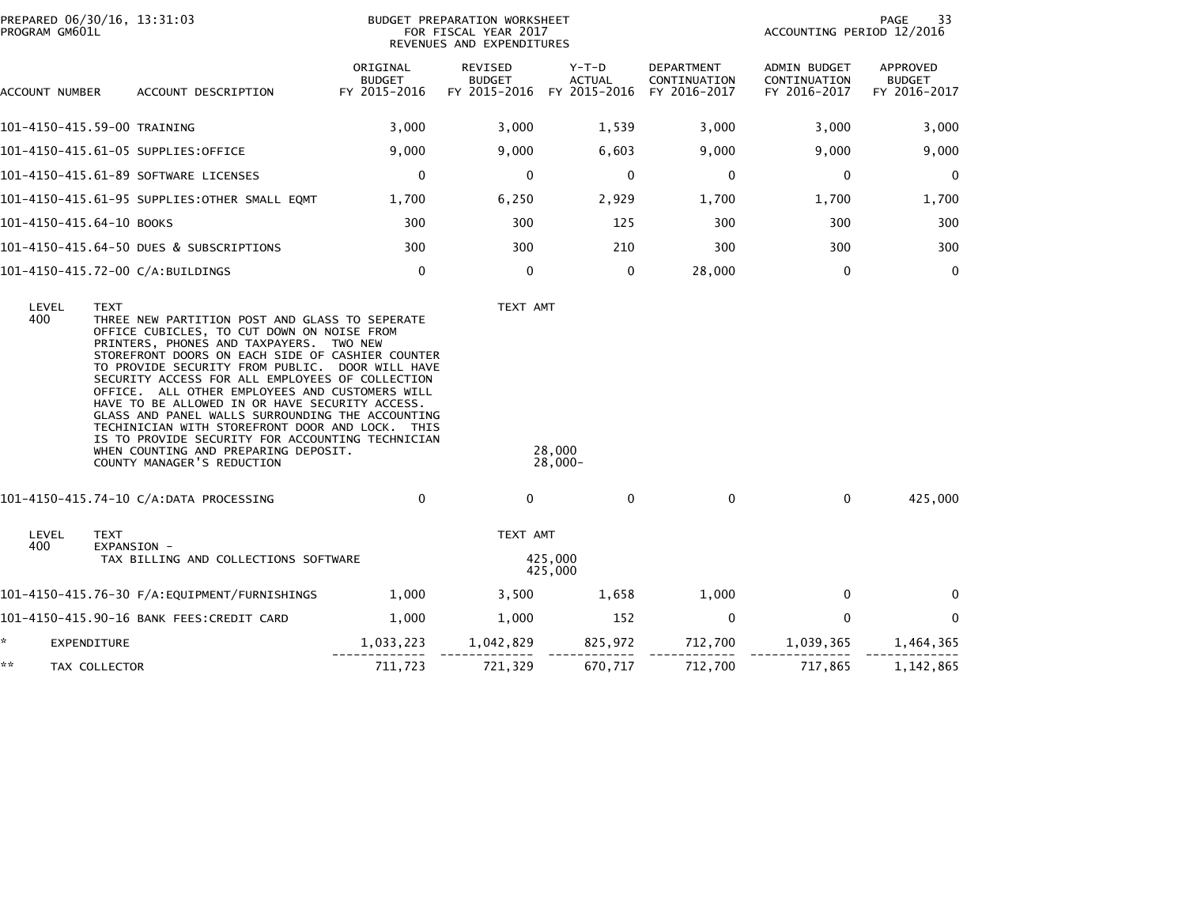PREPARED 06/30/16, 13:31:03
PROGRAM GM601L

BUDGET PREPARATION WORKSHEET
FOR FISCAL YEAR 2017
REVENUES AND EXPENDITURES

ACCOUNTING PERIOD 12/2016

| ACCOUNT NUMBER | ACCOUNT DESCRIPTION | ORIGINAL BUDGET FY 2015-2016 | REVISED BUDGET FY 2015-2016 | Y-T-D ACTUAL FY 2015-2016 | DEPARTMENT CONTINUATION FY 2016-2017 | ADMIN BUDGET CONTINUATION FY 2016-2017 | APPROVED BUDGET FY 2016-2017 |
|---|---|---|---|---|---|---|---|
| 101-4150-415.59-00 | TRAINING | 3,000 | 3,000 | 1,539 | 3,000 | 3,000 | 3,000 |
| 101-4150-415.61-05 | SUPPLIES:OFFICE | 9,000 | 9,000 | 6,603 | 9,000 | 9,000 | 9,000 |
| 101-4150-415.61-89 | SOFTWARE LICENSES | 0 | 0 | 0 | 0 | 0 | 0 |
| 101-4150-415.61-95 | SUPPLIES:OTHER SMALL EQMT | 1,700 | 6,250 | 2,929 | 1,700 | 1,700 | 1,700 |
| 101-4150-415.64-10 | BOOKS | 300 | 300 | 125 | 300 | 300 | 300 |
| 101-4150-415.64-50 | DUES & SUBSCRIPTIONS | 300 | 300 | 210 | 300 | 300 | 300 |
| 101-4150-415.72-00 | C/A:BUILDINGS | 0 | 0 | 0 | 28,000 | 0 | 0 |

| LEVEL | TEXT | TEXT AMT |
|---|---|---|
| 400 | THREE NEW PARTITION POST AND GLASS TO SEPERATE OFFICE CUBICLES, TO CUT DOWN ON NOISE FROM PRINTERS, PHONES AND TAXPAYERS. TWO NEW STOREFRONT DOORS ON EACH SIDE OF CASHIER COUNTER TO PROVIDE SECURITY FROM PUBLIC. DOOR WILL HAVE SECURITY ACCESS FOR ALL EMPLOYEES OF COLLECTION OFFICE. ALL OTHER EMPLOYEES AND CUSTOMERS WILL HAVE TO BE ALLOWED IN OR HAVE SECURITY ACCESS. GLASS AND PANEL WALLS SURROUNDING THE ACCOUNTING TECHINICIAN WITH STOREFRONT DOOR AND LOCK. THIS IS TO PROVIDE SECURITY FOR ACCOUNTING TECHNICIAN WHEN COUNTING AND PREPARING DEPOSIT. | 28,000 |
| | COUNTY MANAGER'S REDUCTION | 28,000- |

| ACCOUNT NUMBER | ACCOUNT DESCRIPTION | ORIGINAL BUDGET FY 2015-2016 | REVISED BUDGET FY 2015-2016 | Y-T-D ACTUAL FY 2015-2016 | DEPARTMENT CONTINUATION FY 2016-2017 | ADMIN BUDGET CONTINUATION FY 2016-2017 | APPROVED BUDGET FY 2016-2017 |
|---|---|---|---|---|---|---|---|
| 101-4150-415.74-10 | C/A:DATA PROCESSING | 0 | 0 | 0 | 0 | 0 | 425,000 |

| LEVEL | TEXT | TEXT AMT |
|---|---|---|
| 400 | EXPANSION - | |
| | TAX BILLING AND COLLECTIONS SOFTWARE | 425,000 |
| | | 425,000 |

| ACCOUNT NUMBER | ACCOUNT DESCRIPTION | ORIGINAL BUDGET FY 2015-2016 | REVISED BUDGET FY 2015-2016 | Y-T-D ACTUAL FY 2015-2016 | DEPARTMENT CONTINUATION FY 2016-2017 | ADMIN BUDGET CONTINUATION FY 2016-2017 | APPROVED BUDGET FY 2016-2017 |
|---|---|---|---|---|---|---|---|
| 101-4150-415.76-30 | F/A:EQUIPMENT/FURNISHINGS | 1,000 | 3,500 | 1,658 | 1,000 | 0 | 0 |
| 101-4150-415.90-16 | BANK FEES:CREDIT CARD | 1,000 | 1,000 | 152 | 0 | 0 | 0 |
| * | EXPENDITURE | 1,033,223 | 1,042,829 | 825,972 | 712,700 | 1,039,365 | 1,464,365 |
| ** | TAX COLLECTOR | 711,723 | 721,329 | 670,717 | 712,700 | 717,865 | 1,142,865 |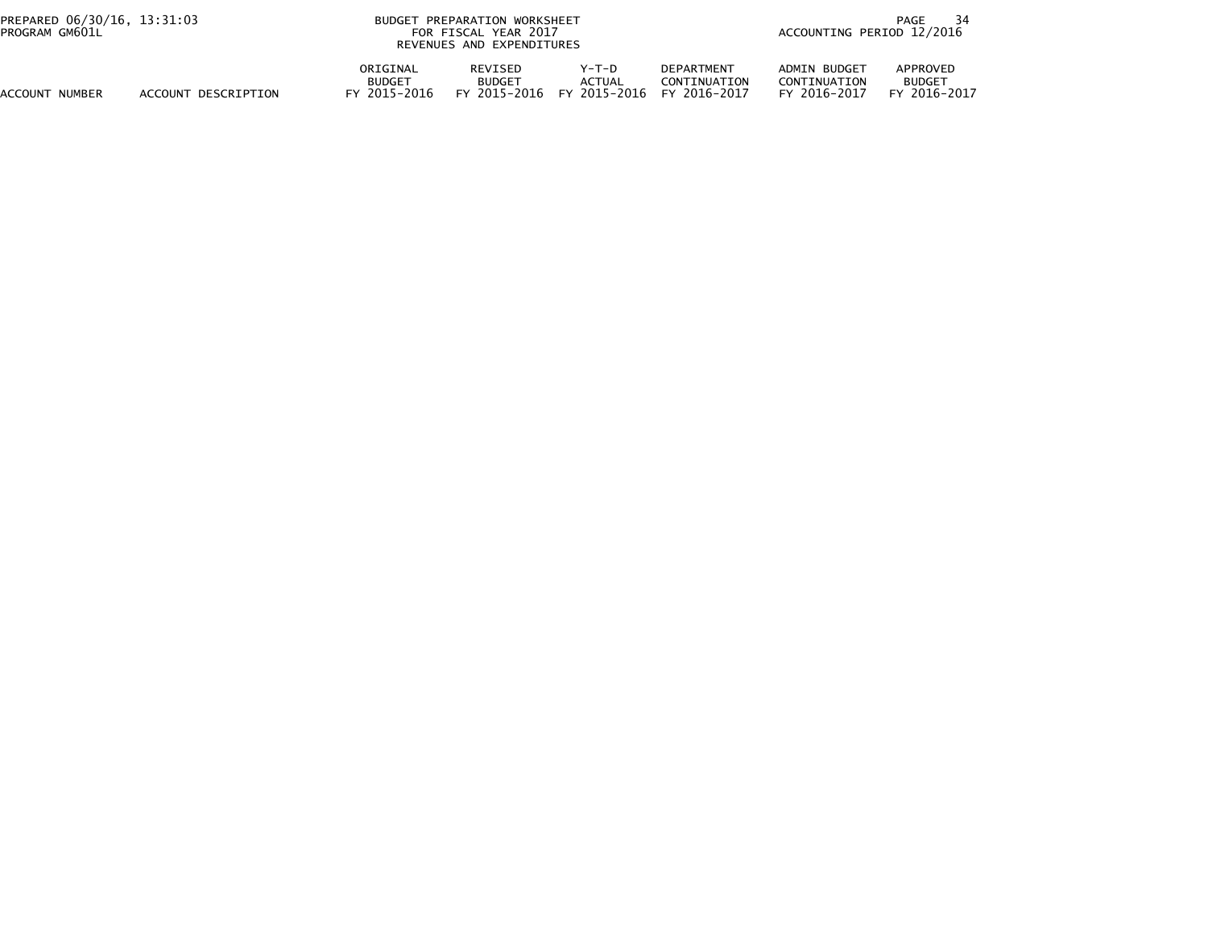| ACCOUNT NUMBER | ACCOUNT DESCRIPTION | ORIGINAL BUDGET FY 2015-2016 | REVISED BUDGET FY 2015-2016 | Y-T-D ACTUAL FY 2015-2016 | DEPARTMENT CONTINUATION FY 2016-2017 | ADMIN BUDGET CONTINUATION FY 2016-2017 | APPROVED BUDGET FY 2016-2017 |
|---|---|---|---|---|---|---|---|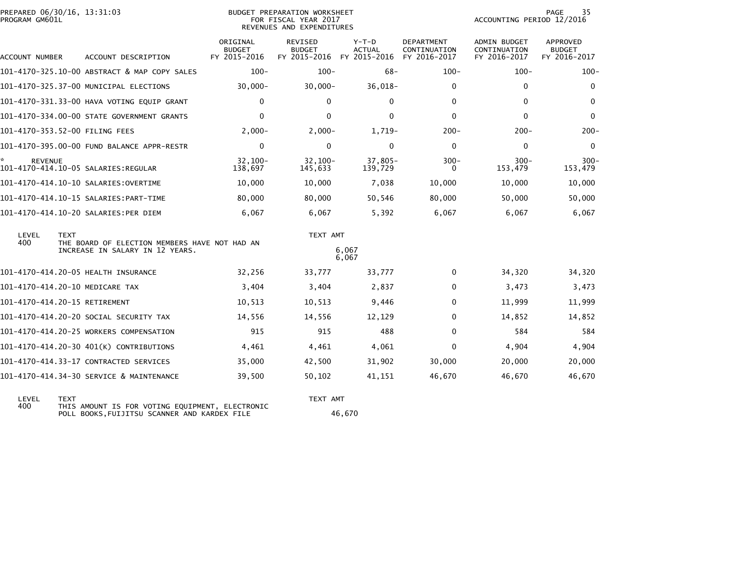PREPARED 06/30/16, 13:31:03
PROGRAM GM601L

BUDGET PREPARATION WORKSHEET
FOR FISCAL YEAR 2017
REVENUES AND EXPENDITURES

ACCOUNTING PERIOD 12/2016

| ACCOUNT NUMBER | ACCOUNT DESCRIPTION | ORIGINAL BUDGET FY 2015-2016 | REVISED BUDGET FY 2015-2016 | Y-T-D ACTUAL FY 2015-2016 | DEPARTMENT CONTINUATION FY 2016-2017 | ADMIN BUDGET CONTINUATION FY 2016-2017 | APPROVED BUDGET FY 2016-2017 |
|---|---|---|---|---|---|---|---|
| 101-4170-325.10-00 | ABSTRACT & MAP COPY SALES | 100- | 100- | 68- | 100- | 100- | 100- |
| 101-4170-325.37-00 | MUNICIPAL ELECTIONS | 30,000- | 30,000- | 36,018- | 0 | 0 | 0 |
| 101-4170-331.33-00 | HAVA VOTING EQUIP GRANT | 0 | 0 | 0 | 0 | 0 | 0 |
| 101-4170-334.00-00 | STATE GOVERNMENT GRANTS | 0 | 0 | 0 | 0 | 0 | 0 |
| 101-4170-353.52-00 | FILING FEES | 2,000- | 2,000- | 1,719- | 200- | 200- | 200- |
| 101-4170-395.00-00 | FUND BALANCE APPR-RESTR | 0 | 0 | 0 | 0 | 0 | 0 |
| * REVENUE | | 32,100- | 32,100- | 37,805- | 300- | 300- | 300- |
| 101-4170-414.10-05 | SALARIES:REGULAR | 138,697 | 145,633 | 139,729 | 0 | 153,479 | 153,479 |
| 101-4170-414.10-10 | SALARIES:OVERTIME | 10,000 | 10,000 | 7,038 | 10,000 | 10,000 | 10,000 |
| 101-4170-414.10-15 | SALARIES:PART-TIME | 80,000 | 80,000 | 50,546 | 80,000 | 50,000 | 50,000 |
| 101-4170-414.10-20 | SALARIES:PER DIEM | 6,067 | 6,067 | 5,392 | 6,067 | 6,067 | 6,067 |

| LEVEL | TEXT | TEXT AMT |
|---|---|---|
| 400 | THE BOARD OF ELECTION MEMBERS HAVE NOT HAD AN INCREASE IN SALARY IN 12 YEARS. | 6,067 |
| | | 6,067 |

| ACCOUNT NUMBER | ACCOUNT DESCRIPTION | ORIGINAL BUDGET FY 2015-2016 | REVISED BUDGET FY 2015-2016 | Y-T-D ACTUAL FY 2015-2016 | DEPARTMENT CONTINUATION FY 2016-2017 | ADMIN BUDGET CONTINUATION FY 2016-2017 | APPROVED BUDGET FY 2016-2017 |
|---|---|---|---|---|---|---|---|
| 101-4170-414.20-05 | HEALTH INSURANCE | 32,256 | 33,777 | 33,777 | 0 | 34,320 | 34,320 |
| 101-4170-414.20-10 | MEDICARE TAX | 3,404 | 3,404 | 2,837 | 0 | 3,473 | 3,473 |
| 101-4170-414.20-15 | RETIREMENT | 10,513 | 10,513 | 9,446 | 0 | 11,999 | 11,999 |
| 101-4170-414.20-20 | SOCIAL SECURITY TAX | 14,556 | 14,556 | 12,129 | 0 | 14,852 | 14,852 |
| 101-4170-414.20-25 | WORKERS COMPENSATION | 915 | 915 | 488 | 0 | 584 | 584 |
| 101-4170-414.20-30 | 401(K) CONTRIBUTIONS | 4,461 | 4,461 | 4,061 | 0 | 4,904 | 4,904 |
| 101-4170-414.33-17 | CONTRACTED SERVICES | 35,000 | 42,500 | 31,902 | 30,000 | 20,000 | 20,000 |
| 101-4170-414.34-30 | SERVICE & MAINTENANCE | 39,500 | 50,102 | 41,151 | 46,670 | 46,670 | 46,670 |

| LEVEL | TEXT | TEXT AMT |
|---|---|---|
| 400 | THIS AMOUNT IS FOR VOTING EQUIPMENT, ELECTRONIC POLL BOOKS,FUIJITSU SCANNER AND KARDEX FILE | 46,670 |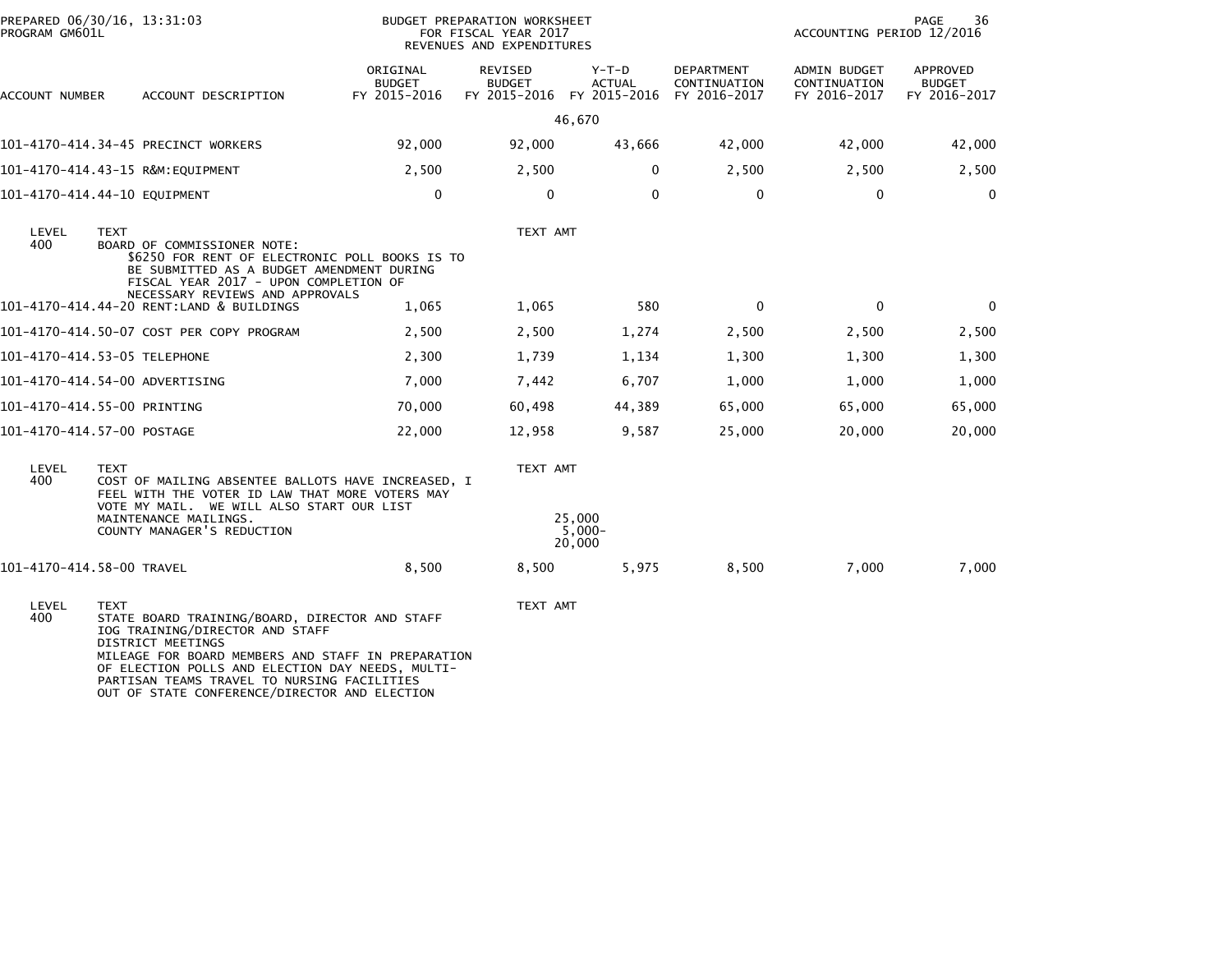PREPARED 06/30/16, 13:31:03
PROGRAM GM601L

BUDGET PREPARATION WORKSHEET
FOR FISCAL YEAR 2017
REVENUES AND EXPENDITURES

ACCOUNTING PERIOD 12/2016

| ACCOUNT NUMBER | ACCOUNT DESCRIPTION | ORIGINAL BUDGET FY 2015-2016 | REVISED BUDGET FY 2015-2016 | Y-T-D ACTUAL FY 2015-2016 | DEPARTMENT CONTINUATION FY 2016-2017 | ADMIN BUDGET CONTINUATION FY 2016-2017 | APPROVED BUDGET FY 2016-2017 |
|---|---|---|---|---|---|---|---|
| | | | 46,670 | | | | |
| 101-4170-414.34-45 | PRECINCT WORKERS | 92,000 | 92,000 | 43,666 | 42,000 | 42,000 | 42,000 |
| 101-4170-414.43-15 | R&M:EQUIPMENT | 2,500 | 2,500 | 0 | 2,500 | 2,500 | 2,500 |
| 101-4170-414.44-10 | EQUIPMENT | 0 | 0 | 0 | 0 | 0 | 0 |

LEVEL 400 TEXT — TEXT AMT

BOARD OF COMMISSIONER NOTE:
$6250 FOR RENT OF ELECTRONIC POLL BOOKS IS TO BE SUBMITTED AS A BUDGET AMENDMENT DURING FISCAL YEAR 2017 - UPON COMPLETION OF NECESSARY REVIEWS AND APPROVALS

| ACCOUNT NUMBER | ACCOUNT DESCRIPTION | ORIGINAL BUDGET FY 2015-2016 | REVISED BUDGET FY 2015-2016 | Y-T-D ACTUAL FY 2015-2016 | DEPARTMENT CONTINUATION FY 2016-2017 | ADMIN BUDGET CONTINUATION FY 2016-2017 | APPROVED BUDGET FY 2016-2017 |
|---|---|---|---|---|---|---|---|
| 101-4170-414.44-20 | RENT:LAND & BUILDINGS | 1,065 | 1,065 | 580 | 0 | 0 | 0 |
| 101-4170-414.50-07 | COST PER COPY PROGRAM | 2,500 | 2,500 | 1,274 | 2,500 | 2,500 | 2,500 |
| 101-4170-414.53-05 | TELEPHONE | 2,300 | 1,739 | 1,134 | 1,300 | 1,300 | 1,300 |
| 101-4170-414.54-00 | ADVERTISING | 7,000 | 7,442 | 6,707 | 1,000 | 1,000 | 1,000 |
| 101-4170-414.55-00 | PRINTING | 70,000 | 60,498 | 44,389 | 65,000 | 65,000 | 65,000 |
| 101-4170-414.57-00 | POSTAGE | 22,000 | 12,958 | 9,587 | 25,000 | 20,000 | 20,000 |

| LEVEL | TEXT | TEXT AMT |
|---|---|---|
| 400 | COST OF MAILING ABSENTEE BALLOTS HAVE INCREASED, I FEEL WITH THE VOTER ID LAW THAT MORE VOTERS MAY VOTE MY MAIL. WE WILL ALSO START OUR LIST MAINTENANCE MAILINGS. | 25,000 |
| | COUNTY MANAGER'S REDUCTION | 5,000- |
| | | 20,000 |

| ACCOUNT NUMBER | ACCOUNT DESCRIPTION | ORIGINAL BUDGET FY 2015-2016 | REVISED BUDGET FY 2015-2016 | Y-T-D ACTUAL FY 2015-2016 | DEPARTMENT CONTINUATION FY 2016-2017 | ADMIN BUDGET CONTINUATION FY 2016-2017 | APPROVED BUDGET FY 2016-2017 |
|---|---|---|---|---|---|---|---|
| 101-4170-414.58-00 | TRAVEL | 8,500 | 8,500 | 5,975 | 8,500 | 7,000 | 7,000 |

LEVEL 400 TEXT — TEXT AMT

STATE BOARD TRAINING/BOARD, DIRECTOR AND STAFF
IOG TRAINING/DIRECTOR AND STAFF
DISTRICT MEETINGS
MILEAGE FOR BOARD MEMBERS AND STAFF IN PREPARATION OF ELECTION POLLS AND ELECTION DAY NEEDS, MULTI-PARTISAN TEAMS TRAVEL TO NURSING FACILITIES
OUT OF STATE CONFERENCE/DIRECTOR AND ELECTION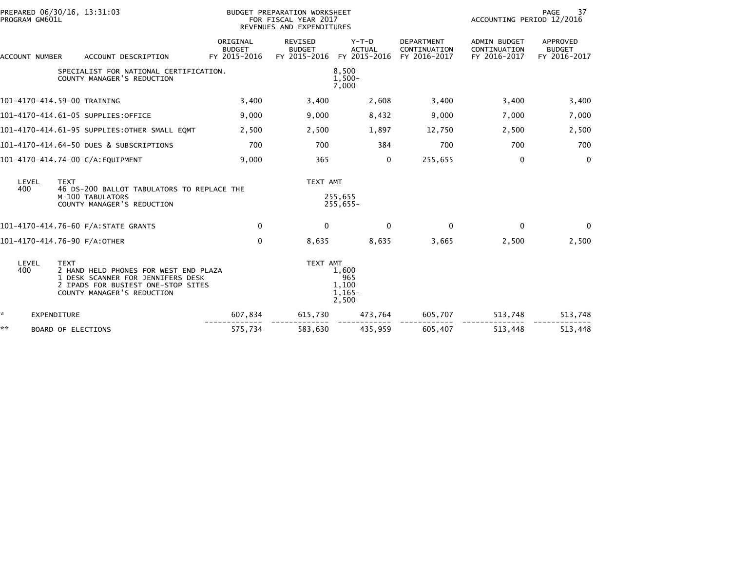PREPARED 06/30/16, 13:31:03
PROGRAM GM601L

BUDGET PREPARATION WORKSHEET
FOR FISCAL YEAR 2017
REVENUES AND EXPENDITURES

ACCOUNTING PERIOD 12/2016

| ACCOUNT NUMBER | ACCOUNT DESCRIPTION | ORIGINAL BUDGET FY 2015-2016 | REVISED BUDGET FY 2015-2016 | Y-T-D ACTUAL FY 2015-2016 | DEPARTMENT CONTINUATION FY 2016-2017 | ADMIN BUDGET CONTINUATION FY 2016-2017 | APPROVED BUDGET FY 2016-2017 |
|---|---|---|---|---|---|---|---|
| | SPECIALIST FOR NATIONAL CERTIFICATION. | | | 8,500 | | | |
| | COUNTY MANAGER'S REDUCTION | | | 1,500- | | | |
| | | | | 7,000 | | | |
| 101-4170-414.59-00 | TRAINING | 3,400 | 3,400 | 2,608 | 3,400 | 3,400 | 3,400 |
| 101-4170-414.61-05 | SUPPLIES:OFFICE | 9,000 | 9,000 | 8,432 | 9,000 | 7,000 | 7,000 |
| 101-4170-414.61-95 | SUPPLIES:OTHER SMALL EQMT | 2,500 | 2,500 | 1,897 | 12,750 | 2,500 | 2,500 |
| 101-4170-414.64-50 | DUES & SUBSCRIPTIONS | 700 | 700 | 384 | 700 | 700 | 700 |
| 101-4170-414.74-00 | C/A:EQUIPMENT | 9,000 | 365 | 0 | 255,655 | 0 | 0 |
| LEVEL 400 | TEXT | | TEXT AMT | | | | |
| | 46 DS-200 BALLOT TABULATORS TO REPLACE THE M-100 TABULATORS | | | 255,655 | | | |
| | COUNTY MANAGER'S REDUCTION | | | 255,655- | | | |
| 101-4170-414.76-60 | F/A:STATE GRANTS | 0 | 0 | 0 | 0 | 0 | 0 |
| 101-4170-414.76-90 | F/A:OTHER | 0 | 8,635 | 8,635 | 3,665 | 2,500 | 2,500 |
| LEVEL 400 | TEXT | | TEXT AMT | | | | |
| | 2 HAND HELD PHONES FOR WEST END PLAZA | | | 1,600 | | | |
| | 1 DESK SCANNER FOR JENNIFERS DESK | | | 965 | | | |
| | 2 IPADS FOR BUSIEST ONE-STOP SITES | | | 1,100 | | | |
| | COUNTY MANAGER'S REDUCTION | | | 1,165- | | | |
| | | | | 2,500 | | | |
| * | EXPENDITURE | 607,834 | 615,730 | 473,764 | 605,707 | 513,748 | 513,748 |
| ** | BOARD OF ELECTIONS | 575,734 | 583,630 | 435,959 | 605,407 | 513,448 | 513,448 |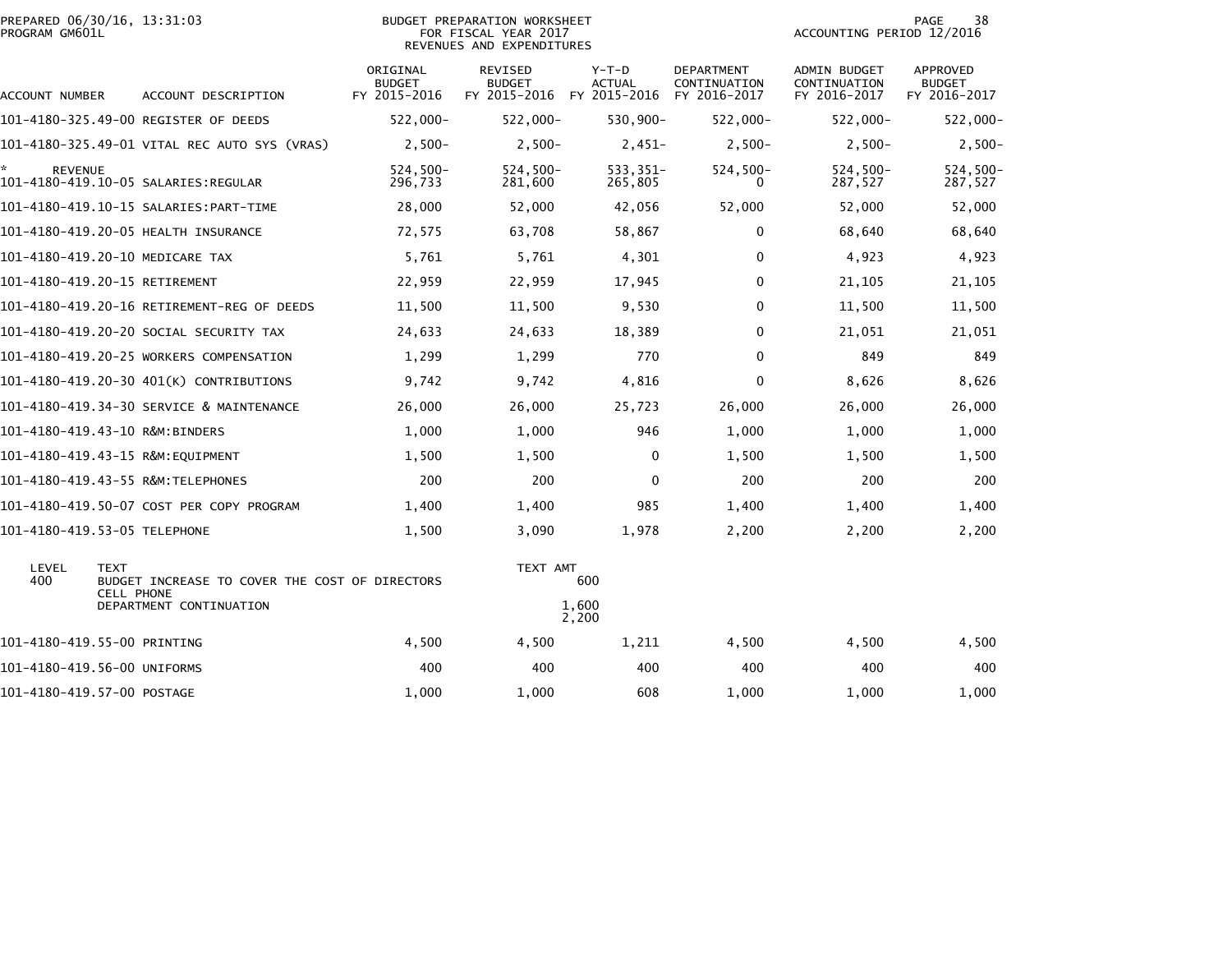PREPARED 06/30/16, 13:31:03
PROGRAM GM601L

BUDGET PREPARATION WORKSHEET
FOR FISCAL YEAR 2017
REVENUES AND EXPENDITURES

ACCOUNTING PERIOD 12/2016

| ACCOUNT NUMBER | ACCOUNT DESCRIPTION | ORIGINAL BUDGET FY 2015-2016 | REVISED BUDGET FY 2015-2016 | Y-T-D ACTUAL FY 2015-2016 | DEPARTMENT CONTINUATION FY 2016-2017 | ADMIN BUDGET CONTINUATION FY 2016-2017 | APPROVED BUDGET FY 2016-2017 |
|---|---|---|---|---|---|---|---|
| 101-4180-325.49-00 | REGISTER OF DEEDS | 522,000- | 522,000- | 530,900- | 522,000- | 522,000- | 522,000- |
| 101-4180-325.49-01 | VITAL REC AUTO SYS (VRAS) | 2,500- | 2,500- | 2,451- | 2,500- | 2,500- | 2,500- |
| * REVENUE | | 524,500- | 524,500- | 533,351- | 524,500- | 524,500- | 524,500- |
| 101-4180-419.10-05 | SALARIES:REGULAR | 296,733 | 281,600 | 265,805 | 0 | 287,527 | 287,527 |
| 101-4180-419.10-15 | SALARIES:PART-TIME | 28,000 | 52,000 | 42,056 | 52,000 | 52,000 | 52,000 |
| 101-4180-419.20-05 | HEALTH INSURANCE | 72,575 | 63,708 | 58,867 | 0 | 68,640 | 68,640 |
| 101-4180-419.20-10 | MEDICARE TAX | 5,761 | 5,761 | 4,301 | 0 | 4,923 | 4,923 |
| 101-4180-419.20-15 | RETIREMENT | 22,959 | 22,959 | 17,945 | 0 | 21,105 | 21,105 |
| 101-4180-419.20-16 | RETIREMENT-REG OF DEEDS | 11,500 | 11,500 | 9,530 | 0 | 11,500 | 11,500 |
| 101-4180-419.20-20 | SOCIAL SECURITY TAX | 24,633 | 24,633 | 18,389 | 0 | 21,051 | 21,051 |
| 101-4180-419.20-25 | WORKERS COMPENSATION | 1,299 | 1,299 | 770 | 0 | 849 | 849 |
| 101-4180-419.20-30 | 401(K) CONTRIBUTIONS | 9,742 | 9,742 | 4,816 | 0 | 8,626 | 8,626 |
| 101-4180-419.34-30 | SERVICE & MAINTENANCE | 26,000 | 26,000 | 25,723 | 26,000 | 26,000 | 26,000 |
| 101-4180-419.43-10 | R&M:BINDERS | 1,000 | 1,000 | 946 | 1,000 | 1,000 | 1,000 |
| 101-4180-419.43-15 | R&M:EQUIPMENT | 1,500 | 1,500 | 0 | 1,500 | 1,500 | 1,500 |
| 101-4180-419.43-55 | R&M:TELEPHONES | 200 | 200 | 0 | 200 | 200 | 200 |
| 101-4180-419.50-07 | COST PER COPY PROGRAM | 1,400 | 1,400 | 985 | 1,400 | 1,400 | 1,400 |
| 101-4180-419.53-05 | TELEPHONE | 1,500 | 3,090 | 1,978 | 2,200 | 2,200 | 2,200 |

| LEVEL | TEXT | TEXT AMT |
|---|---|---|
| 400 | BUDGET INCREASE TO COVER THE COST OF DIRECTORS CELL PHONE | 600 |
| | DEPARTMENT CONTINUATION | 1,600 |
| | | 2,200 |

| ACCOUNT NUMBER | ACCOUNT DESCRIPTION | ORIGINAL BUDGET FY 2015-2016 | REVISED BUDGET FY 2015-2016 | Y-T-D ACTUAL FY 2015-2016 | DEPARTMENT CONTINUATION FY 2016-2017 | ADMIN BUDGET CONTINUATION FY 2016-2017 | APPROVED BUDGET FY 2016-2017 |
|---|---|---|---|---|---|---|---|
| 101-4180-419.55-00 | PRINTING | 4,500 | 4,500 | 1,211 | 4,500 | 4,500 | 4,500 |
| 101-4180-419.56-00 | UNIFORMS | 400 | 400 | 400 | 400 | 400 | 400 |
| 101-4180-419.57-00 | POSTAGE | 1,000 | 1,000 | 608 | 1,000 | 1,000 | 1,000 |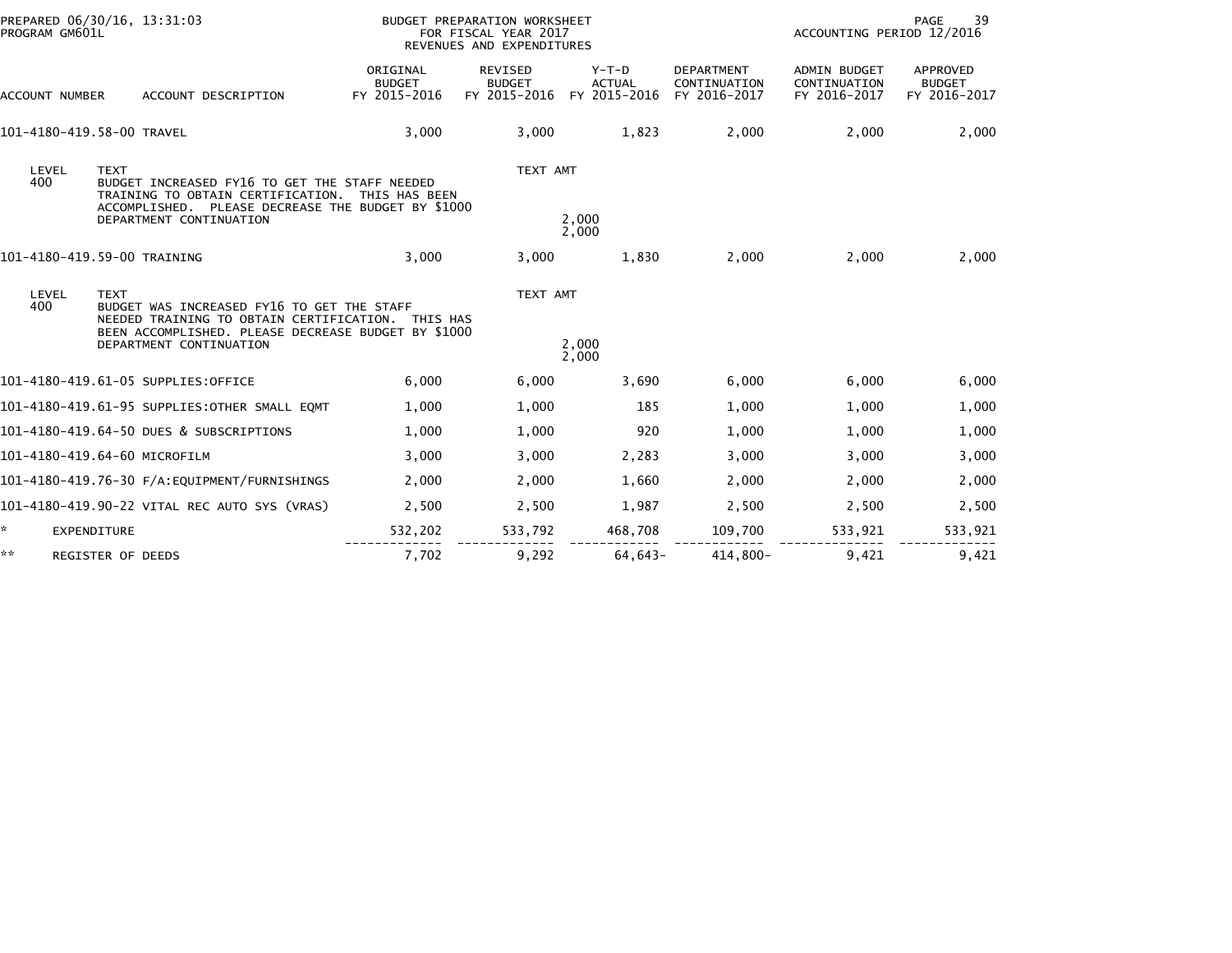PREPARED 06/30/16, 13:31:03
PROGRAM GM601L

BUDGET PREPARATION WORKSHEET
FOR FISCAL YEAR 2017
REVENUES AND EXPENDITURES

ACCOUNTING PERIOD 12/2016

| ACCOUNT NUMBER | ACCOUNT DESCRIPTION | ORIGINAL BUDGET FY 2015-2016 | REVISED BUDGET FY 2015-2016 | Y-T-D ACTUAL FY 2015-2016 | DEPARTMENT CONTINUATION FY 2016-2017 | ADMIN BUDGET CONTINUATION FY 2016-2017 | APPROVED BUDGET FY 2016-2017 |
|---|---|---|---|---|---|---|---|
| 101-4180-419.58-00 | TRAVEL | 3,000 | 3,000 | 1,823 | 2,000 | 2,000 | 2,000 |
| LEVEL 400 | TEXT: BUDGET INCREASED FY16 TO GET THE STAFF NEEDED TRAINING TO OBTAIN CERTIFICATION. THIS HAS BEEN ACCOMPLISHED. PLEASE DECREASE THE BUDGET BY $1000 DEPARTMENT CONTINUATION | | TEXT AMT 2,000 2,000 | | | | |
| 101-4180-419.59-00 | TRAINING | 3,000 | 3,000 | 1,830 | 2,000 | 2,000 | 2,000 |
| LEVEL 400 | TEXT: BUDGET WAS INCREASED FY16 TO GET THE STAFF NEEDED TRAINING TO OBTAIN CERTIFICATION. THIS HAS BEEN ACCOMPLISHED. PLEASE DECREASE BUDGET BY $1000 DEPARTMENT CONTINUATION | | TEXT AMT 2,000 2,000 | | | | |
| 101-4180-419.61-05 | SUPPLIES:OFFICE | 6,000 | 6,000 | 3,690 | 6,000 | 6,000 | 6,000 |
| 101-4180-419.61-95 | SUPPLIES:OTHER SMALL EQMT | 1,000 | 1,000 | 185 | 1,000 | 1,000 | 1,000 |
| 101-4180-419.64-50 | DUES & SUBSCRIPTIONS | 1,000 | 1,000 | 920 | 1,000 | 1,000 | 1,000 |
| 101-4180-419.64-60 | MICROFILM | 3,000 | 3,000 | 2,283 | 3,000 | 3,000 | 3,000 |
| 101-4180-419.76-30 | F/A:EQUIPMENT/FURNISHINGS | 2,000 | 2,000 | 1,660 | 2,000 | 2,000 | 2,000 |
| 101-4180-419.90-22 | VITAL REC AUTO SYS (VRAS) | 2,500 | 2,500 | 1,987 | 2,500 | 2,500 | 2,500 |
| * | EXPENDITURE | 532,202 | 533,792 | 468,708 | 109,700 | 533,921 | 533,921 |
| ** | REGISTER OF DEEDS | 7,702 | 9,292 | 64,643- | 414,800- | 9,421 | 9,421 |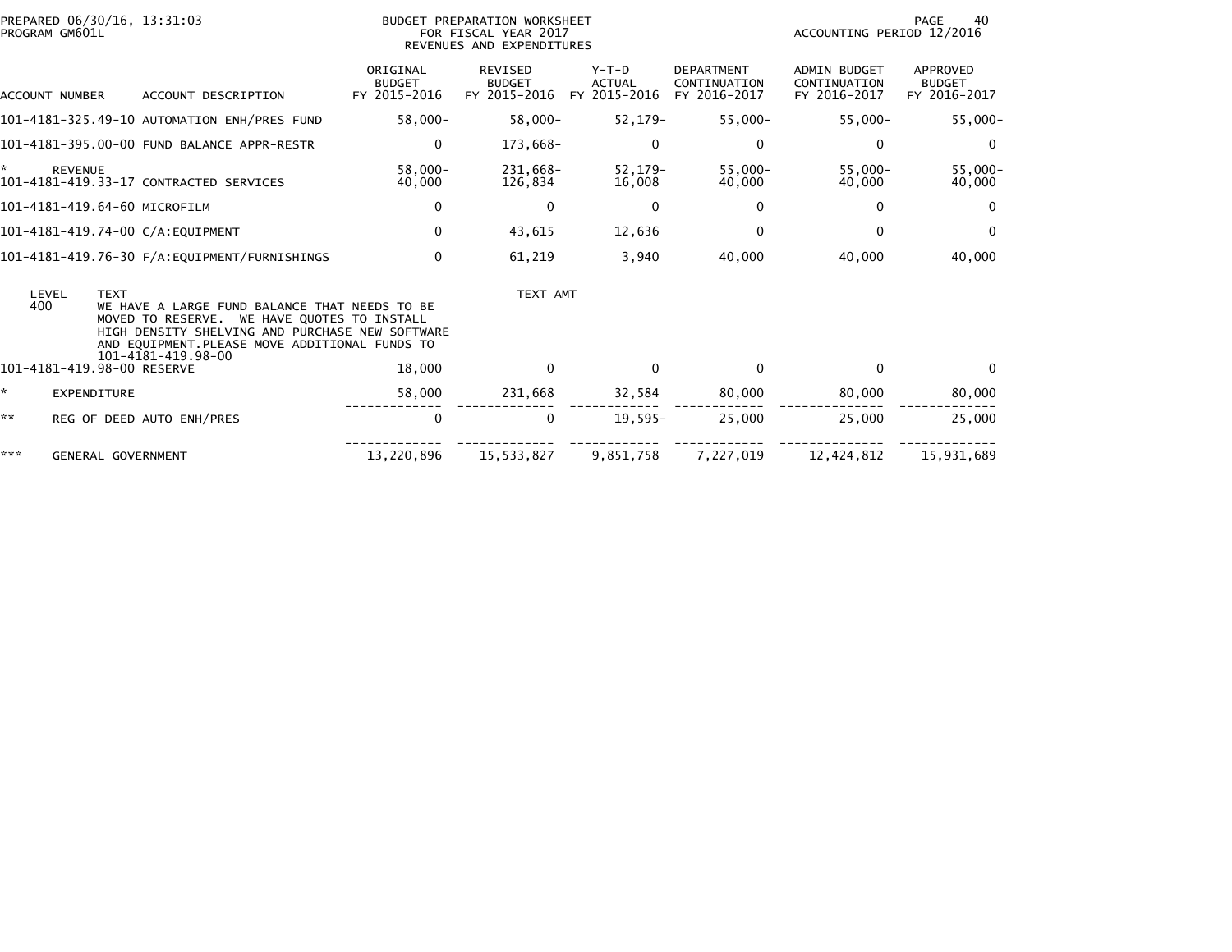PREPARED 06/30/16, 13:31:03
PROGRAM GM601L

BUDGET PREPARATION WORKSHEET
FOR FISCAL YEAR 2017
REVENUES AND EXPENDITURES

ACCOUNTING PERIOD 12/2016

| ACCOUNT NUMBER | ACCOUNT DESCRIPTION | ORIGINAL BUDGET FY 2015-2016 | REVISED BUDGET FY 2015-2016 | Y-T-D ACTUAL FY 2015-2016 | DEPARTMENT CONTINUATION FY 2016-2017 | ADMIN BUDGET CONTINUATION FY 2016-2017 | APPROVED BUDGET FY 2016-2017 |
|---|---|---|---|---|---|---|---|
| 101-4181-325.49-10 | AUTOMATION ENH/PRES FUND | 58,000- | 58,000- | 52,179- | 55,000- | 55,000- | 55,000- |
| 101-4181-395.00-00 | FUND BALANCE APPR-RESTR | 0 | 173,668- | 0 | 0 | 0 | 0 |
| * | REVENUE | 58,000- | 231,668- | 52,179- | 55,000- | 55,000- | 55,000- |
| 101-4181-419.33-17 | CONTRACTED SERVICES | 40,000 | 126,834 | 16,008 | 40,000 | 40,000 | 40,000 |
| 101-4181-419.64-60 | MICROFILM | 0 | 0 | 0 | 0 | 0 | 0 |
| 101-4181-419.74-00 | C/A:EQUIPMENT | 0 | 43,615 | 12,636 | 0 | 0 | 0 |
| 101-4181-419.76-30 | F/A:EQUIPMENT/FURNISHINGS | 0 | 61,219 | 3,940 | 40,000 | 40,000 | 40,000 |

| LEVEL | TEXT | TEXT AMT |
|---|---|---|
| 400 | WE HAVE A LARGE FUND BALANCE THAT NEEDS TO BE MOVED TO RESERVE. WE HAVE QUOTES TO INSTALL HIGH DENSITY SHELVING AND PURCHASE NEW SOFTWARE AND EQUIPMENT.PLEASE MOVE ADDITIONAL FUNDS TO 101-4181-419.98-00 | |

| ACCOUNT NUMBER | ACCOUNT DESCRIPTION | ORIGINAL BUDGET FY 2015-2016 | REVISED BUDGET FY 2015-2016 | Y-T-D ACTUAL FY 2015-2016 | DEPARTMENT CONTINUATION FY 2016-2017 | ADMIN BUDGET CONTINUATION FY 2016-2017 | APPROVED BUDGET FY 2016-2017 |
|---|---|---|---|---|---|---|---|
| 101-4181-419.98-00 | RESERVE | 18,000 | 0 | 0 | 0 | 0 | 0 |
| * | EXPENDITURE | 58,000 | 231,668 | 32,584 | 80,000 | 80,000 | 80,000 |
| ** | REG OF DEED AUTO ENH/PRES | 0 | 0 | 19,595- | 25,000 | 25,000 | 25,000 |
| *** | GENERAL GOVERNMENT | 13,220,896 | 15,533,827 | 9,851,758 | 7,227,019 | 12,424,812 | 15,931,689 |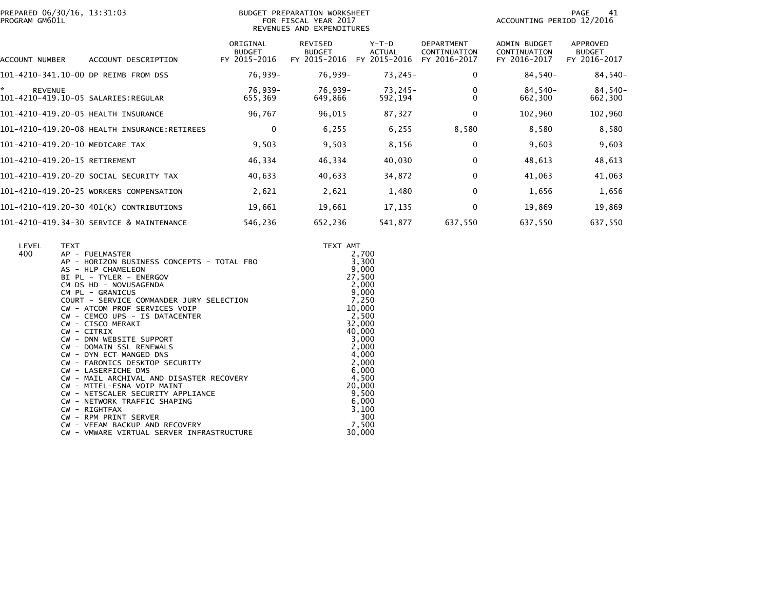PREPARED 06/30/16, 13:31:03
PROGRAM GM601L

BUDGET PREPARATION WORKSHEET
FOR FISCAL YEAR 2017
REVENUES AND EXPENDITURES

ACCOUNTING PERIOD 12/2016

| ACCOUNT NUMBER | ACCOUNT DESCRIPTION | ORIGINAL BUDGET FY 2015-2016 | REVISED BUDGET FY 2015-2016 | Y-T-D ACTUAL FY 2015-2016 | DEPARTMENT CONTINUATION FY 2016-2017 | ADMIN BUDGET CONTINUATION FY 2016-2017 | APPROVED BUDGET FY 2016-2017 |
|---|---|---|---|---|---|---|---|
| 101-4210-341.10-00 | DP REIMB FROM DSS | 76,939- | 76,939- | 73,245- | 0 | 84,540- | 84,540- |
| * REVENUE | | 76,939- | 76,939- | 73,245- | 0 | 84,540- | 84,540- |
| 101-4210-419.10-05 | SALARIES:REGULAR | 655,369 | 649,866 | 592,194 | 0 | 662,300 | 662,300 |
| 101-4210-419.20-05 | HEALTH INSURANCE | 96,767 | 96,015 | 87,327 | 0 | 102,960 | 102,960 |
| 101-4210-419.20-08 | HEALTH INSURANCE:RETIREES | 0 | 6,255 | 6,255 | 8,580 | 8,580 | 8,580 |
| 101-4210-419.20-10 | MEDICARE TAX | 9,503 | 9,503 | 8,156 | 0 | 9,603 | 9,603 |
| 101-4210-419.20-15 | RETIREMENT | 46,334 | 46,334 | 40,030 | 0 | 48,613 | 48,613 |
| 101-4210-419.20-20 | SOCIAL SECURITY TAX | 40,633 | 40,633 | 34,872 | 0 | 41,063 | 41,063 |
| 101-4210-419.20-25 | WORKERS COMPENSATION | 2,621 | 2,621 | 1,480 | 0 | 1,656 | 1,656 |
| 101-4210-419.20-30 | 401(K) CONTRIBUTIONS | 19,661 | 19,661 | 17,135 | 0 | 19,869 | 19,869 |
| 101-4210-419.34-30 | SERVICE & MAINTENANCE | 546,236 | 652,236 | 541,877 | 637,550 | 637,550 | 637,550 |

| LEVEL | TEXT | TEXT AMT |
|---|---|---|
| 400 | AP - FUELMASTER | 2,700 |
| | AP - HORIZON BUSINESS CONCEPTS - TOTAL FBO | 3,300 |
| | AS - HLP CHAMELEON | 9,000 |
| | BI PL - TYLER - ENERGOV | 27,500 |
| | CM DS HD - NOVUSAGENDA | 2,000 |
| | CM PL - GRANICUS | 9,000 |
| | COURT - SERVICE COMMANDER JURY SELECTION | 7,250 |
| | CW - ATCOM PROF SERVICES VOIP | 10,000 |
| | CW - CEMCO UPS - IS DATACENTER | 2,500 |
| | CW - CISCO MERAKI | 32,000 |
| | CW - CITRIX | 40,000 |
| | CW - DNN WEBSITE SUPPORT | 3,000 |
| | CW - DOMAIN SSL RENEWALS | 2,000 |
| | CW - DYN ECT MANGED DNS | 4,000 |
| | CW - FARONICS DESKTOP SECURITY | 2,000 |
| | CW - LASERFICHE DMS | 6,000 |
| | CW - MAIL ARCHIVAL AND DISASTER RECOVERY | 4,500 |
| | CW - MITEL-ESNA VOIP MAINT | 20,000 |
| | CW - NETSCALER SECURITY APPLIANCE | 9,500 |
| | CW - NETWORK TRAFFIC SHAPING | 6,000 |
| | CW - RIGHTFAX | 3,100 |
| | CW - RPM PRINT SERVER | 300 |
| | CW - VEEAM BACKUP AND RECOVERY | 7,500 |
| | CW - VMWARE VIRTUAL SERVER INFRASTRUCTURE | 30,000 |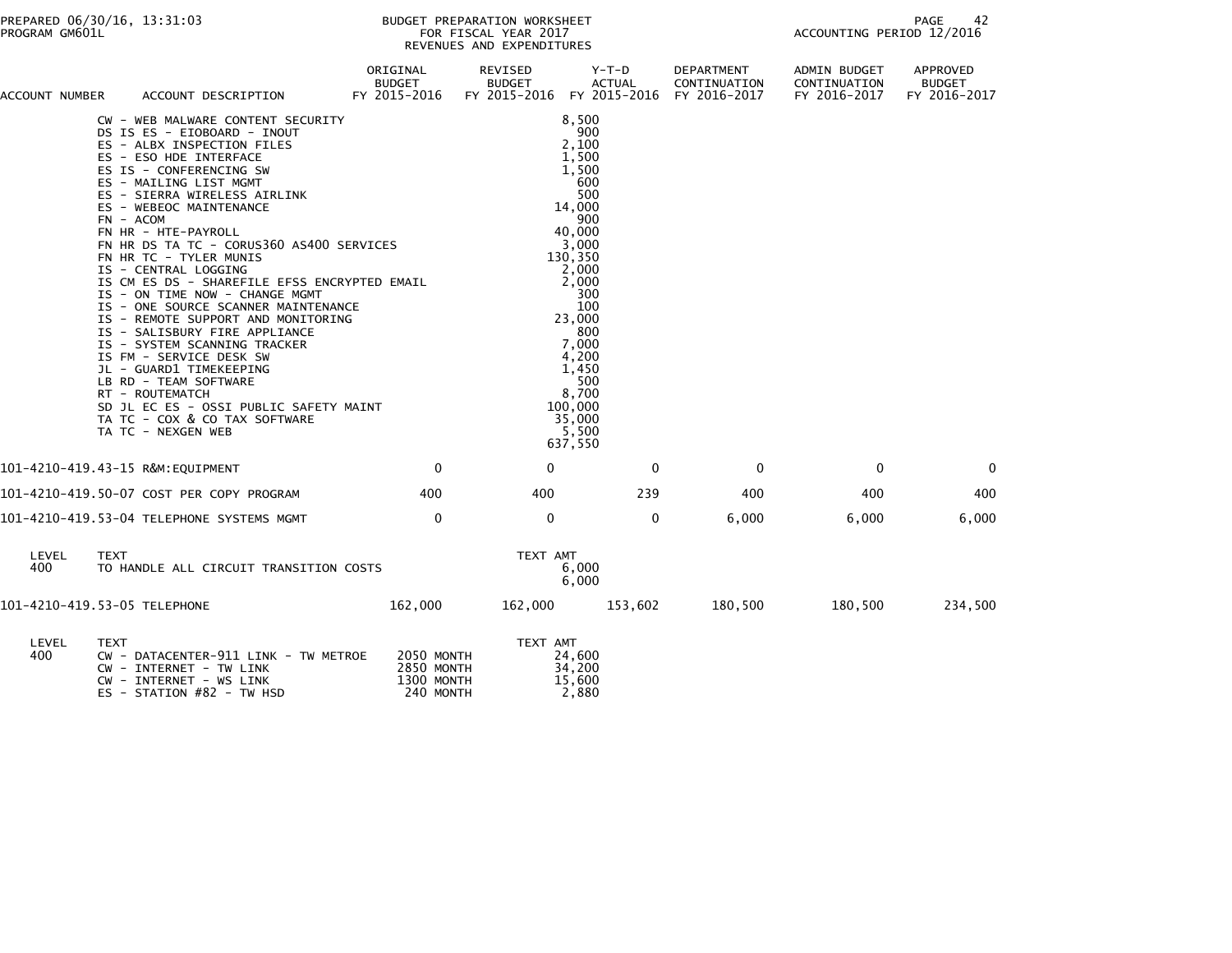PREPARED 06/30/16, 13:31:03 PROGRAM GM601L

BUDGET PREPARATION WORKSHEET
FOR FISCAL YEAR 2017
REVENUES AND EXPENDITURES

ACCOUNTING PERIOD 12/2016

| ACCOUNT NUMBER | ACCOUNT DESCRIPTION | ORIGINAL BUDGET FY 2015-2016 | REVISED BUDGET FY 2015-2016 | Y-T-D ACTUAL FY 2015-2016 | DEPARTMENT CONTINUATION FY 2016-2017 | ADMIN BUDGET CONTINUATION FY 2016-2017 | APPROVED BUDGET FY 2016-2017 |
|---|---|---|---|---|---|---|---|
| | CW - WEB MALWARE CONTENT SECURITY | | 8,500 | | | | |
| | DS IS ES - EIOBOARD - INOUT | | 900 | | | | |
| | ES - ALBX INSPECTION FILES | | 2,100 | | | | |
| | ES - ESO HDE INTERFACE | | 1,500 | | | | |
| | ES IS - CONFERENCING SW | | 1,500 | | | | |
| | ES - MAILING LIST MGMT | | 600 | | | | |
| | ES - SIERRA WIRELESS AIRLINK | | 500 | | | | |
| | ES - WEBEOC MAINTENANCE | | 14,000 | | | | |
| | FN - ACOM | | 900 | | | | |
| | FN HR - HTE-PAYROLL | | 40,000 | | | | |
| | FN HR DS TA TC - CORUS360 AS400 SERVICES | | 3,000 | | | | |
| | FN HR TC - TYLER MUNIS | | 130,350 | | | | |
| | IS - CENTRAL LOGGING | | 2,000 | | | | |
| | IS CM ES DS - SHAREFILE EFSS ENCRYPTED EMAIL | | 2,000 | | | | |
| | IS - ON TIME NOW - CHANGE MGMT | | 300 | | | | |
| | IS - ONE SOURCE SCANNER MAINTENANCE | | 100 | | | | |
| | IS - REMOTE SUPPORT AND MONITORING | | 23,000 | | | | |
| | IS - SALISBURY FIRE APPLIANCE | | 800 | | | | |
| | IS - SYSTEM SCANNING TRACKER | | 7,000 | | | | |
| | IS FM - SERVICE DESK SW | | 4,200 | | | | |
| | JL - GUARD1 TIMEKEEPING | | 1,450 | | | | |
| | LB RD - TEAM SOFTWARE | | 500 | | | | |
| | RT - ROUTEMATCH | | 8,700 | | | | |
| | SD JL EC ES - OSSI PUBLIC SAFETY MAINT | | 100,000 | | | | |
| | TA TC - COX & CO TAX SOFTWARE | | 35,000 | | | | |
| | TA TC - NEXGEN WEB | | 5,500 | | | | |
| | | | 637,550 | | | | |
| 101-4210-419.43-15 | R&M:EQUIPMENT | 0 | 0 | 0 | 0 | 0 | 0 |
| 101-4210-419.50-07 | COST PER COPY PROGRAM | 400 | 400 | 239 | 400 | 400 | 400 |
| 101-4210-419.53-04 | TELEPHONE SYSTEMS MGMT | 0 | 0 | 0 | 6,000 | 6,000 | 6,000 |
| LEVEL | TEXT | | TEXT AMT | | | | |
| 400 | TO HANDLE ALL CIRCUIT TRANSITION COSTS | | 6,000 | | | | |
| | | | 6,000 | | | | |
| 101-4210-419.53-05 | TELEPHONE | 162,000 | 162,000 | 153,602 | 180,500 | 180,500 | 234,500 |
| LEVEL | TEXT | | TEXT AMT | | | | |
| 400 | CW - DATACENTER-911 LINK - TW METROE | 2050 MONTH | 24,600 | | | | |
| | CW - INTERNET - TW LINK | 2850 MONTH | 34,200 | | | | |
| | CW - INTERNET - WS LINK | 1300 MONTH | 15,600 | | | | |
| | ES - STATION #82 - TW HSD | 240 MONTH | 2,880 | | | | |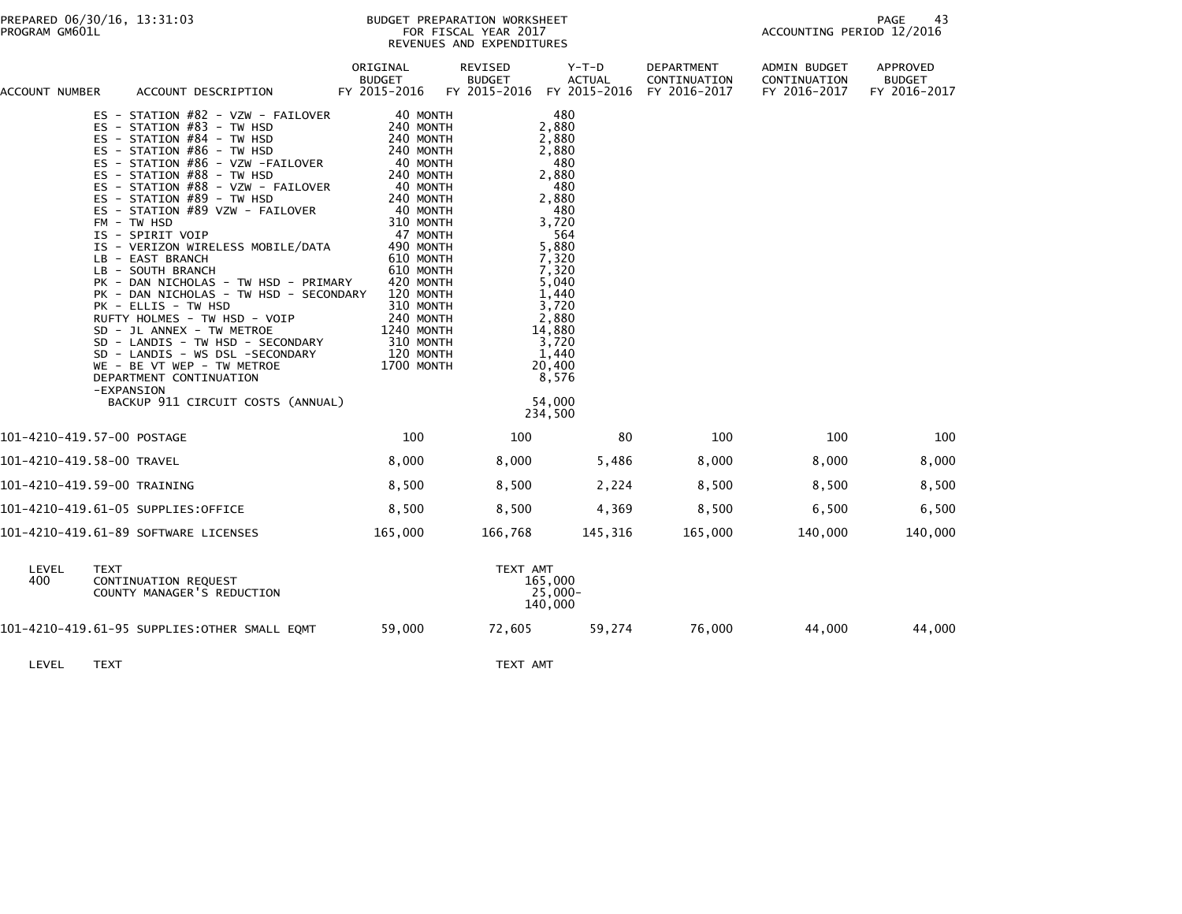PREPARED 06/30/16, 13:31:03
PROGRAM GM601L

BUDGET PREPARATION WORKSHEET
FOR FISCAL YEAR 2017
REVENUES AND EXPENDITURES

ACCOUNTING PERIOD 12/2016

| ACCOUNT NUMBER | ACCOUNT DESCRIPTION | ORIGINAL BUDGET FY 2015-2016 | REVISED BUDGET FY 2015-2016 | Y-T-D ACTUAL FY 2015-2016 | DEPARTMENT CONTINUATION FY 2016-2017 | ADMIN BUDGET CONTINUATION FY 2016-2017 | APPROVED BUDGET FY 2016-2017 |
|---|---|---|---|---|---|---|---|
| | ES - STATION #82 - VZW - FAILOVER | 40 MONTH | 480 | | | | |
| | ES - STATION #83 - TW HSD | 240 MONTH | 2,880 | | | | |
| | ES - STATION #84 - TW HSD | 240 MONTH | 2,880 | | | | |
| | ES - STATION #86 - TW HSD | 240 MONTH | 2,880 | | | | |
| | ES - STATION #86 - VZW -FAILOVER | 40 MONTH | 480 | | | | |
| | ES - STATION #88 - TW HSD | 240 MONTH | 2,880 | | | | |
| | ES - STATION #88 - VZW - FAILOVER | 40 MONTH | 480 | | | | |
| | ES - STATION #89 - TW HSD | 240 MONTH | 2,880 | | | | |
| | ES - STATION #89 VZW - FAILOVER | 40 MONTH | 480 | | | | |
| | FM - TW HSD | 310 MONTH | 3,720 | | | | |
| | IS - SPIRIT VOIP | 47 MONTH | 564 | | | | |
| | IS - VERIZON WIRELESS MOBILE/DATA | 490 MONTH | 5,880 | | | | |
| | LB - EAST BRANCH | 610 MONTH | 7,320 | | | | |
| | LB - SOUTH BRANCH | 610 MONTH | 7,320 | | | | |
| | PK - DAN NICHOLAS - TW HSD - PRIMARY | 420 MONTH | 5,040 | | | | |
| | PK - DAN NICHOLAS - TW HSD - SECONDARY | 120 MONTH | 1,440 | | | | |
| | PK - ELLIS - TW HSD | 310 MONTH | 3,720 | | | | |
| | RUFTY HOLMES - TW HSD - VOIP | 240 MONTH | 2,880 | | | | |
| | SD - JL ANNEX - TW METROE | 1240 MONTH | 14,880 | | | | |
| | SD - LANDIS - TW HSD - SECONDARY | 310 MONTH | 3,720 | | | | |
| | SD - LANDIS - WS DSL -SECONDARY | 120 MONTH | 1,440 | | | | |
| | WE - BE VT WEP - TW METROE | 1700 MONTH | 20,400 | | | | |
| | DEPARTMENT CONTINUATION | | 8,576 | | | | |
| | -EXPANSION | | | | | | |
| | BACKUP 911 CIRCUIT COSTS (ANNUAL) | | 54,000 | | | | |
| | | | 234,500 | | | | |
| 101-4210-419.57-00 | POSTAGE | 100 | 100 | 80 | 100 | 100 | 100 |
| 101-4210-419.58-00 | TRAVEL | 8,000 | 8,000 | 5,486 | 8,000 | 8,000 | 8,000 |
| 101-4210-419.59-00 | TRAINING | 8,500 | 8,500 | 2,224 | 8,500 | 8,500 | 8,500 |
| 101-4210-419.61-05 | SUPPLIES:OFFICE | 8,500 | 8,500 | 4,369 | 8,500 | 6,500 | 6,500 |
| 101-4210-419.61-89 | SOFTWARE LICENSES | 165,000 | 166,768 | 145,316 | 165,000 | 140,000 | 140,000 |

| LEVEL | TEXT | TEXT AMT |
|---|---|---|
| 400 | CONTINUATION REQUEST | 165,000 |
| | COUNTY MANAGER'S REDUCTION | 25,000- |
| | | 140,000 |

| ACCOUNT NUMBER | ACCOUNT DESCRIPTION | ORIGINAL BUDGET FY 2015-2016 | REVISED BUDGET FY 2015-2016 | Y-T-D ACTUAL FY 2015-2016 | DEPARTMENT CONTINUATION FY 2016-2017 | ADMIN BUDGET CONTINUATION FY 2016-2017 | APPROVED BUDGET FY 2016-2017 |
|---|---|---|---|---|---|---|---|
| 101-4210-419.61-95 | SUPPLIES:OTHER SMALL EQMT | 59,000 | 72,605 | 59,274 | 76,000 | 44,000 | 44,000 |

| LEVEL | TEXT | TEXT AMT |
|---|---|---|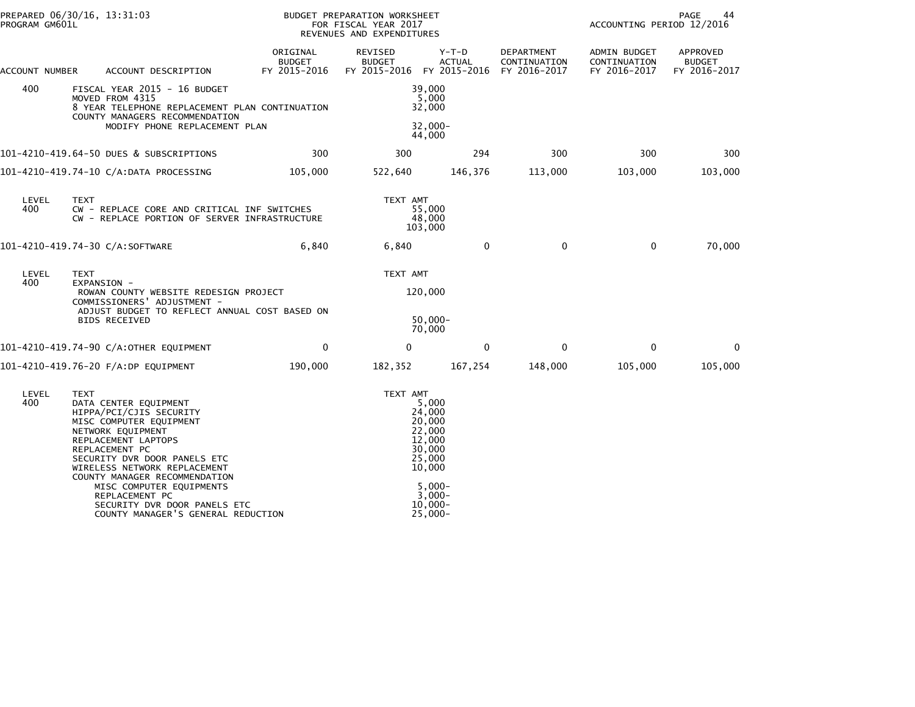PREPARED 06/30/16, 13:31:03
PROGRAM GM601L

BUDGET PREPARATION WORKSHEET
FOR FISCAL YEAR 2017
REVENUES AND EXPENDITURES

ACCOUNTING PERIOD 12/2016

| ACCOUNT NUMBER | ACCOUNT DESCRIPTION | ORIGINAL BUDGET FY 2015-2016 | REVISED BUDGET FY 2015-2016 | Y-T-D ACTUAL FY 2015-2016 | DEPARTMENT CONTINUATION FY 2016-2017 | ADMIN BUDGET CONTINUATION FY 2016-2017 | APPROVED BUDGET FY 2016-2017 |
|---|---|---|---|---|---|---|---|
| 400 | FISCAL YEAR 2015 - 16 BUDGET | | | 39,000 | | | |
| | MOVED FROM 4315 | | | 5,000 | | | |
| | 8 YEAR TELEPHONE REPLACEMENT PLAN CONTINUATION | | | 32,000 | | | |
| | COUNTY MANAGERS RECOMMENDATION | | | | | | |
| | MODIFY PHONE REPLACEMENT PLAN | | | 32,000- | | | |
| | | | | 44,000 | | | |
| 101-4210-419.64-50 | DUES & SUBSCRIPTIONS | 300 | 300 | 294 | 300 | 300 | 300 |
| 101-4210-419.74-10 | C/A:DATA PROCESSING | 105,000 | 522,640 | 146,376 | 113,000 | 103,000 | 103,000 |
| LEVEL | TEXT | | TEXT AMT | | | | |
| 400 | CW - REPLACE CORE AND CRITICAL INF SWITCHES | | | 55,000 | | | |
| | CW - REPLACE PORTION OF SERVER INFRASTRUCTURE | | | 48,000 | | | |
| | | | | 103,000 | | | |
| 101-4210-419.74-30 | C/A:SOFTWARE | 6,840 | 6,840 | 0 | 0 | 0 | 70,000 |
| LEVEL | TEXT | | TEXT AMT | | | | |
| 400 | EXPANSION - | | | | | | |
| | ROWAN COUNTY WEBSITE REDESIGN PROJECT | | | 120,000 | | | |
| | COMMISSIONERS' ADJUSTMENT - | | | | | | |
| | ADJUST BUDGET TO REFLECT ANNUAL COST BASED ON BIDS RECEIVED | | | 50,000- | | | |
| | | | | 70,000 | | | |
| 101-4210-419.74-90 | C/A:OTHER EQUIPMENT | 0 | 0 | 0 | 0 | 0 | 0 |
| 101-4210-419.76-20 | F/A:DP EQUIPMENT | 190,000 | 182,352 | 167,254 | 148,000 | 105,000 | 105,000 |
| LEVEL | TEXT | | TEXT AMT | | | | |
| 400 | DATA CENTER EQUIPMENT | | | 5,000 | | | |
| | HIPPA/PCI/CJIS SECURITY | | | 24,000 | | | |
| | MISC COMPUTER EQUIPMENT | | | 20,000 | | | |
| | NETWORK EQUIPMENT | | | 22,000 | | | |
| | REPLACEMENT LAPTOPS | | | 12,000 | | | |
| | REPLACEMENT PC | | | 30,000 | | | |
| | SECURITY DVR DOOR PANELS ETC | | | 25,000 | | | |
| | WIRELESS NETWORK REPLACEMENT | | | 10,000 | | | |
| | COUNTY MANAGER RECOMMENDATION | | | | | | |
| | MISC COMPUTER EQUIPMENTS | | | 5,000- | | | |
| | REPLACEMENT PC | | | 3,000- | | | |
| | SECURITY DVR DOOR PANELS ETC | | | 10,000- | | | |
| | COUNTY MANAGER'S GENERAL REDUCTION | | | 25,000- | | | |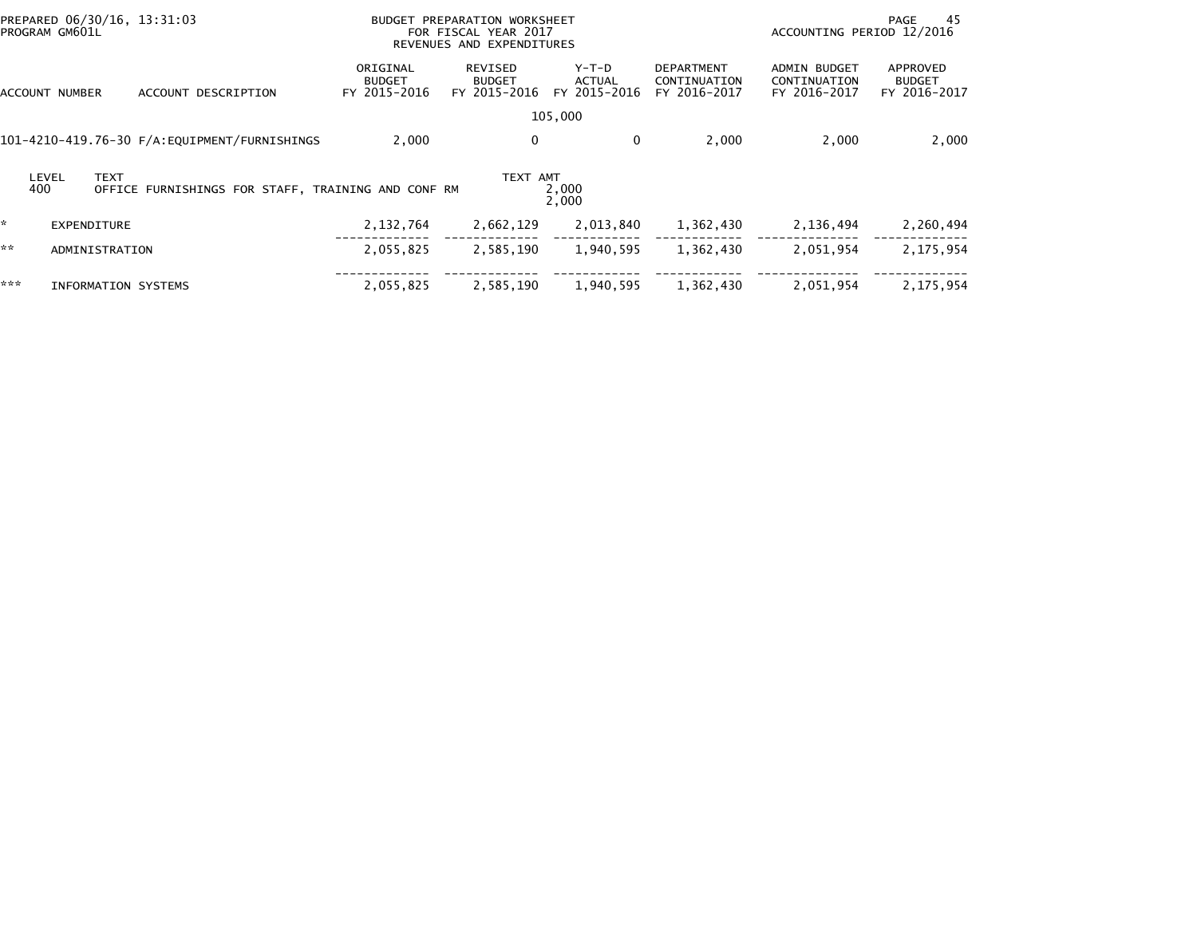PREPARED 06/30/16, 13:31:03
PROGRAM GM601L

BUDGET PREPARATION WORKSHEET
FOR FISCAL YEAR 2017
REVENUES AND EXPENDITURES

ACCOUNTING PERIOD 12/2016

| ACCOUNT NUMBER | ACCOUNT DESCRIPTION | ORIGINAL BUDGET FY 2015-2016 | REVISED BUDGET FY 2015-2016 | Y-T-D ACTUAL FY 2015-2016 | DEPARTMENT CONTINUATION FY 2016-2017 | ADMIN BUDGET CONTINUATION FY 2016-2017 | APPROVED BUDGET FY 2016-2017 |
|---|---|---|---|---|---|---|---|
| | | | | 105,000 | | | |
| 101-4210-419.76-30 | F/A:EQUIPMENT/FURNISHINGS | 2,000 | 0 | 0 | 2,000 | 2,000 | 2,000 |

| LEVEL | TEXT | TEXT AMT |
|---|---|---|
| 400 | OFFICE FURNISHINGS FOR STAFF, TRAINING AND CONF RM | 2,000 |
| | | 2,000 |

| | | ORIGINAL BUDGET FY 2015-2016 | REVISED BUDGET FY 2015-2016 | Y-T-D ACTUAL FY 2015-2016 | DEPARTMENT CONTINUATION FY 2016-2017 | ADMIN BUDGET CONTINUATION FY 2016-2017 | APPROVED BUDGET FY 2016-2017 |
|---|---|---|---|---|---|---|---|
| * | EXPENDITURE | 2,132,764 | 2,662,129 | 2,013,840 | 1,362,430 | 2,136,494 | 2,260,494 |
| ** | ADMINISTRATION | 2,055,825 | 2,585,190 | 1,940,595 | 1,362,430 | 2,051,954 | 2,175,954 |
| *** | INFORMATION SYSTEMS | 2,055,825 | 2,585,190 | 1,940,595 | 1,362,430 | 2,051,954 | 2,175,954 |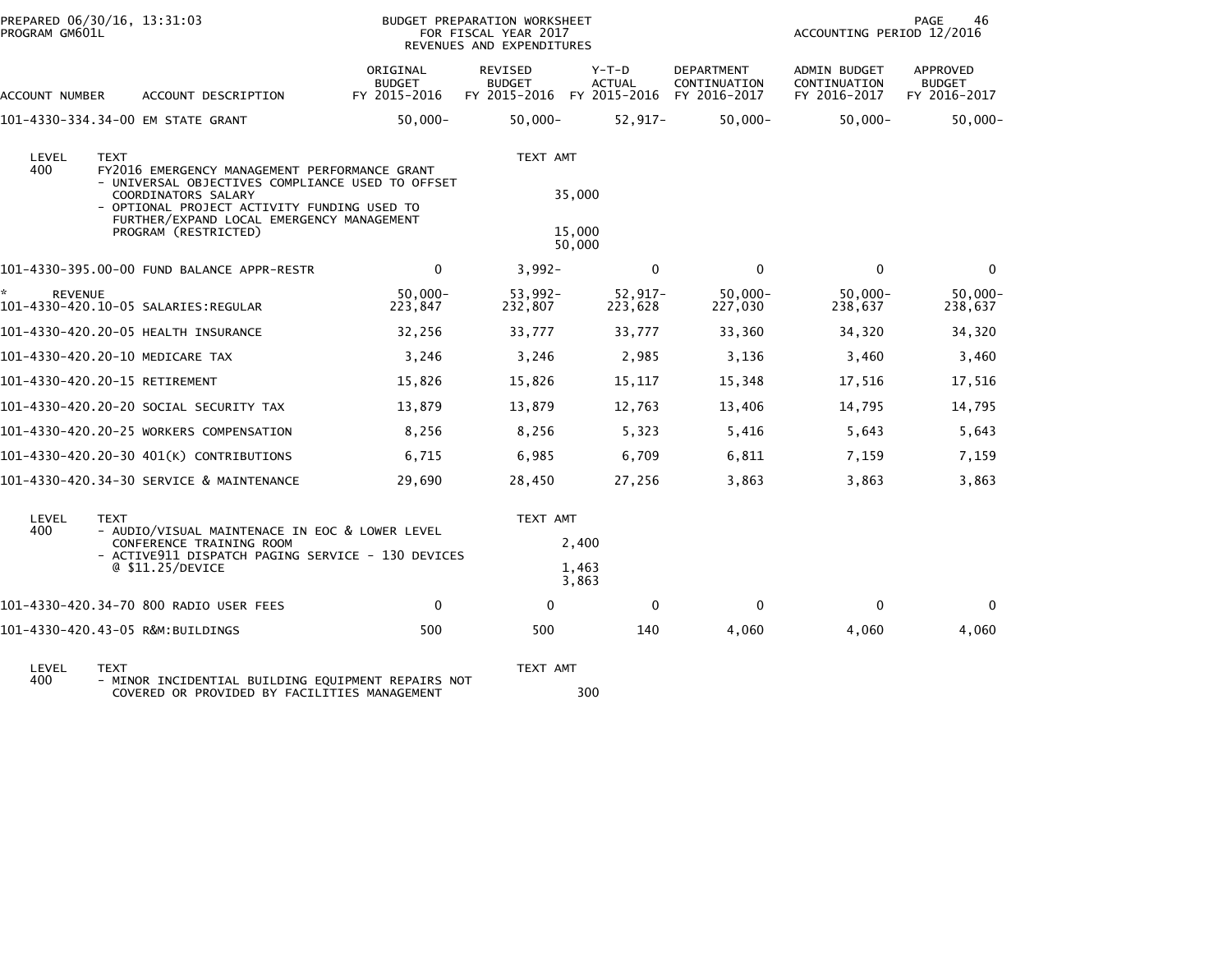PREPARED 06/30/16, 13:31:03
PROGRAM GM601L

BUDGET PREPARATION WORKSHEET
FOR FISCAL YEAR 2017
REVENUES AND EXPENDITURES

ACCOUNTING PERIOD 12/2016

| ACCOUNT NUMBER | ACCOUNT DESCRIPTION | ORIGINAL BUDGET FY 2015-2016 | REVISED BUDGET FY 2015-2016 | Y-T-D ACTUAL FY 2015-2016 | DEPARTMENT CONTINUATION FY 2016-2017 | ADMIN BUDGET CONTINUATION FY 2016-2017 | APPROVED BUDGET FY 2016-2017 |
|---|---|---|---|---|---|---|---|
| 101-4330-334.34-00 | EM STATE GRANT | 50,000- | 50,000- | 52,917- | 50,000- | 50,000- | 50,000- |

| LEVEL | TEXT | TEXT AMT |
|---|---|---|
| 400 | FY2016 EMERGENCY MANAGEMENT PERFORMANCE GRANT | |
| | - UNIVERSAL OBJECTIVES COMPLIANCE USED TO OFFSET COORDINATORS SALARY | 35,000 |
| | - OPTIONAL PROJECT ACTIVITY FUNDING USED TO FURTHER/EXPAND LOCAL EMERGENCY MANAGEMENT PROGRAM (RESTRICTED) | 15,000 |
| | | 50,000 |

| ACCOUNT NUMBER | ACCOUNT DESCRIPTION | ORIGINAL BUDGET FY 2015-2016 | REVISED BUDGET FY 2015-2016 | Y-T-D ACTUAL FY 2015-2016 | DEPARTMENT CONTINUATION FY 2016-2017 | ADMIN BUDGET CONTINUATION FY 2016-2017 | APPROVED BUDGET FY 2016-2017 |
|---|---|---|---|---|---|---|---|
| 101-4330-395.00-00 | FUND BALANCE APPR-RESTR | 0 | 3,992- | 0 | 0 | 0 | 0 |
| * REVENUE | | 50,000- | 53,992- | 52,917- | 50,000- | 50,000- | 50,000- |
| 101-4330-420.10-05 | SALARIES:REGULAR | 223,847 | 232,807 | 223,628 | 227,030 | 238,637 | 238,637 |
| 101-4330-420.20-05 | HEALTH INSURANCE | 32,256 | 33,777 | 33,777 | 33,360 | 34,320 | 34,320 |
| 101-4330-420.20-10 | MEDICARE TAX | 3,246 | 3,246 | 2,985 | 3,136 | 3,460 | 3,460 |
| 101-4330-420.20-15 | RETIREMENT | 15,826 | 15,826 | 15,117 | 15,348 | 17,516 | 17,516 |
| 101-4330-420.20-20 | SOCIAL SECURITY TAX | 13,879 | 13,879 | 12,763 | 13,406 | 14,795 | 14,795 |
| 101-4330-420.20-25 | WORKERS COMPENSATION | 8,256 | 8,256 | 5,323 | 5,416 | 5,643 | 5,643 |
| 101-4330-420.20-30 | 401(K) CONTRIBUTIONS | 6,715 | 6,985 | 6,709 | 6,811 | 7,159 | 7,159 |
| 101-4330-420.34-30 | SERVICE & MAINTENANCE | 29,690 | 28,450 | 27,256 | 3,863 | 3,863 | 3,863 |

| LEVEL | TEXT | TEXT AMT |
|---|---|---|
| 400 | - AUDIO/VISUAL MAINTENACE IN EOC & LOWER LEVEL CONFERENCE TRAINING ROOM | 2,400 |
| | - ACTIVE911 DISPATCH PAGING SERVICE - 130 DEVICES @ $11.25/DEVICE | 1,463 |
| | | 3,863 |

| ACCOUNT NUMBER | ACCOUNT DESCRIPTION | ORIGINAL BUDGET FY 2015-2016 | REVISED BUDGET FY 2015-2016 | Y-T-D ACTUAL FY 2015-2016 | DEPARTMENT CONTINUATION FY 2016-2017 | ADMIN BUDGET CONTINUATION FY 2016-2017 | APPROVED BUDGET FY 2016-2017 |
|---|---|---|---|---|---|---|---|
| 101-4330-420.34-70 | 800 RADIO USER FEES | 0 | 0 | 0 | 0 | 0 | 0 |
| 101-4330-420.43-05 | R&M:BUILDINGS | 500 | 500 | 140 | 4,060 | 4,060 | 4,060 |

| LEVEL | TEXT | TEXT AMT |
|---|---|---|
| 400 | - MINOR INCIDENTIAL BUILDING EQUIPMENT REPAIRS NOT COVERED OR PROVIDED BY FACILITIES MANAGEMENT | 300 |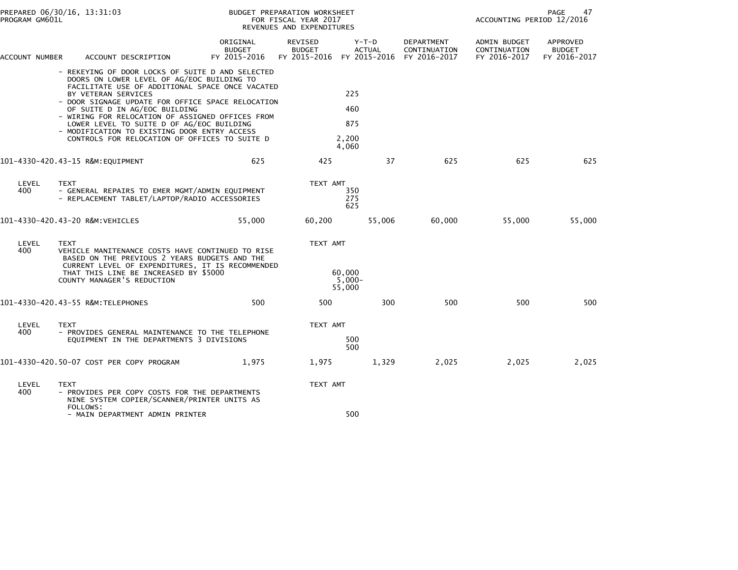| ACCOUNT NUMBER | ACCOUNT DESCRIPTION | ORIGINAL BUDGET FY 2015-2016 | REVISED BUDGET FY 2015-2016 | Y-T-D ACTUAL FY 2015-2016 | DEPARTMENT CONTINUATION FY 2016-2017 | ADMIN BUDGET CONTINUATION FY 2016-2017 | APPROVED BUDGET FY 2016-2017 |
|---|---|---|---|---|---|---|---|
| | - REKEYING OF DOOR LOCKS OF SUITE D AND SELECTED DOORS ON LOWER LEVEL OF AG/EOC BUILDING TO FACILITATE USE OF ADDITIONAL SPACE ONCE VACATED BY VETERAN SERVICES | | 225 | | | | |
| | - DOOR SIGNAGE UPDATE FOR OFFICE SPACE RELOCATION OF SUITE D IN AG/EOC BUILDING | | 460 | | | | |
| | - WIRING FOR RELOCATION OF ASSIGNED OFFICES FROM LOWER LEVEL TO SUITE D OF AG/EOC BUILDING | | 875 | | | | |
| | - MODIFICATION TO EXISTING DOOR ENTRY ACCESS CONTROLS FOR RELOCATION OF OFFICES TO SUITE D | | 2,200 | | | | |
| | | | 4,060 | | | | |
| 101-4330-420.43-15 | R&M:EQUIPMENT | 625 | 425 | 37 | 625 | 625 | 625 |
| LEVEL 400 | TEXT | | TEXT AMT | | | | |
| | - GENERAL REPAIRS TO EMER MGMT/ADMIN EQUIPMENT | | 350 | | | | |
| | - REPLACEMENT TABLET/LAPTOP/RADIO ACCESSORIES | | 275 | | | | |
| | | | 625 | | | | |
| 101-4330-420.43-20 | R&M:VEHICLES | 55,000 | 60,200 | 55,006 | 60,000 | 55,000 | 55,000 |
| LEVEL 400 | TEXT | | TEXT AMT | | | | |
| | VEHICLE MANITENANCE COSTS HAVE CONTINUED TO RISE BASED ON THE PREVIOUS 2 YEARS BUDGETS AND THE CURRENT LEVEL OF EXPENDITURES, IT IS RECOMMENDED THAT THIS LINE BE INCREASED BY $5000 | | 60,000 | | | | |
| | COUNTY MANAGER'S REDUCTION | | 5,000- | | | | |
| | | | 55,000 | | | | |
| 101-4330-420.43-55 | R&M:TELEPHONES | 500 | 500 | 300 | 500 | 500 | 500 |
| LEVEL 400 | TEXT | | TEXT AMT | | | | |
| | - PROVIDES GENERAL MAINTENANCE TO THE TELEPHONE EQUIPMENT IN THE DEPARTMENTS 3 DIVISIONS | | 500 | | | | |
| | | | 500 | | | | |
| 101-4330-420.50-07 | COST PER COPY PROGRAM | 1,975 | 1,975 | 1,329 | 2,025 | 2,025 | 2,025 |
| LEVEL 400 | TEXT | | TEXT AMT | | | | |
| | - PROVIDES PER COPY COSTS FOR THE DEPARTMENTS NINE SYSTEM COPIER/SCANNER/PRINTER UNITS AS FOLLOWS: | | | | | | |
| | - MAIN DEPARTMENT ADMIN PRINTER | | 500 | | | | |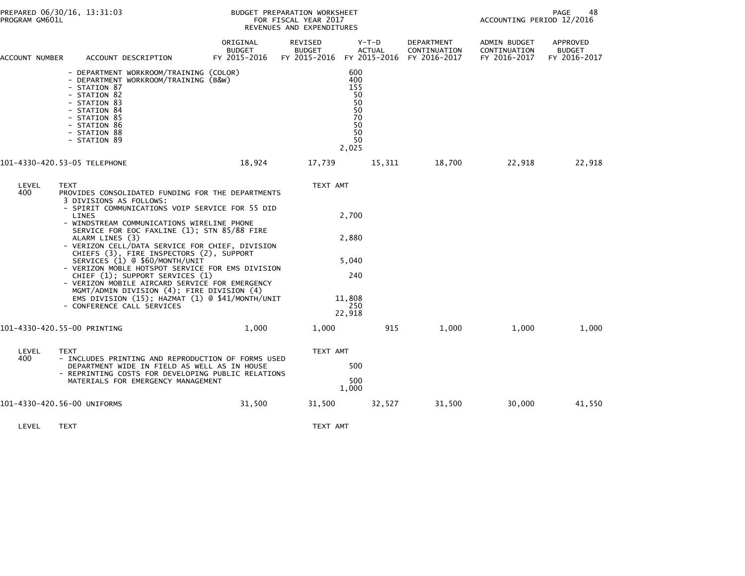BUDGET PREPARATION WORKSHEET
FOR FISCAL YEAR 2017
REVENUES AND EXPENDITURES

PREPARED 06/30/16, 13:31:03
PROGRAM GM601L
ACCOUNTING PERIOD 12/2016

| ACCOUNT NUMBER | ACCOUNT DESCRIPTION | ORIGINAL BUDGET FY 2015-2016 | REVISED BUDGET FY 2015-2016 | Y-T-D ACTUAL FY 2015-2016 | DEPARTMENT CONTINUATION FY 2016-2017 | ADMIN BUDGET CONTINUATION FY 2016-2017 | APPROVED BUDGET FY 2016-2017 |
|---|---|---|---|---|---|---|---|
| | - DEPARTMENT WORKROOM/TRAINING (COLOR) | | | 600 | | | |
| | - DEPARTMENT WORKROOM/TRAINING (B&W) | | | 400 | | | |
| | - STATION 87 | | | 155 | | | |
| | - STATION 82 | | | 50 | | | |
| | - STATION 83 | | | 50 | | | |
| | - STATION 84 | | | 50 | | | |
| | - STATION 85 | | | 70 | | | |
| | - STATION 86 | | | 50 | | | |
| | - STATION 88 | | | 50 | | | |
| | - STATION 89 | | | 50 | | | |
| | | | | 2,025 | | | |
| 101-4330-420.53-05 | TELEPHONE | 18,924 | 17,739 | 15,311 | 18,700 | 22,918 | 22,918 |

| LEVEL | TEXT | TEXT AMT |
|---|---|---|
| 400 | PROVIDES CONSOLIDATED FUNDING FOR THE DEPARTMENTS 3 DIVISIONS AS FOLLOWS: | |
| | - SPIRIT COMMUNICATIONS VOIP SERVICE FOR 55 DID LINES | 2,700 |
| | - WINDSTREAM COMMUNICATIONS WIRELINE PHONE SERVICE FOR EOC FAXLINE (1); STN 85/88 FIRE ALARM LINES (3) | 2,880 |
| | - VERIZON CELL/DATA SERVICE FOR CHIEF, DIVISION CHIEFS (3), FIRE INSPECTORS (2), SUPPORT SERVICES (1) @ $60/MONTH/UNIT | 5,040 |
| | - VERIZON MOBLE HOTSPOT SERVICE FOR EMS DIVISION CHIEF (1); SUPPORT SERVICES (1) | 240 |
| | - VERIZON MOBILE AIRCARD SERVICE FOR EMERGENCY MGMT/ADMIN DIVISION (4); FIRE DIVISION (4) EMS DIVISION (15); HAZMAT (1) @ $41/MONTH/UNIT | 11,808 |
| | - CONFERENCE CALL SERVICES | 250 |
| | | 22,918 |

| ACCOUNT NUMBER | ACCOUNT DESCRIPTION | ORIGINAL BUDGET FY 2015-2016 | REVISED BUDGET FY 2015-2016 | Y-T-D ACTUAL FY 2015-2016 | DEPARTMENT CONTINUATION FY 2016-2017 | ADMIN BUDGET CONTINUATION FY 2016-2017 | APPROVED BUDGET FY 2016-2017 |
|---|---|---|---|---|---|---|---|
| 101-4330-420.55-00 | PRINTING | 1,000 | 1,000 | 915 | 1,000 | 1,000 | 1,000 |

| LEVEL | TEXT | TEXT AMT |
|---|---|---|
| 400 | - INCLUDES PRINTING AND REPRODUCTION OF FORMS USED DEPARTMENT WIDE IN FIELD AS WELL AS IN HOUSE | 500 |
| | - REPRINTING COSTS FOR DEVELOPING PUBLIC RELATIONS MATERIALS FOR EMERGENCY MANAGEMENT | 500 |
| | | 1,000 |

| ACCOUNT NUMBER | ACCOUNT DESCRIPTION | ORIGINAL BUDGET FY 2015-2016 | REVISED BUDGET FY 2015-2016 | Y-T-D ACTUAL FY 2015-2016 | DEPARTMENT CONTINUATION FY 2016-2017 | ADMIN BUDGET CONTINUATION FY 2016-2017 | APPROVED BUDGET FY 2016-2017 |
|---|---|---|---|---|---|---|---|
| 101-4330-420.56-00 | UNIFORMS | 31,500 | 31,500 | 32,527 | 31,500 | 30,000 | 41,550 |

| LEVEL | TEXT | TEXT AMT |
|---|---|---|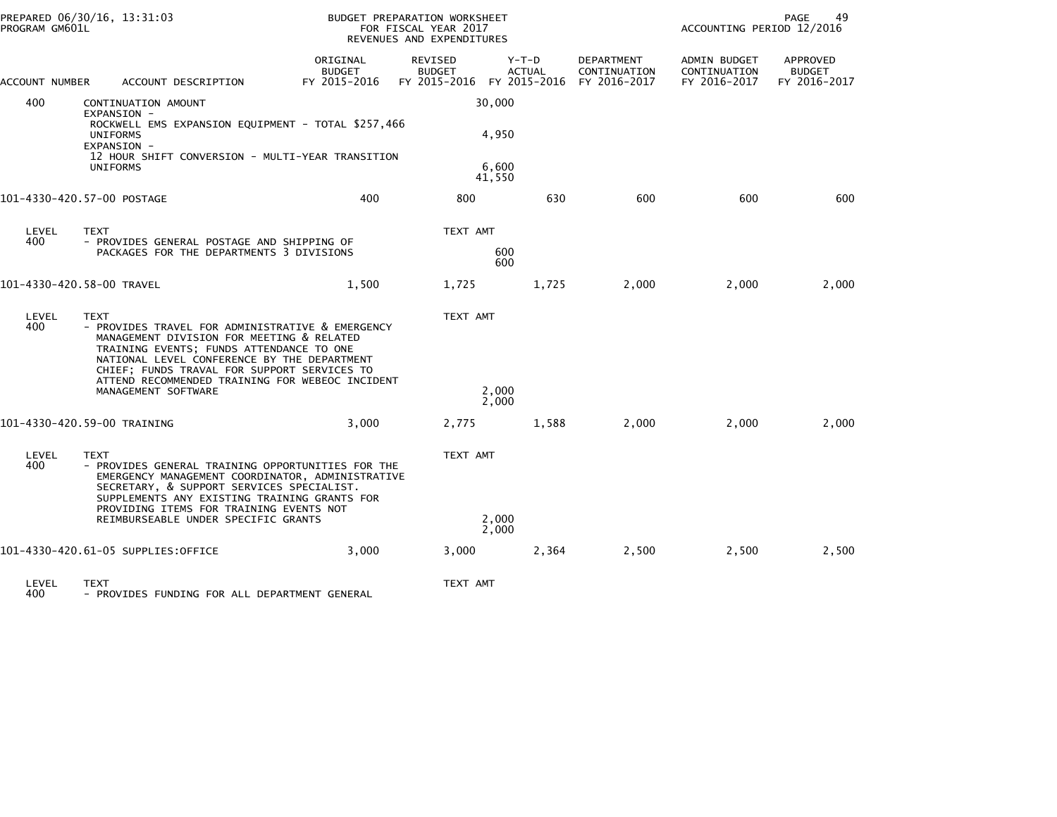PREPARED 06/30/16, 13:31:03
PROGRAM GM601L

BUDGET PREPARATION WORKSHEET
FOR FISCAL YEAR 2017
REVENUES AND EXPENDITURES

ACCOUNTING PERIOD 12/2016

| ACCOUNT NUMBER | ACCOUNT DESCRIPTION | ORIGINAL BUDGET FY 2015-2016 | REVISED BUDGET FY 2015-2016 | Y-T-D ACTUAL FY 2015-2016 | DEPARTMENT CONTINUATION FY 2016-2017 | ADMIN BUDGET CONTINUATION FY 2016-2017 | APPROVED BUDGET FY 2016-2017 |
|---|---|---|---|---|---|---|---|
| 400 | CONTINUATION AMOUNT | | 30,000 | | | | |
| | EXPANSION - ROCKWELL EMS EXPANSION EQUIPMENT - TOTAL $257,466 UNIFORMS | | 4,950 | | | | |
| | EXPANSION - 12 HOUR SHIFT CONVERSION - MULTI-YEAR TRANSITION UNIFORMS | | 6,600 | | | | |
| | | | 41,550 | | | | |
| 101-4330-420.57-00 | POSTAGE | 400 | 800 | 630 | 600 | 600 | 600 |
| LEVEL | TEXT | | TEXT AMT | | | | |
| 400 | - PROVIDES GENERAL POSTAGE AND SHIPPING OF PACKAGES FOR THE DEPARTMENTS 3 DIVISIONS | | 600 | | | | |
| | | | 600 | | | | |
| 101-4330-420.58-00 | TRAVEL | 1,500 | 1,725 | 1,725 | 2,000 | 2,000 | 2,000 |
| LEVEL | TEXT | | TEXT AMT | | | | |
| 400 | - PROVIDES TRAVEL FOR ADMINISTRATIVE & EMERGENCY MANAGEMENT DIVISION FOR MEETING & RELATED TRAINING EVENTS; FUNDS ATTENDANCE TO ONE NATIONAL LEVEL CONFERENCE BY THE DEPARTMENT CHIEF; FUNDS TRAVAL FOR SUPPORT SERVICES TO ATTEND RECOMMENDED TRAINING FOR WEBEOC INCIDENT MANAGEMENT SOFTWARE | | 2,000 | | | | |
| | | | 2,000 | | | | |
| 101-4330-420.59-00 | TRAINING | 3,000 | 2,775 | 1,588 | 2,000 | 2,000 | 2,000 |
| LEVEL | TEXT | | TEXT AMT | | | | |
| 400 | - PROVIDES GENERAL TRAINING OPPORTUNITIES FOR THE EMERGENCY MANAGEMENT COORDINATOR, ADMINISTRATIVE SECRETARY, & SUPPORT SERVICES SPECIALIST. SUPPLEMENTS ANY EXISTING TRAINING GRANTS FOR PROVIDING ITEMS FOR TRAINING EVENTS NOT REIMBURSEABLE UNDER SPECIFIC GRANTS | | 2,000 | | | | |
| | | | 2,000 | | | | |
| 101-4330-420.61-05 | SUPPLIES:OFFICE | 3,000 | 3,000 | 2,364 | 2,500 | 2,500 | 2,500 |
| LEVEL | TEXT | | TEXT AMT | | | | |
| 400 | - PROVIDES FUNDING FOR ALL DEPARTMENT GENERAL | | | | | | |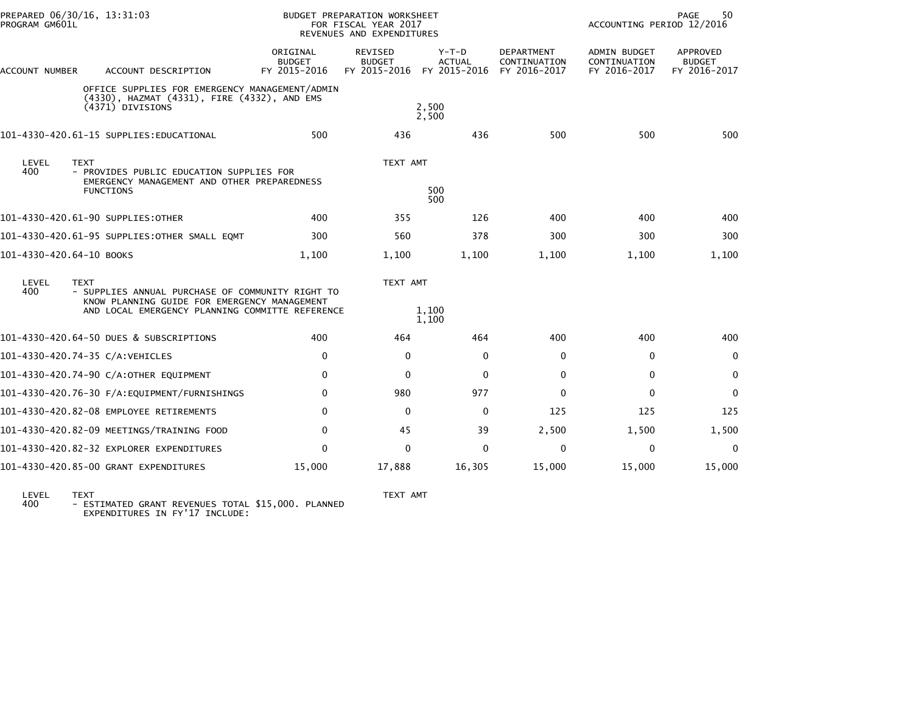| ACCOUNT NUMBER | ACCOUNT DESCRIPTION | ORIGINAL BUDGET FY 2015-2016 | REVISED BUDGET FY 2015-2016 | Y-T-D ACTUAL FY 2015-2016 | DEPARTMENT CONTINUATION FY 2016-2017 | ADMIN BUDGET CONTINUATION FY 2016-2017 | APPROVED BUDGET FY 2016-2017 |
|---|---|---|---|---|---|---|---|
| | OFFICE SUPPLIES FOR EMERGENCY MANAGEMENT/ADMIN (4330), HAZMAT (4331), FIRE (4332), AND EMS (4371) DIVISIONS | | | 2,500<br>2,500 | | | |
| 101-4330-420.61-15 | SUPPLIES:EDUCATIONAL | 500 | 436 | 436 | 500 | 500 | 500 |
| LEVEL 400 | TEXT<br>- PROVIDES PUBLIC EDUCATION SUPPLIES FOR EMERGENCY MANAGEMENT AND OTHER PREPAREDNESS FUNCTIONS | | TEXT AMT | 500<br>500 | | | |
| 101-4330-420.61-90 | SUPPLIES:OTHER | 400 | 355 | 126 | 400 | 400 | 400 |
| 101-4330-420.61-95 | SUPPLIES:OTHER SMALL EQMT | 300 | 560 | 378 | 300 | 300 | 300 |
| 101-4330-420.64-10 | BOOKS | 1,100 | 1,100 | 1,100 | 1,100 | 1,100 | 1,100 |
| LEVEL 400 | TEXT<br>- SUPPLIES ANNUAL PURCHASE OF COMMUNITY RIGHT TO KNOW PLANNING GUIDE FOR EMERGENCY MANAGEMENT AND LOCAL EMERGENCY PLANNING COMMITTE REFERENCE | | TEXT AMT | 1,100<br>1,100 | | | |
| 101-4330-420.64-50 | DUES & SUBSCRIPTIONS | 400 | 464 | 464 | 400 | 400 | 400 |
| 101-4330-420.74-35 | C/A:VEHICLES | 0 | 0 | 0 | 0 | 0 | 0 |
| 101-4330-420.74-90 | C/A:OTHER EQUIPMENT | 0 | 0 | 0 | 0 | 0 | 0 |
| 101-4330-420.76-30 | F/A:EQUIPMENT/FURNISHINGS | 0 | 980 | 977 | 0 | 0 | 0 |
| 101-4330-420.82-08 | EMPLOYEE RETIREMENTS | 0 | 0 | 0 | 125 | 125 | 125 |
| 101-4330-420.82-09 | MEETINGS/TRAINING FOOD | 0 | 45 | 39 | 2,500 | 1,500 | 1,500 |
| 101-4330-420.82-32 | EXPLORER EXPENDITURES | 0 | 0 | 0 | 0 | 0 | 0 |
| 101-4330-420.85-00 | GRANT EXPENDITURES | 15,000 | 17,888 | 16,305 | 15,000 | 15,000 | 15,000 |
| LEVEL 400 | TEXT<br>- ESTIMATED GRANT REVENUES TOTAL $15,000. PLANNED EXPENDITURES IN FY'17 INCLUDE: | | TEXT AMT | | | | |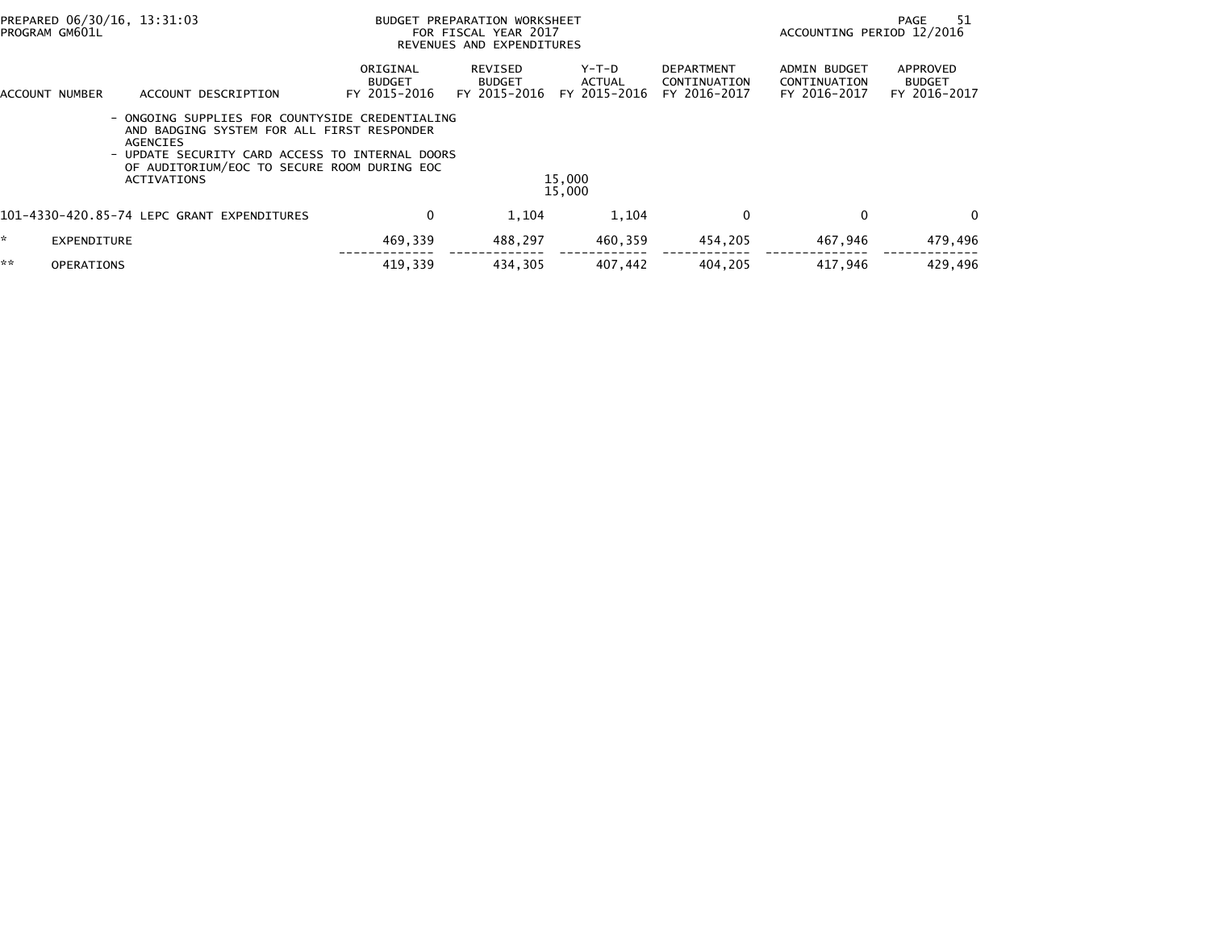PREPARED 06/30/16, 13:31:03
PROGRAM GM601L

BUDGET PREPARATION WORKSHEET
FOR FISCAL YEAR 2017
REVENUES AND EXPENDITURES

ACCOUNTING PERIOD 12/2016

| ACCOUNT NUMBER | ACCOUNT DESCRIPTION | ORIGINAL BUDGET FY 2015-2016 | REVISED BUDGET FY 2015-2016 | Y-T-D ACTUAL FY 2015-2016 | DEPARTMENT CONTINUATION FY 2016-2017 | ADMIN BUDGET CONTINUATION FY 2016-2017 | APPROVED BUDGET FY 2016-2017 |
|---|---|---|---|---|---|---|---|
| | - ONGOING SUPPLIES FOR COUNTYSIDE CREDENTIALING AND BADGING SYSTEM FOR ALL FIRST RESPONDER AGENCIES | | | | | | |
| | - UPDATE SECURITY CARD ACCESS TO INTERNAL DOORS OF AUDITORIUM/EOC TO SECURE ROOM DURING EOC ACTIVATIONS | | | 15,000 | | | |
| | | | | 15,000 | | | |
| 101-4330-420.85-74 | LEPC GRANT EXPENDITURES | 0 | 1,104 | 1,104 | 0 | 0 | 0 |
| * | EXPENDITURE | 469,339 | 488,297 | 460,359 | 454,205 | 467,946 | 479,496 |
| ** | OPERATIONS | 419,339 | 434,305 | 407,442 | 404,205 | 417,946 | 429,496 |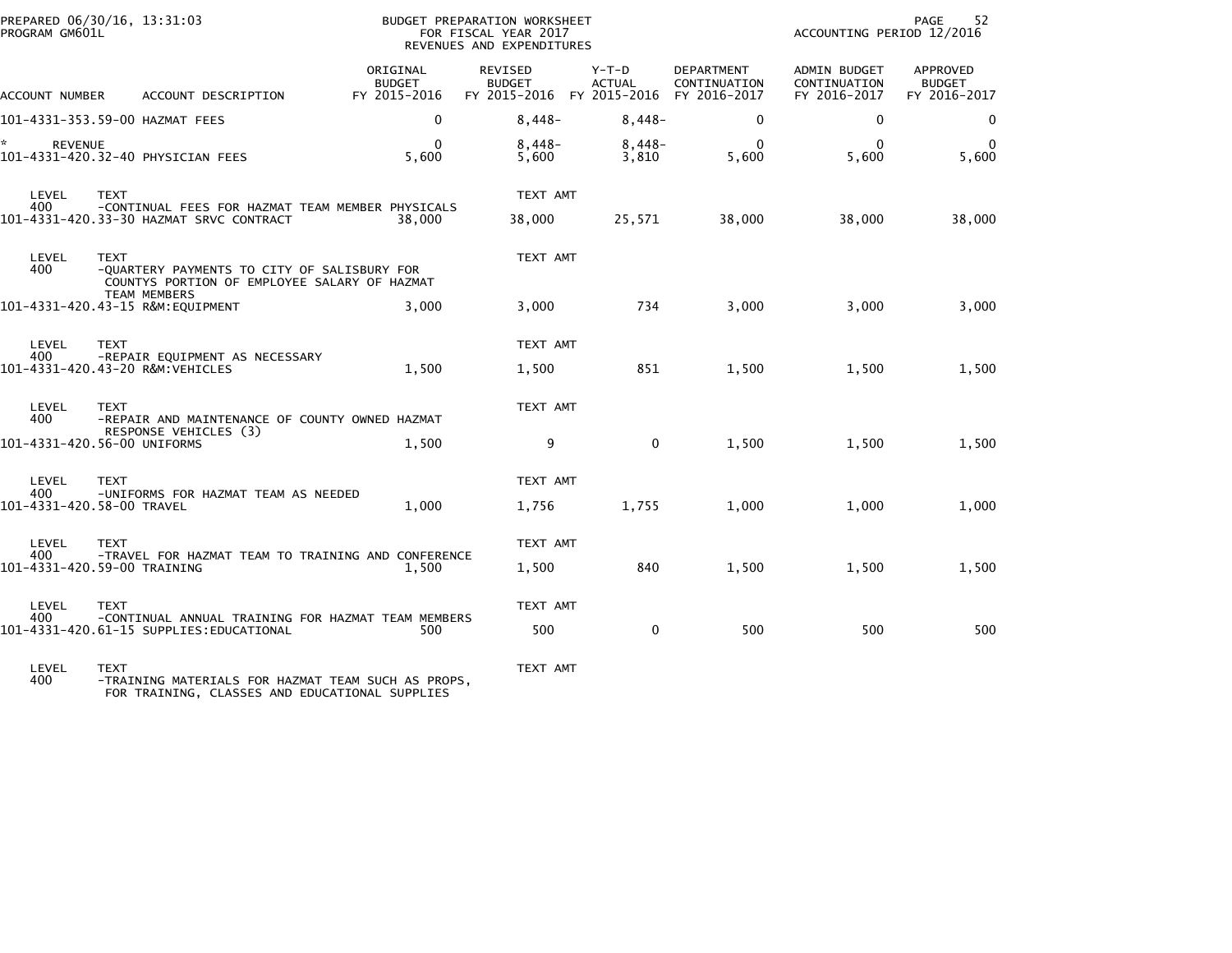PREPARED 06/30/16, 13:31:03
PROGRAM GM601L

BUDGET PREPARATION WORKSHEET
FOR FISCAL YEAR 2017
REVENUES AND EXPENDITURES

ACCOUNTING PERIOD 12/2016

| ACCOUNT NUMBER | ACCOUNT DESCRIPTION | ORIGINAL BUDGET FY 2015-2016 | REVISED BUDGET FY 2015-2016 | Y-T-D ACTUAL FY 2015-2016 | DEPARTMENT CONTINUATION FY 2016-2017 | ADMIN BUDGET CONTINUATION FY 2016-2017 | APPROVED BUDGET FY 2016-2017 |
|---|---|---|---|---|---|---|---|
| 101-4331-353.59-00 | HAZMAT FEES | 0 | 8,448- | 8,448- | 0 | 0 | 0 |
| * REVENUE | | 0 | 8,448- | 8,448- | 0 | 0 | 0 |
| 101-4331-420.32-40 | PHYSICIAN FEES | 5,600 | 5,600 | 3,810 | 5,600 | 5,600 | 5,600 |
| LEVEL 400 | TEXT -CONTINUAL FEES FOR HAZMAT TEAM MEMBER PHYSICALS | | TEXT AMT | | | | |
| 101-4331-420.33-30 | HAZMAT SRVC CONTRACT | 38,000 | 38,000 | 25,571 | 38,000 | 38,000 | 38,000 |
| LEVEL 400 | TEXT -QUARTERY PAYMENTS TO CITY OF SALISBURY FOR COUNTYS PORTION OF EMPLOYEE SALARY OF HAZMAT TEAM MEMBERS | | TEXT AMT | | | | |
| 101-4331-420.43-15 | R&M:EQUIPMENT | 3,000 | 3,000 | 734 | 3,000 | 3,000 | 3,000 |
| LEVEL 400 | TEXT -REPAIR EQUIPMENT AS NECESSARY | | TEXT AMT | | | | |
| 101-4331-420.43-20 | R&M:VEHICLES | 1,500 | 1,500 | 851 | 1,500 | 1,500 | 1,500 |
| LEVEL 400 | TEXT -REPAIR AND MAINTENANCE OF COUNTY OWNED HAZMAT RESPONSE VEHICLES (3) | | TEXT AMT | | | | |
| 101-4331-420.56-00 | UNIFORMS | 1,500 | 9 | 0 | 1,500 | 1,500 | 1,500 |
| LEVEL 400 | TEXT -UNIFORMS FOR HAZMAT TEAM AS NEEDED | | TEXT AMT | | | | |
| 101-4331-420.58-00 | TRAVEL | 1,000 | 1,756 | 1,755 | 1,000 | 1,000 | 1,000 |
| LEVEL 400 | TEXT -TRAVEL FOR HAZMAT TEAM TO TRAINING AND CONFERENCE | | TEXT AMT | | | | |
| 101-4331-420.59-00 | TRAINING | 1,500 | 1,500 | 840 | 1,500 | 1,500 | 1,500 |
| LEVEL 400 | TEXT -CONTINUAL ANNUAL TRAINING FOR HAZMAT TEAM MEMBERS | | TEXT AMT | | | | |
| 101-4331-420.61-15 | SUPPLIES:EDUCATIONAL | 500 | 500 | 0 | 500 | 500 | 500 |
| LEVEL 400 | TEXT -TRAINING MATERIALS FOR HAZMAT TEAM SUCH AS PROPS, FOR TRAINING, CLASSES AND EDUCATIONAL SUPPLIES | | TEXT AMT | | | | |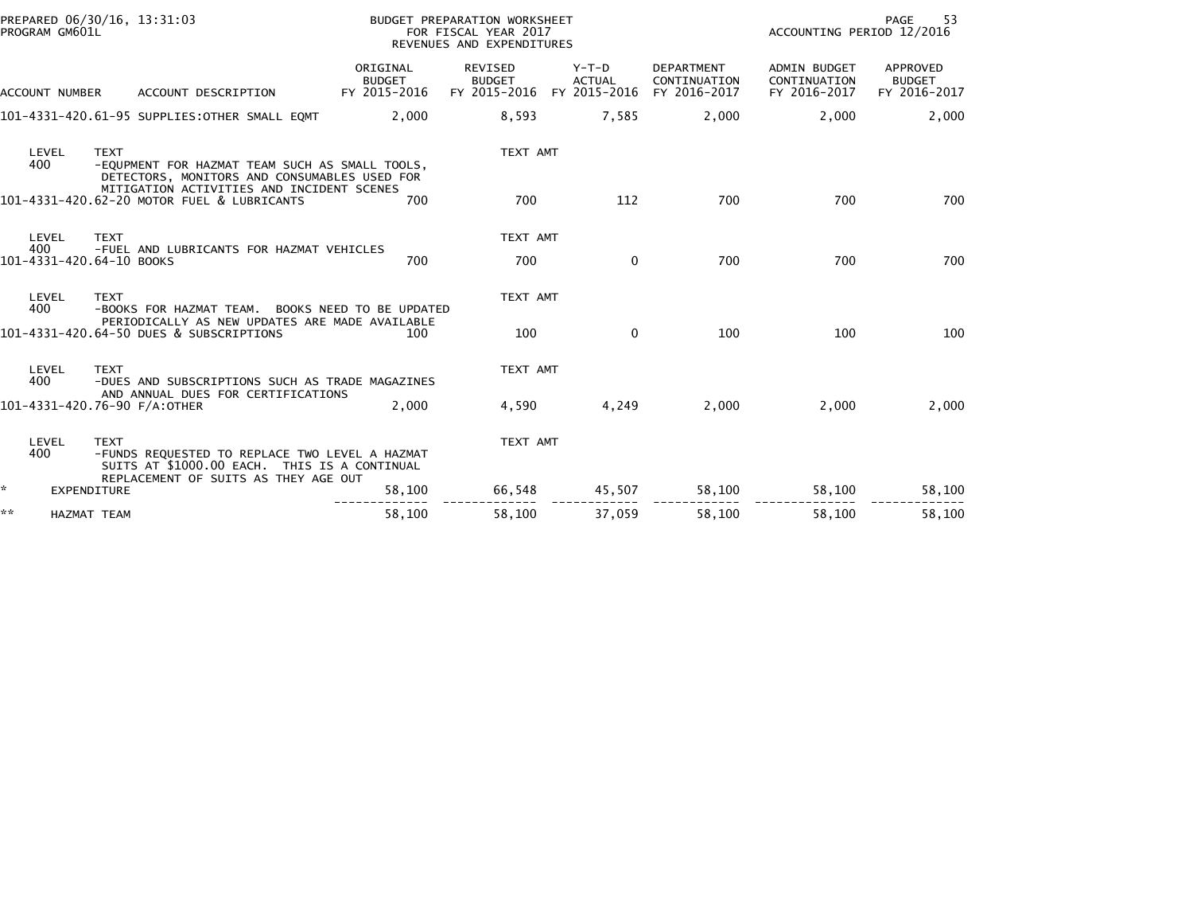| ACCOUNT NUMBER | ACCOUNT DESCRIPTION | ORIGINAL BUDGET FY 2015-2016 | REVISED BUDGET FY 2015-2016 | Y-T-D ACTUAL FY 2015-2016 | DEPARTMENT CONTINUATION FY 2016-2017 | ADMIN BUDGET CONTINUATION FY 2016-2017 | APPROVED BUDGET FY 2016-2017 |
|---|---|---|---|---|---|---|---|
| 101-4331-420.61-95 | SUPPLIES:OTHER SMALL EQMT | 2,000 | 8,593 | 7,585 | 2,000 | 2,000 | 2,000 |
| LEVEL 400 | TEXT -EQUPMENT FOR HAZMAT TEAM SUCH AS SMALL TOOLS, DETECTORS, MONITORS AND CONSUMABLES USED FOR MITIGATION ACTIVITIES AND INCIDENT SCENES | | TEXT AMT | | | | |
| 101-4331-420.62-20 | MOTOR FUEL & LUBRICANTS | 700 | 700 | 112 | 700 | 700 | 700 |
| LEVEL 400 | TEXT -FUEL AND LUBRICANTS FOR HAZMAT VEHICLES | | TEXT AMT | | | | |
| 101-4331-420.64-10 | BOOKS | 700 | 700 | 0 | 700 | 700 | 700 |
| LEVEL 400 | TEXT -BOOKS FOR HAZMAT TEAM. BOOKS NEED TO BE UPDATED PERIODICALLY AS NEW UPDATES ARE MADE AVAILABLE | | TEXT AMT | | | | |
| 101-4331-420.64-50 | DUES & SUBSCRIPTIONS | 100 | 100 | 0 | 100 | 100 | 100 |
| LEVEL 400 | TEXT -DUES AND SUBSCRIPTIONS SUCH AS TRADE MAGAZINES AND ANNUAL DUES FOR CERTIFICATIONS | | TEXT AMT | | | | |
| 101-4331-420.76-90 | F/A:OTHER | 2,000 | 4,590 | 4,249 | 2,000 | 2,000 | 2,000 |
| LEVEL 400 | TEXT -FUNDS REQUESTED TO REPLACE TWO LEVEL A HAZMAT SUITS AT $1000.00 EACH. THIS IS A CONTINUAL REPLACEMENT OF SUITS AS THEY AGE OUT | | TEXT AMT | | | | |
| * | EXPENDITURE | 58,100 | 66,548 | 45,507 | 58,100 | 58,100 | 58,100 |
| ** | HAZMAT TEAM | 58,100 | 58,100 | 37,059 | 58,100 | 58,100 | 58,100 |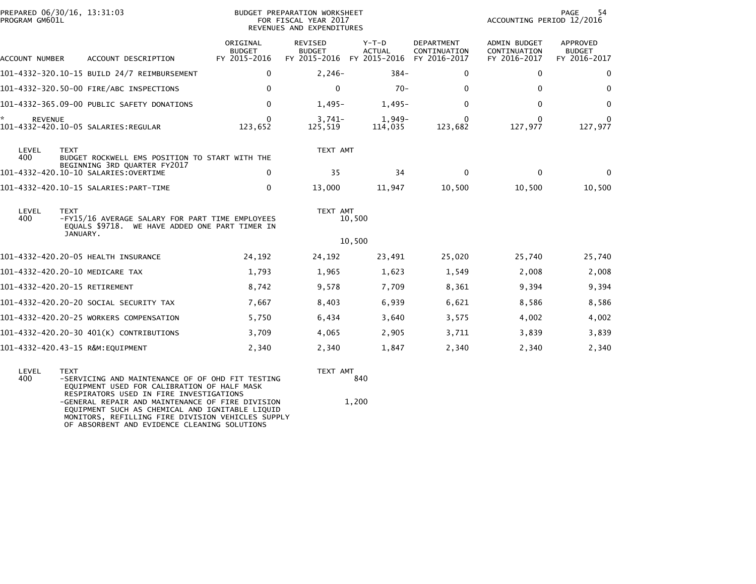PREPARED 06/30/16, 13:31:03
PROGRAM GM601L

BUDGET PREPARATION WORKSHEET
FOR FISCAL YEAR 2017
REVENUES AND EXPENDITURES

ACCOUNTING PERIOD 12/2016

| ACCOUNT NUMBER | ACCOUNT DESCRIPTION | ORIGINAL BUDGET FY 2015-2016 | REVISED BUDGET FY 2015-2016 | Y-T-D ACTUAL FY 2015-2016 | DEPARTMENT CONTINUATION FY 2016-2017 | ADMIN BUDGET CONTINUATION FY 2016-2017 | APPROVED BUDGET FY 2016-2017 |
|---|---|---|---|---|---|---|---|
| 101-4332-320.10-15 | BUILD 24/7 REIMBURSEMENT | 0 | 2,246- | 384- | 0 | 0 | 0 |
| 101-4332-320.50-00 | FIRE/ABC INSPECTIONS | 0 | 0 | 70- | 0 | 0 | 0 |
| 101-4332-365.09-00 | PUBLIC SAFETY DONATIONS | 0 | 1,495- | 1,495- | 0 | 0 | 0 |
| * REVENUE | | 0 | 3,741- | 1,949- | 0 | 0 | 0 |
| 101-4332-420.10-05 | SALARIES:REGULAR | 123,652 | 125,519 | 114,035 | 123,682 | 127,977 | 127,977 |

| LEVEL | TEXT | TEXT AMT |
|---|---|---|
| 400 | BUDGET ROCKWELL EMS POSITION TO START WITH THE BEGINNING 3RD QUARTER FY2017 | |

| ACCOUNT NUMBER | ACCOUNT DESCRIPTION | ORIGINAL BUDGET FY 2015-2016 | REVISED BUDGET FY 2015-2016 | Y-T-D ACTUAL FY 2015-2016 | DEPARTMENT CONTINUATION FY 2016-2017 | ADMIN BUDGET CONTINUATION FY 2016-2017 | APPROVED BUDGET FY 2016-2017 |
|---|---|---|---|---|---|---|---|
| 101-4332-420.10-10 | SALARIES:OVERTIME | 0 | 35 | 34 | 0 | 0 | 0 |
| 101-4332-420.10-15 | SALARIES:PART-TIME | 0 | 13,000 | 11,947 | 10,500 | 10,500 | 10,500 |

| LEVEL | TEXT | TEXT AMT |
|---|---|---|
| 400 | -FY15/16 AVERAGE SALARY FOR PART TIME EMPLOYEES EQUALS $9718. WE HAVE ADDED ONE PART TIMER IN JANUARY. | 10,500 |
| | | 10,500 |

| ACCOUNT NUMBER | ACCOUNT DESCRIPTION | ORIGINAL BUDGET FY 2015-2016 | REVISED BUDGET FY 2015-2016 | Y-T-D ACTUAL FY 2015-2016 | DEPARTMENT CONTINUATION FY 2016-2017 | ADMIN BUDGET CONTINUATION FY 2016-2017 | APPROVED BUDGET FY 2016-2017 |
|---|---|---|---|---|---|---|---|
| 101-4332-420.20-05 | HEALTH INSURANCE | 24,192 | 24,192 | 23,491 | 25,020 | 25,740 | 25,740 |
| 101-4332-420.20-10 | MEDICARE TAX | 1,793 | 1,965 | 1,623 | 1,549 | 2,008 | 2,008 |
| 101-4332-420.20-15 | RETIREMENT | 8,742 | 9,578 | 7,709 | 8,361 | 9,394 | 9,394 |
| 101-4332-420.20-20 | SOCIAL SECURITY TAX | 7,667 | 8,403 | 6,939 | 6,621 | 8,586 | 8,586 |
| 101-4332-420.20-25 | WORKERS COMPENSATION | 5,750 | 6,434 | 3,640 | 3,575 | 4,002 | 4,002 |
| 101-4332-420.20-30 | 401(K) CONTRIBUTIONS | 3,709 | 4,065 | 2,905 | 3,711 | 3,839 | 3,839 |
| 101-4332-420.43-15 | R&M:EQUIPMENT | 2,340 | 2,340 | 1,847 | 2,340 | 2,340 | 2,340 |

| LEVEL | TEXT | TEXT AMT |
|---|---|---|
| 400 | -SERVICING AND MAINTENANCE OF OF OHD FIT TESTING EQUIPMENT USED FOR CALIBRATION OF HALF MASK RESPIRATORS USED IN FIRE INVESTIGATIONS | 840 |
| | -GENERAL REPAIR AND MAINTENANCE OF FIRE DIVISION EQUIPMENT SUCH AS CHEMICAL AND IGNITABLE LIQUID MONITORS, REFILLING FIRE DIVISION VEHICLES SUPPLY OF ABSORBENT AND EVIDENCE CLEANING SOLUTIONS | 1,200 |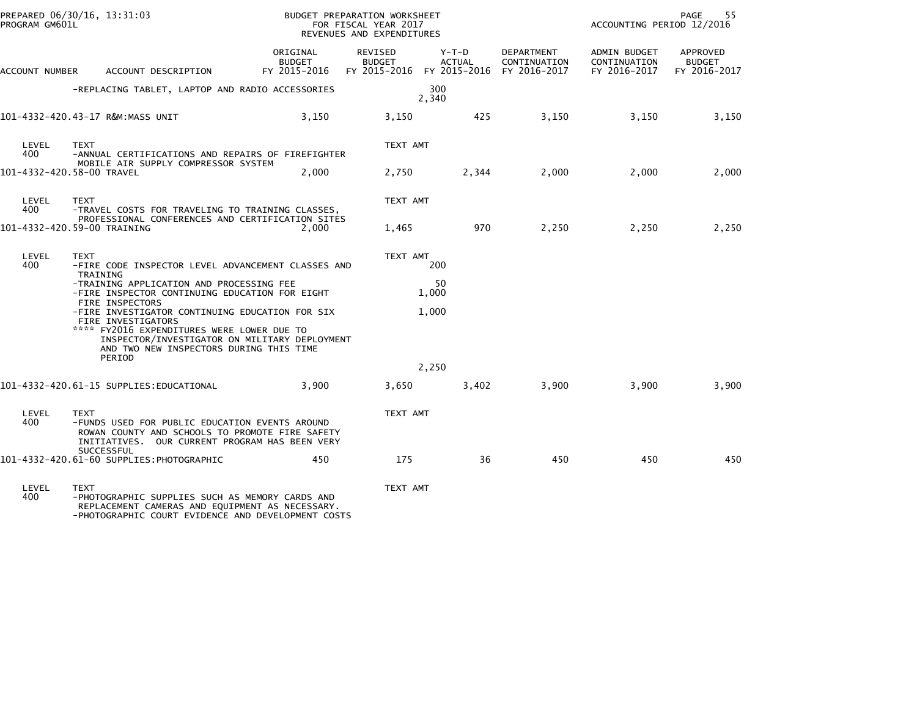PREPARED 06/30/16, 13:31:03
PROGRAM GM601L

BUDGET PREPARATION WORKSHEET
FOR FISCAL YEAR 2017
REVENUES AND EXPENDITURES

ACCOUNTING PERIOD 12/2016

| ACCOUNT NUMBER | ACCOUNT DESCRIPTION | ORIGINAL BUDGET FY 2015-2016 | REVISED BUDGET FY 2015-2016 | Y-T-D ACTUAL FY 2015-2016 | DEPARTMENT CONTINUATION FY 2016-2017 | ADMIN BUDGET CONTINUATION FY 2016-2017 | APPROVED BUDGET FY 2016-2017 |
|---|---|---|---|---|---|---|---|
| | -REPLACING TABLET, LAPTOP AND RADIO ACCESSORIES | | | 300 | | | |
| | | | | 2,340 | | | |
| 101-4332-420.43-17 | R&M:MASS UNIT | 3,150 | 3,150 | 425 | 3,150 | 3,150 | 3,150 |
| LEVEL 400 | TEXT -ANNUAL CERTIFICATIONS AND REPAIRS OF FIREFIGHTER MOBILE AIR SUPPLY COMPRESSOR SYSTEM | | TEXT AMT | | | | |
| 101-4332-420.58-00 | TRAVEL | 2,000 | 2,750 | 2,344 | 2,000 | 2,000 | 2,000 |
| LEVEL 400 | TEXT -TRAVEL COSTS FOR TRAVELING TO TRAINING CLASSES, PROFESSIONAL CONFERENCES AND CERTIFICATION SITES | | TEXT AMT | | | | |
| 101-4332-420.59-00 | TRAINING | 2,000 | 1,465 | 970 | 2,250 | 2,250 | 2,250 |
| LEVEL 400 | TEXT -FIRE CODE INSPECTOR LEVEL ADVANCEMENT CLASSES AND TRAINING | | TEXT AMT | 200 | | | |
| | -TRAINING APPLICATION AND PROCESSING FEE | | | 50 | | | |
| | -FIRE INSPECTOR CONTINUING EDUCATION FOR EIGHT FIRE INSPECTORS | | | 1,000 | | | |
| | -FIRE INVESTIGATOR CONTINUING EDUCATION FOR SIX FIRE INVESTIGATORS | | | 1,000 | | | |
| | **** FY2016 EXPENDITURES WERE LOWER DUE TO INSPECTOR/INVESTIGATOR ON MILITARY DEPLOYMENT AND TWO NEW INSPECTORS DURING THIS TIME PERIOD | | | | | | |
| | | | | 2,250 | | | |
| 101-4332-420.61-15 | SUPPLIES:EDUCATIONAL | 3,900 | 3,650 | 3,402 | 3,900 | 3,900 | 3,900 |
| LEVEL 400 | TEXT -FUNDS USED FOR PUBLIC EDUCATION EVENTS AROUND ROWAN COUNTY AND SCHOOLS TO PROMOTE FIRE SAFETY INITIATIVES. OUR CURRENT PROGRAM HAS BEEN VERY SUCCESSFUL | | TEXT AMT | | | | |
| 101-4332-420.61-60 | SUPPLIES:PHOTOGRAPHIC | 450 | 175 | 36 | 450 | 450 | 450 |
| LEVEL 400 | TEXT -PHOTOGRAPHIC SUPPLIES SUCH AS MEMORY CARDS AND REPLACEMENT CAMERAS AND EQUIPMENT AS NECESSARY. -PHOTOGRAPHIC COURT EVIDENCE AND DEVELOPMENT COSTS | | TEXT AMT | | | | |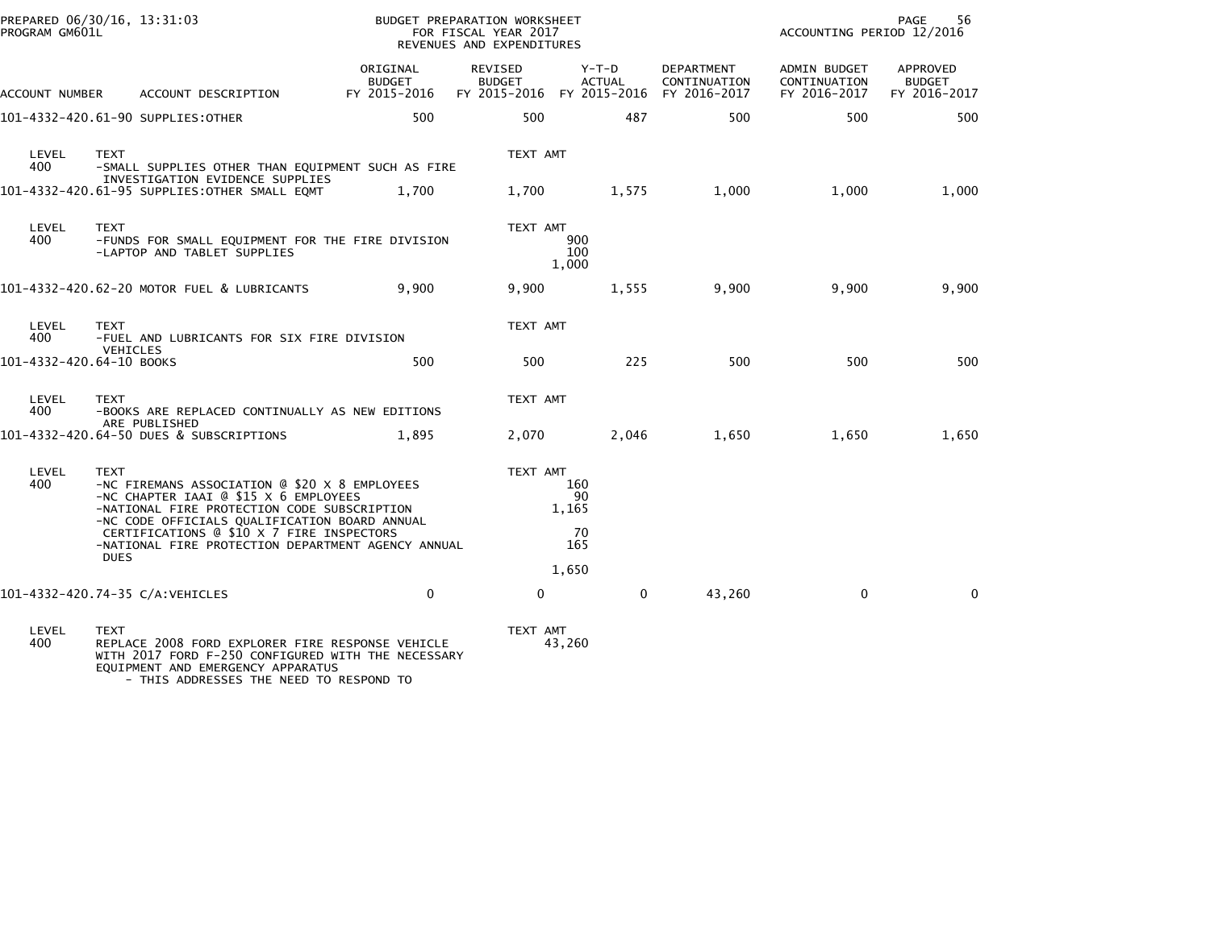PREPARED 06/30/16, 13:31:03
PROGRAM GM601L

BUDGET PREPARATION WORKSHEET
FOR FISCAL YEAR 2017
REVENUES AND EXPENDITURES

ACCOUNTING PERIOD 12/2016

| ACCOUNT NUMBER | ACCOUNT DESCRIPTION | ORIGINAL BUDGET FY 2015-2016 | REVISED BUDGET FY 2015-2016 | Y-T-D ACTUAL FY 2015-2016 | DEPARTMENT CONTINUATION FY 2016-2017 | ADMIN BUDGET CONTINUATION FY 2016-2017 | APPROVED BUDGET FY 2016-2017 |
|---|---|---|---|---|---|---|---|
| 101-4332-420.61-90 | SUPPLIES:OTHER | 500 | 500 | 487 | 500 | 500 | 500 |

| LEVEL | TEXT | TEXT AMT |
|---|---|---|
| 400 | -SMALL SUPPLIES OTHER THAN EQUIPMENT SUCH AS FIRE INVESTIGATION EVIDENCE SUPPLIES | |

| ACCOUNT NUMBER | ACCOUNT DESCRIPTION | ORIGINAL BUDGET FY 2015-2016 | REVISED BUDGET FY 2015-2016 | Y-T-D ACTUAL FY 2015-2016 | DEPARTMENT CONTINUATION FY 2016-2017 | ADMIN BUDGET CONTINUATION FY 2016-2017 | APPROVED BUDGET FY 2016-2017 |
|---|---|---|---|---|---|---|---|
| 101-4332-420.61-95 | SUPPLIES:OTHER SMALL EQMT | 1,700 | 1,700 | 1,575 | 1,000 | 1,000 | 1,000 |

| LEVEL | TEXT | TEXT AMT |
|---|---|---|
| 400 | -FUNDS FOR SMALL EQUIPMENT FOR THE FIRE DIVISION | 900 |
| | -LAPTOP AND TABLET SUPPLIES | 100 |
| | | 1,000 |

| ACCOUNT NUMBER | ACCOUNT DESCRIPTION | ORIGINAL BUDGET FY 2015-2016 | REVISED BUDGET FY 2015-2016 | Y-T-D ACTUAL FY 2015-2016 | DEPARTMENT CONTINUATION FY 2016-2017 | ADMIN BUDGET CONTINUATION FY 2016-2017 | APPROVED BUDGET FY 2016-2017 |
|---|---|---|---|---|---|---|---|
| 101-4332-420.62-20 | MOTOR FUEL & LUBRICANTS | 9,900 | 9,900 | 1,555 | 9,900 | 9,900 | 9,900 |

| LEVEL | TEXT | TEXT AMT |
|---|---|---|
| 400 | -FUEL AND LUBRICANTS FOR SIX FIRE DIVISION VEHICLES | |

| ACCOUNT NUMBER | ACCOUNT DESCRIPTION | ORIGINAL BUDGET FY 2015-2016 | REVISED BUDGET FY 2015-2016 | Y-T-D ACTUAL FY 2015-2016 | DEPARTMENT CONTINUATION FY 2016-2017 | ADMIN BUDGET CONTINUATION FY 2016-2017 | APPROVED BUDGET FY 2016-2017 |
|---|---|---|---|---|---|---|---|
| 101-4332-420.64-10 | BOOKS | 500 | 500 | 225 | 500 | 500 | 500 |

| LEVEL | TEXT | TEXT AMT |
|---|---|---|
| 400 | -BOOKS ARE REPLACED CONTINUALLY AS NEW EDITIONS ARE PUBLISHED | |

| ACCOUNT NUMBER | ACCOUNT DESCRIPTION | ORIGINAL BUDGET FY 2015-2016 | REVISED BUDGET FY 2015-2016 | Y-T-D ACTUAL FY 2015-2016 | DEPARTMENT CONTINUATION FY 2016-2017 | ADMIN BUDGET CONTINUATION FY 2016-2017 | APPROVED BUDGET FY 2016-2017 |
|---|---|---|---|---|---|---|---|
| 101-4332-420.64-50 | DUES & SUBSCRIPTIONS | 1,895 | 2,070 | 2,046 | 1,650 | 1,650 | 1,650 |

| LEVEL | TEXT | TEXT AMT |
|---|---|---|
| 400 | -NC FIREMANS ASSOCIATION @ $20 X 8 EMPLOYEES | 160 |
| | -NC CHAPTER IAAI @ $15 X 6 EMPLOYEES | 90 |
| | -NATIONAL FIRE PROTECTION CODE SUBSCRIPTION | 1,165 |
| | -NC CODE OFFICIALS QUALIFICATION BOARD ANNUAL CERTIFICATIONS @ $10 X 7 FIRE INSPECTORS | 70 |
| | -NATIONAL FIRE PROTECTION DEPARTMENT AGENCY ANNUAL DUES | 165 |
| | | 1,650 |

| ACCOUNT NUMBER | ACCOUNT DESCRIPTION | ORIGINAL BUDGET FY 2015-2016 | REVISED BUDGET FY 2015-2016 | Y-T-D ACTUAL FY 2015-2016 | DEPARTMENT CONTINUATION FY 2016-2017 | ADMIN BUDGET CONTINUATION FY 2016-2017 | APPROVED BUDGET FY 2016-2017 |
|---|---|---|---|---|---|---|---|
| 101-4332-420.74-35 | C/A:VEHICLES | 0 | 0 | 0 | 43,260 | 0 | 0 |

| LEVEL | TEXT | TEXT AMT |
|---|---|---|
| 400 | REPLACE 2008 FORD EXPLORER FIRE RESPONSE VEHICLE WITH 2017 FORD F-250 CONFIGURED WITH THE NECESSARY EQUIPMENT AND EMERGENCY APPARATUS | 43,260 |
| | - THIS ADDRESSES THE NEED TO RESPOND TO | |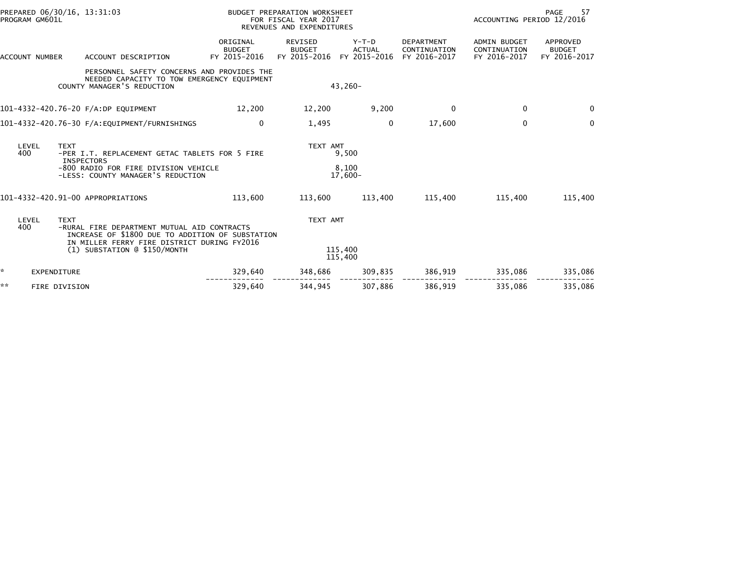| ACCOUNT NUMBER | ACCOUNT DESCRIPTION | ORIGINAL BUDGET FY 2015-2016 | REVISED BUDGET FY 2015-2016 | Y-T-D ACTUAL FY 2015-2016 | DEPARTMENT CONTINUATION FY 2016-2017 | ADMIN BUDGET CONTINUATION FY 2016-2017 | APPROVED BUDGET FY 2016-2017 |
|---|---|---|---|---|---|---|---|
| | PERSONNEL SAFETY CONCERNS AND PROVIDES THE NEEDED CAPACITY TO TOW EMERGENCY EQUIPMENT | | | | | | |
| | COUNTY MANAGER'S REDUCTION | | 43,260- | | | | |
| 101-4332-420.76-20 | F/A:DP EQUIPMENT | 12,200 | 12,200 | 9,200 | 0 | 0 | 0 |
| 101-4332-420.76-30 | F/A:EQUIPMENT/FURNISHINGS | 0 | 1,495 | 0 | 17,600 | 0 | 0 |

| LEVEL | TEXT | TEXT AMT |
|---|---|---|
| 400 | -PER I.T. REPLACEMENT GETAC TABLETS FOR 5 FIRE INSPECTORS | 9,500 |
| | -800 RADIO FOR FIRE DIVISION VEHICLE | 8,100 |
| | -LESS: COUNTY MANAGER'S REDUCTION | 17,600- |

| ACCOUNT NUMBER | ACCOUNT DESCRIPTION | ORIGINAL BUDGET FY 2015-2016 | REVISED BUDGET FY 2015-2016 | Y-T-D ACTUAL FY 2015-2016 | DEPARTMENT CONTINUATION FY 2016-2017 | ADMIN BUDGET CONTINUATION FY 2016-2017 | APPROVED BUDGET FY 2016-2017 |
|---|---|---|---|---|---|---|---|
| 101-4332-420.91-00 | APPROPRIATIONS | 113,600 | 113,600 | 113,400 | 115,400 | 115,400 | 115,400 |

| LEVEL | TEXT | TEXT AMT |
|---|---|---|
| 400 | -RURAL FIRE DEPARTMENT MUTUAL AID CONTRACTS INCREASE OF $1800 DUE TO ADDITION OF SUBSTATION IN MILLER FERRY FIRE DISTRICT DURING FY2016 | |
| | (1) SUBSTATION @ $150/MONTH | 115,400 |
| | | 115,400 |

| | | ORIGINAL BUDGET FY 2015-2016 | REVISED BUDGET FY 2015-2016 | Y-T-D ACTUAL FY 2015-2016 | DEPARTMENT CONTINUATION FY 2016-2017 | ADMIN BUDGET CONTINUATION FY 2016-2017 | APPROVED BUDGET FY 2016-2017 |
|---|---|---|---|---|---|---|---|
| * | EXPENDITURE | 329,640 | 348,686 | 309,835 | 386,919 | 335,086 | 335,086 |
| ** | FIRE DIVISION | 329,640 | 344,945 | 307,886 | 386,919 | 335,086 | 335,086 |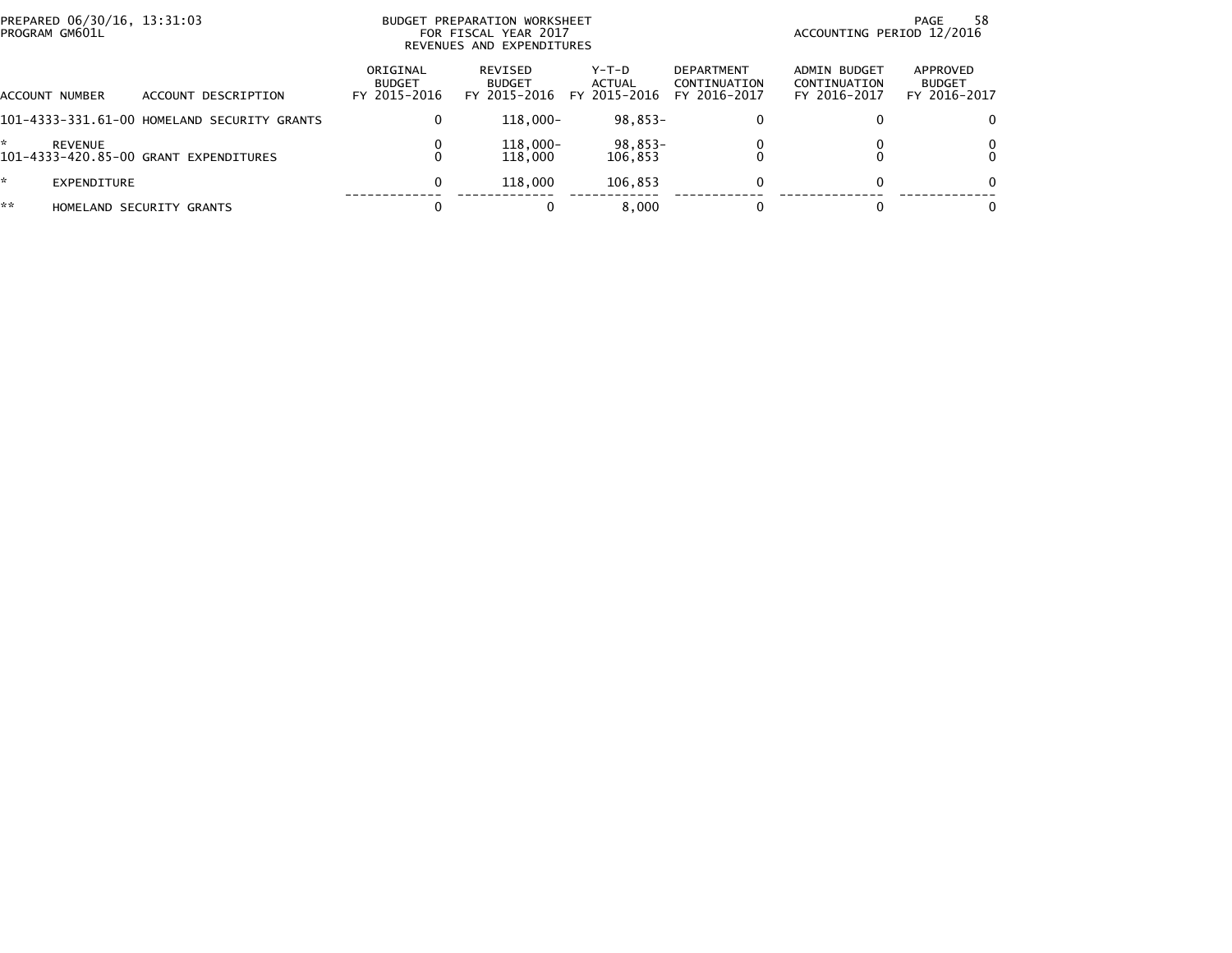BUDGET PREPARATION WORKSHEET
FOR FISCAL YEAR 2017
REVENUES AND EXPENDITURES

PREPARED 06/30/16, 13:31:03
PROGRAM GM601L

ACCOUNTING PERIOD 12/2016

| ACCOUNT NUMBER | ACCOUNT DESCRIPTION | ORIGINAL BUDGET FY 2015-2016 | REVISED BUDGET FY 2015-2016 | Y-T-D ACTUAL FY 2015-2016 | DEPARTMENT CONTINUATION FY 2016-2017 | ADMIN BUDGET CONTINUATION FY 2016-2017 | APPROVED BUDGET FY 2016-2017 |
|---|---|---|---|---|---|---|---|
| 101-4333-331.61-00 | HOMELAND SECURITY GRANTS | 0 | 118,000- | 98,853- | 0 | 0 | 0 |
| * | REVENUE | 0 | 118,000- | 98,853- | 0 | 0 | 0 |
| 101-4333-420.85-00 | GRANT EXPENDITURES | 0 | 118,000 | 106,853 | 0 | 0 | 0 |
| * | EXPENDITURE | 0 | 118,000 | 106,853 | 0 | 0 | 0 |
| ** | HOMELAND SECURITY GRANTS | 0 | 0 | 8,000 | 0 | 0 | 0 |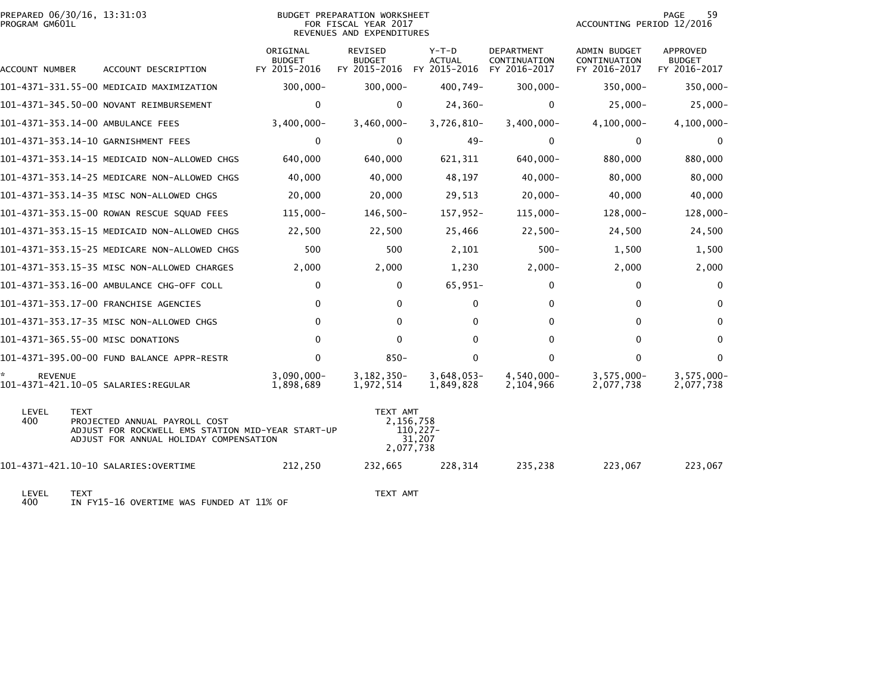PREPARED 06/30/16, 13:31:03
PROGRAM GM601L

BUDGET PREPARATION WORKSHEET
FOR FISCAL YEAR 2017
REVENUES AND EXPENDITURES

ACCOUNTING PERIOD 12/2016

| ACCOUNT NUMBER | ACCOUNT DESCRIPTION | ORIGINAL BUDGET FY 2015-2016 | REVISED BUDGET FY 2015-2016 | Y-T-D ACTUAL FY 2015-2016 | DEPARTMENT CONTINUATION FY 2016-2017 | ADMIN BUDGET CONTINUATION FY 2016-2017 | APPROVED BUDGET FY 2016-2017 |
|---|---|---|---|---|---|---|---|
| 101-4371-331.55-00 | MEDICAID MAXIMIZATION | 300,000- | 300,000- | 400,749- | 300,000- | 350,000- | 350,000- |
| 101-4371-345.50-00 | NOVANT REIMBURSEMENT | 0 | 0 | 24,360- | 0 | 25,000- | 25,000- |
| 101-4371-353.14-00 | AMBULANCE FEES | 3,400,000- | 3,460,000- | 3,726,810- | 3,400,000- | 4,100,000- | 4,100,000- |
| 101-4371-353.14-10 | GARNISHMENT FEES | 0 | 0 | 49- | 0 | 0 | 0 |
| 101-4371-353.14-15 | MEDICAID NON-ALLOWED CHGS | 640,000 | 640,000 | 621,311 | 640,000- | 880,000 | 880,000 |
| 101-4371-353.14-25 | MEDICARE NON-ALLOWED CHGS | 40,000 | 40,000 | 48,197 | 40,000- | 80,000 | 80,000 |
| 101-4371-353.14-35 | MISC NON-ALLOWED CHGS | 20,000 | 20,000 | 29,513 | 20,000- | 40,000 | 40,000 |
| 101-4371-353.15-00 | ROWAN RESCUE SQUAD FEES | 115,000- | 146,500- | 157,952- | 115,000- | 128,000- | 128,000- |
| 101-4371-353.15-15 | MEDICAID NON-ALLOWED CHGS | 22,500 | 22,500 | 25,466 | 22,500- | 24,500 | 24,500 |
| 101-4371-353.15-25 | MEDICARE NON-ALLOWED CHGS | 500 | 500 | 2,101 | 500- | 1,500 | 1,500 |
| 101-4371-353.15-35 | MISC NON-ALLOWED CHARGES | 2,000 | 2,000 | 1,230 | 2,000- | 2,000 | 2,000 |
| 101-4371-353.16-00 | AMBULANCE CHG-OFF COLL | 0 | 0 | 65,951- | 0 | 0 | 0 |
| 101-4371-353.17-00 | FRANCHISE AGENCIES | 0 | 0 | 0 | 0 | 0 | 0 |
| 101-4371-353.17-35 | MISC NON-ALLOWED CHGS | 0 | 0 | 0 | 0 | 0 | 0 |
| 101-4371-365.55-00 | MISC DONATIONS | 0 | 0 | 0 | 0 | 0 | 0 |
| 101-4371-395.00-00 | FUND BALANCE APPR-RESTR | 0 | 850- | 0 | 0 | 0 | 0 |
| * REVENUE | | 3,090,000- | 3,182,350- | 3,648,053- | 4,540,000- | 3,575,000- | 3,575,000- |
| 101-4371-421.10-05 | SALARIES:REGULAR | 1,898,689 | 1,972,514 | 1,849,828 | 2,104,966 | 2,077,738 | 2,077,738 |

| LEVEL | TEXT | TEXT AMT |
|---|---|---|
| 400 | PROJECTED ANNUAL PAYROLL COST | 2,156,758 |
| | ADJUST FOR ROCKWELL EMS STATION MID-YEAR START-UP | 110,227- |
| | ADJUST FOR ANNUAL HOLIDAY COMPENSATION | 31,207 |
| | | 2,077,738 |

| ACCOUNT NUMBER | ACCOUNT DESCRIPTION | ORIGINAL BUDGET FY 2015-2016 | REVISED BUDGET FY 2015-2016 | Y-T-D ACTUAL FY 2015-2016 | DEPARTMENT CONTINUATION FY 2016-2017 | ADMIN BUDGET CONTINUATION FY 2016-2017 | APPROVED BUDGET FY 2016-2017 |
|---|---|---|---|---|---|---|---|
| 101-4371-421.10-10 | SALARIES:OVERTIME | 212,250 | 232,665 | 228,314 | 235,238 | 223,067 | 223,067 |

| LEVEL | TEXT | TEXT AMT |
|---|---|---|
| 400 | IN FY15-16 OVERTIME WAS FUNDED AT 11% OF | |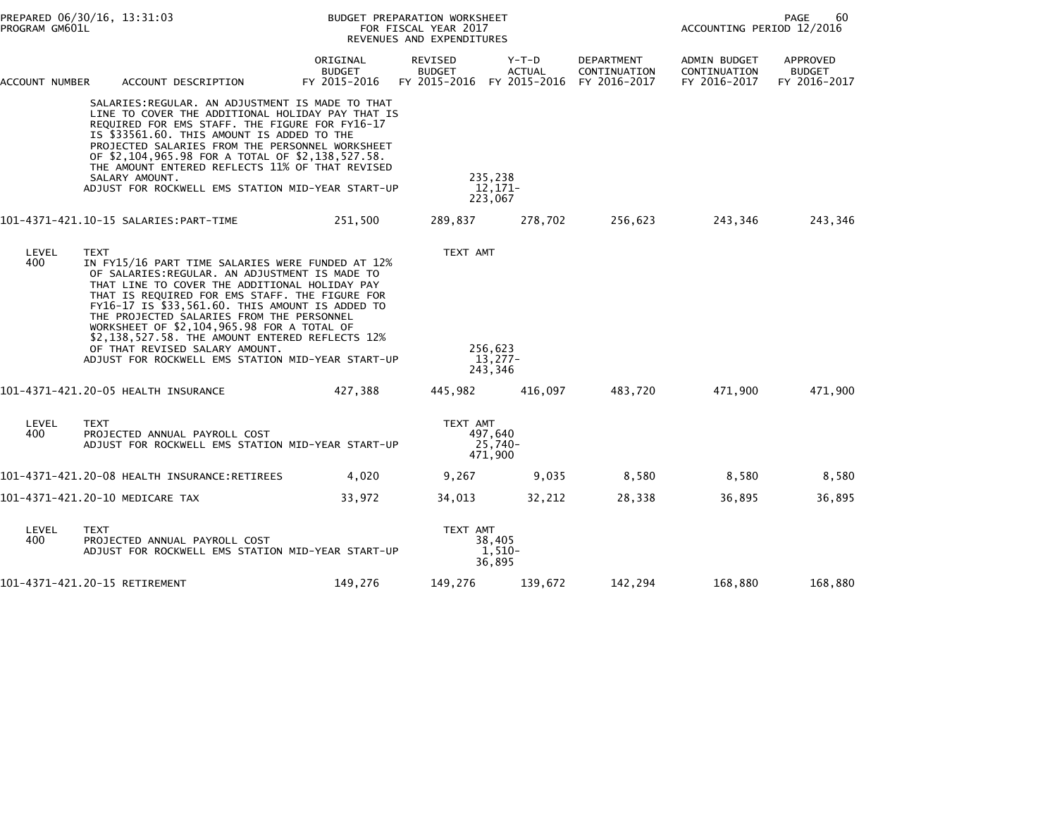BUDGET PREPARATION WORKSHEET
FOR FISCAL YEAR 2017
REVENUES AND EXPENDITURES

| ACCOUNT NUMBER | ACCOUNT DESCRIPTION | ORIGINAL BUDGET FY 2015-2016 | REVISED BUDGET FY 2015-2016 | Y-T-D ACTUAL FY 2015-2016 | DEPARTMENT CONTINUATION FY 2016-2017 | ADMIN BUDGET CONTINUATION FY 2016-2017 | APPROVED BUDGET FY 2016-2017 |
|---|---|---|---|---|---|---|---|
| | SALARIES:REGULAR. AN ADJUSTMENT IS MADE TO THAT LINE TO COVER THE ADDITIONAL HOLIDAY PAY THAT IS REQUIRED FOR EMS STAFF. THE FIGURE FOR FY16-17 IS $33561.60. THIS AMOUNT IS ADDED TO THE PROJECTED SALARIES FROM THE PERSONNEL WORKSHEET OF $2,104,965.98 FOR A TOTAL OF $2,138,527.58. THE AMOUNT ENTERED REFLECTS 11% OF THAT REVISED SALARY AMOUNT. | | 235,238 | | | | |
| | ADJUST FOR ROCKWELL EMS STATION MID-YEAR START-UP | | 12,171- | | | | |
| | | | 223,067 | | | | |
| 101-4371-421.10-15 | SALARIES:PART-TIME | 251,500 | 289,837 | 278,702 | 256,623 | 243,346 | 243,346 |
| LEVEL 400 | TEXT | | TEXT AMT | | | | |
| | IN FY15/16 PART TIME SALARIES WERE FUNDED AT 12% OF SALARIES:REGULAR. AN ADJUSTMENT IS MADE TO THAT LINE TO COVER THE ADDITIONAL HOLIDAY PAY THAT IS REQUIRED FOR EMS STAFF. THE FIGURE FOR FY16-17 IS $33,561.60. THIS AMOUNT IS ADDED TO THE PROJECTED SALARIES FROM THE PERSONNEL WORKSHEET OF $2,104,965.98 FOR A TOTAL OF $2,138,527.58. THE AMOUNT ENTERED REFLECTS 12% OF THAT REVISED SALARY AMOUNT. | | 256,623 | | | | |
| | ADJUST FOR ROCKWELL EMS STATION MID-YEAR START-UP | | 13,277- | | | | |
| | | | 243,346 | | | | |
| 101-4371-421.20-05 | HEALTH INSURANCE | 427,388 | 445,982 | 416,097 | 483,720 | 471,900 | 471,900 |
| LEVEL 400 | TEXT | | TEXT AMT | | | | |
| | PROJECTED ANNUAL PAYROLL COST | | 497,640 | | | | |
| | ADJUST FOR ROCKWELL EMS STATION MID-YEAR START-UP | | 25,740- | | | | |
| | | | 471,900 | | | | |
| 101-4371-421.20-08 | HEALTH INSURANCE:RETIREES | 4,020 | 9,267 | 9,035 | 8,580 | 8,580 | 8,580 |
| 101-4371-421.20-10 | MEDICARE TAX | 33,972 | 34,013 | 32,212 | 28,338 | 36,895 | 36,895 |
| LEVEL 400 | TEXT | | TEXT AMT | | | | |
| | PROJECTED ANNUAL PAYROLL COST | | 38,405 | | | | |
| | ADJUST FOR ROCKWELL EMS STATION MID-YEAR START-UP | | 1,510- | | | | |
| | | | 36,895 | | | | |
| 101-4371-421.20-15 | RETIREMENT | 149,276 | 149,276 | 139,672 | 142,294 | 168,880 | 168,880 |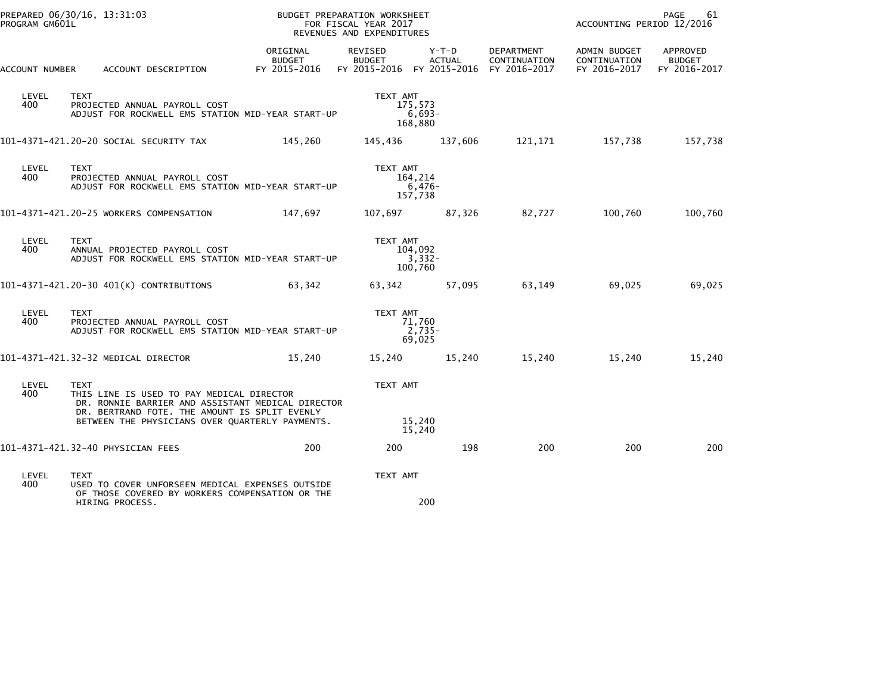BUDGET PREPARATION WORKSHEET
FOR FISCAL YEAR 2017
REVENUES AND EXPENDITURES

PREPARED 06/30/16, 13:31:03
PROGRAM GM601L

ACCOUNTING PERIOD 12/2016

| ACCOUNT NUMBER | ACCOUNT DESCRIPTION | ORIGINAL BUDGET FY 2015-2016 | REVISED BUDGET FY 2015-2016 | Y-T-D ACTUAL FY 2015-2016 | DEPARTMENT CONTINUATION FY 2016-2017 | ADMIN BUDGET CONTINUATION FY 2016-2017 | APPROVED BUDGET FY 2016-2017 |
|---|---|---|---|---|---|---|---|
| LEVEL 400 | TEXT<br>PROJECTED ANNUAL PAYROLL COST<br>ADJUST FOR ROCKWELL EMS STATION MID-YEAR START-UP | | TEXT AMT<br>175,573<br>6,693-<br>168,880 | | | | |
| 101-4371-421.20-20 | SOCIAL SECURITY TAX | 145,260 | 145,436 | 137,606 | 121,171 | 157,738 | 157,738 |
| LEVEL 400 | TEXT<br>PROJECTED ANNUAL PAYROLL COST<br>ADJUST FOR ROCKWELL EMS STATION MID-YEAR START-UP | | TEXT AMT<br>164,214<br>6,476-<br>157,738 | | | | |
| 101-4371-421.20-25 | WORKERS COMPENSATION | 147,697 | 107,697 | 87,326 | 82,727 | 100,760 | 100,760 |
| LEVEL 400 | TEXT<br>ANNUAL PROJECTED PAYROLL COST<br>ADJUST FOR ROCKWELL EMS STATION MID-YEAR START-UP | | TEXT AMT<br>104,092<br>3,332-<br>100,760 | | | | |
| 101-4371-421.20-30 | 401(K) CONTRIBUTIONS | 63,342 | 63,342 | 57,095 | 63,149 | 69,025 | 69,025 |
| LEVEL 400 | TEXT<br>PROJECTED ANNUAL PAYROLL COST<br>ADJUST FOR ROCKWELL EMS STATION MID-YEAR START-UP | | TEXT AMT<br>71,760<br>2,735-<br>69,025 | | | | |
| 101-4371-421.32-32 | MEDICAL DIRECTOR | 15,240 | 15,240 | 15,240 | 15,240 | 15,240 | 15,240 |
| LEVEL 400 | TEXT<br>THIS LINE IS USED TO PAY MEDICAL DIRECTOR DR. RONNIE BARRIER AND ASSISTANT MEDICAL DIRECTOR DR. BERTRAND FOTE. THE AMOUNT IS SPLIT EVENLY BETWEEN THE PHYSICIANS OVER QUARTERLY PAYMENTS. | | TEXT AMT<br>15,240<br>15,240 | | | | |
| 101-4371-421.32-40 | PHYSICIAN FEES | 200 | 200 | 198 | 200 | 200 | 200 |
| LEVEL 400 | TEXT<br>USED TO COVER UNFORSEEN MEDICAL EXPENSES OUTSIDE OF THOSE COVERED BY WORKERS COMPENSATION OR THE HIRING PROCESS. | | TEXT AMT<br>200 | | | | |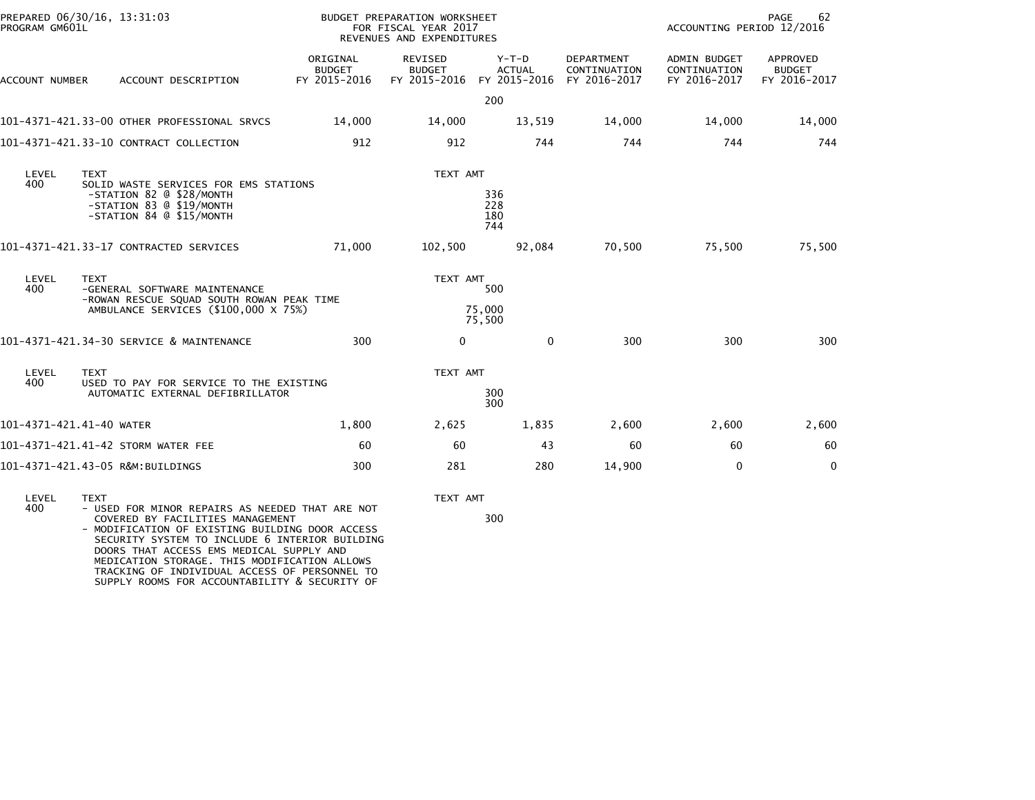BUDGET PREPARATION WORKSHEET
FOR FISCAL YEAR 2017
REVENUES AND EXPENDITURES

PREPARED 06/30/16, 13:31:03
PROGRAM GM601L

ACCOUNTING PERIOD 12/2016

| ACCOUNT NUMBER | ACCOUNT DESCRIPTION | ORIGINAL BUDGET FY 2015-2016 | REVISED BUDGET FY 2015-2016 | Y-T-D ACTUAL FY 2015-2016 | DEPARTMENT CONTINUATION FY 2016-2017 | ADMIN BUDGET CONTINUATION FY 2016-2017 | APPROVED BUDGET FY 2016-2017 |
|---|---|---|---|---|---|---|---|
| | | | | 200 | | | |
| 101-4371-421.33-00 | OTHER PROFESSIONAL SRVCS | 14,000 | 14,000 | 13,519 | 14,000 | 14,000 | 14,000 |
| 101-4371-421.33-10 | CONTRACT COLLECTION | 912 | 912 | 744 | 744 | 744 | 744 |

| LEVEL | TEXT | TEXT AMT |
|---|---|---|
| 400 | SOLID WASTE SERVICES FOR EMS STATIONS | |
| | -STATION 82 @ $28/MONTH | 336 |
| | -STATION 83 @ $19/MONTH | 228 |
| | -STATION 84 @ $15/MONTH | 180 |
| | | 744 |

| ACCOUNT NUMBER | ACCOUNT DESCRIPTION | ORIGINAL BUDGET FY 2015-2016 | REVISED BUDGET FY 2015-2016 | Y-T-D ACTUAL FY 2015-2016 | DEPARTMENT CONTINUATION FY 2016-2017 | ADMIN BUDGET CONTINUATION FY 2016-2017 | APPROVED BUDGET FY 2016-2017 |
|---|---|---|---|---|---|---|---|
| 101-4371-421.33-17 | CONTRACTED SERVICES | 71,000 | 102,500 | 92,084 | 70,500 | 75,500 | 75,500 |

| LEVEL | TEXT | TEXT AMT |
|---|---|---|
| 400 | -GENERAL SOFTWARE MAINTENANCE | 500 |
| | -ROWAN RESCUE SQUAD SOUTH ROWAN PEAK TIME AMBULANCE SERVICES ($100,000 X 75%) | 75,000 |
| | | 75,500 |

| ACCOUNT NUMBER | ACCOUNT DESCRIPTION | ORIGINAL BUDGET FY 2015-2016 | REVISED BUDGET FY 2015-2016 | Y-T-D ACTUAL FY 2015-2016 | DEPARTMENT CONTINUATION FY 2016-2017 | ADMIN BUDGET CONTINUATION FY 2016-2017 | APPROVED BUDGET FY 2016-2017 |
|---|---|---|---|---|---|---|---|
| 101-4371-421.34-30 | SERVICE & MAINTENANCE | 300 | 0 | 0 | 300 | 300 | 300 |

| LEVEL | TEXT | TEXT AMT |
|---|---|---|
| 400 | USED TO PAY FOR SERVICE TO THE EXISTING AUTOMATIC EXTERNAL DEFIBRILLATOR | 300 |
| | | 300 |

| ACCOUNT NUMBER | ACCOUNT DESCRIPTION | ORIGINAL BUDGET FY 2015-2016 | REVISED BUDGET FY 2015-2016 | Y-T-D ACTUAL FY 2015-2016 | DEPARTMENT CONTINUATION FY 2016-2017 | ADMIN BUDGET CONTINUATION FY 2016-2017 | APPROVED BUDGET FY 2016-2017 |
|---|---|---|---|---|---|---|---|
| 101-4371-421.41-40 | WATER | 1,800 | 2,625 | 1,835 | 2,600 | 2,600 | 2,600 |
| 101-4371-421.41-42 | STORM WATER FEE | 60 | 60 | 43 | 60 | 60 | 60 |
| 101-4371-421.43-05 | R&M:BUILDINGS | 300 | 281 | 280 | 14,900 | 0 | 0 |

| LEVEL | TEXT | TEXT AMT |
|---|---|---|
| 400 | - USED FOR MINOR REPAIRS AS NEEDED THAT ARE NOT COVERED BY FACILITIES MANAGEMENT | 300 |
| | - MODIFICATION OF EXISTING BUILDING DOOR ACCESS SECURITY SYSTEM TO INCLUDE 6 INTERIOR BUILDING DOORS THAT ACCESS EMS MEDICAL SUPPLY AND MEDICATION STORAGE. THIS MODIFICATION ALLOWS TRACKING OF INDIVIDUAL ACCESS OF PERSONNEL TO SUPPLY ROOMS FOR ACCOUNTABILITY & SECURITY OF | |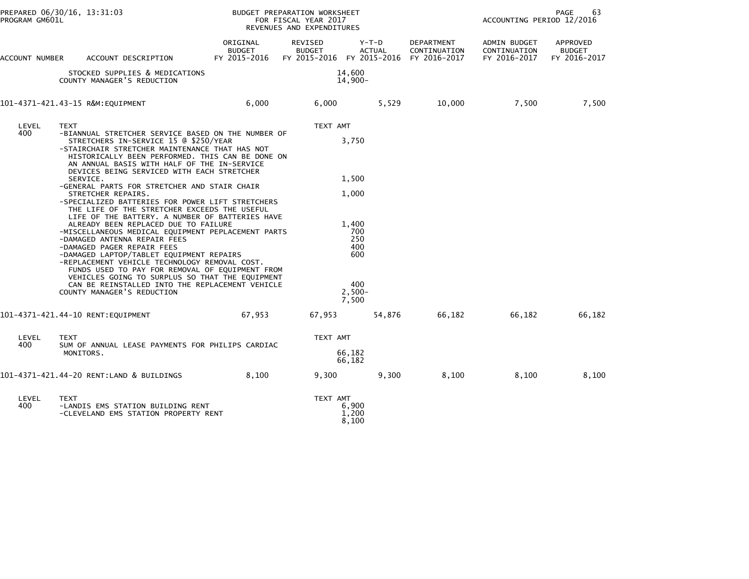BUDGET PREPARATION WORKSHEET
FOR FISCAL YEAR 2017
REVENUES AND EXPENDITURES

PREPARED 06/30/16, 13:31:03
PROGRAM GM601L

ACCOUNTING PERIOD 12/2016

| ACCOUNT NUMBER | ACCOUNT DESCRIPTION | ORIGINAL BUDGET FY 2015-2016 | REVISED BUDGET FY 2015-2016 | Y-T-D ACTUAL FY 2015-2016 | DEPARTMENT CONTINUATION FY 2016-2017 | ADMIN BUDGET CONTINUATION FY 2016-2017 | APPROVED BUDGET FY 2016-2017 |
|---|---|---|---|---|---|---|---|
| | STOCKED SUPPLIES & MEDICATIONS | | 14,600 | | | | |
| | COUNTY MANAGER'S REDUCTION | | 14,900- | | | | |
| 101-4371-421.43-15 | R&M:EQUIPMENT | 6,000 | 6,000 | 5,529 | 10,000 | 7,500 | 7,500 |

| LEVEL | TEXT | TEXT AMT |
|---|---|---|
| 400 | -BIANNUAL STRETCHER SERVICE BASED ON THE NUMBER OF STRETCHERS IN-SERVICE 15 @ $250/YEAR | 3,750 |
| | -STAIRCHAIR STRETCHER MAINTENANCE THAT HAS NOT HISTORICALLY BEEN PERFORMED. THIS CAN BE DONE ON AN ANNUAL BASIS WITH HALF OF THE IN-SERVICE DEVICES BEING SERVICED WITH EACH STRETCHER SERVICE. | 1,500 |
| | -GENERAL PARTS FOR STRETCHER AND STAIR CHAIR STRETCHER REPAIRS. | 1,000 |
| | -SPECIALIZED BATTERIES FOR POWER LIFT STRETCHERS THE LIFE OF THE STRETCHER EXCEEDS THE USEFUL LIFE OF THE BATTERY. A NUMBER OF BATTERIES HAVE ALREADY BEEN REPLACED DUE TO FAILURE | 1,400 |
| | -MISCELLANEOUS MEDICAL EQUIPMENT PEPLACEMENT PARTS | 700 |
| | -DAMAGED ANTENNA REPAIR FEES | 250 |
| | -DAMAGED PAGER REPAIR FEES | 400 |
| | -DAMAGED LAPTOP/TABLET EQUIPMENT REPAIRS | 600 |
| | -REPLACEMENT VEHICLE TECHNOLOGY REMOVAL COST. FUNDS USED TO PAY FOR REMOVAL OF EQUIPMENT FROM VEHICLES GOING TO SURPLUS SO THAT THE EQUIPMENT CAN BE REINSTALLED INTO THE REPLACEMENT VEHICLE | 400 |
| | COUNTY MANAGER'S REDUCTION | 2,500- |
| | | 7,500 |

| ACCOUNT NUMBER | ACCOUNT DESCRIPTION | ORIGINAL BUDGET FY 2015-2016 | REVISED BUDGET FY 2015-2016 | Y-T-D ACTUAL FY 2015-2016 | DEPARTMENT CONTINUATION FY 2016-2017 | ADMIN BUDGET CONTINUATION FY 2016-2017 | APPROVED BUDGET FY 2016-2017 |
|---|---|---|---|---|---|---|---|
| 101-4371-421.44-10 | RENT:EQUIPMENT | 67,953 | 67,953 | 54,876 | 66,182 | 66,182 | 66,182 |

| LEVEL | TEXT | TEXT AMT |
|---|---|---|
| 400 | SUM OF ANNUAL LEASE PAYMENTS FOR PHILIPS CARDIAC MONITORS. | 66,182 |
| | | 66,182 |

| ACCOUNT NUMBER | ACCOUNT DESCRIPTION | ORIGINAL BUDGET FY 2015-2016 | REVISED BUDGET FY 2015-2016 | Y-T-D ACTUAL FY 2015-2016 | DEPARTMENT CONTINUATION FY 2016-2017 | ADMIN BUDGET CONTINUATION FY 2016-2017 | APPROVED BUDGET FY 2016-2017 |
|---|---|---|---|---|---|---|---|
| 101-4371-421.44-20 | RENT:LAND & BUILDINGS | 8,100 | 9,300 | 9,300 | 8,100 | 8,100 | 8,100 |

| LEVEL | TEXT | TEXT AMT |
|---|---|---|
| 400 | -LANDIS EMS STATION BUILDING RENT | 6,900 |
| | -CLEVELAND EMS STATION PROPERTY RENT | 1,200 |
| | | 8,100 |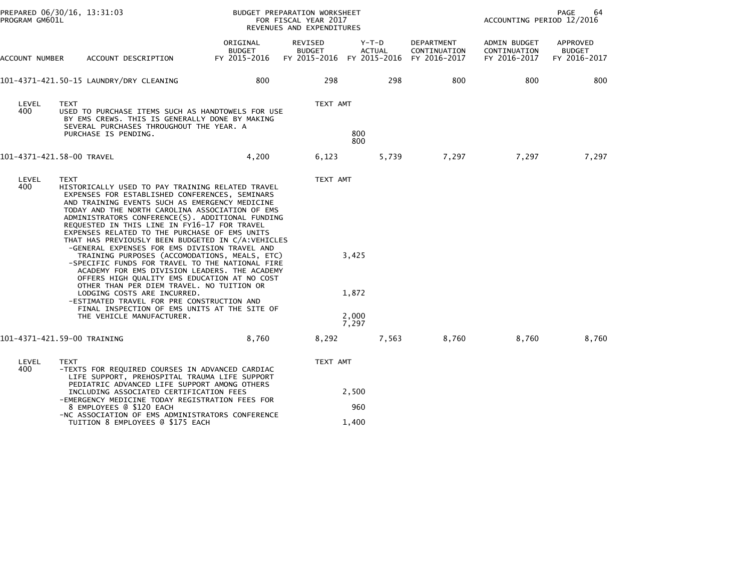PREPARED 06/30/16, 13:31:03 — PROGRAM GM601L

BUDGET PREPARATION WORKSHEET
FOR FISCAL YEAR 2017
REVENUES AND EXPENDITURES

ACCOUNTING PERIOD 12/2016

| ACCOUNT NUMBER | ACCOUNT DESCRIPTION | ORIGINAL BUDGET FY 2015-2016 | REVISED BUDGET FY 2015-2016 | Y-T-D ACTUAL FY 2015-2016 | DEPARTMENT CONTINUATION FY 2016-2017 | ADMIN BUDGET CONTINUATION FY 2016-2017 | APPROVED BUDGET FY 2016-2017 |
|---|---|---|---|---|---|---|---|
| 101-4371-421.50-15 | LAUNDRY/DRY CLEANING | 800 | 298 | 298 | 800 | 800 | 800 |

| LEVEL | TEXT | TEXT AMT |
|---|---|---|
| 400 | USED TO PURCHASE ITEMS SUCH AS HANDTOWELS FOR USE BY EMS CREWS. THIS IS GENERALLY DONE BY MAKING SEVERAL PURCHASES THROUGHOUT THE YEAR. A PURCHASE IS PENDING. | 800 |
| | | 800 |

| ACCOUNT NUMBER | ACCOUNT DESCRIPTION | ORIGINAL BUDGET FY 2015-2016 | REVISED BUDGET FY 2015-2016 | Y-T-D ACTUAL FY 2015-2016 | DEPARTMENT CONTINUATION FY 2016-2017 | ADMIN BUDGET CONTINUATION FY 2016-2017 | APPROVED BUDGET FY 2016-2017 |
|---|---|---|---|---|---|---|---|
| 101-4371-421.58-00 | TRAVEL | 4,200 | 6,123 | 5,739 | 7,297 | 7,297 | 7,297 |

| LEVEL | TEXT | TEXT AMT |
|---|---|---|
| 400 | HISTORICALLY USED TO PAY TRAINING RELATED TRAVEL EXPENSES FOR ESTABLISHED CONFERENCES, SEMINARS AND TRAINING EVENTS SUCH AS EMERGENCY MEDICINE TODAY AND THE NORTH CAROLINA ASSOCIATION OF EMS ADMINISTRATORS CONFERENCE(S). ADDITIONAL FUNDING REQUESTED IN THIS LINE IN FY16-17 FOR TRAVEL EXPENSES RELATED TO THE PURCHASE OF EMS UNITS THAT HAS PREVIOUSLY BEEN BUDGETED IN C/A:VEHICLES | |
| | -GENERAL EXPENSES FOR EMS DIVISION TRAVEL AND TRAINING PURPOSES (ACCOMODATIONS, MEALS, ETC) | 3,425 |
| | -SPECIFIC FUNDS FOR TRAVEL TO THE NATIONAL FIRE ACADEMY FOR EMS DIVISION LEADERS. THE ACADEMY OFFERS HIGH QUALITY EMS EDUCATION AT NO COST OTHER THAN PER DIEM TRAVEL. NO TUITION OR LODGING COSTS ARE INCURRED. | 1,872 |
| | -ESTIMATED TRAVEL FOR PRE CONSTRUCTION AND FINAL INSPECTION OF EMS UNITS AT THE SITE OF THE VEHICLE MANUFACTURER. | 2,000 |
| | | 7,297 |

| ACCOUNT NUMBER | ACCOUNT DESCRIPTION | ORIGINAL BUDGET FY 2015-2016 | REVISED BUDGET FY 2015-2016 | Y-T-D ACTUAL FY 2015-2016 | DEPARTMENT CONTINUATION FY 2016-2017 | ADMIN BUDGET CONTINUATION FY 2016-2017 | APPROVED BUDGET FY 2016-2017 |
|---|---|---|---|---|---|---|---|
| 101-4371-421.59-00 | TRAINING | 8,760 | 8,292 | 7,563 | 8,760 | 8,760 | 8,760 |

| LEVEL | TEXT | TEXT AMT |
|---|---|---|
| 400 | -TEXTS FOR REQUIRED COURSES IN ADVANCED CARDIAC LIFE SUPPORT, PREHOSPITAL TRAUMA LIFE SUPPORT PEDIATRIC ADVANCED LIFE SUPPORT AMONG OTHERS INCLUDING ASSOCIATED CERTIFICATION FEES | 2,500 |
| | -EMERGENCY MEDICINE TODAY REGISTRATION FEES FOR 8 EMPLOYEES @ $120 EACH | 960 |
| | -NC ASSOCIATION OF EMS ADMINISTRATORS CONFERENCE TUITION 8 EMPLOYEES @ $175 EACH | 1,400 |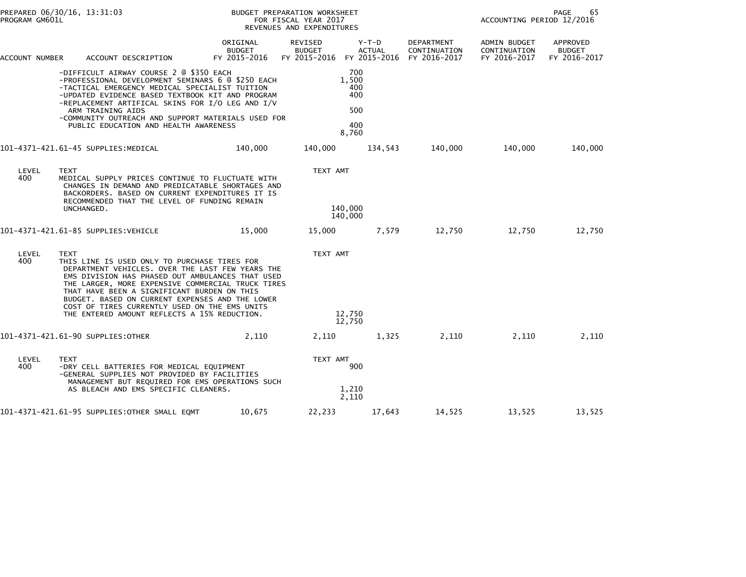| ACCOUNT NUMBER | ACCOUNT DESCRIPTION | ORIGINAL BUDGET FY 2015-2016 | REVISED BUDGET FY 2015-2016 | Y-T-D ACTUAL FY 2015-2016 | DEPARTMENT CONTINUATION FY 2016-2017 | ADMIN BUDGET CONTINUATION FY 2016-2017 | APPROVED BUDGET FY 2016-2017 |
|---|---|---|---|---|---|---|---|
| | -DIFFICULT AIRWAY COURSE 2 @ $350 EACH | | | 700 | | | |
| | -PROFESSIONAL DEVELOPMENT SEMINARS 6 @ $250 EACH | | | 1,500 | | | |
| | -TACTICAL EMERGENCY MEDICAL SPECIALIST TUITION | | | 400 | | | |
| | -UPDATED EVIDENCE BASED TEXTBOOK KIT AND PROGRAM | | | 400 | | | |
| | -REPLACEMENT ARTIFICAL SKINS FOR I/O LEG AND I/V ARM TRAINING AIDS | | | 500 | | | |
| | -COMMUNITY OUTREACH AND SUPPORT MATERIALS USED FOR PUBLIC EDUCATION AND HEALTH AWARENESS | | | 400 | | | |
| | | | | 8,760 | | | |
| 101-4371-421.61-45 | SUPPLIES:MEDICAL | 140,000 | 140,000 | 134,543 | 140,000 | 140,000 | 140,000 |

| LEVEL | TEXT | TEXT AMT |
|---|---|---|
| 400 | MEDICAL SUPPLY PRICES CONTINUE TO FLUCTUATE WITH CHANGES IN DEMAND AND PREDICATABLE SHORTAGES AND BACKORDERS. BASED ON CURRENT EXPENDITURES IT IS RECOMMENDED THAT THE LEVEL OF FUNDING REMAIN UNCHANGED. | 140,000 |
| | | 140,000 |

| ACCOUNT NUMBER | ACCOUNT DESCRIPTION | ORIGINAL BUDGET FY 2015-2016 | REVISED BUDGET FY 2015-2016 | Y-T-D ACTUAL FY 2015-2016 | DEPARTMENT CONTINUATION FY 2016-2017 | ADMIN BUDGET CONTINUATION FY 2016-2017 | APPROVED BUDGET FY 2016-2017 |
|---|---|---|---|---|---|---|---|
| 101-4371-421.61-85 | SUPPLIES:VEHICLE | 15,000 | 15,000 | 7,579 | 12,750 | 12,750 | 12,750 |

| LEVEL | TEXT | TEXT AMT |
|---|---|---|
| 400 | THIS LINE IS USED ONLY TO PURCHASE TIRES FOR DEPARTMENT VEHICLES. OVER THE LAST FEW YEARS THE EMS DIVISION HAS PHASED OUT AMBULANCES THAT USED THE LARGER, MORE EXPENSIVE COMMERCIAL TRUCK TIRES THAT HAVE BEEN A SIGNIFICANT BURDEN ON THIS BUDGET. BASED ON CURRENT EXPENSES AND THE LOWER COST OF TIRES CURRENTLY USED ON THE EMS UNITS THE ENTERED AMOUNT REFLECTS A 15% REDUCTION. | 12,750 |
| | | 12,750 |

| ACCOUNT NUMBER | ACCOUNT DESCRIPTION | ORIGINAL BUDGET FY 2015-2016 | REVISED BUDGET FY 2015-2016 | Y-T-D ACTUAL FY 2015-2016 | DEPARTMENT CONTINUATION FY 2016-2017 | ADMIN BUDGET CONTINUATION FY 2016-2017 | APPROVED BUDGET FY 2016-2017 |
|---|---|---|---|---|---|---|---|
| 101-4371-421.61-90 | SUPPLIES:OTHER | 2,110 | 2,110 | 1,325 | 2,110 | 2,110 | 2,110 |

| LEVEL | TEXT | TEXT AMT |
|---|---|---|
| 400 | -DRY CELL BATTERIES FOR MEDICAL EQUIPMENT | 900 |
| | -GENERAL SUPPLIES NOT PROVIDED BY FACILITIES MANAGEMENT BUT REQUIRED FOR EMS OPERATIONS SUCH AS BLEACH AND EMS SPECIFIC CLEANERS. | 1,210 |
| | | 2,110 |

| ACCOUNT NUMBER | ACCOUNT DESCRIPTION | ORIGINAL BUDGET FY 2015-2016 | REVISED BUDGET FY 2015-2016 | Y-T-D ACTUAL FY 2015-2016 | DEPARTMENT CONTINUATION FY 2016-2017 | ADMIN BUDGET CONTINUATION FY 2016-2017 | APPROVED BUDGET FY 2016-2017 |
|---|---|---|---|---|---|---|---|
| 101-4371-421.61-95 | SUPPLIES:OTHER SMALL EQMT | 10,675 | 22,233 | 17,643 | 14,525 | 13,525 | 13,525 |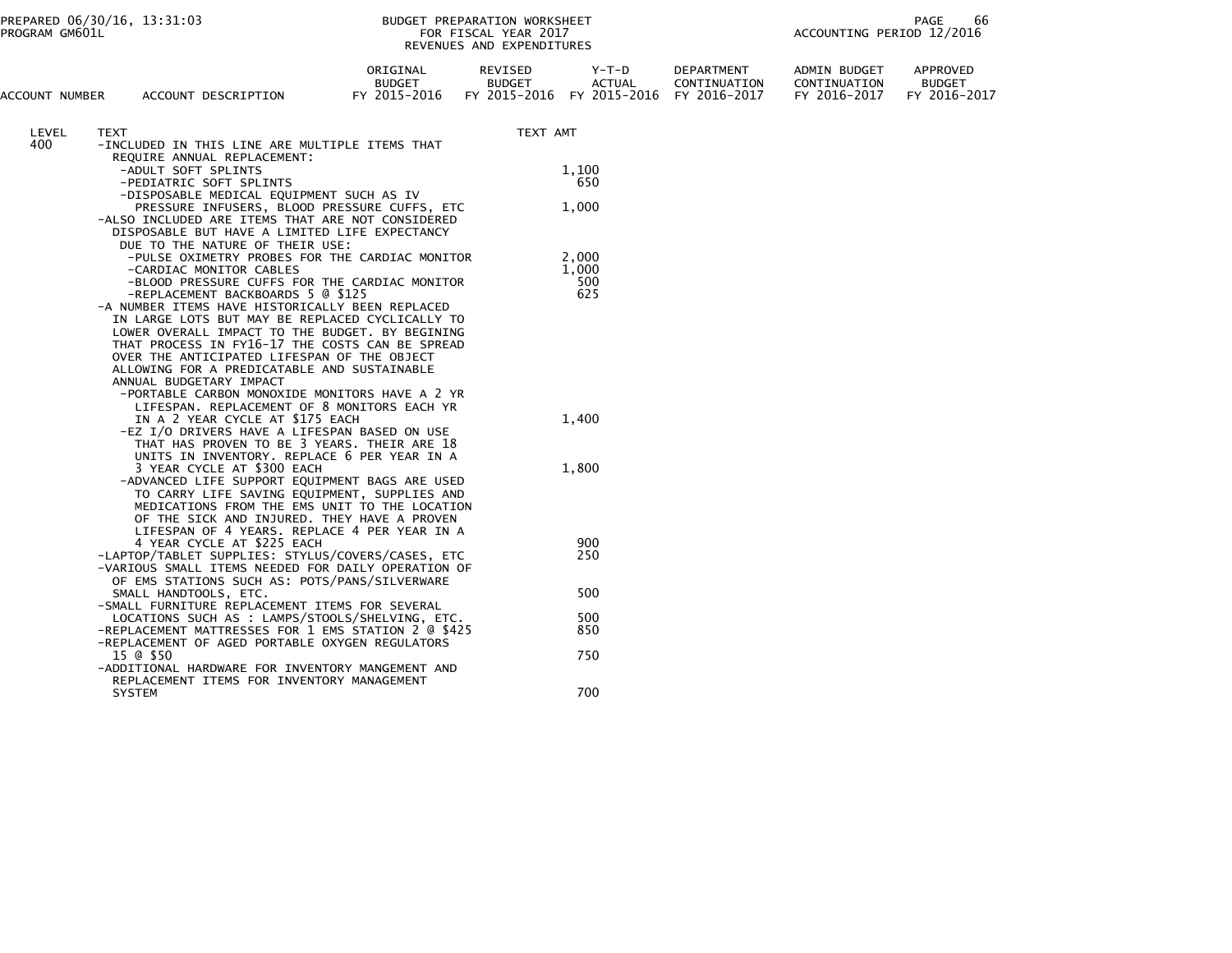BUDGET PREPARATION WORKSHEET
FOR FISCAL YEAR 2017
REVENUES AND EXPENDITURES

PREPARED 06/30/16, 13:31:03
PROGRAM GM601L

ACCOUNTING PERIOD 12/2016

| ACCOUNT NUMBER | ACCOUNT DESCRIPTION | ORIGINAL BUDGET FY 2015-2016 | REVISED BUDGET FY 2015-2016 | Y-T-D ACTUAL FY 2015-2016 | DEPARTMENT CONTINUATION FY 2016-2017 | ADMIN BUDGET CONTINUATION FY 2016-2017 | APPROVED BUDGET FY 2016-2017 |
|---|---|---|---|---|---|---|---|

| LEVEL | TEXT | TEXT AMT |
|---|---|---|
| 400 | -INCLUDED IN THIS LINE ARE MULTIPLE ITEMS THAT REQUIRE ANNUAL REPLACEMENT: | |
| | -ADULT SOFT SPLINTS | 1,100 |
| | -PEDIATRIC SOFT SPLINTS | 650 |
| | -DISPOSABLE MEDICAL EQUIPMENT SUCH AS IV PRESSURE INFUSERS, BLOOD PRESSURE CUFFS, ETC | 1,000 |
| | -ALSO INCLUDED ARE ITEMS THAT ARE NOT CONSIDERED DISPOSABLE BUT HAVE A LIMITED LIFE EXPECTANCY DUE TO THE NATURE OF THEIR USE: | |
| | -PULSE OXIMETRY PROBES FOR THE CARDIAC MONITOR | 2,000 |
| | -CARDIAC MONITOR CABLES | 1,000 |
| | -BLOOD PRESSURE CUFFS FOR THE CARDIAC MONITOR | 500 |
| | -REPLACEMENT BACKBOARDS 5 @ $125 | 625 |
| | -A NUMBER ITEMS HAVE HISTORICALLY BEEN REPLACED IN LARGE LOTS BUT MAY BE REPLACED CYCLICALLY TO LOWER OVERALL IMPACT TO THE BUDGET. BY BEGINING THAT PROCESS IN FY16-17 THE COSTS CAN BE SPREAD OVER THE ANTICIPATED LIFESPAN OF THE OBJECT ALLOWING FOR A PREDICATABLE AND SUSTAINABLE ANNUAL BUDGETARY IMPACT | |
| | -PORTABLE CARBON MONOXIDE MONITORS HAVE A 2 YR LIFESPAN. REPLACEMENT OF 8 MONITORS EACH YR IN A 2 YEAR CYCLE AT $175 EACH | 1,400 |
| | -EZ I/O DRIVERS HAVE A LIFESPAN BASED ON USE THAT HAS PROVEN TO BE 3 YEARS. THEIR ARE 18 UNITS IN INVENTORY. REPLACE 6 PER YEAR IN A 3 YEAR CYCLE AT $300 EACH | 1,800 |
| | -ADVANCED LIFE SUPPORT EQUIPMENT BAGS ARE USED TO CARRY LIFE SAVING EQUIPMENT, SUPPLIES AND MEDICATIONS FROM THE EMS UNIT TO THE LOCATION OF THE SICK AND INJURED. THEY HAVE A PROVEN LIFESPAN OF 4 YEARS. REPLACE 4 PER YEAR IN A 4 YEAR CYCLE AT $225 EACH | 900 |
| | -LAPTOP/TABLET SUPPLIES: STYLUS/COVERS/CASES, ETC | 250 |
| | -VARIOUS SMALL ITEMS NEEDED FOR DAILY OPERATION OF OF EMS STATIONS SUCH AS: POTS/PANS/SILVERWARE SMALL HANDTOOLS, ETC. | 500 |
| | -SMALL FURNITURE REPLACEMENT ITEMS FOR SEVERAL LOCATIONS SUCH AS : LAMPS/STOOLS/SHELVING, ETC. | 500 |
| | -REPLACEMENT MATTRESSES FOR 1 EMS STATION 2 @ $425 | 850 |
| | -REPLACEMENT OF AGED PORTABLE OXYGEN REGULATORS 15 @ $50 | 750 |
| | -ADDITIONAL HARDWARE FOR INVENTORY MANGEMENT AND REPLACEMENT ITEMS FOR INVENTORY MANAGEMENT SYSTEM | 700 |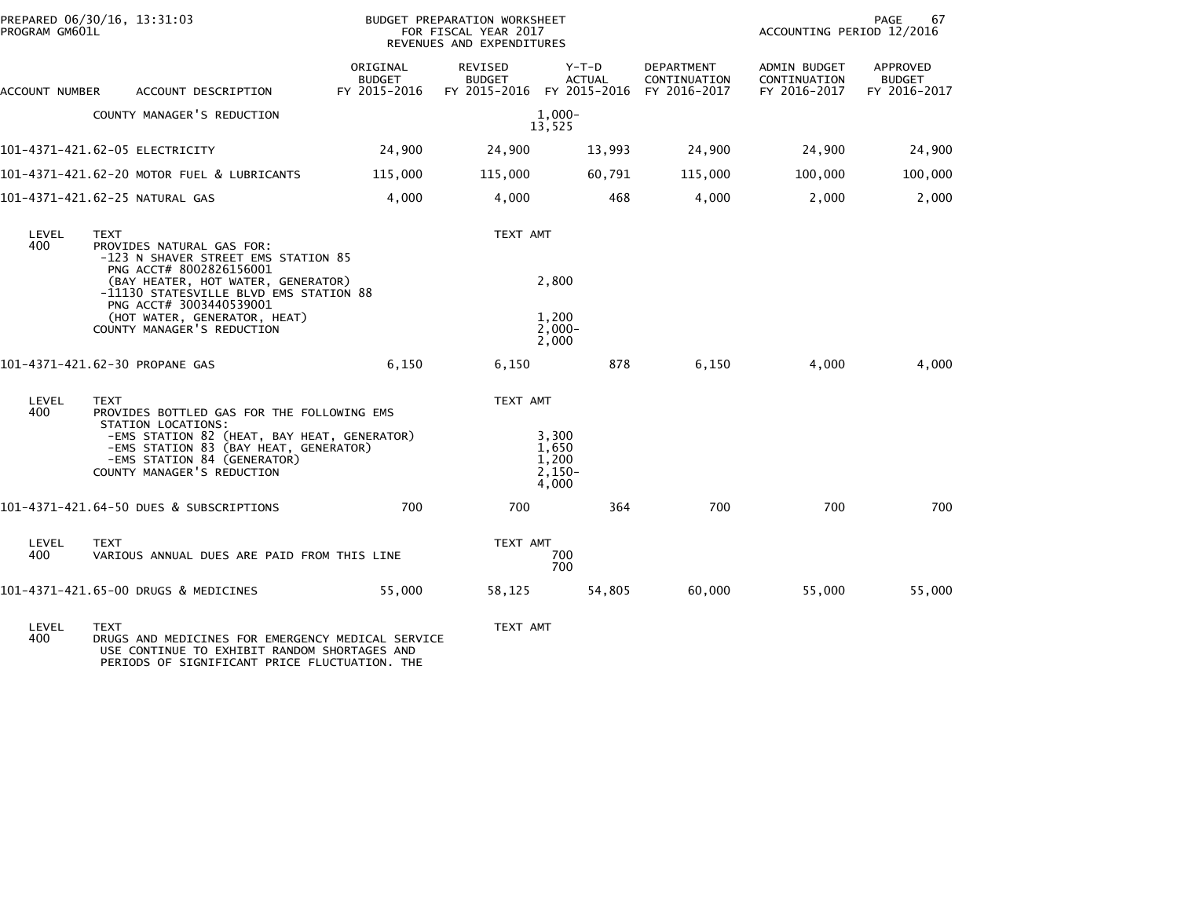BUDGET PREPARATION WORKSHEET
FOR FISCAL YEAR 2017
REVENUES AND EXPENDITURES

| ACCOUNT NUMBER | ACCOUNT DESCRIPTION | ORIGINAL BUDGET FY 2015-2016 | REVISED BUDGET FY 2015-2016 | Y-T-D ACTUAL FY 2015-2016 | DEPARTMENT CONTINUATION FY 2016-2017 | ADMIN BUDGET CONTINUATION FY 2016-2017 | APPROVED BUDGET FY 2016-2017 |
|---|---|---|---|---|---|---|---|
| | COUNTY MANAGER'S REDUCTION | | 1,000- | | | | |
| | | | 13,525 | | | | |
| 101-4371-421.62-05 | ELECTRICITY | 24,900 | 24,900 | 13,993 | 24,900 | 24,900 | 24,900 |
| 101-4371-421.62-20 | MOTOR FUEL & LUBRICANTS | 115,000 | 115,000 | 60,791 | 115,000 | 100,000 | 100,000 |
| 101-4371-421.62-25 | NATURAL GAS | 4,000 | 4,000 | 468 | 4,000 | 2,000 | 2,000 |

| LEVEL | TEXT | TEXT AMT |
|---|---|---|
| 400 | PROVIDES NATURAL GAS FOR: | |
| | -123 N SHAVER STREET EMS STATION 85 | |
| | PNG ACCT# 8002826156001 | |
| | (BAY HEATER, HOT WATER, GENERATOR) | 2,800 |
| | -11130 STATESVILLE BLVD EMS STATION 88 | |
| | PNG ACCT# 3003440539001 | |
| | (HOT WATER, GENERATOR, HEAT) | 1,200 |
| | COUNTY MANAGER'S REDUCTION | 2,000- |
| | | 2,000 |

| ACCOUNT NUMBER | ACCOUNT DESCRIPTION | ORIGINAL BUDGET FY 2015-2016 | REVISED BUDGET FY 2015-2016 | Y-T-D ACTUAL FY 2015-2016 | DEPARTMENT CONTINUATION FY 2016-2017 | ADMIN BUDGET CONTINUATION FY 2016-2017 | APPROVED BUDGET FY 2016-2017 |
|---|---|---|---|---|---|---|---|
| 101-4371-421.62-30 | PROPANE GAS | 6,150 | 6,150 | 878 | 6,150 | 4,000 | 4,000 |

| LEVEL | TEXT | TEXT AMT |
|---|---|---|
| 400 | PROVIDES BOTTLED GAS FOR THE FOLLOWING EMS STATION LOCATIONS: | |
| | -EMS STATION 82 (HEAT, BAY HEAT, GENERATOR) | 3,300 |
| | -EMS STATION 83 (BAY HEAT, GENERATOR) | 1,650 |
| | -EMS STATION 84 (GENERATOR) | 1,200 |
| | COUNTY MANAGER'S REDUCTION | 2,150- |
| | | 4,000 |

| ACCOUNT NUMBER | ACCOUNT DESCRIPTION | ORIGINAL BUDGET FY 2015-2016 | REVISED BUDGET FY 2015-2016 | Y-T-D ACTUAL FY 2015-2016 | DEPARTMENT CONTINUATION FY 2016-2017 | ADMIN BUDGET CONTINUATION FY 2016-2017 | APPROVED BUDGET FY 2016-2017 |
|---|---|---|---|---|---|---|---|
| 101-4371-421.64-50 | DUES & SUBSCRIPTIONS | 700 | 700 | 364 | 700 | 700 | 700 |

| LEVEL | TEXT | TEXT AMT |
|---|---|---|
| 400 | VARIOUS ANNUAL DUES ARE PAID FROM THIS LINE | 700 |
| | | 700 |

| ACCOUNT NUMBER | ACCOUNT DESCRIPTION | ORIGINAL BUDGET FY 2015-2016 | REVISED BUDGET FY 2015-2016 | Y-T-D ACTUAL FY 2015-2016 | DEPARTMENT CONTINUATION FY 2016-2017 | ADMIN BUDGET CONTINUATION FY 2016-2017 | APPROVED BUDGET FY 2016-2017 |
|---|---|---|---|---|---|---|---|
| 101-4371-421.65-00 | DRUGS & MEDICINES | 55,000 | 58,125 | 54,805 | 60,000 | 55,000 | 55,000 |

| LEVEL | TEXT | TEXT AMT |
|---|---|---|
| 400 | DRUGS AND MEDICINES FOR EMERGENCY MEDICAL SERVICE USE CONTINUE TO EXHIBIT RANDOM SHORTAGES AND PERIODS OF SIGNIFICANT PRICE FLUCTUATION. THE | |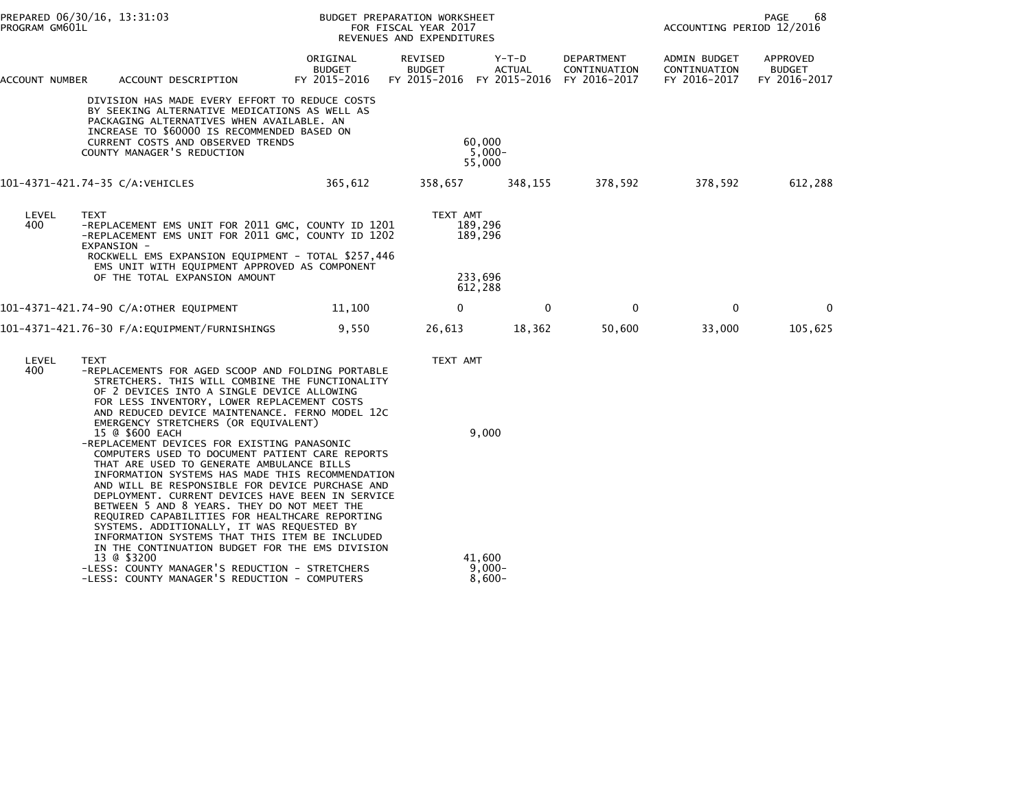| ACCOUNT NUMBER | ACCOUNT DESCRIPTION | ORIGINAL BUDGET FY 2015-2016 | REVISED BUDGET FY 2015-2016 | Y-T-D ACTUAL FY 2015-2016 | DEPARTMENT CONTINUATION FY 2016-2017 | ADMIN BUDGET CONTINUATION FY 2016-2017 | APPROVED BUDGET FY 2016-2017 |
|---|---|---|---|---|---|---|---|

DIVISION HAS MADE EVERY EFFORT TO REDUCE COSTS BY SEEKING ALTERNATIVE MEDICATIONS AS WELL AS PACKAGING ALTERNATIVES WHEN AVAILABLE. AN INCREASE TO $60000 IS RECOMMENDED BASED ON CURRENT COSTS AND OBSERVED TRENDS — 60,000

COUNTY MANAGER'S REDUCTION — 5,000-

55,000

| ACCOUNT NUMBER | ACCOUNT DESCRIPTION | ORIGINAL BUDGET FY 2015-2016 | REVISED BUDGET FY 2015-2016 | Y-T-D ACTUAL FY 2015-2016 | DEPARTMENT CONTINUATION FY 2016-2017 | ADMIN BUDGET CONTINUATION FY 2016-2017 | APPROVED BUDGET FY 2016-2017 |
|---|---|---|---|---|---|---|---|
| 101-4371-421.74-35 | C/A:VEHICLES | 365,612 | 358,657 | 348,155 | 378,592 | 378,592 | 612,288 |

| LEVEL | TEXT | TEXT AMT |
|---|---|---|
| 400 | -REPLACEMENT EMS UNIT FOR 2011 GMC, COUNTY ID 1201 | 189,296 |
| | -REPLACEMENT EMS UNIT FOR 2011 GMC, COUNTY ID 1202 | 189,296 |
| | EXPANSION - ROCKWELL EMS EXPANSION EQUIPMENT - TOTAL $257,446 EMS UNIT WITH EQUIPMENT APPROVED AS COMPONENT OF THE TOTAL EXPANSION AMOUNT | 233,696 |
| | | 612,288 |

| ACCOUNT NUMBER | ACCOUNT DESCRIPTION | ORIGINAL BUDGET FY 2015-2016 | REVISED BUDGET FY 2015-2016 | Y-T-D ACTUAL FY 2015-2016 | DEPARTMENT CONTINUATION FY 2016-2017 | ADMIN BUDGET CONTINUATION FY 2016-2017 | APPROVED BUDGET FY 2016-2017 |
|---|---|---|---|---|---|---|---|
| 101-4371-421.74-90 | C/A:OTHER EQUIPMENT | 11,100 | 0 | 0 | 0 | 0 | 0 |
| 101-4371-421.76-30 | F/A:EQUIPMENT/FURNISHINGS | 9,550 | 26,613 | 18,362 | 50,600 | 33,000 | 105,625 |

| LEVEL | TEXT | TEXT AMT |
|---|---|---|
| 400 | -REPLACEMENTS FOR AGED SCOOP AND FOLDING PORTABLE STRETCHERS. THIS WILL COMBINE THE FUNCTIONALITY OF 2 DEVICES INTO A SINGLE DEVICE ALLOWING FOR LESS INVENTORY, LOWER REPLACEMENT COSTS AND REDUCED DEVICE MAINTENANCE. FERNO MODEL 12C EMERGENCY STRETCHERS (OR EQUIVALENT) 15 @ $600 EACH | 9,000 |
| | -REPLACEMENT DEVICES FOR EXISTING PANASONIC COMPUTERS USED TO DOCUMENT PATIENT CARE REPORTS THAT ARE USED TO GENERATE AMBULANCE BILLS INFORMATION SYSTEMS HAS MADE THIS RECOMMENDATION AND WILL BE RESPONSIBLE FOR DEVICE PURCHASE AND DEPLOYMENT. CURRENT DEVICES HAVE BEEN IN SERVICE BETWEEN 5 AND 8 YEARS. THEY DO NOT MEET THE REQUIRED CAPABILITIES FOR HEALTHCARE REPORTING SYSTEMS. ADDITIONALLY, IT WAS REQUESTED BY INFORMATION SYSTEMS THAT THIS ITEM BE INCLUDED IN THE CONTINUATION BUDGET FOR THE EMS DIVISION 13 @ $3200 | 41,600 |
| | -LESS: COUNTY MANAGER'S REDUCTION - STRETCHERS | 9,000- |
| | -LESS: COUNTY MANAGER'S REDUCTION - COMPUTERS | 8,600- |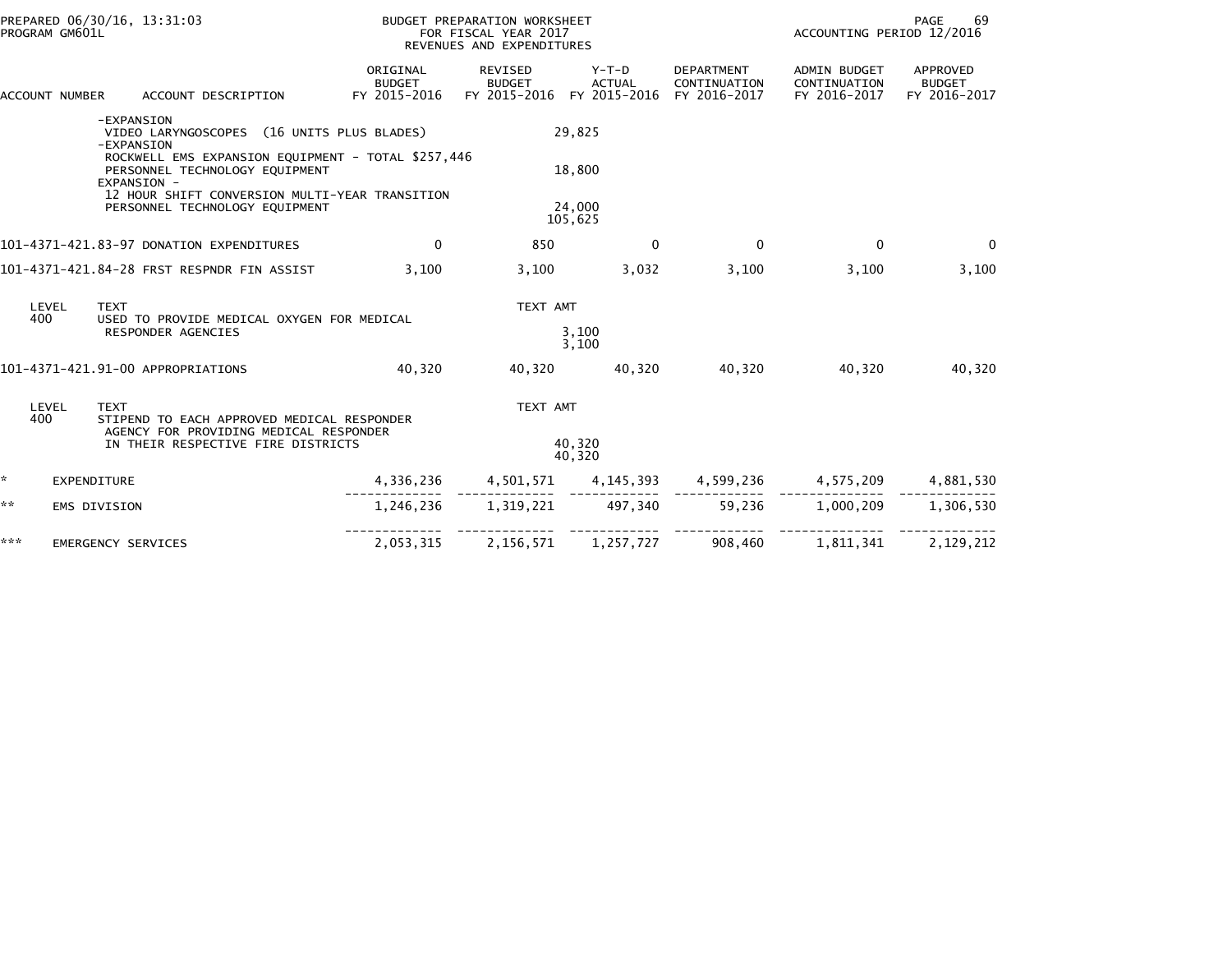| ACCOUNT NUMBER | ACCOUNT DESCRIPTION | ORIGINAL BUDGET FY 2015-2016 | REVISED BUDGET FY 2015-2016 | Y-T-D ACTUAL FY 2015-2016 | DEPARTMENT CONTINUATION FY 2016-2017 | ADMIN BUDGET CONTINUATION FY 2016-2017 | APPROVED BUDGET FY 2016-2017 |
|---|---|---|---|---|---|---|---|
| | -EXPANSION | | | | | | |
| | VIDEO LARYNGOSCOPES (16 UNITS PLUS BLADES) | | 29,825 | | | | |
| | -EXPANSION | | | | | | |
| | ROCKWELL EMS EXPANSION EQUIPMENT - TOTAL $257,446 | | | | | | |
| | PERSONNEL TECHNOLOGY EQUIPMENT | | 18,800 | | | | |
| | EXPANSION - | | | | | | |
| | 12 HOUR SHIFT CONVERSION MULTI-YEAR TRANSITION | | | | | | |
| | PERSONNEL TECHNOLOGY EQUIPMENT | | 24,000 | | | | |
| | | | 105,625 | | | | |
| 101-4371-421.83-97 | DONATION EXPENDITURES | 0 | 850 | 0 | 0 | 0 | 0 |
| 101-4371-421.84-28 | FRST RESPNDR FIN ASSIST | 3,100 | 3,100 | 3,032 | 3,100 | 3,100 | 3,100 |
| LEVEL 400 | TEXT | | TEXT AMT | | | | |
| | USED TO PROVIDE MEDICAL OXYGEN FOR MEDICAL RESPONDER AGENCIES | | 3,100 | | | | |
| | | | 3,100 | | | | |
| 101-4371-421.91-00 | APPROPRIATIONS | 40,320 | 40,320 | 40,320 | 40,320 | 40,320 | 40,320 |
| LEVEL 400 | TEXT | | TEXT AMT | | | | |
| | STIPEND TO EACH APPROVED MEDICAL RESPONDER AGENCY FOR PROVIDING MEDICAL RESPONDER IN THEIR RESPECTIVE FIRE DISTRICTS | | 40,320 | | | | |
| | | | 40,320 | | | | |
| * | EXPENDITURE | 4,336,236 | 4,501,571 | 4,145,393 | 4,599,236 | 4,575,209 | 4,881,530 |
| ** | EMS DIVISION | 1,246,236 | 1,319,221 | 497,340 | 59,236 | 1,000,209 | 1,306,530 |
| *** | EMERGENCY SERVICES | 2,053,315 | 2,156,571 | 1,257,727 | 908,460 | 1,811,341 | 2,129,212 |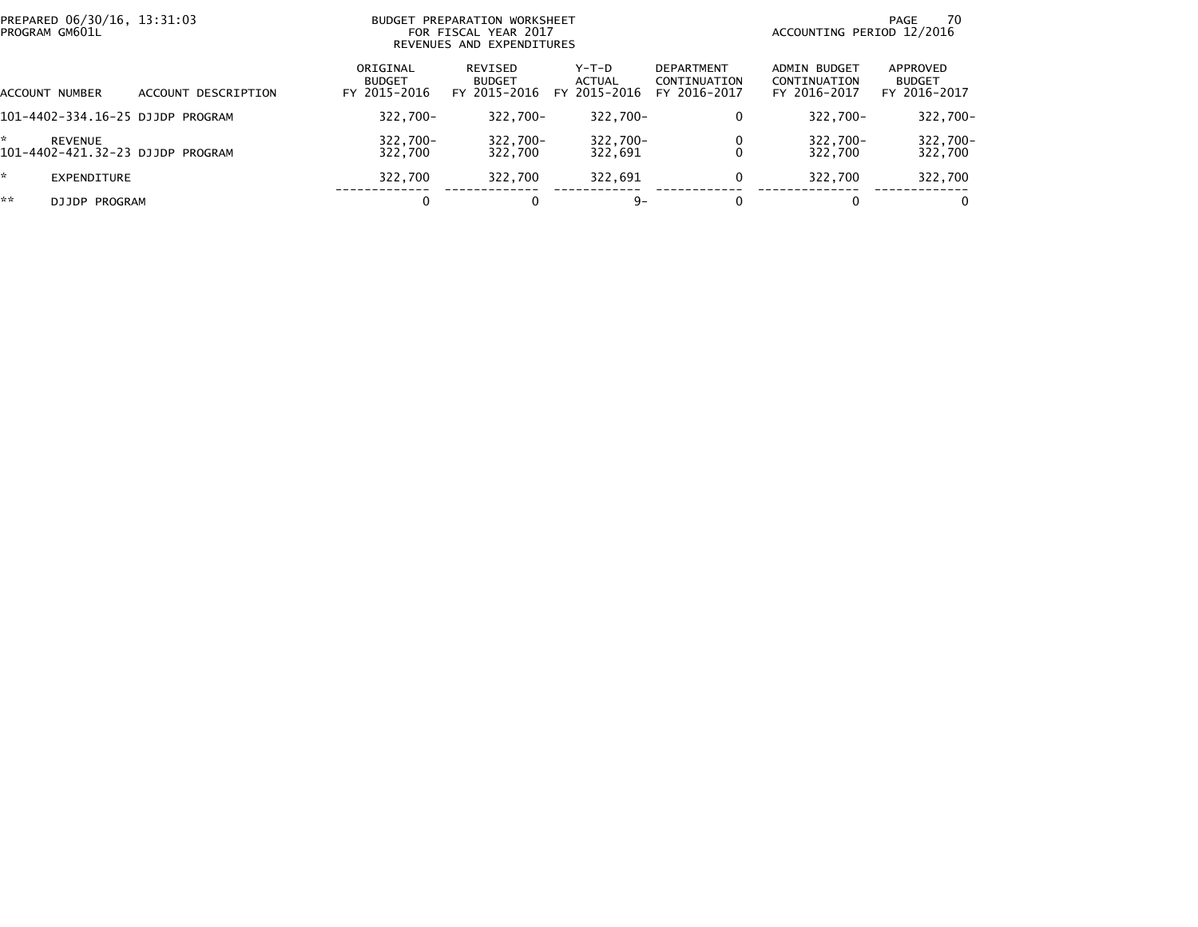PREPARED 06/30/16, 13:31:03
PROGRAM GM601L

BUDGET PREPARATION WORKSHEET
FOR FISCAL YEAR 2017
REVENUES AND EXPENDITURES

ACCOUNTING PERIOD 12/2016

| ACCOUNT NUMBER | ACCOUNT DESCRIPTION | ORIGINAL BUDGET FY 2015-2016 | REVISED BUDGET FY 2015-2016 | Y-T-D ACTUAL FY 2015-2016 | DEPARTMENT CONTINUATION FY 2016-2017 | ADMIN BUDGET CONTINUATION FY 2016-2017 | APPROVED BUDGET FY 2016-2017 |
|---|---|---|---|---|---|---|---|
| 101-4402-334.16-25 | DJJDP PROGRAM | 322,700- | 322,700- | 322,700- | 0 | 322,700- | 322,700- |
| * | REVENUE | 322,700- | 322,700- | 322,700- | 0 | 322,700- | 322,700- |
| 101-4402-421.32-23 | DJJDP PROGRAM | 322,700 | 322,700 | 322,691 | 0 | 322,700 | 322,700 |
| * | EXPENDITURE | 322,700 | 322,700 | 322,691 | 0 | 322,700 | 322,700 |
| ** | DJJDP PROGRAM | 0 | 0 | 9- | 0 | 0 | 0 |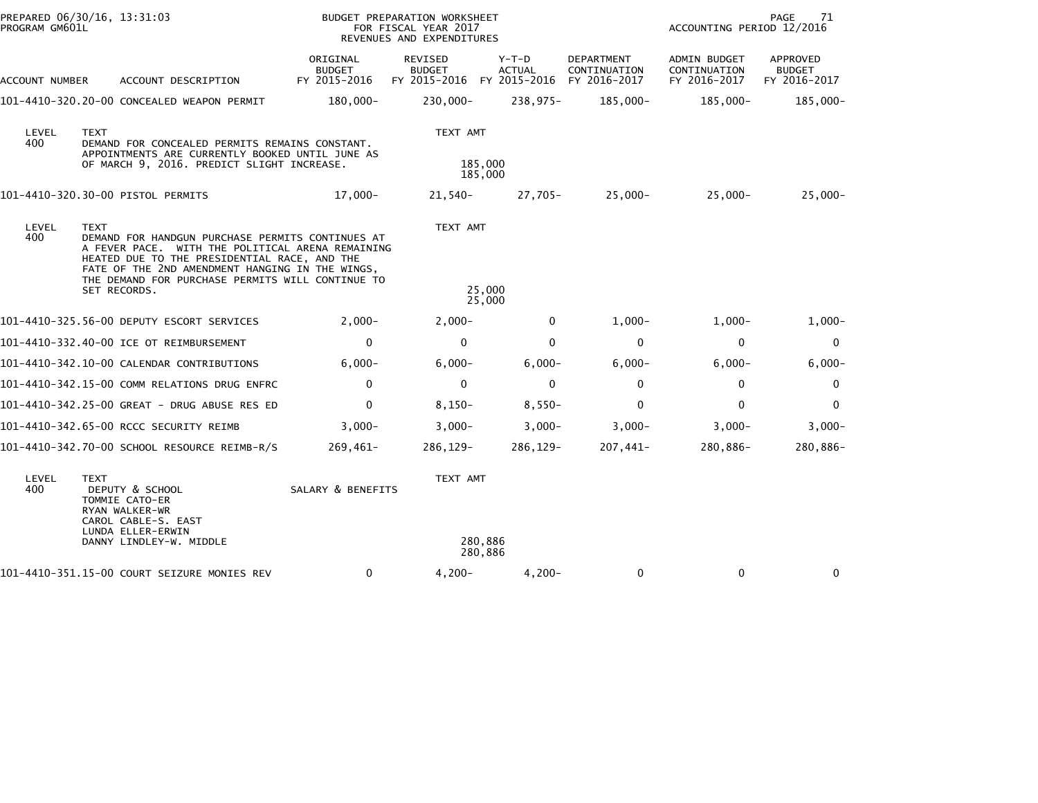BUDGET PREPARATION WORKSHEET
FOR FISCAL YEAR 2017
REVENUES AND EXPENDITURES

PREPARED 06/30/16, 13:31:03
PROGRAM GM601L

ACCOUNTING PERIOD 12/2016

| ACCOUNT NUMBER | ACCOUNT DESCRIPTION | ORIGINAL BUDGET FY 2015-2016 | REVISED BUDGET FY 2015-2016 | Y-T-D ACTUAL FY 2015-2016 | DEPARTMENT CONTINUATION FY 2016-2017 | ADMIN BUDGET CONTINUATION FY 2016-2017 | APPROVED BUDGET FY 2016-2017 |
|---|---|---|---|---|---|---|---|
| 101-4410-320.20-00 | CONCEALED WEAPON PERMIT | 180,000- | 230,000- | 238,975- | 185,000- | 185,000- | 185,000- |

| LEVEL | TEXT | TEXT AMT |
|---|---|---|
| 400 | DEMAND FOR CONCEALED PERMITS REMAINS CONSTANT. APPOINTMENTS ARE CURRENTLY BOOKED UNTIL JUNE AS OF MARCH 9, 2016. PREDICT SLIGHT INCREASE. | 185,000 |
| | | 185,000 |

| ACCOUNT NUMBER | ACCOUNT DESCRIPTION | ORIGINAL BUDGET FY 2015-2016 | REVISED BUDGET FY 2015-2016 | Y-T-D ACTUAL FY 2015-2016 | DEPARTMENT CONTINUATION FY 2016-2017 | ADMIN BUDGET CONTINUATION FY 2016-2017 | APPROVED BUDGET FY 2016-2017 |
|---|---|---|---|---|---|---|---|
| 101-4410-320.30-00 | PISTOL PERMITS | 17,000- | 21,540- | 27,705- | 25,000- | 25,000- | 25,000- |

| LEVEL | TEXT | TEXT AMT |
|---|---|---|
| 400 | DEMAND FOR HANDGUN PURCHASE PERMITS CONTINUES AT A FEVER PACE. WITH THE POLITICAL ARENA REMAINING HEATED DUE TO THE PRESIDENTIAL RACE, AND THE FATE OF THE 2ND AMENDMENT HANGING IN THE WINGS, THE DEMAND FOR PURCHASE PERMITS WILL CONTINUE TO SET RECORDS. | 25,000 |
| | | 25,000 |

| ACCOUNT NUMBER | ACCOUNT DESCRIPTION | ORIGINAL BUDGET FY 2015-2016 | REVISED BUDGET FY 2015-2016 | Y-T-D ACTUAL FY 2015-2016 | DEPARTMENT CONTINUATION FY 2016-2017 | ADMIN BUDGET CONTINUATION FY 2016-2017 | APPROVED BUDGET FY 2016-2017 |
|---|---|---|---|---|---|---|---|
| 101-4410-325.56-00 | DEPUTY ESCORT SERVICES | 2,000- | 2,000- | 0 | 1,000- | 1,000- | 1,000- |
| 101-4410-332.40-00 | ICE OT REIMBURSEMENT | 0 | 0 | 0 | 0 | 0 | 0 |
| 101-4410-342.10-00 | CALENDAR CONTRIBUTIONS | 6,000- | 6,000- | 6,000- | 6,000- | 6,000- | 6,000- |
| 101-4410-342.15-00 | COMM RELATIONS DRUG ENFRC | 0 | 0 | 0 | 0 | 0 | 0 |
| 101-4410-342.25-00 | GREAT - DRUG ABUSE RES ED | 0 | 8,150- | 8,550- | 0 | 0 | 0 |
| 101-4410-342.65-00 | RCCC SECURITY REIMB | 3,000- | 3,000- | 3,000- | 3,000- | 3,000- | 3,000- |
| 101-4410-342.70-00 | SCHOOL RESOURCE REIMB-R/S | 269,461- | 286,129- | 286,129- | 207,441- | 280,886- | 280,886- |

| LEVEL | TEXT | | TEXT AMT |
|---|---|---|---|
| 400 | DEPUTY & SCHOOL | SALARY & BENEFITS | |
| | TOMMIE CATO-ER | | |
| | RYAN WALKER-WR | | |
| | CAROL CABLE-S. EAST | | |
| | LUNDA ELLER-ERWIN | | |
| | DANNY LINDLEY-W. MIDDLE | | 280,886 |
| | | | 280,886 |

| ACCOUNT NUMBER | ACCOUNT DESCRIPTION | ORIGINAL BUDGET FY 2015-2016 | REVISED BUDGET FY 2015-2016 | Y-T-D ACTUAL FY 2015-2016 | DEPARTMENT CONTINUATION FY 2016-2017 | ADMIN BUDGET CONTINUATION FY 2016-2017 | APPROVED BUDGET FY 2016-2017 |
|---|---|---|---|---|---|---|---|
| 101-4410-351.15-00 | COURT SEIZURE MONIES REV | 0 | 4,200- | 4,200- | 0 | 0 | 0 |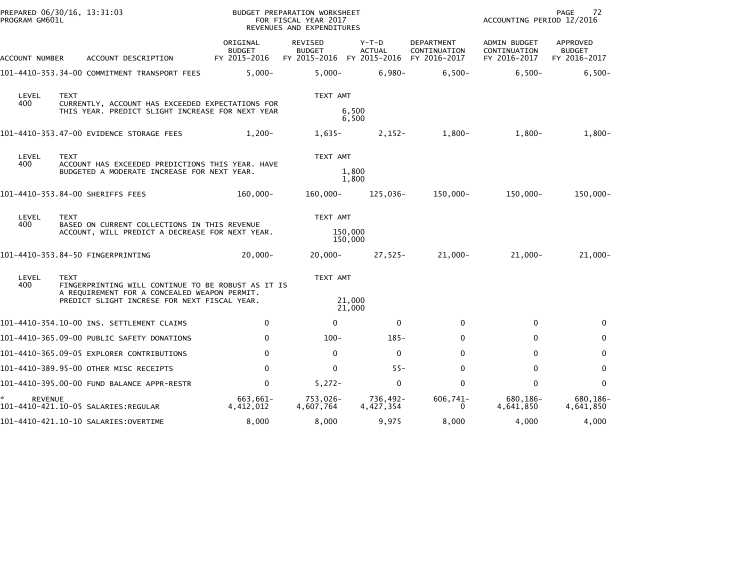PREPARED 06/30/16, 13:31:03
PROGRAM GM601L

BUDGET PREPARATION WORKSHEET
FOR FISCAL YEAR 2017
REVENUES AND EXPENDITURES

ACCOUNTING PERIOD 12/2016

| ACCOUNT NUMBER | ACCOUNT DESCRIPTION | ORIGINAL BUDGET FY 2015-2016 | REVISED BUDGET FY 2015-2016 | Y-T-D ACTUAL FY 2015-2016 | DEPARTMENT CONTINUATION FY 2016-2017 | ADMIN BUDGET CONTINUATION FY 2016-2017 | APPROVED BUDGET FY 2016-2017 |
|---|---|---|---|---|---|---|---|
| 101-4410-353.34-00 | COMMITMENT TRANSPORT FEES | 5,000- | 5,000- | 6,980- | 6,500- | 6,500- | 6,500- |

| LEVEL | TEXT | TEXT AMT |
|---|---|---|
| 400 | CURRENTLY, ACCOUNT HAS EXCEEDED EXPECTATIONS FOR THIS YEAR. PREDICT SLIGHT INCREASE FOR NEXT YEAR | 6,500 |
| | | 6,500 |

| ACCOUNT NUMBER | ACCOUNT DESCRIPTION | ORIGINAL BUDGET FY 2015-2016 | REVISED BUDGET FY 2015-2016 | Y-T-D ACTUAL FY 2015-2016 | DEPARTMENT CONTINUATION FY 2016-2017 | ADMIN BUDGET CONTINUATION FY 2016-2017 | APPROVED BUDGET FY 2016-2017 |
|---|---|---|---|---|---|---|---|
| 101-4410-353.47-00 | EVIDENCE STORAGE FEES | 1,200- | 1,635- | 2,152- | 1,800- | 1,800- | 1,800- |

| LEVEL | TEXT | TEXT AMT |
|---|---|---|
| 400 | ACCOUNT HAS EXCEEDED PREDICTIONS THIS YEAR. HAVE BUDGETED A MODERATE INCREASE FOR NEXT YEAR. | 1,800 |
| | | 1,800 |

| ACCOUNT NUMBER | ACCOUNT DESCRIPTION | ORIGINAL BUDGET FY 2015-2016 | REVISED BUDGET FY 2015-2016 | Y-T-D ACTUAL FY 2015-2016 | DEPARTMENT CONTINUATION FY 2016-2017 | ADMIN BUDGET CONTINUATION FY 2016-2017 | APPROVED BUDGET FY 2016-2017 |
|---|---|---|---|---|---|---|---|
| 101-4410-353.84-00 | SHERIFFS FEES | 160,000- | 160,000- | 125,036- | 150,000- | 150,000- | 150,000- |

| LEVEL | TEXT | TEXT AMT |
|---|---|---|
| 400 | BASED ON CURRENT COLLECTIONS IN THIS REVENUE ACCOUNT, WILL PREDICT A DECREASE FOR NEXT YEAR. | 150,000 |
| | | 150,000 |

| ACCOUNT NUMBER | ACCOUNT DESCRIPTION | ORIGINAL BUDGET FY 2015-2016 | REVISED BUDGET FY 2015-2016 | Y-T-D ACTUAL FY 2015-2016 | DEPARTMENT CONTINUATION FY 2016-2017 | ADMIN BUDGET CONTINUATION FY 2016-2017 | APPROVED BUDGET FY 2016-2017 |
|---|---|---|---|---|---|---|---|
| 101-4410-353.84-50 | FINGERPRINTING | 20,000- | 20,000- | 27,525- | 21,000- | 21,000- | 21,000- |

| LEVEL | TEXT | TEXT AMT |
|---|---|---|
| 400 | FINGERPRINTING WILL CONTINUE TO BE ROBUST AS IT IS A REQUIREMENT FOR A CONCEALED WEAPON PERMIT. PREDICT SLIGHT INCRESE FOR NEXT FISCAL YEAR. | 21,000 |
| | | 21,000 |

| ACCOUNT NUMBER | ACCOUNT DESCRIPTION | ORIGINAL BUDGET FY 2015-2016 | REVISED BUDGET FY 2015-2016 | Y-T-D ACTUAL FY 2015-2016 | DEPARTMENT CONTINUATION FY 2016-2017 | ADMIN BUDGET CONTINUATION FY 2016-2017 | APPROVED BUDGET FY 2016-2017 |
|---|---|---|---|---|---|---|---|
| 101-4410-354.10-00 | INS. SETTLEMENT CLAIMS | 0 | 0 | 0 | 0 | 0 | 0 |
| 101-4410-365.09-00 | PUBLIC SAFETY DONATIONS | 0 | 100- | 185- | 0 | 0 | 0 |
| 101-4410-365.09-05 | EXPLORER CONTRIBUTIONS | 0 | 0 | 0 | 0 | 0 | 0 |
| 101-4410-389.95-00 | OTHER MISC RECEIPTS | 0 | 0 | 55- | 0 | 0 | 0 |
| 101-4410-395.00-00 | FUND BALANCE APPR-RESTR | 0 | 5,272- | 0 | 0 | 0 | 0 |
| * | REVENUE | 663,661- | 753,026- | 736,492- | 606,741- | 680,186- | 680,186- |
| 101-4410-421.10-05 | SALARIES:REGULAR | 4,412,012 | 4,607,764 | 4,427,354 | 0 | 4,641,850 | 4,641,850 |
| 101-4410-421.10-10 | SALARIES:OVERTIME | 8,000 | 8,000 | 9,975 | 8,000 | 4,000 | 4,000 |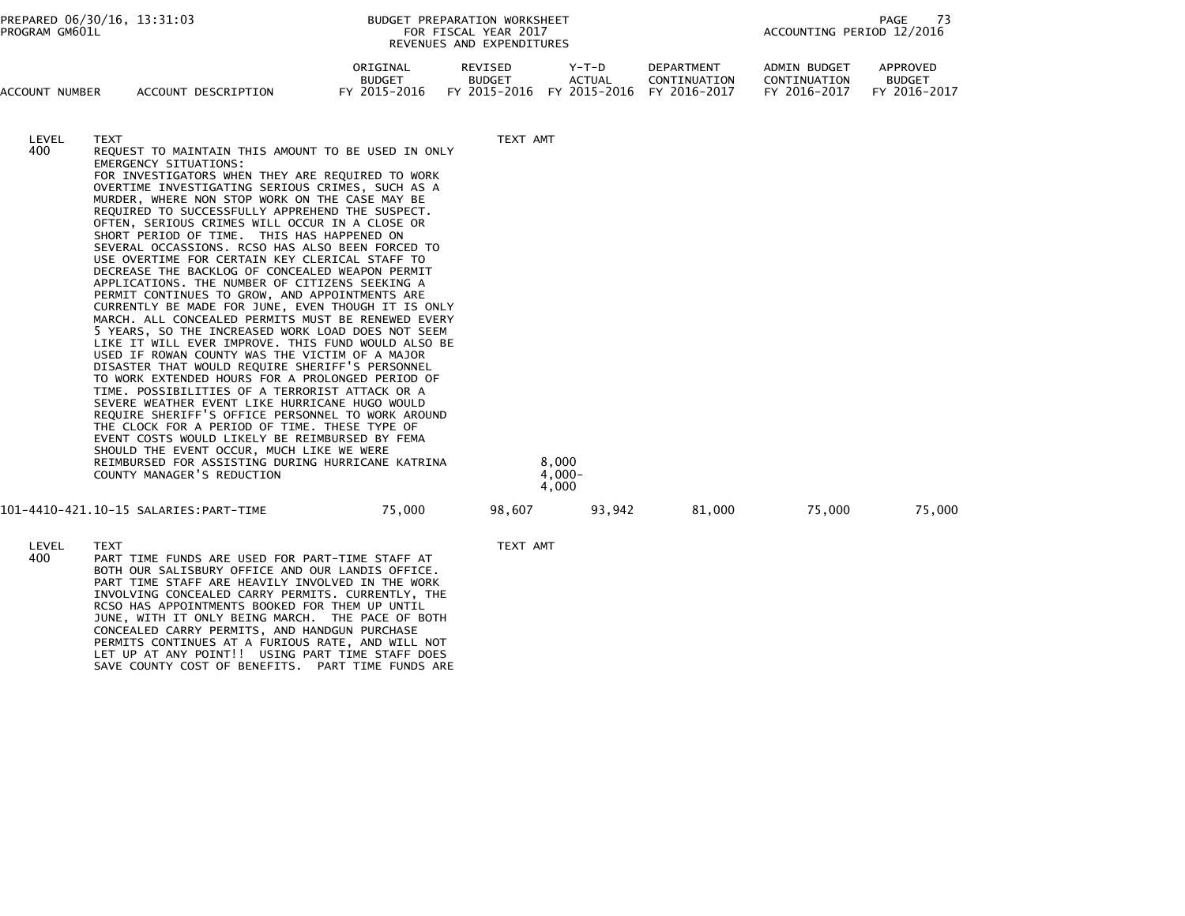| ACCOUNT NUMBER | ACCOUNT DESCRIPTION | ORIGINAL BUDGET FY 2015-2016 | REVISED BUDGET FY 2015-2016 | Y-T-D ACTUAL FY 2015-2016 | DEPARTMENT CONTINUATION FY 2016-2017 | ADMIN BUDGET CONTINUATION FY 2016-2017 | APPROVED BUDGET FY 2016-2017 |
|---|---|---|---|---|---|---|---|

LEVEL 400

TEXT

REQUEST TO MAINTAIN THIS AMOUNT TO BE USED IN ONLY EMERGENCY SITUATIONS:
FOR INVESTIGATORS WHEN THEY ARE REQUIRED TO WORK OVERTIME INVESTIGATING SERIOUS CRIMES, SUCH AS A MURDER, WHERE NON STOP WORK ON THE CASE MAY BE REQUIRED TO SUCCESSFULLY APPREHEND THE SUSPECT. OFTEN, SERIOUS CRIMES WILL OCCUR IN A CLOSE OR SHORT PERIOD OF TIME. THIS HAS HAPPENED ON SEVERAL OCCASSIONS. RCSO HAS ALSO BEEN FORCED TO USE OVERTIME FOR CERTAIN KEY CLERICAL STAFF TO DECREASE THE BACKLOG OF CONCEALED WEAPON PERMIT APPLICATIONS. THE NUMBER OF CITIZENS SEEKING A PERMIT CONTINUES TO GROW, AND APPOINTMENTS ARE CURRENTLY BE MADE FOR JUNE, EVEN THOUGH IT IS ONLY MARCH. ALL CONCEALED PERMITS MUST BE RENEWED EVERY 5 YEARS, SO THE INCREASED WORK LOAD DOES NOT SEEM LIKE IT WILL EVER IMPROVE. THIS FUND WOULD ALSO BE USED IF ROWAN COUNTY WAS THE VICTIM OF A MAJOR DISASTER THAT WOULD REQUIRE SHERIFF'S PERSONNEL TO WORK EXTENDED HOURS FOR A PROLONGED PERIOD OF TIME. POSSIBILITIES OF A TERRORIST ATTACK OR A SEVERE WEATHER EVENT LIKE HURRICANE HUGO WOULD REQUIRE SHERIFF'S OFFICE PERSONNEL TO WORK AROUND THE CLOCK FOR A PERIOD OF TIME. THESE TYPE OF EVENT COSTS WOULD LIKELY BE REIMBURSED BY FEMA SHOULD THE EVENT OCCUR, MUCH LIKE WE WERE REIMBURSED FOR ASSISTING DURING HURRICANE KATRINA — TEXT AMT 8,000
COUNTY MANAGER'S REDUCTION — 4,000-
4,000

| ACCOUNT NUMBER | ACCOUNT DESCRIPTION | ORIGINAL BUDGET FY 2015-2016 | REVISED BUDGET FY 2015-2016 | Y-T-D ACTUAL FY 2015-2016 | DEPARTMENT CONTINUATION FY 2016-2017 | ADMIN BUDGET CONTINUATION FY 2016-2017 | APPROVED BUDGET FY 2016-2017 |
|---|---|---|---|---|---|---|---|
| 101-4410-421.10-15 | SALARIES:PART-TIME | 75,000 | 98,607 | 93,942 | 81,000 | 75,000 | 75,000 |

LEVEL 400

TEXT — TEXT AMT

PART TIME FUNDS ARE USED FOR PART-TIME STAFF AT BOTH OUR SALISBURY OFFICE AND OUR LANDIS OFFICE. PART TIME STAFF ARE HEAVILY INVOLVED IN THE WORK INVOLVING CONCEALED CARRY PERMITS. CURRENTLY, THE RCSO HAS APPOINTMENTS BOOKED FOR THEM UP UNTIL JUNE, WITH IT ONLY BEING MARCH. THE PACE OF BOTH CONCEALED CARRY PERMITS, AND HANDGUN PURCHASE PERMITS CONTINUES AT A FURIOUS RATE, AND WILL NOT LET UP AT ANY POINT!! USING PART TIME STAFF DOES SAVE COUNTY COST OF BENEFITS. PART TIME FUNDS ARE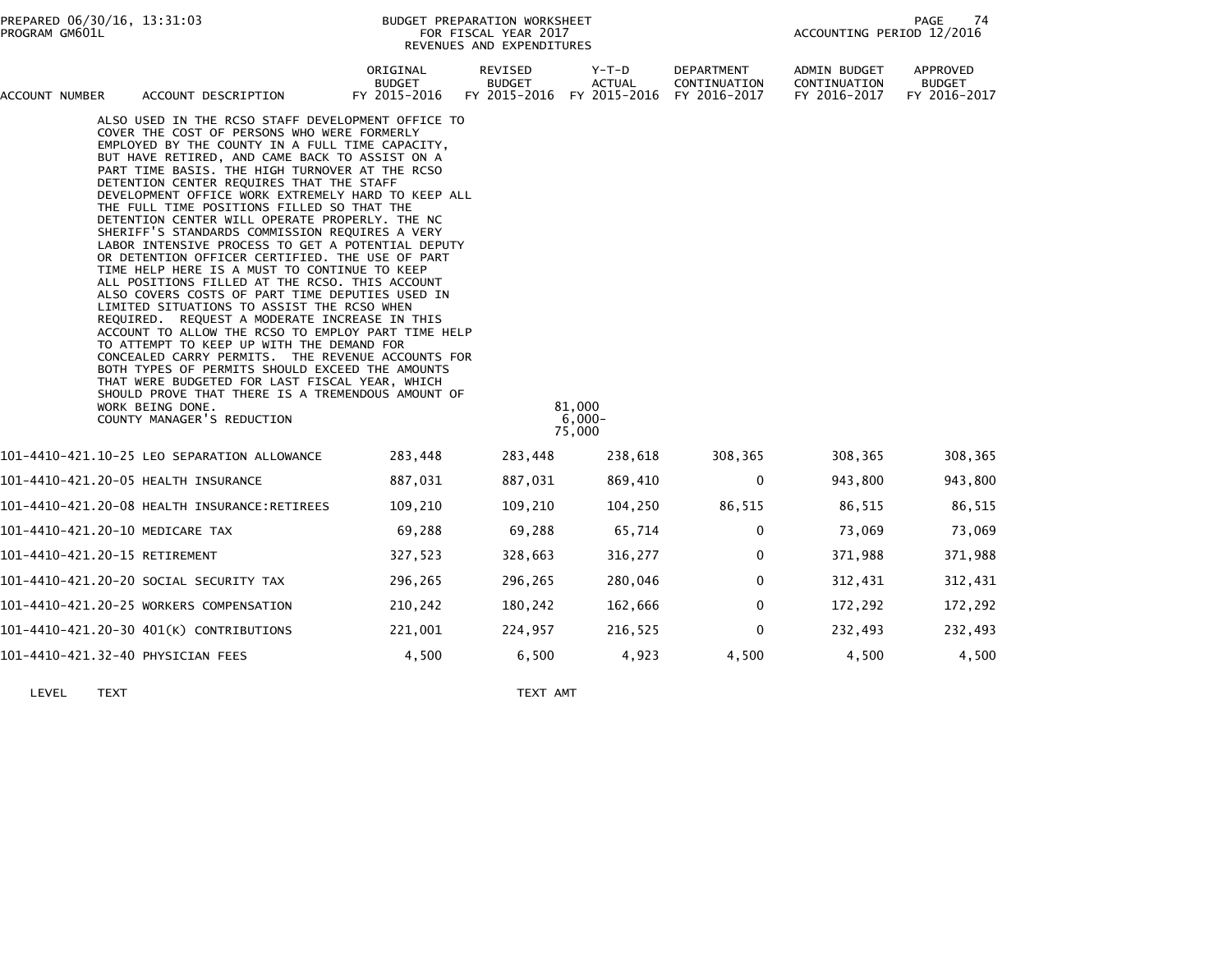| ACCOUNT NUMBER | ACCOUNT DESCRIPTION | ORIGINAL BUDGET FY 2015-2016 | REVISED BUDGET FY 2015-2016 | Y-T-D ACTUAL FY 2015-2016 | DEPARTMENT CONTINUATION FY 2016-2017 | ADMIN BUDGET CONTINUATION FY 2016-2017 | APPROVED BUDGET FY 2016-2017 |
|---|---|---|---|---|---|---|---|

ALSO USED IN THE RCSO STAFF DEVELOPMENT OFFICE TO COVER THE COST OF PERSONS WHO WERE FORMERLY EMPLOYED BY THE COUNTY IN A FULL TIME CAPACITY, BUT HAVE RETIRED, AND CAME BACK TO ASSIST ON A PART TIME BASIS. THE HIGH TURNOVER AT THE RCSO DETENTION CENTER REQUIRES THAT THE STAFF DEVELOPMENT OFFICE WORK EXTREMELY HARD TO KEEP ALL THE FULL TIME POSITIONS FILLED SO THAT THE DETENTION CENTER WILL OPERATE PROPERLY. THE NC SHERIFF'S STANDARDS COMMISSION REQUIRES A VERY LABOR INTENSIVE PROCESS TO GET A POTENTIAL DEPUTY OR DETENTION OFFICER CERTIFIED. THE USE OF PART TIME HELP HERE IS A MUST TO CONTINUE TO KEEP ALL POSITIONS FILLED AT THE RCSO. THIS ACCOUNT ALSO COVERS COSTS OF PART TIME DEPUTIES USED IN LIMITED SITUATIONS TO ASSIST THE RCSO WHEN REQUIRED. REQUEST A MODERATE INCREASE IN THIS ACCOUNT TO ALLOW THE RCSO TO EMPLOY PART TIME HELP TO ATTEMPT TO KEEP UP WITH THE DEMAND FOR CONCEALED CARRY PERMITS. THE REVENUE ACCOUNTS FOR BOTH TYPES OF PERMITS SHOULD EXCEED THE AMOUNTS THAT WERE BUDGETED FOR LAST FISCAL YEAR, WHICH SHOULD PROVE THAT THERE IS A TREMENDOUS AMOUNT OF WORK BEING DONE. — 81,000

COUNTY MANAGER'S REDUCTION — 6,000-

75,000

| ACCOUNT NUMBER | ACCOUNT DESCRIPTION | ORIGINAL BUDGET FY 2015-2016 | REVISED BUDGET FY 2015-2016 | Y-T-D ACTUAL FY 2015-2016 | DEPARTMENT CONTINUATION FY 2016-2017 | ADMIN BUDGET CONTINUATION FY 2016-2017 | APPROVED BUDGET FY 2016-2017 |
|---|---|---|---|---|---|---|---|
| 101-4410-421.10-25 | LEO SEPARATION ALLOWANCE | 283,448 | 283,448 | 238,618 | 308,365 | 308,365 | 308,365 |
| 101-4410-421.20-05 | HEALTH INSURANCE | 887,031 | 887,031 | 869,410 | 0 | 943,800 | 943,800 |
| 101-4410-421.20-08 | HEALTH INSURANCE:RETIREES | 109,210 | 109,210 | 104,250 | 86,515 | 86,515 | 86,515 |
| 101-4410-421.20-10 | MEDICARE TAX | 69,288 | 69,288 | 65,714 | 0 | 73,069 | 73,069 |
| 101-4410-421.20-15 | RETIREMENT | 327,523 | 328,663 | 316,277 | 0 | 371,988 | 371,988 |
| 101-4410-421.20-20 | SOCIAL SECURITY TAX | 296,265 | 296,265 | 280,046 | 0 | 312,431 | 312,431 |
| 101-4410-421.20-25 | WORKERS COMPENSATION | 210,242 | 180,242 | 162,666 | 0 | 172,292 | 172,292 |
| 101-4410-421.20-30 | 401(K) CONTRIBUTIONS | 221,001 | 224,957 | 216,525 | 0 | 232,493 | 232,493 |
| 101-4410-421.32-40 | PHYSICIAN FEES | 4,500 | 6,500 | 4,923 | 4,500 | 4,500 | 4,500 |

LEVEL TEXT TEXT AMT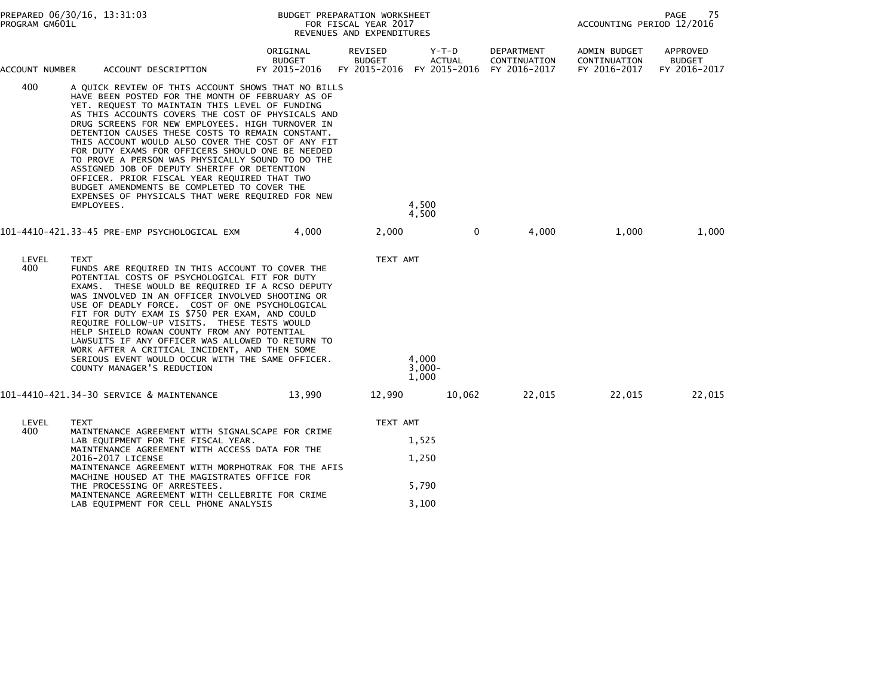PREPARED 06/30/16, 13:31:03
PROGRAM GM601L

BUDGET PREPARATION WORKSHEET
FOR FISCAL YEAR 2017
REVENUES AND EXPENDITURES

ACCOUNTING PERIOD 12/2016

| ACCOUNT NUMBER | ACCOUNT DESCRIPTION | ORIGINAL BUDGET FY 2015-2016 | REVISED BUDGET FY 2015-2016 | Y-T-D ACTUAL FY 2015-2016 | DEPARTMENT CONTINUATION FY 2016-2017 | ADMIN BUDGET CONTINUATION FY 2016-2017 | APPROVED BUDGET FY 2016-2017 |
|---|---|---|---|---|---|---|---|
| 400 | A QUICK REVIEW OF THIS ACCOUNT SHOWS THAT NO BILLS HAVE BEEN POSTED FOR THE MONTH OF FEBRUARY AS OF YET. REQUEST TO MAINTAIN THIS LEVEL OF FUNDING AS THIS ACCOUNTS COVERS THE COST OF PHYSICALS AND DRUG SCREENS FOR NEW EMPLOYEES. HIGH TURNOVER IN DETENTION CAUSES THESE COSTS TO REMAIN CONSTANT. THIS ACCOUNT WOULD ALSO COVER THE COST OF ANY FIT FOR DUTY EXAMS FOR OFFICERS SHOULD ONE BE NEEDED TO PROVE A PERSON WAS PHYSICALLY SOUND TO DO THE ASSIGNED JOB OF DEPUTY SHERIFF OR DETENTION OFFICER. PRIOR FISCAL YEAR REQUIRED THAT TWO BUDGET AMENDMENTS BE COMPLETED TO COVER THE EXPENSES OF PHYSICALS THAT WERE REQUIRED FOR NEW EMPLOYEES. | | | 4,500<br>4,500 | | | |
| 101-4410-421.33-45 | PRE-EMP PSYCHOLOGICAL EXM | 4,000 | 2,000 | 0 | 4,000 | 1,000 | 1,000 |
| LEVEL | TEXT | | TEXT AMT | | | | |
| 400 | FUNDS ARE REQUIRED IN THIS ACCOUNT TO COVER THE POTENTIAL COSTS OF PSYCHOLOGICAL FIT FOR DUTY EXAMS. THESE WOULD BE REQUIRED IF A RCSO DEPUTY WAS INVOLVED IN AN OFFICER INVOLVED SHOOTING OR USE OF DEADLY FORCE. COST OF ONE PSYCHOLOGICAL FIT FOR DUTY EXAM IS $750 PER EXAM, AND COULD REQUIRE FOLLOW-UP VISITS. THESE TESTS WOULD HELP SHIELD ROWAN COUNTY FROM ANY POTENTIAL LAWSUITS IF ANY OFFICER WAS ALLOWED TO RETURN TO WORK AFTER A CRITICAL INCIDENT, AND THEN SOME SERIOUS EVENT WOULD OCCUR WITH THE SAME OFFICER. | | | 4,000 | | | |
| | COUNTY MANAGER'S REDUCTION | | | 3,000-<br>1,000 | | | |
| 101-4410-421.34-30 | SERVICE & MAINTENANCE | 13,990 | 12,990 | 10,062 | 22,015 | 22,015 | 22,015 |
| LEVEL | TEXT | | TEXT AMT | | | | |
| 400 | MAINTENANCE AGREEMENT WITH SIGNALSCAPE FOR CRIME LAB EQUIPMENT FOR THE FISCAL YEAR. | | | 1,525 | | | |
| | MAINTENANCE AGREEMENT WITH ACCESS DATA FOR THE 2016-2017 LICENSE | | | 1,250 | | | |
| | MAINTENANCE AGREEMENT WITH MORPHOTRAK FOR THE AFIS MACHINE HOUSED AT THE MAGISTRATES OFFICE FOR THE PROCESSING OF ARRESTEES. | | | 5,790 | | | |
| | MAINTENANCE AGREEMENT WITH CELLEBRITE FOR CRIME LAB EQUIPMENT FOR CELL PHONE ANALYSIS | | | 3,100 | | | |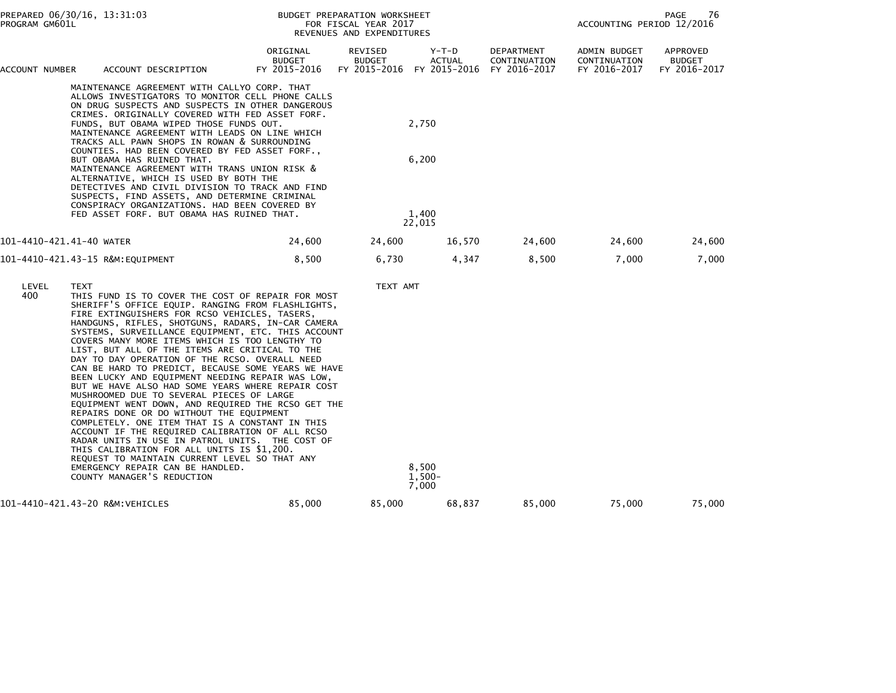BUDGET PREPARATION WORKSHEET
FOR FISCAL YEAR 2017
REVENUES AND EXPENDITURES

PREPARED 06/30/16, 13:31:03
PROGRAM GM601L

ACCOUNTING PERIOD 12/2016

| ACCOUNT NUMBER | ACCOUNT DESCRIPTION | ORIGINAL BUDGET FY 2015-2016 | REVISED BUDGET FY 2015-2016 | Y-T-D ACTUAL FY 2015-2016 | DEPARTMENT CONTINUATION FY 2016-2017 | ADMIN BUDGET CONTINUATION FY 2016-2017 | APPROVED BUDGET FY 2016-2017 |
|---|---|---|---|---|---|---|---|
| | MAINTENANCE AGREEMENT WITH CALLYO CORP. THAT ALLOWS INVESTIGATORS TO MONITOR CELL PHONE CALLS ON DRUG SUSPECTS AND SUSPECTS IN OTHER DANGEROUS CRIMES. ORIGINALLY COVERED WITH FED ASSET FORF. FUNDS, BUT OBAMA WIPED THOSE FUNDS OUT. | | | 2,750 | | | |
| | MAINTENANCE AGREEMENT WITH LEADS ON LINE WHICH TRACKS ALL PAWN SHOPS IN ROWAN & SURROUNDING COUNTIES. HAD BEEN COVERED BY FED ASSET FORF., BUT OBAMA HAS RUINED THAT. | | | 6,200 | | | |
| | MAINTENANCE AGREEMENT WITH TRANS UNION RISK & ALTERNATIVE, WHICH IS USED BY BOTH THE DETECTIVES AND CIVIL DIVISION TO TRACK AND FIND SUSPECTS, FIND ASSETS, AND DETERMINE CRIMINAL CONSPIRACY ORGANIZATIONS. HAD BEEN COVERED BY FED ASSET FORF. BUT OBAMA HAS RUINED THAT. | | | 1,400 | | | |
| | | | | 22,015 | | | |
| 101-4410-421.41-40 | WATER | 24,600 | 24,600 | 16,570 | 24,600 | 24,600 | 24,600 |
| 101-4410-421.43-15 | R&M:EQUIPMENT | 8,500 | 6,730 | 4,347 | 8,500 | 7,000 | 7,000 |

| LEVEL | TEXT | TEXT AMT |
|---|---|---|
| 400 | THIS FUND IS TO COVER THE COST OF REPAIR FOR MOST SHERIFF'S OFFICE EQUIP. RANGING FROM FLASHLIGHTS, FIRE EXTINGUISHERS FOR RCSO VEHICLES, TASERS, HANDGUNS, RIFLES, SHOTGUNS, RADARS, IN-CAR CAMERA SYSTEMS, SURVEILLANCE EQUIPMENT, ETC. THIS ACCOUNT COVERS MANY MORE ITEMS WHICH IS TOO LENGTHY TO LIST, BUT ALL OF THE ITEMS ARE CRITICAL TO THE DAY TO DAY OPERATION OF THE RCSO. OVERALL NEED CAN BE HARD TO PREDICT, BECAUSE SOME YEARS WE HAVE BEEN LUCKY AND EQUIPMENT NEEDING REPAIR WAS LOW, BUT WE HAVE ALSO HAD SOME YEARS WHERE REPAIR COST MUSHROOMED DUE TO SEVERAL PIECES OF LARGE EQUIPMENT WENT DOWN, AND REQUIRED THE RCSO GET THE REPAIRS DONE OR DO WITHOUT THE EQUIPMENT COMPLETELY. ONE ITEM THAT IS A CONSTANT IN THIS ACCOUNT IF THE REQUIRED CALIBRATION OF ALL RCSO RADAR UNITS IN USE IN PATROL UNITS. THE COST OF THIS CALIBRATION FOR ALL UNITS IS $1,200. REQUEST TO MAINTAIN CURRENT LEVEL SO THAT ANY EMERGENCY REPAIR CAN BE HANDLED. | 8,500 |
| | COUNTY MANAGER'S REDUCTION | 1,500- |
| | | 7,000 |

| ACCOUNT NUMBER | ACCOUNT DESCRIPTION | ORIGINAL BUDGET FY 2015-2016 | REVISED BUDGET FY 2015-2016 | Y-T-D ACTUAL FY 2015-2016 | DEPARTMENT CONTINUATION FY 2016-2017 | ADMIN BUDGET CONTINUATION FY 2016-2017 | APPROVED BUDGET FY 2016-2017 |
|---|---|---|---|---|---|---|---|
| 101-4410-421.43-20 | R&M:VEHICLES | 85,000 | 85,000 | 68,837 | 85,000 | 75,000 | 75,000 |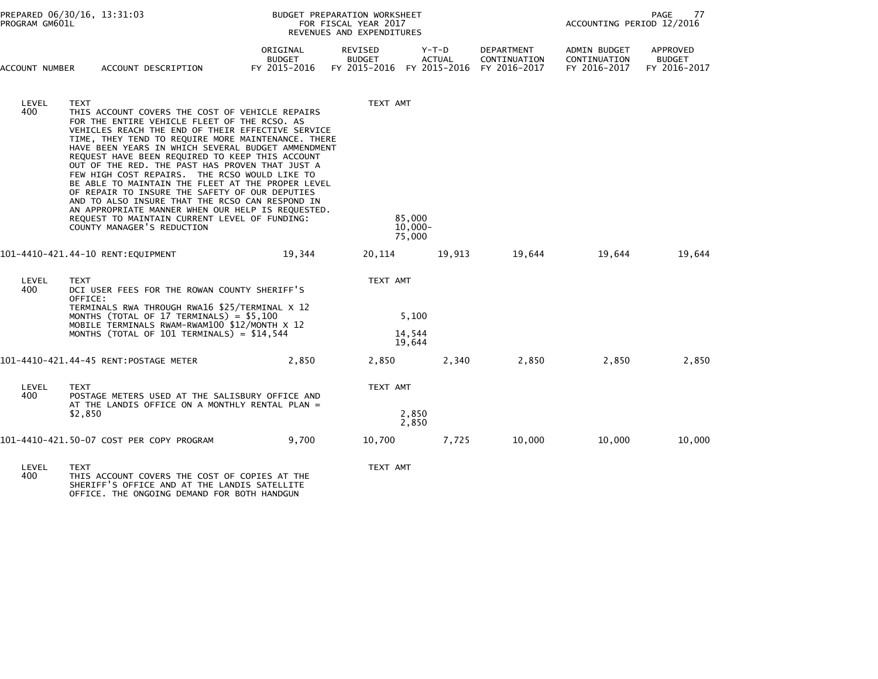PREPARED 06/30/16, 13:31:03
PROGRAM GM601L

BUDGET PREPARATION WORKSHEET
FOR FISCAL YEAR 2017
REVENUES AND EXPENDITURES

ACCOUNTING PERIOD 12/2016

| ACCOUNT NUMBER | ACCOUNT DESCRIPTION | ORIGINAL BUDGET FY 2015-2016 | REVISED BUDGET FY 2015-2016 | Y-T-D ACTUAL FY 2015-2016 | DEPARTMENT CONTINUATION FY 2016-2017 | ADMIN BUDGET CONTINUATION FY 2016-2017 | APPROVED BUDGET FY 2016-2017 |
|---|---|---|---|---|---|---|---|

LEVEL 400 TEXT — TEXT AMT

THIS ACCOUNT COVERS THE COST OF VEHICLE REPAIRS FOR THE ENTIRE VEHICLE FLEET OF THE RCSO. AS VEHICLES REACH THE END OF THEIR EFFECTIVE SERVICE TIME, THEY TEND TO REQUIRE MORE MAINTENANCE. THERE HAVE BEEN YEARS IN WHICH SEVERAL BUDGET AMMENDMENT REQUEST HAVE BEEN REQUIRED TO KEEP THIS ACCOUNT OUT OF THE RED. THE PAST HAS PROVEN THAT JUST A FEW HIGH COST REPAIRS. THE RCSO WOULD LIKE TO BE ABLE TO MAINTAIN THE FLEET AT THE PROPER LEVEL OF REPAIR TO INSURE THE SAFETY OF OUR DEPUTIES AND TO ALSO INSURE THAT THE RCSO CAN RESPOND IN AN APPROPRIATE MANNER WHEN OUR HELP IS REQUESTED.

| TEXT | TEXT AMT |
|---|---|
| REQUEST TO MAINTAIN CURRENT LEVEL OF FUNDING: | 85,000 |
| COUNTY MANAGER'S REDUCTION | 10,000- |
| | 75,000 |

| ACCOUNT | DESCRIPTION | ORIGINAL BUDGET FY 2015-2016 | REVISED BUDGET FY 2015-2016 | Y-T-D ACTUAL FY 2015-2016 | DEPARTMENT CONTINUATION FY 2016-2017 | ADMIN BUDGET CONTINUATION FY 2016-2017 | APPROVED BUDGET FY 2016-2017 |
|---|---|---|---|---|---|---|---|
| 101-4410-421.44-10 | RENT:EQUIPMENT | 19,344 | 20,114 | 19,913 | 19,644 | 19,644 | 19,644 |

LEVEL 400

| TEXT | TEXT AMT |
|---|---|
| DCI USER FEES FOR THE ROWAN COUNTY SHERIFF'S OFFICE: | |
| TERMINALS RWA THROUGH RWA16 $25/TERMINAL X 12 MONTHS (TOTAL OF 17 TERMINALS) = $5,100 | 5,100 |
| MOBILE TERMINALS RWAM-RWAM100 $12/MONTH X 12 MONTHS (TOTAL OF 101 TERMINALS) = $14,544 | 14,544 |
| | 19,644 |

| ACCOUNT | DESCRIPTION | ORIGINAL BUDGET FY 2015-2016 | REVISED BUDGET FY 2015-2016 | Y-T-D ACTUAL FY 2015-2016 | DEPARTMENT CONTINUATION FY 2016-2017 | ADMIN BUDGET CONTINUATION FY 2016-2017 | APPROVED BUDGET FY 2016-2017 |
|---|---|---|---|---|---|---|---|
| 101-4410-421.44-45 | RENT:POSTAGE METER | 2,850 | 2,850 | 2,340 | 2,850 | 2,850 | 2,850 |

LEVEL 400

| TEXT | TEXT AMT |
|---|---|
| POSTAGE METERS USED AT THE SALISBURY OFFICE AND AT THE LANDIS OFFICE ON A MONTHLY RENTAL PLAN = $2,850 | 2,850 |
| | 2,850 |

| ACCOUNT | DESCRIPTION | ORIGINAL BUDGET FY 2015-2016 | REVISED BUDGET FY 2015-2016 | Y-T-D ACTUAL FY 2015-2016 | DEPARTMENT CONTINUATION FY 2016-2017 | ADMIN BUDGET CONTINUATION FY 2016-2017 | APPROVED BUDGET FY 2016-2017 |
|---|---|---|---|---|---|---|---|
| 101-4410-421.50-07 | COST PER COPY PROGRAM | 9,700 | 10,700 | 7,725 | 10,000 | 10,000 | 10,000 |

LEVEL 400 TEXT — TEXT AMT

THIS ACCOUNT COVERS THE COST OF COPIES AT THE SHERIFF'S OFFICE AND AT THE LANDIS SATELLITE OFFICE. THE ONGOING DEMAND FOR BOTH HANDGUN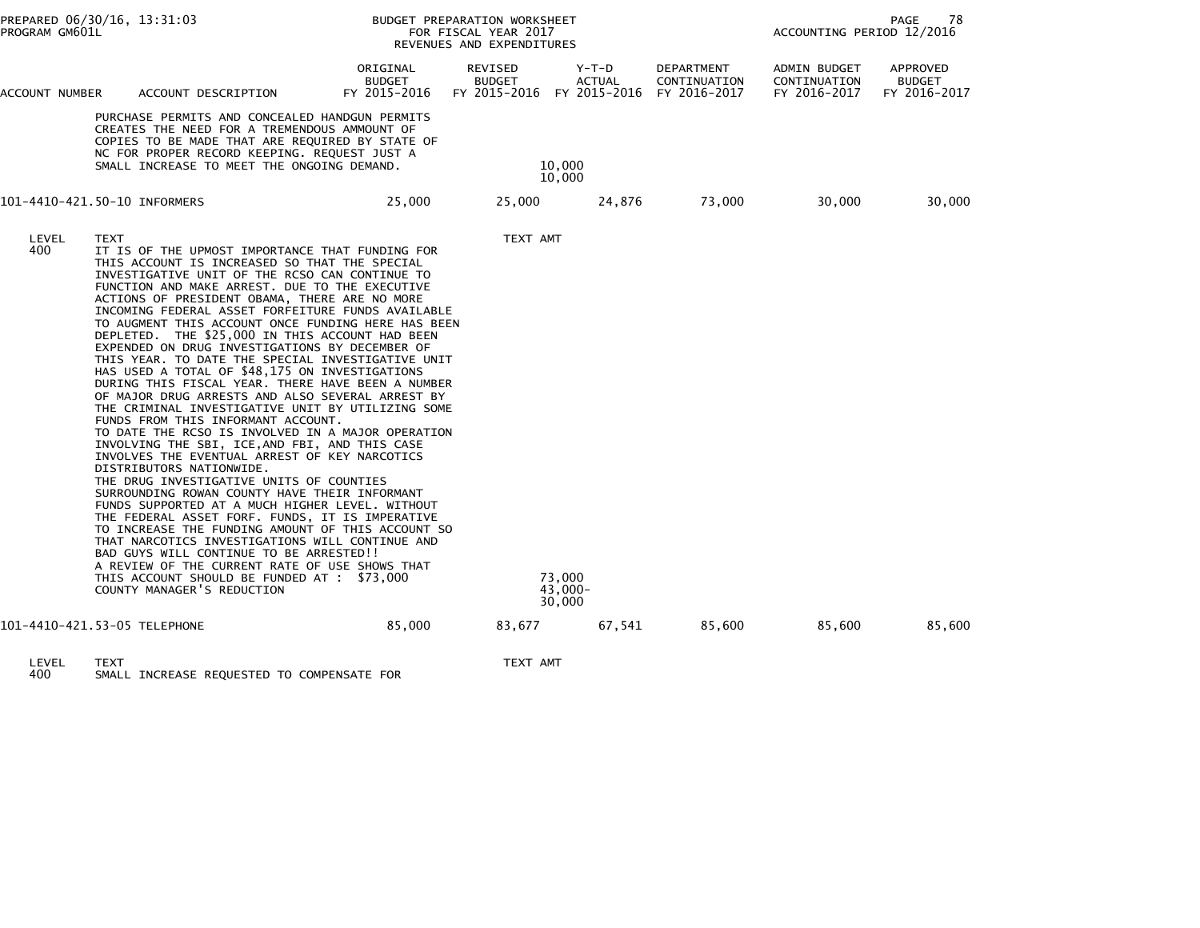| ACCOUNT NUMBER | ACCOUNT DESCRIPTION | ORIGINAL BUDGET FY 2015-2016 | REVISED BUDGET FY 2015-2016 | Y-T-D ACTUAL FY 2015-2016 | DEPARTMENT CONTINUATION FY 2016-2017 | ADMIN BUDGET CONTINUATION FY 2016-2017 | APPROVED BUDGET FY 2016-2017 |
|---|---|---|---|---|---|---|---|

PURCHASE PERMITS AND CONCEALED HANDGUN PERMITS CREATES THE NEED FOR A TREMENDOUS AMMOUNT OF COPIES TO BE MADE THAT ARE REQUIRED BY STATE OF NC FOR PROPER RECORD KEEPING. REQUEST JUST A SMALL INCREASE TO MEET THE ONGOING DEMAND. 10,000
10,000

| ACCOUNT NUMBER | ACCOUNT DESCRIPTION | ORIGINAL BUDGET FY 2015-2016 | REVISED BUDGET FY 2015-2016 | Y-T-D ACTUAL FY 2015-2016 | DEPARTMENT CONTINUATION FY 2016-2017 | ADMIN BUDGET CONTINUATION FY 2016-2017 | APPROVED BUDGET FY 2016-2017 |
|---|---|---|---|---|---|---|---|
| 101-4410-421.50-10 | INFORMERS | 25,000 | 25,000 | 24,876 | 73,000 | 30,000 | 30,000 |

| LEVEL | TEXT | TEXT AMT |
|---|---|---|
| 400 | IT IS OF THE UPMOST IMPORTANCE THAT FUNDING FOR THIS ACCOUNT IS INCREASED SO THAT THE SPECIAL INVESTIGATIVE UNIT OF THE RCSO CAN CONTINUE TO FUNCTION AND MAKE ARREST. DUE TO THE EXECUTIVE ACTIONS OF PRESIDENT OBAMA, THERE ARE NO MORE INCOMING FEDERAL ASSET FORFEITURE FUNDS AVAILABLE TO AUGMENT THIS ACCOUNT ONCE FUNDING HERE HAS BEEN DEPLETED. THE $25,000 IN THIS ACCOUNT HAD BEEN EXPENDED ON DRUG INVESTIGATIONS BY DECEMBER OF THIS YEAR. TO DATE THE SPECIAL INVESTIGATIVE UNIT HAS USED A TOTAL OF $48,175 ON INVESTIGATIONS DURING THIS FISCAL YEAR. THERE HAVE BEEN A NUMBER OF MAJOR DRUG ARRESTS AND ALSO SEVERAL ARREST BY THE CRIMINAL INVESTIGATIVE UNIT BY UTILIZING SOME FUNDS FROM THIS INFORMANT ACCOUNT. TO DATE THE RCSO IS INVOLVED IN A MAJOR OPERATION INVOLVING THE SBI, ICE,AND FBI, AND THIS CASE INVOLVES THE EVENTUAL ARREST OF KEY NARCOTICS DISTRIBUTORS NATIONWIDE. THE DRUG INVESTIGATIVE UNITS OF COUNTIES SURROUNDING ROWAN COUNTY HAVE THEIR INFORMANT FUNDS SUPPORTED AT A MUCH HIGHER LEVEL. WITHOUT THE FEDERAL ASSET FORF. FUNDS, IT IS IMPERATIVE TO INCREASE THE FUNDING AMOUNT OF THIS ACCOUNT SO THAT NARCOTICS INVESTIGATIONS WILL CONTINUE AND BAD GUYS WILL CONTINUE TO BE ARRESTED!! A REVIEW OF THE CURRENT RATE OF USE SHOWS THAT THIS ACCOUNT SHOULD BE FUNDED AT : $73,000 | 73,000 |
| | COUNTY MANAGER'S REDUCTION | 43,000- |
| | | 30,000 |

| ACCOUNT NUMBER | ACCOUNT DESCRIPTION | ORIGINAL BUDGET FY 2015-2016 | REVISED BUDGET FY 2015-2016 | Y-T-D ACTUAL FY 2015-2016 | DEPARTMENT CONTINUATION FY 2016-2017 | ADMIN BUDGET CONTINUATION FY 2016-2017 | APPROVED BUDGET FY 2016-2017 |
|---|---|---|---|---|---|---|---|
| 101-4410-421.53-05 | TELEPHONE | 85,000 | 83,677 | 67,541 | 85,600 | 85,600 | 85,600 |

| LEVEL | TEXT | TEXT AMT |
|---|---|---|
| 400 | SMALL INCREASE REQUESTED TO COMPENSATE FOR | |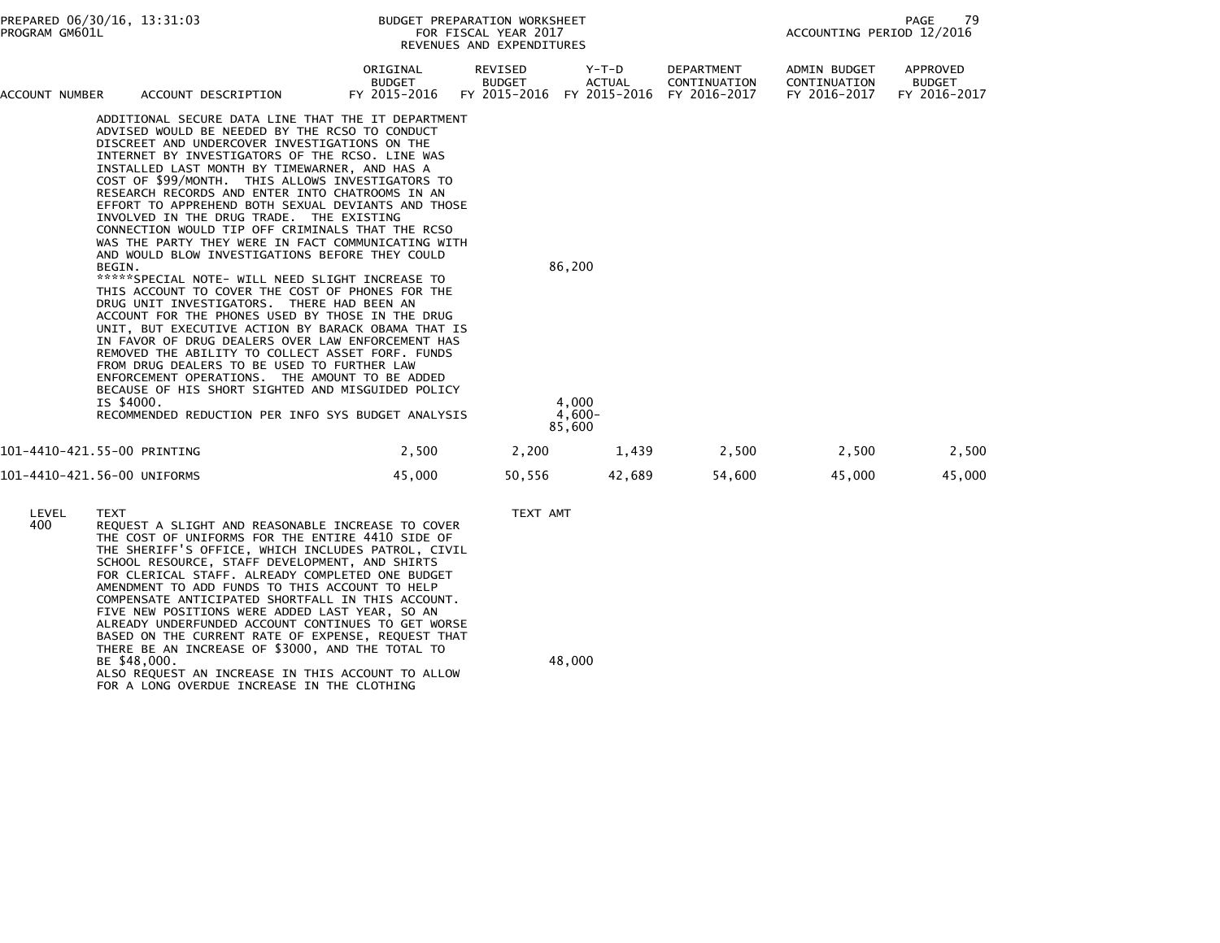| ACCOUNT NUMBER | ACCOUNT DESCRIPTION | ORIGINAL BUDGET FY 2015-2016 | REVISED BUDGET FY 2015-2016 | Y-T-D ACTUAL FY 2015-2016 | DEPARTMENT CONTINUATION FY 2016-2017 | ADMIN BUDGET CONTINUATION FY 2016-2017 | APPROVED BUDGET FY 2016-2017 |
|---|---|---|---|---|---|---|---|

ADDITIONAL SECURE DATA LINE THAT THE IT DEPARTMENT ADVISED WOULD BE NEEDED BY THE RCSO TO CONDUCT DISCREET AND UNDERCOVER INVESTIGATIONS ON THE INTERNET BY INVESTIGATORS OF THE RCSO. LINE WAS INSTALLED LAST MONTH BY TIMEWARNER, AND HAS A COST OF $99/MONTH. THIS ALLOWS INVESTIGATORS TO RESEARCH RECORDS AND ENTER INTO CHATROOMS IN AN EFFORT TO APPREHEND BOTH SEXUAL DEVIANTS AND THOSE INVOLVED IN THE DRUG TRADE. THE EXISTING CONNECTION WOULD TIP OFF CRIMINALS THAT THE RCSO WAS THE PARTY THEY WERE IN FACT COMMUNICATING WITH AND WOULD BLOW INVESTIGATIONS BEFORE THEY COULD BEGIN. — 86,200

*****SPECIAL NOTE- WILL NEED SLIGHT INCREASE TO THIS ACCOUNT TO COVER THE COST OF PHONES FOR THE DRUG UNIT INVESTIGATORS. THERE HAD BEEN AN ACCOUNT FOR THE PHONES USED BY THOSE IN THE DRUG UNIT, BUT EXECUTIVE ACTION BY BARACK OBAMA THAT IS IN FAVOR OF DRUG DEALERS OVER LAW ENFORCEMENT HAS REMOVED THE ABILITY TO COLLECT ASSET FORF. FUNDS FROM DRUG DEALERS TO BE USED TO FURTHER LAW ENFORCEMENT OPERATIONS. THE AMOUNT TO BE ADDED BECAUSE OF HIS SHORT SIGHTED AND MISGUIDED POLICY IS $4000. — 4,000

RECOMMENDED REDUCTION PER INFO SYS BUDGET ANALYSIS — 4,600-

85,600

| ACCOUNT NUMBER | ACCOUNT DESCRIPTION | ORIGINAL BUDGET FY 2015-2016 | REVISED BUDGET FY 2015-2016 | Y-T-D ACTUAL FY 2015-2016 | DEPARTMENT CONTINUATION FY 2016-2017 | ADMIN BUDGET CONTINUATION FY 2016-2017 | APPROVED BUDGET FY 2016-2017 |
|---|---|---|---|---|---|---|---|
| 101-4410-421.55-00 | PRINTING | 2,500 | 2,200 | 1,439 | 2,500 | 2,500 | 2,500 |
| 101-4410-421.56-00 | UNIFORMS | 45,000 | 50,556 | 42,689 | 54,600 | 45,000 | 45,000 |

| LEVEL | TEXT | TEXT AMT |
|---|---|---|
| 400 | REQUEST A SLIGHT AND REASONABLE INCREASE TO COVER THE COST OF UNIFORMS FOR THE ENTIRE 4410 SIDE OF THE SHERIFF'S OFFICE, WHICH INCLUDES PATROL, CIVIL SCHOOL RESOURCE, STAFF DEVELOPMENT, AND SHIRTS FOR CLERICAL STAFF. ALREADY COMPLETED ONE BUDGET AMENDMENT TO ADD FUNDS TO THIS ACCOUNT TO HELP COMPENSATE ANTICIPATED SHORTFALL IN THIS ACCOUNT. FIVE NEW POSITIONS WERE ADDED LAST YEAR, SO AN ALREADY UNDERFUNDED ACCOUNT CONTINUES TO GET WORSE BASED ON THE CURRENT RATE OF EXPENSE, REQUEST THAT THERE BE AN INCREASE OF $3000, AND THE TOTAL TO BE $48,000. | 48,000 |
| | ALSO REQUEST AN INCREASE IN THIS ACCOUNT TO ALLOW FOR A LONG OVERDUE INCREASE IN THE CLOTHING | |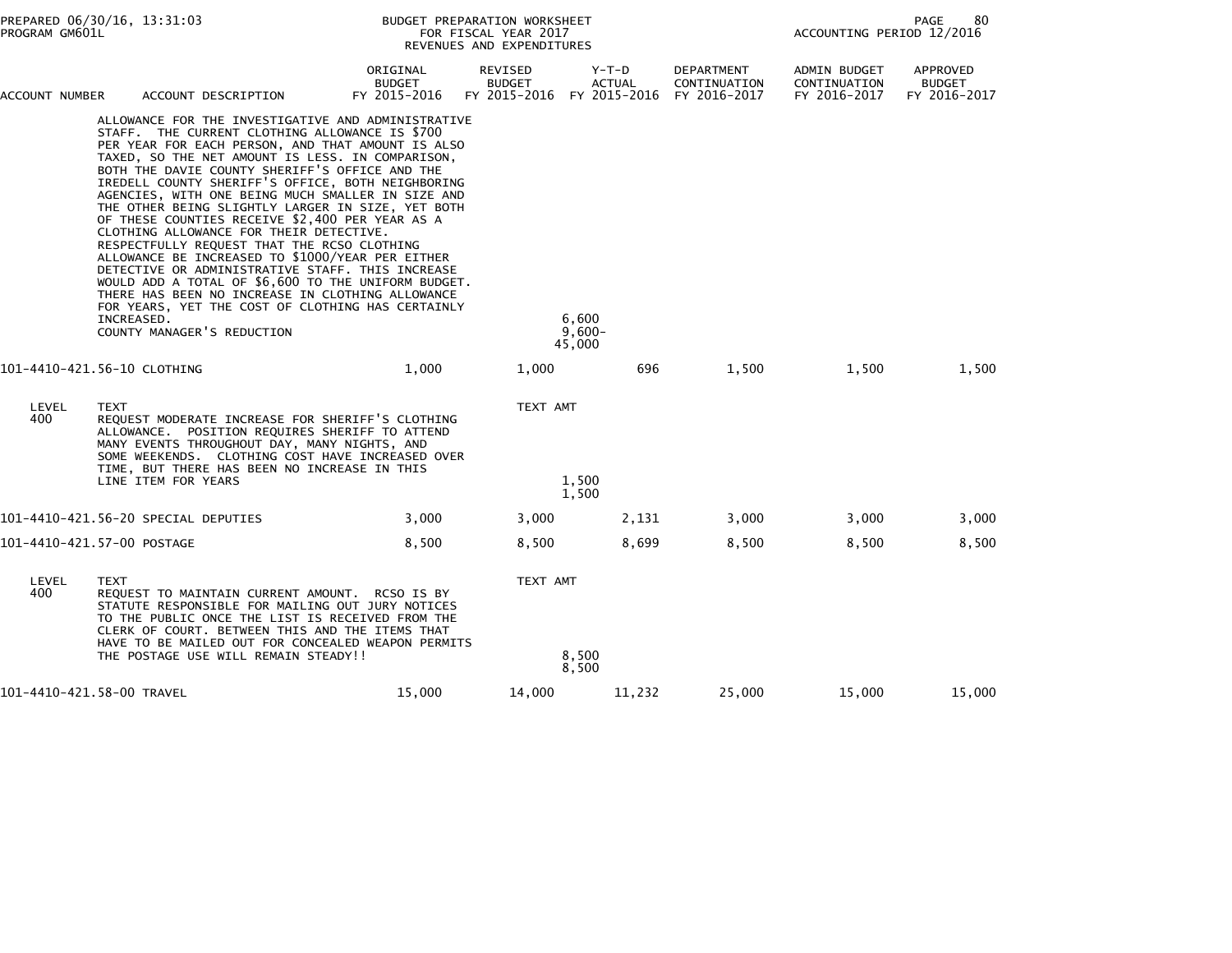| ACCOUNT NUMBER | ACCOUNT DESCRIPTION | ORIGINAL BUDGET FY 2015-2016 | REVISED BUDGET FY 2015-2016 | Y-T-D ACTUAL FY 2015-2016 | DEPARTMENT CONTINUATION FY 2016-2017 | ADMIN BUDGET CONTINUATION FY 2016-2017 | APPROVED BUDGET FY 2016-2017 |
|---|---|---|---|---|---|---|---|
| | ALLOWANCE FOR THE INVESTIGATIVE AND ADMINISTRATIVE STAFF. THE CURRENT CLOTHING ALLOWANCE IS $700 PER YEAR FOR EACH PERSON, AND THAT AMOUNT IS ALSO TAXED, SO THE NET AMOUNT IS LESS. IN COMPARISON, BOTH THE DAVIE COUNTY SHERIFF'S OFFICE AND THE IREDELL COUNTY SHERIFF'S OFFICE, BOTH NEIGHBORING AGENCIES, WITH ONE BEING MUCH SMALLER IN SIZE AND THE OTHER BEING SLIGHTLY LARGER IN SIZE, YET BOTH OF THESE COUNTIES RECEIVE $2,400 PER YEAR AS A CLOTHING ALLOWANCE FOR THEIR DETECTIVE. RESPECTFULLY REQUEST THAT THE RCSO CLOTHING ALLOWANCE BE INCREASED TO $1000/YEAR PER EITHER DETECTIVE OR ADMINISTRATIVE STAFF. THIS INCREASE WOULD ADD A TOTAL OF $6,600 TO THE UNIFORM BUDGET. THERE HAS BEEN NO INCREASE IN CLOTHING ALLOWANCE FOR YEARS, YET THE COST OF CLOTHING HAS CERTAINLY INCREASED. | | 6,600 | | | | |
| | COUNTY MANAGER'S REDUCTION | | 9,600- | | | | |
| | | | 45,000 | | | | |
| 101-4410-421.56-10 | CLOTHING | 1,000 | 1,000 | 696 | 1,500 | 1,500 | 1,500 |
| LEVEL 400 | TEXT | | TEXT AMT | | | | |
| | REQUEST MODERATE INCREASE FOR SHERIFF'S CLOTHING ALLOWANCE. POSITION REQUIRES SHERIFF TO ATTEND MANY EVENTS THROUGHOUT DAY, MANY NIGHTS, AND SOME WEEKENDS. CLOTHING COST HAVE INCREASED OVER TIME, BUT THERE HAS BEEN NO INCREASE IN THIS LINE ITEM FOR YEARS | | 1,500 | | | | |
| | | | 1,500 | | | | |
| 101-4410-421.56-20 | SPECIAL DEPUTIES | 3,000 | 3,000 | 2,131 | 3,000 | 3,000 | 3,000 |
| 101-4410-421.57-00 | POSTAGE | 8,500 | 8,500 | 8,699 | 8,500 | 8,500 | 8,500 |
| LEVEL 400 | TEXT | | TEXT AMT | | | | |
| | REQUEST TO MAINTAIN CURRENT AMOUNT. RCSO IS BY STATUTE RESPONSIBLE FOR MAILING OUT JURY NOTICES TO THE PUBLIC ONCE THE LIST IS RECEIVED FROM THE CLERK OF COURT. BETWEEN THIS AND THE ITEMS THAT HAVE TO BE MAILED OUT FOR CONCEALED WEAPON PERMITS THE POSTAGE USE WILL REMAIN STEADY!! | | 8,500 | | | | |
| | | | 8,500 | | | | |
| 101-4410-421.58-00 | TRAVEL | 15,000 | 14,000 | 11,232 | 25,000 | 15,000 | 15,000 |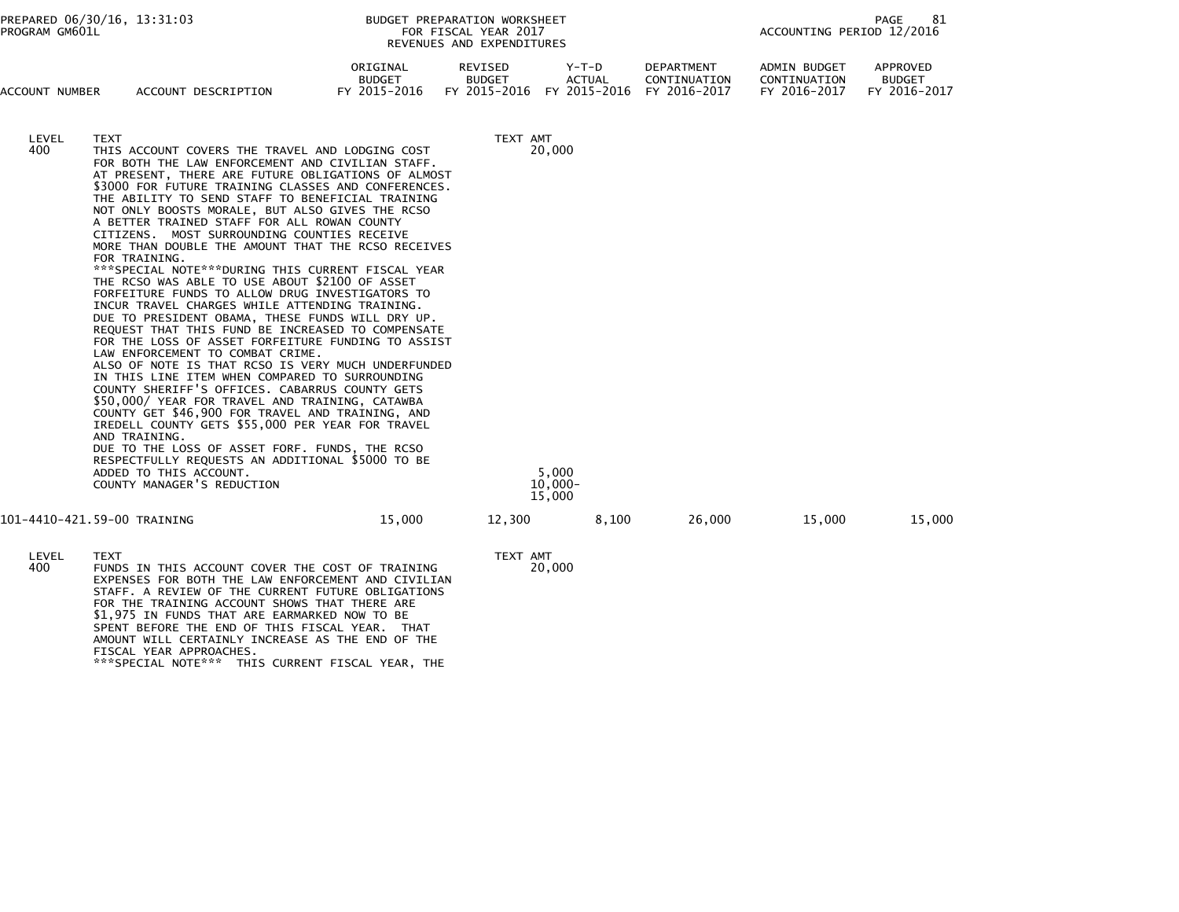| ACCOUNT NUMBER | ACCOUNT DESCRIPTION | ORIGINAL BUDGET FY 2015-2016 | REVISED BUDGET FY 2015-2016 | Y-T-D ACTUAL FY 2015-2016 | DEPARTMENT CONTINUATION FY 2016-2017 | ADMIN BUDGET CONTINUATION FY 2016-2017 | APPROVED BUDGET FY 2016-2017 |
|---|---|---|---|---|---|---|---|

LEVEL 400

TEXT

THIS ACCOUNT COVERS THE TRAVEL AND LODGING COST FOR BOTH THE LAW ENFORCEMENT AND CIVILIAN STAFF. AT PRESENT, THERE ARE FUTURE OBLIGATIONS OF ALMOST $3000 FOR FUTURE TRAINING CLASSES AND CONFERENCES. THE ABILITY TO SEND STAFF TO BENEFICIAL TRAINING NOT ONLY BOOSTS MORALE, BUT ALSO GIVES THE RCSO A BETTER TRAINED STAFF FOR ALL ROWAN COUNTY CITIZENS. MOST SURROUNDING COUNTIES RECEIVE MORE THAN DOUBLE THE AMOUNT THAT THE RCSO RECEIVES FOR TRAINING.
***SPECIAL NOTE***DURING THIS CURRENT FISCAL YEAR THE RCSO WAS ABLE TO USE ABOUT $2100 OF ASSET FORFEITURE FUNDS TO ALLOW DRUG INVESTIGATORS TO INCUR TRAVEL CHARGES WHILE ATTENDING TRAINING. DUE TO PRESIDENT OBAMA, THESE FUNDS WILL DRY UP. REQUEST THAT THIS FUND BE INCREASED TO COMPENSATE FOR THE LOSS OF ASSET FORFEITURE FUNDING TO ASSIST LAW ENFORCEMENT TO COMBAT CRIME.
ALSO OF NOTE IS THAT RCSO IS VERY MUCH UNDERFUNDED IN THIS LINE ITEM WHEN COMPARED TO SURROUNDING COUNTY SHERIFF'S OFFICES. CABARRUS COUNTY GETS $50,000/ YEAR FOR TRAVEL AND TRAINING, CATAWBA COUNTY GET $46,900 FOR TRAVEL AND TRAINING, AND IREDELL COUNTY GETS $55,000 PER YEAR FOR TRAVEL AND TRAINING.
DUE TO THE LOSS OF ASSET FORF. FUNDS, THE RCSO RESPECTFULLY REQUESTS AN ADDITIONAL $5000 TO BE ADDED TO THIS ACCOUNT.
COUNTY MANAGER'S REDUCTION

| | TEXT AMT |
|---|---|
| | 20,000 |
| ADDED TO THIS ACCOUNT. | 5,000 |
| COUNTY MANAGER'S REDUCTION | 10,000- |
| | 15,000 |

| ACCOUNT NUMBER | ACCOUNT DESCRIPTION | ORIGINAL BUDGET FY 2015-2016 | REVISED BUDGET FY 2015-2016 | Y-T-D ACTUAL FY 2015-2016 | DEPARTMENT CONTINUATION FY 2016-2017 | ADMIN BUDGET CONTINUATION FY 2016-2017 | APPROVED BUDGET FY 2016-2017 |
|---|---|---|---|---|---|---|---|
| 101-4410-421.59-00 | TRAINING | 15,000 | 12,300 | 8,100 | 26,000 | 15,000 | 15,000 |

LEVEL 400

TEXT

FUNDS IN THIS ACCOUNT COVER THE COST OF TRAINING EXPENSES FOR BOTH THE LAW ENFORCEMENT AND CIVILIAN STAFF. A REVIEW OF THE CURRENT FUTURE OBLIGATIONS FOR THE TRAINING ACCOUNT SHOWS THAT THERE ARE $1,975 IN FUNDS THAT ARE EARMARKED NOW TO BE SPENT BEFORE THE END OF THIS FISCAL YEAR. THAT AMOUNT WILL CERTAINLY INCREASE AS THE END OF THE FISCAL YEAR APPROACHES.
***SPECIAL NOTE*** THIS CURRENT FISCAL YEAR, THE

TEXT AMT 20,000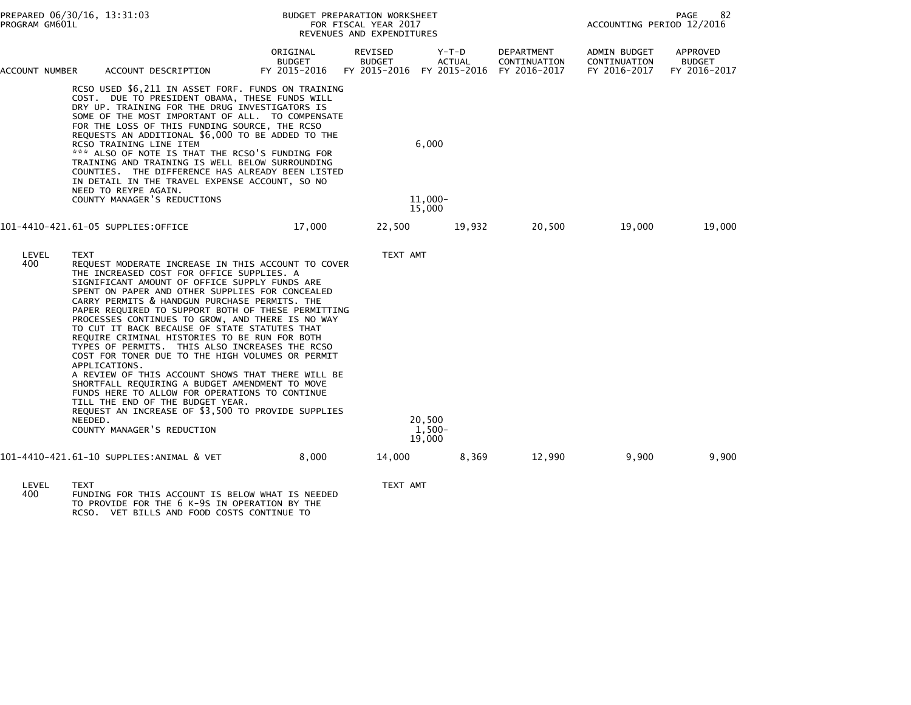| ACCOUNT NUMBER | ACCOUNT DESCRIPTION | ORIGINAL BUDGET FY 2015-2016 | REVISED BUDGET FY 2015-2016 | Y-T-D ACTUAL FY 2015-2016 | DEPARTMENT CONTINUATION FY 2016-2017 | ADMIN BUDGET CONTINUATION FY 2016-2017 | APPROVED BUDGET FY 2016-2017 |
|---|---|---|---|---|---|---|---|

RCSO USED $6,211 IN ASSET FORF. FUNDS ON TRAINING COST. DUE TO PRESIDENT OBAMA, THESE FUNDS WILL DRY UP. TRAINING FOR THE DRUG INVESTIGATORS IS SOME OF THE MOST IMPORTANT OF ALL. TO COMPENSATE FOR THE LOSS OF THIS FUNDING SOURCE, THE RCSO REQUESTS AN ADDITIONAL $6,000 TO BE ADDED TO THE RCSO TRAINING LINE ITEM — 6,000

*** ALSO OF NOTE IS THAT THE RCSO'S FUNDING FOR TRAINING AND TRAINING IS WELL BELOW SURROUNDING COUNTIES. THE DIFFERENCE HAS ALREADY BEEN LISTED IN DETAIL IN THE TRAVEL EXPENSE ACCOUNT, SO NO NEED TO REYPE AGAIN.

COUNTY MANAGER'S REDUCTIONS — 11,000-

15,000

| ACCOUNT NUMBER | ACCOUNT DESCRIPTION | ORIGINAL BUDGET FY 2015-2016 | REVISED BUDGET FY 2015-2016 | Y-T-D ACTUAL FY 2015-2016 | DEPARTMENT CONTINUATION FY 2016-2017 | ADMIN BUDGET CONTINUATION FY 2016-2017 | APPROVED BUDGET FY 2016-2017 |
|---|---|---|---|---|---|---|---|
| 101-4410-421.61-05 | SUPPLIES:OFFICE | 17,000 | 22,500 | 19,932 | 20,500 | 19,000 | 19,000 |

| LEVEL | TEXT | TEXT AMT |
|---|---|---|
| 400 | REQUEST MODERATE INCREASE IN THIS ACCOUNT TO COVER THE INCREASED COST FOR OFFICE SUPPLIES. A SIGNIFICANT AMOUNT OF OFFICE SUPPLY FUNDS ARE SPENT ON PAPER AND OTHER SUPPLIES FOR CONCEALED CARRY PERMITS & HANDGUN PURCHASE PERMITS. THE PAPER REQUIRED TO SUPPORT BOTH OF THESE PERMITTING PROCESSES CONTINUES TO GROW, AND THERE IS NO WAY TO CUT IT BACK BECAUSE OF STATE STATUTES THAT REQUIRE CRIMINAL HISTORIES TO BE RUN FOR BOTH TYPES OF PERMITS. THIS ALSO INCREASES THE RCSO COST FOR TONER DUE TO THE HIGH VOLUMES OR PERMIT APPLICATIONS. | |
| | A REVIEW OF THIS ACCOUNT SHOWS THAT THERE WILL BE SHORTFALL REQUIRING A BUDGET AMENDMENT TO MOVE FUNDS HERE TO ALLOW FOR OPERATIONS TO CONTINUE TILL THE END OF THE BUDGET YEAR. | |
| | REQUEST AN INCREASE OF $3,500 TO PROVIDE SUPPLIES NEEDED. | 20,500 |
| | COUNTY MANAGER'S REDUCTION | 1,500- |
| | | 19,000 |

| ACCOUNT NUMBER | ACCOUNT DESCRIPTION | ORIGINAL BUDGET FY 2015-2016 | REVISED BUDGET FY 2015-2016 | Y-T-D ACTUAL FY 2015-2016 | DEPARTMENT CONTINUATION FY 2016-2017 | ADMIN BUDGET CONTINUATION FY 2016-2017 | APPROVED BUDGET FY 2016-2017 |
|---|---|---|---|---|---|---|---|
| 101-4410-421.61-10 | SUPPLIES:ANIMAL & VET | 8,000 | 14,000 | 8,369 | 12,990 | 9,900 | 9,900 |

| LEVEL | TEXT | TEXT AMT |
|---|---|---|
| 400 | FUNDING FOR THIS ACCOUNT IS BELOW WHAT IS NEEDED TO PROVIDE FOR THE 6 K-9S IN OPERATION BY THE RCSO. VET BILLS AND FOOD COSTS CONTINUE TO | |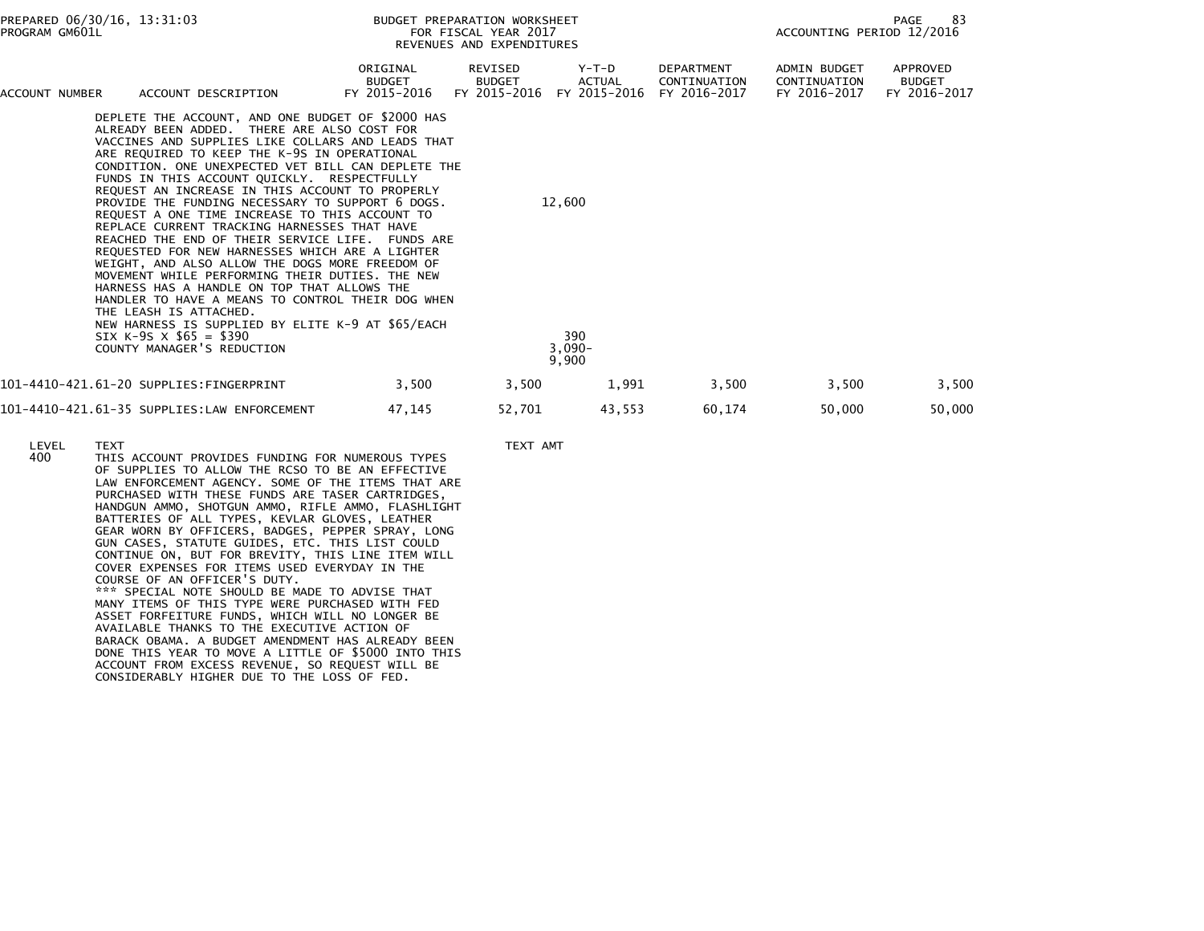| ACCOUNT NUMBER | ACCOUNT DESCRIPTION | ORIGINAL BUDGET FY 2015-2016 | REVISED BUDGET FY 2015-2016 | Y-T-D ACTUAL FY 2015-2016 | DEPARTMENT CONTINUATION FY 2016-2017 | ADMIN BUDGET CONTINUATION FY 2016-2017 | APPROVED BUDGET FY 2016-2017 |
|---|---|---|---|---|---|---|---|

DEPLETE THE ACCOUNT, AND ONE BUDGET OF $2000 HAS ALREADY BEEN ADDED. THERE ARE ALSO COST FOR VACCINES AND SUPPLIES LIKE COLLARS AND LEADS THAT ARE REQUIRED TO KEEP THE K-9S IN OPERATIONAL CONDITION. ONE UNEXPECTED VET BILL CAN DEPLETE THE FUNDS IN THIS ACCOUNT QUICKLY. RESPECTFULLY REQUEST AN INCREASE IN THIS ACCOUNT TO PROPERLY PROVIDE THE FUNDING NECESSARY TO SUPPORT 6 DOGS. — 12,600

REQUEST A ONE TIME INCREASE TO THIS ACCOUNT TO REPLACE CURRENT TRACKING HARNESSES THAT HAVE REACHED THE END OF THEIR SERVICE LIFE. FUNDS ARE REQUESTED FOR NEW HARNESSES WHICH ARE A LIGHTER WEIGHT, AND ALSO ALLOW THE DOGS MORE FREEDOM OF MOVEMENT WHILE PERFORMING THEIR DUTIES. THE NEW HARNESS HAS A HANDLE ON TOP THAT ALLOWS THE HANDLER TO HAVE A MEANS TO CONTROL THEIR DOG WHEN THE LEASH IS ATTACHED.

NEW HARNESS IS SUPPLIED BY ELITE K-9 AT $65/EACH

SIX K-9S X $65 = $390 — 390

COUNTY MANAGER'S REDUCTION — 3,090-

9,900

| ACCOUNT NUMBER | ACCOUNT DESCRIPTION | ORIGINAL BUDGET FY 2015-2016 | REVISED BUDGET FY 2015-2016 | Y-T-D ACTUAL FY 2015-2016 | DEPARTMENT CONTINUATION FY 2016-2017 | ADMIN BUDGET CONTINUATION FY 2016-2017 | APPROVED BUDGET FY 2016-2017 |
|---|---|---|---|---|---|---|---|
| 101-4410-421.61-20 | SUPPLIES:FINGERPRINT | 3,500 | 3,500 | 1,991 | 3,500 | 3,500 | 3,500 |
| 101-4410-421.61-35 | SUPPLIES:LAW ENFORCEMENT | 47,145 | 52,701 | 43,553 | 60,174 | 50,000 | 50,000 |

LEVEL 400 — TEXT — TEXT AMT

THIS ACCOUNT PROVIDES FUNDING FOR NUMEROUS TYPES OF SUPPLIES TO ALLOW THE RCSO TO BE AN EFFECTIVE LAW ENFORCEMENT AGENCY. SOME OF THE ITEMS THAT ARE PURCHASED WITH THESE FUNDS ARE TASER CARTRIDGES, HANDGUN AMMO, SHOTGUN AMMO, RIFLE AMMO, FLASHLIGHT BATTERIES OF ALL TYPES, KEVLAR GLOVES, LEATHER GEAR WORN BY OFFICERS, BADGES, PEPPER SPRAY, LONG GUN CASES, STATUTE GUIDES, ETC. THIS LIST COULD CONTINUE ON, BUT FOR BREVITY, THIS LINE ITEM WILL COVER EXPENSES FOR ITEMS USED EVERYDAY IN THE COURSE OF AN OFFICER'S DUTY.

*** SPECIAL NOTE SHOULD BE MADE TO ADVISE THAT MANY ITEMS OF THIS TYPE WERE PURCHASED WITH FED ASSET FORFEITURE FUNDS, WHICH WILL NO LONGER BE AVAILABLE THANKS TO THE EXECUTIVE ACTION OF BARACK OBAMA. A BUDGET AMENDMENT HAS ALREADY BEEN DONE THIS YEAR TO MOVE A LITTLE OF $5000 INTO THIS ACCOUNT FROM EXCESS REVENUE, SO REQUEST WILL BE CONSIDERABLY HIGHER DUE TO THE LOSS OF FED.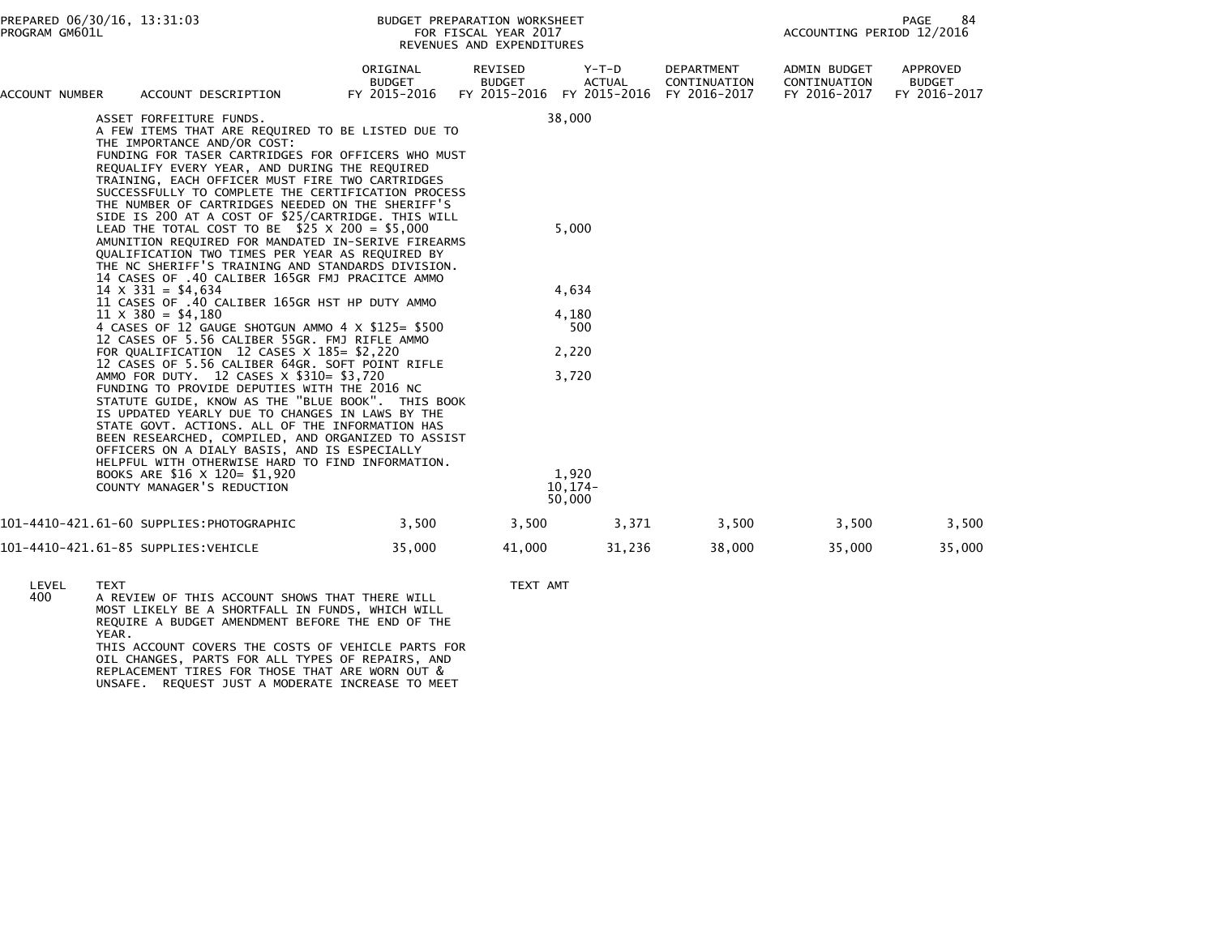BUDGET PREPARATION WORKSHEET
FOR FISCAL YEAR 2017
REVENUES AND EXPENDITURES

PREPARED 06/30/16, 13:31:03
PROGRAM GM601L

ACCOUNTING PERIOD 12/2016

| ACCOUNT NUMBER | ACCOUNT DESCRIPTION | ORIGINAL BUDGET FY 2015-2016 | REVISED BUDGET FY 2015-2016 | Y-T-D ACTUAL FY 2015-2016 | DEPARTMENT CONTINUATION FY 2016-2017 | ADMIN BUDGET CONTINUATION FY 2016-2017 | APPROVED BUDGET FY 2016-2017 |
|---|---|---|---|---|---|---|---|
| | ASSET FORFEITURE FUNDS. | | | 38,000 | | | |
| | A FEW ITEMS THAT ARE REQUIRED TO BE LISTED DUE TO THE IMPORTANCE AND/OR COST: FUNDING FOR TASER CARTRIDGES FOR OFFICERS WHO MUST REQUALIFY EVERY YEAR, AND DURING THE REQUIRED TRAINING, EACH OFFICER MUST FIRE TWO CARTRIDGES SUCCESSFULLY TO COMPLETE THE CERTIFICATION PROCESS THE NUMBER OF CARTRIDGES NEEDED ON THE SHERIFF'S SIDE IS 200 AT A COST OF $25/CARTRIDGE. THIS WILL LEAD THE TOTAL COST TO BE $25 X 200 = $5,000 | | | 5,000 | | | |
| | AMUNITION REQUIRED FOR MANDATED IN-SERIVE FIREARMS QUALIFICATION TWO TIMES PER YEAR AS REQUIRED BY THE NC SHERIFF'S TRAINING AND STANDARDS DIVISION. 14 CASES OF .40 CALIBER 165GR FMJ PRACITCE AMMO 14 X 331 = $4,634 | | | 4,634 | | | |
| | 11 CASES OF .40 CALIBER 165GR HST HP DUTY AMMO 11 X 380 = $4,180 | | | 4,180 | | | |
| | 4 CASES OF 12 GAUGE SHOTGUN AMMO 4 X $125= $500 | | | 500 | | | |
| | 12 CASES OF 5.56 CALIBER 55GR. FMJ RIFLE AMMO FOR QUALIFICATION 12 CASES X 185= $2,220 | | | 2,220 | | | |
| | 12 CASES OF 5.56 CALIBER 64GR. SOFT POINT RIFLE AMMO FOR DUTY. 12 CASES X $310= $3,720 | | | 3,720 | | | |
| | FUNDING TO PROVIDE DEPUTIES WITH THE 2016 NC STATUTE GUIDE, KNOW AS THE "BLUE BOOK". THIS BOOK IS UPDATED YEARLY DUE TO CHANGES IN LAWS BY THE STATE GOVT. ACTIONS. ALL OF THE INFORMATION HAS BEEN RESEARCHED, COMPILED, AND ORGANIZED TO ASSIST OFFICERS ON A DIALY BASIS, AND IS ESPECIALLY HELPFUL WITH OTHERWISE HARD TO FIND INFORMATION. BOOKS ARE $16 X 120= $1,920 | | | 1,920 | | | |
| | COUNTY MANAGER'S REDUCTION | | | 10,174- | | | |
| | | | | 50,000 | | | |
| 101-4410-421.61-60 | SUPPLIES:PHOTOGRAPHIC | 3,500 | 3,500 | 3,371 | 3,500 | 3,500 | 3,500 |
| 101-4410-421.61-85 | SUPPLIES:VEHICLE | 35,000 | 41,000 | 31,236 | 38,000 | 35,000 | 35,000 |

| LEVEL | TEXT | TEXT AMT |
|---|---|---|
| 400 | A REVIEW OF THIS ACCOUNT SHOWS THAT THERE WILL MOST LIKELY BE A SHORTFALL IN FUNDS, WHICH WILL REQUIRE A BUDGET AMENDMENT BEFORE THE END OF THE YEAR. THIS ACCOUNT COVERS THE COSTS OF VEHICLE PARTS FOR OIL CHANGES, PARTS FOR ALL TYPES OF REPAIRS, AND REPLACEMENT TIRES FOR THOSE THAT ARE WORN OUT & UNSAFE. REQUEST JUST A MODERATE INCREASE TO MEET | |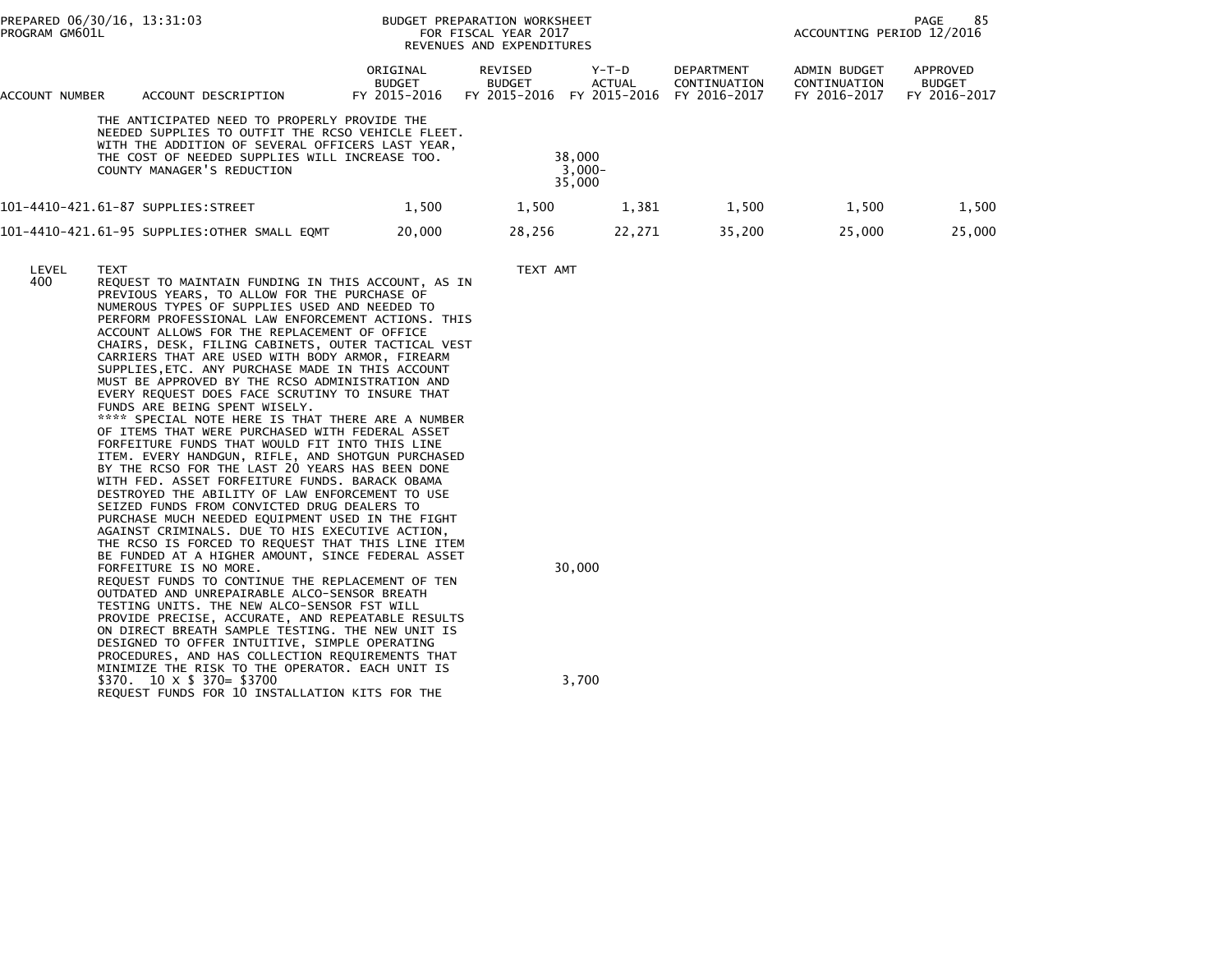| ACCOUNT NUMBER | ACCOUNT DESCRIPTION | ORIGINAL BUDGET FY 2015-2016 | REVISED BUDGET FY 2015-2016 | Y-T-D ACTUAL FY 2015-2016 | DEPARTMENT CONTINUATION FY 2016-2017 | ADMIN BUDGET CONTINUATION FY 2016-2017 | APPROVED BUDGET FY 2016-2017 |
|---|---|---|---|---|---|---|---|
| | THE ANTICIPATED NEED TO PROPERLY PROVIDE THE NEEDED SUPPLIES TO OUTFIT THE RCSO VEHICLE FLEET. WITH THE ADDITION OF SEVERAL OFFICERS LAST YEAR, THE COST OF NEEDED SUPPLIES WILL INCREASE TOO. | | | 38,000 | | | |
| | COUNTY MANAGER'S REDUCTION | | | 3,000- | | | |
| | | | | 35,000 | | | |
| 101-4410-421.61-87 | SUPPLIES:STREET | 1,500 | 1,500 | 1,381 | 1,500 | 1,500 | 1,500 |
| 101-4410-421.61-95 | SUPPLIES:OTHER SMALL EQMT | 20,000 | 28,256 | 22,271 | 35,200 | 25,000 | 25,000 |

| LEVEL | TEXT | TEXT AMT |
|---|---|---|
| 400 | REQUEST TO MAINTAIN FUNDING IN THIS ACCOUNT, AS IN PREVIOUS YEARS, TO ALLOW FOR THE PURCHASE OF NUMEROUS TYPES OF SUPPLIES USED AND NEEDED TO PERFORM PROFESSIONAL LAW ENFORCEMENT ACTIONS. THIS ACCOUNT ALLOWS FOR THE REPLACEMENT OF OFFICE CHAIRS, DESK, FILING CABINETS, OUTER TACTICAL VEST CARRIERS THAT ARE USED WITH BODY ARMOR, FIREARM SUPPLIES,ETC. ANY PURCHASE MADE IN THIS ACCOUNT MUST BE APPROVED BY THE RCSO ADMINISTRATION AND EVERY REQUEST DOES FACE SCRUTINY TO INSURE THAT FUNDS ARE BEING SPENT WISELY. **** SPECIAL NOTE HERE IS THAT THERE ARE A NUMBER OF ITEMS THAT WERE PURCHASED WITH FEDERAL ASSET FORFEITURE FUNDS THAT WOULD FIT INTO THIS LINE ITEM. EVERY HANDGUN, RIFLE, AND SHOTGUN PURCHASED BY THE RCSO FOR THE LAST 20 YEARS HAS BEEN DONE WITH FED. ASSET FORFEITURE FUNDS. BARACK OBAMA DESTROYED THE ABILITY OF LAW ENFORCEMENT TO USE SEIZED FUNDS FROM CONVICTED DRUG DEALERS TO PURCHASE MUCH NEEDED EQUIPMENT USED IN THE FIGHT AGAINST CRIMINALS. DUE TO HIS EXECUTIVE ACTION, THE RCSO IS FORCED TO REQUEST THAT THIS LINE ITEM BE FUNDED AT A HIGHER AMOUNT, SINCE FEDERAL ASSET FORFEITURE IS NO MORE. | 30,000 |
| | REQUEST FUNDS TO CONTINUE THE REPLACEMENT OF TEN OUTDATED AND UNREPAIRABLE ALCO-SENSOR BREATH TESTING UNITS. THE NEW ALCO-SENSOR FST WILL PROVIDE PRECISE, ACCURATE, AND REPEATABLE RESULTS ON DIRECT BREATH SAMPLE TESTING. THE NEW UNIT IS DESIGNED TO OFFER INTUITIVE, SIMPLE OPERATING PROCEDURES, AND HAS COLLECTION REQUIREMENTS THAT MINIMIZE THE RISK TO THE OPERATOR. EACH UNIT IS $370. 10 X $ 370= $3700 | 3,700 |
| | REQUEST FUNDS FOR 10 INSTALLATION KITS FOR THE | |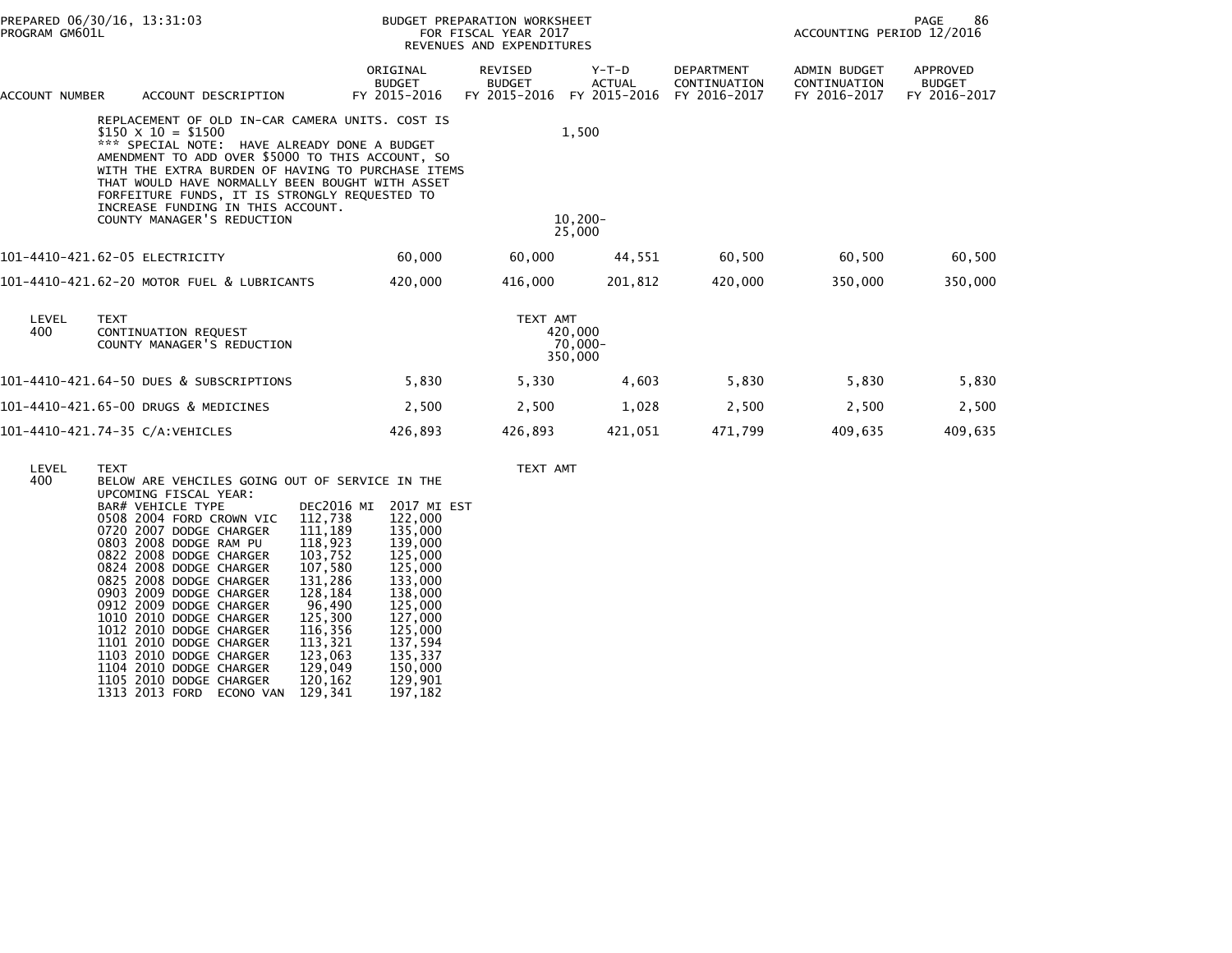| ACCOUNT NUMBER | ACCOUNT DESCRIPTION | ORIGINAL BUDGET FY 2015-2016 | REVISED BUDGET FY 2015-2016 | Y-T-D ACTUAL FY 2015-2016 | DEPARTMENT CONTINUATION FY 2016-2017 | ADMIN BUDGET CONTINUATION FY 2016-2017 | APPROVED BUDGET FY 2016-2017 |
|---|---|---|---|---|---|---|---|

REPLACEMENT OF OLD IN-CAR CAMERA UNITS. COST IS $150 X 10 = $1500 — 1,500

*** SPECIAL NOTE: HAVE ALREADY DONE A BUDGET AMENDMENT TO ADD OVER $5000 TO THIS ACCOUNT, SO WITH THE EXTRA BURDEN OF HAVING TO PURCHASE ITEMS THAT WOULD HAVE NORMALLY BEEN BOUGHT WITH ASSET FORFEITURE FUNDS, IT IS STRONGLY REQUESTED TO INCREASE FUNDING IN THIS ACCOUNT.

COUNTY MANAGER'S REDUCTION — 10,200-

25,000

| ACCOUNT NUMBER | ACCOUNT DESCRIPTION | ORIGINAL BUDGET FY 2015-2016 | REVISED BUDGET FY 2015-2016 | Y-T-D ACTUAL FY 2015-2016 | DEPARTMENT CONTINUATION FY 2016-2017 | ADMIN BUDGET CONTINUATION FY 2016-2017 | APPROVED BUDGET FY 2016-2017 |
|---|---|---|---|---|---|---|---|
| 101-4410-421.62-05 | ELECTRICITY | 60,000 | 60,000 | 44,551 | 60,500 | 60,500 | 60,500 |
| 101-4410-421.62-20 | MOTOR FUEL & LUBRICANTS | 420,000 | 416,000 | 201,812 | 420,000 | 350,000 | 350,000 |

| LEVEL | TEXT | TEXT AMT |
|---|---|---|
| 400 | CONTINUATION REQUEST | 420,000 |
| | COUNTY MANAGER'S REDUCTION | 70,000- |
| | | 350,000 |

| ACCOUNT NUMBER | ACCOUNT DESCRIPTION | ORIGINAL BUDGET FY 2015-2016 | REVISED BUDGET FY 2015-2016 | Y-T-D ACTUAL FY 2015-2016 | DEPARTMENT CONTINUATION FY 2016-2017 | ADMIN BUDGET CONTINUATION FY 2016-2017 | APPROVED BUDGET FY 2016-2017 |
|---|---|---|---|---|---|---|---|
| 101-4410-421.64-50 | DUES & SUBSCRIPTIONS | 5,830 | 5,330 | 4,603 | 5,830 | 5,830 | 5,830 |
| 101-4410-421.65-00 | DRUGS & MEDICINES | 2,500 | 2,500 | 1,028 | 2,500 | 2,500 | 2,500 |
| 101-4410-421.74-35 | C/A:VEHICLES | 426,893 | 426,893 | 421,051 | 471,799 | 409,635 | 409,635 |

LEVEL 400 — TEXT — TEXT AMT

BELOW ARE VEHCILES GOING OUT OF SERVICE IN THE UPCOMING FISCAL YEAR:

| BAR# | VEHICLE TYPE | DEC2016 MI | 2017 MI EST |
|---|---|---|---|
| 0508 | 2004 FORD CROWN VIC | 112,738 | 122,000 |
| 0720 | 2007 DODGE CHARGER | 111,189 | 135,000 |
| 0803 | 2008 DODGE RAM PU | 118,923 | 139,000 |
| 0822 | 2008 DODGE CHARGER | 103,752 | 125,000 |
| 0824 | 2008 DODGE CHARGER | 107,580 | 125,000 |
| 0825 | 2008 DODGE CHARGER | 131,286 | 133,000 |
| 0903 | 2009 DODGE CHARGER | 128,184 | 138,000 |
| 0912 | 2009 DODGE CHARGER | 96,490 | 125,000 |
| 1010 | 2010 DODGE CHARGER | 125,300 | 127,000 |
| 1012 | 2010 DODGE CHARGER | 116,356 | 125,000 |
| 1101 | 2010 DODGE CHARGER | 113,321 | 137,594 |
| 1103 | 2010 DODGE CHARGER | 123,063 | 135,337 |
| 1104 | 2010 DODGE CHARGER | 129,049 | 150,000 |
| 1105 | 2010 DODGE CHARGER | 120,162 | 129,901 |
| 1313 | 2013 FORD ECONO VAN | 129,341 | 197,182 |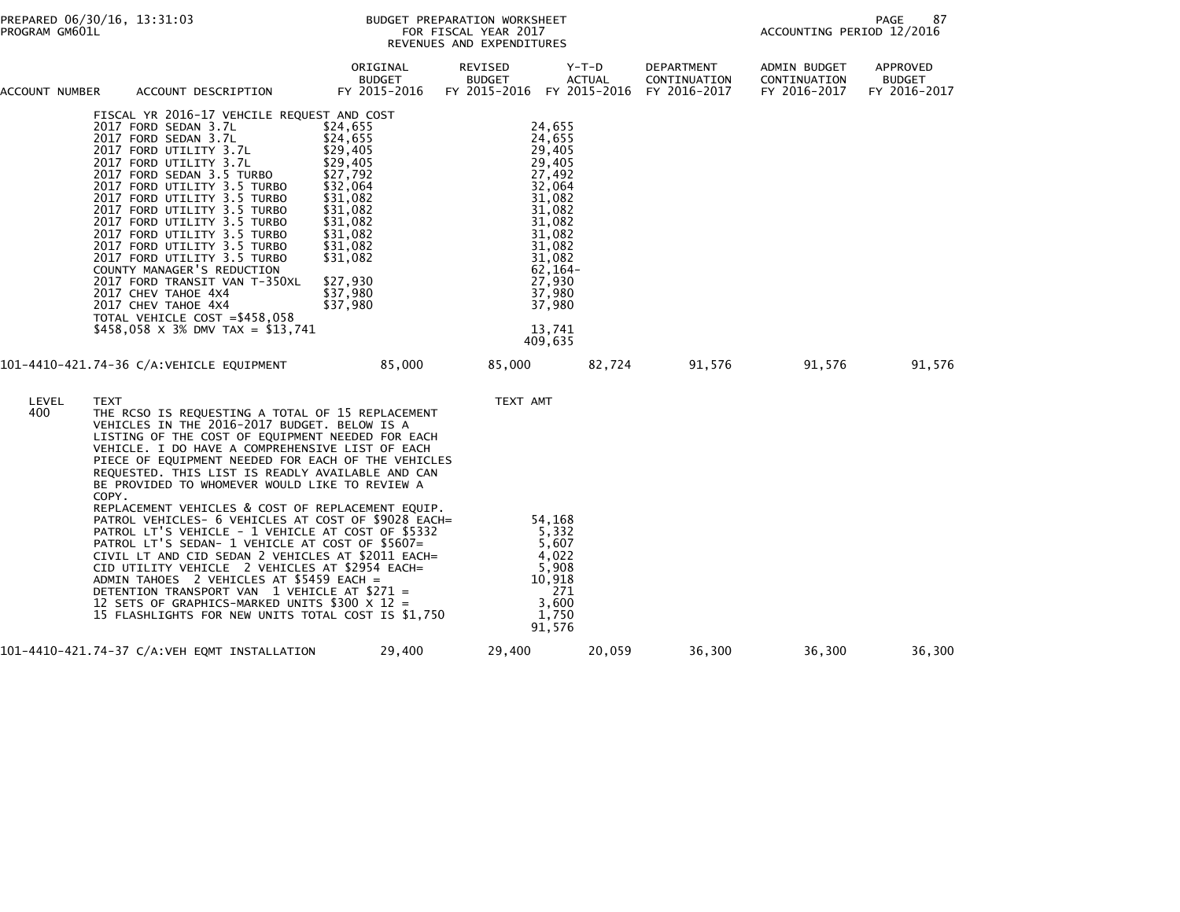BUDGET PREPARATION WORKSHEET
FOR FISCAL YEAR 2017
REVENUES AND EXPENDITURES

| ACCOUNT NUMBER | ACCOUNT DESCRIPTION | ORIGINAL BUDGET FY 2015-2016 | REVISED BUDGET FY 2015-2016 | Y-T-D ACTUAL FY 2015-2016 | DEPARTMENT CONTINUATION FY 2016-2017 | ADMIN BUDGET CONTINUATION FY 2016-2017 | APPROVED BUDGET FY 2016-2017 |
|---|---|---|---|---|---|---|---|

FISCAL YR 2016-17 VEHCILE REQUEST AND COST

| Vehicle | Cost | Amount |
|---|---|---|
| 2017 FORD SEDAN 3.7L | $24,655 | 24,655 |
| 2017 FORD SEDAN 3.7L | $24,655 | 24,655 |
| 2017 FORD UTILITY 3.7L | $29,405 | 29,405 |
| 2017 FORD UTILITY 3.7L | $29,405 | 29,405 |
| 2017 FORD SEDAN 3.5 TURBO | $27,792 | 27,492 |
| 2017 FORD UTILITY 3.5 TURBO | $32,064 | 32,064 |
| 2017 FORD UTILITY 3.5 TURBO | $31,082 | 31,082 |
| 2017 FORD UTILITY 3.5 TURBO | $31,082 | 31,082 |
| 2017 FORD UTILITY 3.5 TURBO | $31,082 | 31,082 |
| 2017 FORD UTILITY 3.5 TURBO | $31,082 | 31,082 |
| 2017 FORD UTILITY 3.5 TURBO | $31,082 | 31,082 |
| 2017 FORD UTILITY 3.5 TURBO | $31,082 | 31,082 |
| COUNTY MANAGER'S REDUCTION | | 62,164- |
| 2017 FORD TRANSIT VAN T-350XL | $27,930 | 27,930 |
| 2017 CHEV TAHOE 4X4 | $37,980 | 37,980 |
| 2017 CHEV TAHOE 4X4 | $37,980 | 37,980 |
| TOTAL VEHICLE COST =$458,058 | | |
| $458,058 X 3% DMV TAX = $13,741 | | 13,741 |
| | | 409,635 |

| ACCOUNT NUMBER | ACCOUNT DESCRIPTION | ORIGINAL BUDGET FY 2015-2016 | REVISED BUDGET FY 2015-2016 | Y-T-D ACTUAL FY 2015-2016 | DEPARTMENT CONTINUATION FY 2016-2017 | ADMIN BUDGET CONTINUATION FY 2016-2017 | APPROVED BUDGET FY 2016-2017 |
|---|---|---|---|---|---|---|---|
| 101-4410-421.74-36 | C/A:VEHICLE EQUIPMENT | 85,000 | 85,000 | 82,724 | 91,576 | 91,576 | 91,576 |

| LEVEL | TEXT | TEXT AMT |
|---|---|---|
| 400 | THE RCSO IS REQUESTING A TOTAL OF 15 REPLACEMENT VEHICLES IN THE 2016-2017 BUDGET. BELOW IS A LISTING OF THE COST OF EQUIPMENT NEEDED FOR EACH VEHICLE. I DO HAVE A COMPREHENSIVE LIST OF EACH PIECE OF EQUIPMENT NEEDED FOR EACH OF THE VEHICLES REQUESTED. THIS LIST IS READLY AVAILABLE AND CAN BE PROVIDED TO WHOMEVER WOULD LIKE TO REVIEW A COPY. | |
| | REPLACEMENT VEHICLES & COST OF REPLACEMENT EQUIP. | |
| | PATROL VEHICLES- 6 VEHICLES AT COST OF $9028 EACH= | 54,168 |
| | PATROL LT'S VEHICLE - 1 VEHICLE AT COST OF $5332 | 5,332 |
| | PATROL LT'S SEDAN- 1 VEHICLE AT COST OF $5607= | 5,607 |
| | CIVIL LT AND CID SEDAN 2 VEHICLES AT $2011 EACH= | 4,022 |
| | CID UTILITY VEHICLE 2 VEHICLES AT $2954 EACH= | 5,908 |
| | ADMIN TAHOES 2 VEHICLES AT $5459 EACH = | 10,918 |
| | DETENTION TRANSPORT VAN 1 VEHICLE AT $271 = | 271 |
| | 12 SETS OF GRAPHICS-MARKED UNITS $300 X 12 = | 3,600 |
| | 15 FLASHLIGHTS FOR NEW UNITS TOTAL COST IS $1,750 | 1,750 |
| | | 91,576 |

| ACCOUNT NUMBER | ACCOUNT DESCRIPTION | ORIGINAL BUDGET FY 2015-2016 | REVISED BUDGET FY 2015-2016 | Y-T-D ACTUAL FY 2015-2016 | DEPARTMENT CONTINUATION FY 2016-2017 | ADMIN BUDGET CONTINUATION FY 2016-2017 | APPROVED BUDGET FY 2016-2017 |
|---|---|---|---|---|---|---|---|
| 101-4410-421.74-37 | C/A:VEH EQMT INSTALLATION | 29,400 | 29,400 | 20,059 | 36,300 | 36,300 | 36,300 |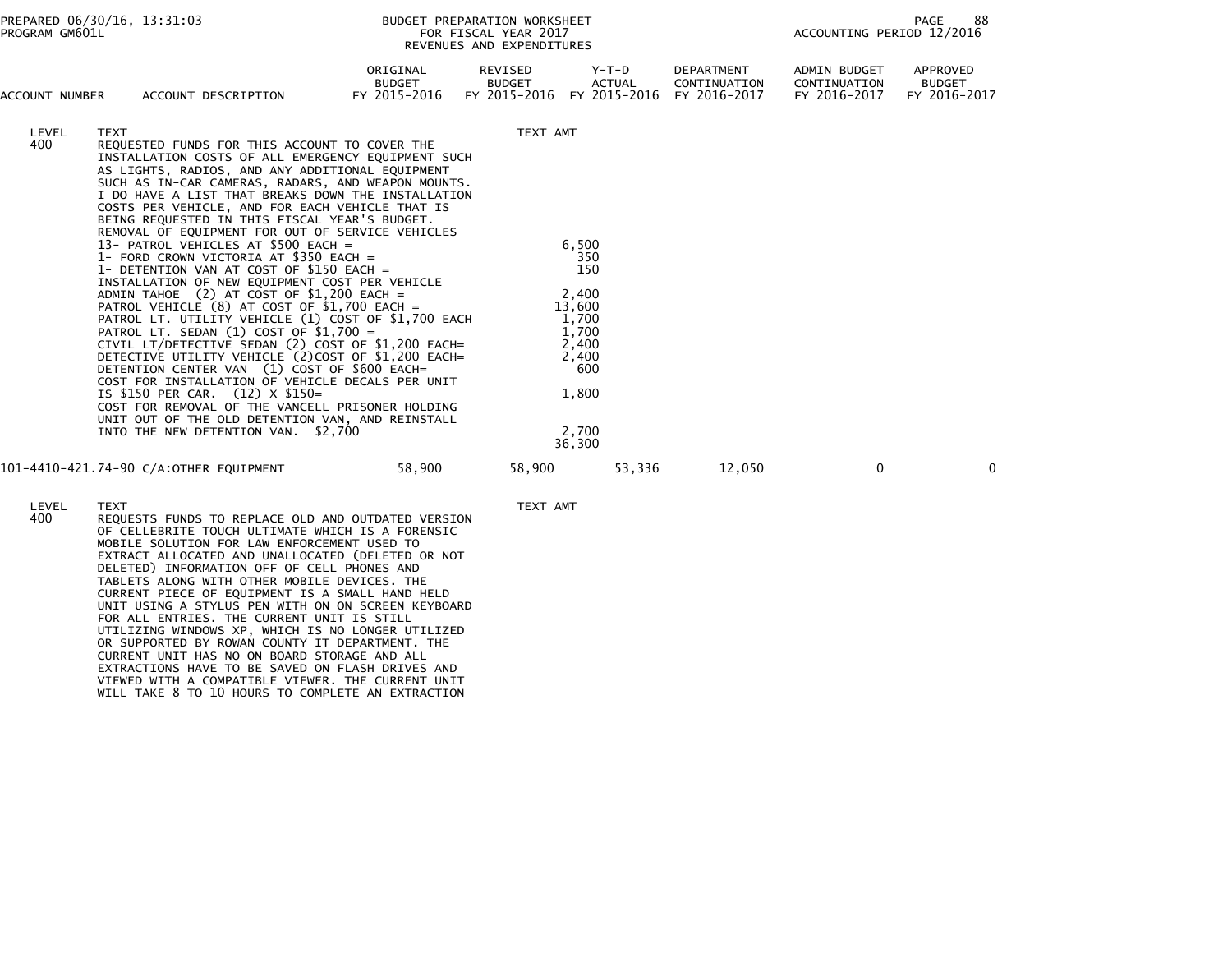| ACCOUNT NUMBER | ACCOUNT DESCRIPTION | ORIGINAL BUDGET FY 2015-2016 | REVISED BUDGET FY 2015-2016 | Y-T-D ACTUAL FY 2015-2016 | DEPARTMENT CONTINUATION FY 2016-2017 | ADMIN BUDGET CONTINUATION FY 2016-2017 | APPROVED BUDGET FY 2016-2017 |
|---|---|---|---|---|---|---|---|

LEVEL 400

TEXT | TEXT AMT
---|---
REQUESTED FUNDS FOR THIS ACCOUNT TO COVER THE INSTALLATION COSTS OF ALL EMERGENCY EQUIPMENT SUCH AS LIGHTS, RADIOS, AND ANY ADDITIONAL EQUIPMENT SUCH AS IN-CAR CAMERAS, RADARS, AND WEAPON MOUNTS. I DO HAVE A LIST THAT BREAKS DOWN THE INSTALLATION COSTS PER VEHICLE, AND FOR EACH VEHICLE THAT IS BEING REQUESTED IN THIS FISCAL YEAR'S BUDGET. | 
REMOVAL OF EQUIPMENT FOR OUT OF SERVICE VEHICLES | 
13- PATROL VEHICLES AT $500 EACH = | 6,500
1- FORD CROWN VICTORIA AT $350 EACH = | 350
1- DETENTION VAN AT COST OF $150 EACH = | 150
INSTALLATION OF NEW EQUIPMENT COST PER VEHICLE | 
ADMIN TAHOE (2) AT COST OF $1,200 EACH = | 2,400
PATROL VEHICLE (8) AT COST OF $1,700 EACH = | 13,600
PATROL LT. UTILITY VEHICLE (1) COST OF $1,700 EACH | 1,700
PATROL LT. SEDAN (1) COST OF $1,700 = | 1,700
CIVIL LT/DETECTIVE SEDAN (2) COST OF $1,200 EACH= | 2,400
DETECTIVE UTILITY VEHICLE (2)COST OF $1,200 EACH= | 2,400
DETENTION CENTER VAN (1) COST OF $600 EACH= | 600
COST FOR INSTALLATION OF VEHICLE DECALS PER UNIT IS $150 PER CAR. (12) X $150= | 1,800
COST FOR REMOVAL OF THE VANCELL PRISONER HOLDING UNIT OUT OF THE OLD DETENTION VAN, AND REINSTALL INTO THE NEW DETENTION VAN. $2,700 | 2,700
 | 36,300

| ACCOUNT NUMBER | ACCOUNT DESCRIPTION | ORIGINAL BUDGET FY 2015-2016 | REVISED BUDGET FY 2015-2016 | Y-T-D ACTUAL FY 2015-2016 | DEPARTMENT CONTINUATION FY 2016-2017 | ADMIN BUDGET CONTINUATION FY 2016-2017 | APPROVED BUDGET FY 2016-2017 |
|---|---|---|---|---|---|---|---|
| 101-4410-421.74-90 | C/A:OTHER EQUIPMENT | 58,900 | 58,900 | 53,336 | 12,050 | 0 | 0 |

LEVEL 400

TEXT | TEXT AMT
---|---
REQUESTS FUNDS TO REPLACE OLD AND OUTDATED VERSION OF CELLEBRITE TOUCH ULTIMATE WHICH IS A FORENSIC MOBILE SOLUTION FOR LAW ENFORCEMENT USED TO EXTRACT ALLOCATED AND UNALLOCATED (DELETED OR NOT DELETED) INFORMATION OFF OF CELL PHONES AND TABLETS ALONG WITH OTHER MOBILE DEVICES. THE CURRENT PIECE OF EQUIPMENT IS A SMALL HAND HELD UNIT USING A STYLUS PEN WITH ON ON SCREEN KEYBOARD FOR ALL ENTRIES. THE CURRENT UNIT IS STILL UTILIZING WINDOWS XP, WHICH IS NO LONGER UTILIZED OR SUPPORTED BY ROWAN COUNTY IT DEPARTMENT. THE CURRENT UNIT HAS NO ON BOARD STORAGE AND ALL EXTRACTIONS HAVE TO BE SAVED ON FLASH DRIVES AND VIEWED WITH A COMPATIBLE VIEWER. THE CURRENT UNIT WILL TAKE 8 TO 10 HOURS TO COMPLETE AN EXTRACTION |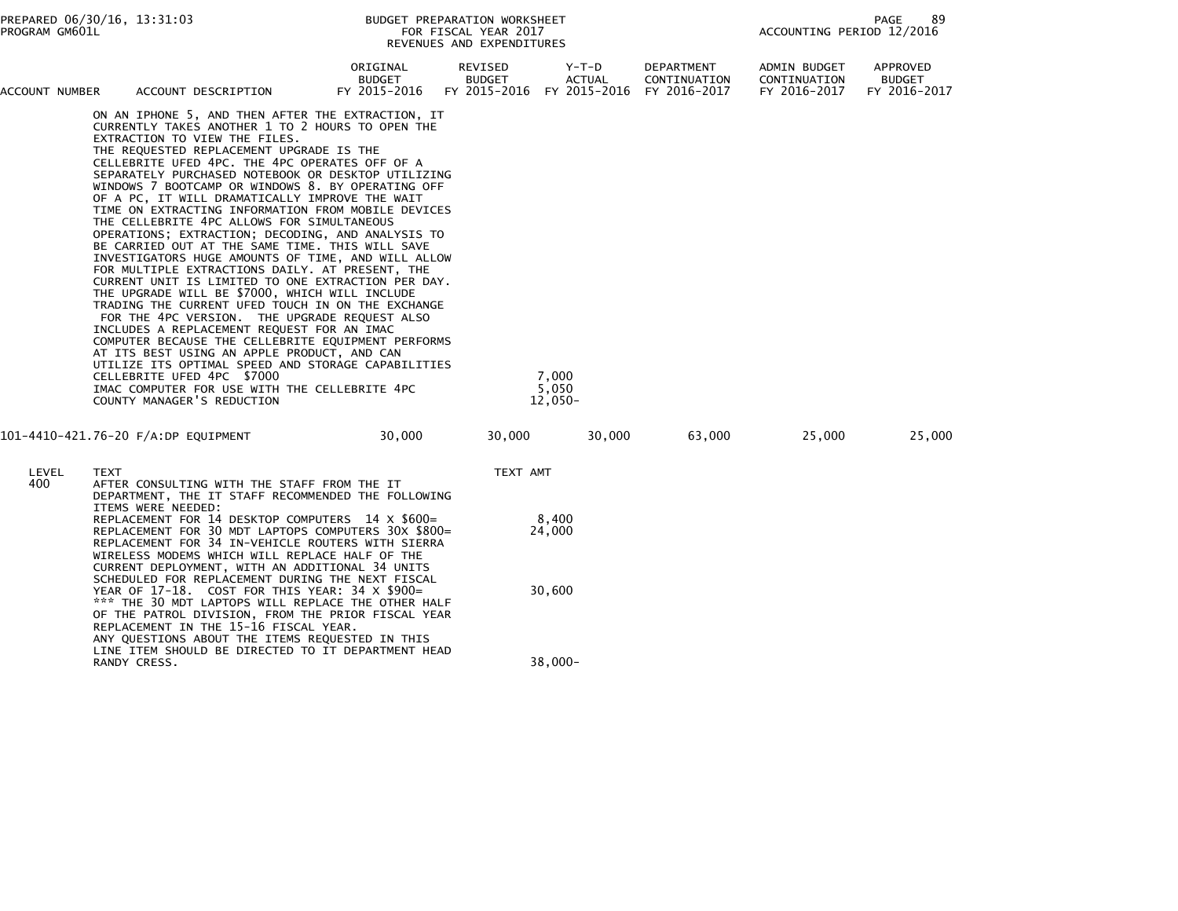| ACCOUNT NUMBER | ACCOUNT DESCRIPTION | ORIGINAL BUDGET FY 2015-2016 | REVISED BUDGET FY 2015-2016 | Y-T-D ACTUAL FY 2015-2016 | DEPARTMENT CONTINUATION FY 2016-2017 | ADMIN BUDGET CONTINUATION FY 2016-2017 | APPROVED BUDGET FY 2016-2017 |
|---|---|---|---|---|---|---|---|

ON AN IPHONE 5, AND THEN AFTER THE EXTRACTION, IT CURRENTLY TAKES ANOTHER 1 TO 2 HOURS TO OPEN THE EXTRACTION TO VIEW THE FILES.
THE REQUESTED REPLACEMENT UPGRADE IS THE CELLEBRITE UFED 4PC. THE 4PC OPERATES OFF OF A SEPARATELY PURCHASED NOTEBOOK OR DESKTOP UTILIZING WINDOWS 7 BOOTCAMP OR WINDOWS 8. BY OPERATING OFF OF A PC, IT WILL DRAMATICALLY IMPROVE THE WAIT TIME ON EXTRACTING INFORMATION FROM MOBILE DEVICES THE CELLEBRITE 4PC ALLOWS FOR SIMULTANEOUS OPERATIONS; EXTRACTION; DECODING, AND ANALYSIS TO BE CARRIED OUT AT THE SAME TIME. THIS WILL SAVE INVESTIGATORS HUGE AMOUNTS OF TIME, AND WILL ALLOW FOR MULTIPLE EXTRACTIONS DAILY. AT PRESENT, THE CURRENT UNIT IS LIMITED TO ONE EXTRACTION PER DAY. THE UPGRADE WILL BE $7000, WHICH WILL INCLUDE TRADING THE CURRENT UFED TOUCH IN ON THE EXCHANGE FOR THE 4PC VERSION. THE UPGRADE REQUEST ALSO INCLUDES A REPLACEMENT REQUEST FOR AN IMAC COMPUTER BECAUSE THE CELLEBRITE EQUIPMENT PERFORMS AT ITS BEST USING AN APPLE PRODUCT, AND CAN UTILIZE ITS OPTIMAL SPEED AND STORAGE CAPABILITIES

| TEXT | TEXT AMT |
|---|---|
| CELLEBRITE UFED 4PC $7000 | 7,000 |
| IMAC COMPUTER FOR USE WITH THE CELLEBRITE 4PC | 5,050 |
| COUNTY MANAGER'S REDUCTION | 12,050- |

| ACCOUNT NUMBER | ACCOUNT DESCRIPTION | ORIGINAL BUDGET FY 2015-2016 | REVISED BUDGET FY 2015-2016 | Y-T-D ACTUAL FY 2015-2016 | DEPARTMENT CONTINUATION FY 2016-2017 | ADMIN BUDGET CONTINUATION FY 2016-2017 | APPROVED BUDGET FY 2016-2017 |
|---|---|---|---|---|---|---|---|
| 101-4410-421.76-20 | F/A:DP EQUIPMENT | 30,000 | 30,000 | 30,000 | 63,000 | 25,000 | 25,000 |

| LEVEL | TEXT | TEXT AMT |
|---|---|---|
| 400 | AFTER CONSULTING WITH THE STAFF FROM THE IT DEPARTMENT, THE IT STAFF RECOMMENDED THE FOLLOWING ITEMS WERE NEEDED: | |
| | REPLACEMENT FOR 14 DESKTOP COMPUTERS 14 X $600= | 8,400 |
| | REPLACEMENT FOR 30 MDT LAPTOPS COMPUTERS 30X $800= | 24,000 |
| | REPLACEMENT FOR 34 IN-VEHICLE ROUTERS WITH SIERRA WIRELESS MODEMS WHICH WILL REPLACE HALF OF THE CURRENT DEPLOYMENT, WITH AN ADDITIONAL 34 UNITS SCHEDULED FOR REPLACEMENT DURING THE NEXT FISCAL YEAR OF 17-18. COST FOR THIS YEAR: 34 X $900= | 30,600 |
| | *** THE 30 MDT LAPTOPS WILL REPLACE THE OTHER HALF OF THE PATROL DIVISION, FROM THE PRIOR FISCAL YEAR REPLACEMENT IN THE 15-16 FISCAL YEAR. | |
| | ANY QUESTIONS ABOUT THE ITEMS REQUESTED IN THIS LINE ITEM SHOULD BE DIRECTED TO IT DEPARTMENT HEAD RANDY CRESS. | 38,000- |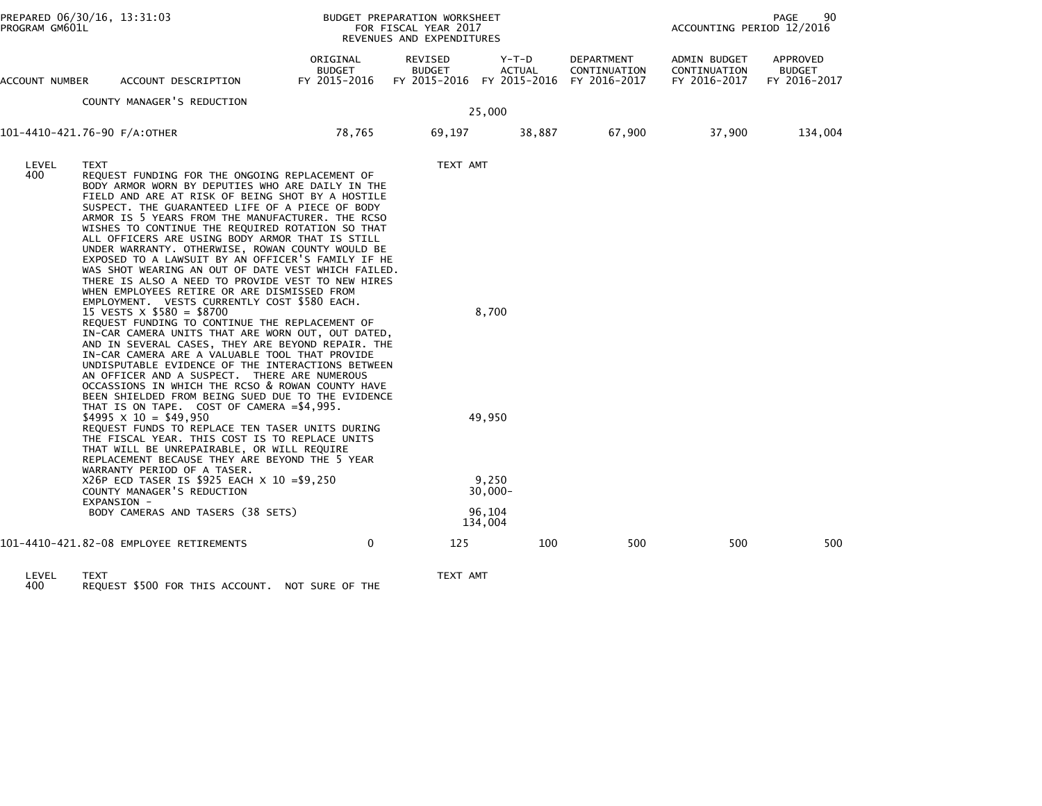PREPARED 06/30/16, 13:31:03
PROGRAM GM601L

BUDGET PREPARATION WORKSHEET
FOR FISCAL YEAR 2017
REVENUES AND EXPENDITURES

ACCOUNTING PERIOD 12/2016

| ACCOUNT NUMBER | ACCOUNT DESCRIPTION | ORIGINAL BUDGET FY 2015-2016 | REVISED BUDGET FY 2015-2016 | Y-T-D ACTUAL FY 2015-2016 | DEPARTMENT CONTINUATION FY 2016-2017 | ADMIN BUDGET CONTINUATION FY 2016-2017 | APPROVED BUDGET FY 2016-2017 |
|---|---|---|---|---|---|---|---|
| | COUNTY MANAGER'S REDUCTION | | 25,000 | | | | |
| 101-4410-421.76-90 | F/A:OTHER | 78,765 | 69,197 | 38,887 | 67,900 | 37,900 | 134,004 |

| LEVEL | TEXT | TEXT AMT |
|---|---|---|
| 400 | REQUEST FUNDING FOR THE ONGOING REPLACEMENT OF BODY ARMOR WORN BY DEPUTIES WHO ARE DAILY IN THE FIELD AND ARE AT RISK OF BEING SHOT BY A HOSTILE SUSPECT. THE GUARANTEED LIFE OF A PIECE OF BODY ARMOR IS 5 YEARS FROM THE MANUFACTURER. THE RCSO WISHES TO CONTINUE THE REQUIRED ROTATION SO THAT ALL OFFICERS ARE USING BODY ARMOR THAT IS STILL UNDER WARRANTY. OTHERWISE, ROWAN COUNTY WOULD BE EXPOSED TO A LAWSUIT BY AN OFFICER'S FAMILY IF HE WAS SHOT WEARING AN OUT OF DATE VEST WHICH FAILED. THERE IS ALSO A NEED TO PROVIDE VEST TO NEW HIRES WHEN EMPLOYEES RETIRE OR ARE DISMISSED FROM EMPLOYMENT. VESTS CURRENTLY COST $580 EACH. 15 VESTS X $580 = $8700 | 8,700 |
| | REQUEST FUNDING TO CONTINUE THE REPLACEMENT OF IN-CAR CAMERA UNITS THAT ARE WORN OUT, OUT DATED, AND IN SEVERAL CASES, THEY ARE BEYOND REPAIR. THE IN-CAR CAMERA ARE A VALUABLE TOOL THAT PROVIDE UNDISPUTABLE EVIDENCE OF THE INTERACTIONS BETWEEN AN OFFICER AND A SUSPECT. THERE ARE NUMEROUS OCCASSIONS IN WHICH THE RCSO & ROWAN COUNTY HAVE BEEN SHIELDED FROM BEING SUED DUE TO THE EVIDENCE THAT IS ON TAPE. COST OF CAMERA =$4,995. $4995 X 10 = $49,950 | 49,950 |
| | REQUEST FUNDS TO REPLACE TEN TASER UNITS DURING THE FISCAL YEAR. THIS COST IS TO REPLACE UNITS THAT WILL BE UNREPAIRABLE, OR WILL REQUIRE REPLACEMENT BECAUSE THEY ARE BEYOND THE 5 YEAR WARRANTY PERIOD OF A TASER. X26P ECD TASER IS $925 EACH X 10 =$9,250 | 9,250 |
| | COUNTY MANAGER'S REDUCTION | 30,000- |
| | EXPANSION - BODY CAMERAS AND TASERS (38 SETS) | 96,104 |
| | | 134,004 |

| ACCOUNT NUMBER | ACCOUNT DESCRIPTION | ORIGINAL BUDGET FY 2015-2016 | REVISED BUDGET FY 2015-2016 | Y-T-D ACTUAL FY 2015-2016 | DEPARTMENT CONTINUATION FY 2016-2017 | ADMIN BUDGET CONTINUATION FY 2016-2017 | APPROVED BUDGET FY 2016-2017 |
|---|---|---|---|---|---|---|---|
| 101-4410-421.82-08 | EMPLOYEE RETIREMENTS | 0 | 125 | 100 | 500 | 500 | 500 |

| LEVEL | TEXT | TEXT AMT |
|---|---|---|
| 400 | REQUEST $500 FOR THIS ACCOUNT. NOT SURE OF THE | |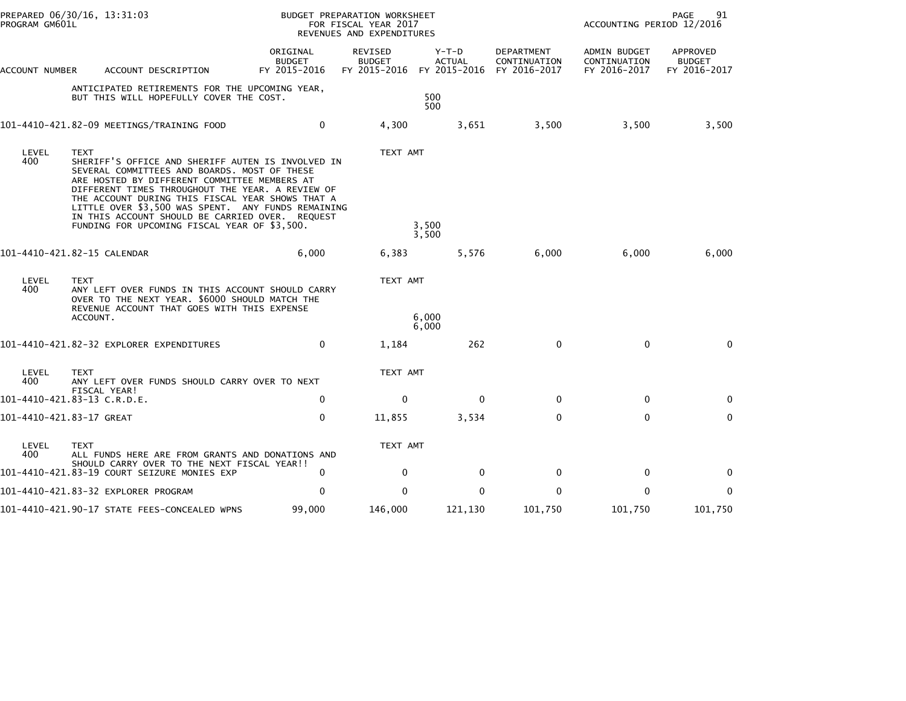| ACCOUNT NUMBER | ACCOUNT DESCRIPTION | ORIGINAL BUDGET FY 2015-2016 | REVISED BUDGET FY 2015-2016 | Y-T-D ACTUAL FY 2015-2016 | DEPARTMENT CONTINUATION FY 2016-2017 | ADMIN BUDGET CONTINUATION FY 2016-2017 | APPROVED BUDGET FY 2016-2017 |
|---|---|---|---|---|---|---|---|
| | ANTICIPATED RETIREMENTS FOR THE UPCOMING YEAR, BUT THIS WILL HOPEFULLY COVER THE COST. | | | 500<br>500 | | | |
| 101-4410-421.82-09 | MEETINGS/TRAINING FOOD | 0 | 4,300 | 3,651 | 3,500 | 3,500 | 3,500 |
| LEVEL 400 | TEXT<br>SHERIFF'S OFFICE AND SHERIFF AUTEN IS INVOLVED IN SEVERAL COMMITTEES AND BOARDS. MOST OF THESE ARE HOSTED BY DIFFERENT COMMITTEE MEMBERS AT DIFFERENT TIMES THROUGHOUT THE YEAR. A REVIEW OF THE ACCOUNT DURING THIS FISCAL YEAR SHOWS THAT A LITTLE OVER $3,500 WAS SPENT. ANY FUNDS REMAINING IN THIS ACCOUNT SHOULD BE CARRIED OVER. REQUEST FUNDING FOR UPCOMING FISCAL YEAR OF $3,500. | | TEXT AMT | 3,500<br>3,500 | | | |
| 101-4410-421.82-15 | CALENDAR | 6,000 | 6,383 | 5,576 | 6,000 | 6,000 | 6,000 |
| LEVEL 400 | TEXT<br>ANY LEFT OVER FUNDS IN THIS ACCOUNT SHOULD CARRY OVER TO THE NEXT YEAR. $6000 SHOULD MATCH THE REVENUE ACCOUNT THAT GOES WITH THIS EXPENSE ACCOUNT. | | TEXT AMT | 6,000<br>6,000 | | | |
| 101-4410-421.82-32 | EXPLORER EXPENDITURES | 0 | 1,184 | 262 | 0 | 0 | 0 |
| LEVEL 400 | TEXT<br>ANY LEFT OVER FUNDS SHOULD CARRY OVER TO NEXT FISCAL YEAR! | | TEXT AMT | | | | |
| 101-4410-421.83-13 | C.R.D.E. | 0 | 0 | 0 | 0 | 0 | 0 |
| 101-4410-421.83-17 | GREAT | 0 | 11,855 | 3,534 | 0 | 0 | 0 |
| LEVEL 400 | TEXT<br>ALL FUNDS HERE ARE FROM GRANTS AND DONATIONS AND SHOULD CARRY OVER TO THE NEXT FISCAL YEAR!! | | TEXT AMT | | | | |
| 101-4410-421.83-19 | COURT SEIZURE MONIES EXP | 0 | 0 | 0 | 0 | 0 | 0 |
| 101-4410-421.83-32 | EXPLORER PROGRAM | 0 | 0 | 0 | 0 | 0 | 0 |
| 101-4410-421.90-17 | STATE FEES-CONCEALED WPNS | 99,000 | 146,000 | 121,130 | 101,750 | 101,750 | 101,750 |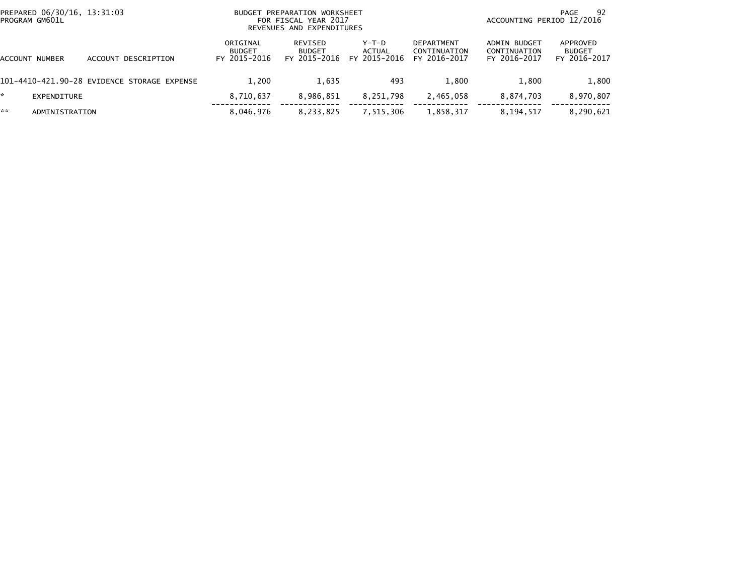PREPARED 06/30/16, 13:31:03
PROGRAM GM601L

BUDGET PREPARATION WORKSHEET
FOR FISCAL YEAR 2017
REVENUES AND EXPENDITURES

ACCOUNTING PERIOD 12/2016

| ACCOUNT NUMBER | ACCOUNT DESCRIPTION | ORIGINAL BUDGET FY 2015-2016 | REVISED BUDGET FY 2015-2016 | Y-T-D ACTUAL FY 2015-2016 | DEPARTMENT CONTINUATION FY 2016-2017 | ADMIN BUDGET CONTINUATION FY 2016-2017 | APPROVED BUDGET FY 2016-2017 |
|---|---|---|---|---|---|---|---|
| 101-4410-421.90-28 | EVIDENCE STORAGE EXPENSE | 1,200 | 1,635 | 493 | 1,800 | 1,800 | 1,800 |
| * | EXPENDITURE | 8,710,637 | 8,986,851 | 8,251,798 | 2,465,058 | 8,874,703 | 8,970,807 |
| ** | ADMINISTRATION | 8,046,976 | 8,233,825 | 7,515,306 | 1,858,317 | 8,194,517 | 8,290,621 |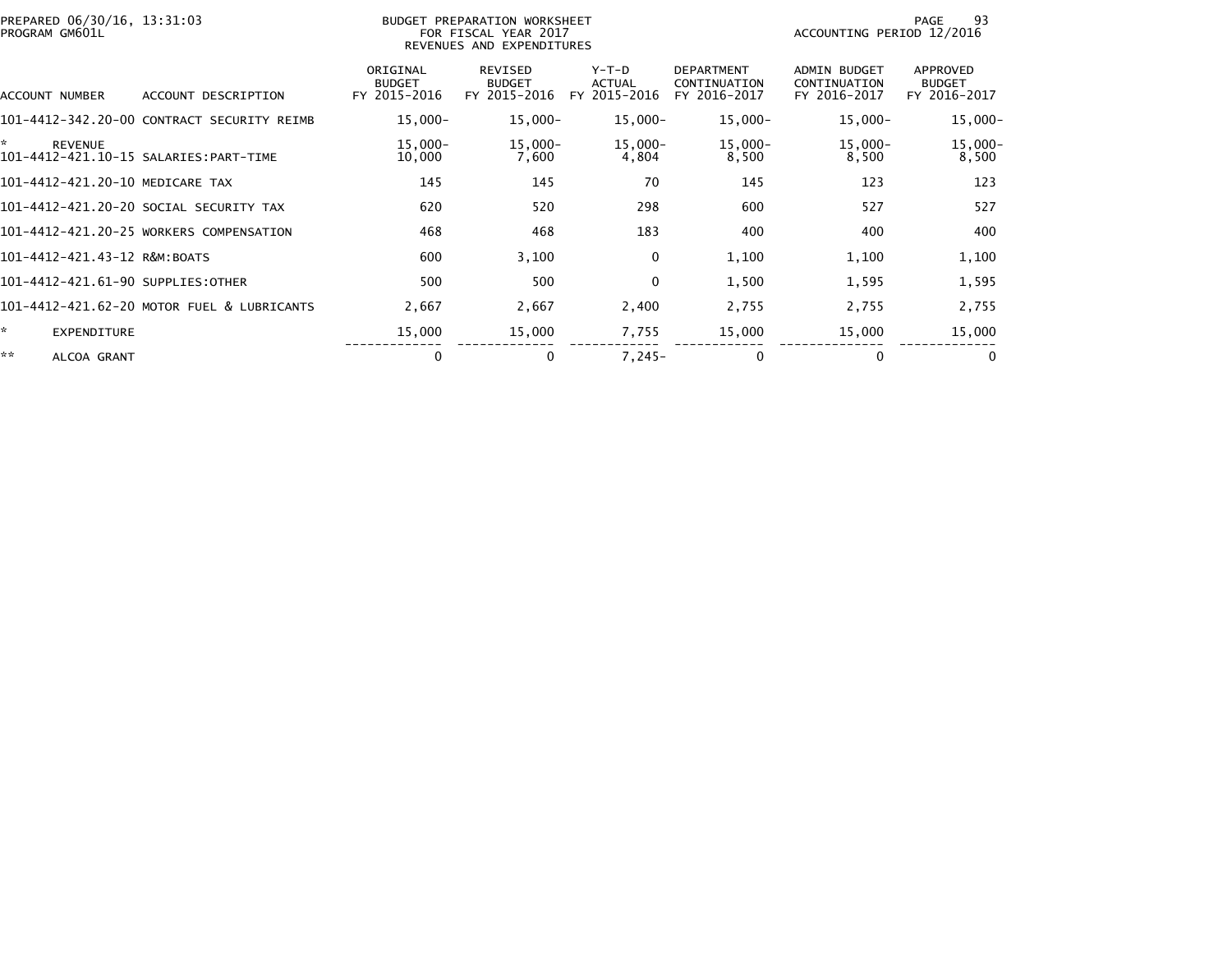PREPARED 06/30/16, 13:31:03
PROGRAM GM601L

BUDGET PREPARATION WORKSHEET
FOR FISCAL YEAR 2017
REVENUES AND EXPENDITURES

ACCOUNTING PERIOD 12/2016

| ACCOUNT NUMBER | ACCOUNT DESCRIPTION | ORIGINAL BUDGET FY 2015-2016 | REVISED BUDGET FY 2015-2016 | Y-T-D ACTUAL FY 2015-2016 | DEPARTMENT CONTINUATION FY 2016-2017 | ADMIN BUDGET CONTINUATION FY 2016-2017 | APPROVED BUDGET FY 2016-2017 |
|---|---|---|---|---|---|---|---|
| 101-4412-342.20-00 | CONTRACT SECURITY REIMB | 15,000- | 15,000- | 15,000- | 15,000- | 15,000- | 15,000- |
| * | REVENUE | 15,000- | 15,000- | 15,000- | 15,000- | 15,000- | 15,000- |
| 101-4412-421.10-15 | SALARIES:PART-TIME | 10,000 | 7,600 | 4,804 | 8,500 | 8,500 | 8,500 |
| 101-4412-421.20-10 | MEDICARE TAX | 145 | 145 | 70 | 145 | 123 | 123 |
| 101-4412-421.20-20 | SOCIAL SECURITY TAX | 620 | 520 | 298 | 600 | 527 | 527 |
| 101-4412-421.20-25 | WORKERS COMPENSATION | 468 | 468 | 183 | 400 | 400 | 400 |
| 101-4412-421.43-12 | R&M:BOATS | 600 | 3,100 | 0 | 1,100 | 1,100 | 1,100 |
| 101-4412-421.61-90 | SUPPLIES:OTHER | 500 | 500 | 0 | 1,500 | 1,595 | 1,595 |
| 101-4412-421.62-20 | MOTOR FUEL & LUBRICANTS | 2,667 | 2,667 | 2,400 | 2,755 | 2,755 | 2,755 |
| * | EXPENDITURE | 15,000 | 15,000 | 7,755 | 15,000 | 15,000 | 15,000 |
| ** | ALCOA GRANT | 0 | 0 | 7,245- | 0 | 0 | 0 |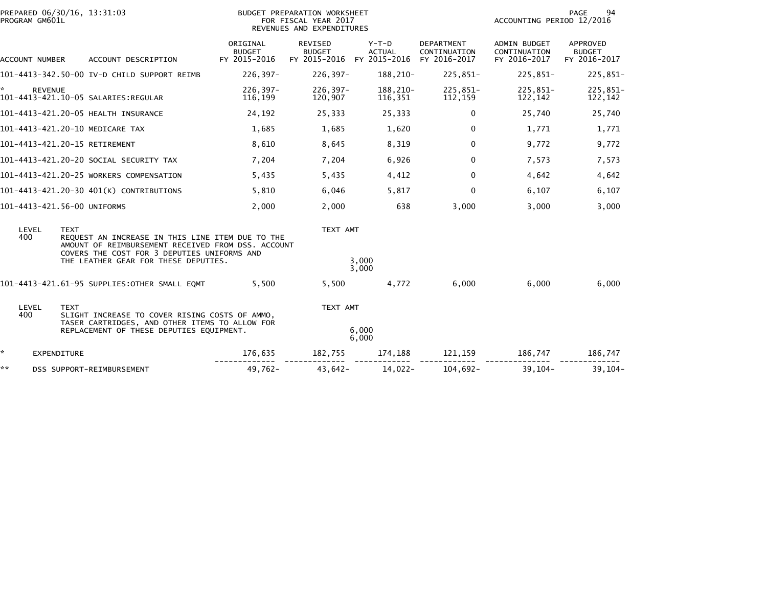PREPARED 06/30/16, 13:31:03
PROGRAM GM601L

BUDGET PREPARATION WORKSHEET
FOR FISCAL YEAR 2017
REVENUES AND EXPENDITURES

ACCOUNTING PERIOD 12/2016

| ACCOUNT NUMBER | ACCOUNT DESCRIPTION | ORIGINAL BUDGET FY 2015-2016 | REVISED BUDGET FY 2015-2016 | Y-T-D ACTUAL FY 2015-2016 | DEPARTMENT CONTINUATION FY 2016-2017 | ADMIN BUDGET CONTINUATION FY 2016-2017 | APPROVED BUDGET FY 2016-2017 |
|---|---|---|---|---|---|---|---|
| 101-4413-342.50-00 | IV-D CHILD SUPPORT REIMB | 226,397- | 226,397- | 188,210- | 225,851- | 225,851- | 225,851- |
| * | REVENUE | 226,397- | 226,397- | 188,210- | 225,851- | 225,851- | 225,851- |
| 101-4413-421.10-05 | SALARIES:REGULAR | 116,199 | 120,907 | 116,351 | 112,159 | 122,142 | 122,142 |
| 101-4413-421.20-05 | HEALTH INSURANCE | 24,192 | 25,333 | 25,333 | 0 | 25,740 | 25,740 |
| 101-4413-421.20-10 | MEDICARE TAX | 1,685 | 1,685 | 1,620 | 0 | 1,771 | 1,771 |
| 101-4413-421.20-15 | RETIREMENT | 8,610 | 8,645 | 8,319 | 0 | 9,772 | 9,772 |
| 101-4413-421.20-20 | SOCIAL SECURITY TAX | 7,204 | 7,204 | 6,926 | 0 | 7,573 | 7,573 |
| 101-4413-421.20-25 | WORKERS COMPENSATION | 5,435 | 5,435 | 4,412 | 0 | 4,642 | 4,642 |
| 101-4413-421.20-30 | 401(K) CONTRIBUTIONS | 5,810 | 6,046 | 5,817 | 0 | 6,107 | 6,107 |
| 101-4413-421.56-00 | UNIFORMS | 2,000 | 2,000 | 638 | 3,000 | 3,000 | 3,000 |

| LEVEL | TEXT | TEXT AMT |
|---|---|---|
| 400 | REQUEST AN INCREASE IN THIS LINE ITEM DUE TO THE AMOUNT OF REIMBURSEMENT RECEIVED FROM DSS. ACCOUNT COVERS THE COST FOR 3 DEPUTIES UNIFORMS AND THE LEATHER GEAR FOR THESE DEPUTIES. | 3,000 |
| | | 3,000 |

| ACCOUNT NUMBER | ACCOUNT DESCRIPTION | ORIGINAL BUDGET FY 2015-2016 | REVISED BUDGET FY 2015-2016 | Y-T-D ACTUAL FY 2015-2016 | DEPARTMENT CONTINUATION FY 2016-2017 | ADMIN BUDGET CONTINUATION FY 2016-2017 | APPROVED BUDGET FY 2016-2017 |
|---|---|---|---|---|---|---|---|
| 101-4413-421.61-95 | SUPPLIES:OTHER SMALL EQMT | 5,500 | 5,500 | 4,772 | 6,000 | 6,000 | 6,000 |

| LEVEL | TEXT | TEXT AMT |
|---|---|---|
| 400 | SLIGHT INCREASE TO COVER RISING COSTS OF AMMO, TASER CARTRIDGES, AND OTHER ITEMS TO ALLOW FOR REPLACEMENT OF THESE DEPUTIES EQUIPMENT. | 6,000 |
| | | 6,000 |

| | | ORIGINAL BUDGET FY 2015-2016 | REVISED BUDGET FY 2015-2016 | Y-T-D ACTUAL FY 2015-2016 | DEPARTMENT CONTINUATION FY 2016-2017 | ADMIN BUDGET CONTINUATION FY 2016-2017 | APPROVED BUDGET FY 2016-2017 |
|---|---|---|---|---|---|---|---|
| * | EXPENDITURE | 176,635 | 182,755 | 174,188 | 121,159 | 186,747 | 186,747 |
| ** | DSS SUPPORT-REIMBURSEMENT | 49,762- | 43,642- | 14,022- | 104,692- | 39,104- | 39,104- |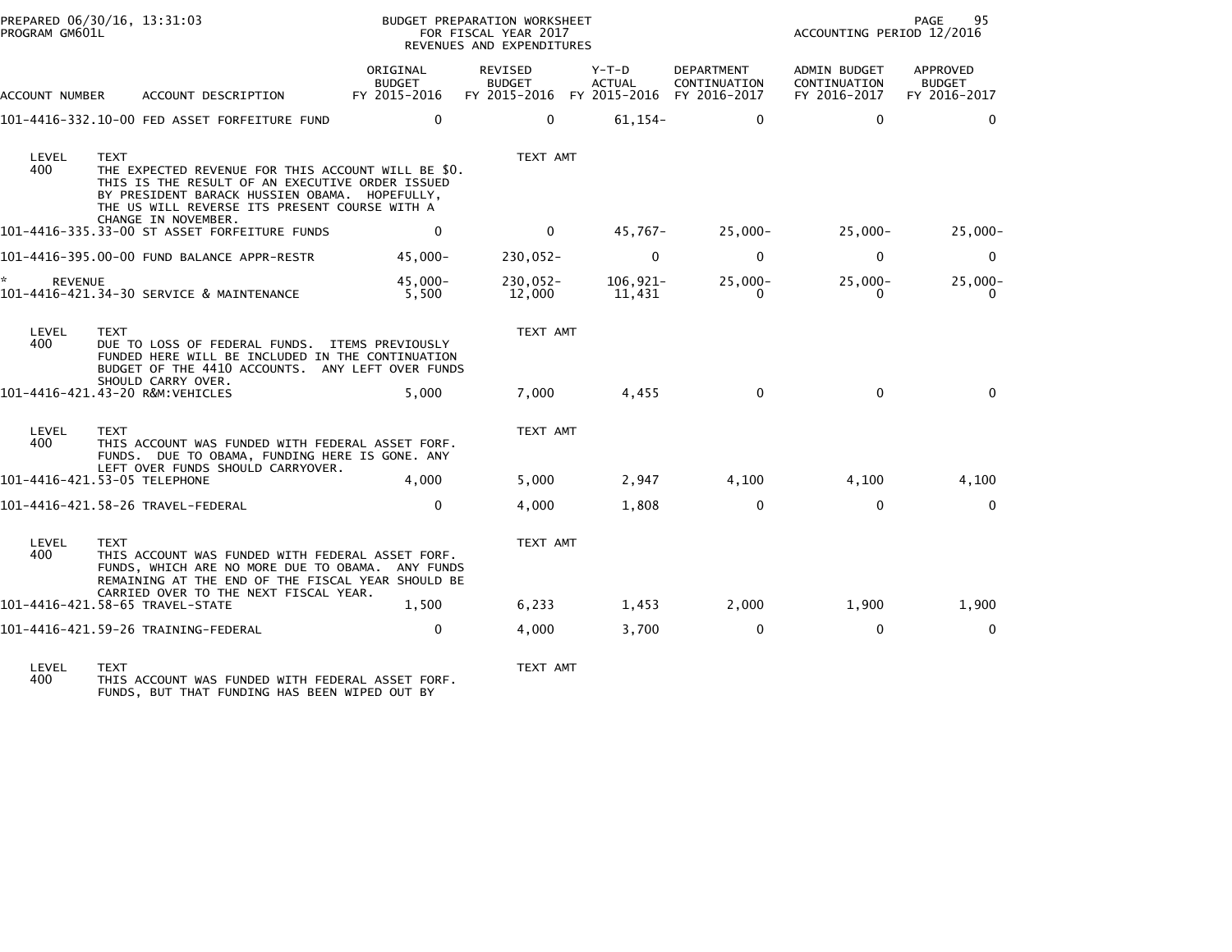PREPARED 06/30/16, 13:31:03
PROGRAM GM601L

BUDGET PREPARATION WORKSHEET
FOR FISCAL YEAR 2017
REVENUES AND EXPENDITURES

ACCOUNTING PERIOD 12/2016

| ACCOUNT NUMBER | ACCOUNT DESCRIPTION | ORIGINAL BUDGET FY 2015-2016 | REVISED BUDGET FY 2015-2016 | Y-T-D ACTUAL FY 2015-2016 | DEPARTMENT CONTINUATION FY 2016-2017 | ADMIN BUDGET CONTINUATION FY 2016-2017 | APPROVED BUDGET FY 2016-2017 |
|---|---|---|---|---|---|---|---|
| 101-4416-332.10-00 | FED ASSET FORFEITURE FUND | 0 | 0 | 61,154- | 0 | 0 | 0 |

LEVEL 400 TEXT — TEXT AMT
THE EXPECTED REVENUE FOR THIS ACCOUNT WILL BE $0. THIS IS THE RESULT OF AN EXECUTIVE ORDER ISSUED BY PRESIDENT BARACK HUSSIEN OBAMA. HOPEFULLY, THE US WILL REVERSE ITS PRESENT COURSE WITH A CHANGE IN NOVEMBER.

| ACCOUNT NUMBER | ACCOUNT DESCRIPTION | ORIGINAL BUDGET FY 2015-2016 | REVISED BUDGET FY 2015-2016 | Y-T-D ACTUAL FY 2015-2016 | DEPARTMENT CONTINUATION FY 2016-2017 | ADMIN BUDGET CONTINUATION FY 2016-2017 | APPROVED BUDGET FY 2016-2017 |
|---|---|---|---|---|---|---|---|
| 101-4416-335.33-00 | ST ASSET FORFEITURE FUNDS | 0 | 0 | 45,767- | 25,000- | 25,000- | 25,000- |
| 101-4416-395.00-00 | FUND BALANCE APPR-RESTR | 45,000- | 230,052- | 0 | 0 | 0 | 0 |
| * REVENUE | | 45,000- | 230,052- | 106,921- | 25,000- | 25,000- | 25,000- |
| 101-4416-421.34-30 | SERVICE & MAINTENANCE | 5,500 | 12,000 | 11,431 | 0 | 0 | 0 |

LEVEL 400 TEXT — TEXT AMT
DUE TO LOSS OF FEDERAL FUNDS. ITEMS PREVIOUSLY FUNDED HERE WILL BE INCLUDED IN THE CONTINUATION BUDGET OF THE 4410 ACCOUNTS. ANY LEFT OVER FUNDS SHOULD CARRY OVER.

| ACCOUNT NUMBER | ACCOUNT DESCRIPTION | ORIGINAL BUDGET FY 2015-2016 | REVISED BUDGET FY 2015-2016 | Y-T-D ACTUAL FY 2015-2016 | DEPARTMENT CONTINUATION FY 2016-2017 | ADMIN BUDGET CONTINUATION FY 2016-2017 | APPROVED BUDGET FY 2016-2017 |
|---|---|---|---|---|---|---|---|
| 101-4416-421.43-20 | R&M:VEHICLES | 5,000 | 7,000 | 4,455 | 0 | 0 | 0 |

LEVEL 400 TEXT — TEXT AMT
THIS ACCOUNT WAS FUNDED WITH FEDERAL ASSET FORF. FUNDS. DUE TO OBAMA, FUNDING HERE IS GONE. ANY LEFT OVER FUNDS SHOULD CARRYOVER.

| ACCOUNT NUMBER | ACCOUNT DESCRIPTION | ORIGINAL BUDGET FY 2015-2016 | REVISED BUDGET FY 2015-2016 | Y-T-D ACTUAL FY 2015-2016 | DEPARTMENT CONTINUATION FY 2016-2017 | ADMIN BUDGET CONTINUATION FY 2016-2017 | APPROVED BUDGET FY 2016-2017 |
|---|---|---|---|---|---|---|---|
| 101-4416-421.53-05 | TELEPHONE | 4,000 | 5,000 | 2,947 | 4,100 | 4,100 | 4,100 |
| 101-4416-421.58-26 | TRAVEL-FEDERAL | 0 | 4,000 | 1,808 | 0 | 0 | 0 |

LEVEL 400 TEXT — TEXT AMT
THIS ACCOUNT WAS FUNDED WITH FEDERAL ASSET FORF. FUNDS, WHICH ARE NO MORE DUE TO OBAMA. ANY FUNDS REMAINING AT THE END OF THE FISCAL YEAR SHOULD BE CARRIED OVER TO THE NEXT FISCAL YEAR.

| ACCOUNT NUMBER | ACCOUNT DESCRIPTION | ORIGINAL BUDGET FY 2015-2016 | REVISED BUDGET FY 2015-2016 | Y-T-D ACTUAL FY 2015-2016 | DEPARTMENT CONTINUATION FY 2016-2017 | ADMIN BUDGET CONTINUATION FY 2016-2017 | APPROVED BUDGET FY 2016-2017 |
|---|---|---|---|---|---|---|---|
| 101-4416-421.58-65 | TRAVEL-STATE | 1,500 | 6,233 | 1,453 | 2,000 | 1,900 | 1,900 |
| 101-4416-421.59-26 | TRAINING-FEDERAL | 0 | 4,000 | 3,700 | 0 | 0 | 0 |

LEVEL 400 TEXT — TEXT AMT
THIS ACCOUNT WAS FUNDED WITH FEDERAL ASSET FORF. FUNDS, BUT THAT FUNDING HAS BEEN WIPED OUT BY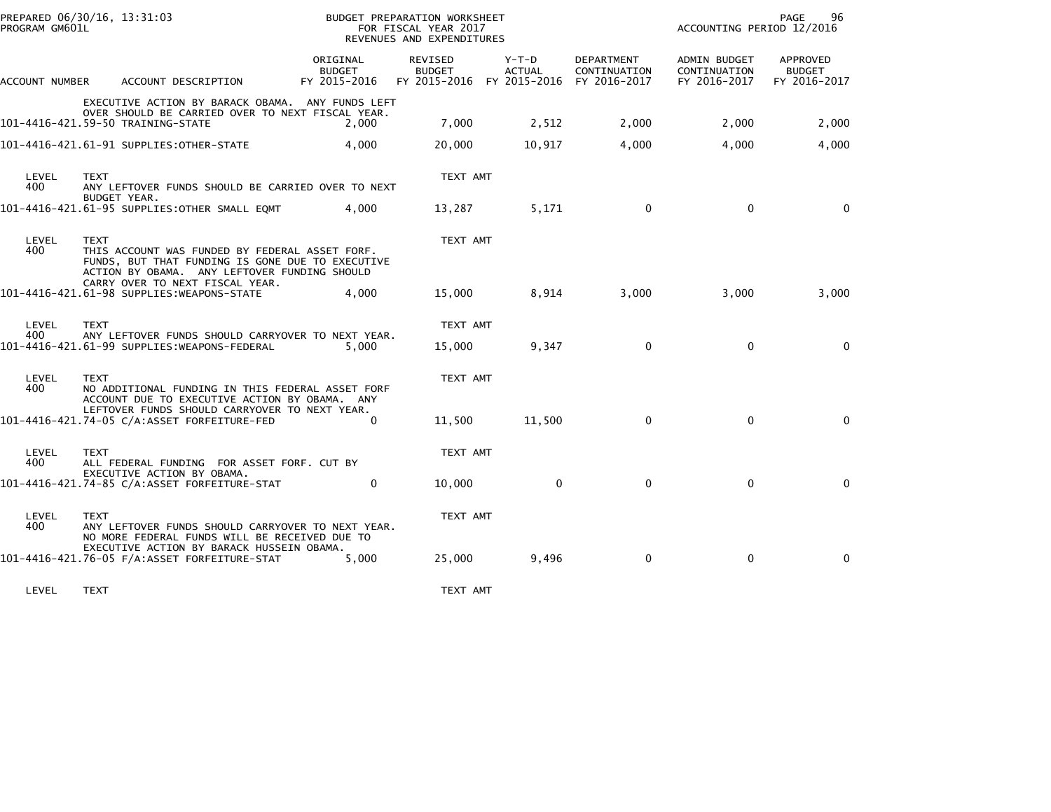| ACCOUNT NUMBER | ACCOUNT DESCRIPTION | ORIGINAL BUDGET FY 2015-2016 | REVISED BUDGET FY 2015-2016 | Y-T-D ACTUAL FY 2015-2016 | DEPARTMENT CONTINUATION FY 2016-2017 | ADMIN BUDGET CONTINUATION FY 2016-2017 | APPROVED BUDGET FY 2016-2017 |
|---|---|---|---|---|---|---|---|
| | EXECUTIVE ACTION BY BARACK OBAMA. ANY FUNDS LEFT OVER SHOULD BE CARRIED OVER TO NEXT FISCAL YEAR. | | | | | | |
| 101-4416-421.59-50 | TRAINING-STATE | 2,000 | 7,000 | 2,512 | 2,000 | 2,000 | 2,000 |
| 101-4416-421.61-91 | SUPPLIES:OTHER-STATE | 4,000 | 20,000 | 10,917 | 4,000 | 4,000 | 4,000 |
| LEVEL 400 | TEXT<br>ANY LEFTOVER FUNDS SHOULD BE CARRIED OVER TO NEXT BUDGET YEAR. | | TEXT AMT | | | | |
| 101-4416-421.61-95 | SUPPLIES:OTHER SMALL EQMT | 4,000 | 13,287 | 5,171 | 0 | 0 | 0 |
| LEVEL 400 | TEXT<br>THIS ACCOUNT WAS FUNDED BY FEDERAL ASSET FORF. FUNDS, BUT THAT FUNDING IS GONE DUE TO EXECUTIVE ACTION BY OBAMA. ANY LEFTOVER FUNDING SHOULD CARRY OVER TO NEXT FISCAL YEAR. | | TEXT AMT | | | | |
| 101-4416-421.61-98 | SUPPLIES:WEAPONS-STATE | 4,000 | 15,000 | 8,914 | 3,000 | 3,000 | 3,000 |
| LEVEL 400 | TEXT<br>ANY LEFTOVER FUNDS SHOULD CARRYOVER TO NEXT YEAR. | | TEXT AMT | | | | |
| 101-4416-421.61-99 | SUPPLIES:WEAPONS-FEDERAL | 5,000 | 15,000 | 9,347 | 0 | 0 | 0 |
| LEVEL 400 | TEXT<br>NO ADDITIONAL FUNDING IN THIS FEDERAL ASSET FORF ACCOUNT DUE TO EXECUTIVE ACTION BY OBAMA. ANY LEFTOVER FUNDS SHOULD CARRYOVER TO NEXT YEAR. | | TEXT AMT | | | | |
| 101-4416-421.74-05 | C/A:ASSET FORFEITURE-FED | 0 | 11,500 | 11,500 | 0 | 0 | 0 |
| LEVEL 400 | TEXT<br>ALL FEDERAL FUNDING FOR ASSET FORF. CUT BY EXECUTIVE ACTION BY OBAMA. | | TEXT AMT | | | | |
| 101-4416-421.74-85 | C/A:ASSET FORFEITURE-STAT | 0 | 10,000 | 0 | 0 | 0 | 0 |
| LEVEL 400 | TEXT<br>ANY LEFTOVER FUNDS SHOULD CARRYOVER TO NEXT YEAR. NO MORE FEDERAL FUNDS WILL BE RECEIVED DUE TO EXECUTIVE ACTION BY BARACK HUSSEIN OBAMA. | | TEXT AMT | | | | |
| 101-4416-421.76-05 | F/A:ASSET FORFEITURE-STAT | 5,000 | 25,000 | 9,496 | 0 | 0 | 0 |
| LEVEL | TEXT | | TEXT AMT | | | | |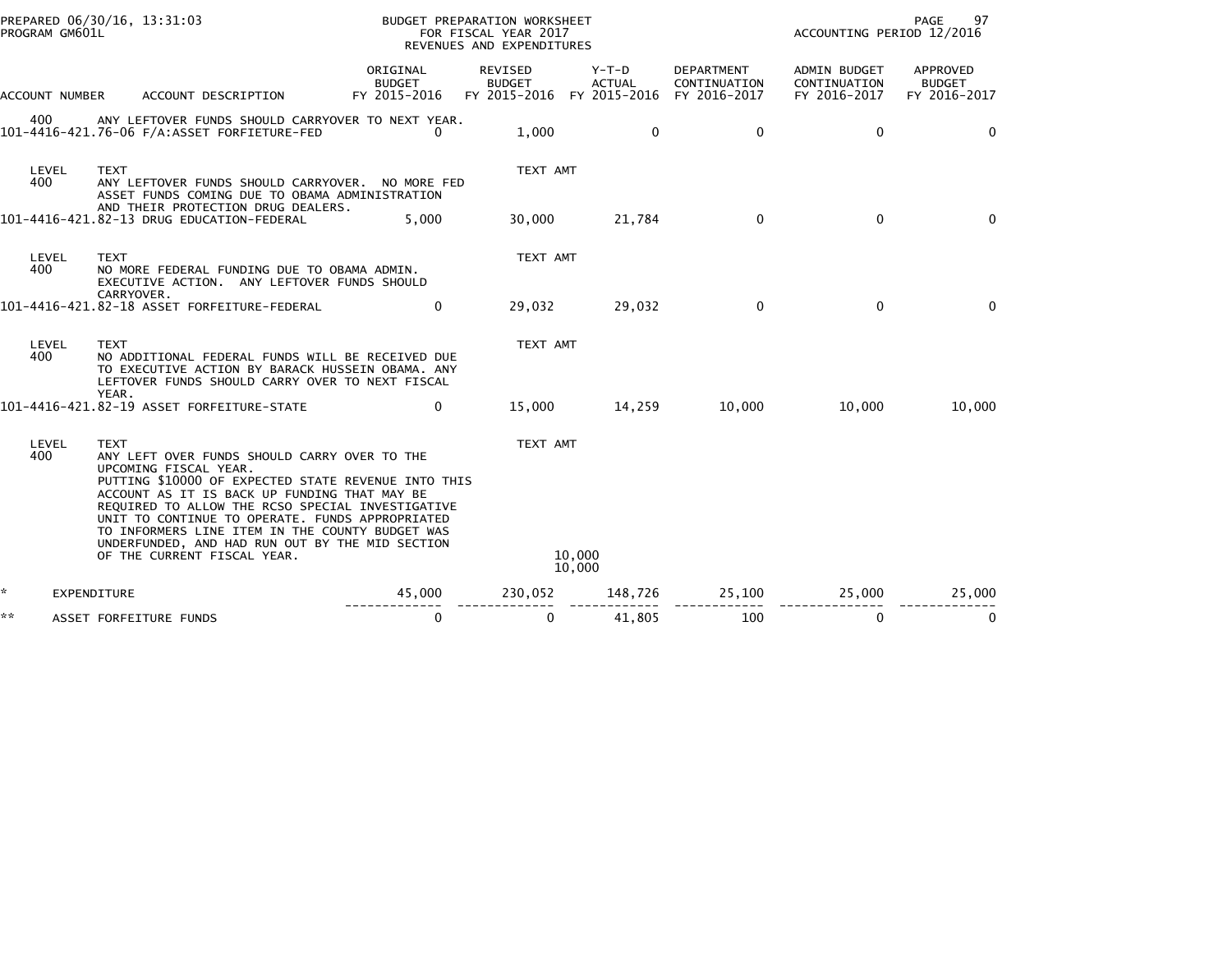BUDGET PREPARATION WORKSHEET
FOR FISCAL YEAR 2017
REVENUES AND EXPENDITURES

PREPARED 06/30/16, 13:31:03
PROGRAM GM601L

ACCOUNTING PERIOD 12/2016

| ACCOUNT NUMBER | ACCOUNT DESCRIPTION | ORIGINAL BUDGET FY 2015-2016 | REVISED BUDGET FY 2015-2016 | Y-T-D ACTUAL FY 2015-2016 | DEPARTMENT CONTINUATION FY 2016-2017 | ADMIN BUDGET CONTINUATION FY 2016-2017 | APPROVED BUDGET FY 2016-2017 |
|---|---|---|---|---|---|---|---|
| 400 | ANY LEFTOVER FUNDS SHOULD CARRYOVER TO NEXT YEAR. | | | | | | |
| 101-4416-421.76-06 | F/A:ASSET FORFIETURE-FED | 0 | 1,000 | 0 | 0 | 0 | 0 |
| LEVEL 400 | TEXT ANY LEFTOVER FUNDS SHOULD CARRYOVER. NO MORE FED ASSET FUNDS COMING DUE TO OBAMA ADMINISTRATION AND THEIR PROTECTION DRUG DEALERS. | | TEXT AMT | | | | |
| 101-4416-421.82-13 | DRUG EDUCATION-FEDERAL | 5,000 | 30,000 | 21,784 | 0 | 0 | 0 |
| LEVEL 400 | TEXT NO MORE FEDERAL FUNDING DUE TO OBAMA ADMIN. EXECUTIVE ACTION. ANY LEFTOVER FUNDS SHOULD CARRYOVER. | | TEXT AMT | | | | |
| 101-4416-421.82-18 | ASSET FORFEITURE-FEDERAL | 0 | 29,032 | 29,032 | 0 | 0 | 0 |
| LEVEL 400 | TEXT NO ADDITIONAL FEDERAL FUNDS WILL BE RECEIVED DUE TO EXECUTIVE ACTION BY BARACK HUSSEIN OBAMA. ANY LEFTOVER FUNDS SHOULD CARRY OVER TO NEXT FISCAL YEAR. | | TEXT AMT | | | | |
| 101-4416-421.82-19 | ASSET FORFEITURE-STATE | 0 | 15,000 | 14,259 | 10,000 | 10,000 | 10,000 |
| LEVEL 400 | TEXT ANY LEFT OVER FUNDS SHOULD CARRY OVER TO THE UPCOMING FISCAL YEAR. PUTTING $10000 OF EXPECTED STATE REVENUE INTO THIS ACCOUNT AS IT IS BACK UP FUNDING THAT MAY BE REQUIRED TO ALLOW THE RCSO SPECIAL INVESTIGATIVE UNIT TO CONTINUE TO OPERATE. FUNDS APPROPRIATED TO INFORMERS LINE ITEM IN THE COUNTY BUDGET WAS UNDERFUNDED, AND HAD RUN OUT BY THE MID SECTION OF THE CURRENT FISCAL YEAR. | | TEXT AMT 10,000<br>10,000 | | | | |
| * | EXPENDITURE | 45,000 | 230,052 | 148,726 | 25,100 | 25,000 | 25,000 |
| ** | ASSET FORFEITURE FUNDS | 0 | 0 | 41,805 | 100 | 0 | 0 |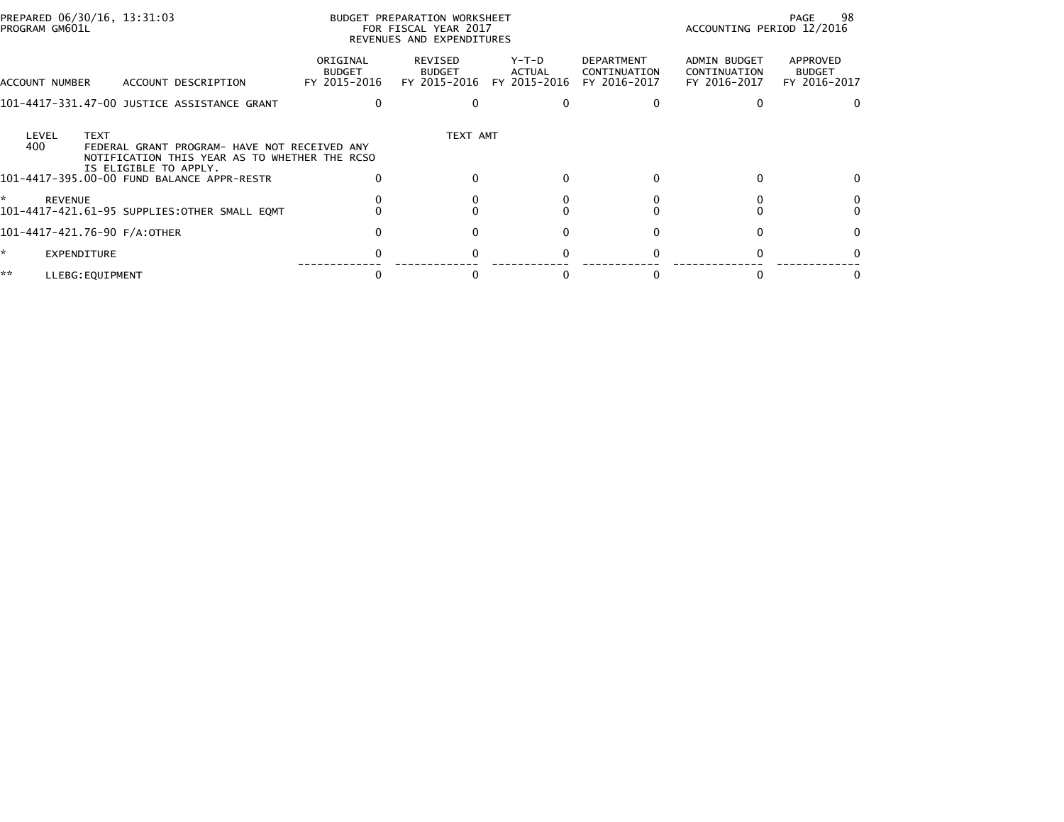BUDGET PREPARATION WORKSHEET
FOR FISCAL YEAR 2017
REVENUES AND EXPENDITURES

PREPARED 06/30/16, 13:31:03
PROGRAM GM601L

ACCOUNTING PERIOD 12/2016

| ACCOUNT NUMBER | ACCOUNT DESCRIPTION | ORIGINAL BUDGET FY 2015-2016 | REVISED BUDGET FY 2015-2016 | Y-T-D ACTUAL FY 2015-2016 | DEPARTMENT CONTINUATION FY 2016-2017 | ADMIN BUDGET CONTINUATION FY 2016-2017 | APPROVED BUDGET FY 2016-2017 |
|---|---|---|---|---|---|---|---|
| 101-4417-331.47-00 | JUSTICE ASSISTANCE GRANT | 0 | 0 | 0 | 0 | 0 | 0 |

| LEVEL | TEXT | TEXT AMT |
|---|---|---|
| 400 | FEDERAL GRANT PROGRAM- HAVE NOT RECEIVED ANY NOTIFICATION THIS YEAR AS TO WHETHER THE RCSO IS ELIGIBLE TO APPLY. | |

| ACCOUNT NUMBER | ACCOUNT DESCRIPTION | ORIGINAL BUDGET FY 2015-2016 | REVISED BUDGET FY 2015-2016 | Y-T-D ACTUAL FY 2015-2016 | DEPARTMENT CONTINUATION FY 2016-2017 | ADMIN BUDGET CONTINUATION FY 2016-2017 | APPROVED BUDGET FY 2016-2017 |
|---|---|---|---|---|---|---|---|
| 101-4417-395.00-00 | FUND BALANCE APPR-RESTR | 0 | 0 | 0 | 0 | 0 | 0 |
| * | REVENUE | 0 | 0 | 0 | 0 | 0 | 0 |
| 101-4417-421.61-95 | SUPPLIES:OTHER SMALL EQMT | 0 | 0 | 0 | 0 | 0 | 0 |
| 101-4417-421.76-90 | F/A:OTHER | 0 | 0 | 0 | 0 | 0 | 0 |
| * | EXPENDITURE | 0 | 0 | 0 | 0 | 0 | 0 |
| ** | LLEBG:EQUIPMENT | 0 | 0 | 0 | 0 | 0 | 0 |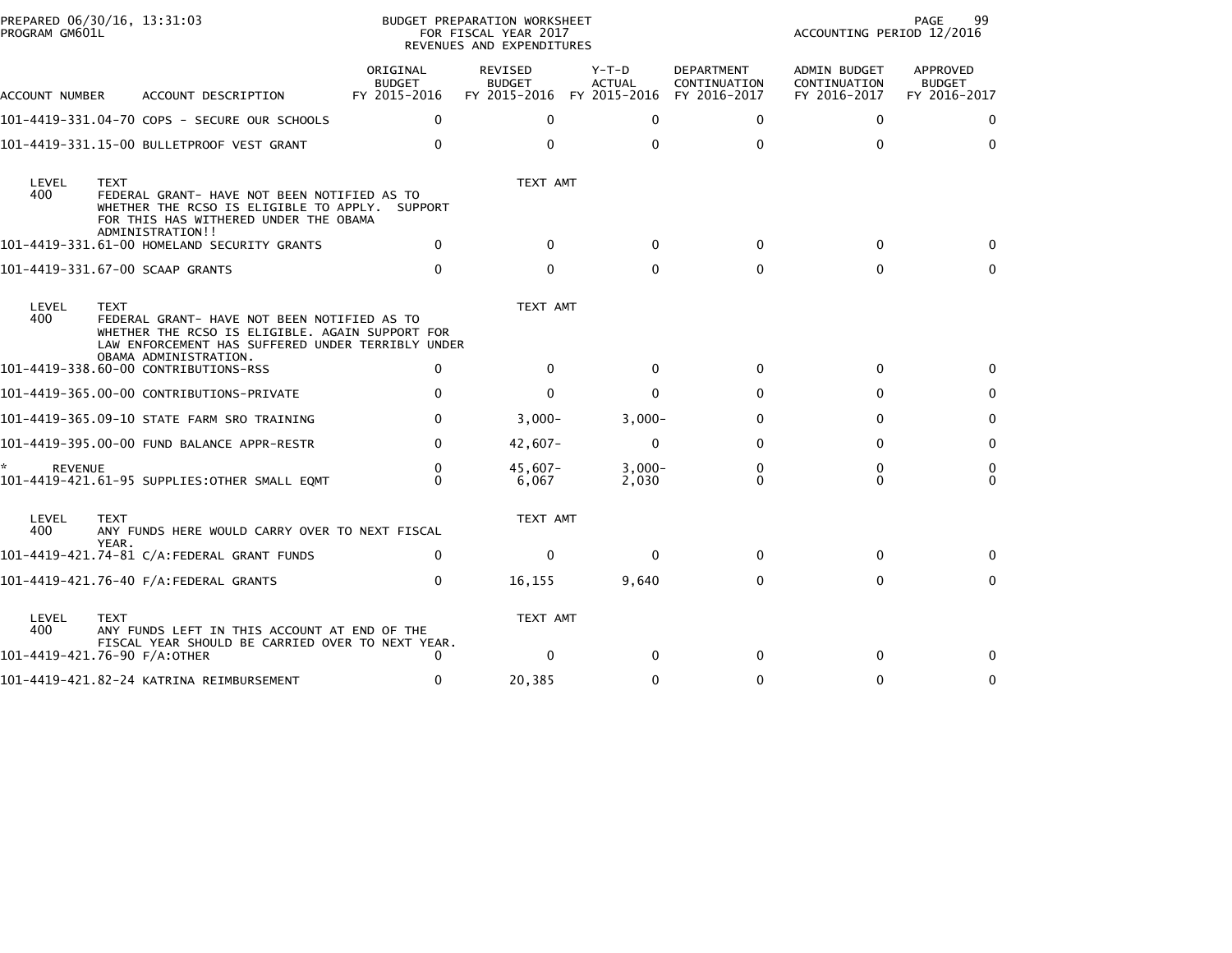PREPARED 06/30/16, 13:31:03
PROGRAM GM601L

BUDGET PREPARATION WORKSHEET
FOR FISCAL YEAR 2017
REVENUES AND EXPENDITURES

ACCOUNTING PERIOD 12/2016

| ACCOUNT NUMBER | ACCOUNT DESCRIPTION | ORIGINAL BUDGET FY 2015-2016 | REVISED BUDGET FY 2015-2016 | Y-T-D ACTUAL FY 2015-2016 | DEPARTMENT CONTINUATION FY 2016-2017 | ADMIN BUDGET CONTINUATION FY 2016-2017 | APPROVED BUDGET FY 2016-2017 |
|---|---|---|---|---|---|---|---|
| 101-4419-331.04-70 | COPS - SECURE OUR SCHOOLS | 0 | 0 | 0 | 0 | 0 | 0 |
| 101-4419-331.15-00 | BULLETPROOF VEST GRANT | 0 | 0 | 0 | 0 | 0 | 0 |

| LEVEL | TEXT | TEXT AMT |
|---|---|---|
| 400 | FEDERAL GRANT- HAVE NOT BEEN NOTIFIED AS TO WHETHER THE RCSO IS ELIGIBLE TO APPLY. SUPPORT FOR THIS HAS WITHERED UNDER THE OBAMA ADMINISTRATION!! | |

| ACCOUNT NUMBER | ACCOUNT DESCRIPTION | ORIGINAL BUDGET FY 2015-2016 | REVISED BUDGET FY 2015-2016 | Y-T-D ACTUAL FY 2015-2016 | DEPARTMENT CONTINUATION FY 2016-2017 | ADMIN BUDGET CONTINUATION FY 2016-2017 | APPROVED BUDGET FY 2016-2017 |
|---|---|---|---|---|---|---|---|
| 101-4419-331.61-00 | HOMELAND SECURITY GRANTS | 0 | 0 | 0 | 0 | 0 | 0 |
| 101-4419-331.67-00 | SCAAP GRANTS | 0 | 0 | 0 | 0 | 0 | 0 |

| LEVEL | TEXT | TEXT AMT |
|---|---|---|
| 400 | FEDERAL GRANT- HAVE NOT BEEN NOTIFIED AS TO WHETHER THE RCSO IS ELIGIBLE. AGAIN SUPPORT FOR LAW ENFORCEMENT HAS SUFFERED UNDER TERRIBLY UNDER OBAMA ADMINISTRATION. | |

| ACCOUNT NUMBER | ACCOUNT DESCRIPTION | ORIGINAL BUDGET FY 2015-2016 | REVISED BUDGET FY 2015-2016 | Y-T-D ACTUAL FY 2015-2016 | DEPARTMENT CONTINUATION FY 2016-2017 | ADMIN BUDGET CONTINUATION FY 2016-2017 | APPROVED BUDGET FY 2016-2017 |
|---|---|---|---|---|---|---|---|
| 101-4419-338.60-00 | CONTRIBUTIONS-RSS | 0 | 0 | 0 | 0 | 0 | 0 |
| 101-4419-365.00-00 | CONTRIBUTIONS-PRIVATE | 0 | 0 | 0 | 0 | 0 | 0 |
| 101-4419-365.09-10 | STATE FARM SRO TRAINING | 0 | 3,000- | 3,000- | 0 | 0 | 0 |
| 101-4419-395.00-00 | FUND BALANCE APPR-RESTR | 0 | 42,607- | 0 | 0 | 0 | 0 |
| * REVENUE | | 0 | 45,607- | 3,000- | 0 | 0 | 0 |
| 101-4419-421.61-95 | SUPPLIES:OTHER SMALL EQMT | 0 | 6,067 | 2,030 | 0 | 0 | 0 |

| LEVEL | TEXT | TEXT AMT |
|---|---|---|
| 400 | ANY FUNDS HERE WOULD CARRY OVER TO NEXT FISCAL YEAR. | |

| ACCOUNT NUMBER | ACCOUNT DESCRIPTION | ORIGINAL BUDGET FY 2015-2016 | REVISED BUDGET FY 2015-2016 | Y-T-D ACTUAL FY 2015-2016 | DEPARTMENT CONTINUATION FY 2016-2017 | ADMIN BUDGET CONTINUATION FY 2016-2017 | APPROVED BUDGET FY 2016-2017 |
|---|---|---|---|---|---|---|---|
| 101-4419-421.74-81 | C/A:FEDERAL GRANT FUNDS | 0 | 0 | 0 | 0 | 0 | 0 |
| 101-4419-421.76-40 | F/A:FEDERAL GRANTS | 0 | 16,155 | 9,640 | 0 | 0 | 0 |

| LEVEL | TEXT | TEXT AMT |
|---|---|---|
| 400 | ANY FUNDS LEFT IN THIS ACCOUNT AT END OF THE FISCAL YEAR SHOULD BE CARRIED OVER TO NEXT YEAR. | |

| ACCOUNT NUMBER | ACCOUNT DESCRIPTION | ORIGINAL BUDGET FY 2015-2016 | REVISED BUDGET FY 2015-2016 | Y-T-D ACTUAL FY 2015-2016 | DEPARTMENT CONTINUATION FY 2016-2017 | ADMIN BUDGET CONTINUATION FY 2016-2017 | APPROVED BUDGET FY 2016-2017 |
|---|---|---|---|---|---|---|---|
| 101-4419-421.76-90 | F/A:OTHER | 0 | 0 | 0 | 0 | 0 | 0 |
| 101-4419-421.82-24 | KATRINA REIMBURSEMENT | 0 | 20,385 | 0 | 0 | 0 | 0 |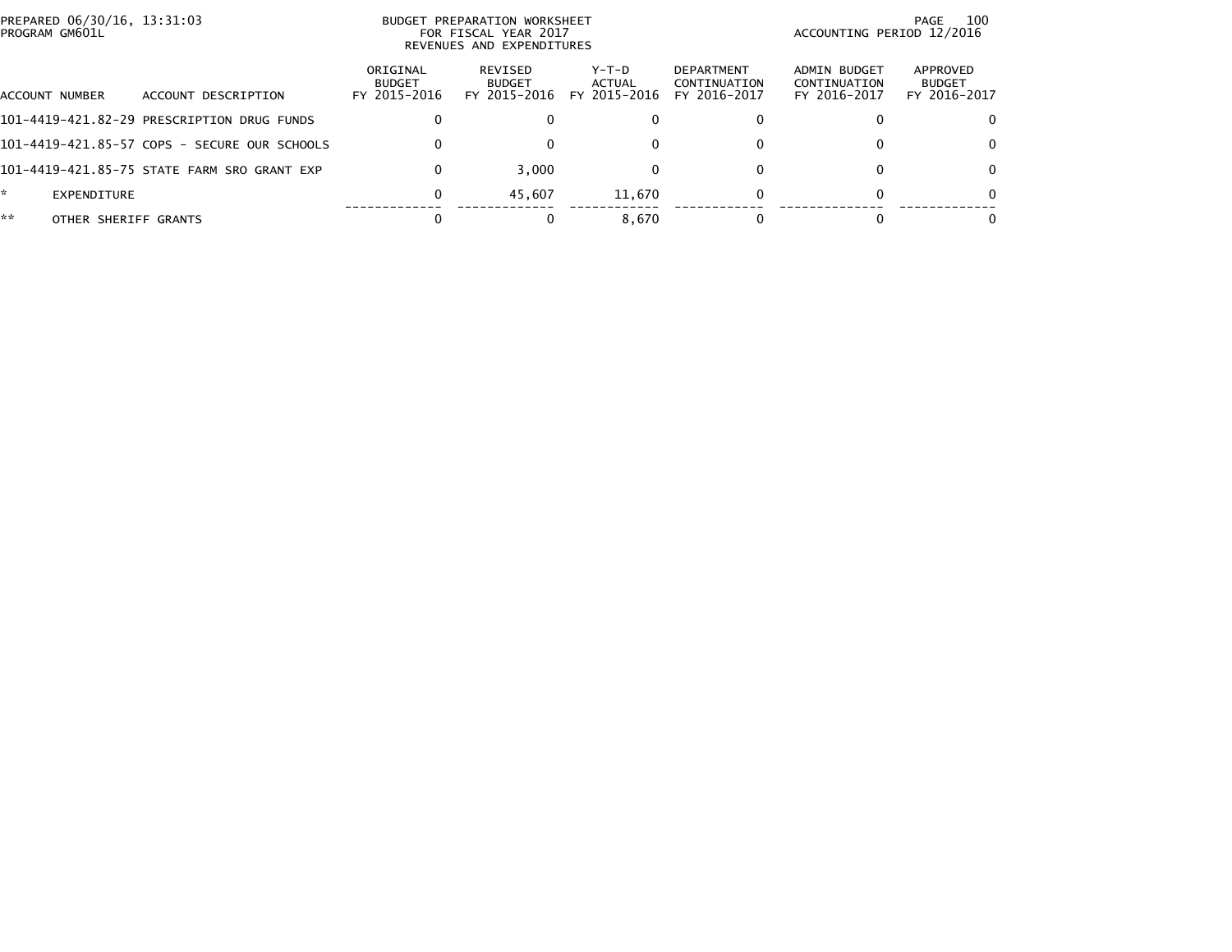BUDGET PREPARATION WORKSHEET
FOR FISCAL YEAR 2017
REVENUES AND EXPENDITURES

PREPARED 06/30/16, 13:31:03
PROGRAM GM601L

ACCOUNTING PERIOD 12/2016

| ACCOUNT NUMBER | ACCOUNT DESCRIPTION | ORIGINAL BUDGET FY 2015-2016 | REVISED BUDGET FY 2015-2016 | Y-T-D ACTUAL FY 2015-2016 | DEPARTMENT CONTINUATION FY 2016-2017 | ADMIN BUDGET CONTINUATION FY 2016-2017 | APPROVED BUDGET FY 2016-2017 |
|---|---|---|---|---|---|---|---|
| 101-4419-421.82-29 | PRESCRIPTION DRUG FUNDS | 0 | 0 | 0 | 0 | 0 | 0 |
| 101-4419-421.85-57 | COPS - SECURE OUR SCHOOLS | 0 | 0 | 0 | 0 | 0 | 0 |
| 101-4419-421.85-75 | STATE FARM SRO GRANT EXP | 0 | 3,000 | 0 | 0 | 0 | 0 |
| * | EXPENDITURE | 0 | 45,607 | 11,670 | 0 | 0 | 0 |
| ** | OTHER SHERIFF GRANTS | 0 | 0 | 8,670 | 0 | 0 | 0 |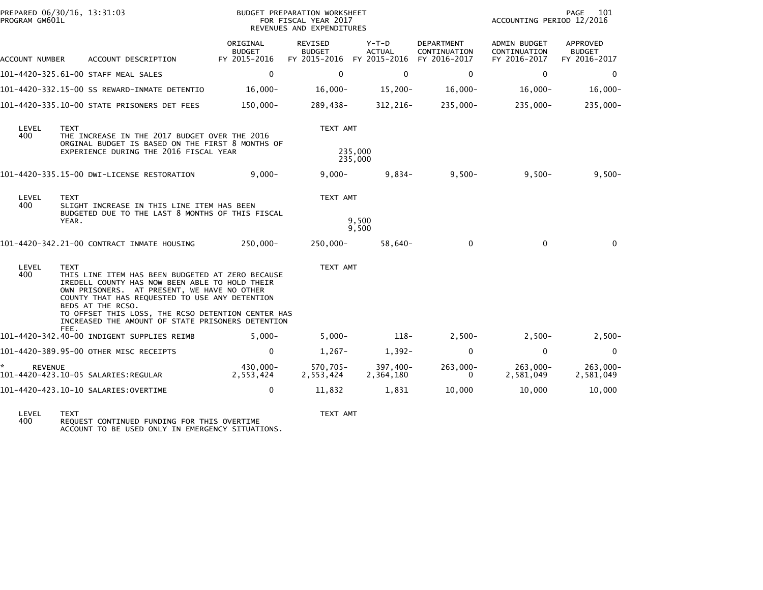PREPARED 06/30/16, 13:31:03
PROGRAM GM601L

BUDGET PREPARATION WORKSHEET
FOR FISCAL YEAR 2017
REVENUES AND EXPENDITURES

ACCOUNTING PERIOD 12/2016

| ACCOUNT NUMBER | ACCOUNT DESCRIPTION | ORIGINAL BUDGET FY 2015-2016 | REVISED BUDGET FY 2015-2016 | Y-T-D ACTUAL FY 2015-2016 | DEPARTMENT CONTINUATION FY 2016-2017 | ADMIN BUDGET CONTINUATION FY 2016-2017 | APPROVED BUDGET FY 2016-2017 |
|---|---|---|---|---|---|---|---|
| 101-4420-325.61-00 | STAFF MEAL SALES | 0 | 0 | 0 | 0 | 0 | 0 |
| 101-4420-332.15-00 | SS REWARD-INMATE DETENTIO | 16,000- | 16,000- | 15,200- | 16,000- | 16,000- | 16,000- |
| 101-4420-335.10-00 | STATE PRISONERS DET FEES | 150,000- | 289,438- | 312,216- | 235,000- | 235,000- | 235,000- |

| LEVEL | TEXT | TEXT AMT |
|---|---|---|
| 400 | THE INCREASE IN THE 2017 BUDGET OVER THE 2016 ORGINAL BUDGET IS BASED ON THE FIRST 8 MONTHS OF EXPERIENCE DURING THE 2016 FISCAL YEAR | 235,000 |
| | | 235,000 |

| ACCOUNT NUMBER | ACCOUNT DESCRIPTION | ORIGINAL BUDGET FY 2015-2016 | REVISED BUDGET FY 2015-2016 | Y-T-D ACTUAL FY 2015-2016 | DEPARTMENT CONTINUATION FY 2016-2017 | ADMIN BUDGET CONTINUATION FY 2016-2017 | APPROVED BUDGET FY 2016-2017 |
|---|---|---|---|---|---|---|---|
| 101-4420-335.15-00 | DWI-LICENSE RESTORATION | 9,000- | 9,000- | 9,834- | 9,500- | 9,500- | 9,500- |

| LEVEL | TEXT | TEXT AMT |
|---|---|---|
| 400 | SLIGHT INCREASE IN THIS LINE ITEM HAS BEEN BUDGETED DUE TO THE LAST 8 MONTHS OF THIS FISCAL YEAR. | 9,500 |
| | | 9,500 |

| ACCOUNT NUMBER | ACCOUNT DESCRIPTION | ORIGINAL BUDGET FY 2015-2016 | REVISED BUDGET FY 2015-2016 | Y-T-D ACTUAL FY 2015-2016 | DEPARTMENT CONTINUATION FY 2016-2017 | ADMIN BUDGET CONTINUATION FY 2016-2017 | APPROVED BUDGET FY 2016-2017 |
|---|---|---|---|---|---|---|---|
| 101-4420-342.21-00 | CONTRACT INMATE HOUSING | 250,000- | 250,000- | 58,640- | 0 | 0 | 0 |

| LEVEL | TEXT | TEXT AMT |
|---|---|---|
| 400 | THIS LINE ITEM HAS BEEN BUDGETED AT ZERO BECAUSE IREDELL COUNTY HAS NOW BEEN ABLE TO HOLD THEIR OWN PRISONERS. AT PRESENT, WE HAVE NO OTHER COUNTY THAT HAS REQUESTED TO USE ANY DETENTION BEDS AT THE RCSO. TO OFFSET THIS LOSS, THE RCSO DETENTION CENTER HAS INCREASED THE AMOUNT OF STATE PRISONERS DETENTION FEE. | |

| ACCOUNT NUMBER | ACCOUNT DESCRIPTION | ORIGINAL BUDGET FY 2015-2016 | REVISED BUDGET FY 2015-2016 | Y-T-D ACTUAL FY 2015-2016 | DEPARTMENT CONTINUATION FY 2016-2017 | ADMIN BUDGET CONTINUATION FY 2016-2017 | APPROVED BUDGET FY 2016-2017 |
|---|---|---|---|---|---|---|---|
| 101-4420-342.40-00 | INDIGENT SUPPLIES REIMB | 5,000- | 5,000- | 118- | 2,500- | 2,500- | 2,500- |
| 101-4420-389.95-00 | OTHER MISC RECEIPTS | 0 | 1,267- | 1,392- | 0 | 0 | 0 |
| * REVENUE | | 430,000- | 570,705- | 397,400- | 263,000- | 263,000- | 263,000- |
| 101-4420-423.10-05 | SALARIES:REGULAR | 2,553,424 | 2,553,424 | 2,364,180 | 0 | 2,581,049 | 2,581,049 |
| 101-4420-423.10-10 | SALARIES:OVERTIME | 0 | 11,832 | 1,831 | 10,000 | 10,000 | 10,000 |

| LEVEL | TEXT | TEXT AMT |
|---|---|---|
| 400 | REQUEST CONTINUED FUNDING FOR THIS OVERTIME ACCOUNT TO BE USED ONLY IN EMERGENCY SITUATIONS. | |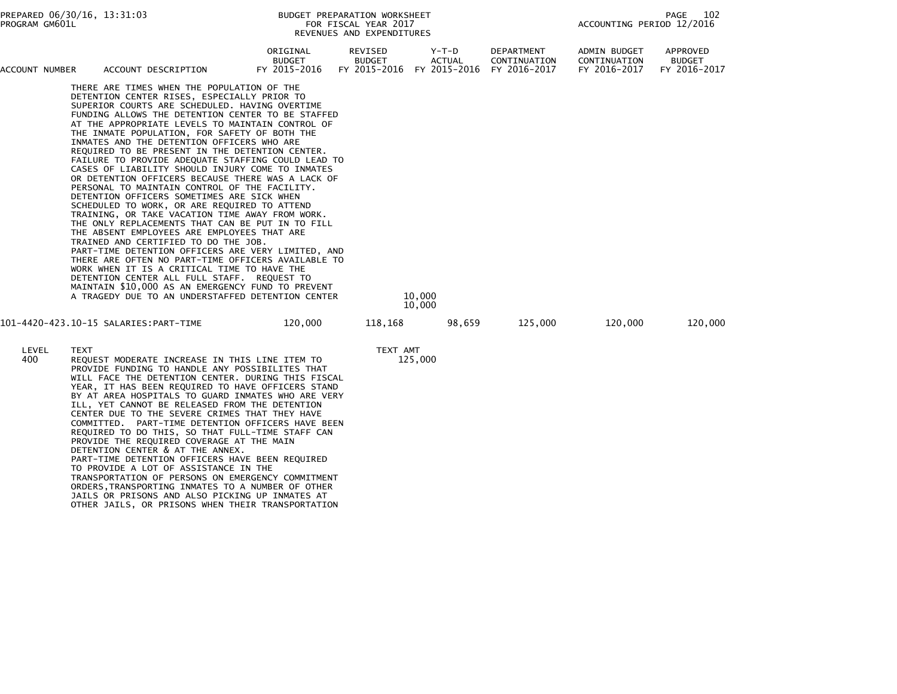| ACCOUNT NUMBER | ACCOUNT DESCRIPTION | ORIGINAL BUDGET FY 2015-2016 | REVISED BUDGET FY 2015-2016 | Y-T-D ACTUAL FY 2015-2016 | DEPARTMENT CONTINUATION FY 2016-2017 | ADMIN BUDGET CONTINUATION FY 2016-2017 | APPROVED BUDGET FY 2016-2017 |
|---|---|---|---|---|---|---|---|

THERE ARE TIMES WHEN THE POPULATION OF THE DETENTION CENTER RISES, ESPECIALLY PRIOR TO SUPERIOR COURTS ARE SCHEDULED. HAVING OVERTIME FUNDING ALLOWS THE DETENTION CENTER TO BE STAFFED AT THE APPROPRIATE LEVELS TO MAINTAIN CONTROL OF THE INMATE POPULATION, FOR SAFETY OF BOTH THE INMATES AND THE DETENTION OFFICERS WHO ARE REQUIRED TO BE PRESENT IN THE DETENTION CENTER. FAILURE TO PROVIDE ADEQUATE STAFFING COULD LEAD TO CASES OF LIABILITY SHOULD INJURY COME TO INMATES OR DETENTION OFFICERS BECAUSE THERE WAS A LACK OF PERSONAL TO MAINTAIN CONTROL OF THE FACILITY. DETENTION OFFICERS SOMETIMES ARE SICK WHEN SCHEDULED TO WORK, OR ARE REQUIRED TO ATTEND TRAINING, OR TAKE VACATION TIME AWAY FROM WORK. THE ONLY REPLACEMENTS THAT CAN BE PUT IN TO FILL THE ABSENT EMPLOYEES ARE EMPLOYEES THAT ARE TRAINED AND CERTIFIED TO DO THE JOB. PART-TIME DETENTION OFFICERS ARE VERY LIMITED, AND THERE ARE OFTEN NO PART-TIME OFFICERS AVAILABLE TO WORK WHEN IT IS A CRITICAL TIME TO HAVE THE DETENTION CENTER ALL FULL STAFF. REQUEST TO MAINTAIN $10,000 AS AN EMERGENCY FUND TO PREVENT A TRAGEDY DUE TO AN UNDERSTAFFED DETENTION CENTER 10,000

10,000

| ACCOUNT NUMBER | ACCOUNT DESCRIPTION | ORIGINAL BUDGET FY 2015-2016 | REVISED BUDGET FY 2015-2016 | Y-T-D ACTUAL FY 2015-2016 | DEPARTMENT CONTINUATION FY 2016-2017 | ADMIN BUDGET CONTINUATION FY 2016-2017 | APPROVED BUDGET FY 2016-2017 |
|---|---|---|---|---|---|---|---|
| 101-4420-423.10-15 | SALARIES:PART-TIME | 120,000 | 118,168 | 98,659 | 125,000 | 120,000 | 120,000 |

| LEVEL | TEXT | TEXT AMT |
|---|---|---|
| 400 | REQUEST MODERATE INCREASE IN THIS LINE ITEM TO PROVIDE FUNDING TO HANDLE ANY POSSIBILITES THAT WILL FACE THE DETENTION CENTER. DURING THIS FISCAL YEAR, IT HAS BEEN REQUIRED TO HAVE OFFICERS STAND BY AT AREA HOSPITALS TO GUARD INMATES WHO ARE VERY ILL, YET CANNOT BE RELEASED FROM THE DETENTION CENTER DUE TO THE SEVERE CRIMES THAT THEY HAVE COMMITTED. PART-TIME DETENTION OFFICERS HAVE BEEN REQUIRED TO DO THIS, SO THAT FULL-TIME STAFF CAN PROVIDE THE REQUIRED COVERAGE AT THE MAIN DETENTION CENTER & AT THE ANNEX. PART-TIME DETENTION OFFICERS HAVE BEEN REQUIRED TO PROVIDE A LOT OF ASSISTANCE IN THE TRANSPORTATION OF PERSONS ON EMERGENCY COMMITMENT ORDERS,TRANSPORTING INMATES TO A NUMBER OF OTHER JAILS OR PRISONS AND ALSO PICKING UP INMATES AT OTHER JAILS, OR PRISONS WHEN THEIR TRANSPORTATION | 125,000 |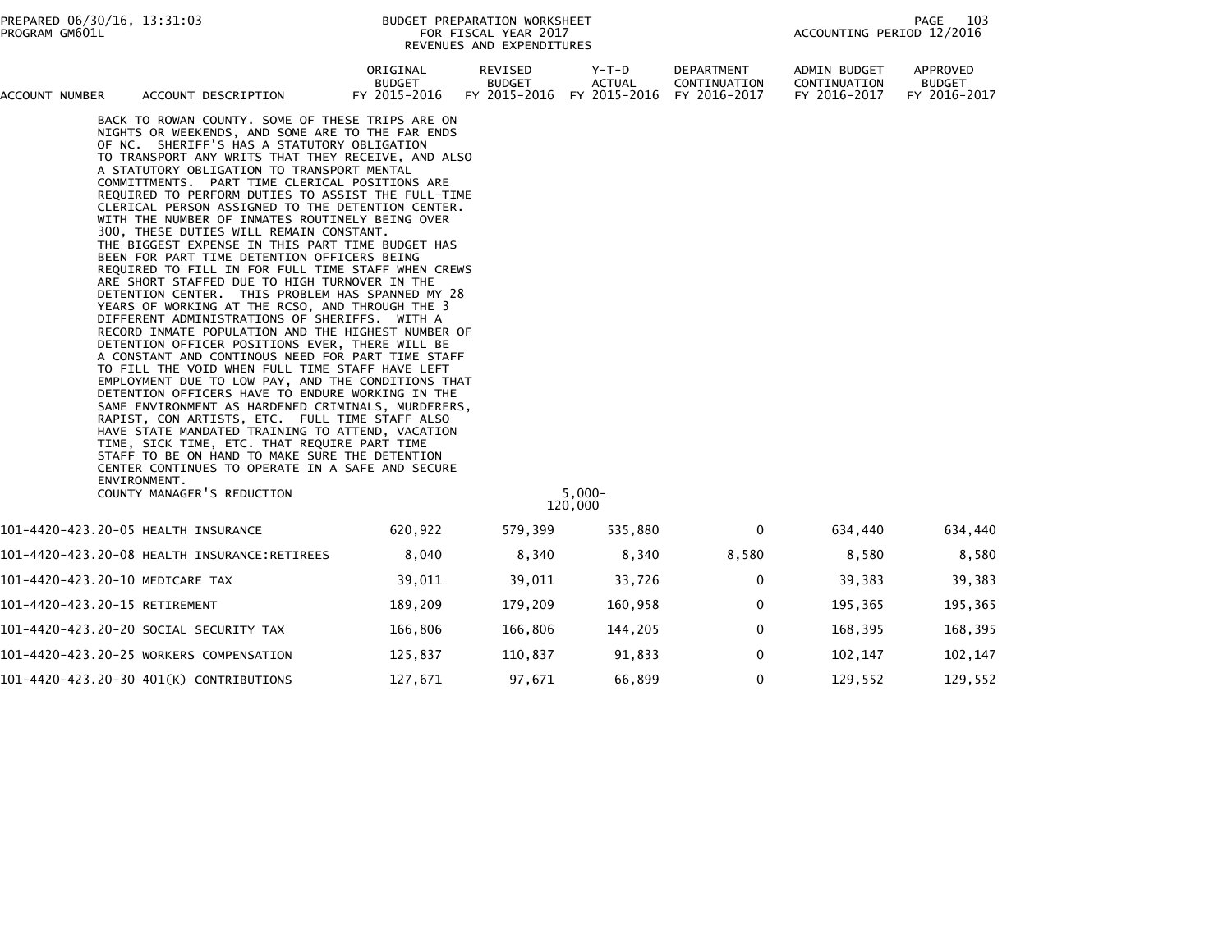BUDGET PREPARATION WORKSHEET
FOR FISCAL YEAR 2017
REVENUES AND EXPENDITURES

PREPARED 06/30/16, 13:31:03
PROGRAM GM601L

ACCOUNTING PERIOD 12/2016

| ACCOUNT NUMBER | ACCOUNT DESCRIPTION | ORIGINAL BUDGET FY 2015-2016 | REVISED BUDGET FY 2015-2016 | Y-T-D ACTUAL FY 2015-2016 | DEPARTMENT CONTINUATION FY 2016-2017 | ADMIN BUDGET CONTINUATION FY 2016-2017 | APPROVED BUDGET FY 2016-2017 |
|---|---|---|---|---|---|---|---|
| | BACK TO ROWAN COUNTY. SOME OF THESE TRIPS ARE ON NIGHTS OR WEEKENDS, AND SOME ARE TO THE FAR ENDS OF NC. SHERIFF'S HAS A STATUTORY OBLIGATION TO TRANSPORT ANY WRITS THAT THEY RECEIVE, AND ALSO A STATUTORY OBLIGATION TO TRANSPORT MENTAL COMMITTMENTS. PART TIME CLERICAL POSITIONS ARE REQUIRED TO PERFORM DUTIES TO ASSIST THE FULL-TIME CLERICAL PERSON ASSIGNED TO THE DETENTION CENTER. WITH THE NUMBER OF INMATES ROUTINELY BEING OVER 300, THESE DUTIES WILL REMAIN CONSTANT. THE BIGGEST EXPENSE IN THIS PART TIME BUDGET HAS BEEN FOR PART TIME DETENTION OFFICERS BEING REQUIRED TO FILL IN FOR FULL TIME STAFF WHEN CREWS ARE SHORT STAFFED DUE TO HIGH TURNOVER IN THE DETENTION CENTER. THIS PROBLEM HAS SPANNED MY 28 YEARS OF WORKING AT THE RCSO, AND THROUGH THE 3 DIFFERENT ADMINISTRATIONS OF SHERIFFS. WITH A RECORD INMATE POPULATION AND THE HIGHEST NUMBER OF DETENTION OFFICER POSITIONS EVER, THERE WILL BE A CONSTANT AND CONTINOUS NEED FOR PART TIME STAFF TO FILL THE VOID WHEN FULL TIME STAFF HAVE LEFT EMPLOYMENT DUE TO LOW PAY, AND THE CONDITIONS THAT DETENTION OFFICERS HAVE TO ENDURE WORKING IN THE SAME ENVIRONMENT AS HARDENED CRIMINALS, MURDERERS, RAPIST, CON ARTISTS, ETC. FULL TIME STAFF ALSO HAVE STATE MANDATED TRAINING TO ATTEND, VACATION TIME, SICK TIME, ETC. THAT REQUIRE PART TIME STAFF TO BE ON HAND TO MAKE SURE THE DETENTION CENTER CONTINUES TO OPERATE IN A SAFE AND SECURE ENVIRONMENT. | | | | | | |
| | COUNTY MANAGER'S REDUCTION | | | 5,000- 120,000 | | | |
| 101-4420-423.20-05 | HEALTH INSURANCE | 620,922 | 579,399 | 535,880 | 0 | 634,440 | 634,440 |
| 101-4420-423.20-08 | HEALTH INSURANCE:RETIREES | 8,040 | 8,340 | 8,340 | 8,580 | 8,580 | 8,580 |
| 101-4420-423.20-10 | MEDICARE TAX | 39,011 | 39,011 | 33,726 | 0 | 39,383 | 39,383 |
| 101-4420-423.20-15 | RETIREMENT | 189,209 | 179,209 | 160,958 | 0 | 195,365 | 195,365 |
| 101-4420-423.20-20 | SOCIAL SECURITY TAX | 166,806 | 166,806 | 144,205 | 0 | 168,395 | 168,395 |
| 101-4420-423.20-25 | WORKERS COMPENSATION | 125,837 | 110,837 | 91,833 | 0 | 102,147 | 102,147 |
| 101-4420-423.20-30 | 401(K) CONTRIBUTIONS | 127,671 | 97,671 | 66,899 | 0 | 129,552 | 129,552 |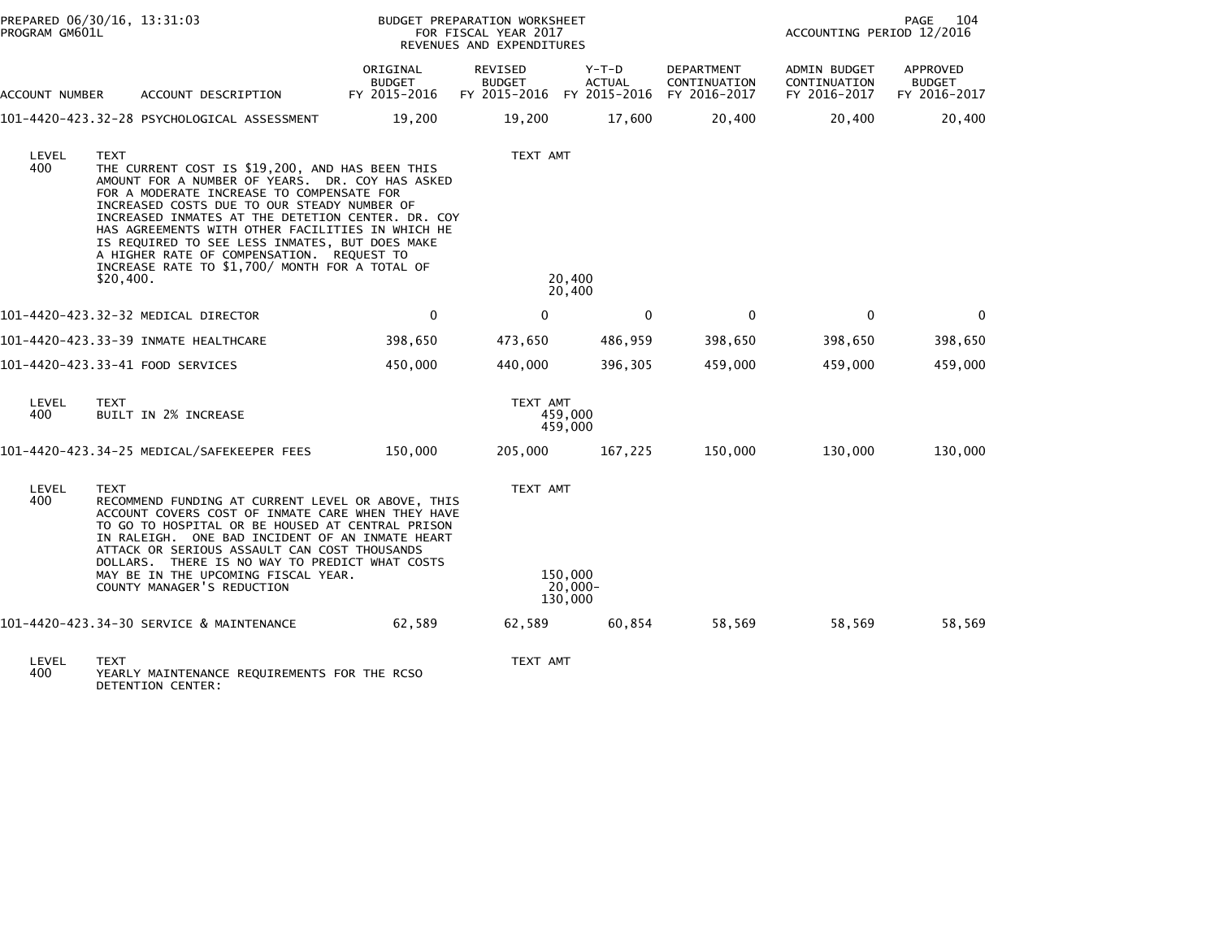BUDGET PREPARATION WORKSHEET
FOR FISCAL YEAR 2017
REVENUES AND EXPENDITURES

PREPARED 06/30/16, 13:31:03
PROGRAM GM601L

ACCOUNTING PERIOD 12/2016

| ACCOUNT NUMBER | ACCOUNT DESCRIPTION | ORIGINAL BUDGET FY 2015-2016 | REVISED BUDGET FY 2015-2016 | Y-T-D ACTUAL FY 2015-2016 | DEPARTMENT CONTINUATION FY 2016-2017 | ADMIN BUDGET CONTINUATION FY 2016-2017 | APPROVED BUDGET FY 2016-2017 |
|---|---|---|---|---|---|---|---|
| 101-4420-423.32-28 | PSYCHOLOGICAL ASSESSMENT | 19,200 | 19,200 | 17,600 | 20,400 | 20,400 | 20,400 |

| LEVEL | TEXT | TEXT AMT |
|---|---|---|
| 400 | THE CURRENT COST IS $19,200, AND HAS BEEN THIS AMOUNT FOR A NUMBER OF YEARS. DR. COY HAS ASKED FOR A MODERATE INCREASE TO COMPENSATE FOR INCREASED COSTS DUE TO OUR STEADY NUMBER OF INCREASED INMATES AT THE DETETION CENTER. DR. COY HAS AGREEMENTS WITH OTHER FACILITIES IN WHICH HE IS REQUIRED TO SEE LESS INMATES, BUT DOES MAKE A HIGHER RATE OF COMPENSATION. REQUEST TO INCREASE RATE TO $1,700/ MONTH FOR A TOTAL OF $20,400. | 20,400 |
| | | 20,400 |

| ACCOUNT NUMBER | ACCOUNT DESCRIPTION | ORIGINAL BUDGET FY 2015-2016 | REVISED BUDGET FY 2015-2016 | Y-T-D ACTUAL FY 2015-2016 | DEPARTMENT CONTINUATION FY 2016-2017 | ADMIN BUDGET CONTINUATION FY 2016-2017 | APPROVED BUDGET FY 2016-2017 |
|---|---|---|---|---|---|---|---|
| 101-4420-423.32-32 | MEDICAL DIRECTOR | 0 | 0 | 0 | 0 | 0 | 0 |
| 101-4420-423.33-39 | INMATE HEALTHCARE | 398,650 | 473,650 | 486,959 | 398,650 | 398,650 | 398,650 |
| 101-4420-423.33-41 | FOOD SERVICES | 450,000 | 440,000 | 396,305 | 459,000 | 459,000 | 459,000 |

| LEVEL | TEXT | TEXT AMT |
|---|---|---|
| 400 | BUILT IN 2% INCREASE | 459,000 |
| | | 459,000 |

| ACCOUNT NUMBER | ACCOUNT DESCRIPTION | ORIGINAL BUDGET FY 2015-2016 | REVISED BUDGET FY 2015-2016 | Y-T-D ACTUAL FY 2015-2016 | DEPARTMENT CONTINUATION FY 2016-2017 | ADMIN BUDGET CONTINUATION FY 2016-2017 | APPROVED BUDGET FY 2016-2017 |
|---|---|---|---|---|---|---|---|
| 101-4420-423.34-25 | MEDICAL/SAFEKEEPER FEES | 150,000 | 205,000 | 167,225 | 150,000 | 130,000 | 130,000 |

| LEVEL | TEXT | TEXT AMT |
|---|---|---|
| 400 | RECOMMEND FUNDING AT CURRENT LEVEL OR ABOVE, THIS ACCOUNT COVERS COST OF INMATE CARE WHEN THEY HAVE TO GO TO HOSPITAL OR BE HOUSED AT CENTRAL PRISON IN RALEIGH. ONE BAD INCIDENT OF AN INMATE HEART ATTACK OR SERIOUS ASSAULT CAN COST THOUSANDS DOLLARS. THERE IS NO WAY TO PREDICT WHAT COSTS MAY BE IN THE UPCOMING FISCAL YEAR. | 150,000 |
| | COUNTY MANAGER'S REDUCTION | 20,000- |
| | | 130,000 |

| ACCOUNT NUMBER | ACCOUNT DESCRIPTION | ORIGINAL BUDGET FY 2015-2016 | REVISED BUDGET FY 2015-2016 | Y-T-D ACTUAL FY 2015-2016 | DEPARTMENT CONTINUATION FY 2016-2017 | ADMIN BUDGET CONTINUATION FY 2016-2017 | APPROVED BUDGET FY 2016-2017 |
|---|---|---|---|---|---|---|---|
| 101-4420-423.34-30 | SERVICE & MAINTENANCE | 62,589 | 62,589 | 60,854 | 58,569 | 58,569 | 58,569 |

| LEVEL | TEXT | TEXT AMT |
|---|---|---|
| 400 | YEARLY MAINTENANCE REQUIREMENTS FOR THE RCSO DETENTION CENTER: | |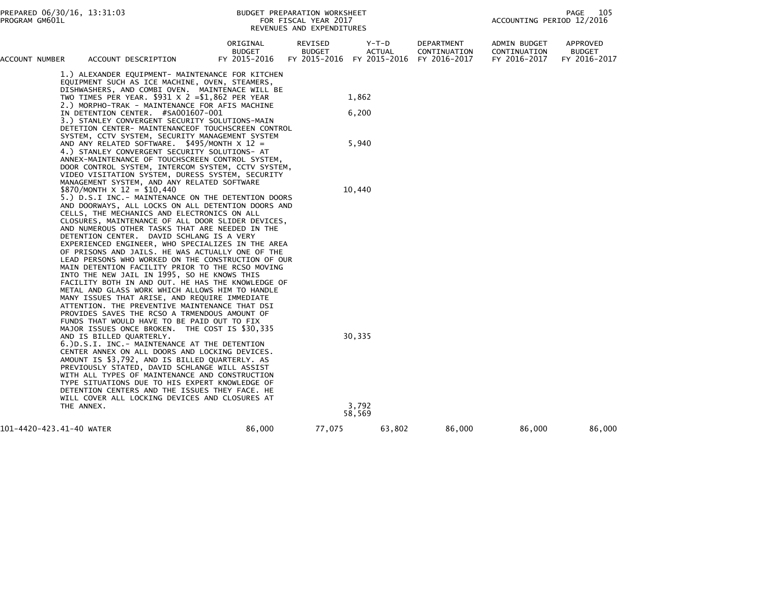| ACCOUNT NUMBER | ACCOUNT DESCRIPTION | ORIGINAL BUDGET FY 2015-2016 | REVISED BUDGET FY 2015-2016 | Y-T-D ACTUAL FY 2015-2016 | DEPARTMENT CONTINUATION FY 2016-2017 | ADMIN BUDGET CONTINUATION FY 2016-2017 | APPROVED BUDGET FY 2016-2017 |
|---|---|---|---|---|---|---|---|
| | 1.) ALEXANDER EQUIPMENT- MAINTENANCE FOR KITCHEN EQUIPMENT SUCH AS ICE MACHINE, OVEN, STEAMERS, DISHWASHERS, AND COMBI OVEN. MAINTENACE WILL BE TWO TIMES PER YEAR. $931 X 2 =$1,862 PER YEAR | | 1,862 | | | | |
| | 2.) MORPHO-TRAK - MAINTENANCE FOR AFIS MACHINE IN DETENTION CENTER. #SA001607-001 | | 6,200 | | | | |
| | 3.) STANLEY CONVERGENT SECURITY SOLUTIONS-MAIN DETETION CENTER- MAINTENANCEOF TOUCHSCREEN CONTROL SYSTEM, CCTV SYSTEM, SECURITY MANAGEMENT SYSTEM AND ANY RELATED SOFTWARE. $495/MONTH X 12 = | | 5,940 | | | | |
| | 4.) STANLEY CONVERGENT SECURITY SOLUTIONS- AT ANNEX-MAINTENANCE OF TOUCHSCREEN CONTROL SYSTEM, DOOR CONTROL SYSTEM, INTERCOM SYSTEM, CCTV SYSTEM, VIDEO VISITATION SYSTEM, DURESS SYSTEM, SECURITY MANAGEMENT SYSTEM, AND ANY RELATED SOFTWARE $870/MONTH X 12 = $10,440 | | 10,440 | | | | |
| | 5.) D.S.I INC.- MAINTENANCE ON THE DETENTION DOORS AND DOORWAYS, ALL LOCKS ON ALL DETENTION DOORS AND CELLS, THE MECHANICS AND ELECTRONICS ON ALL CLOSURES, MAINTENANCE OF ALL DOOR SLIDER DEVICES, AND NUMEROUS OTHER TASKS THAT ARE NEEDED IN THE DETENTION CENTER. DAVID SCHLANG IS A VERY EXPERIENCED ENGINEER, WHO SPECIALIZES IN THE AREA OF PRISONS AND JAILS. HE WAS ACTUALLY ONE OF THE LEAD PERSONS WHO WORKED ON THE CONSTRUCTION OF OUR MAIN DETENTION FACILITY PRIOR TO THE RCSO MOVING INTO THE NEW JAIL IN 1995, SO HE KNOWS THIS FACILITY BOTH IN AND OUT. HE HAS THE KNOWLEDGE OF METAL AND GLASS WORK WHICH ALLOWS HIM TO HANDLE MANY ISSUES THAT ARISE, AND REQUIRE IMMEDIATE ATTENTION. THE PREVENTIVE MAINTENANCE THAT DSI PROVIDES SAVES THE RCSO A TRMENDOUS AMOUNT OF FUNDS THAT WOULD HAVE TO BE PAID OUT TO FIX MAJOR ISSUES ONCE BROKEN. THE COST IS $30,335 AND IS BILLED QUARTERLY. | | 30,335 | | | | |
| | 6.)D.S.I. INC.- MAINTENANCE AT THE DETENTION CENTER ANNEX ON ALL DOORS AND LOCKING DEVICES. AMOUNT IS $3,792, AND IS BILLED QUARTERLY. AS PREVIOUSLY STATED, DAVID SCHLANGE WILL ASSIST WITH ALL TYPES OF MAINTENANCE AND CONSTRUCTION TYPE SITUATIONS DUE TO HIS EXPERT KNOWLEDGE OF DETENTION CENTERS AND THE ISSUES THEY FACE. HE WILL COVER ALL LOCKING DEVICES AND CLOSURES AT THE ANNEX. | | 3,792 | | | | |
| | | | 58,569 | | | | |
| 101-4420-423.41-40 | WATER | 86,000 | 77,075 | 63,802 | 86,000 | 86,000 | 86,000 |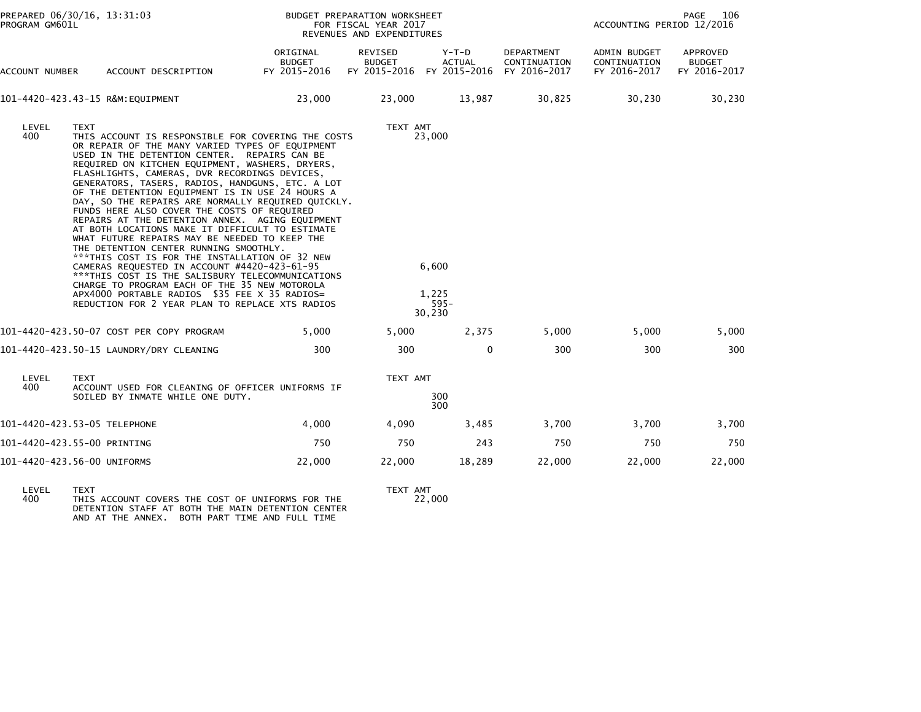PREPARED 06/30/16, 13:31:03
PROGRAM GM601L

BUDGET PREPARATION WORKSHEET
FOR FISCAL YEAR 2017
REVENUES AND EXPENDITURES

ACCOUNTING PERIOD 12/2016

| ACCOUNT NUMBER | ACCOUNT DESCRIPTION | ORIGINAL BUDGET FY 2015-2016 | REVISED BUDGET FY 2015-2016 | Y-T-D ACTUAL FY 2015-2016 | DEPARTMENT CONTINUATION FY 2016-2017 | ADMIN BUDGET CONTINUATION FY 2016-2017 | APPROVED BUDGET FY 2016-2017 |
|---|---|---|---|---|---|---|---|
| 101-4420-423.43-15 | R&M:EQUIPMENT | 23,000 | 23,000 | 13,987 | 30,825 | 30,230 | 30,230 |

| LEVEL | TEXT | TEXT AMT |
|---|---|---|
| 400 | THIS ACCOUNT IS RESPONSIBLE FOR COVERING THE COSTS OR REPAIR OF THE MANY VARIED TYPES OF EQUIPMENT USED IN THE DETENTION CENTER. REPAIRS CAN BE REQUIRED ON KITCHEN EQUIPMENT, WASHERS, DRYERS, FLASHLIGHTS, CAMERAS, DVR RECORDINGS DEVICES, GENERATORS, TASERS, RADIOS, HANDGUNS, ETC. A LOT OF THE DETENTION EQUIPMENT IS IN USE 24 HOURS A DAY, SO THE REPAIRS ARE NORMALLY REQUIRED QUICKLY. FUNDS HERE ALSO COVER THE COSTS OF REQUIRED REPAIRS AT THE DETENTION ANNEX. AGING EQUIPMENT AT BOTH LOCATIONS MAKE IT DIFFICULT TO ESTIMATE WHAT FUTURE REPAIRS MAY BE NEEDED TO KEEP THE THE DETENTION CENTER RUNNING SMOOTHLY. | 23,000 |
| | ***THIS COST IS FOR THE INSTALLATION OF 32 NEW CAMERAS REQUESTED IN ACCOUNT #4420-423-61-95 | 6,600 |
| | ***THIS COST IS THE SALISBURY TELECOMMUNICATIONS CHARGE TO PROGRAM EACH OF THE 35 NEW MOTOROLA APX4000 PORTABLE RADIOS $35 FEE X 35 RADIOS= | 1,225 |
| | REDUCTION FOR 2 YEAR PLAN TO REPLACE XTS RADIOS | 595- |
| | | 30,230 |

| ACCOUNT NUMBER | ACCOUNT DESCRIPTION | ORIGINAL BUDGET FY 2015-2016 | REVISED BUDGET FY 2015-2016 | Y-T-D ACTUAL FY 2015-2016 | DEPARTMENT CONTINUATION FY 2016-2017 | ADMIN BUDGET CONTINUATION FY 2016-2017 | APPROVED BUDGET FY 2016-2017 |
|---|---|---|---|---|---|---|---|
| 101-4420-423.50-07 | COST PER COPY PROGRAM | 5,000 | 5,000 | 2,375 | 5,000 | 5,000 | 5,000 |
| 101-4420-423.50-15 | LAUNDRY/DRY CLEANING | 300 | 300 | 0 | 300 | 300 | 300 |

| LEVEL | TEXT | TEXT AMT |
|---|---|---|
| 400 | ACCOUNT USED FOR CLEANING OF OFFICER UNIFORMS IF SOILED BY INMATE WHILE ONE DUTY. | 300 |
| | | 300 |

| ACCOUNT NUMBER | ACCOUNT DESCRIPTION | ORIGINAL BUDGET FY 2015-2016 | REVISED BUDGET FY 2015-2016 | Y-T-D ACTUAL FY 2015-2016 | DEPARTMENT CONTINUATION FY 2016-2017 | ADMIN BUDGET CONTINUATION FY 2016-2017 | APPROVED BUDGET FY 2016-2017 |
|---|---|---|---|---|---|---|---|
| 101-4420-423.53-05 | TELEPHONE | 4,000 | 4,090 | 3,485 | 3,700 | 3,700 | 3,700 |
| 101-4420-423.55-00 | PRINTING | 750 | 750 | 243 | 750 | 750 | 750 |
| 101-4420-423.56-00 | UNIFORMS | 22,000 | 22,000 | 18,289 | 22,000 | 22,000 | 22,000 |

| LEVEL | TEXT | TEXT AMT |
|---|---|---|
| 400 | THIS ACCOUNT COVERS THE COST OF UNIFORMS FOR THE DETENTION STAFF AT BOTH THE MAIN DETENTION CENTER AND AT THE ANNEX. BOTH PART TIME AND FULL TIME | 22,000 |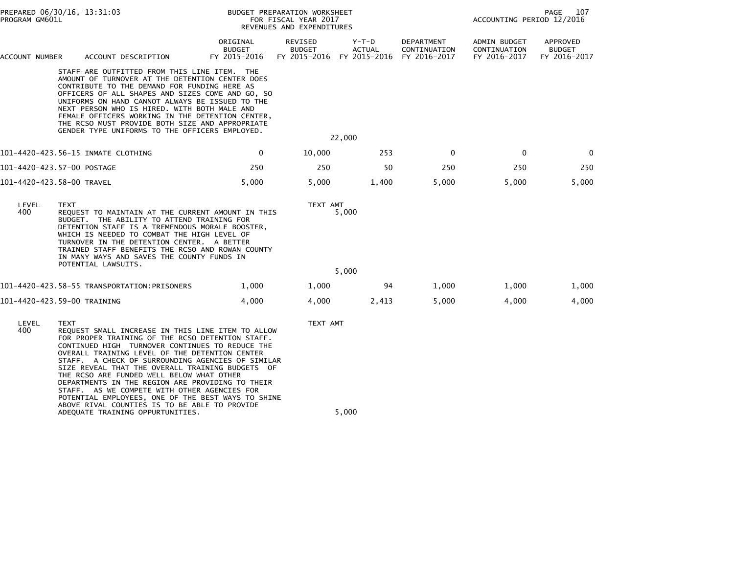BUDGET PREPARATION WORKSHEET
FOR FISCAL YEAR 2017
REVENUES AND EXPENDITURES

| ACCOUNT NUMBER | ACCOUNT DESCRIPTION | ORIGINAL BUDGET FY 2015-2016 | REVISED BUDGET FY 2015-2016 | Y-T-D ACTUAL FY 2015-2016 | DEPARTMENT CONTINUATION FY 2016-2017 | ADMIN BUDGET CONTINUATION FY 2016-2017 | APPROVED BUDGET FY 2016-2017 |
|---|---|---|---|---|---|---|---|

STAFF ARE OUTFITTED FROM THIS LINE ITEM. THE AMOUNT OF TURNOVER AT THE DETENTION CENTER DOES CONTRIBUTE TO THE DEMAND FOR FUNDING HERE AS OFFICERS OF ALL SHAPES AND SIZES COME AND GO, SO UNIFORMS ON HAND CANNOT ALWAYS BE ISSUED TO THE NEXT PERSON WHO IS HIRED. WITH BOTH MALE AND FEMALE OFFICERS WORKING IN THE DETENTION CENTER, THE RCSO MUST PROVIDE BOTH SIZE AND APPROPRIATE GENDER TYPE UNIFORMS TO THE OFFICERS EMPLOYED.

22,000

| ACCOUNT NUMBER | ACCOUNT DESCRIPTION | ORIGINAL BUDGET FY 2015-2016 | REVISED BUDGET FY 2015-2016 | Y-T-D ACTUAL FY 2015-2016 | DEPARTMENT CONTINUATION FY 2016-2017 | ADMIN BUDGET CONTINUATION FY 2016-2017 | APPROVED BUDGET FY 2016-2017 |
|---|---|---|---|---|---|---|---|
| 101-4420-423.56-15 | INMATE CLOTHING | 0 | 10,000 | 253 | 0 | 0 | 0 |
| 101-4420-423.57-00 | POSTAGE | 250 | 250 | 50 | 250 | 250 | 250 |
| 101-4420-423.58-00 | TRAVEL | 5,000 | 5,000 | 1,400 | 5,000 | 5,000 | 5,000 |

| LEVEL | TEXT | TEXT AMT |
|---|---|---|
| 400 | REQUEST TO MAINTAIN AT THE CURRENT AMOUNT IN THIS BUDGET. THE ABILITY TO ATTEND TRAINING FOR DETENTION STAFF IS A TREMENDOUS MORALE BOOSTER, WHICH IS NEEDED TO COMBAT THE HIGH LEVEL OF TURNOVER IN THE DETENTION CENTER. A BETTER TRAINED STAFF BENEFITS THE RCSO AND ROWAN COUNTY IN MANY WAYS AND SAVES THE COUNTY FUNDS IN POTENTIAL LAWSUITS. | 5,000 |
| | | 5,000 |

| ACCOUNT NUMBER | ACCOUNT DESCRIPTION | ORIGINAL BUDGET FY 2015-2016 | REVISED BUDGET FY 2015-2016 | Y-T-D ACTUAL FY 2015-2016 | DEPARTMENT CONTINUATION FY 2016-2017 | ADMIN BUDGET CONTINUATION FY 2016-2017 | APPROVED BUDGET FY 2016-2017 |
|---|---|---|---|---|---|---|---|
| 101-4420-423.58-55 | TRANSPORTATION:PRISONERS | 1,000 | 1,000 | 94 | 1,000 | 1,000 | 1,000 |
| 101-4420-423.59-00 | TRAINING | 4,000 | 4,000 | 2,413 | 5,000 | 4,000 | 4,000 |

| LEVEL | TEXT | TEXT AMT |
|---|---|---|
| 400 | REQUEST SMALL INCREASE IN THIS LINE ITEM TO ALLOW FOR PROPER TRAINING OF THE RCSO DETENTION STAFF. CONTINUED HIGH TURNOVER CONTINUES TO REDUCE THE OVERALL TRAINING LEVEL OF THE DETENTION CENTER STAFF. A CHECK OF SURROUNDING AGENCIES OF SIMILAR SIZE REVEAL THAT THE OVERALL TRAINING BUDGETS OF THE RCSO ARE FUNDED WELL BELOW WHAT OTHER DEPARTMENTS IN THE REGION ARE PROVIDING TO THEIR STAFF. AS WE COMPETE WITH OTHER AGENCIES FOR POTENTIAL EMPLOYEES, ONE OF THE BEST WAYS TO SHINE ABOVE RIVAL COUNTIES IS TO BE ABLE TO PROVIDE ADEQUATE TRAINING OPPURTUNITIES. | 5,000 |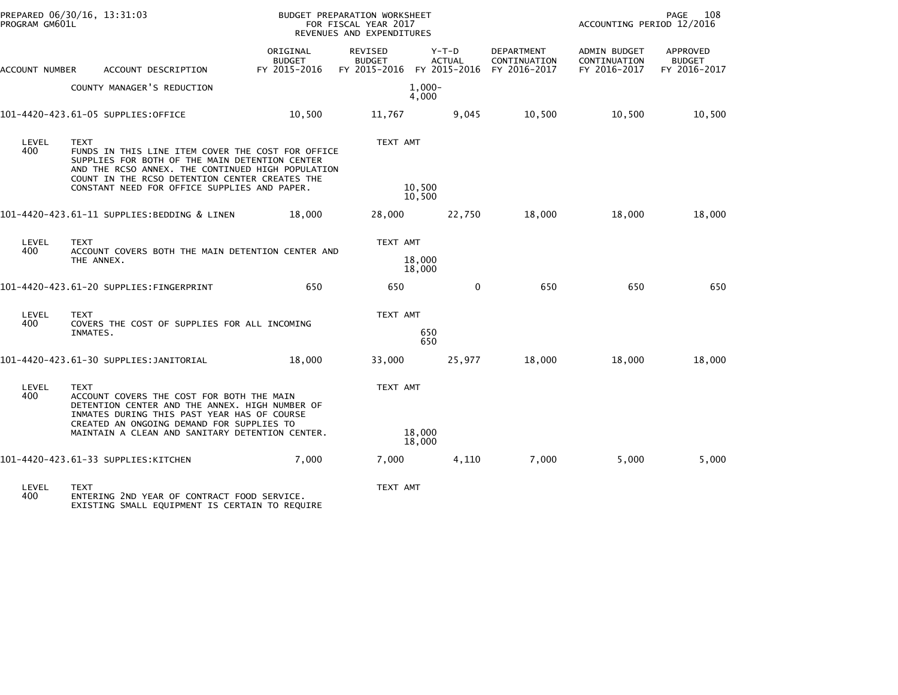| ACCOUNT NUMBER | ACCOUNT DESCRIPTION | ORIGINAL BUDGET FY 2015-2016 | REVISED BUDGET FY 2015-2016 | Y-T-D ACTUAL FY 2015-2016 | DEPARTMENT CONTINUATION FY 2016-2017 | ADMIN BUDGET CONTINUATION FY 2016-2017 | APPROVED BUDGET FY 2016-2017 |
|---|---|---|---|---|---|---|---|
| | COUNTY MANAGER'S REDUCTION | | 1,000- 4,000 | | | | |
| 101-4420-423.61-05 | SUPPLIES:OFFICE | 10,500 | 11,767 | 9,045 | 10,500 | 10,500 | 10,500 |

LEVEL 400 TEXT
FUNDS IN THIS LINE ITEM COVER THE COST FOR OFFICE SUPPLIES FOR BOTH OF THE MAIN DETENTION CENTER AND THE RCSO ANNEX. THE CONTINUED HIGH POPULATION COUNT IN THE RCSO DETENTION CENTER CREATES THE CONSTANT NEED FOR OFFICE SUPPLIES AND PAPER.

TEXT AMT: 10,500
10,500

| ACCOUNT NUMBER | ACCOUNT DESCRIPTION | ORIGINAL BUDGET FY 2015-2016 | REVISED BUDGET FY 2015-2016 | Y-T-D ACTUAL FY 2015-2016 | DEPARTMENT CONTINUATION FY 2016-2017 | ADMIN BUDGET CONTINUATION FY 2016-2017 | APPROVED BUDGET FY 2016-2017 |
|---|---|---|---|---|---|---|---|
| 101-4420-423.61-11 | SUPPLIES:BEDDING & LINEN | 18,000 | 28,000 | 22,750 | 18,000 | 18,000 | 18,000 |

LEVEL 400 TEXT
ACCOUNT COVERS BOTH THE MAIN DETENTION CENTER AND THE ANNEX.

TEXT AMT: 18,000
18,000

| ACCOUNT NUMBER | ACCOUNT DESCRIPTION | ORIGINAL BUDGET FY 2015-2016 | REVISED BUDGET FY 2015-2016 | Y-T-D ACTUAL FY 2015-2016 | DEPARTMENT CONTINUATION FY 2016-2017 | ADMIN BUDGET CONTINUATION FY 2016-2017 | APPROVED BUDGET FY 2016-2017 |
|---|---|---|---|---|---|---|---|
| 101-4420-423.61-20 | SUPPLIES:FINGERPRINT | 650 | 650 | 0 | 650 | 650 | 650 |

LEVEL 400 TEXT
COVERS THE COST OF SUPPLIES FOR ALL INCOMING INMATES.

TEXT AMT: 650
650

| ACCOUNT NUMBER | ACCOUNT DESCRIPTION | ORIGINAL BUDGET FY 2015-2016 | REVISED BUDGET FY 2015-2016 | Y-T-D ACTUAL FY 2015-2016 | DEPARTMENT CONTINUATION FY 2016-2017 | ADMIN BUDGET CONTINUATION FY 2016-2017 | APPROVED BUDGET FY 2016-2017 |
|---|---|---|---|---|---|---|---|
| 101-4420-423.61-30 | SUPPLIES:JANITORIAL | 18,000 | 33,000 | 25,977 | 18,000 | 18,000 | 18,000 |

LEVEL 400 TEXT
ACCOUNT COVERS THE COST FOR BOTH THE MAIN DETENTION CENTER AND THE ANNEX. HIGH NUMBER OF INMATES DURING THIS PAST YEAR HAS OF COURSE CREATED AN ONGOING DEMAND FOR SUPPLIES TO MAINTAIN A CLEAN AND SANITARY DETENTION CENTER.

TEXT AMT: 18,000
18,000

| ACCOUNT NUMBER | ACCOUNT DESCRIPTION | ORIGINAL BUDGET FY 2015-2016 | REVISED BUDGET FY 2015-2016 | Y-T-D ACTUAL FY 2015-2016 | DEPARTMENT CONTINUATION FY 2016-2017 | ADMIN BUDGET CONTINUATION FY 2016-2017 | APPROVED BUDGET FY 2016-2017 |
|---|---|---|---|---|---|---|---|
| 101-4420-423.61-33 | SUPPLIES:KITCHEN | 7,000 | 7,000 | 4,110 | 7,000 | 5,000 | 5,000 |

LEVEL 400 TEXT
ENTERING 2ND YEAR OF CONTRACT FOOD SERVICE. EXISTING SMALL EQUIPMENT IS CERTAIN TO REQUIRE

TEXT AMT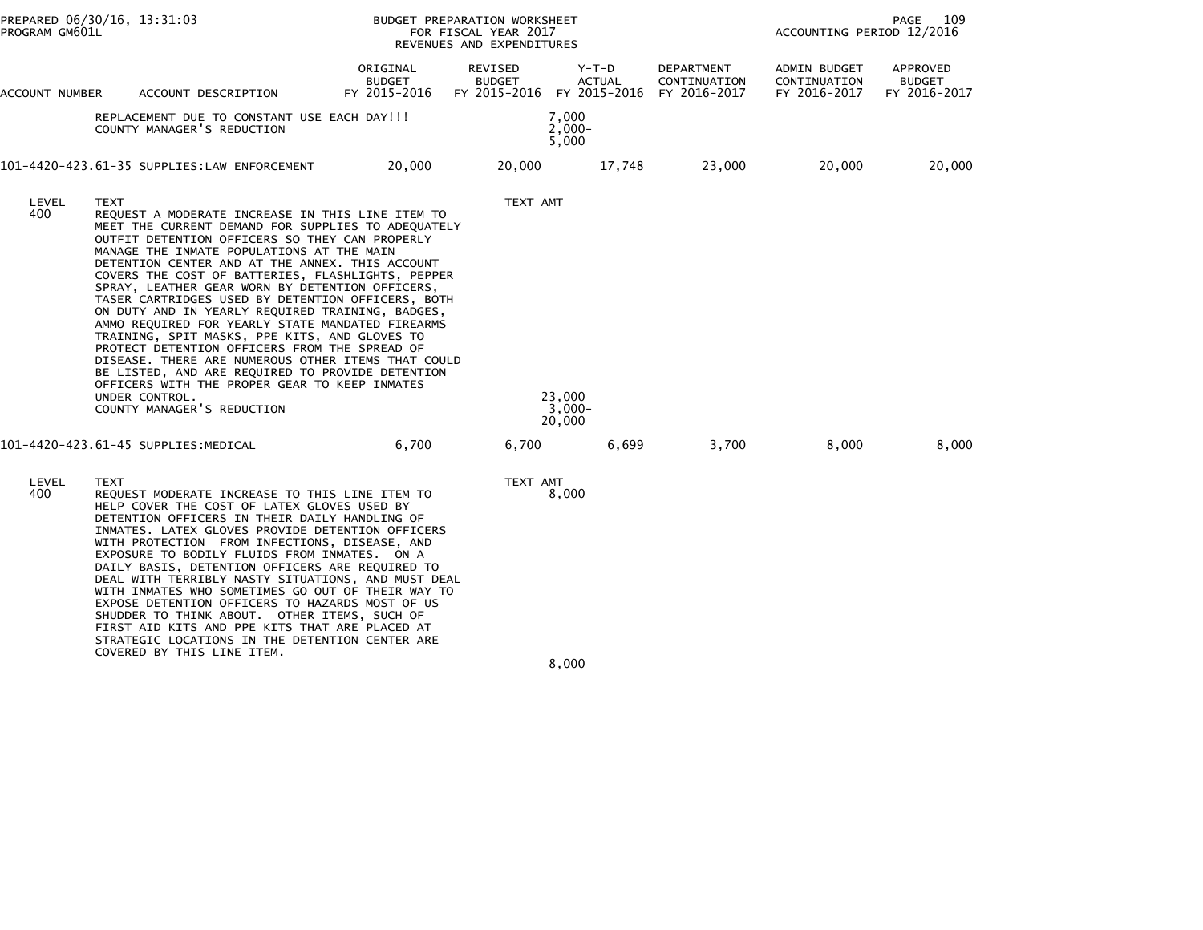| ACCOUNT NUMBER | ACCOUNT DESCRIPTION | ORIGINAL BUDGET FY 2015-2016 | REVISED BUDGET FY 2015-2016 | Y-T-D ACTUAL FY 2015-2016 | DEPARTMENT CONTINUATION FY 2016-2017 | ADMIN BUDGET CONTINUATION FY 2016-2017 | APPROVED BUDGET FY 2016-2017 |
|---|---|---|---|---|---|---|---|
| | REPLACEMENT DUE TO CONSTANT USE EACH DAY!!! | | 7,000 | | | | |
| | COUNTY MANAGER'S REDUCTION | | 2,000- | | | | |
| | | | 5,000 | | | | |
| 101-4420-423.61-35 | SUPPLIES:LAW ENFORCEMENT | 20,000 | 20,000 | 17,748 | 23,000 | 20,000 | 20,000 |

LEVEL 400

TEXT

REQUEST A MODERATE INCREASE IN THIS LINE ITEM TO MEET THE CURRENT DEMAND FOR SUPPLIES TO ADEQUATELY OUTFIT DETENTION OFFICERS SO THEY CAN PROPERLY MANAGE THE INMATE POPULATIONS AT THE MAIN DETENTION CENTER AND AT THE ANNEX. THIS ACCOUNT COVERS THE COST OF BATTERIES, FLASHLIGHTS, PEPPER SPRAY, LEATHER GEAR WORN BY DETENTION OFFICERS, TASER CARTRIDGES USED BY DETENTION OFFICERS, BOTH ON DUTY AND IN YEARLY REQUIRED TRAINING, BADGES, AMMO REQUIRED FOR YEARLY STATE MANDATED FIREARMS TRAINING, SPIT MASKS, PPE KITS, AND GLOVES TO PROTECT DETENTION OFFICERS FROM THE SPREAD OF DISEASE. THERE ARE NUMEROUS OTHER ITEMS THAT COULD BE LISTED, AND ARE REQUIRED TO PROVIDE DETENTION OFFICERS WITH THE PROPER GEAR TO KEEP INMATES UNDER CONTROL.

COUNTY MANAGER'S REDUCTION

| TEXT AMT |
|---|
| 23,000 |
| 3,000- |
| 20,000 |

| ACCOUNT NUMBER | ACCOUNT DESCRIPTION | ORIGINAL BUDGET FY 2015-2016 | REVISED BUDGET FY 2015-2016 | Y-T-D ACTUAL FY 2015-2016 | DEPARTMENT CONTINUATION FY 2016-2017 | ADMIN BUDGET CONTINUATION FY 2016-2017 | APPROVED BUDGET FY 2016-2017 |
|---|---|---|---|---|---|---|---|
| 101-4420-423.61-45 | SUPPLIES:MEDICAL | 6,700 | 6,700 | 6,699 | 3,700 | 8,000 | 8,000 |

LEVEL 400

TEXT

REQUEST MODERATE INCREASE TO THIS LINE ITEM TO HELP COVER THE COST OF LATEX GLOVES USED BY DETENTION OFFICERS IN THEIR DAILY HANDLING OF INMATES. LATEX GLOVES PROVIDE DETENTION OFFICERS WITH PROTECTION FROM INFECTIONS, DISEASE, AND EXPOSURE TO BODILY FLUIDS FROM INMATES. ON A DAILY BASIS, DETENTION OFFICERS ARE REQUIRED TO DEAL WITH TERRIBLY NASTY SITUATIONS, AND MUST DEAL WITH INMATES WHO SOMETIMES GO OUT OF THEIR WAY TO EXPOSE DETENTION OFFICERS TO HAZARDS MOST OF US SHUDDER TO THINK ABOUT. OTHER ITEMS, SUCH OF FIRST AID KITS AND PPE KITS THAT ARE PLACED AT STRATEGIC LOCATIONS IN THE DETENTION CENTER ARE COVERED BY THIS LINE ITEM.

| TEXT AMT |
|---|
| 8,000 |
| 8,000 |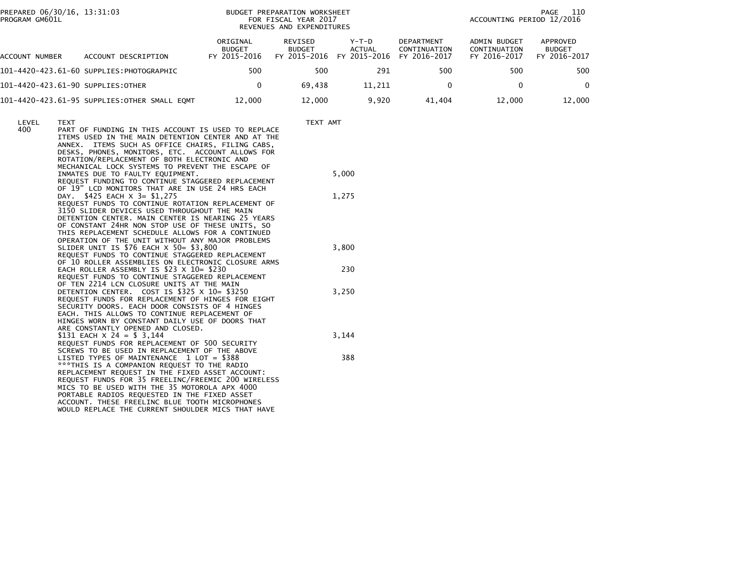BUDGET PREPARATION WORKSHEET
FOR FISCAL YEAR 2017
REVENUES AND EXPENDITURES

| ACCOUNT NUMBER | ACCOUNT DESCRIPTION | ORIGINAL BUDGET FY 2015-2016 | REVISED BUDGET FY 2015-2016 | Y-T-D ACTUAL FY 2015-2016 | DEPARTMENT CONTINUATION FY 2016-2017 | ADMIN BUDGET CONTINUATION FY 2016-2017 | APPROVED BUDGET FY 2016-2017 |
|---|---|---|---|---|---|---|---|
| 101-4420-423.61-60 | SUPPLIES:PHOTOGRAPHIC | 500 | 500 | 291 | 500 | 500 | 500 |
| 101-4420-423.61-90 | SUPPLIES:OTHER | 0 | 69,438 | 11,211 | 0 | 0 | 0 |
| 101-4420-423.61-95 | SUPPLIES:OTHER SMALL EQMT | 12,000 | 12,000 | 9,920 | 41,404 | 12,000 | 12,000 |

| LEVEL | TEXT | TEXT AMT |
|---|---|---|
| 400 | PART OF FUNDING IN THIS ACCOUNT IS USED TO REPLACE ITEMS USED IN THE MAIN DETENTION CENTER AND AT THE ANNEX. ITEMS SUCH AS OFFICE CHAIRS, FILING CABS, DESKS, PHONES, MONITORS, ETC. ACCOUNT ALLOWS FOR ROTATION/REPLACEMENT OF BOTH ELECTRONIC AND MECHANICAL LOCK SYSTEMS TO PREVENT THE ESCAPE OF INMATES DUE TO FAULTY EQUIPMENT. | 5,000 |
| | REQUEST FUNDING TO CONTINUE STAGGERED REPLACEMENT OF 19" LCD MONITORS THAT ARE IN USE 24 HRS EACH DAY. $425 EACH X 3= $1,275 | 1,275 |
| | REQUEST FUNDS TO CONTINUE ROTATION REPLACEMENT OF 3150 SLIDER DEVICES USED THROUGHOUT THE MAIN DETENTION CENTER. MAIN CENTER IS NEARING 25 YEARS OF CONSTANT 24HR NON STOP USE OF THESE UNITS, SO THIS REPLACEMENT SCHEDULE ALLOWS FOR A CONTINUED OPERATION OF THE UNIT WITHOUT ANY MAJOR PROBLEMS SLIDER UNIT IS $76 EACH X 50= $3,800 | 3,800 |
| | REQUEST FUNDS TO CONTINUE STAGGERED REPLACEMENT OF 10 ROLLER ASSEMBLIES ON ELECTRONIC CLOSURE ARMS EACH ROLLER ASSEMBLY IS $23 X 10= $230 | 230 |
| | REQUEST FUNDS TO CONTINUE STAGGERED REPLACEMENT OF TEN 2214 LCN CLOSURE UNITS AT THE MAIN DETENTION CENTER. COST IS $325 X 10= $3250 | 3,250 |
| | REQUEST FUNDS FOR REPLACEMENT OF HINGES FOR EIGHT SECURITY DOORS. EACH DOOR CONSISTS OF 4 HINGES EACH. THIS ALLOWS TO CONTINUE REPLACEMENT OF HINGES WORN BY CONSTANT DAILY USE OF DOORS THAT ARE CONSTANTLY OPENED AND CLOSED. $131 EACH X 24 = $ 3,144 | 3,144 |
| | REQUEST FUNDS FOR REPLACEMENT OF 500 SECURITY SCREWS TO BE USED IN REPLACEMENT OF THE ABOVE LISTED TYPES OF MAINTENANCE 1 LOT = $388 | 388 |
| | ***THIS IS A COMPANION REQUEST TO THE RADIO REPLACEMENT REQUEST IN THE FIXED ASSET ACCOUNT: REQUEST FUNDS FOR 35 FREELINC/FREEMIC 200 WIRELESS MICS TO BE USED WITH THE 35 MOTOROLA APX 4000 PORTABLE RADIOS REQUESTED IN THE FIXED ASSET ACCOUNT. THESE FREELINC BLUE TOOTH MICROPHONES WOULD REPLACE THE CURRENT SHOULDER MICS THAT HAVE | |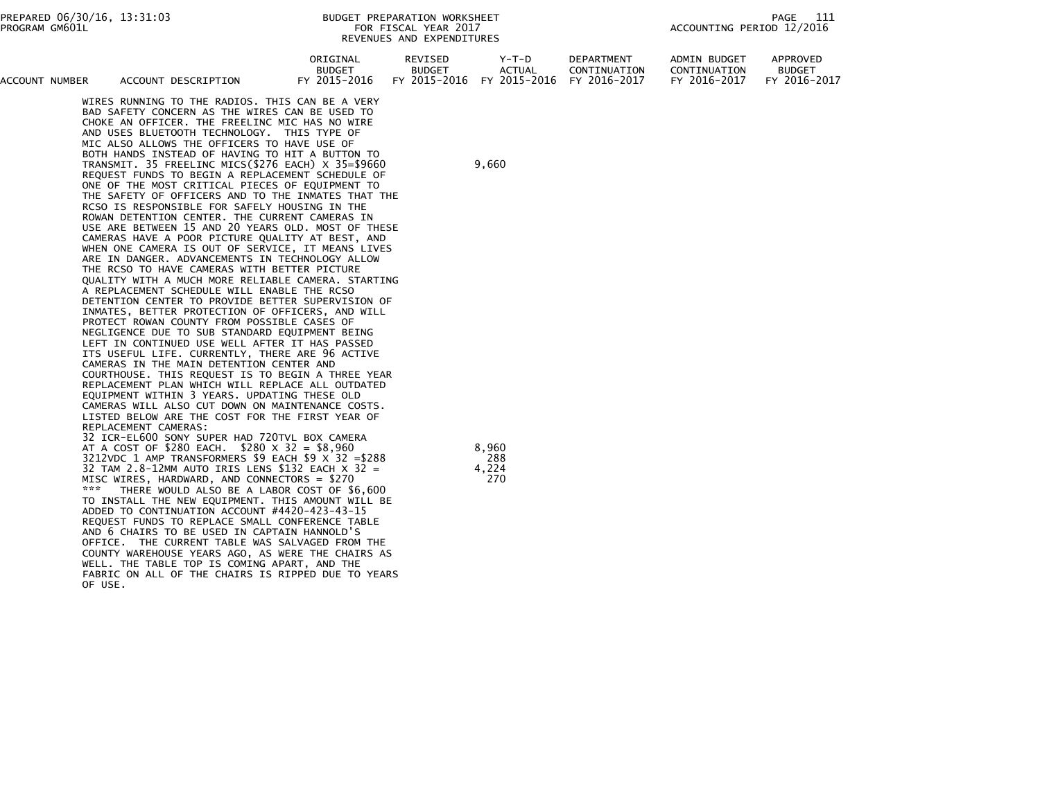BUDGET PREPARATION WORKSHEET
FOR FISCAL YEAR 2017
REVENUES AND EXPENDITURES

PREPARED 06/30/16, 13:31:03
PROGRAM GM601L

ACCOUNTING PERIOD 12/2016

| ACCOUNT NUMBER | ACCOUNT DESCRIPTION | ORIGINAL BUDGET FY 2015-2016 | REVISED BUDGET FY 2015-2016 | Y-T-D ACTUAL FY 2015-2016 | DEPARTMENT CONTINUATION FY 2016-2017 | ADMIN BUDGET CONTINUATION FY 2016-2017 | APPROVED BUDGET FY 2016-2017 |
|---|---|---|---|---|---|---|---|
| | WIRES RUNNING TO THE RADIOS. THIS CAN BE A VERY BAD SAFETY CONCERN AS THE WIRES CAN BE USED TO CHOKE AN OFFICER. THE FREELINC MIC HAS NO WIRE AND USES BLUETOOTH TECHNOLOGY. THIS TYPE OF MIC ALSO ALLOWS THE OFFICERS TO HAVE USE OF BOTH HANDS INSTEAD OF HAVING TO HIT A BUTTON TO TRANSMIT. 35 FREELINC MICS($276 EACH) X 35=$9660 | | | 9,660 | | | |
| | REQUEST FUNDS TO BEGIN A REPLACEMENT SCHEDULE OF ONE OF THE MOST CRITICAL PIECES OF EQUIPMENT TO THE SAFETY OF OFFICERS AND TO THE INMATES THAT THE RCSO IS RESPONSIBLE FOR SAFELY HOUSING IN THE ROWAN DETENTION CENTER. THE CURRENT CAMERAS IN USE ARE BETWEEN 15 AND 20 YEARS OLD. MOST OF THESE CAMERAS HAVE A POOR PICTURE QUALITY AT BEST, AND WHEN ONE CAMERA IS OUT OF SERVICE, IT MEANS LIVES ARE IN DANGER. ADVANCEMENTS IN TECHNOLOGY ALLOW THE RCSO TO HAVE CAMERAS WITH BETTER PICTURE QUALITY WITH A MUCH MORE RELIABLE CAMERA. STARTING A REPLACEMENT SCHEDULE WILL ENABLE THE RCSO DETENTION CENTER TO PROVIDE BETTER SUPERVISION OF INMATES, BETTER PROTECTION OF OFFICERS, AND WILL PROTECT ROWAN COUNTY FROM POSSIBLE CASES OF NEGLIGENCE DUE TO SUB STANDARD EQUIPMENT BEING LEFT IN CONTINUED USE WELL AFTER IT HAS PASSED ITS USEFUL LIFE. CURRENTLY, THERE ARE 96 ACTIVE CAMERAS IN THE MAIN DETENTION CENTER AND COURTHOUSE. THIS REQUEST IS TO BEGIN A THREE YEAR REPLACEMENT PLAN WHICH WILL REPLACE ALL OUTDATED EQUIPMENT WITHIN 3 YEARS. UPDATING THESE OLD CAMERAS WILL ALSO CUT DOWN ON MAINTENANCE COSTS. LISTED BELOW ARE THE COST FOR THE FIRST YEAR OF REPLACEMENT CAMERAS: | | | | | | |
| | 32 ICR-EL600 SONY SUPER HAD 720TVL BOX CAMERA AT A COST OF $280 EACH. $280 X 32 = $8,960 | | | 8,960 | | | |
| | 3212VDC 1 AMP TRANSFORMERS $9 EACH $9 X 32 =$288 | | | 288 | | | |
| | 32 TAM 2.8-12MM AUTO IRIS LENS $132 EACH X 32 = | | | 4,224 | | | |
| | MISC WIRES, HARDWARD, AND CONNECTORS = $270 | | | 270 | | | |
| | *** THERE WOULD ALSO BE A LABOR COST OF $6,600 TO INSTALL THE NEW EQUIPMENT. THIS AMOUNT WILL BE ADDED TO CONTINUATION ACCOUNT #4420-423-43-15 | | | | | | |
| | REQUEST FUNDS TO REPLACE SMALL CONFERENCE TABLE AND 6 CHAIRS TO BE USED IN CAPTAIN HANNOLD'S OFFICE. THE CURRENT TABLE WAS SALVAGED FROM THE COUNTY WAREHOUSE YEARS AGO, AS WERE THE CHAIRS AS WELL. THE TABLE TOP IS COMING APART, AND THE FABRIC ON ALL OF THE CHAIRS IS RIPPED DUE TO YEARS OF USE. | | | | | | |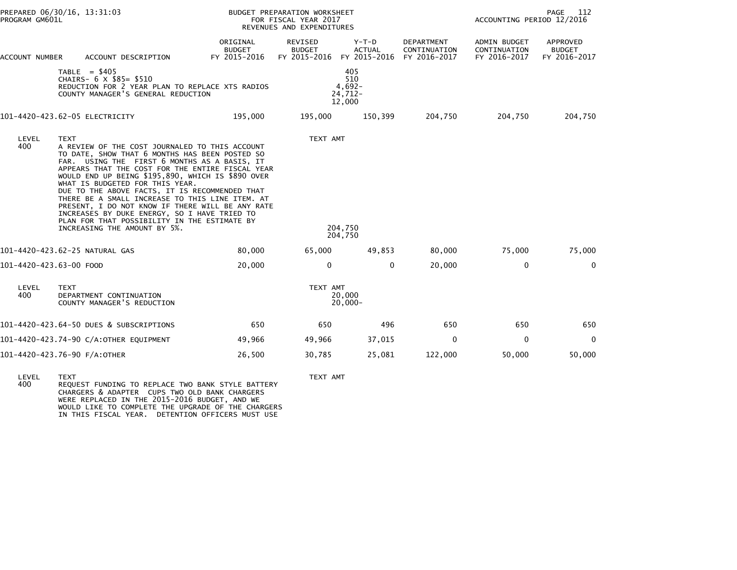| ACCOUNT NUMBER | ACCOUNT DESCRIPTION | ORIGINAL BUDGET FY 2015-2016 | REVISED BUDGET FY 2015-2016 | Y-T-D ACTUAL FY 2015-2016 | DEPARTMENT CONTINUATION FY 2016-2017 | ADMIN BUDGET CONTINUATION FY 2016-2017 | APPROVED BUDGET FY 2016-2017 |
|---|---|---|---|---|---|---|---|
| | TABLE = $405 | | | 405 | | | |
| | CHAIRS- 6 X $85= $510 | | | 510 | | | |
| | REDUCTION FOR 2 YEAR PLAN TO REPLACE XTS RADIOS | | | 4,692- | | | |
| | COUNTY MANAGER'S GENERAL REDUCTION | | | 24,712- | | | |
| | | | | 12,000 | | | |
| 101-4420-423.62-05 | ELECTRICITY | 195,000 | 195,000 | 150,399 | 204,750 | 204,750 | 204,750 |

LEVEL 400 — TEXT / TEXT AMT

A REVIEW OF THE COST JOURNALED TO THIS ACCOUNT TO DATE, SHOW THAT 6 MONTHS HAS BEEN POSTED SO FAR. USING THE FIRST 6 MONTHS AS A BASIS, IT APPEARS THAT THE COST FOR THE ENTIRE FISCAL YEAR WOULD END UP BEING $195,890, WHICH IS $890 OVER WHAT IS BUDGETED FOR THIS YEAR.
DUE TO THE ABOVE FACTS, IT IS RECOMMENDED THAT THERE BE A SMALL INCREASE TO THIS LINE ITEM. AT PRESENT, I DO NOT KNOW IF THERE WILL BE ANY RATE INCREASES BY DUKE ENERGY, SO I HAVE TRIED TO PLAN FOR THAT POSSIBILITY IN THE ESTIMATE BY INCREASING THE AMOUNT BY 5%. — 204,750

204,750

| ACCOUNT NUMBER | ACCOUNT DESCRIPTION | ORIGINAL BUDGET FY 2015-2016 | REVISED BUDGET FY 2015-2016 | Y-T-D ACTUAL FY 2015-2016 | DEPARTMENT CONTINUATION FY 2016-2017 | ADMIN BUDGET CONTINUATION FY 2016-2017 | APPROVED BUDGET FY 2016-2017 |
|---|---|---|---|---|---|---|---|
| 101-4420-423.62-25 | NATURAL GAS | 80,000 | 65,000 | 49,853 | 80,000 | 75,000 | 75,000 |
| 101-4420-423.63-00 | FOOD | 20,000 | 0 | 0 | 20,000 | 0 | 0 |

LEVEL 400 — TEXT / TEXT AMT

| TEXT | TEXT AMT |
|---|---|
| DEPARTMENT CONTINUATION | 20,000 |
| COUNTY MANAGER'S REDUCTION | 20,000- |

| ACCOUNT NUMBER | ACCOUNT DESCRIPTION | ORIGINAL BUDGET FY 2015-2016 | REVISED BUDGET FY 2015-2016 | Y-T-D ACTUAL FY 2015-2016 | DEPARTMENT CONTINUATION FY 2016-2017 | ADMIN BUDGET CONTINUATION FY 2016-2017 | APPROVED BUDGET FY 2016-2017 |
|---|---|---|---|---|---|---|---|
| 101-4420-423.64-50 | DUES & SUBSCRIPTIONS | 650 | 650 | 496 | 650 | 650 | 650 |
| 101-4420-423.74-90 | C/A:OTHER EQUIPMENT | 49,966 | 49,966 | 37,015 | 0 | 0 | 0 |
| 101-4420-423.76-90 | F/A:OTHER | 26,500 | 30,785 | 25,081 | 122,000 | 50,000 | 50,000 |

LEVEL 400 — TEXT / TEXT AMT

REQUEST FUNDING TO REPLACE TWO BANK STYLE BATTERY CHARGERS & ADAPTER CUPS TWO OLD BANK CHARGERS WERE REPLACED IN THE 2015-2016 BUDGET, AND WE WOULD LIKE TO COMPLETE THE UPGRADE OF THE CHARGERS IN THIS FISCAL YEAR. DETENTION OFFICERS MUST USE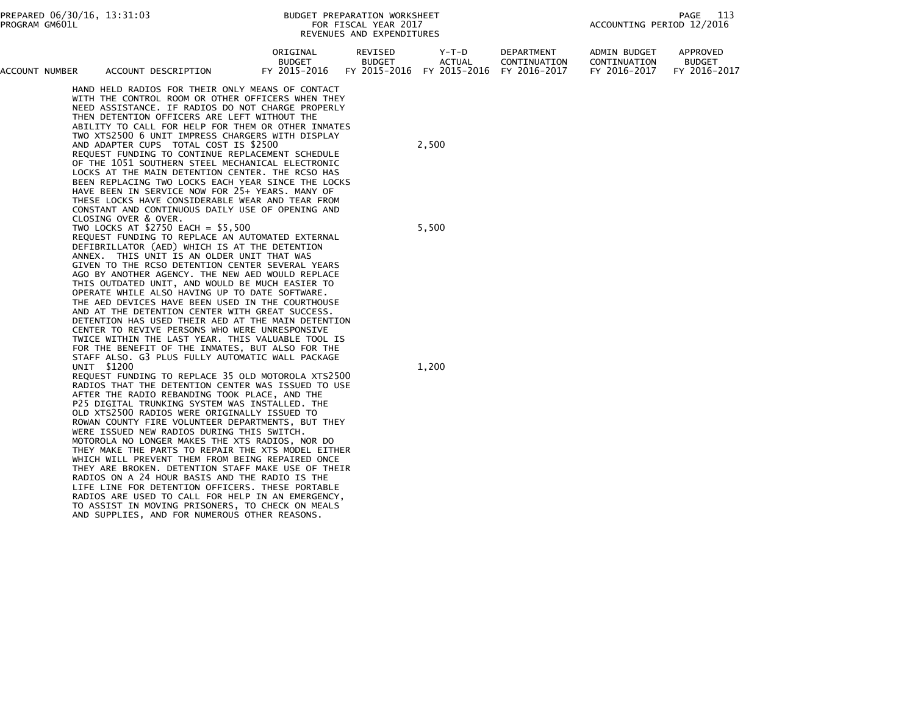BUDGET PREPARATION WORKSHEET
FOR FISCAL YEAR 2017
REVENUES AND EXPENDITURES

PREPARED 06/30/16, 13:31:03
PROGRAM GM601L

ACCOUNTING PERIOD 12/2016

| ACCOUNT NUMBER | ACCOUNT DESCRIPTION | ORIGINAL BUDGET FY 2015-2016 | REVISED BUDGET FY 2015-2016 | Y-T-D ACTUAL FY 2015-2016 | DEPARTMENT CONTINUATION FY 2016-2017 | ADMIN BUDGET CONTINUATION FY 2016-2017 | APPROVED BUDGET FY 2016-2017 |
|---|---|---|---|---|---|---|---|
| | HAND HELD RADIOS FOR THEIR ONLY MEANS OF CONTACT WITH THE CONTROL ROOM OR OTHER OFFICERS WHEN THEY NEED ASSISTANCE. IF RADIOS DO NOT CHARGE PROPERLY THEN DETENTION OFFICERS ARE LEFT WITHOUT THE ABILITY TO CALL FOR HELP FOR THEM OR OTHER INMATES TWO XTS2500 6 UNIT IMPRESS CHARGERS WITH DISPLAY AND ADAPTER CUPS TOTAL COST IS $2500 | | | | 2,500 | | |
| | REQUEST FUNDING TO CONTINUE REPLACEMENT SCHEDULE OF THE 1051 SOUTHERN STEEL MECHANICAL ELECTRONIC LOCKS AT THE MAIN DETENTION CENTER. THE RCSO HAS BEEN REPLACING TWO LOCKS EACH YEAR SINCE THE LOCKS HAVE BEEN IN SERVICE NOW FOR 25+ YEARS. MANY OF THESE LOCKS HAVE CONSIDERABLE WEAR AND TEAR FROM CONSTANT AND CONTINUOUS DAILY USE OF OPENING AND CLOSING OVER & OVER. TWO LOCKS AT $2750 EACH = $5,500 | | | | 5,500 | | |
| | REQUEST FUNDING TO REPLACE AN AUTOMATED EXTERNAL DEFIBRILLATOR (AED) WHICH IS AT THE DETENTION ANNEX. THIS UNIT IS AN OLDER UNIT THAT WAS GIVEN TO THE RCSO DETENTION CENTER SEVERAL YEARS AGO BY ANOTHER AGENCY. THE NEW AED WOULD REPLACE THIS OUTDATED UNIT, AND WOULD BE MUCH EASIER TO OPERATE WHILE ALSO HAVING UP TO DATE SOFTWARE. THE AED DEVICES HAVE BEEN USED IN THE COURTHOUSE AND AT THE DETENTION CENTER WITH GREAT SUCCESS. DETENTION HAS USED THEIR AED AT THE MAIN DETENTION CENTER TO REVIVE PERSONS WHO WERE UNRESPONSIVE TWICE WITHIN THE LAST YEAR. THIS VALUABLE TOOL IS FOR THE BENEFIT OF THE INMATES, BUT ALSO FOR THE STAFF ALSO. G3 PLUS FULLY AUTOMATIC WALL PACKAGE UNIT $1200 | | | | 1,200 | | |
| | REQUEST FUNDING TO REPLACE 35 OLD MOTOROLA XTS2500 RADIOS THAT THE DETENTION CENTER WAS ISSUED TO USE AFTER THE RADIO REBANDING TOOK PLACE, AND THE P25 DIGITAL TRUNKING SYSTEM WAS INSTALLED. THE OLD XTS2500 RADIOS WERE ORIGINALLY ISSUED TO ROWAN COUNTY FIRE VOLUNTEER DEPARTMENTS, BUT THEY WERE ISSUED NEW RADIOS DURING THIS SWITCH. MOTOROLA NO LONGER MAKES THE XTS RADIOS, NOR DO THEY MAKE THE PARTS TO REPAIR THE XTS MODEL EITHER WHICH WILL PREVENT THEM FROM BEING REPAIRED ONCE THEY ARE BROKEN. DETENTION STAFF MAKE USE OF THEIR RADIOS ON A 24 HOUR BASIS AND THE RADIO IS THE LIFE LINE FOR DETENTION OFFICERS. THESE PORTABLE RADIOS ARE USED TO CALL FOR HELP IN AN EMERGENCY, TO ASSIST IN MOVING PRISONERS, TO CHECK ON MEALS AND SUPPLIES, AND FOR NUMEROUS OTHER REASONS. | | | | | | |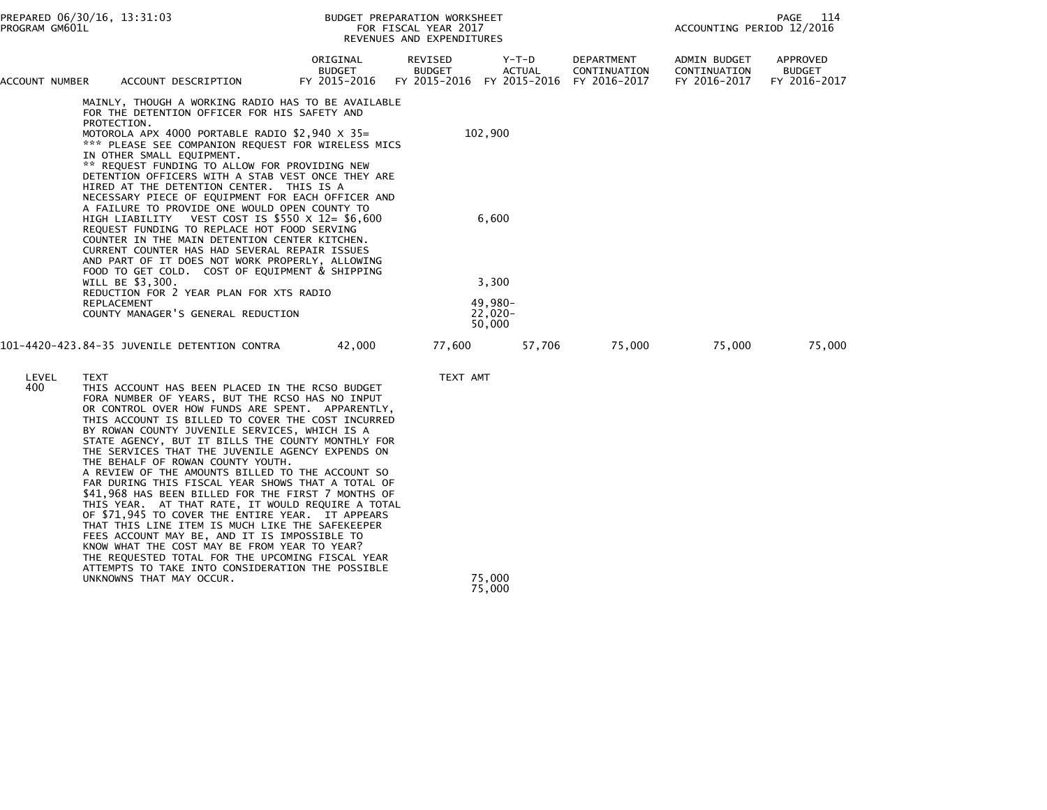PREPARED 06/30/16, 13:31:03
PROGRAM GM601L

BUDGET PREPARATION WORKSHEET
FOR FISCAL YEAR 2017
REVENUES AND EXPENDITURES

ACCOUNTING PERIOD 12/2016

| ACCOUNT NUMBER | ACCOUNT DESCRIPTION | ORIGINAL BUDGET FY 2015-2016 | REVISED BUDGET FY 2015-2016 | Y-T-D ACTUAL FY 2015-2016 | DEPARTMENT CONTINUATION FY 2016-2017 | ADMIN BUDGET CONTINUATION FY 2016-2017 | APPROVED BUDGET FY 2016-2017 |
|---|---|---|---|---|---|---|---|

MAINLY, THOUGH A WORKING RADIO HAS TO BE AVAILABLE FOR THE DETENTION OFFICER FOR HIS SAFETY AND PROTECTION.
MOTOROLA APX 4000 PORTABLE RADIO $2,940 X 35= 102,900
*** PLEASE SEE COMPANION REQUEST FOR WIRELESS MICS IN OTHER SMALL EQUIPMENT.
** REQUEST FUNDING TO ALLOW FOR PROVIDING NEW DETENTION OFFICERS WITH A STAB VEST ONCE THEY ARE HIRED AT THE DETENTION CENTER. THIS IS A NECESSARY PIECE OF EQUIPMENT FOR EACH OFFICER AND A FAILURE TO PROVIDE ONE WOULD OPEN COUNTY TO HIGH LIABILITY VEST COST IS $550 X 12= $6,600 6,600
REQUEST FUNDING TO REPLACE HOT FOOD SERVING COUNTER IN THE MAIN DETENTION CENTER KITCHEN. CURRENT COUNTER HAS HAD SEVERAL REPAIR ISSUES AND PART OF IT DOES NOT WORK PROPERLY, ALLOWING FOOD TO GET COLD. COST OF EQUIPMENT & SHIPPING WILL BE $3,300. 3,300
REDUCTION FOR 2 YEAR PLAN FOR XTS RADIO REPLACEMENT 49,980-
COUNTY MANAGER'S GENERAL REDUCTION 22,020-
50,000

| ACCOUNT NUMBER | ACCOUNT DESCRIPTION | ORIGINAL BUDGET FY 2015-2016 | REVISED BUDGET FY 2015-2016 | Y-T-D ACTUAL FY 2015-2016 | DEPARTMENT CONTINUATION FY 2016-2017 | ADMIN BUDGET CONTINUATION FY 2016-2017 | APPROVED BUDGET FY 2016-2017 |
|---|---|---|---|---|---|---|---|
| 101-4420-423.84-35 | JUVENILE DETENTION CONTRA | 42,000 | 77,600 | 57,706 | 75,000 | 75,000 | 75,000 |

| LEVEL | TEXT | TEXT AMT |
|---|---|---|
| 400 | THIS ACCOUNT HAS BEEN PLACED IN THE RCSO BUDGET FORA NUMBER OF YEARS, BUT THE RCSO HAS NO INPUT OR CONTROL OVER HOW FUNDS ARE SPENT. APPARENTLY, THIS ACCOUNT IS BILLED TO COVER THE COST INCURRED BY ROWAN COUNTY JUVENILE SERVICES, WHICH IS A STATE AGENCY, BUT IT BILLS THE COUNTY MONTHLY FOR THE SERVICES THAT THE JUVENILE AGENCY EXPENDS ON THE BEHALF OF ROWAN COUNTY YOUTH. A REVIEW OF THE AMOUNTS BILLED TO THE ACCOUNT SO FAR DURING THIS FISCAL YEAR SHOWS THAT A TOTAL OF $41,968 HAS BEEN BILLED FOR THE FIRST 7 MONTHS OF THIS YEAR. AT THAT RATE, IT WOULD REQUIRE A TOTAL OF $71,945 TO COVER THE ENTIRE YEAR. IT APPEARS THAT THIS LINE ITEM IS MUCH LIKE THE SAFEKEEPER FEES ACCOUNT MAY BE, AND IT IS IMPOSSIBLE TO KNOW WHAT THE COST MAY BE FROM YEAR TO YEAR? THE REQUESTED TOTAL FOR THE UPCOMING FISCAL YEAR ATTEMPTS TO TAKE INTO CONSIDERATION THE POSSIBLE UNKNOWNS THAT MAY OCCUR. | 75,000 |
| | | 75,000 |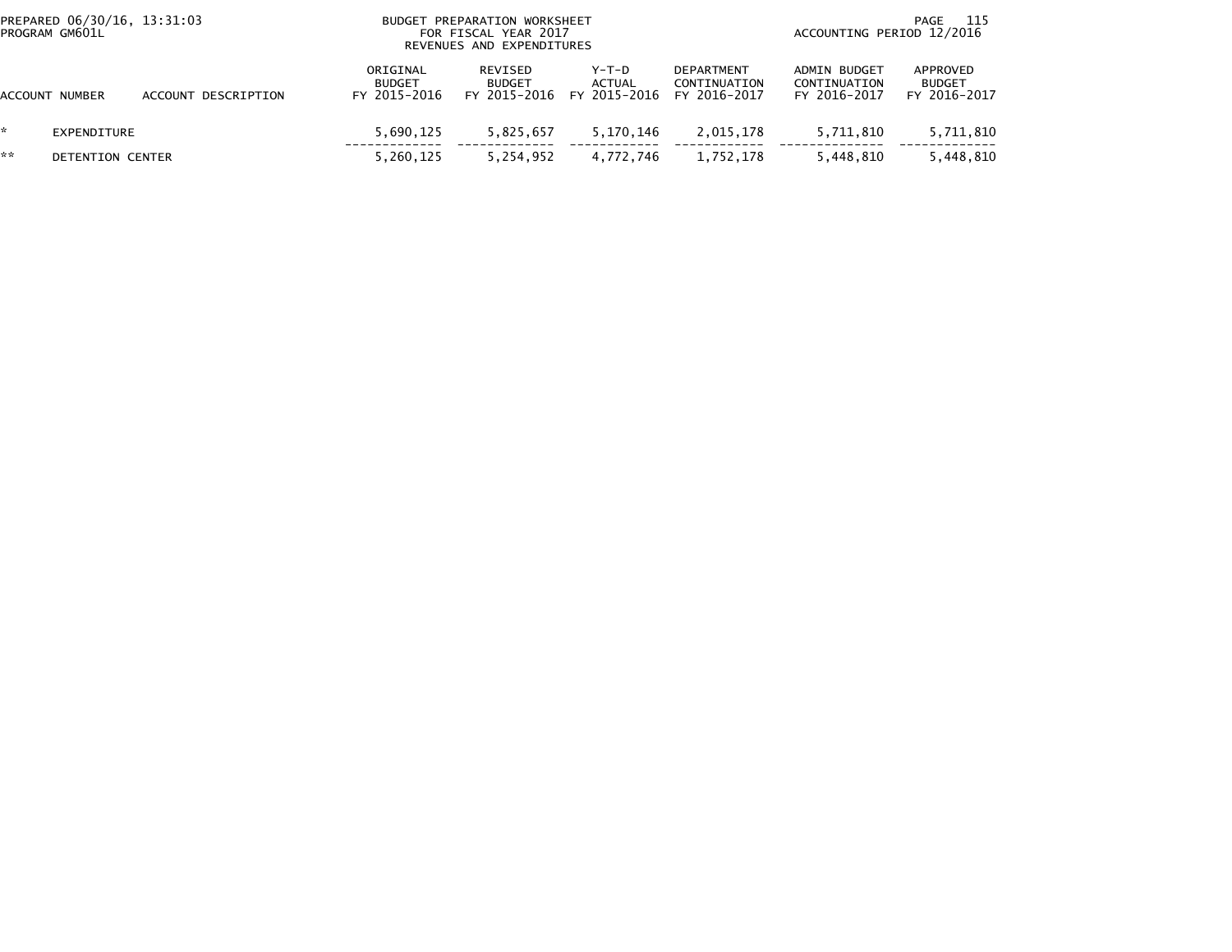| ACCOUNT NUMBER | ACCOUNT DESCRIPTION | ORIGINAL BUDGET FY 2015-2016 | REVISED BUDGET FY 2015-2016 | Y-T-D ACTUAL FY 2015-2016 | DEPARTMENT CONTINUATION FY 2016-2017 | ADMIN BUDGET CONTINUATION FY 2016-2017 | APPROVED BUDGET FY 2016-2017 |
|---|---|---|---|---|---|---|---|
| * | EXPENDITURE | 5,690,125 | 5,825,657 | 5,170,146 | 2,015,178 | 5,711,810 | 5,711,810 |
| ** | DETENTION CENTER | 5,260,125 | 5,254,952 | 4,772,746 | 1,752,178 | 5,448,810 | 5,448,810 |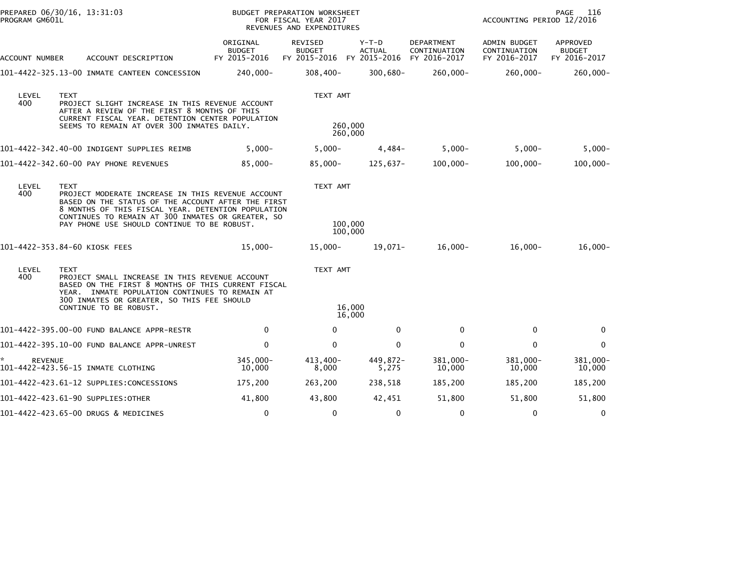BUDGET PREPARATION WORKSHEET
FOR FISCAL YEAR 2017
REVENUES AND EXPENDITURES

PREPARED 06/30/16, 13:31:03
PROGRAM GM601L

ACCOUNTING PERIOD 12/2016

| ACCOUNT NUMBER | ACCOUNT DESCRIPTION | ORIGINAL BUDGET FY 2015-2016 | REVISED BUDGET FY 2015-2016 | Y-T-D ACTUAL FY 2015-2016 | DEPARTMENT CONTINUATION FY 2016-2017 | ADMIN BUDGET CONTINUATION FY 2016-2017 | APPROVED BUDGET FY 2016-2017 |
|---|---|---|---|---|---|---|---|
| 101-4422-325.13-00 | INMATE CANTEEN CONCESSION | 240,000- | 308,400- | 300,680- | 260,000- | 260,000- | 260,000- |

LEVEL 400 TEXT: PROJECT SLIGHT INCREASE IN THIS REVENUE ACCOUNT AFTER A REVIEW OF THE FIRST 8 MONTHS OF THIS CURRENT FISCAL YEAR. DETENTION CENTER POPULATION SEEMS TO REMAIN AT OVER 300 INMATES DAILY.

TEXT AMT: 260,000 / 260,000

| ACCOUNT NUMBER | ACCOUNT DESCRIPTION | ORIGINAL BUDGET FY 2015-2016 | REVISED BUDGET FY 2015-2016 | Y-T-D ACTUAL FY 2015-2016 | DEPARTMENT CONTINUATION FY 2016-2017 | ADMIN BUDGET CONTINUATION FY 2016-2017 | APPROVED BUDGET FY 2016-2017 |
|---|---|---|---|---|---|---|---|
| 101-4422-342.40-00 | INDIGENT SUPPLIES REIMB | 5,000- | 5,000- | 4,484- | 5,000- | 5,000- | 5,000- |
| 101-4422-342.60-00 | PAY PHONE REVENUES | 85,000- | 85,000- | 125,637- | 100,000- | 100,000- | 100,000- |

LEVEL 400 TEXT: PROJECT MODERATE INCREASE IN THIS REVENUE ACCOUNT BASED ON THE STATUS OF THE ACCOUNT AFTER THE FIRST 8 MONTHS OF THIS FISCAL YEAR. DETENTION POPULATION CONTINUES TO REMAIN AT 300 INMATES OR GREATER, SO PAY PHONE USE SHOULD CONTINUE TO BE ROBUST.

TEXT AMT: 100,000 / 100,000

| ACCOUNT NUMBER | ACCOUNT DESCRIPTION | ORIGINAL BUDGET FY 2015-2016 | REVISED BUDGET FY 2015-2016 | Y-T-D ACTUAL FY 2015-2016 | DEPARTMENT CONTINUATION FY 2016-2017 | ADMIN BUDGET CONTINUATION FY 2016-2017 | APPROVED BUDGET FY 2016-2017 |
|---|---|---|---|---|---|---|---|
| 101-4422-353.84-60 | KIOSK FEES | 15,000- | 15,000- | 19,071- | 16,000- | 16,000- | 16,000- |

LEVEL 400 TEXT: PROJECT SMALL INCREASE IN THIS REVENUE ACCOUNT BASED ON THE FIRST 8 MONTHS OF THIS CURRENT FISCAL YEAR. INMATE POPULATION CONTINUES TO REMAIN AT 300 INMATES OR GREATER, SO THIS FEE SHOULD CONTINUE TO BE ROBUST.

TEXT AMT: 16,000 / 16,000

| ACCOUNT NUMBER | ACCOUNT DESCRIPTION | ORIGINAL BUDGET FY 2015-2016 | REVISED BUDGET FY 2015-2016 | Y-T-D ACTUAL FY 2015-2016 | DEPARTMENT CONTINUATION FY 2016-2017 | ADMIN BUDGET CONTINUATION FY 2016-2017 | APPROVED BUDGET FY 2016-2017 |
|---|---|---|---|---|---|---|---|
| 101-4422-395.00-00 | FUND BALANCE APPR-RESTR | 0 | 0 | 0 | 0 | 0 | 0 |
| 101-4422-395.10-00 | FUND BALANCE APPR-UNREST | 0 | 0 | 0 | 0 | 0 | 0 |
| * REVENUE | | 345,000- | 413,400- | 449,872- | 381,000- | 381,000- | 381,000- |
| 101-4422-423.56-15 | INMATE CLOTHING | 10,000 | 8,000 | 5,275 | 10,000 | 10,000 | 10,000 |
| 101-4422-423.61-12 | SUPPLIES:CONCESSIONS | 175,200 | 263,200 | 238,518 | 185,200 | 185,200 | 185,200 |
| 101-4422-423.61-90 | SUPPLIES:OTHER | 41,800 | 43,800 | 42,451 | 51,800 | 51,800 | 51,800 |
| 101-4422-423.65-00 | DRUGS & MEDICINES | 0 | 0 | 0 | 0 | 0 | 0 |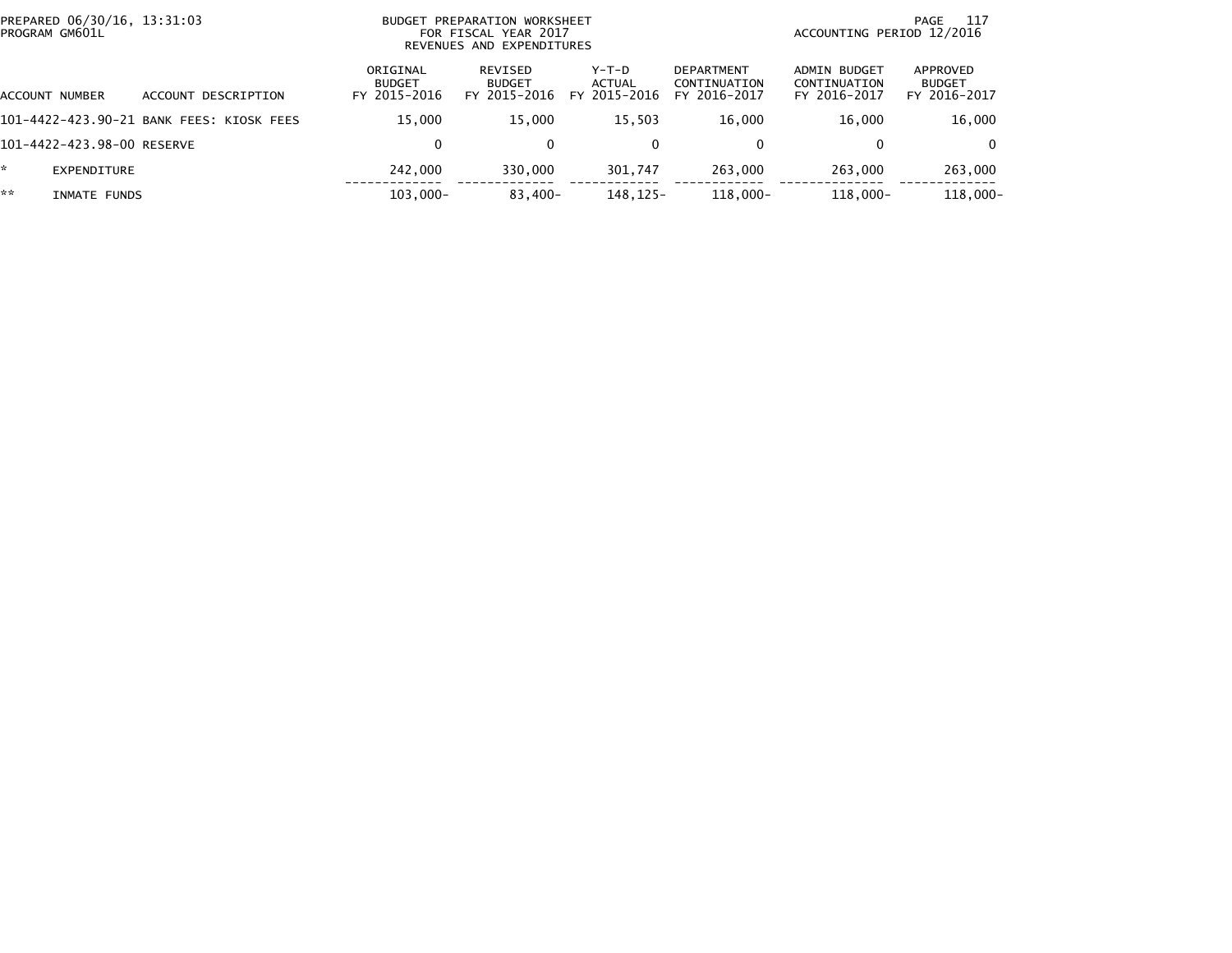PREPARED 06/30/16, 13:31:03
PROGRAM GM601L

BUDGET PREPARATION WORKSHEET
FOR FISCAL YEAR 2017
REVENUES AND EXPENDITURES

ACCOUNTING PERIOD 12/2016

| ACCOUNT NUMBER | ACCOUNT DESCRIPTION | ORIGINAL BUDGET FY 2015-2016 | REVISED BUDGET FY 2015-2016 | Y-T-D ACTUAL FY 2015-2016 | DEPARTMENT CONTINUATION FY 2016-2017 | ADMIN BUDGET CONTINUATION FY 2016-2017 | APPROVED BUDGET FY 2016-2017 |
|---|---|---|---|---|---|---|---|
| 101-4422-423.90-21 | BANK FEES: KIOSK FEES | 15,000 | 15,000 | 15,503 | 16,000 | 16,000 | 16,000 |
| 101-4422-423.98-00 | RESERVE | 0 | 0 | 0 | 0 | 0 | 0 |
| * | EXPENDITURE | 242,000 | 330,000 | 301,747 | 263,000 | 263,000 | 263,000 |
| ** | INMATE FUNDS | 103,000- | 83,400- | 148,125- | 118,000- | 118,000- | 118,000- |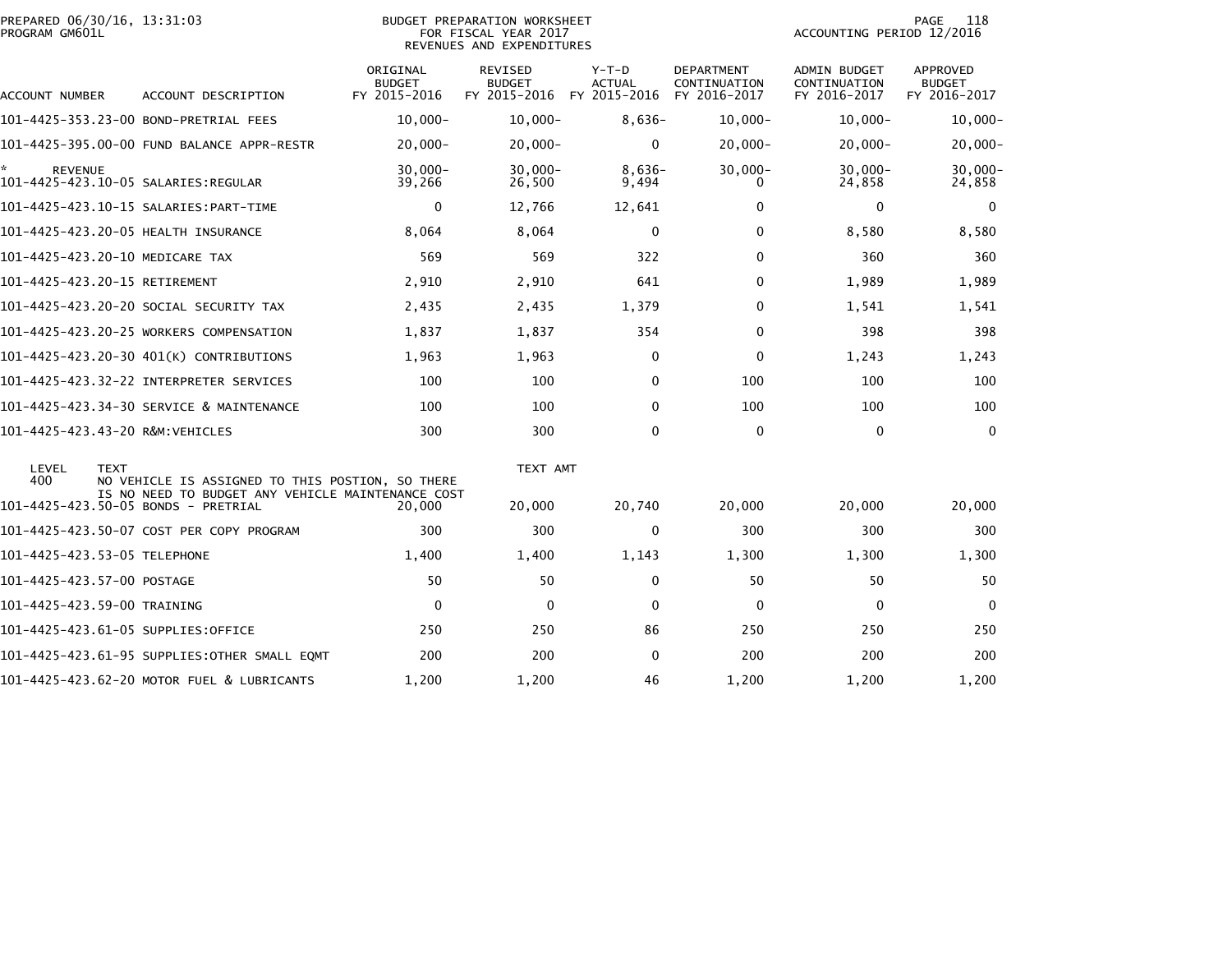BUDGET PREPARATION WORKSHEET
FOR FISCAL YEAR 2017
REVENUES AND EXPENDITURES

PREPARED 06/30/16, 13:31:03
PROGRAM GM601L

ACCOUNTING PERIOD 12/2016

| ACCOUNT NUMBER | ACCOUNT DESCRIPTION | ORIGINAL BUDGET FY 2015-2016 | REVISED BUDGET FY 2015-2016 | Y-T-D ACTUAL FY 2015-2016 | DEPARTMENT CONTINUATION FY 2016-2017 | ADMIN BUDGET CONTINUATION FY 2016-2017 | APPROVED BUDGET FY 2016-2017 |
|---|---|---|---|---|---|---|---|
| 101-4425-353.23-00 | BOND-PRETRIAL FEES | 10,000- | 10,000- | 8,636- | 10,000- | 10,000- | 10,000- |
| 101-4425-395.00-00 | FUND BALANCE APPR-RESTR | 20,000- | 20,000- | 0 | 20,000- | 20,000- | 20,000- |
| * REVENUE | | 30,000- | 30,000- | 8,636- | 30,000- | 30,000- | 30,000- |
| 101-4425-423.10-05 | SALARIES:REGULAR | 39,266 | 26,500 | 9,494 | 0 | 24,858 | 24,858 |
| 101-4425-423.10-15 | SALARIES:PART-TIME | 0 | 12,766 | 12,641 | 0 | 0 | 0 |
| 101-4425-423.20-05 | HEALTH INSURANCE | 8,064 | 8,064 | 0 | 0 | 8,580 | 8,580 |
| 101-4425-423.20-10 | MEDICARE TAX | 569 | 569 | 322 | 0 | 360 | 360 |
| 101-4425-423.20-15 | RETIREMENT | 2,910 | 2,910 | 641 | 0 | 1,989 | 1,989 |
| 101-4425-423.20-20 | SOCIAL SECURITY TAX | 2,435 | 2,435 | 1,379 | 0 | 1,541 | 1,541 |
| 101-4425-423.20-25 | WORKERS COMPENSATION | 1,837 | 1,837 | 354 | 0 | 398 | 398 |
| 101-4425-423.20-30 | 401(K) CONTRIBUTIONS | 1,963 | 1,963 | 0 | 0 | 1,243 | 1,243 |
| 101-4425-423.32-22 | INTERPRETER SERVICES | 100 | 100 | 0 | 100 | 100 | 100 |
| 101-4425-423.34-30 | SERVICE & MAINTENANCE | 100 | 100 | 0 | 100 | 100 | 100 |
| 101-4425-423.43-20 | R&M:VEHICLES | 300 | 300 | 0 | 0 | 0 | 0 |

| LEVEL | TEXT | TEXT AMT |
|---|---|---|
| 400 | NO VEHICLE IS ASSIGNED TO THIS POSTION, SO THERE IS NO NEED TO BUDGET ANY VEHICLE MAINTENANCE COST | |

| ACCOUNT NUMBER | ACCOUNT DESCRIPTION | ORIGINAL BUDGET FY 2015-2016 | REVISED BUDGET FY 2015-2016 | Y-T-D ACTUAL FY 2015-2016 | DEPARTMENT CONTINUATION FY 2016-2017 | ADMIN BUDGET CONTINUATION FY 2016-2017 | APPROVED BUDGET FY 2016-2017 |
|---|---|---|---|---|---|---|---|
| 101-4425-423.50-05 | BONDS - PRETRIAL | 20,000 | 20,000 | 20,740 | 20,000 | 20,000 | 20,000 |
| 101-4425-423.50-07 | COST PER COPY PROGRAM | 300 | 300 | 0 | 300 | 300 | 300 |
| 101-4425-423.53-05 | TELEPHONE | 1,400 | 1,400 | 1,143 | 1,300 | 1,300 | 1,300 |
| 101-4425-423.57-00 | POSTAGE | 50 | 50 | 0 | 50 | 50 | 50 |
| 101-4425-423.59-00 | TRAINING | 0 | 0 | 0 | 0 | 0 | 0 |
| 101-4425-423.61-05 | SUPPLIES:OFFICE | 250 | 250 | 86 | 250 | 250 | 250 |
| 101-4425-423.61-95 | SUPPLIES:OTHER SMALL EQMT | 200 | 200 | 0 | 200 | 200 | 200 |
| 101-4425-423.62-20 | MOTOR FUEL & LUBRICANTS | 1,200 | 1,200 | 46 | 1,200 | 1,200 | 1,200 |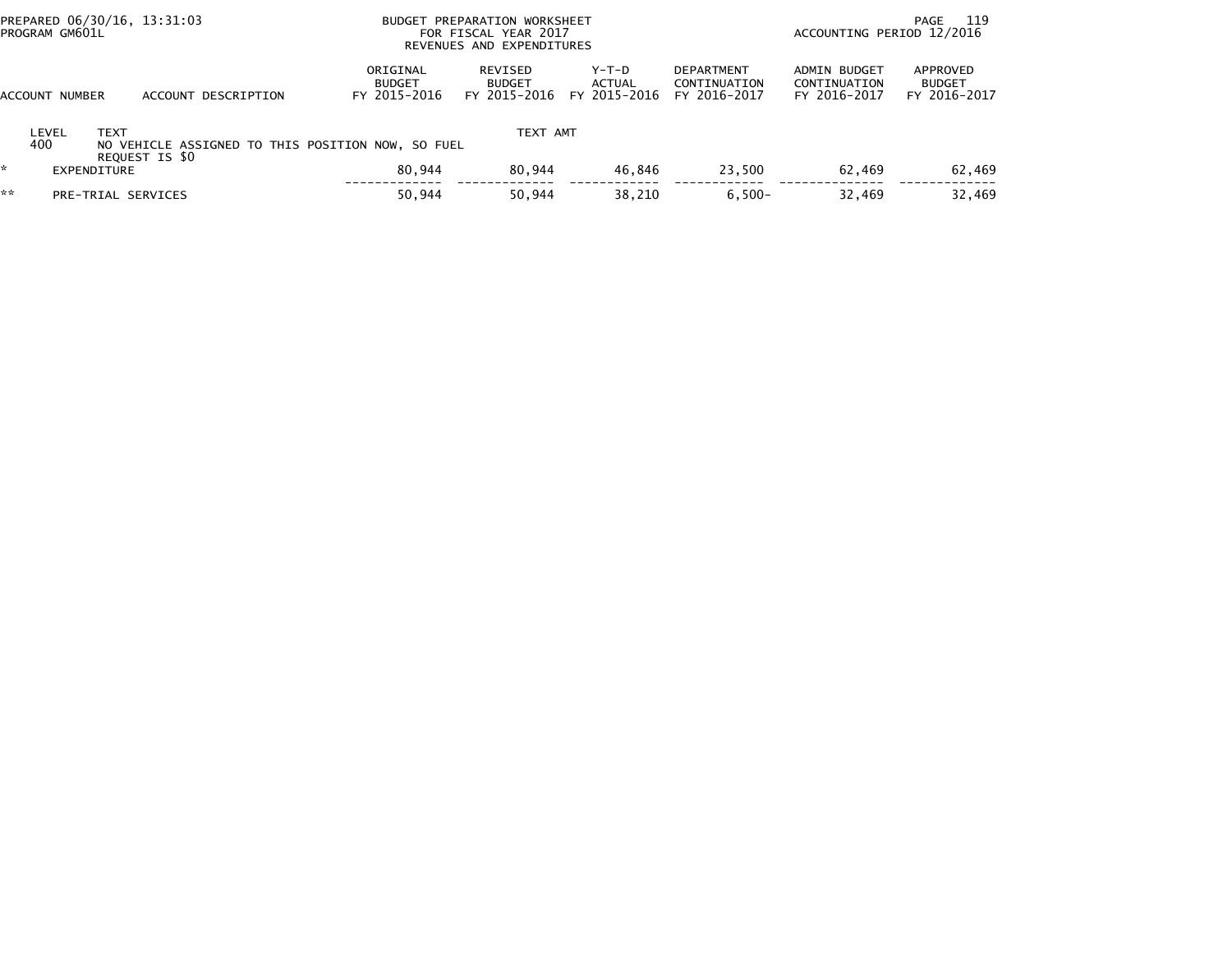PREPARED 06/30/16, 13:31:03
PROGRAM GM601L

BUDGET PREPARATION WORKSHEET
FOR FISCAL YEAR 2017
REVENUES AND EXPENDITURES

ACCOUNTING PERIOD 12/2016

| ACCOUNT NUMBER | ACCOUNT DESCRIPTION | ORIGINAL BUDGET FY 2015-2016 | REVISED BUDGET FY 2015-2016 | Y-T-D ACTUAL FY 2015-2016 | DEPARTMENT CONTINUATION FY 2016-2017 | ADMIN BUDGET CONTINUATION FY 2016-2017 | APPROVED BUDGET FY 2016-2017 |
|---|---|---|---|---|---|---|---|
| LEVEL | TEXT | | TEXT AMT | | | | |
| 400 | NO VEHICLE ASSIGNED TO THIS POSITION NOW, SO FUEL REQUEST IS $0 | | | | | | |
| * | EXPENDITURE | 80,944 | 80,944 | 46,846 | 23,500 | 62,469 | 62,469 |
| ** | PRE-TRIAL SERVICES | 50,944 | 50,944 | 38,210 | 6,500- | 32,469 | 32,469 |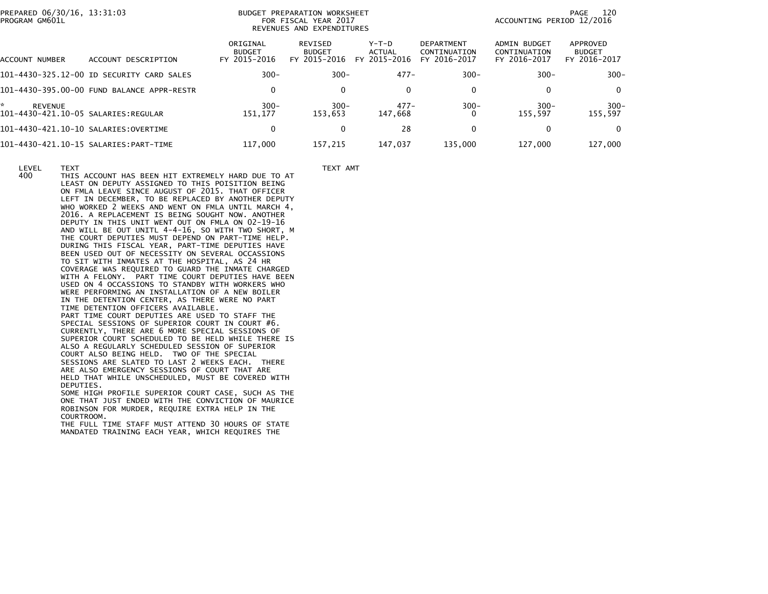PREPARED 06/30/16, 13:31:03
PROGRAM GM601L

BUDGET PREPARATION WORKSHEET
FOR FISCAL YEAR 2017
REVENUES AND EXPENDITURES

ACCOUNTING PERIOD 12/2016

| ACCOUNT NUMBER | ACCOUNT DESCRIPTION | ORIGINAL BUDGET FY 2015-2016 | REVISED BUDGET FY 2015-2016 | Y-T-D ACTUAL FY 2015-2016 | DEPARTMENT CONTINUATION FY 2016-2017 | ADMIN BUDGET CONTINUATION FY 2016-2017 | APPROVED BUDGET FY 2016-2017 |
|---|---|---|---|---|---|---|---|
| 101-4430-325.12-00 | ID SECURITY CARD SALES | 300- | 300- | 477- | 300- | 300- | 300- |
| 101-4430-395.00-00 | FUND BALANCE APPR-RESTR | 0 | 0 | 0 | 0 | 0 | 0 |
| * REVENUE | | 300- | 300- | 477- | 300- | 300- | 300- |
| 101-4430-421.10-05 | SALARIES:REGULAR | 151,177 | 153,653 | 147,668 | 0 | 155,597 | 155,597 |
| 101-4430-421.10-10 | SALARIES:OVERTIME | 0 | 0 | 28 | 0 | 0 | 0 |
| 101-4430-421.10-15 | SALARIES:PART-TIME | 117,000 | 157,215 | 147,037 | 135,000 | 127,000 | 127,000 |

| LEVEL | TEXT | TEXT AMT |
|---|---|---|
| 400 | THIS ACCOUNT HAS BEEN HIT EXTREMELY HARD DUE TO AT LEAST ON DEPUTY ASSIGNED TO THIS POISITION BEING ON FMLA LEAVE SINCE AUGUST OF 2015. THAT OFFICER LEFT IN DECEMBER, TO BE REPLACED BY ANOTHER DEPUTY WHO WORKED 2 WEEKS AND WENT ON FMLA UNTIL MARCH 4, 2016. A REPLACEMENT IS BEING SOUGHT NOW. ANOTHER DEPUTY IN THIS UNIT WENT OUT ON FMLA ON 02-19-16 AND WILL BE OUT UNITL 4-4-16, SO WITH TWO SHORT, M THE COURT DEPUTIES MUST DEPEND ON PART-TIME HELP. DURING THIS FISCAL YEAR, PART-TIME DEPUTIES HAVE BEEN USED OUT OF NECESSITY ON SEVERAL OCCASSIONS TO SIT WITH INMATES AT THE HOSPITAL, AS 24 HR COVERAGE WAS REQUIRED TO GUARD THE INMATE CHARGED WITH A FELONY. PART TIME COURT DEPUTIES HAVE BEEN USED ON 4 OCCASSIONS TO STANDBY WITH WORKERS WHO WERE PERFORMING AN INSTALLATION OF A NEW BOILER IN THE DETENTION CENTER, AS THERE WERE NO PART TIME DETENTION OFFICERS AVAILABLE. | |
| | PART TIME COURT DEPUTIES ARE USED TO STAFF THE SPECIAL SESSIONS OF SUPERIOR COURT IN COURT #6. CURRENTLY, THERE ARE 6 MORE SPECIAL SESSIONS OF SUPERIOR COURT SCHEDULED TO BE HELD WHILE THERE IS ALSO A REGULARLY SCHEDULED SESSION OF SUPERIOR COURT ALSO BEING HELD. TWO OF THE SPECIAL SESSIONS ARE SLATED TO LAST 2 WEEKS EACH. THERE ARE ALSO EMERGENCY SESSIONS OF COURT THAT ARE HELD THAT WHILE UNSCHEDULED, MUST BE COVERED WITH DEPUTIES. | |
| | SOME HIGH PROFILE SUPERIOR COURT CASE, SUCH AS THE ONE THAT JUST ENDED WITH THE CONVICTION OF MAURICE ROBINSON FOR MURDER, REQUIRE EXTRA HELP IN THE COURTROOM. | |
| | THE FULL TIME STAFF MUST ATTEND 30 HOURS OF STATE MANDATED TRAINING EACH YEAR, WHICH REQUIRES THE | |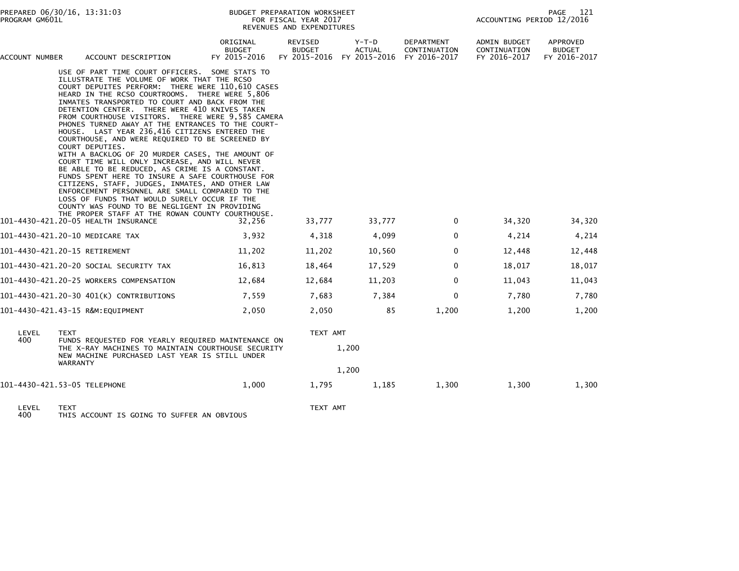BUDGET PREPARATION WORKSHEET
FOR FISCAL YEAR 2017
REVENUES AND EXPENDITURES

ACCOUNTING PERIOD 12/2016

USE OF PART TIME COURT OFFICERS. SOME STATS TO ILLUSTRATE THE VOLUME OF WORK THAT THE RCSO COURT DEPUITES PERFORM: THERE WERE 110,610 CASES HEARD IN THE RCSO COURTROOMS. THERE WERE 5,806 INMATES TRANSPORTED TO COURT AND BACK FROM THE DETENTION CENTER. THERE WERE 410 KNIVES TAKEN FROM COURTHOUSE VISITORS. THERE WERE 9,585 CAMERA PHONES TURNED AWAY AT THE ENTRANCES TO THE COURT-HOUSE. LAST YEAR 236,416 CITIZENS ENTERED THE COURTHOUSE, AND WERE REQUIRED TO BE SCREENED BY COURT DEPUTIES.
WITH A BACKLOG OF 20 MURDER CASES, THE AMOUNT OF COURT TIME WILL ONLY INCREASE, AND WILL NEVER BE ABLE TO BE REDUCED, AS CRIME IS A CONSTANT. FUNDS SPENT HERE TO INSURE A SAFE COURTHOUSE FOR CITIZENS, STAFF, JUDGES, INMATES, AND OTHER LAW ENFORCEMENT PERSONNEL ARE SMALL COMPARED TO THE LOSS OF FUNDS THAT WOULD SURELY OCCUR IF THE COUNTY WAS FOUND TO BE NEGLIGENT IN PROVIDING THE PROPER STAFF AT THE ROWAN COUNTY COURTHOUSE.

| ACCOUNT NUMBER | ACCOUNT DESCRIPTION | ORIGINAL BUDGET FY 2015-2016 | REVISED BUDGET FY 2015-2016 | Y-T-D ACTUAL FY 2015-2016 | DEPARTMENT CONTINUATION FY 2016-2017 | ADMIN BUDGET CONTINUATION FY 2016-2017 | APPROVED BUDGET FY 2016-2017 |
|---|---|---|---|---|---|---|---|
| 101-4430-421.20-05 | HEALTH INSURANCE | 32,256 | 33,777 | 33,777 | 0 | 34,320 | 34,320 |
| 101-4430-421.20-10 | MEDICARE TAX | 3,932 | 4,318 | 4,099 | 0 | 4,214 | 4,214 |
| 101-4430-421.20-15 | RETIREMENT | 11,202 | 11,202 | 10,560 | 0 | 12,448 | 12,448 |
| 101-4430-421.20-20 | SOCIAL SECURITY TAX | 16,813 | 18,464 | 17,529 | 0 | 18,017 | 18,017 |
| 101-4430-421.20-25 | WORKERS COMPENSATION | 12,684 | 12,684 | 11,203 | 0 | 11,043 | 11,043 |
| 101-4430-421.20-30 | 401(K) CONTRIBUTIONS | 7,559 | 7,683 | 7,384 | 0 | 7,780 | 7,780 |
| 101-4430-421.43-15 | R&M:EQUIPMENT | 2,050 | 2,050 | 85 | 1,200 | 1,200 | 1,200 |

| LEVEL | TEXT | TEXT AMT |
|---|---|---|
| 400 | FUNDS REQUESTED FOR YEARLY REQUIRED MAINTENANCE ON THE X-RAY MACHINES TO MAINTAIN COURTHOUSE SECURITY NEW MACHINE PURCHASED LAST YEAR IS STILL UNDER WARRANTY | 1,200 |
| | | 1,200 |

| ACCOUNT NUMBER | ACCOUNT DESCRIPTION | ORIGINAL BUDGET FY 2015-2016 | REVISED BUDGET FY 2015-2016 | Y-T-D ACTUAL FY 2015-2016 | DEPARTMENT CONTINUATION FY 2016-2017 | ADMIN BUDGET CONTINUATION FY 2016-2017 | APPROVED BUDGET FY 2016-2017 |
|---|---|---|---|---|---|---|---|
| 101-4430-421.53-05 | TELEPHONE | 1,000 | 1,795 | 1,185 | 1,300 | 1,300 | 1,300 |

| LEVEL | TEXT | TEXT AMT |
|---|---|---|
| 400 | THIS ACCOUNT IS GOING TO SUFFER AN OBVIOUS | |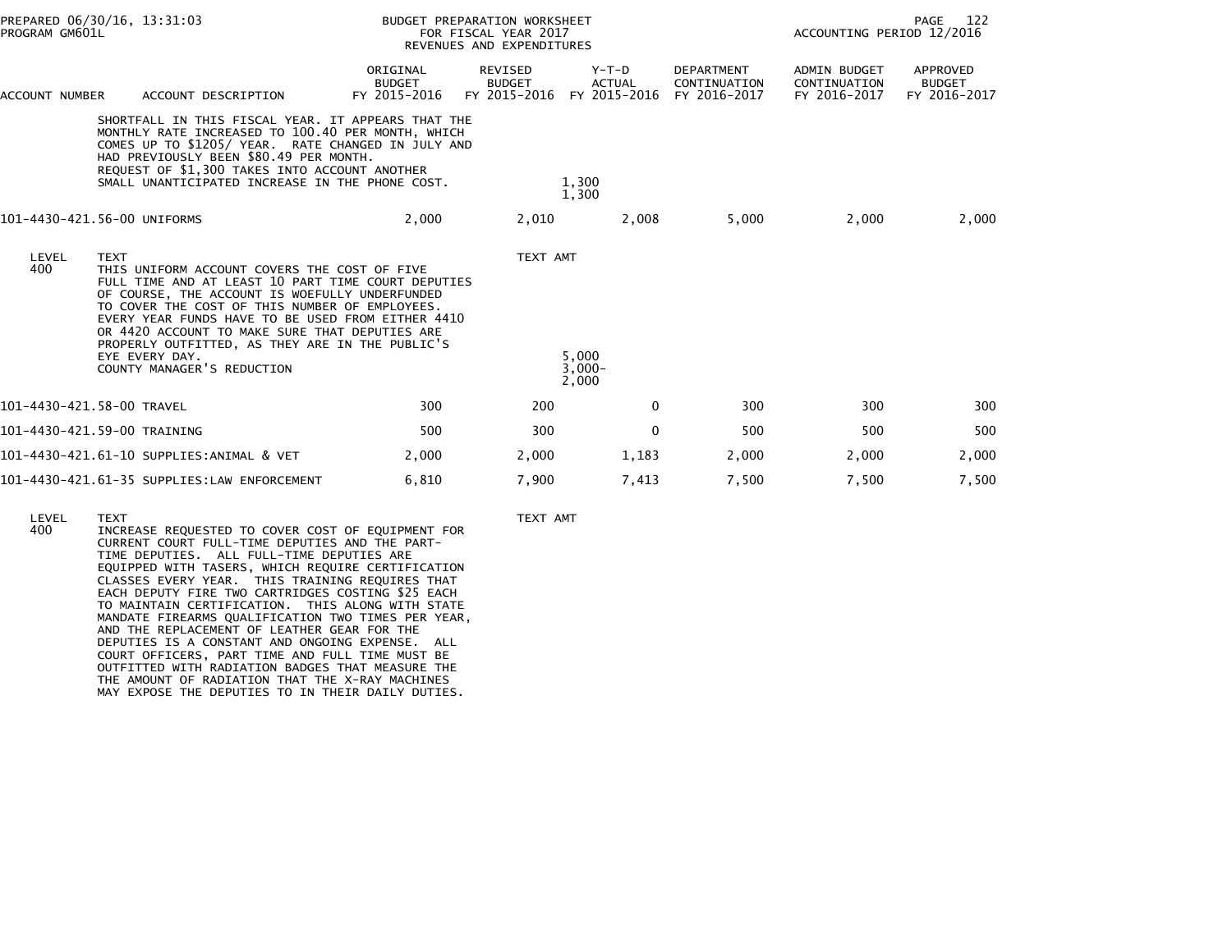| ACCOUNT NUMBER | ACCOUNT DESCRIPTION | ORIGINAL BUDGET FY 2015-2016 | REVISED BUDGET FY 2015-2016 | Y-T-D ACTUAL FY 2015-2016 | DEPARTMENT CONTINUATION FY 2016-2017 | ADMIN BUDGET CONTINUATION FY 2016-2017 | APPROVED BUDGET FY 2016-2017 |
|---|---|---|---|---|---|---|---|

SHORTFALL IN THIS FISCAL YEAR. IT APPEARS THAT THE MONTHLY RATE INCREASED TO 100.40 PER MONTH, WHICH COMES UP TO $1205/ YEAR. RATE CHANGED IN JULY AND HAD PREVIOUSLY BEEN $80.49 PER MONTH.
REQUEST OF $1,300 TAKES INTO ACCOUNT ANOTHER SMALL UNANTICIPATED INCREASE IN THE PHONE COST. 1,300

1,300

| ACCOUNT NUMBER | ACCOUNT DESCRIPTION | ORIGINAL BUDGET FY 2015-2016 | REVISED BUDGET FY 2015-2016 | Y-T-D ACTUAL FY 2015-2016 | DEPARTMENT CONTINUATION FY 2016-2017 | ADMIN BUDGET CONTINUATION FY 2016-2017 | APPROVED BUDGET FY 2016-2017 |
|---|---|---|---|---|---|---|---|
| 101-4430-421.56-00 | UNIFORMS | 2,000 | 2,010 | 2,008 | 5,000 | 2,000 | 2,000 |

LEVEL 400 TEXT — TEXT AMT

THIS UNIFORM ACCOUNT COVERS THE COST OF FIVE FULL TIME AND AT LEAST 10 PART TIME COURT DEPUTIES OF COURSE, THE ACCOUNT IS WOEFULLY UNDERFUNDED TO COVER THE COST OF THIS NUMBER OF EMPLOYEES. EVERY YEAR FUNDS HAVE TO BE USED FROM EITHER 4410 OR 4420 ACCOUNT TO MAKE SURE THAT DEPUTIES ARE PROPERLY OUTFITTED, AS THEY ARE IN THE PUBLIC'S EYE EVERY DAY. 5,000
COUNTY MANAGER'S REDUCTION 3,000-

2,000

| ACCOUNT NUMBER | ACCOUNT DESCRIPTION | ORIGINAL BUDGET FY 2015-2016 | REVISED BUDGET FY 2015-2016 | Y-T-D ACTUAL FY 2015-2016 | DEPARTMENT CONTINUATION FY 2016-2017 | ADMIN BUDGET CONTINUATION FY 2016-2017 | APPROVED BUDGET FY 2016-2017 |
|---|---|---|---|---|---|---|---|
| 101-4430-421.58-00 | TRAVEL | 300 | 200 | 0 | 300 | 300 | 300 |
| 101-4430-421.59-00 | TRAINING | 500 | 300 | 0 | 500 | 500 | 500 |
| 101-4430-421.61-10 | SUPPLIES:ANIMAL & VET | 2,000 | 2,000 | 1,183 | 2,000 | 2,000 | 2,000 |
| 101-4430-421.61-35 | SUPPLIES:LAW ENFORCEMENT | 6,810 | 7,900 | 7,413 | 7,500 | 7,500 | 7,500 |

LEVEL 400 TEXT — TEXT AMT

INCREASE REQUESTED TO COVER COST OF EQUIPMENT FOR CURRENT COURT FULL-TIME DEPUTIES AND THE PART-TIME DEPUTIES. ALL FULL-TIME DEPUTIES ARE EQUIPPED WITH TASERS, WHICH REQUIRE CERTIFICATION CLASSES EVERY YEAR. THIS TRAINING REQUIRES THAT EACH DEPUTY FIRE TWO CARTRIDGES COSTING $25 EACH TO MAINTAIN CERTIFICATION. THIS ALONG WITH STATE MANDATE FIREARMS QUALIFICATION TWO TIMES PER YEAR, AND THE REPLACEMENT OF LEATHER GEAR FOR THE DEPUTIES IS A CONSTANT AND ONGOING EXPENSE. ALL COURT OFFICERS, PART TIME AND FULL TIME MUST BE OUTFITTED WITH RADIATION BADGES THAT MEASURE THE THE AMOUNT OF RADIATION THAT THE X-RAY MACHINES MAY EXPOSE THE DEPUTIES TO IN THEIR DAILY DUTIES.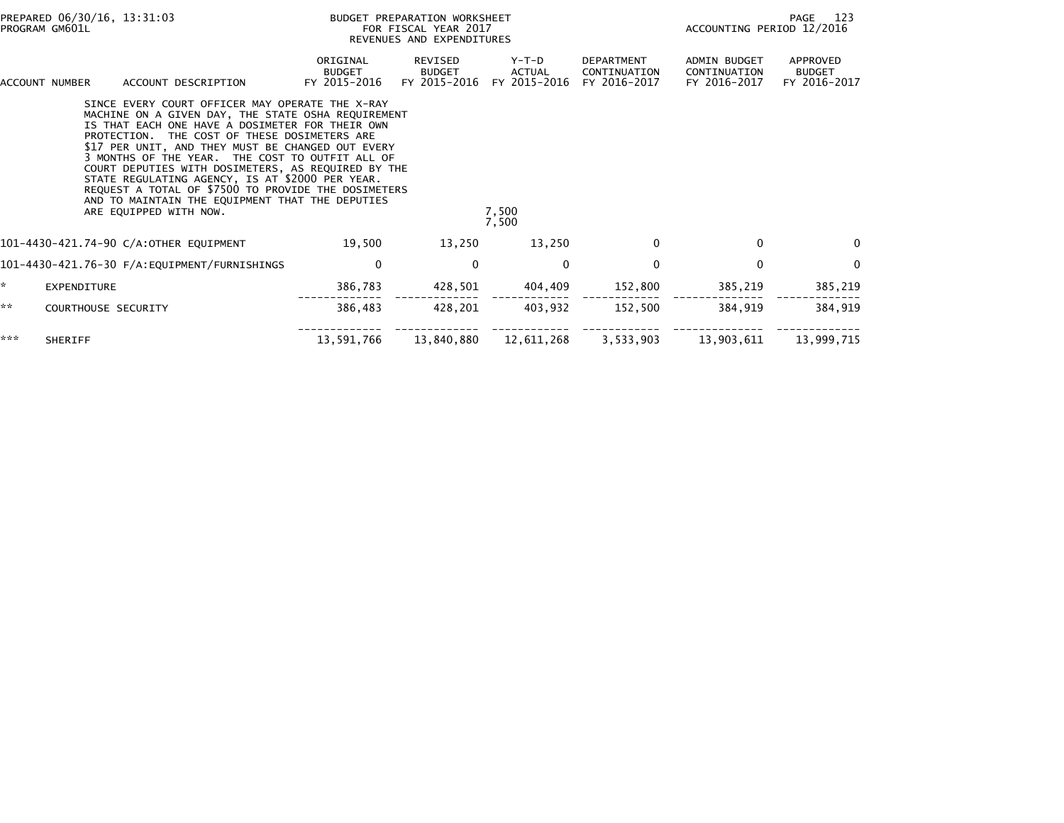BUDGET PREPARATION WORKSHEET
FOR FISCAL YEAR 2017
REVENUES AND EXPENDITURES

PREPARED 06/30/16, 13:31:03
PROGRAM GM601L

ACCOUNTING PERIOD 12/2016

| ACCOUNT NUMBER | ACCOUNT DESCRIPTION | ORIGINAL BUDGET FY 2015-2016 | REVISED BUDGET FY 2015-2016 | Y-T-D ACTUAL FY 2015-2016 | DEPARTMENT CONTINUATION FY 2016-2017 | ADMIN BUDGET CONTINUATION FY 2016-2017 | APPROVED BUDGET FY 2016-2017 |
|---|---|---|---|---|---|---|---|
| | SINCE EVERY COURT OFFICER MAY OPERATE THE X-RAY MACHINE ON A GIVEN DAY, THE STATE OSHA REQUIREMENT IS THAT EACH ONE HAVE A DOSIMETER FOR THEIR OWN PROTECTION. THE COST OF THESE DOSIMETERS ARE $17 PER UNIT, AND THEY MUST BE CHANGED OUT EVERY 3 MONTHS OF THE YEAR. THE COST TO OUTFIT ALL OF COURT DEPUTIES WITH DOSIMETERS, AS REQUIRED BY THE STATE REGULATING AGENCY, IS AT $2000 PER YEAR. REQUEST A TOTAL OF $7500 TO PROVIDE THE DOSIMETERS AND TO MAINTAIN THE EQUIPMENT THAT THE DEPUTIES ARE EQUIPPED WITH NOW. | | | 7,500<br>7,500 | | | |
| 101-4430-421.74-90 | C/A:OTHER EQUIPMENT | 19,500 | 13,250 | 13,250 | 0 | 0 | 0 |
| 101-4430-421.76-30 | F/A:EQUIPMENT/FURNISHINGS | 0 | 0 | 0 | 0 | 0 | 0 |
| * | EXPENDITURE | 386,783 | 428,501 | 404,409 | 152,800 | 385,219 | 385,219 |
| ** | COURTHOUSE SECURITY | 386,483 | 428,201 | 403,932 | 152,500 | 384,919 | 384,919 |
| *** | SHERIFF | 13,591,766 | 13,840,880 | 12,611,268 | 3,533,903 | 13,903,611 | 13,999,715 |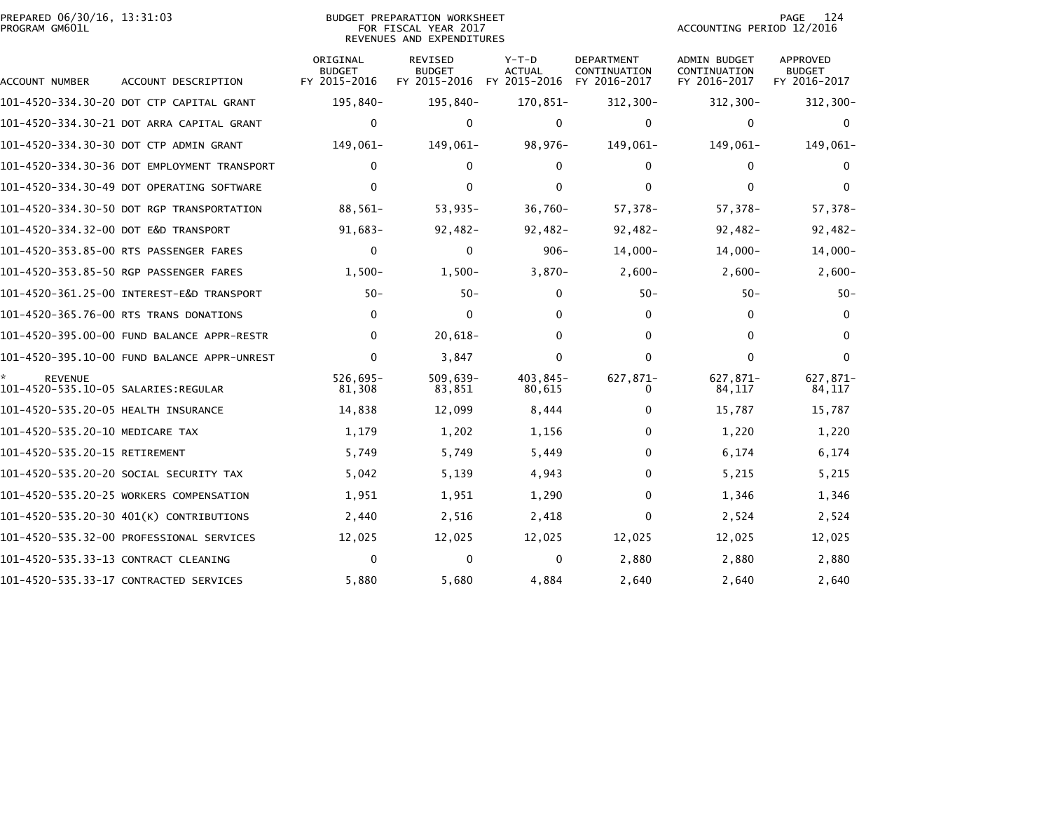PREPARED 06/30/16, 13:31:03
PROGRAM GM601L

BUDGET PREPARATION WORKSHEET
FOR FISCAL YEAR 2017
REVENUES AND EXPENDITURES

ACCOUNTING PERIOD 12/2016

| ACCOUNT NUMBER | ACCOUNT DESCRIPTION | ORIGINAL BUDGET FY 2015-2016 | REVISED BUDGET FY 2015-2016 | Y-T-D ACTUAL FY 2015-2016 | DEPARTMENT CONTINUATION FY 2016-2017 | ADMIN BUDGET CONTINUATION FY 2016-2017 | APPROVED BUDGET FY 2016-2017 |
|---|---|---|---|---|---|---|---|
| 101-4520-334.30-20 | DOT CTP CAPITAL GRANT | 195,840- | 195,840- | 170,851- | 312,300- | 312,300- | 312,300- |
| 101-4520-334.30-21 | DOT ARRA CAPITAL GRANT | 0 | 0 | 0 | 0 | 0 | 0 |
| 101-4520-334.30-30 | DOT CTP ADMIN GRANT | 149,061- | 149,061- | 98,976- | 149,061- | 149,061- | 149,061- |
| 101-4520-334.30-36 | DOT EMPLOYMENT TRANSPORT | 0 | 0 | 0 | 0 | 0 | 0 |
| 101-4520-334.30-49 | DOT OPERATING SOFTWARE | 0 | 0 | 0 | 0 | 0 | 0 |
| 101-4520-334.30-50 | DOT RGP TRANSPORTATION | 88,561- | 53,935- | 36,760- | 57,378- | 57,378- | 57,378- |
| 101-4520-334.32-00 | DOT E&D TRANSPORT | 91,683- | 92,482- | 92,482- | 92,482- | 92,482- | 92,482- |
| 101-4520-353.85-00 | RTS PASSENGER FARES | 0 | 0 | 906- | 14,000- | 14,000- | 14,000- |
| 101-4520-353.85-50 | RGP PASSENGER FARES | 1,500- | 1,500- | 3,870- | 2,600- | 2,600- | 2,600- |
| 101-4520-361.25-00 | INTEREST-E&D TRANSPORT | 50- | 50- | 0 | 50- | 50- | 50- |
| 101-4520-365.76-00 | RTS TRANS DONATIONS | 0 | 0 | 0 | 0 | 0 | 0 |
| 101-4520-395.00-00 | FUND BALANCE APPR-RESTR | 0 | 20,618- | 0 | 0 | 0 | 0 |
| 101-4520-395.10-00 | FUND BALANCE APPR-UNREST | 0 | 3,847 | 0 | 0 | 0 | 0 |
| * | REVENUE | 526,695- | 509,639- | 403,845- | 627,871- | 627,871- | 627,871- |
| 101-4520-535.10-05 | SALARIES:REGULAR | 81,308 | 83,851 | 80,615 | 0 | 84,117 | 84,117 |
| 101-4520-535.20-05 | HEALTH INSURANCE | 14,838 | 12,099 | 8,444 | 0 | 15,787 | 15,787 |
| 101-4520-535.20-10 | MEDICARE TAX | 1,179 | 1,202 | 1,156 | 0 | 1,220 | 1,220 |
| 101-4520-535.20-15 | RETIREMENT | 5,749 | 5,749 | 5,449 | 0 | 6,174 | 6,174 |
| 101-4520-535.20-20 | SOCIAL SECURITY TAX | 5,042 | 5,139 | 4,943 | 0 | 5,215 | 5,215 |
| 101-4520-535.20-25 | WORKERS COMPENSATION | 1,951 | 1,951 | 1,290 | 0 | 1,346 | 1,346 |
| 101-4520-535.20-30 | 401(K) CONTRIBUTIONS | 2,440 | 2,516 | 2,418 | 0 | 2,524 | 2,524 |
| 101-4520-535.32-00 | PROFESSIONAL SERVICES | 12,025 | 12,025 | 12,025 | 12,025 | 12,025 | 12,025 |
| 101-4520-535.33-13 | CONTRACT CLEANING | 0 | 0 | 0 | 2,880 | 2,880 | 2,880 |
| 101-4520-535.33-17 | CONTRACTED SERVICES | 5,880 | 5,680 | 4,884 | 2,640 | 2,640 | 2,640 |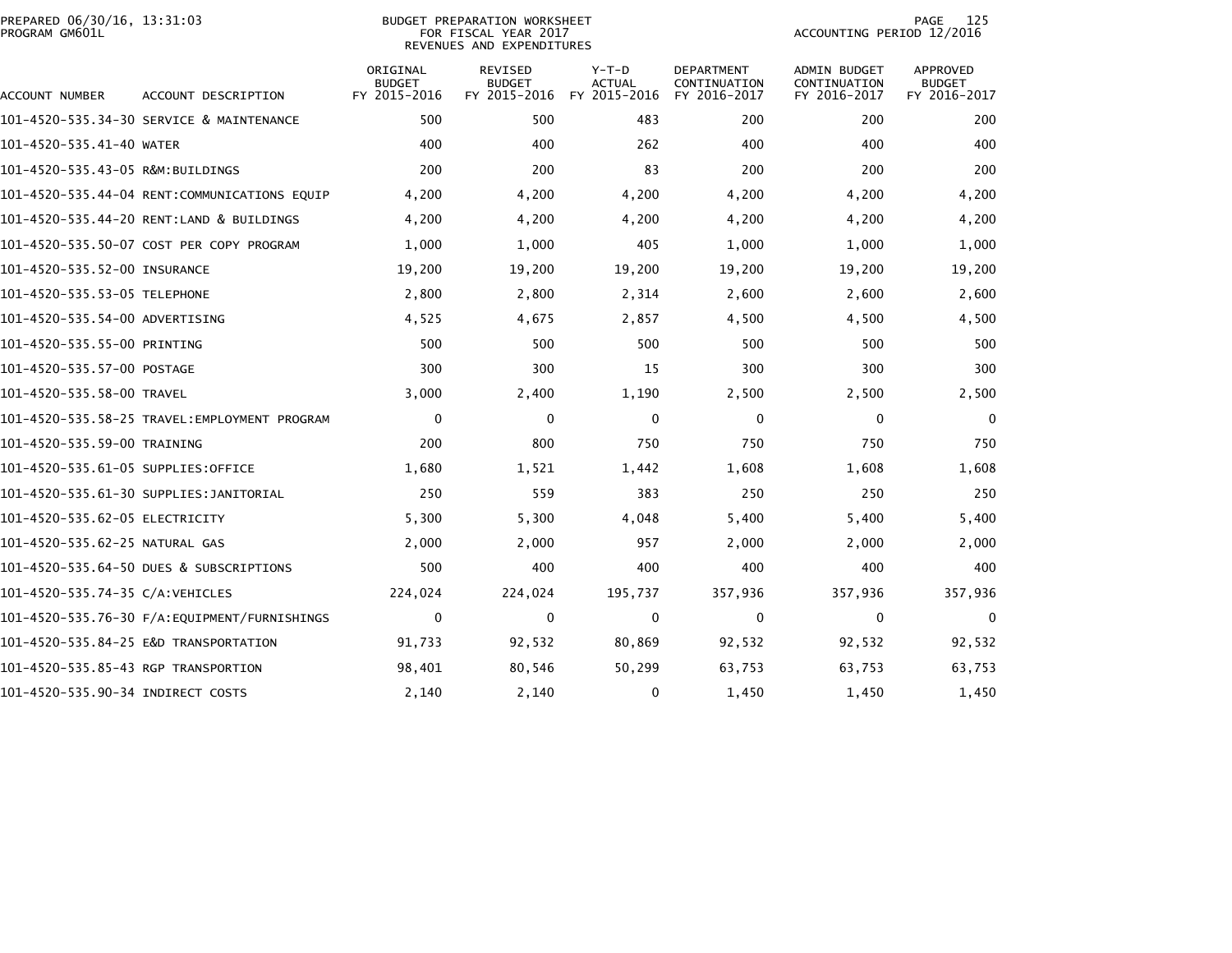# BUDGET PREPARATION WORKSHEET
## FOR FISCAL YEAR 2017
## REVENUES AND EXPENDITURES

PREPARED 06/30/16, 13:31:03
PROGRAM GM601L

ACCOUNTING PERIOD 12/2016

| ACCOUNT NUMBER | ACCOUNT DESCRIPTION | ORIGINAL BUDGET FY 2015-2016 | REVISED BUDGET FY 2015-2016 | Y-T-D ACTUAL FY 2015-2016 | DEPARTMENT CONTINUATION FY 2016-2017 | ADMIN BUDGET CONTINUATION FY 2016-2017 | APPROVED BUDGET FY 2016-2017 |
|---|---|---|---|---|---|---|---|
| 101-4520-535.34-30 | SERVICE & MAINTENANCE | 500 | 500 | 483 | 200 | 200 | 200 |
| 101-4520-535.41-40 | WATER | 400 | 400 | 262 | 400 | 400 | 400 |
| 101-4520-535.43-05 | R&M:BUILDINGS | 200 | 200 | 83 | 200 | 200 | 200 |
| 101-4520-535.44-04 | RENT:COMMUNICATIONS EQUIP | 4,200 | 4,200 | 4,200 | 4,200 | 4,200 | 4,200 |
| 101-4520-535.44-20 | RENT:LAND & BUILDINGS | 4,200 | 4,200 | 4,200 | 4,200 | 4,200 | 4,200 |
| 101-4520-535.50-07 | COST PER COPY PROGRAM | 1,000 | 1,000 | 405 | 1,000 | 1,000 | 1,000 |
| 101-4520-535.52-00 | INSURANCE | 19,200 | 19,200 | 19,200 | 19,200 | 19,200 | 19,200 |
| 101-4520-535.53-05 | TELEPHONE | 2,800 | 2,800 | 2,314 | 2,600 | 2,600 | 2,600 |
| 101-4520-535.54-00 | ADVERTISING | 4,525 | 4,675 | 2,857 | 4,500 | 4,500 | 4,500 |
| 101-4520-535.55-00 | PRINTING | 500 | 500 | 500 | 500 | 500 | 500 |
| 101-4520-535.57-00 | POSTAGE | 300 | 300 | 15 | 300 | 300 | 300 |
| 101-4520-535.58-00 | TRAVEL | 3,000 | 2,400 | 1,190 | 2,500 | 2,500 | 2,500 |
| 101-4520-535.58-25 | TRAVEL:EMPLOYMENT PROGRAM | 0 | 0 | 0 | 0 | 0 | 0 |
| 101-4520-535.59-00 | TRAINING | 200 | 800 | 750 | 750 | 750 | 750 |
| 101-4520-535.61-05 | SUPPLIES:OFFICE | 1,680 | 1,521 | 1,442 | 1,608 | 1,608 | 1,608 |
| 101-4520-535.61-30 | SUPPLIES:JANITORIAL | 250 | 559 | 383 | 250 | 250 | 250 |
| 101-4520-535.62-05 | ELECTRICITY | 5,300 | 5,300 | 4,048 | 5,400 | 5,400 | 5,400 |
| 101-4520-535.62-25 | NATURAL GAS | 2,000 | 2,000 | 957 | 2,000 | 2,000 | 2,000 |
| 101-4520-535.64-50 | DUES & SUBSCRIPTIONS | 500 | 400 | 400 | 400 | 400 | 400 |
| 101-4520-535.74-35 | C/A:VEHICLES | 224,024 | 224,024 | 195,737 | 357,936 | 357,936 | 357,936 |
| 101-4520-535.76-30 | F/A:EQUIPMENT/FURNISHINGS | 0 | 0 | 0 | 0 | 0 | 0 |
| 101-4520-535.84-25 | E&D TRANSPORTATION | 91,733 | 92,532 | 80,869 | 92,532 | 92,532 | 92,532 |
| 101-4520-535.85-43 | RGP TRANSPORTION | 98,401 | 80,546 | 50,299 | 63,753 | 63,753 | 63,753 |
| 101-4520-535.90-34 | INDIRECT COSTS | 2,140 | 2,140 | 0 | 1,450 | 1,450 | 1,450 |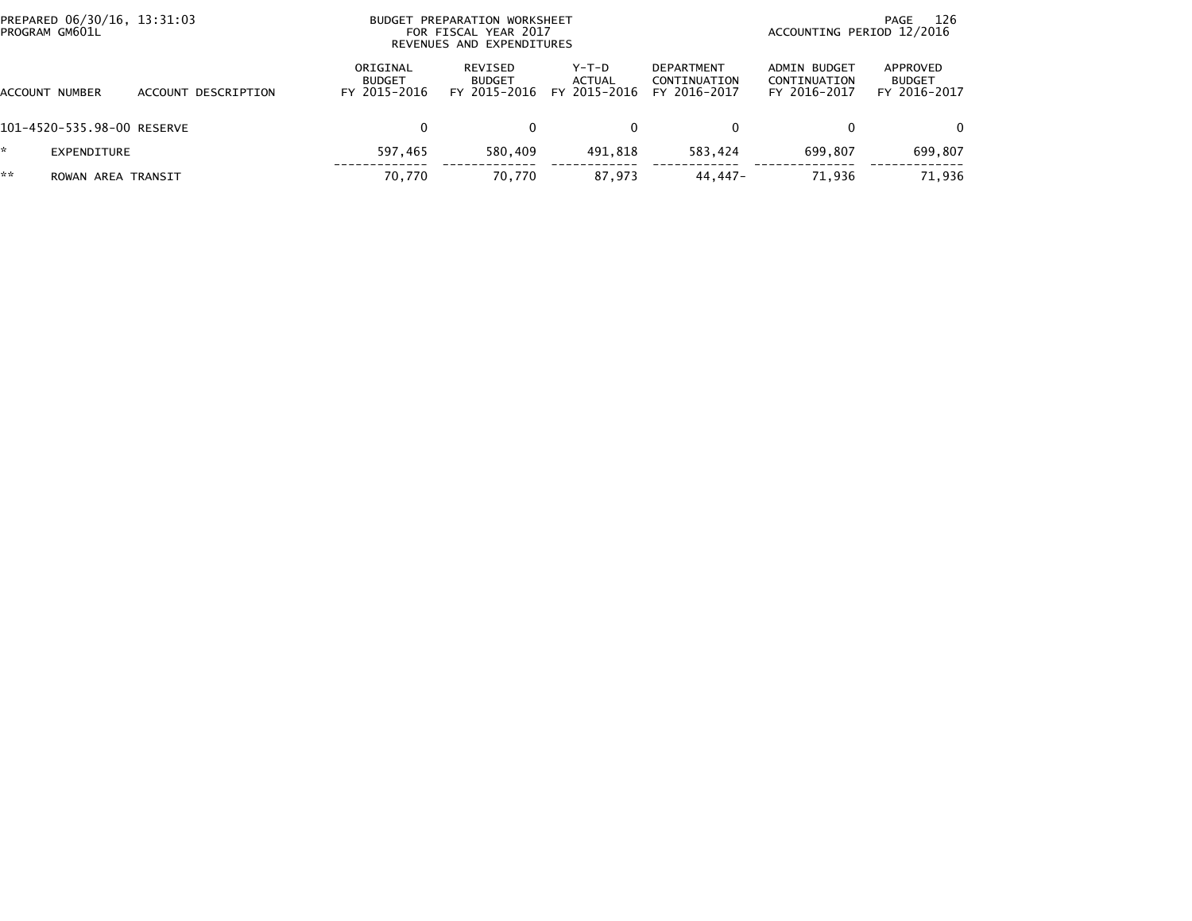PREPARED 06/30/16, 13:31:03
PROGRAM GM601L

BUDGET PREPARATION WORKSHEET
FOR FISCAL YEAR 2017
REVENUES AND EXPENDITURES

ACCOUNTING PERIOD 12/2016

| ACCOUNT NUMBER | ACCOUNT DESCRIPTION | ORIGINAL BUDGET FY 2015-2016 | REVISED BUDGET FY 2015-2016 | Y-T-D ACTUAL FY 2015-2016 | DEPARTMENT CONTINUATION FY 2016-2017 | ADMIN BUDGET CONTINUATION FY 2016-2017 | APPROVED BUDGET FY 2016-2017 |
|---|---|---|---|---|---|---|---|
| 101-4520-535.98-00 | RESERVE | 0 | 0 | 0 | 0 | 0 | 0 |
| * | EXPENDITURE | 597,465 | 580,409 | 491,818 | 583,424 | 699,807 | 699,807 |
| ** | ROWAN AREA TRANSIT | 70,770 | 70,770 | 87,973 | 44,447- | 71,936 | 71,936 |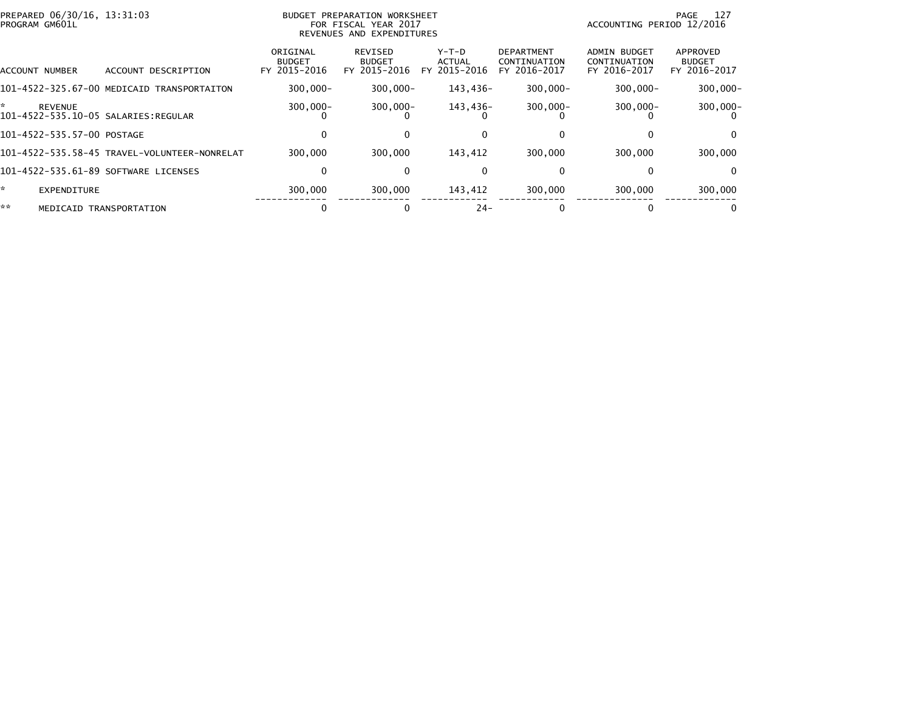PREPARED 06/30/16, 13:31:03
PROGRAM GM601L

BUDGET PREPARATION WORKSHEET
FOR FISCAL YEAR 2017
REVENUES AND EXPENDITURES

ACCOUNTING PERIOD 12/2016

| ACCOUNT NUMBER | ACCOUNT DESCRIPTION | ORIGINAL BUDGET FY 2015-2016 | REVISED BUDGET FY 2015-2016 | Y-T-D ACTUAL FY 2015-2016 | DEPARTMENT CONTINUATION FY 2016-2017 | ADMIN BUDGET CONTINUATION FY 2016-2017 | APPROVED BUDGET FY 2016-2017 |
|---|---|---|---|---|---|---|---|
| 101-4522-325.67-00 | MEDICAID TRANSPORTAITON | 300,000- | 300,000- | 143,436- | 300,000- | 300,000- | 300,000- |
| * | REVENUE | 300,000- | 300,000- | 143,436- | 300,000- | 300,000- | 300,000- |
| 101-4522-535.10-05 | SALARIES:REGULAR | 0 | 0 | 0 | 0 | 0 | 0 |
| 101-4522-535.57-00 | POSTAGE | 0 | 0 | 0 | 0 | 0 | 0 |
| 101-4522-535.58-45 | TRAVEL-VOLUNTEER-NONRELAT | 300,000 | 300,000 | 143,412 | 300,000 | 300,000 | 300,000 |
| 101-4522-535.61-89 | SOFTWARE LICENSES | 0 | 0 | 0 | 0 | 0 | 0 |
| * | EXPENDITURE | 300,000 | 300,000 | 143,412 | 300,000 | 300,000 | 300,000 |
| ** | MEDICAID TRANSPORTATION | 0 | 0 | 24- | 0 | 0 | 0 |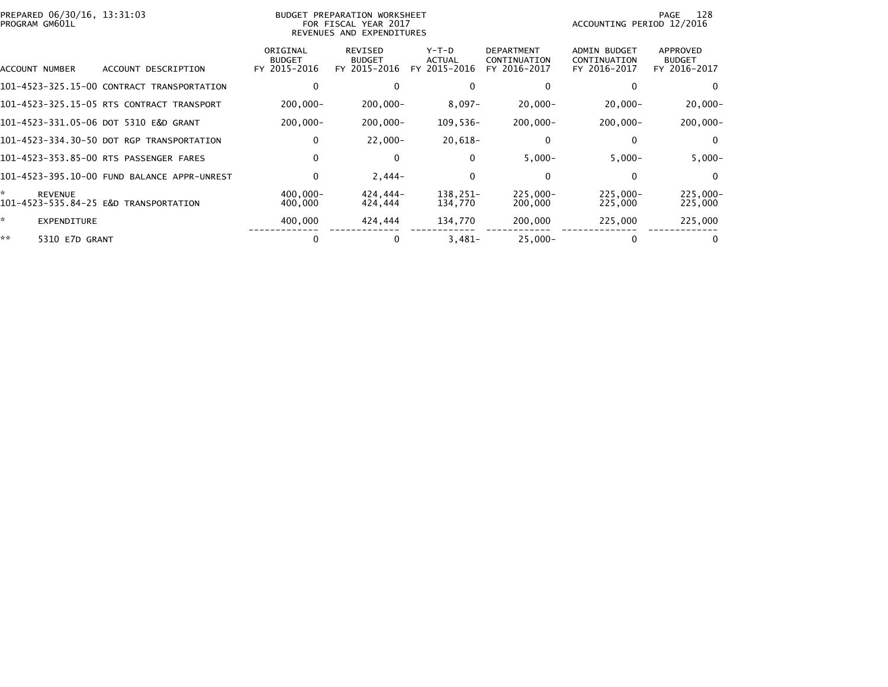PREPARED 06/30/16, 13:31:03
PROGRAM GM601L

BUDGET PREPARATION WORKSHEET
FOR FISCAL YEAR 2017
REVENUES AND EXPENDITURES

ACCOUNTING PERIOD 12/2016

| ACCOUNT NUMBER | ACCOUNT DESCRIPTION | ORIGINAL BUDGET FY 2015-2016 | REVISED BUDGET FY 2015-2016 | Y-T-D ACTUAL FY 2015-2016 | DEPARTMENT CONTINUATION FY 2016-2017 | ADMIN BUDGET CONTINUATION FY 2016-2017 | APPROVED BUDGET FY 2016-2017 |
|---|---|---|---|---|---|---|---|
| 101-4523-325.15-00 | CONTRACT TRANSPORTATION | 0 | 0 | 0 | 0 | 0 | 0 |
| 101-4523-325.15-05 | RTS CONTRACT TRANSPORT | 200,000- | 200,000- | 8,097- | 20,000- | 20,000- | 20,000- |
| 101-4523-331.05-06 | DOT 5310 E&D GRANT | 200,000- | 200,000- | 109,536- | 200,000- | 200,000- | 200,000- |
| 101-4523-334.30-50 | DOT RGP TRANSPORTATION | 0 | 22,000- | 20,618- | 0 | 0 | 0 |
| 101-4523-353.85-00 | RTS PASSENGER FARES | 0 | 0 | 0 | 5,000- | 5,000- | 5,000- |
| 101-4523-395.10-00 | FUND BALANCE APPR-UNREST | 0 | 2,444- | 0 | 0 | 0 | 0 |
| * | REVENUE | 400,000- | 424,444- | 138,251- | 225,000- | 225,000- | 225,000- |
| 101-4523-535.84-25 | E&D TRANSPORTATION | 400,000 | 424,444 | 134,770 | 200,000 | 225,000 | 225,000 |
| * | EXPENDITURE | 400,000 | 424,444 | 134,770 | 200,000 | 225,000 | 225,000 |
| ** | 5310 E7D GRANT | 0 | 0 | 3,481- | 25,000- | 0 | 0 |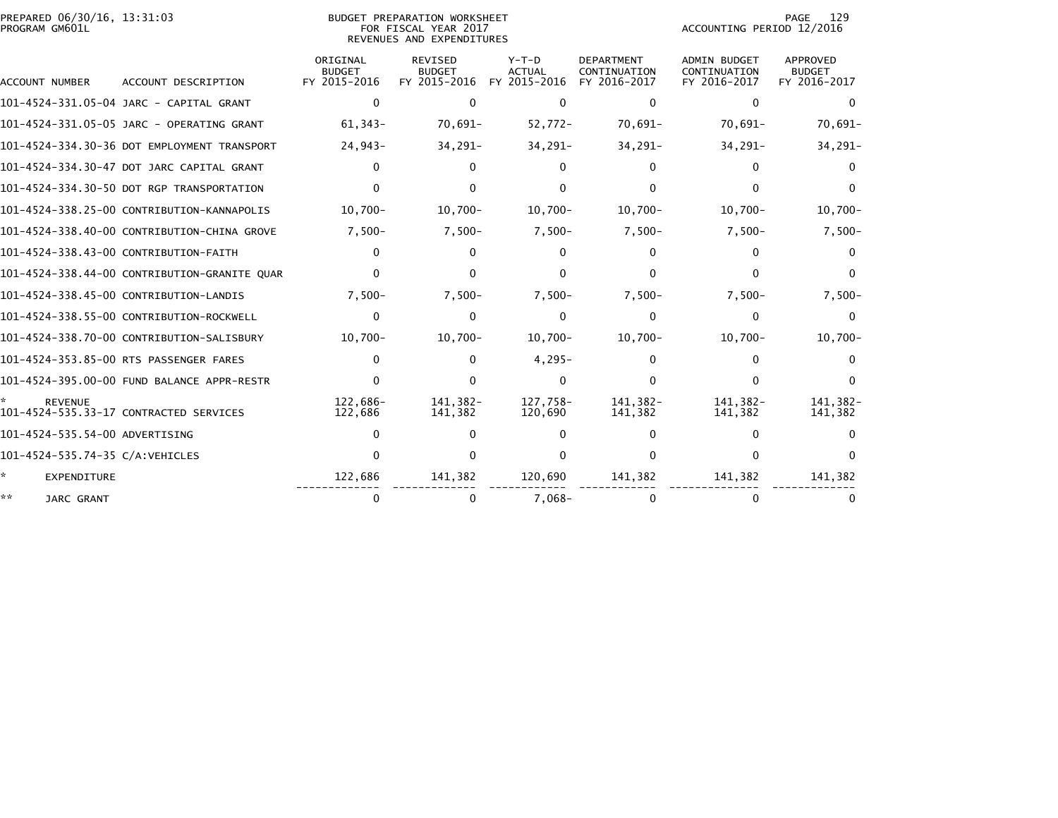PREPARED 06/30/16, 13:31:03
PROGRAM GM601L

BUDGET PREPARATION WORKSHEET
FOR FISCAL YEAR 2017
REVENUES AND EXPENDITURES

ACCOUNTING PERIOD 12/2016

| ACCOUNT NUMBER | ACCOUNT DESCRIPTION | ORIGINAL BUDGET FY 2015-2016 | REVISED BUDGET FY 2015-2016 | Y-T-D ACTUAL FY 2015-2016 | DEPARTMENT CONTINUATION FY 2016-2017 | ADMIN BUDGET CONTINUATION FY 2016-2017 | APPROVED BUDGET FY 2016-2017 |
|---|---|---|---|---|---|---|---|
| 101-4524-331.05-04 | JARC - CAPITAL GRANT | 0 | 0 | 0 | 0 | 0 | 0 |
| 101-4524-331.05-05 | JARC - OPERATING GRANT | 61,343- | 70,691- | 52,772- | 70,691- | 70,691- | 70,691- |
| 101-4524-334.30-36 | DOT EMPLOYMENT TRANSPORT | 24,943- | 34,291- | 34,291- | 34,291- | 34,291- | 34,291- |
| 101-4524-334.30-47 | DOT JARC CAPITAL GRANT | 0 | 0 | 0 | 0 | 0 | 0 |
| 101-4524-334.30-50 | DOT RGP TRANSPORTATION | 0 | 0 | 0 | 0 | 0 | 0 |
| 101-4524-338.25-00 | CONTRIBUTION-KANNAPOLIS | 10,700- | 10,700- | 10,700- | 10,700- | 10,700- | 10,700- |
| 101-4524-338.40-00 | CONTRIBUTION-CHINA GROVE | 7,500- | 7,500- | 7,500- | 7,500- | 7,500- | 7,500- |
| 101-4524-338.43-00 | CONTRIBUTION-FAITH | 0 | 0 | 0 | 0 | 0 | 0 |
| 101-4524-338.44-00 | CONTRIBUTION-GRANITE QUAR | 0 | 0 | 0 | 0 | 0 | 0 |
| 101-4524-338.45-00 | CONTRIBUTION-LANDIS | 7,500- | 7,500- | 7,500- | 7,500- | 7,500- | 7,500- |
| 101-4524-338.55-00 | CONTRIBUTION-ROCKWELL | 0 | 0 | 0 | 0 | 0 | 0 |
| 101-4524-338.70-00 | CONTRIBUTION-SALISBURY | 10,700- | 10,700- | 10,700- | 10,700- | 10,700- | 10,700- |
| 101-4524-353.85-00 | RTS PASSENGER FARES | 0 | 0 | 4,295- | 0 | 0 | 0 |
| 101-4524-395.00-00 | FUND BALANCE APPR-RESTR | 0 | 0 | 0 | 0 | 0 | 0 |
| * REVENUE | | 122,686- | 141,382- | 127,758- | 141,382- | 141,382- | 141,382- |
| 101-4524-535.33-17 | CONTRACTED SERVICES | 122,686 | 141,382 | 120,690 | 141,382 | 141,382 | 141,382 |
| 101-4524-535.54-00 | ADVERTISING | 0 | 0 | 0 | 0 | 0 | 0 |
| 101-4524-535.74-35 | C/A:VEHICLES | 0 | 0 | 0 | 0 | 0 | 0 |
| * EXPENDITURE | | 122,686 | 141,382 | 120,690 | 141,382 | 141,382 | 141,382 |
| ** JARC GRANT | | 0 | 0 | 7,068- | 0 | 0 | 0 |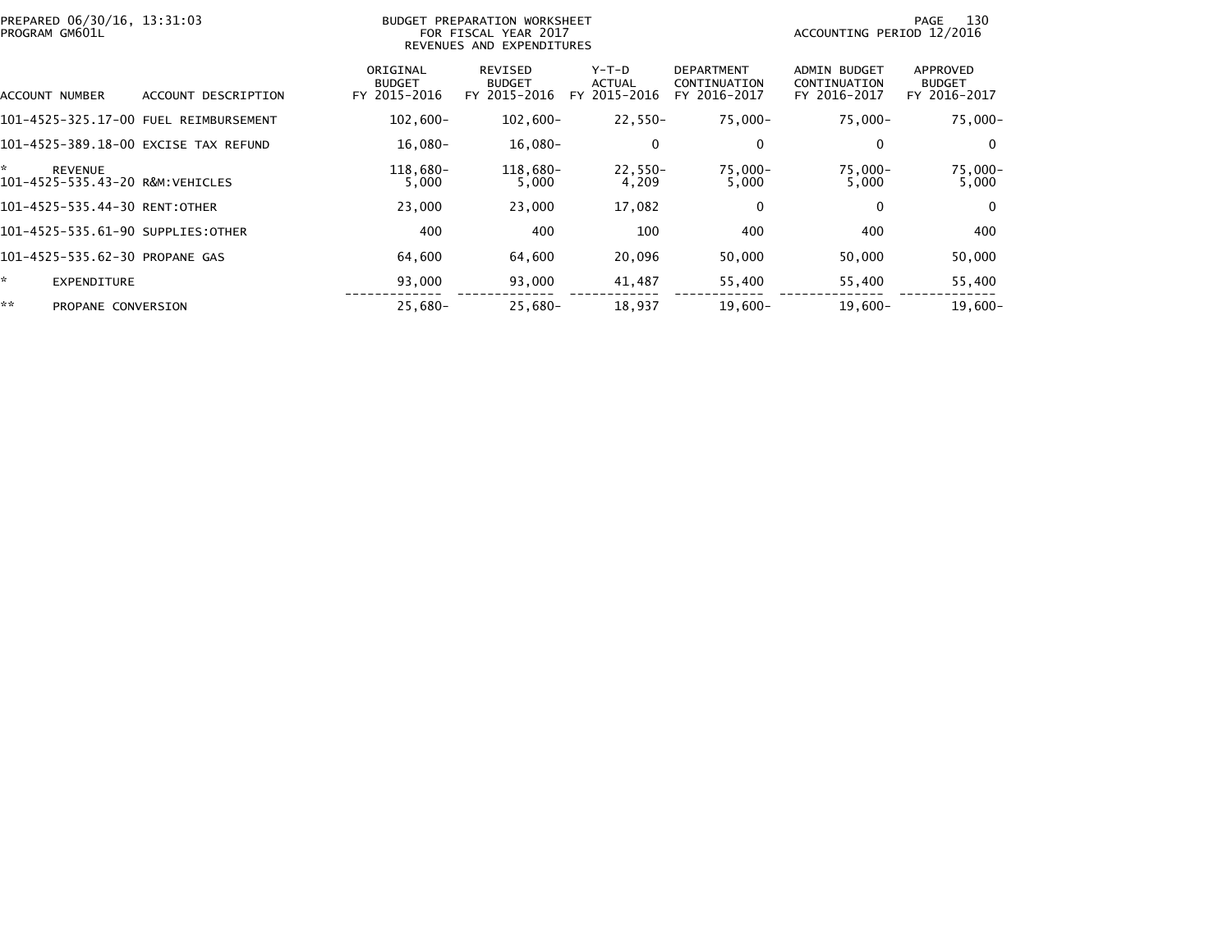PREPARED 06/30/16, 13:31:03
PROGRAM GM601L

BUDGET PREPARATION WORKSHEET
FOR FISCAL YEAR 2017
REVENUES AND EXPENDITURES

ACCOUNTING PERIOD 12/2016

| ACCOUNT NUMBER | ACCOUNT DESCRIPTION | ORIGINAL BUDGET FY 2015-2016 | REVISED BUDGET FY 2015-2016 | Y-T-D ACTUAL FY 2015-2016 | DEPARTMENT CONTINUATION FY 2016-2017 | ADMIN BUDGET CONTINUATION FY 2016-2017 | APPROVED BUDGET FY 2016-2017 |
|---|---|---|---|---|---|---|---|
| 101-4525-325.17-00 | FUEL REIMBURSEMENT | 102,600- | 102,600- | 22,550- | 75,000- | 75,000- | 75,000- |
| 101-4525-389.18-00 | EXCISE TAX REFUND | 16,080- | 16,080- | 0 | 0 | 0 | 0 |
| * | REVENUE | 118,680- | 118,680- | 22,550- | 75,000- | 75,000- | 75,000- |
| 101-4525-535.43-20 | R&M:VEHICLES | 5,000 | 5,000 | 4,209 | 5,000 | 5,000 | 5,000 |
| 101-4525-535.44-30 | RENT:OTHER | 23,000 | 23,000 | 17,082 | 0 | 0 | 0 |
| 101-4525-535.61-90 | SUPPLIES:OTHER | 400 | 400 | 100 | 400 | 400 | 400 |
| 101-4525-535.62-30 | PROPANE GAS | 64,600 | 64,600 | 20,096 | 50,000 | 50,000 | 50,000 |
| * | EXPENDITURE | 93,000 | 93,000 | 41,487 | 55,400 | 55,400 | 55,400 |
| ** | PROPANE CONVERSION | 25,680- | 25,680- | 18,937 | 19,600- | 19,600- | 19,600- |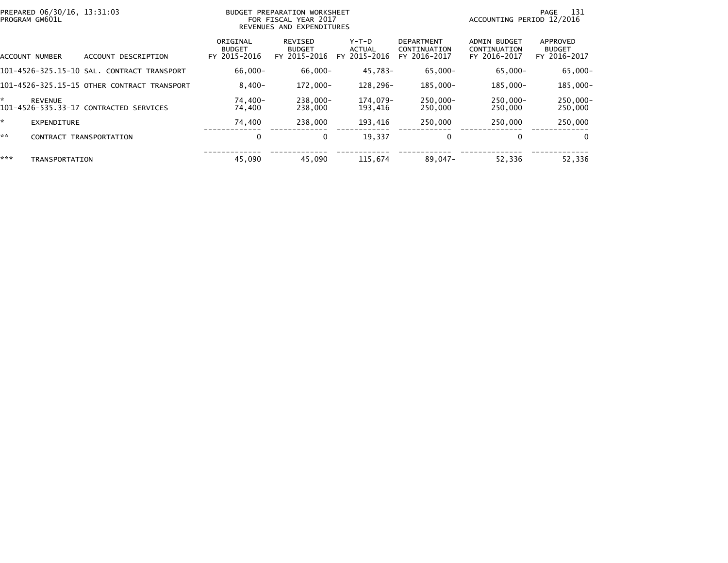PREPARED 06/30/16, 13:31:03
PROGRAM GM601L

BUDGET PREPARATION WORKSHEET
FOR FISCAL YEAR 2017
REVENUES AND EXPENDITURES

ACCOUNTING PERIOD 12/2016

| ACCOUNT NUMBER | ACCOUNT DESCRIPTION | ORIGINAL BUDGET FY 2015-2016 | REVISED BUDGET FY 2015-2016 | Y-T-D ACTUAL FY 2015-2016 | DEPARTMENT CONTINUATION FY 2016-2017 | ADMIN BUDGET CONTINUATION FY 2016-2017 | APPROVED BUDGET FY 2016-2017 |
|---|---|---|---|---|---|---|---|
| 101-4526-325.15-10 | SAL. CONTRACT TRANSPORT | 66,000- | 66,000- | 45,783- | 65,000- | 65,000- | 65,000- |
| 101-4526-325.15-15 | OTHER CONTRACT TRANSPORT | 8,400- | 172,000- | 128,296- | 185,000- | 185,000- | 185,000- |
| * | REVENUE | 74,400- | 238,000- | 174,079- | 250,000- | 250,000- | 250,000- |
| 101-4526-535.33-17 | CONTRACTED SERVICES | 74,400 | 238,000 | 193,416 | 250,000 | 250,000 | 250,000 |
| * | EXPENDITURE | 74,400 | 238,000 | 193,416 | 250,000 | 250,000 | 250,000 |
| ** | CONTRACT TRANSPORTATION | 0 | 0 | 19,337 | 0 | 0 | 0 |
| *** | TRANSPORTATION | 45,090 | 45,090 | 115,674 | 89,047- | 52,336 | 52,336 |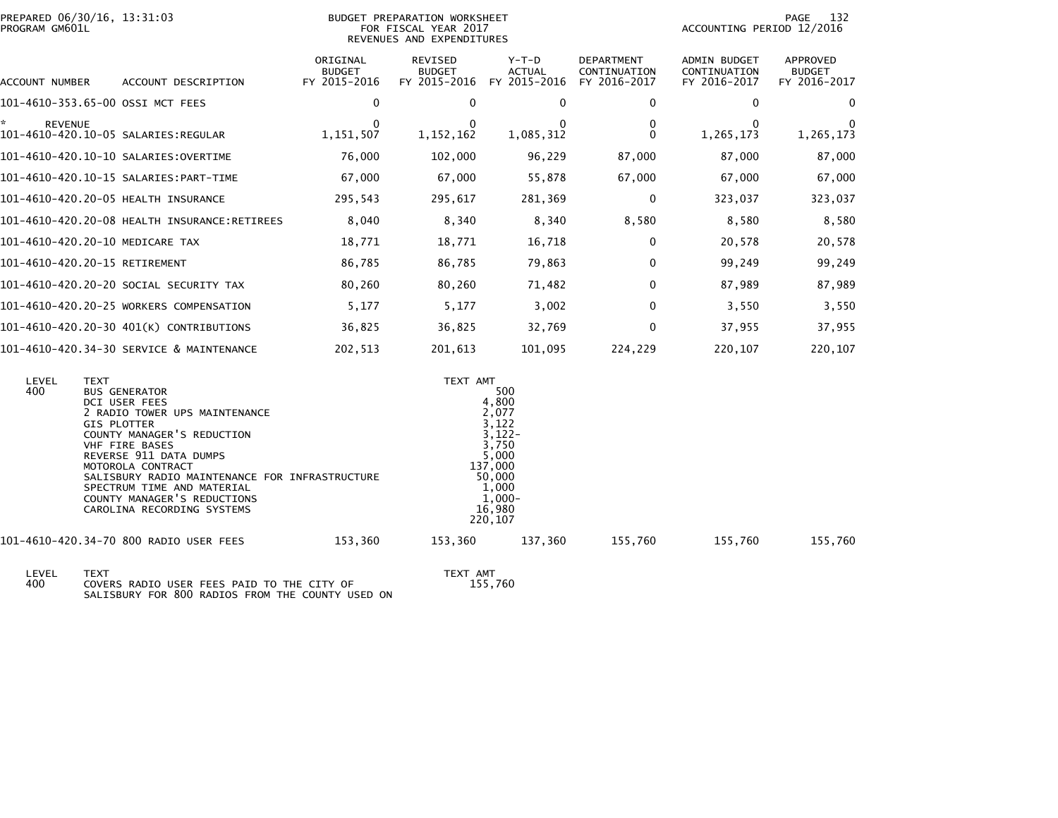PREPARED 06/30/16, 13:31:03
PROGRAM GM601L

BUDGET PREPARATION WORKSHEET
FOR FISCAL YEAR 2017
REVENUES AND EXPENDITURES

ACCOUNTING PERIOD 12/2016

| ACCOUNT NUMBER | ACCOUNT DESCRIPTION | ORIGINAL BUDGET FY 2015-2016 | REVISED BUDGET FY 2015-2016 | Y-T-D ACTUAL FY 2015-2016 | DEPARTMENT CONTINUATION FY 2016-2017 | ADMIN BUDGET CONTINUATION FY 2016-2017 | APPROVED BUDGET FY 2016-2017 |
|---|---|---|---|---|---|---|---|
| 101-4610-353.65-00 | OSSI MCT FEES | 0 | 0 | 0 | 0 | 0 | 0 |
| * REVENUE | | 0 | 0 | 0 | 0 | 0 | 0 |
| 101-4610-420.10-05 | SALARIES:REGULAR | 1,151,507 | 1,152,162 | 1,085,312 | 0 | 1,265,173 | 1,265,173 |
| 101-4610-420.10-10 | SALARIES:OVERTIME | 76,000 | 102,000 | 96,229 | 87,000 | 87,000 | 87,000 |
| 101-4610-420.10-15 | SALARIES:PART-TIME | 67,000 | 67,000 | 55,878 | 67,000 | 67,000 | 67,000 |
| 101-4610-420.20-05 | HEALTH INSURANCE | 295,543 | 295,617 | 281,369 | 0 | 323,037 | 323,037 |
| 101-4610-420.20-08 | HEALTH INSURANCE:RETIREES | 8,040 | 8,340 | 8,340 | 8,580 | 8,580 | 8,580 |
| 101-4610-420.20-10 | MEDICARE TAX | 18,771 | 18,771 | 16,718 | 0 | 20,578 | 20,578 |
| 101-4610-420.20-15 | RETIREMENT | 86,785 | 86,785 | 79,863 | 0 | 99,249 | 99,249 |
| 101-4610-420.20-20 | SOCIAL SECURITY TAX | 80,260 | 80,260 | 71,482 | 0 | 87,989 | 87,989 |
| 101-4610-420.20-25 | WORKERS COMPENSATION | 5,177 | 5,177 | 3,002 | 0 | 3,550 | 3,550 |
| 101-4610-420.20-30 | 401(K) CONTRIBUTIONS | 36,825 | 36,825 | 32,769 | 0 | 37,955 | 37,955 |
| 101-4610-420.34-30 | SERVICE & MAINTENANCE | 202,513 | 201,613 | 101,095 | 224,229 | 220,107 | 220,107 |

| LEVEL | TEXT | TEXT AMT |
|---|---|---|
| 400 | BUS GENERATOR | 500 |
| | DCI USER FEES | 4,800 |
| | 2 RADIO TOWER UPS MAINTENANCE | 2,077 |
| | GIS PLOTTER | 3,122 |
| | COUNTY MANAGER'S REDUCTION | 3,122- |
| | VHF FIRE BASES | 3,750 |
| | REVERSE 911 DATA DUMPS | 5,000 |
| | MOTOROLA CONTRACT | 137,000 |
| | SALISBURY RADIO MAINTENANCE FOR INFRASTRUCTURE | 50,000 |
| | SPECTRUM TIME AND MATERIAL | 1,000 |
| | COUNTY MANAGER'S REDUCTIONS | 1,000- |
| | CAROLINA RECORDING SYSTEMS | 16,980 |
| | | 220,107 |

| ACCOUNT NUMBER | ACCOUNT DESCRIPTION | ORIGINAL BUDGET FY 2015-2016 | REVISED BUDGET FY 2015-2016 | Y-T-D ACTUAL FY 2015-2016 | DEPARTMENT CONTINUATION FY 2016-2017 | ADMIN BUDGET CONTINUATION FY 2016-2017 | APPROVED BUDGET FY 2016-2017 |
|---|---|---|---|---|---|---|---|
| 101-4610-420.34-70 | 800 RADIO USER FEES | 153,360 | 153,360 | 137,360 | 155,760 | 155,760 | 155,760 |

| LEVEL | TEXT | TEXT AMT |
|---|---|---|
| 400 | COVERS RADIO USER FEES PAID TO THE CITY OF SALISBURY FOR 800 RADIOS FROM THE COUNTY USED ON | 155,760 |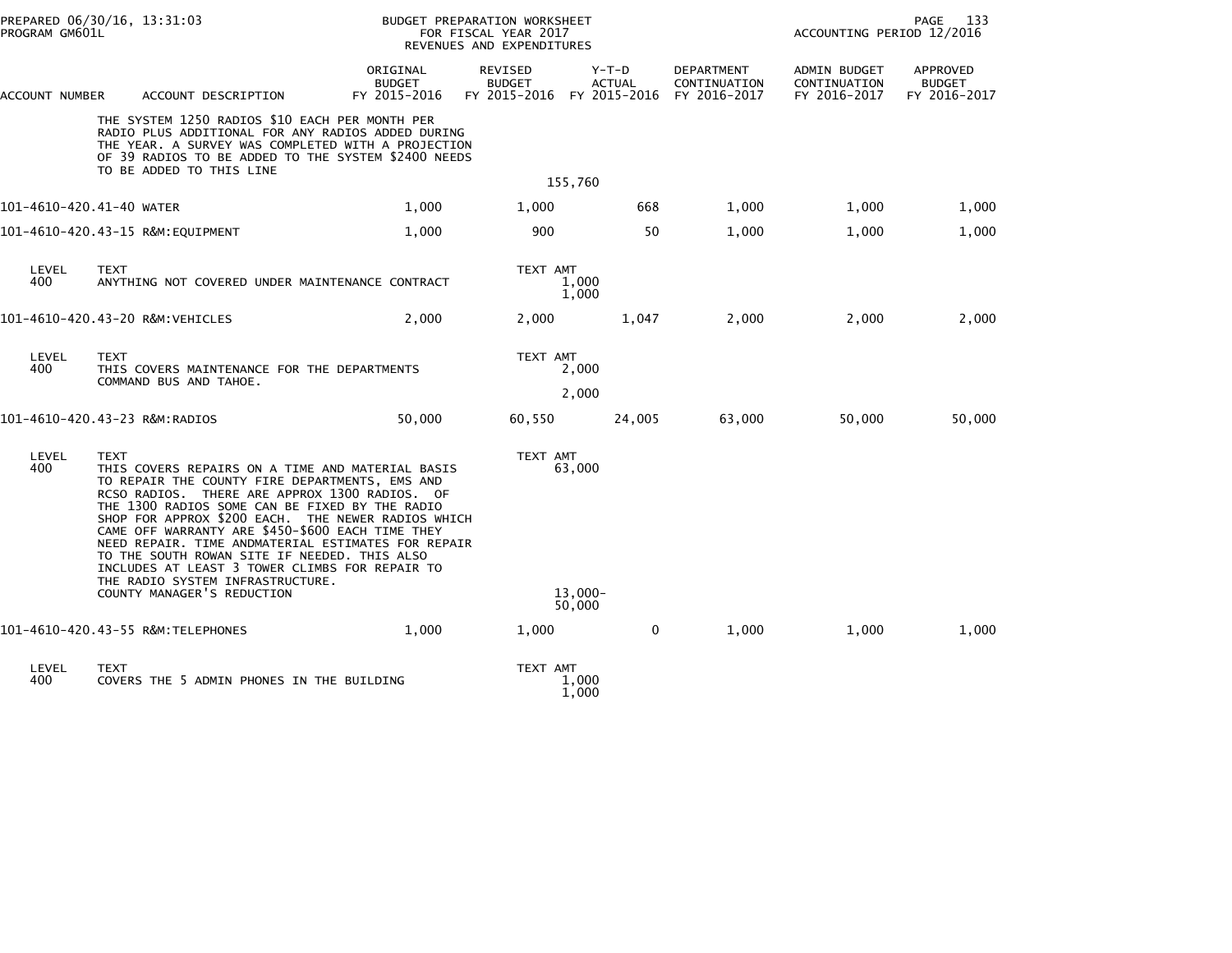| ACCOUNT NUMBER | ACCOUNT DESCRIPTION | ORIGINAL BUDGET FY 2015-2016 | REVISED BUDGET FY 2015-2016 | Y-T-D ACTUAL FY 2015-2016 | DEPARTMENT CONTINUATION FY 2016-2017 | ADMIN BUDGET CONTINUATION FY 2016-2017 | APPROVED BUDGET FY 2016-2017 |
|---|---|---|---|---|---|---|---|
| | THE SYSTEM 1250 RADIOS $10 EACH PER MONTH PER RADIO PLUS ADDITIONAL FOR ANY RADIOS ADDED DURING THE YEAR. A SURVEY WAS COMPLETED WITH A PROJECTION OF 39 RADIOS TO BE ADDED TO THE SYSTEM $2400 NEEDS TO BE ADDED TO THIS LINE | | 155,760 | | | | |
| 101-4610-420.41-40 | WATER | 1,000 | 1,000 | 668 | 1,000 | 1,000 | 1,000 |
| 101-4610-420.43-15 | R&M:EQUIPMENT | 1,000 | 900 | 50 | 1,000 | 1,000 | 1,000 |
| LEVEL 400 | TEXT: ANYTHING NOT COVERED UNDER MAINTENANCE CONTRACT | | TEXT AMT 1,000 | | | | |
| | | | 1,000 | | | | |
| 101-4610-420.43-20 | R&M:VEHICLES | 2,000 | 2,000 | 1,047 | 2,000 | 2,000 | 2,000 |
| LEVEL 400 | TEXT: THIS COVERS MAINTENANCE FOR THE DEPARTMENTS COMMAND BUS AND TAHOE. | | TEXT AMT 2,000 | | | | |
| | | | 2,000 | | | | |
| 101-4610-420.43-23 | R&M:RADIOS | 50,000 | 60,550 | 24,005 | 63,000 | 50,000 | 50,000 |
| LEVEL 400 | TEXT: THIS COVERS REPAIRS ON A TIME AND MATERIAL BASIS TO REPAIR THE COUNTY FIRE DEPARTMENTS, EMS AND RCSO RADIOS. THERE ARE APPROX 1300 RADIOS. OF THE 1300 RADIOS SOME CAN BE FIXED BY THE RADIO SHOP FOR APPROX $200 EACH. THE NEWER RADIOS WHICH CAME OFF WARRANTY ARE $450-$600 EACH TIME THEY NEED REPAIR. TIME ANDMATERIAL ESTIMATES FOR REPAIR TO THE SOUTH ROWAN SITE IF NEEDED. THIS ALSO INCLUDES AT LEAST 3 TOWER CLIMBS FOR REPAIR TO THE RADIO SYSTEM INFRASTRUCTURE. | | TEXT AMT 63,000 | | | | |
| | COUNTY MANAGER'S REDUCTION | | 13,000- | | | | |
| | | | 50,000 | | | | |
| 101-4610-420.43-55 | R&M:TELEPHONES | 1,000 | 1,000 | 0 | 1,000 | 1,000 | 1,000 |
| LEVEL 400 | TEXT: COVERS THE 5 ADMIN PHONES IN THE BUILDING | | TEXT AMT 1,000 | | | | |
| | | | 1,000 | | | | |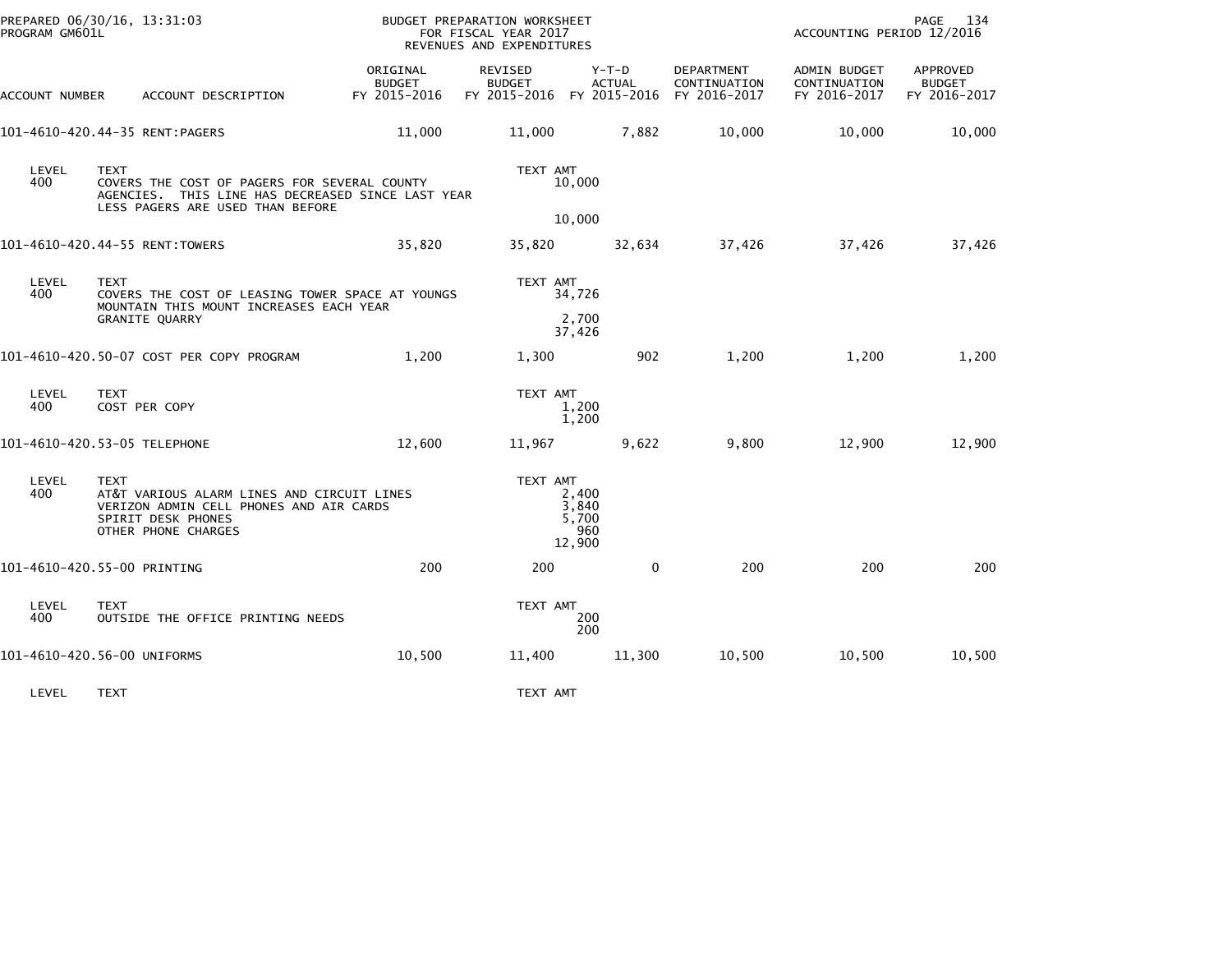PREPARED 06/30/16, 13:31:03
PROGRAM GM601L

BUDGET PREPARATION WORKSHEET
FOR FISCAL YEAR 2017
REVENUES AND EXPENDITURES

ACCOUNTING PERIOD 12/2016

| ACCOUNT NUMBER | ACCOUNT DESCRIPTION | ORIGINAL BUDGET FY 2015-2016 | REVISED BUDGET FY 2015-2016 | Y-T-D ACTUAL FY 2015-2016 | DEPARTMENT CONTINUATION FY 2016-2017 | ADMIN BUDGET CONTINUATION FY 2016-2017 | APPROVED BUDGET FY 2016-2017 |
|---|---|---|---|---|---|---|---|
| 101-4610-420.44-35 | RENT:PAGERS | 11,000 | 11,000 | 7,882 | 10,000 | 10,000 | 10,000 |

| LEVEL | TEXT | TEXT AMT |
|---|---|---|
| 400 | COVERS THE COST OF PAGERS FOR SEVERAL COUNTY AGENCIES. THIS LINE HAS DECREASED SINCE LAST YEAR LESS PAGERS ARE USED THAN BEFORE | 10,000 |
| | | 10,000 |

| ACCOUNT NUMBER | ACCOUNT DESCRIPTION | ORIGINAL BUDGET FY 2015-2016 | REVISED BUDGET FY 2015-2016 | Y-T-D ACTUAL FY 2015-2016 | DEPARTMENT CONTINUATION FY 2016-2017 | ADMIN BUDGET CONTINUATION FY 2016-2017 | APPROVED BUDGET FY 2016-2017 |
|---|---|---|---|---|---|---|---|
| 101-4610-420.44-55 | RENT:TOWERS | 35,820 | 35,820 | 32,634 | 37,426 | 37,426 | 37,426 |

| LEVEL | TEXT | TEXT AMT |
|---|---|---|
| 400 | COVERS THE COST OF LEASING TOWER SPACE AT YOUNGS MOUNTAIN THIS MOUNT INCREASES EACH YEAR | 34,726 |
| | GRANITE QUARRY | 2,700 |
| | | 37,426 |

| ACCOUNT NUMBER | ACCOUNT DESCRIPTION | ORIGINAL BUDGET FY 2015-2016 | REVISED BUDGET FY 2015-2016 | Y-T-D ACTUAL FY 2015-2016 | DEPARTMENT CONTINUATION FY 2016-2017 | ADMIN BUDGET CONTINUATION FY 2016-2017 | APPROVED BUDGET FY 2016-2017 |
|---|---|---|---|---|---|---|---|
| 101-4610-420.50-07 | COST PER COPY PROGRAM | 1,200 | 1,300 | 902 | 1,200 | 1,200 | 1,200 |

| LEVEL | TEXT | TEXT AMT |
|---|---|---|
| 400 | COST PER COPY | 1,200 |
| | | 1,200 |

| ACCOUNT NUMBER | ACCOUNT DESCRIPTION | ORIGINAL BUDGET FY 2015-2016 | REVISED BUDGET FY 2015-2016 | Y-T-D ACTUAL FY 2015-2016 | DEPARTMENT CONTINUATION FY 2016-2017 | ADMIN BUDGET CONTINUATION FY 2016-2017 | APPROVED BUDGET FY 2016-2017 |
|---|---|---|---|---|---|---|---|
| 101-4610-420.53-05 | TELEPHONE | 12,600 | 11,967 | 9,622 | 9,800 | 12,900 | 12,900 |

| LEVEL | TEXT | TEXT AMT |
|---|---|---|
| 400 | AT&T VARIOUS ALARM LINES AND CIRCUIT LINES | 2,400 |
| | VERIZON ADMIN CELL PHONES AND AIR CARDS | 3,840 |
| | SPIRIT DESK PHONES | 5,700 |
| | OTHER PHONE CHARGES | 960 |
| | | 12,900 |

| ACCOUNT NUMBER | ACCOUNT DESCRIPTION | ORIGINAL BUDGET FY 2015-2016 | REVISED BUDGET FY 2015-2016 | Y-T-D ACTUAL FY 2015-2016 | DEPARTMENT CONTINUATION FY 2016-2017 | ADMIN BUDGET CONTINUATION FY 2016-2017 | APPROVED BUDGET FY 2016-2017 |
|---|---|---|---|---|---|---|---|
| 101-4610-420.55-00 | PRINTING | 200 | 200 | 0 | 200 | 200 | 200 |

| LEVEL | TEXT | TEXT AMT |
|---|---|---|
| 400 | OUTSIDE THE OFFICE PRINTING NEEDS | 200 |
| | | 200 |

| ACCOUNT NUMBER | ACCOUNT DESCRIPTION | ORIGINAL BUDGET FY 2015-2016 | REVISED BUDGET FY 2015-2016 | Y-T-D ACTUAL FY 2015-2016 | DEPARTMENT CONTINUATION FY 2016-2017 | ADMIN BUDGET CONTINUATION FY 2016-2017 | APPROVED BUDGET FY 2016-2017 |
|---|---|---|---|---|---|---|---|
| 101-4610-420.56-00 | UNIFORMS | 10,500 | 11,400 | 11,300 | 10,500 | 10,500 | 10,500 |

| LEVEL | TEXT | TEXT AMT |
|---|---|---|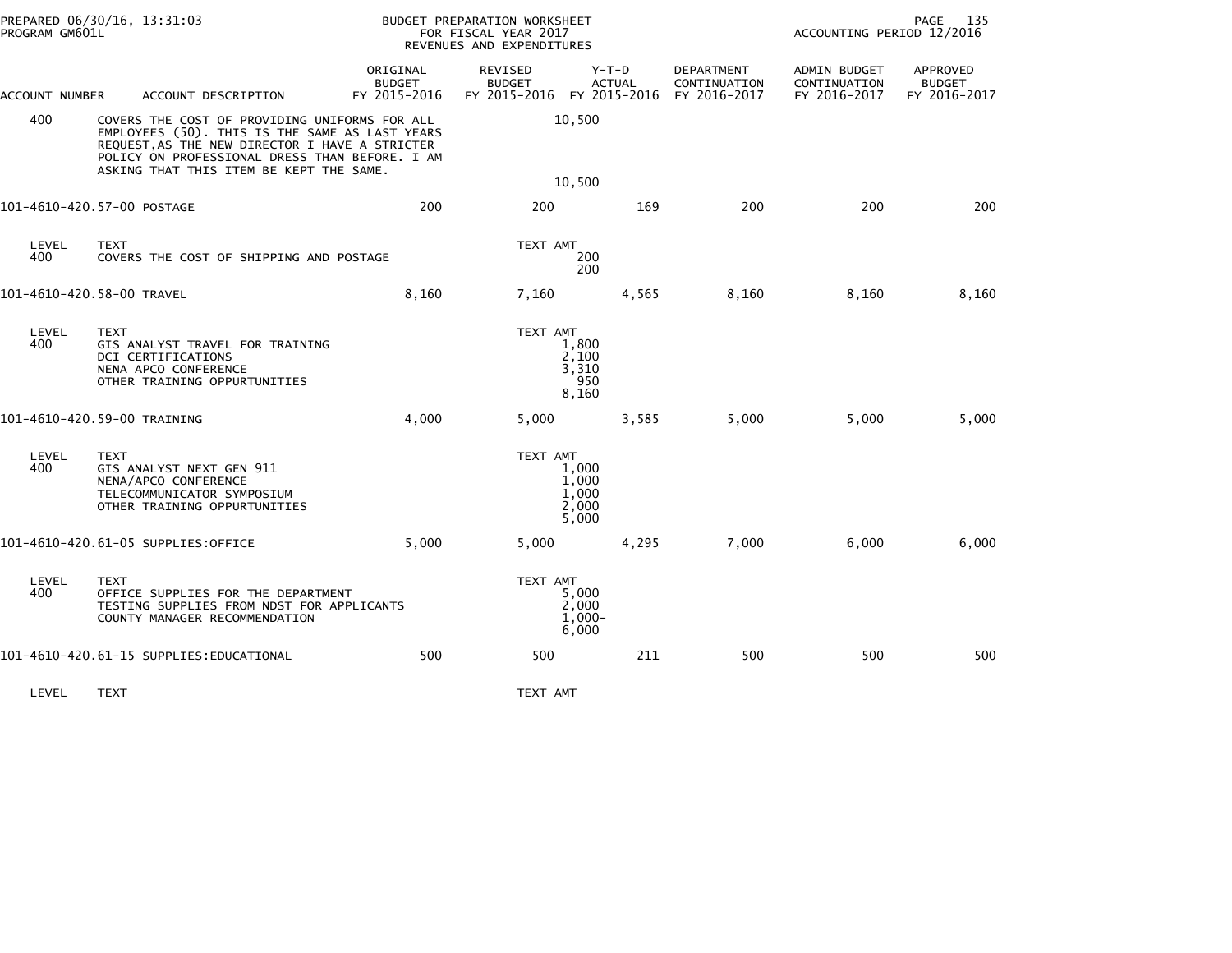BUDGET PREPARATION WORKSHEET
FOR FISCAL YEAR 2017
REVENUES AND EXPENDITURES

| ACCOUNT NUMBER | ACCOUNT DESCRIPTION | ORIGINAL BUDGET FY 2015-2016 | REVISED BUDGET FY 2015-2016 | Y-T-D ACTUAL FY 2015-2016 | DEPARTMENT CONTINUATION FY 2016-2017 | ADMIN BUDGET CONTINUATION FY 2016-2017 | APPROVED BUDGET FY 2016-2017 |
|---|---|---|---|---|---|---|---|
| 400 | COVERS THE COST OF PROVIDING UNIFORMS FOR ALL EMPLOYEES (50). THIS IS THE SAME AS LAST YEARS REQUEST, AS THE NEW DIRECTOR I HAVE A STRICTER POLICY ON PROFESSIONAL DRESS THAN BEFORE. I AM ASKING THAT THIS ITEM BE KEPT THE SAME. | | 10,500 | | | | |
| | | | 10,500 | | | | |
| 101-4610-420.57-00 | POSTAGE | 200 | 200 | 169 | 200 | 200 | 200 |
| LEVEL | TEXT | | TEXT AMT | | | | |
| 400 | COVERS THE COST OF SHIPPING AND POSTAGE | | 200 | | | | |
| | | | 200 | | | | |
| 101-4610-420.58-00 | TRAVEL | 8,160 | 7,160 | 4,565 | 8,160 | 8,160 | 8,160 |
| LEVEL | TEXT | | TEXT AMT | | | | |
| 400 | GIS ANALYST TRAVEL FOR TRAINING | | 1,800 | | | | |
| | DCI CERTIFICATIONS | | 2,100 | | | | |
| | NENA APCO CONFERENCE | | 3,310 | | | | |
| | OTHER TRAINING OPPURTUNITIES | | 950 | | | | |
| | | | 8,160 | | | | |
| 101-4610-420.59-00 | TRAINING | 4,000 | 5,000 | 3,585 | 5,000 | 5,000 | 5,000 |
| LEVEL | TEXT | | TEXT AMT | | | | |
| 400 | GIS ANALYST NEXT GEN 911 | | 1,000 | | | | |
| | NENA/APCO CONFERENCE | | 1,000 | | | | |
| | TELECOMMUNICATOR SYMPOSIUM | | 1,000 | | | | |
| | OTHER TRAINING OPPURTUNITIES | | 2,000 | | | | |
| | | | 5,000 | | | | |
| 101-4610-420.61-05 | SUPPLIES:OFFICE | 5,000 | 5,000 | 4,295 | 7,000 | 6,000 | 6,000 |
| LEVEL | TEXT | | TEXT AMT | | | | |
| 400 | OFFICE SUPPLIES FOR THE DEPARTMENT | | 5,000 | | | | |
| | TESTING SUPPLIES FROM NDST FOR APPLICANTS | | 2,000 | | | | |
| | COUNTY MANAGER RECOMMENDATION | | 1,000- | | | | |
| | | | 6,000 | | | | |
| 101-4610-420.61-15 | SUPPLIES:EDUCATIONAL | 500 | 500 | 211 | 500 | 500 | 500 |
| LEVEL | TEXT | | TEXT AMT | | | | |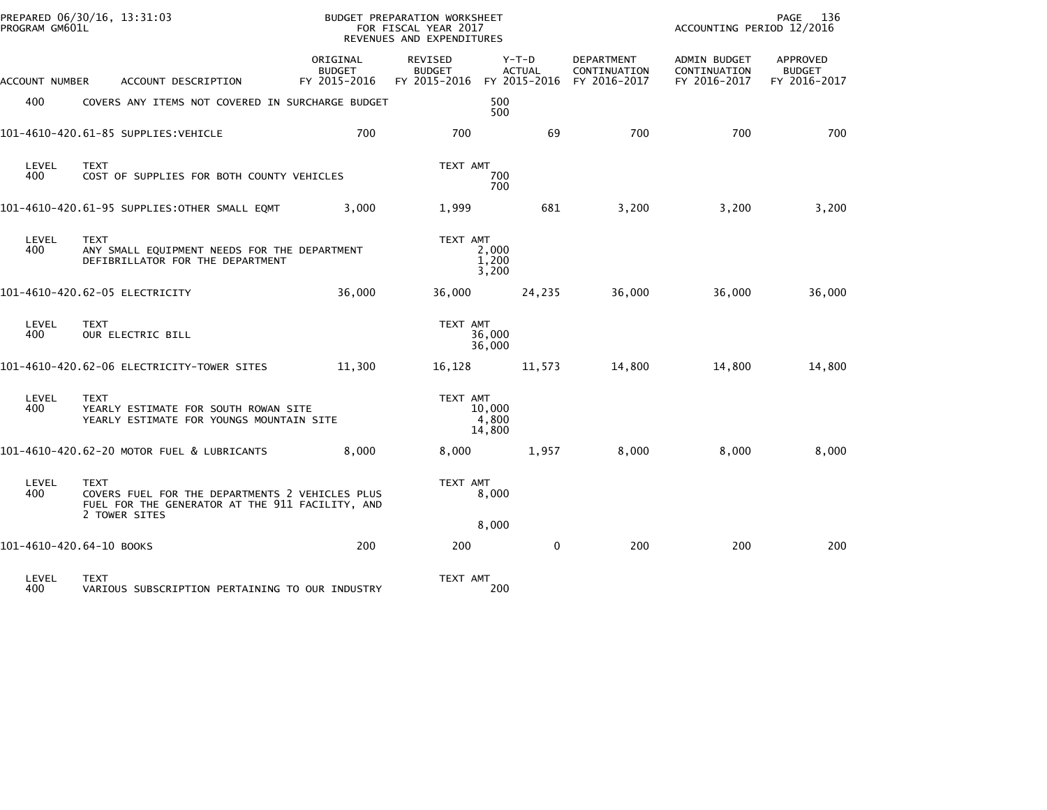PREPARED 06/30/16, 13:31:03 BUDGET PREPARATION WORKSHEET
PROGRAM GM601L FOR FISCAL YEAR 2017 ACCOUNTING PERIOD 12/2016
REVENUES AND EXPENDITURES

| ACCOUNT NUMBER | ACCOUNT DESCRIPTION | ORIGINAL BUDGET FY 2015-2016 | REVISED BUDGET FY 2015-2016 | Y-T-D ACTUAL FY 2015-2016 | DEPARTMENT CONTINUATION FY 2016-2017 | ADMIN BUDGET CONTINUATION FY 2016-2017 | APPROVED BUDGET FY 2016-2017 |
|---|---|---|---|---|---|---|---|
| 400 | COVERS ANY ITEMS NOT COVERED IN SURCHARGE BUDGET | | | 500<br>500 | | | |
| 101-4610-420.61-85 | SUPPLIES:VEHICLE | 700 | 700 | 69 | 700 | 700 | 700 |
| LEVEL | TEXT | | TEXT AMT | | | | |
| 400 | COST OF SUPPLIES FOR BOTH COUNTY VEHICLES | | | 700<br>700 | | | |
| 101-4610-420.61-95 | SUPPLIES:OTHER SMALL EQMT | 3,000 | 1,999 | 681 | 3,200 | 3,200 | 3,200 |
| LEVEL | TEXT | | TEXT AMT | | | | |
| 400 | ANY SMALL EQUIPMENT NEEDS FOR THE DEPARTMENT<br>DEFIBRILLATOR FOR THE DEPARTMENT | | | 2,000<br>1,200<br>3,200 | | | |
| 101-4610-420.62-05 | ELECTRICITY | 36,000 | 36,000 | 24,235 | 36,000 | 36,000 | 36,000 |
| LEVEL | TEXT | | TEXT AMT | | | | |
| 400 | OUR ELECTRIC BILL | | | 36,000<br>36,000 | | | |
| 101-4610-420.62-06 | ELECTRICITY-TOWER SITES | 11,300 | 16,128 | 11,573 | 14,800 | 14,800 | 14,800 |
| LEVEL | TEXT | | TEXT AMT | | | | |
| 400 | YEARLY ESTIMATE FOR SOUTH ROWAN SITE<br>YEARLY ESTIMATE FOR YOUNGS MOUNTAIN SITE | | | 10,000<br>4,800<br>14,800 | | | |
| 101-4610-420.62-20 | MOTOR FUEL & LUBRICANTS | 8,000 | 8,000 | 1,957 | 8,000 | 8,000 | 8,000 |
| LEVEL | TEXT | | TEXT AMT | | | | |
| 400 | COVERS FUEL FOR THE DEPARTMENTS 2 VEHICLES PLUS<br>FUEL FOR THE GENERATOR AT THE 911 FACILITY, AND<br>2 TOWER SITES | | | 8,000<br><br>8,000 | | | |
| 101-4610-420.64-10 | BOOKS | 200 | 200 | 0 | 200 | 200 | 200 |
| LEVEL | TEXT | | TEXT AMT | | | | |
| 400 | VARIOUS SUBSCRIPTION PERTAINING TO OUR INDUSTRY | | | 200 | | | |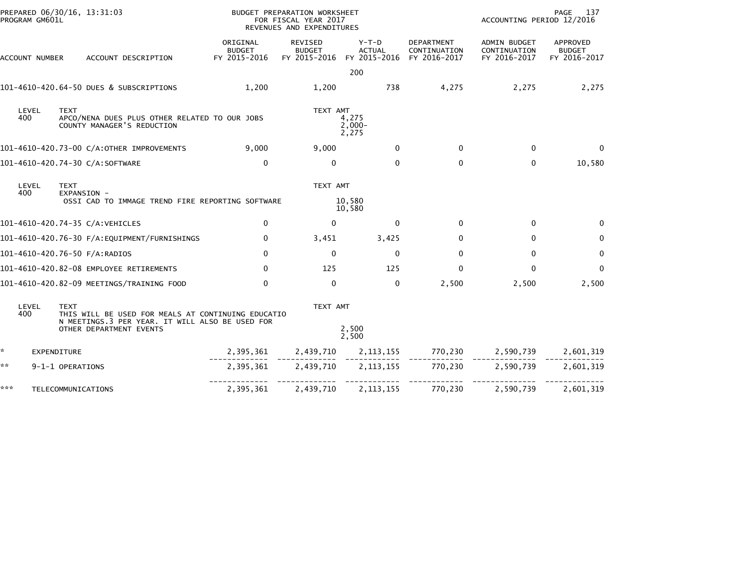BUDGET PREPARATION WORKSHEET
FOR FISCAL YEAR 2017
REVENUES AND EXPENDITURES

PREPARED 06/30/16, 13:31:03
PROGRAM GM601L

ACCOUNTING PERIOD 12/2016

| ACCOUNT NUMBER | ACCOUNT DESCRIPTION | ORIGINAL BUDGET FY 2015-2016 | REVISED BUDGET FY 2015-2016 | Y-T-D ACTUAL FY 2015-2016 | DEPARTMENT CONTINUATION FY 2016-2017 | ADMIN BUDGET CONTINUATION FY 2016-2017 | APPROVED BUDGET FY 2016-2017 |
|---|---|---|---|---|---|---|---|
| | | | | 200 | | | |
| 101-4610-420.64-50 | DUES & SUBSCRIPTIONS | 1,200 | 1,200 | 738 | 4,275 | 2,275 | 2,275 |
| LEVEL 400 | TEXT: APCO/NENA DUES PLUS OTHER RELATED TO OUR JOBS | | TEXT AMT | 4,275 | | | |
| | COUNTY MANAGER'S REDUCTION | | | 2,000- | | | |
| | | | | 2,275 | | | |
| 101-4610-420.73-00 | C/A:OTHER IMPROVEMENTS | 9,000 | 9,000 | 0 | 0 | 0 | 0 |
| 101-4610-420.74-30 | C/A:SOFTWARE | 0 | 0 | 0 | 0 | 0 | 10,580 |
| LEVEL 400 | TEXT: EXPANSION - | | TEXT AMT | | | | |
| | OSSI CAD TO IMMAGE TREND FIRE REPORTING SOFTWARE | | | 10,580 | | | |
| | | | | 10,580 | | | |
| 101-4610-420.74-35 | C/A:VEHICLES | 0 | 0 | 0 | 0 | 0 | 0 |
| 101-4610-420.76-30 | F/A:EQUIPMENT/FURNISHINGS | 0 | 3,451 | 3,425 | 0 | 0 | 0 |
| 101-4610-420.76-50 | F/A:RADIOS | 0 | 0 | 0 | 0 | 0 | 0 |
| 101-4610-420.82-08 | EMPLOYEE RETIREMENTS | 0 | 125 | 125 | 0 | 0 | 0 |
| 101-4610-420.82-09 | MEETINGS/TRAINING FOOD | 0 | 0 | 0 | 2,500 | 2,500 | 2,500 |
| LEVEL 400 | TEXT: THIS WILL BE USED FOR MEALS AT CONTINUING EDUCATIO N MEETINGS.3 PER YEAR. IT WILL ALSO BE USED FOR OTHER DEPARTMENT EVENTS | | TEXT AMT | 2,500 | | | |
| | | | | 2,500 | | | |
| * | EXPENDITURE | 2,395,361 | 2,439,710 | 2,113,155 | 770,230 | 2,590,739 | 2,601,319 |
| ** | 9-1-1 OPERATIONS | 2,395,361 | 2,439,710 | 2,113,155 | 770,230 | 2,590,739 | 2,601,319 |
| *** | TELECOMMUNICATIONS | 2,395,361 | 2,439,710 | 2,113,155 | 770,230 | 2,590,739 | 2,601,319 |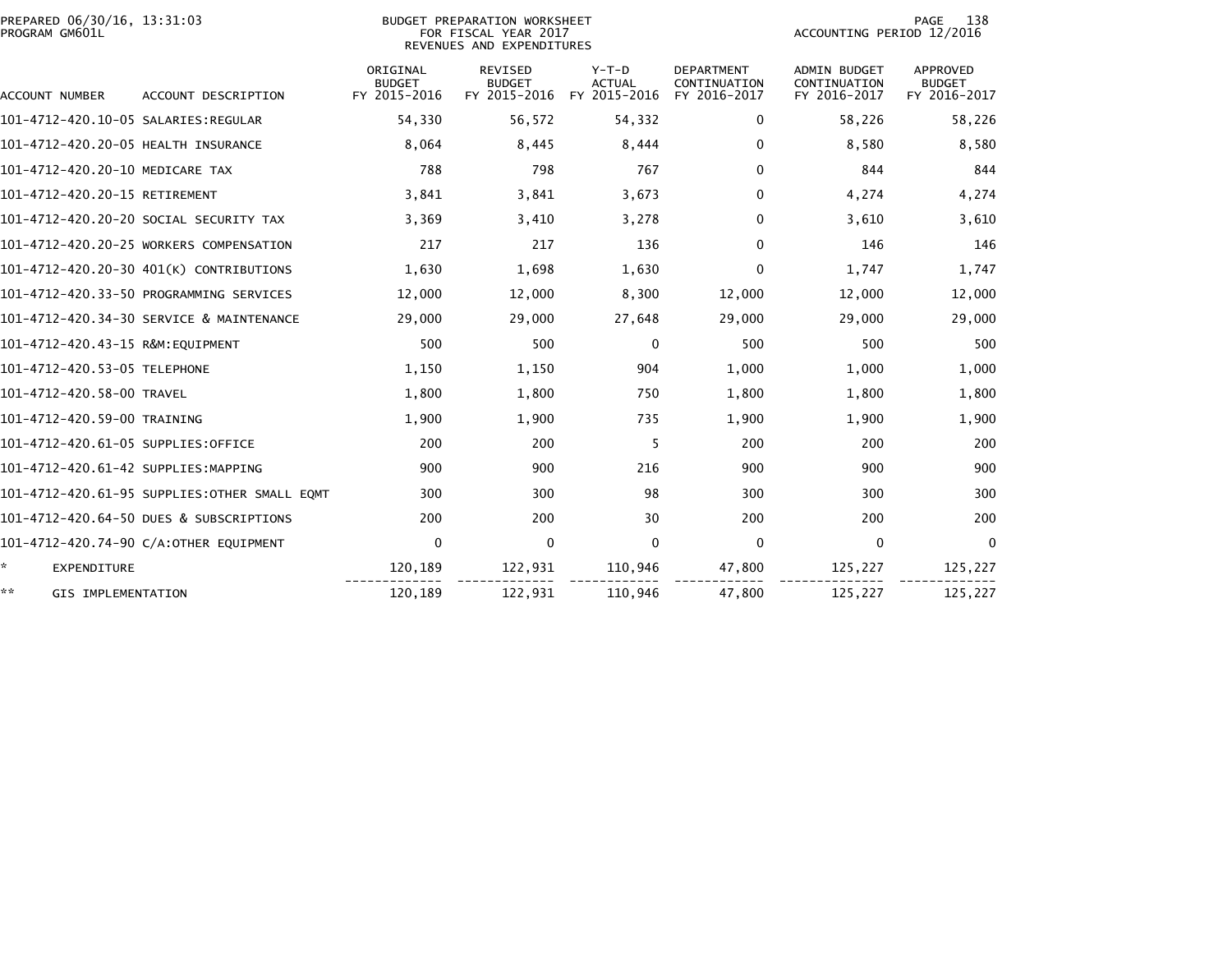BUDGET PREPARATION WORKSHEET
FOR FISCAL YEAR 2017
REVENUES AND EXPENDITURES

PREPARED 06/30/16, 13:31:03
PROGRAM GM601L

ACCOUNTING PERIOD 12/2016

| ACCOUNT NUMBER | ACCOUNT DESCRIPTION | ORIGINAL BUDGET FY 2015-2016 | REVISED BUDGET FY 2015-2016 | Y-T-D ACTUAL FY 2015-2016 | DEPARTMENT CONTINUATION FY 2016-2017 | ADMIN BUDGET CONTINUATION FY 2016-2017 | APPROVED BUDGET FY 2016-2017 |
|---|---|---|---|---|---|---|---|
| 101-4712-420.10-05 | SALARIES:REGULAR | 54,330 | 56,572 | 54,332 | 0 | 58,226 | 58,226 |
| 101-4712-420.20-05 | HEALTH INSURANCE | 8,064 | 8,445 | 8,444 | 0 | 8,580 | 8,580 |
| 101-4712-420.20-10 | MEDICARE TAX | 788 | 798 | 767 | 0 | 844 | 844 |
| 101-4712-420.20-15 | RETIREMENT | 3,841 | 3,841 | 3,673 | 0 | 4,274 | 4,274 |
| 101-4712-420.20-20 | SOCIAL SECURITY TAX | 3,369 | 3,410 | 3,278 | 0 | 3,610 | 3,610 |
| 101-4712-420.20-25 | WORKERS COMPENSATION | 217 | 217 | 136 | 0 | 146 | 146 |
| 101-4712-420.20-30 | 401(K) CONTRIBUTIONS | 1,630 | 1,698 | 1,630 | 0 | 1,747 | 1,747 |
| 101-4712-420.33-50 | PROGRAMMING SERVICES | 12,000 | 12,000 | 8,300 | 12,000 | 12,000 | 12,000 |
| 101-4712-420.34-30 | SERVICE & MAINTENANCE | 29,000 | 29,000 | 27,648 | 29,000 | 29,000 | 29,000 |
| 101-4712-420.43-15 | R&M:EQUIPMENT | 500 | 500 | 0 | 500 | 500 | 500 |
| 101-4712-420.53-05 | TELEPHONE | 1,150 | 1,150 | 904 | 1,000 | 1,000 | 1,000 |
| 101-4712-420.58-00 | TRAVEL | 1,800 | 1,800 | 750 | 1,800 | 1,800 | 1,800 |
| 101-4712-420.59-00 | TRAINING | 1,900 | 1,900 | 735 | 1,900 | 1,900 | 1,900 |
| 101-4712-420.61-05 | SUPPLIES:OFFICE | 200 | 200 | 5 | 200 | 200 | 200 |
| 101-4712-420.61-42 | SUPPLIES:MAPPING | 900 | 900 | 216 | 900 | 900 | 900 |
| 101-4712-420.61-95 | SUPPLIES:OTHER SMALL EQMT | 300 | 300 | 98 | 300 | 300 | 300 |
| 101-4712-420.64-50 | DUES & SUBSCRIPTIONS | 200 | 200 | 30 | 200 | 200 | 200 |
| 101-4712-420.74-90 | C/A:OTHER EQUIPMENT | 0 | 0 | 0 | 0 | 0 | 0 |
| * | EXPENDITURE | 120,189 | 122,931 | 110,946 | 47,800 | 125,227 | 125,227 |
| ** | GIS IMPLEMENTATION | 120,189 | 122,931 | 110,946 | 47,800 | 125,227 | 125,227 |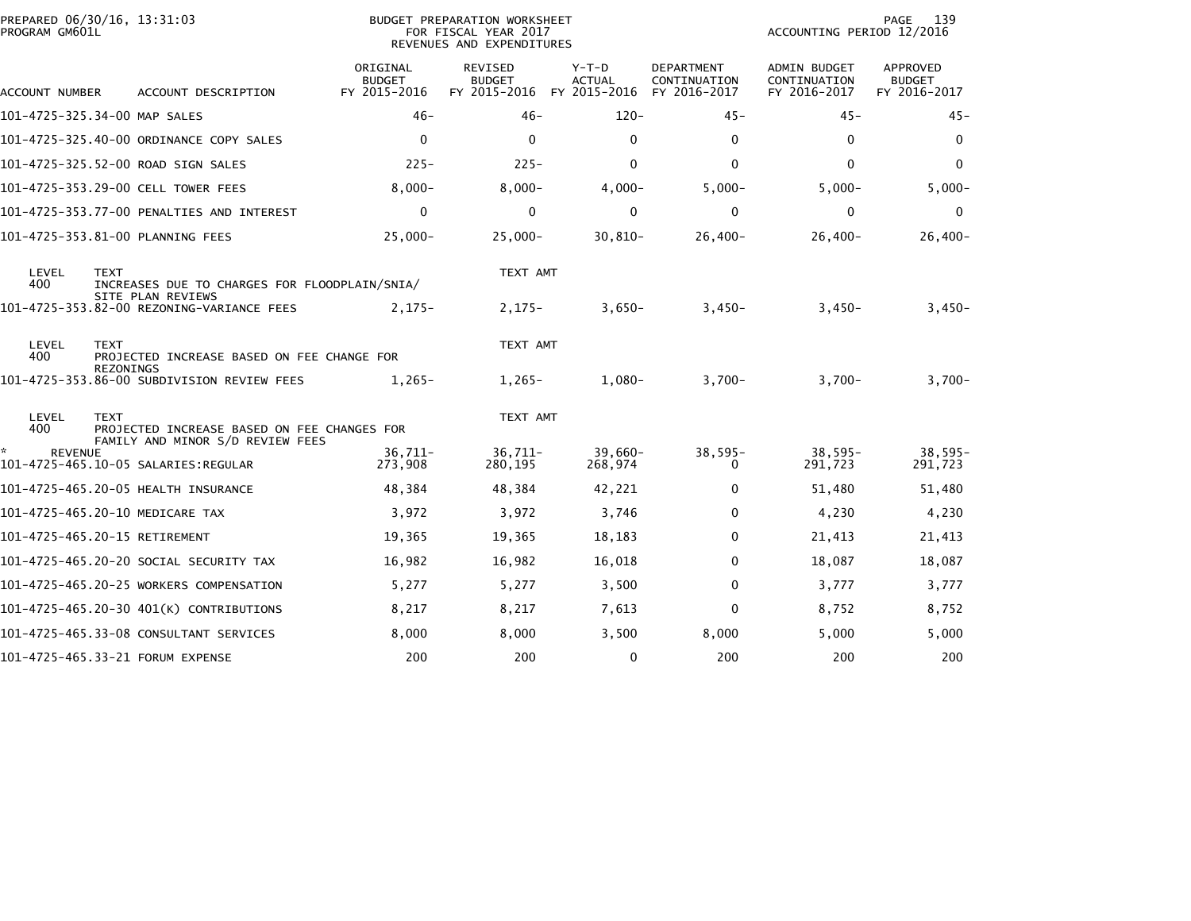BUDGET PREPARATION WORKSHEET
FOR FISCAL YEAR 2017
REVENUES AND EXPENDITURES

PREPARED 06/30/16, 13:31:03
PROGRAM GM601L

ACCOUNTING PERIOD 12/2016

| ACCOUNT NUMBER | ACCOUNT DESCRIPTION | ORIGINAL BUDGET FY 2015-2016 | REVISED BUDGET FY 2015-2016 | Y-T-D ACTUAL FY 2015-2016 | DEPARTMENT CONTINUATION FY 2016-2017 | ADMIN BUDGET CONTINUATION FY 2016-2017 | APPROVED BUDGET FY 2016-2017 |
|---|---|---|---|---|---|---|---|
| 101-4725-325.34-00 | MAP SALES | 46- | 46- | 120- | 45- | 45- | 45- |
| 101-4725-325.40-00 | ORDINANCE COPY SALES | 0 | 0 | 0 | 0 | 0 | 0 |
| 101-4725-325.52-00 | ROAD SIGN SALES | 225- | 225- | 0 | 0 | 0 | 0 |
| 101-4725-353.29-00 | CELL TOWER FEES | 8,000- | 8,000- | 4,000- | 5,000- | 5,000- | 5,000- |
| 101-4725-353.77-00 | PENALTIES AND INTEREST | 0 | 0 | 0 | 0 | 0 | 0 |
| 101-4725-353.81-00 | PLANNING FEES | 25,000- | 25,000- | 30,810- | 26,400- | 26,400- | 26,400- |
| LEVEL 400 | TEXT: INCREASES DUE TO CHARGES FOR FLOODPLAIN/SNIA/ SITE PLAN REVIEWS | | TEXT AMT | | | | |
| 101-4725-353.82-00 | REZONING-VARIANCE FEES | 2,175- | 2,175- | 3,650- | 3,450- | 3,450- | 3,450- |
| LEVEL 400 | TEXT: PROJECTED INCREASE BASED ON FEE CHANGE FOR REZONINGS | | TEXT AMT | | | | |
| 101-4725-353.86-00 | SUBDIVISION REVIEW FEES | 1,265- | 1,265- | 1,080- | 3,700- | 3,700- | 3,700- |
| LEVEL 400 | TEXT: PROJECTED INCREASE BASED ON FEE CHANGES FOR FAMILY AND MINOR S/D REVIEW FEES | | TEXT AMT | | | | |
| * | REVENUE | 36,711- | 36,711- | 39,660- | 38,595- | 38,595- | 38,595- |
| 101-4725-465.10-05 | SALARIES:REGULAR | 273,908 | 280,195 | 268,974 | 0 | 291,723 | 291,723 |
| 101-4725-465.20-05 | HEALTH INSURANCE | 48,384 | 48,384 | 42,221 | 0 | 51,480 | 51,480 |
| 101-4725-465.20-10 | MEDICARE TAX | 3,972 | 3,972 | 3,746 | 0 | 4,230 | 4,230 |
| 101-4725-465.20-15 | RETIREMENT | 19,365 | 19,365 | 18,183 | 0 | 21,413 | 21,413 |
| 101-4725-465.20-20 | SOCIAL SECURITY TAX | 16,982 | 16,982 | 16,018 | 0 | 18,087 | 18,087 |
| 101-4725-465.20-25 | WORKERS COMPENSATION | 5,277 | 5,277 | 3,500 | 0 | 3,777 | 3,777 |
| 101-4725-465.20-30 | 401(K) CONTRIBUTIONS | 8,217 | 8,217 | 7,613 | 0 | 8,752 | 8,752 |
| 101-4725-465.33-08 | CONSULTANT SERVICES | 8,000 | 8,000 | 3,500 | 8,000 | 5,000 | 5,000 |
| 101-4725-465.33-21 | FORUM EXPENSE | 200 | 200 | 0 | 200 | 200 | 200 |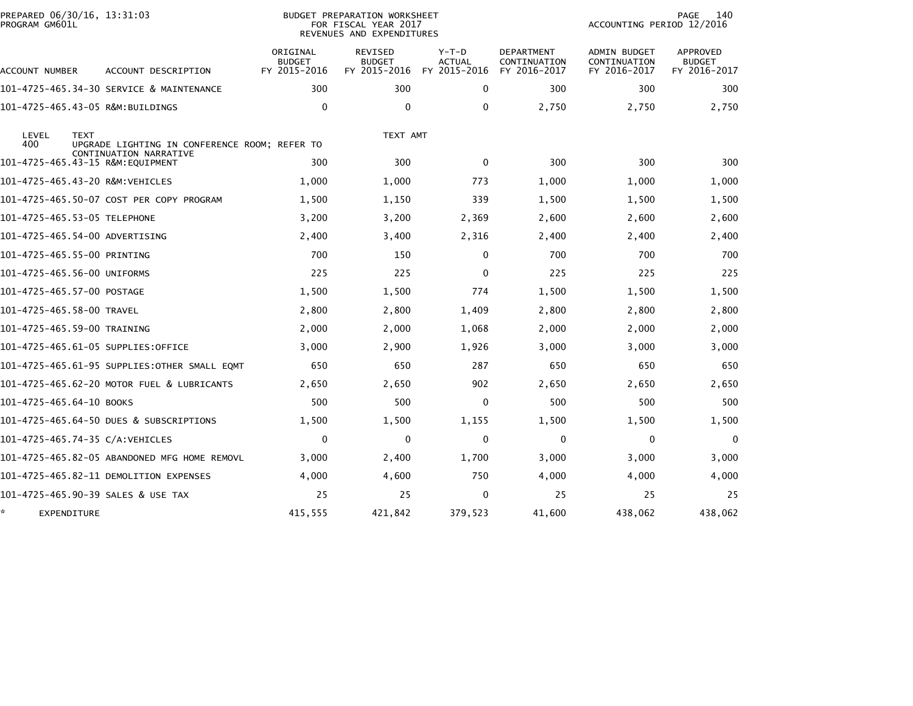PREPARED 06/30/16, 13:31:03
PROGRAM GM601L

BUDGET PREPARATION WORKSHEET
FOR FISCAL YEAR 2017
REVENUES AND EXPENDITURES

ACCOUNTING PERIOD 12/2016

| ACCOUNT NUMBER | ACCOUNT DESCRIPTION | ORIGINAL BUDGET FY 2015-2016 | REVISED BUDGET FY 2015-2016 | Y-T-D ACTUAL FY 2015-2016 | DEPARTMENT CONTINUATION FY 2016-2017 | ADMIN BUDGET CONTINUATION FY 2016-2017 | APPROVED BUDGET FY 2016-2017 |
|---|---|---|---|---|---|---|---|
| 101-4725-465.34-30 | SERVICE & MAINTENANCE | 300 | 300 | 0 | 300 | 300 | 300 |
| 101-4725-465.43-05 | R&M:BUILDINGS | 0 | 0 | 0 | 2,750 | 2,750 | 2,750 |

| LEVEL | TEXT | TEXT AMT |
|---|---|---|
| 400 | UPGRADE LIGHTING IN CONFERENCE ROOM; REFER TO CONTINUATION NARRATIVE | |

| ACCOUNT NUMBER | ACCOUNT DESCRIPTION | ORIGINAL BUDGET FY 2015-2016 | REVISED BUDGET FY 2015-2016 | Y-T-D ACTUAL FY 2015-2016 | DEPARTMENT CONTINUATION FY 2016-2017 | ADMIN BUDGET CONTINUATION FY 2016-2017 | APPROVED BUDGET FY 2016-2017 |
|---|---|---|---|---|---|---|---|
| 101-4725-465.43-15 | R&M:EQUIPMENT | 300 | 300 | 0 | 300 | 300 | 300 |
| 101-4725-465.43-20 | R&M:VEHICLES | 1,000 | 1,000 | 773 | 1,000 | 1,000 | 1,000 |
| 101-4725-465.50-07 | COST PER COPY PROGRAM | 1,500 | 1,150 | 339 | 1,500 | 1,500 | 1,500 |
| 101-4725-465.53-05 | TELEPHONE | 3,200 | 3,200 | 2,369 | 2,600 | 2,600 | 2,600 |
| 101-4725-465.54-00 | ADVERTISING | 2,400 | 3,400 | 2,316 | 2,400 | 2,400 | 2,400 |
| 101-4725-465.55-00 | PRINTING | 700 | 150 | 0 | 700 | 700 | 700 |
| 101-4725-465.56-00 | UNIFORMS | 225 | 225 | 0 | 225 | 225 | 225 |
| 101-4725-465.57-00 | POSTAGE | 1,500 | 1,500 | 774 | 1,500 | 1,500 | 1,500 |
| 101-4725-465.58-00 | TRAVEL | 2,800 | 2,800 | 1,409 | 2,800 | 2,800 | 2,800 |
| 101-4725-465.59-00 | TRAINING | 2,000 | 2,000 | 1,068 | 2,000 | 2,000 | 2,000 |
| 101-4725-465.61-05 | SUPPLIES:OFFICE | 3,000 | 2,900 | 1,926 | 3,000 | 3,000 | 3,000 |
| 101-4725-465.61-95 | SUPPLIES:OTHER SMALL EQMT | 650 | 650 | 287 | 650 | 650 | 650 |
| 101-4725-465.62-20 | MOTOR FUEL & LUBRICANTS | 2,650 | 2,650 | 902 | 2,650 | 2,650 | 2,650 |
| 101-4725-465.64-10 | BOOKS | 500 | 500 | 0 | 500 | 500 | 500 |
| 101-4725-465.64-50 | DUES & SUBSCRIPTIONS | 1,500 | 1,500 | 1,155 | 1,500 | 1,500 | 1,500 |
| 101-4725-465.74-35 | C/A:VEHICLES | 0 | 0 | 0 | 0 | 0 | 0 |
| 101-4725-465.82-05 | ABANDONED MFG HOME REMOVL | 3,000 | 2,400 | 1,700 | 3,000 | 3,000 | 3,000 |
| 101-4725-465.82-11 | DEMOLITION EXPENSES | 4,000 | 4,600 | 750 | 4,000 | 4,000 | 4,000 |
| 101-4725-465.90-39 | SALES & USE TAX | 25 | 25 | 0 | 25 | 25 | 25 |
| * | EXPENDITURE | 415,555 | 421,842 | 379,523 | 41,600 | 438,062 | 438,062 |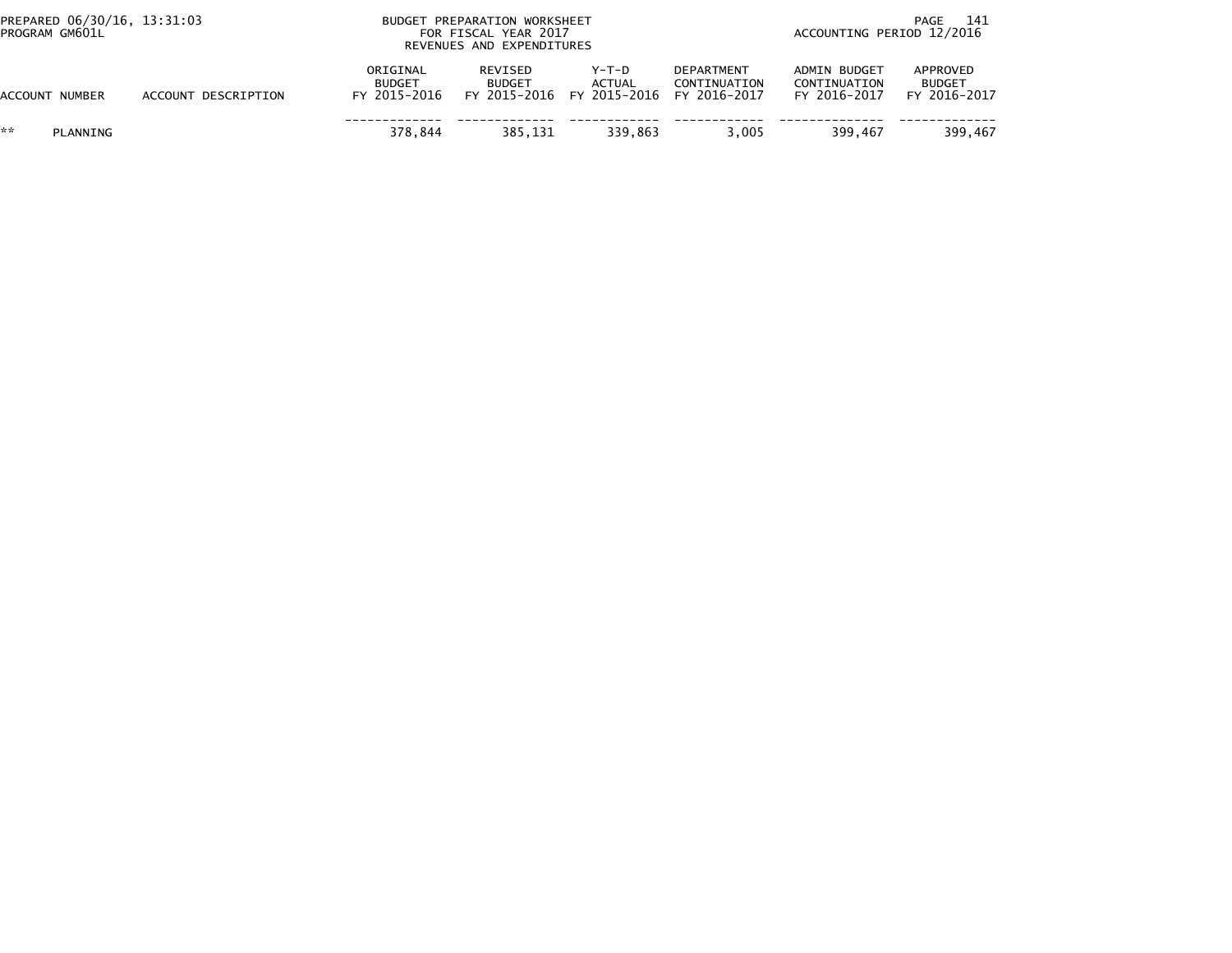BUDGET PREPARATION WORKSHEET
FOR FISCAL YEAR 2017
REVENUES AND EXPENDITURES

PREPARED 06/30/16, 13:31:03
PROGRAM GM601L

ACCOUNTING PERIOD 12/2016

| ACCOUNT NUMBER | ACCOUNT DESCRIPTION | ORIGINAL BUDGET FY 2015-2016 | REVISED BUDGET FY 2015-2016 | Y-T-D ACTUAL FY 2015-2016 | DEPARTMENT CONTINUATION FY 2016-2017 | ADMIN BUDGET CONTINUATION FY 2016-2017 | APPROVED BUDGET FY 2016-2017 |
|---|---|---|---|---|---|---|---|
| ** PLANNING | | 378,844 | 385,131 | 339,863 | 3,005 | 399,467 | 399,467 |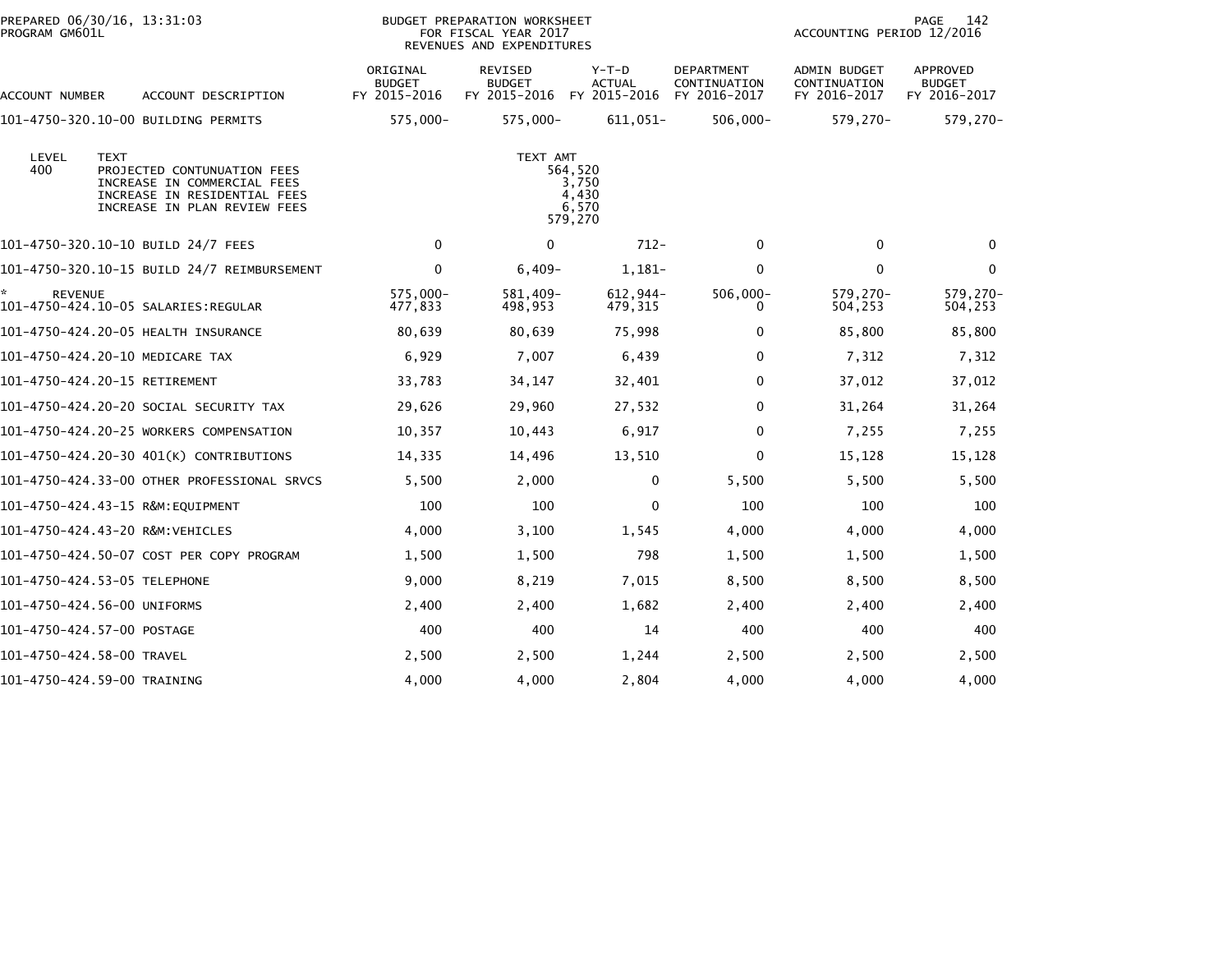PREPARED 06/30/16, 13:31:03
PROGRAM GM601L

BUDGET PREPARATION WORKSHEET
FOR FISCAL YEAR 2017
REVENUES AND EXPENDITURES

ACCOUNTING PERIOD 12/2016

| ACCOUNT NUMBER | ACCOUNT DESCRIPTION | ORIGINAL BUDGET FY 2015-2016 | REVISED BUDGET FY 2015-2016 | Y-T-D ACTUAL FY 2015-2016 | DEPARTMENT CONTINUATION FY 2016-2017 | ADMIN BUDGET CONTINUATION FY 2016-2017 | APPROVED BUDGET FY 2016-2017 |
|---|---|---|---|---|---|---|---|
| 101-4750-320.10-00 | BUILDING PERMITS | 575,000- | 575,000- | 611,051- | 506,000- | 579,270- | 579,270- |

| LEVEL | TEXT | TEXT AMT |
|---|---|---|
| 400 | PROJECTED CONTUNUATION FEES | 564,520 |
| | INCREASE IN COMMERCIAL FEES | 3,750 |
| | INCREASE IN RESIDENTIAL FEES | 4,430 |
| | INCREASE IN PLAN REVIEW FEES | 6,570 |
| | | 579,270 |

| ACCOUNT NUMBER | ACCOUNT DESCRIPTION | ORIGINAL BUDGET FY 2015-2016 | REVISED BUDGET FY 2015-2016 | Y-T-D ACTUAL FY 2015-2016 | DEPARTMENT CONTINUATION FY 2016-2017 | ADMIN BUDGET CONTINUATION FY 2016-2017 | APPROVED BUDGET FY 2016-2017 |
|---|---|---|---|---|---|---|---|
| 101-4750-320.10-10 | BUILD 24/7 FEES | 0 | 0 | 712- | 0 | 0 | 0 |
| 101-4750-320.10-15 | BUILD 24/7 REIMBURSEMENT | 0 | 6,409- | 1,181- | 0 | 0 | 0 |
| * REVENUE | | 575,000- | 581,409- | 612,944- | 506,000- | 579,270- | 579,270- |
| 101-4750-424.10-05 | SALARIES:REGULAR | 477,833 | 498,953 | 479,315 | 0 | 504,253 | 504,253 |
| 101-4750-424.20-05 | HEALTH INSURANCE | 80,639 | 80,639 | 75,998 | 0 | 85,800 | 85,800 |
| 101-4750-424.20-10 | MEDICARE TAX | 6,929 | 7,007 | 6,439 | 0 | 7,312 | 7,312 |
| 101-4750-424.20-15 | RETIREMENT | 33,783 | 34,147 | 32,401 | 0 | 37,012 | 37,012 |
| 101-4750-424.20-20 | SOCIAL SECURITY TAX | 29,626 | 29,960 | 27,532 | 0 | 31,264 | 31,264 |
| 101-4750-424.20-25 | WORKERS COMPENSATION | 10,357 | 10,443 | 6,917 | 0 | 7,255 | 7,255 |
| 101-4750-424.20-30 | 401(K) CONTRIBUTIONS | 14,335 | 14,496 | 13,510 | 0 | 15,128 | 15,128 |
| 101-4750-424.33-00 | OTHER PROFESSIONAL SRVCS | 5,500 | 2,000 | 0 | 5,500 | 5,500 | 5,500 |
| 101-4750-424.43-15 | R&M:EQUIPMENT | 100 | 100 | 0 | 100 | 100 | 100 |
| 101-4750-424.43-20 | R&M:VEHICLES | 4,000 | 3,100 | 1,545 | 4,000 | 4,000 | 4,000 |
| 101-4750-424.50-07 | COST PER COPY PROGRAM | 1,500 | 1,500 | 798 | 1,500 | 1,500 | 1,500 |
| 101-4750-424.53-05 | TELEPHONE | 9,000 | 8,219 | 7,015 | 8,500 | 8,500 | 8,500 |
| 101-4750-424.56-00 | UNIFORMS | 2,400 | 2,400 | 1,682 | 2,400 | 2,400 | 2,400 |
| 101-4750-424.57-00 | POSTAGE | 400 | 400 | 14 | 400 | 400 | 400 |
| 101-4750-424.58-00 | TRAVEL | 2,500 | 2,500 | 1,244 | 2,500 | 2,500 | 2,500 |
| 101-4750-424.59-00 | TRAINING | 4,000 | 4,000 | 2,804 | 4,000 | 4,000 | 4,000 |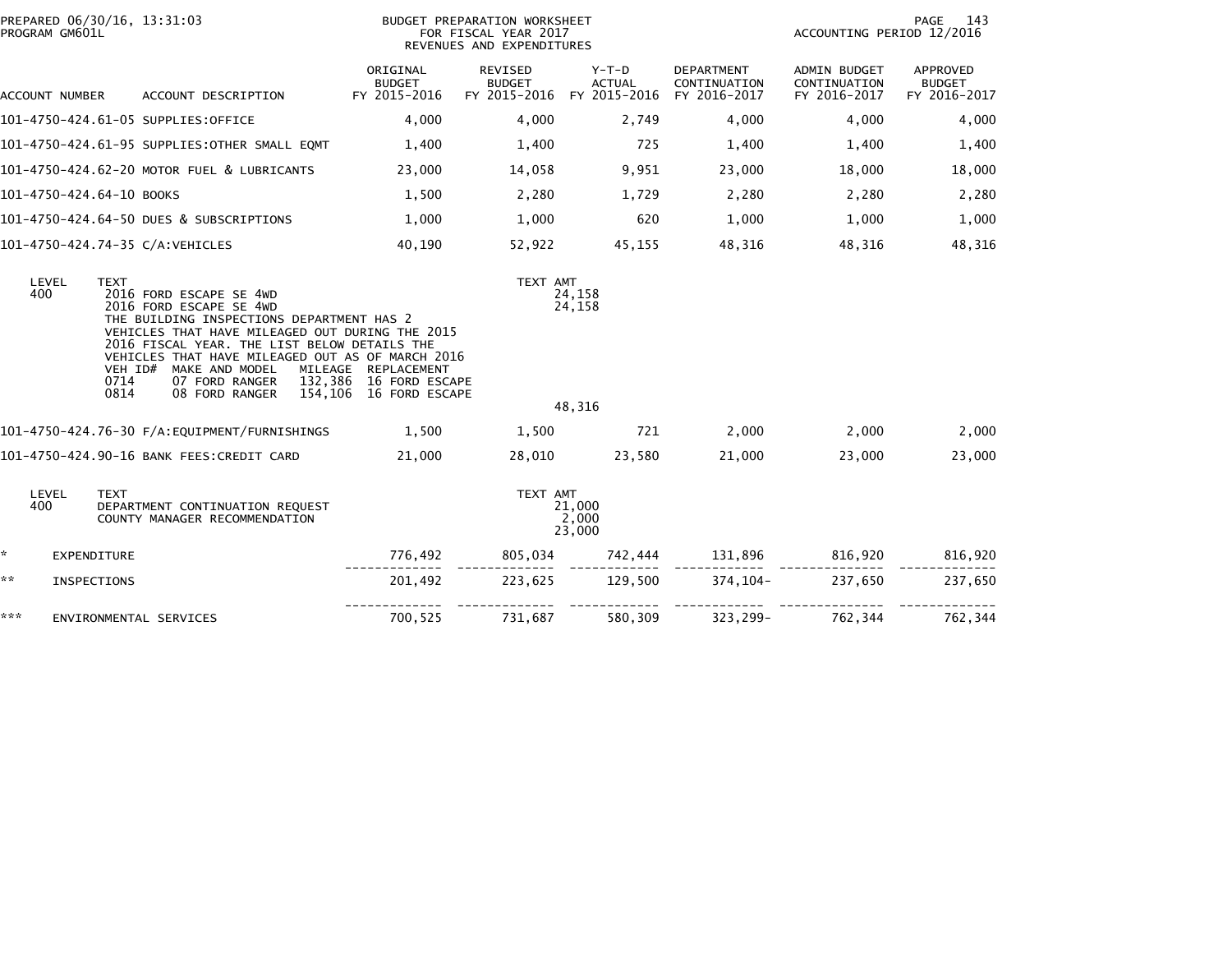PREPARED 06/30/16, 13:31:03
PROGRAM GM601L

BUDGET PREPARATION WORKSHEET
FOR FISCAL YEAR 2017
REVENUES AND EXPENDITURES

ACCOUNTING PERIOD 12/2016

| ACCOUNT NUMBER | ACCOUNT DESCRIPTION | ORIGINAL BUDGET FY 2015-2016 | REVISED BUDGET FY 2015-2016 | Y-T-D ACTUAL FY 2015-2016 | DEPARTMENT CONTINUATION FY 2016-2017 | ADMIN BUDGET CONTINUATION FY 2016-2017 | APPROVED BUDGET FY 2016-2017 |
|---|---|---|---|---|---|---|---|
| 101-4750-424.61-05 | SUPPLIES:OFFICE | 4,000 | 4,000 | 2,749 | 4,000 | 4,000 | 4,000 |
| 101-4750-424.61-95 | SUPPLIES:OTHER SMALL EQMT | 1,400 | 1,400 | 725 | 1,400 | 1,400 | 1,400 |
| 101-4750-424.62-20 | MOTOR FUEL & LUBRICANTS | 23,000 | 14,058 | 9,951 | 23,000 | 18,000 | 18,000 |
| 101-4750-424.64-10 | BOOKS | 1,500 | 2,280 | 1,729 | 2,280 | 2,280 | 2,280 |
| 101-4750-424.64-50 | DUES & SUBSCRIPTIONS | 1,000 | 1,000 | 620 | 1,000 | 1,000 | 1,000 |
| 101-4750-424.74-35 | C/A:VEHICLES | 40,190 | 52,922 | 45,155 | 48,316 | 48,316 | 48,316 |

| LEVEL | TEXT | TEXT AMT |
|---|---|---|
| 400 | 2016 FORD ESCAPE SE 4WD | 24,158 |
| | 2016 FORD ESCAPE SE 4WD | 24,158 |
| | THE BUILDING INSPECTIONS DEPARTMENT HAS 2 | |
| | VEHICLES THAT HAVE MILEAGED OUT DURING THE 2015 | |
| | 2016 FISCAL YEAR. THE LIST BELOW DETAILS THE | |
| | VEHICLES THAT HAVE MILEAGED OUT AS OF MARCH 2016 | |
| | VEH ID# MAKE AND MODEL MILEAGE REPLACEMENT | |
| | 0714 07 FORD RANGER 132,386 16 FORD ESCAPE | |
| | 0814 08 FORD RANGER 154,106 16 FORD ESCAPE | |
| | | 48,316 |

| ACCOUNT NUMBER | ACCOUNT DESCRIPTION | ORIGINAL BUDGET FY 2015-2016 | REVISED BUDGET FY 2015-2016 | Y-T-D ACTUAL FY 2015-2016 | DEPARTMENT CONTINUATION FY 2016-2017 | ADMIN BUDGET CONTINUATION FY 2016-2017 | APPROVED BUDGET FY 2016-2017 |
|---|---|---|---|---|---|---|---|
| 101-4750-424.76-30 | F/A:EQUIPMENT/FURNISHINGS | 1,500 | 1,500 | 721 | 2,000 | 2,000 | 2,000 |
| 101-4750-424.90-16 | BANK FEES:CREDIT CARD | 21,000 | 28,010 | 23,580 | 21,000 | 23,000 | 23,000 |

| LEVEL | TEXT | TEXT AMT |
|---|---|---|
| 400 | DEPARTMENT CONTINUATION REQUEST | 21,000 |
| | COUNTY MANAGER RECOMMENDATION | 2,000 |
| | | 23,000 |

| | | ORIGINAL BUDGET FY 2015-2016 | REVISED BUDGET FY 2015-2016 | Y-T-D ACTUAL FY 2015-2016 | DEPARTMENT CONTINUATION FY 2016-2017 | ADMIN BUDGET CONTINUATION FY 2016-2017 | APPROVED BUDGET FY 2016-2017 |
|---|---|---|---|---|---|---|---|
| * | EXPENDITURE | 776,492 | 805,034 | 742,444 | 131,896 | 816,920 | 816,920 |
| ** | INSPECTIONS | 201,492 | 223,625 | 129,500 | 374,104- | 237,650 | 237,650 |
| *** | ENVIRONMENTAL SERVICES | 700,525 | 731,687 | 580,309 | 323,299- | 762,344 | 762,344 |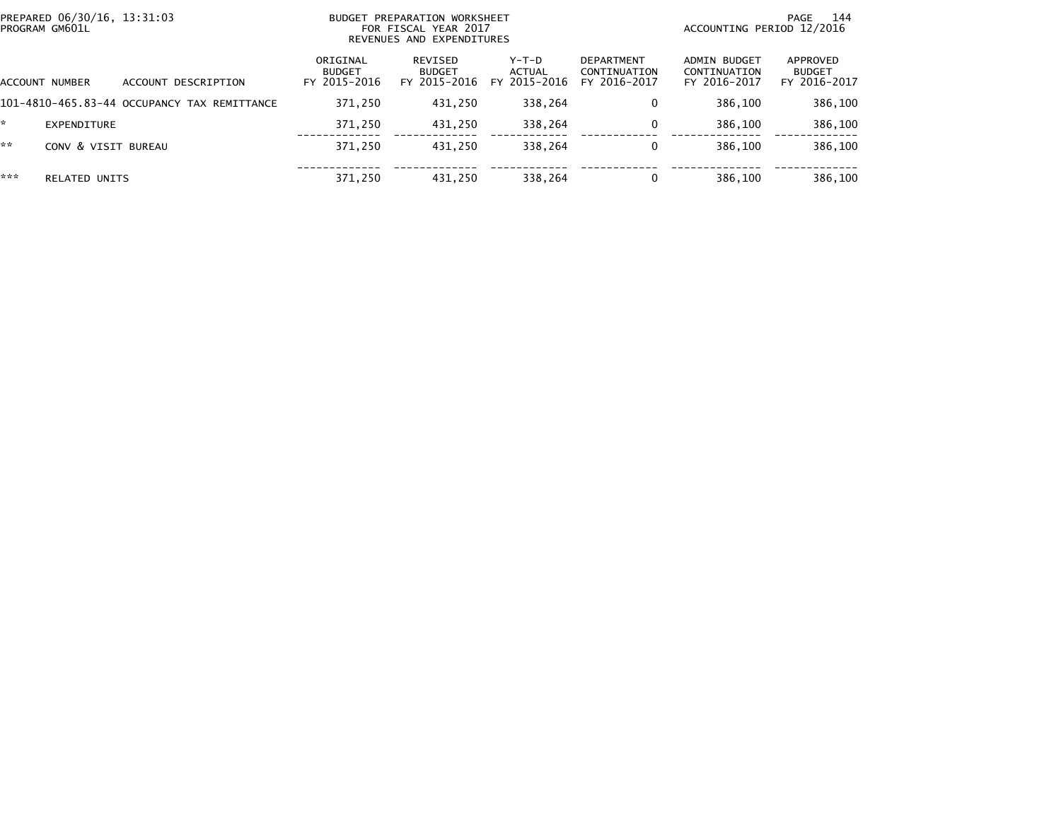PREPARED 06/30/16, 13:31:03
PROGRAM GM601L

BUDGET PREPARATION WORKSHEET
FOR FISCAL YEAR 2017
REVENUES AND EXPENDITURES

ACCOUNTING PERIOD 12/2016

| ACCOUNT NUMBER | ACCOUNT DESCRIPTION | ORIGINAL BUDGET FY 2015-2016 | REVISED BUDGET FY 2015-2016 | Y-T-D ACTUAL FY 2015-2016 | DEPARTMENT CONTINUATION FY 2016-2017 | ADMIN BUDGET CONTINUATION FY 2016-2017 | APPROVED BUDGET FY 2016-2017 |
|---|---|---|---|---|---|---|---|
| 101-4810-465.83-44 | OCCUPANCY TAX REMITTANCE | 371,250 | 431,250 | 338,264 | 0 | 386,100 | 386,100 |
| * | EXPENDITURE | 371,250 | 431,250 | 338,264 | 0 | 386,100 | 386,100 |
| ** | CONV & VISIT BUREAU | 371,250 | 431,250 | 338,264 | 0 | 386,100 | 386,100 |
| *** | RELATED UNITS | 371,250 | 431,250 | 338,264 | 0 | 386,100 | 386,100 |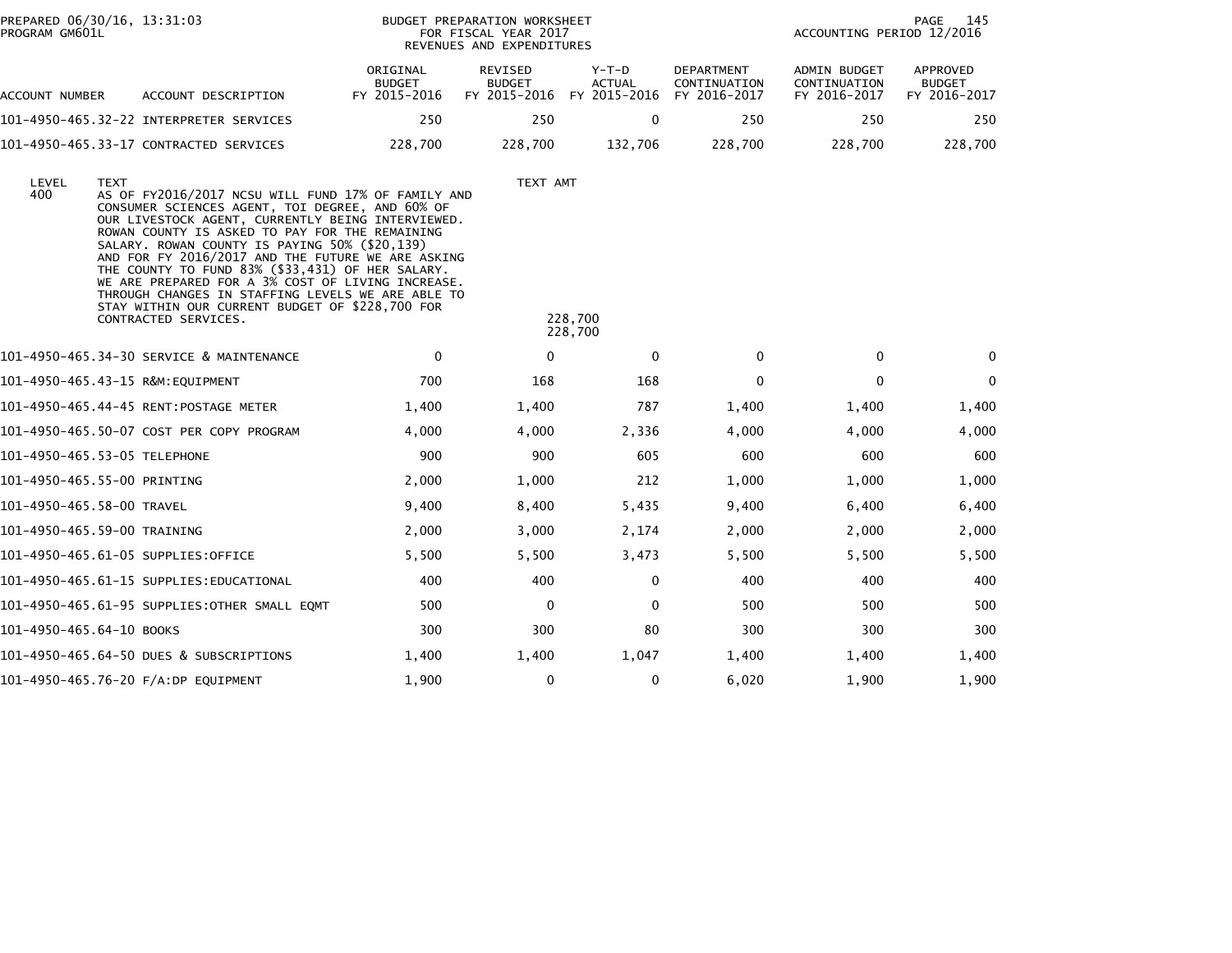PREPARED 06/30/16, 13:31:03
PROGRAM GM601L

BUDGET PREPARATION WORKSHEET
FOR FISCAL YEAR 2017
REVENUES AND EXPENDITURES

ACCOUNTING PERIOD 12/2016

| ACCOUNT NUMBER | ACCOUNT DESCRIPTION | ORIGINAL BUDGET FY 2015-2016 | REVISED BUDGET FY 2015-2016 | Y-T-D ACTUAL FY 2015-2016 | DEPARTMENT CONTINUATION FY 2016-2017 | ADMIN BUDGET CONTINUATION FY 2016-2017 | APPROVED BUDGET FY 2016-2017 |
|---|---|---|---|---|---|---|---|
| 101-4950-465.32-22 | INTERPRETER SERVICES | 250 | 250 | 0 | 250 | 250 | 250 |
| 101-4950-465.33-17 | CONTRACTED SERVICES | 228,700 | 228,700 | 132,706 | 228,700 | 228,700 | 228,700 |

| LEVEL | TEXT | TEXT AMT |
|---|---|---|
| 400 | AS OF FY2016/2017 NCSU WILL FUND 17% OF FAMILY AND CONSUMER SCIENCES AGENT, TOI DEGREE, AND 60% OF OUR LIVESTOCK AGENT, CURRENTLY BEING INTERVIEWED. ROWAN COUNTY IS ASKED TO PAY FOR THE REMAINING SALARY. ROWAN COUNTY IS PAYING 50% ($20,139) AND FOR FY 2016/2017 AND THE FUTURE WE ARE ASKING THE COUNTY TO FUND 83% ($33,431) OF HER SALARY. WE ARE PREPARED FOR A 3% COST OF LIVING INCREASE. THROUGH CHANGES IN STAFFING LEVELS WE ARE ABLE TO STAY WITHIN OUR CURRENT BUDGET OF $228,700 FOR CONTRACTED SERVICES. | 228,700 |
| | | 228,700 |

| ACCOUNT NUMBER | ACCOUNT DESCRIPTION | ORIGINAL BUDGET FY 2015-2016 | REVISED BUDGET FY 2015-2016 | Y-T-D ACTUAL FY 2015-2016 | DEPARTMENT CONTINUATION FY 2016-2017 | ADMIN BUDGET CONTINUATION FY 2016-2017 | APPROVED BUDGET FY 2016-2017 |
|---|---|---|---|---|---|---|---|
| 101-4950-465.34-30 | SERVICE & MAINTENANCE | 0 | 0 | 0 | 0 | 0 | 0 |
| 101-4950-465.43-15 | R&M:EQUIPMENT | 700 | 168 | 168 | 0 | 0 | 0 |
| 101-4950-465.44-45 | RENT:POSTAGE METER | 1,400 | 1,400 | 787 | 1,400 | 1,400 | 1,400 |
| 101-4950-465.50-07 | COST PER COPY PROGRAM | 4,000 | 4,000 | 2,336 | 4,000 | 4,000 | 4,000 |
| 101-4950-465.53-05 | TELEPHONE | 900 | 900 | 605 | 600 | 600 | 600 |
| 101-4950-465.55-00 | PRINTING | 2,000 | 1,000 | 212 | 1,000 | 1,000 | 1,000 |
| 101-4950-465.58-00 | TRAVEL | 9,400 | 8,400 | 5,435 | 9,400 | 6,400 | 6,400 |
| 101-4950-465.59-00 | TRAINING | 2,000 | 3,000 | 2,174 | 2,000 | 2,000 | 2,000 |
| 101-4950-465.61-05 | SUPPLIES:OFFICE | 5,500 | 5,500 | 3,473 | 5,500 | 5,500 | 5,500 |
| 101-4950-465.61-15 | SUPPLIES:EDUCATIONAL | 400 | 400 | 0 | 400 | 400 | 400 |
| 101-4950-465.61-95 | SUPPLIES:OTHER SMALL EQMT | 500 | 0 | 0 | 500 | 500 | 500 |
| 101-4950-465.64-10 | BOOKS | 300 | 300 | 80 | 300 | 300 | 300 |
| 101-4950-465.64-50 | DUES & SUBSCRIPTIONS | 1,400 | 1,400 | 1,047 | 1,400 | 1,400 | 1,400 |
| 101-4950-465.76-20 | F/A:DP EQUIPMENT | 1,900 | 0 | 0 | 6,020 | 1,900 | 1,900 |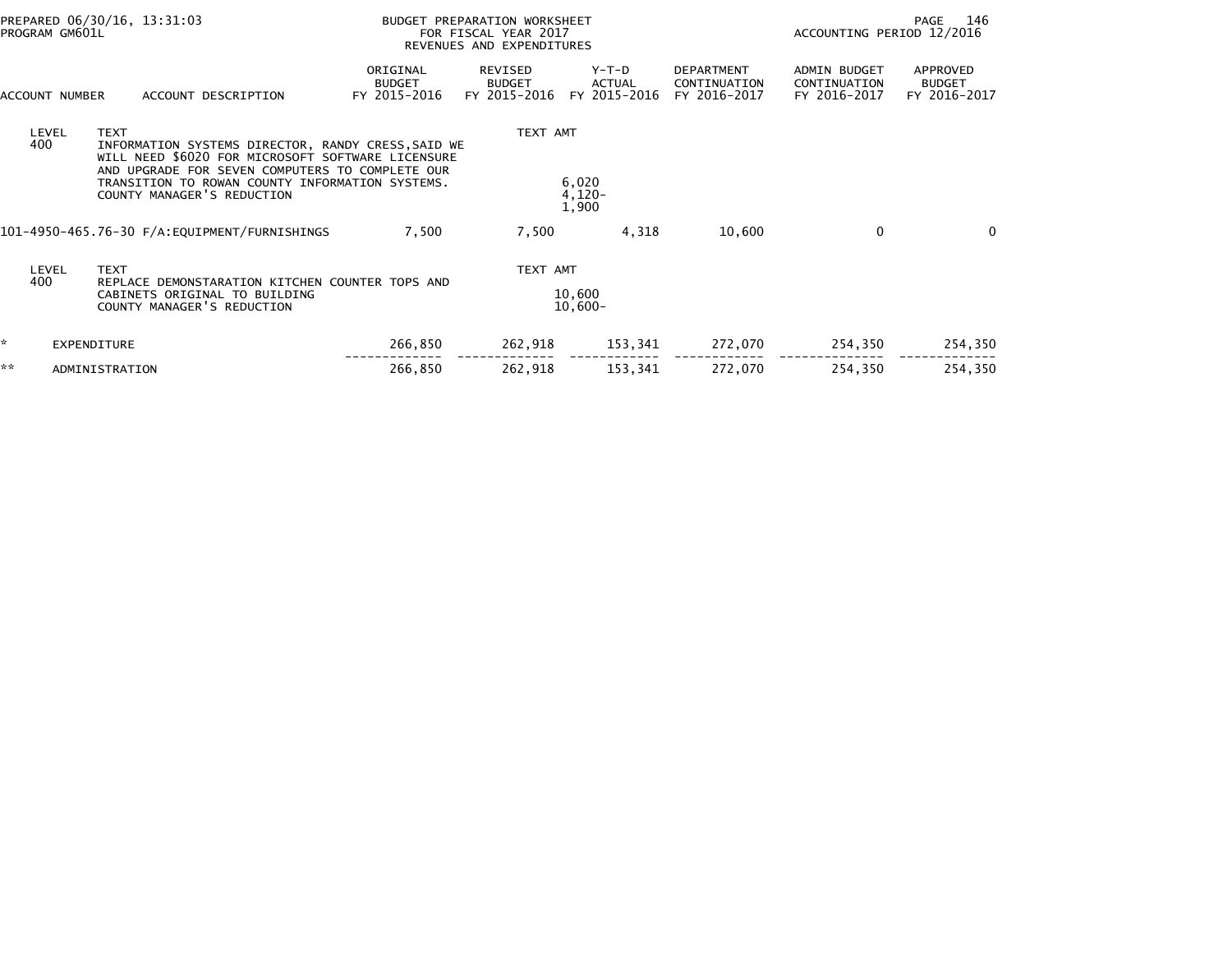PREPARED 06/30/16, 13:31:03 PROGRAM GM601L

BUDGET PREPARATION WORKSHEET FOR FISCAL YEAR 2017 REVENUES AND EXPENDITURES

ACCOUNTING PERIOD 12/2016

| ACCOUNT NUMBER | ACCOUNT DESCRIPTION | ORIGINAL BUDGET FY 2015-2016 | REVISED BUDGET FY 2015-2016 | Y-T-D ACTUAL FY 2015-2016 | DEPARTMENT CONTINUATION FY 2016-2017 | ADMIN BUDGET CONTINUATION FY 2016-2017 | APPROVED BUDGET FY 2016-2017 |
|---|---|---|---|---|---|---|---|
| LEVEL 400 | TEXT INFORMATION SYSTEMS DIRECTOR, RANDY CRESS,SAID WE WILL NEED $6020 FOR MICROSOFT SOFTWARE LICENSURE AND UPGRADE FOR SEVEN COMPUTERS TO COMPLETE OUR TRANSITION TO ROWAN COUNTY INFORMATION SYSTEMS. | | TEXT AMT 6,020 | | | | |
| | COUNTY MANAGER'S REDUCTION | | 4,120- | | | | |
| | | | 1,900 | | | | |
| 101-4950-465.76-30 | F/A:EQUIPMENT/FURNISHINGS | 7,500 | 7,500 | 4,318 | 10,600 | 0 | 0 |
| LEVEL 400 | TEXT REPLACE DEMONSTARATION KITCHEN COUNTER TOPS AND CABINETS ORIGINAL TO BUILDING | | TEXT AMT 10,600 | | | | |
| | COUNTY MANAGER'S REDUCTION | | 10,600- | | | | |
| * | EXPENDITURE | 266,850 | 262,918 | 153,341 | 272,070 | 254,350 | 254,350 |
| ** | ADMINISTRATION | 266,850 | 262,918 | 153,341 | 272,070 | 254,350 | 254,350 |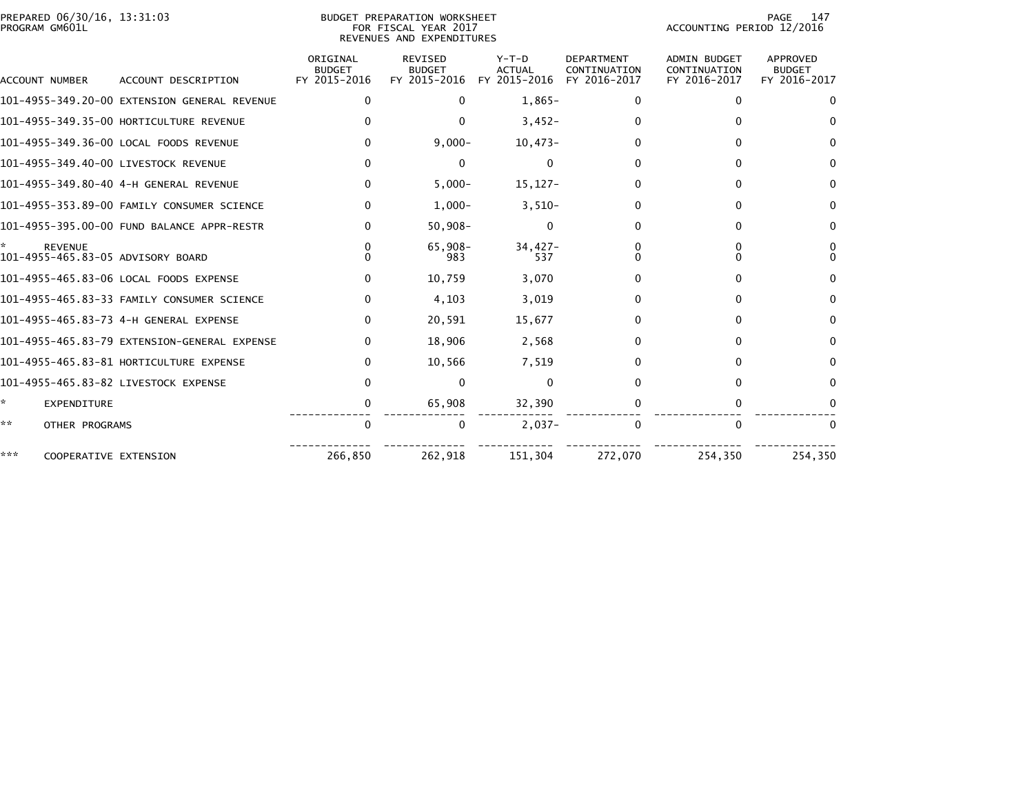PREPARED 06/30/16, 13:31:03
PROGRAM GM601L

BUDGET PREPARATION WORKSHEET
FOR FISCAL YEAR 2017
REVENUES AND EXPENDITURES

ACCOUNTING PERIOD 12/2016

| ACCOUNT NUMBER | ACCOUNT DESCRIPTION | ORIGINAL BUDGET FY 2015-2016 | REVISED BUDGET FY 2015-2016 | Y-T-D ACTUAL FY 2015-2016 | DEPARTMENT CONTINUATION FY 2016-2017 | ADMIN BUDGET CONTINUATION FY 2016-2017 | APPROVED BUDGET FY 2016-2017 |
|---|---|---|---|---|---|---|---|
| 101-4955-349.20-00 | EXTENSION GENERAL REVENUE | 0 | 0 | 1,865- | 0 | 0 | 0 |
| 101-4955-349.35-00 | HORTICULTURE REVENUE | 0 | 0 | 3,452- | 0 | 0 | 0 |
| 101-4955-349.36-00 | LOCAL FOODS REVENUE | 0 | 9,000- | 10,473- | 0 | 0 | 0 |
| 101-4955-349.40-00 | LIVESTOCK REVENUE | 0 | 0 | 0 | 0 | 0 | 0 |
| 101-4955-349.80-40 | 4-H GENERAL REVENUE | 0 | 5,000- | 15,127- | 0 | 0 | 0 |
| 101-4955-353.89-00 | FAMILY CONSUMER SCIENCE | 0 | 1,000- | 3,510- | 0 | 0 | 0 |
| 101-4955-395.00-00 | FUND BALANCE APPR-RESTR | 0 | 50,908- | 0 | 0 | 0 | 0 |
| * | REVENUE | 0 | 65,908- | 34,427- | 0 | 0 | 0 |
| 101-4955-465.83-05 | ADVISORY BOARD | 0 | 983 | 537 | 0 | 0 | 0 |
| 101-4955-465.83-06 | LOCAL FOODS EXPENSE | 0 | 10,759 | 3,070 | 0 | 0 | 0 |
| 101-4955-465.83-33 | FAMILY CONSUMER SCIENCE | 0 | 4,103 | 3,019 | 0 | 0 | 0 |
| 101-4955-465.83-73 | 4-H GENERAL EXPENSE | 0 | 20,591 | 15,677 | 0 | 0 | 0 |
| 101-4955-465.83-79 | EXTENSION-GENERAL EXPENSE | 0 | 18,906 | 2,568 | 0 | 0 | 0 |
| 101-4955-465.83-81 | HORTICULTURE EXPENSE | 0 | 10,566 | 7,519 | 0 | 0 | 0 |
| 101-4955-465.83-82 | LIVESTOCK EXPENSE | 0 | 0 | 0 | 0 | 0 | 0 |
| * | EXPENDITURE | 0 | 65,908 | 32,390 | 0 | 0 | 0 |
| ** | OTHER PROGRAMS | 0 | 0 | 2,037- | 0 | 0 | 0 |
| *** | COOPERATIVE EXTENSION | 266,850 | 262,918 | 151,304 | 272,070 | 254,350 | 254,350 |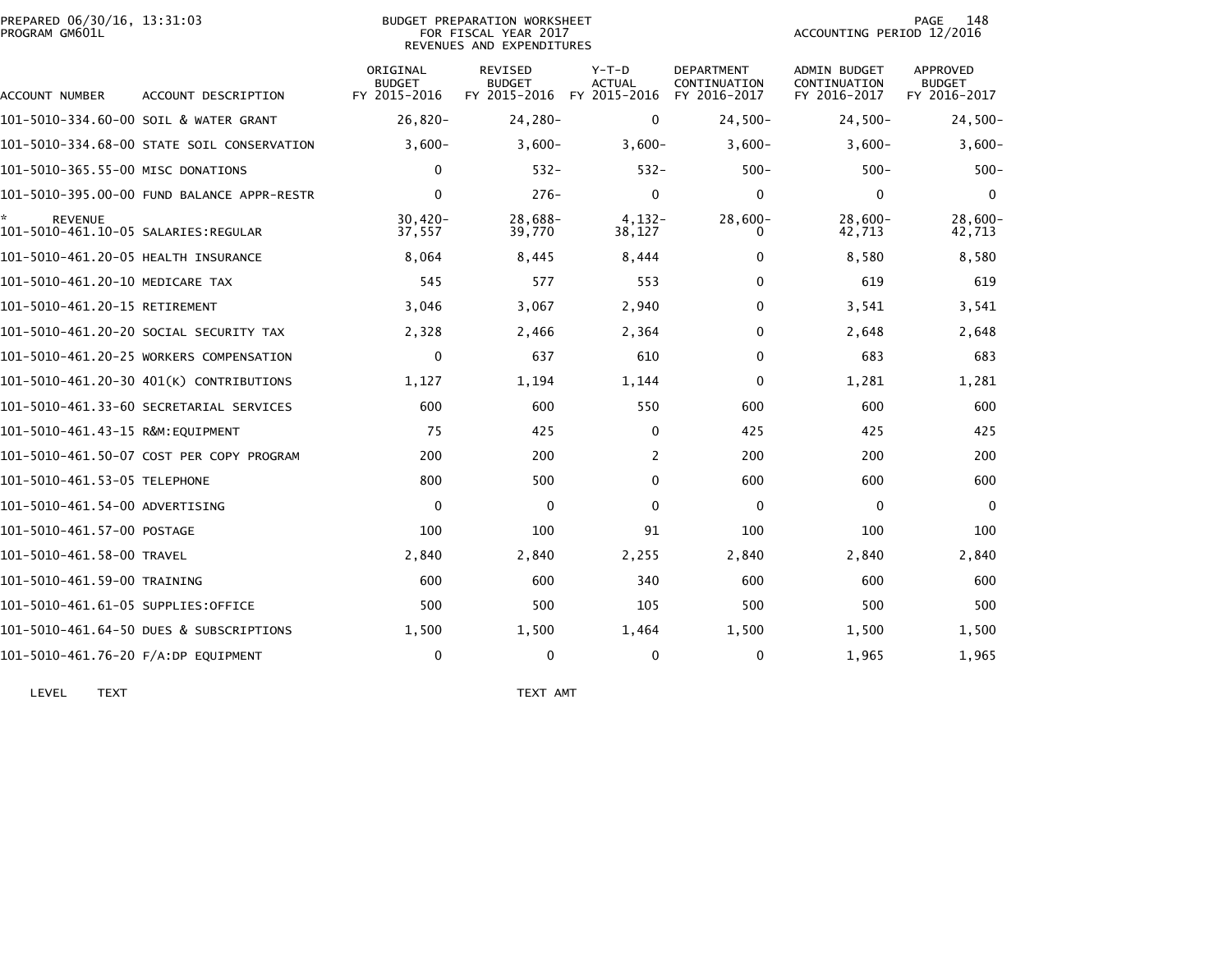BUDGET PREPARATION WORKSHEET
FOR FISCAL YEAR 2017
REVENUES AND EXPENDITURES

PREPARED 06/30/16, 13:31:03
PROGRAM GM601L

ACCOUNTING PERIOD 12/2016

| ACCOUNT NUMBER | ACCOUNT DESCRIPTION | ORIGINAL BUDGET FY 2015-2016 | REVISED BUDGET FY 2015-2016 | Y-T-D ACTUAL FY 2015-2016 | DEPARTMENT CONTINUATION FY 2016-2017 | ADMIN BUDGET CONTINUATION FY 2016-2017 | APPROVED BUDGET FY 2016-2017 |
|---|---|---|---|---|---|---|---|
| 101-5010-334.60-00 | SOIL & WATER GRANT | 26,820- | 24,280- | 0 | 24,500- | 24,500- | 24,500- |
| 101-5010-334.68-00 | STATE SOIL CONSERVATION | 3,600- | 3,600- | 3,600- | 3,600- | 3,600- | 3,600- |
| 101-5010-365.55-00 | MISC DONATIONS | 0 | 532- | 532- | 500- | 500- | 500- |
| 101-5010-395.00-00 | FUND BALANCE APPR-RESTR | 0 | 276- | 0 | 0 | 0 | 0 |
| * REVENUE | | 30,420- | 28,688- | 4,132- | 28,600- | 28,600- | 28,600- |
| 101-5010-461.10-05 | SALARIES:REGULAR | 37,557 | 39,770 | 38,127 | 0 | 42,713 | 42,713 |
| 101-5010-461.20-05 | HEALTH INSURANCE | 8,064 | 8,445 | 8,444 | 0 | 8,580 | 8,580 |
| 101-5010-461.20-10 | MEDICARE TAX | 545 | 577 | 553 | 0 | 619 | 619 |
| 101-5010-461.20-15 | RETIREMENT | 3,046 | 3,067 | 2,940 | 0 | 3,541 | 3,541 |
| 101-5010-461.20-20 | SOCIAL SECURITY TAX | 2,328 | 2,466 | 2,364 | 0 | 2,648 | 2,648 |
| 101-5010-461.20-25 | WORKERS COMPENSATION | 0 | 637 | 610 | 0 | 683 | 683 |
| 101-5010-461.20-30 | 401(K) CONTRIBUTIONS | 1,127 | 1,194 | 1,144 | 0 | 1,281 | 1,281 |
| 101-5010-461.33-60 | SECRETARIAL SERVICES | 600 | 600 | 550 | 600 | 600 | 600 |
| 101-5010-461.43-15 | R&M:EQUIPMENT | 75 | 425 | 0 | 425 | 425 | 425 |
| 101-5010-461.50-07 | COST PER COPY PROGRAM | 200 | 200 | 2 | 200 | 200 | 200 |
| 101-5010-461.53-05 | TELEPHONE | 800 | 500 | 0 | 600 | 600 | 600 |
| 101-5010-461.54-00 | ADVERTISING | 0 | 0 | 0 | 0 | 0 | 0 |
| 101-5010-461.57-00 | POSTAGE | 100 | 100 | 91 | 100 | 100 | 100 |
| 101-5010-461.58-00 | TRAVEL | 2,840 | 2,840 | 2,255 | 2,840 | 2,840 | 2,840 |
| 101-5010-461.59-00 | TRAINING | 600 | 600 | 340 | 600 | 600 | 600 |
| 101-5010-461.61-05 | SUPPLIES:OFFICE | 500 | 500 | 105 | 500 | 500 | 500 |
| 101-5010-461.64-50 | DUES & SUBSCRIPTIONS | 1,500 | 1,500 | 1,464 | 1,500 | 1,500 | 1,500 |
| 101-5010-461.76-20 | F/A:DP EQUIPMENT | 0 | 0 | 0 | 0 | 1,965 | 1,965 |

LEVEL TEXT TEXT AMT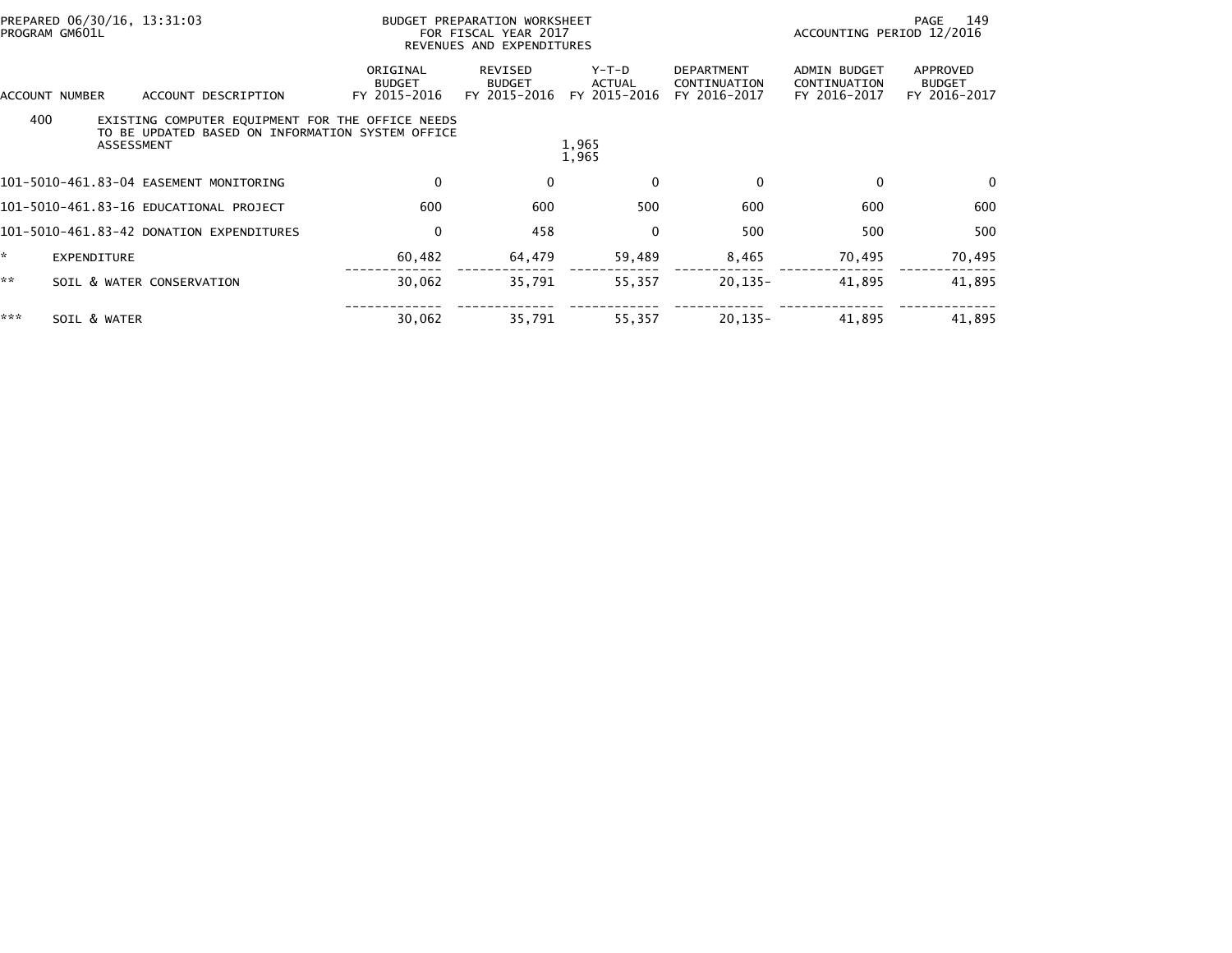PREPARED 06/30/16, 13:31:03
PROGRAM GM601L

BUDGET PREPARATION WORKSHEET
FOR FISCAL YEAR 2017
REVENUES AND EXPENDITURES

ACCOUNTING PERIOD 12/2016

| ACCOUNT NUMBER | ACCOUNT DESCRIPTION | ORIGINAL BUDGET FY 2015-2016 | REVISED BUDGET FY 2015-2016 | Y-T-D ACTUAL FY 2015-2016 | DEPARTMENT CONTINUATION FY 2016-2017 | ADMIN BUDGET CONTINUATION FY 2016-2017 | APPROVED BUDGET FY 2016-2017 |
|---|---|---|---|---|---|---|---|
| 400 | EXISTING COMPUTER EQUIPMENT FOR THE OFFICE NEEDS TO BE UPDATED BASED ON INFORMATION SYSTEM OFFICE ASSESSMENT | | | 1,965<br>1,965 | | | |
| 101-5010-461.83-04 | EASEMENT MONITORING | 0 | 0 | 0 | 0 | 0 | 0 |
| 101-5010-461.83-16 | EDUCATIONAL PROJECT | 600 | 600 | 500 | 600 | 600 | 600 |
| 101-5010-461.83-42 | DONATION EXPENDITURES | 0 | 458 | 0 | 500 | 500 | 500 |
| * | EXPENDITURE | 60,482 | 64,479 | 59,489 | 8,465 | 70,495 | 70,495 |
| ** | SOIL & WATER CONSERVATION | 30,062 | 35,791 | 55,357 | 20,135- | 41,895 | 41,895 |
| *** | SOIL & WATER | 30,062 | 35,791 | 55,357 | 20,135- | 41,895 | 41,895 |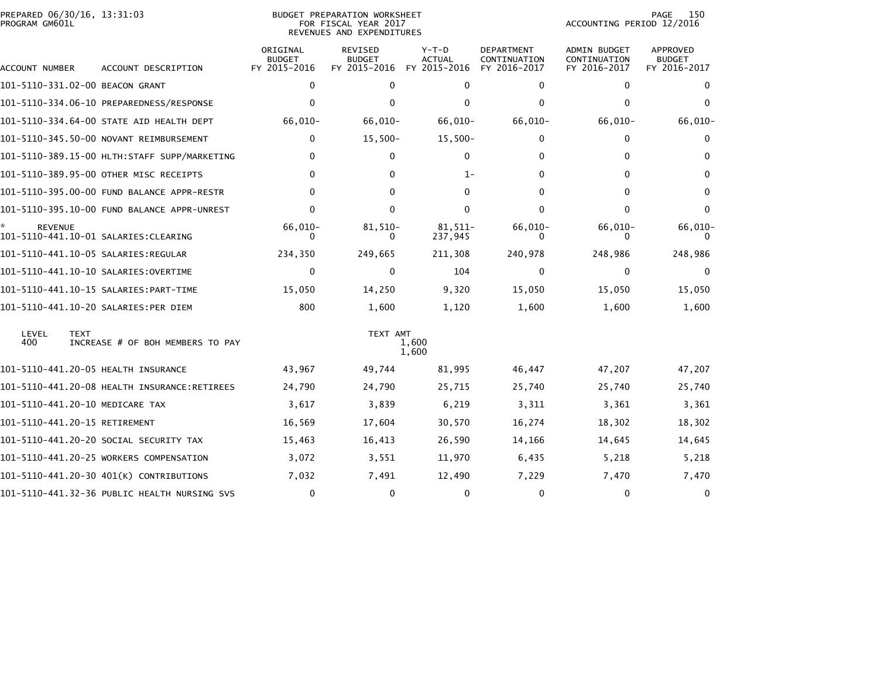BUDGET PREPARATION WORKSHEET
FOR FISCAL YEAR 2017
REVENUES AND EXPENDITURES

PREPARED 06/30/16, 13:31:03
PROGRAM GM601L

ACCOUNTING PERIOD 12/2016

| ACCOUNT NUMBER | ACCOUNT DESCRIPTION | ORIGINAL BUDGET FY 2015-2016 | REVISED BUDGET FY 2015-2016 | Y-T-D ACTUAL FY 2015-2016 | DEPARTMENT CONTINUATION FY 2016-2017 | ADMIN BUDGET CONTINUATION FY 2016-2017 | APPROVED BUDGET FY 2016-2017 |
|---|---|---|---|---|---|---|---|
| 101-5110-331.02-00 | BEACON GRANT | 0 | 0 | 0 | 0 | 0 | 0 |
| 101-5110-334.06-10 | PREPAREDNESS/RESPONSE | 0 | 0 | 0 | 0 | 0 | 0 |
| 101-5110-334.64-00 | STATE AID HEALTH DEPT | 66,010- | 66,010- | 66,010- | 66,010- | 66,010- | 66,010- |
| 101-5110-345.50-00 | NOVANT REIMBURSEMENT | 0 | 15,500- | 15,500- | 0 | 0 | 0 |
| 101-5110-389.15-00 | HLTH:STAFF SUPP/MARKETING | 0 | 0 | 0 | 0 | 0 | 0 |
| 101-5110-389.95-00 | OTHER MISC RECEIPTS | 0 | 0 | 1- | 0 | 0 | 0 |
| 101-5110-395.00-00 | FUND BALANCE APPR-RESTR | 0 | 0 | 0 | 0 | 0 | 0 |
| 101-5110-395.10-00 | FUND BALANCE APPR-UNREST | 0 | 0 | 0 | 0 | 0 | 0 |
| * REVENUE | | 66,010- | 81,510- | 81,511- | 66,010- | 66,010- | 66,010- |
| 101-5110-441.10-01 | SALARIES:CLEARING | 0 | 0 | 237,945 | 0 | 0 | 0 |
| 101-5110-441.10-05 | SALARIES:REGULAR | 234,350 | 249,665 | 211,308 | 240,978 | 248,986 | 248,986 |
| 101-5110-441.10-10 | SALARIES:OVERTIME | 0 | 0 | 104 | 0 | 0 | 0 |
| 101-5110-441.10-15 | SALARIES:PART-TIME | 15,050 | 14,250 | 9,320 | 15,050 | 15,050 | 15,050 |
| 101-5110-441.10-20 | SALARIES:PER DIEM | 800 | 1,600 | 1,120 | 1,600 | 1,600 | 1,600 |

| LEVEL | TEXT | TEXT AMT |
|---|---|---|
| 400 | INCREASE # OF BOH MEMBERS TO PAY | 1,600 |
| | | 1,600 |

| ACCOUNT NUMBER | ACCOUNT DESCRIPTION | ORIGINAL BUDGET FY 2015-2016 | REVISED BUDGET FY 2015-2016 | Y-T-D ACTUAL FY 2015-2016 | DEPARTMENT CONTINUATION FY 2016-2017 | ADMIN BUDGET CONTINUATION FY 2016-2017 | APPROVED BUDGET FY 2016-2017 |
|---|---|---|---|---|---|---|---|
| 101-5110-441.20-05 | HEALTH INSURANCE | 43,967 | 49,744 | 81,995 | 46,447 | 47,207 | 47,207 |
| 101-5110-441.20-08 | HEALTH INSURANCE:RETIREES | 24,790 | 24,790 | 25,715 | 25,740 | 25,740 | 25,740 |
| 101-5110-441.20-10 | MEDICARE TAX | 3,617 | 3,839 | 6,219 | 3,311 | 3,361 | 3,361 |
| 101-5110-441.20-15 | RETIREMENT | 16,569 | 17,604 | 30,570 | 16,274 | 18,302 | 18,302 |
| 101-5110-441.20-20 | SOCIAL SECURITY TAX | 15,463 | 16,413 | 26,590 | 14,166 | 14,645 | 14,645 |
| 101-5110-441.20-25 | WORKERS COMPENSATION | 3,072 | 3,551 | 11,970 | 6,435 | 5,218 | 5,218 |
| 101-5110-441.20-30 | 401(K) CONTRIBUTIONS | 7,032 | 7,491 | 12,490 | 7,229 | 7,470 | 7,470 |
| 101-5110-441.32-36 | PUBLIC HEALTH NURSING SVS | 0 | 0 | 0 | 0 | 0 | 0 |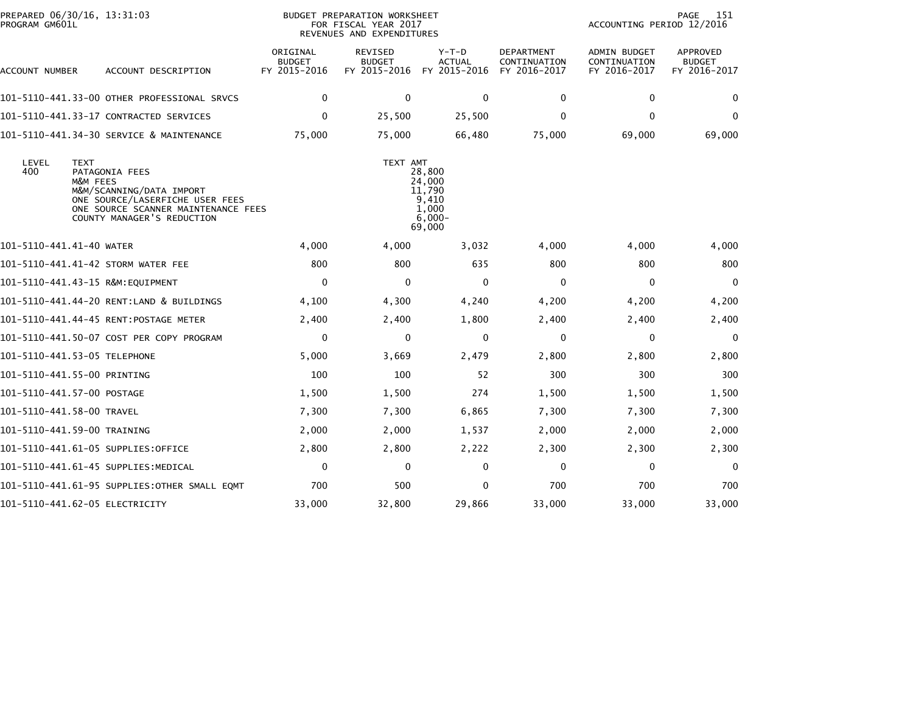PREPARED 06/30/16, 13:31:03
PROGRAM GM601L

BUDGET PREPARATION WORKSHEET
FOR FISCAL YEAR 2017
REVENUES AND EXPENDITURES

ACCOUNTING PERIOD 12/2016

| ACCOUNT NUMBER | ACCOUNT DESCRIPTION | ORIGINAL BUDGET FY 2015-2016 | REVISED BUDGET FY 2015-2016 | Y-T-D ACTUAL FY 2015-2016 | DEPARTMENT CONTINUATION FY 2016-2017 | ADMIN BUDGET CONTINUATION FY 2016-2017 | APPROVED BUDGET FY 2016-2017 |
|---|---|---|---|---|---|---|---|
| 101-5110-441.33-00 | OTHER PROFESSIONAL SRVCS | 0 | 0 | 0 | 0 | 0 | 0 |
| 101-5110-441.33-17 | CONTRACTED SERVICES | 0 | 25,500 | 25,500 | 0 | 0 | 0 |
| 101-5110-441.34-30 | SERVICE & MAINTENANCE | 75,000 | 75,000 | 66,480 | 75,000 | 69,000 | 69,000 |

| LEVEL | TEXT | TEXT AMT |
|---|---|---|
| 400 | PATAGONIA FEES | 28,800 |
| | M&M FEES | 24,000 |
| | M&M/SCANNING/DATA IMPORT | 11,790 |
| | ONE SOURCE/LASERFICHE USER FEES | 9,410 |
| | ONE SOURCE SCANNER MAINTENANCE FEES | 1,000 |
| | COUNTY MANAGER'S REDUCTION | 6,000- |
| | | 69,000 |

| ACCOUNT NUMBER | ACCOUNT DESCRIPTION | ORIGINAL BUDGET FY 2015-2016 | REVISED BUDGET FY 2015-2016 | Y-T-D ACTUAL FY 2015-2016 | DEPARTMENT CONTINUATION FY 2016-2017 | ADMIN BUDGET CONTINUATION FY 2016-2017 | APPROVED BUDGET FY 2016-2017 |
|---|---|---|---|---|---|---|---|
| 101-5110-441.41-40 | WATER | 4,000 | 4,000 | 3,032 | 4,000 | 4,000 | 4,000 |
| 101-5110-441.41-42 | STORM WATER FEE | 800 | 800 | 635 | 800 | 800 | 800 |
| 101-5110-441.43-15 | R&M:EQUIPMENT | 0 | 0 | 0 | 0 | 0 | 0 |
| 101-5110-441.44-20 | RENT:LAND & BUILDINGS | 4,100 | 4,300 | 4,240 | 4,200 | 4,200 | 4,200 |
| 101-5110-441.44-45 | RENT:POSTAGE METER | 2,400 | 2,400 | 1,800 | 2,400 | 2,400 | 2,400 |
| 101-5110-441.50-07 | COST PER COPY PROGRAM | 0 | 0 | 0 | 0 | 0 | 0 |
| 101-5110-441.53-05 | TELEPHONE | 5,000 | 3,669 | 2,479 | 2,800 | 2,800 | 2,800 |
| 101-5110-441.55-00 | PRINTING | 100 | 100 | 52 | 300 | 300 | 300 |
| 101-5110-441.57-00 | POSTAGE | 1,500 | 1,500 | 274 | 1,500 | 1,500 | 1,500 |
| 101-5110-441.58-00 | TRAVEL | 7,300 | 7,300 | 6,865 | 7,300 | 7,300 | 7,300 |
| 101-5110-441.59-00 | TRAINING | 2,000 | 2,000 | 1,537 | 2,000 | 2,000 | 2,000 |
| 101-5110-441.61-05 | SUPPLIES:OFFICE | 2,800 | 2,800 | 2,222 | 2,300 | 2,300 | 2,300 |
| 101-5110-441.61-45 | SUPPLIES:MEDICAL | 0 | 0 | 0 | 0 | 0 | 0 |
| 101-5110-441.61-95 | SUPPLIES:OTHER SMALL EQMT | 700 | 500 | 0 | 700 | 700 | 700 |
| 101-5110-441.62-05 | ELECTRICITY | 33,000 | 32,800 | 29,866 | 33,000 | 33,000 | 33,000 |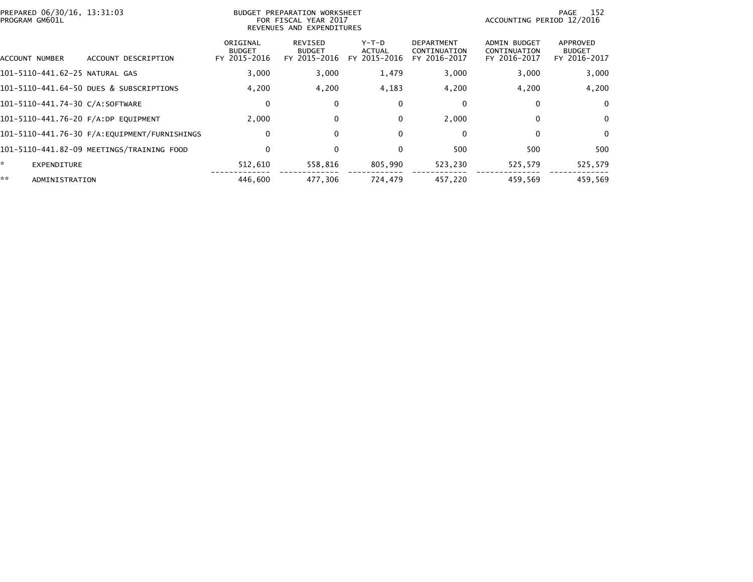PREPARED 06/30/16, 13:31:03
PROGRAM GM601L

BUDGET PREPARATION WORKSHEET
FOR FISCAL YEAR 2017
REVENUES AND EXPENDITURES

ACCOUNTING PERIOD 12/2016

| ACCOUNT NUMBER | ACCOUNT DESCRIPTION | ORIGINAL BUDGET FY 2015-2016 | REVISED BUDGET FY 2015-2016 | Y-T-D ACTUAL FY 2015-2016 | DEPARTMENT CONTINUATION FY 2016-2017 | ADMIN BUDGET CONTINUATION FY 2016-2017 | APPROVED BUDGET FY 2016-2017 |
|---|---|---|---|---|---|---|---|
| 101-5110-441.62-25 | NATURAL GAS | 3,000 | 3,000 | 1,479 | 3,000 | 3,000 | 3,000 |
| 101-5110-441.64-50 | DUES & SUBSCRIPTIONS | 4,200 | 4,200 | 4,183 | 4,200 | 4,200 | 4,200 |
| 101-5110-441.74-30 | C/A:SOFTWARE | 0 | 0 | 0 | 0 | 0 | 0 |
| 101-5110-441.76-20 | F/A:DP EQUIPMENT | 2,000 | 0 | 0 | 2,000 | 0 | 0 |
| 101-5110-441.76-30 | F/A:EQUIPMENT/FURNISHINGS | 0 | 0 | 0 | 0 | 0 | 0 |
| 101-5110-441.82-09 | MEETINGS/TRAINING FOOD | 0 | 0 | 0 | 500 | 500 | 500 |
| * | EXPENDITURE | 512,610 | 558,816 | 805,990 | 523,230 | 525,579 | 525,579 |
| ** | ADMINISTRATION | 446,600 | 477,306 | 724,479 | 457,220 | 459,569 | 459,569 |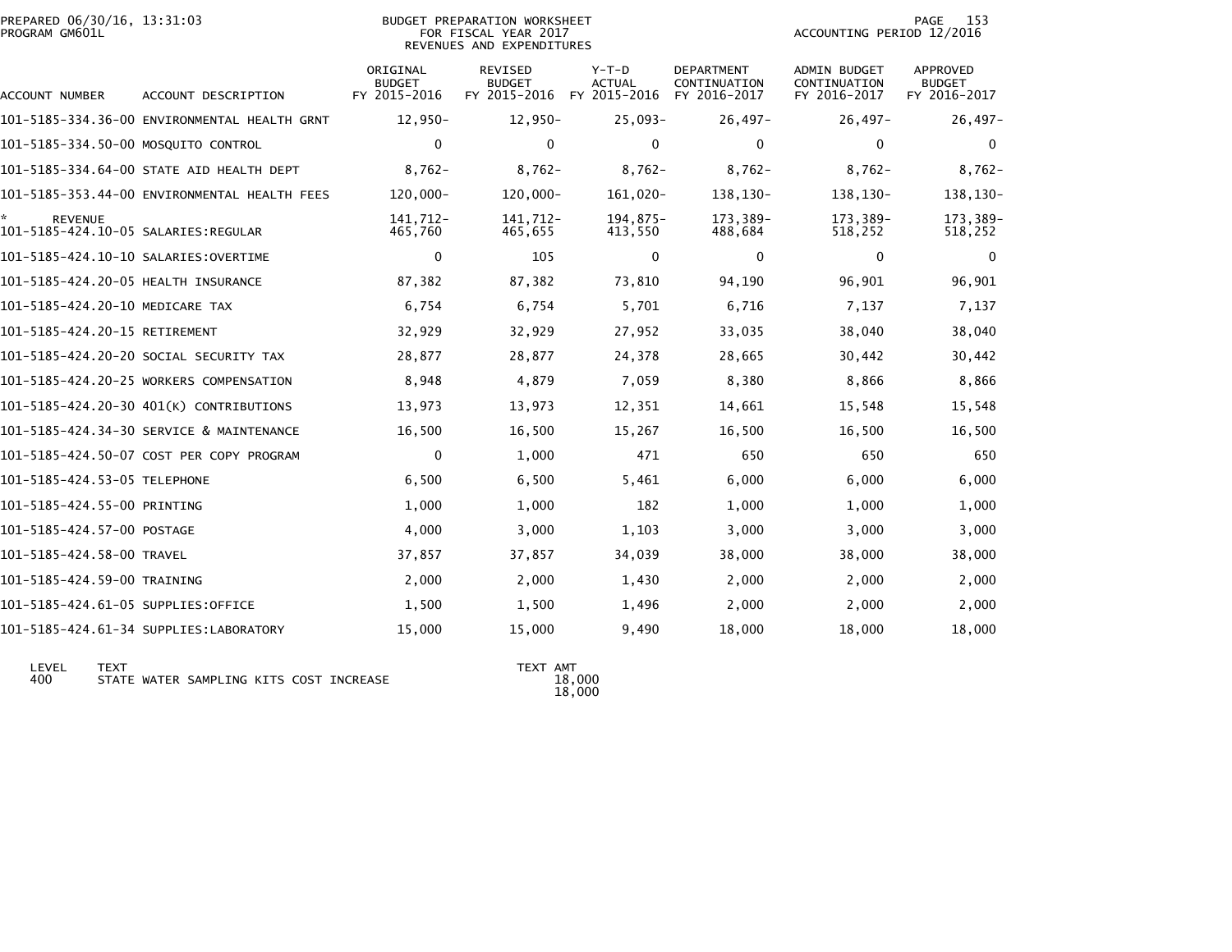PREPARED 06/30/16, 13:31:03
PROGRAM GM601L

BUDGET PREPARATION WORKSHEET
FOR FISCAL YEAR 2017
REVENUES AND EXPENDITURES

ACCOUNTING PERIOD 12/2016

| ACCOUNT NUMBER | ACCOUNT DESCRIPTION | ORIGINAL BUDGET FY 2015-2016 | REVISED BUDGET FY 2015-2016 | Y-T-D ACTUAL FY 2015-2016 | DEPARTMENT CONTINUATION FY 2016-2017 | ADMIN BUDGET CONTINUATION FY 2016-2017 | APPROVED BUDGET FY 2016-2017 |
|---|---|---|---|---|---|---|---|
| 101-5185-334.36-00 | ENVIRONMENTAL HEALTH GRNT | 12,950- | 12,950- | 25,093- | 26,497- | 26,497- | 26,497- |
| 101-5185-334.50-00 | MOSQUITO CONTROL | 0 | 0 | 0 | 0 | 0 | 0 |
| 101-5185-334.64-00 | STATE AID HEALTH DEPT | 8,762- | 8,762- | 8,762- | 8,762- | 8,762- | 8,762- |
| 101-5185-353.44-00 | ENVIRONMENTAL HEALTH FEES | 120,000- | 120,000- | 161,020- | 138,130- | 138,130- | 138,130- |
| * REVENUE | | 141,712- | 141,712- | 194,875- | 173,389- | 173,389- | 173,389- |
| 101-5185-424.10-05 | SALARIES:REGULAR | 465,760 | 465,655 | 413,550 | 488,684 | 518,252 | 518,252 |
| 101-5185-424.10-10 | SALARIES:OVERTIME | 0 | 105 | 0 | 0 | 0 | 0 |
| 101-5185-424.20-05 | HEALTH INSURANCE | 87,382 | 87,382 | 73,810 | 94,190 | 96,901 | 96,901 |
| 101-5185-424.20-10 | MEDICARE TAX | 6,754 | 6,754 | 5,701 | 6,716 | 7,137 | 7,137 |
| 101-5185-424.20-15 | RETIREMENT | 32,929 | 32,929 | 27,952 | 33,035 | 38,040 | 38,040 |
| 101-5185-424.20-20 | SOCIAL SECURITY TAX | 28,877 | 28,877 | 24,378 | 28,665 | 30,442 | 30,442 |
| 101-5185-424.20-25 | WORKERS COMPENSATION | 8,948 | 4,879 | 7,059 | 8,380 | 8,866 | 8,866 |
| 101-5185-424.20-30 | 401(K) CONTRIBUTIONS | 13,973 | 13,973 | 12,351 | 14,661 | 15,548 | 15,548 |
| 101-5185-424.34-30 | SERVICE & MAINTENANCE | 16,500 | 16,500 | 15,267 | 16,500 | 16,500 | 16,500 |
| 101-5185-424.50-07 | COST PER COPY PROGRAM | 0 | 1,000 | 471 | 650 | 650 | 650 |
| 101-5185-424.53-05 | TELEPHONE | 6,500 | 6,500 | 5,461 | 6,000 | 6,000 | 6,000 |
| 101-5185-424.55-00 | PRINTING | 1,000 | 1,000 | 182 | 1,000 | 1,000 | 1,000 |
| 101-5185-424.57-00 | POSTAGE | 4,000 | 3,000 | 1,103 | 3,000 | 3,000 | 3,000 |
| 101-5185-424.58-00 | TRAVEL | 37,857 | 37,857 | 34,039 | 38,000 | 38,000 | 38,000 |
| 101-5185-424.59-00 | TRAINING | 2,000 | 2,000 | 1,430 | 2,000 | 2,000 | 2,000 |
| 101-5185-424.61-05 | SUPPLIES:OFFICE | 1,500 | 1,500 | 1,496 | 2,000 | 2,000 | 2,000 |
| 101-5185-424.61-34 | SUPPLIES:LABORATORY | 15,000 | 15,000 | 9,490 | 18,000 | 18,000 | 18,000 |

| LEVEL | TEXT | TEXT AMT |
|---|---|---|
| 400 | STATE WATER SAMPLING KITS COST INCREASE | 18,000 |
| | | 18,000 |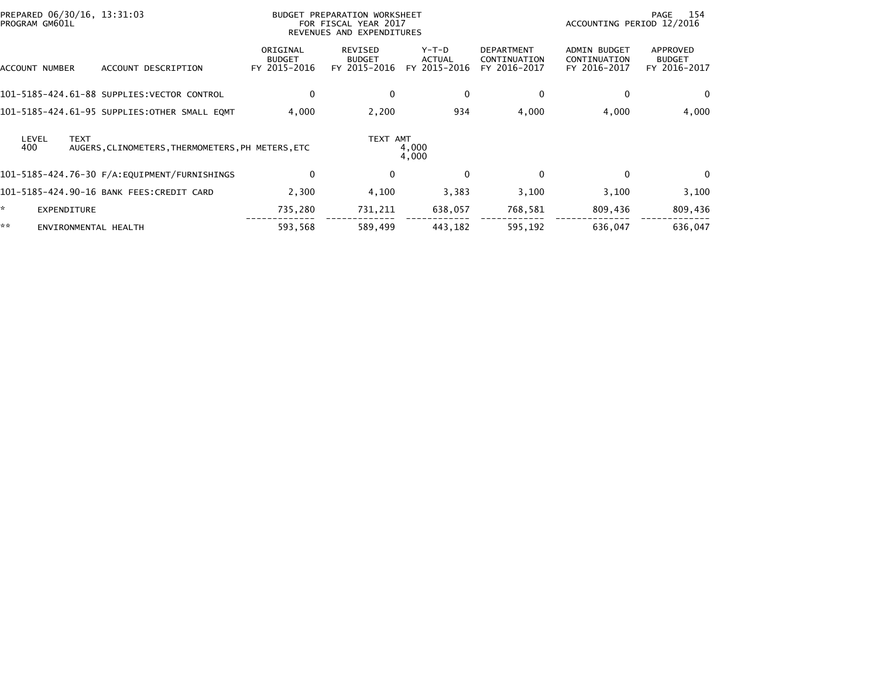PREPARED 06/30/16, 13:31:03
PROGRAM GM601L

BUDGET PREPARATION WORKSHEET
FOR FISCAL YEAR 2017
REVENUES AND EXPENDITURES

ACCOUNTING PERIOD 12/2016

| ACCOUNT NUMBER | ACCOUNT DESCRIPTION | ORIGINAL BUDGET FY 2015-2016 | REVISED BUDGET FY 2015-2016 | Y-T-D ACTUAL FY 2015-2016 | DEPARTMENT CONTINUATION FY 2016-2017 | ADMIN BUDGET CONTINUATION FY 2016-2017 | APPROVED BUDGET FY 2016-2017 |
|---|---|---|---|---|---|---|---|
| 101-5185-424.61-88 | SUPPLIES:VECTOR CONTROL | 0 | 0 | 0 | 0 | 0 | 0 |
| 101-5185-424.61-95 | SUPPLIES:OTHER SMALL EQMT | 4,000 | 2,200 | 934 | 4,000 | 4,000 | 4,000 |

| LEVEL | TEXT | TEXT AMT |
|---|---|---|
| 400 | AUGERS,CLINOMETERS,THERMOMETERS,PH METERS,ETC | 4,000 |
| | | 4,000 |

| ACCOUNT NUMBER | ACCOUNT DESCRIPTION | ORIGINAL BUDGET FY 2015-2016 | REVISED BUDGET FY 2015-2016 | Y-T-D ACTUAL FY 2015-2016 | DEPARTMENT CONTINUATION FY 2016-2017 | ADMIN BUDGET CONTINUATION FY 2016-2017 | APPROVED BUDGET FY 2016-2017 |
|---|---|---|---|---|---|---|---|
| 101-5185-424.76-30 | F/A:EQUIPMENT/FURNISHINGS | 0 | 0 | 0 | 0 | 0 | 0 |
| 101-5185-424.90-16 | BANK FEES:CREDIT CARD | 2,300 | 4,100 | 3,383 | 3,100 | 3,100 | 3,100 |
| * | EXPENDITURE | 735,280 | 731,211 | 638,057 | 768,581 | 809,436 | 809,436 |
| ** | ENVIRONMENTAL HEALTH | 593,568 | 589,499 | 443,182 | 595,192 | 636,047 | 636,047 |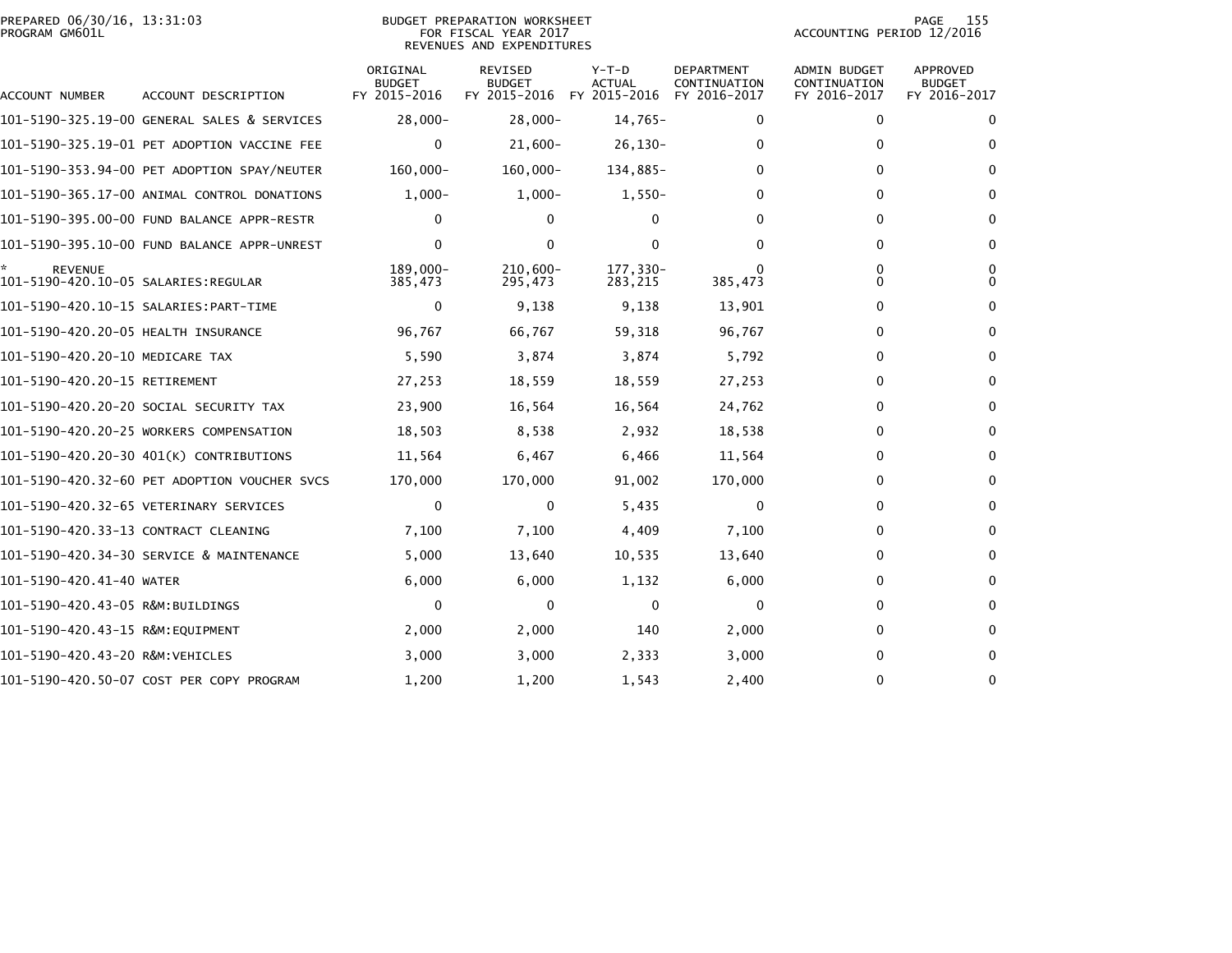PREPARED 06/30/16, 13:31:03
PROGRAM GM601L

BUDGET PREPARATION WORKSHEET
FOR FISCAL YEAR 2017
REVENUES AND EXPENDITURES

ACCOUNTING PERIOD 12/2016

| ACCOUNT NUMBER | ACCOUNT DESCRIPTION | ORIGINAL BUDGET FY 2015-2016 | REVISED BUDGET FY 2015-2016 | Y-T-D ACTUAL FY 2015-2016 | DEPARTMENT CONTINUATION FY 2016-2017 | ADMIN BUDGET CONTINUATION FY 2016-2017 | APPROVED BUDGET FY 2016-2017 |
|---|---|---|---|---|---|---|---|
| 101-5190-325.19-00 | GENERAL SALES & SERVICES | 28,000- | 28,000- | 14,765- | 0 | 0 | 0 |
| 101-5190-325.19-01 | PET ADOPTION VACCINE FEE | 0 | 21,600- | 26,130- | 0 | 0 | 0 |
| 101-5190-353.94-00 | PET ADOPTION SPAY/NEUTER | 160,000- | 160,000- | 134,885- | 0 | 0 | 0 |
| 101-5190-365.17-00 | ANIMAL CONTROL DONATIONS | 1,000- | 1,000- | 1,550- | 0 | 0 | 0 |
| 101-5190-395.00-00 | FUND BALANCE APPR-RESTR | 0 | 0 | 0 | 0 | 0 | 0 |
| 101-5190-395.10-00 | FUND BALANCE APPR-UNREST | 0 | 0 | 0 | 0 | 0 | 0 |
| * REVENUE | | 189,000- | 210,600- | 177,330- | 0 | 0 | 0 |
| 101-5190-420.10-05 | SALARIES:REGULAR | 385,473 | 295,473 | 283,215 | 385,473 | 0 | 0 |
| 101-5190-420.10-15 | SALARIES:PART-TIME | 0 | 9,138 | 9,138 | 13,901 | 0 | 0 |
| 101-5190-420.20-05 | HEALTH INSURANCE | 96,767 | 66,767 | 59,318 | 96,767 | 0 | 0 |
| 101-5190-420.20-10 | MEDICARE TAX | 5,590 | 3,874 | 3,874 | 5,792 | 0 | 0 |
| 101-5190-420.20-15 | RETIREMENT | 27,253 | 18,559 | 18,559 | 27,253 | 0 | 0 |
| 101-5190-420.20-20 | SOCIAL SECURITY TAX | 23,900 | 16,564 | 16,564 | 24,762 | 0 | 0 |
| 101-5190-420.20-25 | WORKERS COMPENSATION | 18,503 | 8,538 | 2,932 | 18,538 | 0 | 0 |
| 101-5190-420.20-30 | 401(K) CONTRIBUTIONS | 11,564 | 6,467 | 6,466 | 11,564 | 0 | 0 |
| 101-5190-420.32-60 | PET ADOPTION VOUCHER SVCS | 170,000 | 170,000 | 91,002 | 170,000 | 0 | 0 |
| 101-5190-420.32-65 | VETERINARY SERVICES | 0 | 0 | 5,435 | 0 | 0 | 0 |
| 101-5190-420.33-13 | CONTRACT CLEANING | 7,100 | 7,100 | 4,409 | 7,100 | 0 | 0 |
| 101-5190-420.34-30 | SERVICE & MAINTENANCE | 5,000 | 13,640 | 10,535 | 13,640 | 0 | 0 |
| 101-5190-420.41-40 | WATER | 6,000 | 6,000 | 1,132 | 6,000 | 0 | 0 |
| 101-5190-420.43-05 | R&M:BUILDINGS | 0 | 0 | 0 | 0 | 0 | 0 |
| 101-5190-420.43-15 | R&M:EQUIPMENT | 2,000 | 2,000 | 140 | 2,000 | 0 | 0 |
| 101-5190-420.43-20 | R&M:VEHICLES | 3,000 | 3,000 | 2,333 | 3,000 | 0 | 0 |
| 101-5190-420.50-07 | COST PER COPY PROGRAM | 1,200 | 1,200 | 1,543 | 2,400 | 0 | 0 |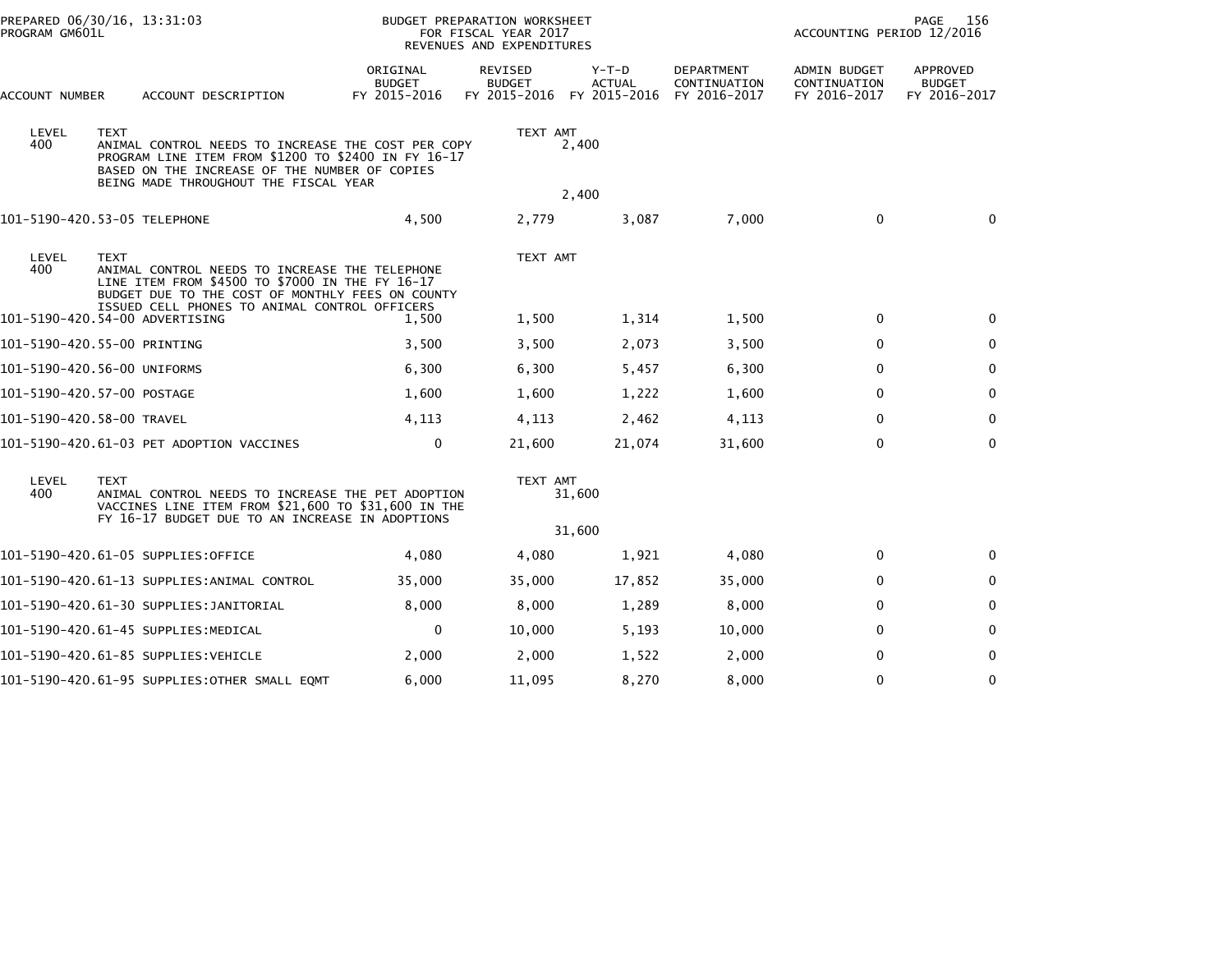PREPARED 06/30/16, 13:31:03 BUDGET PREPARATION WORKSHEET PAGE 156
PROGRAM GM601L FOR FISCAL YEAR 2017 ACCOUNTING PERIOD 12/2016
REVENUES AND EXPENDITURES

| ACCOUNT NUMBER | ACCOUNT DESCRIPTION | ORIGINAL BUDGET FY 2015-2016 | REVISED BUDGET FY 2015-2016 | Y-T-D ACTUAL FY 2015-2016 | DEPARTMENT CONTINUATION FY 2016-2017 | ADMIN BUDGET CONTINUATION FY 2016-2017 | APPROVED BUDGET FY 2016-2017 |
|---|---|---|---|---|---|---|---|
| LEVEL 400 | TEXT<br>ANIMAL CONTROL NEEDS TO INCREASE THE COST PER COPY PROGRAM LINE ITEM FROM $1200 TO $2400 IN FY 16-17 BASED ON THE INCREASE OF THE NUMBER OF COPIES BEING MADE THROUGHOUT THE FISCAL YEAR | | TEXT AMT | 2,400<br><br>2,400 | | | |
| 101-5190-420.53-05 | TELEPHONE | 4,500 | 2,779 | 3,087 | 7,000 | 0 | 0 |
| LEVEL 400 | TEXT<br>ANIMAL CONTROL NEEDS TO INCREASE THE TELEPHONE LINE ITEM FROM $4500 TO $7000 IN THE FY 16-17 BUDGET DUE TO THE COST OF MONTHLY FEES ON COUNTY ISSUED CELL PHONES TO ANIMAL CONTROL OFFICERS | | TEXT AMT | | | | |
| 101-5190-420.54-00 | ADVERTISING | 1,500 | 1,500 | 1,314 | 1,500 | 0 | 0 |
| 101-5190-420.55-00 | PRINTING | 3,500 | 3,500 | 2,073 | 3,500 | 0 | 0 |
| 101-5190-420.56-00 | UNIFORMS | 6,300 | 6,300 | 5,457 | 6,300 | 0 | 0 |
| 101-5190-420.57-00 | POSTAGE | 1,600 | 1,600 | 1,222 | 1,600 | 0 | 0 |
| 101-5190-420.58-00 | TRAVEL | 4,113 | 4,113 | 2,462 | 4,113 | 0 | 0 |
| 101-5190-420.61-03 | PET ADOPTION VACCINES | 0 | 21,600 | 21,074 | 31,600 | 0 | 0 |
| LEVEL 400 | TEXT<br>ANIMAL CONTROL NEEDS TO INCREASE THE PET ADOPTION VACCINES LINE ITEM FROM $21,600 TO $31,600 IN THE FY 16-17 BUDGET DUE TO AN INCREASE IN ADOPTIONS | | TEXT AMT | 31,600<br><br>31,600 | | | |
| 101-5190-420.61-05 | SUPPLIES:OFFICE | 4,080 | 4,080 | 1,921 | 4,080 | 0 | 0 |
| 101-5190-420.61-13 | SUPPLIES:ANIMAL CONTROL | 35,000 | 35,000 | 17,852 | 35,000 | 0 | 0 |
| 101-5190-420.61-30 | SUPPLIES:JANITORIAL | 8,000 | 8,000 | 1,289 | 8,000 | 0 | 0 |
| 101-5190-420.61-45 | SUPPLIES:MEDICAL | 0 | 10,000 | 5,193 | 10,000 | 0 | 0 |
| 101-5190-420.61-85 | SUPPLIES:VEHICLE | 2,000 | 2,000 | 1,522 | 2,000 | 0 | 0 |
| 101-5190-420.61-95 | SUPPLIES:OTHER SMALL EQMT | 6,000 | 11,095 | 8,270 | 8,000 | 0 | 0 |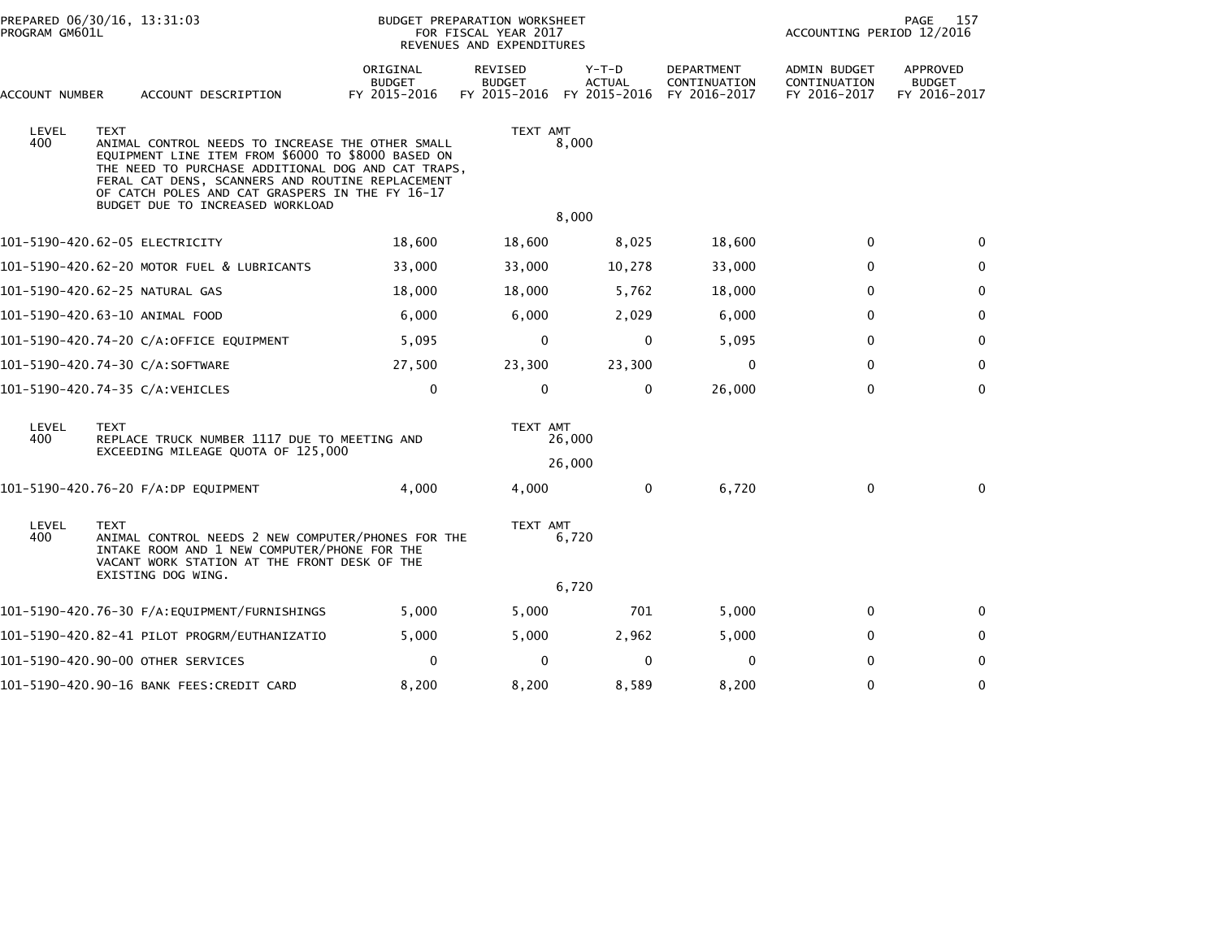PREPARED 06/30/16, 13:31:03
PROGRAM GM601L

BUDGET PREPARATION WORKSHEET
FOR FISCAL YEAR 2017
REVENUES AND EXPENDITURES

ACCOUNTING PERIOD 12/2016

| ACCOUNT NUMBER | ACCOUNT DESCRIPTION | ORIGINAL BUDGET FY 2015-2016 | REVISED BUDGET FY 2015-2016 | Y-T-D ACTUAL FY 2015-2016 | DEPARTMENT CONTINUATION FY 2016-2017 | ADMIN BUDGET CONTINUATION FY 2016-2017 | APPROVED BUDGET FY 2016-2017 |
|---|---|---|---|---|---|---|---|
| LEVEL 400 | TEXT: ANIMAL CONTROL NEEDS TO INCREASE THE OTHER SMALL EQUIPMENT LINE ITEM FROM $6000 TO $8000 BASED ON THE NEED TO PURCHASE ADDITIONAL DOG AND CAT TRAPS, FERAL CAT DENS, SCANNERS AND ROUTINE REPLACEMENT OF CATCH POLES AND CAT GRASPERS IN THE FY 16-17 BUDGET DUE TO INCREASED WORKLOAD | | TEXT AMT | 8,000 | | | |
| | | | | 8,000 | | | |
| 101-5190-420.62-05 | ELECTRICITY | 18,600 | 18,600 | 8,025 | 18,600 | 0 | 0 |
| 101-5190-420.62-20 | MOTOR FUEL & LUBRICANTS | 33,000 | 33,000 | 10,278 | 33,000 | 0 | 0 |
| 101-5190-420.62-25 | NATURAL GAS | 18,000 | 18,000 | 5,762 | 18,000 | 0 | 0 |
| 101-5190-420.63-10 | ANIMAL FOOD | 6,000 | 6,000 | 2,029 | 6,000 | 0 | 0 |
| 101-5190-420.74-20 | C/A:OFFICE EQUIPMENT | 5,095 | 0 | 0 | 5,095 | 0 | 0 |
| 101-5190-420.74-30 | C/A:SOFTWARE | 27,500 | 23,300 | 23,300 | 0 | 0 | 0 |
| 101-5190-420.74-35 | C/A:VEHICLES | 0 | 0 | 0 | 26,000 | 0 | 0 |
| LEVEL 400 | TEXT: REPLACE TRUCK NUMBER 1117 DUE TO MEETING AND EXCEEDING MILEAGE QUOTA OF 125,000 | | TEXT AMT | 26,000 | | | |
| | | | | 26,000 | | | |
| 101-5190-420.76-20 | F/A:DP EQUIPMENT | 4,000 | 4,000 | 0 | 6,720 | 0 | 0 |
| LEVEL 400 | TEXT: ANIMAL CONTROL NEEDS 2 NEW COMPUTER/PHONES FOR THE INTAKE ROOM AND 1 NEW COMPUTER/PHONE FOR THE VACANT WORK STATION AT THE FRONT DESK OF THE EXISTING DOG WING. | | TEXT AMT | 6,720 | | | |
| | | | | 6,720 | | | |
| 101-5190-420.76-30 | F/A:EQUIPMENT/FURNISHINGS | 5,000 | 5,000 | 701 | 5,000 | 0 | 0 |
| 101-5190-420.82-41 | PILOT PROGRM/EUTHANIZATIO | 5,000 | 5,000 | 2,962 | 5,000 | 0 | 0 |
| 101-5190-420.90-00 | OTHER SERVICES | 0 | 0 | 0 | 0 | 0 | 0 |
| 101-5190-420.90-16 | BANK FEES:CREDIT CARD | 8,200 | 8,200 | 8,589 | 8,200 | 0 | 0 |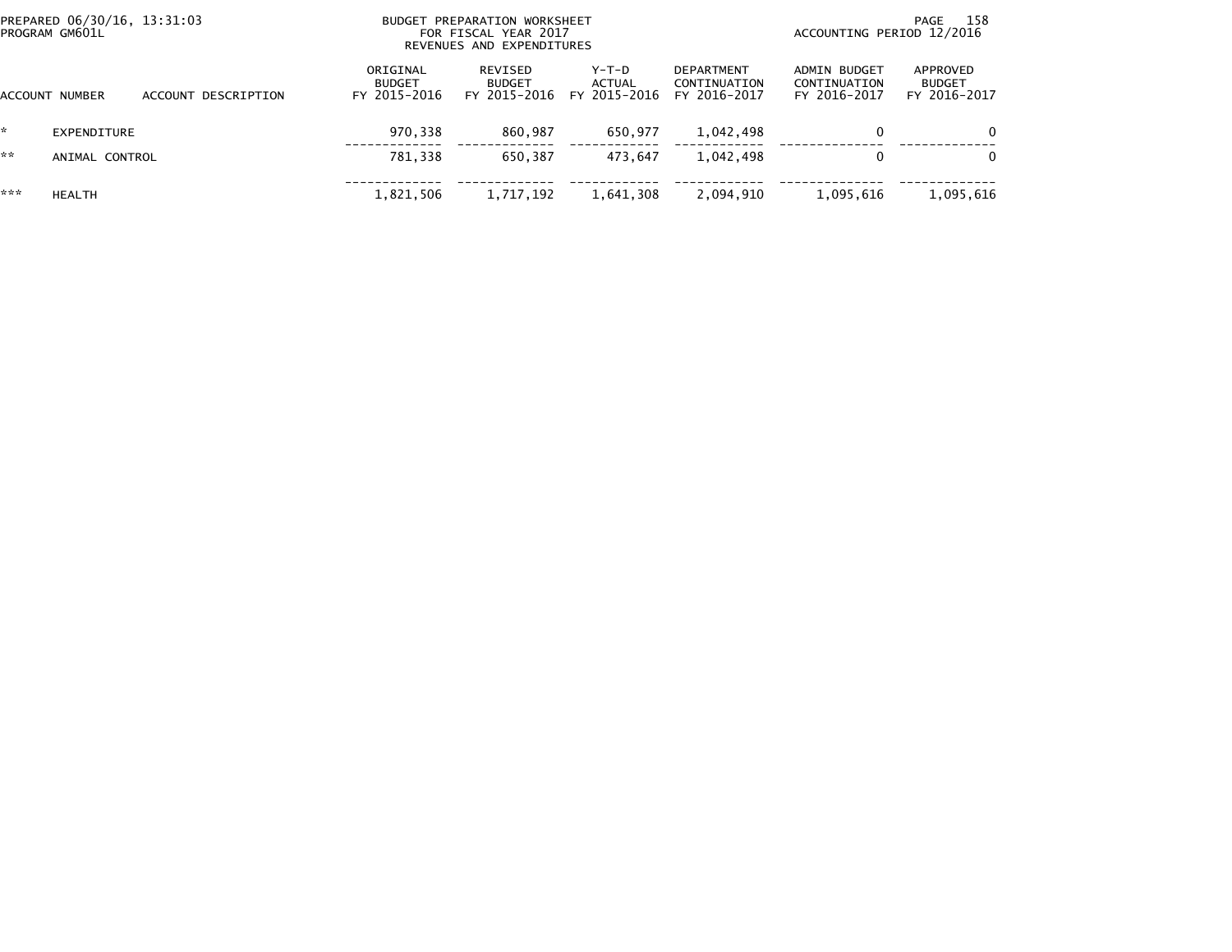PREPARED 06/30/16, 13:31:03
PROGRAM GM601L

BUDGET PREPARATION WORKSHEET
FOR FISCAL YEAR 2017
REVENUES AND EXPENDITURES

ACCOUNTING PERIOD 12/2016

| | ACCOUNT NUMBER | ACCOUNT DESCRIPTION | ORIGINAL BUDGET FY 2015-2016 | REVISED BUDGET FY 2015-2016 | Y-T-D ACTUAL FY 2015-2016 | DEPARTMENT CONTINUATION FY 2016-2017 | ADMIN BUDGET CONTINUATION FY 2016-2017 | APPROVED BUDGET FY 2016-2017 |
|---|---|---|---|---|---|---|---|---|
| * | EXPENDITURE | | 970,338 | 860,987 | 650,977 | 1,042,498 | 0 | 0 |
| ** | ANIMAL CONTROL | | 781,338 | 650,387 | 473,647 | 1,042,498 | 0 | 0 |
| *** | HEALTH | | 1,821,506 | 1,717,192 | 1,641,308 | 2,094,910 | 1,095,616 | 1,095,616 |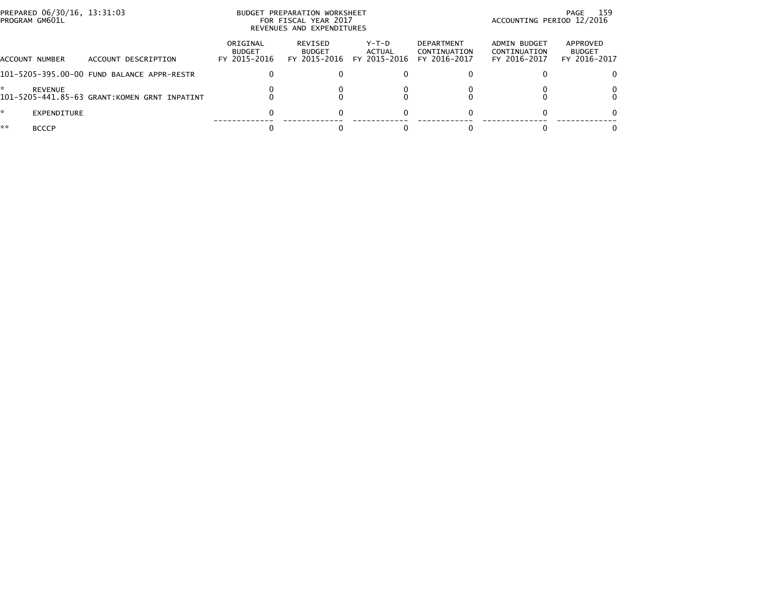PREPARED 06/30/16, 13:31:03
PROGRAM GM601L

BUDGET PREPARATION WORKSHEET
FOR FISCAL YEAR 2017
REVENUES AND EXPENDITURES

ACCOUNTING PERIOD 12/2016

| ACCOUNT NUMBER | ACCOUNT DESCRIPTION | ORIGINAL BUDGET FY 2015-2016 | REVISED BUDGET FY 2015-2016 | Y-T-D ACTUAL FY 2015-2016 | DEPARTMENT CONTINUATION FY 2016-2017 | ADMIN BUDGET CONTINUATION FY 2016-2017 | APPROVED BUDGET FY 2016-2017 |
|---|---|---|---|---|---|---|---|
| 101-5205-395.00-00 | FUND BALANCE APPR-RESTR | 0 | 0 | 0 | 0 | 0 | 0 |
| * REVENUE | | 0 | 0 | 0 | 0 | 0 | 0 |
| 101-5205-441.85-63 | GRANT:KOMEN GRNT INPATINT | 0 | 0 | 0 | 0 | 0 | 0 |
| * EXPENDITURE | | 0 | 0 | 0 | 0 | 0 | 0 |
| ** BCCCP | | 0 | 0 | 0 | 0 | 0 | 0 |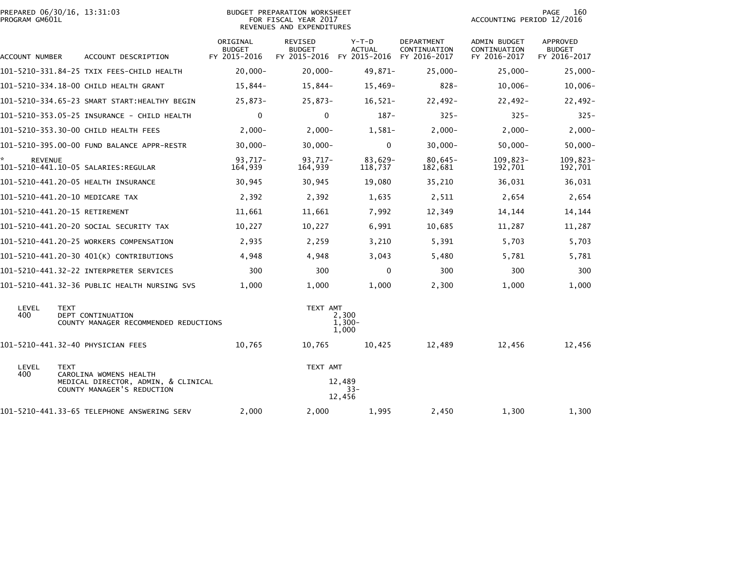PREPARED 06/30/16, 13:31:03
PROGRAM GM601L

BUDGET PREPARATION WORKSHEET
FOR FISCAL YEAR 2017
REVENUES AND EXPENDITURES

ACCOUNTING PERIOD 12/2016

| ACCOUNT NUMBER | ACCOUNT DESCRIPTION | ORIGINAL BUDGET FY 2015-2016 | REVISED BUDGET FY 2015-2016 | Y-T-D ACTUAL FY 2015-2016 | DEPARTMENT CONTINUATION FY 2016-2017 | ADMIN BUDGET CONTINUATION FY 2016-2017 | APPROVED BUDGET FY 2016-2017 |
|---|---|---|---|---|---|---|---|
| 101-5210-331.84-25 | TXIX FEES-CHILD HEALTH | 20,000- | 20,000- | 49,871- | 25,000- | 25,000- | 25,000- |
| 101-5210-334.18-00 | CHILD HEALTH GRANT | 15,844- | 15,844- | 15,469- | 828- | 10,006- | 10,006- |
| 101-5210-334.65-23 | SMART START:HEALTHY BEGIN | 25,873- | 25,873- | 16,521- | 22,492- | 22,492- | 22,492- |
| 101-5210-353.05-25 | INSURANCE - CHILD HEALTH | 0 | 0 | 187- | 325- | 325- | 325- |
| 101-5210-353.30-00 | CHILD HEALTH FEES | 2,000- | 2,000- | 1,581- | 2,000- | 2,000- | 2,000- |
| 101-5210-395.00-00 | FUND BALANCE APPR-RESTR | 30,000- | 30,000- | 0 | 30,000- | 50,000- | 50,000- |
| * REVENUE | | 93,717- | 93,717- | 83,629- | 80,645- | 109,823- | 109,823- |
| 101-5210-441.10-05 | SALARIES:REGULAR | 164,939 | 164,939 | 118,737 | 182,681 | 192,701 | 192,701 |
| 101-5210-441.20-05 | HEALTH INSURANCE | 30,945 | 30,945 | 19,080 | 35,210 | 36,031 | 36,031 |
| 101-5210-441.20-10 | MEDICARE TAX | 2,392 | 2,392 | 1,635 | 2,511 | 2,654 | 2,654 |
| 101-5210-441.20-15 | RETIREMENT | 11,661 | 11,661 | 7,992 | 12,349 | 14,144 | 14,144 |
| 101-5210-441.20-20 | SOCIAL SECURITY TAX | 10,227 | 10,227 | 6,991 | 10,685 | 11,287 | 11,287 |
| 101-5210-441.20-25 | WORKERS COMPENSATION | 2,935 | 2,259 | 3,210 | 5,391 | 5,703 | 5,703 |
| 101-5210-441.20-30 | 401(K) CONTRIBUTIONS | 4,948 | 4,948 | 3,043 | 5,480 | 5,781 | 5,781 |
| 101-5210-441.32-22 | INTERPRETER SERVICES | 300 | 300 | 0 | 300 | 300 | 300 |
| 101-5210-441.32-36 | PUBLIC HEALTH NURSING SVS | 1,000 | 1,000 | 1,000 | 2,300 | 1,000 | 1,000 |

| LEVEL | TEXT | TEXT AMT |
|---|---|---|
| 400 | DEPT CONTINUATION | 2,300 |
| | COUNTY MANAGER RECOMMENDED REDUCTIONS | 1,300- |
| | | 1,000 |

| ACCOUNT NUMBER | ACCOUNT DESCRIPTION | ORIGINAL BUDGET FY 2015-2016 | REVISED BUDGET FY 2015-2016 | Y-T-D ACTUAL FY 2015-2016 | DEPARTMENT CONTINUATION FY 2016-2017 | ADMIN BUDGET CONTINUATION FY 2016-2017 | APPROVED BUDGET FY 2016-2017 |
|---|---|---|---|---|---|---|---|
| 101-5210-441.32-40 | PHYSICIAN FEES | 10,765 | 10,765 | 10,425 | 12,489 | 12,456 | 12,456 |

| LEVEL | TEXT | TEXT AMT |
|---|---|---|
| 400 | CAROLINA WOMENS HEALTH | |
| | MEDICAL DIRECTOR, ADMIN, & CLINICAL | 12,489 |
| | COUNTY MANAGER'S REDUCTION | 33- |
| | | 12,456 |

| ACCOUNT NUMBER | ACCOUNT DESCRIPTION | ORIGINAL BUDGET FY 2015-2016 | REVISED BUDGET FY 2015-2016 | Y-T-D ACTUAL FY 2015-2016 | DEPARTMENT CONTINUATION FY 2016-2017 | ADMIN BUDGET CONTINUATION FY 2016-2017 | APPROVED BUDGET FY 2016-2017 |
|---|---|---|---|---|---|---|---|
| 101-5210-441.33-65 | TELEPHONE ANSWERING SERV | 2,000 | 2,000 | 1,995 | 2,450 | 1,300 | 1,300 |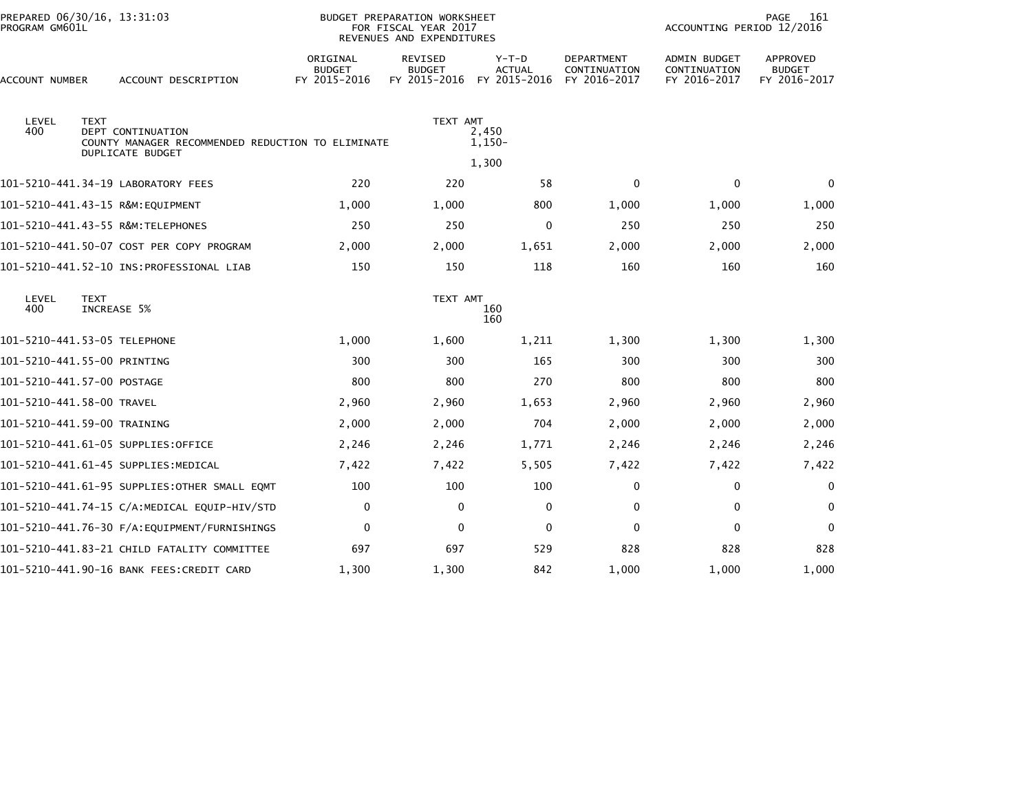PREPARED 06/30/16, 13:31:03
PROGRAM GM601L

BUDGET PREPARATION WORKSHEET
FOR FISCAL YEAR 2017
REVENUES AND EXPENDITURES

ACCOUNTING PERIOD 12/2016

| ACCOUNT NUMBER | ACCOUNT DESCRIPTION | ORIGINAL BUDGET FY 2015-2016 | REVISED BUDGET FY 2015-2016 | Y-T-D ACTUAL FY 2015-2016 | DEPARTMENT CONTINUATION FY 2016-2017 | ADMIN BUDGET CONTINUATION FY 2016-2017 | APPROVED BUDGET FY 2016-2017 |
|---|---|---|---|---|---|---|---|

| LEVEL | TEXT | TEXT AMT |
|---|---|---|
| 400 | DEPT CONTINUATION | 2,450 |
| | COUNTY MANAGER RECOMMENDED REDUCTION TO ELIMINATE DUPLICATE BUDGET | 1,150- |
| | | 1,300 |

| ACCOUNT NUMBER | ACCOUNT DESCRIPTION | ORIGINAL BUDGET FY 2015-2016 | REVISED BUDGET FY 2015-2016 | Y-T-D ACTUAL FY 2015-2016 | DEPARTMENT CONTINUATION FY 2016-2017 | ADMIN BUDGET CONTINUATION FY 2016-2017 | APPROVED BUDGET FY 2016-2017 |
|---|---|---|---|---|---|---|---|
| 101-5210-441.34-19 | LABORATORY FEES | 220 | 220 | 58 | 0 | 0 | 0 |
| 101-5210-441.43-15 | R&M:EQUIPMENT | 1,000 | 1,000 | 800 | 1,000 | 1,000 | 1,000 |
| 101-5210-441.43-55 | R&M:TELEPHONES | 250 | 250 | 0 | 250 | 250 | 250 |
| 101-5210-441.50-07 | COST PER COPY PROGRAM | 2,000 | 2,000 | 1,651 | 2,000 | 2,000 | 2,000 |
| 101-5210-441.52-10 | INS:PROFESSIONAL LIAB | 150 | 150 | 118 | 160 | 160 | 160 |

| LEVEL | TEXT | TEXT AMT |
|---|---|---|
| 400 | INCREASE 5% | 160 |
| | | 160 |

| ACCOUNT NUMBER | ACCOUNT DESCRIPTION | ORIGINAL BUDGET FY 2015-2016 | REVISED BUDGET FY 2015-2016 | Y-T-D ACTUAL FY 2015-2016 | DEPARTMENT CONTINUATION FY 2016-2017 | ADMIN BUDGET CONTINUATION FY 2016-2017 | APPROVED BUDGET FY 2016-2017 |
|---|---|---|---|---|---|---|---|
| 101-5210-441.53-05 | TELEPHONE | 1,000 | 1,600 | 1,211 | 1,300 | 1,300 | 1,300 |
| 101-5210-441.55-00 | PRINTING | 300 | 300 | 165 | 300 | 300 | 300 |
| 101-5210-441.57-00 | POSTAGE | 800 | 800 | 270 | 800 | 800 | 800 |
| 101-5210-441.58-00 | TRAVEL | 2,960 | 2,960 | 1,653 | 2,960 | 2,960 | 2,960 |
| 101-5210-441.59-00 | TRAINING | 2,000 | 2,000 | 704 | 2,000 | 2,000 | 2,000 |
| 101-5210-441.61-05 | SUPPLIES:OFFICE | 2,246 | 2,246 | 1,771 | 2,246 | 2,246 | 2,246 |
| 101-5210-441.61-45 | SUPPLIES:MEDICAL | 7,422 | 7,422 | 5,505 | 7,422 | 7,422 | 7,422 |
| 101-5210-441.61-95 | SUPPLIES:OTHER SMALL EQMT | 100 | 100 | 100 | 0 | 0 | 0 |
| 101-5210-441.74-15 | C/A:MEDICAL EQUIP-HIV/STD | 0 | 0 | 0 | 0 | 0 | 0 |
| 101-5210-441.76-30 | F/A:EQUIPMENT/FURNISHINGS | 0 | 0 | 0 | 0 | 0 | 0 |
| 101-5210-441.83-21 | CHILD FATALITY COMMITTEE | 697 | 697 | 529 | 828 | 828 | 828 |
| 101-5210-441.90-16 | BANK FEES:CREDIT CARD | 1,300 | 1,300 | 842 | 1,000 | 1,000 | 1,000 |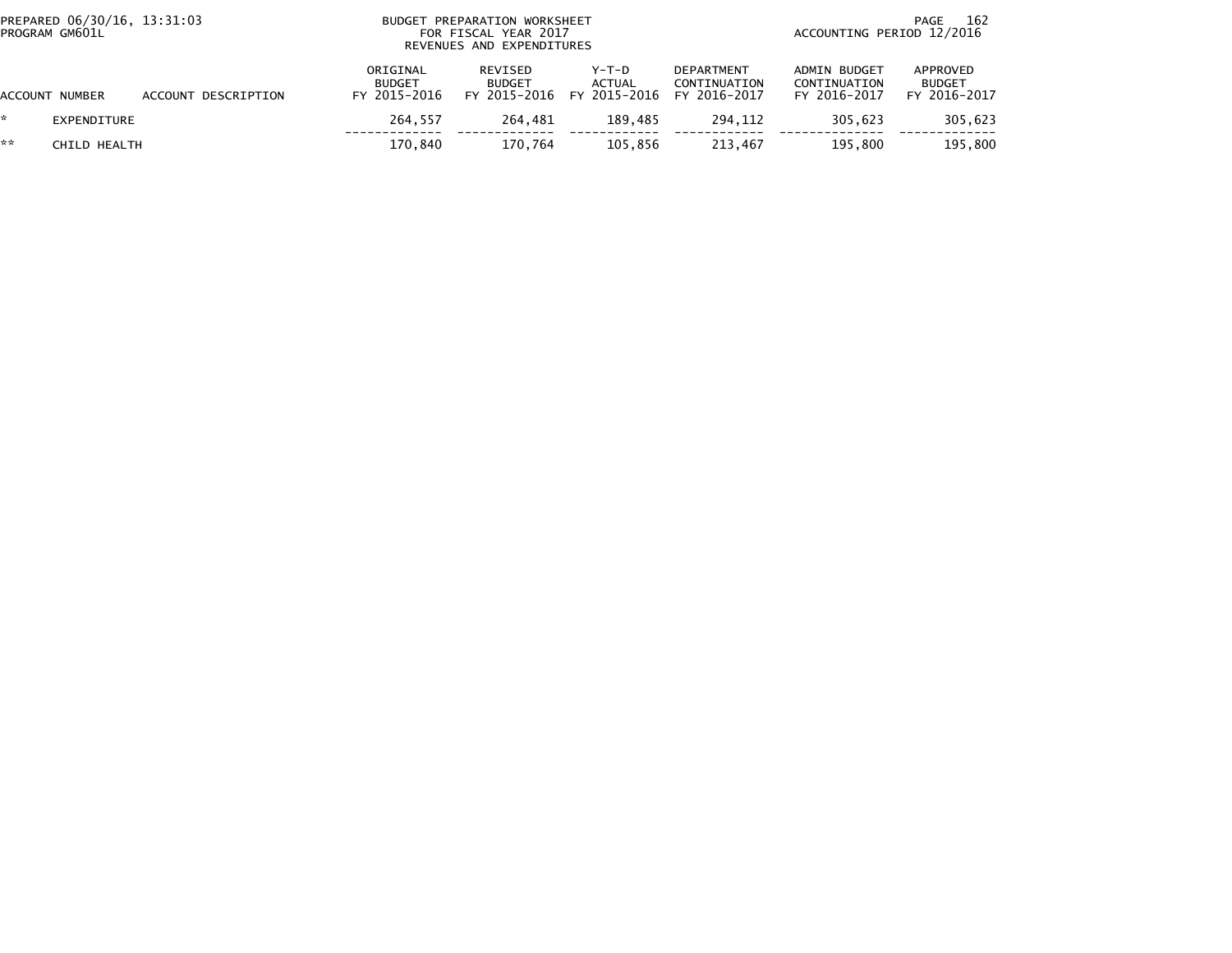BUDGET PREPARATION WORKSHEET
FOR FISCAL YEAR 2017
REVENUES AND EXPENDITURES

PREPARED 06/30/16, 13:31:03
PROGRAM GM601L

ACCOUNTING PERIOD 12/2016

| ACCOUNT NUMBER | ACCOUNT DESCRIPTION | ORIGINAL BUDGET FY 2015-2016 | REVISED BUDGET FY 2015-2016 | Y-T-D ACTUAL FY 2015-2016 | DEPARTMENT CONTINUATION FY 2016-2017 | ADMIN BUDGET CONTINUATION FY 2016-2017 | APPROVED BUDGET FY 2016-2017 |
|---|---|---|---|---|---|---|---|
| * | EXPENDITURE | 264,557 | 264,481 | 189,485 | 294,112 | 305,623 | 305,623 |
| ** | CHILD HEALTH | 170,840 | 170,764 | 105,856 | 213,467 | 195,800 | 195,800 |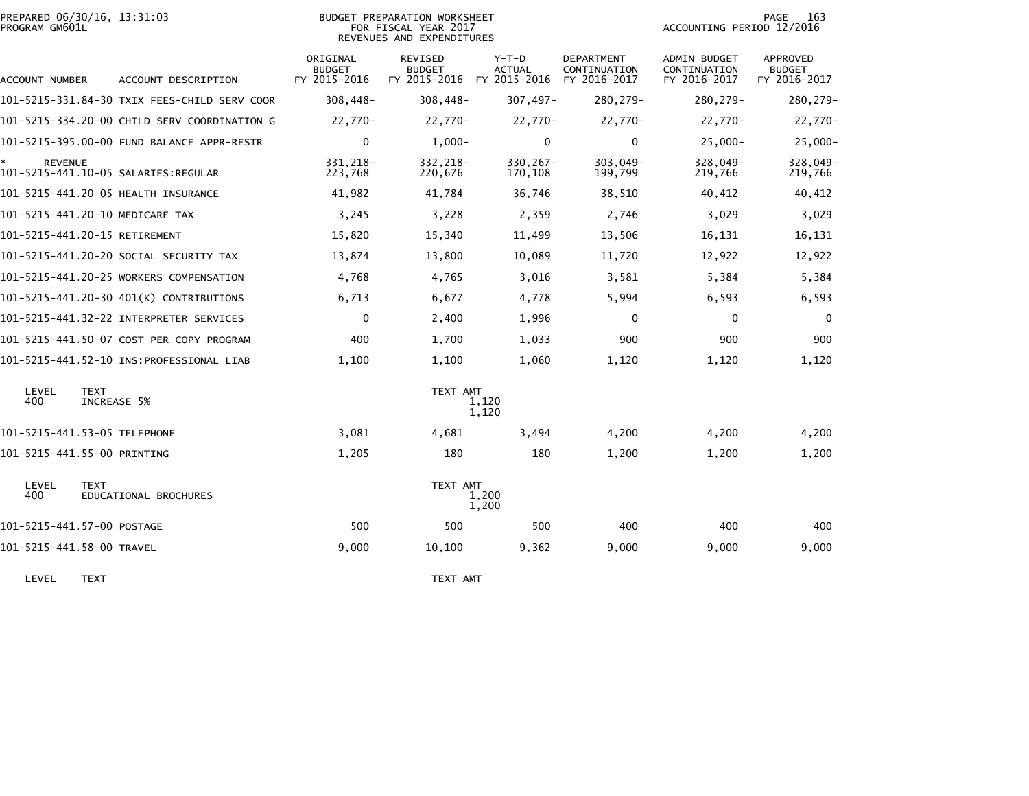BUDGET PREPARATION WORKSHEET
FOR FISCAL YEAR 2017
REVENUES AND EXPENDITURES

PREPARED 06/30/16, 13:31:03
PROGRAM GM601L

ACCOUNTING PERIOD 12/2016

| ACCOUNT NUMBER | ACCOUNT DESCRIPTION | ORIGINAL BUDGET FY 2015-2016 | REVISED BUDGET FY 2015-2016 | Y-T-D ACTUAL FY 2015-2016 | DEPARTMENT CONTINUATION FY 2016-2017 | ADMIN BUDGET CONTINUATION FY 2016-2017 | APPROVED BUDGET FY 2016-2017 |
|---|---|---|---|---|---|---|---|
| 101-5215-331.84-30 | TXIX FEES-CHILD SERV COOR | 308,448- | 308,448- | 307,497- | 280,279- | 280,279- | 280,279- |
| 101-5215-334.20-00 | CHILD SERV COORDINATION G | 22,770- | 22,770- | 22,770- | 22,770- | 22,770- | 22,770- |
| 101-5215-395.00-00 | FUND BALANCE APPR-RESTR | 0 | 1,000- | 0 | 0 | 25,000- | 25,000- |
| * REVENUE | | 331,218- | 332,218- | 330,267- | 303,049- | 328,049- | 328,049- |
| 101-5215-441.10-05 | SALARIES:REGULAR | 223,768 | 220,676 | 170,108 | 199,799 | 219,766 | 219,766 |
| 101-5215-441.20-05 | HEALTH INSURANCE | 41,982 | 41,784 | 36,746 | 38,510 | 40,412 | 40,412 |
| 101-5215-441.20-10 | MEDICARE TAX | 3,245 | 3,228 | 2,359 | 2,746 | 3,029 | 3,029 |
| 101-5215-441.20-15 | RETIREMENT | 15,820 | 15,340 | 11,499 | 13,506 | 16,131 | 16,131 |
| 101-5215-441.20-20 | SOCIAL SECURITY TAX | 13,874 | 13,800 | 10,089 | 11,720 | 12,922 | 12,922 |
| 101-5215-441.20-25 | WORKERS COMPENSATION | 4,768 | 4,765 | 3,016 | 3,581 | 5,384 | 5,384 |
| 101-5215-441.20-30 | 401(K) CONTRIBUTIONS | 6,713 | 6,677 | 4,778 | 5,994 | 6,593 | 6,593 |
| 101-5215-441.32-22 | INTERPRETER SERVICES | 0 | 2,400 | 1,996 | 0 | 0 | 0 |
| 101-5215-441.50-07 | COST PER COPY PROGRAM | 400 | 1,700 | 1,033 | 900 | 900 | 900 |
| 101-5215-441.52-10 | INS:PROFESSIONAL LIAB | 1,100 | 1,100 | 1,060 | 1,120 | 1,120 | 1,120 |

| LEVEL | TEXT | TEXT AMT |
|---|---|---|
| 400 | INCREASE 5% | 1,120 |
| | | 1,120 |

| ACCOUNT NUMBER | ACCOUNT DESCRIPTION | ORIGINAL BUDGET FY 2015-2016 | REVISED BUDGET FY 2015-2016 | Y-T-D ACTUAL FY 2015-2016 | DEPARTMENT CONTINUATION FY 2016-2017 | ADMIN BUDGET CONTINUATION FY 2016-2017 | APPROVED BUDGET FY 2016-2017 |
|---|---|---|---|---|---|---|---|
| 101-5215-441.53-05 | TELEPHONE | 3,081 | 4,681 | 3,494 | 4,200 | 4,200 | 4,200 |
| 101-5215-441.55-00 | PRINTING | 1,205 | 180 | 180 | 1,200 | 1,200 | 1,200 |

| LEVEL | TEXT | TEXT AMT |
|---|---|---|
| 400 | EDUCATIONAL BROCHURES | 1,200 |
| | | 1,200 |

| ACCOUNT NUMBER | ACCOUNT DESCRIPTION | ORIGINAL BUDGET FY 2015-2016 | REVISED BUDGET FY 2015-2016 | Y-T-D ACTUAL FY 2015-2016 | DEPARTMENT CONTINUATION FY 2016-2017 | ADMIN BUDGET CONTINUATION FY 2016-2017 | APPROVED BUDGET FY 2016-2017 |
|---|---|---|---|---|---|---|---|
| 101-5215-441.57-00 | POSTAGE | 500 | 500 | 500 | 400 | 400 | 400 |
| 101-5215-441.58-00 | TRAVEL | 9,000 | 10,100 | 9,362 | 9,000 | 9,000 | 9,000 |

| LEVEL | TEXT | TEXT AMT |
|---|---|---|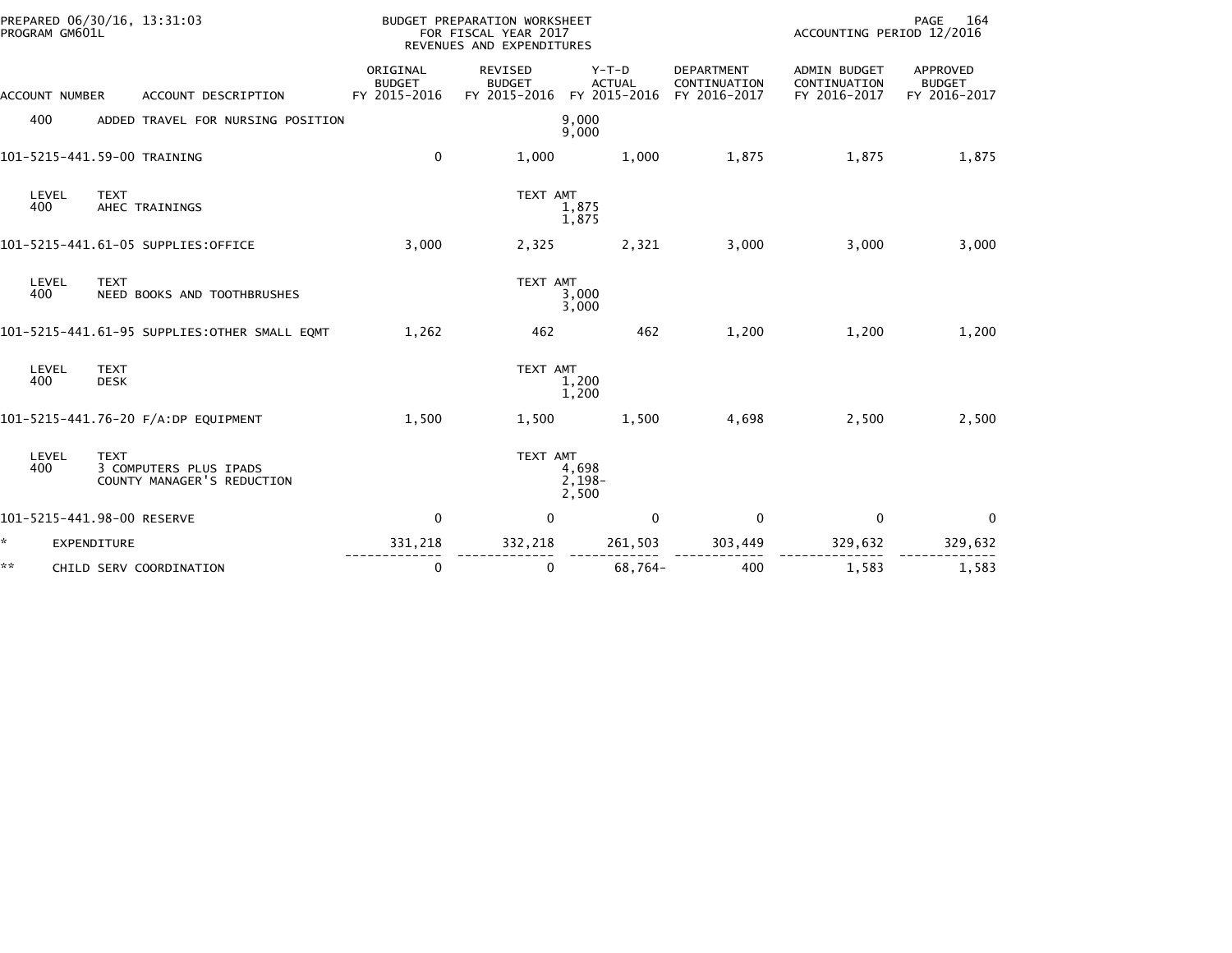| ACCOUNT NUMBER | ACCOUNT DESCRIPTION | ORIGINAL BUDGET FY 2015-2016 | REVISED BUDGET FY 2015-2016 | Y-T-D ACTUAL FY 2015-2016 | DEPARTMENT CONTINUATION FY 2016-2017 | ADMIN BUDGET CONTINUATION FY 2016-2017 | APPROVED BUDGET FY 2016-2017 |
|---|---|---|---|---|---|---|---|
| 400 | ADDED TRAVEL FOR NURSING POSITION | | | 9,000<br>9,000 | | | |
| 101-5215-441.59-00 | TRAINING | 0 | 1,000 | 1,000 | 1,875 | 1,875 | 1,875 |
| LEVEL | TEXT | | TEXT AMT | | | | |
| 400 | AHEC TRAININGS | | | 1,875<br>1,875 | | | |
| 101-5215-441.61-05 | SUPPLIES:OFFICE | 3,000 | 2,325 | 2,321 | 3,000 | 3,000 | 3,000 |
| LEVEL | TEXT | | TEXT AMT | | | | |
| 400 | NEED BOOKS AND TOOTHBRUSHES | | | 3,000<br>3,000 | | | |
| 101-5215-441.61-95 | SUPPLIES:OTHER SMALL EQMT | 1,262 | 462 | 462 | 1,200 | 1,200 | 1,200 |
| LEVEL | TEXT | | TEXT AMT | | | | |
| 400 | DESK | | | 1,200<br>1,200 | | | |
| 101-5215-441.76-20 | F/A:DP EQUIPMENT | 1,500 | 1,500 | 1,500 | 4,698 | 2,500 | 2,500 |
| LEVEL | TEXT | | TEXT AMT | | | | |
| 400 | 3 COMPUTERS PLUS IPADS<br>COUNTY MANAGER'S REDUCTION | | | 4,698<br>2,198-<br>2,500 | | | |
| 101-5215-441.98-00 | RESERVE | 0 | 0 | 0 | 0 | 0 | 0 |
| * | EXPENDITURE | 331,218 | 332,218 | 261,503 | 303,449 | 329,632 | 329,632 |
| ** | CHILD SERV COORDINATION | 0 | 0 | 68,764- | 400 | 1,583 | 1,583 |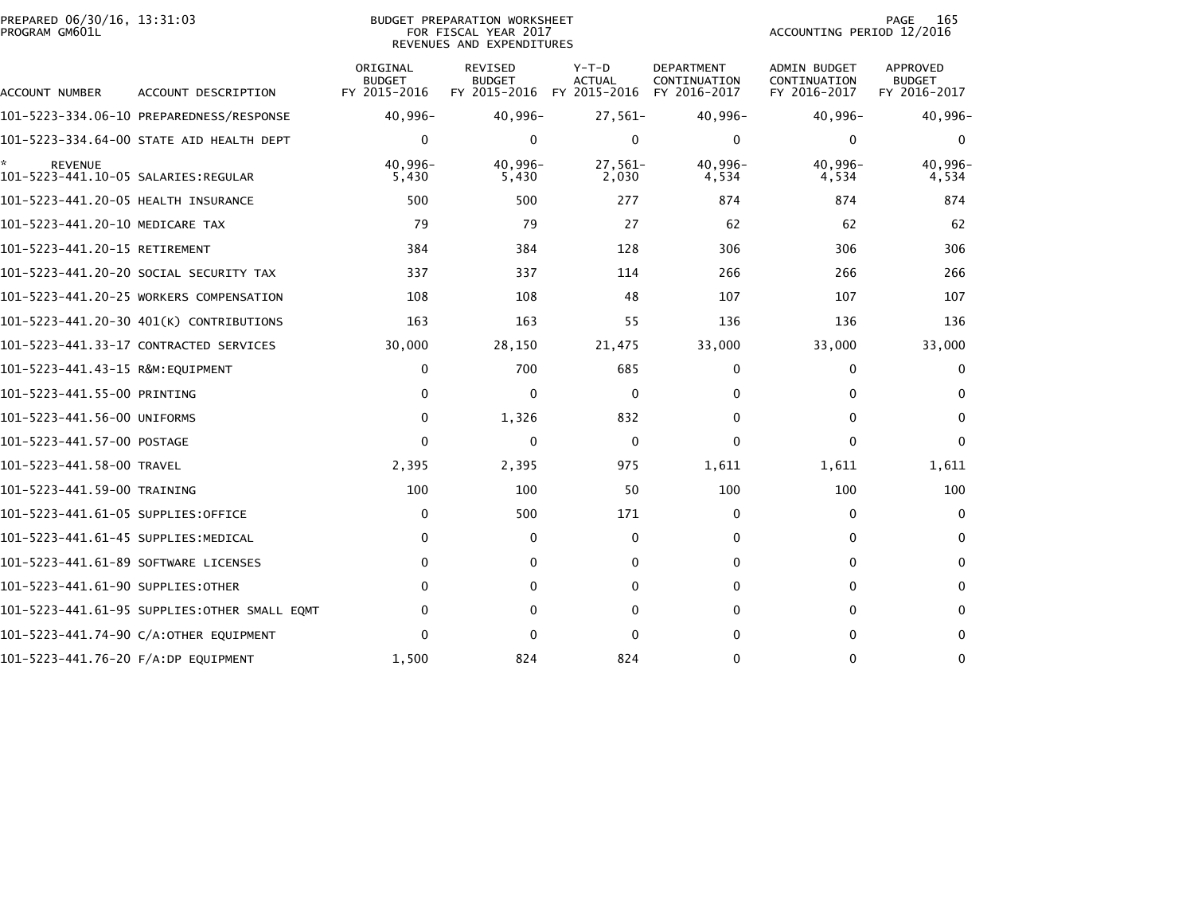PREPARED 06/30/16, 13:31:03
PROGRAM GM601L

BUDGET PREPARATION WORKSHEET
FOR FISCAL YEAR 2017
REVENUES AND EXPENDITURES

ACCOUNTING PERIOD 12/2016

| ACCOUNT NUMBER | ACCOUNT DESCRIPTION | ORIGINAL BUDGET FY 2015-2016 | REVISED BUDGET FY 2015-2016 | Y-T-D ACTUAL FY 2015-2016 | DEPARTMENT CONTINUATION FY 2016-2017 | ADMIN BUDGET CONTINUATION FY 2016-2017 | APPROVED BUDGET FY 2016-2017 |
|---|---|---|---|---|---|---|---|
| 101-5223-334.06-10 | PREPAREDNESS/RESPONSE | 40,996- | 40,996- | 27,561- | 40,996- | 40,996- | 40,996- |
| 101-5223-334.64-00 | STATE AID HEALTH DEPT | 0 | 0 | 0 | 0 | 0 | 0 |
| * REVENUE | | 40,996- | 40,996- | 27,561- | 40,996- | 40,996- | 40,996- |
| 101-5223-441.10-05 | SALARIES:REGULAR | 5,430 | 5,430 | 2,030 | 4,534 | 4,534 | 4,534 |
| 101-5223-441.20-05 | HEALTH INSURANCE | 500 | 500 | 277 | 874 | 874 | 874 |
| 101-5223-441.20-10 | MEDICARE TAX | 79 | 79 | 27 | 62 | 62 | 62 |
| 101-5223-441.20-15 | RETIREMENT | 384 | 384 | 128 | 306 | 306 | 306 |
| 101-5223-441.20-20 | SOCIAL SECURITY TAX | 337 | 337 | 114 | 266 | 266 | 266 |
| 101-5223-441.20-25 | WORKERS COMPENSATION | 108 | 108 | 48 | 107 | 107 | 107 |
| 101-5223-441.20-30 | 401(K) CONTRIBUTIONS | 163 | 163 | 55 | 136 | 136 | 136 |
| 101-5223-441.33-17 | CONTRACTED SERVICES | 30,000 | 28,150 | 21,475 | 33,000 | 33,000 | 33,000 |
| 101-5223-441.43-15 | R&M:EQUIPMENT | 0 | 700 | 685 | 0 | 0 | 0 |
| 101-5223-441.55-00 | PRINTING | 0 | 0 | 0 | 0 | 0 | 0 |
| 101-5223-441.56-00 | UNIFORMS | 0 | 1,326 | 832 | 0 | 0 | 0 |
| 101-5223-441.57-00 | POSTAGE | 0 | 0 | 0 | 0 | 0 | 0 |
| 101-5223-441.58-00 | TRAVEL | 2,395 | 2,395 | 975 | 1,611 | 1,611 | 1,611 |
| 101-5223-441.59-00 | TRAINING | 100 | 100 | 50 | 100 | 100 | 100 |
| 101-5223-441.61-05 | SUPPLIES:OFFICE | 0 | 500 | 171 | 0 | 0 | 0 |
| 101-5223-441.61-45 | SUPPLIES:MEDICAL | 0 | 0 | 0 | 0 | 0 | 0 |
| 101-5223-441.61-89 | SOFTWARE LICENSES | 0 | 0 | 0 | 0 | 0 | 0 |
| 101-5223-441.61-90 | SUPPLIES:OTHER | 0 | 0 | 0 | 0 | 0 | 0 |
| 101-5223-441.61-95 | SUPPLIES:OTHER SMALL EQMT | 0 | 0 | 0 | 0 | 0 | 0 |
| 101-5223-441.74-90 | C/A:OTHER EQUIPMENT | 0 | 0 | 0 | 0 | 0 | 0 |
| 101-5223-441.76-20 | F/A:DP EQUIPMENT | 1,500 | 824 | 824 | 0 | 0 | 0 |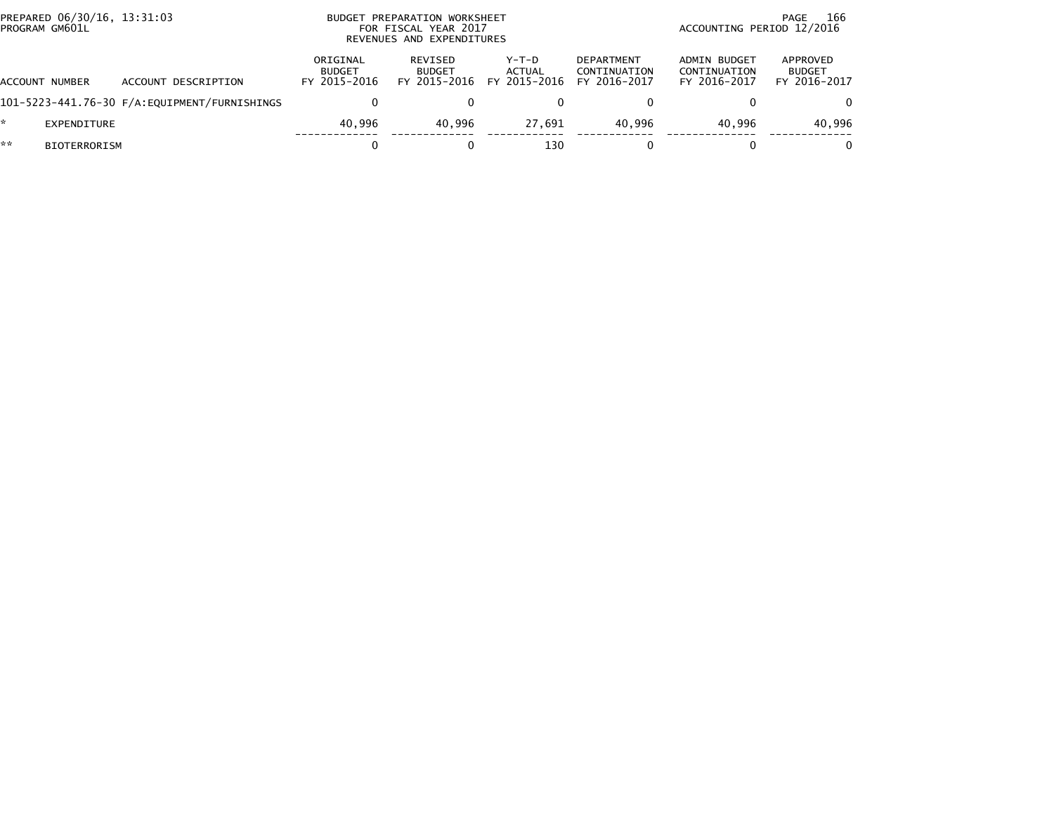PREPARED 06/30/16, 13:31:03
PROGRAM GM601L

BUDGET PREPARATION WORKSHEET
FOR FISCAL YEAR 2017
REVENUES AND EXPENDITURES

ACCOUNTING PERIOD 12/2016

| ACCOUNT NUMBER | ACCOUNT DESCRIPTION | ORIGINAL BUDGET FY 2015-2016 | REVISED BUDGET FY 2015-2016 | Y-T-D ACTUAL FY 2015-2016 | DEPARTMENT CONTINUATION FY 2016-2017 | ADMIN BUDGET CONTINUATION FY 2016-2017 | APPROVED BUDGET FY 2016-2017 |
|---|---|---|---|---|---|---|---|
| 101-5223-441.76-30 | F/A:EQUIPMENT/FURNISHINGS | 0 | 0 | 0 | 0 | 0 | 0 |
| * | EXPENDITURE | 40,996 | 40,996 | 27,691 | 40,996 | 40,996 | 40,996 |
| ** | BIOTERRORISM | 0 | 0 | 130 | 0 | 0 | 0 |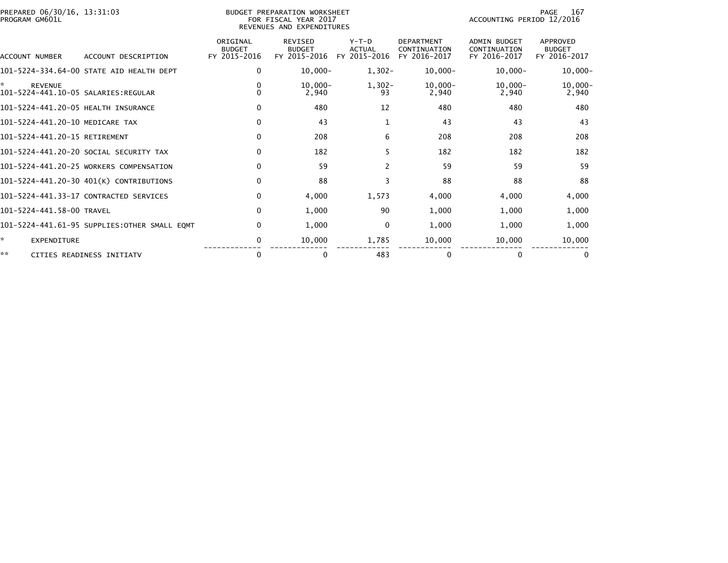PREPARED 06/30/16, 13:31:03
PROGRAM GM601L

BUDGET PREPARATION WORKSHEET
FOR FISCAL YEAR 2017
REVENUES AND EXPENDITURES

ACCOUNTING PERIOD 12/2016

| ACCOUNT NUMBER | ACCOUNT DESCRIPTION | ORIGINAL BUDGET FY 2015-2016 | REVISED BUDGET FY 2015-2016 | Y-T-D ACTUAL FY 2015-2016 | DEPARTMENT CONTINUATION FY 2016-2017 | ADMIN BUDGET CONTINUATION FY 2016-2017 | APPROVED BUDGET FY 2016-2017 |
|---|---|---|---|---|---|---|---|
| 101-5224-334.64-00 | STATE AID HEALTH DEPT | 0 | 10,000- | 1,302- | 10,000- | 10,000- | 10,000- |
| * | REVENUE | 0 | 10,000- | 1,302- | 10,000- | 10,000- | 10,000- |
| 101-5224-441.10-05 | SALARIES:REGULAR | 0 | 2,940 | 93 | 2,940 | 2,940 | 2,940 |
| 101-5224-441.20-05 | HEALTH INSURANCE | 0 | 480 | 12 | 480 | 480 | 480 |
| 101-5224-441.20-10 | MEDICARE TAX | 0 | 43 | 1 | 43 | 43 | 43 |
| 101-5224-441.20-15 | RETIREMENT | 0 | 208 | 6 | 208 | 208 | 208 |
| 101-5224-441.20-20 | SOCIAL SECURITY TAX | 0 | 182 | 5 | 182 | 182 | 182 |
| 101-5224-441.20-25 | WORKERS COMPENSATION | 0 | 59 | 2 | 59 | 59 | 59 |
| 101-5224-441.20-30 | 401(K) CONTRIBUTIONS | 0 | 88 | 3 | 88 | 88 | 88 |
| 101-5224-441.33-17 | CONTRACTED SERVICES | 0 | 4,000 | 1,573 | 4,000 | 4,000 | 4,000 |
| 101-5224-441.58-00 | TRAVEL | 0 | 1,000 | 90 | 1,000 | 1,000 | 1,000 |
| 101-5224-441.61-95 | SUPPLIES:OTHER SMALL EQMT | 0 | 1,000 | 0 | 1,000 | 1,000 | 1,000 |
| * | EXPENDITURE | 0 | 10,000 | 1,785 | 10,000 | 10,000 | 10,000 |
| ** | CITIES READINESS INITIATV | 0 | 0 | 483 | 0 | 0 | 0 |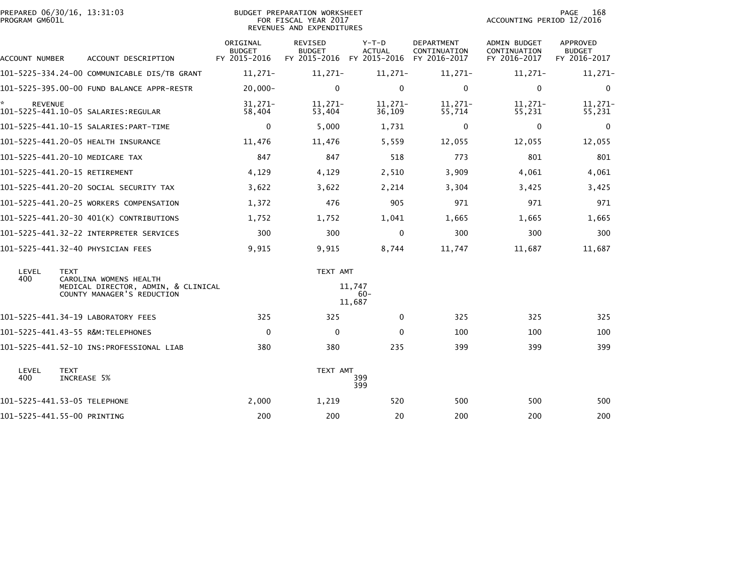PREPARED 06/30/16, 13:31:03
PROGRAM GM601L

BUDGET PREPARATION WORKSHEET
FOR FISCAL YEAR 2017
REVENUES AND EXPENDITURES

ACCOUNTING PERIOD 12/2016

| ACCOUNT NUMBER | ACCOUNT DESCRIPTION | ORIGINAL BUDGET FY 2015-2016 | REVISED BUDGET FY 2015-2016 | Y-T-D ACTUAL FY 2015-2016 | DEPARTMENT CONTINUATION FY 2016-2017 | ADMIN BUDGET CONTINUATION FY 2016-2017 | APPROVED BUDGET FY 2016-2017 |
|---|---|---|---|---|---|---|---|
| 101-5225-334.24-00 | COMMUNICABLE DIS/TB GRANT | 11,271- | 11,271- | 11,271- | 11,271- | 11,271- | 11,271- |
| 101-5225-395.00-00 | FUND BALANCE APPR-RESTR | 20,000- | 0 | 0 | 0 | 0 | 0 |
| * REVENUE | | 31,271- | 11,271- | 11,271- | 11,271- | 11,271- | 11,271- |
| 101-5225-441.10-05 | SALARIES:REGULAR | 58,404 | 53,404 | 36,109 | 55,714 | 55,231 | 55,231 |
| 101-5225-441.10-15 | SALARIES:PART-TIME | 0 | 5,000 | 1,731 | 0 | 0 | 0 |
| 101-5225-441.20-05 | HEALTH INSURANCE | 11,476 | 11,476 | 5,559 | 12,055 | 12,055 | 12,055 |
| 101-5225-441.20-10 | MEDICARE TAX | 847 | 847 | 518 | 773 | 801 | 801 |
| 101-5225-441.20-15 | RETIREMENT | 4,129 | 4,129 | 2,510 | 3,909 | 4,061 | 4,061 |
| 101-5225-441.20-20 | SOCIAL SECURITY TAX | 3,622 | 3,622 | 2,214 | 3,304 | 3,425 | 3,425 |
| 101-5225-441.20-25 | WORKERS COMPENSATION | 1,372 | 476 | 905 | 971 | 971 | 971 |
| 101-5225-441.20-30 | 401(K) CONTRIBUTIONS | 1,752 | 1,752 | 1,041 | 1,665 | 1,665 | 1,665 |
| 101-5225-441.32-22 | INTERPRETER SERVICES | 300 | 300 | 0 | 300 | 300 | 300 |
| 101-5225-441.32-40 | PHYSICIAN FEES | 9,915 | 9,915 | 8,744 | 11,747 | 11,687 | 11,687 |

| LEVEL | TEXT | TEXT AMT |
|---|---|---|
| 400 | CAROLINA WOMENS HEALTH | |
| | MEDICAL DIRECTOR, ADMIN, & CLINICAL | 11,747 |
| | COUNTY MANAGER'S REDUCTION | 60- |
| | | 11,687 |

| ACCOUNT NUMBER | ACCOUNT DESCRIPTION | ORIGINAL BUDGET FY 2015-2016 | REVISED BUDGET FY 2015-2016 | Y-T-D ACTUAL FY 2015-2016 | DEPARTMENT CONTINUATION FY 2016-2017 | ADMIN BUDGET CONTINUATION FY 2016-2017 | APPROVED BUDGET FY 2016-2017 |
|---|---|---|---|---|---|---|---|
| 101-5225-441.34-19 | LABORATORY FEES | 325 | 325 | 0 | 325 | 325 | 325 |
| 101-5225-441.43-55 | R&M:TELEPHONES | 0 | 0 | 0 | 100 | 100 | 100 |
| 101-5225-441.52-10 | INS:PROFESSIONAL LIAB | 380 | 380 | 235 | 399 | 399 | 399 |

| LEVEL | TEXT | TEXT AMT |
|---|---|---|
| 400 | INCREASE 5% | 399 |
| | | 399 |

| ACCOUNT NUMBER | ACCOUNT DESCRIPTION | ORIGINAL BUDGET FY 2015-2016 | REVISED BUDGET FY 2015-2016 | Y-T-D ACTUAL FY 2015-2016 | DEPARTMENT CONTINUATION FY 2016-2017 | ADMIN BUDGET CONTINUATION FY 2016-2017 | APPROVED BUDGET FY 2016-2017 |
|---|---|---|---|---|---|---|---|
| 101-5225-441.53-05 | TELEPHONE | 2,000 | 1,219 | 520 | 500 | 500 | 500 |
| 101-5225-441.55-00 | PRINTING | 200 | 200 | 20 | 200 | 200 | 200 |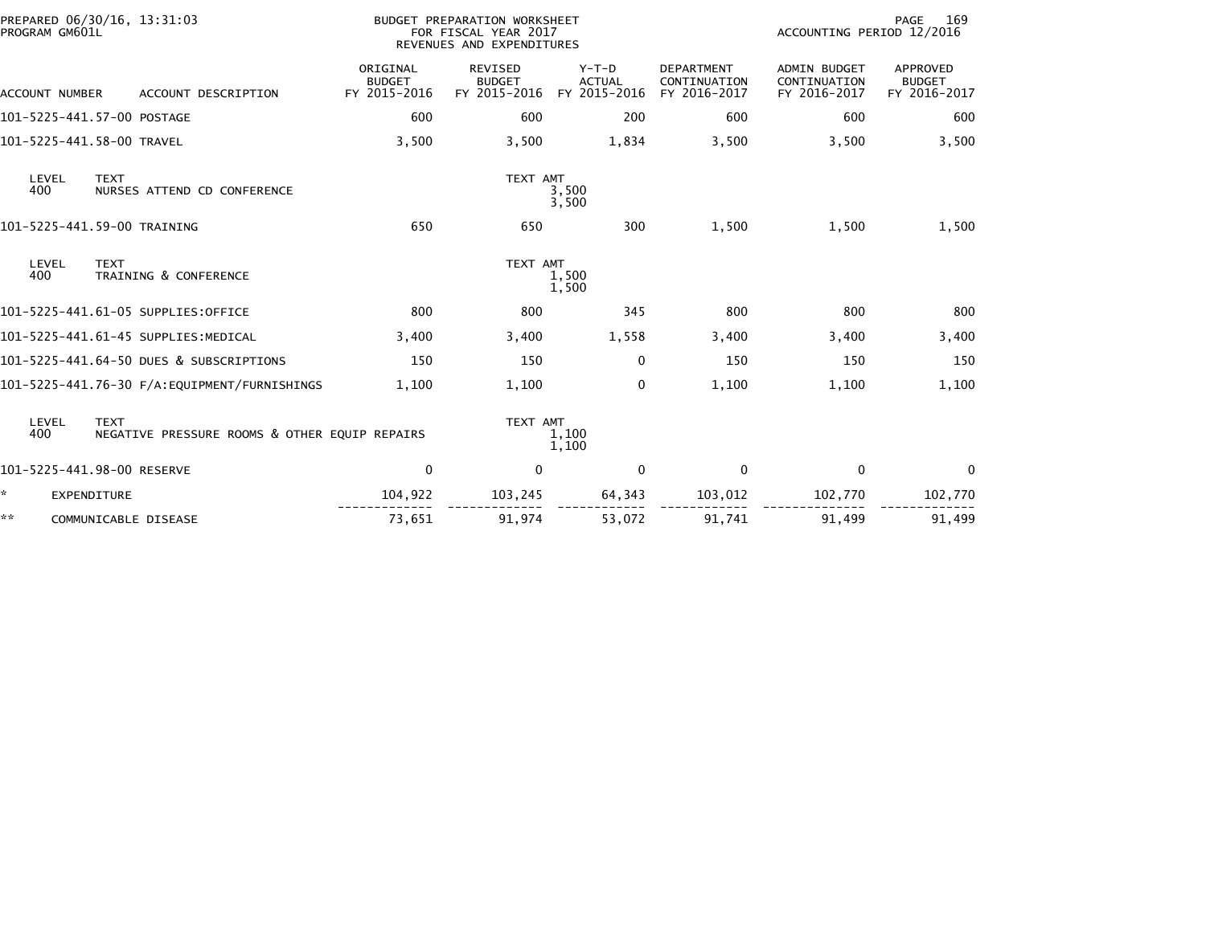BUDGET PREPARATION WORKSHEET
FOR FISCAL YEAR 2017
REVENUES AND EXPENDITURES

PREPARED 06/30/16, 13:31:03
PROGRAM GM601L

ACCOUNTING PERIOD 12/2016

| ACCOUNT NUMBER | ACCOUNT DESCRIPTION | ORIGINAL BUDGET FY 2015-2016 | REVISED BUDGET FY 2015-2016 | Y-T-D ACTUAL FY 2015-2016 | DEPARTMENT CONTINUATION FY 2016-2017 | ADMIN BUDGET CONTINUATION FY 2016-2017 | APPROVED BUDGET FY 2016-2017 |
|---|---|---|---|---|---|---|---|
| 101-5225-441.57-00 | POSTAGE | 600 | 600 | 200 | 600 | 600 | 600 |
| 101-5225-441.58-00 | TRAVEL | 3,500 | 3,500 | 1,834 | 3,500 | 3,500 | 3,500 |
| LEVEL 400 | TEXT: NURSES ATTEND CD CONFERENCE | | TEXT AMT | 3,500 / 3,500 | | | |
| 101-5225-441.59-00 | TRAINING | 650 | 650 | 300 | 1,500 | 1,500 | 1,500 |
| LEVEL 400 | TEXT: TRAINING & CONFERENCE | | TEXT AMT | 1,500 / 1,500 | | | |
| 101-5225-441.61-05 | SUPPLIES:OFFICE | 800 | 800 | 345 | 800 | 800 | 800 |
| 101-5225-441.61-45 | SUPPLIES:MEDICAL | 3,400 | 3,400 | 1,558 | 3,400 | 3,400 | 3,400 |
| 101-5225-441.64-50 | DUES & SUBSCRIPTIONS | 150 | 150 | 0 | 150 | 150 | 150 |
| 101-5225-441.76-30 | F/A:EQUIPMENT/FURNISHINGS | 1,100 | 1,100 | 0 | 1,100 | 1,100 | 1,100 |
| LEVEL 400 | TEXT: NEGATIVE PRESSURE ROOMS & OTHER EQUIP REPAIRS | | TEXT AMT | 1,100 / 1,100 | | | |
| 101-5225-441.98-00 | RESERVE | 0 | 0 | 0 | 0 | 0 | 0 |
| * | EXPENDITURE | 104,922 | 103,245 | 64,343 | 103,012 | 102,770 | 102,770 |
| ** | COMMUNICABLE DISEASE | 73,651 | 91,974 | 53,072 | 91,741 | 91,499 | 91,499 |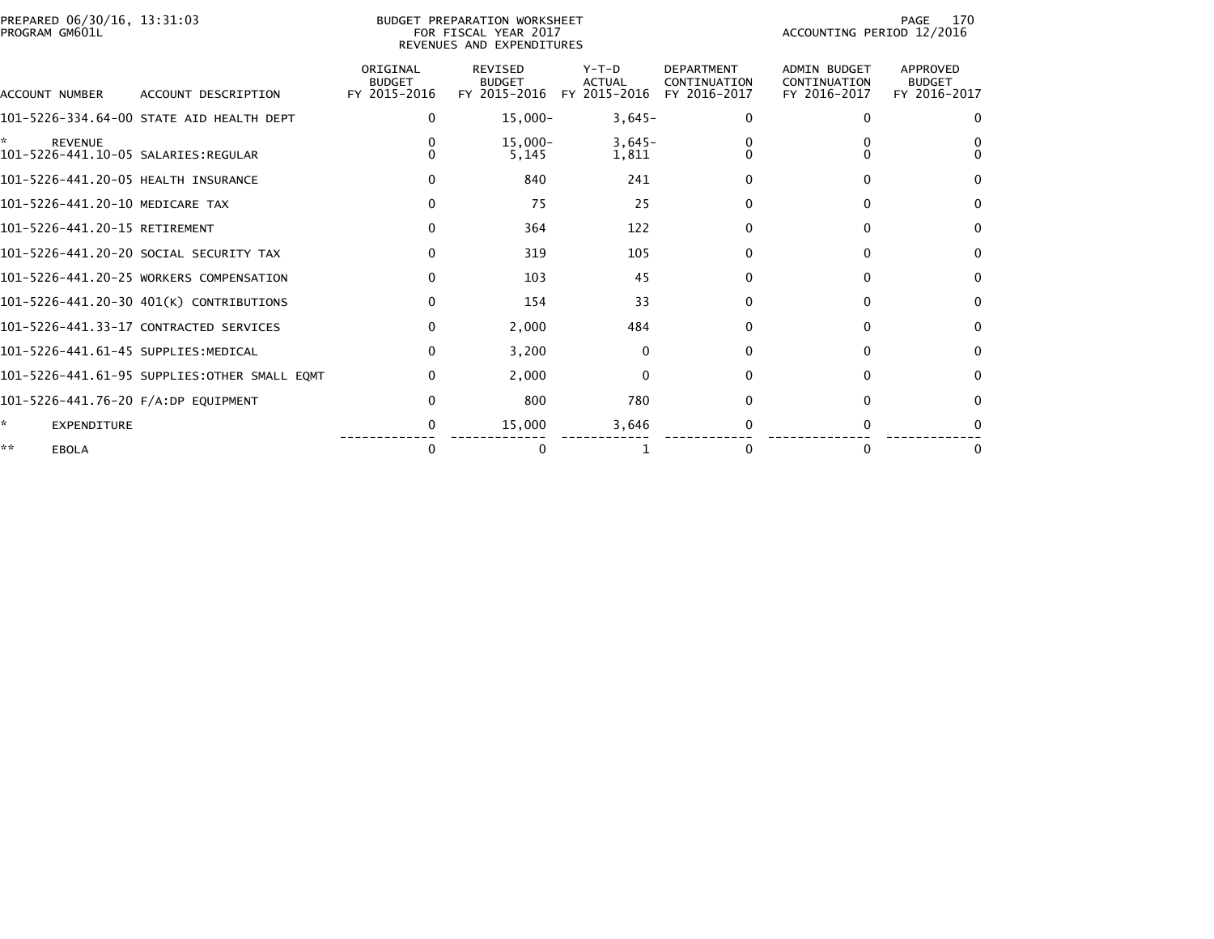PREPARED 06/30/16, 13:31:03
PROGRAM GM601L

BUDGET PREPARATION WORKSHEET
FOR FISCAL YEAR 2017
REVENUES AND EXPENDITURES

ACCOUNTING PERIOD 12/2016

| ACCOUNT NUMBER | ACCOUNT DESCRIPTION | ORIGINAL BUDGET FY 2015-2016 | REVISED BUDGET FY 2015-2016 | Y-T-D ACTUAL FY 2015-2016 | DEPARTMENT CONTINUATION FY 2016-2017 | ADMIN BUDGET CONTINUATION FY 2016-2017 | APPROVED BUDGET FY 2016-2017 |
|---|---|---|---|---|---|---|---|
| 101-5226-334.64-00 | STATE AID HEALTH DEPT | 0 | 15,000- | 3,645- | 0 | 0 | 0 |
| * | REVENUE | 0 | 15,000- | 3,645- | 0 | 0 | 0 |
| 101-5226-441.10-05 | SALARIES:REGULAR | 0 | 5,145 | 1,811 | 0 | 0 | 0 |
| 101-5226-441.20-05 | HEALTH INSURANCE | 0 | 840 | 241 | 0 | 0 | 0 |
| 101-5226-441.20-10 | MEDICARE TAX | 0 | 75 | 25 | 0 | 0 | 0 |
| 101-5226-441.20-15 | RETIREMENT | 0 | 364 | 122 | 0 | 0 | 0 |
| 101-5226-441.20-20 | SOCIAL SECURITY TAX | 0 | 319 | 105 | 0 | 0 | 0 |
| 101-5226-441.20-25 | WORKERS COMPENSATION | 0 | 103 | 45 | 0 | 0 | 0 |
| 101-5226-441.20-30 | 401(K) CONTRIBUTIONS | 0 | 154 | 33 | 0 | 0 | 0 |
| 101-5226-441.33-17 | CONTRACTED SERVICES | 0 | 2,000 | 484 | 0 | 0 | 0 |
| 101-5226-441.61-45 | SUPPLIES:MEDICAL | 0 | 3,200 | 0 | 0 | 0 | 0 |
| 101-5226-441.61-95 | SUPPLIES:OTHER SMALL EQMT | 0 | 2,000 | 0 | 0 | 0 | 0 |
| 101-5226-441.76-20 | F/A:DP EQUIPMENT | 0 | 800 | 780 | 0 | 0 | 0 |
| * | EXPENDITURE | 0 | 15,000 | 3,646 | 0 | 0 | 0 |
| ** | EBOLA | 0 | 0 | 1 | 0 | 0 | 0 |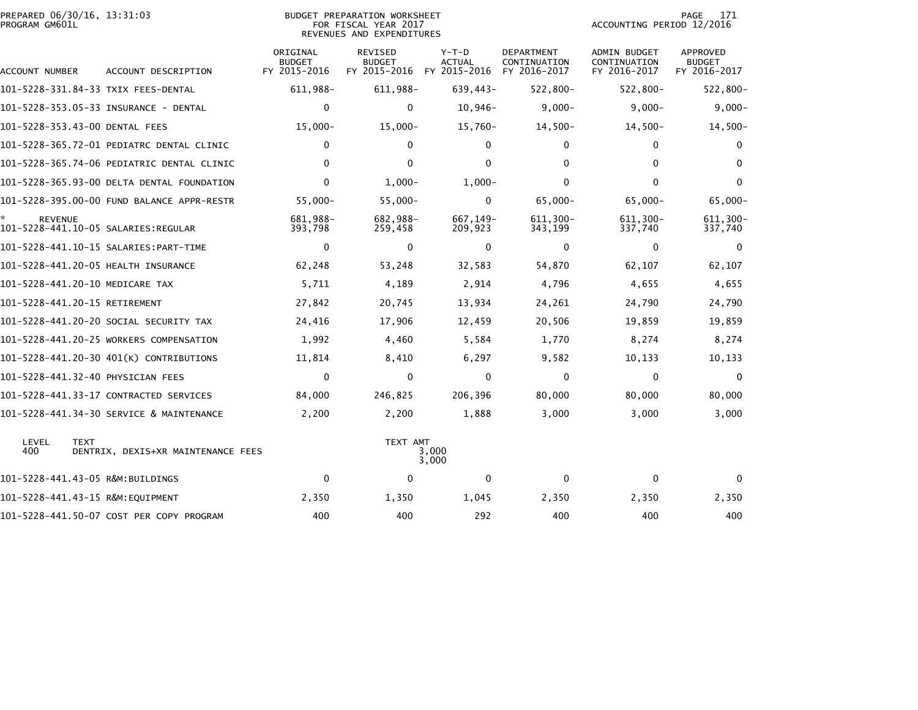PREPARED 06/30/16, 13:31:03
PROGRAM GM601L

BUDGET PREPARATION WORKSHEET
FOR FISCAL YEAR 2017
REVENUES AND EXPENDITURES

ACCOUNTING PERIOD 12/2016

| ACCOUNT NUMBER | ACCOUNT DESCRIPTION | ORIGINAL BUDGET FY 2015-2016 | REVISED BUDGET FY 2015-2016 | Y-T-D ACTUAL FY 2015-2016 | DEPARTMENT CONTINUATION FY 2016-2017 | ADMIN BUDGET CONTINUATION FY 2016-2017 | APPROVED BUDGET FY 2016-2017 |
|---|---|---|---|---|---|---|---|
| 101-5228-331.84-33 | TXIX FEES-DENTAL | 611,988- | 611,988- | 639,443- | 522,800- | 522,800- | 522,800- |
| 101-5228-353.05-33 | INSURANCE - DENTAL | 0 | 0 | 10,946- | 9,000- | 9,000- | 9,000- |
| 101-5228-353.43-00 | DENTAL FEES | 15,000- | 15,000- | 15,760- | 14,500- | 14,500- | 14,500- |
| 101-5228-365.72-01 | PEDIATRC DENTAL CLINIC | 0 | 0 | 0 | 0 | 0 | 0 |
| 101-5228-365.74-06 | PEDIATRIC DENTAL CLINIC | 0 | 0 | 0 | 0 | 0 | 0 |
| 101-5228-365.93-00 | DELTA DENTAL FOUNDATION | 0 | 1,000- | 1,000- | 0 | 0 | 0 |
| 101-5228-395.00-00 | FUND BALANCE APPR-RESTR | 55,000- | 55,000- | 0 | 65,000- | 65,000- | 65,000- |
| * REVENUE | | 681,988- | 682,988- | 667,149- | 611,300- | 611,300- | 611,300- |
| 101-5228-441.10-05 | SALARIES:REGULAR | 393,798 | 259,458 | 209,923 | 343,199 | 337,740 | 337,740 |
| 101-5228-441.10-15 | SALARIES:PART-TIME | 0 | 0 | 0 | 0 | 0 | 0 |
| 101-5228-441.20-05 | HEALTH INSURANCE | 62,248 | 53,248 | 32,583 | 54,870 | 62,107 | 62,107 |
| 101-5228-441.20-10 | MEDICARE TAX | 5,711 | 4,189 | 2,914 | 4,796 | 4,655 | 4,655 |
| 101-5228-441.20-15 | RETIREMENT | 27,842 | 20,745 | 13,934 | 24,261 | 24,790 | 24,790 |
| 101-5228-441.20-20 | SOCIAL SECURITY TAX | 24,416 | 17,906 | 12,459 | 20,506 | 19,859 | 19,859 |
| 101-5228-441.20-25 | WORKERS COMPENSATION | 1,992 | 4,460 | 5,584 | 1,770 | 8,274 | 8,274 |
| 101-5228-441.20-30 | 401(K) CONTRIBUTIONS | 11,814 | 8,410 | 6,297 | 9,582 | 10,133 | 10,133 |
| 101-5228-441.32-40 | PHYSICIAN FEES | 0 | 0 | 0 | 0 | 0 | 0 |
| 101-5228-441.33-17 | CONTRACTED SERVICES | 84,000 | 246,825 | 206,396 | 80,000 | 80,000 | 80,000 |
| 101-5228-441.34-30 | SERVICE & MAINTENANCE | 2,200 | 2,200 | 1,888 | 3,000 | 3,000 | 3,000 |

| LEVEL | TEXT | TEXT AMT |
|---|---|---|
| 400 | DENTRIX, DEXIS+XR MAINTENANCE FEES | 3,000 |
| | | 3,000 |

| ACCOUNT NUMBER | ACCOUNT DESCRIPTION | ORIGINAL BUDGET FY 2015-2016 | REVISED BUDGET FY 2015-2016 | Y-T-D ACTUAL FY 2015-2016 | DEPARTMENT CONTINUATION FY 2016-2017 | ADMIN BUDGET CONTINUATION FY 2016-2017 | APPROVED BUDGET FY 2016-2017 |
|---|---|---|---|---|---|---|---|
| 101-5228-441.43-05 | R&M:BUILDINGS | 0 | 0 | 0 | 0 | 0 | 0 |
| 101-5228-441.43-15 | R&M:EQUIPMENT | 2,350 | 1,350 | 1,045 | 2,350 | 2,350 | 2,350 |
| 101-5228-441.50-07 | COST PER COPY PROGRAM | 400 | 400 | 292 | 400 | 400 | 400 |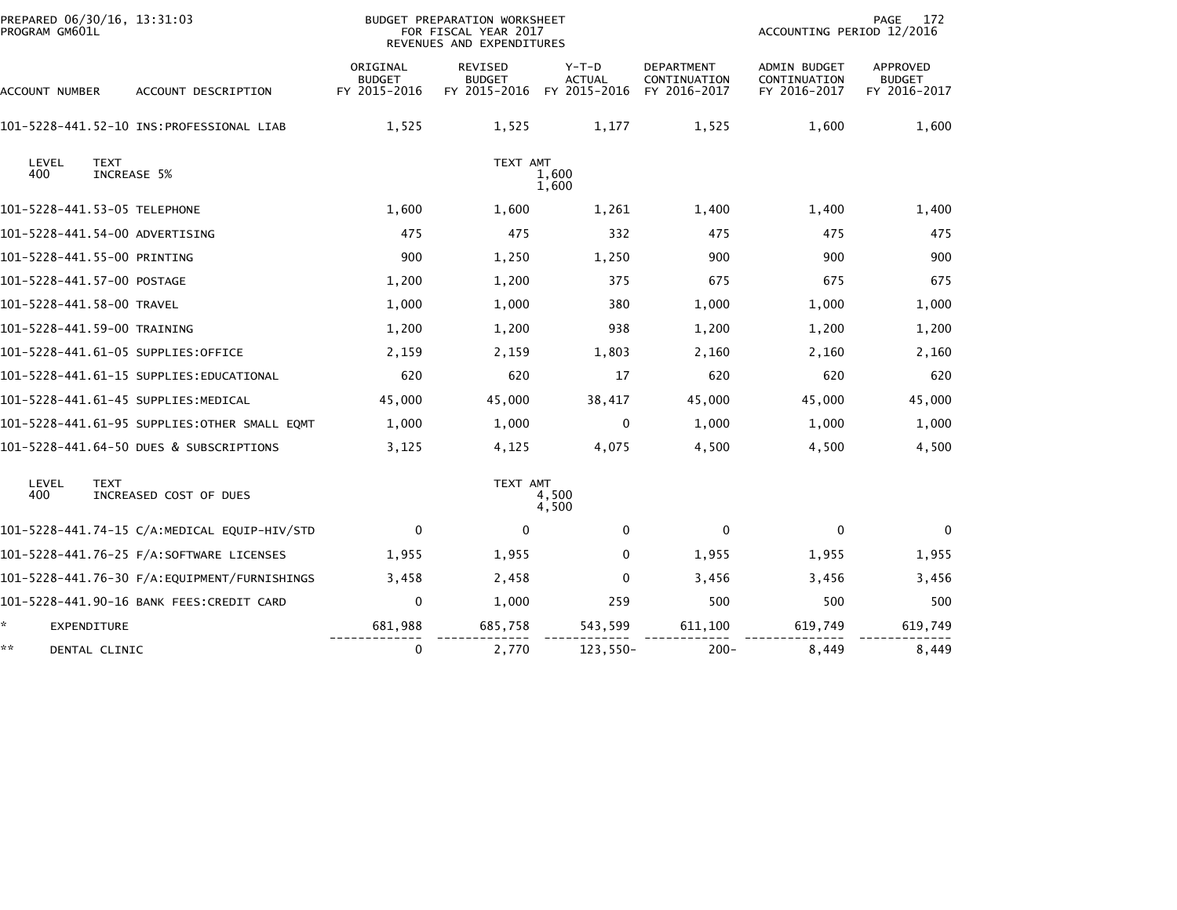PREPARED 06/30/16, 13:31:03
PROGRAM GM601L

BUDGET PREPARATION WORKSHEET
FOR FISCAL YEAR 2017
REVENUES AND EXPENDITURES

ACCOUNTING PERIOD 12/2016

| ACCOUNT NUMBER | ACCOUNT DESCRIPTION | ORIGINAL BUDGET FY 2015-2016 | REVISED BUDGET FY 2015-2016 | Y-T-D ACTUAL FY 2015-2016 | DEPARTMENT CONTINUATION FY 2016-2017 | ADMIN BUDGET CONTINUATION FY 2016-2017 | APPROVED BUDGET FY 2016-2017 |
|---|---|---|---|---|---|---|---|
| 101-5228-441.52-10 | INS:PROFESSIONAL LIAB | 1,525 | 1,525 | 1,177 | 1,525 | 1,600 | 1,600 |
| LEVEL 400 | TEXT INCREASE 5% | | TEXT AMT | 1,600 1,600 | | | |
| 101-5228-441.53-05 | TELEPHONE | 1,600 | 1,600 | 1,261 | 1,400 | 1,400 | 1,400 |
| 101-5228-441.54-00 | ADVERTISING | 475 | 475 | 332 | 475 | 475 | 475 |
| 101-5228-441.55-00 | PRINTING | 900 | 1,250 | 1,250 | 900 | 900 | 900 |
| 101-5228-441.57-00 | POSTAGE | 1,200 | 1,200 | 375 | 675 | 675 | 675 |
| 101-5228-441.58-00 | TRAVEL | 1,000 | 1,000 | 380 | 1,000 | 1,000 | 1,000 |
| 101-5228-441.59-00 | TRAINING | 1,200 | 1,200 | 938 | 1,200 | 1,200 | 1,200 |
| 101-5228-441.61-05 | SUPPLIES:OFFICE | 2,159 | 2,159 | 1,803 | 2,160 | 2,160 | 2,160 |
| 101-5228-441.61-15 | SUPPLIES:EDUCATIONAL | 620 | 620 | 17 | 620 | 620 | 620 |
| 101-5228-441.61-45 | SUPPLIES:MEDICAL | 45,000 | 45,000 | 38,417 | 45,000 | 45,000 | 45,000 |
| 101-5228-441.61-95 | SUPPLIES:OTHER SMALL EQMT | 1,000 | 1,000 | 0 | 1,000 | 1,000 | 1,000 |
| 101-5228-441.64-50 | DUES & SUBSCRIPTIONS | 3,125 | 4,125 | 4,075 | 4,500 | 4,500 | 4,500 |
| LEVEL 400 | TEXT INCREASED COST OF DUES | | TEXT AMT | 4,500 4,500 | | | |
| 101-5228-441.74-15 | C/A:MEDICAL EQUIP-HIV/STD | 0 | 0 | 0 | 0 | 0 | 0 |
| 101-5228-441.76-25 | F/A:SOFTWARE LICENSES | 1,955 | 1,955 | 0 | 1,955 | 1,955 | 1,955 |
| 101-5228-441.76-30 | F/A:EQUIPMENT/FURNISHINGS | 3,458 | 2,458 | 0 | 3,456 | 3,456 | 3,456 |
| 101-5228-441.90-16 | BANK FEES:CREDIT CARD | 0 | 1,000 | 259 | 500 | 500 | 500 |
| * | EXPENDITURE | 681,988 | 685,758 | 543,599 | 611,100 | 619,749 | 619,749 |
| ** | DENTAL CLINIC | 0 | 2,770 | 123,550- | 200- | 8,449 | 8,449 |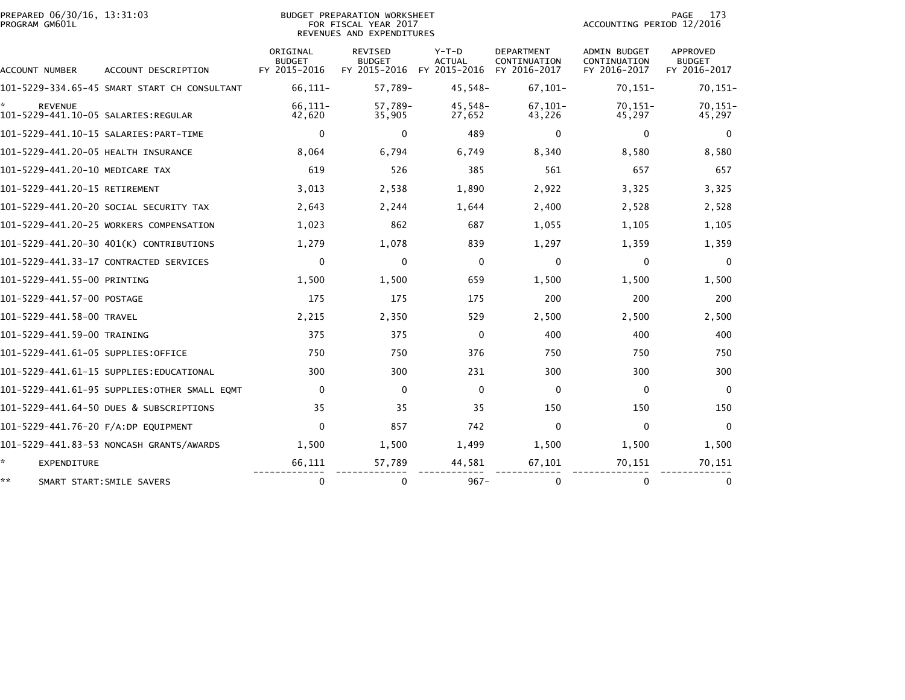PREPARED 06/30/16, 13:31:03
PROGRAM GM601L

BUDGET PREPARATION WORKSHEET
FOR FISCAL YEAR 2017
REVENUES AND EXPENDITURES

ACCOUNTING PERIOD 12/2016

| ACCOUNT NUMBER | ACCOUNT DESCRIPTION | ORIGINAL BUDGET FY 2015-2016 | REVISED BUDGET FY 2015-2016 | Y-T-D ACTUAL FY 2015-2016 | DEPARTMENT CONTINUATION FY 2016-2017 | ADMIN BUDGET CONTINUATION FY 2016-2017 | APPROVED BUDGET FY 2016-2017 |
|---|---|---|---|---|---|---|---|
| 101-5229-334.65-45 | SMART START CH CONSULTANT | 66,111- | 57,789- | 45,548- | 67,101- | 70,151- | 70,151- |
| * | REVENUE | 66,111- | 57,789- | 45,548- | 67,101- | 70,151- | 70,151- |
| 101-5229-441.10-05 | SALARIES:REGULAR | 42,620 | 35,905 | 27,652 | 43,226 | 45,297 | 45,297 |
| 101-5229-441.10-15 | SALARIES:PART-TIME | 0 | 0 | 489 | 0 | 0 | 0 |
| 101-5229-441.20-05 | HEALTH INSURANCE | 8,064 | 6,794 | 6,749 | 8,340 | 8,580 | 8,580 |
| 101-5229-441.20-10 | MEDICARE TAX | 619 | 526 | 385 | 561 | 657 | 657 |
| 101-5229-441.20-15 | RETIREMENT | 3,013 | 2,538 | 1,890 | 2,922 | 3,325 | 3,325 |
| 101-5229-441.20-20 | SOCIAL SECURITY TAX | 2,643 | 2,244 | 1,644 | 2,400 | 2,528 | 2,528 |
| 101-5229-441.20-25 | WORKERS COMPENSATION | 1,023 | 862 | 687 | 1,055 | 1,105 | 1,105 |
| 101-5229-441.20-30 | 401(K) CONTRIBUTIONS | 1,279 | 1,078 | 839 | 1,297 | 1,359 | 1,359 |
| 101-5229-441.33-17 | CONTRACTED SERVICES | 0 | 0 | 0 | 0 | 0 | 0 |
| 101-5229-441.55-00 | PRINTING | 1,500 | 1,500 | 659 | 1,500 | 1,500 | 1,500 |
| 101-5229-441.57-00 | POSTAGE | 175 | 175 | 175 | 200 | 200 | 200 |
| 101-5229-441.58-00 | TRAVEL | 2,215 | 2,350 | 529 | 2,500 | 2,500 | 2,500 |
| 101-5229-441.59-00 | TRAINING | 375 | 375 | 0 | 400 | 400 | 400 |
| 101-5229-441.61-05 | SUPPLIES:OFFICE | 750 | 750 | 376 | 750 | 750 | 750 |
| 101-5229-441.61-15 | SUPPLIES:EDUCATIONAL | 300 | 300 | 231 | 300 | 300 | 300 |
| 101-5229-441.61-95 | SUPPLIES:OTHER SMALL EQMT | 0 | 0 | 0 | 0 | 0 | 0 |
| 101-5229-441.64-50 | DUES & SUBSCRIPTIONS | 35 | 35 | 35 | 150 | 150 | 150 |
| 101-5229-441.76-20 | F/A:DP EQUIPMENT | 0 | 857 | 742 | 0 | 0 | 0 |
| 101-5229-441.83-53 | NONCASH GRANTS/AWARDS | 1,500 | 1,500 | 1,499 | 1,500 | 1,500 | 1,500 |
| * | EXPENDITURE | 66,111 | 57,789 | 44,581 | 67,101 | 70,151 | 70,151 |
| ** | SMART START:SMILE SAVERS | 0 | 0 | 967- | 0 | 0 | 0 |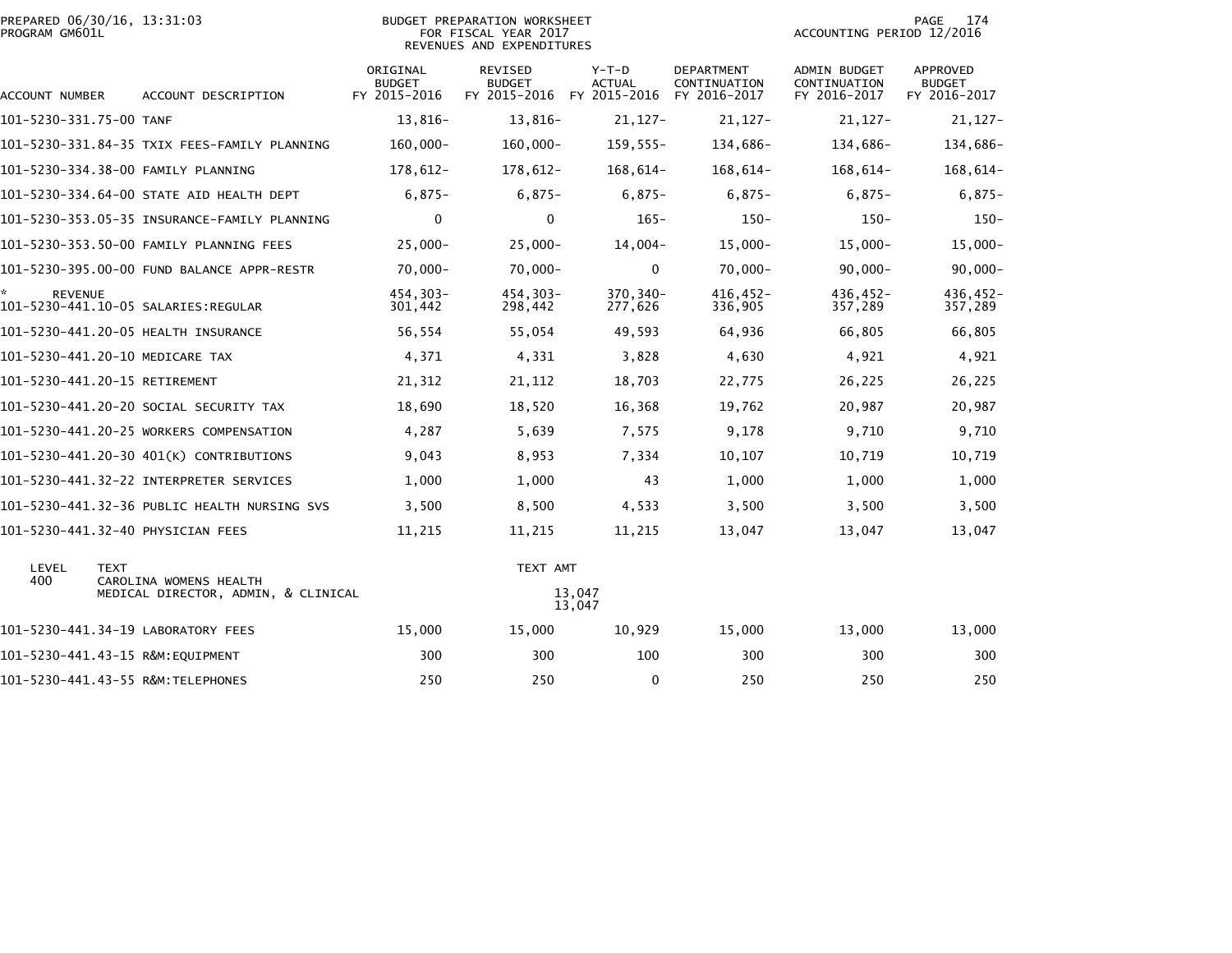BUDGET PREPARATION WORKSHEET
FOR FISCAL YEAR 2017
REVENUES AND EXPENDITURES

PREPARED 06/30/16, 13:31:03
PROGRAM GM601L

ACCOUNTING PERIOD 12/2016

| ACCOUNT NUMBER | ACCOUNT DESCRIPTION | ORIGINAL BUDGET FY 2015-2016 | REVISED BUDGET FY 2015-2016 | Y-T-D ACTUAL FY 2015-2016 | DEPARTMENT CONTINUATION FY 2016-2017 | ADMIN BUDGET CONTINUATION FY 2016-2017 | APPROVED BUDGET FY 2016-2017 |
|---|---|---|---|---|---|---|---|
| 101-5230-331.75-00 | TANF | 13,816- | 13,816- | 21,127- | 21,127- | 21,127- | 21,127- |
| 101-5230-331.84-35 | TXIX FEES-FAMILY PLANNING | 160,000- | 160,000- | 159,555- | 134,686- | 134,686- | 134,686- |
| 101-5230-334.38-00 | FAMILY PLANNING | 178,612- | 178,612- | 168,614- | 168,614- | 168,614- | 168,614- |
| 101-5230-334.64-00 | STATE AID HEALTH DEPT | 6,875- | 6,875- | 6,875- | 6,875- | 6,875- | 6,875- |
| 101-5230-353.05-35 | INSURANCE-FAMILY PLANNING | 0 | 0 | 165- | 150- | 150- | 150- |
| 101-5230-353.50-00 | FAMILY PLANNING FEES | 25,000- | 25,000- | 14,004- | 15,000- | 15,000- | 15,000- |
| 101-5230-395.00-00 | FUND BALANCE APPR-RESTR | 70,000- | 70,000- | 0 | 70,000- | 90,000- | 90,000- |
| * REVENUE | | 454,303- | 454,303- | 370,340- | 416,452- | 436,452- | 436,452- |
| 101-5230-441.10-05 | SALARIES:REGULAR | 301,442 | 298,442 | 277,626 | 336,905 | 357,289 | 357,289 |
| 101-5230-441.20-05 | HEALTH INSURANCE | 56,554 | 55,054 | 49,593 | 64,936 | 66,805 | 66,805 |
| 101-5230-441.20-10 | MEDICARE TAX | 4,371 | 4,331 | 3,828 | 4,630 | 4,921 | 4,921 |
| 101-5230-441.20-15 | RETIREMENT | 21,312 | 21,112 | 18,703 | 22,775 | 26,225 | 26,225 |
| 101-5230-441.20-20 | SOCIAL SECURITY TAX | 18,690 | 18,520 | 16,368 | 19,762 | 20,987 | 20,987 |
| 101-5230-441.20-25 | WORKERS COMPENSATION | 4,287 | 5,639 | 7,575 | 9,178 | 9,710 | 9,710 |
| 101-5230-441.20-30 | 401(K) CONTRIBUTIONS | 9,043 | 8,953 | 7,334 | 10,107 | 10,719 | 10,719 |
| 101-5230-441.32-22 | INTERPRETER SERVICES | 1,000 | 1,000 | 43 | 1,000 | 1,000 | 1,000 |
| 101-5230-441.32-36 | PUBLIC HEALTH NURSING SVS | 3,500 | 8,500 | 4,533 | 3,500 | 3,500 | 3,500 |
| 101-5230-441.32-40 | PHYSICIAN FEES | 11,215 | 11,215 | 11,215 | 13,047 | 13,047 | 13,047 |

| LEVEL | TEXT | TEXT AMT |
|---|---|---|
| 400 | CAROLINA WOMENS HEALTH | |
| | MEDICAL DIRECTOR, ADMIN, & CLINICAL | 13,047 |
| | | 13,047 |

| ACCOUNT NUMBER | ACCOUNT DESCRIPTION | ORIGINAL BUDGET FY 2015-2016 | REVISED BUDGET FY 2015-2016 | Y-T-D ACTUAL FY 2015-2016 | DEPARTMENT CONTINUATION FY 2016-2017 | ADMIN BUDGET CONTINUATION FY 2016-2017 | APPROVED BUDGET FY 2016-2017 |
|---|---|---|---|---|---|---|---|
| 101-5230-441.34-19 | LABORATORY FEES | 15,000 | 15,000 | 10,929 | 15,000 | 13,000 | 13,000 |
| 101-5230-441.43-15 | R&M:EQUIPMENT | 300 | 300 | 100 | 300 | 300 | 300 |
| 101-5230-441.43-55 | R&M:TELEPHONES | 250 | 250 | 0 | 250 | 250 | 250 |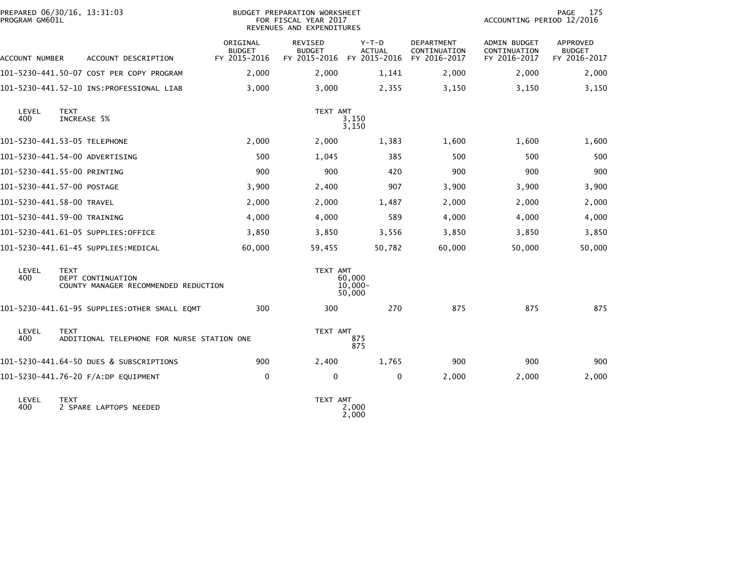PREPARED 06/30/16, 13:31:03
PROGRAM GM601L

BUDGET PREPARATION WORKSHEET
FOR FISCAL YEAR 2017
REVENUES AND EXPENDITURES

ACCOUNTING PERIOD 12/2016

| ACCOUNT NUMBER | ACCOUNT DESCRIPTION | ORIGINAL BUDGET FY 2015-2016 | REVISED BUDGET FY 2015-2016 | Y-T-D ACTUAL FY 2015-2016 | DEPARTMENT CONTINUATION FY 2016-2017 | ADMIN BUDGET CONTINUATION FY 2016-2017 | APPROVED BUDGET FY 2016-2017 |
|---|---|---|---|---|---|---|---|
| 101-5230-441.50-07 | COST PER COPY PROGRAM | 2,000 | 2,000 | 1,141 | 2,000 | 2,000 | 2,000 |
| 101-5230-441.52-10 | INS:PROFESSIONAL LIAB | 3,000 | 3,000 | 2,355 | 3,150 | 3,150 | 3,150 |

| LEVEL | TEXT | TEXT AMT |
|---|---|---|
| 400 | INCREASE 5% | 3,150 |
| | | 3,150 |

| ACCOUNT NUMBER | ACCOUNT DESCRIPTION | ORIGINAL BUDGET FY 2015-2016 | REVISED BUDGET FY 2015-2016 | Y-T-D ACTUAL FY 2015-2016 | DEPARTMENT CONTINUATION FY 2016-2017 | ADMIN BUDGET CONTINUATION FY 2016-2017 | APPROVED BUDGET FY 2016-2017 |
|---|---|---|---|---|---|---|---|
| 101-5230-441.53-05 | TELEPHONE | 2,000 | 2,000 | 1,383 | 1,600 | 1,600 | 1,600 |
| 101-5230-441.54-00 | ADVERTISING | 500 | 1,045 | 385 | 500 | 500 | 500 |
| 101-5230-441.55-00 | PRINTING | 900 | 900 | 420 | 900 | 900 | 900 |
| 101-5230-441.57-00 | POSTAGE | 3,900 | 2,400 | 907 | 3,900 | 3,900 | 3,900 |
| 101-5230-441.58-00 | TRAVEL | 2,000 | 2,000 | 1,487 | 2,000 | 2,000 | 2,000 |
| 101-5230-441.59-00 | TRAINING | 4,000 | 4,000 | 589 | 4,000 | 4,000 | 4,000 |
| 101-5230-441.61-05 | SUPPLIES:OFFICE | 3,850 | 3,850 | 3,556 | 3,850 | 3,850 | 3,850 |
| 101-5230-441.61-45 | SUPPLIES:MEDICAL | 60,000 | 59,455 | 50,782 | 60,000 | 50,000 | 50,000 |

| LEVEL | TEXT | TEXT AMT |
|---|---|---|
| 400 | DEPT CONTINUATION | 60,000 |
| | COUNTY MANAGER RECOMMENDED REDUCTION | 10,000- |
| | | 50,000 |

| ACCOUNT NUMBER | ACCOUNT DESCRIPTION | ORIGINAL BUDGET FY 2015-2016 | REVISED BUDGET FY 2015-2016 | Y-T-D ACTUAL FY 2015-2016 | DEPARTMENT CONTINUATION FY 2016-2017 | ADMIN BUDGET CONTINUATION FY 2016-2017 | APPROVED BUDGET FY 2016-2017 |
|---|---|---|---|---|---|---|---|
| 101-5230-441.61-95 | SUPPLIES:OTHER SMALL EQMT | 300 | 300 | 270 | 875 | 875 | 875 |

| LEVEL | TEXT | TEXT AMT |
|---|---|---|
| 400 | ADDITIONAL TELEPHONE FOR NURSE STATION ONE | 875 |
| | | 875 |

| ACCOUNT NUMBER | ACCOUNT DESCRIPTION | ORIGINAL BUDGET FY 2015-2016 | REVISED BUDGET FY 2015-2016 | Y-T-D ACTUAL FY 2015-2016 | DEPARTMENT CONTINUATION FY 2016-2017 | ADMIN BUDGET CONTINUATION FY 2016-2017 | APPROVED BUDGET FY 2016-2017 |
|---|---|---|---|---|---|---|---|
| 101-5230-441.64-50 | DUES & SUBSCRIPTIONS | 900 | 2,400 | 1,765 | 900 | 900 | 900 |
| 101-5230-441.76-20 | F/A:DP EQUIPMENT | 0 | 0 | 0 | 2,000 | 2,000 | 2,000 |

| LEVEL | TEXT | TEXT AMT |
|---|---|---|
| 400 | 2 SPARE LAPTOPS NEEDED | 2,000 |
| | | 2,000 |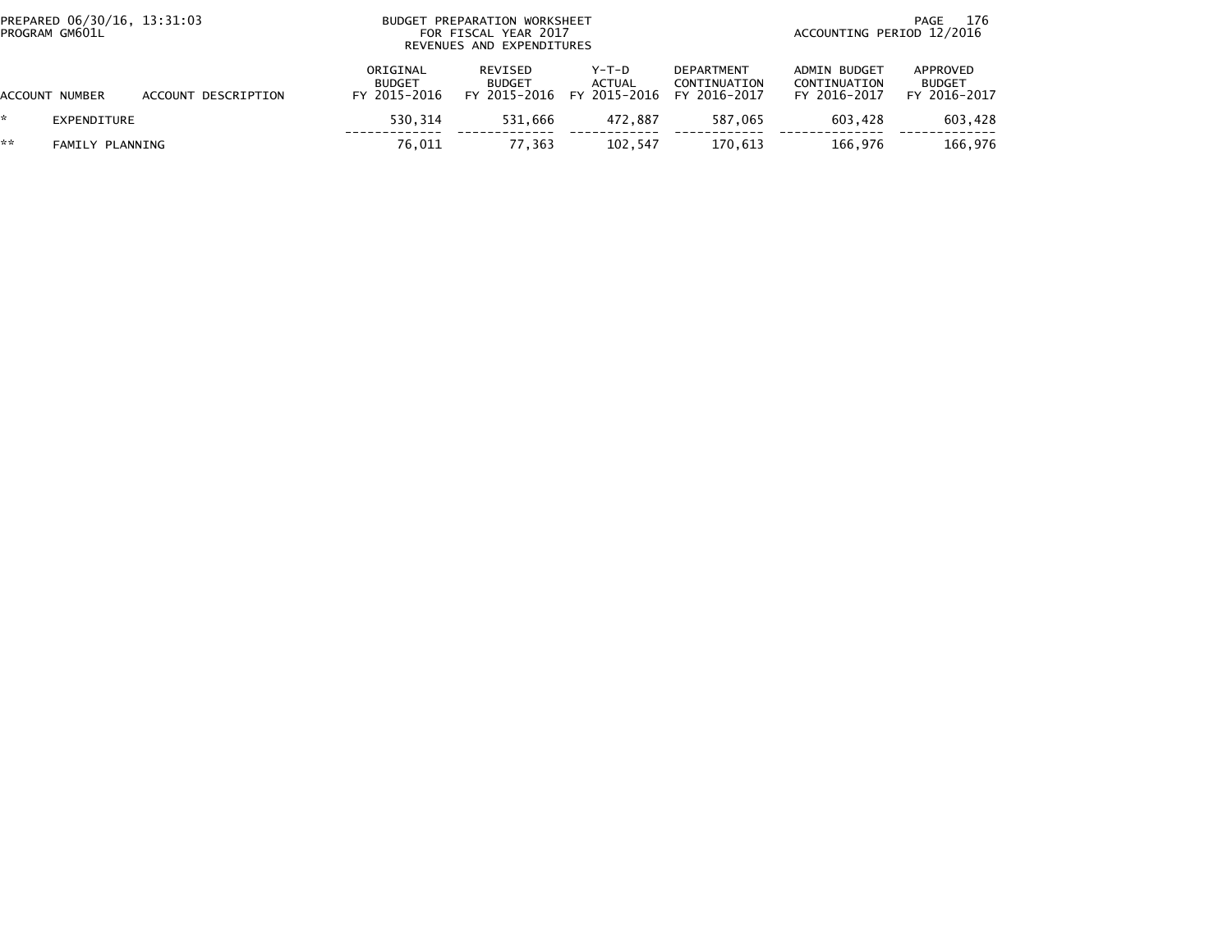BUDGET PREPARATION WORKSHEET
FOR FISCAL YEAR 2017
REVENUES AND EXPENDITURES

PREPARED 06/30/16, 13:31:03
PROGRAM GM601L

ACCOUNTING PERIOD 12/2016

| ACCOUNT NUMBER | ACCOUNT DESCRIPTION | ORIGINAL BUDGET FY 2015-2016 | REVISED BUDGET FY 2015-2016 | Y-T-D ACTUAL FY 2015-2016 | DEPARTMENT CONTINUATION FY 2016-2017 | ADMIN BUDGET CONTINUATION FY 2016-2017 | APPROVED BUDGET FY 2016-2017 |
|---|---|---|---|---|---|---|---|
| * | EXPENDITURE | 530,314 | 531,666 | 472,887 | 587,065 | 603,428 | 603,428 |
| ** | FAMILY PLANNING | 76,011 | 77,363 | 102,547 | 170,613 | 166,976 | 166,976 |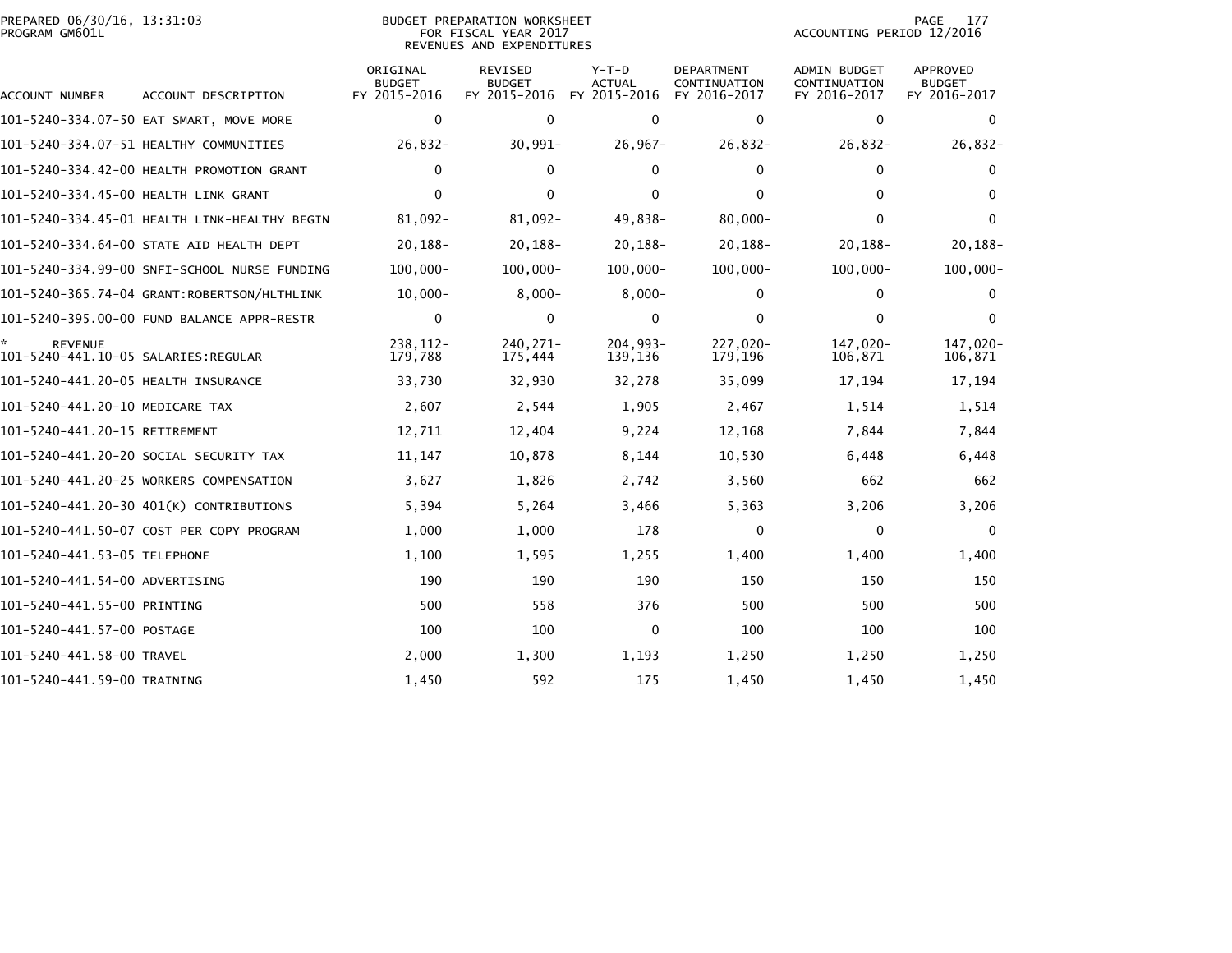PREPARED 06/30/16, 13:31:03
PROGRAM GM601L

BUDGET PREPARATION WORKSHEET
FOR FISCAL YEAR 2017
REVENUES AND EXPENDITURES

ACCOUNTING PERIOD 12/2016

| ACCOUNT NUMBER | ACCOUNT DESCRIPTION | ORIGINAL BUDGET FY 2015-2016 | REVISED BUDGET FY 2015-2016 | Y-T-D ACTUAL FY 2015-2016 | DEPARTMENT CONTINUATION FY 2016-2017 | ADMIN BUDGET CONTINUATION FY 2016-2017 | APPROVED BUDGET FY 2016-2017 |
|---|---|---|---|---|---|---|---|
| 101-5240-334.07-50 | EAT SMART, MOVE MORE | 0 | 0 | 0 | 0 | 0 | 0 |
| 101-5240-334.07-51 | HEALTHY COMMUNITIES | 26,832- | 30,991- | 26,967- | 26,832- | 26,832- | 26,832- |
| 101-5240-334.42-00 | HEALTH PROMOTION GRANT | 0 | 0 | 0 | 0 | 0 | 0 |
| 101-5240-334.45-00 | HEALTH LINK GRANT | 0 | 0 | 0 | 0 | 0 | 0 |
| 101-5240-334.45-01 | HEALTH LINK-HEALTHY BEGIN | 81,092- | 81,092- | 49,838- | 80,000- | 0 | 0 |
| 101-5240-334.64-00 | STATE AID HEALTH DEPT | 20,188- | 20,188- | 20,188- | 20,188- | 20,188- | 20,188- |
| 101-5240-334.99-00 | SNFI-SCHOOL NURSE FUNDING | 100,000- | 100,000- | 100,000- | 100,000- | 100,000- | 100,000- |
| 101-5240-365.74-04 | GRANT:ROBERTSON/HLTHLINK | 10,000- | 8,000- | 8,000- | 0 | 0 | 0 |
| 101-5240-395.00-00 | FUND BALANCE APPR-RESTR | 0 | 0 | 0 | 0 | 0 | 0 |
| * REVENUE | | 238,112- | 240,271- | 204,993- | 227,020- | 147,020- | 147,020- |
| 101-5240-441.10-05 | SALARIES:REGULAR | 179,788 | 175,444 | 139,136 | 179,196 | 106,871 | 106,871 |
| 101-5240-441.20-05 | HEALTH INSURANCE | 33,730 | 32,930 | 32,278 | 35,099 | 17,194 | 17,194 |
| 101-5240-441.20-10 | MEDICARE TAX | 2,607 | 2,544 | 1,905 | 2,467 | 1,514 | 1,514 |
| 101-5240-441.20-15 | RETIREMENT | 12,711 | 12,404 | 9,224 | 12,168 | 7,844 | 7,844 |
| 101-5240-441.20-20 | SOCIAL SECURITY TAX | 11,147 | 10,878 | 8,144 | 10,530 | 6,448 | 6,448 |
| 101-5240-441.20-25 | WORKERS COMPENSATION | 3,627 | 1,826 | 2,742 | 3,560 | 662 | 662 |
| 101-5240-441.20-30 | 401(K) CONTRIBUTIONS | 5,394 | 5,264 | 3,466 | 5,363 | 3,206 | 3,206 |
| 101-5240-441.50-07 | COST PER COPY PROGRAM | 1,000 | 1,000 | 178 | 0 | 0 | 0 |
| 101-5240-441.53-05 | TELEPHONE | 1,100 | 1,595 | 1,255 | 1,400 | 1,400 | 1,400 |
| 101-5240-441.54-00 | ADVERTISING | 190 | 190 | 190 | 150 | 150 | 150 |
| 101-5240-441.55-00 | PRINTING | 500 | 558 | 376 | 500 | 500 | 500 |
| 101-5240-441.57-00 | POSTAGE | 100 | 100 | 0 | 100 | 100 | 100 |
| 101-5240-441.58-00 | TRAVEL | 2,000 | 1,300 | 1,193 | 1,250 | 1,250 | 1,250 |
| 101-5240-441.59-00 | TRAINING | 1,450 | 592 | 175 | 1,450 | 1,450 | 1,450 |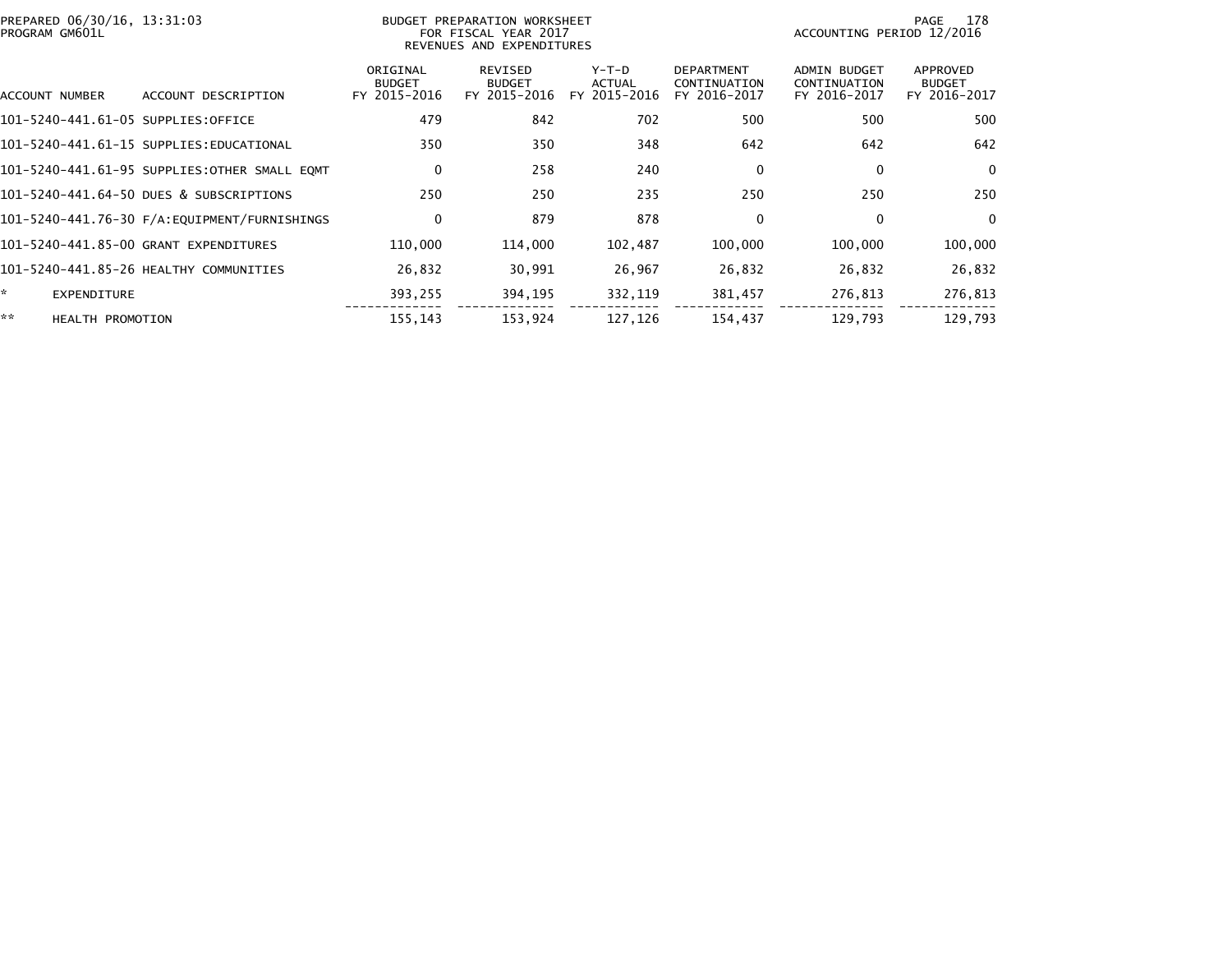BUDGET PREPARATION WORKSHEET
FOR FISCAL YEAR 2017
REVENUES AND EXPENDITURES

PREPARED 06/30/16, 13:31:03
PROGRAM GM601L

ACCOUNTING PERIOD 12/2016

| ACCOUNT NUMBER | ACCOUNT DESCRIPTION | ORIGINAL BUDGET FY 2015-2016 | REVISED BUDGET FY 2015-2016 | Y-T-D ACTUAL FY 2015-2016 | DEPARTMENT CONTINUATION FY 2016-2017 | ADMIN BUDGET CONTINUATION FY 2016-2017 | APPROVED BUDGET FY 2016-2017 |
|---|---|---|---|---|---|---|---|
| 101-5240-441.61-05 | SUPPLIES:OFFICE | 479 | 842 | 702 | 500 | 500 | 500 |
| 101-5240-441.61-15 | SUPPLIES:EDUCATIONAL | 350 | 350 | 348 | 642 | 642 | 642 |
| 101-5240-441.61-95 | SUPPLIES:OTHER SMALL EQMT | 0 | 258 | 240 | 0 | 0 | 0 |
| 101-5240-441.64-50 | DUES & SUBSCRIPTIONS | 250 | 250 | 235 | 250 | 250 | 250 |
| 101-5240-441.76-30 | F/A:EQUIPMENT/FURNISHINGS | 0 | 879 | 878 | 0 | 0 | 0 |
| 101-5240-441.85-00 | GRANT EXPENDITURES | 110,000 | 114,000 | 102,487 | 100,000 | 100,000 | 100,000 |
| 101-5240-441.85-26 | HEALTHY COMMUNITIES | 26,832 | 30,991 | 26,967 | 26,832 | 26,832 | 26,832 |
| * | EXPENDITURE | 393,255 | 394,195 | 332,119 | 381,457 | 276,813 | 276,813 |
| ** | HEALTH PROMOTION | 155,143 | 153,924 | 127,126 | 154,437 | 129,793 | 129,793 |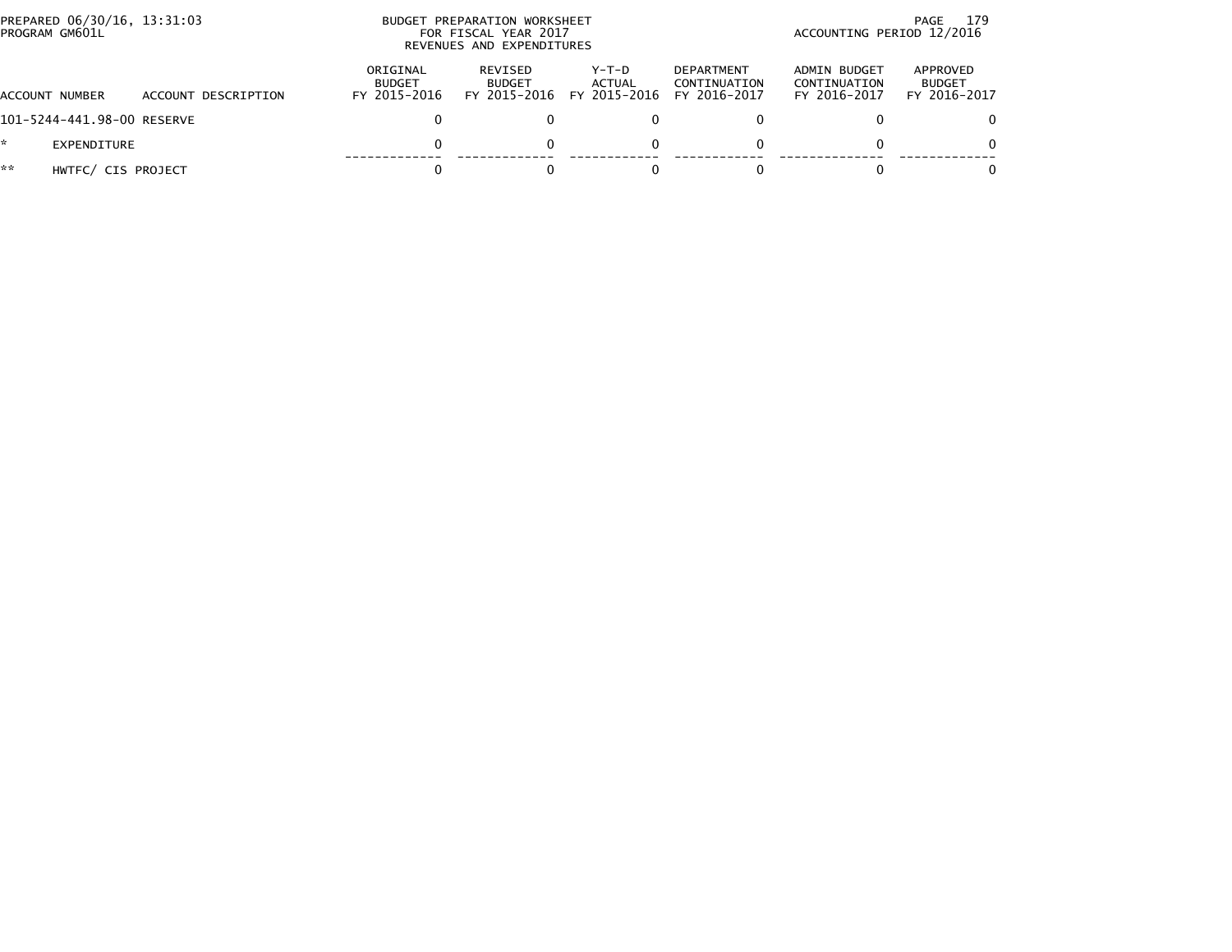BUDGET PREPARATION WORKSHEET
FOR FISCAL YEAR 2017
REVENUES AND EXPENDITURES

PREPARED 06/30/16, 13:31:03
PROGRAM GM601L

ACCOUNTING PERIOD 12/2016

| ACCOUNT NUMBER | ACCOUNT DESCRIPTION | ORIGINAL BUDGET FY 2015-2016 | REVISED BUDGET FY 2015-2016 | Y-T-D ACTUAL FY 2015-2016 | DEPARTMENT CONTINUATION FY 2016-2017 | ADMIN BUDGET CONTINUATION FY 2016-2017 | APPROVED BUDGET FY 2016-2017 |
|---|---|---|---|---|---|---|---|
| 101-5244-441.98-00 | RESERVE | 0 | 0 | 0 | 0 | 0 | 0 |
| * | EXPENDITURE | 0 | 0 | 0 | 0 | 0 | 0 |
| ** | HWTFC/ CIS PROJECT | 0 | 0 | 0 | 0 | 0 | 0 |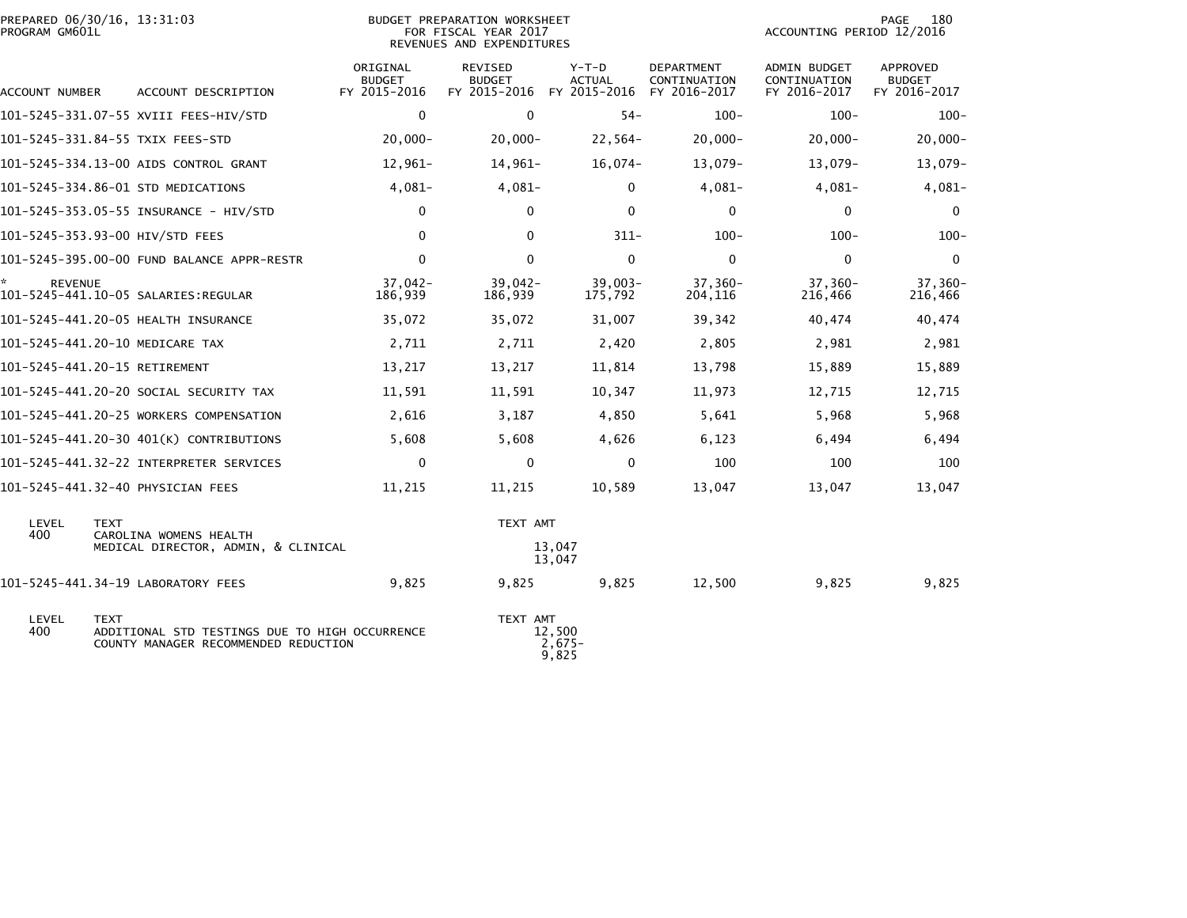PREPARED 06/30/16, 13:31:03
PROGRAM GM601L

BUDGET PREPARATION WORKSHEET
FOR FISCAL YEAR 2017
REVENUES AND EXPENDITURES

ACCOUNTING PERIOD 12/2016

| ACCOUNT NUMBER | ACCOUNT DESCRIPTION | ORIGINAL BUDGET FY 2015-2016 | REVISED BUDGET FY 2015-2016 | Y-T-D ACTUAL FY 2015-2016 | DEPARTMENT CONTINUATION FY 2016-2017 | ADMIN BUDGET CONTINUATION FY 2016-2017 | APPROVED BUDGET FY 2016-2017 |
|---|---|---|---|---|---|---|---|
| 101-5245-331.07-55 | XVIII FEES-HIV/STD | 0 | 0 | 54- | 100- | 100- | 100- |
| 101-5245-331.84-55 | TXIX FEES-STD | 20,000- | 20,000- | 22,564- | 20,000- | 20,000- | 20,000- |
| 101-5245-334.13-00 | AIDS CONTROL GRANT | 12,961- | 14,961- | 16,074- | 13,079- | 13,079- | 13,079- |
| 101-5245-334.86-01 | STD MEDICATIONS | 4,081- | 4,081- | 0 | 4,081- | 4,081- | 4,081- |
| 101-5245-353.05-55 | INSURANCE - HIV/STD | 0 | 0 | 0 | 0 | 0 | 0 |
| 101-5245-353.93-00 | HIV/STD FEES | 0 | 0 | 311- | 100- | 100- | 100- |
| 101-5245-395.00-00 | FUND BALANCE APPR-RESTR | 0 | 0 | 0 | 0 | 0 | 0 |
| * REVENUE | | 37,042- | 39,042- | 39,003- | 37,360- | 37,360- | 37,360- |
| 101-5245-441.10-05 | SALARIES:REGULAR | 186,939 | 186,939 | 175,792 | 204,116 | 216,466 | 216,466 |
| 101-5245-441.20-05 | HEALTH INSURANCE | 35,072 | 35,072 | 31,007 | 39,342 | 40,474 | 40,474 |
| 101-5245-441.20-10 | MEDICARE TAX | 2,711 | 2,711 | 2,420 | 2,805 | 2,981 | 2,981 |
| 101-5245-441.20-15 | RETIREMENT | 13,217 | 13,217 | 11,814 | 13,798 | 15,889 | 15,889 |
| 101-5245-441.20-20 | SOCIAL SECURITY TAX | 11,591 | 11,591 | 10,347 | 11,973 | 12,715 | 12,715 |
| 101-5245-441.20-25 | WORKERS COMPENSATION | 2,616 | 3,187 | 4,850 | 5,641 | 5,968 | 5,968 |
| 101-5245-441.20-30 | 401(K) CONTRIBUTIONS | 5,608 | 5,608 | 4,626 | 6,123 | 6,494 | 6,494 |
| 101-5245-441.32-22 | INTERPRETER SERVICES | 0 | 0 | 0 | 100 | 100 | 100 |
| 101-5245-441.32-40 | PHYSICIAN FEES | 11,215 | 11,215 | 10,589 | 13,047 | 13,047 | 13,047 |

| LEVEL | TEXT | TEXT AMT |
|---|---|---|
| 400 | CAROLINA WOMENS HEALTH | |
| | MEDICAL DIRECTOR, ADMIN, & CLINICAL | 13,047 |
| | | 13,047 |

| ACCOUNT NUMBER | ACCOUNT DESCRIPTION | ORIGINAL BUDGET FY 2015-2016 | REVISED BUDGET FY 2015-2016 | Y-T-D ACTUAL FY 2015-2016 | DEPARTMENT CONTINUATION FY 2016-2017 | ADMIN BUDGET CONTINUATION FY 2016-2017 | APPROVED BUDGET FY 2016-2017 |
|---|---|---|---|---|---|---|---|
| 101-5245-441.34-19 | LABORATORY FEES | 9,825 | 9,825 | 9,825 | 12,500 | 9,825 | 9,825 |

| LEVEL | TEXT | TEXT AMT |
|---|---|---|
| 400 | ADDITIONAL STD TESTINGS DUE TO HIGH OCCURRENCE | 12,500 |
| | COUNTY MANAGER RECOMMENDED REDUCTION | 2,675- |
| | | 9,825 |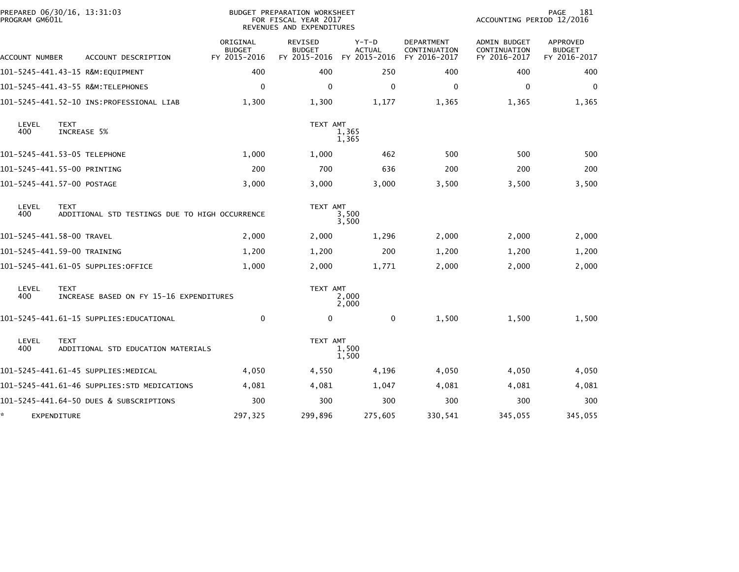PREPARED 06/30/16, 13:31:03
PROGRAM GM601L

BUDGET PREPARATION WORKSHEET
FOR FISCAL YEAR 2017
REVENUES AND EXPENDITURES

ACCOUNTING PERIOD 12/2016

| ACCOUNT NUMBER | ACCOUNT DESCRIPTION | ORIGINAL BUDGET FY 2015-2016 | REVISED BUDGET FY 2015-2016 | Y-T-D ACTUAL FY 2015-2016 | DEPARTMENT CONTINUATION FY 2016-2017 | ADMIN BUDGET CONTINUATION FY 2016-2017 | APPROVED BUDGET FY 2016-2017 |
|---|---|---|---|---|---|---|---|
| 101-5245-441.43-15 | R&M:EQUIPMENT | 400 | 400 | 250 | 400 | 400 | 400 |
| 101-5245-441.43-55 | R&M:TELEPHONES | 0 | 0 | 0 | 0 | 0 | 0 |
| 101-5245-441.52-10 | INS:PROFESSIONAL LIAB | 1,300 | 1,300 | 1,177 | 1,365 | 1,365 | 1,365 |
| LEVEL 400 | TEXT: INCREASE 5% | | TEXT AMT | 1,365 / 1,365 | | | |
| 101-5245-441.53-05 | TELEPHONE | 1,000 | 1,000 | 462 | 500 | 500 | 500 |
| 101-5245-441.55-00 | PRINTING | 200 | 700 | 636 | 200 | 200 | 200 |
| 101-5245-441.57-00 | POSTAGE | 3,000 | 3,000 | 3,000 | 3,500 | 3,500 | 3,500 |
| LEVEL 400 | TEXT: ADDITIONAL STD TESTINGS DUE TO HIGH OCCURRENCE | | TEXT AMT | 3,500 / 3,500 | | | |
| 101-5245-441.58-00 | TRAVEL | 2,000 | 2,000 | 1,296 | 2,000 | 2,000 | 2,000 |
| 101-5245-441.59-00 | TRAINING | 1,200 | 1,200 | 200 | 1,200 | 1,200 | 1,200 |
| 101-5245-441.61-05 | SUPPLIES:OFFICE | 1,000 | 2,000 | 1,771 | 2,000 | 2,000 | 2,000 |
| LEVEL 400 | TEXT: INCREASE BASED ON FY 15-16 EXPENDITURES | | TEXT AMT | 2,000 / 2,000 | | | |
| 101-5245-441.61-15 | SUPPLIES:EDUCATIONAL | 0 | 0 | 0 | 1,500 | 1,500 | 1,500 |
| LEVEL 400 | TEXT: ADDITIONAL STD EDUCATION MATERIALS | | TEXT AMT | 1,500 / 1,500 | | | |
| 101-5245-441.61-45 | SUPPLIES:MEDICAL | 4,050 | 4,550 | 4,196 | 4,050 | 4,050 | 4,050 |
| 101-5245-441.61-46 | SUPPLIES:STD MEDICATIONS | 4,081 | 4,081 | 1,047 | 4,081 | 4,081 | 4,081 |
| 101-5245-441.64-50 | DUES & SUBSCRIPTIONS | 300 | 300 | 300 | 300 | 300 | 300 |
| * | EXPENDITURE | 297,325 | 299,896 | 275,605 | 330,541 | 345,055 | 345,055 |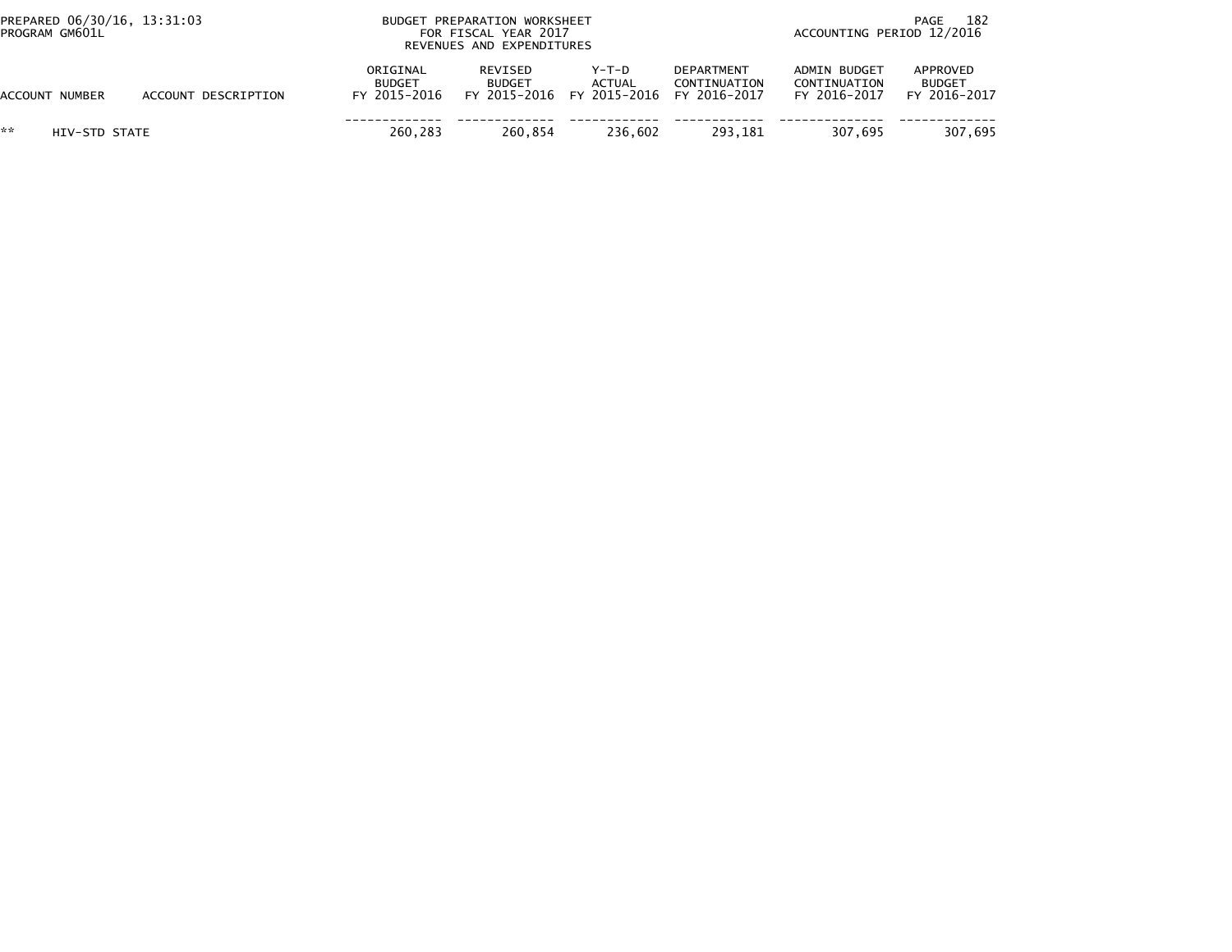BUDGET PREPARATION WORKSHEET
FOR FISCAL YEAR 2017
REVENUES AND EXPENDITURES

PREPARED 06/30/16, 13:31:03
PROGRAM GM601L

ACCOUNTING PERIOD 12/2016

| ACCOUNT NUMBER | ACCOUNT DESCRIPTION | ORIGINAL BUDGET FY 2015-2016 | REVISED BUDGET FY 2015-2016 | Y-T-D ACTUAL FY 2015-2016 | DEPARTMENT CONTINUATION FY 2016-2017 | ADMIN BUDGET CONTINUATION FY 2016-2017 | APPROVED BUDGET FY 2016-2017 |
|---|---|---|---|---|---|---|---|
| ** | HIV-STD STATE | 260,283 | 260,854 | 236,602 | 293,181 | 307,695 | 307,695 |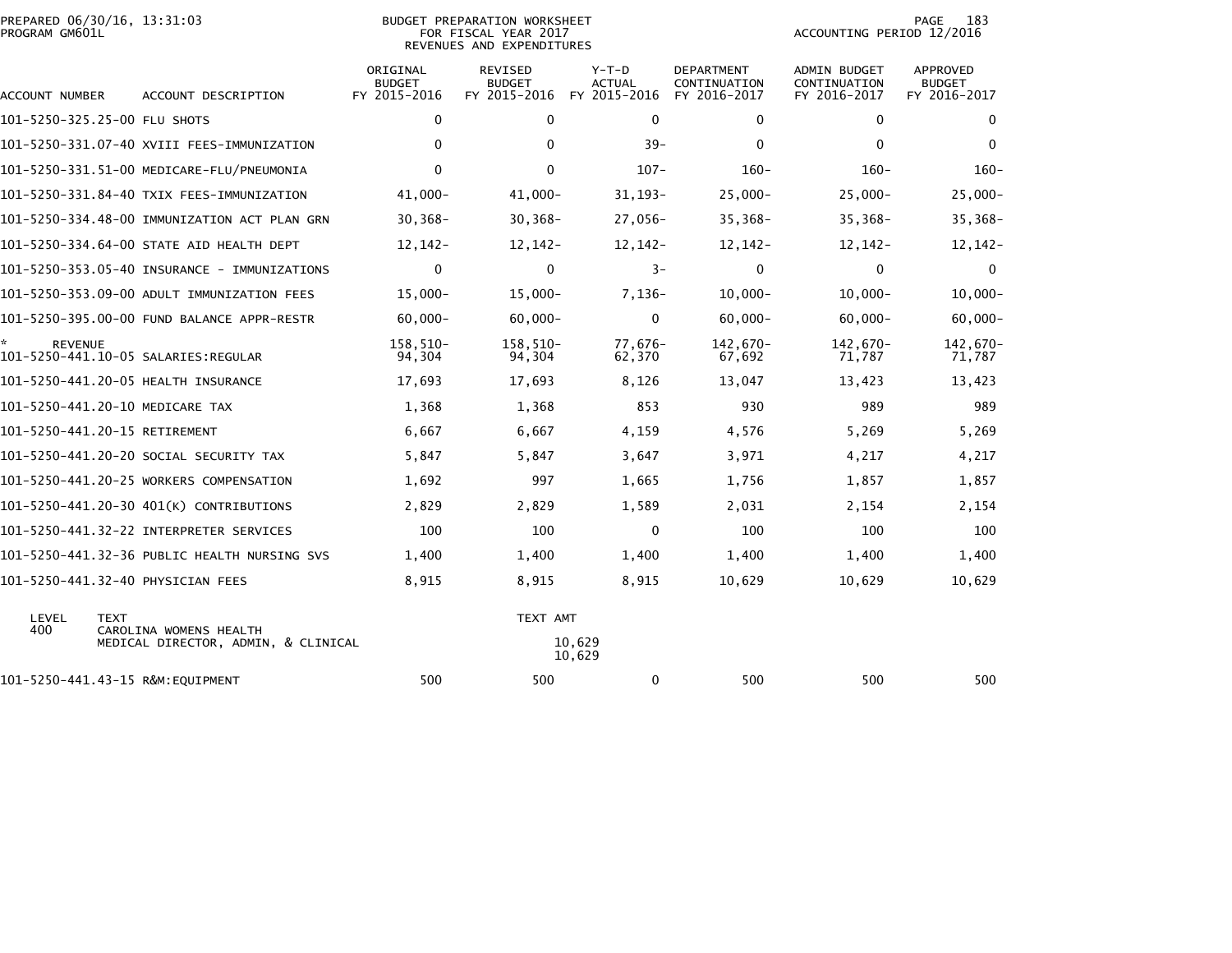PREPARED 06/30/16, 13:31:03
PROGRAM GM601L

BUDGET PREPARATION WORKSHEET
FOR FISCAL YEAR 2017
REVENUES AND EXPENDITURES

ACCOUNTING PERIOD 12/2016

| ACCOUNT NUMBER | ACCOUNT DESCRIPTION | ORIGINAL BUDGET FY 2015-2016 | REVISED BUDGET FY 2015-2016 | Y-T-D ACTUAL FY 2015-2016 | DEPARTMENT CONTINUATION FY 2016-2017 | ADMIN BUDGET CONTINUATION FY 2016-2017 | APPROVED BUDGET FY 2016-2017 |
|---|---|---|---|---|---|---|---|
| 101-5250-325.25-00 | FLU SHOTS | 0 | 0 | 0 | 0 | 0 | 0 |
| 101-5250-331.07-40 | XVIII FEES-IMMUNIZATION | 0 | 0 | 39- | 0 | 0 | 0 |
| 101-5250-331.51-00 | MEDICARE-FLU/PNEUMONIA | 0 | 0 | 107- | 160- | 160- | 160- |
| 101-5250-331.84-40 | TXIX FEES-IMMUNIZATION | 41,000- | 41,000- | 31,193- | 25,000- | 25,000- | 25,000- |
| 101-5250-334.48-00 | IMMUNIZATION ACT PLAN GRN | 30,368- | 30,368- | 27,056- | 35,368- | 35,368- | 35,368- |
| 101-5250-334.64-00 | STATE AID HEALTH DEPT | 12,142- | 12,142- | 12,142- | 12,142- | 12,142- | 12,142- |
| 101-5250-353.05-40 | INSURANCE - IMMUNIZATIONS | 0 | 0 | 3- | 0 | 0 | 0 |
| 101-5250-353.09-00 | ADULT IMMUNIZATION FEES | 15,000- | 15,000- | 7,136- | 10,000- | 10,000- | 10,000- |
| 101-5250-395.00-00 | FUND BALANCE APPR-RESTR | 60,000- | 60,000- | 0 | 60,000- | 60,000- | 60,000- |
| * REVENUE | | 158,510- | 158,510- | 77,676- | 142,670- | 142,670- | 142,670- |
| 101-5250-441.10-05 | SALARIES:REGULAR | 94,304 | 94,304 | 62,370 | 67,692 | 71,787 | 71,787 |
| 101-5250-441.20-05 | HEALTH INSURANCE | 17,693 | 17,693 | 8,126 | 13,047 | 13,423 | 13,423 |
| 101-5250-441.20-10 | MEDICARE TAX | 1,368 | 1,368 | 853 | 930 | 989 | 989 |
| 101-5250-441.20-15 | RETIREMENT | 6,667 | 6,667 | 4,159 | 4,576 | 5,269 | 5,269 |
| 101-5250-441.20-20 | SOCIAL SECURITY TAX | 5,847 | 5,847 | 3,647 | 3,971 | 4,217 | 4,217 |
| 101-5250-441.20-25 | WORKERS COMPENSATION | 1,692 | 997 | 1,665 | 1,756 | 1,857 | 1,857 |
| 101-5250-441.20-30 | 401(K) CONTRIBUTIONS | 2,829 | 2,829 | 1,589 | 2,031 | 2,154 | 2,154 |
| 101-5250-441.32-22 | INTERPRETER SERVICES | 100 | 100 | 0 | 100 | 100 | 100 |
| 101-5250-441.32-36 | PUBLIC HEALTH NURSING SVS | 1,400 | 1,400 | 1,400 | 1,400 | 1,400 | 1,400 |
| 101-5250-441.32-40 | PHYSICIAN FEES | 8,915 | 8,915 | 8,915 | 10,629 | 10,629 | 10,629 |

| LEVEL | TEXT | TEXT AMT |
|---|---|---|
| 400 | CAROLINA WOMENS HEALTH | |
| | MEDICAL DIRECTOR, ADMIN, & CLINICAL | 10,629 |
| | | 10,629 |

| ACCOUNT NUMBER | ACCOUNT DESCRIPTION | ORIGINAL BUDGET FY 2015-2016 | REVISED BUDGET FY 2015-2016 | Y-T-D ACTUAL FY 2015-2016 | DEPARTMENT CONTINUATION FY 2016-2017 | ADMIN BUDGET CONTINUATION FY 2016-2017 | APPROVED BUDGET FY 2016-2017 |
|---|---|---|---|---|---|---|---|
| 101-5250-441.43-15 | R&M:EQUIPMENT | 500 | 500 | 0 | 500 | 500 | 500 |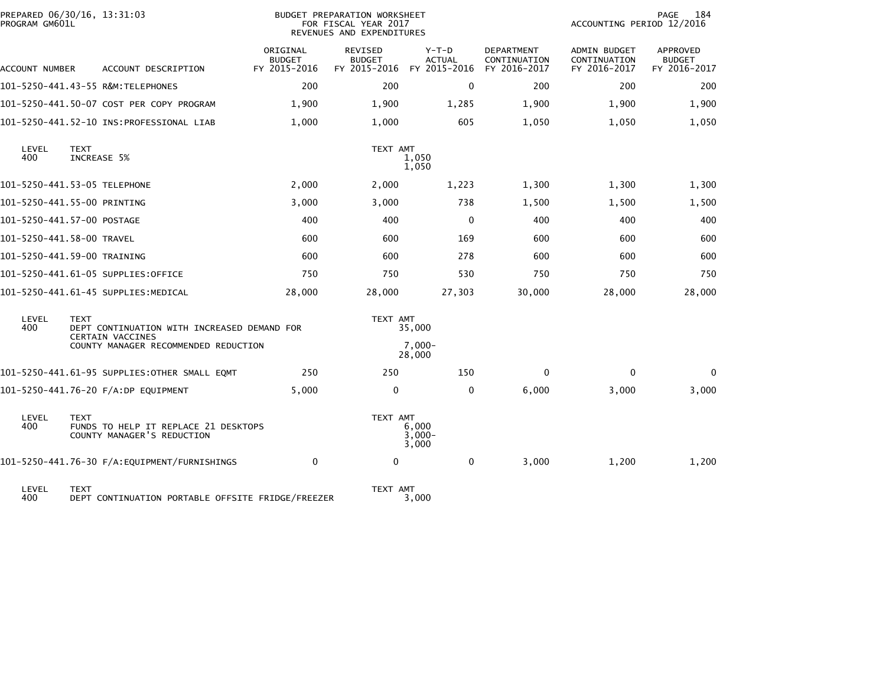PREPARED 06/30/16, 13:31:03
PROGRAM GM601L

BUDGET PREPARATION WORKSHEET
FOR FISCAL YEAR 2017
REVENUES AND EXPENDITURES

ACCOUNTING PERIOD 12/2016

| ACCOUNT NUMBER | ACCOUNT DESCRIPTION | ORIGINAL BUDGET FY 2015-2016 | REVISED BUDGET FY 2015-2016 | Y-T-D ACTUAL FY 2015-2016 | DEPARTMENT CONTINUATION FY 2016-2017 | ADMIN BUDGET CONTINUATION FY 2016-2017 | APPROVED BUDGET FY 2016-2017 |
|---|---|---|---|---|---|---|---|
| 101-5250-441.43-55 | R&M:TELEPHONES | 200 | 200 | 0 | 200 | 200 | 200 |
| 101-5250-441.50-07 | COST PER COPY PROGRAM | 1,900 | 1,900 | 1,285 | 1,900 | 1,900 | 1,900 |
| 101-5250-441.52-10 | INS:PROFESSIONAL LIAB | 1,000 | 1,000 | 605 | 1,050 | 1,050 | 1,050 |

| LEVEL | TEXT | TEXT AMT |
|---|---|---|
| 400 | INCREASE 5% | 1,050 |
| | | 1,050 |

| ACCOUNT NUMBER | ACCOUNT DESCRIPTION | ORIGINAL BUDGET FY 2015-2016 | REVISED BUDGET FY 2015-2016 | Y-T-D ACTUAL FY 2015-2016 | DEPARTMENT CONTINUATION FY 2016-2017 | ADMIN BUDGET CONTINUATION FY 2016-2017 | APPROVED BUDGET FY 2016-2017 |
|---|---|---|---|---|---|---|---|
| 101-5250-441.53-05 | TELEPHONE | 2,000 | 2,000 | 1,223 | 1,300 | 1,300 | 1,300 |
| 101-5250-441.55-00 | PRINTING | 3,000 | 3,000 | 738 | 1,500 | 1,500 | 1,500 |
| 101-5250-441.57-00 | POSTAGE | 400 | 400 | 0 | 400 | 400 | 400 |
| 101-5250-441.58-00 | TRAVEL | 600 | 600 | 169 | 600 | 600 | 600 |
| 101-5250-441.59-00 | TRAINING | 600 | 600 | 278 | 600 | 600 | 600 |
| 101-5250-441.61-05 | SUPPLIES:OFFICE | 750 | 750 | 530 | 750 | 750 | 750 |
| 101-5250-441.61-45 | SUPPLIES:MEDICAL | 28,000 | 28,000 | 27,303 | 30,000 | 28,000 | 28,000 |

| LEVEL | TEXT | TEXT AMT |
|---|---|---|
| 400 | DEPT CONTINUATION WITH INCREASED DEMAND FOR CERTAIN VACCINES | 35,000 |
| | COUNTY MANAGER RECOMMENDED REDUCTION | 7,000- |
| | | 28,000 |

| ACCOUNT NUMBER | ACCOUNT DESCRIPTION | ORIGINAL BUDGET FY 2015-2016 | REVISED BUDGET FY 2015-2016 | Y-T-D ACTUAL FY 2015-2016 | DEPARTMENT CONTINUATION FY 2016-2017 | ADMIN BUDGET CONTINUATION FY 2016-2017 | APPROVED BUDGET FY 2016-2017 |
|---|---|---|---|---|---|---|---|
| 101-5250-441.61-95 | SUPPLIES:OTHER SMALL EQMT | 250 | 250 | 150 | 0 | 0 | 0 |
| 101-5250-441.76-20 | F/A:DP EQUIPMENT | 5,000 | 0 | 0 | 6,000 | 3,000 | 3,000 |

| LEVEL | TEXT | TEXT AMT |
|---|---|---|
| 400 | FUNDS TO HELP IT REPLACE 21 DESKTOPS | 6,000 |
| | COUNTY MANAGER'S REDUCTION | 3,000- |
| | | 3,000 |

| ACCOUNT NUMBER | ACCOUNT DESCRIPTION | ORIGINAL BUDGET FY 2015-2016 | REVISED BUDGET FY 2015-2016 | Y-T-D ACTUAL FY 2015-2016 | DEPARTMENT CONTINUATION FY 2016-2017 | ADMIN BUDGET CONTINUATION FY 2016-2017 | APPROVED BUDGET FY 2016-2017 |
|---|---|---|---|---|---|---|---|
| 101-5250-441.76-30 | F/A:EQUIPMENT/FURNISHINGS | 0 | 0 | 0 | 3,000 | 1,200 | 1,200 |

| LEVEL | TEXT | TEXT AMT |
|---|---|---|
| 400 | DEPT CONTINUATION PORTABLE OFFSITE FRIDGE/FREEZER | 3,000 |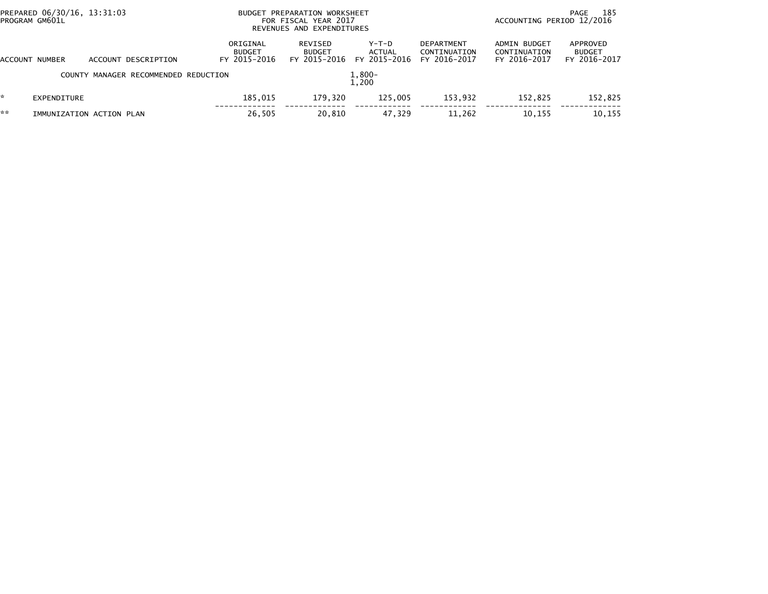PREPARED 06/30/16, 13:31:03
PROGRAM GM601L

BUDGET PREPARATION WORKSHEET
FOR FISCAL YEAR 2017
REVENUES AND EXPENDITURES

ACCOUNTING PERIOD 12/2016

| | ACCOUNT NUMBER | ACCOUNT DESCRIPTION | ORIGINAL BUDGET FY 2015-2016 | REVISED BUDGET FY 2015-2016 | Y-T-D ACTUAL FY 2015-2016 | DEPARTMENT CONTINUATION FY 2016-2017 | ADMIN BUDGET CONTINUATION FY 2016-2017 | APPROVED BUDGET FY 2016-2017 |
|---|---|---|---|---|---|---|---|---|
| | | COUNTY MANAGER RECOMMENDED REDUCTION | | | 1,800- 1,200 | | | |
| * | EXPENDITURE | | 185,015 | 179,320 | 125,005 | 153,932 | 152,825 | 152,825 |
| ** | IMMUNIZATION ACTION PLAN | | 26,505 | 20,810 | 47,329 | 11,262 | 10,155 | 10,155 |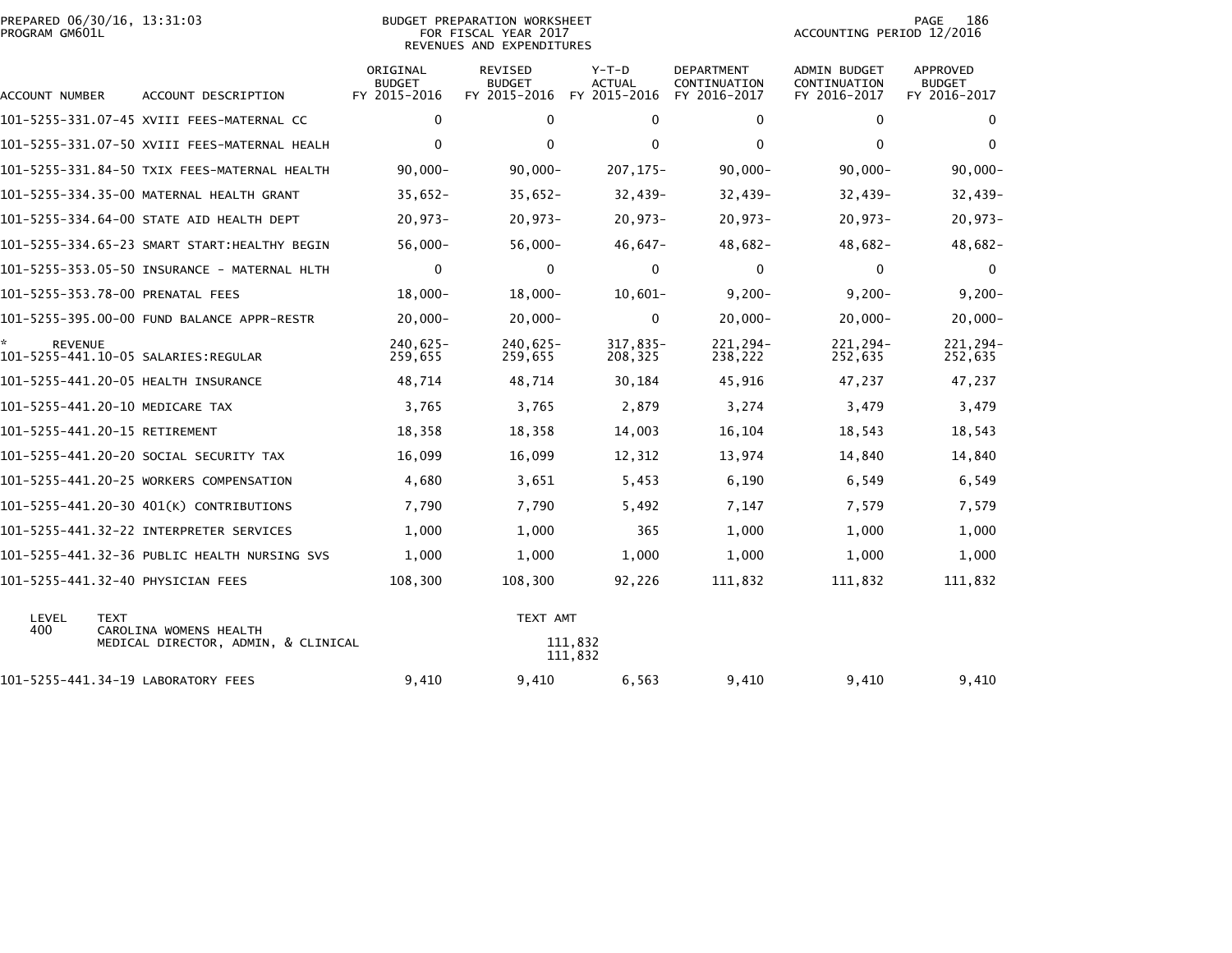PREPARED 06/30/16, 13:31:03
PROGRAM GM601L

BUDGET PREPARATION WORKSHEET
FOR FISCAL YEAR 2017
REVENUES AND EXPENDITURES

ACCOUNTING PERIOD 12/2016

| ACCOUNT NUMBER | ACCOUNT DESCRIPTION | ORIGINAL BUDGET FY 2015-2016 | REVISED BUDGET FY 2015-2016 | Y-T-D ACTUAL FY 2015-2016 | DEPARTMENT CONTINUATION FY 2016-2017 | ADMIN BUDGET CONTINUATION FY 2016-2017 | APPROVED BUDGET FY 2016-2017 |
|---|---|---|---|---|---|---|---|
| 101-5255-331.07-45 | XVIII FEES-MATERNAL CC | 0 | 0 | 0 | 0 | 0 | 0 |
| 101-5255-331.07-50 | XVIII FEES-MATERNAL HEALH | 0 | 0 | 0 | 0 | 0 | 0 |
| 101-5255-331.84-50 | TXIX FEES-MATERNAL HEALTH | 90,000- | 90,000- | 207,175- | 90,000- | 90,000- | 90,000- |
| 101-5255-334.35-00 | MATERNAL HEALTH GRANT | 35,652- | 35,652- | 32,439- | 32,439- | 32,439- | 32,439- |
| 101-5255-334.64-00 | STATE AID HEALTH DEPT | 20,973- | 20,973- | 20,973- | 20,973- | 20,973- | 20,973- |
| 101-5255-334.65-23 | SMART START:HEALTHY BEGIN | 56,000- | 56,000- | 46,647- | 48,682- | 48,682- | 48,682- |
| 101-5255-353.05-50 | INSURANCE - MATERNAL HLTH | 0 | 0 | 0 | 0 | 0 | 0 |
| 101-5255-353.78-00 | PRENATAL FEES | 18,000- | 18,000- | 10,601- | 9,200- | 9,200- | 9,200- |
| 101-5255-395.00-00 | FUND BALANCE APPR-RESTR | 20,000- | 20,000- | 0 | 20,000- | 20,000- | 20,000- |
| * REVENUE | | 240,625- | 240,625- | 317,835- | 221,294- | 221,294- | 221,294- |
| 101-5255-441.10-05 | SALARIES:REGULAR | 259,655 | 259,655 | 208,325 | 238,222 | 252,635 | 252,635 |
| 101-5255-441.20-05 | HEALTH INSURANCE | 48,714 | 48,714 | 30,184 | 45,916 | 47,237 | 47,237 |
| 101-5255-441.20-10 | MEDICARE TAX | 3,765 | 3,765 | 2,879 | 3,274 | 3,479 | 3,479 |
| 101-5255-441.20-15 | RETIREMENT | 18,358 | 18,358 | 14,003 | 16,104 | 18,543 | 18,543 |
| 101-5255-441.20-20 | SOCIAL SECURITY TAX | 16,099 | 16,099 | 12,312 | 13,974 | 14,840 | 14,840 |
| 101-5255-441.20-25 | WORKERS COMPENSATION | 4,680 | 3,651 | 5,453 | 6,190 | 6,549 | 6,549 |
| 101-5255-441.20-30 | 401(K) CONTRIBUTIONS | 7,790 | 7,790 | 5,492 | 7,147 | 7,579 | 7,579 |
| 101-5255-441.32-22 | INTERPRETER SERVICES | 1,000 | 1,000 | 365 | 1,000 | 1,000 | 1,000 |
| 101-5255-441.32-36 | PUBLIC HEALTH NURSING SVS | 1,000 | 1,000 | 1,000 | 1,000 | 1,000 | 1,000 |
| 101-5255-441.32-40 | PHYSICIAN FEES | 108,300 | 108,300 | 92,226 | 111,832 | 111,832 | 111,832 |

| LEVEL | TEXT | TEXT AMT |
|---|---|---|
| 400 | CAROLINA WOMENS HEALTH | |
| | MEDICAL DIRECTOR, ADMIN, & CLINICAL | 111,832 |
| | | 111,832 |

| ACCOUNT NUMBER | ACCOUNT DESCRIPTION | ORIGINAL BUDGET FY 2015-2016 | REVISED BUDGET FY 2015-2016 | Y-T-D ACTUAL FY 2015-2016 | DEPARTMENT CONTINUATION FY 2016-2017 | ADMIN BUDGET CONTINUATION FY 2016-2017 | APPROVED BUDGET FY 2016-2017 |
|---|---|---|---|---|---|---|---|
| 101-5255-441.34-19 | LABORATORY FEES | 9,410 | 9,410 | 6,563 | 9,410 | 9,410 | 9,410 |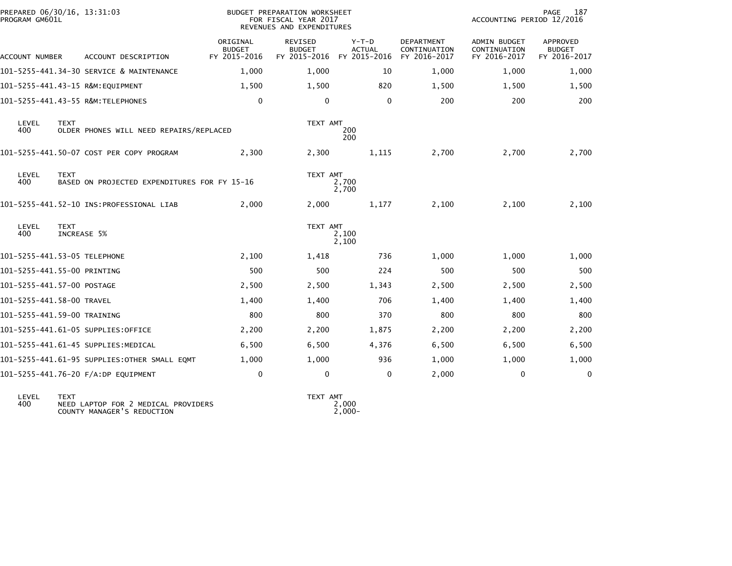PREPARED 06/30/16, 13:31:03
PROGRAM GM601L

BUDGET PREPARATION WORKSHEET
FOR FISCAL YEAR 2017
REVENUES AND EXPENDITURES

ACCOUNTING PERIOD 12/2016

| ACCOUNT NUMBER | ACCOUNT DESCRIPTION | ORIGINAL BUDGET FY 2015-2016 | REVISED BUDGET FY 2015-2016 | Y-T-D ACTUAL FY 2015-2016 | DEPARTMENT CONTINUATION FY 2016-2017 | ADMIN BUDGET CONTINUATION FY 2016-2017 | APPROVED BUDGET FY 2016-2017 |
|---|---|---|---|---|---|---|---|
| 101-5255-441.34-30 | SERVICE & MAINTENANCE | 1,000 | 1,000 | 10 | 1,000 | 1,000 | 1,000 |
| 101-5255-441.43-15 | R&M:EQUIPMENT | 1,500 | 1,500 | 820 | 1,500 | 1,500 | 1,500 |
| 101-5255-441.43-55 | R&M:TELEPHONES | 0 | 0 | 0 | 200 | 200 | 200 |

| LEVEL | TEXT | TEXT AMT |
|---|---|---|
| 400 | OLDER PHONES WILL NEED REPAIRS/REPLACED | 200 |
| | | 200 |

| ACCOUNT NUMBER | ACCOUNT DESCRIPTION | ORIGINAL BUDGET FY 2015-2016 | REVISED BUDGET FY 2015-2016 | Y-T-D ACTUAL FY 2015-2016 | DEPARTMENT CONTINUATION FY 2016-2017 | ADMIN BUDGET CONTINUATION FY 2016-2017 | APPROVED BUDGET FY 2016-2017 |
|---|---|---|---|---|---|---|---|
| 101-5255-441.50-07 | COST PER COPY PROGRAM | 2,300 | 2,300 | 1,115 | 2,700 | 2,700 | 2,700 |

| LEVEL | TEXT | TEXT AMT |
|---|---|---|
| 400 | BASED ON PROJECTED EXPENDITURES FOR FY 15-16 | 2,700 |
| | | 2,700 |

| ACCOUNT NUMBER | ACCOUNT DESCRIPTION | ORIGINAL BUDGET FY 2015-2016 | REVISED BUDGET FY 2015-2016 | Y-T-D ACTUAL FY 2015-2016 | DEPARTMENT CONTINUATION FY 2016-2017 | ADMIN BUDGET CONTINUATION FY 2016-2017 | APPROVED BUDGET FY 2016-2017 |
|---|---|---|---|---|---|---|---|
| 101-5255-441.52-10 | INS:PROFESSIONAL LIAB | 2,000 | 2,000 | 1,177 | 2,100 | 2,100 | 2,100 |

| LEVEL | TEXT | TEXT AMT |
|---|---|---|
| 400 | INCREASE 5% | 2,100 |
| | | 2,100 |

| ACCOUNT NUMBER | ACCOUNT DESCRIPTION | ORIGINAL BUDGET FY 2015-2016 | REVISED BUDGET FY 2015-2016 | Y-T-D ACTUAL FY 2015-2016 | DEPARTMENT CONTINUATION FY 2016-2017 | ADMIN BUDGET CONTINUATION FY 2016-2017 | APPROVED BUDGET FY 2016-2017 |
|---|---|---|---|---|---|---|---|
| 101-5255-441.53-05 | TELEPHONE | 2,100 | 1,418 | 736 | 1,000 | 1,000 | 1,000 |
| 101-5255-441.55-00 | PRINTING | 500 | 500 | 224 | 500 | 500 | 500 |
| 101-5255-441.57-00 | POSTAGE | 2,500 | 2,500 | 1,343 | 2,500 | 2,500 | 2,500 |
| 101-5255-441.58-00 | TRAVEL | 1,400 | 1,400 | 706 | 1,400 | 1,400 | 1,400 |
| 101-5255-441.59-00 | TRAINING | 800 | 800 | 370 | 800 | 800 | 800 |
| 101-5255-441.61-05 | SUPPLIES:OFFICE | 2,200 | 2,200 | 1,875 | 2,200 | 2,200 | 2,200 |
| 101-5255-441.61-45 | SUPPLIES:MEDICAL | 6,500 | 6,500 | 4,376 | 6,500 | 6,500 | 6,500 |
| 101-5255-441.61-95 | SUPPLIES:OTHER SMALL EQMT | 1,000 | 1,000 | 936 | 1,000 | 1,000 | 1,000 |
| 101-5255-441.76-20 | F/A:DP EQUIPMENT | 0 | 0 | 0 | 2,000 | 0 | 0 |

| LEVEL | TEXT | TEXT AMT |
|---|---|---|
| 400 | NEED LAPTOP FOR 2 MEDICAL PROVIDERS | 2,000 |
| | COUNTY MANAGER'S REDUCTION | 2,000- |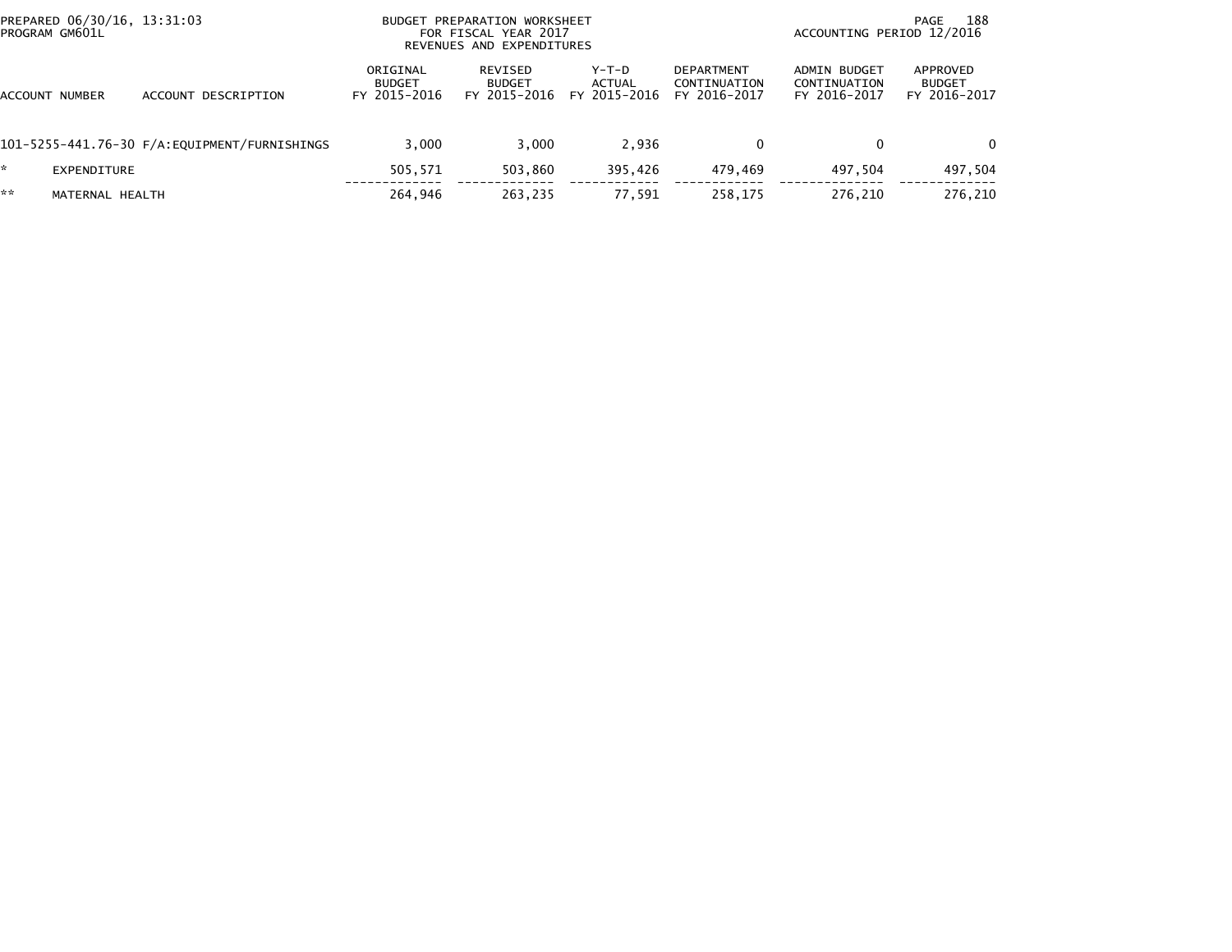PREPARED 06/30/16, 13:31:03
PROGRAM GM601L

BUDGET PREPARATION WORKSHEET
FOR FISCAL YEAR 2017
REVENUES AND EXPENDITURES

ACCOUNTING PERIOD 12/2016

| ACCOUNT NUMBER | ACCOUNT DESCRIPTION | ORIGINAL BUDGET FY 2015-2016 | REVISED BUDGET FY 2015-2016 | Y-T-D ACTUAL FY 2015-2016 | DEPARTMENT CONTINUATION FY 2016-2017 | ADMIN BUDGET CONTINUATION FY 2016-2017 | APPROVED BUDGET FY 2016-2017 |
|---|---|---|---|---|---|---|---|
| 101-5255-441.76-30 | F/A:EQUIPMENT/FURNISHINGS | 3,000 | 3,000 | 2,936 | 0 | 0 | 0 |
| * | EXPENDITURE | 505,571 | 503,860 | 395,426 | 479,469 | 497,504 | 497,504 |
| ** | MATERNAL HEALTH | 264,946 | 263,235 | 77,591 | 258,175 | 276,210 | 276,210 |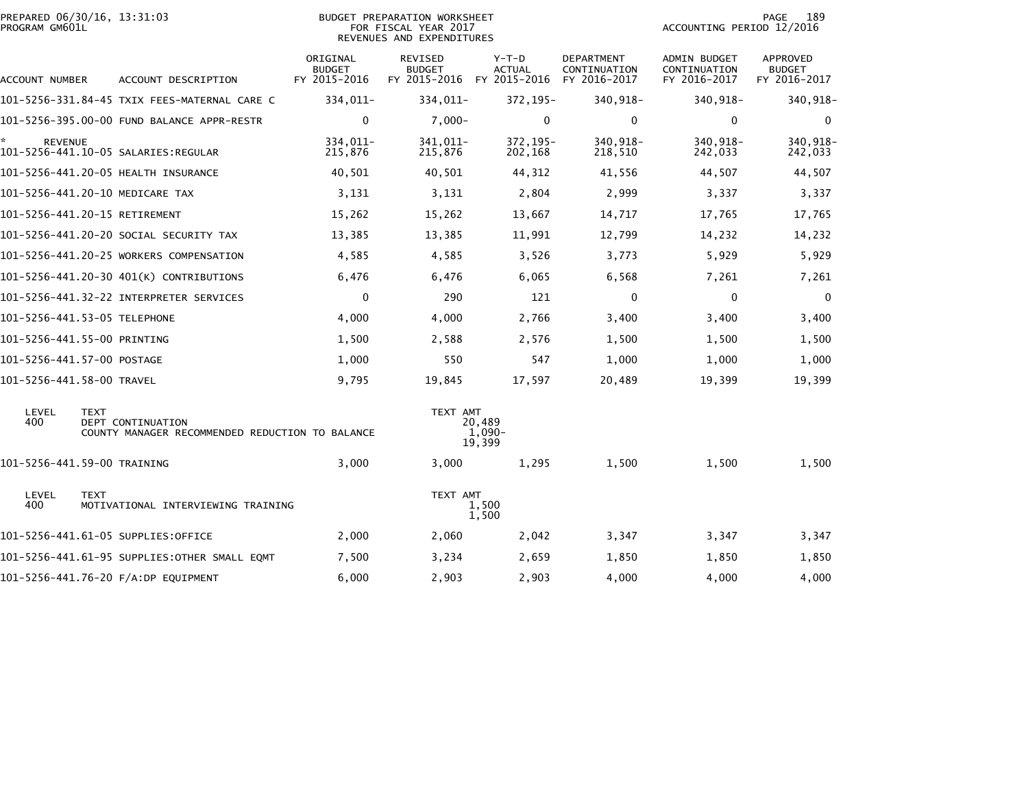PREPARED 06/30/16, 13:31:03
PROGRAM GM601L

BUDGET PREPARATION WORKSHEET
FOR FISCAL YEAR 2017
REVENUES AND EXPENDITURES

ACCOUNTING PERIOD 12/2016

| ACCOUNT NUMBER | ACCOUNT DESCRIPTION | ORIGINAL BUDGET FY 2015-2016 | REVISED BUDGET FY 2015-2016 | Y-T-D ACTUAL FY 2015-2016 | DEPARTMENT CONTINUATION FY 2016-2017 | ADMIN BUDGET CONTINUATION FY 2016-2017 | APPROVED BUDGET FY 2016-2017 |
|---|---|---|---|---|---|---|---|
| 101-5256-331.84-45 | TXIX FEES-MATERNAL CARE C | 334,011- | 334,011- | 372,195- | 340,918- | 340,918- | 340,918- |
| 101-5256-395.00-00 | FUND BALANCE APPR-RESTR | 0 | 7,000- | 0 | 0 | 0 | 0 |
| * REVENUE | | 334,011- | 341,011- | 372,195- | 340,918- | 340,918- | 340,918- |
| 101-5256-441.10-05 | SALARIES:REGULAR | 215,876 | 215,876 | 202,168 | 218,510 | 242,033 | 242,033 |
| 101-5256-441.20-05 | HEALTH INSURANCE | 40,501 | 40,501 | 44,312 | 41,556 | 44,507 | 44,507 |
| 101-5256-441.20-10 | MEDICARE TAX | 3,131 | 3,131 | 2,804 | 2,999 | 3,337 | 3,337 |
| 101-5256-441.20-15 | RETIREMENT | 15,262 | 15,262 | 13,667 | 14,717 | 17,765 | 17,765 |
| 101-5256-441.20-20 | SOCIAL SECURITY TAX | 13,385 | 13,385 | 11,991 | 12,799 | 14,232 | 14,232 |
| 101-5256-441.20-25 | WORKERS COMPENSATION | 4,585 | 4,585 | 3,526 | 3,773 | 5,929 | 5,929 |
| 101-5256-441.20-30 | 401(K) CONTRIBUTIONS | 6,476 | 6,476 | 6,065 | 6,568 | 7,261 | 7,261 |
| 101-5256-441.32-22 | INTERPRETER SERVICES | 0 | 290 | 121 | 0 | 0 | 0 |
| 101-5256-441.53-05 | TELEPHONE | 4,000 | 4,000 | 2,766 | 3,400 | 3,400 | 3,400 |
| 101-5256-441.55-00 | PRINTING | 1,500 | 2,588 | 2,576 | 1,500 | 1,500 | 1,500 |
| 101-5256-441.57-00 | POSTAGE | 1,000 | 550 | 547 | 1,000 | 1,000 | 1,000 |
| 101-5256-441.58-00 | TRAVEL | 9,795 | 19,845 | 17,597 | 20,489 | 19,399 | 19,399 |

| LEVEL | TEXT | TEXT AMT |
|---|---|---|
| 400 | DEPT CONTINUATION | 20,489 |
| | COUNTY MANAGER RECOMMENDED REDUCTION TO BALANCE | 1,090- |
| | | 19,399 |

| ACCOUNT NUMBER | ACCOUNT DESCRIPTION | ORIGINAL BUDGET FY 2015-2016 | REVISED BUDGET FY 2015-2016 | Y-T-D ACTUAL FY 2015-2016 | DEPARTMENT CONTINUATION FY 2016-2017 | ADMIN BUDGET CONTINUATION FY 2016-2017 | APPROVED BUDGET FY 2016-2017 |
|---|---|---|---|---|---|---|---|
| 101-5256-441.59-00 | TRAINING | 3,000 | 3,000 | 1,295 | 1,500 | 1,500 | 1,500 |

| LEVEL | TEXT | TEXT AMT |
|---|---|---|
| 400 | MOTIVATIONAL INTERVIEWING TRAINING | 1,500 |
| | | 1,500 |

| ACCOUNT NUMBER | ACCOUNT DESCRIPTION | ORIGINAL BUDGET FY 2015-2016 | REVISED BUDGET FY 2015-2016 | Y-T-D ACTUAL FY 2015-2016 | DEPARTMENT CONTINUATION FY 2016-2017 | ADMIN BUDGET CONTINUATION FY 2016-2017 | APPROVED BUDGET FY 2016-2017 |
|---|---|---|---|---|---|---|---|
| 101-5256-441.61-05 | SUPPLIES:OFFICE | 2,000 | 2,060 | 2,042 | 3,347 | 3,347 | 3,347 |
| 101-5256-441.61-95 | SUPPLIES:OTHER SMALL EQMT | 7,500 | 3,234 | 2,659 | 1,850 | 1,850 | 1,850 |
| 101-5256-441.76-20 | F/A:DP EQUIPMENT | 6,000 | 2,903 | 2,903 | 4,000 | 4,000 | 4,000 |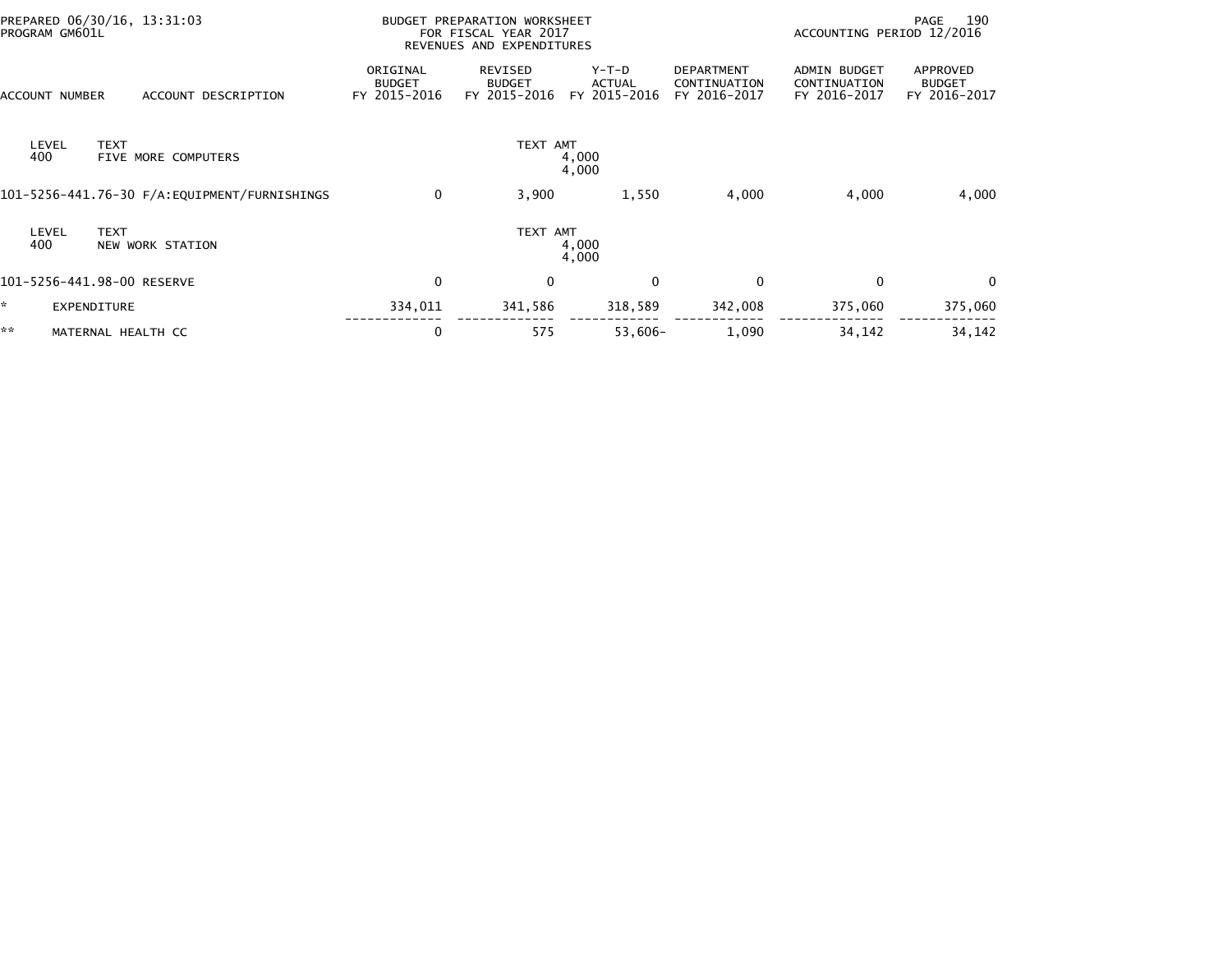PREPARED 06/30/16, 13:31:03
PROGRAM GM601L

BUDGET PREPARATION WORKSHEET
FOR FISCAL YEAR 2017
REVENUES AND EXPENDITURES

ACCOUNTING PERIOD 12/2016

| ACCOUNT NUMBER | ACCOUNT DESCRIPTION | ORIGINAL BUDGET FY 2015-2016 | REVISED BUDGET FY 2015-2016 | Y-T-D ACTUAL FY 2015-2016 | DEPARTMENT CONTINUATION FY 2016-2017 | ADMIN BUDGET CONTINUATION FY 2016-2017 | APPROVED BUDGET FY 2016-2017 |
|---|---|---|---|---|---|---|---|
| LEVEL 400 | TEXT FIVE MORE COMPUTERS | | TEXT AMT | 4,000 4,000 | | | |
| 101-5256-441.76-30 | F/A:EQUIPMENT/FURNISHINGS | 0 | 3,900 | 1,550 | 4,000 | 4,000 | 4,000 |
| LEVEL 400 | TEXT NEW WORK STATION | | TEXT AMT | 4,000 4,000 | | | |
| 101-5256-441.98-00 | RESERVE | 0 | 0 | 0 | 0 | 0 | 0 |
| * | EXPENDITURE | 334,011 | 341,586 | 318,589 | 342,008 | 375,060 | 375,060 |
| ** | MATERNAL HEALTH CC | 0 | 575 | 53,606- | 1,090 | 34,142 | 34,142 |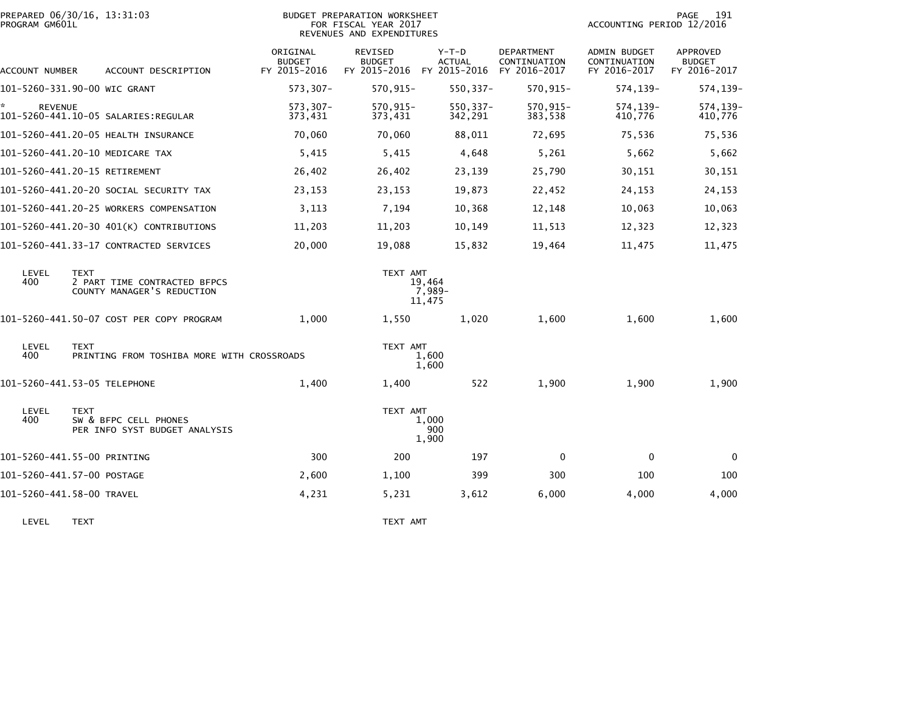BUDGET PREPARATION WORKSHEET
FOR FISCAL YEAR 2017
REVENUES AND EXPENDITURES

PREPARED 06/30/16, 13:31:03
PROGRAM GM601L

ACCOUNTING PERIOD 12/2016

| ACCOUNT NUMBER | ACCOUNT DESCRIPTION | ORIGINAL BUDGET FY 2015-2016 | REVISED BUDGET FY 2015-2016 | Y-T-D ACTUAL FY 2015-2016 | DEPARTMENT CONTINUATION FY 2016-2017 | ADMIN BUDGET CONTINUATION FY 2016-2017 | APPROVED BUDGET FY 2016-2017 |
|---|---|---|---|---|---|---|---|
| 101-5260-331.90-00 | WIC GRANT | 573,307- | 570,915- | 550,337- | 570,915- | 574,139- | 574,139- |
| * REVENUE | | 573,307- | 570,915- | 550,337- | 570,915- | 574,139- | 574,139- |
| 101-5260-441.10-05 | SALARIES:REGULAR | 373,431 | 373,431 | 342,291 | 383,538 | 410,776 | 410,776 |
| 101-5260-441.20-05 | HEALTH INSURANCE | 70,060 | 70,060 | 88,011 | 72,695 | 75,536 | 75,536 |
| 101-5260-441.20-10 | MEDICARE TAX | 5,415 | 5,415 | 4,648 | 5,261 | 5,662 | 5,662 |
| 101-5260-441.20-15 | RETIREMENT | 26,402 | 26,402 | 23,139 | 25,790 | 30,151 | 30,151 |
| 101-5260-441.20-20 | SOCIAL SECURITY TAX | 23,153 | 23,153 | 19,873 | 22,452 | 24,153 | 24,153 |
| 101-5260-441.20-25 | WORKERS COMPENSATION | 3,113 | 7,194 | 10,368 | 12,148 | 10,063 | 10,063 |
| 101-5260-441.20-30 | 401(K) CONTRIBUTIONS | 11,203 | 11,203 | 10,149 | 11,513 | 12,323 | 12,323 |
| 101-5260-441.33-17 | CONTRACTED SERVICES | 20,000 | 19,088 | 15,832 | 19,464 | 11,475 | 11,475 |

| LEVEL | TEXT | TEXT AMT |
|---|---|---|
| 400 | 2 PART TIME CONTRACTED BFPCS | 19,464 |
| | COUNTY MANAGER'S REDUCTION | 7,989- |
| | | 11,475 |

| ACCOUNT NUMBER | ACCOUNT DESCRIPTION | ORIGINAL BUDGET FY 2015-2016 | REVISED BUDGET FY 2015-2016 | Y-T-D ACTUAL FY 2015-2016 | DEPARTMENT CONTINUATION FY 2016-2017 | ADMIN BUDGET CONTINUATION FY 2016-2017 | APPROVED BUDGET FY 2016-2017 |
|---|---|---|---|---|---|---|---|
| 101-5260-441.50-07 | COST PER COPY PROGRAM | 1,000 | 1,550 | 1,020 | 1,600 | 1,600 | 1,600 |

| LEVEL | TEXT | TEXT AMT |
|---|---|---|
| 400 | PRINTING FROM TOSHIBA MORE WITH CROSSROADS | 1,600 |
| | | 1,600 |

| ACCOUNT NUMBER | ACCOUNT DESCRIPTION | ORIGINAL BUDGET FY 2015-2016 | REVISED BUDGET FY 2015-2016 | Y-T-D ACTUAL FY 2015-2016 | DEPARTMENT CONTINUATION FY 2016-2017 | ADMIN BUDGET CONTINUATION FY 2016-2017 | APPROVED BUDGET FY 2016-2017 |
|---|---|---|---|---|---|---|---|
| 101-5260-441.53-05 | TELEPHONE | 1,400 | 1,400 | 522 | 1,900 | 1,900 | 1,900 |

| LEVEL | TEXT | TEXT AMT |
|---|---|---|
| 400 | SW & BFPC CELL PHONES | 1,000 |
| | PER INFO SYST BUDGET ANALYSIS | 900 |
| | | 1,900 |

| ACCOUNT NUMBER | ACCOUNT DESCRIPTION | ORIGINAL BUDGET FY 2015-2016 | REVISED BUDGET FY 2015-2016 | Y-T-D ACTUAL FY 2015-2016 | DEPARTMENT CONTINUATION FY 2016-2017 | ADMIN BUDGET CONTINUATION FY 2016-2017 | APPROVED BUDGET FY 2016-2017 |
|---|---|---|---|---|---|---|---|
| 101-5260-441.55-00 | PRINTING | 300 | 200 | 197 | 0 | 0 | 0 |
| 101-5260-441.57-00 | POSTAGE | 2,600 | 1,100 | 399 | 300 | 100 | 100 |
| 101-5260-441.58-00 | TRAVEL | 4,231 | 5,231 | 3,612 | 6,000 | 4,000 | 4,000 |

| LEVEL | TEXT | TEXT AMT |
|---|---|---|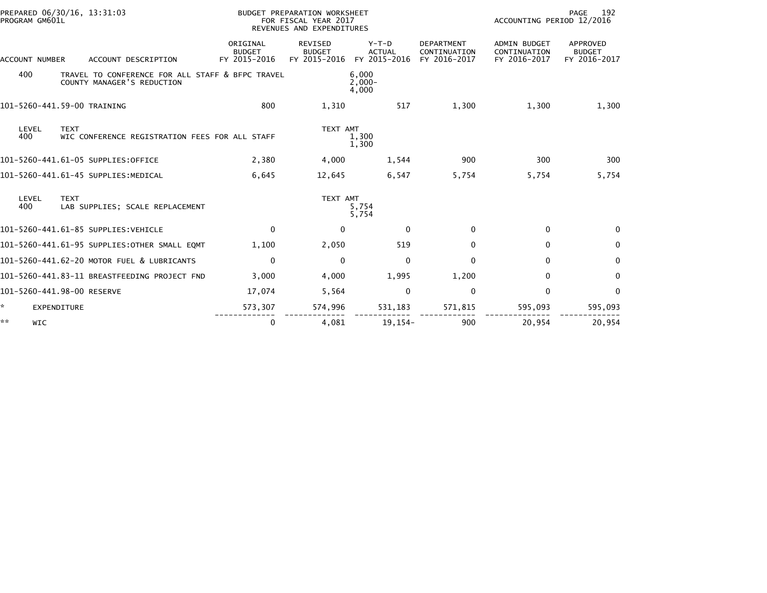PREPARED 06/30/16, 13:31:03
PROGRAM GM601L

BUDGET PREPARATION WORKSHEET
FOR FISCAL YEAR 2017
REVENUES AND EXPENDITURES

ACCOUNTING PERIOD 12/2016

| ACCOUNT NUMBER | ACCOUNT DESCRIPTION | ORIGINAL BUDGET FY 2015-2016 | REVISED BUDGET FY 2015-2016 | Y-T-D ACTUAL FY 2015-2016 | DEPARTMENT CONTINUATION FY 2016-2017 | ADMIN BUDGET CONTINUATION FY 2016-2017 | APPROVED BUDGET FY 2016-2017 |
|---|---|---|---|---|---|---|---|
| 400 | TRAVEL TO CONFERENCE FOR ALL STAFF & BFPC TRAVEL | | | 6,000 | | | |
| | COUNTY MANAGER'S REDUCTION | | | 2,000- | | | |
| | | | | 4,000 | | | |
| 101-5260-441.59-00 | TRAINING | 800 | 1,310 | 517 | 1,300 | 1,300 | 1,300 |
| LEVEL | TEXT | | TEXT AMT | | | | |
| 400 | WIC CONFERENCE REGISTRATION FEES FOR ALL STAFF | | | 1,300 | | | |
| | | | | 1,300 | | | |
| 101-5260-441.61-05 | SUPPLIES:OFFICE | 2,380 | 4,000 | 1,544 | 900 | 300 | 300 |
| 101-5260-441.61-45 | SUPPLIES:MEDICAL | 6,645 | 12,645 | 6,547 | 5,754 | 5,754 | 5,754 |
| LEVEL | TEXT | | TEXT AMT | | | | |
| 400 | LAB SUPPLIES; SCALE REPLACEMENT | | | 5,754 | | | |
| | | | | 5,754 | | | |
| 101-5260-441.61-85 | SUPPLIES:VEHICLE | 0 | 0 | 0 | 0 | 0 | 0 |
| 101-5260-441.61-95 | SUPPLIES:OTHER SMALL EQMT | 1,100 | 2,050 | 519 | 0 | 0 | 0 |
| 101-5260-441.62-20 | MOTOR FUEL & LUBRICANTS | 0 | 0 | 0 | 0 | 0 | 0 |
| 101-5260-441.83-11 | BREASTFEEDING PROJECT FND | 3,000 | 4,000 | 1,995 | 1,200 | 0 | 0 |
| 101-5260-441.98-00 | RESERVE | 17,074 | 5,564 | 0 | 0 | 0 | 0 |
| * | EXPENDITURE | 573,307 | 574,996 | 531,183 | 571,815 | 595,093 | 595,093 |
| ** | WIC | 0 | 4,081 | 19,154- | 900 | 20,954 | 20,954 |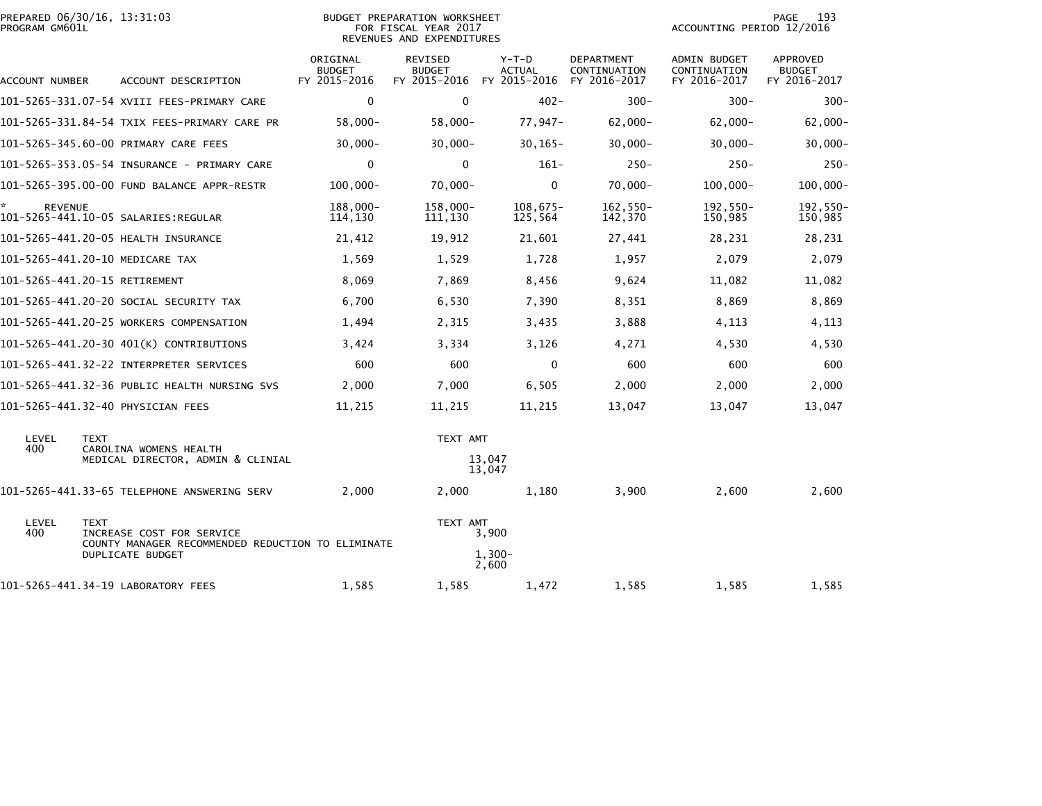PREPARED 06/30/16, 13:31:03
PROGRAM GM601L

BUDGET PREPARATION WORKSHEET
FOR FISCAL YEAR 2017
REVENUES AND EXPENDITURES

ACCOUNTING PERIOD 12/2016

| ACCOUNT NUMBER | ACCOUNT DESCRIPTION | ORIGINAL BUDGET FY 2015-2016 | REVISED BUDGET FY 2015-2016 | Y-T-D ACTUAL FY 2015-2016 | DEPARTMENT CONTINUATION FY 2016-2017 | ADMIN BUDGET CONTINUATION FY 2016-2017 | APPROVED BUDGET FY 2016-2017 |
|---|---|---|---|---|---|---|---|
| 101-5265-331.07-54 | XVIII FEES-PRIMARY CARE | 0 | 0 | 402- | 300- | 300- | 300- |
| 101-5265-331.84-54 | TXIX FEES-PRIMARY CARE PR | 58,000- | 58,000- | 77,947- | 62,000- | 62,000- | 62,000- |
| 101-5265-345.60-00 | PRIMARY CARE FEES | 30,000- | 30,000- | 30,165- | 30,000- | 30,000- | 30,000- |
| 101-5265-353.05-54 | INSURANCE - PRIMARY CARE | 0 | 0 | 161- | 250- | 250- | 250- |
| 101-5265-395.00-00 | FUND BALANCE APPR-RESTR | 100,000- | 70,000- | 0 | 70,000- | 100,000- | 100,000- |
| * REVENUE | | 188,000- | 158,000- | 108,675- | 162,550- | 192,550- | 192,550- |
| 101-5265-441.10-05 | SALARIES:REGULAR | 114,130 | 111,130 | 125,564 | 142,370 | 150,985 | 150,985 |
| 101-5265-441.20-05 | HEALTH INSURANCE | 21,412 | 19,912 | 21,601 | 27,441 | 28,231 | 28,231 |
| 101-5265-441.20-10 | MEDICARE TAX | 1,569 | 1,529 | 1,728 | 1,957 | 2,079 | 2,079 |
| 101-5265-441.20-15 | RETIREMENT | 8,069 | 7,869 | 8,456 | 9,624 | 11,082 | 11,082 |
| 101-5265-441.20-20 | SOCIAL SECURITY TAX | 6,700 | 6,530 | 7,390 | 8,351 | 8,869 | 8,869 |
| 101-5265-441.20-25 | WORKERS COMPENSATION | 1,494 | 2,315 | 3,435 | 3,888 | 4,113 | 4,113 |
| 101-5265-441.20-30 | 401(K) CONTRIBUTIONS | 3,424 | 3,334 | 3,126 | 4,271 | 4,530 | 4,530 |
| 101-5265-441.32-22 | INTERPRETER SERVICES | 600 | 600 | 0 | 600 | 600 | 600 |
| 101-5265-441.32-36 | PUBLIC HEALTH NURSING SVS | 2,000 | 7,000 | 6,505 | 2,000 | 2,000 | 2,000 |
| 101-5265-441.32-40 | PHYSICIAN FEES | 11,215 | 11,215 | 11,215 | 13,047 | 13,047 | 13,047 |

| LEVEL | TEXT | TEXT AMT |
|---|---|---|
| 400 | CAROLINA WOMENS HEALTH | |
| | MEDICAL DIRECTOR, ADMIN & CLINIAL | 13,047 |
| | | 13,047 |

| ACCOUNT NUMBER | ACCOUNT DESCRIPTION | ORIGINAL BUDGET FY 2015-2016 | REVISED BUDGET FY 2015-2016 | Y-T-D ACTUAL FY 2015-2016 | DEPARTMENT CONTINUATION FY 2016-2017 | ADMIN BUDGET CONTINUATION FY 2016-2017 | APPROVED BUDGET FY 2016-2017 |
|---|---|---|---|---|---|---|---|
| 101-5265-441.33-65 | TELEPHONE ANSWERING SERV | 2,000 | 2,000 | 1,180 | 3,900 | 2,600 | 2,600 |

| LEVEL | TEXT | TEXT AMT |
|---|---|---|
| 400 | INCREASE COST FOR SERVICE | 3,900 |
| | COUNTY MANAGER RECOMMENDED REDUCTION TO ELIMINATE | |
| | DUPLICATE BUDGET | 1,300- |
| | | 2,600 |

| ACCOUNT NUMBER | ACCOUNT DESCRIPTION | ORIGINAL BUDGET FY 2015-2016 | REVISED BUDGET FY 2015-2016 | Y-T-D ACTUAL FY 2015-2016 | DEPARTMENT CONTINUATION FY 2016-2017 | ADMIN BUDGET CONTINUATION FY 2016-2017 | APPROVED BUDGET FY 2016-2017 |
|---|---|---|---|---|---|---|---|
| 101-5265-441.34-19 | LABORATORY FEES | 1,585 | 1,585 | 1,472 | 1,585 | 1,585 | 1,585 |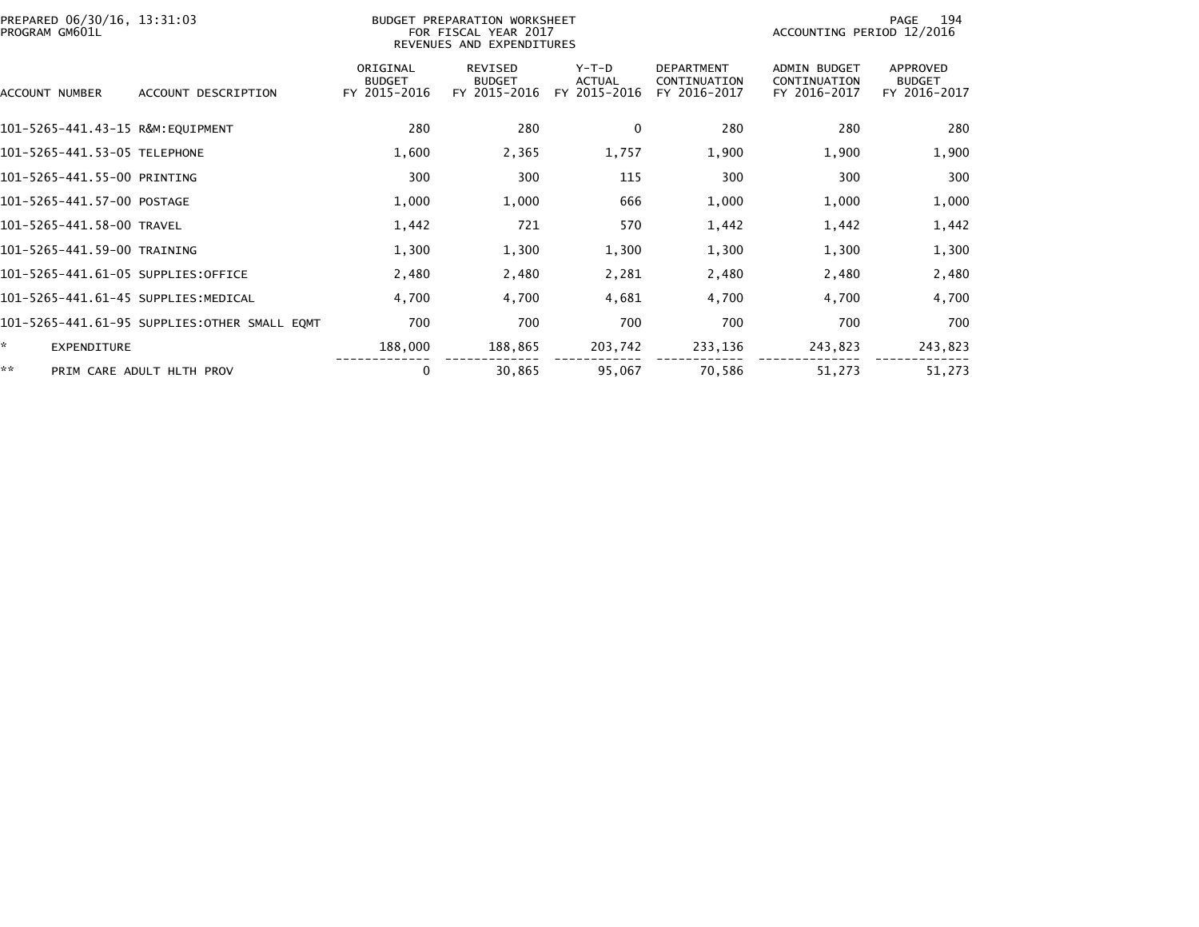PREPARED 06/30/16, 13:31:03
PROGRAM GM601L

BUDGET PREPARATION WORKSHEET
FOR FISCAL YEAR 2017
REVENUES AND EXPENDITURES

ACCOUNTING PERIOD 12/2016

| ACCOUNT NUMBER | ACCOUNT DESCRIPTION | ORIGINAL BUDGET FY 2015-2016 | REVISED BUDGET FY 2015-2016 | Y-T-D ACTUAL FY 2015-2016 | DEPARTMENT CONTINUATION FY 2016-2017 | ADMIN BUDGET CONTINUATION FY 2016-2017 | APPROVED BUDGET FY 2016-2017 |
|---|---|---|---|---|---|---|---|
| 101-5265-441.43-15 | R&M:EQUIPMENT | 280 | 280 | 0 | 280 | 280 | 280 |
| 101-5265-441.53-05 | TELEPHONE | 1,600 | 2,365 | 1,757 | 1,900 | 1,900 | 1,900 |
| 101-5265-441.55-00 | PRINTING | 300 | 300 | 115 | 300 | 300 | 300 |
| 101-5265-441.57-00 | POSTAGE | 1,000 | 1,000 | 666 | 1,000 | 1,000 | 1,000 |
| 101-5265-441.58-00 | TRAVEL | 1,442 | 721 | 570 | 1,442 | 1,442 | 1,442 |
| 101-5265-441.59-00 | TRAINING | 1,300 | 1,300 | 1,300 | 1,300 | 1,300 | 1,300 |
| 101-5265-441.61-05 | SUPPLIES:OFFICE | 2,480 | 2,480 | 2,281 | 2,480 | 2,480 | 2,480 |
| 101-5265-441.61-45 | SUPPLIES:MEDICAL | 4,700 | 4,700 | 4,681 | 4,700 | 4,700 | 4,700 |
| 101-5265-441.61-95 | SUPPLIES:OTHER SMALL EQMT | 700 | 700 | 700 | 700 | 700 | 700 |
| * | EXPENDITURE | 188,000 | 188,865 | 203,742 | 233,136 | 243,823 | 243,823 |
| ** | PRIM CARE ADULT HLTH PROV | 0 | 30,865 | 95,067 | 70,586 | 51,273 | 51,273 |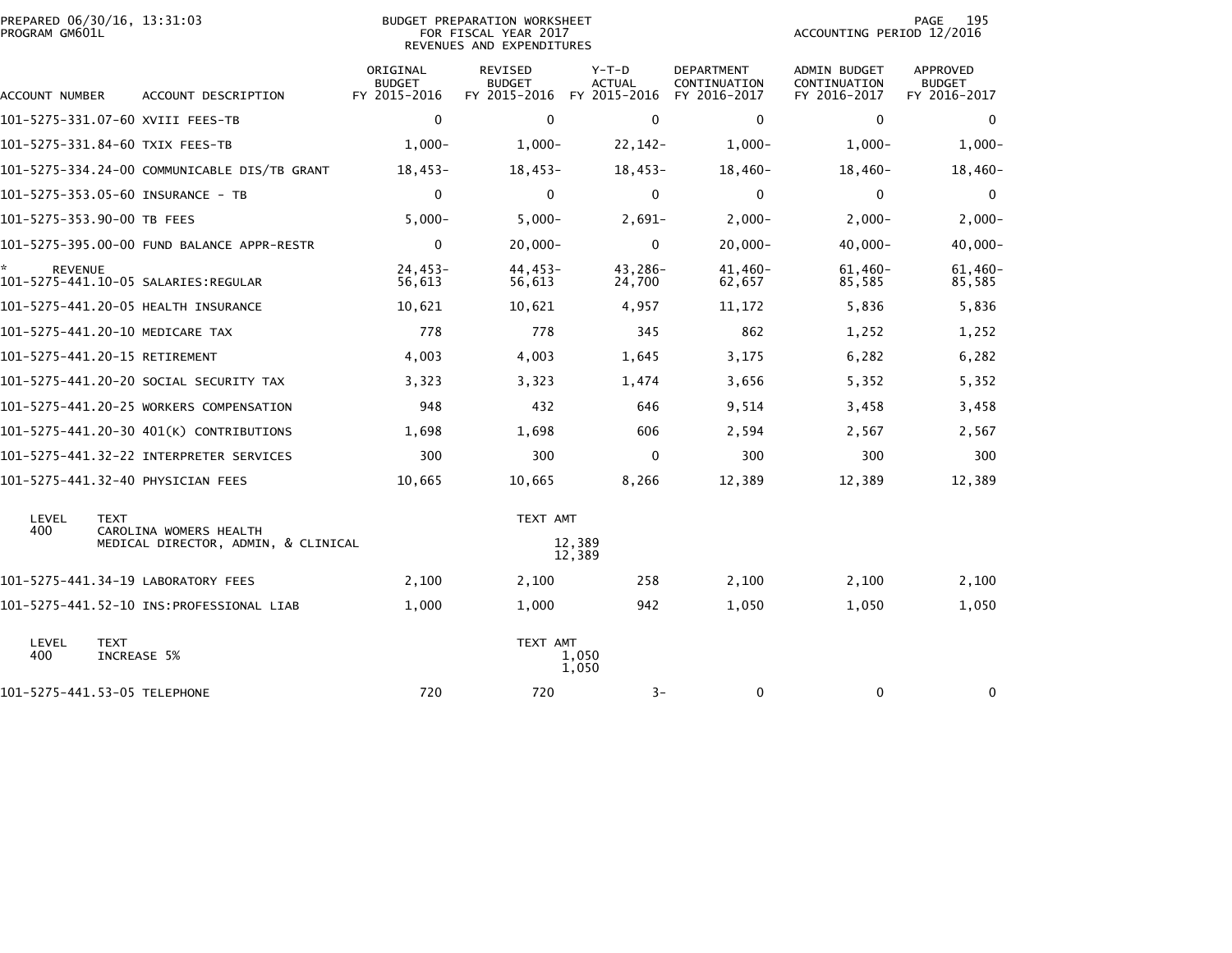PREPARED 06/30/16, 13:31:03
PROGRAM GM601L

BUDGET PREPARATION WORKSHEET
FOR FISCAL YEAR 2017
REVENUES AND EXPENDITURES

ACCOUNTING PERIOD 12/2016

| ACCOUNT NUMBER | ACCOUNT DESCRIPTION | ORIGINAL BUDGET FY 2015-2016 | REVISED BUDGET FY 2015-2016 | Y-T-D ACTUAL FY 2015-2016 | DEPARTMENT CONTINUATION FY 2016-2017 | ADMIN BUDGET CONTINUATION FY 2016-2017 | APPROVED BUDGET FY 2016-2017 |
|---|---|---|---|---|---|---|---|
| 101-5275-331.07-60 | XVIII FEES-TB | 0 | 0 | 0 | 0 | 0 | 0 |
| 101-5275-331.84-60 | TXIX FEES-TB | 1,000- | 1,000- | 22,142- | 1,000- | 1,000- | 1,000- |
| 101-5275-334.24-00 | COMMUNICABLE DIS/TB GRANT | 18,453- | 18,453- | 18,453- | 18,460- | 18,460- | 18,460- |
| 101-5275-353.05-60 | INSURANCE - TB | 0 | 0 | 0 | 0 | 0 | 0 |
| 101-5275-353.90-00 | TB FEES | 5,000- | 5,000- | 2,691- | 2,000- | 2,000- | 2,000- |
| 101-5275-395.00-00 | FUND BALANCE APPR-RESTR | 0 | 20,000- | 0 | 20,000- | 40,000- | 40,000- |
| * REVENUE | | 24,453- | 44,453- | 43,286- | 41,460- | 61,460- | 61,460- |
| 101-5275-441.10-05 | SALARIES:REGULAR | 56,613 | 56,613 | 24,700 | 62,657 | 85,585 | 85,585 |
| 101-5275-441.20-05 | HEALTH INSURANCE | 10,621 | 10,621 | 4,957 | 11,172 | 5,836 | 5,836 |
| 101-5275-441.20-10 | MEDICARE TAX | 778 | 778 | 345 | 862 | 1,252 | 1,252 |
| 101-5275-441.20-15 | RETIREMENT | 4,003 | 4,003 | 1,645 | 3,175 | 6,282 | 6,282 |
| 101-5275-441.20-20 | SOCIAL SECURITY TAX | 3,323 | 3,323 | 1,474 | 3,656 | 5,352 | 5,352 |
| 101-5275-441.20-25 | WORKERS COMPENSATION | 948 | 432 | 646 | 9,514 | 3,458 | 3,458 |
| 101-5275-441.20-30 | 401(K) CONTRIBUTIONS | 1,698 | 1,698 | 606 | 2,594 | 2,567 | 2,567 |
| 101-5275-441.32-22 | INTERPRETER SERVICES | 300 | 300 | 0 | 300 | 300 | 300 |
| 101-5275-441.32-40 | PHYSICIAN FEES | 10,665 | 10,665 | 8,266 | 12,389 | 12,389 | 12,389 |

| LEVEL | TEXT | TEXT AMT |
|---|---|---|
| 400 | CAROLINA WOMERS HEALTH | |
| | MEDICAL DIRECTOR, ADMIN, & CLINICAL | 12,389 |
| | | 12,389 |

| ACCOUNT NUMBER | ACCOUNT DESCRIPTION | ORIGINAL BUDGET FY 2015-2016 | REVISED BUDGET FY 2015-2016 | Y-T-D ACTUAL FY 2015-2016 | DEPARTMENT CONTINUATION FY 2016-2017 | ADMIN BUDGET CONTINUATION FY 2016-2017 | APPROVED BUDGET FY 2016-2017 |
|---|---|---|---|---|---|---|---|
| 101-5275-441.34-19 | LABORATORY FEES | 2,100 | 2,100 | 258 | 2,100 | 2,100 | 2,100 |
| 101-5275-441.52-10 | INS:PROFESSIONAL LIAB | 1,000 | 1,000 | 942 | 1,050 | 1,050 | 1,050 |

| LEVEL | TEXT | TEXT AMT |
|---|---|---|
| 400 | INCREASE 5% | 1,050 |
| | | 1,050 |

| ACCOUNT NUMBER | ACCOUNT DESCRIPTION | ORIGINAL BUDGET FY 2015-2016 | REVISED BUDGET FY 2015-2016 | Y-T-D ACTUAL FY 2015-2016 | DEPARTMENT CONTINUATION FY 2016-2017 | ADMIN BUDGET CONTINUATION FY 2016-2017 | APPROVED BUDGET FY 2016-2017 |
|---|---|---|---|---|---|---|---|
| 101-5275-441.53-05 | TELEPHONE | 720 | 720 | 3- | 0 | 0 | 0 |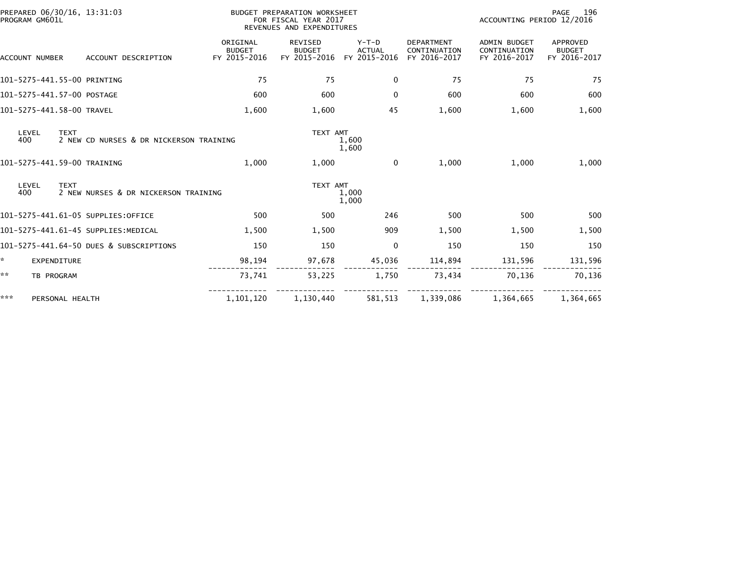PREPARED 06/30/16, 13:31:03
PROGRAM GM601L

BUDGET PREPARATION WORKSHEET
FOR FISCAL YEAR 2017
REVENUES AND EXPENDITURES

ACCOUNTING PERIOD 12/2016

| ACCOUNT NUMBER | ACCOUNT DESCRIPTION | ORIGINAL BUDGET FY 2015-2016 | REVISED BUDGET FY 2015-2016 | Y-T-D ACTUAL FY 2015-2016 | DEPARTMENT CONTINUATION FY 2016-2017 | ADMIN BUDGET CONTINUATION FY 2016-2017 | APPROVED BUDGET FY 2016-2017 |
|---|---|---|---|---|---|---|---|
| 101-5275-441.55-00 | PRINTING | 75 | 75 | 0 | 75 | 75 | 75 |
| 101-5275-441.57-00 | POSTAGE | 600 | 600 | 0 | 600 | 600 | 600 |
| 101-5275-441.58-00 | TRAVEL | 1,600 | 1,600 | 45 | 1,600 | 1,600 | 1,600 |
| LEVEL 400 | TEXT: 2 NEW CD NURSES & DR NICKERSON TRAINING | | TEXT AMT | 1,600 / 1,600 | | | |
| 101-5275-441.59-00 | TRAINING | 1,000 | 1,000 | 0 | 1,000 | 1,000 | 1,000 |
| LEVEL 400 | TEXT: 2 NEW NURSES & DR NICKERSON TRAINING | | TEXT AMT | 1,000 / 1,000 | | | |
| 101-5275-441.61-05 | SUPPLIES:OFFICE | 500 | 500 | 246 | 500 | 500 | 500 |
| 101-5275-441.61-45 | SUPPLIES:MEDICAL | 1,500 | 1,500 | 909 | 1,500 | 1,500 | 1,500 |
| 101-5275-441.64-50 | DUES & SUBSCRIPTIONS | 150 | 150 | 0 | 150 | 150 | 150 |
| * | EXPENDITURE | 98,194 | 97,678 | 45,036 | 114,894 | 131,596 | 131,596 |
| ** | TB PROGRAM | 73,741 | 53,225 | 1,750 | 73,434 | 70,136 | 70,136 |
| *** | PERSONAL HEALTH | 1,101,120 | 1,130,440 | 581,513 | 1,339,086 | 1,364,665 | 1,364,665 |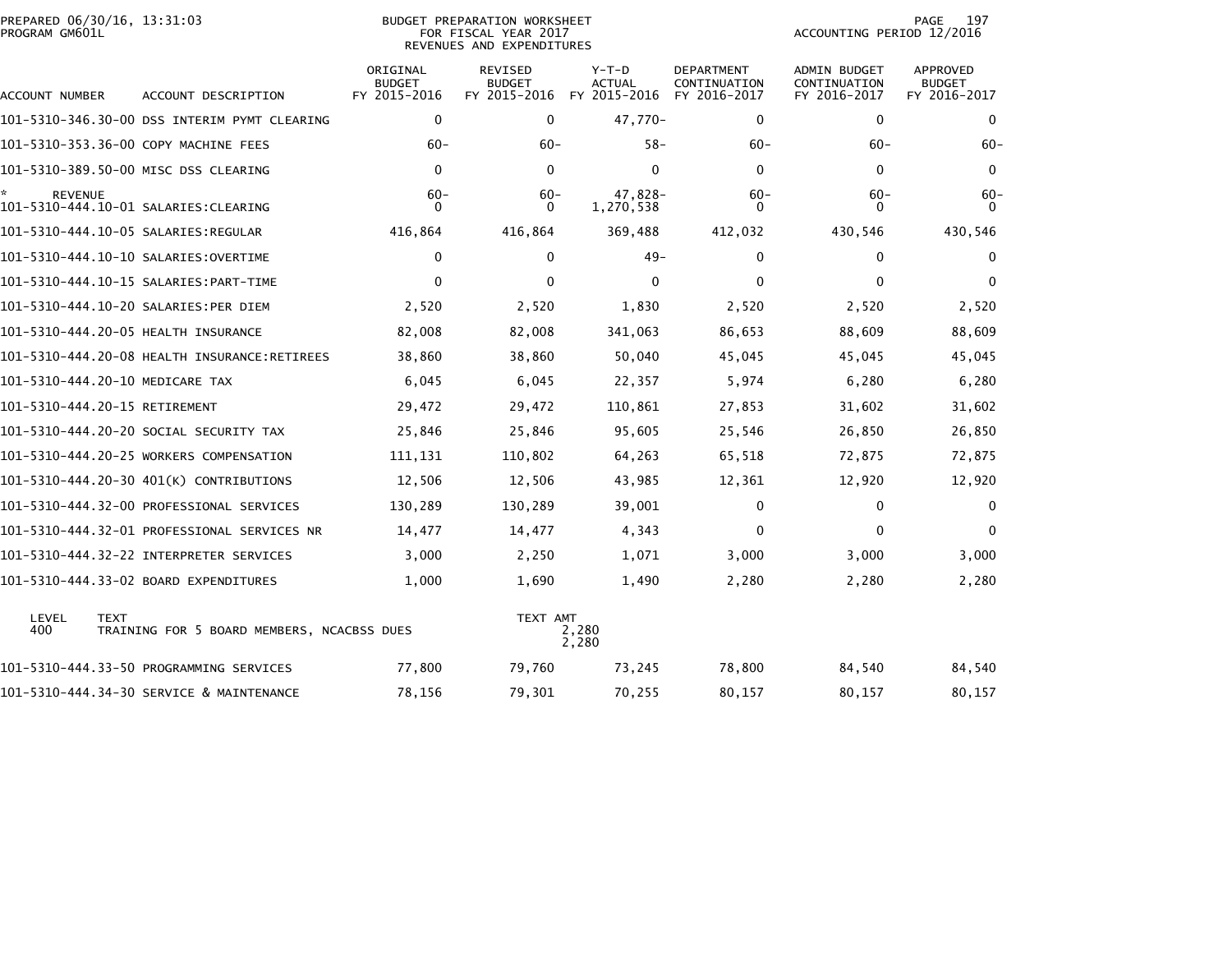BUDGET PREPARATION WORKSHEET
FOR FISCAL YEAR 2017
REVENUES AND EXPENDITURES

PREPARED 06/30/16, 13:31:03
PROGRAM GM601L

ACCOUNTING PERIOD 12/2016

| ACCOUNT NUMBER | ACCOUNT DESCRIPTION | ORIGINAL BUDGET FY 2015-2016 | REVISED BUDGET FY 2015-2016 | Y-T-D ACTUAL FY 2015-2016 | DEPARTMENT CONTINUATION FY 2016-2017 | ADMIN BUDGET CONTINUATION FY 2016-2017 | APPROVED BUDGET FY 2016-2017 |
|---|---|---|---|---|---|---|---|
| 101-5310-346.30-00 | DSS INTERIM PYMT CLEARING | 0 | 0 | 47,770- | 0 | 0 | 0 |
| 101-5310-353.36-00 | COPY MACHINE FEES | 60- | 60- | 58- | 60- | 60- | 60- |
| 101-5310-389.50-00 | MISC DSS CLEARING | 0 | 0 | 0 | 0 | 0 | 0 |
| * REVENUE | | 60- | 60- | 47,828- | 60- | 60- | 60- |
| 101-5310-444.10-01 | SALARIES:CLEARING | 0 | 0 | 1,270,538 | 0 | 0 | 0 |
| 101-5310-444.10-05 | SALARIES:REGULAR | 416,864 | 416,864 | 369,488 | 412,032 | 430,546 | 430,546 |
| 101-5310-444.10-10 | SALARIES:OVERTIME | 0 | 0 | 49- | 0 | 0 | 0 |
| 101-5310-444.10-15 | SALARIES:PART-TIME | 0 | 0 | 0 | 0 | 0 | 0 |
| 101-5310-444.10-20 | SALARIES:PER DIEM | 2,520 | 2,520 | 1,830 | 2,520 | 2,520 | 2,520 |
| 101-5310-444.20-05 | HEALTH INSURANCE | 82,008 | 82,008 | 341,063 | 86,653 | 88,609 | 88,609 |
| 101-5310-444.20-08 | HEALTH INSURANCE:RETIREES | 38,860 | 38,860 | 50,040 | 45,045 | 45,045 | 45,045 |
| 101-5310-444.20-10 | MEDICARE TAX | 6,045 | 6,045 | 22,357 | 5,974 | 6,280 | 6,280 |
| 101-5310-444.20-15 | RETIREMENT | 29,472 | 29,472 | 110,861 | 27,853 | 31,602 | 31,602 |
| 101-5310-444.20-20 | SOCIAL SECURITY TAX | 25,846 | 25,846 | 95,605 | 25,546 | 26,850 | 26,850 |
| 101-5310-444.20-25 | WORKERS COMPENSATION | 111,131 | 110,802 | 64,263 | 65,518 | 72,875 | 72,875 |
| 101-5310-444.20-30 | 401(K) CONTRIBUTIONS | 12,506 | 12,506 | 43,985 | 12,361 | 12,920 | 12,920 |
| 101-5310-444.32-00 | PROFESSIONAL SERVICES | 130,289 | 130,289 | 39,001 | 0 | 0 | 0 |
| 101-5310-444.32-01 | PROFESSIONAL SERVICES NR | 14,477 | 14,477 | 4,343 | 0 | 0 | 0 |
| 101-5310-444.32-22 | INTERPRETER SERVICES | 3,000 | 2,250 | 1,071 | 3,000 | 3,000 | 3,000 |
| 101-5310-444.33-02 | BOARD EXPENDITURES | 1,000 | 1,690 | 1,490 | 2,280 | 2,280 | 2,280 |

| LEVEL | TEXT | TEXT AMT |
|---|---|---|
| 400 | TRAINING FOR 5 BOARD MEMBERS, NCACBSS DUES | 2,280 |
| | | 2,280 |

| ACCOUNT NUMBER | ACCOUNT DESCRIPTION | ORIGINAL BUDGET FY 2015-2016 | REVISED BUDGET FY 2015-2016 | Y-T-D ACTUAL FY 2015-2016 | DEPARTMENT CONTINUATION FY 2016-2017 | ADMIN BUDGET CONTINUATION FY 2016-2017 | APPROVED BUDGET FY 2016-2017 |
|---|---|---|---|---|---|---|---|
| 101-5310-444.33-50 | PROGRAMMING SERVICES | 77,800 | 79,760 | 73,245 | 78,800 | 84,540 | 84,540 |
| 101-5310-444.34-30 | SERVICE & MAINTENANCE | 78,156 | 79,301 | 70,255 | 80,157 | 80,157 | 80,157 |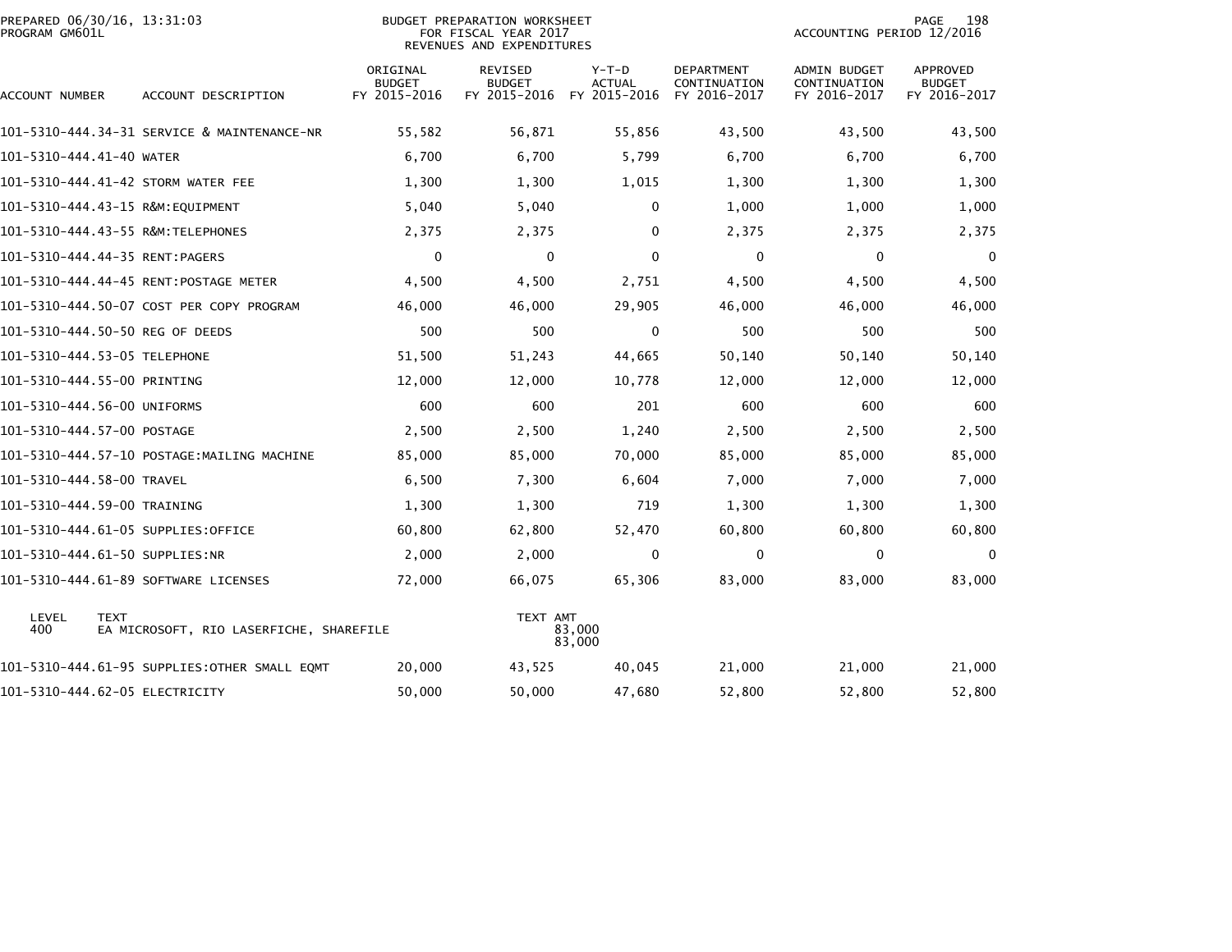PREPARED 06/30/16, 13:31:03
PROGRAM GM601L

BUDGET PREPARATION WORKSHEET
FOR FISCAL YEAR 2017
REVENUES AND EXPENDITURES

ACCOUNTING PERIOD 12/2016

| ACCOUNT NUMBER | ACCOUNT DESCRIPTION | ORIGINAL BUDGET FY 2015-2016 | REVISED BUDGET FY 2015-2016 | Y-T-D ACTUAL FY 2015-2016 | DEPARTMENT CONTINUATION FY 2016-2017 | ADMIN BUDGET CONTINUATION FY 2016-2017 | APPROVED BUDGET FY 2016-2017 |
|---|---|---|---|---|---|---|---|
| 101-5310-444.34-31 | SERVICE & MAINTENANCE-NR | 55,582 | 56,871 | 55,856 | 43,500 | 43,500 | 43,500 |
| 101-5310-444.41-40 | WATER | 6,700 | 6,700 | 5,799 | 6,700 | 6,700 | 6,700 |
| 101-5310-444.41-42 | STORM WATER FEE | 1,300 | 1,300 | 1,015 | 1,300 | 1,300 | 1,300 |
| 101-5310-444.43-15 | R&M:EQUIPMENT | 5,040 | 5,040 | 0 | 1,000 | 1,000 | 1,000 |
| 101-5310-444.43-55 | R&M:TELEPHONES | 2,375 | 2,375 | 0 | 2,375 | 2,375 | 2,375 |
| 101-5310-444.44-35 | RENT:PAGERS | 0 | 0 | 0 | 0 | 0 | 0 |
| 101-5310-444.44-45 | RENT:POSTAGE METER | 4,500 | 4,500 | 2,751 | 4,500 | 4,500 | 4,500 |
| 101-5310-444.50-07 | COST PER COPY PROGRAM | 46,000 | 46,000 | 29,905 | 46,000 | 46,000 | 46,000 |
| 101-5310-444.50-50 | REG OF DEEDS | 500 | 500 | 0 | 500 | 500 | 500 |
| 101-5310-444.53-05 | TELEPHONE | 51,500 | 51,243 | 44,665 | 50,140 | 50,140 | 50,140 |
| 101-5310-444.55-00 | PRINTING | 12,000 | 12,000 | 10,778 | 12,000 | 12,000 | 12,000 |
| 101-5310-444.56-00 | UNIFORMS | 600 | 600 | 201 | 600 | 600 | 600 |
| 101-5310-444.57-00 | POSTAGE | 2,500 | 2,500 | 1,240 | 2,500 | 2,500 | 2,500 |
| 101-5310-444.57-10 | POSTAGE:MAILING MACHINE | 85,000 | 85,000 | 70,000 | 85,000 | 85,000 | 85,000 |
| 101-5310-444.58-00 | TRAVEL | 6,500 | 7,300 | 6,604 | 7,000 | 7,000 | 7,000 |
| 101-5310-444.59-00 | TRAINING | 1,300 | 1,300 | 719 | 1,300 | 1,300 | 1,300 |
| 101-5310-444.61-05 | SUPPLIES:OFFICE | 60,800 | 62,800 | 52,470 | 60,800 | 60,800 | 60,800 |
| 101-5310-444.61-50 | SUPPLIES:NR | 2,000 | 2,000 | 0 | 0 | 0 | 0 |
| 101-5310-444.61-89 | SOFTWARE LICENSES | 72,000 | 66,075 | 65,306 | 83,000 | 83,000 | 83,000 |

| LEVEL | TEXT | TEXT AMT |
|---|---|---|
| 400 | EA MICROSOFT, RIO LASERFICHE, SHAREFILE | 83,000 |
| | | 83,000 |

| ACCOUNT NUMBER | ACCOUNT DESCRIPTION | ORIGINAL BUDGET FY 2015-2016 | REVISED BUDGET FY 2015-2016 | Y-T-D ACTUAL FY 2015-2016 | DEPARTMENT CONTINUATION FY 2016-2017 | ADMIN BUDGET CONTINUATION FY 2016-2017 | APPROVED BUDGET FY 2016-2017 |
|---|---|---|---|---|---|---|---|
| 101-5310-444.61-95 | SUPPLIES:OTHER SMALL EQMT | 20,000 | 43,525 | 40,045 | 21,000 | 21,000 | 21,000 |
| 101-5310-444.62-05 | ELECTRICITY | 50,000 | 50,000 | 47,680 | 52,800 | 52,800 | 52,800 |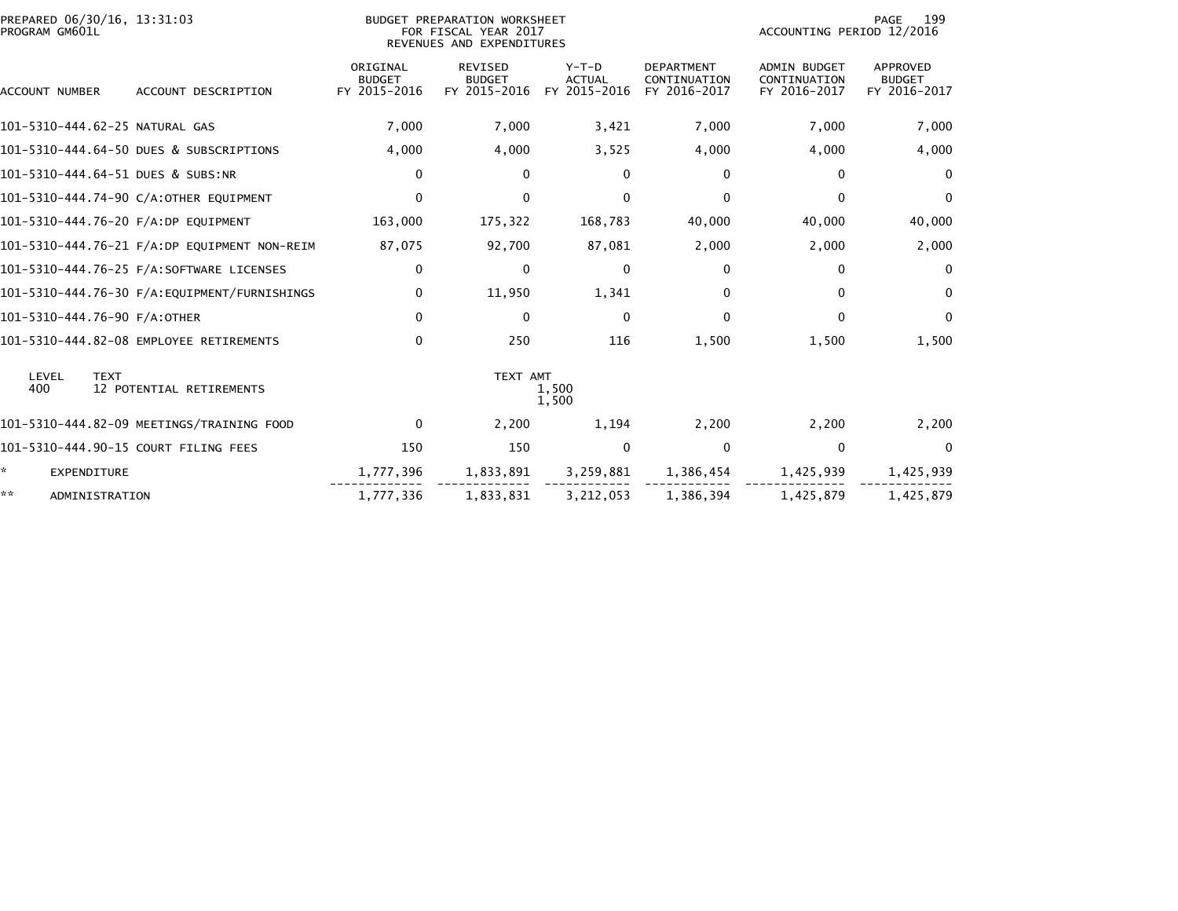PREPARED 06/30/16, 13:31:03
PROGRAM GM601L

BUDGET PREPARATION WORKSHEET
FOR FISCAL YEAR 2017
REVENUES AND EXPENDITURES

ACCOUNTING PERIOD 12/2016

| ACCOUNT NUMBER | ACCOUNT DESCRIPTION | ORIGINAL BUDGET FY 2015-2016 | REVISED BUDGET FY 2015-2016 | Y-T-D ACTUAL FY 2015-2016 | DEPARTMENT CONTINUATION FY 2016-2017 | ADMIN BUDGET CONTINUATION FY 2016-2017 | APPROVED BUDGET FY 2016-2017 |
|---|---|---|---|---|---|---|---|
| 101-5310-444.62-25 | NATURAL GAS | 7,000 | 7,000 | 3,421 | 7,000 | 7,000 | 7,000 |
| 101-5310-444.64-50 | DUES & SUBSCRIPTIONS | 4,000 | 4,000 | 3,525 | 4,000 | 4,000 | 4,000 |
| 101-5310-444.64-51 | DUES & SUBS:NR | 0 | 0 | 0 | 0 | 0 | 0 |
| 101-5310-444.74-90 | C/A:OTHER EQUIPMENT | 0 | 0 | 0 | 0 | 0 | 0 |
| 101-5310-444.76-20 | F/A:DP EQUIPMENT | 163,000 | 175,322 | 168,783 | 40,000 | 40,000 | 40,000 |
| 101-5310-444.76-21 | F/A:DP EQUIPMENT NON-REIM | 87,075 | 92,700 | 87,081 | 2,000 | 2,000 | 2,000 |
| 101-5310-444.76-25 | F/A:SOFTWARE LICENSES | 0 | 0 | 0 | 0 | 0 | 0 |
| 101-5310-444.76-30 | F/A:EQUIPMENT/FURNISHINGS | 0 | 11,950 | 1,341 | 0 | 0 | 0 |
| 101-5310-444.76-90 | F/A:OTHER | 0 | 0 | 0 | 0 | 0 | 0 |
| 101-5310-444.82-08 | EMPLOYEE RETIREMENTS | 0 | 250 | 116 | 1,500 | 1,500 | 1,500 |

| LEVEL | TEXT | TEXT AMT |
|---|---|---|
| 400 | 12 POTENTIAL RETIREMENTS | 1,500 |
| | | 1,500 |

| ACCOUNT NUMBER | ACCOUNT DESCRIPTION | ORIGINAL BUDGET FY 2015-2016 | REVISED BUDGET FY 2015-2016 | Y-T-D ACTUAL FY 2015-2016 | DEPARTMENT CONTINUATION FY 2016-2017 | ADMIN BUDGET CONTINUATION FY 2016-2017 | APPROVED BUDGET FY 2016-2017 |
|---|---|---|---|---|---|---|---|
| 101-5310-444.82-09 | MEETINGS/TRAINING FOOD | 0 | 2,200 | 1,194 | 2,200 | 2,200 | 2,200 |
| 101-5310-444.90-15 | COURT FILING FEES | 150 | 150 | 0 | 0 | 0 | 0 |
| * | EXPENDITURE | 1,777,396 | 1,833,891 | 3,259,881 | 1,386,454 | 1,425,939 | 1,425,939 |
| ** | ADMINISTRATION | 1,777,336 | 1,833,831 | 3,212,053 | 1,386,394 | 1,425,879 | 1,425,879 |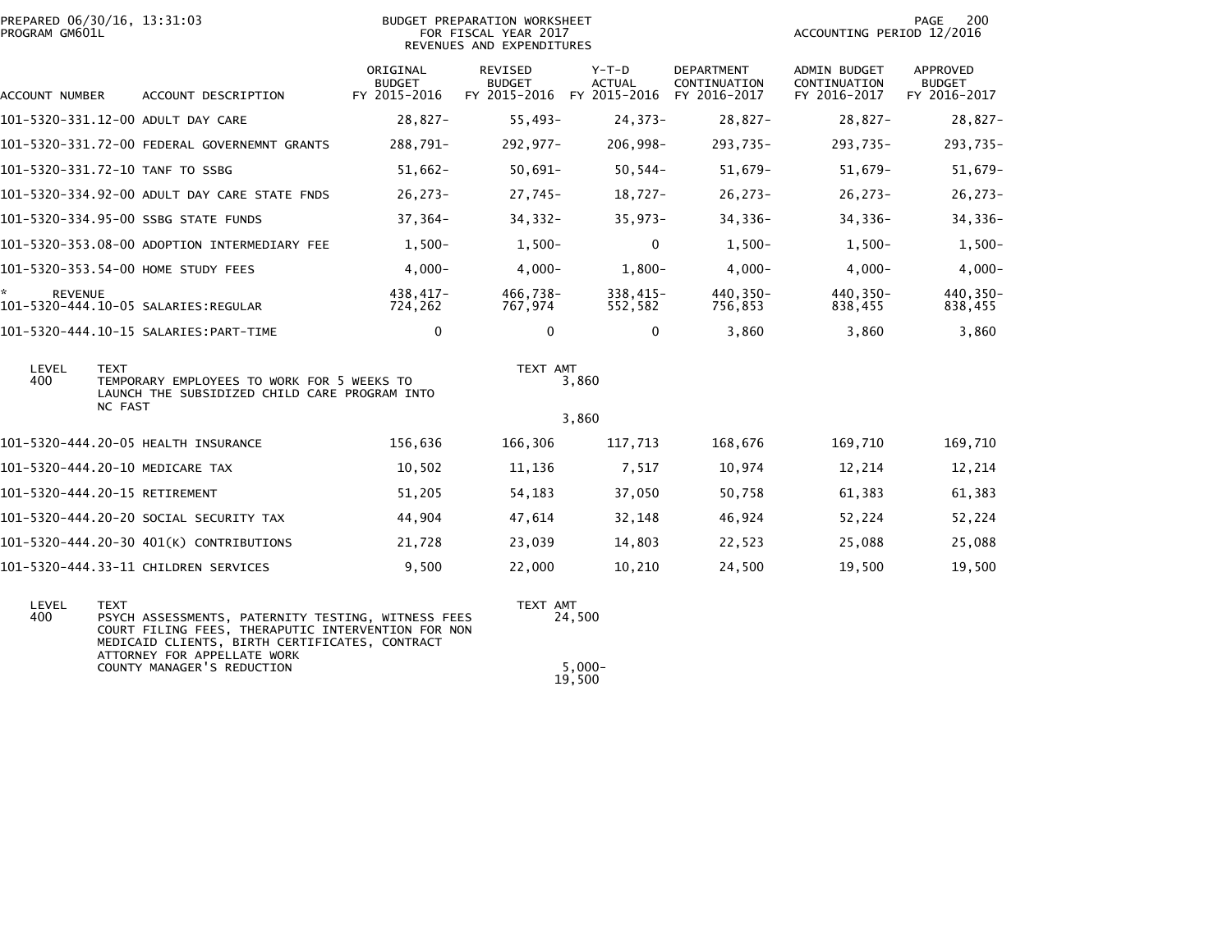PREPARED 06/30/16, 13:31:03
PROGRAM GM601L

BUDGET PREPARATION WORKSHEET
FOR FISCAL YEAR 2017
REVENUES AND EXPENDITURES

ACCOUNTING PERIOD 12/2016

| ACCOUNT NUMBER | ACCOUNT DESCRIPTION | ORIGINAL BUDGET FY 2015-2016 | REVISED BUDGET FY 2015-2016 | Y-T-D ACTUAL FY 2015-2016 | DEPARTMENT CONTINUATION FY 2016-2017 | ADMIN BUDGET CONTINUATION FY 2016-2017 | APPROVED BUDGET FY 2016-2017 |
|---|---|---|---|---|---|---|---|
| 101-5320-331.12-00 | ADULT DAY CARE | 28,827- | 55,493- | 24,373- | 28,827- | 28,827- | 28,827- |
| 101-5320-331.72-00 | FEDERAL GOVERNEMNT GRANTS | 288,791- | 292,977- | 206,998- | 293,735- | 293,735- | 293,735- |
| 101-5320-331.72-10 | TANF TO SSBG | 51,662- | 50,691- | 50,544- | 51,679- | 51,679- | 51,679- |
| 101-5320-334.92-00 | ADULT DAY CARE STATE FNDS | 26,273- | 27,745- | 18,727- | 26,273- | 26,273- | 26,273- |
| 101-5320-334.95-00 | SSBG STATE FUNDS | 37,364- | 34,332- | 35,973- | 34,336- | 34,336- | 34,336- |
| 101-5320-353.08-00 | ADOPTION INTERMEDIARY FEE | 1,500- | 1,500- | 0 | 1,500- | 1,500- | 1,500- |
| 101-5320-353.54-00 | HOME STUDY FEES | 4,000- | 4,000- | 1,800- | 4,000- | 4,000- | 4,000- |
| * REVENUE | | 438,417- | 466,738- | 338,415- | 440,350- | 440,350- | 440,350- |
| 101-5320-444.10-05 | SALARIES:REGULAR | 724,262 | 767,974 | 552,582 | 756,853 | 838,455 | 838,455 |
| 101-5320-444.10-15 | SALARIES:PART-TIME | 0 | 0 | 0 | 3,860 | 3,860 | 3,860 |

| LEVEL | TEXT | TEXT AMT |
|---|---|---|
| 400 | TEMPORARY EMPLOYEES TO WORK FOR 5 WEEKS TO LAUNCH THE SUBSIDIZED CHILD CARE PROGRAM INTO NC FAST | 3,860 |
| | | 3,860 |

| ACCOUNT NUMBER | ACCOUNT DESCRIPTION | ORIGINAL BUDGET FY 2015-2016 | REVISED BUDGET FY 2015-2016 | Y-T-D ACTUAL FY 2015-2016 | DEPARTMENT CONTINUATION FY 2016-2017 | ADMIN BUDGET CONTINUATION FY 2016-2017 | APPROVED BUDGET FY 2016-2017 |
|---|---|---|---|---|---|---|---|
| 101-5320-444.20-05 | HEALTH INSURANCE | 156,636 | 166,306 | 117,713 | 168,676 | 169,710 | 169,710 |
| 101-5320-444.20-10 | MEDICARE TAX | 10,502 | 11,136 | 7,517 | 10,974 | 12,214 | 12,214 |
| 101-5320-444.20-15 | RETIREMENT | 51,205 | 54,183 | 37,050 | 50,758 | 61,383 | 61,383 |
| 101-5320-444.20-20 | SOCIAL SECURITY TAX | 44,904 | 47,614 | 32,148 | 46,924 | 52,224 | 52,224 |
| 101-5320-444.20-30 | 401(K) CONTRIBUTIONS | 21,728 | 23,039 | 14,803 | 22,523 | 25,088 | 25,088 |
| 101-5320-444.33-11 | CHILDREN SERVICES | 9,500 | 22,000 | 10,210 | 24,500 | 19,500 | 19,500 |

| LEVEL | TEXT | TEXT AMT |
|---|---|---|
| 400 | PSYCH ASSESSMENTS, PATERNITY TESTING, WITNESS FEES COURT FILING FEES, THERAPUTIC INTERVENTION FOR NON MEDICAID CLIENTS, BIRTH CERTIFICATES, CONTRACT ATTORNEY FOR APPELLATE WORK | 24,500 |
| | COUNTY MANAGER'S REDUCTION | 5,000- |
| | | 19,500 |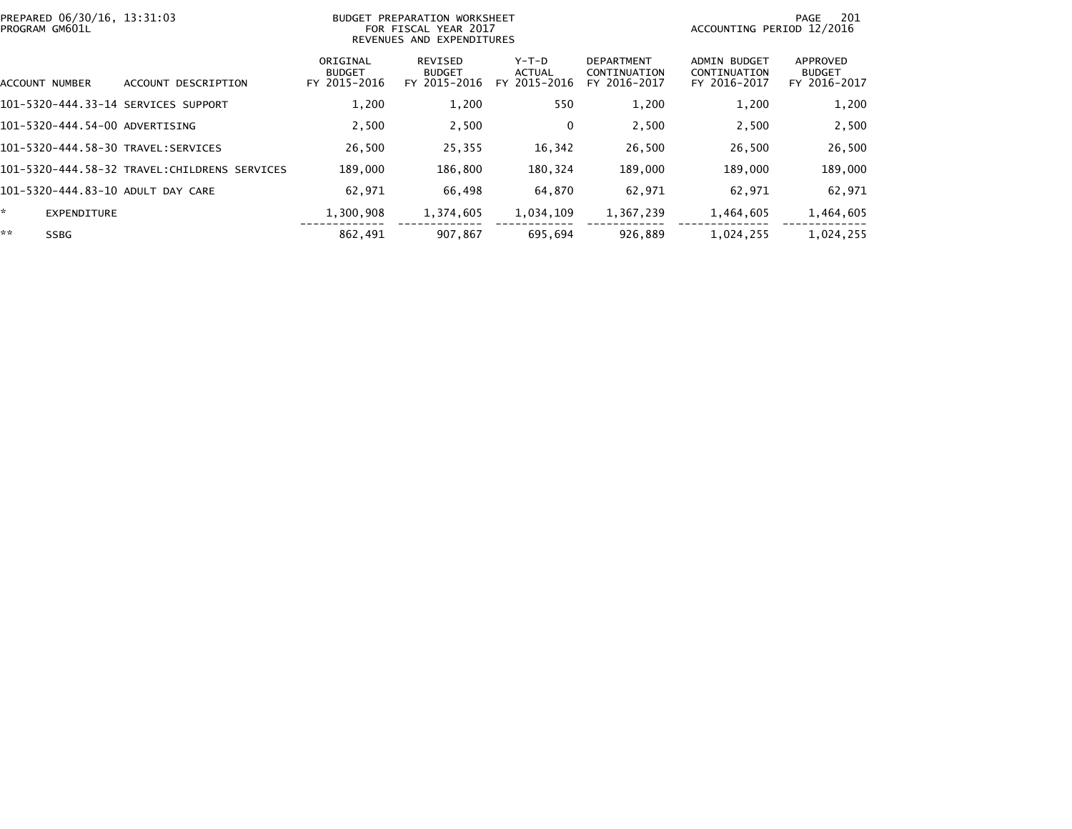PREPARED 06/30/16, 13:31:03
PROGRAM GM601L

BUDGET PREPARATION WORKSHEET
FOR FISCAL YEAR 2017
REVENUES AND EXPENDITURES

ACCOUNTING PERIOD 12/2016

| ACCOUNT NUMBER | ACCOUNT DESCRIPTION | ORIGINAL BUDGET FY 2015-2016 | REVISED BUDGET FY 2015-2016 | Y-T-D ACTUAL FY 2015-2016 | DEPARTMENT CONTINUATION FY 2016-2017 | ADMIN BUDGET CONTINUATION FY 2016-2017 | APPROVED BUDGET FY 2016-2017 |
|---|---|---|---|---|---|---|---|
| 101-5320-444.33-14 | SERVICES SUPPORT | 1,200 | 1,200 | 550 | 1,200 | 1,200 | 1,200 |
| 101-5320-444.54-00 | ADVERTISING | 2,500 | 2,500 | 0 | 2,500 | 2,500 | 2,500 |
| 101-5320-444.58-30 | TRAVEL:SERVICES | 26,500 | 25,355 | 16,342 | 26,500 | 26,500 | 26,500 |
| 101-5320-444.58-32 | TRAVEL:CHILDRENS SERVICES | 189,000 | 186,800 | 180,324 | 189,000 | 189,000 | 189,000 |
| 101-5320-444.83-10 | ADULT DAY CARE | 62,971 | 66,498 | 64,870 | 62,971 | 62,971 | 62,971 |
| * | EXPENDITURE | 1,300,908 | 1,374,605 | 1,034,109 | 1,367,239 | 1,464,605 | 1,464,605 |
| ** | SSBG | 862,491 | 907,867 | 695,694 | 926,889 | 1,024,255 | 1,024,255 |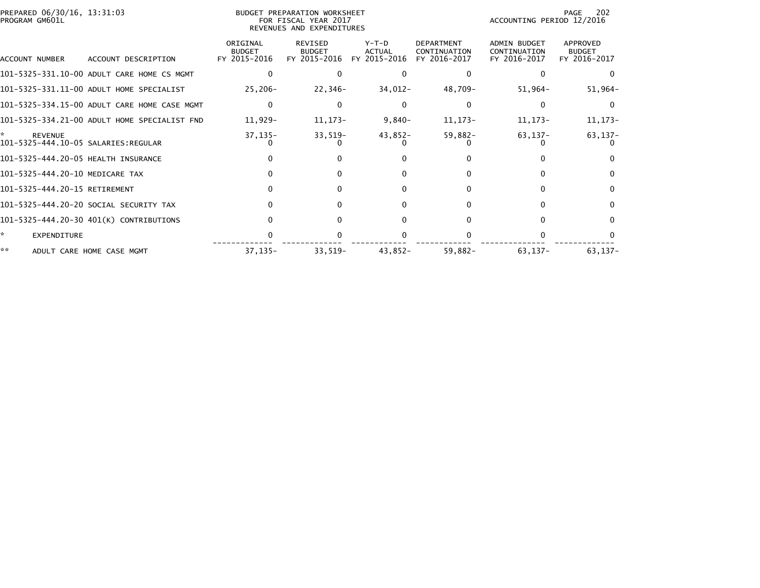PREPARED 06/30/16, 13:31:03
PROGRAM GM601L

BUDGET PREPARATION WORKSHEET
FOR FISCAL YEAR 2017
REVENUES AND EXPENDITURES

ACCOUNTING PERIOD 12/2016

| ACCOUNT NUMBER | ACCOUNT DESCRIPTION | ORIGINAL BUDGET FY 2015-2016 | REVISED BUDGET FY 2015-2016 | Y-T-D ACTUAL FY 2015-2016 | DEPARTMENT CONTINUATION FY 2016-2017 | ADMIN BUDGET CONTINUATION FY 2016-2017 | APPROVED BUDGET FY 2016-2017 |
|---|---|---|---|---|---|---|---|
| 101-5325-331.10-00 | ADULT CARE HOME CS MGMT | 0 | 0 | 0 | 0 | 0 | 0 |
| 101-5325-331.11-00 | ADULT HOME SPECIALIST | 25,206- | 22,346- | 34,012- | 48,709- | 51,964- | 51,964- |
| 101-5325-334.15-00 | ADULT CARE HOME CASE MGMT | 0 | 0 | 0 | 0 | 0 | 0 |
| 101-5325-334.21-00 | ADULT HOME SPECIALIST FND | 11,929- | 11,173- | 9,840- | 11,173- | 11,173- | 11,173- |
| * | REVENUE | 37,135- | 33,519- | 43,852- | 59,882- | 63,137- | 63,137- |
| 101-5325-444.10-05 | SALARIES:REGULAR | 0 | 0 | 0 | 0 | 0 | 0 |
| 101-5325-444.20-05 | HEALTH INSURANCE | 0 | 0 | 0 | 0 | 0 | 0 |
| 101-5325-444.20-10 | MEDICARE TAX | 0 | 0 | 0 | 0 | 0 | 0 |
| 101-5325-444.20-15 | RETIREMENT | 0 | 0 | 0 | 0 | 0 | 0 |
| 101-5325-444.20-20 | SOCIAL SECURITY TAX | 0 | 0 | 0 | 0 | 0 | 0 |
| 101-5325-444.20-30 | 401(K) CONTRIBUTIONS | 0 | 0 | 0 | 0 | 0 | 0 |
| * | EXPENDITURE | 0 | 0 | 0 | 0 | 0 | 0 |
| ** | ADULT CARE HOME CASE MGMT | 37,135- | 33,519- | 43,852- | 59,882- | 63,137- | 63,137- |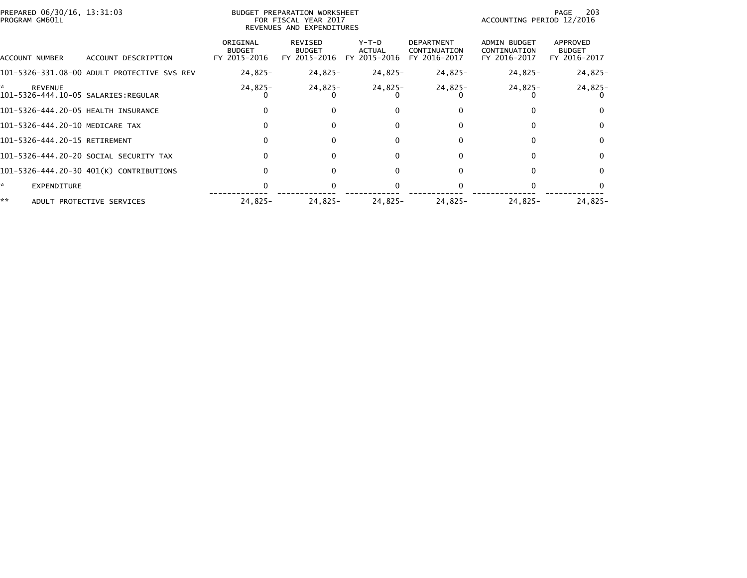PREPARED 06/30/16, 13:31:03
PROGRAM GM601L

BUDGET PREPARATION WORKSHEET
FOR FISCAL YEAR 2017
REVENUES AND EXPENDITURES

ACCOUNTING PERIOD 12/2016

| ACCOUNT NUMBER | ACCOUNT DESCRIPTION | ORIGINAL BUDGET FY 2015-2016 | REVISED BUDGET FY 2015-2016 | Y-T-D ACTUAL FY 2015-2016 | DEPARTMENT CONTINUATION FY 2016-2017 | ADMIN BUDGET CONTINUATION FY 2016-2017 | APPROVED BUDGET FY 2016-2017 |
|---|---|---|---|---|---|---|---|
| 101-5326-331.08-00 | ADULT PROTECTIVE SVS REV | 24,825- | 24,825- | 24,825- | 24,825- | 24,825- | 24,825- |
| * | REVENUE | 24,825- | 24,825- | 24,825- | 24,825- | 24,825- | 24,825- |
| 101-5326-444.10-05 | SALARIES:REGULAR | 0 | 0 | 0 | 0 | 0 | 0 |
| 101-5326-444.20-05 | HEALTH INSURANCE | 0 | 0 | 0 | 0 | 0 | 0 |
| 101-5326-444.20-10 | MEDICARE TAX | 0 | 0 | 0 | 0 | 0 | 0 |
| 101-5326-444.20-15 | RETIREMENT | 0 | 0 | 0 | 0 | 0 | 0 |
| 101-5326-444.20-20 | SOCIAL SECURITY TAX | 0 | 0 | 0 | 0 | 0 | 0 |
| 101-5326-444.20-30 | 401(K) CONTRIBUTIONS | 0 | 0 | 0 | 0 | 0 | 0 |
| * | EXPENDITURE | 0 | 0 | 0 | 0 | 0 | 0 |
| ** | ADULT PROTECTIVE SERVICES | 24,825- | 24,825- | 24,825- | 24,825- | 24,825- | 24,825- |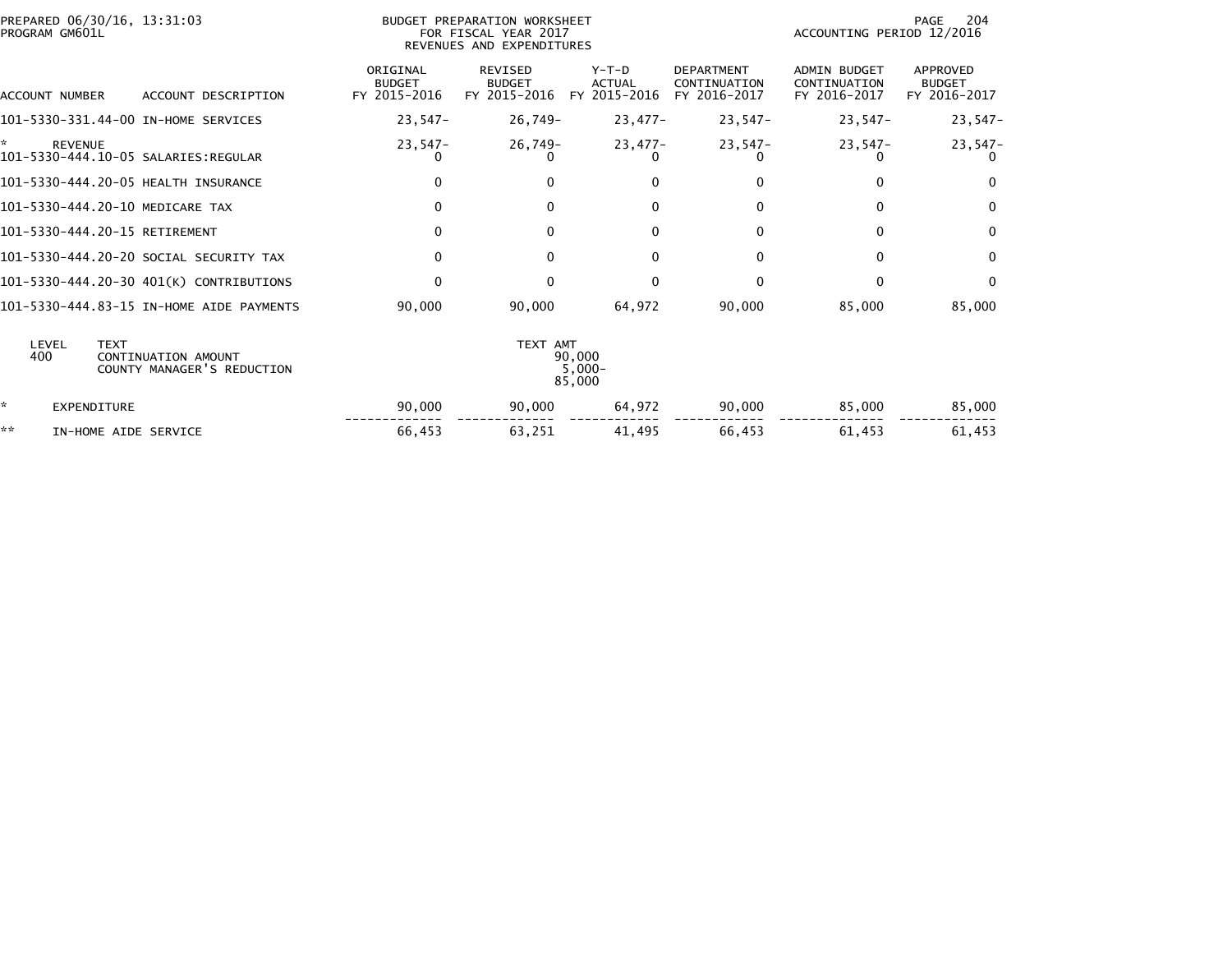PREPARED 06/30/16, 13:31:03
PROGRAM GM601L

BUDGET PREPARATION WORKSHEET
FOR FISCAL YEAR 2017
REVENUES AND EXPENDITURES

ACCOUNTING PERIOD 12/2016

| ACCOUNT NUMBER | ACCOUNT DESCRIPTION | ORIGINAL BUDGET FY 2015-2016 | REVISED BUDGET FY 2015-2016 | Y-T-D ACTUAL FY 2015-2016 | DEPARTMENT CONTINUATION FY 2016-2017 | ADMIN BUDGET CONTINUATION FY 2016-2017 | APPROVED BUDGET FY 2016-2017 |
|---|---|---|---|---|---|---|---|
| 101-5330-331.44-00 | IN-HOME SERVICES | 23,547- | 26,749- | 23,477- | 23,547- | 23,547- | 23,547- |
| * | REVENUE | 23,547- | 26,749- | 23,477- | 23,547- | 23,547- | 23,547- |
| 101-5330-444.10-05 | SALARIES:REGULAR | 0 | 0 | 0 | 0 | 0 | 0 |
| 101-5330-444.20-05 | HEALTH INSURANCE | 0 | 0 | 0 | 0 | 0 | 0 |
| 101-5330-444.20-10 | MEDICARE TAX | 0 | 0 | 0 | 0 | 0 | 0 |
| 101-5330-444.20-15 | RETIREMENT | 0 | 0 | 0 | 0 | 0 | 0 |
| 101-5330-444.20-20 | SOCIAL SECURITY TAX | 0 | 0 | 0 | 0 | 0 | 0 |
| 101-5330-444.20-30 | 401(K) CONTRIBUTIONS | 0 | 0 | 0 | 0 | 0 | 0 |
| 101-5330-444.83-15 | IN-HOME AIDE PAYMENTS | 90,000 | 90,000 | 64,972 | 90,000 | 85,000 | 85,000 |

| LEVEL | TEXT | TEXT AMT |
|---|---|---|
| 400 | CONTINUATION AMOUNT | 90,000 |
| | COUNTY MANAGER'S REDUCTION | 5,000- |
| | | 85,000 |

| | | ORIGINAL BUDGET FY 2015-2016 | REVISED BUDGET FY 2015-2016 | Y-T-D ACTUAL FY 2015-2016 | DEPARTMENT CONTINUATION FY 2016-2017 | ADMIN BUDGET CONTINUATION FY 2016-2017 | APPROVED BUDGET FY 2016-2017 |
|---|---|---|---|---|---|---|---|
| * | EXPENDITURE | 90,000 | 90,000 | 64,972 | 90,000 | 85,000 | 85,000 |
| ** | IN-HOME AIDE SERVICE | 66,453 | 63,251 | 41,495 | 66,453 | 61,453 | 61,453 |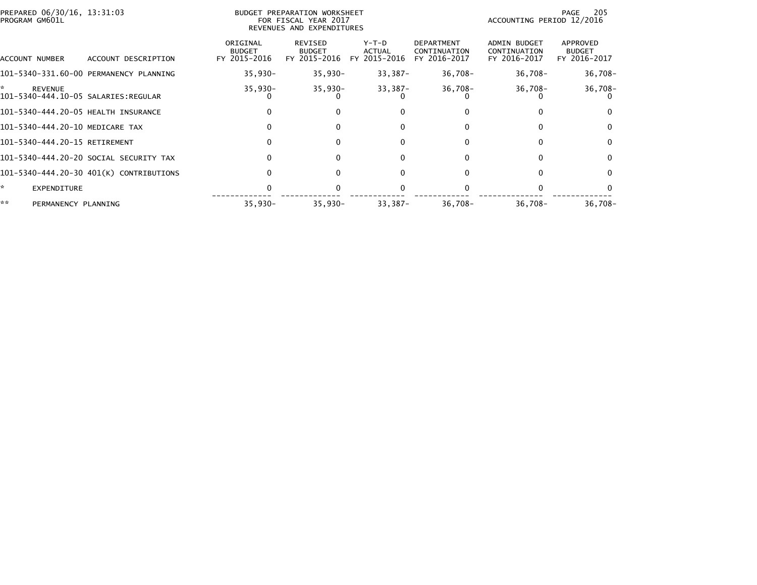BUDGET PREPARATION WORKSHEET
FOR FISCAL YEAR 2017
REVENUES AND EXPENDITURES

PREPARED 06/30/16, 13:31:03
PROGRAM GM601L

ACCOUNTING PERIOD 12/2016

| ACCOUNT NUMBER | ACCOUNT DESCRIPTION | ORIGINAL BUDGET FY 2015-2016 | REVISED BUDGET FY 2015-2016 | Y-T-D ACTUAL FY 2015-2016 | DEPARTMENT CONTINUATION FY 2016-2017 | ADMIN BUDGET CONTINUATION FY 2016-2017 | APPROVED BUDGET FY 2016-2017 |
|---|---|---|---|---|---|---|---|
| 101-5340-331.60-00 | PERMANENCY PLANNING | 35,930- | 35,930- | 33,387- | 36,708- | 36,708- | 36,708- |
| * | REVENUE | 35,930- | 35,930- | 33,387- | 36,708- | 36,708- | 36,708- |
| 101-5340-444.10-05 | SALARIES:REGULAR | 0 | 0 | 0 | 0 | 0 | 0 |
| 101-5340-444.20-05 | HEALTH INSURANCE | 0 | 0 | 0 | 0 | 0 | 0 |
| 101-5340-444.20-10 | MEDICARE TAX | 0 | 0 | 0 | 0 | 0 | 0 |
| 101-5340-444.20-15 | RETIREMENT | 0 | 0 | 0 | 0 | 0 | 0 |
| 101-5340-444.20-20 | SOCIAL SECURITY TAX | 0 | 0 | 0 | 0 | 0 | 0 |
| 101-5340-444.20-30 | 401(K) CONTRIBUTIONS | 0 | 0 | 0 | 0 | 0 | 0 |
| * | EXPENDITURE | 0 | 0 | 0 | 0 | 0 | 0 |
| ** | PERMANENCY PLANNING | 35,930- | 35,930- | 33,387- | 36,708- | 36,708- | 36,708- |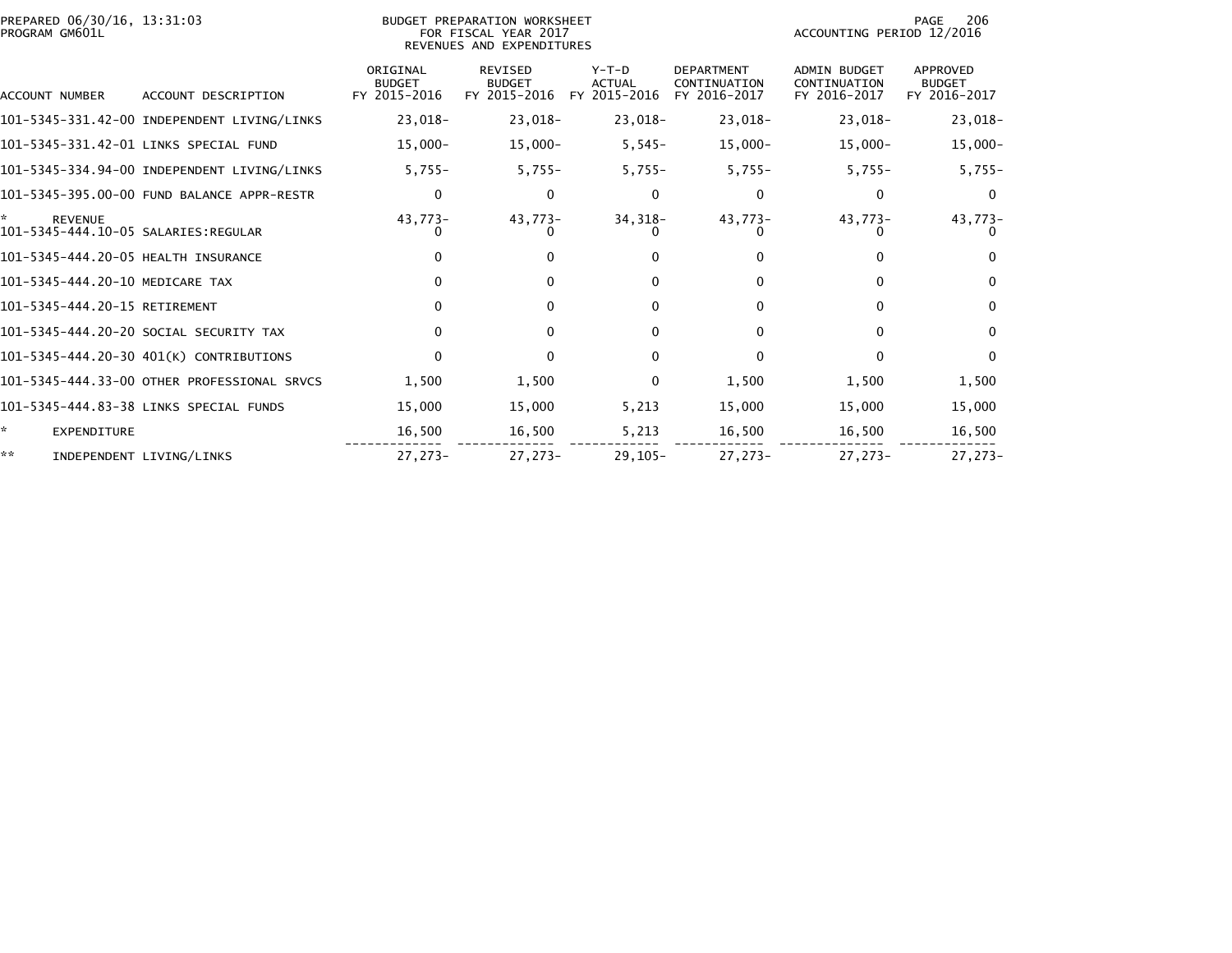PREPARED 06/30/16, 13:31:03
PROGRAM GM601L

BUDGET PREPARATION WORKSHEET
FOR FISCAL YEAR 2017
REVENUES AND EXPENDITURES

ACCOUNTING PERIOD 12/2016

| ACCOUNT NUMBER | ACCOUNT DESCRIPTION | ORIGINAL BUDGET FY 2015-2016 | REVISED BUDGET FY 2015-2016 | Y-T-D ACTUAL FY 2015-2016 | DEPARTMENT CONTINUATION FY 2016-2017 | ADMIN BUDGET CONTINUATION FY 2016-2017 | APPROVED BUDGET FY 2016-2017 |
|---|---|---|---|---|---|---|---|
| 101-5345-331.42-00 | INDEPENDENT LIVING/LINKS | 23,018- | 23,018- | 23,018- | 23,018- | 23,018- | 23,018- |
| 101-5345-331.42-01 | LINKS SPECIAL FUND | 15,000- | 15,000- | 5,545- | 15,000- | 15,000- | 15,000- |
| 101-5345-334.94-00 | INDEPENDENT LIVING/LINKS | 5,755- | 5,755- | 5,755- | 5,755- | 5,755- | 5,755- |
| 101-5345-395.00-00 | FUND BALANCE APPR-RESTR | 0 | 0 | 0 | 0 | 0 | 0 |
| * | REVENUE | 43,773- | 43,773- | 34,318- | 43,773- | 43,773- | 43,773- |
| 101-5345-444.10-05 | SALARIES:REGULAR | 0 | 0 | 0 | 0 | 0 | 0 |
| 101-5345-444.20-05 | HEALTH INSURANCE | 0 | 0 | 0 | 0 | 0 | 0 |
| 101-5345-444.20-10 | MEDICARE TAX | 0 | 0 | 0 | 0 | 0 | 0 |
| 101-5345-444.20-15 | RETIREMENT | 0 | 0 | 0 | 0 | 0 | 0 |
| 101-5345-444.20-20 | SOCIAL SECURITY TAX | 0 | 0 | 0 | 0 | 0 | 0 |
| 101-5345-444.20-30 | 401(K) CONTRIBUTIONS | 0 | 0 | 0 | 0 | 0 | 0 |
| 101-5345-444.33-00 | OTHER PROFESSIONAL SRVCS | 1,500 | 1,500 | 0 | 1,500 | 1,500 | 1,500 |
| 101-5345-444.83-38 | LINKS SPECIAL FUNDS | 15,000 | 15,000 | 5,213 | 15,000 | 15,000 | 15,000 |
| * | EXPENDITURE | 16,500 | 16,500 | 5,213 | 16,500 | 16,500 | 16,500 |
| ** | INDEPENDENT LIVING/LINKS | 27,273- | 27,273- | 29,105- | 27,273- | 27,273- | 27,273- |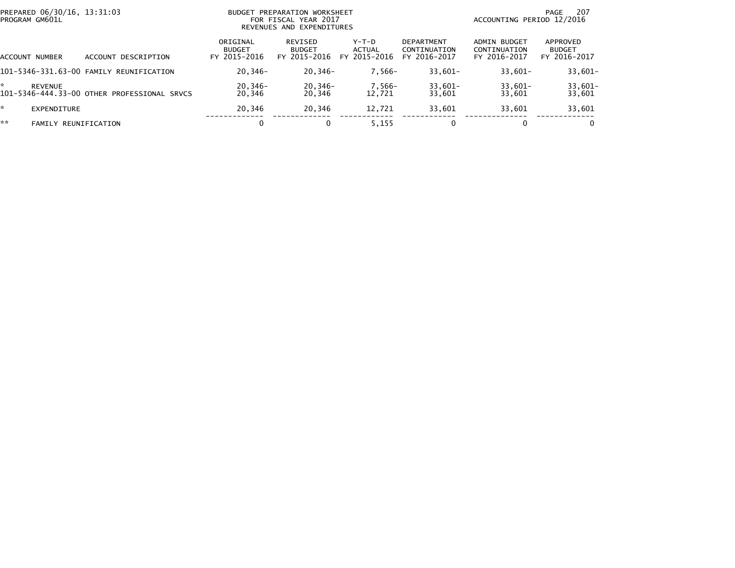PREPARED 06/30/16, 13:31:03
PROGRAM GM601L

BUDGET PREPARATION WORKSHEET
FOR FISCAL YEAR 2017
REVENUES AND EXPENDITURES

ACCOUNTING PERIOD 12/2016

| ACCOUNT NUMBER | ACCOUNT DESCRIPTION | ORIGINAL BUDGET FY 2015-2016 | REVISED BUDGET FY 2015-2016 | Y-T-D ACTUAL FY 2015-2016 | DEPARTMENT CONTINUATION FY 2016-2017 | ADMIN BUDGET CONTINUATION FY 2016-2017 | APPROVED BUDGET FY 2016-2017 |
|---|---|---|---|---|---|---|---|
| 101-5346-331.63-00 | FAMILY REUNIFICATION | 20,346- | 20,346- | 7,566- | 33,601- | 33,601- | 33,601- |
| * | REVENUE | 20,346- | 20,346- | 7,566- | 33,601- | 33,601- | 33,601- |
| 101-5346-444.33-00 | OTHER PROFESSIONAL SRVCS | 20,346 | 20,346 | 12,721 | 33,601 | 33,601 | 33,601 |
| * | EXPENDITURE | 20,346 | 20,346 | 12,721 | 33,601 | 33,601 | 33,601 |
| ** | FAMILY REUNIFICATION | 0 | 0 | 5,155 | 0 | 0 | 0 |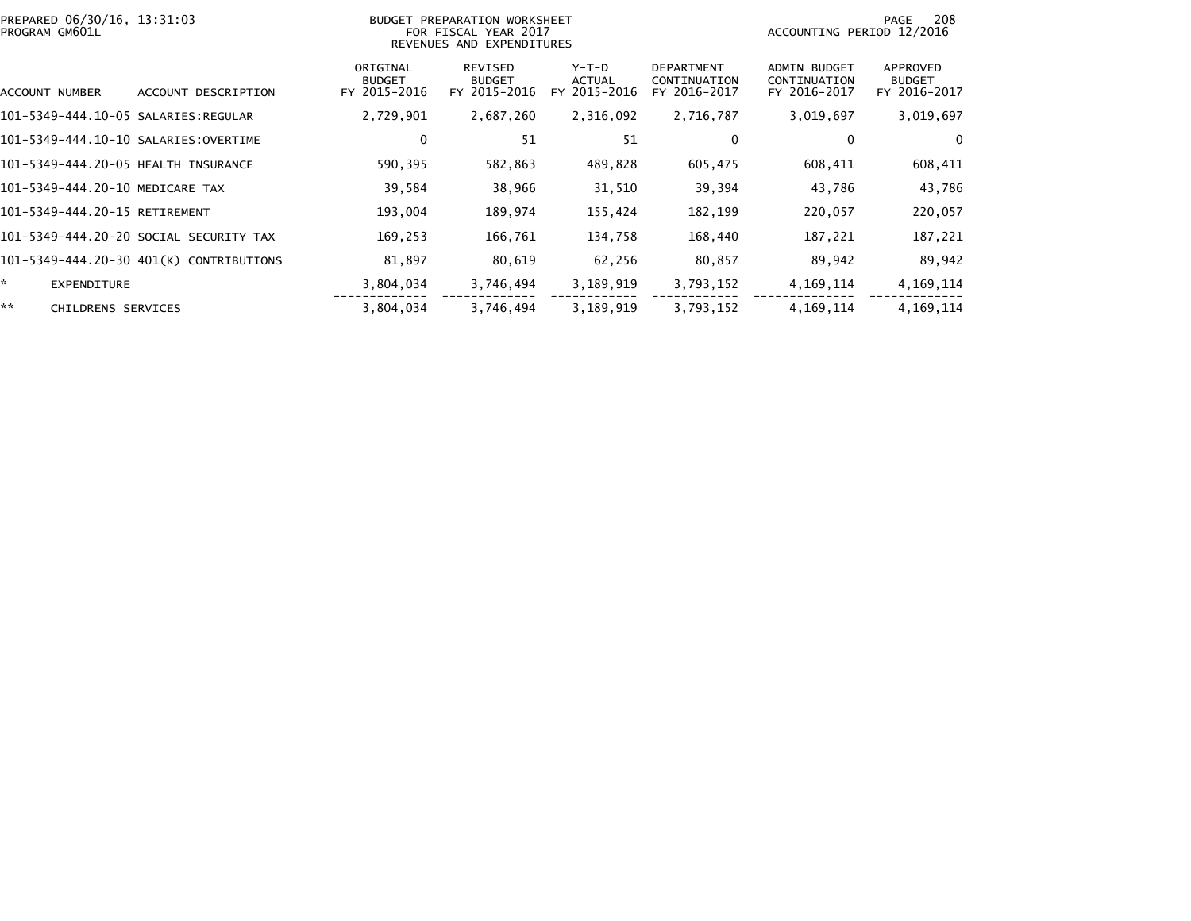BUDGET PREPARATION WORKSHEET
FOR FISCAL YEAR 2017
REVENUES AND EXPENDITURES

PREPARED 06/30/16, 13:31:03
PROGRAM GM601L

ACCOUNTING PERIOD 12/2016

| ACCOUNT NUMBER | ACCOUNT DESCRIPTION | ORIGINAL BUDGET FY 2015-2016 | REVISED BUDGET FY 2015-2016 | Y-T-D ACTUAL FY 2015-2016 | DEPARTMENT CONTINUATION FY 2016-2017 | ADMIN BUDGET CONTINUATION FY 2016-2017 | APPROVED BUDGET FY 2016-2017 |
|---|---|---|---|---|---|---|---|
| 101-5349-444.10-05 | SALARIES:REGULAR | 2,729,901 | 2,687,260 | 2,316,092 | 2,716,787 | 3,019,697 | 3,019,697 |
| 101-5349-444.10-10 | SALARIES:OVERTIME | 0 | 51 | 51 | 0 | 0 | 0 |
| 101-5349-444.20-05 | HEALTH INSURANCE | 590,395 | 582,863 | 489,828 | 605,475 | 608,411 | 608,411 |
| 101-5349-444.20-10 | MEDICARE TAX | 39,584 | 38,966 | 31,510 | 39,394 | 43,786 | 43,786 |
| 101-5349-444.20-15 | RETIREMENT | 193,004 | 189,974 | 155,424 | 182,199 | 220,057 | 220,057 |
| 101-5349-444.20-20 | SOCIAL SECURITY TAX | 169,253 | 166,761 | 134,758 | 168,440 | 187,221 | 187,221 |
| 101-5349-444.20-30 | 401(K) CONTRIBUTIONS | 81,897 | 80,619 | 62,256 | 80,857 | 89,942 | 89,942 |
| * | EXPENDITURE | 3,804,034 | 3,746,494 | 3,189,919 | 3,793,152 | 4,169,114 | 4,169,114 |
| ** | CHILDRENS SERVICES | 3,804,034 | 3,746,494 | 3,189,919 | 3,793,152 | 4,169,114 | 4,169,114 |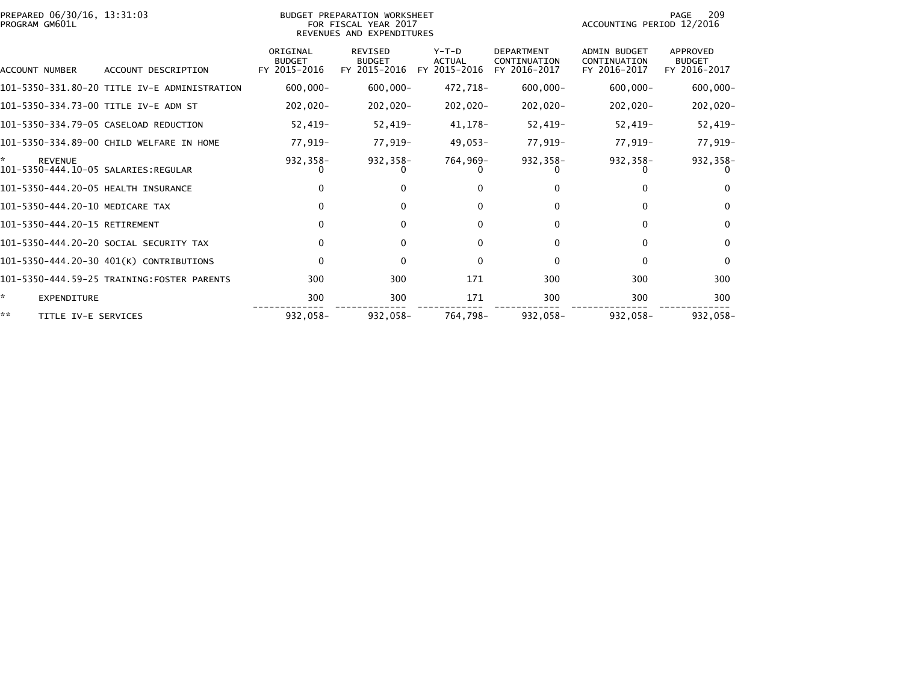PREPARED 06/30/16, 13:31:03
PROGRAM GM601L

BUDGET PREPARATION WORKSHEET
FOR FISCAL YEAR 2017
REVENUES AND EXPENDITURES

ACCOUNTING PERIOD 12/2016

| ACCOUNT NUMBER | ACCOUNT DESCRIPTION | ORIGINAL BUDGET FY 2015-2016 | REVISED BUDGET FY 2015-2016 | Y-T-D ACTUAL FY 2015-2016 | DEPARTMENT CONTINUATION FY 2016-2017 | ADMIN BUDGET CONTINUATION FY 2016-2017 | APPROVED BUDGET FY 2016-2017 |
|---|---|---|---|---|---|---|---|
| 101-5350-331.80-20 | TITLE IV-E ADMINISTRATION | 600,000- | 600,000- | 472,718- | 600,000- | 600,000- | 600,000- |
| 101-5350-334.73-00 | TITLE IV-E ADM ST | 202,020- | 202,020- | 202,020- | 202,020- | 202,020- | 202,020- |
| 101-5350-334.79-05 | CASELOAD REDUCTION | 52,419- | 52,419- | 41,178- | 52,419- | 52,419- | 52,419- |
| 101-5350-334.89-00 | CHILD WELFARE IN HOME | 77,919- | 77,919- | 49,053- | 77,919- | 77,919- | 77,919- |
| * | REVENUE | 932,358- | 932,358- | 764,969- | 932,358- | 932,358- | 932,358- |
| 101-5350-444.10-05 | SALARIES:REGULAR | 0 | 0 | 0 | 0 | 0 | 0 |
| 101-5350-444.20-05 | HEALTH INSURANCE | 0 | 0 | 0 | 0 | 0 | 0 |
| 101-5350-444.20-10 | MEDICARE TAX | 0 | 0 | 0 | 0 | 0 | 0 |
| 101-5350-444.20-15 | RETIREMENT | 0 | 0 | 0 | 0 | 0 | 0 |
| 101-5350-444.20-20 | SOCIAL SECURITY TAX | 0 | 0 | 0 | 0 | 0 | 0 |
| 101-5350-444.20-30 | 401(K) CONTRIBUTIONS | 0 | 0 | 0 | 0 | 0 | 0 |
| 101-5350-444.59-25 | TRAINING:FOSTER PARENTS | 300 | 300 | 171 | 300 | 300 | 300 |
| * | EXPENDITURE | 300 | 300 | 171 | 300 | 300 | 300 |
| ** | TITLE IV-E SERVICES | 932,058- | 932,058- | 764,798- | 932,058- | 932,058- | 932,058- |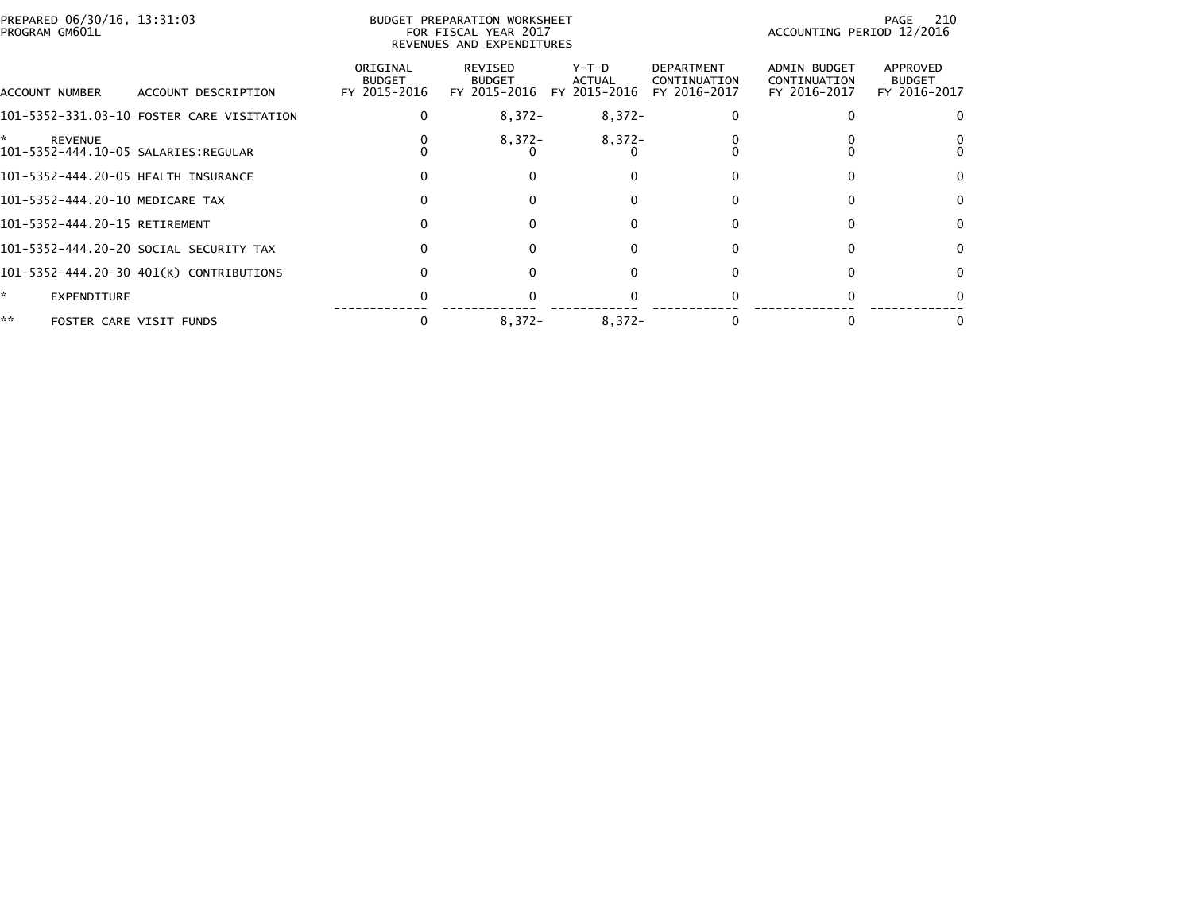PREPARED 06/30/16, 13:31:03
PROGRAM GM601L

BUDGET PREPARATION WORKSHEET
FOR FISCAL YEAR 2017
REVENUES AND EXPENDITURES

ACCOUNTING PERIOD 12/2016

| ACCOUNT NUMBER | ACCOUNT DESCRIPTION | ORIGINAL BUDGET FY 2015-2016 | REVISED BUDGET FY 2015-2016 | Y-T-D ACTUAL FY 2015-2016 | DEPARTMENT CONTINUATION FY 2016-2017 | ADMIN BUDGET CONTINUATION FY 2016-2017 | APPROVED BUDGET FY 2016-2017 |
|---|---|---|---|---|---|---|---|
| 101-5352-331.03-10 | FOSTER CARE VISITATION | 0 | 8,372- | 8,372- | 0 | 0 | 0 |
| * | REVENUE | 0 | 8,372- | 8,372- | 0 | 0 | 0 |
| 101-5352-444.10-05 | SALARIES:REGULAR | 0 | 0 | 0 | 0 | 0 | 0 |
| 101-5352-444.20-05 | HEALTH INSURANCE | 0 | 0 | 0 | 0 | 0 | 0 |
| 101-5352-444.20-10 | MEDICARE TAX | 0 | 0 | 0 | 0 | 0 | 0 |
| 101-5352-444.20-15 | RETIREMENT | 0 | 0 | 0 | 0 | 0 | 0 |
| 101-5352-444.20-20 | SOCIAL SECURITY TAX | 0 | 0 | 0 | 0 | 0 | 0 |
| 101-5352-444.20-30 | 401(K) CONTRIBUTIONS | 0 | 0 | 0 | 0 | 0 | 0 |
| * | EXPENDITURE | 0 | 0 | 0 | 0 | 0 | 0 |
| ** | FOSTER CARE VISIT FUNDS | 0 | 8,372- | 8,372- | 0 | 0 | 0 |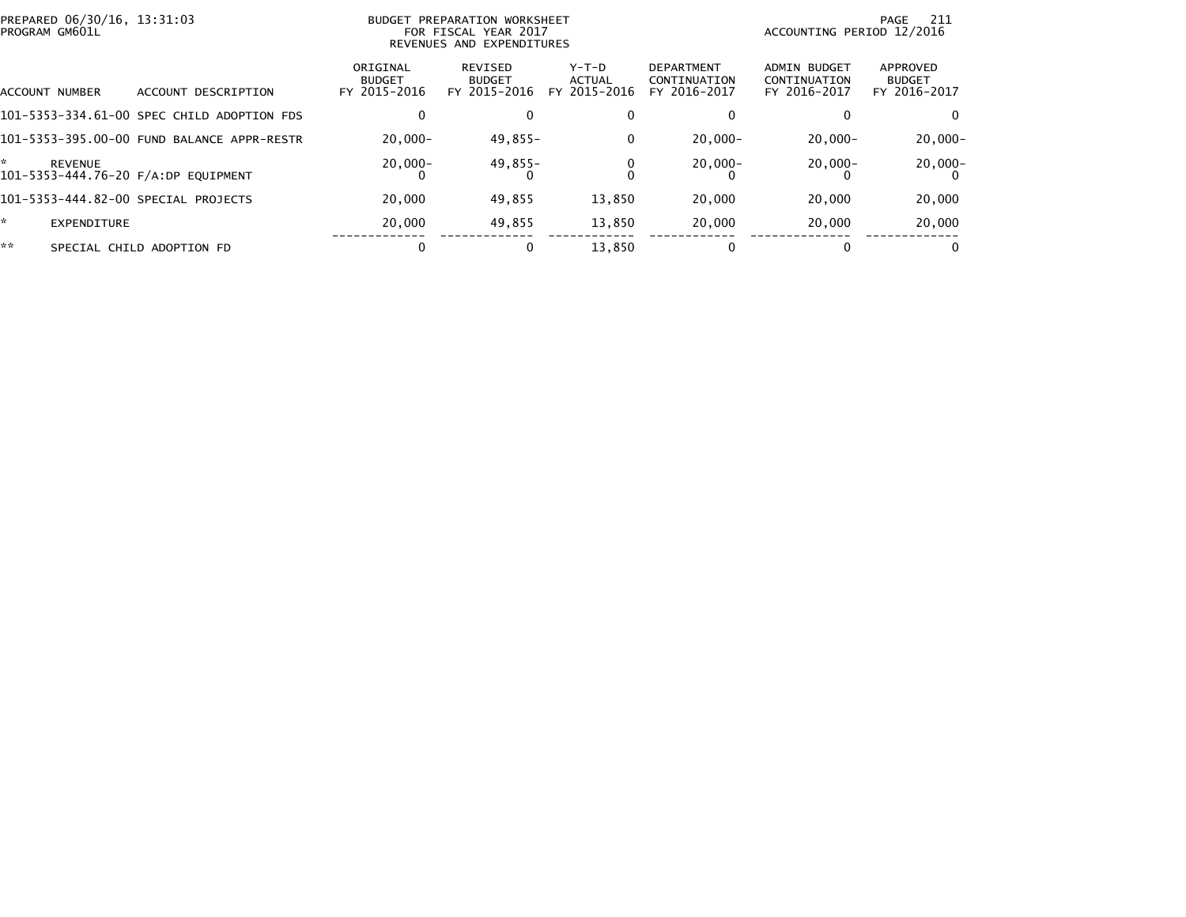PREPARED 06/30/16, 13:31:03
PROGRAM GM601L

BUDGET PREPARATION WORKSHEET
FOR FISCAL YEAR 2017
REVENUES AND EXPENDITURES

ACCOUNTING PERIOD 12/2016

| ACCOUNT NUMBER | ACCOUNT DESCRIPTION | ORIGINAL BUDGET FY 2015-2016 | REVISED BUDGET FY 2015-2016 | Y-T-D ACTUAL FY 2015-2016 | DEPARTMENT CONTINUATION FY 2016-2017 | ADMIN BUDGET CONTINUATION FY 2016-2017 | APPROVED BUDGET FY 2016-2017 |
|---|---|---|---|---|---|---|---|
| 101-5353-334.61-00 | SPEC CHILD ADOPTION FDS | 0 | 0 | 0 | 0 | 0 | 0 |
| 101-5353-395.00-00 | FUND BALANCE APPR-RESTR | 20,000- | 49,855- | 0 | 20,000- | 20,000- | 20,000- |
| * | REVENUE | 20,000- | 49,855- | 0 | 20,000- | 20,000- | 20,000- |
| 101-5353-444.76-20 | F/A:DP EQUIPMENT | 0 | 0 | 0 | 0 | 0 | 0 |
| 101-5353-444.82-00 | SPECIAL PROJECTS | 20,000 | 49,855 | 13,850 | 20,000 | 20,000 | 20,000 |
| * | EXPENDITURE | 20,000 | 49,855 | 13,850 | 20,000 | 20,000 | 20,000 |
| ** | SPECIAL CHILD ADOPTION FD | 0 | 0 | 13,850 | 0 | 0 | 0 |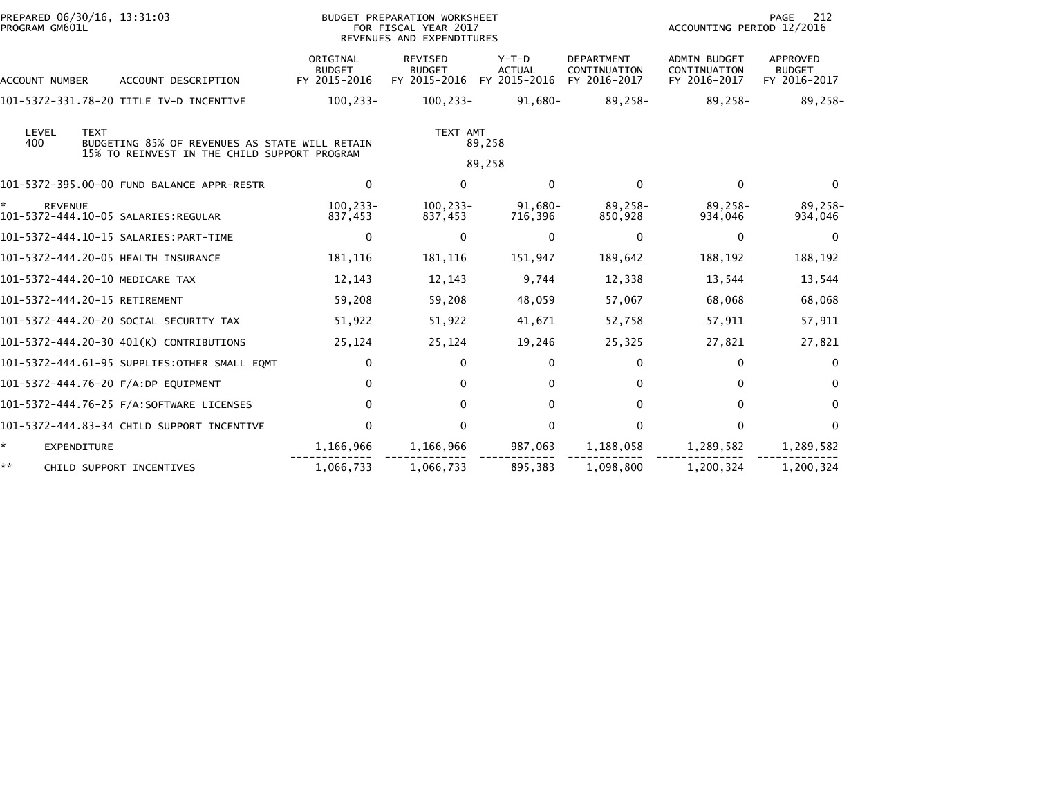PREPARED 06/30/16, 13:31:03
PROGRAM GM601L

BUDGET PREPARATION WORKSHEET
FOR FISCAL YEAR 2017
REVENUES AND EXPENDITURES

ACCOUNTING PERIOD 12/2016

| ACCOUNT NUMBER | ACCOUNT DESCRIPTION | ORIGINAL BUDGET FY 2015-2016 | REVISED BUDGET FY 2015-2016 | Y-T-D ACTUAL FY 2015-2016 | DEPARTMENT CONTINUATION FY 2016-2017 | ADMIN BUDGET CONTINUATION FY 2016-2017 | APPROVED BUDGET FY 2016-2017 |
|---|---|---|---|---|---|---|---|
| 101-5372-331.78-20 | TITLE IV-D INCENTIVE | 100,233- | 100,233- | 91,680- | 89,258- | 89,258- | 89,258- |

| LEVEL | TEXT | TEXT AMT |
|---|---|---|
| 400 | BUDGETING 85% OF REVENUES AS STATE WILL RETAIN 15% TO REINVEST IN THE CHILD SUPPORT PROGRAM | 89,258 |
| | | 89,258 |

| ACCOUNT NUMBER | ACCOUNT DESCRIPTION | ORIGINAL BUDGET FY 2015-2016 | REVISED BUDGET FY 2015-2016 | Y-T-D ACTUAL FY 2015-2016 | DEPARTMENT CONTINUATION FY 2016-2017 | ADMIN BUDGET CONTINUATION FY 2016-2017 | APPROVED BUDGET FY 2016-2017 |
|---|---|---|---|---|---|---|---|
| 101-5372-395.00-00 | FUND BALANCE APPR-RESTR | 0 | 0 | 0 | 0 | 0 | 0 |
| * | REVENUE | 100,233- | 100,233- | 91,680- | 89,258- | 89,258- | 89,258- |
| 101-5372-444.10-05 | SALARIES:REGULAR | 837,453 | 837,453 | 716,396 | 850,928 | 934,046 | 934,046 |
| 101-5372-444.10-15 | SALARIES:PART-TIME | 0 | 0 | 0 | 0 | 0 | 0 |
| 101-5372-444.20-05 | HEALTH INSURANCE | 181,116 | 181,116 | 151,947 | 189,642 | 188,192 | 188,192 |
| 101-5372-444.20-10 | MEDICARE TAX | 12,143 | 12,143 | 9,744 | 12,338 | 13,544 | 13,544 |
| 101-5372-444.20-15 | RETIREMENT | 59,208 | 59,208 | 48,059 | 57,067 | 68,068 | 68,068 |
| 101-5372-444.20-20 | SOCIAL SECURITY TAX | 51,922 | 51,922 | 41,671 | 52,758 | 57,911 | 57,911 |
| 101-5372-444.20-30 | 401(K) CONTRIBUTIONS | 25,124 | 25,124 | 19,246 | 25,325 | 27,821 | 27,821 |
| 101-5372-444.61-95 | SUPPLIES:OTHER SMALL EQMT | 0 | 0 | 0 | 0 | 0 | 0 |
| 101-5372-444.76-20 | F/A:DP EQUIPMENT | 0 | 0 | 0 | 0 | 0 | 0 |
| 101-5372-444.76-25 | F/A:SOFTWARE LICENSES | 0 | 0 | 0 | 0 | 0 | 0 |
| 101-5372-444.83-34 | CHILD SUPPORT INCENTIVE | 0 | 0 | 0 | 0 | 0 | 0 |
| * | EXPENDITURE | 1,166,966 | 1,166,966 | 987,063 | 1,188,058 | 1,289,582 | 1,289,582 |
| ** | CHILD SUPPORT INCENTIVES | 1,066,733 | 1,066,733 | 895,383 | 1,098,800 | 1,200,324 | 1,200,324 |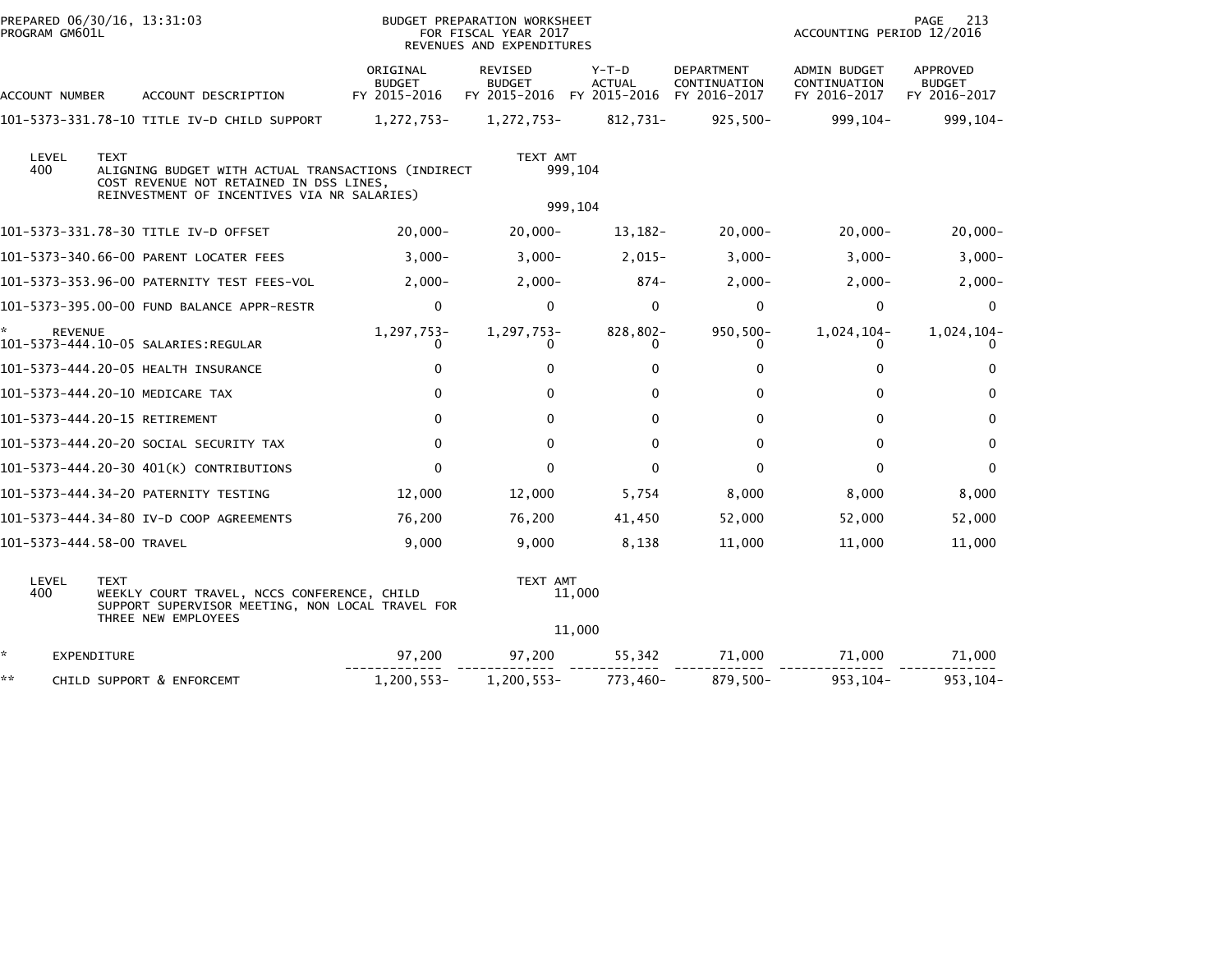PREPARED 06/30/16, 13:31:03
PROGRAM GM601L

BUDGET PREPARATION WORKSHEET
FOR FISCAL YEAR 2017
REVENUES AND EXPENDITURES

ACCOUNTING PERIOD 12/2016

| ACCOUNT NUMBER | ACCOUNT DESCRIPTION | ORIGINAL BUDGET FY 2015-2016 | REVISED BUDGET FY 2015-2016 | Y-T-D ACTUAL FY 2015-2016 | DEPARTMENT CONTINUATION FY 2016-2017 | ADMIN BUDGET CONTINUATION FY 2016-2017 | APPROVED BUDGET FY 2016-2017 |
|---|---|---|---|---|---|---|---|
| 101-5373-331.78-10 | TITLE IV-D CHILD SUPPORT | 1,272,753- | 1,272,753- | 812,731- | 925,500- | 999,104- | 999,104- |
| LEVEL 400 | TEXT: ALIGNING BUDGET WITH ACTUAL TRANSACTIONS (INDIRECT COST REVENUE NOT RETAINED IN DSS LINES, REINVESTMENT OF INCENTIVES VIA NR SALARIES) | | TEXT AMT 999,104 | | | | |
| | | | 999,104 | | | | |
| 101-5373-331.78-30 | TITLE IV-D OFFSET | 20,000- | 20,000- | 13,182- | 20,000- | 20,000- | 20,000- |
| 101-5373-340.66-00 | PARENT LOCATER FEES | 3,000- | 3,000- | 2,015- | 3,000- | 3,000- | 3,000- |
| 101-5373-353.96-00 | PATERNITY TEST FEES-VOL | 2,000- | 2,000- | 874- | 2,000- | 2,000- | 2,000- |
| 101-5373-395.00-00 | FUND BALANCE APPR-RESTR | 0 | 0 | 0 | 0 | 0 | 0 |
| * | REVENUE | 1,297,753- | 1,297,753- | 828,802- | 950,500- | 1,024,104- | 1,024,104- |
| 101-5373-444.10-05 | SALARIES:REGULAR | 0 | 0 | 0 | 0 | 0 | 0 |
| 101-5373-444.20-05 | HEALTH INSURANCE | 0 | 0 | 0 | 0 | 0 | 0 |
| 101-5373-444.20-10 | MEDICARE TAX | 0 | 0 | 0 | 0 | 0 | 0 |
| 101-5373-444.20-15 | RETIREMENT | 0 | 0 | 0 | 0 | 0 | 0 |
| 101-5373-444.20-20 | SOCIAL SECURITY TAX | 0 | 0 | 0 | 0 | 0 | 0 |
| 101-5373-444.20-30 | 401(K) CONTRIBUTIONS | 0 | 0 | 0 | 0 | 0 | 0 |
| 101-5373-444.34-20 | PATERNITY TESTING | 12,000 | 12,000 | 5,754 | 8,000 | 8,000 | 8,000 |
| 101-5373-444.34-80 | IV-D COOP AGREEMENTS | 76,200 | 76,200 | 41,450 | 52,000 | 52,000 | 52,000 |
| 101-5373-444.58-00 | TRAVEL | 9,000 | 9,000 | 8,138 | 11,000 | 11,000 | 11,000 |
| LEVEL 400 | TEXT: WEEKLY COURT TRAVEL, NCCS CONFERENCE, CHILD SUPPORT SUPERVISOR MEETING, NON LOCAL TRAVEL FOR THREE NEW EMPLOYEES | | TEXT AMT 11,000 | | | | |
| | | | 11,000 | | | | |
| * | EXPENDITURE | 97,200 | 97,200 | 55,342 | 71,000 | 71,000 | 71,000 |
| ** | CHILD SUPPORT & ENFORCEMT | 1,200,553- | 1,200,553- | 773,460- | 879,500- | 953,104- | 953,104- |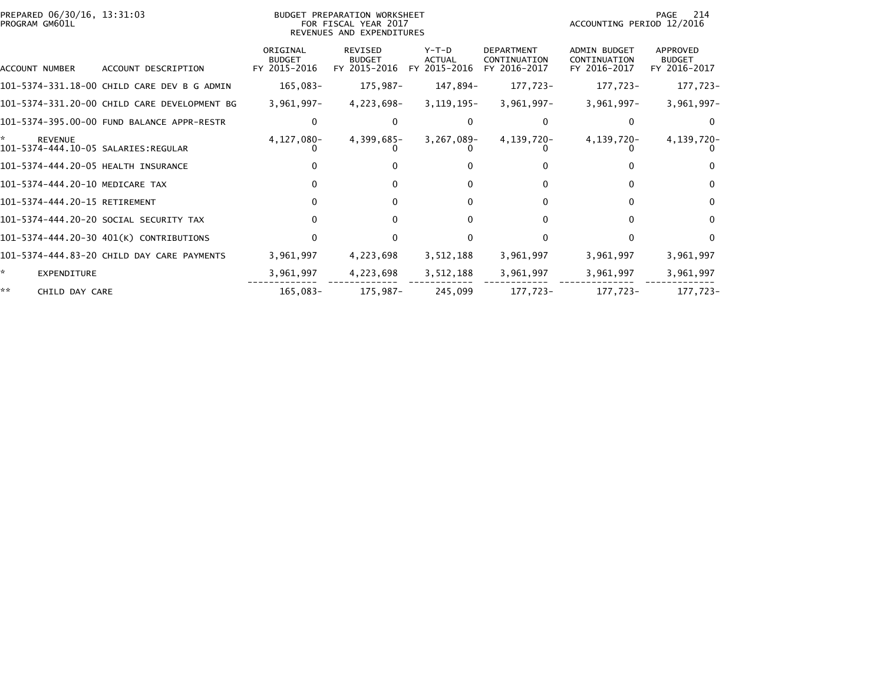PREPARED 06/30/16, 13:31:03
PROGRAM GM601L

BUDGET PREPARATION WORKSHEET
FOR FISCAL YEAR 2017
REVENUES AND EXPENDITURES

ACCOUNTING PERIOD 12/2016

| ACCOUNT NUMBER | ACCOUNT DESCRIPTION | ORIGINAL BUDGET FY 2015-2016 | REVISED BUDGET FY 2015-2016 | Y-T-D ACTUAL FY 2015-2016 | DEPARTMENT CONTINUATION FY 2016-2017 | ADMIN BUDGET CONTINUATION FY 2016-2017 | APPROVED BUDGET FY 2016-2017 |
|---|---|---|---|---|---|---|---|
| 101-5374-331.18-00 | CHILD CARE DEV B G ADMIN | 165,083- | 175,987- | 147,894- | 177,723- | 177,723- | 177,723- |
| 101-5374-331.20-00 | CHILD CARE DEVELOPMENT BG | 3,961,997- | 4,223,698- | 3,119,195- | 3,961,997- | 3,961,997- | 3,961,997- |
| 101-5374-395.00-00 | FUND BALANCE APPR-RESTR | 0 | 0 | 0 | 0 | 0 | 0 |
| * | REVENUE | 4,127,080- | 4,399,685- | 3,267,089- | 4,139,720- | 4,139,720- | 4,139,720- |
| 101-5374-444.10-05 | SALARIES:REGULAR | 0 | 0 | 0 | 0 | 0 | 0 |
| 101-5374-444.20-05 | HEALTH INSURANCE | 0 | 0 | 0 | 0 | 0 | 0 |
| 101-5374-444.20-10 | MEDICARE TAX | 0 | 0 | 0 | 0 | 0 | 0 |
| 101-5374-444.20-15 | RETIREMENT | 0 | 0 | 0 | 0 | 0 | 0 |
| 101-5374-444.20-20 | SOCIAL SECURITY TAX | 0 | 0 | 0 | 0 | 0 | 0 |
| 101-5374-444.20-30 | 401(K) CONTRIBUTIONS | 0 | 0 | 0 | 0 | 0 | 0 |
| 101-5374-444.83-20 | CHILD DAY CARE PAYMENTS | 3,961,997 | 4,223,698 | 3,512,188 | 3,961,997 | 3,961,997 | 3,961,997 |
| * | EXPENDITURE | 3,961,997 | 4,223,698 | 3,512,188 | 3,961,997 | 3,961,997 | 3,961,997 |
| ** | CHILD DAY CARE | 165,083- | 175,987- | 245,099 | 177,723- | 177,723- | 177,723- |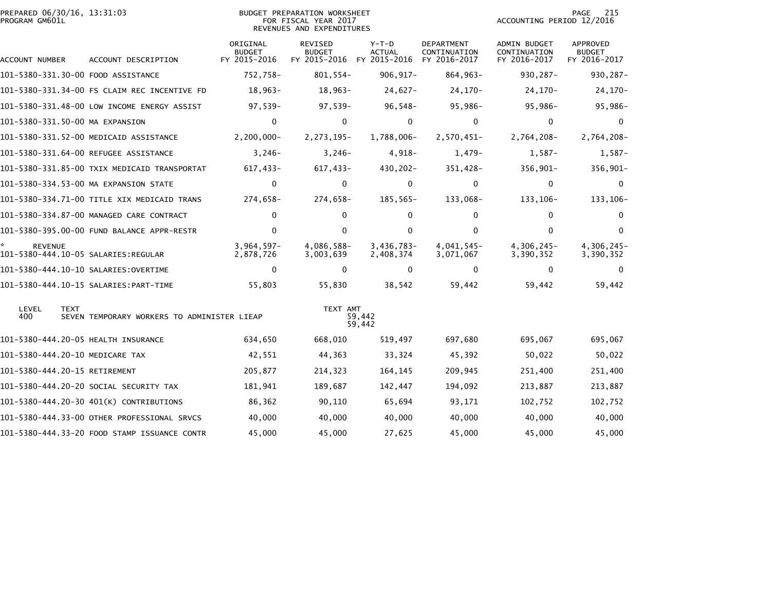PREPARED 06/30/16, 13:31:03
PROGRAM GM601L

BUDGET PREPARATION WORKSHEET
FOR FISCAL YEAR 2017
REVENUES AND EXPENDITURES

ACCOUNTING PERIOD 12/2016

| ACCOUNT NUMBER | ACCOUNT DESCRIPTION | ORIGINAL BUDGET FY 2015-2016 | REVISED BUDGET FY 2015-2016 | Y-T-D ACTUAL FY 2015-2016 | DEPARTMENT CONTINUATION FY 2016-2017 | ADMIN BUDGET CONTINUATION FY 2016-2017 | APPROVED BUDGET FY 2016-2017 |
|---|---|---|---|---|---|---|---|
| 101-5380-331.30-00 | FOOD ASSISTANCE | 752,758- | 801,554- | 906,917- | 864,963- | 930,287- | 930,287- |
| 101-5380-331.34-00 | FS CLAIM REC INCENTIVE FD | 18,963- | 18,963- | 24,627- | 24,170- | 24,170- | 24,170- |
| 101-5380-331.48-00 | LOW INCOME ENERGY ASSIST | 97,539- | 97,539- | 96,548- | 95,986- | 95,986- | 95,986- |
| 101-5380-331.50-00 | MA EXPANSION | 0 | 0 | 0 | 0 | 0 | 0 |
| 101-5380-331.52-00 | MEDICAID ASSISTANCE | 2,200,000- | 2,273,195- | 1,788,006- | 2,570,451- | 2,764,208- | 2,764,208- |
| 101-5380-331.64-00 | REFUGEE ASSISTANCE | 3,246- | 3,246- | 4,918- | 1,479- | 1,587- | 1,587- |
| 101-5380-331.85-00 | TXIX MEDICAID TRANSPORTAT | 617,433- | 617,433- | 430,202- | 351,428- | 356,901- | 356,901- |
| 101-5380-334.53-00 | MA EXPANSION STATE | 0 | 0 | 0 | 0 | 0 | 0 |
| 101-5380-334.71-00 | TITLE XIX MEDICAID TRANS | 274,658- | 274,658- | 185,565- | 133,068- | 133,106- | 133,106- |
| 101-5380-334.87-00 | MANAGED CARE CONTRACT | 0 | 0 | 0 | 0 | 0 | 0 |
| 101-5380-395.00-00 | FUND BALANCE APPR-RESTR | 0 | 0 | 0 | 0 | 0 | 0 |
| * REVENUE | | 3,964,597- | 4,086,588- | 3,436,783- | 4,041,545- | 4,306,245- | 4,306,245- |
| 101-5380-444.10-05 | SALARIES:REGULAR | 2,878,726 | 3,003,639 | 2,408,374 | 3,071,067 | 3,390,352 | 3,390,352 |
| 101-5380-444.10-10 | SALARIES:OVERTIME | 0 | 0 | 0 | 0 | 0 | 0 |
| 101-5380-444.10-15 | SALARIES:PART-TIME | 55,803 | 55,830 | 38,542 | 59,442 | 59,442 | 59,442 |

| LEVEL | TEXT | TEXT AMT |
|---|---|---|
| 400 | SEVEN TEMPORARY WORKERS TO ADMINISTER LIEAP | 59,442 |
| | | 59,442 |

| ACCOUNT NUMBER | ACCOUNT DESCRIPTION | ORIGINAL BUDGET FY 2015-2016 | REVISED BUDGET FY 2015-2016 | Y-T-D ACTUAL FY 2015-2016 | DEPARTMENT CONTINUATION FY 2016-2017 | ADMIN BUDGET CONTINUATION FY 2016-2017 | APPROVED BUDGET FY 2016-2017 |
|---|---|---|---|---|---|---|---|
| 101-5380-444.20-05 | HEALTH INSURANCE | 634,650 | 668,010 | 519,497 | 697,680 | 695,067 | 695,067 |
| 101-5380-444.20-10 | MEDICARE TAX | 42,551 | 44,363 | 33,324 | 45,392 | 50,022 | 50,022 |
| 101-5380-444.20-15 | RETIREMENT | 205,877 | 214,323 | 164,145 | 209,945 | 251,400 | 251,400 |
| 101-5380-444.20-20 | SOCIAL SECURITY TAX | 181,941 | 189,687 | 142,447 | 194,092 | 213,887 | 213,887 |
| 101-5380-444.20-30 | 401(K) CONTRIBUTIONS | 86,362 | 90,110 | 65,694 | 93,171 | 102,752 | 102,752 |
| 101-5380-444.33-00 | OTHER PROFESSIONAL SRVCS | 40,000 | 40,000 | 40,000 | 40,000 | 40,000 | 40,000 |
| 101-5380-444.33-20 | FOOD STAMP ISSUANCE CONTR | 45,000 | 45,000 | 27,625 | 45,000 | 45,000 | 45,000 |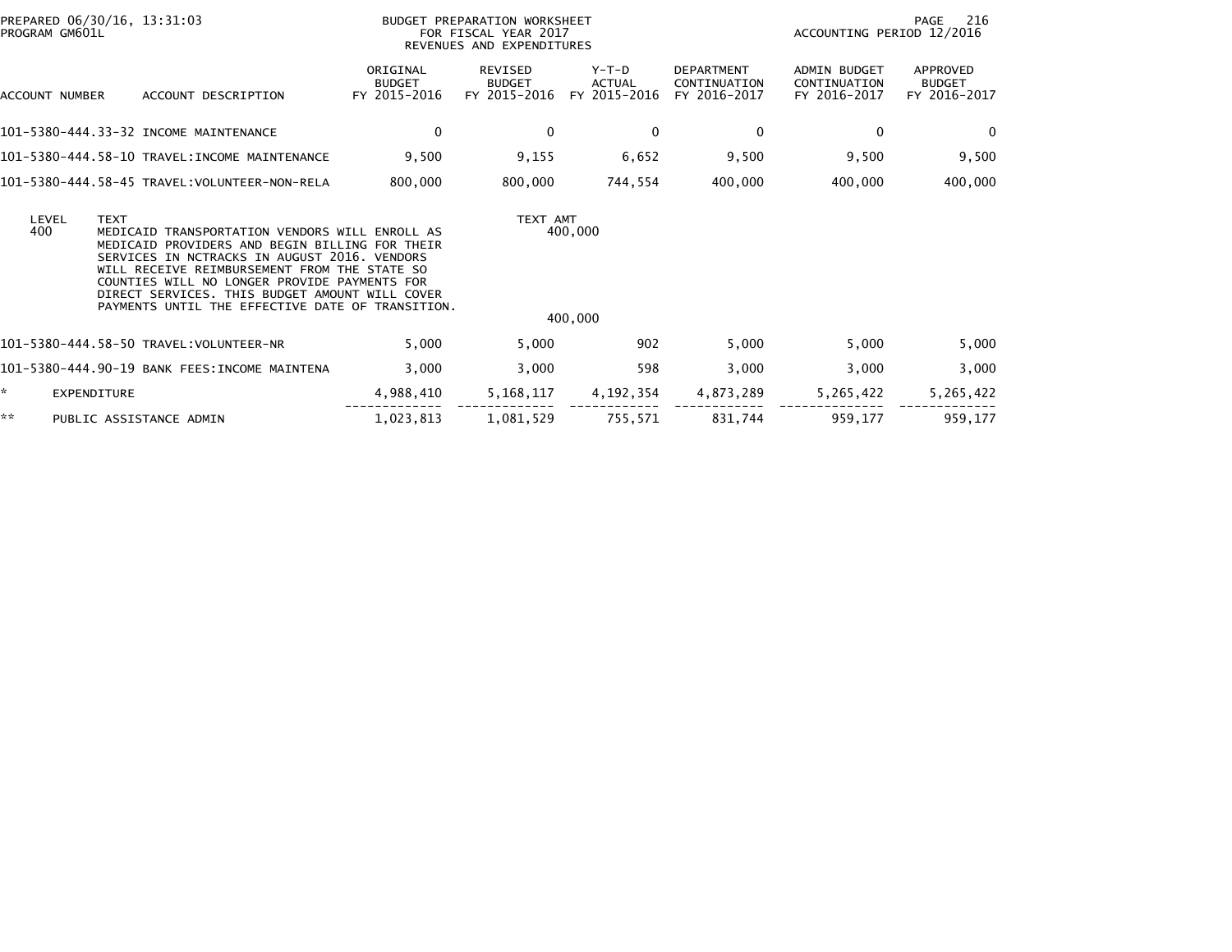BUDGET PREPARATION WORKSHEET
FOR FISCAL YEAR 2017
REVENUES AND EXPENDITURES

PREPARED 06/30/16, 13:31:03
PROGRAM GM601L

ACCOUNTING PERIOD 12/2016

| ACCOUNT NUMBER | ACCOUNT DESCRIPTION | ORIGINAL BUDGET FY 2015-2016 | REVISED BUDGET FY 2015-2016 | Y-T-D ACTUAL FY 2015-2016 | DEPARTMENT CONTINUATION FY 2016-2017 | ADMIN BUDGET CONTINUATION FY 2016-2017 | APPROVED BUDGET FY 2016-2017 |
|---|---|---|---|---|---|---|---|
| 101-5380-444.33-32 | INCOME MAINTENANCE | 0 | 0 | 0 | 0 | 0 | 0 |
| 101-5380-444.58-10 | TRAVEL:INCOME MAINTENANCE | 9,500 | 9,155 | 6,652 | 9,500 | 9,500 | 9,500 |
| 101-5380-444.58-45 | TRAVEL:VOLUNTEER-NON-RELA | 800,000 | 800,000 | 744,554 | 400,000 | 400,000 | 400,000 |

| LEVEL | TEXT | TEXT AMT |
|---|---|---|
| 400 | MEDICAID TRANSPORTATION VENDORS WILL ENROLL AS MEDICAID PROVIDERS AND BEGIN BILLING FOR THEIR SERVICES IN NCTRACKS IN AUGUST 2016. VENDORS WILL RECEIVE REIMBURSEMENT FROM THE STATE SO COUNTIES WILL NO LONGER PROVIDE PAYMENTS FOR DIRECT SERVICES. THIS BUDGET AMOUNT WILL COVER PAYMENTS UNTIL THE EFFECTIVE DATE OF TRANSITION. | 400,000 |
| | | 400,000 |

| ACCOUNT NUMBER | ACCOUNT DESCRIPTION | ORIGINAL BUDGET FY 2015-2016 | REVISED BUDGET FY 2015-2016 | Y-T-D ACTUAL FY 2015-2016 | DEPARTMENT CONTINUATION FY 2016-2017 | ADMIN BUDGET CONTINUATION FY 2016-2017 | APPROVED BUDGET FY 2016-2017 |
|---|---|---|---|---|---|---|---|
| 101-5380-444.58-50 | TRAVEL:VOLUNTEER-NR | 5,000 | 5,000 | 902 | 5,000 | 5,000 | 5,000 |
| 101-5380-444.90-19 | BANK FEES:INCOME MAINTENA | 3,000 | 3,000 | 598 | 3,000 | 3,000 | 3,000 |
| * | EXPENDITURE | 4,988,410 | 5,168,117 | 4,192,354 | 4,873,289 | 5,265,422 | 5,265,422 |
| ** | PUBLIC ASSISTANCE ADMIN | 1,023,813 | 1,081,529 | 755,571 | 831,744 | 959,177 | 959,177 |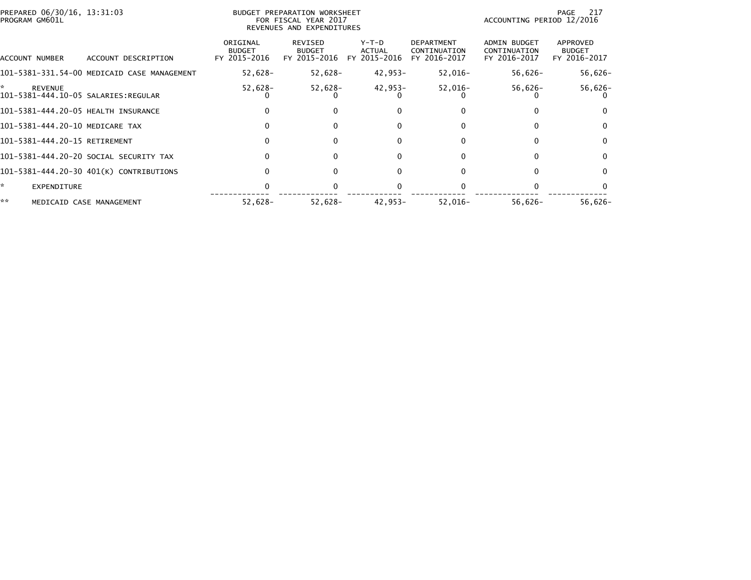PREPARED 06/30/16, 13:31:03
PROGRAM GM601L

BUDGET PREPARATION WORKSHEET
FOR FISCAL YEAR 2017
REVENUES AND EXPENDITURES

ACCOUNTING PERIOD 12/2016

| ACCOUNT NUMBER | ACCOUNT DESCRIPTION | ORIGINAL BUDGET FY 2015-2016 | REVISED BUDGET FY 2015-2016 | Y-T-D ACTUAL FY 2015-2016 | DEPARTMENT CONTINUATION FY 2016-2017 | ADMIN BUDGET CONTINUATION FY 2016-2017 | APPROVED BUDGET FY 2016-2017 |
|---|---|---|---|---|---|---|---|
| 101-5381-331.54-00 | MEDICAID CASE MANAGEMENT | 52,628- | 52,628- | 42,953- | 52,016- | 56,626- | 56,626- |
| * | REVENUE | 52,628- | 52,628- | 42,953- | 52,016- | 56,626- | 56,626- |
| 101-5381-444.10-05 | SALARIES:REGULAR | 0 | 0 | 0 | 0 | 0 | 0 |
| 101-5381-444.20-05 | HEALTH INSURANCE | 0 | 0 | 0 | 0 | 0 | 0 |
| 101-5381-444.20-10 | MEDICARE TAX | 0 | 0 | 0 | 0 | 0 | 0 |
| 101-5381-444.20-15 | RETIREMENT | 0 | 0 | 0 | 0 | 0 | 0 |
| 101-5381-444.20-20 | SOCIAL SECURITY TAX | 0 | 0 | 0 | 0 | 0 | 0 |
| 101-5381-444.20-30 | 401(K) CONTRIBUTIONS | 0 | 0 | 0 | 0 | 0 | 0 |
| * | EXPENDITURE | 0 | 0 | 0 | 0 | 0 | 0 |
| ** | MEDICAID CASE MANAGEMENT | 52,628- | 52,628- | 42,953- | 52,016- | 56,626- | 56,626- |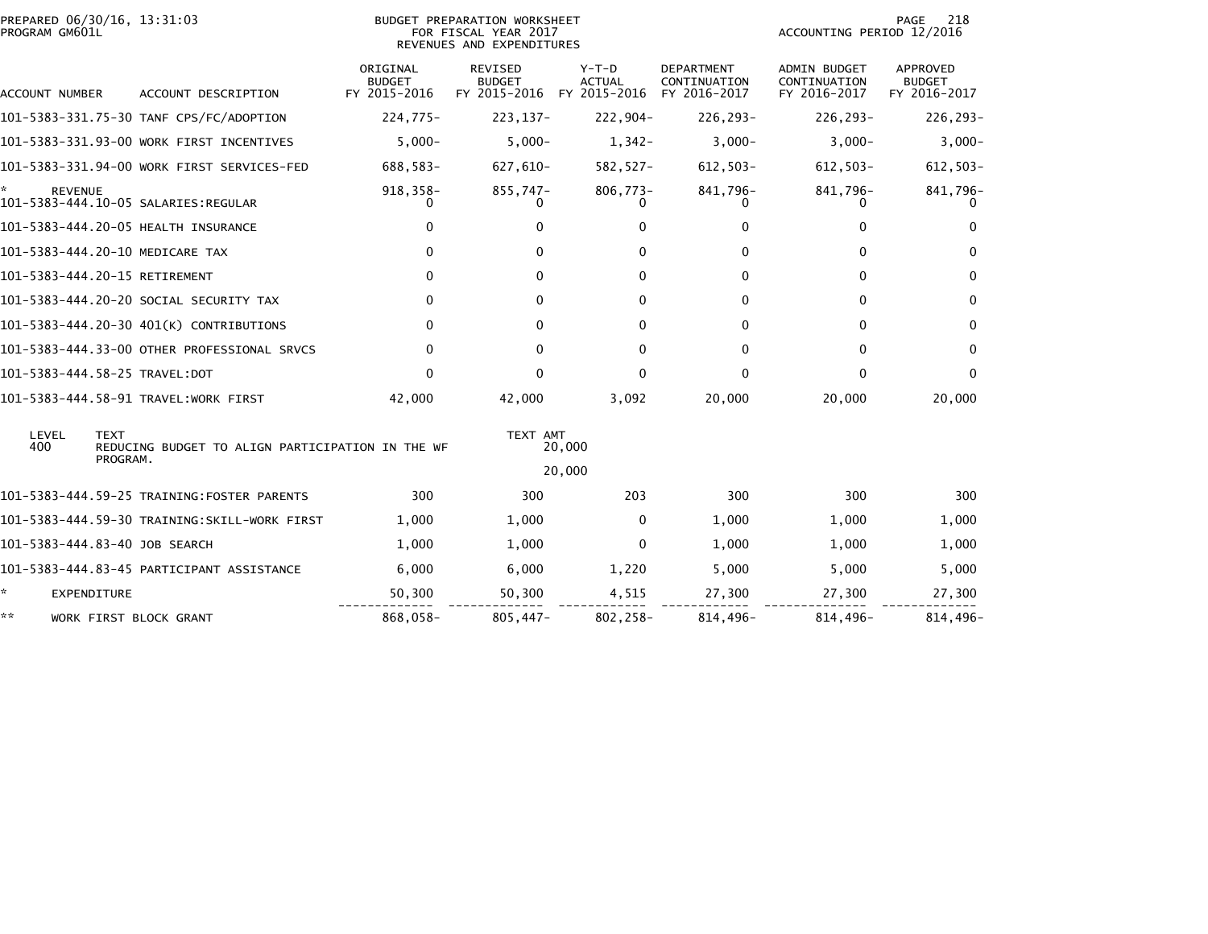PREPARED 06/30/16, 13:31:03
PROGRAM GM601L

BUDGET PREPARATION WORKSHEET
FOR FISCAL YEAR 2017
REVENUES AND EXPENDITURES

ACCOUNTING PERIOD 12/2016

| ACCOUNT NUMBER | ACCOUNT DESCRIPTION | ORIGINAL BUDGET FY 2015-2016 | REVISED BUDGET FY 2015-2016 | Y-T-D ACTUAL FY 2015-2016 | DEPARTMENT CONTINUATION FY 2016-2017 | ADMIN BUDGET CONTINUATION FY 2016-2017 | APPROVED BUDGET FY 2016-2017 |
|---|---|---|---|---|---|---|---|
| 101-5383-331.75-30 | TANF CPS/FC/ADOPTION | 224,775- | 223,137- | 222,904- | 226,293- | 226,293- | 226,293- |
| 101-5383-331.93-00 | WORK FIRST INCENTIVES | 5,000- | 5,000- | 1,342- | 3,000- | 3,000- | 3,000- |
| 101-5383-331.94-00 | WORK FIRST SERVICES-FED | 688,583- | 627,610- | 582,527- | 612,503- | 612,503- | 612,503- |
| * | REVENUE | 918,358- | 855,747- | 806,773- | 841,796- | 841,796- | 841,796- |
| 101-5383-444.10-05 | SALARIES:REGULAR | 0 | 0 | 0 | 0 | 0 | 0 |
| 101-5383-444.20-05 | HEALTH INSURANCE | 0 | 0 | 0 | 0 | 0 | 0 |
| 101-5383-444.20-10 | MEDICARE TAX | 0 | 0 | 0 | 0 | 0 | 0 |
| 101-5383-444.20-15 | RETIREMENT | 0 | 0 | 0 | 0 | 0 | 0 |
| 101-5383-444.20-20 | SOCIAL SECURITY TAX | 0 | 0 | 0 | 0 | 0 | 0 |
| 101-5383-444.20-30 | 401(K) CONTRIBUTIONS | 0 | 0 | 0 | 0 | 0 | 0 |
| 101-5383-444.33-00 | OTHER PROFESSIONAL SRVCS | 0 | 0 | 0 | 0 | 0 | 0 |
| 101-5383-444.58-25 | TRAVEL:DOT | 0 | 0 | 0 | 0 | 0 | 0 |
| 101-5383-444.58-91 | TRAVEL:WORK FIRST | 42,000 | 42,000 | 3,092 | 20,000 | 20,000 | 20,000 |

| LEVEL | TEXT | TEXT AMT |
|---|---|---|
| 400 | REDUCING BUDGET TO ALIGN PARTICIPATION IN THE WF PROGRAM. | 20,000 |
| | | 20,000 |

| ACCOUNT NUMBER | ACCOUNT DESCRIPTION | ORIGINAL BUDGET FY 2015-2016 | REVISED BUDGET FY 2015-2016 | Y-T-D ACTUAL FY 2015-2016 | DEPARTMENT CONTINUATION FY 2016-2017 | ADMIN BUDGET CONTINUATION FY 2016-2017 | APPROVED BUDGET FY 2016-2017 |
|---|---|---|---|---|---|---|---|
| 101-5383-444.59-25 | TRAINING:FOSTER PARENTS | 300 | 300 | 203 | 300 | 300 | 300 |
| 101-5383-444.59-30 | TRAINING:SKILL-WORK FIRST | 1,000 | 1,000 | 0 | 1,000 | 1,000 | 1,000 |
| 101-5383-444.83-40 | JOB SEARCH | 1,000 | 1,000 | 0 | 1,000 | 1,000 | 1,000 |
| 101-5383-444.83-45 | PARTICIPANT ASSISTANCE | 6,000 | 6,000 | 1,220 | 5,000 | 5,000 | 5,000 |
| * | EXPENDITURE | 50,300 | 50,300 | 4,515 | 27,300 | 27,300 | 27,300 |
| ** | WORK FIRST BLOCK GRANT | 868,058- | 805,447- | 802,258- | 814,496- | 814,496- | 814,496- |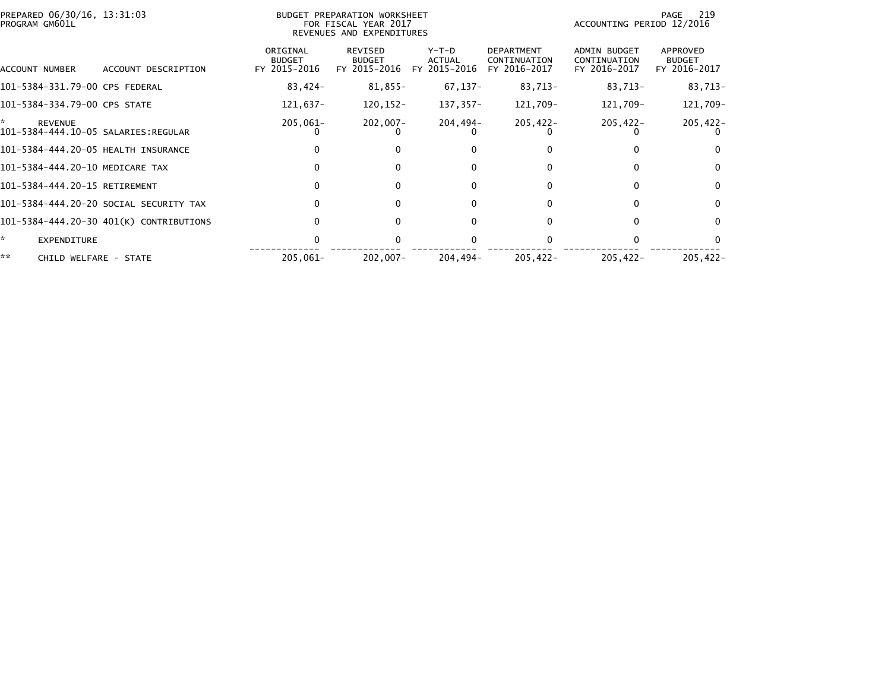PREPARED 06/30/16, 13:31:03
PROGRAM GM601L

BUDGET PREPARATION WORKSHEET
FOR FISCAL YEAR 2017
REVENUES AND EXPENDITURES

ACCOUNTING PERIOD 12/2016

| ACCOUNT NUMBER | ACCOUNT DESCRIPTION | ORIGINAL BUDGET FY 2015-2016 | REVISED BUDGET FY 2015-2016 | Y-T-D ACTUAL FY 2015-2016 | DEPARTMENT CONTINUATION FY 2016-2017 | ADMIN BUDGET CONTINUATION FY 2016-2017 | APPROVED BUDGET FY 2016-2017 |
|---|---|---|---|---|---|---|---|
| 101-5384-331.79-00 | CPS FEDERAL | 83,424- | 81,855- | 67,137- | 83,713- | 83,713- | 83,713- |
| 101-5384-334.79-00 | CPS STATE | 121,637- | 120,152- | 137,357- | 121,709- | 121,709- | 121,709- |
| * | REVENUE | 205,061- | 202,007- | 204,494- | 205,422- | 205,422- | 205,422- |
| 101-5384-444.10-05 | SALARIES:REGULAR | 0 | 0 | 0 | 0 | 0 | 0 |
| 101-5384-444.20-05 | HEALTH INSURANCE | 0 | 0 | 0 | 0 | 0 | 0 |
| 101-5384-444.20-10 | MEDICARE TAX | 0 | 0 | 0 | 0 | 0 | 0 |
| 101-5384-444.20-15 | RETIREMENT | 0 | 0 | 0 | 0 | 0 | 0 |
| 101-5384-444.20-20 | SOCIAL SECURITY TAX | 0 | 0 | 0 | 0 | 0 | 0 |
| 101-5384-444.20-30 | 401(K) CONTRIBUTIONS | 0 | 0 | 0 | 0 | 0 | 0 |
| * | EXPENDITURE | 0 | 0 | 0 | 0 | 0 | 0 |
| ** | CHILD WELFARE - STATE | 205,061- | 202,007- | 204,494- | 205,422- | 205,422- | 205,422- |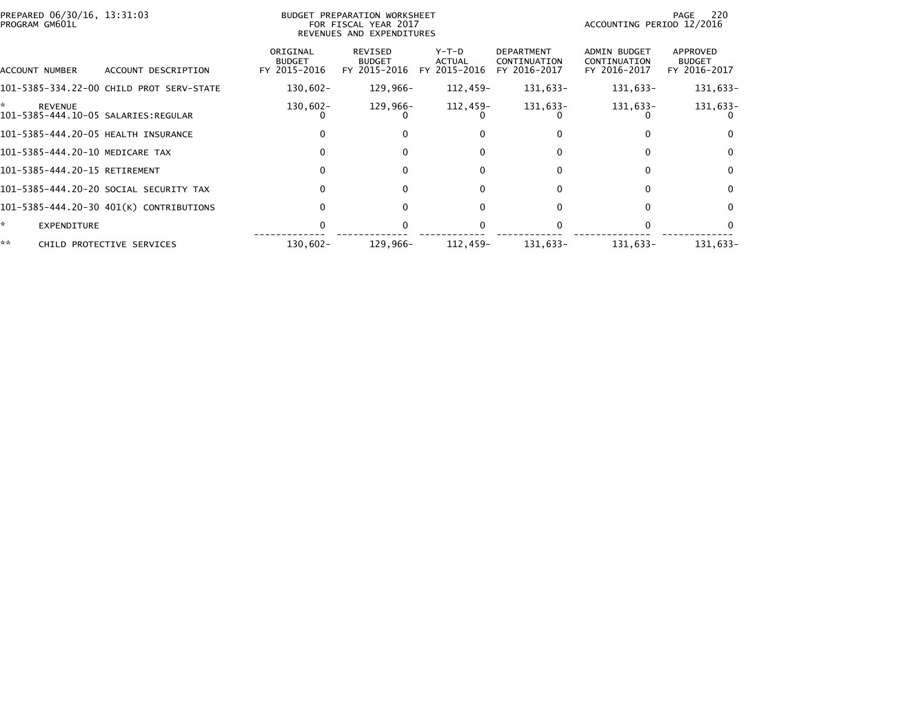PREPARED 06/30/16, 13:31:03
PROGRAM GM601L

BUDGET PREPARATION WORKSHEET
FOR FISCAL YEAR 2017
REVENUES AND EXPENDITURES

ACCOUNTING PERIOD 12/2016

| ACCOUNT NUMBER | ACCOUNT DESCRIPTION | ORIGINAL BUDGET FY 2015-2016 | REVISED BUDGET FY 2015-2016 | Y-T-D ACTUAL FY 2015-2016 | DEPARTMENT CONTINUATION FY 2016-2017 | ADMIN BUDGET CONTINUATION FY 2016-2017 | APPROVED BUDGET FY 2016-2017 |
|---|---|---|---|---|---|---|---|
| 101-5385-334.22-00 | CHILD PROT SERV-STATE | 130,602- | 129,966- | 112,459- | 131,633- | 131,633- | 131,633- |
| * | REVENUE | 130,602- | 129,966- | 112,459- | 131,633- | 131,633- | 131,633- |
| 101-5385-444.10-05 | SALARIES:REGULAR | 0 | 0 | 0 | 0 | 0 | 0 |
| 101-5385-444.20-05 | HEALTH INSURANCE | 0 | 0 | 0 | 0 | 0 | 0 |
| 101-5385-444.20-10 | MEDICARE TAX | 0 | 0 | 0 | 0 | 0 | 0 |
| 101-5385-444.20-15 | RETIREMENT | 0 | 0 | 0 | 0 | 0 | 0 |
| 101-5385-444.20-20 | SOCIAL SECURITY TAX | 0 | 0 | 0 | 0 | 0 | 0 |
| 101-5385-444.20-30 | 401(K) CONTRIBUTIONS | 0 | 0 | 0 | 0 | 0 | 0 |
| * | EXPENDITURE | 0 | 0 | 0 | 0 | 0 | 0 |
| ** | CHILD PROTECTIVE SERVICES | 130,602- | 129,966- | 112,459- | 131,633- | 131,633- | 131,633- |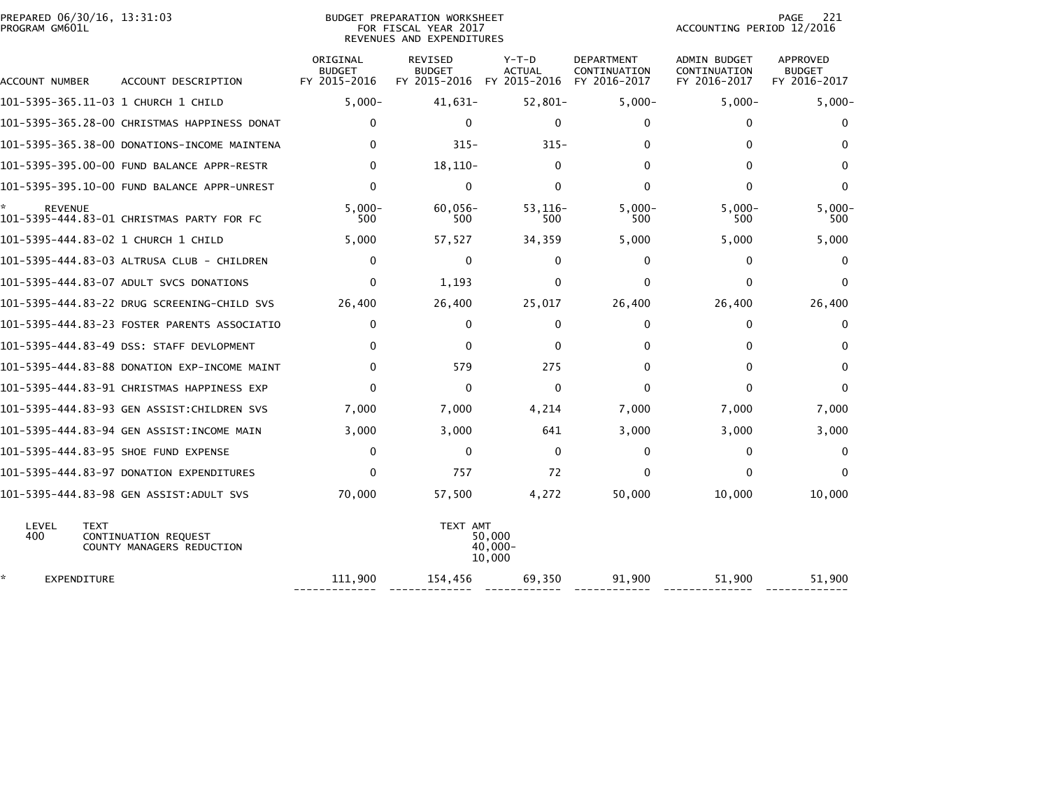PREPARED 06/30/16, 13:31:03
PROGRAM GM601L

BUDGET PREPARATION WORKSHEET
FOR FISCAL YEAR 2017
REVENUES AND EXPENDITURES

ACCOUNTING PERIOD 12/2016

| ACCOUNT NUMBER | ACCOUNT DESCRIPTION | ORIGINAL BUDGET FY 2015-2016 | REVISED BUDGET FY 2015-2016 | Y-T-D ACTUAL FY 2015-2016 | DEPARTMENT CONTINUATION FY 2016-2017 | ADMIN BUDGET CONTINUATION FY 2016-2017 | APPROVED BUDGET FY 2016-2017 |
|---|---|---|---|---|---|---|---|
| 101-5395-365.11-03 | 1 CHURCH 1 CHILD | 5,000- | 41,631- | 52,801- | 5,000- | 5,000- | 5,000- |
| 101-5395-365.28-00 | CHRISTMAS HAPPINESS DONAT | 0 | 0 | 0 | 0 | 0 | 0 |
| 101-5395-365.38-00 | DONATIONS-INCOME MAINTENA | 0 | 315- | 315- | 0 | 0 | 0 |
| 101-5395-395.00-00 | FUND BALANCE APPR-RESTR | 0 | 18,110- | 0 | 0 | 0 | 0 |
| 101-5395-395.10-00 | FUND BALANCE APPR-UNREST | 0 | 0 | 0 | 0 | 0 | 0 |
| * REVENUE | | 5,000- | 60,056- | 53,116- | 5,000- | 5,000- | 5,000- |
| 101-5395-444.83-01 | CHRISTMAS PARTY FOR FC | 500 | 500 | 500 | 500 | 500 | 500 |
| 101-5395-444.83-02 | 1 CHURCH 1 CHILD | 5,000 | 57,527 | 34,359 | 5,000 | 5,000 | 5,000 |
| 101-5395-444.83-03 | ALTRUSA CLUB - CHILDREN | 0 | 0 | 0 | 0 | 0 | 0 |
| 101-5395-444.83-07 | ADULT SVCS DONATIONS | 0 | 1,193 | 0 | 0 | 0 | 0 |
| 101-5395-444.83-22 | DRUG SCREENING-CHILD SVS | 26,400 | 26,400 | 25,017 | 26,400 | 26,400 | 26,400 |
| 101-5395-444.83-23 | FOSTER PARENTS ASSOCIATIO | 0 | 0 | 0 | 0 | 0 | 0 |
| 101-5395-444.83-49 | DSS: STAFF DEVLOPMENT | 0 | 0 | 0 | 0 | 0 | 0 |
| 101-5395-444.83-88 | DONATION EXP-INCOME MAINT | 0 | 579 | 275 | 0 | 0 | 0 |
| 101-5395-444.83-91 | CHRISTMAS HAPPINESS EXP | 0 | 0 | 0 | 0 | 0 | 0 |
| 101-5395-444.83-93 | GEN ASSIST:CHILDREN SVS | 7,000 | 7,000 | 4,214 | 7,000 | 7,000 | 7,000 |
| 101-5395-444.83-94 | GEN ASSIST:INCOME MAIN | 3,000 | 3,000 | 641 | 3,000 | 3,000 | 3,000 |
| 101-5395-444.83-95 | SHOE FUND EXPENSE | 0 | 0 | 0 | 0 | 0 | 0 |
| 101-5395-444.83-97 | DONATION EXPENDITURES | 0 | 757 | 72 | 0 | 0 | 0 |
| 101-5395-444.83-98 | GEN ASSIST:ADULT SVS | 70,000 | 57,500 | 4,272 | 50,000 | 10,000 | 10,000 |

| LEVEL | TEXT | TEXT AMT |
|---|---|---|
| 400 | CONTINUATION REQUEST | 50,000 |
| | COUNTY MANAGERS REDUCTION | 40,000- |
| | | 10,000 |

| | ORIGINAL BUDGET FY 2015-2016 | REVISED BUDGET FY 2015-2016 | Y-T-D ACTUAL FY 2015-2016 | DEPARTMENT CONTINUATION FY 2016-2017 | ADMIN BUDGET CONTINUATION FY 2016-2017 | APPROVED BUDGET FY 2016-2017 |
|---|---|---|---|---|---|---|
| * EXPENDITURE | 111,900 | 154,456 | 69,350 | 91,900 | 51,900 | 51,900 |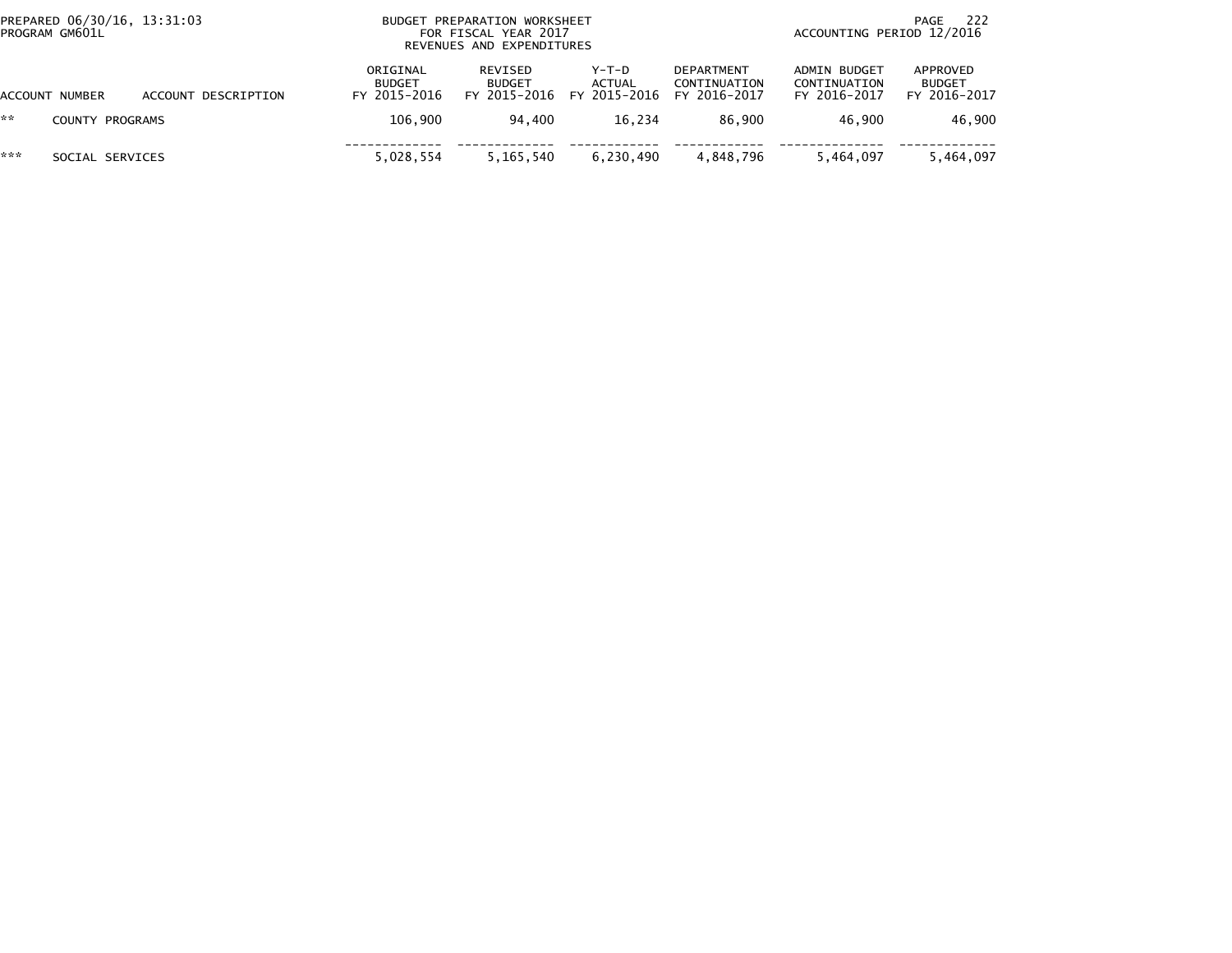BUDGET PREPARATION WORKSHEET
FOR FISCAL YEAR 2017
REVENUES AND EXPENDITURES

PREPARED 06/30/16, 13:31:03
PROGRAM GM601L

ACCOUNTING PERIOD 12/2016

| ACCOUNT NUMBER | ACCOUNT DESCRIPTION | ORIGINAL BUDGET FY 2015-2016 | REVISED BUDGET FY 2015-2016 | Y-T-D ACTUAL FY 2015-2016 | DEPARTMENT CONTINUATION FY 2016-2017 | ADMIN BUDGET CONTINUATION FY 2016-2017 | APPROVED BUDGET FY 2016-2017 |
|---|---|---|---|---|---|---|---|
| ** | COUNTY PROGRAMS | 106,900 | 94,400 | 16,234 | 86,900 | 46,900 | 46,900 |
| *** | SOCIAL SERVICES | 5,028,554 | 5,165,540 | 6,230,490 | 4,848,796 | 5,464,097 | 5,464,097 |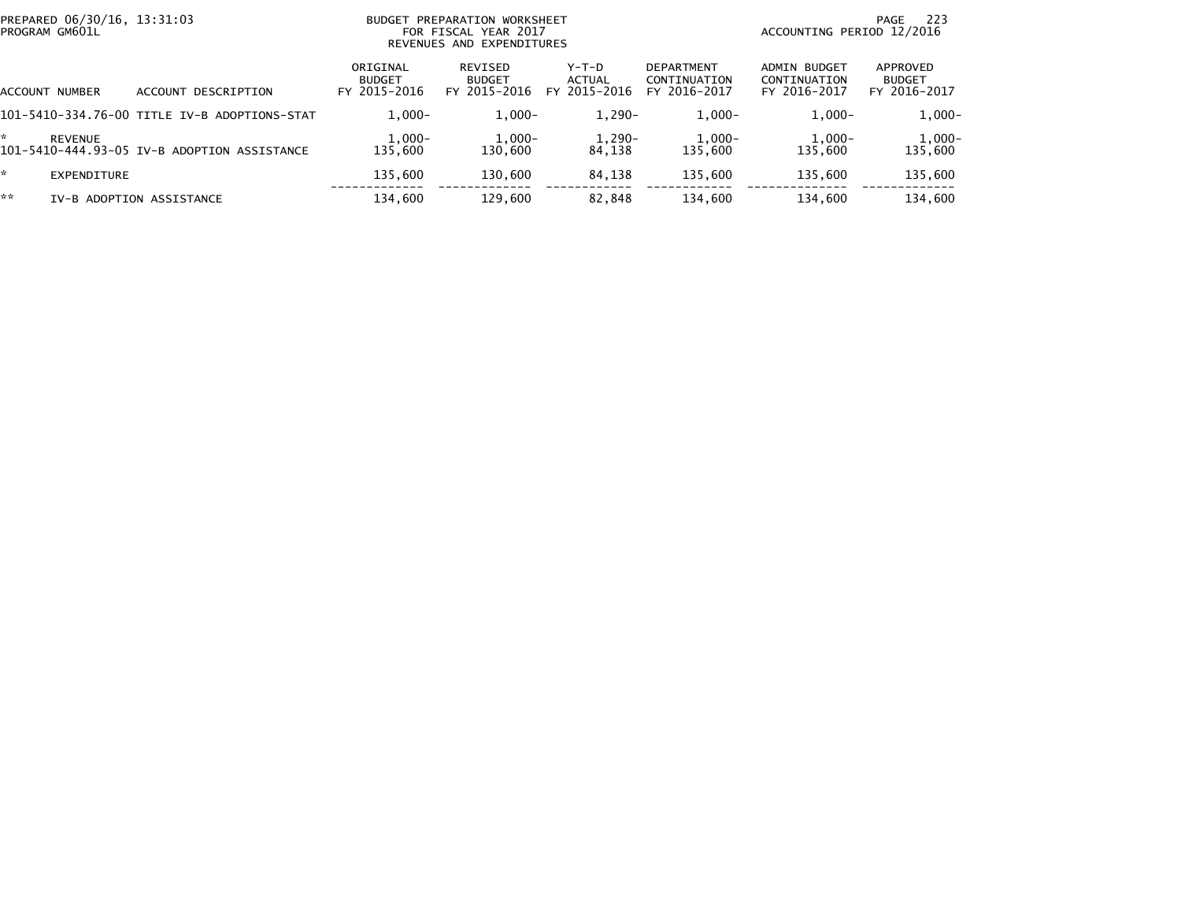PREPARED 06/30/16, 13:31:03
PROGRAM GM601L

BUDGET PREPARATION WORKSHEET
FOR FISCAL YEAR 2017
REVENUES AND EXPENDITURES

ACCOUNTING PERIOD 12/2016

| ACCOUNT NUMBER | ACCOUNT DESCRIPTION | ORIGINAL BUDGET FY 2015-2016 | REVISED BUDGET FY 2015-2016 | Y-T-D ACTUAL FY 2015-2016 | DEPARTMENT CONTINUATION FY 2016-2017 | ADMIN BUDGET CONTINUATION FY 2016-2017 | APPROVED BUDGET FY 2016-2017 |
|---|---|---|---|---|---|---|---|
| 101-5410-334.76-00 | TITLE IV-B ADOPTIONS-STAT | 1,000- | 1,000- | 1,290- | 1,000- | 1,000- | 1,000- |
| * | REVENUE | 1,000- | 1,000- | 1,290- | 1,000- | 1,000- | 1,000- |
| 101-5410-444.93-05 | IV-B ADOPTION ASSISTANCE | 135,600 | 130,600 | 84,138 | 135,600 | 135,600 | 135,600 |
| * | EXPENDITURE | 135,600 | 130,600 | 84,138 | 135,600 | 135,600 | 135,600 |
| ** | IV-B ADOPTION ASSISTANCE | 134,600 | 129,600 | 82,848 | 134,600 | 134,600 | 134,600 |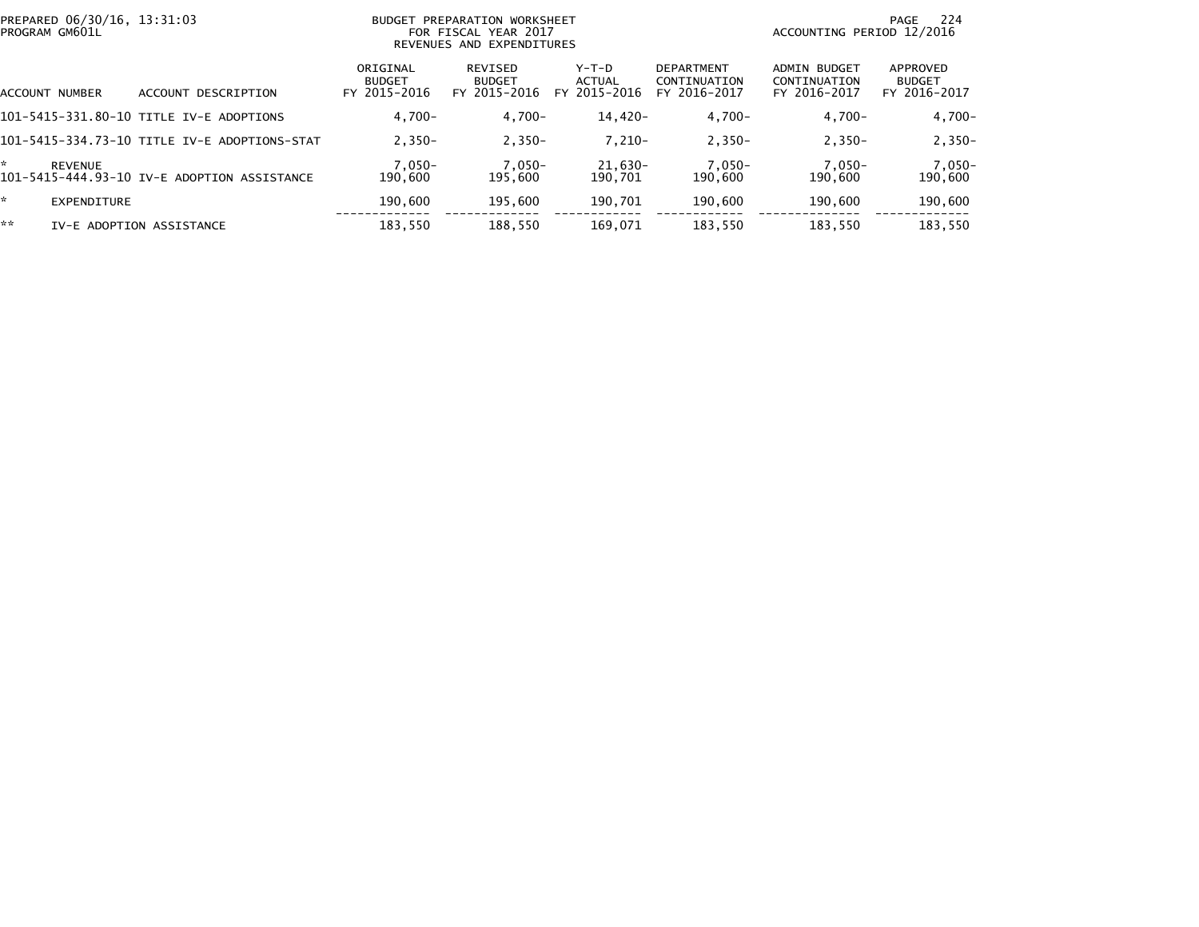PREPARED 06/30/16, 13:31:03
PROGRAM GM601L

BUDGET PREPARATION WORKSHEET
FOR FISCAL YEAR 2017
REVENUES AND EXPENDITURES

ACCOUNTING PERIOD 12/2016

| ACCOUNT NUMBER | ACCOUNT DESCRIPTION | ORIGINAL BUDGET FY 2015-2016 | REVISED BUDGET FY 2015-2016 | Y-T-D ACTUAL FY 2015-2016 | DEPARTMENT CONTINUATION FY 2016-2017 | ADMIN BUDGET CONTINUATION FY 2016-2017 | APPROVED BUDGET FY 2016-2017 |
|---|---|---|---|---|---|---|---|
| 101-5415-331.80-10 | TITLE IV-E ADOPTIONS | 4,700- | 4,700- | 14,420- | 4,700- | 4,700- | 4,700- |
| 101-5415-334.73-10 | TITLE IV-E ADOPTIONS-STAT | 2,350- | 2,350- | 7,210- | 2,350- | 2,350- | 2,350- |
| * | REVENUE | 7,050- | 7,050- | 21,630- | 7,050- | 7,050- | 7,050- |
| 101-5415-444.93-10 | IV-E ADOPTION ASSISTANCE | 190,600 | 195,600 | 190,701 | 190,600 | 190,600 | 190,600 |
| * | EXPENDITURE | 190,600 | 195,600 | 190,701 | 190,600 | 190,600 | 190,600 |
| ** | IV-E ADOPTION ASSISTANCE | 183,550 | 188,550 | 169,071 | 183,550 | 183,550 | 183,550 |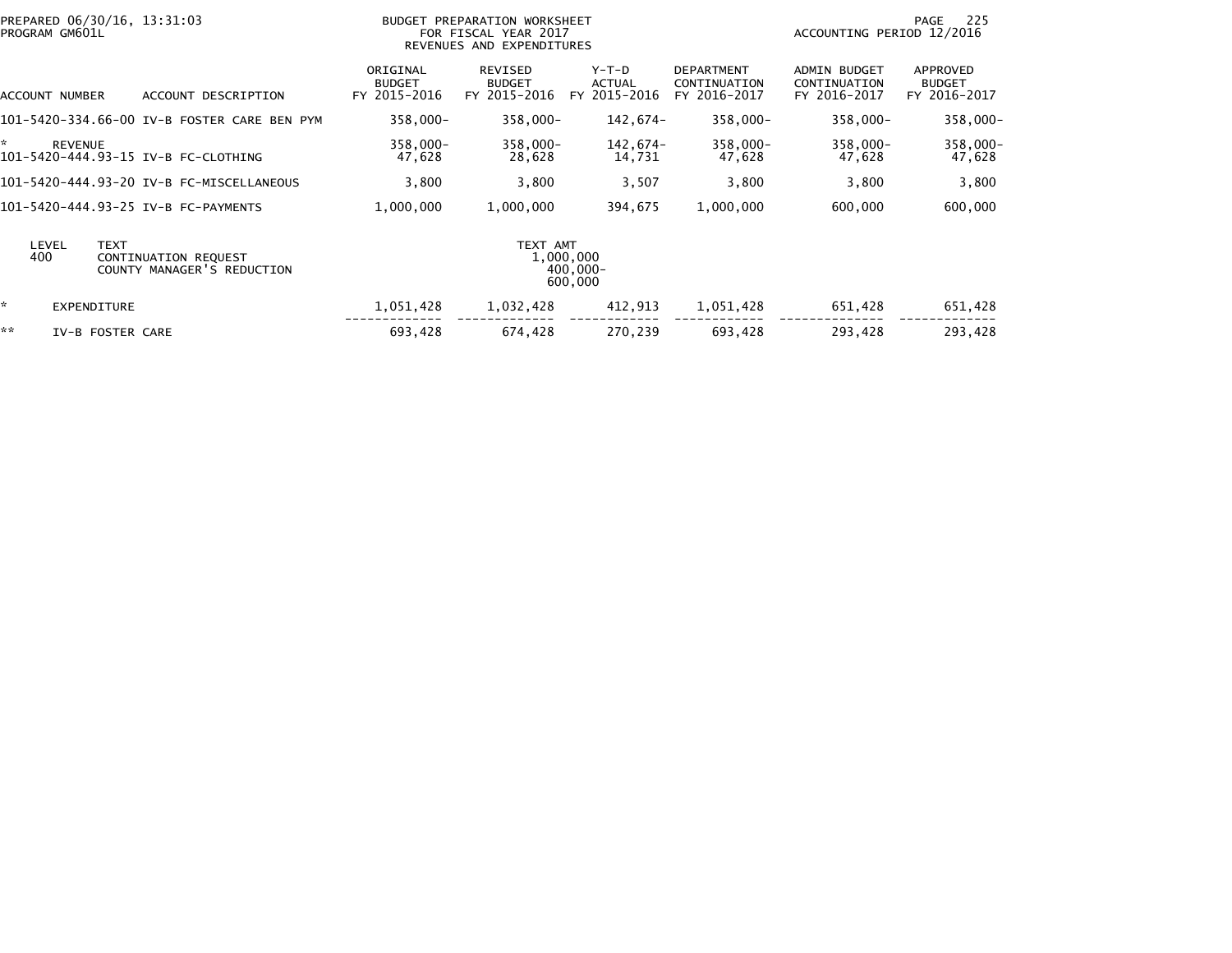PREPARED 06/30/16, 13:31:03
PROGRAM GM601L

BUDGET PREPARATION WORKSHEET
FOR FISCAL YEAR 2017
REVENUES AND EXPENDITURES

ACCOUNTING PERIOD 12/2016

| ACCOUNT NUMBER | ACCOUNT DESCRIPTION | ORIGINAL BUDGET FY 2015-2016 | REVISED BUDGET FY 2015-2016 | Y-T-D ACTUAL FY 2015-2016 | DEPARTMENT CONTINUATION FY 2016-2017 | ADMIN BUDGET CONTINUATION FY 2016-2017 | APPROVED BUDGET FY 2016-2017 |
|---|---|---|---|---|---|---|---|
| 101-5420-334.66-00 | IV-B FOSTER CARE BEN PYM | 358,000- | 358,000- | 142,674- | 358,000- | 358,000- | 358,000- |
| * REVENUE | | 358,000- | 358,000- | 142,674- | 358,000- | 358,000- | 358,000- |
| 101-5420-444.93-15 | IV-B FC-CLOTHING | 47,628 | 28,628 | 14,731 | 47,628 | 47,628 | 47,628 |
| 101-5420-444.93-20 | IV-B FC-MISCELLANEOUS | 3,800 | 3,800 | 3,507 | 3,800 | 3,800 | 3,800 |
| 101-5420-444.93-25 | IV-B FC-PAYMENTS | 1,000,000 | 1,000,000 | 394,675 | 1,000,000 | 600,000 | 600,000 |

| LEVEL | TEXT | TEXT AMT |
|---|---|---|
| 400 | CONTINUATION REQUEST | 1,000,000 |
| | COUNTY MANAGER'S REDUCTION | 400,000- |
| | | 600,000 |

| | | ORIGINAL BUDGET FY 2015-2016 | REVISED BUDGET FY 2015-2016 | Y-T-D ACTUAL FY 2015-2016 | DEPARTMENT CONTINUATION FY 2016-2017 | ADMIN BUDGET CONTINUATION FY 2016-2017 | APPROVED BUDGET FY 2016-2017 |
|---|---|---|---|---|---|---|---|
| * | EXPENDITURE | 1,051,428 | 1,032,428 | 412,913 | 1,051,428 | 651,428 | 651,428 |
| ** | IV-B FOSTER CARE | 693,428 | 674,428 | 270,239 | 693,428 | 293,428 | 293,428 |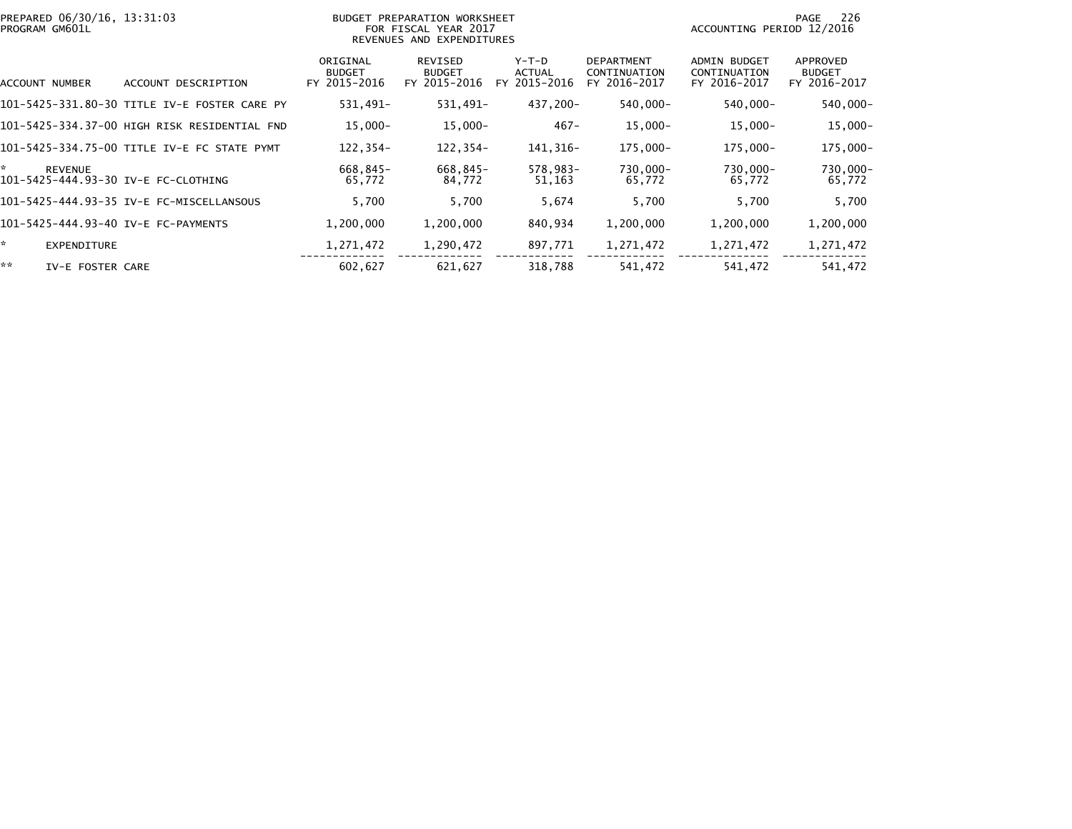BUDGET PREPARATION WORKSHEET
FOR FISCAL YEAR 2017
REVENUES AND EXPENDITURES

PREPARED 06/30/16, 13:31:03
PROGRAM GM601L

ACCOUNTING PERIOD 12/2016

| ACCOUNT NUMBER | ACCOUNT DESCRIPTION | ORIGINAL BUDGET FY 2015-2016 | REVISED BUDGET FY 2015-2016 | Y-T-D ACTUAL FY 2015-2016 | DEPARTMENT CONTINUATION FY 2016-2017 | ADMIN BUDGET CONTINUATION FY 2016-2017 | APPROVED BUDGET FY 2016-2017 |
|---|---|---|---|---|---|---|---|
| 101-5425-331.80-30 | TITLE IV-E FOSTER CARE PY | 531,491- | 531,491- | 437,200- | 540,000- | 540,000- | 540,000- |
| 101-5425-334.37-00 | HIGH RISK RESIDENTIAL FND | 15,000- | 15,000- | 467- | 15,000- | 15,000- | 15,000- |
| 101-5425-334.75-00 | TITLE IV-E FC STATE PYMT | 122,354- | 122,354- | 141,316- | 175,000- | 175,000- | 175,000- |
| * | REVENUE | 668,845- | 668,845- | 578,983- | 730,000- | 730,000- | 730,000- |
| 101-5425-444.93-30 | IV-E FC-CLOTHING | 65,772 | 84,772 | 51,163 | 65,772 | 65,772 | 65,772 |
| 101-5425-444.93-35 | IV-E FC-MISCELLANSOUS | 5,700 | 5,700 | 5,674 | 5,700 | 5,700 | 5,700 |
| 101-5425-444.93-40 | IV-E FC-PAYMENTS | 1,200,000 | 1,200,000 | 840,934 | 1,200,000 | 1,200,000 | 1,200,000 |
| * | EXPENDITURE | 1,271,472 | 1,290,472 | 897,771 | 1,271,472 | 1,271,472 | 1,271,472 |
| ** | IV-E FOSTER CARE | 602,627 | 621,627 | 318,788 | 541,472 | 541,472 | 541,472 |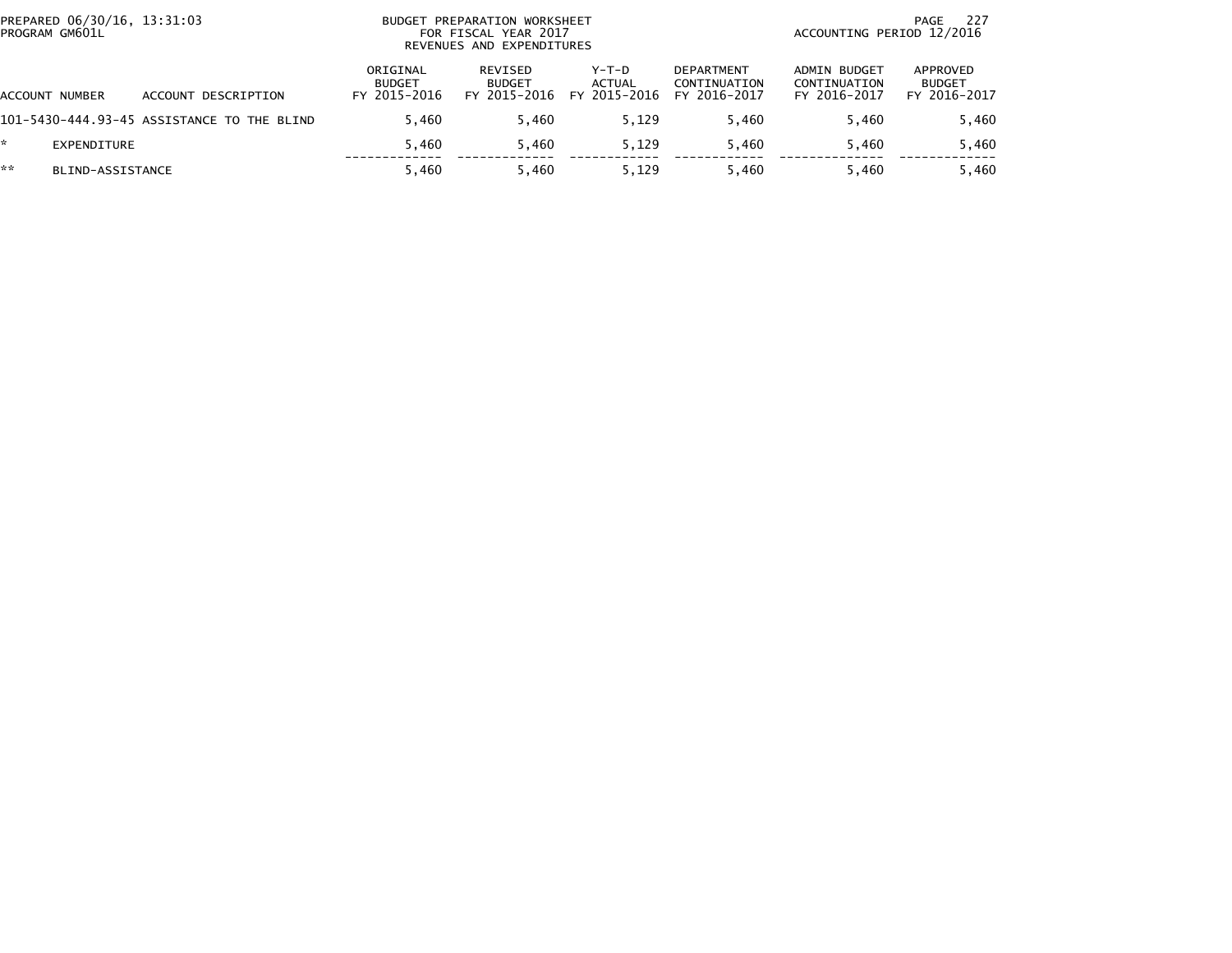BUDGET PREPARATION WORKSHEET
FOR FISCAL YEAR 2017
REVENUES AND EXPENDITURES

PREPARED 06/30/16, 13:31:03
PROGRAM GM601L

ACCOUNTING PERIOD 12/2016

| ACCOUNT NUMBER | ACCOUNT DESCRIPTION | ORIGINAL BUDGET FY 2015-2016 | REVISED BUDGET FY 2015-2016 | Y-T-D ACTUAL FY 2015-2016 | DEPARTMENT CONTINUATION FY 2016-2017 | ADMIN BUDGET CONTINUATION FY 2016-2017 | APPROVED BUDGET FY 2016-2017 |
|---|---|---|---|---|---|---|---|
| 101-5430-444.93-45 | ASSISTANCE TO THE BLIND | 5,460 | 5,460 | 5,129 | 5,460 | 5,460 | 5,460 |
| * | EXPENDITURE | 5,460 | 5,460 | 5,129 | 5,460 | 5,460 | 5,460 |
| ** | BLIND-ASSISTANCE | 5,460 | 5,460 | 5,129 | 5,460 | 5,460 | 5,460 |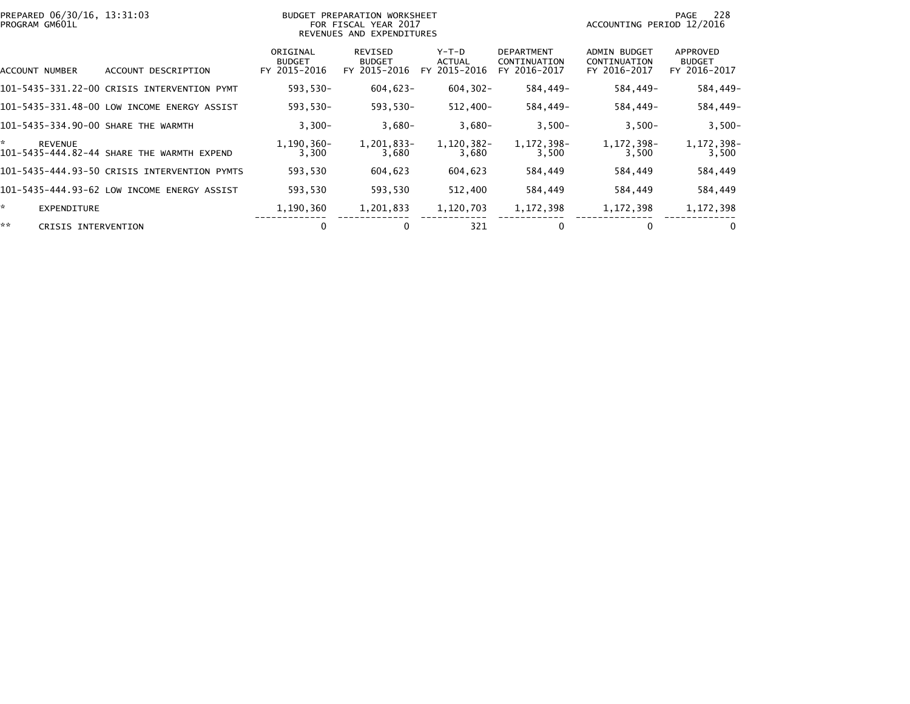PREPARED 06/30/16, 13:31:03
PROGRAM GM601L

BUDGET PREPARATION WORKSHEET
FOR FISCAL YEAR 2017
REVENUES AND EXPENDITURES

ACCOUNTING PERIOD 12/2016

| ACCOUNT NUMBER | ACCOUNT DESCRIPTION | ORIGINAL BUDGET FY 2015-2016 | REVISED BUDGET FY 2015-2016 | Y-T-D ACTUAL FY 2015-2016 | DEPARTMENT CONTINUATION FY 2016-2017 | ADMIN BUDGET CONTINUATION FY 2016-2017 | APPROVED BUDGET FY 2016-2017 |
|---|---|---|---|---|---|---|---|
| 101-5435-331.22-00 | CRISIS INTERVENTION PYMT | 593,530- | 604,623- | 604,302- | 584,449- | 584,449- | 584,449- |
| 101-5435-331.48-00 | LOW INCOME ENERGY ASSIST | 593,530- | 593,530- | 512,400- | 584,449- | 584,449- | 584,449- |
| 101-5435-334.90-00 | SHARE THE WARMTH | 3,300- | 3,680- | 3,680- | 3,500- | 3,500- | 3,500- |
| * | REVENUE | 1,190,360- | 1,201,833- | 1,120,382- | 1,172,398- | 1,172,398- | 1,172,398- |
| 101-5435-444.82-44 | SHARE THE WARMTH EXPEND | 3,300 | 3,680 | 3,680 | 3,500 | 3,500 | 3,500 |
| 101-5435-444.93-50 | CRISIS INTERVENTION PYMTS | 593,530 | 604,623 | 604,623 | 584,449 | 584,449 | 584,449 |
| 101-5435-444.93-62 | LOW INCOME ENERGY ASSIST | 593,530 | 593,530 | 512,400 | 584,449 | 584,449 | 584,449 |
| * | EXPENDITURE | 1,190,360 | 1,201,833 | 1,120,703 | 1,172,398 | 1,172,398 | 1,172,398 |
| ** | CRISIS INTERVENTION | 0 | 0 | 321 | 0 | 0 | 0 |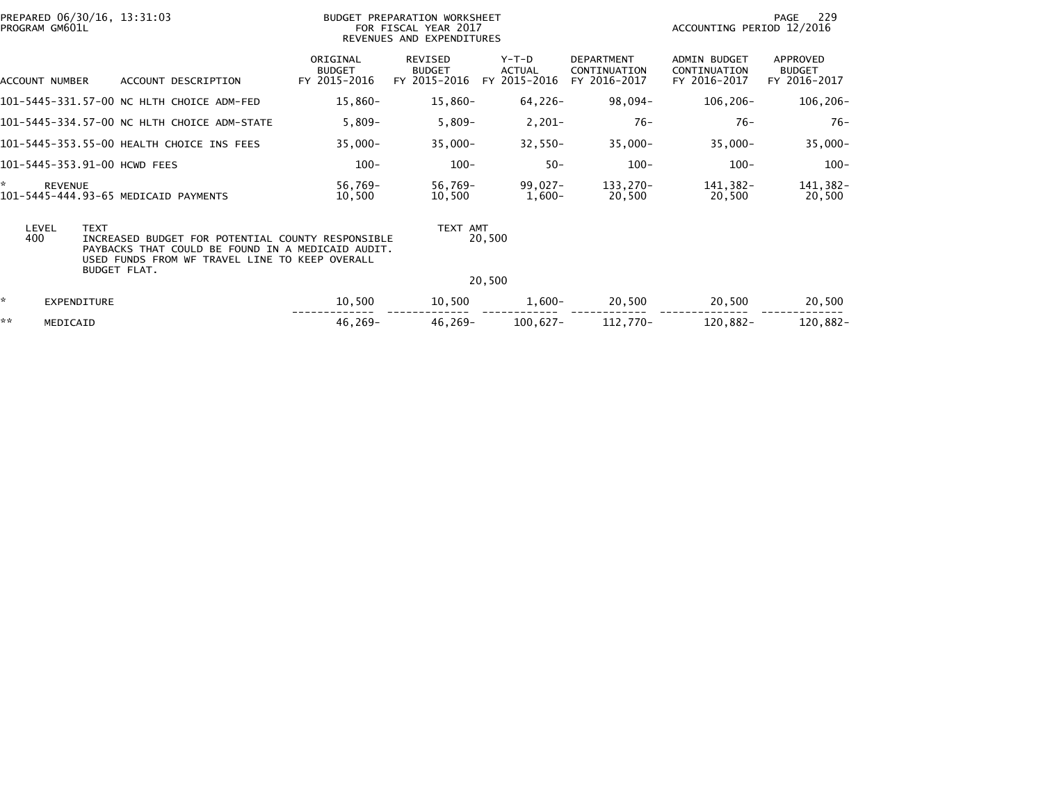PREPARED 06/30/16, 13:31:03
PROGRAM GM601L

BUDGET PREPARATION WORKSHEET
FOR FISCAL YEAR 2017
REVENUES AND EXPENDITURES

ACCOUNTING PERIOD 12/2016

| ACCOUNT NUMBER | ACCOUNT DESCRIPTION | ORIGINAL BUDGET FY 2015-2016 | REVISED BUDGET FY 2015-2016 | Y-T-D ACTUAL FY 2015-2016 | DEPARTMENT CONTINUATION FY 2016-2017 | ADMIN BUDGET CONTINUATION FY 2016-2017 | APPROVED BUDGET FY 2016-2017 |
|---|---|---|---|---|---|---|---|
| 101-5445-331.57-00 | NC HLTH CHOICE ADM-FED | 15,860- | 15,860- | 64,226- | 98,094- | 106,206- | 106,206- |
| 101-5445-334.57-00 | NC HLTH CHOICE ADM-STATE | 5,809- | 5,809- | 2,201- | 76- | 76- | 76- |
| 101-5445-353.55-00 | HEALTH CHOICE INS FEES | 35,000- | 35,000- | 32,550- | 35,000- | 35,000- | 35,000- |
| 101-5445-353.91-00 | HCWD FEES | 100- | 100- | 50- | 100- | 100- | 100- |
| * | REVENUE | 56,769- | 56,769- | 99,027- | 133,270- | 141,382- | 141,382- |
| 101-5445-444.93-65 | MEDICAID PAYMENTS | 10,500 | 10,500 | 1,600- | 20,500 | 20,500 | 20,500 |

| LEVEL | TEXT | TEXT AMT |
|---|---|---|
| 400 | INCREASED BUDGET FOR POTENTIAL COUNTY RESPONSIBLE PAYBACKS THAT COULD BE FOUND IN A MEDICAID AUDIT. USED FUNDS FROM WF TRAVEL LINE TO KEEP OVERALL BUDGET FLAT. | 20,500 |
| | | 20,500 |

| | | ORIGINAL BUDGET FY 2015-2016 | REVISED BUDGET FY 2015-2016 | Y-T-D ACTUAL FY 2015-2016 | DEPARTMENT CONTINUATION FY 2016-2017 | ADMIN BUDGET CONTINUATION FY 2016-2017 | APPROVED BUDGET FY 2016-2017 |
|---|---|---|---|---|---|---|---|
| * | EXPENDITURE | 10,500 | 10,500 | 1,600- | 20,500 | 20,500 | 20,500 |
| ** | MEDICAID | 46,269- | 46,269- | 100,627- | 112,770- | 120,882- | 120,882- |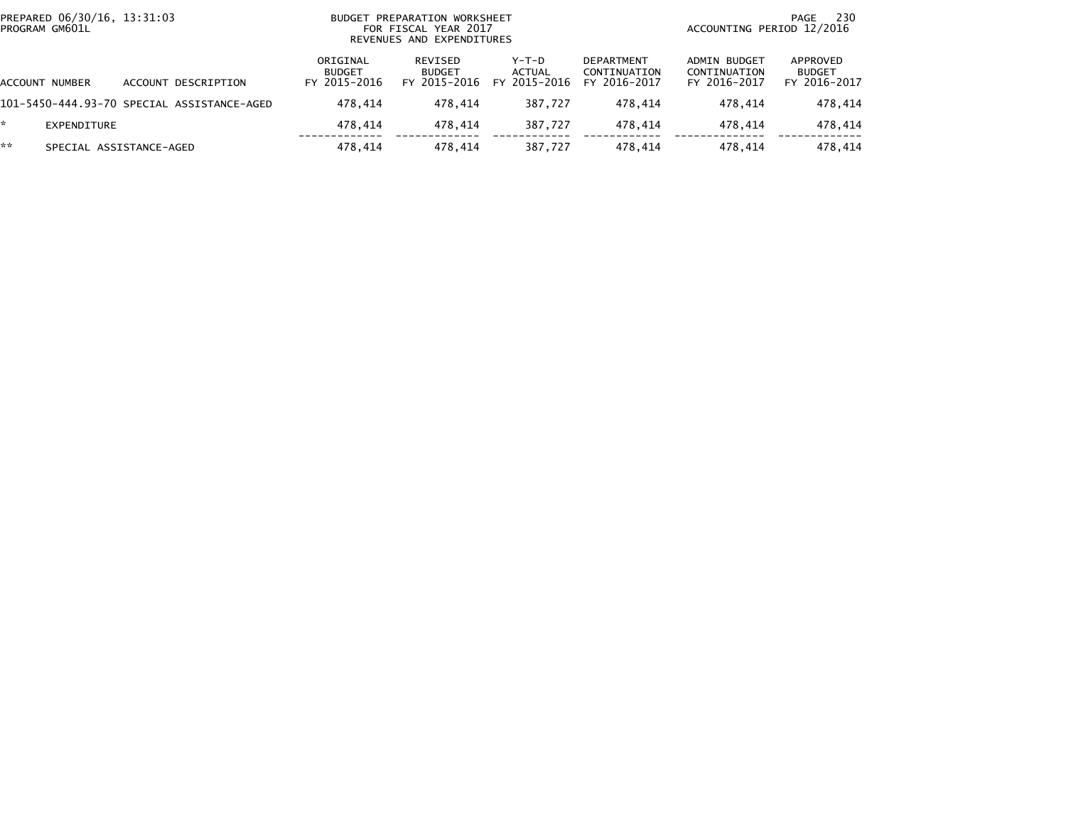PREPARED 06/30/16, 13:31:03
PROGRAM GM601L

BUDGET PREPARATION WORKSHEET
FOR FISCAL YEAR 2017
REVENUES AND EXPENDITURES

ACCOUNTING PERIOD 12/2016

| ACCOUNT NUMBER | ACCOUNT DESCRIPTION | ORIGINAL BUDGET FY 2015-2016 | REVISED BUDGET FY 2015-2016 | Y-T-D ACTUAL FY 2015-2016 | DEPARTMENT CONTINUATION FY 2016-2017 | ADMIN BUDGET CONTINUATION FY 2016-2017 | APPROVED BUDGET FY 2016-2017 |
|---|---|---|---|---|---|---|---|
| 101-5450-444.93-70 | SPECIAL ASSISTANCE-AGED | 478,414 | 478,414 | 387,727 | 478,414 | 478,414 | 478,414 |
| * | EXPENDITURE | 478,414 | 478,414 | 387,727 | 478,414 | 478,414 | 478,414 |
| ** | SPECIAL ASSISTANCE-AGED | 478,414 | 478,414 | 387,727 | 478,414 | 478,414 | 478,414 |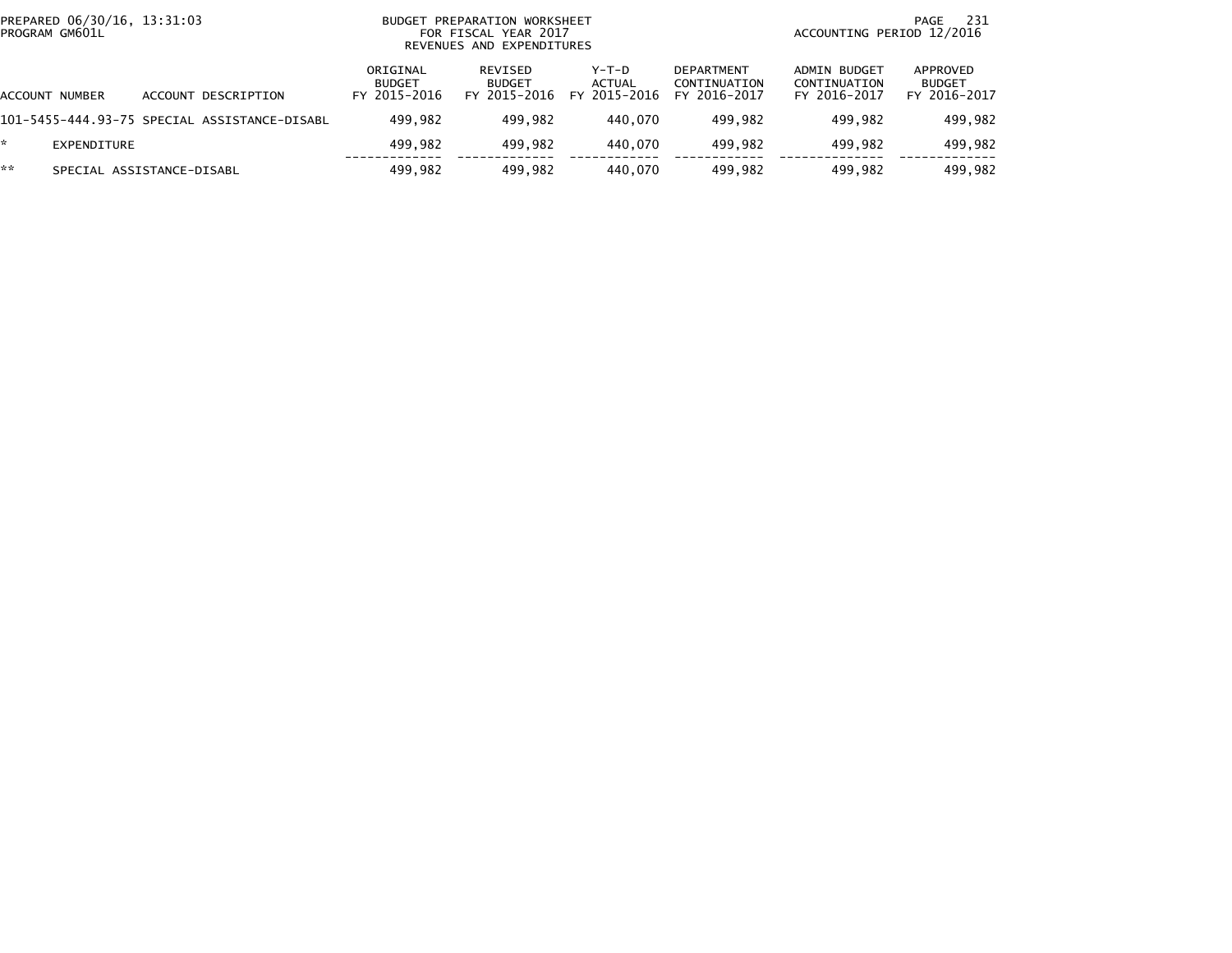PREPARED 06/30/16, 13:31:03
PROGRAM GM601L

BUDGET PREPARATION WORKSHEET
FOR FISCAL YEAR 2017
REVENUES AND EXPENDITURES

ACCOUNTING PERIOD 12/2016

| ACCOUNT NUMBER | ACCOUNT DESCRIPTION | ORIGINAL BUDGET FY 2015-2016 | REVISED BUDGET FY 2015-2016 | Y-T-D ACTUAL FY 2015-2016 | DEPARTMENT CONTINUATION FY 2016-2017 | ADMIN BUDGET CONTINUATION FY 2016-2017 | APPROVED BUDGET FY 2016-2017 |
|---|---|---|---|---|---|---|---|
| 101-5455-444.93-75 | SPECIAL ASSISTANCE-DISABL | 499,982 | 499,982 | 440,070 | 499,982 | 499,982 | 499,982 |
| * | EXPENDITURE | 499,982 | 499,982 | 440,070 | 499,982 | 499,982 | 499,982 |
| ** | SPECIAL ASSISTANCE-DISABL | 499,982 | 499,982 | 440,070 | 499,982 | 499,982 | 499,982 |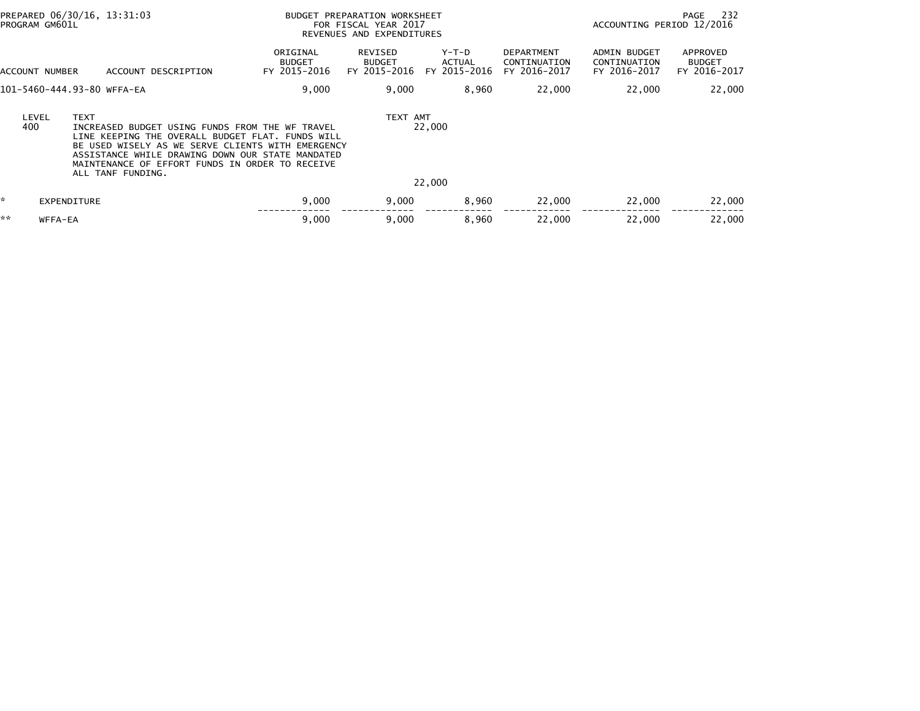PREPARED 06/30/16, 13:31:03
PROGRAM GM601L

BUDGET PREPARATION WORKSHEET
FOR FISCAL YEAR 2017
REVENUES AND EXPENDITURES

ACCOUNTING PERIOD 12/2016

| ACCOUNT NUMBER | ACCOUNT DESCRIPTION | ORIGINAL BUDGET FY 2015-2016 | REVISED BUDGET FY 2015-2016 | Y-T-D ACTUAL FY 2015-2016 | DEPARTMENT CONTINUATION FY 2016-2017 | ADMIN BUDGET CONTINUATION FY 2016-2017 | APPROVED BUDGET FY 2016-2017 |
|---|---|---|---|---|---|---|---|
| 101-5460-444.93-80 | WFFA-EA | 9,000 | 9,000 | 8,960 | 22,000 | 22,000 | 22,000 |

| LEVEL | TEXT | TEXT AMT |
|---|---|---|
| 400 | INCREASED BUDGET USING FUNDS FROM THE WF TRAVEL LINE KEEPING THE OVERALL BUDGET FLAT. FUNDS WILL BE USED WISELY AS WE SERVE CLIENTS WITH EMERGENCY ASSISTANCE WHILE DRAWING DOWN OUR STATE MANDATED MAINTENANCE OF EFFORT FUNDS IN ORDER TO RECEIVE ALL TANF FUNDING. | 22,000 |
| | | 22,000 |

| | | ORIGINAL BUDGET FY 2015-2016 | REVISED BUDGET FY 2015-2016 | Y-T-D ACTUAL FY 2015-2016 | DEPARTMENT CONTINUATION FY 2016-2017 | ADMIN BUDGET CONTINUATION FY 2016-2017 | APPROVED BUDGET FY 2016-2017 |
|---|---|---|---|---|---|---|---|
| * | EXPENDITURE | 9,000 | 9,000 | 8,960 | 22,000 | 22,000 | 22,000 |
| ** | WFFA-EA | 9,000 | 9,000 | 8,960 | 22,000 | 22,000 | 22,000 |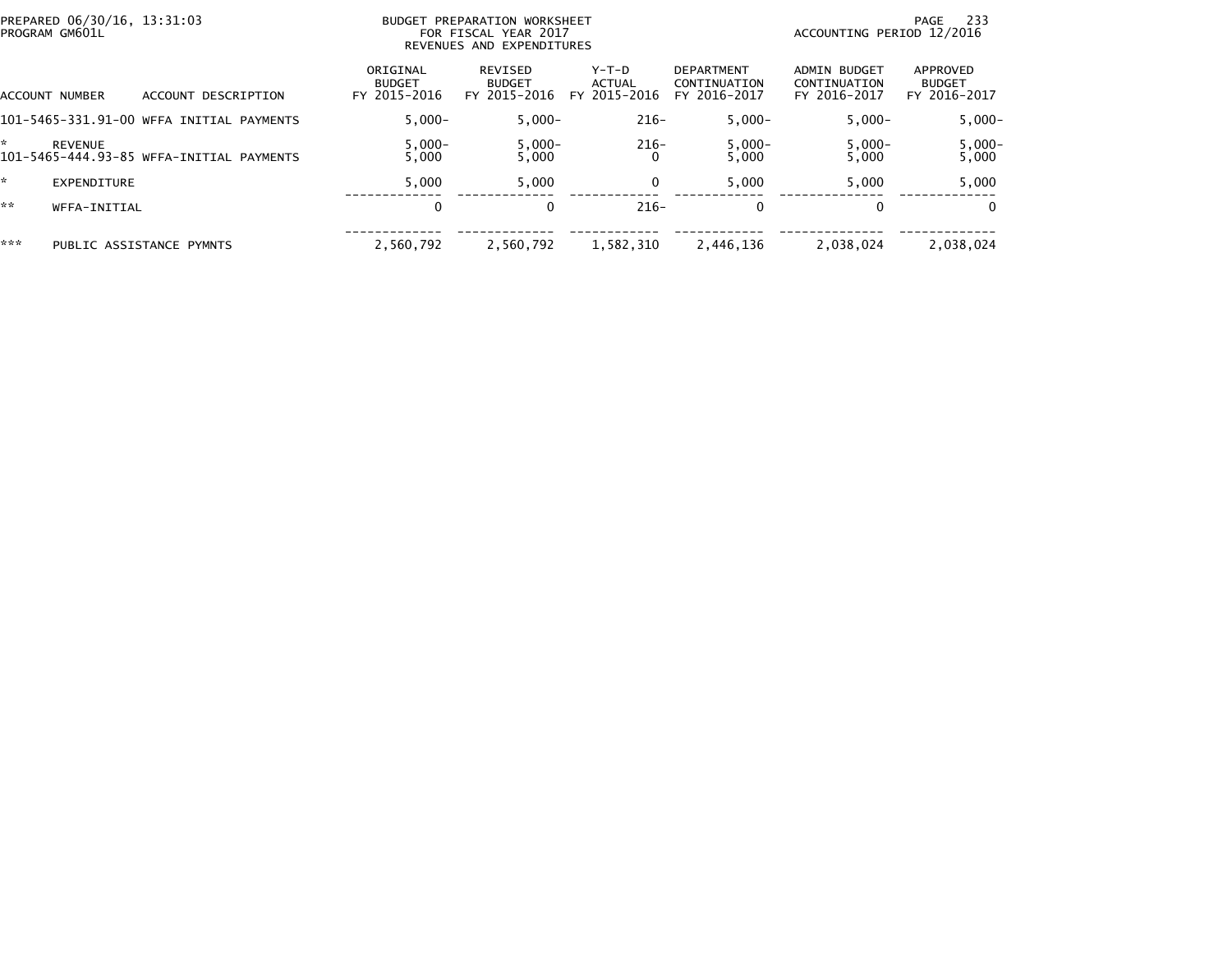PREPARED 06/30/16, 13:31:03
PROGRAM GM601L

BUDGET PREPARATION WORKSHEET
FOR FISCAL YEAR 2017
REVENUES AND EXPENDITURES

ACCOUNTING PERIOD 12/2016

| ACCOUNT NUMBER | ACCOUNT DESCRIPTION | ORIGINAL BUDGET FY 2015-2016 | REVISED BUDGET FY 2015-2016 | Y-T-D ACTUAL FY 2015-2016 | DEPARTMENT CONTINUATION FY 2016-2017 | ADMIN BUDGET CONTINUATION FY 2016-2017 | APPROVED BUDGET FY 2016-2017 |
|---|---|---|---|---|---|---|---|
| 101-5465-331.91-00 | WFFA INITIAL PAYMENTS | 5,000- | 5,000- | 216- | 5,000- | 5,000- | 5,000- |
| * | REVENUE | 5,000- | 5,000- | 216- | 5,000- | 5,000- | 5,000- |
| 101-5465-444.93-85 | WFFA-INITIAL PAYMENTS | 5,000 | 5,000 | 0 | 5,000 | 5,000 | 5,000 |
| * | EXPENDITURE | 5,000 | 5,000 | 0 | 5,000 | 5,000 | 5,000 |
| ** | WFFA-INITIAL | 0 | 0 | 216- | 0 | 0 | 0 |
| *** | PUBLIC ASSISTANCE PYMNTS | 2,560,792 | 2,560,792 | 1,582,310 | 2,446,136 | 2,038,024 | 2,038,024 |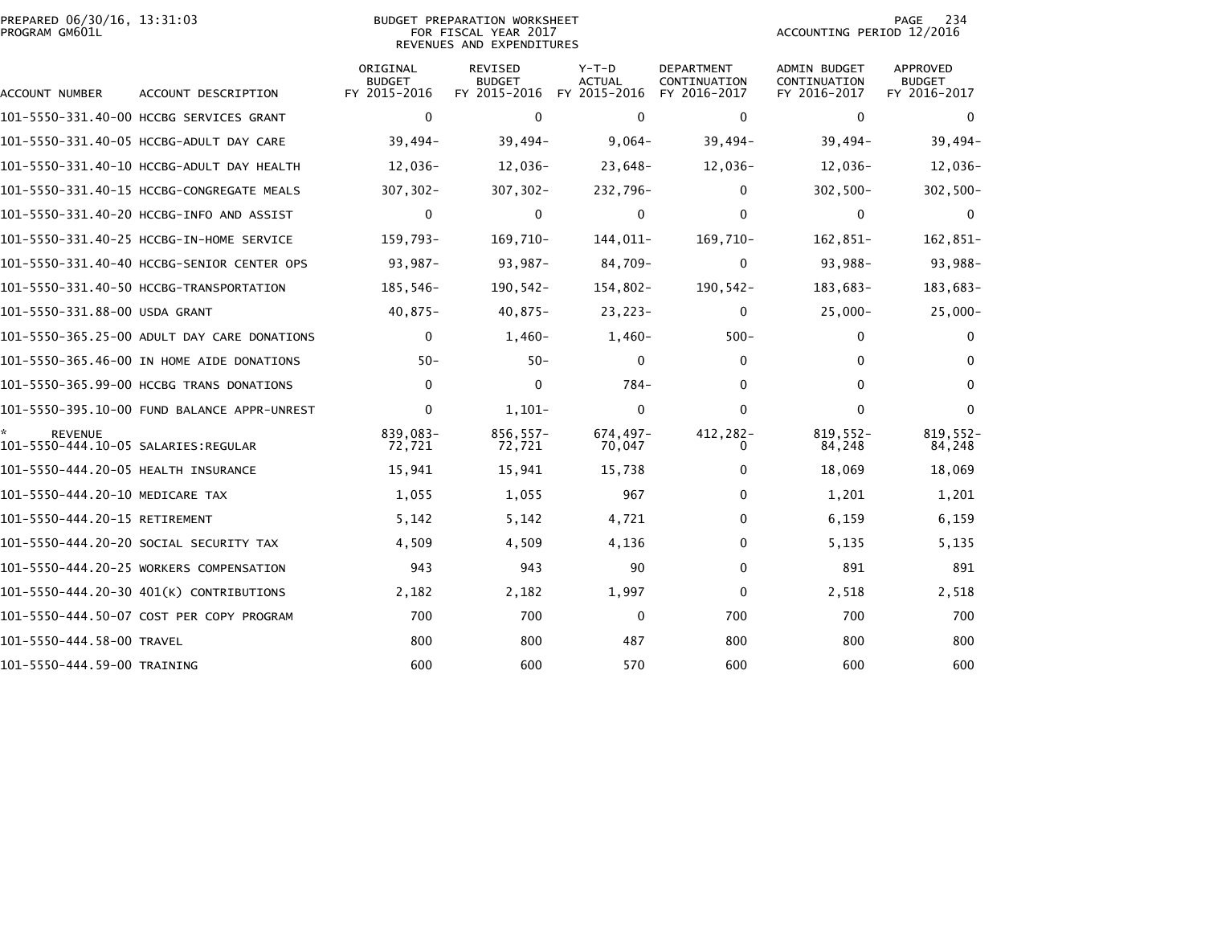PREPARED 06/30/16, 13:31:03
PROGRAM GM601L

BUDGET PREPARATION WORKSHEET
FOR FISCAL YEAR 2017
REVENUES AND EXPENDITURES

ACCOUNTING PERIOD 12/2016

| ACCOUNT NUMBER | ACCOUNT DESCRIPTION | ORIGINAL BUDGET FY 2015-2016 | REVISED BUDGET FY 2015-2016 | Y-T-D ACTUAL FY 2015-2016 | DEPARTMENT CONTINUATION FY 2016-2017 | ADMIN BUDGET CONTINUATION FY 2016-2017 | APPROVED BUDGET FY 2016-2017 |
|---|---|---|---|---|---|---|---|
| 101-5550-331.40-00 | HCCBG SERVICES GRANT | 0 | 0 | 0 | 0 | 0 | 0 |
| 101-5550-331.40-05 | HCCBG-ADULT DAY CARE | 39,494- | 39,494- | 9,064- | 39,494- | 39,494- | 39,494- |
| 101-5550-331.40-10 | HCCBG-ADULT DAY HEALTH | 12,036- | 12,036- | 23,648- | 12,036- | 12,036- | 12,036- |
| 101-5550-331.40-15 | HCCBG-CONGREGATE MEALS | 307,302- | 307,302- | 232,796- | 0 | 302,500- | 302,500- |
| 101-5550-331.40-20 | HCCBG-INFO AND ASSIST | 0 | 0 | 0 | 0 | 0 | 0 |
| 101-5550-331.40-25 | HCCBG-IN-HOME SERVICE | 159,793- | 169,710- | 144,011- | 169,710- | 162,851- | 162,851- |
| 101-5550-331.40-40 | HCCBG-SENIOR CENTER OPS | 93,987- | 93,987- | 84,709- | 0 | 93,988- | 93,988- |
| 101-5550-331.40-50 | HCCBG-TRANSPORTATION | 185,546- | 190,542- | 154,802- | 190,542- | 183,683- | 183,683- |
| 101-5550-331.88-00 | USDA GRANT | 40,875- | 40,875- | 23,223- | 0 | 25,000- | 25,000- |
| 101-5550-365.25-00 | ADULT DAY CARE DONATIONS | 0 | 1,460- | 1,460- | 500- | 0 | 0 |
| 101-5550-365.46-00 | IN HOME AIDE DONATIONS | 50- | 50- | 0 | 0 | 0 | 0 |
| 101-5550-365.99-00 | HCCBG TRANS DONATIONS | 0 | 0 | 784- | 0 | 0 | 0 |
| 101-5550-395.10-00 | FUND BALANCE APPR-UNREST | 0 | 1,101- | 0 | 0 | 0 | 0 |
| * REVENUE | | 839,083- | 856,557- | 674,497- | 412,282- | 819,552- | 819,552- |
| 101-5550-444.10-05 | SALARIES:REGULAR | 72,721 | 72,721 | 70,047 | 0 | 84,248 | 84,248 |
| 101-5550-444.20-05 | HEALTH INSURANCE | 15,941 | 15,941 | 15,738 | 0 | 18,069 | 18,069 |
| 101-5550-444.20-10 | MEDICARE TAX | 1,055 | 1,055 | 967 | 0 | 1,201 | 1,201 |
| 101-5550-444.20-15 | RETIREMENT | 5,142 | 5,142 | 4,721 | 0 | 6,159 | 6,159 |
| 101-5550-444.20-20 | SOCIAL SECURITY TAX | 4,509 | 4,509 | 4,136 | 0 | 5,135 | 5,135 |
| 101-5550-444.20-25 | WORKERS COMPENSATION | 943 | 943 | 90 | 0 | 891 | 891 |
| 101-5550-444.20-30 | 401(K) CONTRIBUTIONS | 2,182 | 2,182 | 1,997 | 0 | 2,518 | 2,518 |
| 101-5550-444.50-07 | COST PER COPY PROGRAM | 700 | 700 | 0 | 700 | 700 | 700 |
| 101-5550-444.58-00 | TRAVEL | 800 | 800 | 487 | 800 | 800 | 800 |
| 101-5550-444.59-00 | TRAINING | 600 | 600 | 570 | 600 | 600 | 600 |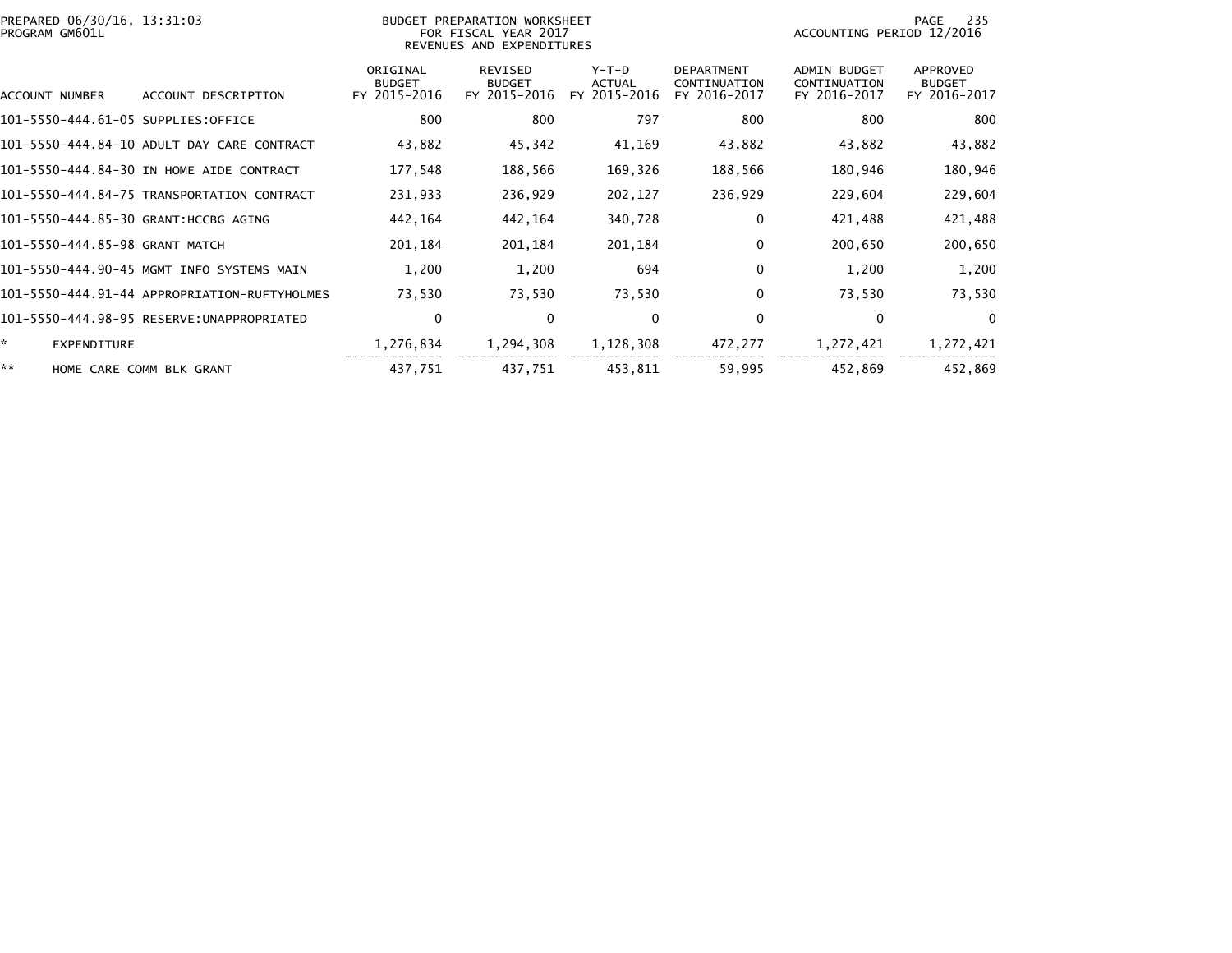PREPARED 06/30/16, 13:31:03
PROGRAM GM601L

BUDGET PREPARATION WORKSHEET
FOR FISCAL YEAR 2017
REVENUES AND EXPENDITURES

ACCOUNTING PERIOD 12/2016

| ACCOUNT NUMBER | ACCOUNT DESCRIPTION | ORIGINAL BUDGET FY 2015-2016 | REVISED BUDGET FY 2015-2016 | Y-T-D ACTUAL FY 2015-2016 | DEPARTMENT CONTINUATION FY 2016-2017 | ADMIN BUDGET CONTINUATION FY 2016-2017 | APPROVED BUDGET FY 2016-2017 |
|---|---|---|---|---|---|---|---|
| 101-5550-444.61-05 | SUPPLIES:OFFICE | 800 | 800 | 797 | 800 | 800 | 800 |
| 101-5550-444.84-10 | ADULT DAY CARE CONTRACT | 43,882 | 45,342 | 41,169 | 43,882 | 43,882 | 43,882 |
| 101-5550-444.84-30 | IN HOME AIDE CONTRACT | 177,548 | 188,566 | 169,326 | 188,566 | 180,946 | 180,946 |
| 101-5550-444.84-75 | TRANSPORTATION CONTRACT | 231,933 | 236,929 | 202,127 | 236,929 | 229,604 | 229,604 |
| 101-5550-444.85-30 | GRANT:HCCBG AGING | 442,164 | 442,164 | 340,728 | 0 | 421,488 | 421,488 |
| 101-5550-444.85-98 | GRANT MATCH | 201,184 | 201,184 | 201,184 | 0 | 200,650 | 200,650 |
| 101-5550-444.90-45 | MGMT INFO SYSTEMS MAIN | 1,200 | 1,200 | 694 | 0 | 1,200 | 1,200 |
| 101-5550-444.91-44 | APPROPRIATION-RUFTYHOLMES | 73,530 | 73,530 | 73,530 | 0 | 73,530 | 73,530 |
| 101-5550-444.98-95 | RESERVE:UNAPPROPRIATED | 0 | 0 | 0 | 0 | 0 | 0 |
| * | EXPENDITURE | 1,276,834 | 1,294,308 | 1,128,308 | 472,277 | 1,272,421 | 1,272,421 |
| ** | HOME CARE COMM BLK GRANT | 437,751 | 437,751 | 453,811 | 59,995 | 452,869 | 452,869 |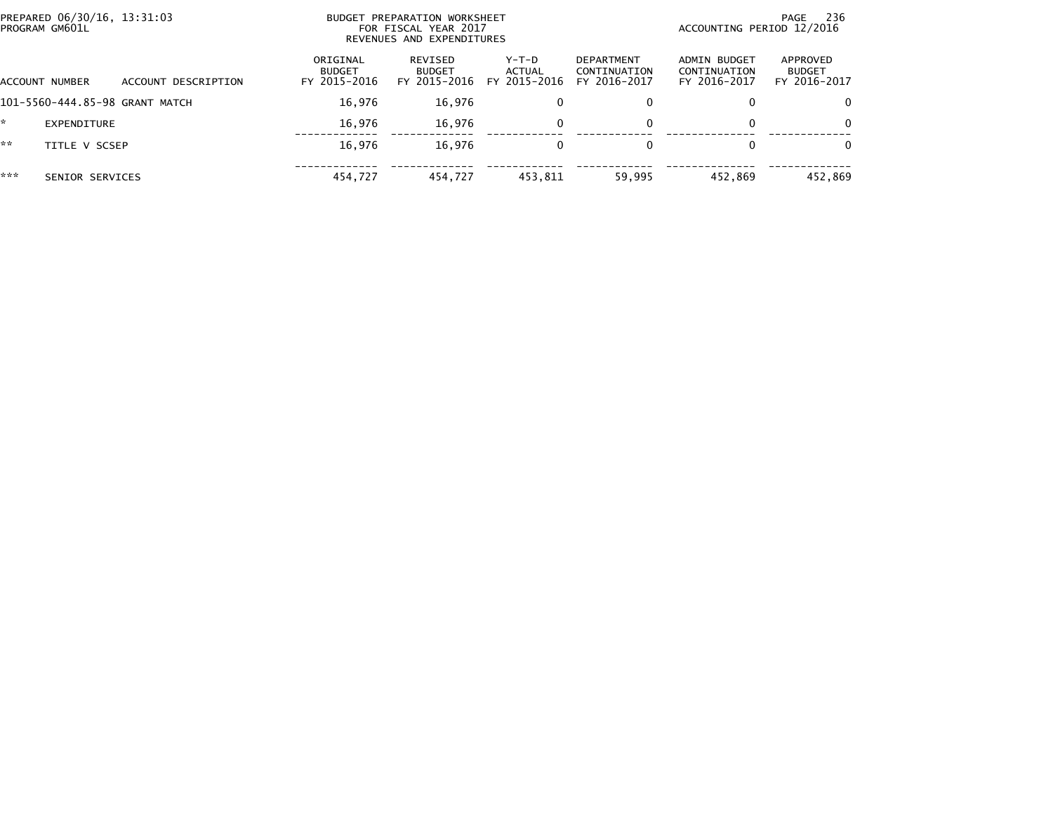PREPARED 06/30/16, 13:31:03
PROGRAM GM601L

BUDGET PREPARATION WORKSHEET
FOR FISCAL YEAR 2017
REVENUES AND EXPENDITURES

ACCOUNTING PERIOD 12/2016

| ACCOUNT NUMBER | ACCOUNT DESCRIPTION | ORIGINAL BUDGET FY 2015-2016 | REVISED BUDGET FY 2015-2016 | Y-T-D ACTUAL FY 2015-2016 | DEPARTMENT CONTINUATION FY 2016-2017 | ADMIN BUDGET CONTINUATION FY 2016-2017 | APPROVED BUDGET FY 2016-2017 |
|---|---|---|---|---|---|---|---|
| 101-5560-444.85-98 | GRANT MATCH | 16,976 | 16,976 | 0 | 0 | 0 | 0 |
| * | EXPENDITURE | 16,976 | 16,976 | 0 | 0 | 0 | 0 |
| ** | TITLE V SCSEP | 16,976 | 16,976 | 0 | 0 | 0 | 0 |
| *** | SENIOR SERVICES | 454,727 | 454,727 | 453,811 | 59,995 | 452,869 | 452,869 |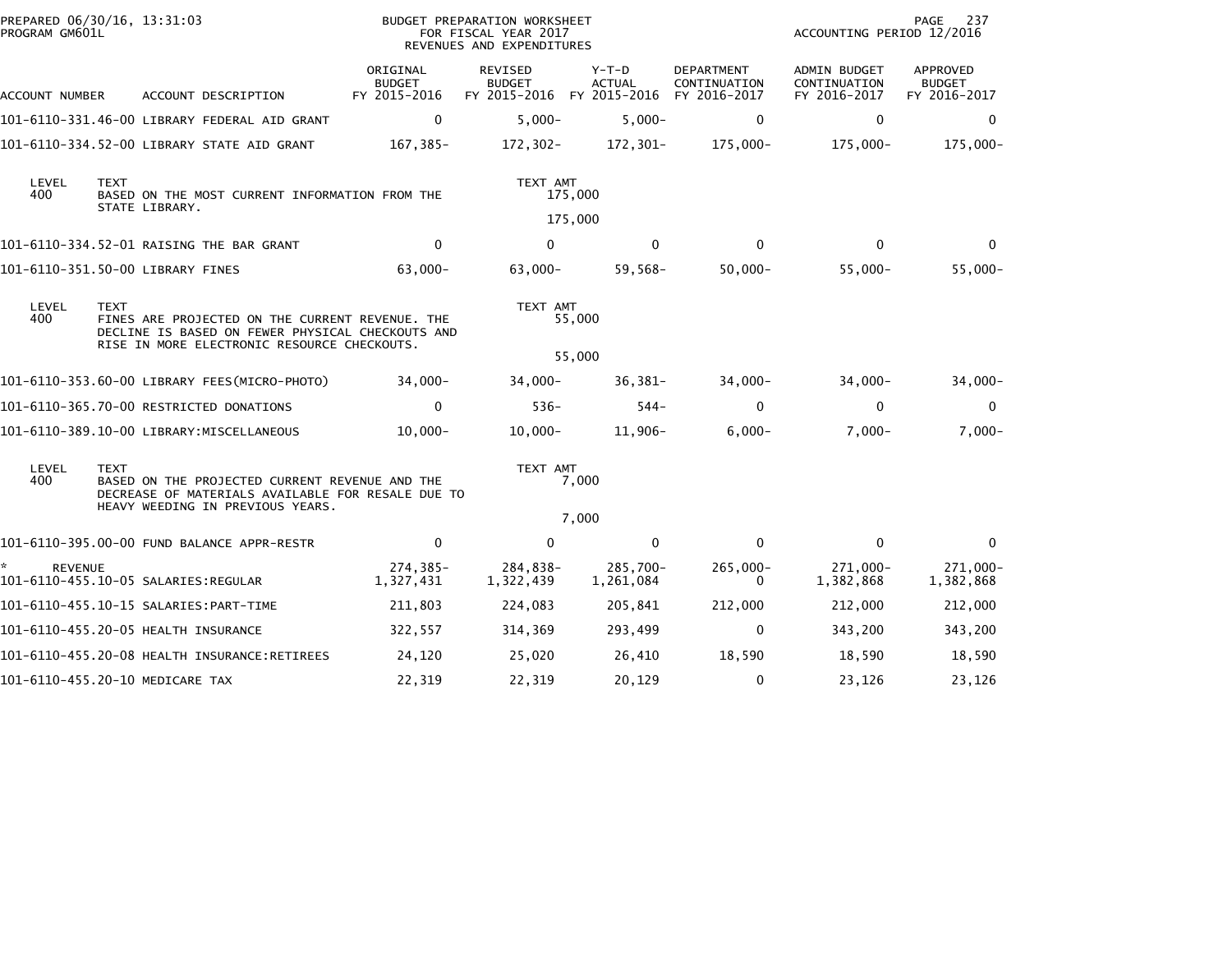PREPARED 06/30/16, 13:31:03
PROGRAM GM601L

BUDGET PREPARATION WORKSHEET
FOR FISCAL YEAR 2017
REVENUES AND EXPENDITURES

ACCOUNTING PERIOD 12/2016

| ACCOUNT NUMBER | ACCOUNT DESCRIPTION | ORIGINAL BUDGET FY 2015-2016 | REVISED BUDGET FY 2015-2016 | Y-T-D ACTUAL FY 2015-2016 | DEPARTMENT CONTINUATION FY 2016-2017 | ADMIN BUDGET CONTINUATION FY 2016-2017 | APPROVED BUDGET FY 2016-2017 |
|---|---|---|---|---|---|---|---|
| 101-6110-331.46-00 | LIBRARY FEDERAL AID GRANT | 0 | 5,000- | 5,000- | 0 | 0 | 0 |
| 101-6110-334.52-00 | LIBRARY STATE AID GRANT | 167,385- | 172,302- | 172,301- | 175,000- | 175,000- | 175,000- |

| LEVEL | TEXT | TEXT AMT |
|---|---|---|
| 400 | BASED ON THE MOST CURRENT INFORMATION FROM THE STATE LIBRARY. | 175,000 |
| | | 175,000 |

| ACCOUNT NUMBER | ACCOUNT DESCRIPTION | ORIGINAL BUDGET FY 2015-2016 | REVISED BUDGET FY 2015-2016 | Y-T-D ACTUAL FY 2015-2016 | DEPARTMENT CONTINUATION FY 2016-2017 | ADMIN BUDGET CONTINUATION FY 2016-2017 | APPROVED BUDGET FY 2016-2017 |
|---|---|---|---|---|---|---|---|
| 101-6110-334.52-01 | RAISING THE BAR GRANT | 0 | 0 | 0 | 0 | 0 | 0 |
| 101-6110-351.50-00 | LIBRARY FINES | 63,000- | 63,000- | 59,568- | 50,000- | 55,000- | 55,000- |

| LEVEL | TEXT | TEXT AMT |
|---|---|---|
| 400 | FINES ARE PROJECTED ON THE CURRENT REVENUE. THE DECLINE IS BASED ON FEWER PHYSICAL CHECKOUTS AND RISE IN MORE ELECTRONIC RESOURCE CHECKOUTS. | 55,000 |
| | | 55,000 |

| ACCOUNT NUMBER | ACCOUNT DESCRIPTION | ORIGINAL BUDGET FY 2015-2016 | REVISED BUDGET FY 2015-2016 | Y-T-D ACTUAL FY 2015-2016 | DEPARTMENT CONTINUATION FY 2016-2017 | ADMIN BUDGET CONTINUATION FY 2016-2017 | APPROVED BUDGET FY 2016-2017 |
|---|---|---|---|---|---|---|---|
| 101-6110-353.60-00 | LIBRARY FEES(MICRO-PHOTO) | 34,000- | 34,000- | 36,381- | 34,000- | 34,000- | 34,000- |
| 101-6110-365.70-00 | RESTRICTED DONATIONS | 0 | 536- | 544- | 0 | 0 | 0 |
| 101-6110-389.10-00 | LIBRARY:MISCELLANEOUS | 10,000- | 10,000- | 11,906- | 6,000- | 7,000- | 7,000- |

| LEVEL | TEXT | TEXT AMT |
|---|---|---|
| 400 | BASED ON THE PROJECTED CURRENT REVENUE AND THE DECREASE OF MATERIALS AVAILABLE FOR RESALE DUE TO HEAVY WEEDING IN PREVIOUS YEARS. | 7,000 |
| | | 7,000 |

| ACCOUNT NUMBER | ACCOUNT DESCRIPTION | ORIGINAL BUDGET FY 2015-2016 | REVISED BUDGET FY 2015-2016 | Y-T-D ACTUAL FY 2015-2016 | DEPARTMENT CONTINUATION FY 2016-2017 | ADMIN BUDGET CONTINUATION FY 2016-2017 | APPROVED BUDGET FY 2016-2017 |
|---|---|---|---|---|---|---|---|
| 101-6110-395.00-00 | FUND BALANCE APPR-RESTR | 0 | 0 | 0 | 0 | 0 | 0 |
| * REVENUE | | 274,385- | 284,838- | 285,700- | 265,000- | 271,000- | 271,000- |
| 101-6110-455.10-05 | SALARIES:REGULAR | 1,327,431 | 1,322,439 | 1,261,084 | 0 | 1,382,868 | 1,382,868 |
| 101-6110-455.10-15 | SALARIES:PART-TIME | 211,803 | 224,083 | 205,841 | 212,000 | 212,000 | 212,000 |
| 101-6110-455.20-05 | HEALTH INSURANCE | 322,557 | 314,369 | 293,499 | 0 | 343,200 | 343,200 |
| 101-6110-455.20-08 | HEALTH INSURANCE:RETIREES | 24,120 | 25,020 | 26,410 | 18,590 | 18,590 | 18,590 |
| 101-6110-455.20-10 | MEDICARE TAX | 22,319 | 22,319 | 20,129 | 0 | 23,126 | 23,126 |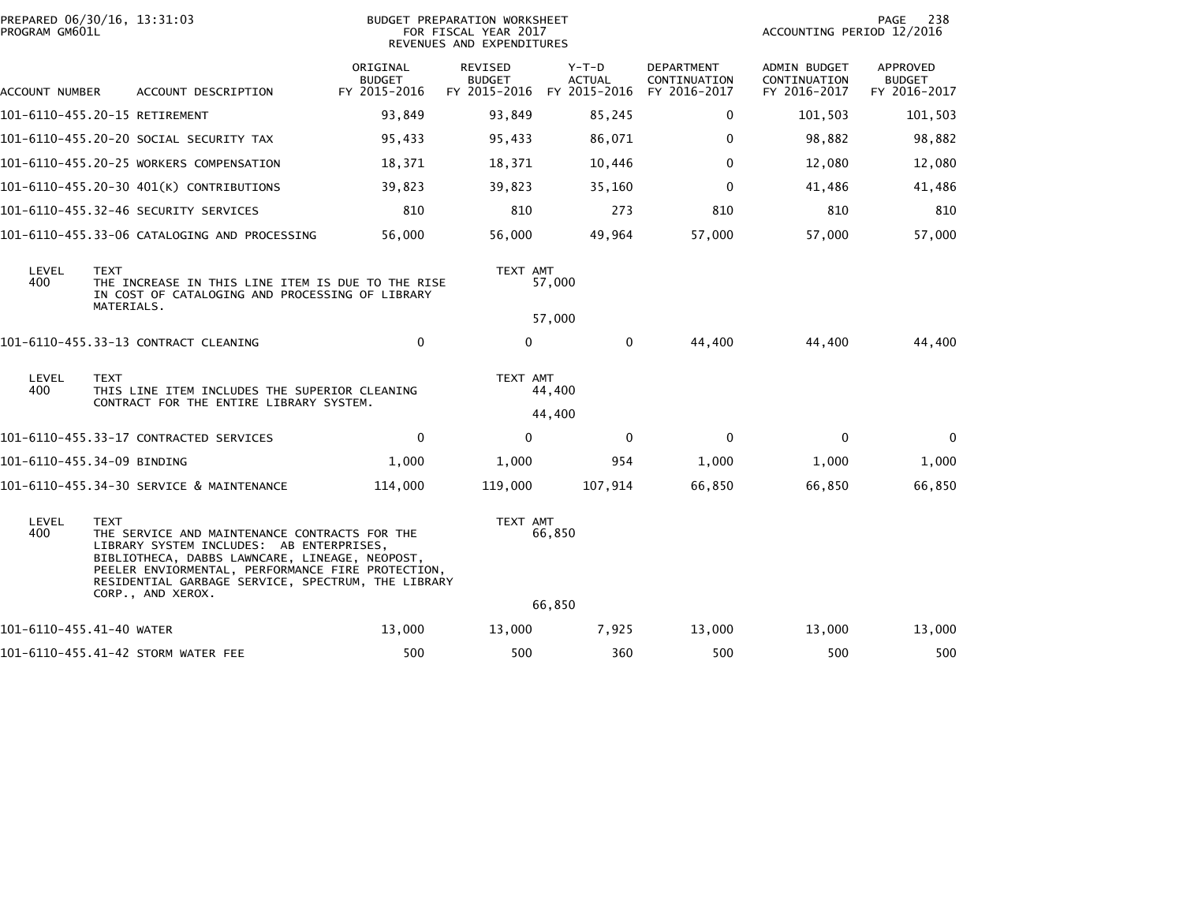PREPARED 06/30/16, 13:31:03
PROGRAM GM601L

BUDGET PREPARATION WORKSHEET
FOR FISCAL YEAR 2017
REVENUES AND EXPENDITURES

ACCOUNTING PERIOD 12/2016

| ACCOUNT NUMBER | ACCOUNT DESCRIPTION | ORIGINAL BUDGET FY 2015-2016 | REVISED BUDGET FY 2015-2016 | Y-T-D ACTUAL FY 2015-2016 | DEPARTMENT CONTINUATION FY 2016-2017 | ADMIN BUDGET CONTINUATION FY 2016-2017 | APPROVED BUDGET FY 2016-2017 |
|---|---|---|---|---|---|---|---|
| 101-6110-455.20-15 | RETIREMENT | 93,849 | 93,849 | 85,245 | 0 | 101,503 | 101,503 |
| 101-6110-455.20-20 | SOCIAL SECURITY TAX | 95,433 | 95,433 | 86,071 | 0 | 98,882 | 98,882 |
| 101-6110-455.20-25 | WORKERS COMPENSATION | 18,371 | 18,371 | 10,446 | 0 | 12,080 | 12,080 |
| 101-6110-455.20-30 | 401(K) CONTRIBUTIONS | 39,823 | 39,823 | 35,160 | 0 | 41,486 | 41,486 |
| 101-6110-455.32-46 | SECURITY SERVICES | 810 | 810 | 273 | 810 | 810 | 810 |
| 101-6110-455.33-06 | CATALOGING AND PROCESSING | 56,000 | 56,000 | 49,964 | 57,000 | 57,000 | 57,000 |

| LEVEL | TEXT | TEXT AMT |
|---|---|---|
| 400 | THE INCREASE IN THIS LINE ITEM IS DUE TO THE RISE IN COST OF CATALOGING AND PROCESSING OF LIBRARY MATERIALS. | 57,000 |
| | | 57,000 |

| ACCOUNT NUMBER | ACCOUNT DESCRIPTION | ORIGINAL BUDGET FY 2015-2016 | REVISED BUDGET FY 2015-2016 | Y-T-D ACTUAL FY 2015-2016 | DEPARTMENT CONTINUATION FY 2016-2017 | ADMIN BUDGET CONTINUATION FY 2016-2017 | APPROVED BUDGET FY 2016-2017 |
|---|---|---|---|---|---|---|---|
| 101-6110-455.33-13 | CONTRACT CLEANING | 0 | 0 | 0 | 44,400 | 44,400 | 44,400 |

| LEVEL | TEXT | TEXT AMT |
|---|---|---|
| 400 | THIS LINE ITEM INCLUDES THE SUPERIOR CLEANING CONTRACT FOR THE ENTIRE LIBRARY SYSTEM. | 44,400 |
| | | 44,400 |

| ACCOUNT NUMBER | ACCOUNT DESCRIPTION | ORIGINAL BUDGET FY 2015-2016 | REVISED BUDGET FY 2015-2016 | Y-T-D ACTUAL FY 2015-2016 | DEPARTMENT CONTINUATION FY 2016-2017 | ADMIN BUDGET CONTINUATION FY 2016-2017 | APPROVED BUDGET FY 2016-2017 |
|---|---|---|---|---|---|---|---|
| 101-6110-455.33-17 | CONTRACTED SERVICES | 0 | 0 | 0 | 0 | 0 | 0 |
| 101-6110-455.34-09 | BINDING | 1,000 | 1,000 | 954 | 1,000 | 1,000 | 1,000 |
| 101-6110-455.34-30 | SERVICE & MAINTENANCE | 114,000 | 119,000 | 107,914 | 66,850 | 66,850 | 66,850 |

| LEVEL | TEXT | TEXT AMT |
|---|---|---|
| 400 | THE SERVICE AND MAINTENANCE CONTRACTS FOR THE LIBRARY SYSTEM INCLUDES: AB ENTERPRISES, BIBLIOTHECA, DABBS LAWNCARE, LINEAGE, NEOPOST, PEELER ENVIORMENTAL, PERFORMANCE FIRE PROTECTION, RESIDENTIAL GARBAGE SERVICE, SPECTRUM, THE LIBRARY CORP., AND XEROX. | 66,850 |
| | | 66,850 |

| ACCOUNT NUMBER | ACCOUNT DESCRIPTION | ORIGINAL BUDGET FY 2015-2016 | REVISED BUDGET FY 2015-2016 | Y-T-D ACTUAL FY 2015-2016 | DEPARTMENT CONTINUATION FY 2016-2017 | ADMIN BUDGET CONTINUATION FY 2016-2017 | APPROVED BUDGET FY 2016-2017 |
|---|---|---|---|---|---|---|---|
| 101-6110-455.41-40 | WATER | 13,000 | 13,000 | 7,925 | 13,000 | 13,000 | 13,000 |
| 101-6110-455.41-42 | STORM WATER FEE | 500 | 500 | 360 | 500 | 500 | 500 |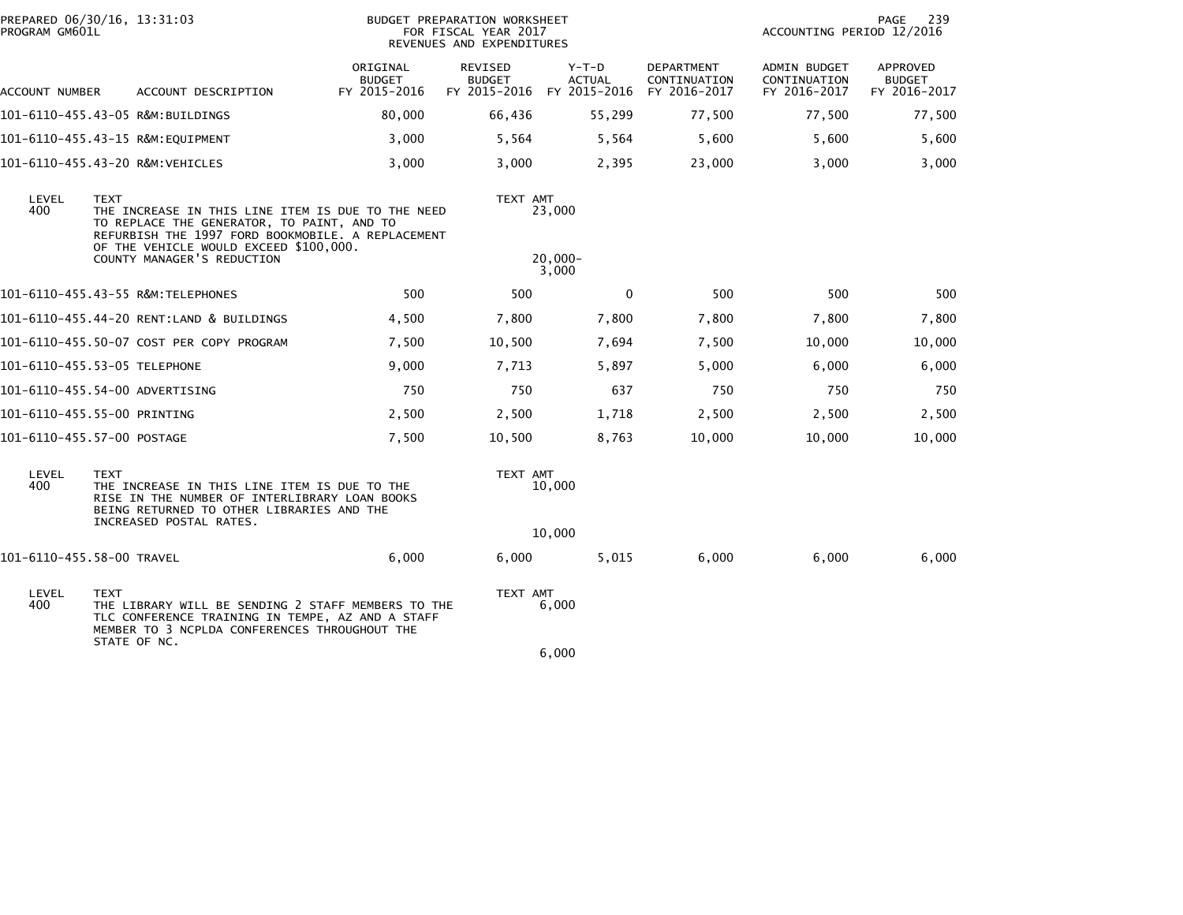PREPARED 06/30/16, 13:31:03
PROGRAM GM601L

BUDGET PREPARATION WORKSHEET
FOR FISCAL YEAR 2017
REVENUES AND EXPENDITURES

ACCOUNTING PERIOD 12/2016

| ACCOUNT NUMBER | ACCOUNT DESCRIPTION | ORIGINAL BUDGET FY 2015-2016 | REVISED BUDGET FY 2015-2016 | Y-T-D ACTUAL FY 2015-2016 | DEPARTMENT CONTINUATION FY 2016-2017 | ADMIN BUDGET CONTINUATION FY 2016-2017 | APPROVED BUDGET FY 2016-2017 |
|---|---|---|---|---|---|---|---|
| 101-6110-455.43-05 | R&M:BUILDINGS | 80,000 | 66,436 | 55,299 | 77,500 | 77,500 | 77,500 |
| 101-6110-455.43-15 | R&M:EQUIPMENT | 3,000 | 5,564 | 5,564 | 5,600 | 5,600 | 5,600 |
| 101-6110-455.43-20 | R&M:VEHICLES | 3,000 | 3,000 | 2,395 | 23,000 | 3,000 | 3,000 |

| LEVEL | TEXT | TEXT AMT |
|---|---|---|
| 400 | THE INCREASE IN THIS LINE ITEM IS DUE TO THE NEED TO REPLACE THE GENERATOR, TO PAINT, AND TO REFURBISH THE 1997 FORD BOOKMOBILE. A REPLACEMENT OF THE VEHICLE WOULD EXCEED $100,000. | 23,000 |
| | COUNTY MANAGER'S REDUCTION | 20,000- |
| | | 3,000 |

| ACCOUNT NUMBER | ACCOUNT DESCRIPTION | ORIGINAL BUDGET FY 2015-2016 | REVISED BUDGET FY 2015-2016 | Y-T-D ACTUAL FY 2015-2016 | DEPARTMENT CONTINUATION FY 2016-2017 | ADMIN BUDGET CONTINUATION FY 2016-2017 | APPROVED BUDGET FY 2016-2017 |
|---|---|---|---|---|---|---|---|
| 101-6110-455.43-55 | R&M:TELEPHONES | 500 | 500 | 0 | 500 | 500 | 500 |
| 101-6110-455.44-20 | RENT:LAND & BUILDINGS | 4,500 | 7,800 | 7,800 | 7,800 | 7,800 | 7,800 |
| 101-6110-455.50-07 | COST PER COPY PROGRAM | 7,500 | 10,500 | 7,694 | 7,500 | 10,000 | 10,000 |
| 101-6110-455.53-05 | TELEPHONE | 9,000 | 7,713 | 5,897 | 5,000 | 6,000 | 6,000 |
| 101-6110-455.54-00 | ADVERTISING | 750 | 750 | 637 | 750 | 750 | 750 |
| 101-6110-455.55-00 | PRINTING | 2,500 | 2,500 | 1,718 | 2,500 | 2,500 | 2,500 |
| 101-6110-455.57-00 | POSTAGE | 7,500 | 10,500 | 8,763 | 10,000 | 10,000 | 10,000 |

| LEVEL | TEXT | TEXT AMT |
|---|---|---|
| 400 | THE INCREASE IN THIS LINE ITEM IS DUE TO THE RISE IN THE NUMBER OF INTERLIBRARY LOAN BOOKS BEING RETURNED TO OTHER LIBRARIES AND THE INCREASED POSTAL RATES. | 10,000 |
| | | 10,000 |

| ACCOUNT NUMBER | ACCOUNT DESCRIPTION | ORIGINAL BUDGET FY 2015-2016 | REVISED BUDGET FY 2015-2016 | Y-T-D ACTUAL FY 2015-2016 | DEPARTMENT CONTINUATION FY 2016-2017 | ADMIN BUDGET CONTINUATION FY 2016-2017 | APPROVED BUDGET FY 2016-2017 |
|---|---|---|---|---|---|---|---|
| 101-6110-455.58-00 | TRAVEL | 6,000 | 6,000 | 5,015 | 6,000 | 6,000 | 6,000 |

| LEVEL | TEXT | TEXT AMT |
|---|---|---|
| 400 | THE LIBRARY WILL BE SENDING 2 STAFF MEMBERS TO THE TLC CONFERENCE TRAINING IN TEMPE, AZ AND A STAFF MEMBER TO 3 NCPLDA CONFERENCES THROUGHOUT THE STATE OF NC. | 6,000 |
| | | 6,000 |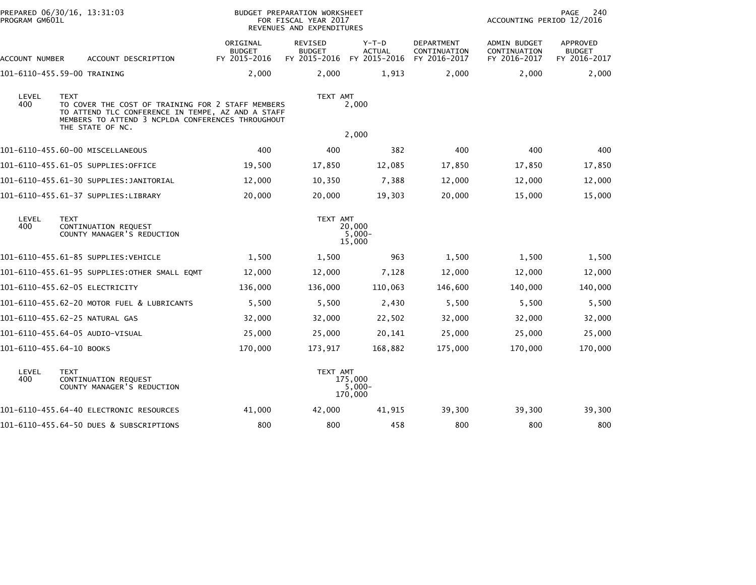PREPARED 06/30/16, 13:31:03
PROGRAM GM601L

BUDGET PREPARATION WORKSHEET
FOR FISCAL YEAR 2017
REVENUES AND EXPENDITURES

ACCOUNTING PERIOD 12/2016

| ACCOUNT NUMBER | ACCOUNT DESCRIPTION | ORIGINAL BUDGET FY 2015-2016 | REVISED BUDGET FY 2015-2016 | Y-T-D ACTUAL FY 2015-2016 | DEPARTMENT CONTINUATION FY 2016-2017 | ADMIN BUDGET CONTINUATION FY 2016-2017 | APPROVED BUDGET FY 2016-2017 |
|---|---|---|---|---|---|---|---|
| 101-6110-455.59-00 | TRAINING | 2,000 | 2,000 | 1,913 | 2,000 | 2,000 | 2,000 |

| LEVEL | TEXT | TEXT AMT |
|---|---|---|
| 400 | TO COVER THE COST OF TRAINING FOR 2 STAFF MEMBERS TO ATTEND TLC CONFERENCE IN TEMPE, AZ AND A STAFF MEMBERS TO ATTEND 3 NCPLDA CONFERENCES THROUGHOUT THE STATE OF NC. | 2,000 |
| | | 2,000 |

| ACCOUNT NUMBER | ACCOUNT DESCRIPTION | ORIGINAL BUDGET FY 2015-2016 | REVISED BUDGET FY 2015-2016 | Y-T-D ACTUAL FY 2015-2016 | DEPARTMENT CONTINUATION FY 2016-2017 | ADMIN BUDGET CONTINUATION FY 2016-2017 | APPROVED BUDGET FY 2016-2017 |
|---|---|---|---|---|---|---|---|
| 101-6110-455.60-00 | MISCELLANEOUS | 400 | 400 | 382 | 400 | 400 | 400 |
| 101-6110-455.61-05 | SUPPLIES:OFFICE | 19,500 | 17,850 | 12,085 | 17,850 | 17,850 | 17,850 |
| 101-6110-455.61-30 | SUPPLIES:JANITORIAL | 12,000 | 10,350 | 7,388 | 12,000 | 12,000 | 12,000 |
| 101-6110-455.61-37 | SUPPLIES:LIBRARY | 20,000 | 20,000 | 19,303 | 20,000 | 15,000 | 15,000 |

| LEVEL | TEXT | TEXT AMT |
|---|---|---|
| 400 | CONTINUATION REQUEST | 20,000 |
| | COUNTY MANAGER'S REDUCTION | 5,000- |
| | | 15,000 |

| ACCOUNT NUMBER | ACCOUNT DESCRIPTION | ORIGINAL BUDGET FY 2015-2016 | REVISED BUDGET FY 2015-2016 | Y-T-D ACTUAL FY 2015-2016 | DEPARTMENT CONTINUATION FY 2016-2017 | ADMIN BUDGET CONTINUATION FY 2016-2017 | APPROVED BUDGET FY 2016-2017 |
|---|---|---|---|---|---|---|---|
| 101-6110-455.61-85 | SUPPLIES:VEHICLE | 1,500 | 1,500 | 963 | 1,500 | 1,500 | 1,500 |
| 101-6110-455.61-95 | SUPPLIES:OTHER SMALL EQMT | 12,000 | 12,000 | 7,128 | 12,000 | 12,000 | 12,000 |
| 101-6110-455.62-05 | ELECTRICITY | 136,000 | 136,000 | 110,063 | 146,600 | 140,000 | 140,000 |
| 101-6110-455.62-20 | MOTOR FUEL & LUBRICANTS | 5,500 | 5,500 | 2,430 | 5,500 | 5,500 | 5,500 |
| 101-6110-455.62-25 | NATURAL GAS | 32,000 | 32,000 | 22,502 | 32,000 | 32,000 | 32,000 |
| 101-6110-455.64-05 | AUDIO-VISUAL | 25,000 | 25,000 | 20,141 | 25,000 | 25,000 | 25,000 |
| 101-6110-455.64-10 | BOOKS | 170,000 | 173,917 | 168,882 | 175,000 | 170,000 | 170,000 |

| LEVEL | TEXT | TEXT AMT |
|---|---|---|
| 400 | CONTINUATION REQUEST | 175,000 |
| | COUNTY MANAGER'S REDUCTION | 5,000- |
| | | 170,000 |

| ACCOUNT NUMBER | ACCOUNT DESCRIPTION | ORIGINAL BUDGET FY 2015-2016 | REVISED BUDGET FY 2015-2016 | Y-T-D ACTUAL FY 2015-2016 | DEPARTMENT CONTINUATION FY 2016-2017 | ADMIN BUDGET CONTINUATION FY 2016-2017 | APPROVED BUDGET FY 2016-2017 |
|---|---|---|---|---|---|---|---|
| 101-6110-455.64-40 | ELECTRONIC RESOURCES | 41,000 | 42,000 | 41,915 | 39,300 | 39,300 | 39,300 |
| 101-6110-455.64-50 | DUES & SUBSCRIPTIONS | 800 | 800 | 458 | 800 | 800 | 800 |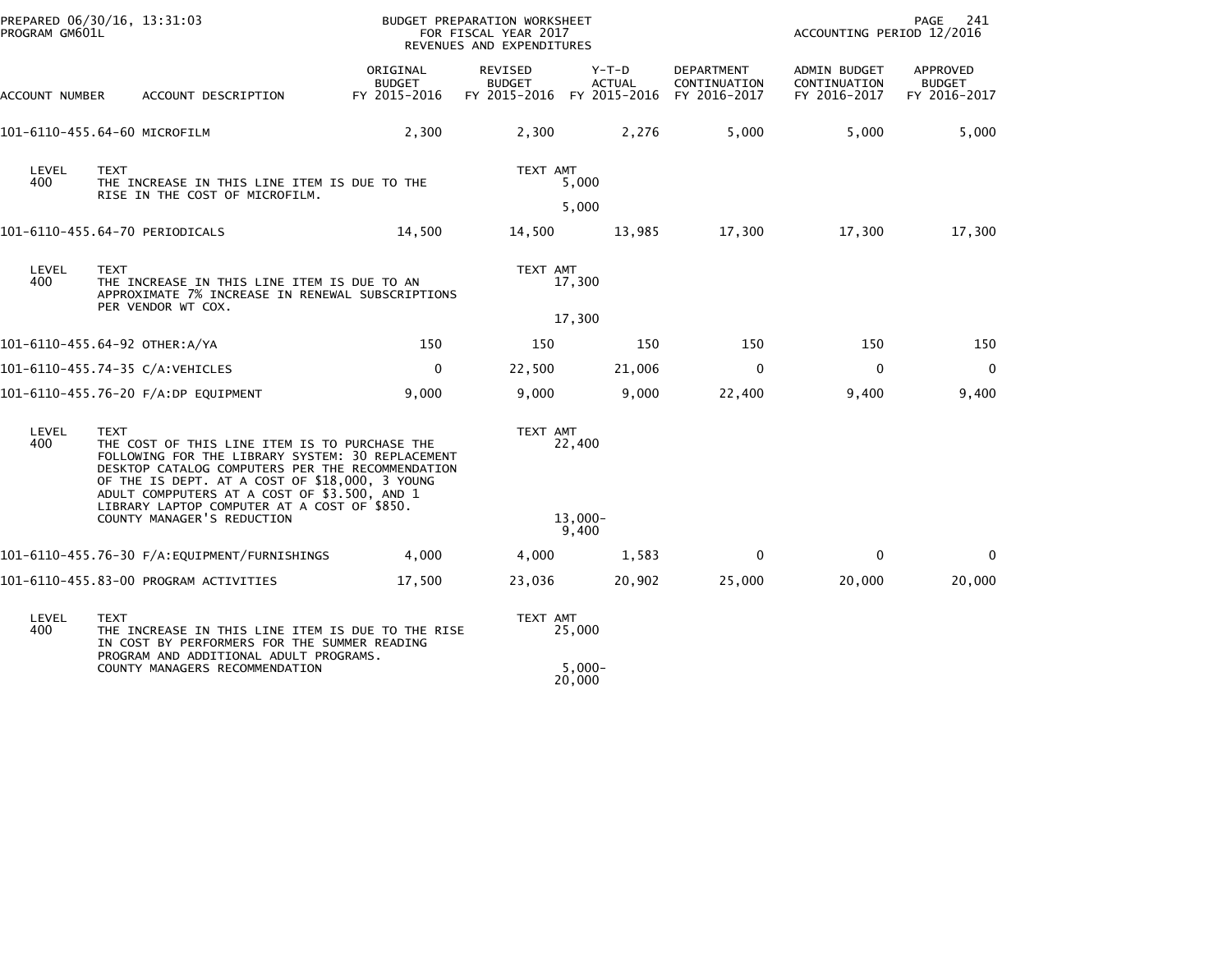PREPARED 06/30/16, 13:31:03
PROGRAM GM601L

BUDGET PREPARATION WORKSHEET
FOR FISCAL YEAR 2017
REVENUES AND EXPENDITURES

ACCOUNTING PERIOD 12/2016

| ACCOUNT NUMBER | ACCOUNT DESCRIPTION | ORIGINAL BUDGET FY 2015-2016 | REVISED BUDGET FY 2015-2016 | Y-T-D ACTUAL FY 2015-2016 | DEPARTMENT CONTINUATION FY 2016-2017 | ADMIN BUDGET CONTINUATION FY 2016-2017 | APPROVED BUDGET FY 2016-2017 |
|---|---|---|---|---|---|---|---|
| 101-6110-455.64-60 | MICROFILM | 2,300 | 2,300 | 2,276 | 5,000 | 5,000 | 5,000 |
| 101-6110-455.64-70 | PERIODICALS | 14,500 | 14,500 | 13,985 | 17,300 | 17,300 | 17,300 |
| 101-6110-455.64-92 | OTHER:A/YA | 150 | 150 | 150 | 150 | 150 | 150 |
| 101-6110-455.74-35 | C/A:VEHICLES | 0 | 22,500 | 21,006 | 0 | 0 | 0 |
| 101-6110-455.76-20 | F/A:DP EQUIPMENT | 9,000 | 9,000 | 9,000 | 22,400 | 9,400 | 9,400 |
| 101-6110-455.76-30 | F/A:EQUIPMENT/FURNISHINGS | 4,000 | 4,000 | 1,583 | 0 | 0 | 0 |
| 101-6110-455.83-00 | PROGRAM ACTIVITIES | 17,500 | 23,036 | 20,902 | 25,000 | 20,000 | 20,000 |

**101-6110-455.64-60 MICROFILM**

| LEVEL | TEXT | TEXT AMT |
|---|---|---|
| 400 | THE INCREASE IN THIS LINE ITEM IS DUE TO THE RISE IN THE COST OF MICROFILM. | 5,000 |
| | | 5,000 |

**101-6110-455.64-70 PERIODICALS**

| LEVEL | TEXT | TEXT AMT |
|---|---|---|
| 400 | THE INCREASE IN THIS LINE ITEM IS DUE TO AN APPROXIMATE 7% INCREASE IN RENEWAL SUBSCRIPTIONS PER VENDOR WT COX. | 17,300 |
| | | 17,300 |

**101-6110-455.76-20 F/A:DP EQUIPMENT**

| LEVEL | TEXT | TEXT AMT |
|---|---|---|
| 400 | THE COST OF THIS LINE ITEM IS TO PURCHASE THE FOLLOWING FOR THE LIBRARY SYSTEM: 30 REPLACEMENT DESKTOP CATALOG COMPUTERS PER THE RECOMMENDATION OF THE IS DEPT. AT A COST OF $18,000, 3 YOUNG ADULT COMPPUTERS AT A COST OF $3.500, AND 1 LIBRARY LAPTOP COMPUTER AT A COST OF $850. | 22,400 |
| | COUNTY MANAGER'S REDUCTION | 13,000- |
| | | 9,400 |

**101-6110-455.83-00 PROGRAM ACTIVITIES**

| LEVEL | TEXT | TEXT AMT |
|---|---|---|
| 400 | THE INCREASE IN THIS LINE ITEM IS DUE TO THE RISE IN COST BY PERFORMERS FOR THE SUMMER READING PROGRAM AND ADDITIONAL ADULT PROGRAMS. | 25,000 |
| | COUNTY MANAGERS RECOMMENDATION | 5,000- |
| | | 20,000 |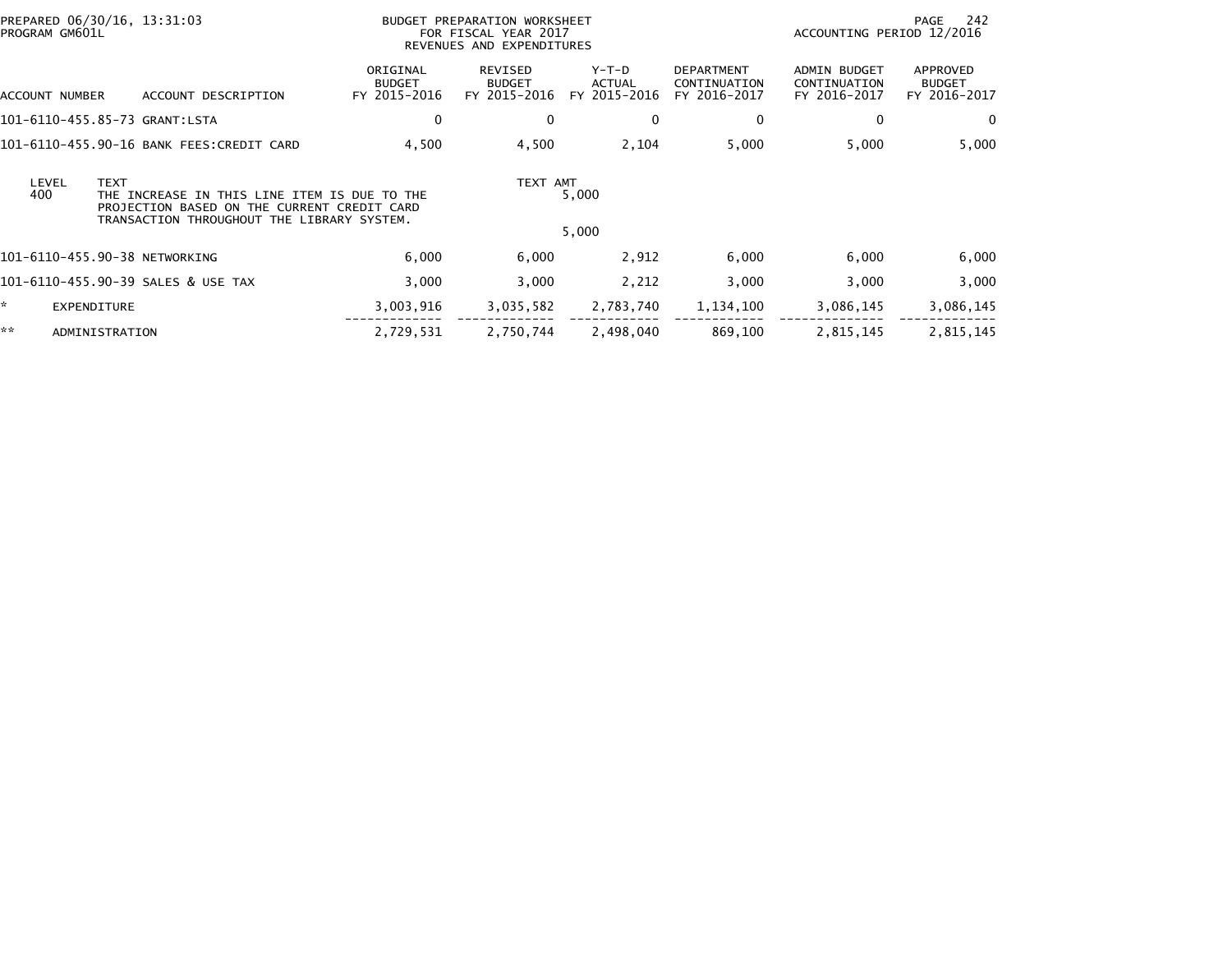PREPARED 06/30/16, 13:31:03
PROGRAM GM601L

BUDGET PREPARATION WORKSHEET
FOR FISCAL YEAR 2017
REVENUES AND EXPENDITURES

ACCOUNTING PERIOD 12/2016

| ACCOUNT NUMBER | ACCOUNT DESCRIPTION | ORIGINAL BUDGET FY 2015-2016 | REVISED BUDGET FY 2015-2016 | Y-T-D ACTUAL FY 2015-2016 | DEPARTMENT CONTINUATION FY 2016-2017 | ADMIN BUDGET CONTINUATION FY 2016-2017 | APPROVED BUDGET FY 2016-2017 |
|---|---|---|---|---|---|---|---|
| 101-6110-455.85-73 | GRANT:LSTA | 0 | 0 | 0 | 0 | 0 | 0 |
| 101-6110-455.90-16 | BANK FEES:CREDIT CARD | 4,500 | 4,500 | 2,104 | 5,000 | 5,000 | 5,000 |

| LEVEL | TEXT | TEXT AMT |
|---|---|---|
| 400 | THE INCREASE IN THIS LINE ITEM IS DUE TO THE PROJECTION BASED ON THE CURRENT CREDIT CARD TRANSACTION THROUGHOUT THE LIBRARY SYSTEM. | 5,000 |
| | | 5,000 |

| ACCOUNT NUMBER | ACCOUNT DESCRIPTION | ORIGINAL BUDGET FY 2015-2016 | REVISED BUDGET FY 2015-2016 | Y-T-D ACTUAL FY 2015-2016 | DEPARTMENT CONTINUATION FY 2016-2017 | ADMIN BUDGET CONTINUATION FY 2016-2017 | APPROVED BUDGET FY 2016-2017 |
|---|---|---|---|---|---|---|---|
| 101-6110-455.90-38 | NETWORKING | 6,000 | 6,000 | 2,912 | 6,000 | 6,000 | 6,000 |
| 101-6110-455.90-39 | SALES & USE TAX | 3,000 | 3,000 | 2,212 | 3,000 | 3,000 | 3,000 |
| * | EXPENDITURE | 3,003,916 | 3,035,582 | 2,783,740 | 1,134,100 | 3,086,145 | 3,086,145 |
| ** | ADMINISTRATION | 2,729,531 | 2,750,744 | 2,498,040 | 869,100 | 2,815,145 | 2,815,145 |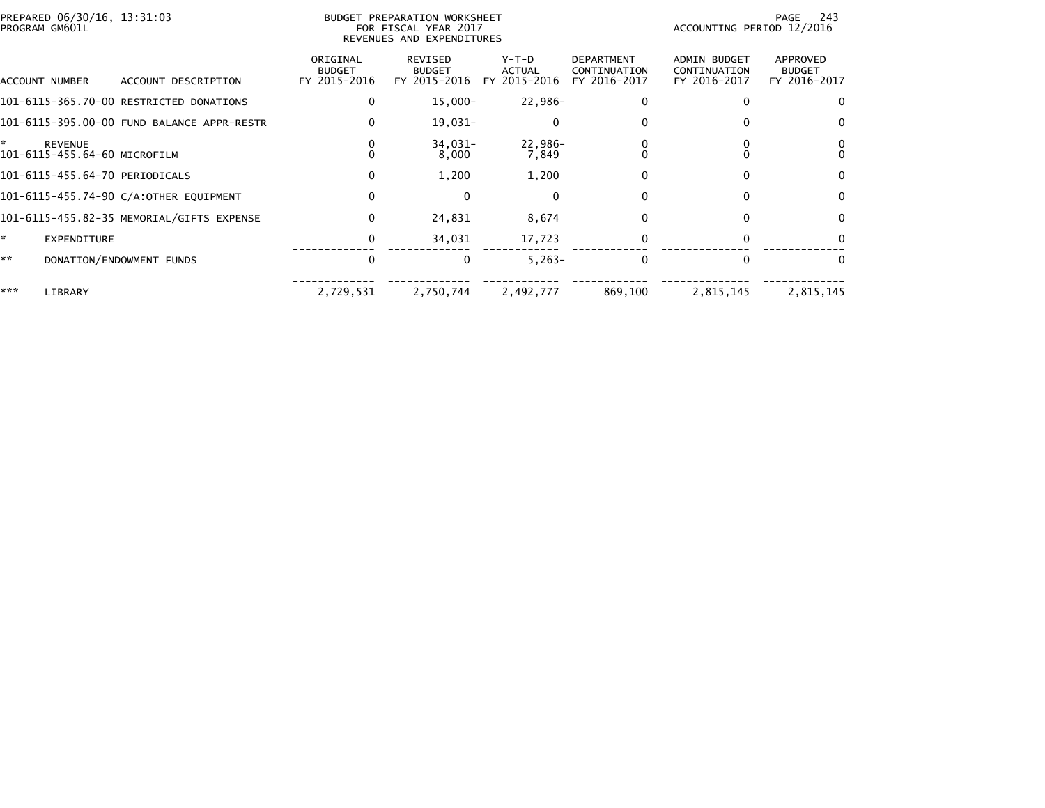PREPARED 06/30/16, 13:31:03
PROGRAM GM601L

BUDGET PREPARATION WORKSHEET
FOR FISCAL YEAR 2017
REVENUES AND EXPENDITURES

ACCOUNTING PERIOD 12/2016

| ACCOUNT NUMBER | ACCOUNT DESCRIPTION | ORIGINAL BUDGET FY 2015-2016 | REVISED BUDGET FY 2015-2016 | Y-T-D ACTUAL FY 2015-2016 | DEPARTMENT CONTINUATION FY 2016-2017 | ADMIN BUDGET CONTINUATION FY 2016-2017 | APPROVED BUDGET FY 2016-2017 |
|---|---|---|---|---|---|---|---|
| 101-6115-365.70-00 | RESTRICTED DONATIONS | 0 | 15,000- | 22,986- | 0 | 0 | 0 |
| 101-6115-395.00-00 | FUND BALANCE APPR-RESTR | 0 | 19,031- | 0 | 0 | 0 | 0 |
| * | REVENUE | 0 | 34,031- | 22,986- | 0 | 0 | 0 |
| 101-6115-455.64-60 | MICROFILM | 0 | 8,000 | 7,849 | 0 | 0 | 0 |
| 101-6115-455.64-70 | PERIODICALS | 0 | 1,200 | 1,200 | 0 | 0 | 0 |
| 101-6115-455.74-90 | C/A:OTHER EQUIPMENT | 0 | 0 | 0 | 0 | 0 | 0 |
| 101-6115-455.82-35 | MEMORIAL/GIFTS EXPENSE | 0 | 24,831 | 8,674 | 0 | 0 | 0 |
| * | EXPENDITURE | 0 | 34,031 | 17,723 | 0 | 0 | 0 |
| ** | DONATION/ENDOWMENT FUNDS | 0 | 0 | 5,263- | 0 | 0 | 0 |
| *** | LIBRARY | 2,729,531 | 2,750,744 | 2,492,777 | 869,100 | 2,815,145 | 2,815,145 |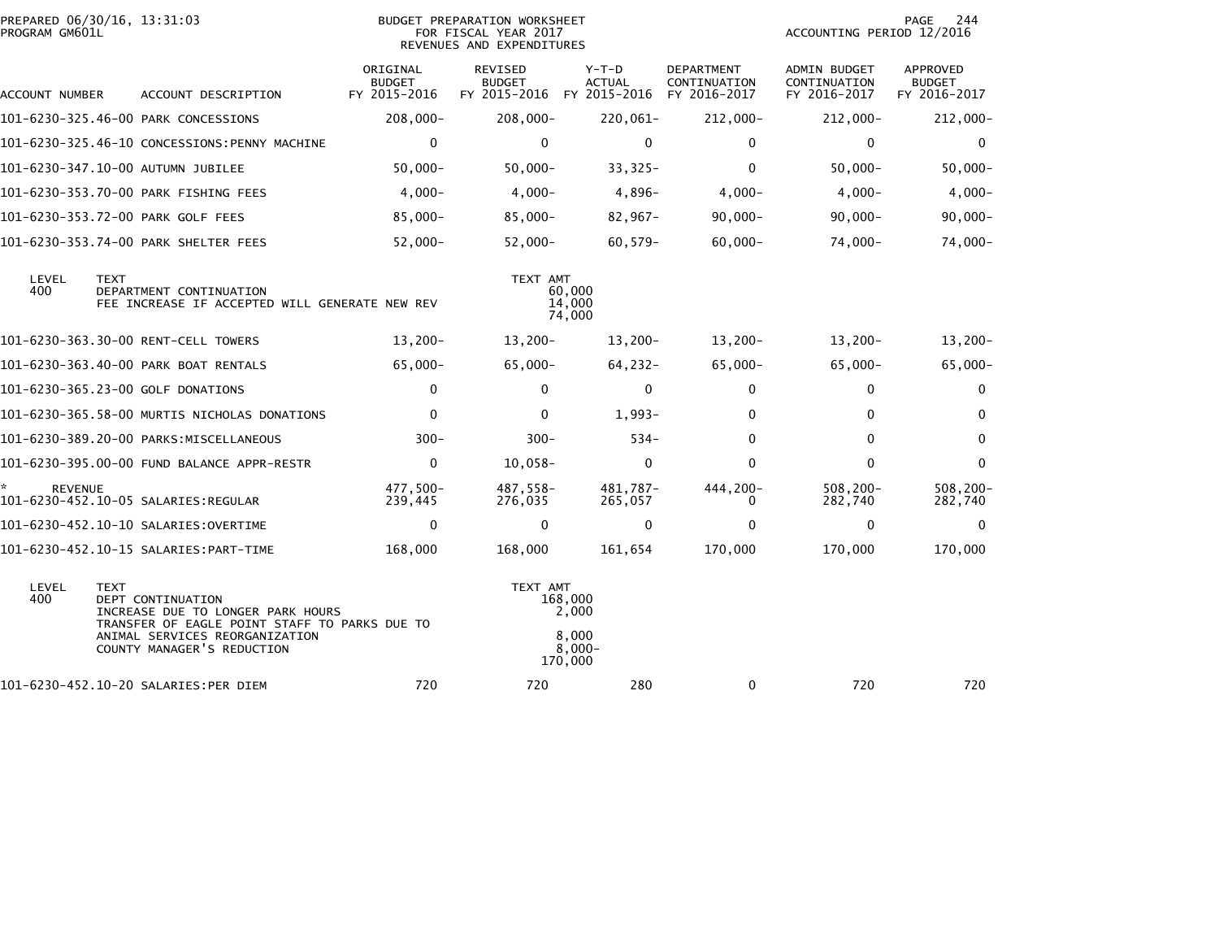PREPARED 06/30/16, 13:31:03
PROGRAM GM601L

BUDGET PREPARATION WORKSHEET
FOR FISCAL YEAR 2017
REVENUES AND EXPENDITURES

ACCOUNTING PERIOD 12/2016

| ACCOUNT NUMBER | ACCOUNT DESCRIPTION | ORIGINAL BUDGET FY 2015-2016 | REVISED BUDGET FY 2015-2016 | Y-T-D ACTUAL FY 2015-2016 | DEPARTMENT CONTINUATION FY 2016-2017 | ADMIN BUDGET CONTINUATION FY 2016-2017 | APPROVED BUDGET FY 2016-2017 |
|---|---|---|---|---|---|---|---|
| 101-6230-325.46-00 | PARK CONCESSIONS | 208,000- | 208,000- | 220,061- | 212,000- | 212,000- | 212,000- |
| 101-6230-325.46-10 | CONCESSIONS:PENNY MACHINE | 0 | 0 | 0 | 0 | 0 | 0 |
| 101-6230-347.10-00 | AUTUMN JUBILEE | 50,000- | 50,000- | 33,325- | 0 | 50,000- | 50,000- |
| 101-6230-353.70-00 | PARK FISHING FEES | 4,000- | 4,000- | 4,896- | 4,000- | 4,000- | 4,000- |
| 101-6230-353.72-00 | PARK GOLF FEES | 85,000- | 85,000- | 82,967- | 90,000- | 90,000- | 90,000- |
| 101-6230-353.74-00 | PARK SHELTER FEES | 52,000- | 52,000- | 60,579- | 60,000- | 74,000- | 74,000- |

| LEVEL | TEXT | TEXT AMT |
|---|---|---|
| 400 | DEPARTMENT CONTINUATION | 60,000 |
| | FEE INCREASE IF ACCEPTED WILL GENERATE NEW REV | 14,000 |
| | | 74,000 |

| ACCOUNT NUMBER | ACCOUNT DESCRIPTION | ORIGINAL BUDGET FY 2015-2016 | REVISED BUDGET FY 2015-2016 | Y-T-D ACTUAL FY 2015-2016 | DEPARTMENT CONTINUATION FY 2016-2017 | ADMIN BUDGET CONTINUATION FY 2016-2017 | APPROVED BUDGET FY 2016-2017 |
|---|---|---|---|---|---|---|---|
| 101-6230-363.30-00 | RENT-CELL TOWERS | 13,200- | 13,200- | 13,200- | 13,200- | 13,200- | 13,200- |
| 101-6230-363.40-00 | PARK BOAT RENTALS | 65,000- | 65,000- | 64,232- | 65,000- | 65,000- | 65,000- |
| 101-6230-365.23-00 | GOLF DONATIONS | 0 | 0 | 0 | 0 | 0 | 0 |
| 101-6230-365.58-00 | MURTIS NICHOLAS DONATIONS | 0 | 0 | 1,993- | 0 | 0 | 0 |
| 101-6230-389.20-00 | PARKS:MISCELLANEOUS | 300- | 300- | 534- | 0 | 0 | 0 |
| 101-6230-395.00-00 | FUND BALANCE APPR-RESTR | 0 | 10,058- | 0 | 0 | 0 | 0 |
| * REVENUE | | 477,500- | 487,558- | 481,787- | 444,200- | 508,200- | 508,200- |
| 101-6230-452.10-05 | SALARIES:REGULAR | 239,445 | 276,035 | 265,057 | 0 | 282,740 | 282,740 |
| 101-6230-452.10-10 | SALARIES:OVERTIME | 0 | 0 | 0 | 0 | 0 | 0 |
| 101-6230-452.10-15 | SALARIES:PART-TIME | 168,000 | 168,000 | 161,654 | 170,000 | 170,000 | 170,000 |

| LEVEL | TEXT | TEXT AMT |
|---|---|---|
| 400 | DEPT CONTINUATION | 168,000 |
| | INCREASE DUE TO LONGER PARK HOURS | 2,000 |
| | TRANSFER OF EAGLE POINT STAFF TO PARKS DUE TO ANIMAL SERVICES REORGANIZATION | 8,000 |
| | COUNTY MANAGER'S REDUCTION | 8,000- |
| | | 170,000 |

| ACCOUNT NUMBER | ACCOUNT DESCRIPTION | ORIGINAL BUDGET FY 2015-2016 | REVISED BUDGET FY 2015-2016 | Y-T-D ACTUAL FY 2015-2016 | DEPARTMENT CONTINUATION FY 2016-2017 | ADMIN BUDGET CONTINUATION FY 2016-2017 | APPROVED BUDGET FY 2016-2017 |
|---|---|---|---|---|---|---|---|
| 101-6230-452.10-20 | SALARIES:PER DIEM | 720 | 720 | 280 | 0 | 720 | 720 |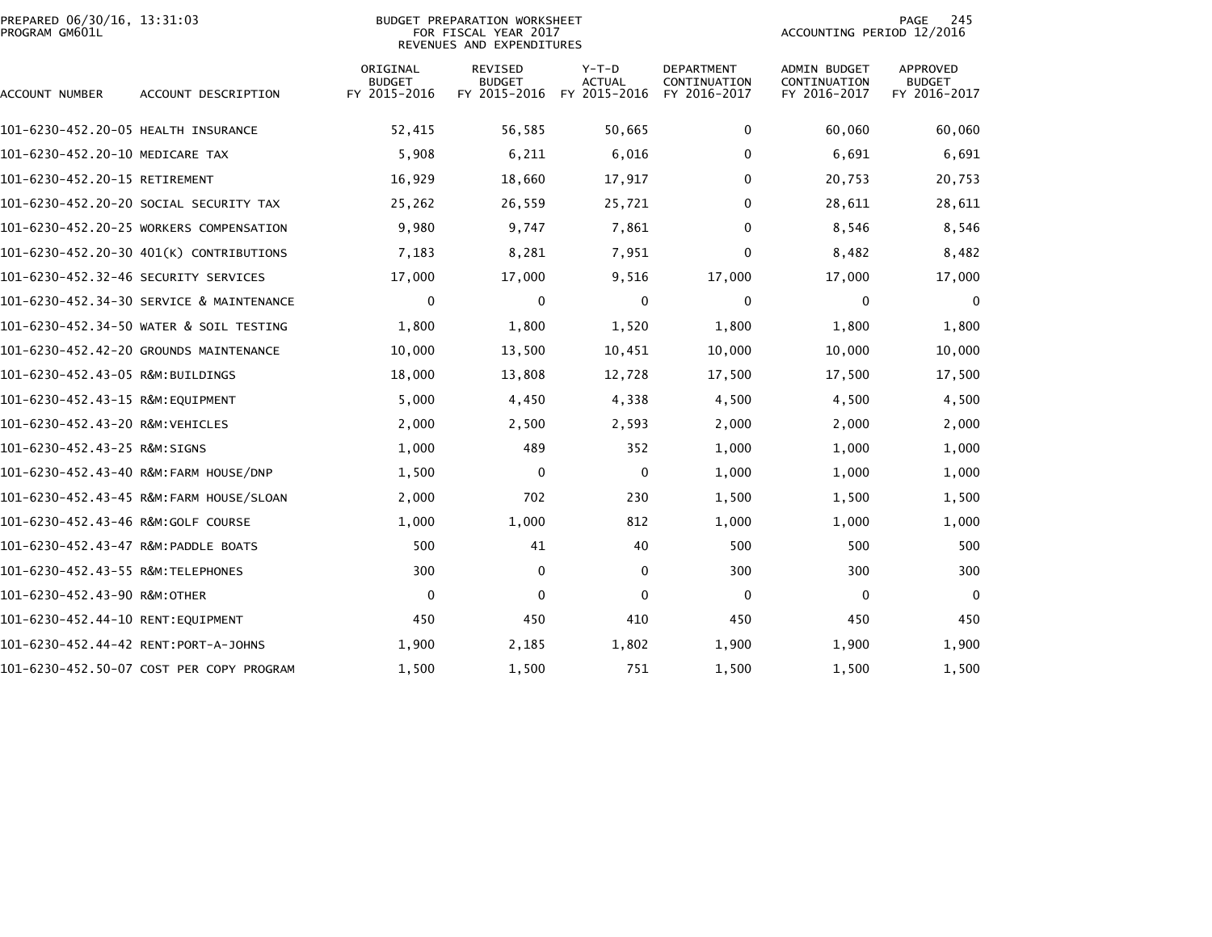PREPARED 06/30/16, 13:31:03
PROGRAM GM601L

BUDGET PREPARATION WORKSHEET
FOR FISCAL YEAR 2017
REVENUES AND EXPENDITURES

ACCOUNTING PERIOD 12/2016

| ACCOUNT NUMBER | ACCOUNT DESCRIPTION | ORIGINAL BUDGET FY 2015-2016 | REVISED BUDGET FY 2015-2016 | Y-T-D ACTUAL FY 2015-2016 | DEPARTMENT CONTINUATION FY 2016-2017 | ADMIN BUDGET CONTINUATION FY 2016-2017 | APPROVED BUDGET FY 2016-2017 |
|---|---|---|---|---|---|---|---|
| 101-6230-452.20-05 | HEALTH INSURANCE | 52,415 | 56,585 | 50,665 | 0 | 60,060 | 60,060 |
| 101-6230-452.20-10 | MEDICARE TAX | 5,908 | 6,211 | 6,016 | 0 | 6,691 | 6,691 |
| 101-6230-452.20-15 | RETIREMENT | 16,929 | 18,660 | 17,917 | 0 | 20,753 | 20,753 |
| 101-6230-452.20-20 | SOCIAL SECURITY TAX | 25,262 | 26,559 | 25,721 | 0 | 28,611 | 28,611 |
| 101-6230-452.20-25 | WORKERS COMPENSATION | 9,980 | 9,747 | 7,861 | 0 | 8,546 | 8,546 |
| 101-6230-452.20-30 | 401(K) CONTRIBUTIONS | 7,183 | 8,281 | 7,951 | 0 | 8,482 | 8,482 |
| 101-6230-452.32-46 | SECURITY SERVICES | 17,000 | 17,000 | 9,516 | 17,000 | 17,000 | 17,000 |
| 101-6230-452.34-30 | SERVICE & MAINTENANCE | 0 | 0 | 0 | 0 | 0 | 0 |
| 101-6230-452.34-50 | WATER & SOIL TESTING | 1,800 | 1,800 | 1,520 | 1,800 | 1,800 | 1,800 |
| 101-6230-452.42-20 | GROUNDS MAINTENANCE | 10,000 | 13,500 | 10,451 | 10,000 | 10,000 | 10,000 |
| 101-6230-452.43-05 | R&M:BUILDINGS | 18,000 | 13,808 | 12,728 | 17,500 | 17,500 | 17,500 |
| 101-6230-452.43-15 | R&M:EQUIPMENT | 5,000 | 4,450 | 4,338 | 4,500 | 4,500 | 4,500 |
| 101-6230-452.43-20 | R&M:VEHICLES | 2,000 | 2,500 | 2,593 | 2,000 | 2,000 | 2,000 |
| 101-6230-452.43-25 | R&M:SIGNS | 1,000 | 489 | 352 | 1,000 | 1,000 | 1,000 |
| 101-6230-452.43-40 | R&M:FARM HOUSE/DNP | 1,500 | 0 | 0 | 1,000 | 1,000 | 1,000 |
| 101-6230-452.43-45 | R&M:FARM HOUSE/SLOAN | 2,000 | 702 | 230 | 1,500 | 1,500 | 1,500 |
| 101-6230-452.43-46 | R&M:GOLF COURSE | 1,000 | 1,000 | 812 | 1,000 | 1,000 | 1,000 |
| 101-6230-452.43-47 | R&M:PADDLE BOATS | 500 | 41 | 40 | 500 | 500 | 500 |
| 101-6230-452.43-55 | R&M:TELEPHONES | 300 | 0 | 0 | 300 | 300 | 300 |
| 101-6230-452.43-90 | R&M:OTHER | 0 | 0 | 0 | 0 | 0 | 0 |
| 101-6230-452.44-10 | RENT:EQUIPMENT | 450 | 450 | 410 | 450 | 450 | 450 |
| 101-6230-452.44-42 | RENT:PORT-A-JOHNS | 1,900 | 2,185 | 1,802 | 1,900 | 1,900 | 1,900 |
| 101-6230-452.50-07 | COST PER COPY PROGRAM | 1,500 | 1,500 | 751 | 1,500 | 1,500 | 1,500 |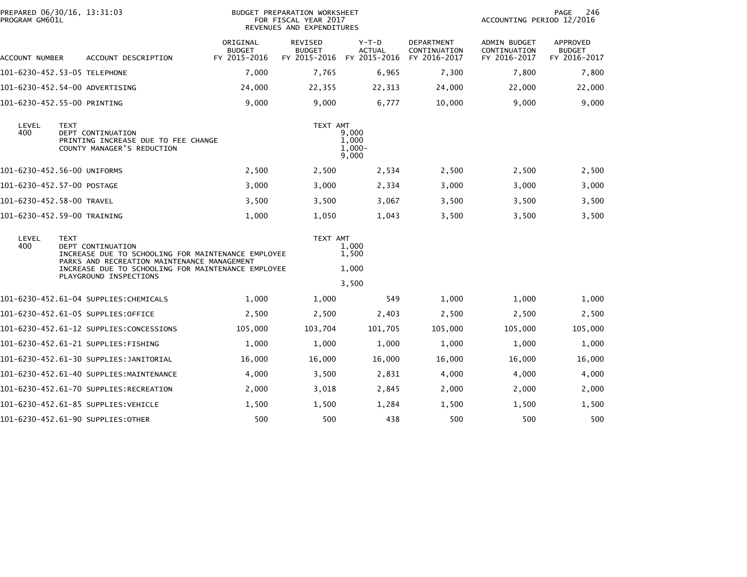PREPARED 06/30/16, 13:31:03
PROGRAM GM601L

BUDGET PREPARATION WORKSHEET
FOR FISCAL YEAR 2017
REVENUES AND EXPENDITURES

ACCOUNTING PERIOD 12/2016

| ACCOUNT NUMBER | ACCOUNT DESCRIPTION | ORIGINAL BUDGET FY 2015-2016 | REVISED BUDGET FY 2015-2016 | Y-T-D ACTUAL FY 2015-2016 | DEPARTMENT CONTINUATION FY 2016-2017 | ADMIN BUDGET CONTINUATION FY 2016-2017 | APPROVED BUDGET FY 2016-2017 |
|---|---|---|---|---|---|---|---|
| 101-6230-452.53-05 | TELEPHONE | 7,000 | 7,765 | 6,965 | 7,300 | 7,800 | 7,800 |
| 101-6230-452.54-00 | ADVERTISING | 24,000 | 22,355 | 22,313 | 24,000 | 22,000 | 22,000 |
| 101-6230-452.55-00 | PRINTING | 9,000 | 9,000 | 6,777 | 10,000 | 9,000 | 9,000 |

| LEVEL | TEXT | TEXT AMT |
|---|---|---|
| 400 | DEPT CONTINUATION | 9,000 |
| | PRINTING INCREASE DUE TO FEE CHANGE | 1,000 |
| | COUNTY MANAGER'S REDUCTION | 1,000- |
| | | 9,000 |

| ACCOUNT NUMBER | ACCOUNT DESCRIPTION | ORIGINAL BUDGET FY 2015-2016 | REVISED BUDGET FY 2015-2016 | Y-T-D ACTUAL FY 2015-2016 | DEPARTMENT CONTINUATION FY 2016-2017 | ADMIN BUDGET CONTINUATION FY 2016-2017 | APPROVED BUDGET FY 2016-2017 |
|---|---|---|---|---|---|---|---|
| 101-6230-452.56-00 | UNIFORMS | 2,500 | 2,500 | 2,534 | 2,500 | 2,500 | 2,500 |
| 101-6230-452.57-00 | POSTAGE | 3,000 | 3,000 | 2,334 | 3,000 | 3,000 | 3,000 |
| 101-6230-452.58-00 | TRAVEL | 3,500 | 3,500 | 3,067 | 3,500 | 3,500 | 3,500 |
| 101-6230-452.59-00 | TRAINING | 1,000 | 1,050 | 1,043 | 3,500 | 3,500 | 3,500 |

| LEVEL | TEXT | TEXT AMT |
|---|---|---|
| 400 | DEPT CONTINUATION | 1,000 |
| | INCREASE DUE TO SCHOOLING FOR MAINTENANCE EMPLOYEE | 1,500 |
| | PARKS AND RECREATION MAINTENANCE MANAGEMENT | |
| | INCREASE DUE TO SCHOOLING FOR MAINTENANCE EMPLOYEE | 1,000 |
| | PLAYGROUND INSPECTIONS | |
| | | 3,500 |

| ACCOUNT NUMBER | ACCOUNT DESCRIPTION | ORIGINAL BUDGET FY 2015-2016 | REVISED BUDGET FY 2015-2016 | Y-T-D ACTUAL FY 2015-2016 | DEPARTMENT CONTINUATION FY 2016-2017 | ADMIN BUDGET CONTINUATION FY 2016-2017 | APPROVED BUDGET FY 2016-2017 |
|---|---|---|---|---|---|---|---|
| 101-6230-452.61-04 | SUPPLIES:CHEMICALS | 1,000 | 1,000 | 549 | 1,000 | 1,000 | 1,000 |
| 101-6230-452.61-05 | SUPPLIES:OFFICE | 2,500 | 2,500 | 2,403 | 2,500 | 2,500 | 2,500 |
| 101-6230-452.61-12 | SUPPLIES:CONCESSIONS | 105,000 | 103,704 | 101,705 | 105,000 | 105,000 | 105,000 |
| 101-6230-452.61-21 | SUPPLIES:FISHING | 1,000 | 1,000 | 1,000 | 1,000 | 1,000 | 1,000 |
| 101-6230-452.61-30 | SUPPLIES:JANITORIAL | 16,000 | 16,000 | 16,000 | 16,000 | 16,000 | 16,000 |
| 101-6230-452.61-40 | SUPPLIES:MAINTENANCE | 4,000 | 3,500 | 2,831 | 4,000 | 4,000 | 4,000 |
| 101-6230-452.61-70 | SUPPLIES:RECREATION | 2,000 | 3,018 | 2,845 | 2,000 | 2,000 | 2,000 |
| 101-6230-452.61-85 | SUPPLIES:VEHICLE | 1,500 | 1,500 | 1,284 | 1,500 | 1,500 | 1,500 |
| 101-6230-452.61-90 | SUPPLIES:OTHER | 500 | 500 | 438 | 500 | 500 | 500 |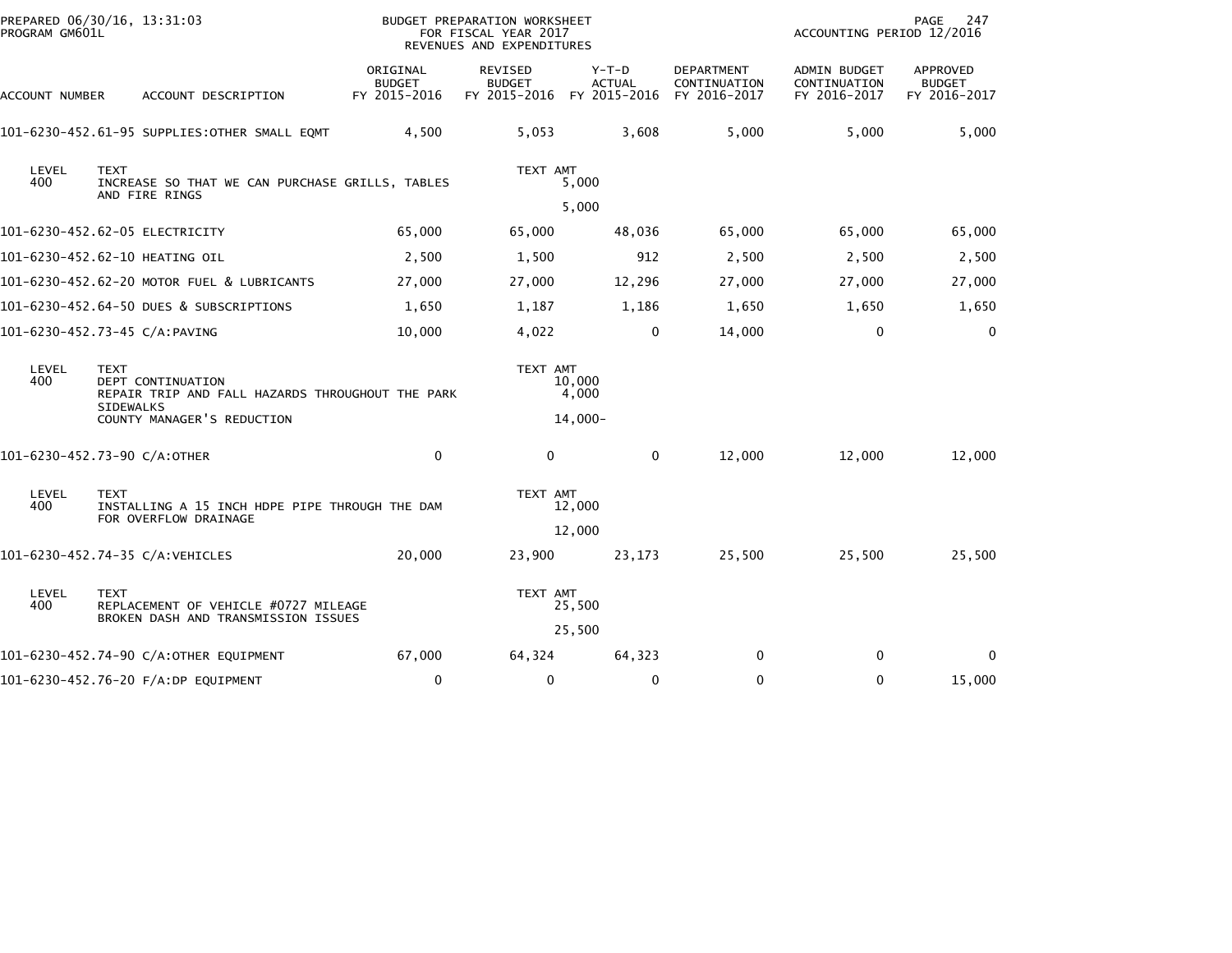PREPARED 06/30/16, 13:31:03
PROGRAM GM601L

BUDGET PREPARATION WORKSHEET
FOR FISCAL YEAR 2017
REVENUES AND EXPENDITURES

ACCOUNTING PERIOD 12/2016

| ACCOUNT NUMBER | ACCOUNT DESCRIPTION | ORIGINAL BUDGET FY 2015-2016 | REVISED BUDGET FY 2015-2016 | Y-T-D ACTUAL FY 2015-2016 | DEPARTMENT CONTINUATION FY 2016-2017 | ADMIN BUDGET CONTINUATION FY 2016-2017 | APPROVED BUDGET FY 2016-2017 |
|---|---|---|---|---|---|---|---|
| 101-6230-452.61-95 | SUPPLIES:OTHER SMALL EQMT | 4,500 | 5,053 | 3,608 | 5,000 | 5,000 | 5,000 |
| LEVEL 400 | TEXT: INCREASE SO THAT WE CAN PURCHASE GRILLS, TABLES AND FIRE RINGS | | TEXT AMT | 5,000 | | | |
| | | | | 5,000 | | | |
| 101-6230-452.62-05 | ELECTRICITY | 65,000 | 65,000 | 48,036 | 65,000 | 65,000 | 65,000 |
| 101-6230-452.62-10 | HEATING OIL | 2,500 | 1,500 | 912 | 2,500 | 2,500 | 2,500 |
| 101-6230-452.62-20 | MOTOR FUEL & LUBRICANTS | 27,000 | 27,000 | 12,296 | 27,000 | 27,000 | 27,000 |
| 101-6230-452.64-50 | DUES & SUBSCRIPTIONS | 1,650 | 1,187 | 1,186 | 1,650 | 1,650 | 1,650 |
| 101-6230-452.73-45 | C/A:PAVING | 10,000 | 4,022 | 0 | 14,000 | 0 | 0 |
| LEVEL 400 | TEXT: DEPT CONTINUATION | | TEXT AMT | 10,000 | | | |
| | REPAIR TRIP AND FALL HAZARDS THROUGHOUT THE PARK SIDEWALKS | | | 4,000 | | | |
| | COUNTY MANAGER'S REDUCTION | | | 14,000- | | | |
| 101-6230-452.73-90 | C/A:OTHER | 0 | 0 | 0 | 12,000 | 12,000 | 12,000 |
| LEVEL 400 | TEXT: INSTALLING A 15 INCH HDPE PIPE THROUGH THE DAM FOR OVERFLOW DRAINAGE | | TEXT AMT | 12,000 | | | |
| | | | | 12,000 | | | |
| 101-6230-452.74-35 | C/A:VEHICLES | 20,000 | 23,900 | 23,173 | 25,500 | 25,500 | 25,500 |
| LEVEL 400 | TEXT: REPLACEMENT OF VEHICLE #0727 MILEAGE BROKEN DASH AND TRANSMISSION ISSUES | | TEXT AMT | 25,500 | | | |
| | | | | 25,500 | | | |
| 101-6230-452.74-90 | C/A:OTHER EQUIPMENT | 67,000 | 64,324 | 64,323 | 0 | 0 | 0 |
| 101-6230-452.76-20 | F/A:DP EQUIPMENT | 0 | 0 | 0 | 0 | 0 | 15,000 |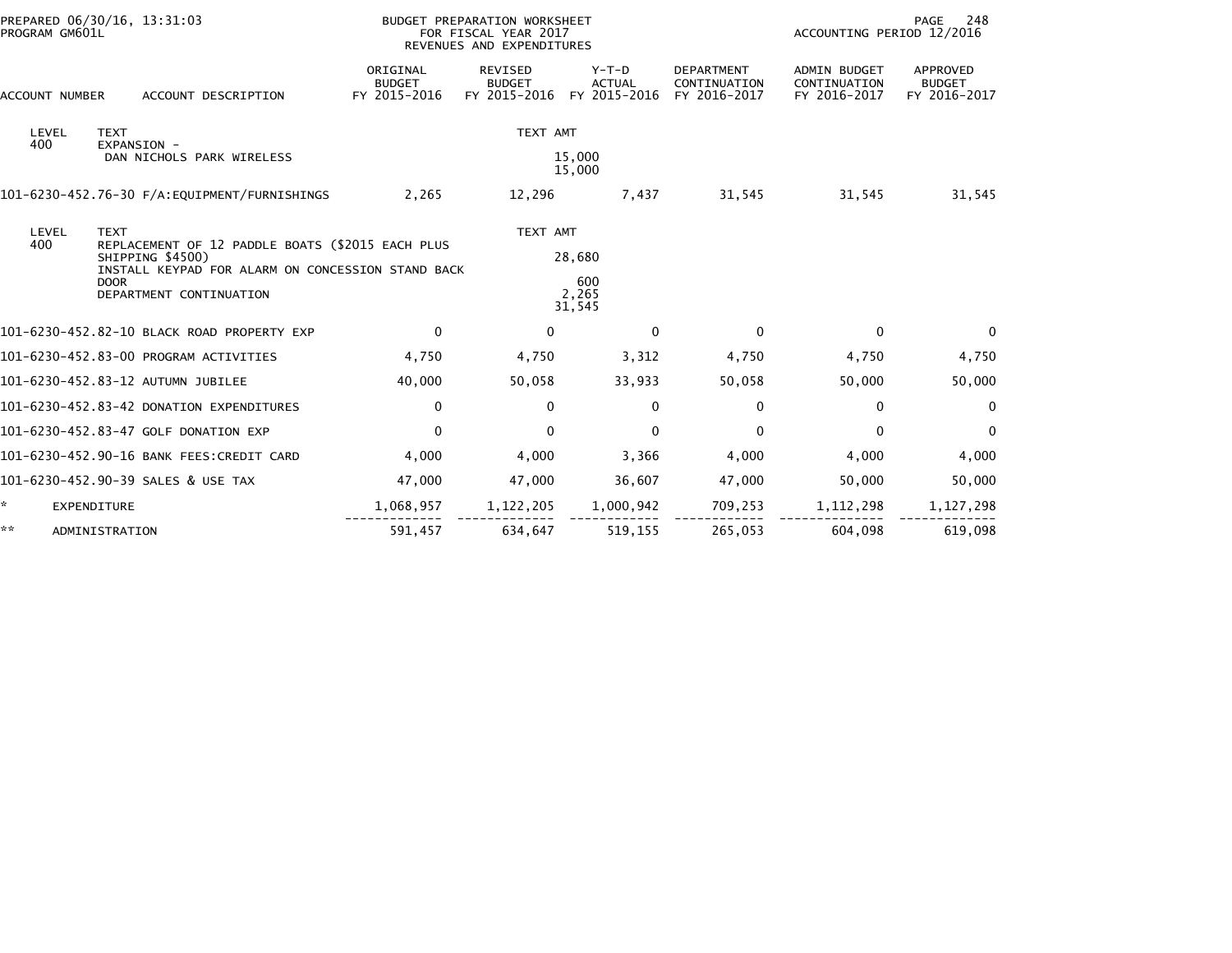PREPARED 06/30/16, 13:31:03
PROGRAM GM601L

BUDGET PREPARATION WORKSHEET
FOR FISCAL YEAR 2017
REVENUES AND EXPENDITURES

ACCOUNTING PERIOD 12/2016

| ACCOUNT NUMBER | ACCOUNT DESCRIPTION | ORIGINAL BUDGET FY 2015-2016 | REVISED BUDGET FY 2015-2016 | Y-T-D ACTUAL FY 2015-2016 | DEPARTMENT CONTINUATION FY 2016-2017 | ADMIN BUDGET CONTINUATION FY 2016-2017 | APPROVED BUDGET FY 2016-2017 |
|---|---|---|---|---|---|---|---|
| LEVEL 400 | TEXT<br>EXPANSION -<br>DAN NICHOLS PARK WIRELESS | | TEXT AMT | 15,000<br>15,000 | | | |
| 101-6230-452.76-30 | F/A:EQUIPMENT/FURNISHINGS | 2,265 | 12,296 | 7,437 | 31,545 | 31,545 | 31,545 |
| LEVEL 400 | TEXT<br>REPLACEMENT OF 12 PADDLE BOATS ($2015 EACH PLUS SHIPPING $4500)<br>INSTALL KEYPAD FOR ALARM ON CONCESSION STAND BACK DOOR<br>DEPARTMENT CONTINUATION | | TEXT AMT | 28,680<br>600<br>2,265<br>31,545 | | | |
| 101-6230-452.82-10 | BLACK ROAD PROPERTY EXP | 0 | 0 | 0 | 0 | 0 | 0 |
| 101-6230-452.83-00 | PROGRAM ACTIVITIES | 4,750 | 4,750 | 3,312 | 4,750 | 4,750 | 4,750 |
| 101-6230-452.83-12 | AUTUMN JUBILEE | 40,000 | 50,058 | 33,933 | 50,058 | 50,000 | 50,000 |
| 101-6230-452.83-42 | DONATION EXPENDITURES | 0 | 0 | 0 | 0 | 0 | 0 |
| 101-6230-452.83-47 | GOLF DONATION EXP | 0 | 0 | 0 | 0 | 0 | 0 |
| 101-6230-452.90-16 | BANK FEES:CREDIT CARD | 4,000 | 4,000 | 3,366 | 4,000 | 4,000 | 4,000 |
| 101-6230-452.90-39 | SALES & USE TAX | 47,000 | 47,000 | 36,607 | 47,000 | 50,000 | 50,000 |
| * | EXPENDITURE | 1,068,957 | 1,122,205 | 1,000,942 | 709,253 | 1,112,298 | 1,127,298 |
| ** | ADMINISTRATION | 591,457 | 634,647 | 519,155 | 265,053 | 604,098 | 619,098 |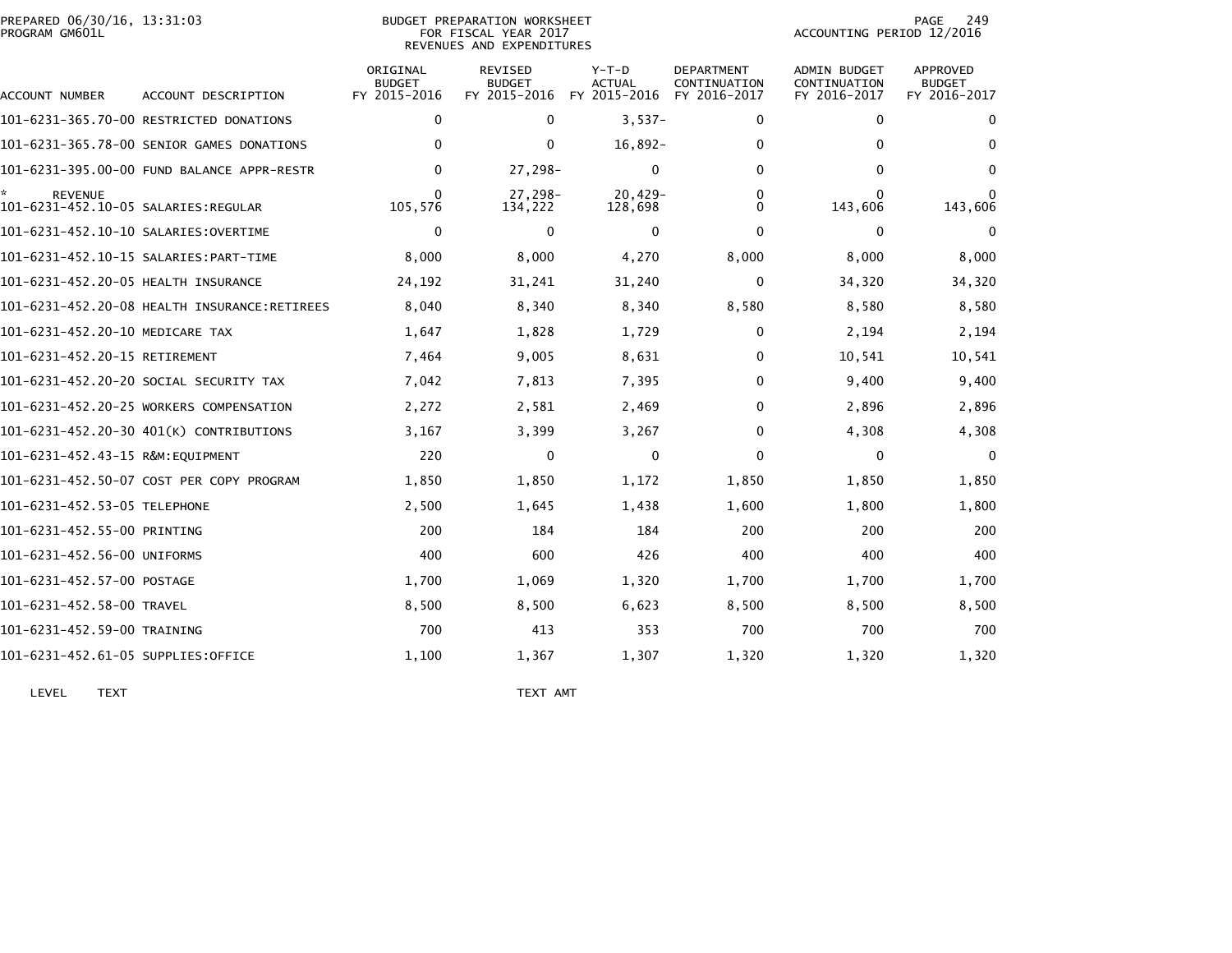# BUDGET PREPARATION WORKSHEET
## FOR FISCAL YEAR 2017
## REVENUES AND EXPENDITURES

PREPARED 06/30/16, 13:31:03
PROGRAM GM601L

ACCOUNTING PERIOD 12/2016

| ACCOUNT NUMBER | ACCOUNT DESCRIPTION | ORIGINAL BUDGET FY 2015-2016 | REVISED BUDGET FY 2015-2016 | Y-T-D ACTUAL FY 2015-2016 | DEPARTMENT CONTINUATION FY 2016-2017 | ADMIN BUDGET CONTINUATION FY 2016-2017 | APPROVED BUDGET FY 2016-2017 |
|---|---|---|---|---|---|---|---|
| 101-6231-365.70-00 | RESTRICTED DONATIONS | 0 | 0 | 3,537- | 0 | 0 | 0 |
| 101-6231-365.78-00 | SENIOR GAMES DONATIONS | 0 | 0 | 16,892- | 0 | 0 | 0 |
| 101-6231-395.00-00 | FUND BALANCE APPR-RESTR | 0 | 27,298- | 0 | 0 | 0 | 0 |
| * | REVENUE | 0 | 27,298- | 20,429- | 0 | 0 | 0 |
| 101-6231-452.10-05 | SALARIES:REGULAR | 105,576 | 134,222 | 128,698 | 0 | 143,606 | 143,606 |
| 101-6231-452.10-10 | SALARIES:OVERTIME | 0 | 0 | 0 | 0 | 0 | 0 |
| 101-6231-452.10-15 | SALARIES:PART-TIME | 8,000 | 8,000 | 4,270 | 8,000 | 8,000 | 8,000 |
| 101-6231-452.20-05 | HEALTH INSURANCE | 24,192 | 31,241 | 31,240 | 0 | 34,320 | 34,320 |
| 101-6231-452.20-08 | HEALTH INSURANCE:RETIREES | 8,040 | 8,340 | 8,340 | 8,580 | 8,580 | 8,580 |
| 101-6231-452.20-10 | MEDICARE TAX | 1,647 | 1,828 | 1,729 | 0 | 2,194 | 2,194 |
| 101-6231-452.20-15 | RETIREMENT | 7,464 | 9,005 | 8,631 | 0 | 10,541 | 10,541 |
| 101-6231-452.20-20 | SOCIAL SECURITY TAX | 7,042 | 7,813 | 7,395 | 0 | 9,400 | 9,400 |
| 101-6231-452.20-25 | WORKERS COMPENSATION | 2,272 | 2,581 | 2,469 | 0 | 2,896 | 2,896 |
| 101-6231-452.20-30 | 401(K) CONTRIBUTIONS | 3,167 | 3,399 | 3,267 | 0 | 4,308 | 4,308 |
| 101-6231-452.43-15 | R&M:EQUIPMENT | 220 | 0 | 0 | 0 | 0 | 0 |
| 101-6231-452.50-07 | COST PER COPY PROGRAM | 1,850 | 1,850 | 1,172 | 1,850 | 1,850 | 1,850 |
| 101-6231-452.53-05 | TELEPHONE | 2,500 | 1,645 | 1,438 | 1,600 | 1,800 | 1,800 |
| 101-6231-452.55-00 | PRINTING | 200 | 184 | 184 | 200 | 200 | 200 |
| 101-6231-452.56-00 | UNIFORMS | 400 | 600 | 426 | 400 | 400 | 400 |
| 101-6231-452.57-00 | POSTAGE | 1,700 | 1,069 | 1,320 | 1,700 | 1,700 | 1,700 |
| 101-6231-452.58-00 | TRAVEL | 8,500 | 8,500 | 6,623 | 8,500 | 8,500 | 8,500 |
| 101-6231-452.59-00 | TRAINING | 700 | 413 | 353 | 700 | 700 | 700 |
| 101-6231-452.61-05 | SUPPLIES:OFFICE | 1,100 | 1,367 | 1,307 | 1,320 | 1,320 | 1,320 |

LEVEL TEXT TEXT AMT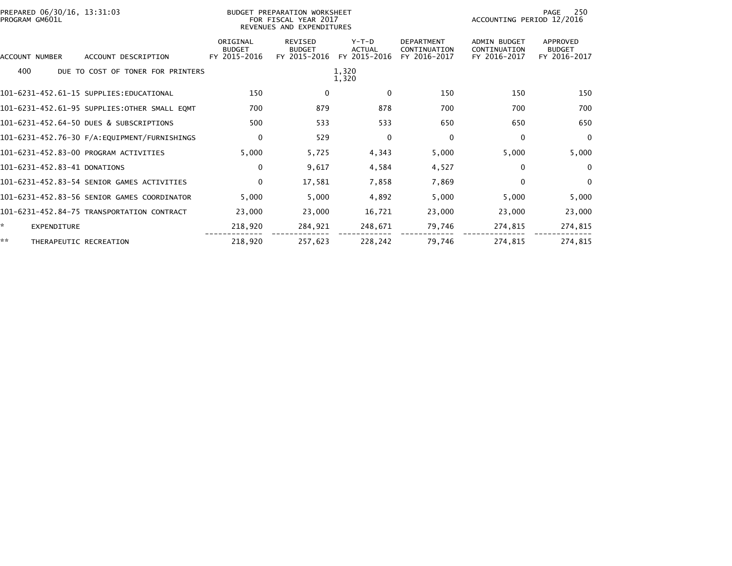BUDGET PREPARATION WORKSHEET
FOR FISCAL YEAR 2017
REVENUES AND EXPENDITURES

PREPARED 06/30/16, 13:31:03
PROGRAM GM601L

ACCOUNTING PERIOD 12/2016

| ACCOUNT NUMBER | ACCOUNT DESCRIPTION | ORIGINAL BUDGET FY 2015-2016 | REVISED BUDGET FY 2015-2016 | Y-T-D ACTUAL FY 2015-2016 | DEPARTMENT CONTINUATION FY 2016-2017 | ADMIN BUDGET CONTINUATION FY 2016-2017 | APPROVED BUDGET FY 2016-2017 |
|---|---|---|---|---|---|---|---|
| 400 | DUE TO COST OF TONER FOR PRINTERS | | | 1,320<br>1,320 | | | |
| 101-6231-452.61-15 | SUPPLIES:EDUCATIONAL | 150 | 0 | 0 | 150 | 150 | 150 |
| 101-6231-452.61-95 | SUPPLIES:OTHER SMALL EQMT | 700 | 879 | 878 | 700 | 700 | 700 |
| 101-6231-452.64-50 | DUES & SUBSCRIPTIONS | 500 | 533 | 533 | 650 | 650 | 650 |
| 101-6231-452.76-30 | F/A:EQUIPMENT/FURNISHINGS | 0 | 529 | 0 | 0 | 0 | 0 |
| 101-6231-452.83-00 | PROGRAM ACTIVITIES | 5,000 | 5,725 | 4,343 | 5,000 | 5,000 | 5,000 |
| 101-6231-452.83-41 | DONATIONS | 0 | 9,617 | 4,584 | 4,527 | 0 | 0 |
| 101-6231-452.83-54 | SENIOR GAMES ACTIVITIES | 0 | 17,581 | 7,858 | 7,869 | 0 | 0 |
| 101-6231-452.83-56 | SENIOR GAMES COORDINATOR | 5,000 | 5,000 | 4,892 | 5,000 | 5,000 | 5,000 |
| 101-6231-452.84-75 | TRANSPORTATION CONTRACT | 23,000 | 23,000 | 16,721 | 23,000 | 23,000 | 23,000 |
| * | EXPENDITURE | 218,920 | 284,921 | 248,671 | 79,746 | 274,815 | 274,815 |
| ** | THERAPEUTIC RECREATION | 218,920 | 257,623 | 228,242 | 79,746 | 274,815 | 274,815 |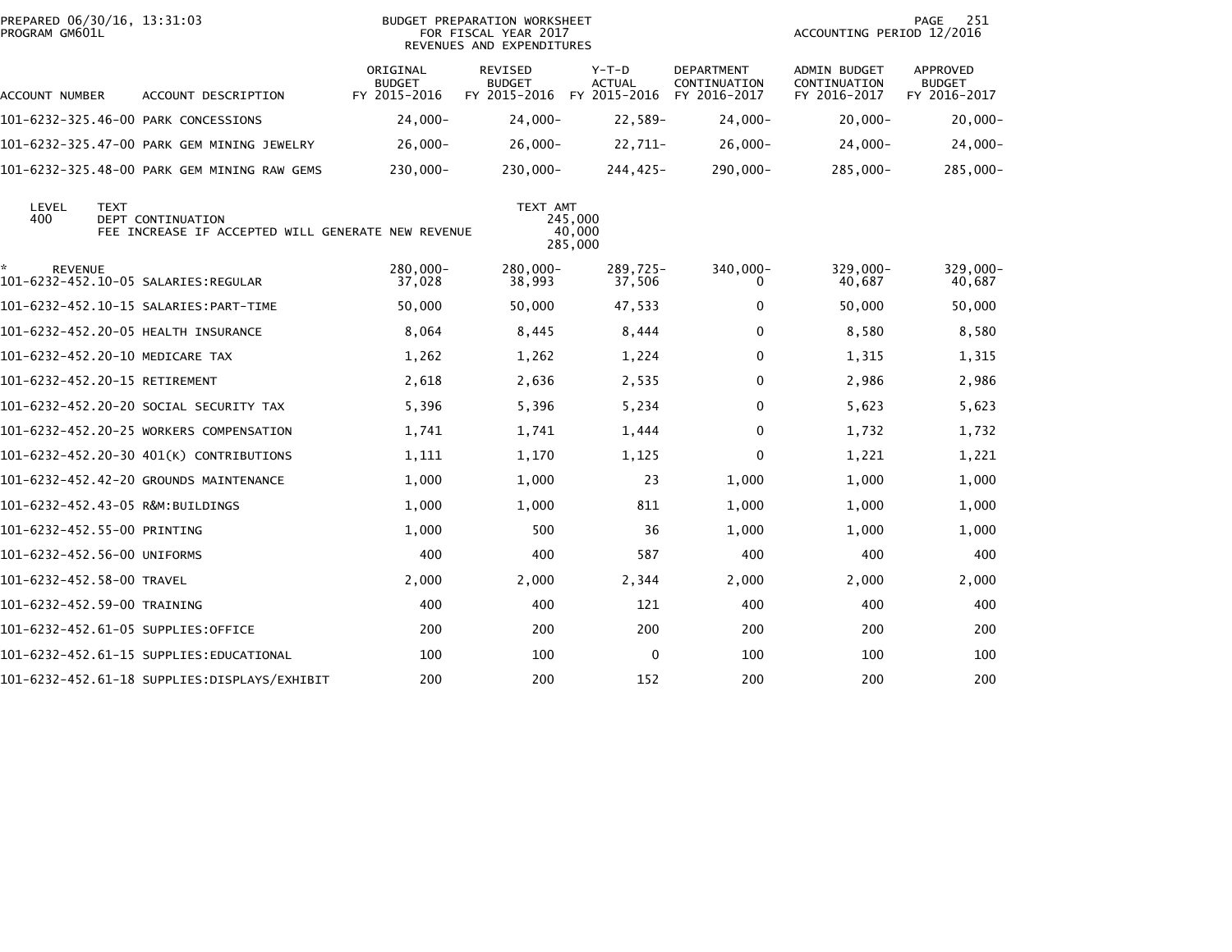PREPARED 06/30/16, 13:31:03
PROGRAM GM601L

BUDGET PREPARATION WORKSHEET
FOR FISCAL YEAR 2017
REVENUES AND EXPENDITURES

ACCOUNTING PERIOD 12/2016

| ACCOUNT NUMBER | ACCOUNT DESCRIPTION | ORIGINAL BUDGET FY 2015-2016 | REVISED BUDGET FY 2015-2016 | Y-T-D ACTUAL FY 2015-2016 | DEPARTMENT CONTINUATION FY 2016-2017 | ADMIN BUDGET CONTINUATION FY 2016-2017 | APPROVED BUDGET FY 2016-2017 |
|---|---|---|---|---|---|---|---|
| 101-6232-325.46-00 | PARK CONCESSIONS | 24,000- | 24,000- | 22,589- | 24,000- | 20,000- | 20,000- |
| 101-6232-325.47-00 | PARK GEM MINING JEWELRY | 26,000- | 26,000- | 22,711- | 26,000- | 24,000- | 24,000- |
| 101-6232-325.48-00 | PARK GEM MINING RAW GEMS | 230,000- | 230,000- | 244,425- | 290,000- | 285,000- | 285,000- |

| LEVEL | TEXT | TEXT AMT |
|---|---|---|
| 400 | DEPT CONTINUATION | 245,000 |
| | FEE INCREASE IF ACCEPTED WILL GENERATE NEW REVENUE | 40,000 |
| | | 285,000 |

| ACCOUNT NUMBER | ACCOUNT DESCRIPTION | ORIGINAL BUDGET FY 2015-2016 | REVISED BUDGET FY 2015-2016 | Y-T-D ACTUAL FY 2015-2016 | DEPARTMENT CONTINUATION FY 2016-2017 | ADMIN BUDGET CONTINUATION FY 2016-2017 | APPROVED BUDGET FY 2016-2017 |
|---|---|---|---|---|---|---|---|
| * | REVENUE | 280,000- | 280,000- | 289,725- | 340,000- | 329,000- | 329,000- |
| 101-6232-452.10-05 | SALARIES:REGULAR | 37,028 | 38,993 | 37,506 | 0 | 40,687 | 40,687 |
| 101-6232-452.10-15 | SALARIES:PART-TIME | 50,000 | 50,000 | 47,533 | 0 | 50,000 | 50,000 |
| 101-6232-452.20-05 | HEALTH INSURANCE | 8,064 | 8,445 | 8,444 | 0 | 8,580 | 8,580 |
| 101-6232-452.20-10 | MEDICARE TAX | 1,262 | 1,262 | 1,224 | 0 | 1,315 | 1,315 |
| 101-6232-452.20-15 | RETIREMENT | 2,618 | 2,636 | 2,535 | 0 | 2,986 | 2,986 |
| 101-6232-452.20-20 | SOCIAL SECURITY TAX | 5,396 | 5,396 | 5,234 | 0 | 5,623 | 5,623 |
| 101-6232-452.20-25 | WORKERS COMPENSATION | 1,741 | 1,741 | 1,444 | 0 | 1,732 | 1,732 |
| 101-6232-452.20-30 | 401(K) CONTRIBUTIONS | 1,111 | 1,170 | 1,125 | 0 | 1,221 | 1,221 |
| 101-6232-452.42-20 | GROUNDS MAINTENANCE | 1,000 | 1,000 | 23 | 1,000 | 1,000 | 1,000 |
| 101-6232-452.43-05 | R&M:BUILDINGS | 1,000 | 1,000 | 811 | 1,000 | 1,000 | 1,000 |
| 101-6232-452.55-00 | PRINTING | 1,000 | 500 | 36 | 1,000 | 1,000 | 1,000 |
| 101-6232-452.56-00 | UNIFORMS | 400 | 400 | 587 | 400 | 400 | 400 |
| 101-6232-452.58-00 | TRAVEL | 2,000 | 2,000 | 2,344 | 2,000 | 2,000 | 2,000 |
| 101-6232-452.59-00 | TRAINING | 400 | 400 | 121 | 400 | 400 | 400 |
| 101-6232-452.61-05 | SUPPLIES:OFFICE | 200 | 200 | 200 | 200 | 200 | 200 |
| 101-6232-452.61-15 | SUPPLIES:EDUCATIONAL | 100 | 100 | 0 | 100 | 100 | 100 |
| 101-6232-452.61-18 | SUPPLIES:DISPLAYS/EXHIBIT | 200 | 200 | 152 | 200 | 200 | 200 |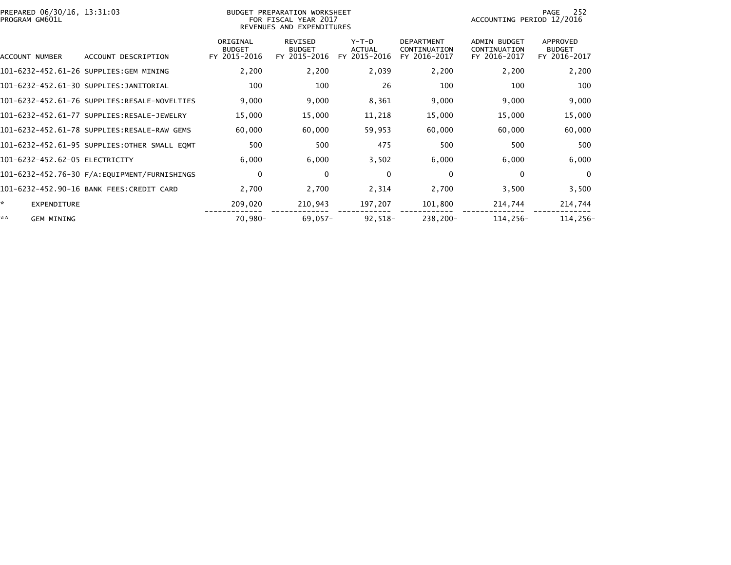BUDGET PREPARATION WORKSHEET
FOR FISCAL YEAR 2017
REVENUES AND EXPENDITURES

PREPARED 06/30/16, 13:31:03
PROGRAM GM601L

ACCOUNTING PERIOD 12/2016

| ACCOUNT NUMBER | ACCOUNT DESCRIPTION | ORIGINAL BUDGET FY 2015-2016 | REVISED BUDGET FY 2015-2016 | Y-T-D ACTUAL FY 2015-2016 | DEPARTMENT CONTINUATION FY 2016-2017 | ADMIN BUDGET CONTINUATION FY 2016-2017 | APPROVED BUDGET FY 2016-2017 |
|---|---|---|---|---|---|---|---|
| 101-6232-452.61-26 | SUPPLIES:GEM MINING | 2,200 | 2,200 | 2,039 | 2,200 | 2,200 | 2,200 |
| 101-6232-452.61-30 | SUPPLIES:JANITORIAL | 100 | 100 | 26 | 100 | 100 | 100 |
| 101-6232-452.61-76 | SUPPLIES:RESALE-NOVELTIES | 9,000 | 9,000 | 8,361 | 9,000 | 9,000 | 9,000 |
| 101-6232-452.61-77 | SUPPLIES:RESALE-JEWELRY | 15,000 | 15,000 | 11,218 | 15,000 | 15,000 | 15,000 |
| 101-6232-452.61-78 | SUPPLIES:RESALE-RAW GEMS | 60,000 | 60,000 | 59,953 | 60,000 | 60,000 | 60,000 |
| 101-6232-452.61-95 | SUPPLIES:OTHER SMALL EQMT | 500 | 500 | 475 | 500 | 500 | 500 |
| 101-6232-452.62-05 | ELECTRICITY | 6,000 | 6,000 | 3,502 | 6,000 | 6,000 | 6,000 |
| 101-6232-452.76-30 | F/A:EQUIPMENT/FURNISHINGS | 0 | 0 | 0 | 0 | 0 | 0 |
| 101-6232-452.90-16 | BANK FEES:CREDIT CARD | 2,700 | 2,700 | 2,314 | 2,700 | 3,500 | 3,500 |
| * | EXPENDITURE | 209,020 | 210,943 | 197,207 | 101,800 | 214,744 | 214,744 |
| ** | GEM MINING | 70,980- | 69,057- | 92,518- | 238,200- | 114,256- | 114,256- |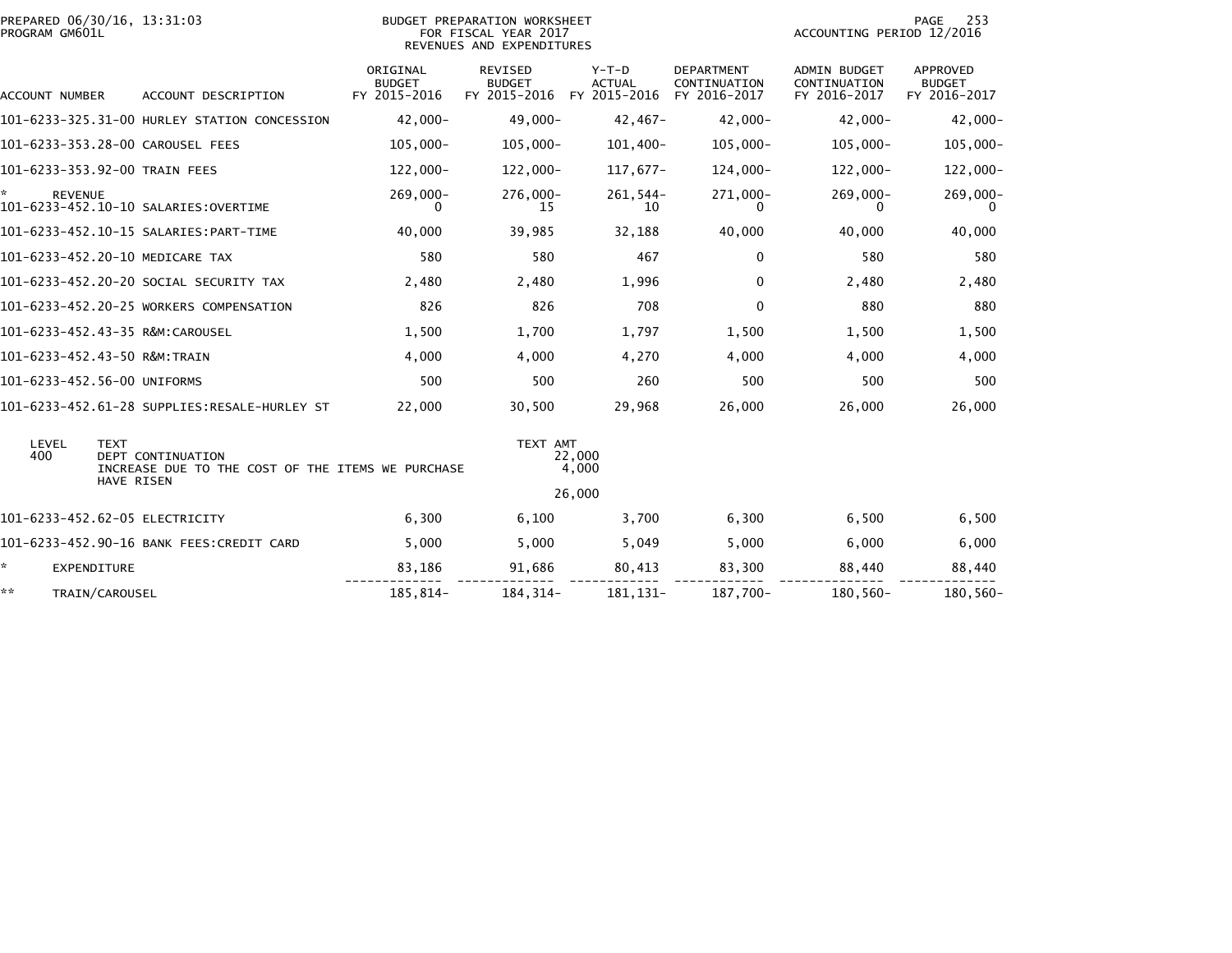PREPARED 06/30/16, 13:31:03
PROGRAM GM601L

BUDGET PREPARATION WORKSHEET
FOR FISCAL YEAR 2017
REVENUES AND EXPENDITURES

ACCOUNTING PERIOD 12/2016

| ACCOUNT NUMBER | ACCOUNT DESCRIPTION | ORIGINAL BUDGET FY 2015-2016 | REVISED BUDGET FY 2015-2016 | Y-T-D ACTUAL FY 2015-2016 | DEPARTMENT CONTINUATION FY 2016-2017 | ADMIN BUDGET CONTINUATION FY 2016-2017 | APPROVED BUDGET FY 2016-2017 |
|---|---|---|---|---|---|---|---|
| 101-6233-325.31-00 | HURLEY STATION CONCESSION | 42,000- | 49,000- | 42,467- | 42,000- | 42,000- | 42,000- |
| 101-6233-353.28-00 | CAROUSEL FEES | 105,000- | 105,000- | 101,400- | 105,000- | 105,000- | 105,000- |
| 101-6233-353.92-00 | TRAIN FEES | 122,000- | 122,000- | 117,677- | 124,000- | 122,000- | 122,000- |
| * | REVENUE | 269,000- | 276,000- | 261,544- | 271,000- | 269,000- | 269,000- |
| 101-6233-452.10-10 | SALARIES:OVERTIME | 0 | 15 | 10 | 0 | 0 | 0 |
| 101-6233-452.10-15 | SALARIES:PART-TIME | 40,000 | 39,985 | 32,188 | 40,000 | 40,000 | 40,000 |
| 101-6233-452.20-10 | MEDICARE TAX | 580 | 580 | 467 | 0 | 580 | 580 |
| 101-6233-452.20-20 | SOCIAL SECURITY TAX | 2,480 | 2,480 | 1,996 | 0 | 2,480 | 2,480 |
| 101-6233-452.20-25 | WORKERS COMPENSATION | 826 | 826 | 708 | 0 | 880 | 880 |
| 101-6233-452.43-35 | R&M:CAROUSEL | 1,500 | 1,700 | 1,797 | 1,500 | 1,500 | 1,500 |
| 101-6233-452.43-50 | R&M:TRAIN | 4,000 | 4,000 | 4,270 | 4,000 | 4,000 | 4,000 |
| 101-6233-452.56-00 | UNIFORMS | 500 | 500 | 260 | 500 | 500 | 500 |
| 101-6233-452.61-28 | SUPPLIES:RESALE-HURLEY ST | 22,000 | 30,500 | 29,968 | 26,000 | 26,000 | 26,000 |

| LEVEL | TEXT | TEXT AMT |
|---|---|---|
| 400 | DEPT CONTINUATION | 22,000 |
| | INCREASE DUE TO THE COST OF THE ITEMS WE PURCHASE HAVE RISEN | 4,000 |
| | | 26,000 |

| ACCOUNT NUMBER | ACCOUNT DESCRIPTION | ORIGINAL BUDGET FY 2015-2016 | REVISED BUDGET FY 2015-2016 | Y-T-D ACTUAL FY 2015-2016 | DEPARTMENT CONTINUATION FY 2016-2017 | ADMIN BUDGET CONTINUATION FY 2016-2017 | APPROVED BUDGET FY 2016-2017 |
|---|---|---|---|---|---|---|---|
| 101-6233-452.62-05 | ELECTRICITY | 6,300 | 6,100 | 3,700 | 6,300 | 6,500 | 6,500 |
| 101-6233-452.90-16 | BANK FEES:CREDIT CARD | 5,000 | 5,000 | 5,049 | 5,000 | 6,000 | 6,000 |
| * | EXPENDITURE | 83,186 | 91,686 | 80,413 | 83,300 | 88,440 | 88,440 |
| ** | TRAIN/CAROUSEL | 185,814- | 184,314- | 181,131- | 187,700- | 180,560- | 180,560- |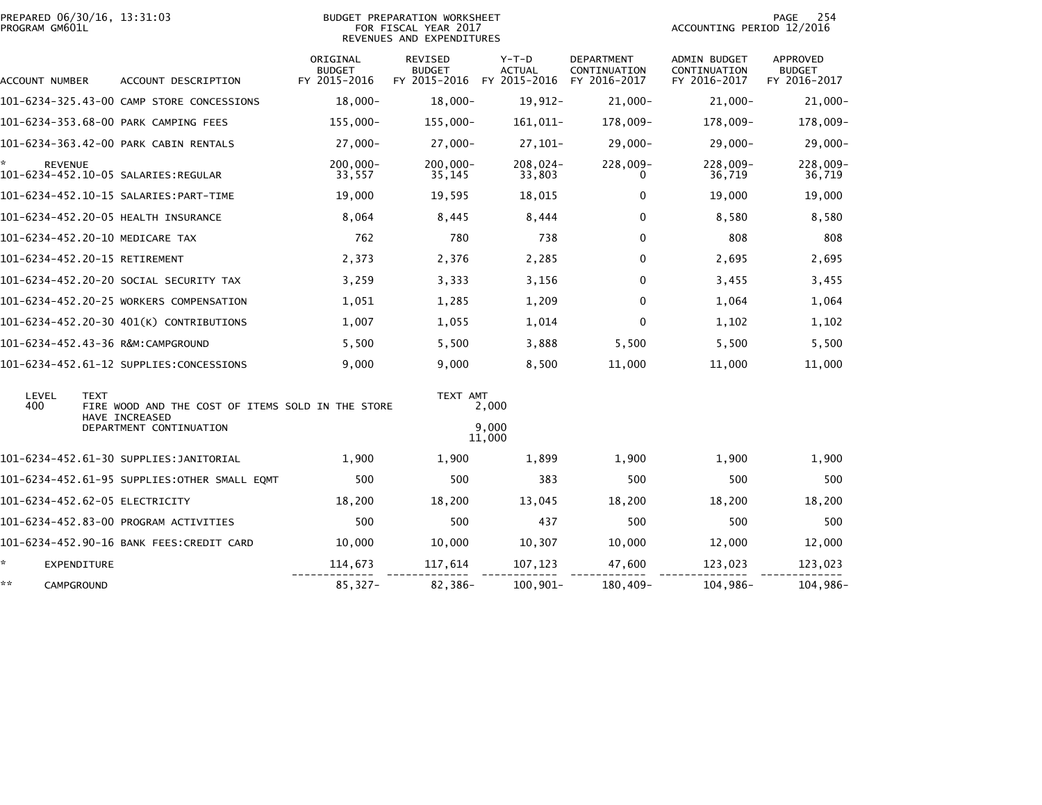PREPARED 06/30/16, 13:31:03
PROGRAM GM601L

BUDGET PREPARATION WORKSHEET
FOR FISCAL YEAR 2017
REVENUES AND EXPENDITURES

ACCOUNTING PERIOD 12/2016

| ACCOUNT NUMBER | ACCOUNT DESCRIPTION | ORIGINAL BUDGET FY 2015-2016 | REVISED BUDGET FY 2015-2016 | Y-T-D ACTUAL FY 2015-2016 | DEPARTMENT CONTINUATION FY 2016-2017 | ADMIN BUDGET CONTINUATION FY 2016-2017 | APPROVED BUDGET FY 2016-2017 |
|---|---|---|---|---|---|---|---|
| 101-6234-325.43-00 | CAMP STORE CONCESSIONS | 18,000- | 18,000- | 19,912- | 21,000- | 21,000- | 21,000- |
| 101-6234-353.68-00 | PARK CAMPING FEES | 155,000- | 155,000- | 161,011- | 178,009- | 178,009- | 178,009- |
| 101-6234-363.42-00 | PARK CABIN RENTALS | 27,000- | 27,000- | 27,101- | 29,000- | 29,000- | 29,000- |
| * REVENUE | | 200,000- | 200,000- | 208,024- | 228,009- | 228,009- | 228,009- |
| 101-6234-452.10-05 | SALARIES:REGULAR | 33,557 | 35,145 | 33,803 | 0 | 36,719 | 36,719 |
| 101-6234-452.10-15 | SALARIES:PART-TIME | 19,000 | 19,595 | 18,015 | 0 | 19,000 | 19,000 |
| 101-6234-452.20-05 | HEALTH INSURANCE | 8,064 | 8,445 | 8,444 | 0 | 8,580 | 8,580 |
| 101-6234-452.20-10 | MEDICARE TAX | 762 | 780 | 738 | 0 | 808 | 808 |
| 101-6234-452.20-15 | RETIREMENT | 2,373 | 2,376 | 2,285 | 0 | 2,695 | 2,695 |
| 101-6234-452.20-20 | SOCIAL SECURITY TAX | 3,259 | 3,333 | 3,156 | 0 | 3,455 | 3,455 |
| 101-6234-452.20-25 | WORKERS COMPENSATION | 1,051 | 1,285 | 1,209 | 0 | 1,064 | 1,064 |
| 101-6234-452.20-30 | 401(K) CONTRIBUTIONS | 1,007 | 1,055 | 1,014 | 0 | 1,102 | 1,102 |
| 101-6234-452.43-36 | R&M:CAMPGROUND | 5,500 | 5,500 | 3,888 | 5,500 | 5,500 | 5,500 |
| 101-6234-452.61-12 | SUPPLIES:CONCESSIONS | 9,000 | 9,000 | 8,500 | 11,000 | 11,000 | 11,000 |

| LEVEL | TEXT | TEXT AMT |
|---|---|---|
| 400 | FIRE WOOD AND THE COST OF ITEMS SOLD IN THE STORE HAVE INCREASED | 2,000 |
| | DEPARTMENT CONTINUATION | 9,000 |
| | | 11,000 |

| ACCOUNT NUMBER | ACCOUNT DESCRIPTION | ORIGINAL BUDGET FY 2015-2016 | REVISED BUDGET FY 2015-2016 | Y-T-D ACTUAL FY 2015-2016 | DEPARTMENT CONTINUATION FY 2016-2017 | ADMIN BUDGET CONTINUATION FY 2016-2017 | APPROVED BUDGET FY 2016-2017 |
|---|---|---|---|---|---|---|---|
| 101-6234-452.61-30 | SUPPLIES:JANITORIAL | 1,900 | 1,900 | 1,899 | 1,900 | 1,900 | 1,900 |
| 101-6234-452.61-95 | SUPPLIES:OTHER SMALL EQMT | 500 | 500 | 383 | 500 | 500 | 500 |
| 101-6234-452.62-05 | ELECTRICITY | 18,200 | 18,200 | 13,045 | 18,200 | 18,200 | 18,200 |
| 101-6234-452.83-00 | PROGRAM ACTIVITIES | 500 | 500 | 437 | 500 | 500 | 500 |
| 101-6234-452.90-16 | BANK FEES:CREDIT CARD | 10,000 | 10,000 | 10,307 | 10,000 | 12,000 | 12,000 |
| * EXPENDITURE | | 114,673 | 117,614 | 107,123 | 47,600 | 123,023 | 123,023 |
| ** CAMPGROUND | | 85,327- | 82,386- | 100,901- | 180,409- | 104,986- | 104,986- |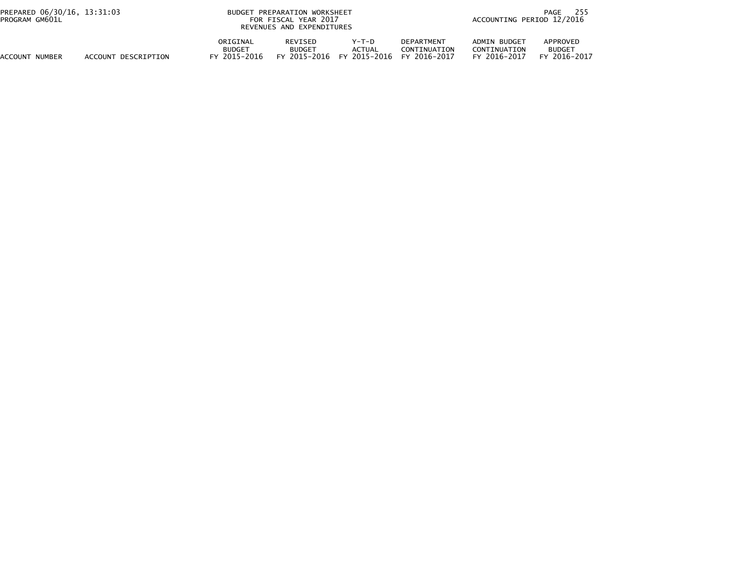| ACCOUNT NUMBER | ACCOUNT DESCRIPTION | ORIGINAL BUDGET FY 2015-2016 | REVISED BUDGET FY 2015-2016 | Y-T-D ACTUAL FY 2015-2016 | DEPARTMENT CONTINUATION FY 2016-2017 | ADMIN BUDGET CONTINUATION FY 2016-2017 | APPROVED BUDGET FY 2016-2017 |
|---|---|---|---|---|---|---|---|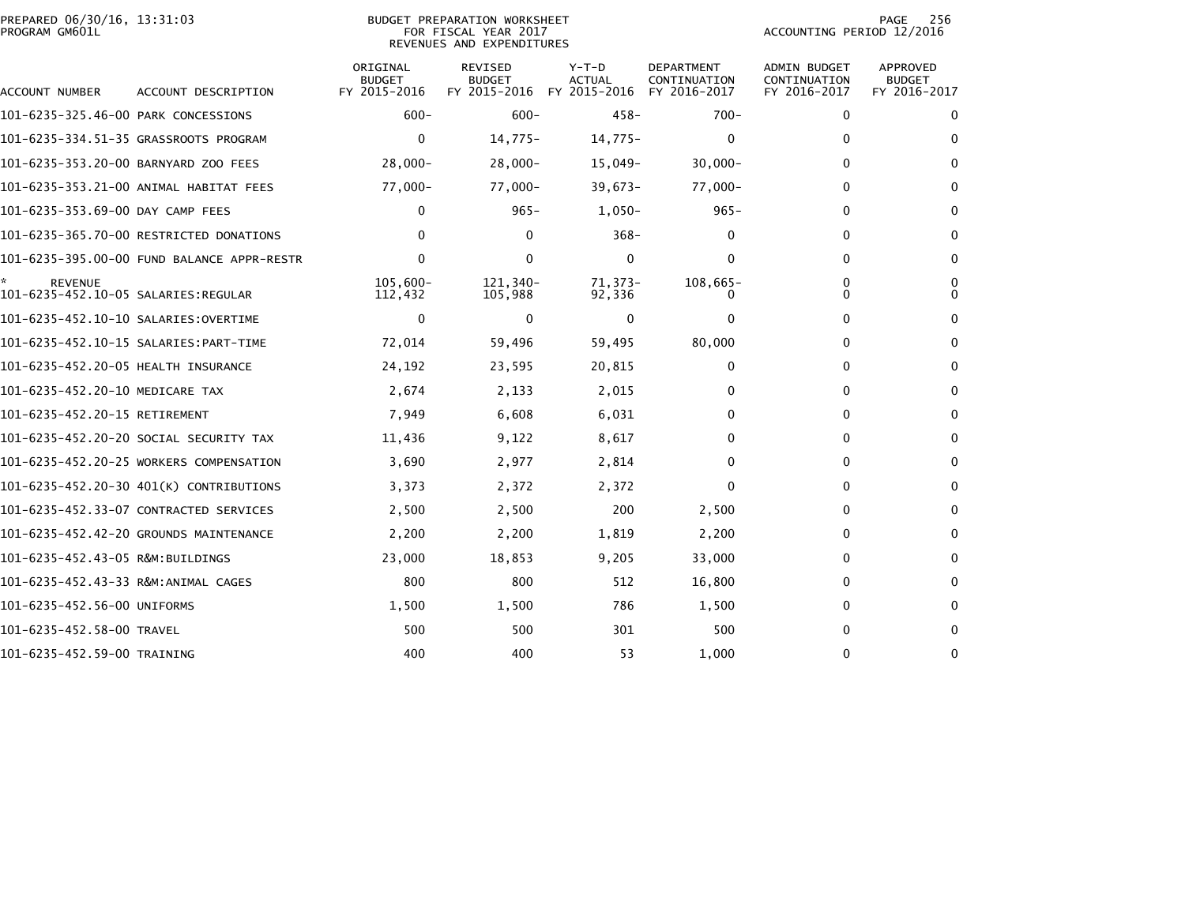PREPARED 06/30/16, 13:31:03
PROGRAM GM601L

BUDGET PREPARATION WORKSHEET
FOR FISCAL YEAR 2017
REVENUES AND EXPENDITURES

ACCOUNTING PERIOD 12/2016

| ACCOUNT NUMBER | ACCOUNT DESCRIPTION | ORIGINAL BUDGET FY 2015-2016 | REVISED BUDGET FY 2015-2016 | Y-T-D ACTUAL FY 2015-2016 | DEPARTMENT CONTINUATION FY 2016-2017 | ADMIN BUDGET CONTINUATION FY 2016-2017 | APPROVED BUDGET FY 2016-2017 |
|---|---|---|---|---|---|---|---|
| 101-6235-325.46-00 | PARK CONCESSIONS | 600- | 600- | 458- | 700- | 0 | 0 |
| 101-6235-334.51-35 | GRASSROOTS PROGRAM | 0 | 14,775- | 14,775- | 0 | 0 | 0 |
| 101-6235-353.20-00 | BARNYARD ZOO FEES | 28,000- | 28,000- | 15,049- | 30,000- | 0 | 0 |
| 101-6235-353.21-00 | ANIMAL HABITAT FEES | 77,000- | 77,000- | 39,673- | 77,000- | 0 | 0 |
| 101-6235-353.69-00 | DAY CAMP FEES | 0 | 965- | 1,050- | 965- | 0 | 0 |
| 101-6235-365.70-00 | RESTRICTED DONATIONS | 0 | 0 | 368- | 0 | 0 | 0 |
| 101-6235-395.00-00 | FUND BALANCE APPR-RESTR | 0 | 0 | 0 | 0 | 0 | 0 |
| * | REVENUE | 105,600- | 121,340- | 71,373- | 108,665- | 0 | 0 |
| 101-6235-452.10-05 | SALARIES:REGULAR | 112,432 | 105,988 | 92,336 | 0 | 0 | 0 |
| 101-6235-452.10-10 | SALARIES:OVERTIME | 0 | 0 | 0 | 0 | 0 | 0 |
| 101-6235-452.10-15 | SALARIES:PART-TIME | 72,014 | 59,496 | 59,495 | 80,000 | 0 | 0 |
| 101-6235-452.20-05 | HEALTH INSURANCE | 24,192 | 23,595 | 20,815 | 0 | 0 | 0 |
| 101-6235-452.20-10 | MEDICARE TAX | 2,674 | 2,133 | 2,015 | 0 | 0 | 0 |
| 101-6235-452.20-15 | RETIREMENT | 7,949 | 6,608 | 6,031 | 0 | 0 | 0 |
| 101-6235-452.20-20 | SOCIAL SECURITY TAX | 11,436 | 9,122 | 8,617 | 0 | 0 | 0 |
| 101-6235-452.20-25 | WORKERS COMPENSATION | 3,690 | 2,977 | 2,814 | 0 | 0 | 0 |
| 101-6235-452.20-30 | 401(K) CONTRIBUTIONS | 3,373 | 2,372 | 2,372 | 0 | 0 | 0 |
| 101-6235-452.33-07 | CONTRACTED SERVICES | 2,500 | 2,500 | 200 | 2,500 | 0 | 0 |
| 101-6235-452.42-20 | GROUNDS MAINTENANCE | 2,200 | 2,200 | 1,819 | 2,200 | 0 | 0 |
| 101-6235-452.43-05 | R&M:BUILDINGS | 23,000 | 18,853 | 9,205 | 33,000 | 0 | 0 |
| 101-6235-452.43-33 | R&M:ANIMAL CAGES | 800 | 800 | 512 | 16,800 | 0 | 0 |
| 101-6235-452.56-00 | UNIFORMS | 1,500 | 1,500 | 786 | 1,500 | 0 | 0 |
| 101-6235-452.58-00 | TRAVEL | 500 | 500 | 301 | 500 | 0 | 0 |
| 101-6235-452.59-00 | TRAINING | 400 | 400 | 53 | 1,000 | 0 | 0 |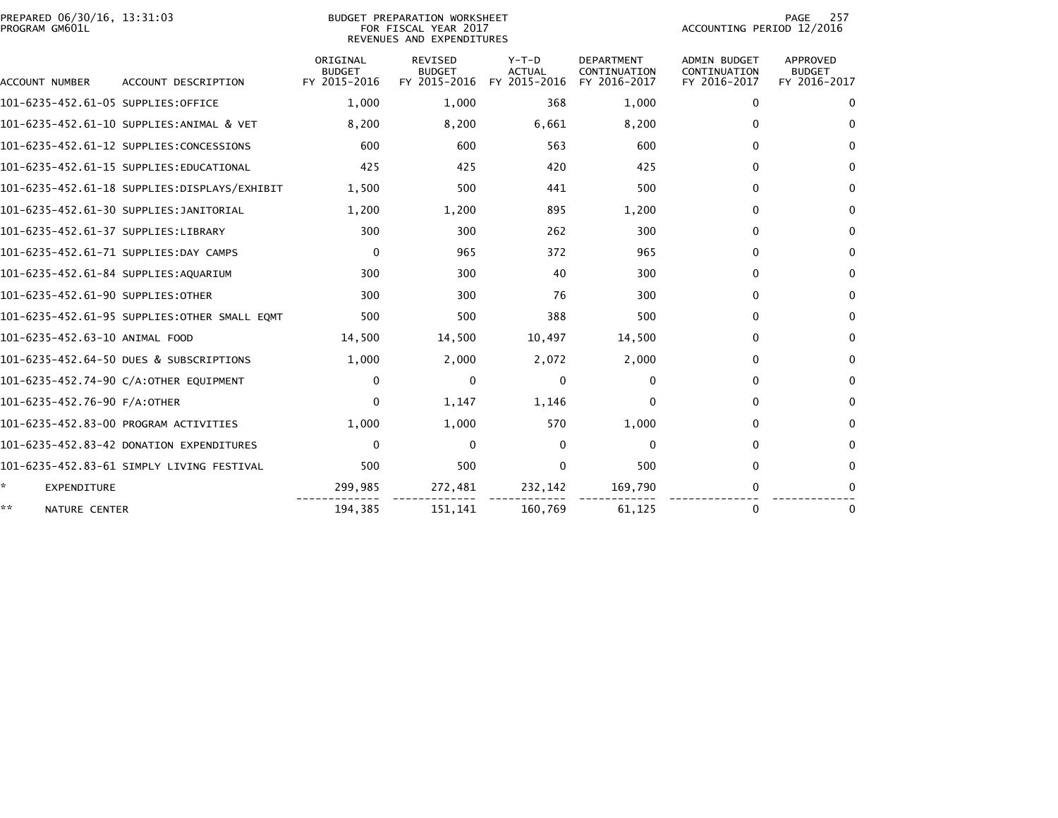PREPARED 06/30/16, 13:31:03
PROGRAM GM601L

BUDGET PREPARATION WORKSHEET
FOR FISCAL YEAR 2017
REVENUES AND EXPENDITURES

ACCOUNTING PERIOD 12/2016

| ACCOUNT NUMBER | ACCOUNT DESCRIPTION | ORIGINAL BUDGET FY 2015-2016 | REVISED BUDGET FY 2015-2016 | Y-T-D ACTUAL FY 2015-2016 | DEPARTMENT CONTINUATION FY 2016-2017 | ADMIN BUDGET CONTINUATION FY 2016-2017 | APPROVED BUDGET FY 2016-2017 |
|---|---|---|---|---|---|---|---|
| 101-6235-452.61-05 | SUPPLIES:OFFICE | 1,000 | 1,000 | 368 | 1,000 | 0 | 0 |
| 101-6235-452.61-10 | SUPPLIES:ANIMAL & VET | 8,200 | 8,200 | 6,661 | 8,200 | 0 | 0 |
| 101-6235-452.61-12 | SUPPLIES:CONCESSIONS | 600 | 600 | 563 | 600 | 0 | 0 |
| 101-6235-452.61-15 | SUPPLIES:EDUCATIONAL | 425 | 425 | 420 | 425 | 0 | 0 |
| 101-6235-452.61-18 | SUPPLIES:DISPLAYS/EXHIBIT | 1,500 | 500 | 441 | 500 | 0 | 0 |
| 101-6235-452.61-30 | SUPPLIES:JANITORIAL | 1,200 | 1,200 | 895 | 1,200 | 0 | 0 |
| 101-6235-452.61-37 | SUPPLIES:LIBRARY | 300 | 300 | 262 | 300 | 0 | 0 |
| 101-6235-452.61-71 | SUPPLIES:DAY CAMPS | 0 | 965 | 372 | 965 | 0 | 0 |
| 101-6235-452.61-84 | SUPPLIES:AQUARIUM | 300 | 300 | 40 | 300 | 0 | 0 |
| 101-6235-452.61-90 | SUPPLIES:OTHER | 300 | 300 | 76 | 300 | 0 | 0 |
| 101-6235-452.61-95 | SUPPLIES:OTHER SMALL EQMT | 500 | 500 | 388 | 500 | 0 | 0 |
| 101-6235-452.63-10 | ANIMAL FOOD | 14,500 | 14,500 | 10,497 | 14,500 | 0 | 0 |
| 101-6235-452.64-50 | DUES & SUBSCRIPTIONS | 1,000 | 2,000 | 2,072 | 2,000 | 0 | 0 |
| 101-6235-452.74-90 | C/A:OTHER EQUIPMENT | 0 | 0 | 0 | 0 | 0 | 0 |
| 101-6235-452.76-90 | F/A:OTHER | 0 | 1,147 | 1,146 | 0 | 0 | 0 |
| 101-6235-452.83-00 | PROGRAM ACTIVITIES | 1,000 | 1,000 | 570 | 1,000 | 0 | 0 |
| 101-6235-452.83-42 | DONATION EXPENDITURES | 0 | 0 | 0 | 0 | 0 | 0 |
| 101-6235-452.83-61 | SIMPLY LIVING FESTIVAL | 500 | 500 | 0 | 500 | 0 | 0 |
| * | EXPENDITURE | 299,985 | 272,481 | 232,142 | 169,790 | 0 | 0 |
| ** | NATURE CENTER | 194,385 | 151,141 | 160,769 | 61,125 | 0 | 0 |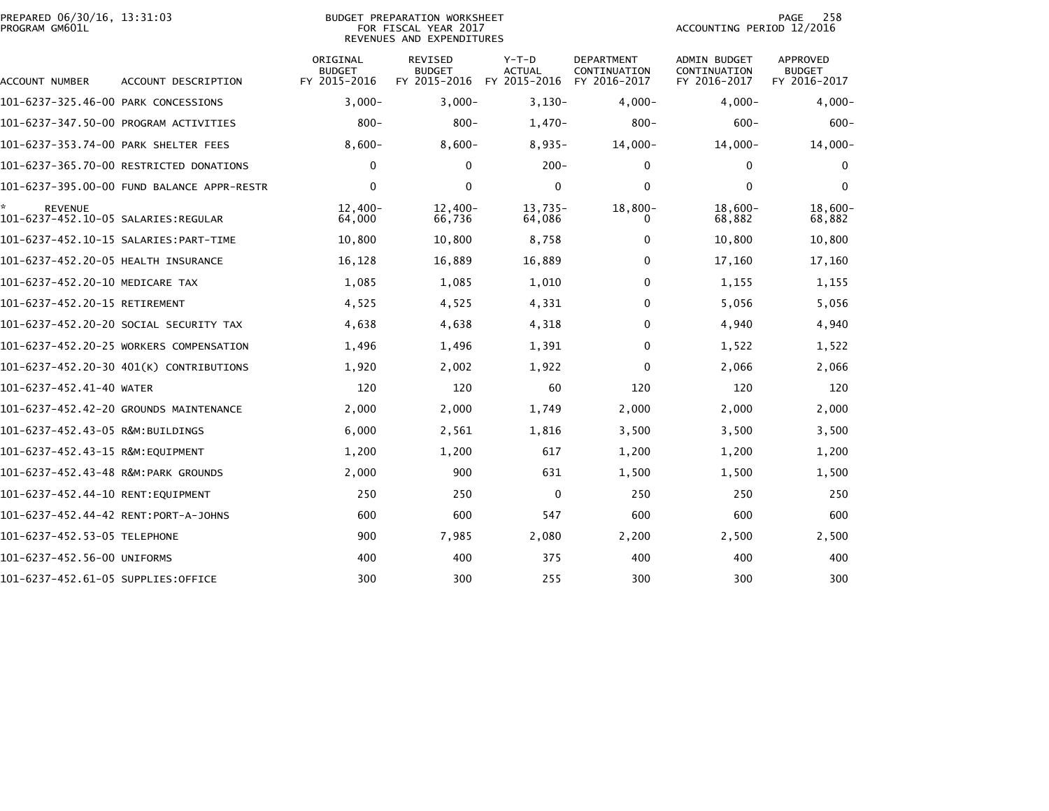PREPARED 06/30/16, 13:31:03
PROGRAM GM601L

BUDGET PREPARATION WORKSHEET
FOR FISCAL YEAR 2017
REVENUES AND EXPENDITURES

ACCOUNTING PERIOD 12/2016

| ACCOUNT NUMBER | ACCOUNT DESCRIPTION | ORIGINAL BUDGET FY 2015-2016 | REVISED BUDGET FY 2015-2016 | Y-T-D ACTUAL FY 2015-2016 | DEPARTMENT CONTINUATION FY 2016-2017 | ADMIN BUDGET CONTINUATION FY 2016-2017 | APPROVED BUDGET FY 2016-2017 |
|---|---|---|---|---|---|---|---|
| 101-6237-325.46-00 | PARK CONCESSIONS | 3,000- | 3,000- | 3,130- | 4,000- | 4,000- | 4,000- |
| 101-6237-347.50-00 | PROGRAM ACTIVITIES | 800- | 800- | 1,470- | 800- | 600- | 600- |
| 101-6237-353.74-00 | PARK SHELTER FEES | 8,600- | 8,600- | 8,935- | 14,000- | 14,000- | 14,000- |
| 101-6237-365.70-00 | RESTRICTED DONATIONS | 0 | 0 | 200- | 0 | 0 | 0 |
| 101-6237-395.00-00 | FUND BALANCE APPR-RESTR | 0 | 0 | 0 | 0 | 0 | 0 |
| * REVENUE | | 12,400- | 12,400- | 13,735- | 18,800- | 18,600- | 18,600- |
| 101-6237-452.10-05 | SALARIES:REGULAR | 64,000 | 66,736 | 64,086 | 0 | 68,882 | 68,882 |
| 101-6237-452.10-15 | SALARIES:PART-TIME | 10,800 | 10,800 | 8,758 | 0 | 10,800 | 10,800 |
| 101-6237-452.20-05 | HEALTH INSURANCE | 16,128 | 16,889 | 16,889 | 0 | 17,160 | 17,160 |
| 101-6237-452.20-10 | MEDICARE TAX | 1,085 | 1,085 | 1,010 | 0 | 1,155 | 1,155 |
| 101-6237-452.20-15 | RETIREMENT | 4,525 | 4,525 | 4,331 | 0 | 5,056 | 5,056 |
| 101-6237-452.20-20 | SOCIAL SECURITY TAX | 4,638 | 4,638 | 4,318 | 0 | 4,940 | 4,940 |
| 101-6237-452.20-25 | WORKERS COMPENSATION | 1,496 | 1,496 | 1,391 | 0 | 1,522 | 1,522 |
| 101-6237-452.20-30 | 401(K) CONTRIBUTIONS | 1,920 | 2,002 | 1,922 | 0 | 2,066 | 2,066 |
| 101-6237-452.41-40 | WATER | 120 | 120 | 60 | 120 | 120 | 120 |
| 101-6237-452.42-20 | GROUNDS MAINTENANCE | 2,000 | 2,000 | 1,749 | 2,000 | 2,000 | 2,000 |
| 101-6237-452.43-05 | R&M:BUILDINGS | 6,000 | 2,561 | 1,816 | 3,500 | 3,500 | 3,500 |
| 101-6237-452.43-15 | R&M:EQUIPMENT | 1,200 | 1,200 | 617 | 1,200 | 1,200 | 1,200 |
| 101-6237-452.43-48 | R&M:PARK GROUNDS | 2,000 | 900 | 631 | 1,500 | 1,500 | 1,500 |
| 101-6237-452.44-10 | RENT:EQUIPMENT | 250 | 250 | 0 | 250 | 250 | 250 |
| 101-6237-452.44-42 | RENT:PORT-A-JOHNS | 600 | 600 | 547 | 600 | 600 | 600 |
| 101-6237-452.53-05 | TELEPHONE | 900 | 7,985 | 2,080 | 2,200 | 2,500 | 2,500 |
| 101-6237-452.56-00 | UNIFORMS | 400 | 400 | 375 | 400 | 400 | 400 |
| 101-6237-452.61-05 | SUPPLIES:OFFICE | 300 | 300 | 255 | 300 | 300 | 300 |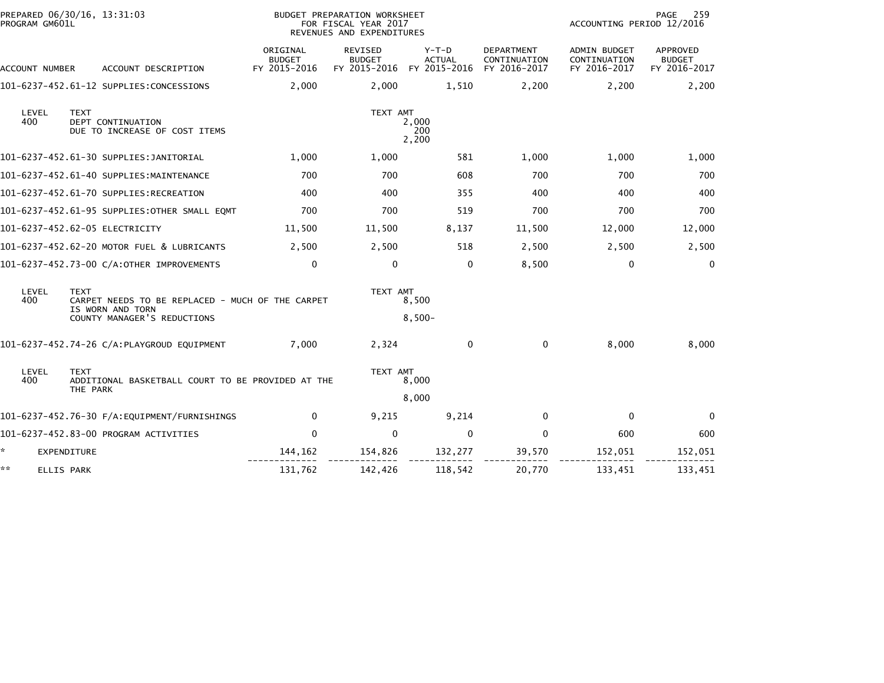PREPARED 06/30/16, 13:31:03
PROGRAM GM601L

BUDGET PREPARATION WORKSHEET
FOR FISCAL YEAR 2017
REVENUES AND EXPENDITURES

ACCOUNTING PERIOD 12/2016

| ACCOUNT NUMBER | ACCOUNT DESCRIPTION | ORIGINAL BUDGET FY 2015-2016 | REVISED BUDGET FY 2015-2016 | Y-T-D ACTUAL FY 2015-2016 | DEPARTMENT CONTINUATION FY 2016-2017 | ADMIN BUDGET CONTINUATION FY 2016-2017 | APPROVED BUDGET FY 2016-2017 |
|---|---|---|---|---|---|---|---|
| 101-6237-452.61-12 | SUPPLIES:CONCESSIONS | 2,000 | 2,000 | 1,510 | 2,200 | 2,200 | 2,200 |
| LEVEL 400 | TEXT: DEPT CONTINUATION | TEXT AMT | | 2,000 | | | |
| | DUE TO INCREASE OF COST ITEMS | | | 200 | | | |
| | | | | 2,200 | | | |
| 101-6237-452.61-30 | SUPPLIES:JANITORIAL | 1,000 | 1,000 | 581 | 1,000 | 1,000 | 1,000 |
| 101-6237-452.61-40 | SUPPLIES:MAINTENANCE | 700 | 700 | 608 | 700 | 700 | 700 |
| 101-6237-452.61-70 | SUPPLIES:RECREATION | 400 | 400 | 355 | 400 | 400 | 400 |
| 101-6237-452.61-95 | SUPPLIES:OTHER SMALL EQMT | 700 | 700 | 519 | 700 | 700 | 700 |
| 101-6237-452.62-05 | ELECTRICITY | 11,500 | 11,500 | 8,137 | 11,500 | 12,000 | 12,000 |
| 101-6237-452.62-20 | MOTOR FUEL & LUBRICANTS | 2,500 | 2,500 | 518 | 2,500 | 2,500 | 2,500 |
| 101-6237-452.73-00 | C/A:OTHER IMPROVEMENTS | 0 | 0 | 0 | 8,500 | 0 | 0 |
| LEVEL 400 | TEXT: CARPET NEEDS TO BE REPLACED - MUCH OF THE CARPET IS WORN AND TORN | TEXT AMT | | 8,500 | | | |
| | COUNTY MANAGER'S REDUCTIONS | | | 8,500- | | | |
| 101-6237-452.74-26 | C/A:PLAYGROUD EQUIPMENT | 7,000 | 2,324 | 0 | 0 | 8,000 | 8,000 |
| LEVEL 400 | TEXT: ADDITIONAL BASKETBALL COURT TO BE PROVIDED AT THE PARK | TEXT AMT | | 8,000 | | | |
| | | | | 8,000 | | | |
| 101-6237-452.76-30 | F/A:EQUIPMENT/FURNISHINGS | 0 | 9,215 | 9,214 | 0 | 0 | 0 |
| 101-6237-452.83-00 | PROGRAM ACTIVITIES | 0 | 0 | 0 | 0 | 600 | 600 |
| * | EXPENDITURE | 144,162 | 154,826 | 132,277 | 39,570 | 152,051 | 152,051 |
| ** | ELLIS PARK | 131,762 | 142,426 | 118,542 | 20,770 | 133,451 | 133,451 |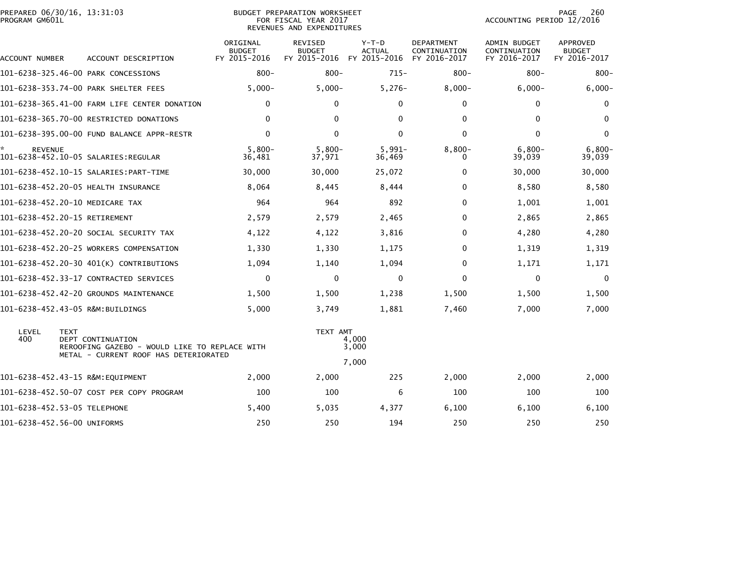PREPARED 06/30/16, 13:31:03
PROGRAM GM601L

BUDGET PREPARATION WORKSHEET
FOR FISCAL YEAR 2017
REVENUES AND EXPENDITURES

ACCOUNTING PERIOD 12/2016

| ACCOUNT NUMBER | ACCOUNT DESCRIPTION | ORIGINAL BUDGET FY 2015-2016 | REVISED BUDGET FY 2015-2016 | Y-T-D ACTUAL FY 2015-2016 | DEPARTMENT CONTINUATION FY 2016-2017 | ADMIN BUDGET CONTINUATION FY 2016-2017 | APPROVED BUDGET FY 2016-2017 |
|---|---|---|---|---|---|---|---|
| 101-6238-325.46-00 | PARK CONCESSIONS | 800- | 800- | 715- | 800- | 800- | 800- |
| 101-6238-353.74-00 | PARK SHELTER FEES | 5,000- | 5,000- | 5,276- | 8,000- | 6,000- | 6,000- |
| 101-6238-365.41-00 | FARM LIFE CENTER DONATION | 0 | 0 | 0 | 0 | 0 | 0 |
| 101-6238-365.70-00 | RESTRICTED DONATIONS | 0 | 0 | 0 | 0 | 0 | 0 |
| 101-6238-395.00-00 | FUND BALANCE APPR-RESTR | 0 | 0 | 0 | 0 | 0 | 0 |
| * REVENUE | | 5,800- | 5,800- | 5,991- | 8,800- | 6,800- | 6,800- |
| 101-6238-452.10-05 | SALARIES:REGULAR | 36,481 | 37,971 | 36,469 | 0 | 39,039 | 39,039 |
| 101-6238-452.10-15 | SALARIES:PART-TIME | 30,000 | 30,000 | 25,072 | 0 | 30,000 | 30,000 |
| 101-6238-452.20-05 | HEALTH INSURANCE | 8,064 | 8,445 | 8,444 | 0 | 8,580 | 8,580 |
| 101-6238-452.20-10 | MEDICARE TAX | 964 | 964 | 892 | 0 | 1,001 | 1,001 |
| 101-6238-452.20-15 | RETIREMENT | 2,579 | 2,579 | 2,465 | 0 | 2,865 | 2,865 |
| 101-6238-452.20-20 | SOCIAL SECURITY TAX | 4,122 | 4,122 | 3,816 | 0 | 4,280 | 4,280 |
| 101-6238-452.20-25 | WORKERS COMPENSATION | 1,330 | 1,330 | 1,175 | 0 | 1,319 | 1,319 |
| 101-6238-452.20-30 | 401(K) CONTRIBUTIONS | 1,094 | 1,140 | 1,094 | 0 | 1,171 | 1,171 |
| 101-6238-452.33-17 | CONTRACTED SERVICES | 0 | 0 | 0 | 0 | 0 | 0 |
| 101-6238-452.42-20 | GROUNDS MAINTENANCE | 1,500 | 1,500 | 1,238 | 1,500 | 1,500 | 1,500 |
| 101-6238-452.43-05 | R&M:BUILDINGS | 5,000 | 3,749 | 1,881 | 7,460 | 7,000 | 7,000 |

| LEVEL | TEXT | TEXT AMT |
|---|---|---|
| 400 | DEPT CONTINUATION | 4,000 |
| | REROOFING GAZEBO - WOULD LIKE TO REPLACE WITH METAL - CURRENT ROOF HAS DETERIORATED | 3,000 |
| | | 7,000 |

| ACCOUNT NUMBER | ACCOUNT DESCRIPTION | ORIGINAL BUDGET FY 2015-2016 | REVISED BUDGET FY 2015-2016 | Y-T-D ACTUAL FY 2015-2016 | DEPARTMENT CONTINUATION FY 2016-2017 | ADMIN BUDGET CONTINUATION FY 2016-2017 | APPROVED BUDGET FY 2016-2017 |
|---|---|---|---|---|---|---|---|
| 101-6238-452.43-15 | R&M:EQUIPMENT | 2,000 | 2,000 | 225 | 2,000 | 2,000 | 2,000 |
| 101-6238-452.50-07 | COST PER COPY PROGRAM | 100 | 100 | 6 | 100 | 100 | 100 |
| 101-6238-452.53-05 | TELEPHONE | 5,400 | 5,035 | 4,377 | 6,100 | 6,100 | 6,100 |
| 101-6238-452.56-00 | UNIFORMS | 250 | 250 | 194 | 250 | 250 | 250 |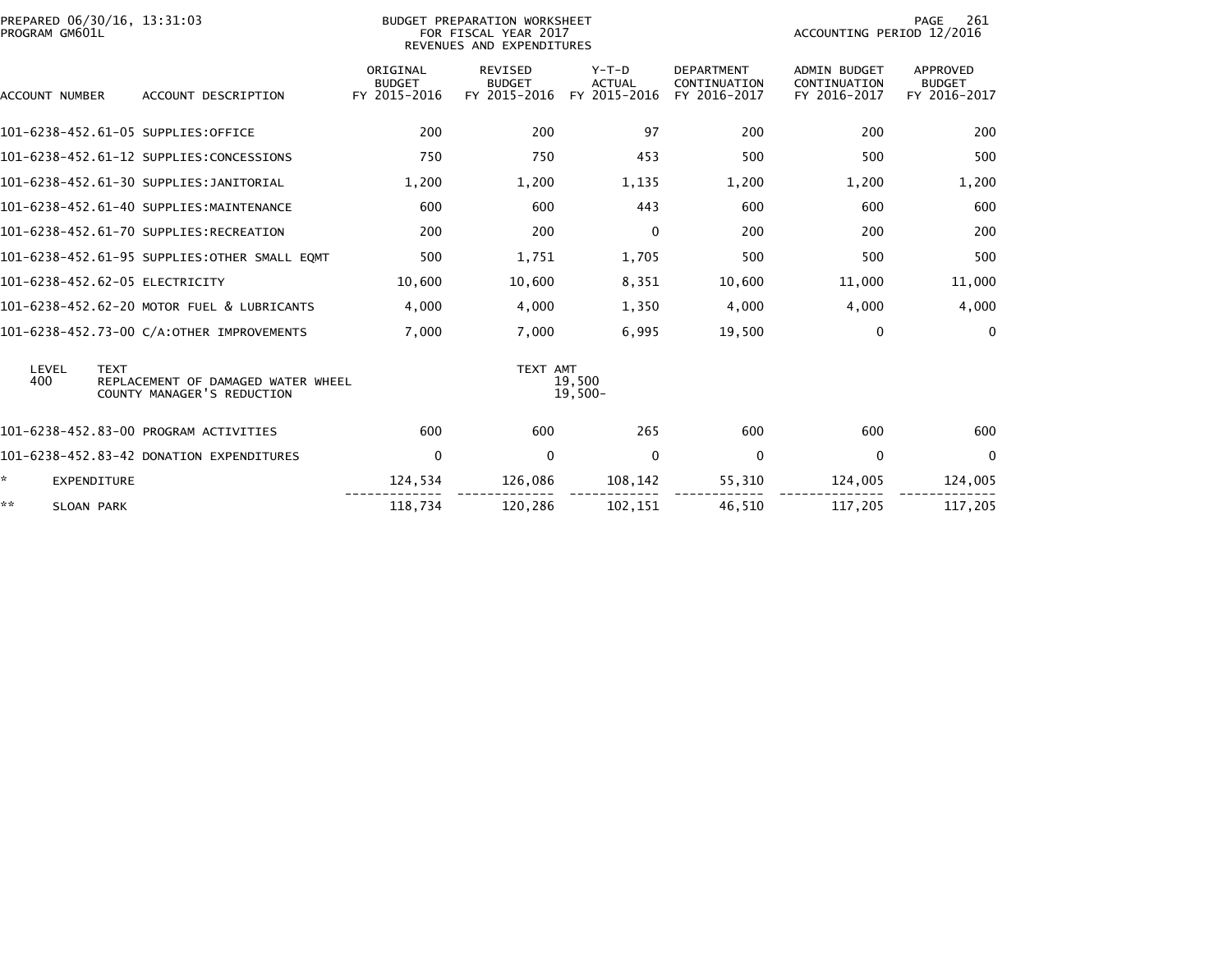PREPARED 06/30/16, 13:31:03
PROGRAM GM601L

BUDGET PREPARATION WORKSHEET
FOR FISCAL YEAR 2017
REVENUES AND EXPENDITURES

ACCOUNTING PERIOD 12/2016

| ACCOUNT NUMBER | ACCOUNT DESCRIPTION | ORIGINAL BUDGET FY 2015-2016 | REVISED BUDGET FY 2015-2016 | Y-T-D ACTUAL FY 2015-2016 | DEPARTMENT CONTINUATION FY 2016-2017 | ADMIN BUDGET CONTINUATION FY 2016-2017 | APPROVED BUDGET FY 2016-2017 |
|---|---|---|---|---|---|---|---|
| 101-6238-452.61-05 | SUPPLIES:OFFICE | 200 | 200 | 97 | 200 | 200 | 200 |
| 101-6238-452.61-12 | SUPPLIES:CONCESSIONS | 750 | 750 | 453 | 500 | 500 | 500 |
| 101-6238-452.61-30 | SUPPLIES:JANITORIAL | 1,200 | 1,200 | 1,135 | 1,200 | 1,200 | 1,200 |
| 101-6238-452.61-40 | SUPPLIES:MAINTENANCE | 600 | 600 | 443 | 600 | 600 | 600 |
| 101-6238-452.61-70 | SUPPLIES:RECREATION | 200 | 200 | 0 | 200 | 200 | 200 |
| 101-6238-452.61-95 | SUPPLIES:OTHER SMALL EQMT | 500 | 1,751 | 1,705 | 500 | 500 | 500 |
| 101-6238-452.62-05 | ELECTRICITY | 10,600 | 10,600 | 8,351 | 10,600 | 11,000 | 11,000 |
| 101-6238-452.62-20 | MOTOR FUEL & LUBRICANTS | 4,000 | 4,000 | 1,350 | 4,000 | 4,000 | 4,000 |
| 101-6238-452.73-00 | C/A:OTHER IMPROVEMENTS | 7,000 | 7,000 | 6,995 | 19,500 | 0 | 0 |

| LEVEL | TEXT | TEXT AMT |
|---|---|---|
| 400 | REPLACEMENT OF DAMAGED WATER WHEEL | 19,500 |
| | COUNTY MANAGER'S REDUCTION | 19,500- |

| ACCOUNT NUMBER | ACCOUNT DESCRIPTION | ORIGINAL BUDGET FY 2015-2016 | REVISED BUDGET FY 2015-2016 | Y-T-D ACTUAL FY 2015-2016 | DEPARTMENT CONTINUATION FY 2016-2017 | ADMIN BUDGET CONTINUATION FY 2016-2017 | APPROVED BUDGET FY 2016-2017 |
|---|---|---|---|---|---|---|---|
| 101-6238-452.83-00 | PROGRAM ACTIVITIES | 600 | 600 | 265 | 600 | 600 | 600 |
| 101-6238-452.83-42 | DONATION EXPENDITURES | 0 | 0 | 0 | 0 | 0 | 0 |
| * | EXPENDITURE | 124,534 | 126,086 | 108,142 | 55,310 | 124,005 | 124,005 |
| ** | SLOAN PARK | 118,734 | 120,286 | 102,151 | 46,510 | 117,205 | 117,205 |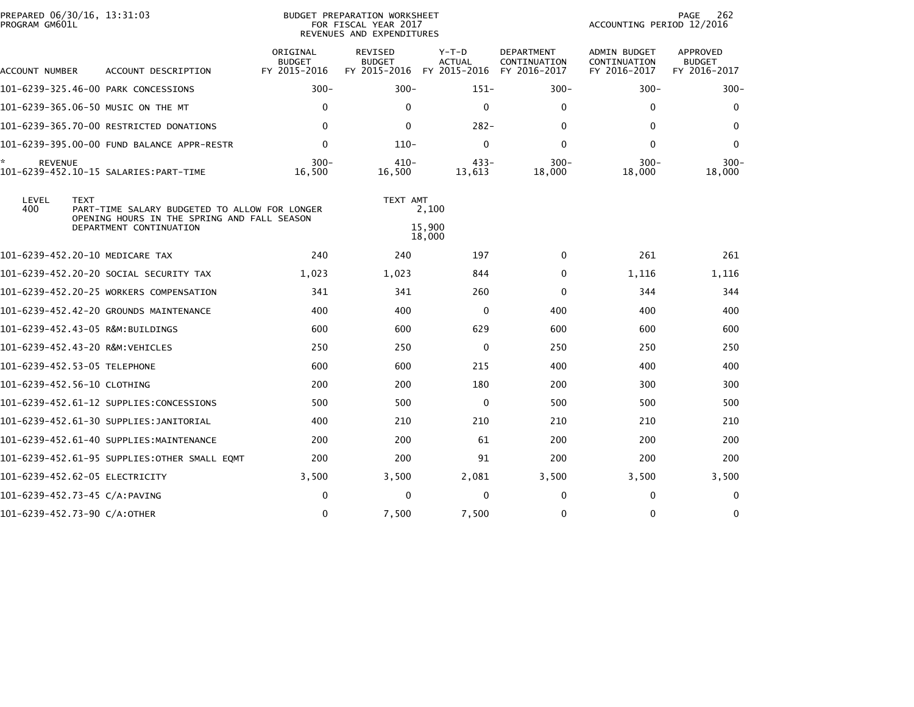PREPARED 06/30/16, 13:31:03
PROGRAM GM601L

BUDGET PREPARATION WORKSHEET
FOR FISCAL YEAR 2017
REVENUES AND EXPENDITURES

ACCOUNTING PERIOD 12/2016

| ACCOUNT NUMBER | ACCOUNT DESCRIPTION | ORIGINAL BUDGET FY 2015-2016 | REVISED BUDGET FY 2015-2016 | Y-T-D ACTUAL FY 2015-2016 | DEPARTMENT CONTINUATION FY 2016-2017 | ADMIN BUDGET CONTINUATION FY 2016-2017 | APPROVED BUDGET FY 2016-2017 |
|---|---|---|---|---|---|---|---|
| 101-6239-325.46-00 | PARK CONCESSIONS | 300- | 300- | 151- | 300- | 300- | 300- |
| 101-6239-365.06-50 | MUSIC ON THE MT | 0 | 0 | 0 | 0 | 0 | 0 |
| 101-6239-365.70-00 | RESTRICTED DONATIONS | 0 | 0 | 282- | 0 | 0 | 0 |
| 101-6239-395.00-00 | FUND BALANCE APPR-RESTR | 0 | 110- | 0 | 0 | 0 | 0 |
| * REVENUE | | 300- | 410- | 433- | 300- | 300- | 300- |
| 101-6239-452.10-15 | SALARIES:PART-TIME | 16,500 | 16,500 | 13,613 | 18,000 | 18,000 | 18,000 |

| LEVEL | TEXT | TEXT AMT |
|---|---|---|
| 400 | PART-TIME SALARY BUDGETED TO ALLOW FOR LONGER OPENING HOURS IN THE SPRING AND FALL SEASON | 2,100 |
| | DEPARTMENT CONTINUATION | 15,900 |
| | | 18,000 |

| ACCOUNT NUMBER | ACCOUNT DESCRIPTION | ORIGINAL BUDGET FY 2015-2016 | REVISED BUDGET FY 2015-2016 | Y-T-D ACTUAL FY 2015-2016 | DEPARTMENT CONTINUATION FY 2016-2017 | ADMIN BUDGET CONTINUATION FY 2016-2017 | APPROVED BUDGET FY 2016-2017 |
|---|---|---|---|---|---|---|---|
| 101-6239-452.20-10 | MEDICARE TAX | 240 | 240 | 197 | 0 | 261 | 261 |
| 101-6239-452.20-20 | SOCIAL SECURITY TAX | 1,023 | 1,023 | 844 | 0 | 1,116 | 1,116 |
| 101-6239-452.20-25 | WORKERS COMPENSATION | 341 | 341 | 260 | 0 | 344 | 344 |
| 101-6239-452.42-20 | GROUNDS MAINTENANCE | 400 | 400 | 0 | 400 | 400 | 400 |
| 101-6239-452.43-05 | R&M:BUILDINGS | 600 | 600 | 629 | 600 | 600 | 600 |
| 101-6239-452.43-20 | R&M:VEHICLES | 250 | 250 | 0 | 250 | 250 | 250 |
| 101-6239-452.53-05 | TELEPHONE | 600 | 600 | 215 | 400 | 400 | 400 |
| 101-6239-452.56-10 | CLOTHING | 200 | 200 | 180 | 200 | 300 | 300 |
| 101-6239-452.61-12 | SUPPLIES:CONCESSIONS | 500 | 500 | 0 | 500 | 500 | 500 |
| 101-6239-452.61-30 | SUPPLIES:JANITORIAL | 400 | 210 | 210 | 210 | 210 | 210 |
| 101-6239-452.61-40 | SUPPLIES:MAINTENANCE | 200 | 200 | 61 | 200 | 200 | 200 |
| 101-6239-452.61-95 | SUPPLIES:OTHER SMALL EQMT | 200 | 200 | 91 | 200 | 200 | 200 |
| 101-6239-452.62-05 | ELECTRICITY | 3,500 | 3,500 | 2,081 | 3,500 | 3,500 | 3,500 |
| 101-6239-452.73-45 | C/A:PAVING | 0 | 0 | 0 | 0 | 0 | 0 |
| 101-6239-452.73-90 | C/A:OTHER | 0 | 7,500 | 7,500 | 0 | 0 | 0 |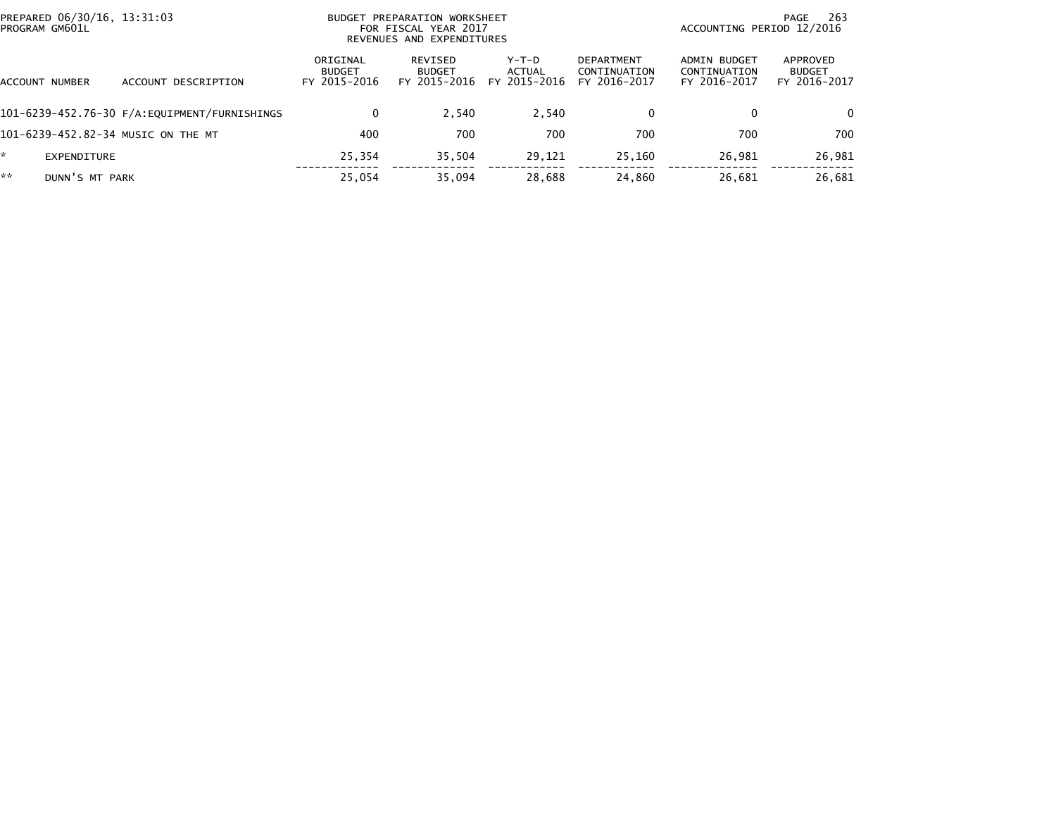PREPARED 06/30/16, 13:31:03
PROGRAM GM601L

BUDGET PREPARATION WORKSHEET
FOR FISCAL YEAR 2017
REVENUES AND EXPENDITURES

ACCOUNTING PERIOD 12/2016

| ACCOUNT NUMBER | ACCOUNT DESCRIPTION | ORIGINAL BUDGET FY 2015-2016 | REVISED BUDGET FY 2015-2016 | Y-T-D ACTUAL FY 2015-2016 | DEPARTMENT CONTINUATION FY 2016-2017 | ADMIN BUDGET CONTINUATION FY 2016-2017 | APPROVED BUDGET FY 2016-2017 |
|---|---|---|---|---|---|---|---|
| 101-6239-452.76-30 | F/A:EQUIPMENT/FURNISHINGS | 0 | 2,540 | 2,540 | 0 | 0 | 0 |
| 101-6239-452.82-34 | MUSIC ON THE MT | 400 | 700 | 700 | 700 | 700 | 700 |
| * | EXPENDITURE | 25,354 | 35,504 | 29,121 | 25,160 | 26,981 | 26,981 |
| ** | DUNN'S MT PARK | 25,054 | 35,094 | 28,688 | 24,860 | 26,681 | 26,681 |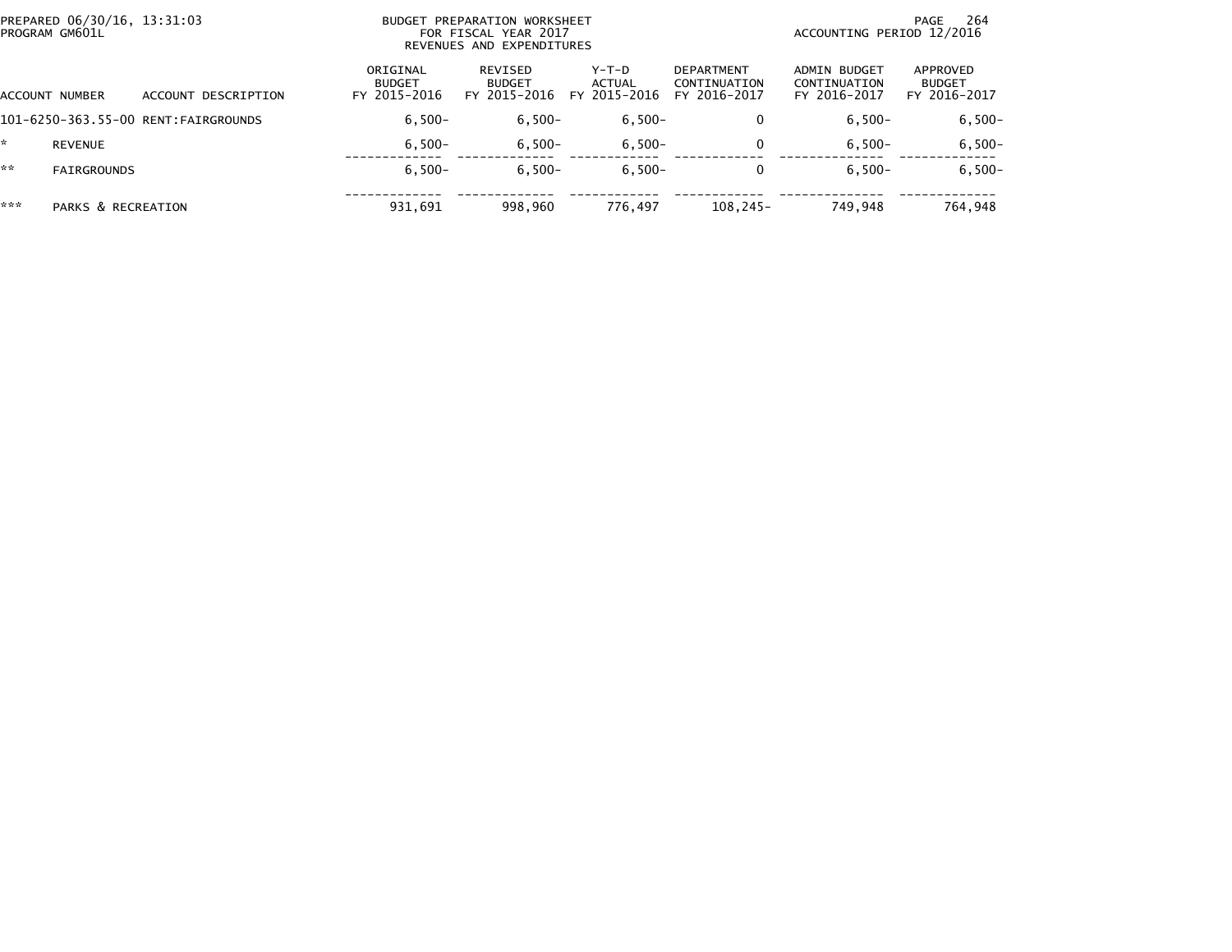BUDGET PREPARATION WORKSHEET
FOR FISCAL YEAR 2017
REVENUES AND EXPENDITURES

PREPARED 06/30/16, 13:31:03
PROGRAM GM601L

ACCOUNTING PERIOD 12/2016

| ACCOUNT NUMBER | ACCOUNT DESCRIPTION | ORIGINAL BUDGET FY 2015-2016 | REVISED BUDGET FY 2015-2016 | Y-T-D ACTUAL FY 2015-2016 | DEPARTMENT CONTINUATION FY 2016-2017 | ADMIN BUDGET CONTINUATION FY 2016-2017 | APPROVED BUDGET FY 2016-2017 |
|---|---|---|---|---|---|---|---|
| 101-6250-363.55-00 | RENT:FAIRGROUNDS | 6,500- | 6,500- | 6,500- | 0 | 6,500- | 6,500- |
| * | REVENUE | 6,500- | 6,500- | 6,500- | 0 | 6,500- | 6,500- |
| ** | FAIRGROUNDS | 6,500- | 6,500- | 6,500- | 0 | 6,500- | 6,500- |
| *** | PARKS & RECREATION | 931,691 | 998,960 | 776,497 | 108,245- | 749,948 | 764,948 |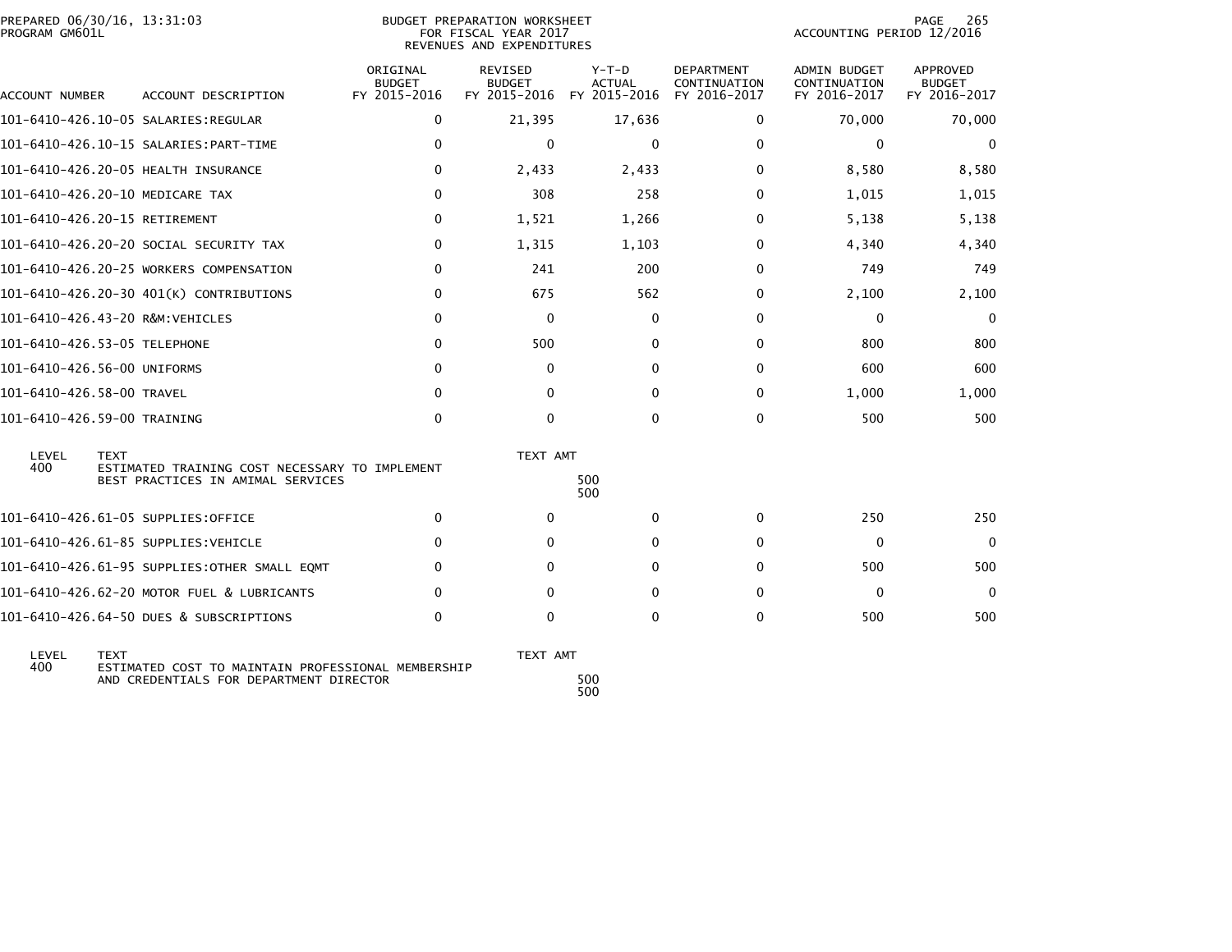PREPARED 06/30/16, 13:31:03
PROGRAM GM601L

BUDGET PREPARATION WORKSHEET
FOR FISCAL YEAR 2017
REVENUES AND EXPENDITURES

ACCOUNTING PERIOD 12/2016

| ACCOUNT NUMBER | ACCOUNT DESCRIPTION | ORIGINAL BUDGET FY 2015-2016 | REVISED BUDGET FY 2015-2016 | Y-T-D ACTUAL FY 2015-2016 | DEPARTMENT CONTINUATION FY 2016-2017 | ADMIN BUDGET CONTINUATION FY 2016-2017 | APPROVED BUDGET FY 2016-2017 |
|---|---|---|---|---|---|---|---|
| 101-6410-426.10-05 | SALARIES:REGULAR | 0 | 21,395 | 17,636 | 0 | 70,000 | 70,000 |
| 101-6410-426.10-15 | SALARIES:PART-TIME | 0 | 0 | 0 | 0 | 0 | 0 |
| 101-6410-426.20-05 | HEALTH INSURANCE | 0 | 2,433 | 2,433 | 0 | 8,580 | 8,580 |
| 101-6410-426.20-10 | MEDICARE TAX | 0 | 308 | 258 | 0 | 1,015 | 1,015 |
| 101-6410-426.20-15 | RETIREMENT | 0 | 1,521 | 1,266 | 0 | 5,138 | 5,138 |
| 101-6410-426.20-20 | SOCIAL SECURITY TAX | 0 | 1,315 | 1,103 | 0 | 4,340 | 4,340 |
| 101-6410-426.20-25 | WORKERS COMPENSATION | 0 | 241 | 200 | 0 | 749 | 749 |
| 101-6410-426.20-30 | 401(K) CONTRIBUTIONS | 0 | 675 | 562 | 0 | 2,100 | 2,100 |
| 101-6410-426.43-20 | R&M:VEHICLES | 0 | 0 | 0 | 0 | 0 | 0 |
| 101-6410-426.53-05 | TELEPHONE | 0 | 500 | 0 | 0 | 800 | 800 |
| 101-6410-426.56-00 | UNIFORMS | 0 | 0 | 0 | 0 | 600 | 600 |
| 101-6410-426.58-00 | TRAVEL | 0 | 0 | 0 | 0 | 1,000 | 1,000 |
| 101-6410-426.59-00 | TRAINING | 0 | 0 | 0 | 0 | 500 | 500 |

| LEVEL | TEXT | TEXT AMT |
|---|---|---|
| 400 | ESTIMATED TRAINING COST NECESSARY TO IMPLEMENT BEST PRACTICES IN AMIMAL SERVICES | 500 |
| | | 500 |

| ACCOUNT NUMBER | ACCOUNT DESCRIPTION | ORIGINAL BUDGET FY 2015-2016 | REVISED BUDGET FY 2015-2016 | Y-T-D ACTUAL FY 2015-2016 | DEPARTMENT CONTINUATION FY 2016-2017 | ADMIN BUDGET CONTINUATION FY 2016-2017 | APPROVED BUDGET FY 2016-2017 |
|---|---|---|---|---|---|---|---|
| 101-6410-426.61-05 | SUPPLIES:OFFICE | 0 | 0 | 0 | 0 | 250 | 250 |
| 101-6410-426.61-85 | SUPPLIES:VEHICLE | 0 | 0 | 0 | 0 | 0 | 0 |
| 101-6410-426.61-95 | SUPPLIES:OTHER SMALL EQMT | 0 | 0 | 0 | 0 | 500 | 500 |
| 101-6410-426.62-20 | MOTOR FUEL & LUBRICANTS | 0 | 0 | 0 | 0 | 0 | 0 |
| 101-6410-426.64-50 | DUES & SUBSCRIPTIONS | 0 | 0 | 0 | 0 | 500 | 500 |

| LEVEL | TEXT | TEXT AMT |
|---|---|---|
| 400 | ESTIMATED COST TO MAINTAIN PROFESSIONAL MEMBERSHIP AND CREDENTIALS FOR DEPARTMENT DIRECTOR | 500 |
| | | 500 |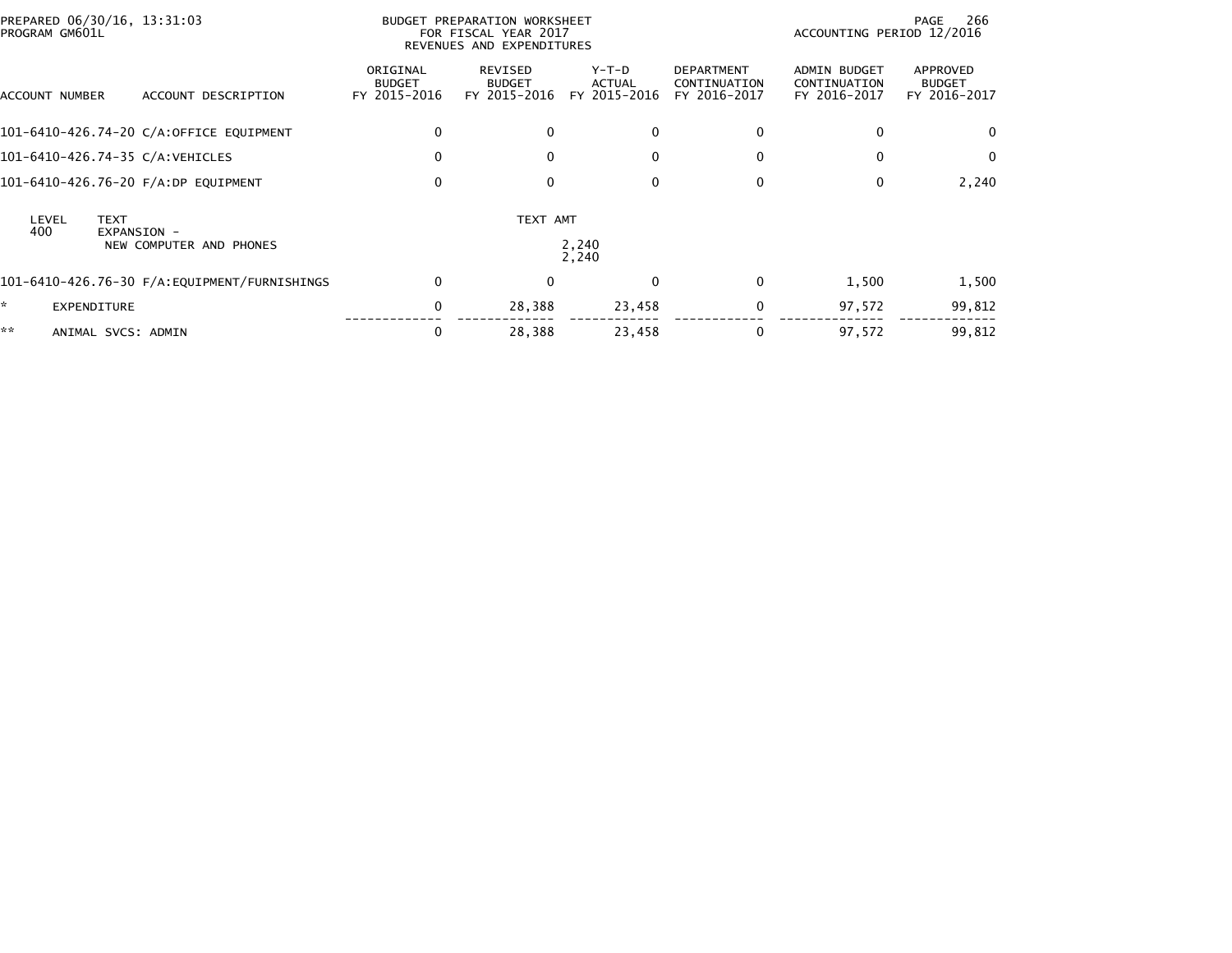BUDGET PREPARATION WORKSHEET
FOR FISCAL YEAR 2017
REVENUES AND EXPENDITURES

PREPARED 06/30/16, 13:31:03
PROGRAM GM601L

ACCOUNTING PERIOD 12/2016

| ACCOUNT NUMBER | ACCOUNT DESCRIPTION | ORIGINAL BUDGET FY 2015-2016 | REVISED BUDGET FY 2015-2016 | Y-T-D ACTUAL FY 2015-2016 | DEPARTMENT CONTINUATION FY 2016-2017 | ADMIN BUDGET CONTINUATION FY 2016-2017 | APPROVED BUDGET FY 2016-2017 |
|---|---|---|---|---|---|---|---|
| 101-6410-426.74-20 | C/A:OFFICE EQUIPMENT | 0 | 0 | 0 | 0 | 0 | 0 |
| 101-6410-426.74-35 | C/A:VEHICLES | 0 | 0 | 0 | 0 | 0 | 0 |
| 101-6410-426.76-20 | F/A:DP EQUIPMENT | 0 | 0 | 0 | 0 | 0 | 2,240 |

| LEVEL | TEXT | TEXT AMT |
|---|---|---|
| 400 | EXPANSION - NEW COMPUTER AND PHONES | 2,240 |
| | | 2,240 |

| ACCOUNT NUMBER | ACCOUNT DESCRIPTION | ORIGINAL BUDGET FY 2015-2016 | REVISED BUDGET FY 2015-2016 | Y-T-D ACTUAL FY 2015-2016 | DEPARTMENT CONTINUATION FY 2016-2017 | ADMIN BUDGET CONTINUATION FY 2016-2017 | APPROVED BUDGET FY 2016-2017 |
|---|---|---|---|---|---|---|---|
| 101-6410-426.76-30 | F/A:EQUIPMENT/FURNISHINGS | 0 | 0 | 0 | 0 | 1,500 | 1,500 |
| * | EXPENDITURE | 0 | 28,388 | 23,458 | 0 | 97,572 | 99,812 |
| ** | ANIMAL SVCS: ADMIN | 0 | 28,388 | 23,458 | 0 | 97,572 | 99,812 |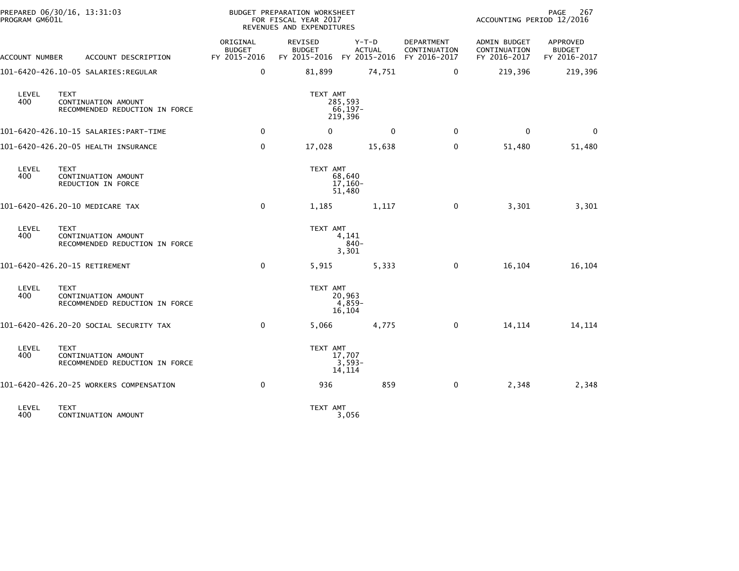PREPARED 06/30/16, 13:31:03
PROGRAM GM601L

BUDGET PREPARATION WORKSHEET
FOR FISCAL YEAR 2017
REVENUES AND EXPENDITURES

ACCOUNTING PERIOD 12/2016

| ACCOUNT NUMBER | ACCOUNT DESCRIPTION | ORIGINAL BUDGET FY 2015-2016 | REVISED BUDGET FY 2015-2016 | Y-T-D ACTUAL FY 2015-2016 | DEPARTMENT CONTINUATION FY 2016-2017 | ADMIN BUDGET CONTINUATION FY 2016-2017 | APPROVED BUDGET FY 2016-2017 |
|---|---|---|---|---|---|---|---|
| 101-6420-426.10-05 | SALARIES:REGULAR | 0 | 81,899 | 74,751 | 0 | 219,396 | 219,396 |
| LEVEL 400 | TEXT<br>CONTINUATION AMOUNT<br>RECOMMENDED REDUCTION IN FORCE | | TEXT AMT<br>285,593<br>66,197-<br>219,396 | | | | |
| 101-6420-426.10-15 | SALARIES:PART-TIME | 0 | 0 | 0 | 0 | 0 | 0 |
| 101-6420-426.20-05 | HEALTH INSURANCE | 0 | 17,028 | 15,638 | 0 | 51,480 | 51,480 |
| LEVEL 400 | TEXT<br>CONTINUATION AMOUNT<br>REDUCTION IN FORCE | | TEXT AMT<br>68,640<br>17,160-<br>51,480 | | | | |
| 101-6420-426.20-10 | MEDICARE TAX | 0 | 1,185 | 1,117 | 0 | 3,301 | 3,301 |
| LEVEL 400 | TEXT<br>CONTINUATION AMOUNT<br>RECOMMENDED REDUCTION IN FORCE | | TEXT AMT<br>4,141<br>840-<br>3,301 | | | | |
| 101-6420-426.20-15 | RETIREMENT | 0 | 5,915 | 5,333 | 0 | 16,104 | 16,104 |
| LEVEL 400 | TEXT<br>CONTINUATION AMOUNT<br>RECOMMENDED REDUCTION IN FORCE | | TEXT AMT<br>20,963<br>4,859-<br>16,104 | | | | |
| 101-6420-426.20-20 | SOCIAL SECURITY TAX | 0 | 5,066 | 4,775 | 0 | 14,114 | 14,114 |
| LEVEL 400 | TEXT<br>CONTINUATION AMOUNT<br>RECOMMENDED REDUCTION IN FORCE | | TEXT AMT<br>17,707<br>3,593-<br>14,114 | | | | |
| 101-6420-426.20-25 | WORKERS COMPENSATION | 0 | 936 | 859 | 0 | 2,348 | 2,348 |
| LEVEL 400 | TEXT<br>CONTINUATION AMOUNT | | TEXT AMT<br>3,056 | | | | |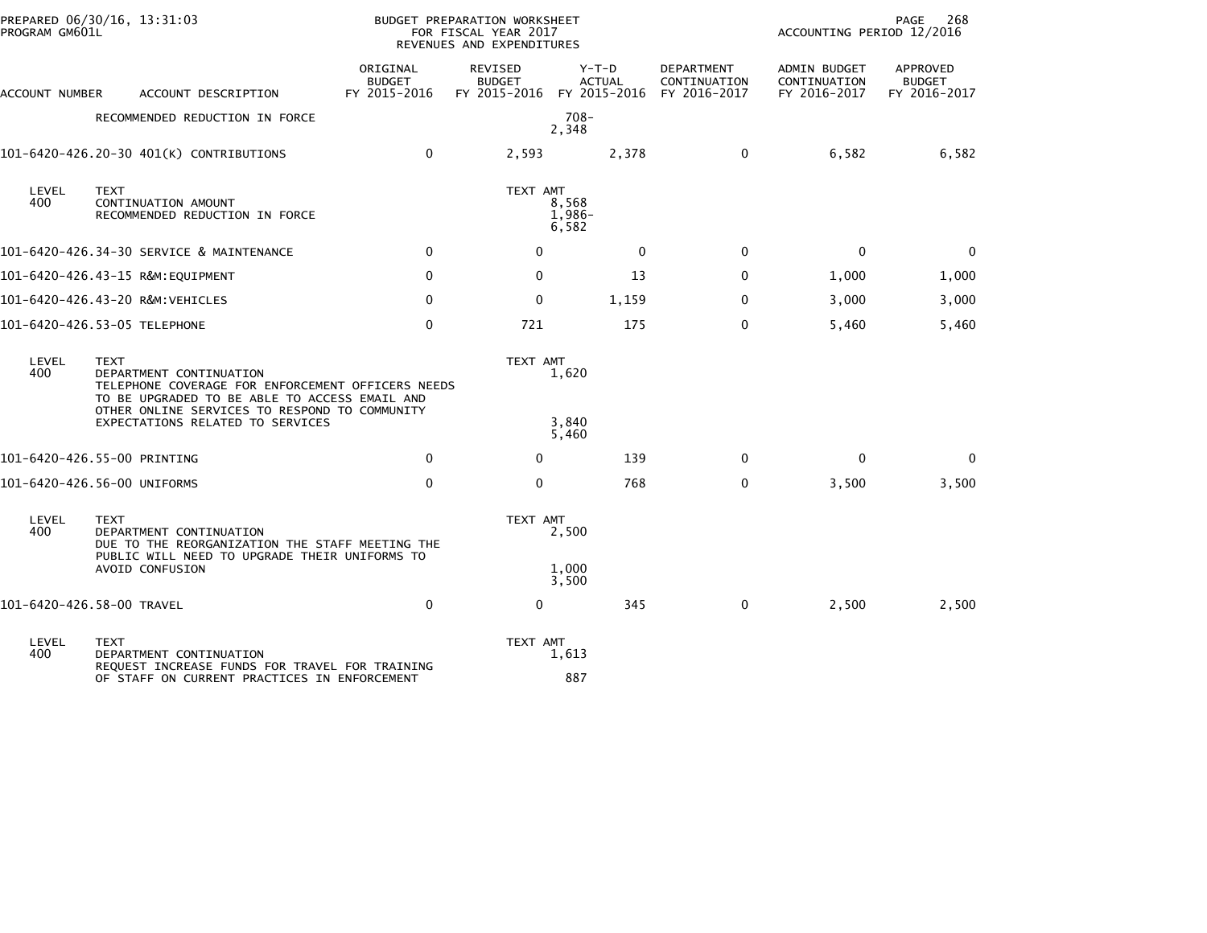PREPARED 06/30/16, 13:31:03
PROGRAM GM601L

BUDGET PREPARATION WORKSHEET
FOR FISCAL YEAR 2017
REVENUES AND EXPENDITURES

ACCOUNTING PERIOD 12/2016

| ACCOUNT NUMBER | ACCOUNT DESCRIPTION | ORIGINAL BUDGET FY 2015-2016 | REVISED BUDGET FY 2015-2016 | Y-T-D ACTUAL FY 2015-2016 | DEPARTMENT CONTINUATION FY 2016-2017 | ADMIN BUDGET CONTINUATION FY 2016-2017 | APPROVED BUDGET FY 2016-2017 |
|---|---|---|---|---|---|---|---|
| | RECOMMENDED REDUCTION IN FORCE | | 708-<br>2,348 | | | | |
| 101-6420-426.20-30 | 401(K) CONTRIBUTIONS | 0 | 2,593 | 2,378 | 0 | 6,582 | 6,582 |
| LEVEL 400 | TEXT<br>CONTINUATION AMOUNT<br>RECOMMENDED REDUCTION IN FORCE | | TEXT AMT<br>8,568<br>1,986-<br>6,582 | | | | |
| 101-6420-426.34-30 | SERVICE & MAINTENANCE | 0 | 0 | 0 | 0 | 0 | 0 |
| 101-6420-426.43-15 | R&M:EQUIPMENT | 0 | 0 | 13 | 0 | 1,000 | 1,000 |
| 101-6420-426.43-20 | R&M:VEHICLES | 0 | 0 | 1,159 | 0 | 3,000 | 3,000 |
| 101-6420-426.53-05 | TELEPHONE | 0 | 721 | 175 | 0 | 5,460 | 5,460 |
| LEVEL 400 | TEXT<br>DEPARTMENT CONTINUATION<br>TELEPHONE COVERAGE FOR ENFORCEMENT OFFICERS NEEDS TO BE UPGRADED TO BE ABLE TO ACCESS EMAIL AND OTHER ONLINE SERVICES TO RESPOND TO COMMUNITY EXPECTATIONS RELATED TO SERVICES | | TEXT AMT<br>1,620<br><br>3,840<br>5,460 | | | | |
| 101-6420-426.55-00 | PRINTING | 0 | 0 | 139 | 0 | 0 | 0 |
| 101-6420-426.56-00 | UNIFORMS | 0 | 0 | 768 | 0 | 3,500 | 3,500 |
| LEVEL 400 | TEXT<br>DEPARTMENT CONTINUATION<br>DUE TO THE REORGANIZATION THE STAFF MEETING THE PUBLIC WILL NEED TO UPGRADE THEIR UNIFORMS TO AVOID CONFUSION | | TEXT AMT<br>2,500<br><br>1,000<br>3,500 | | | | |
| 101-6420-426.58-00 | TRAVEL | 0 | 0 | 345 | 0 | 2,500 | 2,500 |
| LEVEL 400 | TEXT<br>DEPARTMENT CONTINUATION<br>REQUEST INCREASE FUNDS FOR TRAVEL FOR TRAINING OF STAFF ON CURRENT PRACTICES IN ENFORCEMENT | | TEXT AMT<br>1,613<br><br>887 | | | | |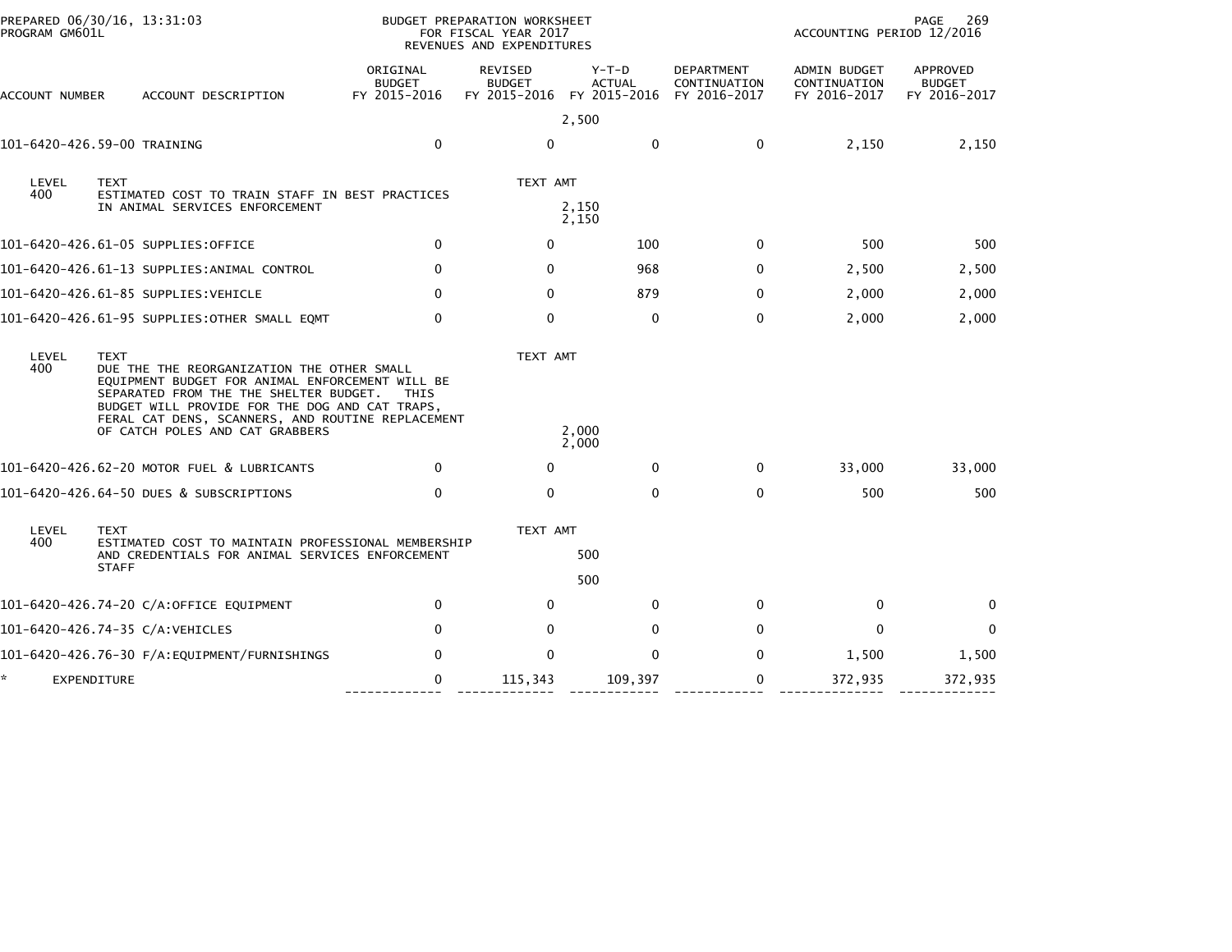PREPARED 06/30/16, 13:31:03
PROGRAM GM601L

BUDGET PREPARATION WORKSHEET
FOR FISCAL YEAR 2017
REVENUES AND EXPENDITURES

ACCOUNTING PERIOD 12/2016

| ACCOUNT NUMBER | ACCOUNT DESCRIPTION | ORIGINAL BUDGET FY 2015-2016 | REVISED BUDGET FY 2015-2016 | Y-T-D ACTUAL FY 2015-2016 | DEPARTMENT CONTINUATION FY 2016-2017 | ADMIN BUDGET CONTINUATION FY 2016-2017 | APPROVED BUDGET FY 2016-2017 |
|---|---|---|---|---|---|---|---|
| | | | | 2,500 | | | |
| 101-6420-426.59-00 | TRAINING | 0 | 0 | 0 | 0 | 2,150 | 2,150 |

| LEVEL | TEXT | TEXT AMT |
|---|---|---|
| 400 | ESTIMATED COST TO TRAIN STAFF IN BEST PRACTICES IN ANIMAL SERVICES ENFORCEMENT | 2,150 |
| | | 2,150 |

| ACCOUNT NUMBER | ACCOUNT DESCRIPTION | ORIGINAL BUDGET FY 2015-2016 | REVISED BUDGET FY 2015-2016 | Y-T-D ACTUAL FY 2015-2016 | DEPARTMENT CONTINUATION FY 2016-2017 | ADMIN BUDGET CONTINUATION FY 2016-2017 | APPROVED BUDGET FY 2016-2017 |
|---|---|---|---|---|---|---|---|
| 101-6420-426.61-05 | SUPPLIES:OFFICE | 0 | 0 | 100 | 0 | 500 | 500 |
| 101-6420-426.61-13 | SUPPLIES:ANIMAL CONTROL | 0 | 0 | 968 | 0 | 2,500 | 2,500 |
| 101-6420-426.61-85 | SUPPLIES:VEHICLE | 0 | 0 | 879 | 0 | 2,000 | 2,000 |
| 101-6420-426.61-95 | SUPPLIES:OTHER SMALL EQMT | 0 | 0 | 0 | 0 | 2,000 | 2,000 |

| LEVEL | TEXT | TEXT AMT |
|---|---|---|
| 400 | DUE THE THE REORGANIZATION THE OTHER SMALL EQUIPMENT BUDGET FOR ANIMAL ENFORCEMENT WILL BE SEPARATED FROM THE THE SHELTER BUDGET. THIS BUDGET WILL PROVIDE FOR THE DOG AND CAT TRAPS, FERAL CAT DENS, SCANNERS, AND ROUTINE REPLACEMENT OF CATCH POLES AND CAT GRABBERS | 2,000 |
| | | 2,000 |

| ACCOUNT NUMBER | ACCOUNT DESCRIPTION | ORIGINAL BUDGET FY 2015-2016 | REVISED BUDGET FY 2015-2016 | Y-T-D ACTUAL FY 2015-2016 | DEPARTMENT CONTINUATION FY 2016-2017 | ADMIN BUDGET CONTINUATION FY 2016-2017 | APPROVED BUDGET FY 2016-2017 |
|---|---|---|---|---|---|---|---|
| 101-6420-426.62-20 | MOTOR FUEL & LUBRICANTS | 0 | 0 | 0 | 0 | 33,000 | 33,000 |
| 101-6420-426.64-50 | DUES & SUBSCRIPTIONS | 0 | 0 | 0 | 0 | 500 | 500 |

| LEVEL | TEXT | TEXT AMT |
|---|---|---|
| 400 | ESTIMATED COST TO MAINTAIN PROFESSIONAL MEMBERSHIP AND CREDENTIALS FOR ANIMAL SERVICES ENFORCEMENT STAFF | 500 |
| | | 500 |

| ACCOUNT NUMBER | ACCOUNT DESCRIPTION | ORIGINAL BUDGET FY 2015-2016 | REVISED BUDGET FY 2015-2016 | Y-T-D ACTUAL FY 2015-2016 | DEPARTMENT CONTINUATION FY 2016-2017 | ADMIN BUDGET CONTINUATION FY 2016-2017 | APPROVED BUDGET FY 2016-2017 |
|---|---|---|---|---|---|---|---|
| 101-6420-426.74-20 | C/A:OFFICE EQUIPMENT | 0 | 0 | 0 | 0 | 0 | 0 |
| 101-6420-426.74-35 | C/A:VEHICLES | 0 | 0 | 0 | 0 | 0 | 0 |
| 101-6420-426.76-30 | F/A:EQUIPMENT/FURNISHINGS | 0 | 0 | 0 | 0 | 1,500 | 1,500 |
| * | EXPENDITURE | 0 | 115,343 | 109,397 | 0 | 372,935 | 372,935 |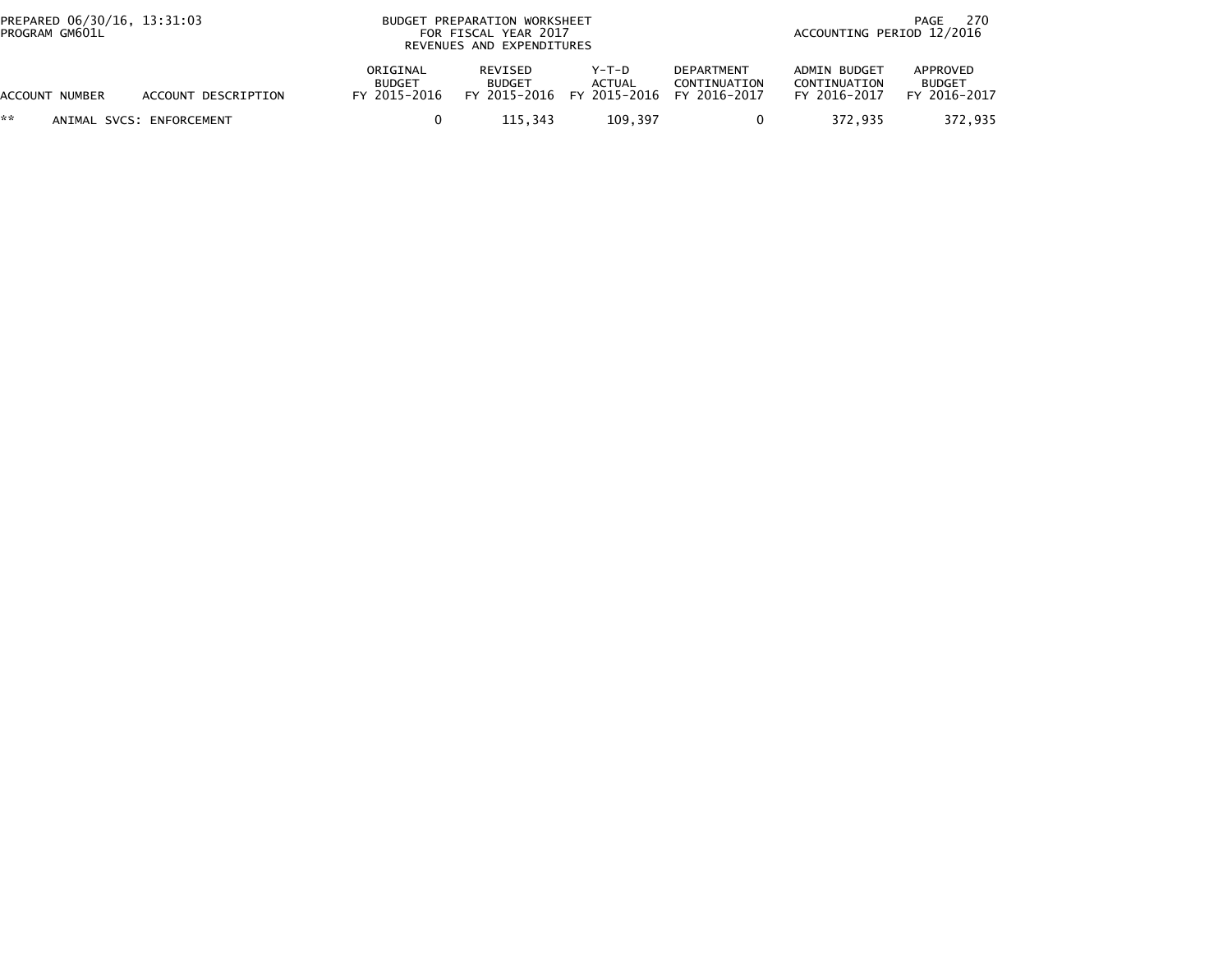| ACCOUNT NUMBER | ACCOUNT DESCRIPTION | ORIGINAL BUDGET FY 2015-2016 | REVISED BUDGET FY 2015-2016 | Y-T-D ACTUAL FY 2015-2016 | DEPARTMENT CONTINUATION FY 2016-2017 | ADMIN BUDGET CONTINUATION FY 2016-2017 | APPROVED BUDGET FY 2016-2017 |
|---|---|---|---|---|---|---|---|
| ** | ANIMAL SVCS: ENFORCEMENT | 0 | 115,343 | 109,397 | 0 | 372,935 | 372,935 |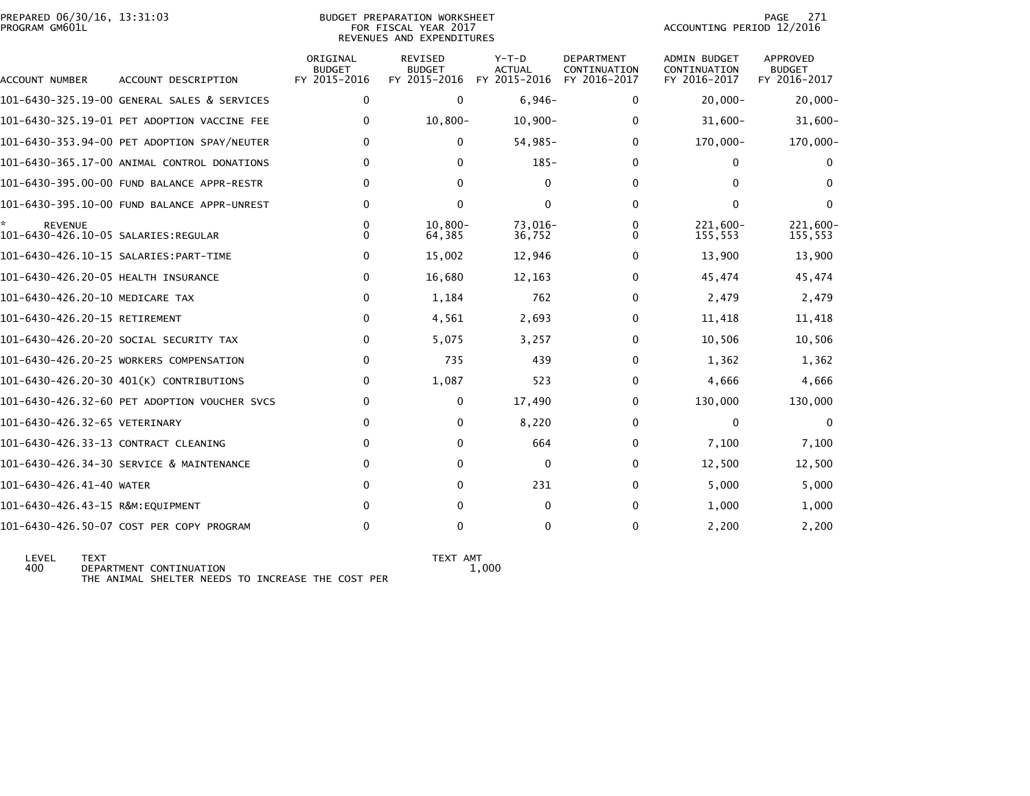PREPARED 06/30/16, 13:31:03
PROGRAM GM601L

BUDGET PREPARATION WORKSHEET
FOR FISCAL YEAR 2017
REVENUES AND EXPENDITURES

ACCOUNTING PERIOD 12/2016

| ACCOUNT NUMBER | ACCOUNT DESCRIPTION | ORIGINAL BUDGET FY 2015-2016 | REVISED BUDGET FY 2015-2016 | Y-T-D ACTUAL FY 2015-2016 | DEPARTMENT CONTINUATION FY 2016-2017 | ADMIN BUDGET CONTINUATION FY 2016-2017 | APPROVED BUDGET FY 2016-2017 |
|---|---|---|---|---|---|---|---|
| 101-6430-325.19-00 | GENERAL SALES & SERVICES | 0 | 0 | 6,946- | 0 | 20,000- | 20,000- |
| 101-6430-325.19-01 | PET ADOPTION VACCINE FEE | 0 | 10,800- | 10,900- | 0 | 31,600- | 31,600- |
| 101-6430-353.94-00 | PET ADOPTION SPAY/NEUTER | 0 | 0 | 54,985- | 0 | 170,000- | 170,000- |
| 101-6430-365.17-00 | ANIMAL CONTROL DONATIONS | 0 | 0 | 185- | 0 | 0 | 0 |
| 101-6430-395.00-00 | FUND BALANCE APPR-RESTR | 0 | 0 | 0 | 0 | 0 | 0 |
| 101-6430-395.10-00 | FUND BALANCE APPR-UNREST | 0 | 0 | 0 | 0 | 0 | 0 |
| * REVENUE | | 0 | 10,800- | 73,016- | 0 | 221,600- | 221,600- |
| 101-6430-426.10-05 | SALARIES:REGULAR | 0 | 64,385 | 36,752 | 0 | 155,553 | 155,553 |
| 101-6430-426.10-15 | SALARIES:PART-TIME | 0 | 15,002 | 12,946 | 0 | 13,900 | 13,900 |
| 101-6430-426.20-05 | HEALTH INSURANCE | 0 | 16,680 | 12,163 | 0 | 45,474 | 45,474 |
| 101-6430-426.20-10 | MEDICARE TAX | 0 | 1,184 | 762 | 0 | 2,479 | 2,479 |
| 101-6430-426.20-15 | RETIREMENT | 0 | 4,561 | 2,693 | 0 | 11,418 | 11,418 |
| 101-6430-426.20-20 | SOCIAL SECURITY TAX | 0 | 5,075 | 3,257 | 0 | 10,506 | 10,506 |
| 101-6430-426.20-25 | WORKERS COMPENSATION | 0 | 735 | 439 | 0 | 1,362 | 1,362 |
| 101-6430-426.20-30 | 401(K) CONTRIBUTIONS | 0 | 1,087 | 523 | 0 | 4,666 | 4,666 |
| 101-6430-426.32-60 | PET ADOPTION VOUCHER SVCS | 0 | 0 | 17,490 | 0 | 130,000 | 130,000 |
| 101-6430-426.32-65 | VETERINARY | 0 | 0 | 8,220 | 0 | 0 | 0 |
| 101-6430-426.33-13 | CONTRACT CLEANING | 0 | 0 | 664 | 0 | 7,100 | 7,100 |
| 101-6430-426.34-30 | SERVICE & MAINTENANCE | 0 | 0 | 0 | 0 | 12,500 | 12,500 |
| 101-6430-426.41-40 | WATER | 0 | 0 | 231 | 0 | 5,000 | 5,000 |
| 101-6430-426.43-15 | R&M:EQUIPMENT | 0 | 0 | 0 | 0 | 1,000 | 1,000 |
| 101-6430-426.50-07 | COST PER COPY PROGRAM | 0 | 0 | 0 | 0 | 2,200 | 2,200 |

| LEVEL | TEXT | TEXT AMT |
|---|---|---|
| 400 | DEPARTMENT CONTINUATION | 1,000 |
| | THE ANIMAL SHELTER NEEDS TO INCREASE THE COST PER | |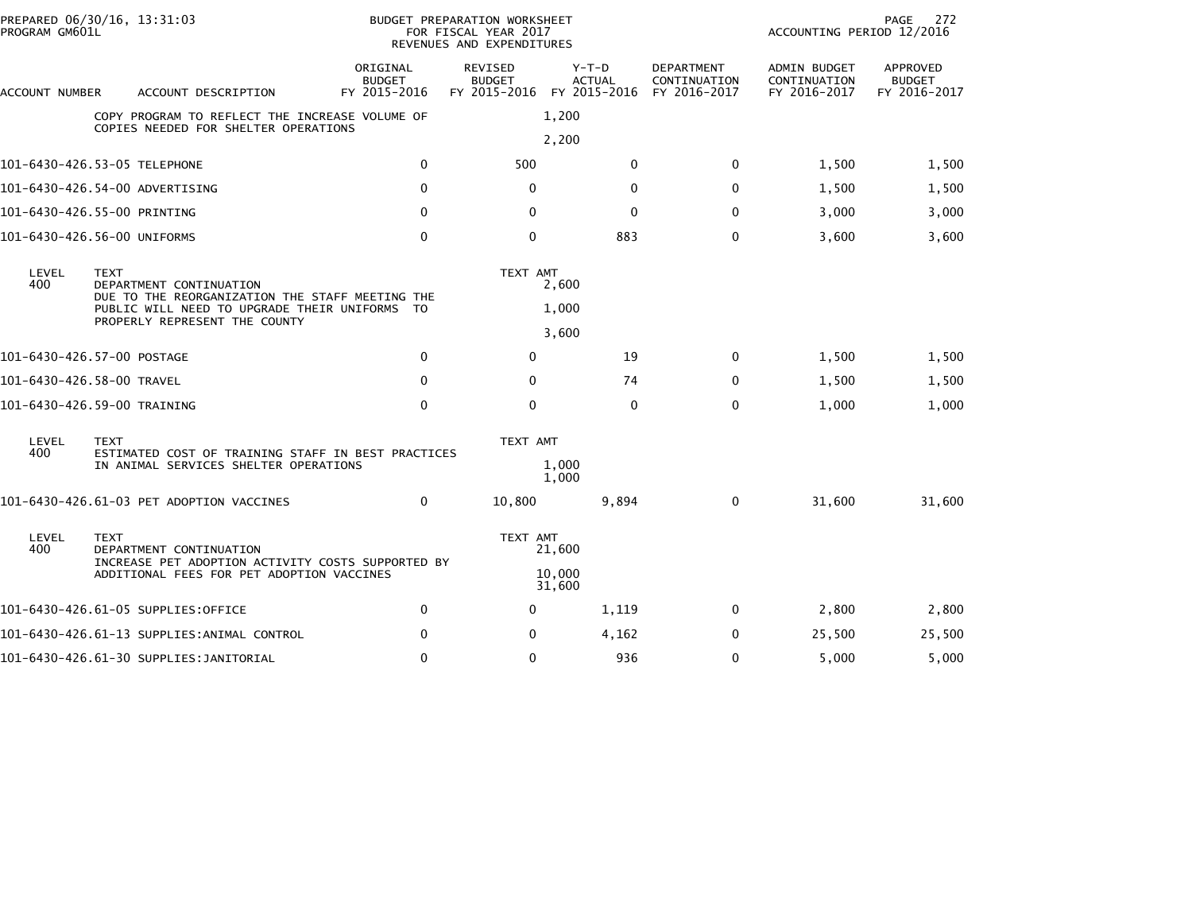PREPARED 06/30/16, 13:31:03
PROGRAM GM601L

BUDGET PREPARATION WORKSHEET
FOR FISCAL YEAR 2017
REVENUES AND EXPENDITURES

ACCOUNTING PERIOD 12/2016

| ACCOUNT NUMBER | ACCOUNT DESCRIPTION | ORIGINAL BUDGET FY 2015-2016 | REVISED BUDGET FY 2015-2016 | Y-T-D ACTUAL FY 2015-2016 | DEPARTMENT CONTINUATION FY 2016-2017 | ADMIN BUDGET CONTINUATION FY 2016-2017 | APPROVED BUDGET FY 2016-2017 |
|---|---|---|---|---|---|---|---|
| | COPY PROGRAM TO REFLECT THE INCREASE VOLUME OF COPIES NEEDED FOR SHELTER OPERATIONS | | 1,200 | | | | |
| | | | 2,200 | | | | |
| 101-6430-426.53-05 | TELEPHONE | 0 | 500 | 0 | 0 | 1,500 | 1,500 |
| 101-6430-426.54-00 | ADVERTISING | 0 | 0 | 0 | 0 | 1,500 | 1,500 |
| 101-6430-426.55-00 | PRINTING | 0 | 0 | 0 | 0 | 3,000 | 3,000 |
| 101-6430-426.56-00 | UNIFORMS | 0 | 0 | 883 | 0 | 3,600 | 3,600 |

| LEVEL | TEXT | TEXT AMT |
|---|---|---|
| 400 | DEPARTMENT CONTINUATION | 2,600 |
| | DUE TO THE REORGANIZATION THE STAFF MEETING THE PUBLIC WILL NEED TO UPGRADE THEIR UNIFORMS TO PROPERLY REPRESENT THE COUNTY | 1,000 |
| | | 3,600 |

| ACCOUNT NUMBER | ACCOUNT DESCRIPTION | ORIGINAL BUDGET FY 2015-2016 | REVISED BUDGET FY 2015-2016 | Y-T-D ACTUAL FY 2015-2016 | DEPARTMENT CONTINUATION FY 2016-2017 | ADMIN BUDGET CONTINUATION FY 2016-2017 | APPROVED BUDGET FY 2016-2017 |
|---|---|---|---|---|---|---|---|
| 101-6430-426.57-00 | POSTAGE | 0 | 0 | 19 | 0 | 1,500 | 1,500 |
| 101-6430-426.58-00 | TRAVEL | 0 | 0 | 74 | 0 | 1,500 | 1,500 |
| 101-6430-426.59-00 | TRAINING | 0 | 0 | 0 | 0 | 1,000 | 1,000 |

| LEVEL | TEXT | TEXT AMT |
|---|---|---|
| 400 | ESTIMATED COST OF TRAINING STAFF IN BEST PRACTICES IN ANIMAL SERVICES SHELTER OPERATIONS | 1,000 |
| | | 1,000 |

| ACCOUNT NUMBER | ACCOUNT DESCRIPTION | ORIGINAL BUDGET FY 2015-2016 | REVISED BUDGET FY 2015-2016 | Y-T-D ACTUAL FY 2015-2016 | DEPARTMENT CONTINUATION FY 2016-2017 | ADMIN BUDGET CONTINUATION FY 2016-2017 | APPROVED BUDGET FY 2016-2017 |
|---|---|---|---|---|---|---|---|
| 101-6430-426.61-03 | PET ADOPTION VACCINES | 0 | 10,800 | 9,894 | 0 | 31,600 | 31,600 |

| LEVEL | TEXT | TEXT AMT |
|---|---|---|
| 400 | DEPARTMENT CONTINUATION | 21,600 |
| | INCREASE PET ADOPTION ACTIVITY COSTS SUPPORTED BY ADDITIONAL FEES FOR PET ADOPTION VACCINES | 10,000 |
| | | 31,600 |

| ACCOUNT NUMBER | ACCOUNT DESCRIPTION | ORIGINAL BUDGET FY 2015-2016 | REVISED BUDGET FY 2015-2016 | Y-T-D ACTUAL FY 2015-2016 | DEPARTMENT CONTINUATION FY 2016-2017 | ADMIN BUDGET CONTINUATION FY 2016-2017 | APPROVED BUDGET FY 2016-2017 |
|---|---|---|---|---|---|---|---|
| 101-6430-426.61-05 | SUPPLIES:OFFICE | 0 | 0 | 1,119 | 0 | 2,800 | 2,800 |
| 101-6430-426.61-13 | SUPPLIES:ANIMAL CONTROL | 0 | 0 | 4,162 | 0 | 25,500 | 25,500 |
| 101-6430-426.61-30 | SUPPLIES:JANITORIAL | 0 | 0 | 936 | 0 | 5,000 | 5,000 |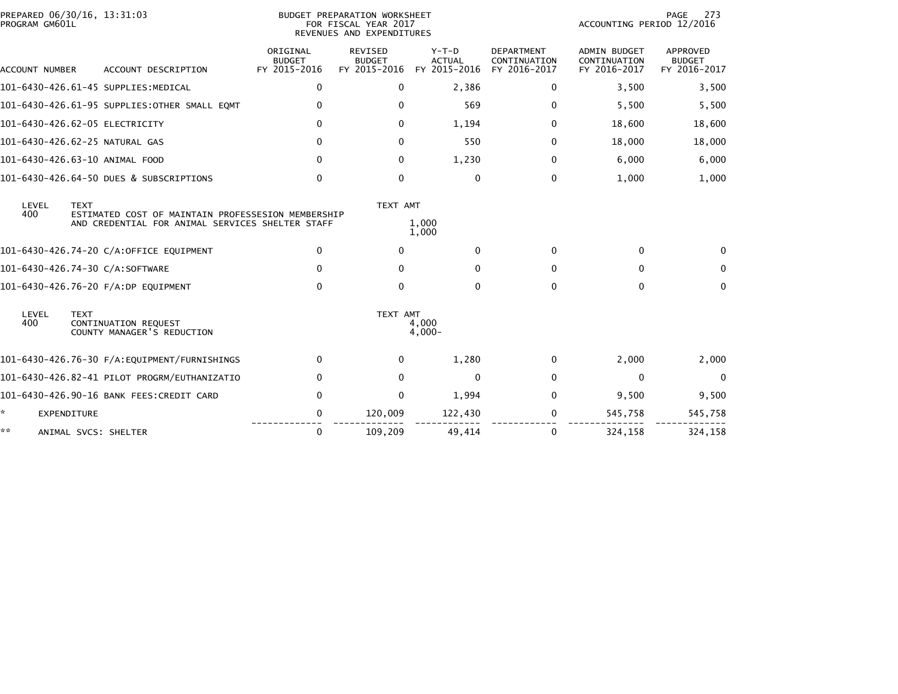PREPARED 06/30/16, 13:31:03
PROGRAM GM601L

BUDGET PREPARATION WORKSHEET
FOR FISCAL YEAR 2017
REVENUES AND EXPENDITURES

ACCOUNTING PERIOD 12/2016

| ACCOUNT NUMBER | ACCOUNT DESCRIPTION | ORIGINAL BUDGET FY 2015-2016 | REVISED BUDGET FY 2015-2016 | Y-T-D ACTUAL FY 2015-2016 | DEPARTMENT CONTINUATION FY 2016-2017 | ADMIN BUDGET CONTINUATION FY 2016-2017 | APPROVED BUDGET FY 2016-2017 |
|---|---|---|---|---|---|---|---|
| 101-6430-426.61-45 | SUPPLIES:MEDICAL | 0 | 0 | 2,386 | 0 | 3,500 | 3,500 |
| 101-6430-426.61-95 | SUPPLIES:OTHER SMALL EQMT | 0 | 0 | 569 | 0 | 5,500 | 5,500 |
| 101-6430-426.62-05 | ELECTRICITY | 0 | 0 | 1,194 | 0 | 18,600 | 18,600 |
| 101-6430-426.62-25 | NATURAL GAS | 0 | 0 | 550 | 0 | 18,000 | 18,000 |
| 101-6430-426.63-10 | ANIMAL FOOD | 0 | 0 | 1,230 | 0 | 6,000 | 6,000 |
| 101-6430-426.64-50 | DUES & SUBSCRIPTIONS | 0 | 0 | 0 | 0 | 1,000 | 1,000 |

| LEVEL | TEXT | TEXT AMT |
|---|---|---|
| 400 | ESTIMATED COST OF MAINTAIN PROFESSESION MEMBERSHIP AND CREDENTIAL FOR ANIMAL SERVICES SHELTER STAFF | 1,000 |
| | | 1,000 |

| ACCOUNT NUMBER | ACCOUNT DESCRIPTION | ORIGINAL BUDGET FY 2015-2016 | REVISED BUDGET FY 2015-2016 | Y-T-D ACTUAL FY 2015-2016 | DEPARTMENT CONTINUATION FY 2016-2017 | ADMIN BUDGET CONTINUATION FY 2016-2017 | APPROVED BUDGET FY 2016-2017 |
|---|---|---|---|---|---|---|---|
| 101-6430-426.74-20 | C/A:OFFICE EQUIPMENT | 0 | 0 | 0 | 0 | 0 | 0 |
| 101-6430-426.74-30 | C/A:SOFTWARE | 0 | 0 | 0 | 0 | 0 | 0 |
| 101-6430-426.76-20 | F/A:DP EQUIPMENT | 0 | 0 | 0 | 0 | 0 | 0 |

| LEVEL | TEXT | TEXT AMT |
|---|---|---|
| 400 | CONTINUATION REQUEST | 4,000 |
| | COUNTY MANAGER'S REDUCTION | 4,000- |

| ACCOUNT NUMBER | ACCOUNT DESCRIPTION | ORIGINAL BUDGET FY 2015-2016 | REVISED BUDGET FY 2015-2016 | Y-T-D ACTUAL FY 2015-2016 | DEPARTMENT CONTINUATION FY 2016-2017 | ADMIN BUDGET CONTINUATION FY 2016-2017 | APPROVED BUDGET FY 2016-2017 |
|---|---|---|---|---|---|---|---|
| 101-6430-426.76-30 | F/A:EQUIPMENT/FURNISHINGS | 0 | 0 | 1,280 | 0 | 2,000 | 2,000 |
| 101-6430-426.82-41 | PILOT PROGRM/EUTHANIZATIO | 0 | 0 | 0 | 0 | 0 | 0 |
| 101-6430-426.90-16 | BANK FEES:CREDIT CARD | 0 | 0 | 1,994 | 0 | 9,500 | 9,500 |
| * | EXPENDITURE | 0 | 120,009 | 122,430 | 0 | 545,758 | 545,758 |
| ** | ANIMAL SVCS: SHELTER | 0 | 109,209 | 49,414 | 0 | 324,158 | 324,158 |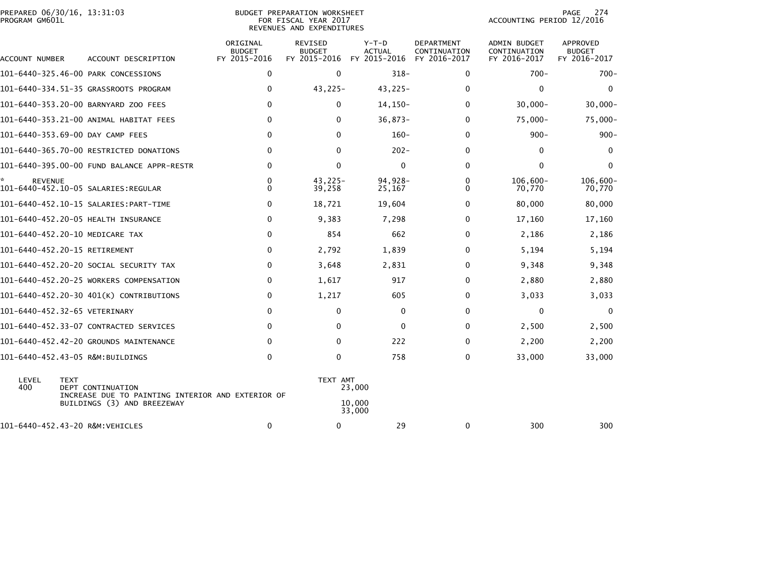PREPARED 06/30/16, 13:31:03
PROGRAM GM601L

BUDGET PREPARATION WORKSHEET
FOR FISCAL YEAR 2017
REVENUES AND EXPENDITURES

ACCOUNTING PERIOD 12/2016

| ACCOUNT NUMBER | ACCOUNT DESCRIPTION | ORIGINAL BUDGET FY 2015-2016 | REVISED BUDGET FY 2015-2016 | Y-T-D ACTUAL FY 2015-2016 | DEPARTMENT CONTINUATION FY 2016-2017 | ADMIN BUDGET CONTINUATION FY 2016-2017 | APPROVED BUDGET FY 2016-2017 |
|---|---|---|---|---|---|---|---|
| 101-6440-325.46-00 | PARK CONCESSIONS | 0 | 0 | 318- | 0 | 700- | 700- |
| 101-6440-334.51-35 | GRASSROOTS PROGRAM | 0 | 43,225- | 43,225- | 0 | 0 | 0 |
| 101-6440-353.20-00 | BARNYARD ZOO FEES | 0 | 0 | 14,150- | 0 | 30,000- | 30,000- |
| 101-6440-353.21-00 | ANIMAL HABITAT FEES | 0 | 0 | 36,873- | 0 | 75,000- | 75,000- |
| 101-6440-353.69-00 | DAY CAMP FEES | 0 | 0 | 160- | 0 | 900- | 900- |
| 101-6440-365.70-00 | RESTRICTED DONATIONS | 0 | 0 | 202- | 0 | 0 | 0 |
| 101-6440-395.00-00 | FUND BALANCE APPR-RESTR | 0 | 0 | 0 | 0 | 0 | 0 |
| * REVENUE | | 0 | 43,225- | 94,928- | 0 | 106,600- | 106,600- |
| 101-6440-452.10-05 | SALARIES:REGULAR | 0 | 39,258 | 25,167 | 0 | 70,770 | 70,770 |
| 101-6440-452.10-15 | SALARIES:PART-TIME | 0 | 18,721 | 19,604 | 0 | 80,000 | 80,000 |
| 101-6440-452.20-05 | HEALTH INSURANCE | 0 | 9,383 | 7,298 | 0 | 17,160 | 17,160 |
| 101-6440-452.20-10 | MEDICARE TAX | 0 | 854 | 662 | 0 | 2,186 | 2,186 |
| 101-6440-452.20-15 | RETIREMENT | 0 | 2,792 | 1,839 | 0 | 5,194 | 5,194 |
| 101-6440-452.20-20 | SOCIAL SECURITY TAX | 0 | 3,648 | 2,831 | 0 | 9,348 | 9,348 |
| 101-6440-452.20-25 | WORKERS COMPENSATION | 0 | 1,617 | 917 | 0 | 2,880 | 2,880 |
| 101-6440-452.20-30 | 401(K) CONTRIBUTIONS | 0 | 1,217 | 605 | 0 | 3,033 | 3,033 |
| 101-6440-452.32-65 | VETERINARY | 0 | 0 | 0 | 0 | 0 | 0 |
| 101-6440-452.33-07 | CONTRACTED SERVICES | 0 | 0 | 0 | 0 | 2,500 | 2,500 |
| 101-6440-452.42-20 | GROUNDS MAINTENANCE | 0 | 0 | 222 | 0 | 2,200 | 2,200 |
| 101-6440-452.43-05 | R&M:BUILDINGS | 0 | 0 | 758 | 0 | 33,000 | 33,000 |

| LEVEL | TEXT | TEXT AMT |
|---|---|---|
| 400 | DEPT CONTINUATION | 23,000 |
| | INCREASE DUE TO PAINTING INTERIOR AND EXTERIOR OF BUILDINGS (3) AND BREEZEWAY | 10,000 |
| | | 33,000 |

| ACCOUNT NUMBER | ACCOUNT DESCRIPTION | ORIGINAL BUDGET FY 2015-2016 | REVISED BUDGET FY 2015-2016 | Y-T-D ACTUAL FY 2015-2016 | DEPARTMENT CONTINUATION FY 2016-2017 | ADMIN BUDGET CONTINUATION FY 2016-2017 | APPROVED BUDGET FY 2016-2017 |
|---|---|---|---|---|---|---|---|
| 101-6440-452.43-20 | R&M:VEHICLES | 0 | 0 | 29 | 0 | 300 | 300 |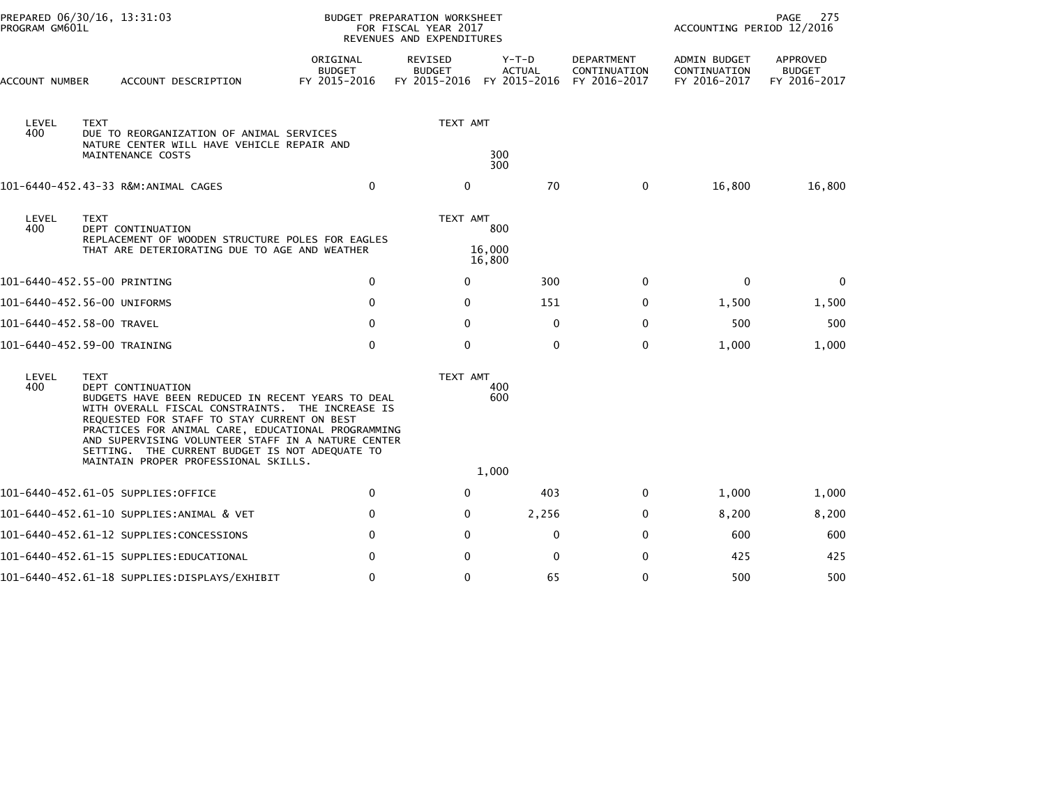PREPARED 06/30/16, 13:31:03 — BUDGET PREPARATION WORKSHEET FOR FISCAL YEAR 2017 REVENUES AND EXPENDITURES — PROGRAM GM601L — ACCOUNTING PERIOD 12/2016

| ACCOUNT NUMBER | ACCOUNT DESCRIPTION | ORIGINAL BUDGET FY 2015-2016 | REVISED BUDGET FY 2015-2016 | Y-T-D ACTUAL FY 2015-2016 | DEPARTMENT CONTINUATION FY 2016-2017 | ADMIN BUDGET CONTINUATION FY 2016-2017 | APPROVED BUDGET FY 2016-2017 |
|---|---|---|---|---|---|---|---|

LEVEL 400 TEXT — TEXT AMT

DUE TO REORGANIZATION OF ANIMAL SERVICES NATURE CENTER WILL HAVE VEHICLE REPAIR AND MAINTENANCE COSTS — 300

300

| ACCOUNT NUMBER | ACCOUNT DESCRIPTION | ORIGINAL BUDGET FY 2015-2016 | REVISED BUDGET FY 2015-2016 | Y-T-D ACTUAL FY 2015-2016 | DEPARTMENT CONTINUATION FY 2016-2017 | ADMIN BUDGET CONTINUATION FY 2016-2017 | APPROVED BUDGET FY 2016-2017 |
|---|---|---|---|---|---|---|---|
| 101-6440-452.43-33 | R&M:ANIMAL CAGES | 0 | 0 | 70 | 0 | 16,800 | 16,800 |

LEVEL 400 TEXT — TEXT AMT

DEPT CONTINUATION — 800

REPLACEMENT OF WOODEN STRUCTURE POLES FOR EAGLES THAT ARE DETERIORATING DUE TO AGE AND WEATHER — 16,000

16,800

| ACCOUNT NUMBER | ACCOUNT DESCRIPTION | ORIGINAL BUDGET FY 2015-2016 | REVISED BUDGET FY 2015-2016 | Y-T-D ACTUAL FY 2015-2016 | DEPARTMENT CONTINUATION FY 2016-2017 | ADMIN BUDGET CONTINUATION FY 2016-2017 | APPROVED BUDGET FY 2016-2017 |
|---|---|---|---|---|---|---|---|
| 101-6440-452.55-00 | PRINTING | 0 | 0 | 300 | 0 | 0 | 0 |
| 101-6440-452.56-00 | UNIFORMS | 0 | 0 | 151 | 0 | 1,500 | 1,500 |
| 101-6440-452.58-00 | TRAVEL | 0 | 0 | 0 | 0 | 500 | 500 |
| 101-6440-452.59-00 | TRAINING | 0 | 0 | 0 | 0 | 1,000 | 1,000 |

LEVEL 400 TEXT — TEXT AMT

DEPT CONTINUATION — 400

BUDGETS HAVE BEEN REDUCED IN RECENT YEARS TO DEAL WITH OVERALL FISCAL CONSTRAINTS. THE INCREASE IS REQUESTED FOR STAFF TO STAY CURRENT ON BEST PRACTICES FOR ANIMAL CARE, EDUCATIONAL PROGRAMMING AND SUPERVISING VOLUNTEER STAFF IN A NATURE CENTER SETTING. THE CURRENT BUDGET IS NOT ADEQUATE TO MAINTAIN PROPER PROFESSIONAL SKILLS. — 600

1,000

| ACCOUNT NUMBER | ACCOUNT DESCRIPTION | ORIGINAL BUDGET FY 2015-2016 | REVISED BUDGET FY 2015-2016 | Y-T-D ACTUAL FY 2015-2016 | DEPARTMENT CONTINUATION FY 2016-2017 | ADMIN BUDGET CONTINUATION FY 2016-2017 | APPROVED BUDGET FY 2016-2017 |
|---|---|---|---|---|---|---|---|
| 101-6440-452.61-05 | SUPPLIES:OFFICE | 0 | 0 | 403 | 0 | 1,000 | 1,000 |
| 101-6440-452.61-10 | SUPPLIES:ANIMAL & VET | 0 | 0 | 2,256 | 0 | 8,200 | 8,200 |
| 101-6440-452.61-12 | SUPPLIES:CONCESSIONS | 0 | 0 | 0 | 0 | 600 | 600 |
| 101-6440-452.61-15 | SUPPLIES:EDUCATIONAL | 0 | 0 | 0 | 0 | 425 | 425 |
| 101-6440-452.61-18 | SUPPLIES:DISPLAYS/EXHIBIT | 0 | 0 | 65 | 0 | 500 | 500 |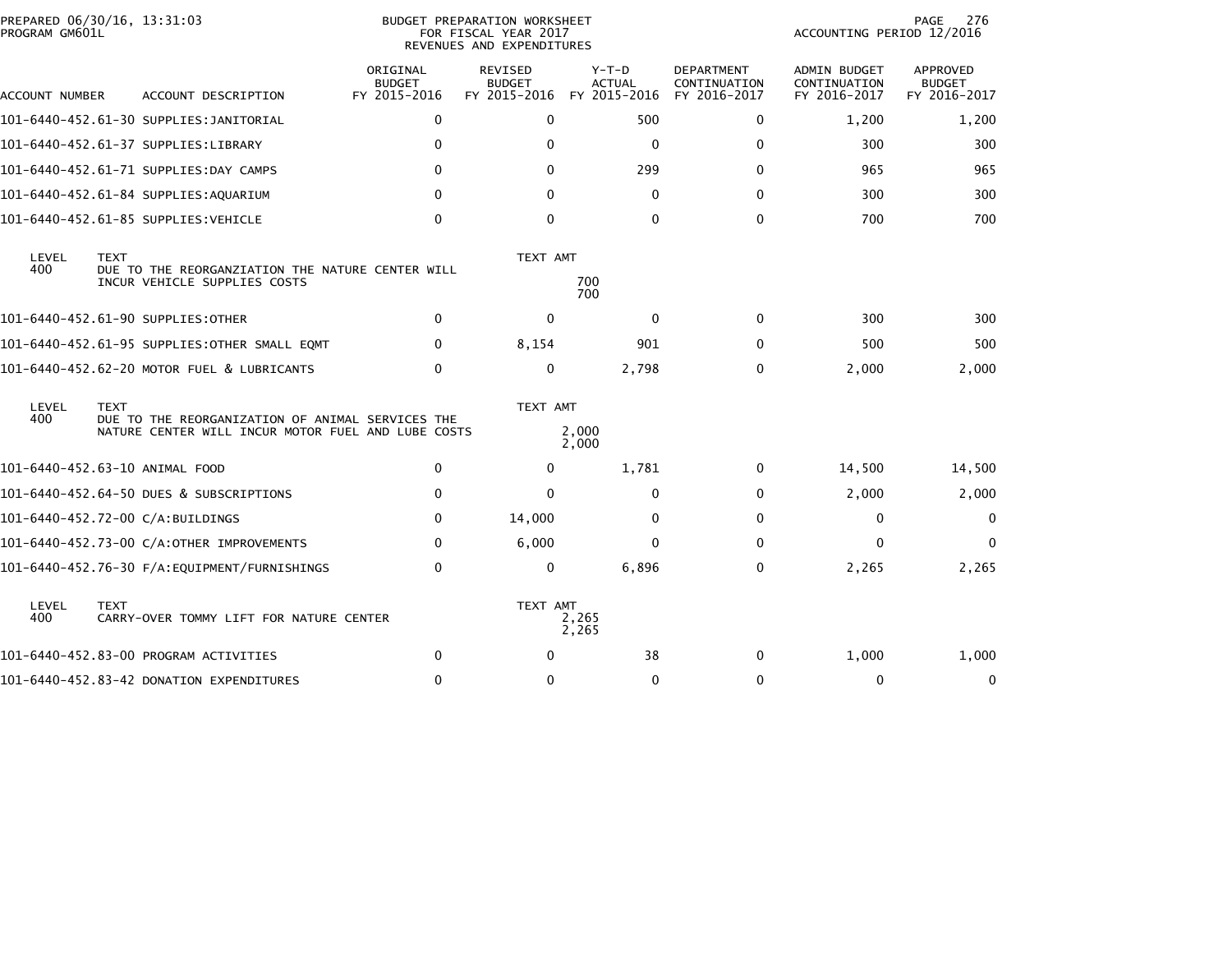BUDGET PREPARATION WORKSHEET
FOR FISCAL YEAR 2017
REVENUES AND EXPENDITURES

PREPARED 06/30/16, 13:31:03
PROGRAM GM601L

ACCOUNTING PERIOD 12/2016

| ACCOUNT NUMBER | ACCOUNT DESCRIPTION | ORIGINAL BUDGET FY 2015-2016 | REVISED BUDGET FY 2015-2016 | Y-T-D ACTUAL FY 2015-2016 | DEPARTMENT CONTINUATION FY 2016-2017 | ADMIN BUDGET CONTINUATION FY 2016-2017 | APPROVED BUDGET FY 2016-2017 |
|---|---|---|---|---|---|---|---|
| 101-6440-452.61-30 | SUPPLIES:JANITORIAL | 0 | 0 | 500 | 0 | 1,200 | 1,200 |
| 101-6440-452.61-37 | SUPPLIES:LIBRARY | 0 | 0 | 0 | 0 | 300 | 300 |
| 101-6440-452.61-71 | SUPPLIES:DAY CAMPS | 0 | 0 | 299 | 0 | 965 | 965 |
| 101-6440-452.61-84 | SUPPLIES:AQUARIUM | 0 | 0 | 0 | 0 | 300 | 300 |
| 101-6440-452.61-85 | SUPPLIES:VEHICLE | 0 | 0 | 0 | 0 | 700 | 700 |

| LEVEL | TEXT | TEXT AMT |
|---|---|---|
| 400 | DUE TO THE REORGANZIATION THE NATURE CENTER WILL INCUR VEHICLE SUPPLIES COSTS | 700 |
| | | 700 |

| ACCOUNT NUMBER | ACCOUNT DESCRIPTION | ORIGINAL BUDGET FY 2015-2016 | REVISED BUDGET FY 2015-2016 | Y-T-D ACTUAL FY 2015-2016 | DEPARTMENT CONTINUATION FY 2016-2017 | ADMIN BUDGET CONTINUATION FY 2016-2017 | APPROVED BUDGET FY 2016-2017 |
|---|---|---|---|---|---|---|---|
| 101-6440-452.61-90 | SUPPLIES:OTHER | 0 | 0 | 0 | 0 | 300 | 300 |
| 101-6440-452.61-95 | SUPPLIES:OTHER SMALL EQMT | 0 | 8,154 | 901 | 0 | 500 | 500 |
| 101-6440-452.62-20 | MOTOR FUEL & LUBRICANTS | 0 | 0 | 2,798 | 0 | 2,000 | 2,000 |

| LEVEL | TEXT | TEXT AMT |
|---|---|---|
| 400 | DUE TO THE REORGANIZATION OF ANIMAL SERVICES THE NATURE CENTER WILL INCUR MOTOR FUEL AND LUBE COSTS | 2,000 |
| | | 2,000 |

| ACCOUNT NUMBER | ACCOUNT DESCRIPTION | ORIGINAL BUDGET FY 2015-2016 | REVISED BUDGET FY 2015-2016 | Y-T-D ACTUAL FY 2015-2016 | DEPARTMENT CONTINUATION FY 2016-2017 | ADMIN BUDGET CONTINUATION FY 2016-2017 | APPROVED BUDGET FY 2016-2017 |
|---|---|---|---|---|---|---|---|
| 101-6440-452.63-10 | ANIMAL FOOD | 0 | 0 | 1,781 | 0 | 14,500 | 14,500 |
| 101-6440-452.64-50 | DUES & SUBSCRIPTIONS | 0 | 0 | 0 | 0 | 2,000 | 2,000 |
| 101-6440-452.72-00 | C/A:BUILDINGS | 0 | 14,000 | 0 | 0 | 0 | 0 |
| 101-6440-452.73-00 | C/A:OTHER IMPROVEMENTS | 0 | 6,000 | 0 | 0 | 0 | 0 |
| 101-6440-452.76-30 | F/A:EQUIPMENT/FURNISHINGS | 0 | 0 | 6,896 | 0 | 2,265 | 2,265 |

| LEVEL | TEXT | TEXT AMT |
|---|---|---|
| 400 | CARRY-OVER TOMMY LIFT FOR NATURE CENTER | 2,265 |
| | | 2,265 |

| ACCOUNT NUMBER | ACCOUNT DESCRIPTION | ORIGINAL BUDGET FY 2015-2016 | REVISED BUDGET FY 2015-2016 | Y-T-D ACTUAL FY 2015-2016 | DEPARTMENT CONTINUATION FY 2016-2017 | ADMIN BUDGET CONTINUATION FY 2016-2017 | APPROVED BUDGET FY 2016-2017 |
|---|---|---|---|---|---|---|---|
| 101-6440-452.83-00 | PROGRAM ACTIVITIES | 0 | 0 | 38 | 0 | 1,000 | 1,000 |
| 101-6440-452.83-42 | DONATION EXPENDITURES | 0 | 0 | 0 | 0 | 0 | 0 |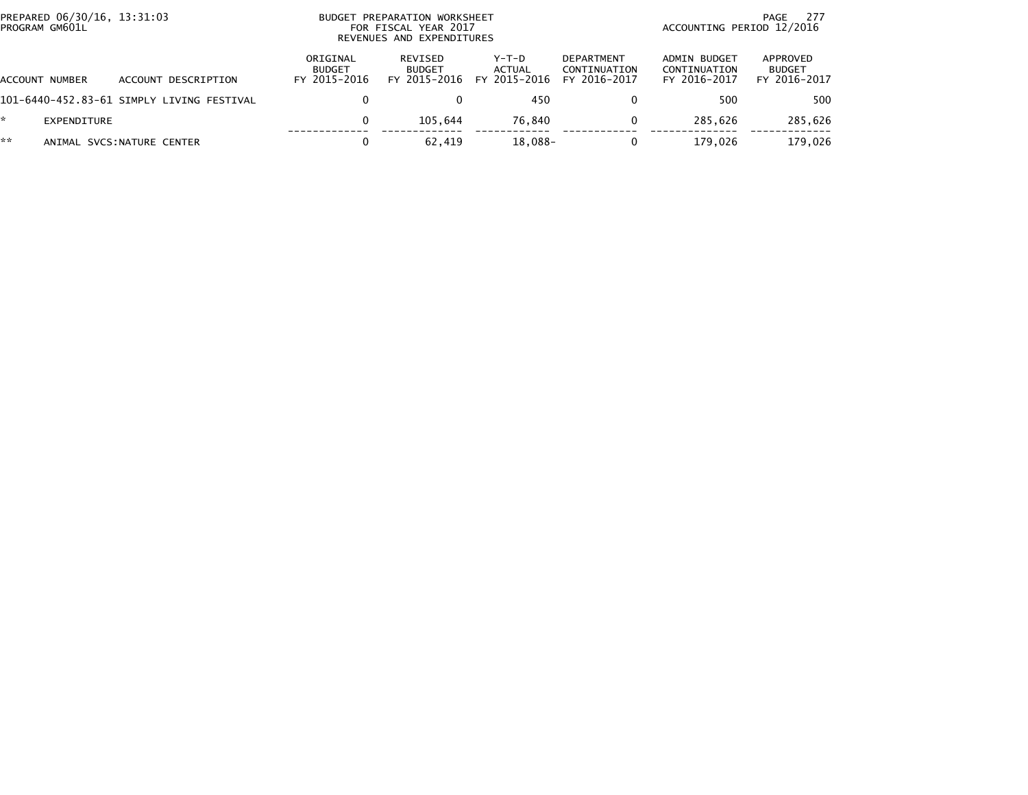| ACCOUNT NUMBER | ACCOUNT DESCRIPTION | ORIGINAL BUDGET FY 2015-2016 | REVISED BUDGET FY 2015-2016 | Y-T-D ACTUAL FY 2015-2016 | DEPARTMENT CONTINUATION FY 2016-2017 | ADMIN BUDGET CONTINUATION FY 2016-2017 | APPROVED BUDGET FY 2016-2017 |
|---|---|---|---|---|---|---|---|
| 101-6440-452.83-61 | SIMPLY LIVING FESTIVAL | 0 | 0 | 450 | 0 | 500 | 500 |
| * | EXPENDITURE | 0 | 105,644 | 76,840 | 0 | 285,626 | 285,626 |
| ** | ANIMAL SVCS:NATURE CENTER | 0 | 62,419 | 18,088- | 0 | 179,026 | 179,026 |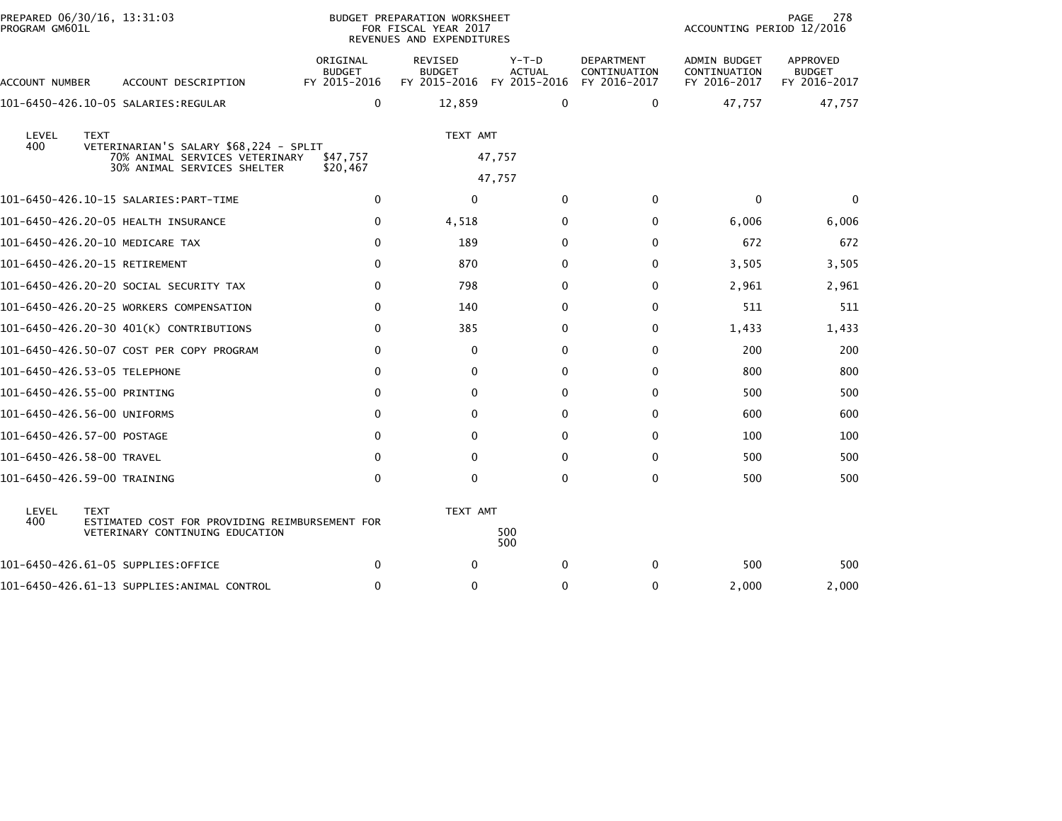PREPARED 06/30/16, 13:31:03
PROGRAM GM601L

BUDGET PREPARATION WORKSHEET
FOR FISCAL YEAR 2017
REVENUES AND EXPENDITURES

ACCOUNTING PERIOD 12/2016

| ACCOUNT NUMBER | ACCOUNT DESCRIPTION | ORIGINAL BUDGET FY 2015-2016 | REVISED BUDGET FY 2015-2016 | Y-T-D ACTUAL FY 2015-2016 | DEPARTMENT CONTINUATION FY 2016-2017 | ADMIN BUDGET CONTINUATION FY 2016-2017 | APPROVED BUDGET FY 2016-2017 |
|---|---|---|---|---|---|---|---|
| 101-6450-426.10-05 | SALARIES:REGULAR | 0 | 12,859 | 0 | 0 | 47,757 | 47,757 |

| LEVEL | TEXT | | TEXT AMT |
|---|---|---|---|
| 400 | VETERINARIAN'S SALARY $68,224 - SPLIT | | |
| | 70% ANIMAL SERVICES VETERINARY | $47,757 | 47,757 |
| | 30% ANIMAL SERVICES SHELTER | $20,467 | |
| | | | 47,757 |

| ACCOUNT NUMBER | ACCOUNT DESCRIPTION | ORIGINAL BUDGET FY 2015-2016 | REVISED BUDGET FY 2015-2016 | Y-T-D ACTUAL FY 2015-2016 | DEPARTMENT CONTINUATION FY 2016-2017 | ADMIN BUDGET CONTINUATION FY 2016-2017 | APPROVED BUDGET FY 2016-2017 |
|---|---|---|---|---|---|---|---|
| 101-6450-426.10-15 | SALARIES:PART-TIME | 0 | 0 | 0 | 0 | 0 | 0 |
| 101-6450-426.20-05 | HEALTH INSURANCE | 0 | 4,518 | 0 | 0 | 6,006 | 6,006 |
| 101-6450-426.20-10 | MEDICARE TAX | 0 | 189 | 0 | 0 | 672 | 672 |
| 101-6450-426.20-15 | RETIREMENT | 0 | 870 | 0 | 0 | 3,505 | 3,505 |
| 101-6450-426.20-20 | SOCIAL SECURITY TAX | 0 | 798 | 0 | 0 | 2,961 | 2,961 |
| 101-6450-426.20-25 | WORKERS COMPENSATION | 0 | 140 | 0 | 0 | 511 | 511 |
| 101-6450-426.20-30 | 401(K) CONTRIBUTIONS | 0 | 385 | 0 | 0 | 1,433 | 1,433 |
| 101-6450-426.50-07 | COST PER COPY PROGRAM | 0 | 0 | 0 | 0 | 200 | 200 |
| 101-6450-426.53-05 | TELEPHONE | 0 | 0 | 0 | 0 | 800 | 800 |
| 101-6450-426.55-00 | PRINTING | 0 | 0 | 0 | 0 | 500 | 500 |
| 101-6450-426.56-00 | UNIFORMS | 0 | 0 | 0 | 0 | 600 | 600 |
| 101-6450-426.57-00 | POSTAGE | 0 | 0 | 0 | 0 | 100 | 100 |
| 101-6450-426.58-00 | TRAVEL | 0 | 0 | 0 | 0 | 500 | 500 |
| 101-6450-426.59-00 | TRAINING | 0 | 0 | 0 | 0 | 500 | 500 |

| LEVEL | TEXT | TEXT AMT |
|---|---|---|
| 400 | ESTIMATED COST FOR PROVIDING REIMBURSEMENT FOR | |
| | VETERINARY CONTINUING EDUCATION | 500 |
| | | 500 |

| ACCOUNT NUMBER | ACCOUNT DESCRIPTION | ORIGINAL BUDGET FY 2015-2016 | REVISED BUDGET FY 2015-2016 | Y-T-D ACTUAL FY 2015-2016 | DEPARTMENT CONTINUATION FY 2016-2017 | ADMIN BUDGET CONTINUATION FY 2016-2017 | APPROVED BUDGET FY 2016-2017 |
|---|---|---|---|---|---|---|---|
| 101-6450-426.61-05 | SUPPLIES:OFFICE | 0 | 0 | 0 | 0 | 500 | 500 |
| 101-6450-426.61-13 | SUPPLIES:ANIMAL CONTROL | 0 | 0 | 0 | 0 | 2,000 | 2,000 |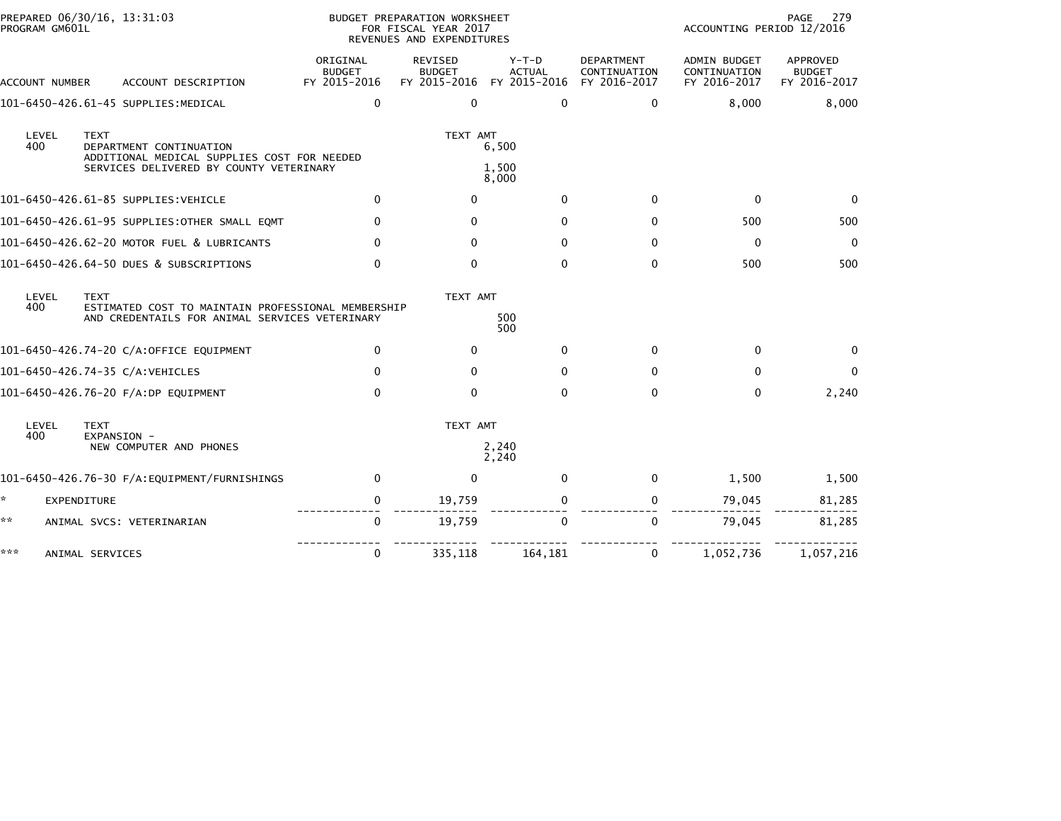PREPARED 06/30/16, 13:31:03
PROGRAM GM601L

BUDGET PREPARATION WORKSHEET
FOR FISCAL YEAR 2017
REVENUES AND EXPENDITURES

ACCOUNTING PERIOD 12/2016

| ACCOUNT NUMBER | ACCOUNT DESCRIPTION | ORIGINAL BUDGET FY 2015-2016 | REVISED BUDGET FY 2015-2016 | Y-T-D ACTUAL FY 2015-2016 | DEPARTMENT CONTINUATION FY 2016-2017 | ADMIN BUDGET CONTINUATION FY 2016-2017 | APPROVED BUDGET FY 2016-2017 |
|---|---|---|---|---|---|---|---|
| 101-6450-426.61-45 | SUPPLIES:MEDICAL | 0 | 0 | 0 | 0 | 8,000 | 8,000 |

| LEVEL | TEXT | TEXT AMT |
|---|---|---|
| 400 | DEPARTMENT CONTINUATION | 6,500 |
| | ADDITIONAL MEDICAL SUPPLIES COST FOR NEEDED SERVICES DELIVERED BY COUNTY VETERINARY | 1,500 |
| | | 8,000 |

| ACCOUNT NUMBER | ACCOUNT DESCRIPTION | ORIGINAL BUDGET FY 2015-2016 | REVISED BUDGET FY 2015-2016 | Y-T-D ACTUAL FY 2015-2016 | DEPARTMENT CONTINUATION FY 2016-2017 | ADMIN BUDGET CONTINUATION FY 2016-2017 | APPROVED BUDGET FY 2016-2017 |
|---|---|---|---|---|---|---|---|
| 101-6450-426.61-85 | SUPPLIES:VEHICLE | 0 | 0 | 0 | 0 | 0 | 0 |
| 101-6450-426.61-95 | SUPPLIES:OTHER SMALL EQMT | 0 | 0 | 0 | 0 | 500 | 500 |
| 101-6450-426.62-20 | MOTOR FUEL & LUBRICANTS | 0 | 0 | 0 | 0 | 0 | 0 |
| 101-6450-426.64-50 | DUES & SUBSCRIPTIONS | 0 | 0 | 0 | 0 | 500 | 500 |

| LEVEL | TEXT | TEXT AMT |
|---|---|---|
| 400 | ESTIMATED COST TO MAINTAIN PROFESSIONAL MEMBERSHIP AND CREDENTAILS FOR ANIMAL SERVICES VETERINARY | 500 |
| | | 500 |

| ACCOUNT NUMBER | ACCOUNT DESCRIPTION | ORIGINAL BUDGET FY 2015-2016 | REVISED BUDGET FY 2015-2016 | Y-T-D ACTUAL FY 2015-2016 | DEPARTMENT CONTINUATION FY 2016-2017 | ADMIN BUDGET CONTINUATION FY 2016-2017 | APPROVED BUDGET FY 2016-2017 |
|---|---|---|---|---|---|---|---|
| 101-6450-426.74-20 | C/A:OFFICE EQUIPMENT | 0 | 0 | 0 | 0 | 0 | 0 |
| 101-6450-426.74-35 | C/A:VEHICLES | 0 | 0 | 0 | 0 | 0 | 0 |
| 101-6450-426.76-20 | F/A:DP EQUIPMENT | 0 | 0 | 0 | 0 | 0 | 2,240 |

| LEVEL | TEXT | TEXT AMT |
|---|---|---|
| 400 | EXPANSION - NEW COMPUTER AND PHONES | 2,240 |
| | | 2,240 |

| ACCOUNT NUMBER | ACCOUNT DESCRIPTION | ORIGINAL BUDGET FY 2015-2016 | REVISED BUDGET FY 2015-2016 | Y-T-D ACTUAL FY 2015-2016 | DEPARTMENT CONTINUATION FY 2016-2017 | ADMIN BUDGET CONTINUATION FY 2016-2017 | APPROVED BUDGET FY 2016-2017 |
|---|---|---|---|---|---|---|---|
| 101-6450-426.76-30 | F/A:EQUIPMENT/FURNISHINGS | 0 | 0 | 0 | 0 | 1,500 | 1,500 |
| * | EXPENDITURE | 0 | 19,759 | 0 | 0 | 79,045 | 81,285 |
| ** | ANIMAL SVCS: VETERINARIAN | 0 | 19,759 | 0 | 0 | 79,045 | 81,285 |
| *** | ANIMAL SERVICES | 0 | 335,118 | 164,181 | 0 | 1,052,736 | 1,057,216 |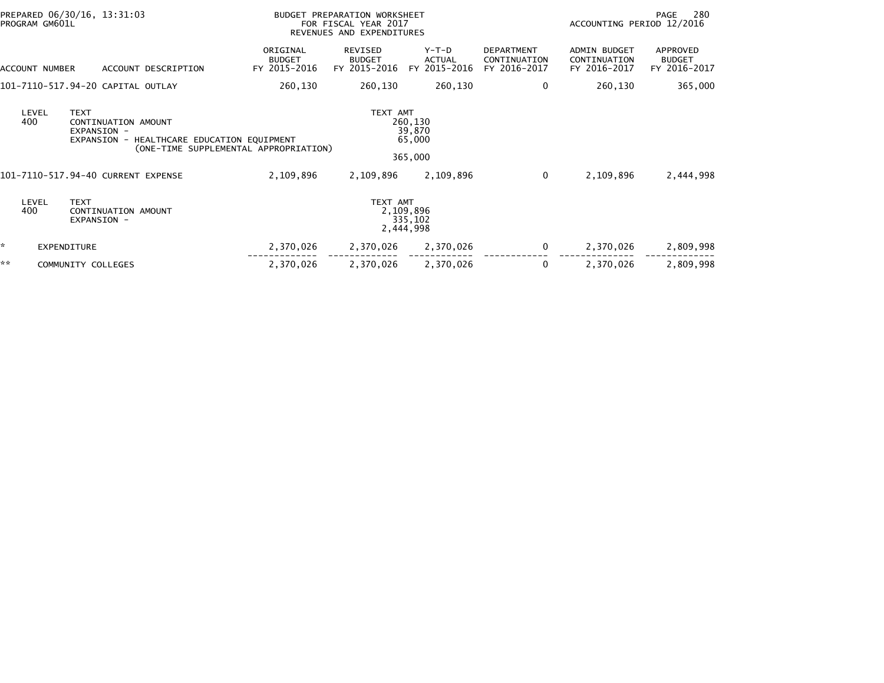PREPARED 06/30/16, 13:31:03
PROGRAM GM601L

BUDGET PREPARATION WORKSHEET
FOR FISCAL YEAR 2017
REVENUES AND EXPENDITURES

ACCOUNTING PERIOD 12/2016

| ACCOUNT NUMBER | ACCOUNT DESCRIPTION | ORIGINAL BUDGET FY 2015-2016 | REVISED BUDGET FY 2015-2016 | Y-T-D ACTUAL FY 2015-2016 | DEPARTMENT CONTINUATION FY 2016-2017 | ADMIN BUDGET CONTINUATION FY 2016-2017 | APPROVED BUDGET FY 2016-2017 |
|---|---|---|---|---|---|---|---|
| 101-7110-517.94-20 | CAPITAL OUTLAY | 260,130 | 260,130 | 260,130 | 0 | 260,130 | 365,000 |

| LEVEL | TEXT | TEXT AMT |
|---|---|---|
| 400 | CONTINUATION AMOUNT | 260,130 |
| | EXPANSION - | 39,870 |
| | EXPANSION - HEALTHCARE EDUCATION EQUIPMENT (ONE-TIME SUPPLEMENTAL APPROPRIATION) | 65,000 |
| | | 365,000 |

| ACCOUNT NUMBER | ACCOUNT DESCRIPTION | ORIGINAL BUDGET FY 2015-2016 | REVISED BUDGET FY 2015-2016 | Y-T-D ACTUAL FY 2015-2016 | DEPARTMENT CONTINUATION FY 2016-2017 | ADMIN BUDGET CONTINUATION FY 2016-2017 | APPROVED BUDGET FY 2016-2017 |
|---|---|---|---|---|---|---|---|
| 101-7110-517.94-40 | CURRENT EXPENSE | 2,109,896 | 2,109,896 | 2,109,896 | 0 | 2,109,896 | 2,444,998 |

| LEVEL | TEXT | TEXT AMT |
|---|---|---|
| 400 | CONTINUATION AMOUNT | 2,109,896 |
| | EXPANSION - | 335,102 |
| | | 2,444,998 |

| | | ORIGINAL BUDGET FY 2015-2016 | REVISED BUDGET FY 2015-2016 | Y-T-D ACTUAL FY 2015-2016 | DEPARTMENT CONTINUATION FY 2016-2017 | ADMIN BUDGET CONTINUATION FY 2016-2017 | APPROVED BUDGET FY 2016-2017 |
|---|---|---|---|---|---|---|---|
| * | EXPENDITURE | 2,370,026 | 2,370,026 | 2,370,026 | 0 | 2,370,026 | 2,809,998 |
| ** | COMMUNITY COLLEGES | 2,370,026 | 2,370,026 | 2,370,026 | 0 | 2,370,026 | 2,809,998 |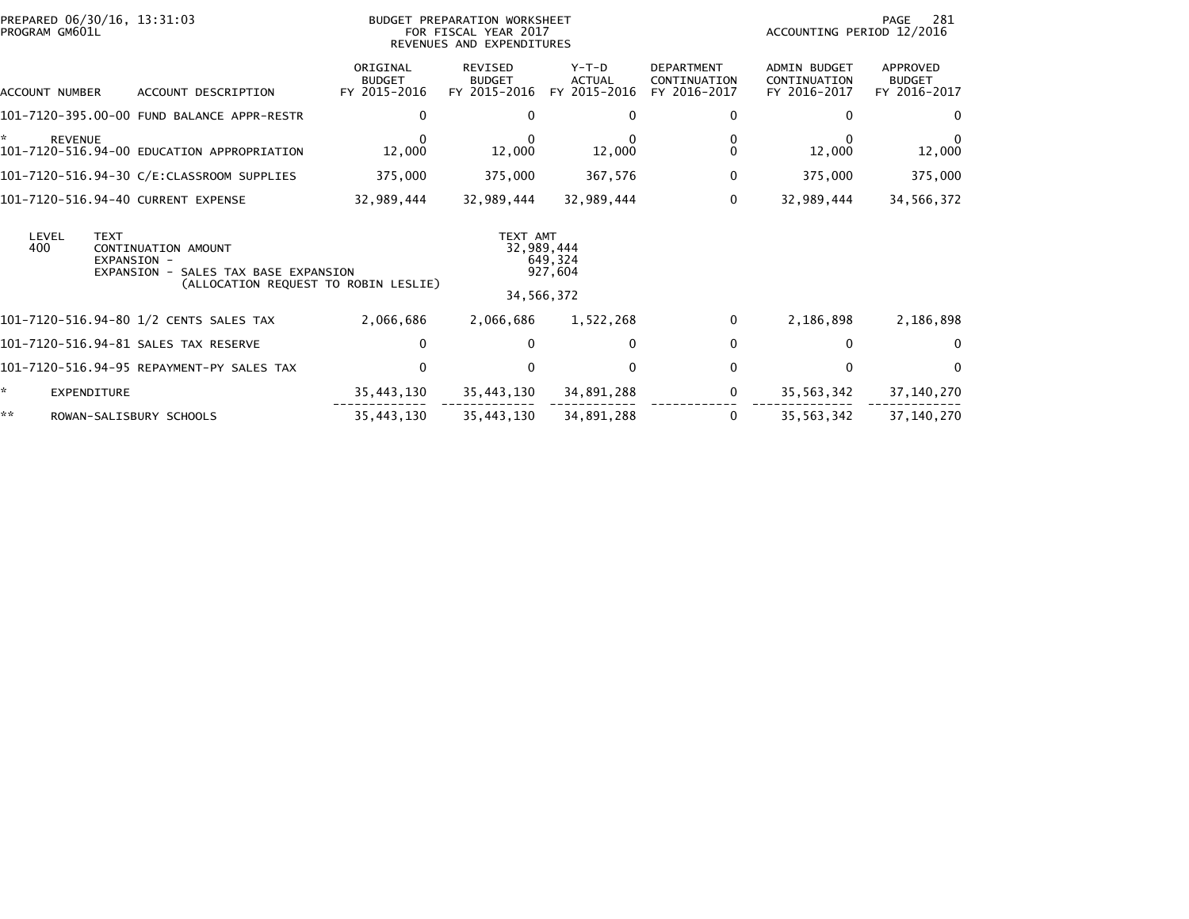PREPARED 06/30/16, 13:31:03
PROGRAM GM601L

BUDGET PREPARATION WORKSHEET
FOR FISCAL YEAR 2017
REVENUES AND EXPENDITURES

ACCOUNTING PERIOD 12/2016

| ACCOUNT NUMBER | ACCOUNT DESCRIPTION | ORIGINAL BUDGET FY 2015-2016 | REVISED BUDGET FY 2015-2016 | Y-T-D ACTUAL FY 2015-2016 | DEPARTMENT CONTINUATION FY 2016-2017 | ADMIN BUDGET CONTINUATION FY 2016-2017 | APPROVED BUDGET FY 2016-2017 |
|---|---|---|---|---|---|---|---|
| 101-7120-395.00-00 | FUND BALANCE APPR-RESTR | 0 | 0 | 0 | 0 | 0 | 0 |
| * REVENUE | | 0 | 0 | 0 | 0 | 0 | 0 |
| 101-7120-516.94-00 | EDUCATION APPROPRIATION | 12,000 | 12,000 | 12,000 | 0 | 12,000 | 12,000 |
| 101-7120-516.94-30 | C/E:CLASSROOM SUPPLIES | 375,000 | 375,000 | 367,576 | 0 | 375,000 | 375,000 |
| 101-7120-516.94-40 | CURRENT EXPENSE | 32,989,444 | 32,989,444 | 32,989,444 | 0 | 32,989,444 | 34,566,372 |

| LEVEL | TEXT | TEXT AMT |
|---|---|---|
| 400 | CONTINUATION AMOUNT | 32,989,444 |
| | EXPANSION - | 649,324 |
| | EXPANSION - SALES TAX BASE EXPANSION | 927,604 |
| | (ALLOCATION REQUEST TO ROBIN LESLIE) | |
| | | 34,566,372 |

| ACCOUNT NUMBER | ACCOUNT DESCRIPTION | ORIGINAL BUDGET FY 2015-2016 | REVISED BUDGET FY 2015-2016 | Y-T-D ACTUAL FY 2015-2016 | DEPARTMENT CONTINUATION FY 2016-2017 | ADMIN BUDGET CONTINUATION FY 2016-2017 | APPROVED BUDGET FY 2016-2017 |
|---|---|---|---|---|---|---|---|
| 101-7120-516.94-80 | 1/2 CENTS SALES TAX | 2,066,686 | 2,066,686 | 1,522,268 | 0 | 2,186,898 | 2,186,898 |
| 101-7120-516.94-81 | SALES TAX RESERVE | 0 | 0 | 0 | 0 | 0 | 0 |
| 101-7120-516.94-95 | REPAYMENT-PY SALES TAX | 0 | 0 | 0 | 0 | 0 | 0 |
| * | EXPENDITURE | 35,443,130 | 35,443,130 | 34,891,288 | 0 | 35,563,342 | 37,140,270 |
| ** | ROWAN-SALISBURY SCHOOLS | 35,443,130 | 35,443,130 | 34,891,288 | 0 | 35,563,342 | 37,140,270 |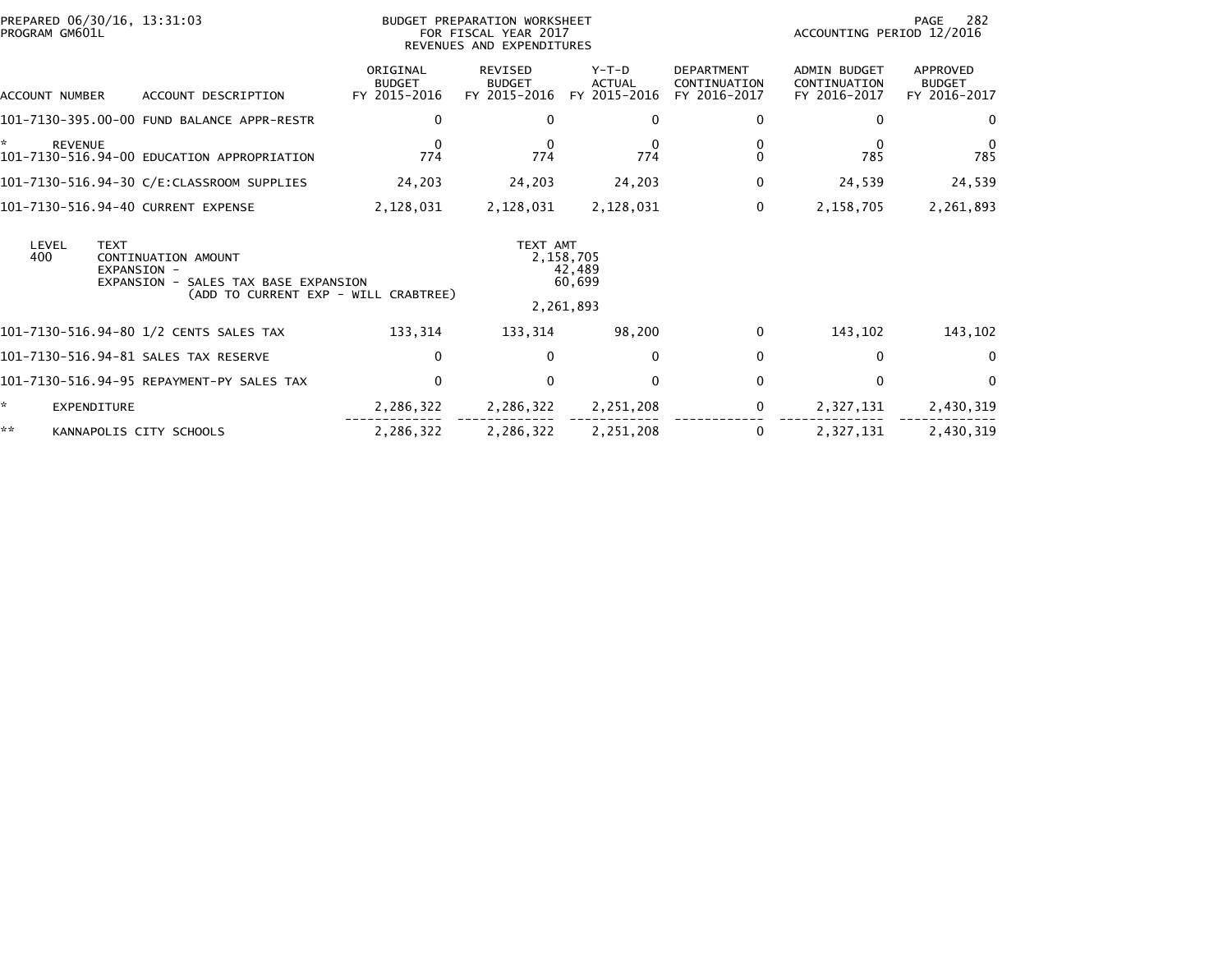PREPARED 06/30/16, 13:31:03
PROGRAM GM601L

BUDGET PREPARATION WORKSHEET
FOR FISCAL YEAR 2017
REVENUES AND EXPENDITURES

ACCOUNTING PERIOD 12/2016

| ACCOUNT NUMBER | ACCOUNT DESCRIPTION | ORIGINAL BUDGET FY 2015-2016 | REVISED BUDGET FY 2015-2016 | Y-T-D ACTUAL FY 2015-2016 | DEPARTMENT CONTINUATION FY 2016-2017 | ADMIN BUDGET CONTINUATION FY 2016-2017 | APPROVED BUDGET FY 2016-2017 |
|---|---|---|---|---|---|---|---|
| 101-7130-395.00-00 | FUND BALANCE APPR-RESTR | 0 | 0 | 0 | 0 | 0 | 0 |
| * | REVENUE | 0 | 0 | 0 | 0 | 0 | 0 |
| 101-7130-516.94-00 | EDUCATION APPROPRIATION | 774 | 774 | 774 | 0 | 785 | 785 |
| 101-7130-516.94-30 | C/E:CLASSROOM SUPPLIES | 24,203 | 24,203 | 24,203 | 0 | 24,539 | 24,539 |
| 101-7130-516.94-40 | CURRENT EXPENSE | 2,128,031 | 2,128,031 | 2,128,031 | 0 | 2,158,705 | 2,261,893 |

| LEVEL | TEXT | TEXT AMT |
|---|---|---|
| 400 | CONTINUATION AMOUNT | 2,158,705 |
| | EXPANSION - | 42,489 |
| | EXPANSION - SALES TAX BASE EXPANSION | 60,699 |
| | (ADD TO CURRENT EXP - WILL CRABTREE) | |
| | | 2,261,893 |

| ACCOUNT NUMBER | ACCOUNT DESCRIPTION | ORIGINAL BUDGET FY 2015-2016 | REVISED BUDGET FY 2015-2016 | Y-T-D ACTUAL FY 2015-2016 | DEPARTMENT CONTINUATION FY 2016-2017 | ADMIN BUDGET CONTINUATION FY 2016-2017 | APPROVED BUDGET FY 2016-2017 |
|---|---|---|---|---|---|---|---|
| 101-7130-516.94-80 | 1/2 CENTS SALES TAX | 133,314 | 133,314 | 98,200 | 0 | 143,102 | 143,102 |
| 101-7130-516.94-81 | SALES TAX RESERVE | 0 | 0 | 0 | 0 | 0 | 0 |
| 101-7130-516.94-95 | REPAYMENT-PY SALES TAX | 0 | 0 | 0 | 0 | 0 | 0 |
| * | EXPENDITURE | 2,286,322 | 2,286,322 | 2,251,208 | 0 | 2,327,131 | 2,430,319 |
| ** | KANNAPOLIS CITY SCHOOLS | 2,286,322 | 2,286,322 | 2,251,208 | 0 | 2,327,131 | 2,430,319 |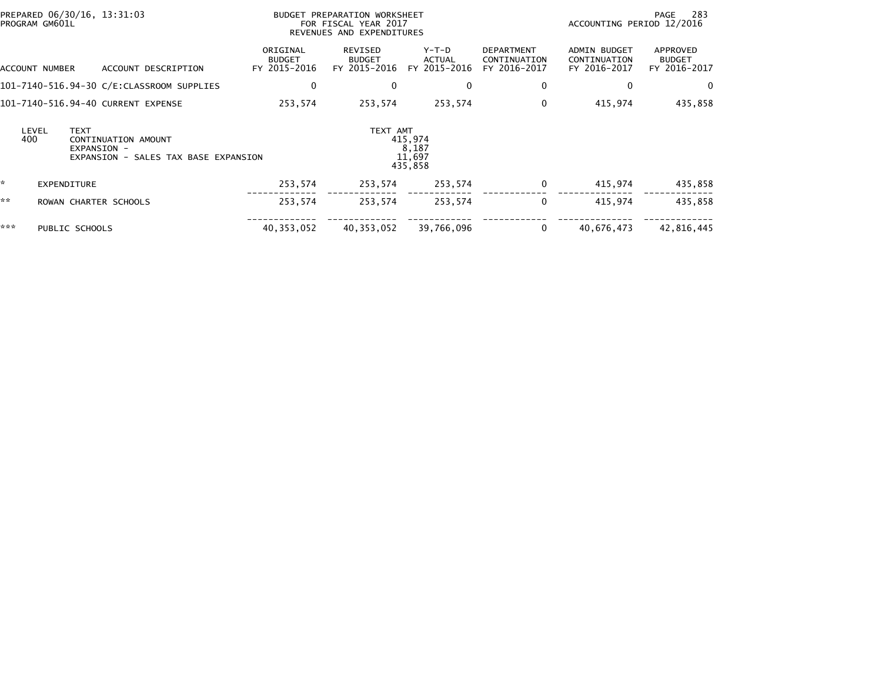PREPARED 06/30/16, 13:31:03
PROGRAM GM601L

BUDGET PREPARATION WORKSHEET
FOR FISCAL YEAR 2017
REVENUES AND EXPENDITURES

ACCOUNTING PERIOD 12/2016

| ACCOUNT NUMBER | ACCOUNT DESCRIPTION | ORIGINAL BUDGET FY 2015-2016 | REVISED BUDGET FY 2015-2016 | Y-T-D ACTUAL FY 2015-2016 | DEPARTMENT CONTINUATION FY 2016-2017 | ADMIN BUDGET CONTINUATION FY 2016-2017 | APPROVED BUDGET FY 2016-2017 |
|---|---|---|---|---|---|---|---|
| 101-7140-516.94-30 | C/E:CLASSROOM SUPPLIES | 0 | 0 | 0 | 0 | 0 | 0 |
| 101-7140-516.94-40 | CURRENT EXPENSE | 253,574 | 253,574 | 253,574 | 0 | 415,974 | 435,858 |

| LEVEL | TEXT | TEXT AMT |
|---|---|---|
| 400 | CONTINUATION AMOUNT | 415,974 |
| | EXPANSION - | 8,187 |
| | EXPANSION - SALES TAX BASE EXPANSION | 11,697 |
| | | 435,858 |

| | | ORIGINAL BUDGET FY 2015-2016 | REVISED BUDGET FY 2015-2016 | Y-T-D ACTUAL FY 2015-2016 | DEPARTMENT CONTINUATION FY 2016-2017 | ADMIN BUDGET CONTINUATION FY 2016-2017 | APPROVED BUDGET FY 2016-2017 |
|---|---|---|---|---|---|---|---|
| * | EXPENDITURE | 253,574 | 253,574 | 253,574 | 0 | 415,974 | 435,858 |
| ** | ROWAN CHARTER SCHOOLS | 253,574 | 253,574 | 253,574 | 0 | 415,974 | 435,858 |
| *** | PUBLIC SCHOOLS | 40,353,052 | 40,353,052 | 39,766,096 | 0 | 40,676,473 | 42,816,445 |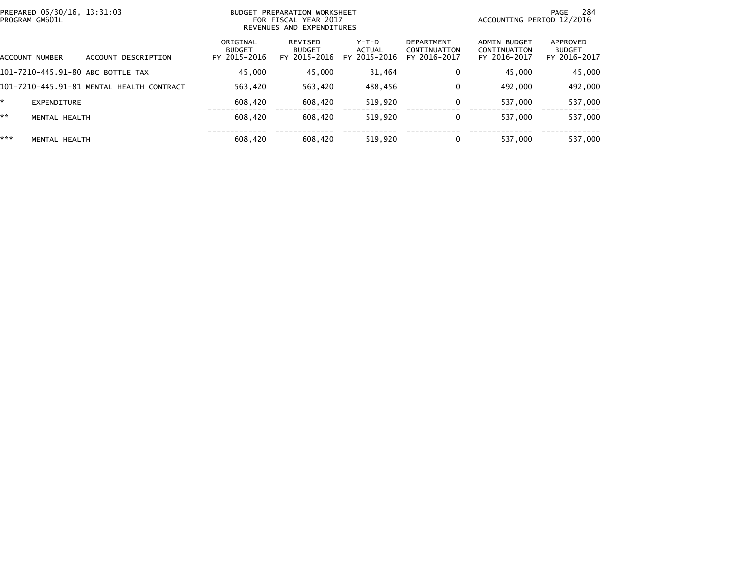BUDGET PREPARATION WORKSHEET
FOR FISCAL YEAR 2017
REVENUES AND EXPENDITURES

PREPARED 06/30/16, 13:31:03
PROGRAM GM601L

ACCOUNTING PERIOD 12/2016

| ACCOUNT NUMBER | ACCOUNT DESCRIPTION | ORIGINAL BUDGET FY 2015-2016 | REVISED BUDGET FY 2015-2016 | Y-T-D ACTUAL FY 2015-2016 | DEPARTMENT CONTINUATION FY 2016-2017 | ADMIN BUDGET CONTINUATION FY 2016-2017 | APPROVED BUDGET FY 2016-2017 |
|---|---|---|---|---|---|---|---|
| 101-7210-445.91-80 | ABC BOTTLE TAX | 45,000 | 45,000 | 31,464 | 0 | 45,000 | 45,000 |
| 101-7210-445.91-81 | MENTAL HEALTH CONTRACT | 563,420 | 563,420 | 488,456 | 0 | 492,000 | 492,000 |
| * | EXPENDITURE | 608,420 | 608,420 | 519,920 | 0 | 537,000 | 537,000 |
| ** | MENTAL HEALTH | 608,420 | 608,420 | 519,920 | 0 | 537,000 | 537,000 |
| *** | MENTAL HEALTH | 608,420 | 608,420 | 519,920 | 0 | 537,000 | 537,000 |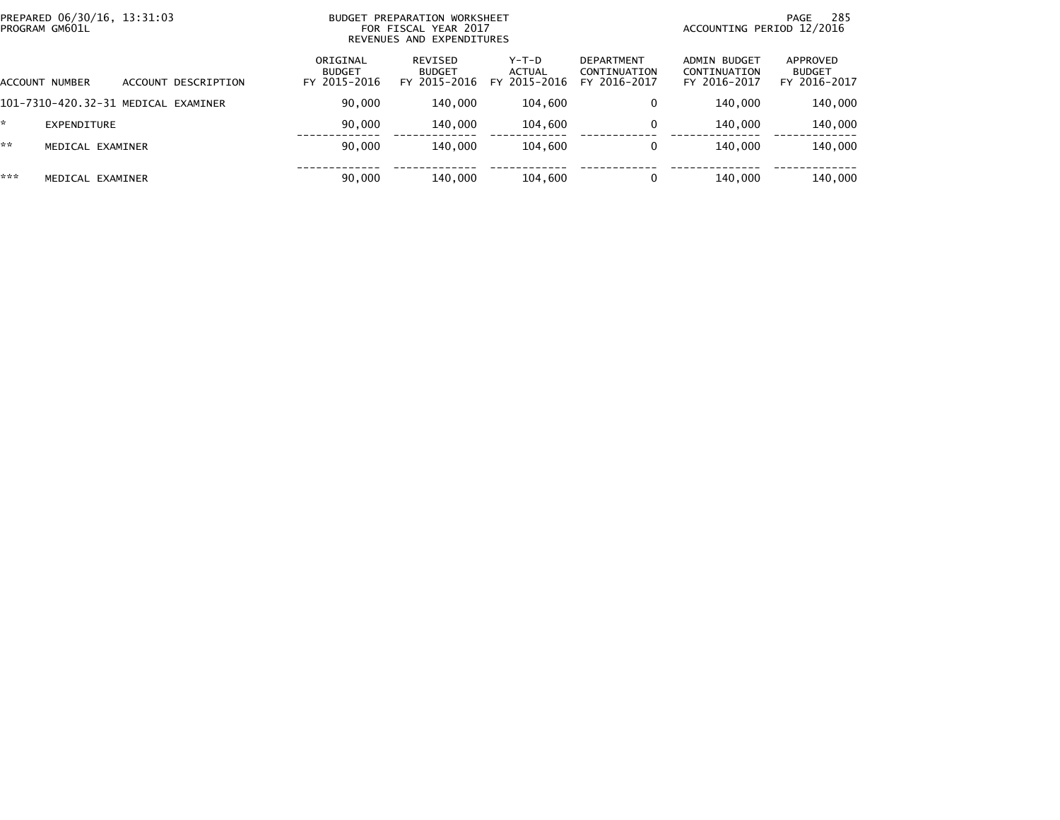BUDGET PREPARATION WORKSHEET
FOR FISCAL YEAR 2017
REVENUES AND EXPENDITURES

PREPARED 06/30/16, 13:31:03
PROGRAM GM601L

ACCOUNTING PERIOD 12/2016

| ACCOUNT NUMBER | ACCOUNT DESCRIPTION | ORIGINAL BUDGET FY 2015-2016 | REVISED BUDGET FY 2015-2016 | Y-T-D ACTUAL FY 2015-2016 | DEPARTMENT CONTINUATION FY 2016-2017 | ADMIN BUDGET CONTINUATION FY 2016-2017 | APPROVED BUDGET FY 2016-2017 |
|---|---|---|---|---|---|---|---|
| 101-7310-420.32-31 | MEDICAL EXAMINER | 90,000 | 140,000 | 104,600 | 0 | 140,000 | 140,000 |
| * | EXPENDITURE | 90,000 | 140,000 | 104,600 | 0 | 140,000 | 140,000 |
| ** | MEDICAL EXAMINER | 90,000 | 140,000 | 104,600 | 0 | 140,000 | 140,000 |
| *** | MEDICAL EXAMINER | 90,000 | 140,000 | 104,600 | 0 | 140,000 | 140,000 |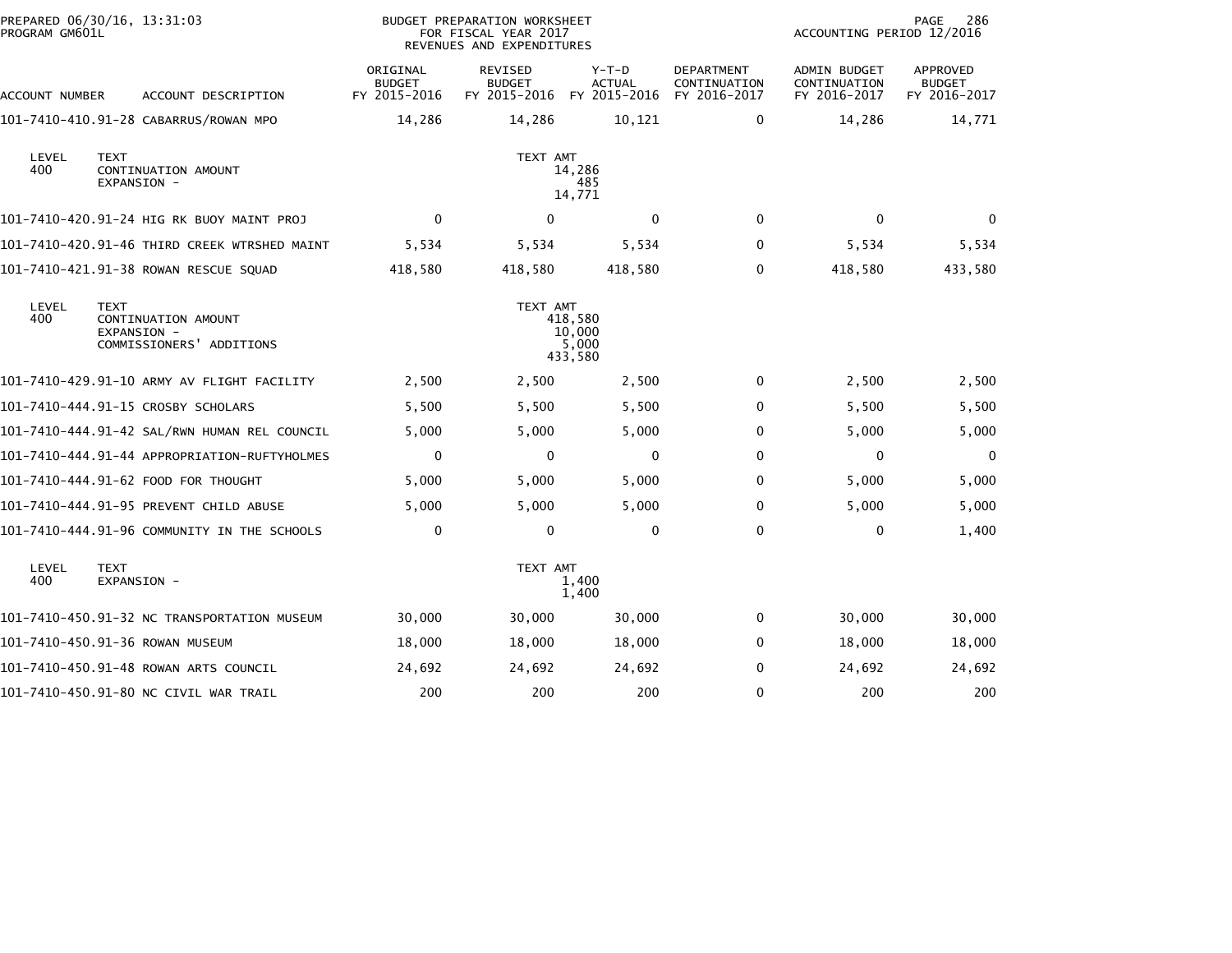PREPARED 06/30/16, 13:31:03
PROGRAM GM601L

BUDGET PREPARATION WORKSHEET
FOR FISCAL YEAR 2017
REVENUES AND EXPENDITURES

ACCOUNTING PERIOD 12/2016

| ACCOUNT NUMBER | ACCOUNT DESCRIPTION | ORIGINAL BUDGET FY 2015-2016 | REVISED BUDGET FY 2015-2016 | Y-T-D ACTUAL FY 2015-2016 | DEPARTMENT CONTINUATION FY 2016-2017 | ADMIN BUDGET CONTINUATION FY 2016-2017 | APPROVED BUDGET FY 2016-2017 |
|---|---|---|---|---|---|---|---|
| 101-7410-410.91-28 | CABARRUS/ROWAN MPO | 14,286 | 14,286 | 10,121 | 0 | 14,286 | 14,771 |

| LEVEL | TEXT | TEXT AMT |
|---|---|---|
| 400 | CONTINUATION AMOUNT | 14,286 |
| | EXPANSION - | 485 |
| | | 14,771 |

| ACCOUNT NUMBER | ACCOUNT DESCRIPTION | ORIGINAL BUDGET FY 2015-2016 | REVISED BUDGET FY 2015-2016 | Y-T-D ACTUAL FY 2015-2016 | DEPARTMENT CONTINUATION FY 2016-2017 | ADMIN BUDGET CONTINUATION FY 2016-2017 | APPROVED BUDGET FY 2016-2017 |
|---|---|---|---|---|---|---|---|
| 101-7410-420.91-24 | HIG RK BUOY MAINT PROJ | 0 | 0 | 0 | 0 | 0 | 0 |
| 101-7410-420.91-46 | THIRD CREEK WTRSHED MAINT | 5,534 | 5,534 | 5,534 | 0 | 5,534 | 5,534 |
| 101-7410-421.91-38 | ROWAN RESCUE SQUAD | 418,580 | 418,580 | 418,580 | 0 | 418,580 | 433,580 |

| LEVEL | TEXT | TEXT AMT |
|---|---|---|
| 400 | CONTINUATION AMOUNT | 418,580 |
| | EXPANSION - | 10,000 |
| | COMMISSIONERS' ADDITIONS | 5,000 |
| | | 433,580 |

| ACCOUNT NUMBER | ACCOUNT DESCRIPTION | ORIGINAL BUDGET FY 2015-2016 | REVISED BUDGET FY 2015-2016 | Y-T-D ACTUAL FY 2015-2016 | DEPARTMENT CONTINUATION FY 2016-2017 | ADMIN BUDGET CONTINUATION FY 2016-2017 | APPROVED BUDGET FY 2016-2017 |
|---|---|---|---|---|---|---|---|
| 101-7410-429.91-10 | ARMY AV FLIGHT FACILITY | 2,500 | 2,500 | 2,500 | 0 | 2,500 | 2,500 |
| 101-7410-444.91-15 | CROSBY SCHOLARS | 5,500 | 5,500 | 5,500 | 0 | 5,500 | 5,500 |
| 101-7410-444.91-42 | SAL/RWN HUMAN REL COUNCIL | 5,000 | 5,000 | 5,000 | 0 | 5,000 | 5,000 |
| 101-7410-444.91-44 | APPROPRIATION-RUFTYHOLMES | 0 | 0 | 0 | 0 | 0 | 0 |
| 101-7410-444.91-62 | FOOD FOR THOUGHT | 5,000 | 5,000 | 5,000 | 0 | 5,000 | 5,000 |
| 101-7410-444.91-95 | PREVENT CHILD ABUSE | 5,000 | 5,000 | 5,000 | 0 | 5,000 | 5,000 |
| 101-7410-444.91-96 | COMMUNITY IN THE SCHOOLS | 0 | 0 | 0 | 0 | 0 | 1,400 |

| LEVEL | TEXT | TEXT AMT |
|---|---|---|
| 400 | EXPANSION - | 1,400 |
| | | 1,400 |

| ACCOUNT NUMBER | ACCOUNT DESCRIPTION | ORIGINAL BUDGET FY 2015-2016 | REVISED BUDGET FY 2015-2016 | Y-T-D ACTUAL FY 2015-2016 | DEPARTMENT CONTINUATION FY 2016-2017 | ADMIN BUDGET CONTINUATION FY 2016-2017 | APPROVED BUDGET FY 2016-2017 |
|---|---|---|---|---|---|---|---|
| 101-7410-450.91-32 | NC TRANSPORTATION MUSEUM | 30,000 | 30,000 | 30,000 | 0 | 30,000 | 30,000 |
| 101-7410-450.91-36 | ROWAN MUSEUM | 18,000 | 18,000 | 18,000 | 0 | 18,000 | 18,000 |
| 101-7410-450.91-48 | ROWAN ARTS COUNCIL | 24,692 | 24,692 | 24,692 | 0 | 24,692 | 24,692 |
| 101-7410-450.91-80 | NC CIVIL WAR TRAIL | 200 | 200 | 200 | 0 | 200 | 200 |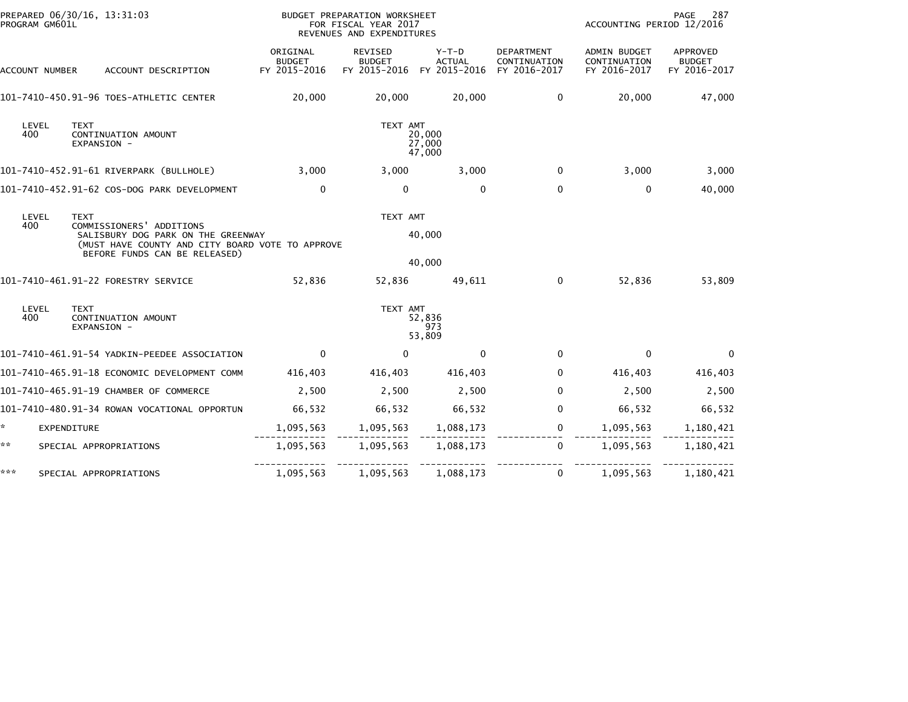PREPARED 06/30/16, 13:31:03
PROGRAM GM601L

BUDGET PREPARATION WORKSHEET
FOR FISCAL YEAR 2017
REVENUES AND EXPENDITURES

ACCOUNTING PERIOD 12/2016

| ACCOUNT NUMBER | ACCOUNT DESCRIPTION | ORIGINAL BUDGET FY 2015-2016 | REVISED BUDGET FY 2015-2016 | Y-T-D ACTUAL FY 2015-2016 | DEPARTMENT CONTINUATION FY 2016-2017 | ADMIN BUDGET CONTINUATION FY 2016-2017 | APPROVED BUDGET FY 2016-2017 |
|---|---|---|---|---|---|---|---|
| 101-7410-450.91-96 | TOES-ATHLETIC CENTER | 20,000 | 20,000 | 20,000 | 0 | 20,000 | 47,000 |

| LEVEL | TEXT | TEXT AMT |
|---|---|---|
| 400 | CONTINUATION AMOUNT | 20,000 |
| | EXPANSION - | 27,000 |
| | | 47,000 |

| ACCOUNT NUMBER | ACCOUNT DESCRIPTION | ORIGINAL BUDGET FY 2015-2016 | REVISED BUDGET FY 2015-2016 | Y-T-D ACTUAL FY 2015-2016 | DEPARTMENT CONTINUATION FY 2016-2017 | ADMIN BUDGET CONTINUATION FY 2016-2017 | APPROVED BUDGET FY 2016-2017 |
|---|---|---|---|---|---|---|---|
| 101-7410-452.91-61 | RIVERPARK (BULLHOLE) | 3,000 | 3,000 | 3,000 | 0 | 3,000 | 3,000 |
| 101-7410-452.91-62 | COS-DOG PARK DEVELOPMENT | 0 | 0 | 0 | 0 | 0 | 40,000 |

| LEVEL | TEXT | TEXT AMT |
|---|---|---|
| 400 | COMMISSIONERS' ADDITIONS | |
| | SALISBURY DOG PARK ON THE GREENWAY | 40,000 |
| | (MUST HAVE COUNTY AND CITY BOARD VOTE TO APPROVE BEFORE FUNDS CAN BE RELEASED) | |
| | | 40,000 |

| ACCOUNT NUMBER | ACCOUNT DESCRIPTION | ORIGINAL BUDGET FY 2015-2016 | REVISED BUDGET FY 2015-2016 | Y-T-D ACTUAL FY 2015-2016 | DEPARTMENT CONTINUATION FY 2016-2017 | ADMIN BUDGET CONTINUATION FY 2016-2017 | APPROVED BUDGET FY 2016-2017 |
|---|---|---|---|---|---|---|---|
| 101-7410-461.91-22 | FORESTRY SERVICE | 52,836 | 52,836 | 49,611 | 0 | 52,836 | 53,809 |

| LEVEL | TEXT | TEXT AMT |
|---|---|---|
| 400 | CONTINUATION AMOUNT | 52,836 |
| | EXPANSION - | 973 |
| | | 53,809 |

| ACCOUNT NUMBER | ACCOUNT DESCRIPTION | ORIGINAL BUDGET FY 2015-2016 | REVISED BUDGET FY 2015-2016 | Y-T-D ACTUAL FY 2015-2016 | DEPARTMENT CONTINUATION FY 2016-2017 | ADMIN BUDGET CONTINUATION FY 2016-2017 | APPROVED BUDGET FY 2016-2017 |
|---|---|---|---|---|---|---|---|
| 101-7410-461.91-54 | YADKIN-PEEDEE ASSOCIATION | 0 | 0 | 0 | 0 | 0 | 0 |
| 101-7410-465.91-18 | ECONOMIC DEVELOPMENT COMM | 416,403 | 416,403 | 416,403 | 0 | 416,403 | 416,403 |
| 101-7410-465.91-19 | CHAMBER OF COMMERCE | 2,500 | 2,500 | 2,500 | 0 | 2,500 | 2,500 |
| 101-7410-480.91-34 | ROWAN VOCATIONAL OPPORTUN | 66,532 | 66,532 | 66,532 | 0 | 66,532 | 66,532 |
| * | EXPENDITURE | 1,095,563 | 1,095,563 | 1,088,173 | 0 | 1,095,563 | 1,180,421 |
| ** | SPECIAL APPROPRIATIONS | 1,095,563 | 1,095,563 | 1,088,173 | 0 | 1,095,563 | 1,180,421 |
| *** | SPECIAL APPROPRIATIONS | 1,095,563 | 1,095,563 | 1,088,173 | 0 | 1,095,563 | 1,180,421 |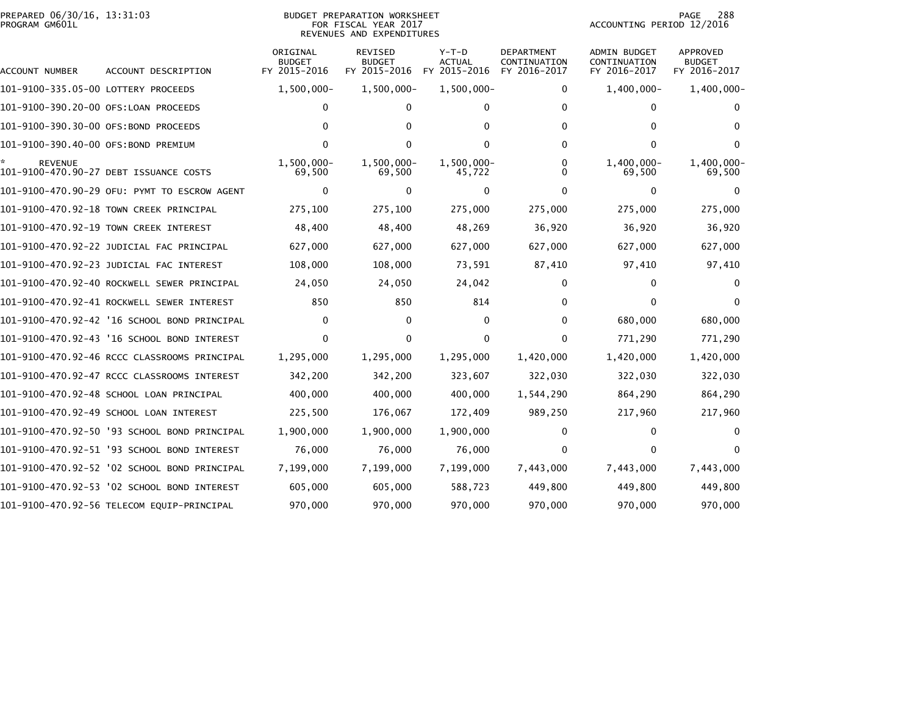PREPARED 06/30/16, 13:31:03
PROGRAM GM601L

BUDGET PREPARATION WORKSHEET
FOR FISCAL YEAR 2017
REVENUES AND EXPENDITURES

ACCOUNTING PERIOD 12/2016

| ACCOUNT NUMBER | ACCOUNT DESCRIPTION | ORIGINAL BUDGET FY 2015-2016 | REVISED BUDGET FY 2015-2016 | Y-T-D ACTUAL FY 2015-2016 | DEPARTMENT CONTINUATION FY 2016-2017 | ADMIN BUDGET CONTINUATION FY 2016-2017 | APPROVED BUDGET FY 2016-2017 |
|---|---|---|---|---|---|---|---|
| 101-9100-335.05-00 | LOTTERY PROCEEDS | 1,500,000- | 1,500,000- | 1,500,000- | 0 | 1,400,000- | 1,400,000- |
| 101-9100-390.20-00 | OFS:LOAN PROCEEDS | 0 | 0 | 0 | 0 | 0 | 0 |
| 101-9100-390.30-00 | OFS:BOND PROCEEDS | 0 | 0 | 0 | 0 | 0 | 0 |
| 101-9100-390.40-00 | OFS:BOND PREMIUM | 0 | 0 | 0 | 0 | 0 | 0 |
| * | REVENUE | 1,500,000- | 1,500,000- | 1,500,000- | 0 | 1,400,000- | 1,400,000- |
| 101-9100-470.90-27 | DEBT ISSUANCE COSTS | 69,500 | 69,500 | 45,722 | 0 | 69,500 | 69,500 |
| 101-9100-470.90-29 | OFU: PYMT TO ESCROW AGENT | 0 | 0 | 0 | 0 | 0 | 0 |
| 101-9100-470.92-18 | TOWN CREEK PRINCIPAL | 275,100 | 275,100 | 275,000 | 275,000 | 275,000 | 275,000 |
| 101-9100-470.92-19 | TOWN CREEK INTEREST | 48,400 | 48,400 | 48,269 | 36,920 | 36,920 | 36,920 |
| 101-9100-470.92-22 | JUDICIAL FAC PRINCIPAL | 627,000 | 627,000 | 627,000 | 627,000 | 627,000 | 627,000 |
| 101-9100-470.92-23 | JUDICIAL FAC INTEREST | 108,000 | 108,000 | 73,591 | 87,410 | 97,410 | 97,410 |
| 101-9100-470.92-40 | ROCKWELL SEWER PRINCIPAL | 24,050 | 24,050 | 24,042 | 0 | 0 | 0 |
| 101-9100-470.92-41 | ROCKWELL SEWER INTEREST | 850 | 850 | 814 | 0 | 0 | 0 |
| 101-9100-470.92-42 | '16 SCHOOL BOND PRINCIPAL | 0 | 0 | 0 | 0 | 680,000 | 680,000 |
| 101-9100-470.92-43 | '16 SCHOOL BOND INTEREST | 0 | 0 | 0 | 0 | 771,290 | 771,290 |
| 101-9100-470.92-46 | RCCC CLASSROOMS PRINCIPAL | 1,295,000 | 1,295,000 | 1,295,000 | 1,420,000 | 1,420,000 | 1,420,000 |
| 101-9100-470.92-47 | RCCC CLASSROOMS INTEREST | 342,200 | 342,200 | 323,607 | 322,030 | 322,030 | 322,030 |
| 101-9100-470.92-48 | SCHOOL LOAN PRINCIPAL | 400,000 | 400,000 | 400,000 | 1,544,290 | 864,290 | 864,290 |
| 101-9100-470.92-49 | SCHOOL LOAN INTEREST | 225,500 | 176,067 | 172,409 | 989,250 | 217,960 | 217,960 |
| 101-9100-470.92-50 | '93 SCHOOL BOND PRINCIPAL | 1,900,000 | 1,900,000 | 1,900,000 | 0 | 0 | 0 |
| 101-9100-470.92-51 | '93 SCHOOL BOND INTEREST | 76,000 | 76,000 | 76,000 | 0 | 0 | 0 |
| 101-9100-470.92-52 | '02 SCHOOL BOND PRINCIPAL | 7,199,000 | 7,199,000 | 7,199,000 | 7,443,000 | 7,443,000 | 7,443,000 |
| 101-9100-470.92-53 | '02 SCHOOL BOND INTEREST | 605,000 | 605,000 | 588,723 | 449,800 | 449,800 | 449,800 |
| 101-9100-470.92-56 | TELECOM EQUIP-PRINCIPAL | 970,000 | 970,000 | 970,000 | 970,000 | 970,000 | 970,000 |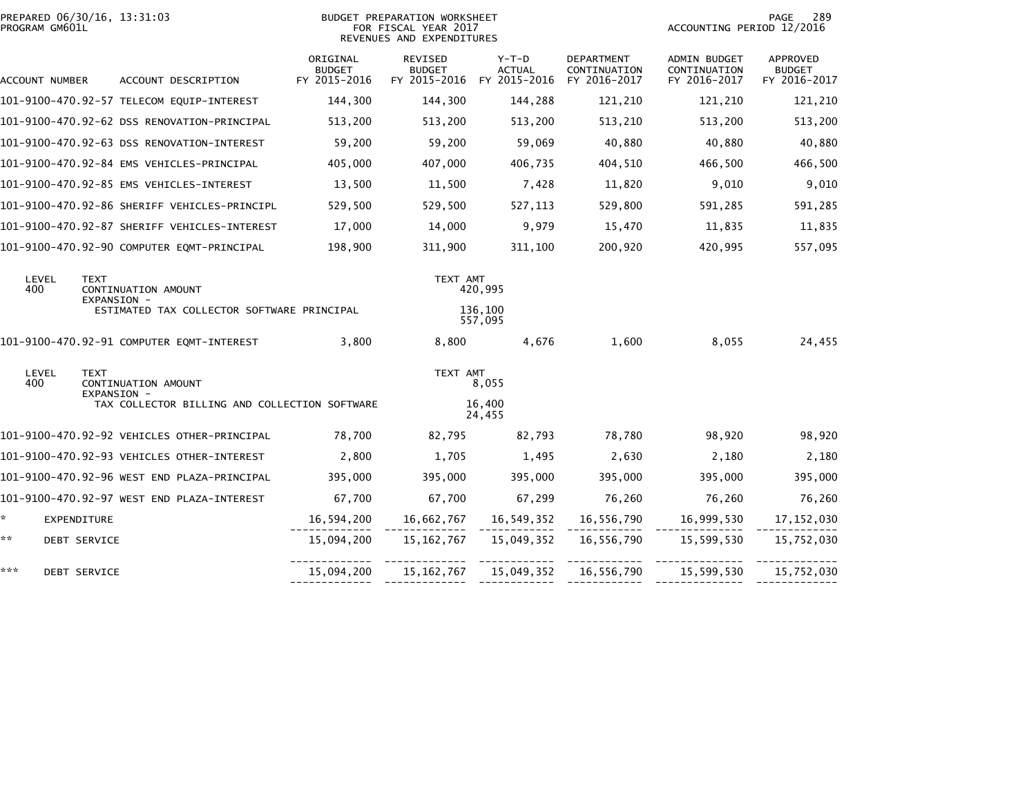PREPARED 06/30/16, 13:31:03
PROGRAM GM601L

BUDGET PREPARATION WORKSHEET
FOR FISCAL YEAR 2017
REVENUES AND EXPENDITURES

ACCOUNTING PERIOD 12/2016

| ACCOUNT NUMBER | ACCOUNT DESCRIPTION | ORIGINAL BUDGET FY 2015-2016 | REVISED BUDGET FY 2015-2016 | Y-T-D ACTUAL FY 2015-2016 | DEPARTMENT CONTINUATION FY 2016-2017 | ADMIN BUDGET CONTINUATION FY 2016-2017 | APPROVED BUDGET FY 2016-2017 |
|---|---|---|---|---|---|---|---|
| 101-9100-470.92-57 | TELECOM EQUIP-INTEREST | 144,300 | 144,300 | 144,288 | 121,210 | 121,210 | 121,210 |
| 101-9100-470.92-62 | DSS RENOVATION-PRINCIPAL | 513,200 | 513,200 | 513,200 | 513,210 | 513,200 | 513,200 |
| 101-9100-470.92-63 | DSS RENOVATION-INTEREST | 59,200 | 59,200 | 59,069 | 40,880 | 40,880 | 40,880 |
| 101-9100-470.92-84 | EMS VEHICLES-PRINCIPAL | 405,000 | 407,000 | 406,735 | 404,510 | 466,500 | 466,500 |
| 101-9100-470.92-85 | EMS VEHICLES-INTEREST | 13,500 | 11,500 | 7,428 | 11,820 | 9,010 | 9,010 |
| 101-9100-470.92-86 | SHERIFF VEHICLES-PRINCIPL | 529,500 | 529,500 | 527,113 | 529,800 | 591,285 | 591,285 |
| 101-9100-470.92-87 | SHERIFF VEHICLES-INTEREST | 17,000 | 14,000 | 9,979 | 15,470 | 11,835 | 11,835 |
| 101-9100-470.92-90 | COMPUTER EQMT-PRINCIPAL | 198,900 | 311,900 | 311,100 | 200,920 | 420,995 | 557,095 |

| LEVEL | TEXT | TEXT AMT |
|---|---|---|
| 400 | CONTINUATION AMOUNT | 420,995 |
| | EXPANSION - | |
| | ESTIMATED TAX COLLECTOR SOFTWARE PRINCIPAL | 136,100 |
| | | 557,095 |

| ACCOUNT NUMBER | ACCOUNT DESCRIPTION | ORIGINAL BUDGET FY 2015-2016 | REVISED BUDGET FY 2015-2016 | Y-T-D ACTUAL FY 2015-2016 | DEPARTMENT CONTINUATION FY 2016-2017 | ADMIN BUDGET CONTINUATION FY 2016-2017 | APPROVED BUDGET FY 2016-2017 |
|---|---|---|---|---|---|---|---|
| 101-9100-470.92-91 | COMPUTER EQMT-INTEREST | 3,800 | 8,800 | 4,676 | 1,600 | 8,055 | 24,455 |

| LEVEL | TEXT | TEXT AMT |
|---|---|---|
| 400 | CONTINUATION AMOUNT | 8,055 |
| | EXPANSION - | |
| | TAX COLLECTOR BILLING AND COLLECTION SOFTWARE | 16,400 |
| | | 24,455 |

| ACCOUNT NUMBER | ACCOUNT DESCRIPTION | ORIGINAL BUDGET FY 2015-2016 | REVISED BUDGET FY 2015-2016 | Y-T-D ACTUAL FY 2015-2016 | DEPARTMENT CONTINUATION FY 2016-2017 | ADMIN BUDGET CONTINUATION FY 2016-2017 | APPROVED BUDGET FY 2016-2017 |
|---|---|---|---|---|---|---|---|
| 101-9100-470.92-92 | VEHICLES OTHER-PRINCIPAL | 78,700 | 82,795 | 82,793 | 78,780 | 98,920 | 98,920 |
| 101-9100-470.92-93 | VEHICLES OTHER-INTEREST | 2,800 | 1,705 | 1,495 | 2,630 | 2,180 | 2,180 |
| 101-9100-470.92-96 | WEST END PLAZA-PRINCIPAL | 395,000 | 395,000 | 395,000 | 395,000 | 395,000 | 395,000 |
| 101-9100-470.92-97 | WEST END PLAZA-INTEREST | 67,700 | 67,700 | 67,299 | 76,260 | 76,260 | 76,260 |
| * | EXPENDITURE | 16,594,200 | 16,662,767 | 16,549,352 | 16,556,790 | 16,999,530 | 17,152,030 |
| ** | DEBT SERVICE | 15,094,200 | 15,162,767 | 15,049,352 | 16,556,790 | 15,599,530 | 15,752,030 |
| *** | DEBT SERVICE | 15,094,200 | 15,162,767 | 15,049,352 | 16,556,790 | 15,599,530 | 15,752,030 |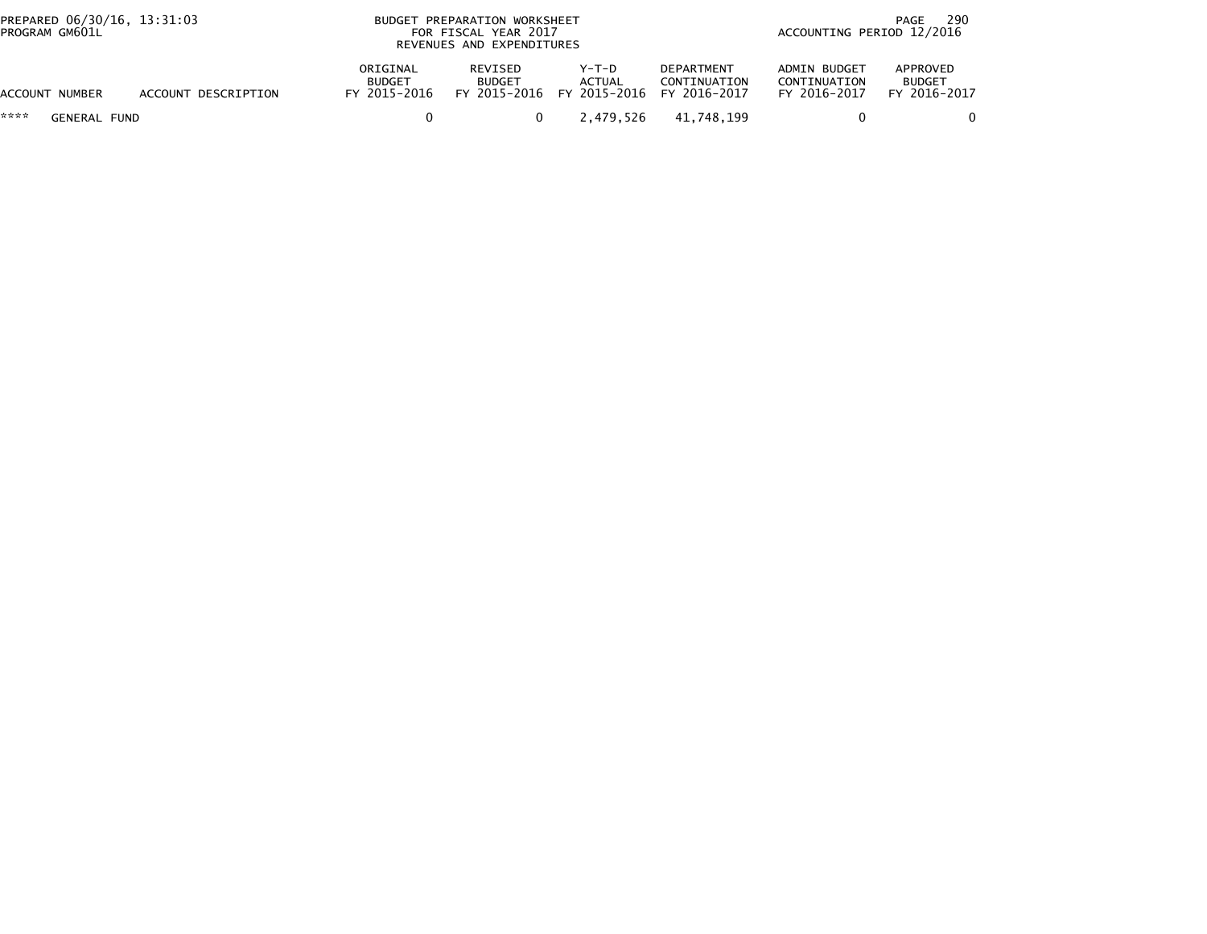# BUDGET PREPARATION WORKSHEET
## FOR FISCAL YEAR 2017
## REVENUES AND EXPENDITURES

PREPARED 06/30/16, 13:31:03
PROGRAM GM601L

ACCOUNTING PERIOD 12/2016

| ACCOUNT NUMBER | ACCOUNT DESCRIPTION | ORIGINAL BUDGET FY 2015-2016 | REVISED BUDGET FY 2015-2016 | Y-T-D ACTUAL FY 2015-2016 | DEPARTMENT CONTINUATION FY 2016-2017 | ADMIN BUDGET CONTINUATION FY 2016-2017 | APPROVED BUDGET FY 2016-2017 |
|---|---|---|---|---|---|---|---|
| **** | GENERAL FUND | 0 | 0 | 2,479,526 | 41,748,199 | 0 | 0 |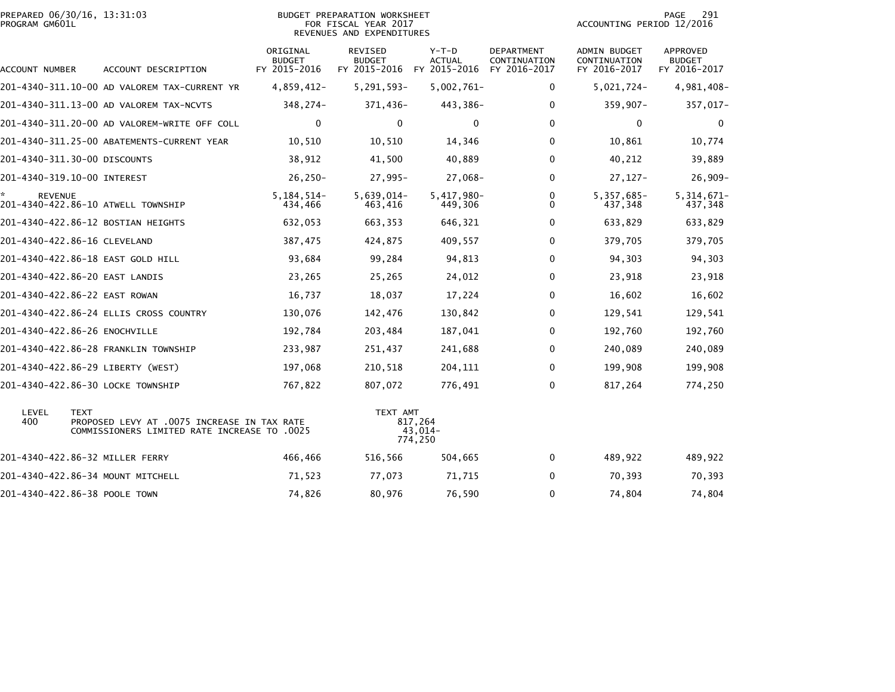PREPARED 06/30/16, 13:31:03
PROGRAM GM601L

BUDGET PREPARATION WORKSHEET
FOR FISCAL YEAR 2017
REVENUES AND EXPENDITURES

ACCOUNTING PERIOD 12/2016

| ACCOUNT NUMBER | ACCOUNT DESCRIPTION | ORIGINAL BUDGET FY 2015-2016 | REVISED BUDGET FY 2015-2016 | Y-T-D ACTUAL FY 2015-2016 | DEPARTMENT CONTINUATION FY 2016-2017 | ADMIN BUDGET CONTINUATION FY 2016-2017 | APPROVED BUDGET FY 2016-2017 |
|---|---|---|---|---|---|---|---|
| 201-4340-311.10-00 | AD VALOREM TAX-CURRENT YR | 4,859,412- | 5,291,593- | 5,002,761- | 0 | 5,021,724- | 4,981,408- |
| 201-4340-311.13-00 | AD VALOREM TAX-NCVTS | 348,274- | 371,436- | 443,386- | 0 | 359,907- | 357,017- |
| 201-4340-311.20-00 | AD VALOREM-WRITE OFF COLL | 0 | 0 | 0 | 0 | 0 | 0 |
| 201-4340-311.25-00 | ABATEMENTS-CURRENT YEAR | 10,510 | 10,510 | 14,346 | 0 | 10,861 | 10,774 |
| 201-4340-311.30-00 | DISCOUNTS | 38,912 | 41,500 | 40,889 | 0 | 40,212 | 39,889 |
| 201-4340-319.10-00 | INTEREST | 26,250- | 27,995- | 27,068- | 0 | 27,127- | 26,909- |
| * REVENUE | | 5,184,514- | 5,639,014- | 5,417,980- | 0 | 5,357,685- | 5,314,671- |
| 201-4340-422.86-10 | ATWELL TOWNSHIP | 434,466 | 463,416 | 449,306 | 0 | 437,348 | 437,348 |
| 201-4340-422.86-12 | BOSTIAN HEIGHTS | 632,053 | 663,353 | 646,321 | 0 | 633,829 | 633,829 |
| 201-4340-422.86-16 | CLEVELAND | 387,475 | 424,875 | 409,557 | 0 | 379,705 | 379,705 |
| 201-4340-422.86-18 | EAST GOLD HILL | 93,684 | 99,284 | 94,813 | 0 | 94,303 | 94,303 |
| 201-4340-422.86-20 | EAST LANDIS | 23,265 | 25,265 | 24,012 | 0 | 23,918 | 23,918 |
| 201-4340-422.86-22 | EAST ROWAN | 16,737 | 18,037 | 17,224 | 0 | 16,602 | 16,602 |
| 201-4340-422.86-24 | ELLIS CROSS COUNTRY | 130,076 | 142,476 | 130,842 | 0 | 129,541 | 129,541 |
| 201-4340-422.86-26 | ENOCHVILLE | 192,784 | 203,484 | 187,041 | 0 | 192,760 | 192,760 |
| 201-4340-422.86-28 | FRANKLIN TOWNSHIP | 233,987 | 251,437 | 241,688 | 0 | 240,089 | 240,089 |
| 201-4340-422.86-29 | LIBERTY (WEST) | 197,068 | 210,518 | 204,111 | 0 | 199,908 | 199,908 |
| 201-4340-422.86-30 | LOCKE TOWNSHIP | 767,822 | 807,072 | 776,491 | 0 | 817,264 | 774,250 |

| LEVEL | TEXT | TEXT AMT |
|---|---|---|
| 400 | PROPOSED LEVY AT .0075 INCREASE IN TAX RATE | 817,264 |
| | COMMISSIONERS LIMITED RATE INCREASE TO .0025 | 43,014- |
| | | 774,250 |

| ACCOUNT NUMBER | ACCOUNT DESCRIPTION | ORIGINAL BUDGET FY 2015-2016 | REVISED BUDGET FY 2015-2016 | Y-T-D ACTUAL FY 2015-2016 | DEPARTMENT CONTINUATION FY 2016-2017 | ADMIN BUDGET CONTINUATION FY 2016-2017 | APPROVED BUDGET FY 2016-2017 |
|---|---|---|---|---|---|---|---|
| 201-4340-422.86-32 | MILLER FERRY | 466,466 | 516,566 | 504,665 | 0 | 489,922 | 489,922 |
| 201-4340-422.86-34 | MOUNT MITCHELL | 71,523 | 77,073 | 71,715 | 0 | 70,393 | 70,393 |
| 201-4340-422.86-38 | POOLE TOWN | 74,826 | 80,976 | 76,590 | 0 | 74,804 | 74,804 |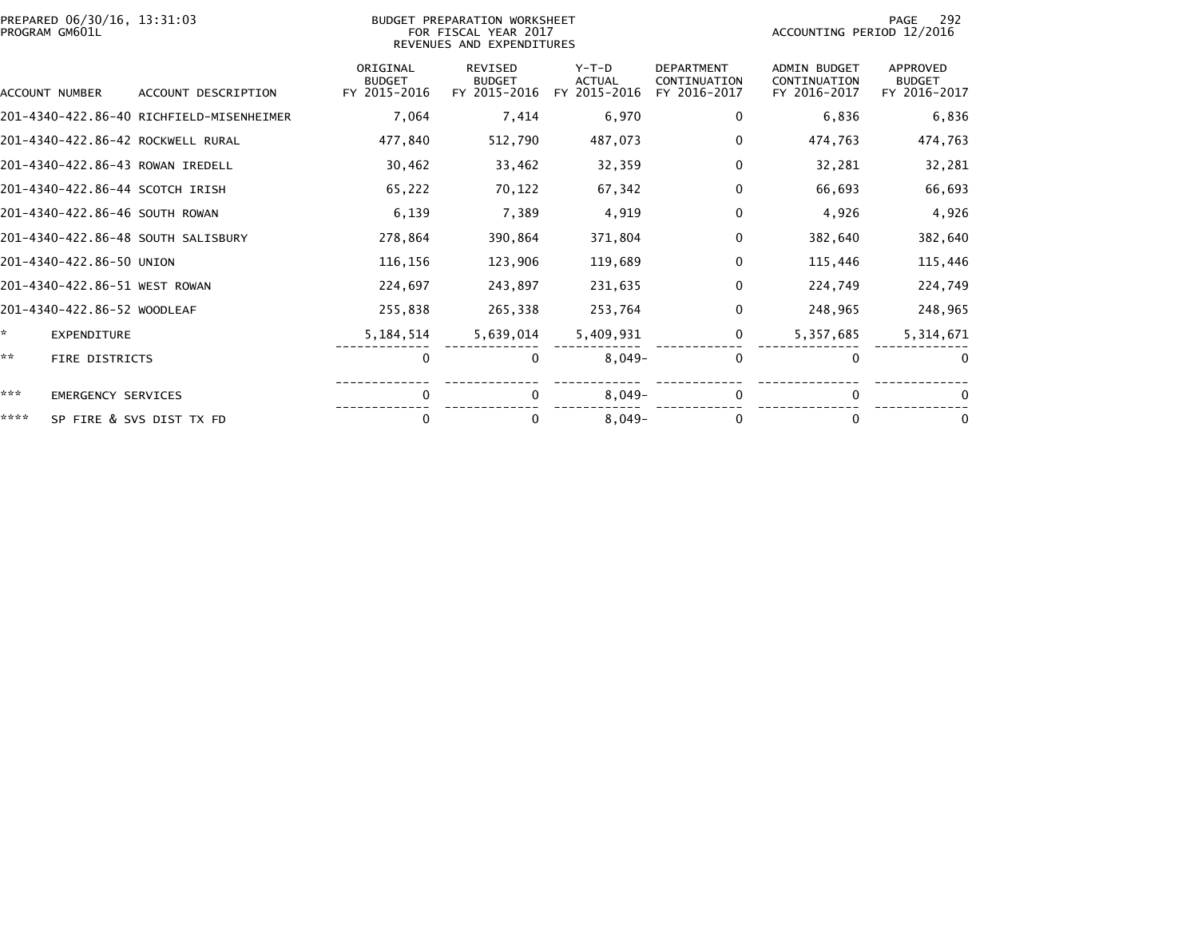PREPARED 06/30/16, 13:31:03
PROGRAM GM601L

BUDGET PREPARATION WORKSHEET
FOR FISCAL YEAR 2017
REVENUES AND EXPENDITURES

ACCOUNTING PERIOD 12/2016

| ACCOUNT NUMBER | ACCOUNT DESCRIPTION | ORIGINAL BUDGET FY 2015-2016 | REVISED BUDGET FY 2015-2016 | Y-T-D ACTUAL FY 2015-2016 | DEPARTMENT CONTINUATION FY 2016-2017 | ADMIN BUDGET CONTINUATION FY 2016-2017 | APPROVED BUDGET FY 2016-2017 |
|---|---|---|---|---|---|---|---|
| 201-4340-422.86-40 | RICHFIELD-MISENHEIMER | 7,064 | 7,414 | 6,970 | 0 | 6,836 | 6,836 |
| 201-4340-422.86-42 | ROCKWELL RURAL | 477,840 | 512,790 | 487,073 | 0 | 474,763 | 474,763 |
| 201-4340-422.86-43 | ROWAN IREDELL | 30,462 | 33,462 | 32,359 | 0 | 32,281 | 32,281 |
| 201-4340-422.86-44 | SCOTCH IRISH | 65,222 | 70,122 | 67,342 | 0 | 66,693 | 66,693 |
| 201-4340-422.86-46 | SOUTH ROWAN | 6,139 | 7,389 | 4,919 | 0 | 4,926 | 4,926 |
| 201-4340-422.86-48 | SOUTH SALISBURY | 278,864 | 390,864 | 371,804 | 0 | 382,640 | 382,640 |
| 201-4340-422.86-50 | UNION | 116,156 | 123,906 | 119,689 | 0 | 115,446 | 115,446 |
| 201-4340-422.86-51 | WEST ROWAN | 224,697 | 243,897 | 231,635 | 0 | 224,749 | 224,749 |
| 201-4340-422.86-52 | WOODLEAF | 255,838 | 265,338 | 253,764 | 0 | 248,965 | 248,965 |
| * | EXPENDITURE | 5,184,514 | 5,639,014 | 5,409,931 | 0 | 5,357,685 | 5,314,671 |
| ** | FIRE DISTRICTS | 0 | 0 | 8,049- | 0 | 0 | 0 |
| *** | EMERGENCY SERVICES | 0 | 0 | 8,049- | 0 | 0 | 0 |
| **** | SP FIRE & SVS DIST TX FD | 0 | 0 | 8,049- | 0 | 0 | 0 |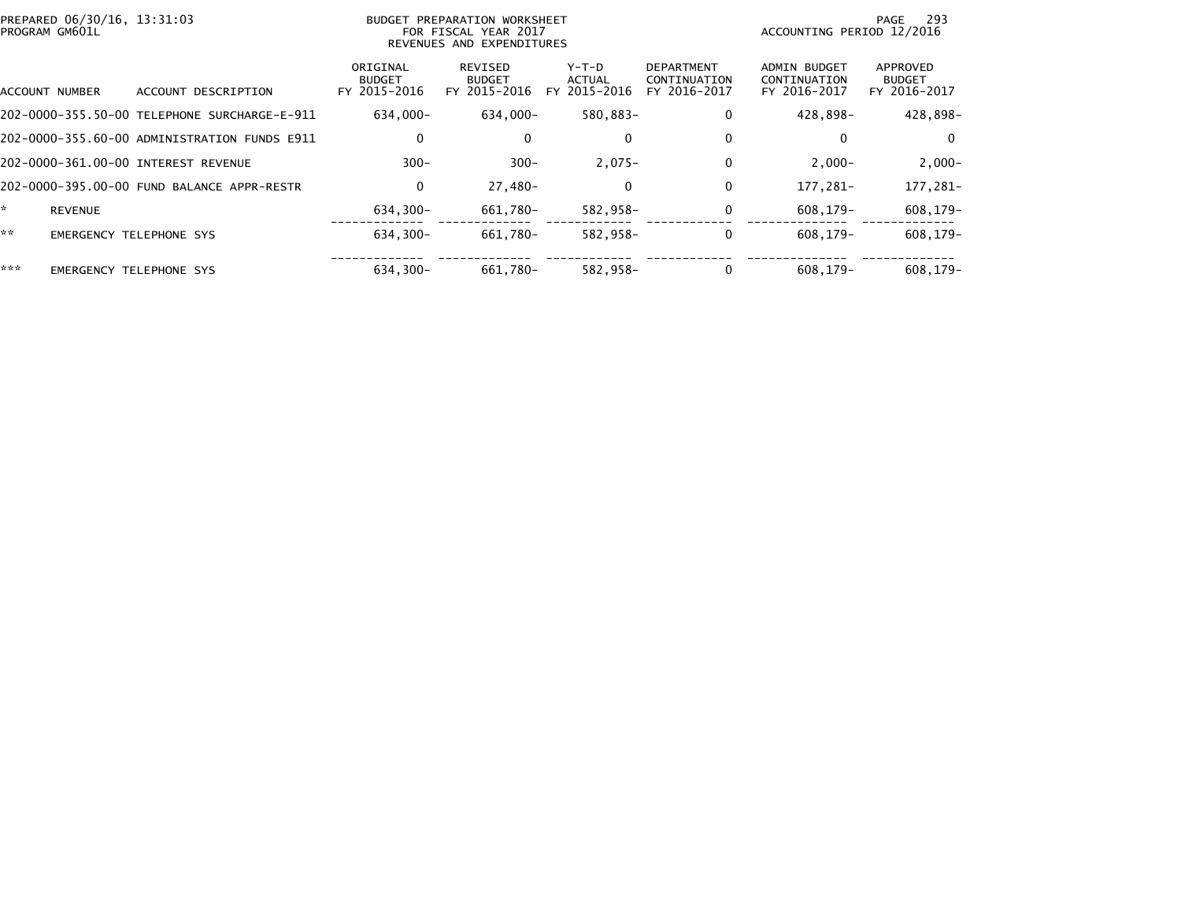PREPARED 06/30/16, 13:31:03
PROGRAM GM601L

BUDGET PREPARATION WORKSHEET
FOR FISCAL YEAR 2017
REVENUES AND EXPENDITURES

ACCOUNTING PERIOD 12/2016

| ACCOUNT NUMBER | ACCOUNT DESCRIPTION | ORIGINAL BUDGET FY 2015-2016 | REVISED BUDGET FY 2015-2016 | Y-T-D ACTUAL FY 2015-2016 | DEPARTMENT CONTINUATION FY 2016-2017 | ADMIN BUDGET CONTINUATION FY 2016-2017 | APPROVED BUDGET FY 2016-2017 |
|---|---|---|---|---|---|---|---|
| 202-0000-355.50-00 | TELEPHONE SURCHARGE-E-911 | 634,000- | 634,000- | 580,883- | 0 | 428,898- | 428,898- |
| 202-0000-355.60-00 | ADMINISTRATION FUNDS E911 | 0 | 0 | 0 | 0 | 0 | 0 |
| 202-0000-361.00-00 | INTEREST REVENUE | 300- | 300- | 2,075- | 0 | 2,000- | 2,000- |
| 202-0000-395.00-00 | FUND BALANCE APPR-RESTR | 0 | 27,480- | 0 | 0 | 177,281- | 177,281- |
| * | REVENUE | 634,300- | 661,780- | 582,958- | 0 | 608,179- | 608,179- |
| ** | EMERGENCY TELEPHONE SYS | 634,300- | 661,780- | 582,958- | 0 | 608,179- | 608,179- |
| *** | EMERGENCY TELEPHONE SYS | 634,300- | 661,780- | 582,958- | 0 | 608,179- | 608,179- |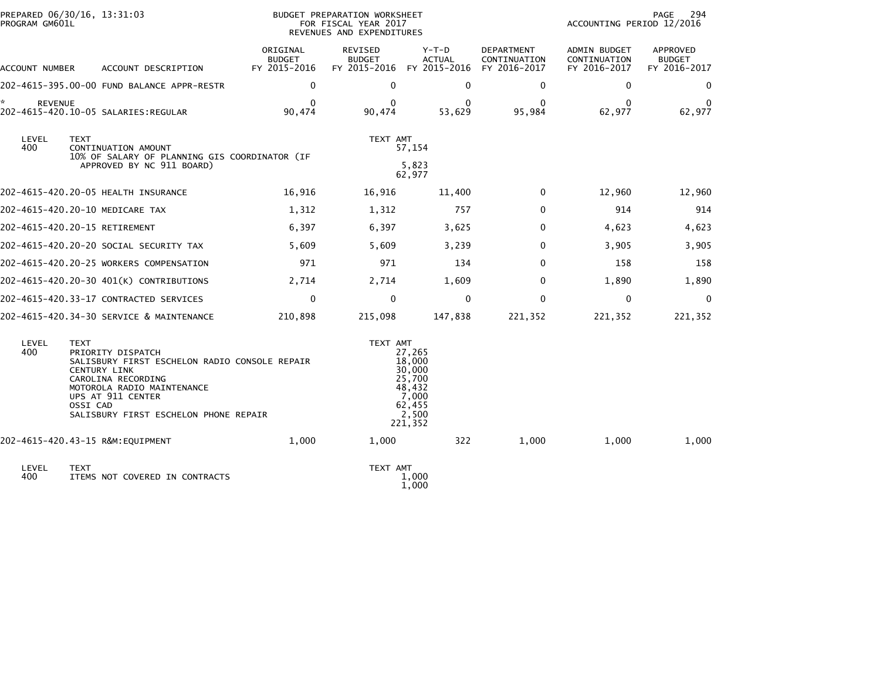PREPARED 06/30/16, 13:31:03
PROGRAM GM601L

BUDGET PREPARATION WORKSHEET
FOR FISCAL YEAR 2017
REVENUES AND EXPENDITURES

ACCOUNTING PERIOD 12/2016

| ACCOUNT NUMBER | ACCOUNT DESCRIPTION | ORIGINAL BUDGET FY 2015-2016 | REVISED BUDGET FY 2015-2016 | Y-T-D ACTUAL FY 2015-2016 | DEPARTMENT CONTINUATION FY 2016-2017 | ADMIN BUDGET CONTINUATION FY 2016-2017 | APPROVED BUDGET FY 2016-2017 |
|---|---|---|---|---|---|---|---|
| 202-4615-395.00-00 | FUND BALANCE APPR-RESTR | 0 | 0 | 0 | 0 | 0 | 0 |
| * REVENUE | | 0 | 0 | 0 | 0 | 0 | 0 |
| 202-4615-420.10-05 | SALARIES:REGULAR | 90,474 | 90,474 | 53,629 | 95,984 | 62,977 | 62,977 |

| LEVEL | TEXT | TEXT AMT |
|---|---|---|
| 400 | CONTINUATION AMOUNT | 57,154 |
| | 10% OF SALARY OF PLANNING GIS COORDINATOR (IF APPROVED BY NC 911 BOARD) | 5,823 |
| | | 62,977 |

| ACCOUNT NUMBER | ACCOUNT DESCRIPTION | ORIGINAL BUDGET FY 2015-2016 | REVISED BUDGET FY 2015-2016 | Y-T-D ACTUAL FY 2015-2016 | DEPARTMENT CONTINUATION FY 2016-2017 | ADMIN BUDGET CONTINUATION FY 2016-2017 | APPROVED BUDGET FY 2016-2017 |
|---|---|---|---|---|---|---|---|
| 202-4615-420.20-05 | HEALTH INSURANCE | 16,916 | 16,916 | 11,400 | 0 | 12,960 | 12,960 |
| 202-4615-420.20-10 | MEDICARE TAX | 1,312 | 1,312 | 757 | 0 | 914 | 914 |
| 202-4615-420.20-15 | RETIREMENT | 6,397 | 6,397 | 3,625 | 0 | 4,623 | 4,623 |
| 202-4615-420.20-20 | SOCIAL SECURITY TAX | 5,609 | 5,609 | 3,239 | 0 | 3,905 | 3,905 |
| 202-4615-420.20-25 | WORKERS COMPENSATION | 971 | 971 | 134 | 0 | 158 | 158 |
| 202-4615-420.20-30 | 401(K) CONTRIBUTIONS | 2,714 | 2,714 | 1,609 | 0 | 1,890 | 1,890 |
| 202-4615-420.33-17 | CONTRACTED SERVICES | 0 | 0 | 0 | 0 | 0 | 0 |
| 202-4615-420.34-30 | SERVICE & MAINTENANCE | 210,898 | 215,098 | 147,838 | 221,352 | 221,352 | 221,352 |

| LEVEL | TEXT | TEXT AMT |
|---|---|---|
| 400 | PRIORITY DISPATCH | 27,265 |
| | SALISBURY FIRST ESCHELON RADIO CONSOLE REPAIR | 18,000 |
| | CENTURY LINK | 30,000 |
| | CAROLINA RECORDING | 25,700 |
| | MOTOROLA RADIO MAINTENANCE | 48,432 |
| | UPS AT 911 CENTER | 7,000 |
| | OSSI CAD | 62,455 |
| | SALISBURY FIRST ESCHELON PHONE REPAIR | 2,500 |
| | | 221,352 |

| ACCOUNT NUMBER | ACCOUNT DESCRIPTION | ORIGINAL BUDGET FY 2015-2016 | REVISED BUDGET FY 2015-2016 | Y-T-D ACTUAL FY 2015-2016 | DEPARTMENT CONTINUATION FY 2016-2017 | ADMIN BUDGET CONTINUATION FY 2016-2017 | APPROVED BUDGET FY 2016-2017 |
|---|---|---|---|---|---|---|---|
| 202-4615-420.43-15 | R&M:EQUIPMENT | 1,000 | 1,000 | 322 | 1,000 | 1,000 | 1,000 |

| LEVEL | TEXT | TEXT AMT |
|---|---|---|
| 400 | ITEMS NOT COVERED IN CONTRACTS | 1,000 |
| | | 1,000 |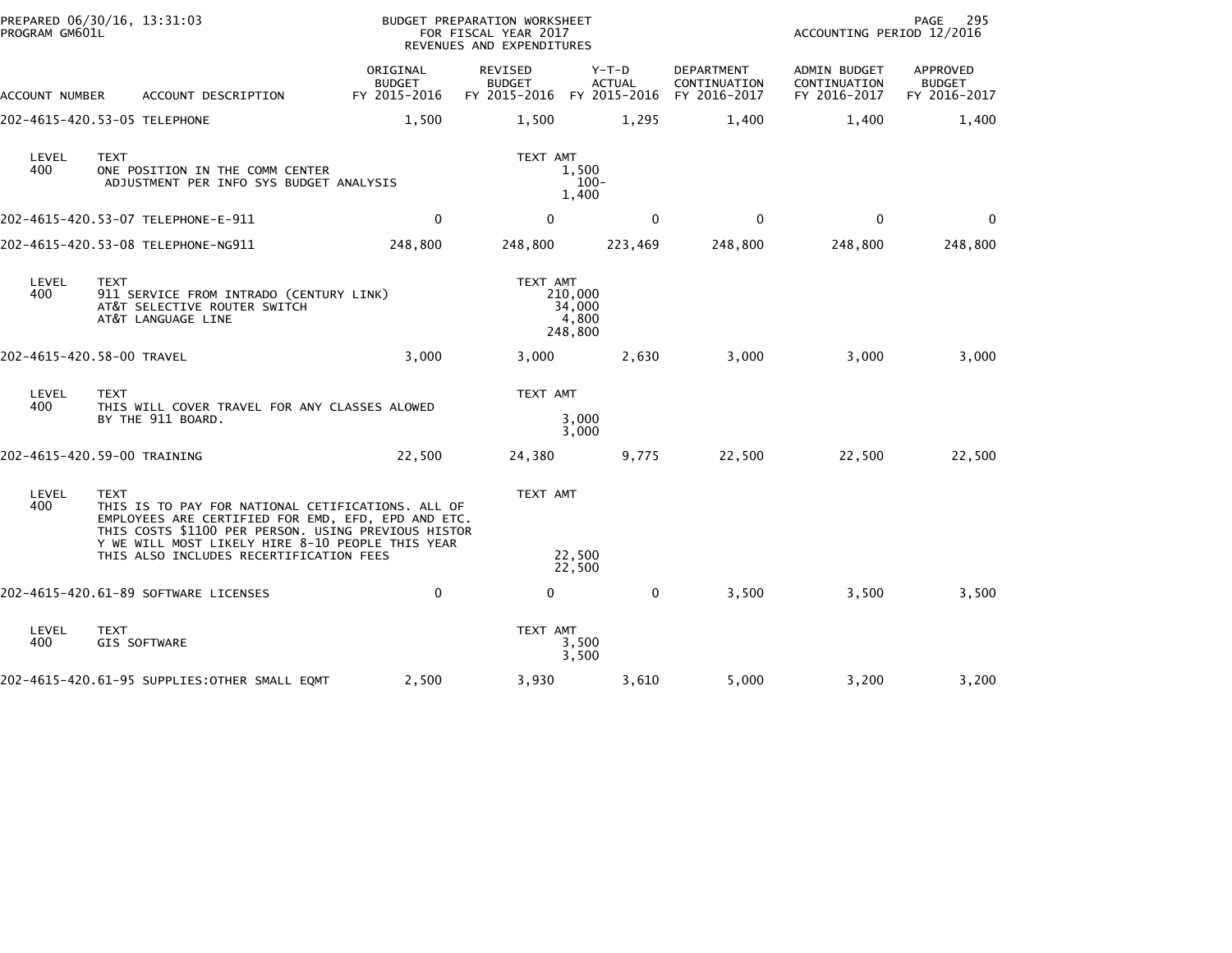PREPARED 06/30/16, 13:31:03
PROGRAM GM601L

BUDGET PREPARATION WORKSHEET
FOR FISCAL YEAR 2017
REVENUES AND EXPENDITURES

ACCOUNTING PERIOD 12/2016

| ACCOUNT NUMBER | ACCOUNT DESCRIPTION | ORIGINAL BUDGET FY 2015-2016 | REVISED BUDGET FY 2015-2016 | Y-T-D ACTUAL FY 2015-2016 | DEPARTMENT CONTINUATION FY 2016-2017 | ADMIN BUDGET CONTINUATION FY 2016-2017 | APPROVED BUDGET FY 2016-2017 |
|---|---|---|---|---|---|---|---|
| 202-4615-420.53-05 | TELEPHONE | 1,500 | 1,500 | 1,295 | 1,400 | 1,400 | 1,400 |

| LEVEL | TEXT | TEXT AMT |
|---|---|---|
| 400 | ONE POSITION IN THE COMM CENTER | 1,500 |
| | ADJUSTMENT PER INFO SYS BUDGET ANALYSIS | 100- |
| | | 1,400 |

| ACCOUNT NUMBER | ACCOUNT DESCRIPTION | ORIGINAL BUDGET FY 2015-2016 | REVISED BUDGET FY 2015-2016 | Y-T-D ACTUAL FY 2015-2016 | DEPARTMENT CONTINUATION FY 2016-2017 | ADMIN BUDGET CONTINUATION FY 2016-2017 | APPROVED BUDGET FY 2016-2017 |
|---|---|---|---|---|---|---|---|
| 202-4615-420.53-07 | TELEPHONE-E-911 | 0 | 0 | 0 | 0 | 0 | 0 |
| 202-4615-420.53-08 | TELEPHONE-NG911 | 248,800 | 248,800 | 223,469 | 248,800 | 248,800 | 248,800 |

| LEVEL | TEXT | TEXT AMT |
|---|---|---|
| 400 | 911 SERVICE FROM INTRADO (CENTURY LINK) | 210,000 |
| | AT&T SELECTIVE ROUTER SWITCH | 34,000 |
| | AT&T LANGUAGE LINE | 4,800 |
| | | 248,800 |

| ACCOUNT NUMBER | ACCOUNT DESCRIPTION | ORIGINAL BUDGET FY 2015-2016 | REVISED BUDGET FY 2015-2016 | Y-T-D ACTUAL FY 2015-2016 | DEPARTMENT CONTINUATION FY 2016-2017 | ADMIN BUDGET CONTINUATION FY 2016-2017 | APPROVED BUDGET FY 2016-2017 |
|---|---|---|---|---|---|---|---|
| 202-4615-420.58-00 | TRAVEL | 3,000 | 3,000 | 2,630 | 3,000 | 3,000 | 3,000 |

| LEVEL | TEXT | TEXT AMT |
|---|---|---|
| 400 | THIS WILL COVER TRAVEL FOR ANY CLASSES ALOWED | |
| | BY THE 911 BOARD. | 3,000 |
| | | 3,000 |

| ACCOUNT NUMBER | ACCOUNT DESCRIPTION | ORIGINAL BUDGET FY 2015-2016 | REVISED BUDGET FY 2015-2016 | Y-T-D ACTUAL FY 2015-2016 | DEPARTMENT CONTINUATION FY 2016-2017 | ADMIN BUDGET CONTINUATION FY 2016-2017 | APPROVED BUDGET FY 2016-2017 |
|---|---|---|---|---|---|---|---|
| 202-4615-420.59-00 | TRAINING | 22,500 | 24,380 | 9,775 | 22,500 | 22,500 | 22,500 |

| LEVEL | TEXT | TEXT AMT |
|---|---|---|
| 400 | THIS IS TO PAY FOR NATIONAL CETIFICATIONS. ALL OF | |
| | EMPLOYEES ARE CERTIFIED FOR EMD, EFD, EPD AND ETC. | |
| | THIS COSTS $1100 PER PERSON. USING PREVIOUS HISTOR | |
| | Y WE WILL MOST LIKELY HIRE 8-10 PEOPLE THIS YEAR | |
| | THIS ALSO INCLUDES RECERTIFICATION FEES | 22,500 |
| | | 22,500 |

| ACCOUNT NUMBER | ACCOUNT DESCRIPTION | ORIGINAL BUDGET FY 2015-2016 | REVISED BUDGET FY 2015-2016 | Y-T-D ACTUAL FY 2015-2016 | DEPARTMENT CONTINUATION FY 2016-2017 | ADMIN BUDGET CONTINUATION FY 2016-2017 | APPROVED BUDGET FY 2016-2017 |
|---|---|---|---|---|---|---|---|
| 202-4615-420.61-89 | SOFTWARE LICENSES | 0 | 0 | 0 | 3,500 | 3,500 | 3,500 |

| LEVEL | TEXT | TEXT AMT |
|---|---|---|
| 400 | GIS SOFTWARE | 3,500 |
| | | 3,500 |

| ACCOUNT NUMBER | ACCOUNT DESCRIPTION | ORIGINAL BUDGET FY 2015-2016 | REVISED BUDGET FY 2015-2016 | Y-T-D ACTUAL FY 2015-2016 | DEPARTMENT CONTINUATION FY 2016-2017 | ADMIN BUDGET CONTINUATION FY 2016-2017 | APPROVED BUDGET FY 2016-2017 |
|---|---|---|---|---|---|---|---|
| 202-4615-420.61-95 | SUPPLIES:OTHER SMALL EQMT | 2,500 | 3,930 | 3,610 | 5,000 | 3,200 | 3,200 |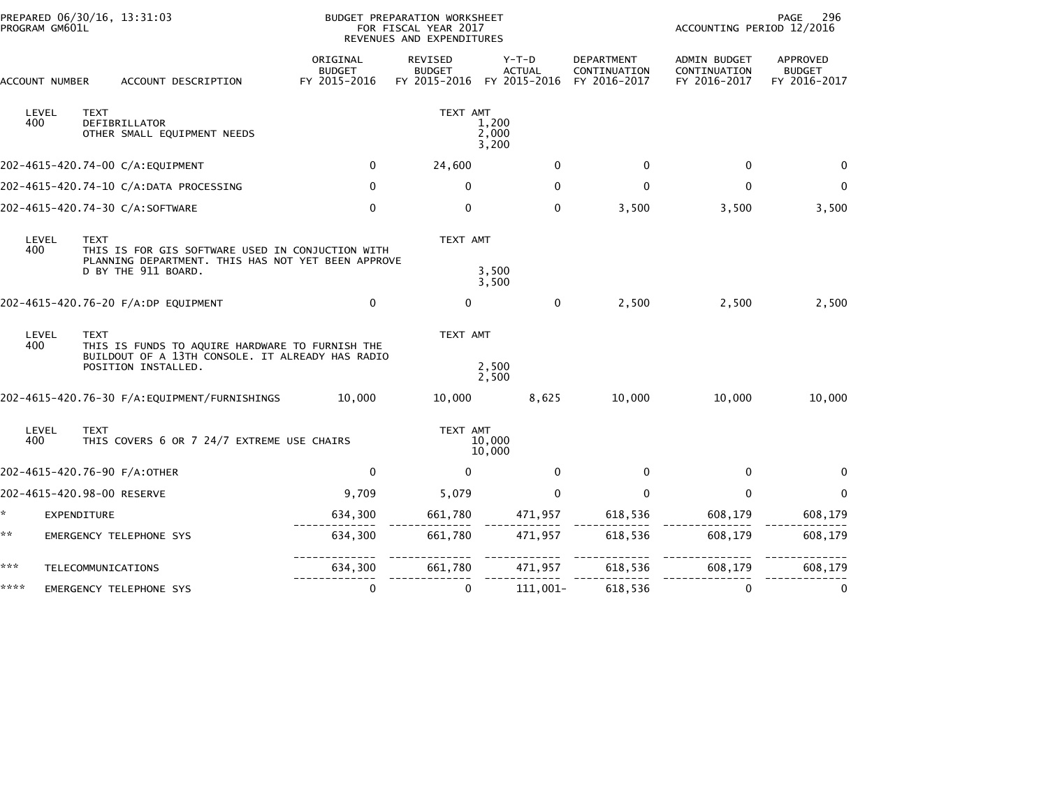PREPARED 06/30/16, 13:31:03
PROGRAM GM601L

BUDGET PREPARATION WORKSHEET
FOR FISCAL YEAR 2017
REVENUES AND EXPENDITURES

ACCOUNTING PERIOD 12/2016

| ACCOUNT NUMBER | ACCOUNT DESCRIPTION | ORIGINAL BUDGET FY 2015-2016 | REVISED BUDGET FY 2015-2016 | Y-T-D ACTUAL FY 2015-2016 | DEPARTMENT CONTINUATION FY 2016-2017 | ADMIN BUDGET CONTINUATION FY 2016-2017 | APPROVED BUDGET FY 2016-2017 |
|---|---|---|---|---|---|---|---|
| LEVEL 400 | TEXT: DEFIBRILLATOR | | TEXT AMT | 1,200 | | | |
| | OTHER SMALL EQUIPMENT NEEDS | | | 2,000 | | | |
| | | | | 3,200 | | | |
| 202-4615-420.74-00 | C/A:EQUIPMENT | 0 | 24,600 | 0 | 0 | 0 | 0 |
| 202-4615-420.74-10 | C/A:DATA PROCESSING | 0 | 0 | 0 | 0 | 0 | 0 |
| 202-4615-420.74-30 | C/A:SOFTWARE | 0 | 0 | 0 | 3,500 | 3,500 | 3,500 |
| LEVEL 400 | TEXT: THIS IS FOR GIS SOFTWARE USED IN CONJUCTION WITH PLANNING DEPARTMENT. THIS HAS NOT YET BEEN APPROVE D BY THE 911 BOARD. | | TEXT AMT | 3,500 | | | |
| | | | | 3,500 | | | |
| 202-4615-420.76-20 | F/A:DP EQUIPMENT | 0 | 0 | 0 | 2,500 | 2,500 | 2,500 |
| LEVEL 400 | TEXT: THIS IS FUNDS TO AQUIRE HARDWARE TO FURNISH THE BUILDOUT OF A 13TH CONSOLE. IT ALREADY HAS RADIO POSITION INSTALLED. | | TEXT AMT | 2,500 | | | |
| | | | | 2,500 | | | |
| 202-4615-420.76-30 | F/A:EQUIPMENT/FURNISHINGS | 10,000 | 10,000 | 8,625 | 10,000 | 10,000 | 10,000 |
| LEVEL 400 | TEXT: THIS COVERS 6 OR 7 24/7 EXTREME USE CHAIRS | | TEXT AMT | 10,000 | | | |
| | | | | 10,000 | | | |
| 202-4615-420.76-90 | F/A:OTHER | 0 | 0 | 0 | 0 | 0 | 0 |
| 202-4615-420.98-00 | RESERVE | 9,709 | 5,079 | 0 | 0 | 0 | 0 |
| * | EXPENDITURE | 634,300 | 661,780 | 471,957 | 618,536 | 608,179 | 608,179 |
| ** | EMERGENCY TELEPHONE SYS | 634,300 | 661,780 | 471,957 | 618,536 | 608,179 | 608,179 |
| *** | TELECOMMUNICATIONS | 634,300 | 661,780 | 471,957 | 618,536 | 608,179 | 608,179 |
| **** | EMERGENCY TELEPHONE SYS | 0 | 0 | 111,001- | 618,536 | 0 | 0 |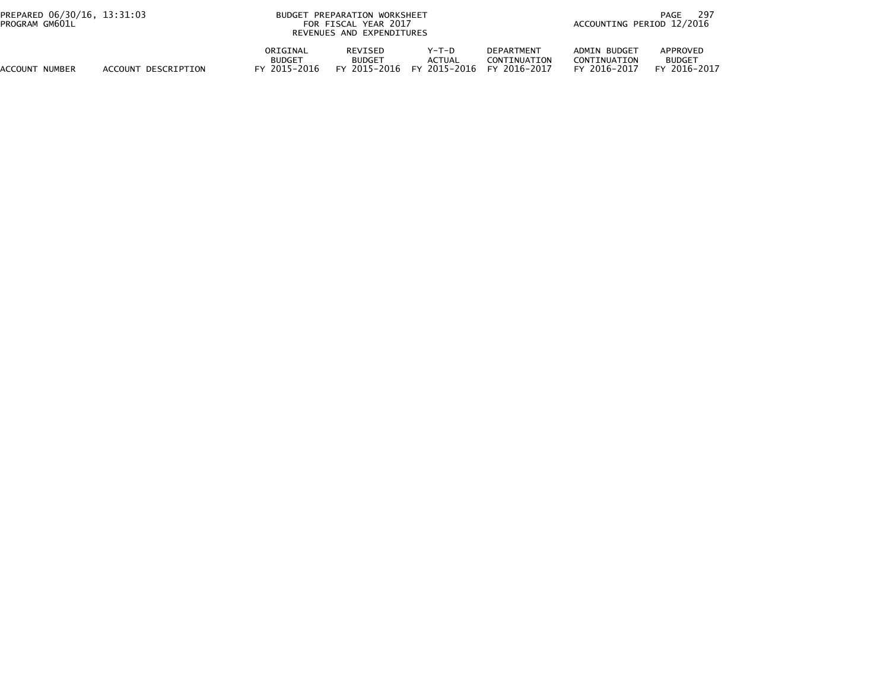| ACCOUNT NUMBER | ACCOUNT DESCRIPTION | ORIGINAL BUDGET FY 2015-2016 | REVISED BUDGET FY 2015-2016 | Y-T-D ACTUAL FY 2015-2016 | DEPARTMENT CONTINUATION FY 2016-2017 | ADMIN BUDGET CONTINUATION FY 2016-2017 | APPROVED BUDGET FY 2016-2017 |
|---|---|---|---|---|---|---|---|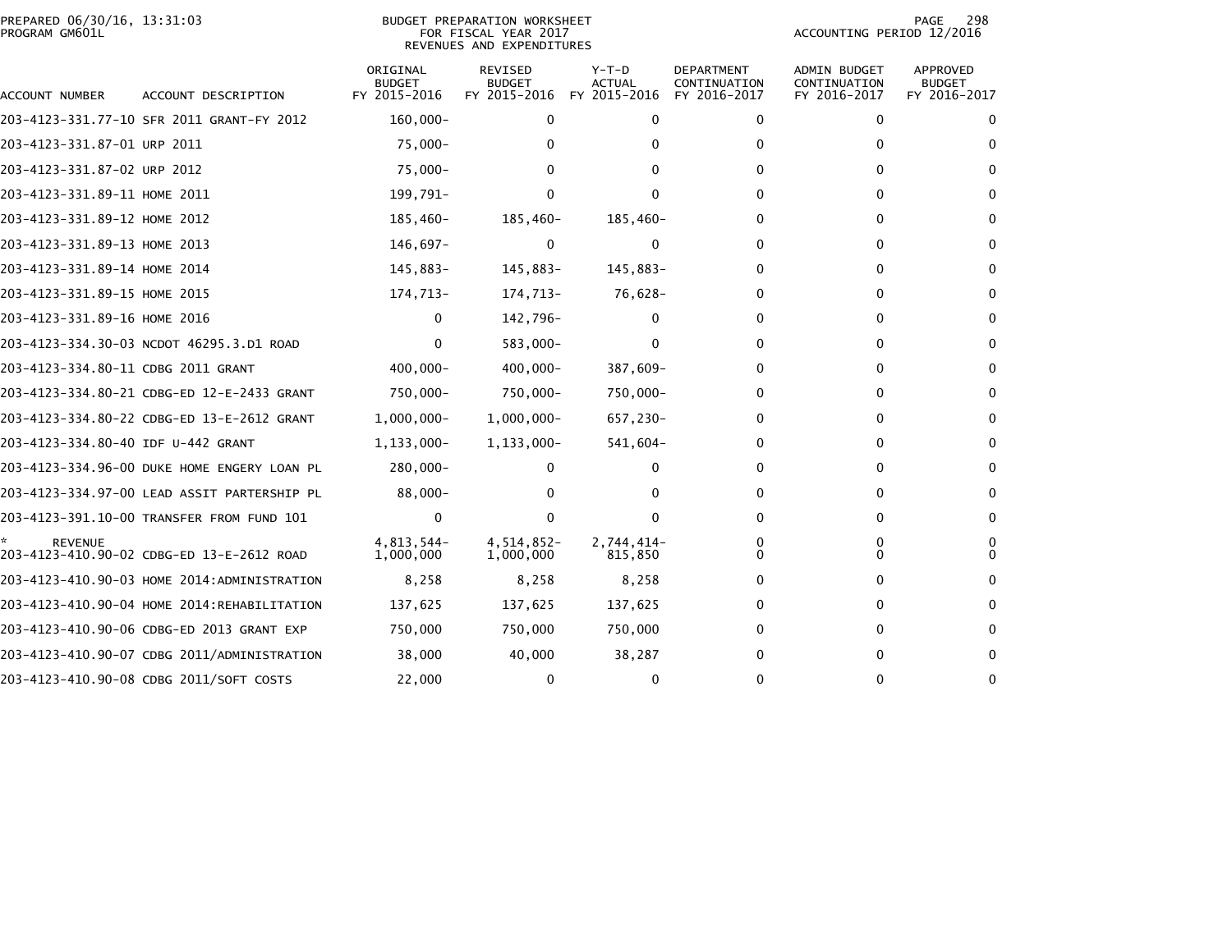PREPARED 06/30/16, 13:31:03
PROGRAM GM601L

BUDGET PREPARATION WORKSHEET
FOR FISCAL YEAR 2017
REVENUES AND EXPENDITURES

ACCOUNTING PERIOD 12/2016

| ACCOUNT NUMBER | ACCOUNT DESCRIPTION | ORIGINAL BUDGET FY 2015-2016 | REVISED BUDGET FY 2015-2016 | Y-T-D ACTUAL FY 2015-2016 | DEPARTMENT CONTINUATION FY 2016-2017 | ADMIN BUDGET CONTINUATION FY 2016-2017 | APPROVED BUDGET FY 2016-2017 |
|---|---|---|---|---|---|---|---|
| 203-4123-331.77-10 | SFR 2011 GRANT-FY 2012 | 160,000- | 0 | 0 | 0 | 0 | 0 |
| 203-4123-331.87-01 | URP 2011 | 75,000- | 0 | 0 | 0 | 0 | 0 |
| 203-4123-331.87-02 | URP 2012 | 75,000- | 0 | 0 | 0 | 0 | 0 |
| 203-4123-331.89-11 | HOME 2011 | 199,791- | 0 | 0 | 0 | 0 | 0 |
| 203-4123-331.89-12 | HOME 2012 | 185,460- | 185,460- | 185,460- | 0 | 0 | 0 |
| 203-4123-331.89-13 | HOME 2013 | 146,697- | 0 | 0 | 0 | 0 | 0 |
| 203-4123-331.89-14 | HOME 2014 | 145,883- | 145,883- | 145,883- | 0 | 0 | 0 |
| 203-4123-331.89-15 | HOME 2015 | 174,713- | 174,713- | 76,628- | 0 | 0 | 0 |
| 203-4123-331.89-16 | HOME 2016 | 0 | 142,796- | 0 | 0 | 0 | 0 |
| 203-4123-334.30-03 | NCDOT 46295.3.D1 ROAD | 0 | 583,000- | 0 | 0 | 0 | 0 |
| 203-4123-334.80-11 | CDBG 2011 GRANT | 400,000- | 400,000- | 387,609- | 0 | 0 | 0 |
| 203-4123-334.80-21 | CDBG-ED 12-E-2433 GRANT | 750,000- | 750,000- | 750,000- | 0 | 0 | 0 |
| 203-4123-334.80-22 | CDBG-ED 13-E-2612 GRANT | 1,000,000- | 1,000,000- | 657,230- | 0 | 0 | 0 |
| 203-4123-334.80-40 | IDF U-442 GRANT | 1,133,000- | 1,133,000- | 541,604- | 0 | 0 | 0 |
| 203-4123-334.96-00 | DUKE HOME ENGERY LOAN PL | 280,000- | 0 | 0 | 0 | 0 | 0 |
| 203-4123-334.97-00 | LEAD ASSIT PARTERSHIP PL | 88,000- | 0 | 0 | 0 | 0 | 0 |
| 203-4123-391.10-00 | TRANSFER FROM FUND 101 | 0 | 0 | 0 | 0 | 0 | 0 |
| * REVENUE | | 4,813,544- | 4,514,852- | 2,744,414- | 0 | 0 | 0 |
| 203-4123-410.90-02 | CDBG-ED 13-E-2612 ROAD | 1,000,000 | 1,000,000 | 815,850 | 0 | 0 | 0 |
| 203-4123-410.90-03 | HOME 2014:ADMINISTRATION | 8,258 | 8,258 | 8,258 | 0 | 0 | 0 |
| 203-4123-410.90-04 | HOME 2014:REHABILITATION | 137,625 | 137,625 | 137,625 | 0 | 0 | 0 |
| 203-4123-410.90-06 | CDBG-ED 2013 GRANT EXP | 750,000 | 750,000 | 750,000 | 0 | 0 | 0 |
| 203-4123-410.90-07 | CDBG 2011/ADMINISTRATION | 38,000 | 40,000 | 38,287 | 0 | 0 | 0 |
| 203-4123-410.90-08 | CDBG 2011/SOFT COSTS | 22,000 | 0 | 0 | 0 | 0 | 0 |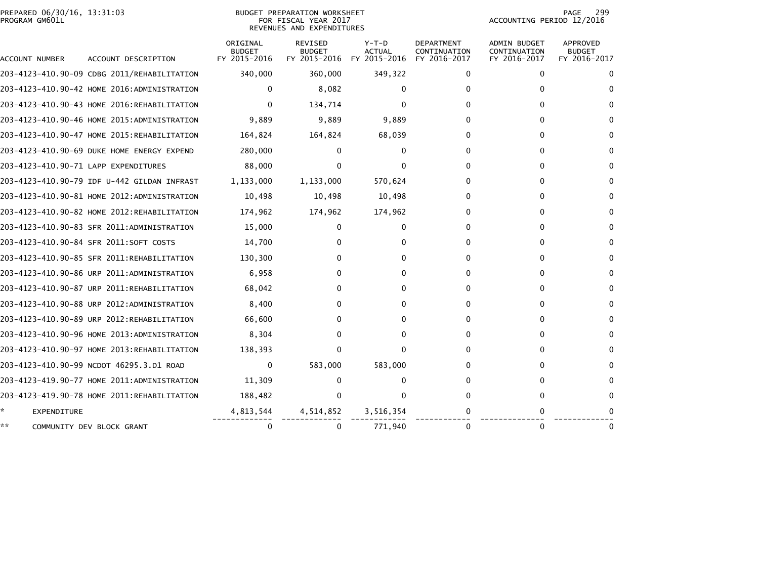PREPARED 06/30/16, 13:31:03
PROGRAM GM601L

BUDGET PREPARATION WORKSHEET
FOR FISCAL YEAR 2017
REVENUES AND EXPENDITURES

ACCOUNTING PERIOD 12/2016

| ACCOUNT NUMBER | ACCOUNT DESCRIPTION | ORIGINAL BUDGET FY 2015-2016 | REVISED BUDGET FY 2015-2016 | Y-T-D ACTUAL FY 2015-2016 | DEPARTMENT CONTINUATION FY 2016-2017 | ADMIN BUDGET CONTINUATION FY 2016-2017 | APPROVED BUDGET FY 2016-2017 |
|---|---|---|---|---|---|---|---|
| 203-4123-410.90-09 | CDBG 2011/REHABILITATION | 340,000 | 360,000 | 349,322 | 0 | 0 | 0 |
| 203-4123-410.90-42 | HOME 2016:ADMINISTRATION | 0 | 8,082 | 0 | 0 | 0 | 0 |
| 203-4123-410.90-43 | HOME 2016:REHABILITATION | 0 | 134,714 | 0 | 0 | 0 | 0 |
| 203-4123-410.90-46 | HOME 2015:ADMINISTRATION | 9,889 | 9,889 | 9,889 | 0 | 0 | 0 |
| 203-4123-410.90-47 | HOME 2015:REHABILITATION | 164,824 | 164,824 | 68,039 | 0 | 0 | 0 |
| 203-4123-410.90-69 | DUKE HOME ENERGY EXPEND | 280,000 | 0 | 0 | 0 | 0 | 0 |
| 203-4123-410.90-71 | LAPP EXPENDITURES | 88,000 | 0 | 0 | 0 | 0 | 0 |
| 203-4123-410.90-79 | IDF U-442 GILDAN INFRAST | 1,133,000 | 1,133,000 | 570,624 | 0 | 0 | 0 |
| 203-4123-410.90-81 | HOME 2012:ADMINISTRATION | 10,498 | 10,498 | 10,498 | 0 | 0 | 0 |
| 203-4123-410.90-82 | HOME 2012:REHABILITATION | 174,962 | 174,962 | 174,962 | 0 | 0 | 0 |
| 203-4123-410.90-83 | SFR 2011:ADMINISTRATION | 15,000 | 0 | 0 | 0 | 0 | 0 |
| 203-4123-410.90-84 | SFR 2011:SOFT COSTS | 14,700 | 0 | 0 | 0 | 0 | 0 |
| 203-4123-410.90-85 | SFR 2011:REHABILITATION | 130,300 | 0 | 0 | 0 | 0 | 0 |
| 203-4123-410.90-86 | URP 2011:ADMINISTRATION | 6,958 | 0 | 0 | 0 | 0 | 0 |
| 203-4123-410.90-87 | URP 2011:REHABILITATION | 68,042 | 0 | 0 | 0 | 0 | 0 |
| 203-4123-410.90-88 | URP 2012:ADMINISTRATION | 8,400 | 0 | 0 | 0 | 0 | 0 |
| 203-4123-410.90-89 | URP 2012:REHABILITATION | 66,600 | 0 | 0 | 0 | 0 | 0 |
| 203-4123-410.90-96 | HOME 2013:ADMINISTRATION | 8,304 | 0 | 0 | 0 | 0 | 0 |
| 203-4123-410.90-97 | HOME 2013:REHABILITATION | 138,393 | 0 | 0 | 0 | 0 | 0 |
| 203-4123-410.90-99 | NCDOT 46295.3.D1 ROAD | 0 | 583,000 | 583,000 | 0 | 0 | 0 |
| 203-4123-419.90-77 | HOME 2011:ADMINISTRATION | 11,309 | 0 | 0 | 0 | 0 | 0 |
| 203-4123-419.90-78 | HOME 2011:REHABILITATION | 188,482 | 0 | 0 | 0 | 0 | 0 |
| * | EXPENDITURE | 4,813,544 | 4,514,852 | 3,516,354 | 0 | 0 | 0 |
| ** | COMMUNITY DEV BLOCK GRANT | 0 | 0 | 771,940 | 0 | 0 | 0 |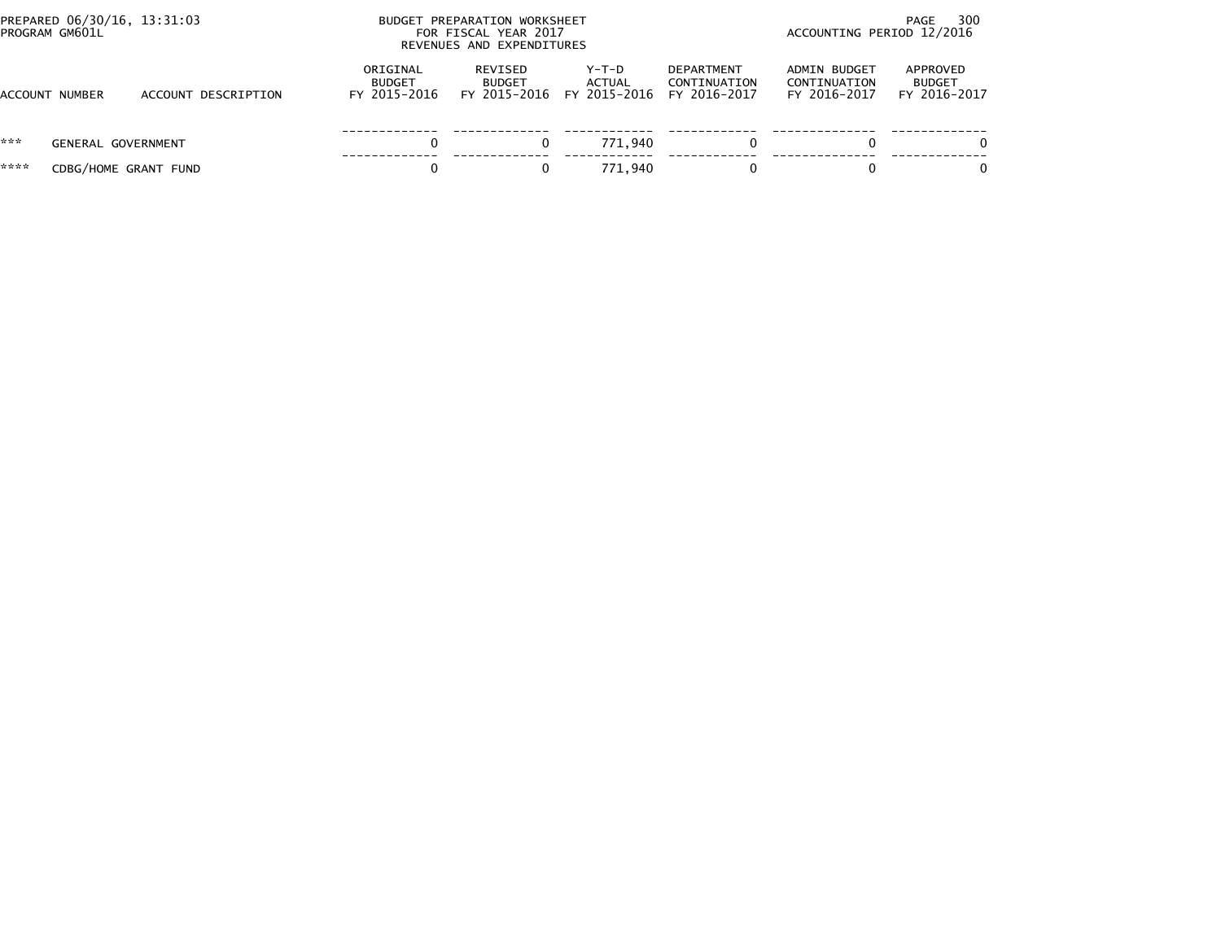PREPARED 06/30/16, 13:31:03
PROGRAM GM601L

BUDGET PREPARATION WORKSHEET
FOR FISCAL YEAR 2017
REVENUES AND EXPENDITURES

ACCOUNTING PERIOD 12/2016

| ACCOUNT NUMBER | ACCOUNT DESCRIPTION | ORIGINAL BUDGET FY 2015-2016 | REVISED BUDGET FY 2015-2016 | Y-T-D ACTUAL FY 2015-2016 | DEPARTMENT CONTINUATION FY 2016-2017 | ADMIN BUDGET CONTINUATION FY 2016-2017 | APPROVED BUDGET FY 2016-2017 |
|---|---|---|---|---|---|---|---|
| *** | GENERAL GOVERNMENT | 0 | 0 | 771,940 | 0 | 0 | 0 |
| **** | CDBG/HOME GRANT FUND | 0 | 0 | 771,940 | 0 | 0 | 0 |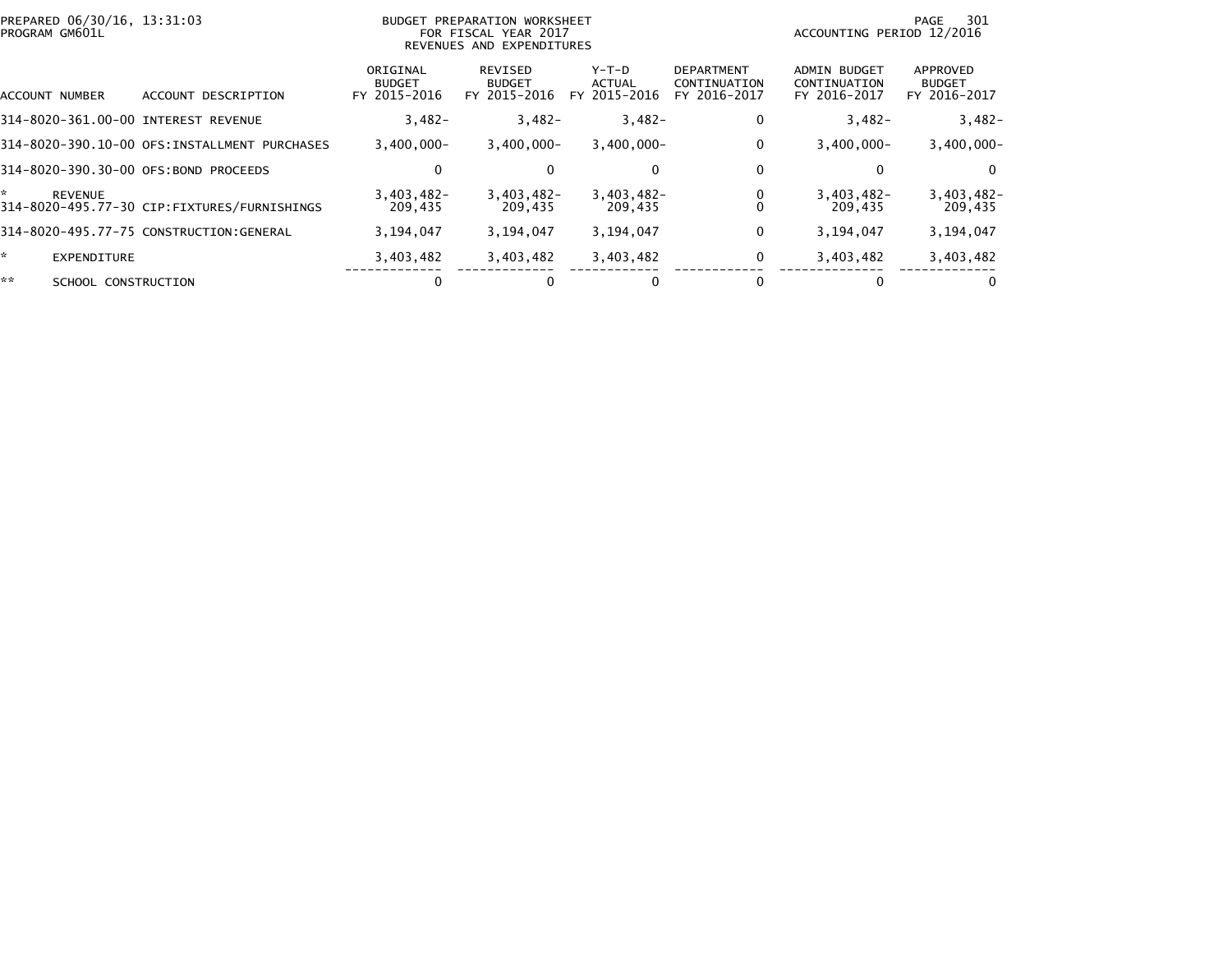PREPARED 06/30/16, 13:31:03
PROGRAM GM601L

BUDGET PREPARATION WORKSHEET
FOR FISCAL YEAR 2017
REVENUES AND EXPENDITURES

ACCOUNTING PERIOD 12/2016

| ACCOUNT NUMBER | ACCOUNT DESCRIPTION | ORIGINAL BUDGET FY 2015-2016 | REVISED BUDGET FY 2015-2016 | Y-T-D ACTUAL FY 2015-2016 | DEPARTMENT CONTINUATION FY 2016-2017 | ADMIN BUDGET CONTINUATION FY 2016-2017 | APPROVED BUDGET FY 2016-2017 |
|---|---|---|---|---|---|---|---|
| 314-8020-361.00-00 | INTEREST REVENUE | 3,482- | 3,482- | 3,482- | 0 | 3,482- | 3,482- |
| 314-8020-390.10-00 | OFS:INSTALLMENT PURCHASES | 3,400,000- | 3,400,000- | 3,400,000- | 0 | 3,400,000- | 3,400,000- |
| 314-8020-390.30-00 | OFS:BOND PROCEEDS | 0 | 0 | 0 | 0 | 0 | 0 |
| * | REVENUE | 3,403,482- | 3,403,482- | 3,403,482- | 0 | 3,403,482- | 3,403,482- |
| 314-8020-495.77-30 | CIP:FIXTURES/FURNISHINGS | 209,435 | 209,435 | 209,435 | 0 | 209,435 | 209,435 |
| 314-8020-495.77-75 | CONSTRUCTION:GENERAL | 3,194,047 | 3,194,047 | 3,194,047 | 0 | 3,194,047 | 3,194,047 |
| * | EXPENDITURE | 3,403,482 | 3,403,482 | 3,403,482 | 0 | 3,403,482 | 3,403,482 |
| ** | SCHOOL CONSTRUCTION | 0 | 0 | 0 | 0 | 0 | 0 |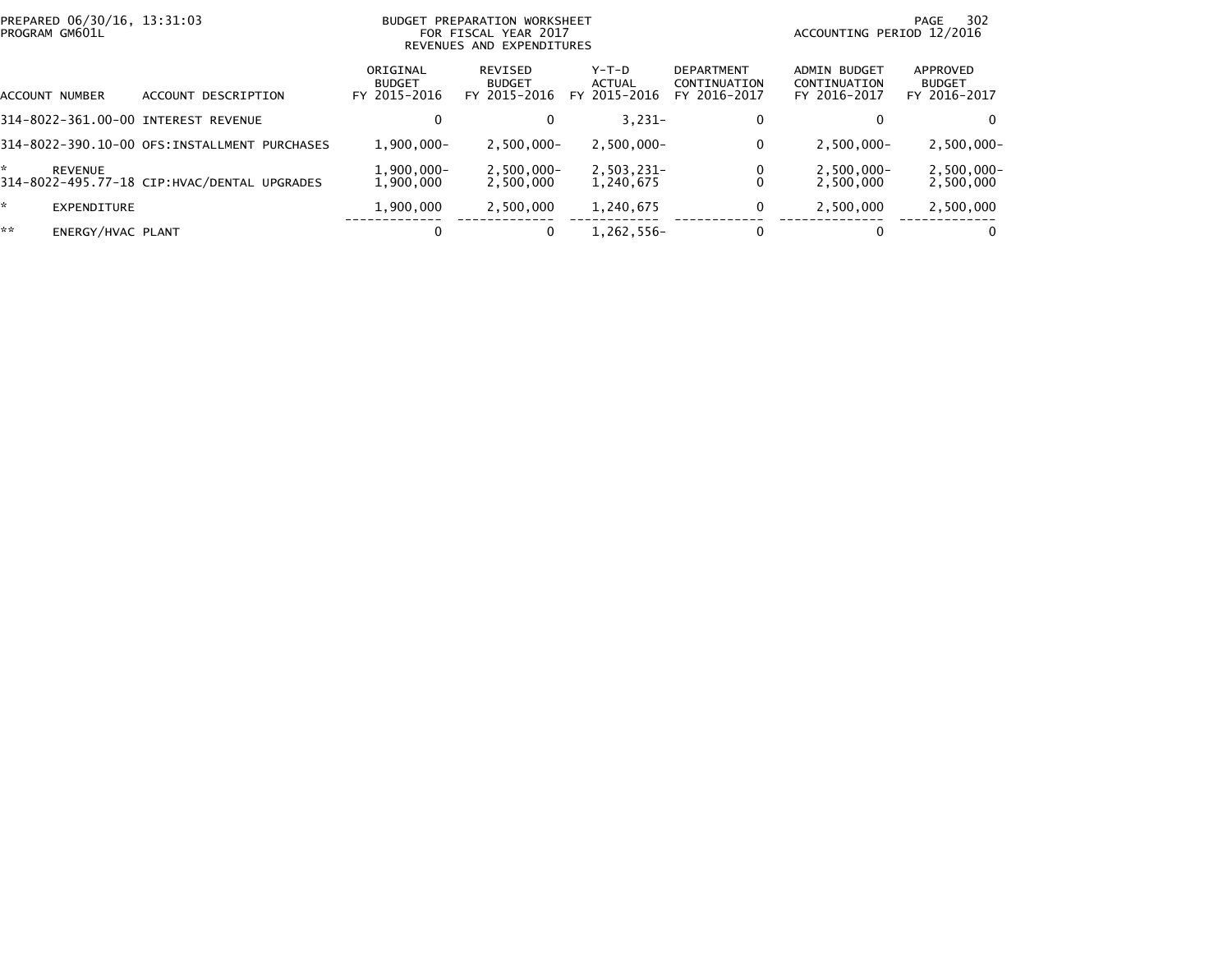PREPARED 06/30/16, 13:31:03
PROGRAM GM601L

BUDGET PREPARATION WORKSHEET
FOR FISCAL YEAR 2017
REVENUES AND EXPENDITURES

ACCOUNTING PERIOD 12/2016

| ACCOUNT NUMBER | ACCOUNT DESCRIPTION | ORIGINAL BUDGET FY 2015-2016 | REVISED BUDGET FY 2015-2016 | Y-T-D ACTUAL FY 2015-2016 | DEPARTMENT CONTINUATION FY 2016-2017 | ADMIN BUDGET CONTINUATION FY 2016-2017 | APPROVED BUDGET FY 2016-2017 |
|---|---|---|---|---|---|---|---|
| 314-8022-361.00-00 | INTEREST REVENUE | 0 | 0 | 3,231- | 0 | 0 | 0 |
| 314-8022-390.10-00 | OFS:INSTALLMENT PURCHASES | 1,900,000- | 2,500,000- | 2,500,000- | 0 | 2,500,000- | 2,500,000- |
| * | REVENUE | 1,900,000- | 2,500,000- | 2,503,231- | 0 | 2,500,000- | 2,500,000- |
| 314-8022-495.77-18 | CIP:HVAC/DENTAL UPGRADES | 1,900,000 | 2,500,000 | 1,240,675 | 0 | 2,500,000 | 2,500,000 |
| * | EXPENDITURE | 1,900,000 | 2,500,000 | 1,240,675 | 0 | 2,500,000 | 2,500,000 |
| ** | ENERGY/HVAC PLANT | 0 | 0 | 1,262,556- | 0 | 0 | 0 |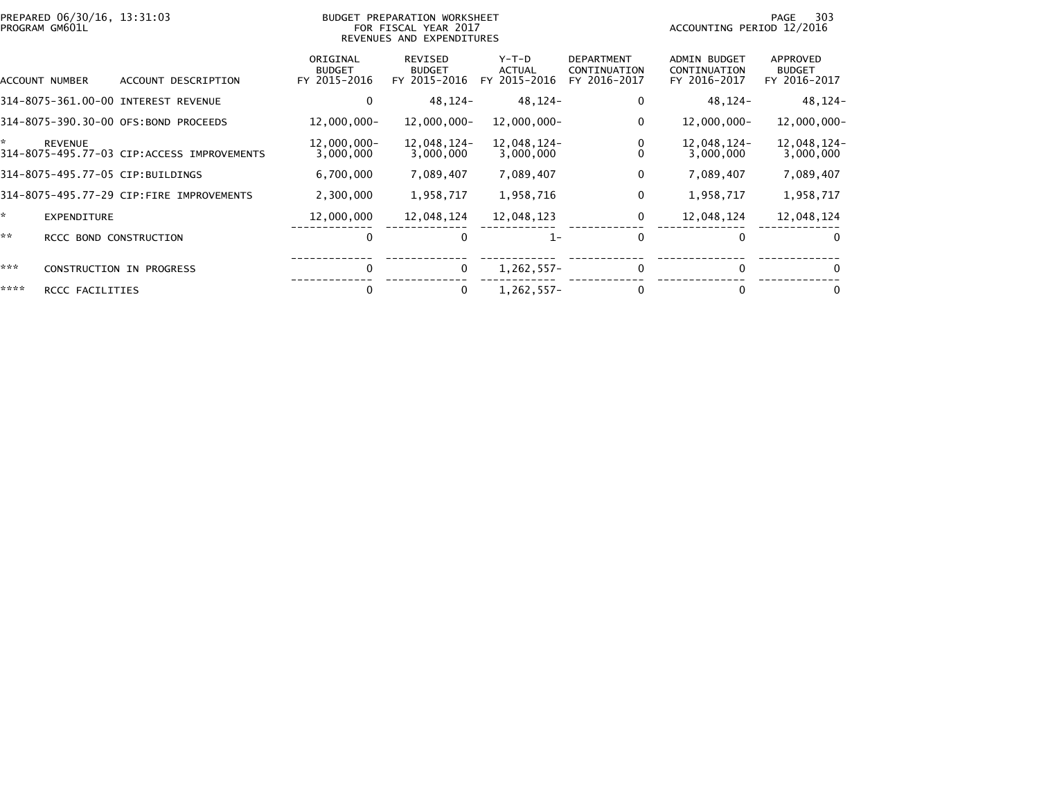PREPARED 06/30/16, 13:31:03
PROGRAM GM601L

BUDGET PREPARATION WORKSHEET
FOR FISCAL YEAR 2017
REVENUES AND EXPENDITURES

ACCOUNTING PERIOD 12/2016

| ACCOUNT NUMBER | ACCOUNT DESCRIPTION | ORIGINAL BUDGET FY 2015-2016 | REVISED BUDGET FY 2015-2016 | Y-T-D ACTUAL FY 2015-2016 | DEPARTMENT CONTINUATION FY 2016-2017 | ADMIN BUDGET CONTINUATION FY 2016-2017 | APPROVED BUDGET FY 2016-2017 |
|---|---|---|---|---|---|---|---|
| 314-8075-361.00-00 | INTEREST REVENUE | 0 | 48,124- | 48,124- | 0 | 48,124- | 48,124- |
| 314-8075-390.30-00 | OFS:BOND PROCEEDS | 12,000,000- | 12,000,000- | 12,000,000- | 0 | 12,000,000- | 12,000,000- |
| * | REVENUE | 12,000,000- | 12,048,124- | 12,048,124- | 0 | 12,048,124- | 12,048,124- |
| 314-8075-495.77-03 | CIP:ACCESS IMPROVEMENTS | 3,000,000 | 3,000,000 | 3,000,000 | 0 | 3,000,000 | 3,000,000 |
| 314-8075-495.77-05 | CIP:BUILDINGS | 6,700,000 | 7,089,407 | 7,089,407 | 0 | 7,089,407 | 7,089,407 |
| 314-8075-495.77-29 | CIP:FIRE IMPROVEMENTS | 2,300,000 | 1,958,717 | 1,958,716 | 0 | 1,958,717 | 1,958,717 |
| * | EXPENDITURE | 12,000,000 | 12,048,124 | 12,048,123 | 0 | 12,048,124 | 12,048,124 |
| ** | RCCC BOND CONSTRUCTION | 0 | 0 | 1- | 0 | 0 | 0 |
| *** | CONSTRUCTION IN PROGRESS | 0 | 0 | 1,262,557- | 0 | 0 | 0 |
| **** | RCCC FACILITIES | 0 | 0 | 1,262,557- | 0 | 0 | 0 |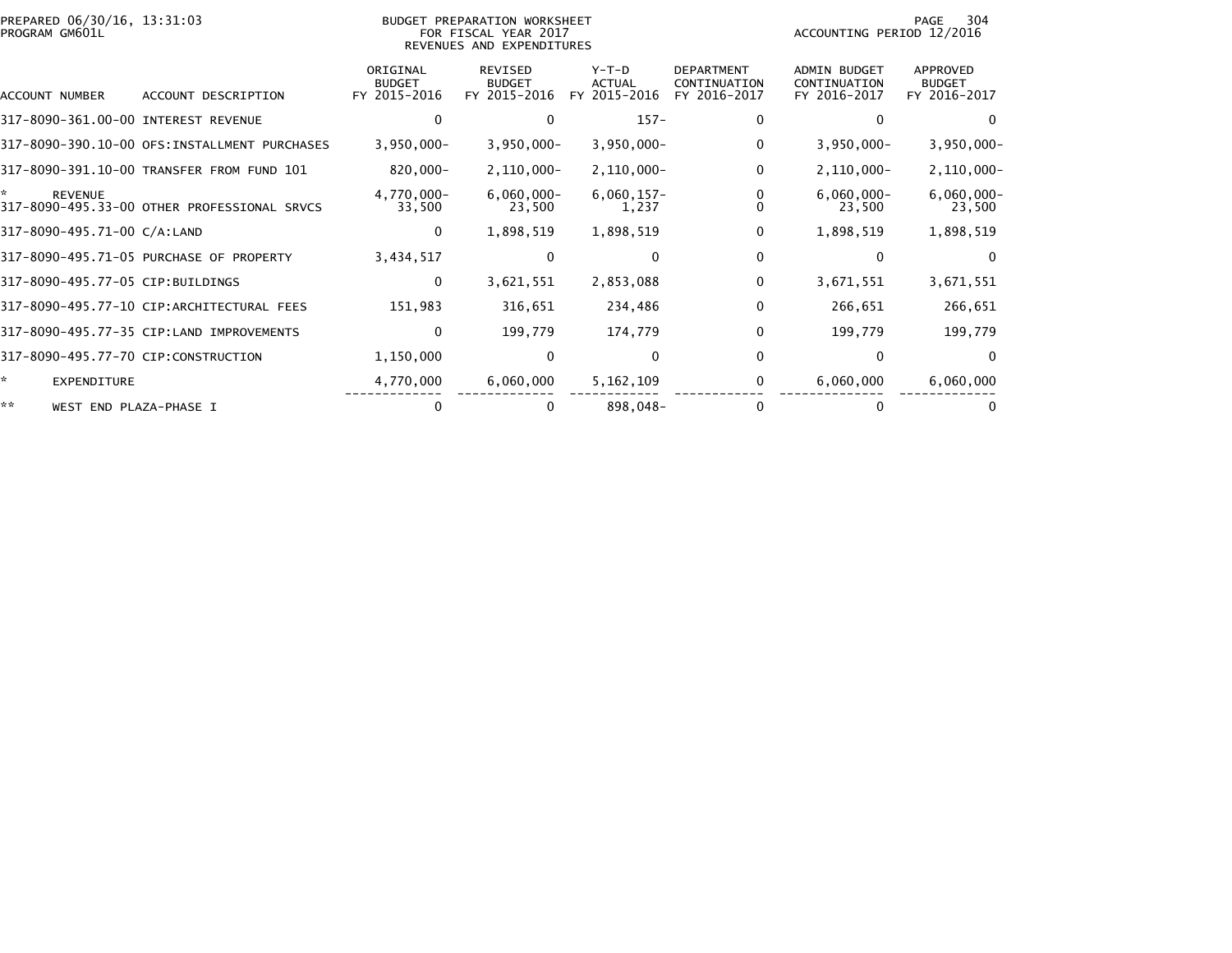PREPARED 06/30/16, 13:31:03
PROGRAM GM601L

BUDGET PREPARATION WORKSHEET
FOR FISCAL YEAR 2017
REVENUES AND EXPENDITURES

ACCOUNTING PERIOD 12/2016

| ACCOUNT NUMBER | ACCOUNT DESCRIPTION | ORIGINAL BUDGET FY 2015-2016 | REVISED BUDGET FY 2015-2016 | Y-T-D ACTUAL FY 2015-2016 | DEPARTMENT CONTINUATION FY 2016-2017 | ADMIN BUDGET CONTINUATION FY 2016-2017 | APPROVED BUDGET FY 2016-2017 |
|---|---|---|---|---|---|---|---|
| 317-8090-361.00-00 | INTEREST REVENUE | 0 | 0 | 157- | 0 | 0 | 0 |
| 317-8090-390.10-00 | OFS:INSTALLMENT PURCHASES | 3,950,000- | 3,950,000- | 3,950,000- | 0 | 3,950,000- | 3,950,000- |
| 317-8090-391.10-00 | TRANSFER FROM FUND 101 | 820,000- | 2,110,000- | 2,110,000- | 0 | 2,110,000- | 2,110,000- |
| * | REVENUE | 4,770,000- | 6,060,000- | 6,060,157- | 0 | 6,060,000- | 6,060,000- |
| 317-8090-495.33-00 | OTHER PROFESSIONAL SRVCS | 33,500 | 23,500 | 1,237 | 0 | 23,500 | 23,500 |
| 317-8090-495.71-00 | C/A:LAND | 0 | 1,898,519 | 1,898,519 | 0 | 1,898,519 | 1,898,519 |
| 317-8090-495.71-05 | PURCHASE OF PROPERTY | 3,434,517 | 0 | 0 | 0 | 0 | 0 |
| 317-8090-495.77-05 | CIP:BUILDINGS | 0 | 3,621,551 | 2,853,088 | 0 | 3,671,551 | 3,671,551 |
| 317-8090-495.77-10 | CIP:ARCHITECTURAL FEES | 151,983 | 316,651 | 234,486 | 0 | 266,651 | 266,651 |
| 317-8090-495.77-35 | CIP:LAND IMPROVEMENTS | 0 | 199,779 | 174,779 | 0 | 199,779 | 199,779 |
| 317-8090-495.77-70 | CIP:CONSTRUCTION | 1,150,000 | 0 | 0 | 0 | 0 | 0 |
| * | EXPENDITURE | 4,770,000 | 6,060,000 | 5,162,109 | 0 | 6,060,000 | 6,060,000 |
| ** | WEST END PLAZA-PHASE I | 0 | 0 | 898,048- | 0 | 0 | 0 |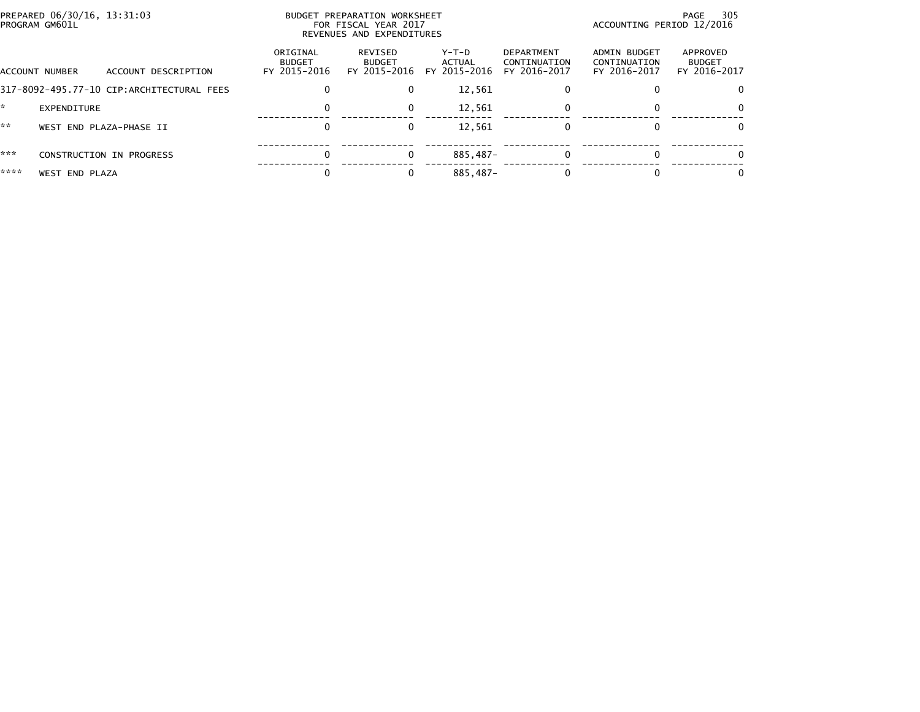PREPARED 06/30/16, 13:31:03
PROGRAM GM601L

BUDGET PREPARATION WORKSHEET
FOR FISCAL YEAR 2017
REVENUES AND EXPENDITURES

ACCOUNTING PERIOD 12/2016

| ACCOUNT NUMBER | ACCOUNT DESCRIPTION | ORIGINAL BUDGET FY 2015-2016 | REVISED BUDGET FY 2015-2016 | Y-T-D ACTUAL FY 2015-2016 | DEPARTMENT CONTINUATION FY 2016-2017 | ADMIN BUDGET CONTINUATION FY 2016-2017 | APPROVED BUDGET FY 2016-2017 |
|---|---|---|---|---|---|---|---|
| 317-8092-495.77-10 | CIP:ARCHITECTURAL FEES | 0 | 0 | 12,561 | 0 | 0 | 0 |
| * | EXPENDITURE | 0 | 0 | 12,561 | 0 | 0 | 0 |
| ** | WEST END PLAZA-PHASE II | 0 | 0 | 12,561 | 0 | 0 | 0 |
| *** | CONSTRUCTION IN PROGRESS | 0 | 0 | 885,487- | 0 | 0 | 0 |
| **** | WEST END PLAZA | 0 | 0 | 885,487- | 0 | 0 | 0 |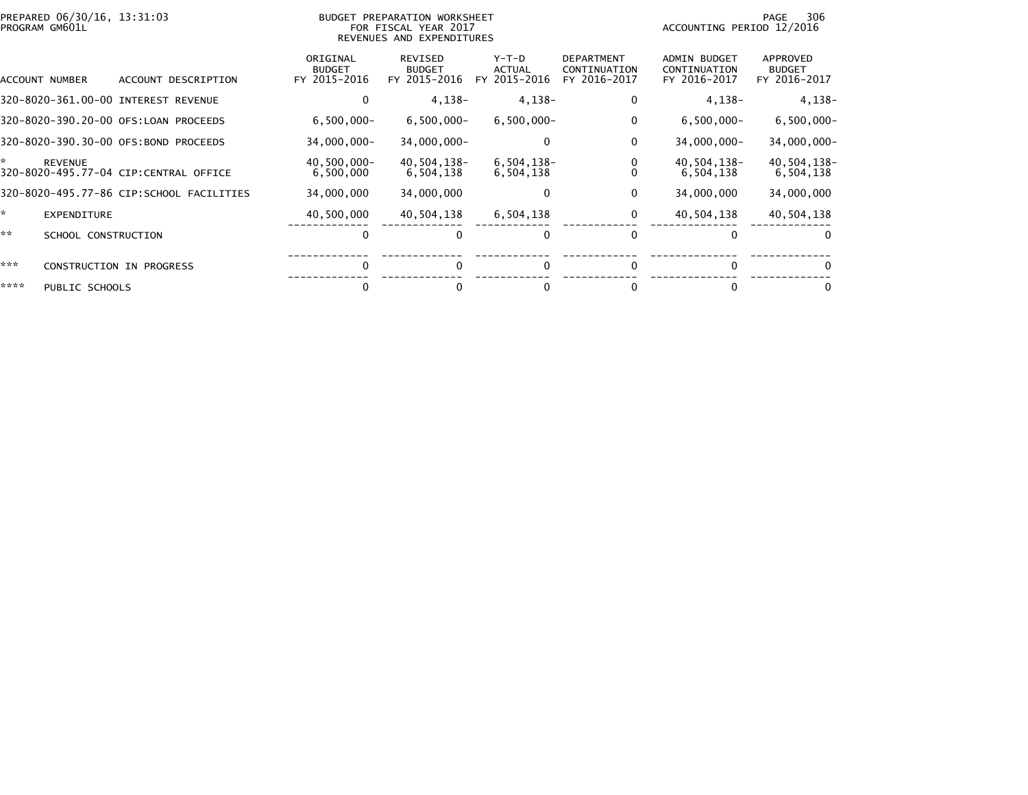PREPARED 06/30/16, 13:31:03
PROGRAM GM601L

BUDGET PREPARATION WORKSHEET
FOR FISCAL YEAR 2017
REVENUES AND EXPENDITURES

ACCOUNTING PERIOD 12/2016

| ACCOUNT NUMBER | ACCOUNT DESCRIPTION | ORIGINAL BUDGET FY 2015-2016 | REVISED BUDGET FY 2015-2016 | Y-T-D ACTUAL FY 2015-2016 | DEPARTMENT CONTINUATION FY 2016-2017 | ADMIN BUDGET CONTINUATION FY 2016-2017 | APPROVED BUDGET FY 2016-2017 |
|---|---|---|---|---|---|---|---|
| 320-8020-361.00-00 | INTEREST REVENUE | 0 | 4,138- | 4,138- | 0 | 4,138- | 4,138- |
| 320-8020-390.20-00 | OFS:LOAN PROCEEDS | 6,500,000- | 6,500,000- | 6,500,000- | 0 | 6,500,000- | 6,500,000- |
| 320-8020-390.30-00 | OFS:BOND PROCEEDS | 34,000,000- | 34,000,000- | 0 | 0 | 34,000,000- | 34,000,000- |
| * | REVENUE | 40,500,000- | 40,504,138- | 6,504,138- | 0 | 40,504,138- | 40,504,138- |
| 320-8020-495.77-04 | CIP:CENTRAL OFFICE | 6,500,000 | 6,504,138 | 6,504,138 | 0 | 6,504,138 | 6,504,138 |
| 320-8020-495.77-86 | CIP:SCHOOL FACILITIES | 34,000,000 | 34,000,000 | 0 | 0 | 34,000,000 | 34,000,000 |
| * | EXPENDITURE | 40,500,000 | 40,504,138 | 6,504,138 | 0 | 40,504,138 | 40,504,138 |
| ** | SCHOOL CONSTRUCTION | 0 | 0 | 0 | 0 | 0 | 0 |
| *** | CONSTRUCTION IN PROGRESS | 0 | 0 | 0 | 0 | 0 | 0 |
| **** | PUBLIC SCHOOLS | 0 | 0 | 0 | 0 | 0 | 0 |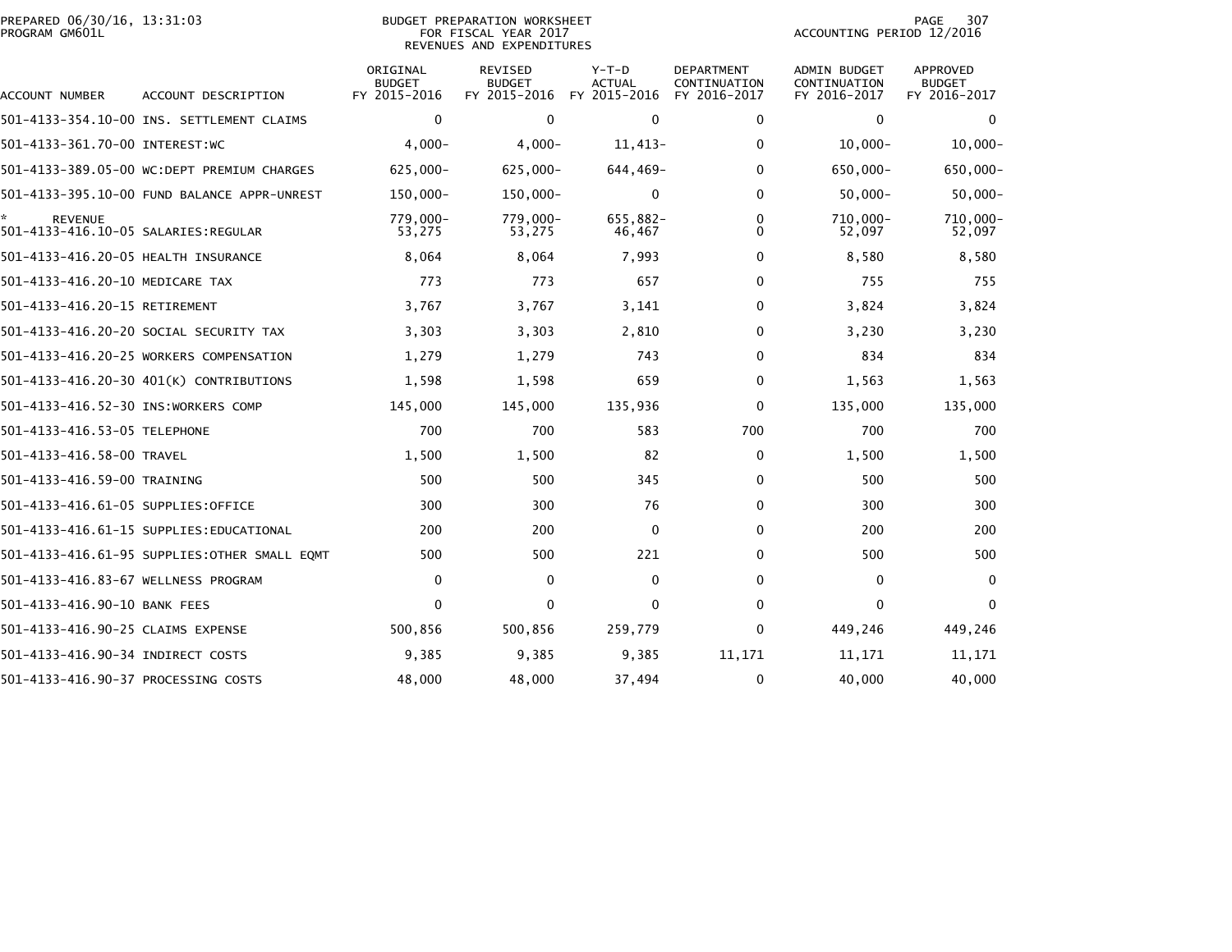BUDGET PREPARATION WORKSHEET
FOR FISCAL YEAR 2017
REVENUES AND EXPENDITURES

PREPARED 06/30/16, 13:31:03
PROGRAM GM601L

ACCOUNTING PERIOD 12/2016

| ACCOUNT NUMBER | ACCOUNT DESCRIPTION | ORIGINAL BUDGET FY 2015-2016 | REVISED BUDGET FY 2015-2016 | Y-T-D ACTUAL FY 2015-2016 | DEPARTMENT CONTINUATION FY 2016-2017 | ADMIN BUDGET CONTINUATION FY 2016-2017 | APPROVED BUDGET FY 2016-2017 |
|---|---|---|---|---|---|---|---|
| 501-4133-354.10-00 | INS. SETTLEMENT CLAIMS | 0 | 0 | 0 | 0 | 0 | 0 |
| 501-4133-361.70-00 | INTEREST:WC | 4,000- | 4,000- | 11,413- | 0 | 10,000- | 10,000- |
| 501-4133-389.05-00 | WC:DEPT PREMIUM CHARGES | 625,000- | 625,000- | 644,469- | 0 | 650,000- | 650,000- |
| 501-4133-395.10-00 | FUND BALANCE APPR-UNREST | 150,000- | 150,000- | 0 | 0 | 50,000- | 50,000- |
| * | REVENUE | 779,000- | 779,000- | 655,882- | 0 | 710,000- | 710,000- |
| 501-4133-416.10-05 | SALARIES:REGULAR | 53,275 | 53,275 | 46,467 | 0 | 52,097 | 52,097 |
| 501-4133-416.20-05 | HEALTH INSURANCE | 8,064 | 8,064 | 7,993 | 0 | 8,580 | 8,580 |
| 501-4133-416.20-10 | MEDICARE TAX | 773 | 773 | 657 | 0 | 755 | 755 |
| 501-4133-416.20-15 | RETIREMENT | 3,767 | 3,767 | 3,141 | 0 | 3,824 | 3,824 |
| 501-4133-416.20-20 | SOCIAL SECURITY TAX | 3,303 | 3,303 | 2,810 | 0 | 3,230 | 3,230 |
| 501-4133-416.20-25 | WORKERS COMPENSATION | 1,279 | 1,279 | 743 | 0 | 834 | 834 |
| 501-4133-416.20-30 | 401(K) CONTRIBUTIONS | 1,598 | 1,598 | 659 | 0 | 1,563 | 1,563 |
| 501-4133-416.52-30 | INS:WORKERS COMP | 145,000 | 145,000 | 135,936 | 0 | 135,000 | 135,000 |
| 501-4133-416.53-05 | TELEPHONE | 700 | 700 | 583 | 700 | 700 | 700 |
| 501-4133-416.58-00 | TRAVEL | 1,500 | 1,500 | 82 | 0 | 1,500 | 1,500 |
| 501-4133-416.59-00 | TRAINING | 500 | 500 | 345 | 0 | 500 | 500 |
| 501-4133-416.61-05 | SUPPLIES:OFFICE | 300 | 300 | 76 | 0 | 300 | 300 |
| 501-4133-416.61-15 | SUPPLIES:EDUCATIONAL | 200 | 200 | 0 | 0 | 200 | 200 |
| 501-4133-416.61-95 | SUPPLIES:OTHER SMALL EQMT | 500 | 500 | 221 | 0 | 500 | 500 |
| 501-4133-416.83-67 | WELLNESS PROGRAM | 0 | 0 | 0 | 0 | 0 | 0 |
| 501-4133-416.90-10 | BANK FEES | 0 | 0 | 0 | 0 | 0 | 0 |
| 501-4133-416.90-25 | CLAIMS EXPENSE | 500,856 | 500,856 | 259,779 | 0 | 449,246 | 449,246 |
| 501-4133-416.90-34 | INDIRECT COSTS | 9,385 | 9,385 | 9,385 | 11,171 | 11,171 | 11,171 |
| 501-4133-416.90-37 | PROCESSING COSTS | 48,000 | 48,000 | 37,494 | 0 | 40,000 | 40,000 |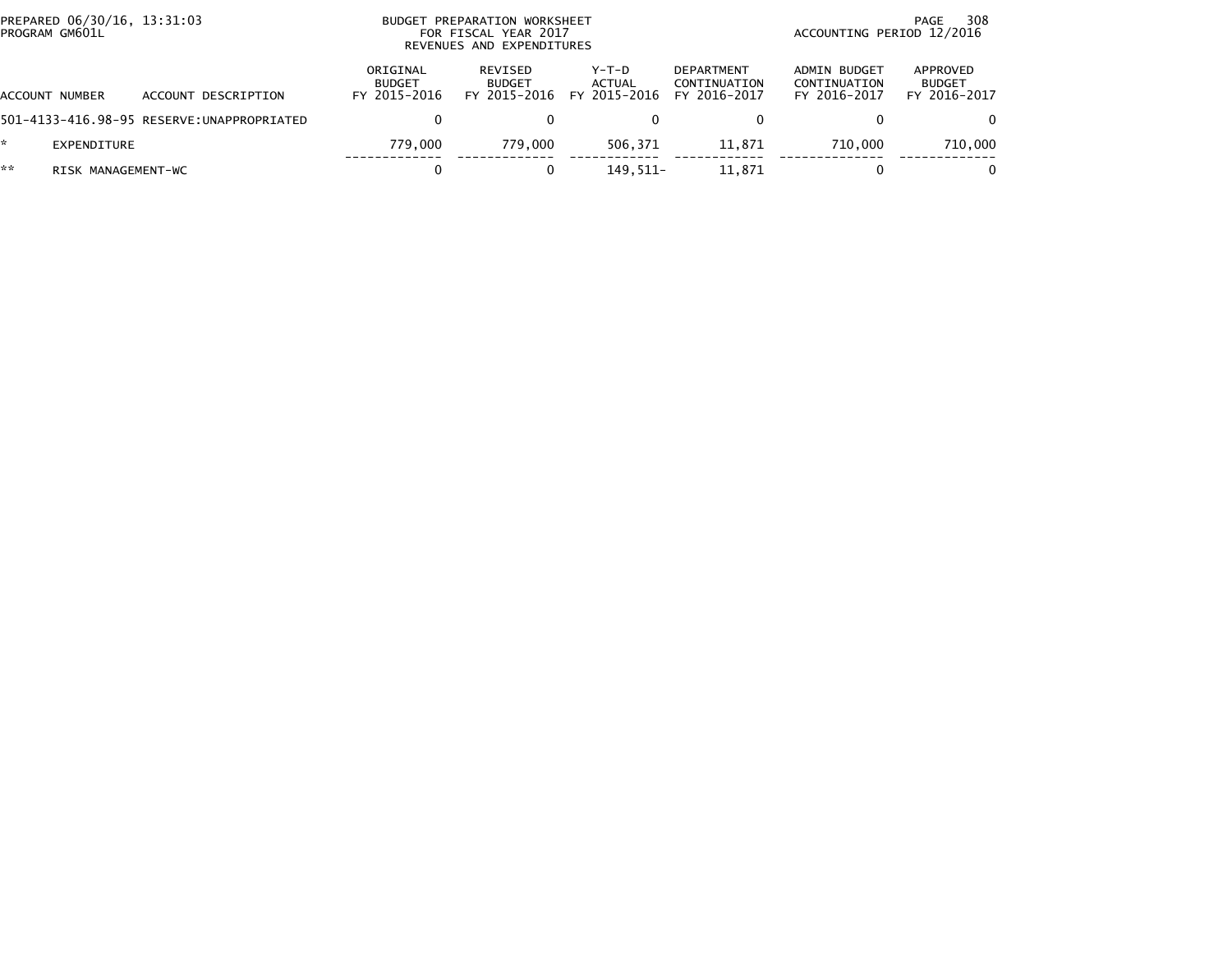BUDGET PREPARATION WORKSHEET
FOR FISCAL YEAR 2017
REVENUES AND EXPENDITURES

PREPARED 06/30/16, 13:31:03
PROGRAM GM601L

ACCOUNTING PERIOD 12/2016

| ACCOUNT NUMBER | ACCOUNT DESCRIPTION | ORIGINAL BUDGET FY 2015-2016 | REVISED BUDGET FY 2015-2016 | Y-T-D ACTUAL FY 2015-2016 | DEPARTMENT CONTINUATION FY 2016-2017 | ADMIN BUDGET CONTINUATION FY 2016-2017 | APPROVED BUDGET FY 2016-2017 |
|---|---|---|---|---|---|---|---|
| 501-4133-416.98-95 | RESERVE:UNAPPROPRIATED | 0 | 0 | 0 | 0 | 0 | 0 |
| * | EXPENDITURE | 779,000 | 779,000 | 506,371 | 11,871 | 710,000 | 710,000 |
| ** | RISK MANAGEMENT-WC | 0 | 0 | 149,511- | 11,871 | 0 | 0 |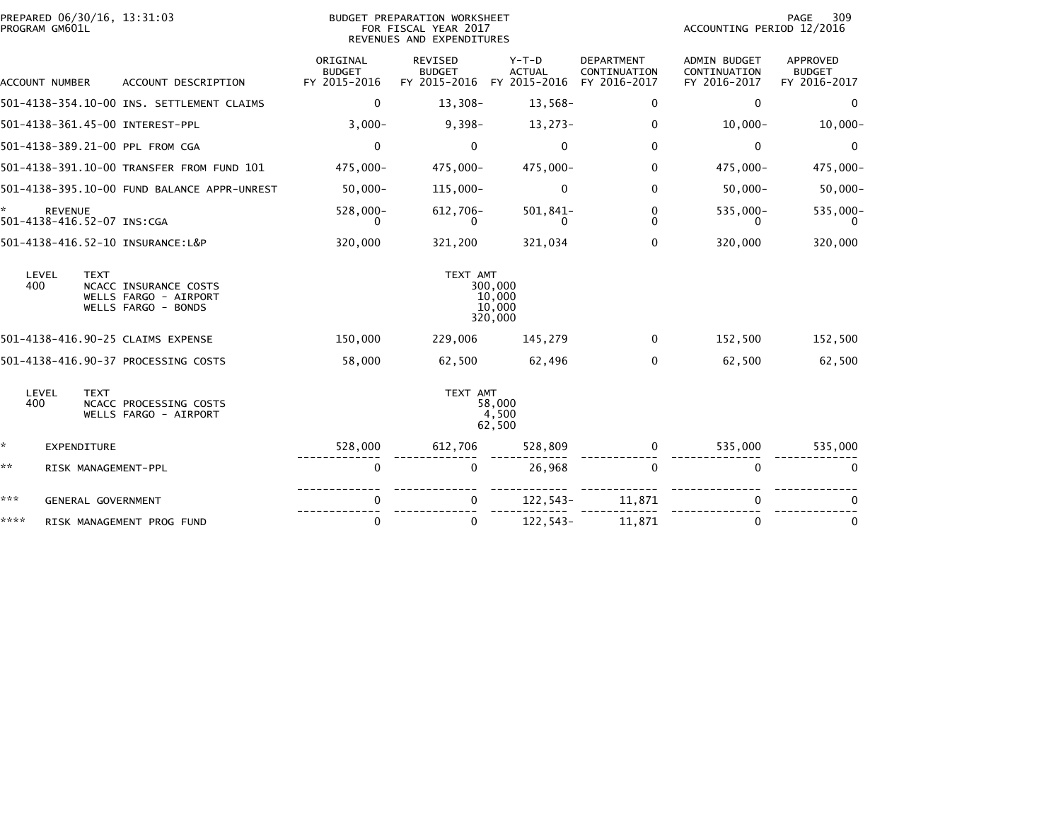BUDGET PREPARATION WORKSHEET
FOR FISCAL YEAR 2017
REVENUES AND EXPENDITURES

PREPARED 06/30/16, 13:31:03
PROGRAM GM601L

ACCOUNTING PERIOD 12/2016

| ACCOUNT NUMBER | ACCOUNT DESCRIPTION | ORIGINAL BUDGET FY 2015-2016 | REVISED BUDGET FY 2015-2016 | Y-T-D ACTUAL FY 2015-2016 | DEPARTMENT CONTINUATION FY 2016-2017 | ADMIN BUDGET CONTINUATION FY 2016-2017 | APPROVED BUDGET FY 2016-2017 |
|---|---|---|---|---|---|---|---|
| 501-4138-354.10-00 | INS. SETTLEMENT CLAIMS | 0 | 13,308- | 13,568- | 0 | 0 | 0 |
| 501-4138-361.45-00 | INTEREST-PPL | 3,000- | 9,398- | 13,273- | 0 | 10,000- | 10,000- |
| 501-4138-389.21-00 | PPL FROM CGA | 0 | 0 | 0 | 0 | 0 | 0 |
| 501-4138-391.10-00 | TRANSFER FROM FUND 101 | 475,000- | 475,000- | 475,000- | 0 | 475,000- | 475,000- |
| 501-4138-395.10-00 | FUND BALANCE APPR-UNREST | 50,000- | 115,000- | 0 | 0 | 50,000- | 50,000- |
| * | REVENUE | 528,000- | 612,706- | 501,841- | 0 | 535,000- | 535,000- |
| 501-4138-416.52-07 | INS:CGA | 0 | 0 | 0 | 0 | 0 | 0 |
| 501-4138-416.52-10 | INSURANCE:L&P | 320,000 | 321,200 | 321,034 | 0 | 320,000 | 320,000 |

| LEVEL | TEXT | TEXT AMT |
|---|---|---|
| 400 | NCACC INSURANCE COSTS | 300,000 |
| | WELLS FARGO - AIRPORT | 10,000 |
| | WELLS FARGO - BONDS | 10,000 |
| | | 320,000 |

| ACCOUNT NUMBER | ACCOUNT DESCRIPTION | ORIGINAL BUDGET FY 2015-2016 | REVISED BUDGET FY 2015-2016 | Y-T-D ACTUAL FY 2015-2016 | DEPARTMENT CONTINUATION FY 2016-2017 | ADMIN BUDGET CONTINUATION FY 2016-2017 | APPROVED BUDGET FY 2016-2017 |
|---|---|---|---|---|---|---|---|
| 501-4138-416.90-25 | CLAIMS EXPENSE | 150,000 | 229,006 | 145,279 | 0 | 152,500 | 152,500 |
| 501-4138-416.90-37 | PROCESSING COSTS | 58,000 | 62,500 | 62,496 | 0 | 62,500 | 62,500 |

| LEVEL | TEXT | TEXT AMT |
|---|---|---|
| 400 | NCACC PROCESSING COSTS | 58,000 |
| | WELLS FARGO - AIRPORT | 4,500 |
| | | 62,500 |

| | ACCOUNT DESCRIPTION | ORIGINAL BUDGET FY 2015-2016 | REVISED BUDGET FY 2015-2016 | Y-T-D ACTUAL FY 2015-2016 | DEPARTMENT CONTINUATION FY 2016-2017 | ADMIN BUDGET CONTINUATION FY 2016-2017 | APPROVED BUDGET FY 2016-2017 |
|---|---|---|---|---|---|---|---|
| * | EXPENDITURE | 528,000 | 612,706 | 528,809 | 0 | 535,000 | 535,000 |
| ** | RISK MANAGEMENT-PPL | 0 | 0 | 26,968 | 0 | 0 | 0 |
| *** | GENERAL GOVERNMENT | 0 | 0 | 122,543- | 11,871 | 0 | 0 |
| **** | RISK MANAGEMENT PROG FUND | 0 | 0 | 122,543- | 11,871 | 0 | 0 |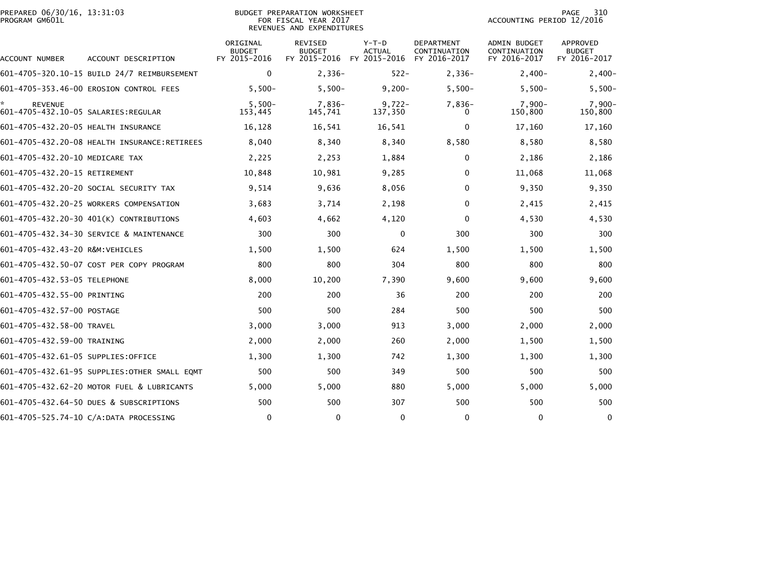PREPARED 06/30/16, 13:31:03
PROGRAM GM601L

BUDGET PREPARATION WORKSHEET
FOR FISCAL YEAR 2017
REVENUES AND EXPENDITURES

ACCOUNTING PERIOD 12/2016

| ACCOUNT NUMBER | ACCOUNT DESCRIPTION | ORIGINAL BUDGET FY 2015-2016 | REVISED BUDGET FY 2015-2016 | Y-T-D ACTUAL FY 2015-2016 | DEPARTMENT CONTINUATION FY 2016-2017 | ADMIN BUDGET CONTINUATION FY 2016-2017 | APPROVED BUDGET FY 2016-2017 |
|---|---|---|---|---|---|---|---|
| 601-4705-320.10-15 | BUILD 24/7 REIMBURSEMENT | 0 | 2,336- | 522- | 2,336- | 2,400- | 2,400- |
| 601-4705-353.46-00 | EROSION CONTROL FEES | 5,500- | 5,500- | 9,200- | 5,500- | 5,500- | 5,500- |
| * REVENUE | | 5,500- | 7,836- | 9,722- | 7,836- | 7,900- | 7,900- |
| 601-4705-432.10-05 | SALARIES:REGULAR | 153,445 | 145,741 | 137,350 | 0 | 150,800 | 150,800 |
| 601-4705-432.20-05 | HEALTH INSURANCE | 16,128 | 16,541 | 16,541 | 0 | 17,160 | 17,160 |
| 601-4705-432.20-08 | HEALTH INSURANCE:RETIREES | 8,040 | 8,340 | 8,340 | 8,580 | 8,580 | 8,580 |
| 601-4705-432.20-10 | MEDICARE TAX | 2,225 | 2,253 | 1,884 | 0 | 2,186 | 2,186 |
| 601-4705-432.20-15 | RETIREMENT | 10,848 | 10,981 | 9,285 | 0 | 11,068 | 11,068 |
| 601-4705-432.20-20 | SOCIAL SECURITY TAX | 9,514 | 9,636 | 8,056 | 0 | 9,350 | 9,350 |
| 601-4705-432.20-25 | WORKERS COMPENSATION | 3,683 | 3,714 | 2,198 | 0 | 2,415 | 2,415 |
| 601-4705-432.20-30 | 401(K) CONTRIBUTIONS | 4,603 | 4,662 | 4,120 | 0 | 4,530 | 4,530 |
| 601-4705-432.34-30 | SERVICE & MAINTENANCE | 300 | 300 | 0 | 300 | 300 | 300 |
| 601-4705-432.43-20 | R&M:VEHICLES | 1,500 | 1,500 | 624 | 1,500 | 1,500 | 1,500 |
| 601-4705-432.50-07 | COST PER COPY PROGRAM | 800 | 800 | 304 | 800 | 800 | 800 |
| 601-4705-432.53-05 | TELEPHONE | 8,000 | 10,200 | 7,390 | 9,600 | 9,600 | 9,600 |
| 601-4705-432.55-00 | PRINTING | 200 | 200 | 36 | 200 | 200 | 200 |
| 601-4705-432.57-00 | POSTAGE | 500 | 500 | 284 | 500 | 500 | 500 |
| 601-4705-432.58-00 | TRAVEL | 3,000 | 3,000 | 913 | 3,000 | 2,000 | 2,000 |
| 601-4705-432.59-00 | TRAINING | 2,000 | 2,000 | 260 | 2,000 | 1,500 | 1,500 |
| 601-4705-432.61-05 | SUPPLIES:OFFICE | 1,300 | 1,300 | 742 | 1,300 | 1,300 | 1,300 |
| 601-4705-432.61-95 | SUPPLIES:OTHER SMALL EQMT | 500 | 500 | 349 | 500 | 500 | 500 |
| 601-4705-432.62-20 | MOTOR FUEL & LUBRICANTS | 5,000 | 5,000 | 880 | 5,000 | 5,000 | 5,000 |
| 601-4705-432.64-50 | DUES & SUBSCRIPTIONS | 500 | 500 | 307 | 500 | 500 | 500 |
| 601-4705-525.74-10 | C/A:DATA PROCESSING | 0 | 0 | 0 | 0 | 0 | 0 |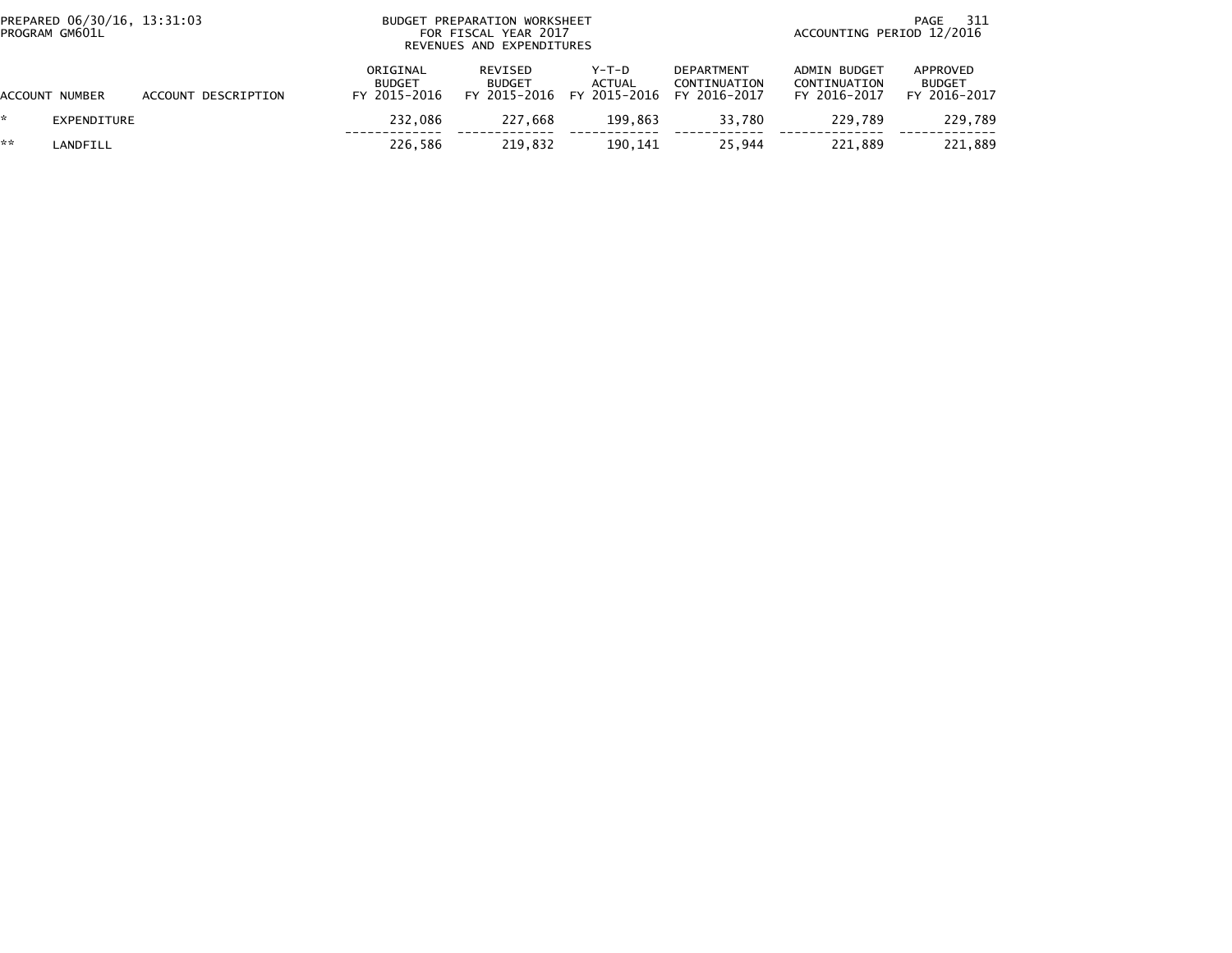PREPARED 06/30/16, 13:31:03
PROGRAM GM601L

BUDGET PREPARATION WORKSHEET
FOR FISCAL YEAR 2017
REVENUES AND EXPENDITURES

ACCOUNTING PERIOD 12/2016

| ACCOUNT NUMBER | ACCOUNT DESCRIPTION | ORIGINAL BUDGET FY 2015-2016 | REVISED BUDGET FY 2015-2016 | Y-T-D ACTUAL FY 2015-2016 | DEPARTMENT CONTINUATION FY 2016-2017 | ADMIN BUDGET CONTINUATION FY 2016-2017 | APPROVED BUDGET FY 2016-2017 |
|---|---|---|---|---|---|---|---|
| * EXPENDITURE | | 232,086 | 227,668 | 199,863 | 33,780 | 229,789 | 229,789 |
| ** LANDFILL | | 226,586 | 219,832 | 190,141 | 25,944 | 221,889 | 221,889 |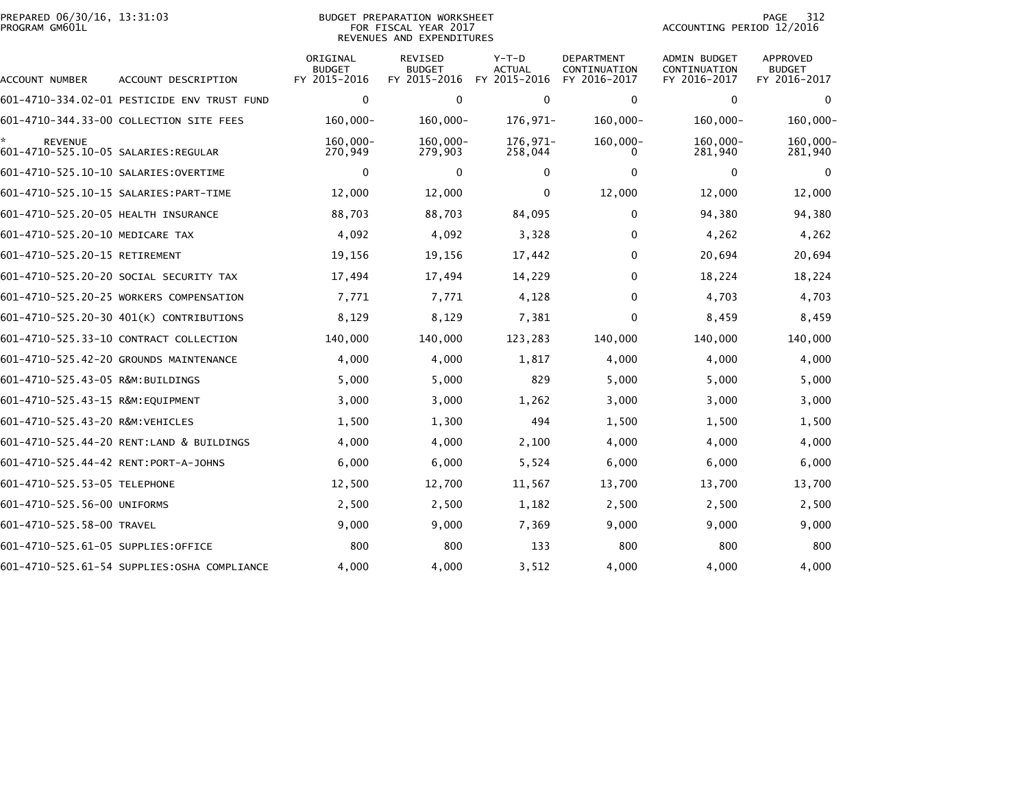PREPARED 06/30/16, 13:31:03
PROGRAM GM601L

BUDGET PREPARATION WORKSHEET
FOR FISCAL YEAR 2017
REVENUES AND EXPENDITURES

ACCOUNTING PERIOD 12/2016

| ACCOUNT NUMBER | ACCOUNT DESCRIPTION | ORIGINAL BUDGET FY 2015-2016 | REVISED BUDGET FY 2015-2016 | Y-T-D ACTUAL FY 2015-2016 | DEPARTMENT CONTINUATION FY 2016-2017 | ADMIN BUDGET CONTINUATION FY 2016-2017 | APPROVED BUDGET FY 2016-2017 |
|---|---|---|---|---|---|---|---|
| 601-4710-334.02-01 | PESTICIDE ENV TRUST FUND | 0 | 0 | 0 | 0 | 0 | 0 |
| 601-4710-344.33-00 | COLLECTION SITE FEES | 160,000- | 160,000- | 176,971- | 160,000- | 160,000- | 160,000- |
| * | REVENUE | 160,000- | 160,000- | 176,971- | 160,000- | 160,000- | 160,000- |
| 601-4710-525.10-05 | SALARIES:REGULAR | 270,949 | 279,903 | 258,044 | 0 | 281,940 | 281,940 |
| 601-4710-525.10-10 | SALARIES:OVERTIME | 0 | 0 | 0 | 0 | 0 | 0 |
| 601-4710-525.10-15 | SALARIES:PART-TIME | 12,000 | 12,000 | 0 | 12,000 | 12,000 | 12,000 |
| 601-4710-525.20-05 | HEALTH INSURANCE | 88,703 | 88,703 | 84,095 | 0 | 94,380 | 94,380 |
| 601-4710-525.20-10 | MEDICARE TAX | 4,092 | 4,092 | 3,328 | 0 | 4,262 | 4,262 |
| 601-4710-525.20-15 | RETIREMENT | 19,156 | 19,156 | 17,442 | 0 | 20,694 | 20,694 |
| 601-4710-525.20-20 | SOCIAL SECURITY TAX | 17,494 | 17,494 | 14,229 | 0 | 18,224 | 18,224 |
| 601-4710-525.20-25 | WORKERS COMPENSATION | 7,771 | 7,771 | 4,128 | 0 | 4,703 | 4,703 |
| 601-4710-525.20-30 | 401(K) CONTRIBUTIONS | 8,129 | 8,129 | 7,381 | 0 | 8,459 | 8,459 |
| 601-4710-525.33-10 | CONTRACT COLLECTION | 140,000 | 140,000 | 123,283 | 140,000 | 140,000 | 140,000 |
| 601-4710-525.42-20 | GROUNDS MAINTENANCE | 4,000 | 4,000 | 1,817 | 4,000 | 4,000 | 4,000 |
| 601-4710-525.43-05 | R&M:BUILDINGS | 5,000 | 5,000 | 829 | 5,000 | 5,000 | 5,000 |
| 601-4710-525.43-15 | R&M:EQUIPMENT | 3,000 | 3,000 | 1,262 | 3,000 | 3,000 | 3,000 |
| 601-4710-525.43-20 | R&M:VEHICLES | 1,500 | 1,300 | 494 | 1,500 | 1,500 | 1,500 |
| 601-4710-525.44-20 | RENT:LAND & BUILDINGS | 4,000 | 4,000 | 2,100 | 4,000 | 4,000 | 4,000 |
| 601-4710-525.44-42 | RENT:PORT-A-JOHNS | 6,000 | 6,000 | 5,524 | 6,000 | 6,000 | 6,000 |
| 601-4710-525.53-05 | TELEPHONE | 12,500 | 12,700 | 11,567 | 13,700 | 13,700 | 13,700 |
| 601-4710-525.56-00 | UNIFORMS | 2,500 | 2,500 | 1,182 | 2,500 | 2,500 | 2,500 |
| 601-4710-525.58-00 | TRAVEL | 9,000 | 9,000 | 7,369 | 9,000 | 9,000 | 9,000 |
| 601-4710-525.61-05 | SUPPLIES:OFFICE | 800 | 800 | 133 | 800 | 800 | 800 |
| 601-4710-525.61-54 | SUPPLIES:OSHA COMPLIANCE | 4,000 | 4,000 | 3,512 | 4,000 | 4,000 | 4,000 |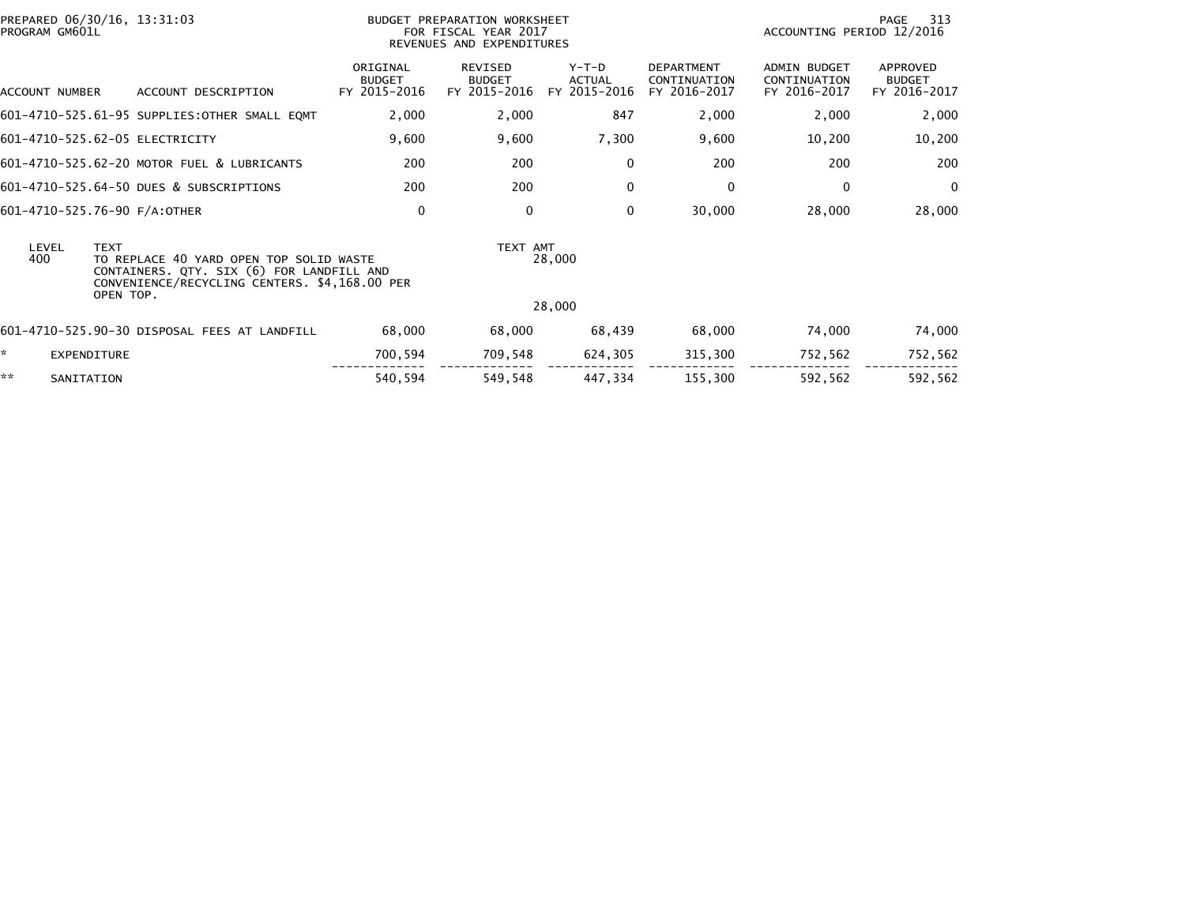PREPARED 06/30/16, 13:31:03
PROGRAM GM601L

BUDGET PREPARATION WORKSHEET
FOR FISCAL YEAR 2017
REVENUES AND EXPENDITURES

ACCOUNTING PERIOD 12/2016

| ACCOUNT NUMBER | ACCOUNT DESCRIPTION | ORIGINAL BUDGET FY 2015-2016 | REVISED BUDGET FY 2015-2016 | Y-T-D ACTUAL FY 2015-2016 | DEPARTMENT CONTINUATION FY 2016-2017 | ADMIN BUDGET CONTINUATION FY 2016-2017 | APPROVED BUDGET FY 2016-2017 |
|---|---|---|---|---|---|---|---|
| 601-4710-525.61-95 | SUPPLIES:OTHER SMALL EQMT | 2,000 | 2,000 | 847 | 2,000 | 2,000 | 2,000 |
| 601-4710-525.62-05 | ELECTRICITY | 9,600 | 9,600 | 7,300 | 9,600 | 10,200 | 10,200 |
| 601-4710-525.62-20 | MOTOR FUEL & LUBRICANTS | 200 | 200 | 0 | 200 | 200 | 200 |
| 601-4710-525.64-50 | DUES & SUBSCRIPTIONS | 200 | 200 | 0 | 0 | 0 | 0 |
| 601-4710-525.76-90 | F/A:OTHER | 0 | 0 | 0 | 30,000 | 28,000 | 28,000 |

| LEVEL | TEXT | TEXT AMT |
|---|---|---|
| 400 | TO REPLACE 40 YARD OPEN TOP SOLID WASTE CONTAINERS. QTY. SIX (6) FOR LANDFILL AND CONVENIENCE/RECYCLING CENTERS. $4,168.00 PER OPEN TOP. | 28,000 |
| | | 28,000 |

| ACCOUNT NUMBER | ACCOUNT DESCRIPTION | ORIGINAL BUDGET FY 2015-2016 | REVISED BUDGET FY 2015-2016 | Y-T-D ACTUAL FY 2015-2016 | DEPARTMENT CONTINUATION FY 2016-2017 | ADMIN BUDGET CONTINUATION FY 2016-2017 | APPROVED BUDGET FY 2016-2017 |
|---|---|---|---|---|---|---|---|
| 601-4710-525.90-30 | DISPOSAL FEES AT LANDFILL | 68,000 | 68,000 | 68,439 | 68,000 | 74,000 | 74,000 |
| * | EXPENDITURE | 700,594 | 709,548 | 624,305 | 315,300 | 752,562 | 752,562 |
| ** | SANITATION | 540,594 | 549,548 | 447,334 | 155,300 | 592,562 | 592,562 |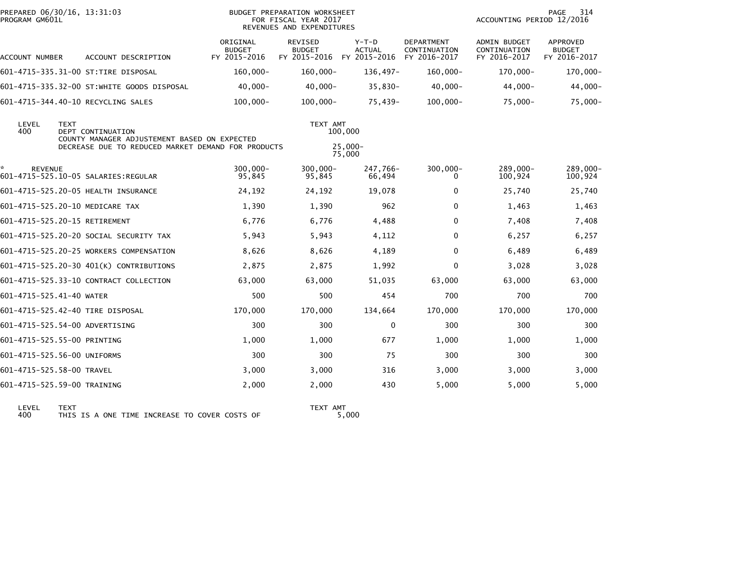PREPARED 06/30/16, 13:31:03
PROGRAM GM601L

BUDGET PREPARATION WORKSHEET
FOR FISCAL YEAR 2017
REVENUES AND EXPENDITURES

ACCOUNTING PERIOD 12/2016

| ACCOUNT NUMBER | ACCOUNT DESCRIPTION | ORIGINAL BUDGET FY 2015-2016 | REVISED BUDGET FY 2015-2016 | Y-T-D ACTUAL FY 2015-2016 | DEPARTMENT CONTINUATION FY 2016-2017 | ADMIN BUDGET CONTINUATION FY 2016-2017 | APPROVED BUDGET FY 2016-2017 |
|---|---|---|---|---|---|---|---|
| 601-4715-335.31-00 | ST:TIRE DISPOSAL | 160,000- | 160,000- | 136,497- | 160,000- | 170,000- | 170,000- |
| 601-4715-335.32-00 | ST:WHITE GOODS DISPOSAL | 40,000- | 40,000- | 35,830- | 40,000- | 44,000- | 44,000- |
| 601-4715-344.40-10 | RECYCLING SALES | 100,000- | 100,000- | 75,439- | 100,000- | 75,000- | 75,000- |

| LEVEL | TEXT | TEXT AMT |
|---|---|---|
| 400 | DEPT CONTINUATION | 100,000 |
| | COUNTY MANAGER ADJUSTEMENT BASED ON EXPECTED DECREASE DUE TO REDUCED MARKET DEMAND FOR PRODUCTS | 25,000- |
| | | 75,000 |

| ACCOUNT NUMBER | ACCOUNT DESCRIPTION | ORIGINAL BUDGET FY 2015-2016 | REVISED BUDGET FY 2015-2016 | Y-T-D ACTUAL FY 2015-2016 | DEPARTMENT CONTINUATION FY 2016-2017 | ADMIN BUDGET CONTINUATION FY 2016-2017 | APPROVED BUDGET FY 2016-2017 |
|---|---|---|---|---|---|---|---|
| * REVENUE | | 300,000- | 300,000- | 247,766- | 300,000- | 289,000- | 289,000- |
| 601-4715-525.10-05 | SALARIES:REGULAR | 95,845 | 95,845 | 66,494 | 0 | 100,924 | 100,924 |
| 601-4715-525.20-05 | HEALTH INSURANCE | 24,192 | 24,192 | 19,078 | 0 | 25,740 | 25,740 |
| 601-4715-525.20-10 | MEDICARE TAX | 1,390 | 1,390 | 962 | 0 | 1,463 | 1,463 |
| 601-4715-525.20-15 | RETIREMENT | 6,776 | 6,776 | 4,488 | 0 | 7,408 | 7,408 |
| 601-4715-525.20-20 | SOCIAL SECURITY TAX | 5,943 | 5,943 | 4,112 | 0 | 6,257 | 6,257 |
| 601-4715-525.20-25 | WORKERS COMPENSATION | 8,626 | 8,626 | 4,189 | 0 | 6,489 | 6,489 |
| 601-4715-525.20-30 | 401(K) CONTRIBUTIONS | 2,875 | 2,875 | 1,992 | 0 | 3,028 | 3,028 |
| 601-4715-525.33-10 | CONTRACT COLLECTION | 63,000 | 63,000 | 51,035 | 63,000 | 63,000 | 63,000 |
| 601-4715-525.41-40 | WATER | 500 | 500 | 454 | 700 | 700 | 700 |
| 601-4715-525.42-40 | TIRE DISPOSAL | 170,000 | 170,000 | 134,664 | 170,000 | 170,000 | 170,000 |
| 601-4715-525.54-00 | ADVERTISING | 300 | 300 | 0 | 300 | 300 | 300 |
| 601-4715-525.55-00 | PRINTING | 1,000 | 1,000 | 677 | 1,000 | 1,000 | 1,000 |
| 601-4715-525.56-00 | UNIFORMS | 300 | 300 | 75 | 300 | 300 | 300 |
| 601-4715-525.58-00 | TRAVEL | 3,000 | 3,000 | 316 | 3,000 | 3,000 | 3,000 |
| 601-4715-525.59-00 | TRAINING | 2,000 | 2,000 | 430 | 5,000 | 5,000 | 5,000 |

| LEVEL | TEXT | TEXT AMT |
|---|---|---|
| 400 | THIS IS A ONE TIME INCREASE TO COVER COSTS OF | 5,000 |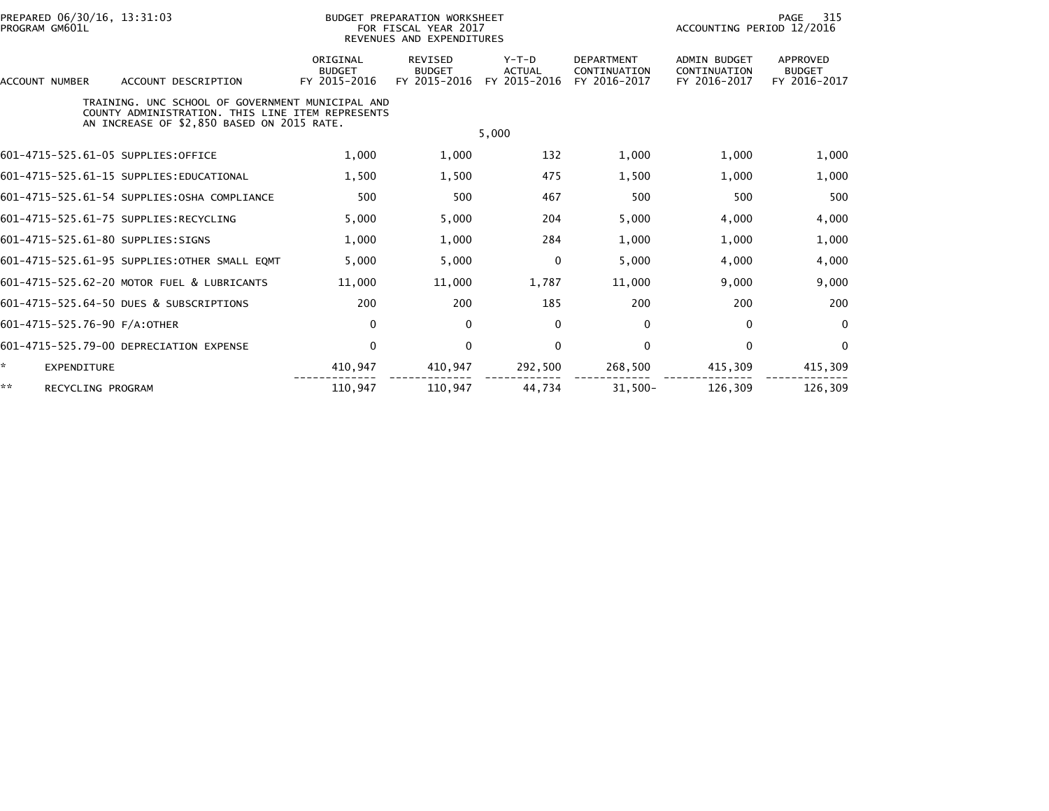PREPARED 06/30/16, 13:31:03
PROGRAM GM601L

BUDGET PREPARATION WORKSHEET
FOR FISCAL YEAR 2017
REVENUES AND EXPENDITURES

ACCOUNTING PERIOD 12/2016

| ACCOUNT NUMBER | ACCOUNT DESCRIPTION | ORIGINAL BUDGET FY 2015-2016 | REVISED BUDGET FY 2015-2016 | Y-T-D ACTUAL FY 2015-2016 | DEPARTMENT CONTINUATION FY 2016-2017 | ADMIN BUDGET CONTINUATION FY 2016-2017 | APPROVED BUDGET FY 2016-2017 |
|---|---|---|---|---|---|---|---|
| | TRAINING. UNC SCHOOL OF GOVERNMENT MUNICIPAL AND COUNTY ADMINISTRATION. THIS LINE ITEM REPRESENTS AN INCREASE OF $2,850 BASED ON 2015 RATE. | | | 5,000 | | | |
| 601-4715-525.61-05 | SUPPLIES:OFFICE | 1,000 | 1,000 | 132 | 1,000 | 1,000 | 1,000 |
| 601-4715-525.61-15 | SUPPLIES:EDUCATIONAL | 1,500 | 1,500 | 475 | 1,500 | 1,000 | 1,000 |
| 601-4715-525.61-54 | SUPPLIES:OSHA COMPLIANCE | 500 | 500 | 467 | 500 | 500 | 500 |
| 601-4715-525.61-75 | SUPPLIES:RECYCLING | 5,000 | 5,000 | 204 | 5,000 | 4,000 | 4,000 |
| 601-4715-525.61-80 | SUPPLIES:SIGNS | 1,000 | 1,000 | 284 | 1,000 | 1,000 | 1,000 |
| 601-4715-525.61-95 | SUPPLIES:OTHER SMALL EQMT | 5,000 | 5,000 | 0 | 5,000 | 4,000 | 4,000 |
| 601-4715-525.62-20 | MOTOR FUEL & LUBRICANTS | 11,000 | 11,000 | 1,787 | 11,000 | 9,000 | 9,000 |
| 601-4715-525.64-50 | DUES & SUBSCRIPTIONS | 200 | 200 | 185 | 200 | 200 | 200 |
| 601-4715-525.76-90 | F/A:OTHER | 0 | 0 | 0 | 0 | 0 | 0 |
| 601-4715-525.79-00 | DEPRECIATION EXPENSE | 0 | 0 | 0 | 0 | 0 | 0 |
| * | EXPENDITURE | 410,947 | 410,947 | 292,500 | 268,500 | 415,309 | 415,309 |
| ** | RECYCLING PROGRAM | 110,947 | 110,947 | 44,734 | 31,500- | 126,309 | 126,309 |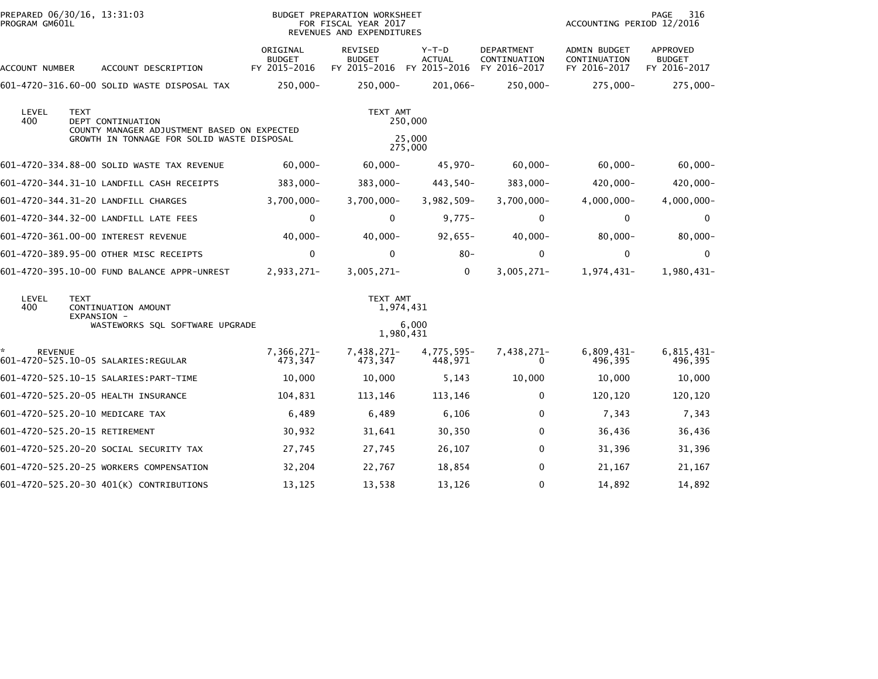PREPARED 06/30/16, 13:31:03
PROGRAM GM601L

BUDGET PREPARATION WORKSHEET
FOR FISCAL YEAR 2017
REVENUES AND EXPENDITURES

ACCOUNTING PERIOD 12/2016

| ACCOUNT NUMBER | ACCOUNT DESCRIPTION | ORIGINAL BUDGET FY 2015-2016 | REVISED BUDGET FY 2015-2016 | Y-T-D ACTUAL FY 2015-2016 | DEPARTMENT CONTINUATION FY 2016-2017 | ADMIN BUDGET CONTINUATION FY 2016-2017 | APPROVED BUDGET FY 2016-2017 |
|---|---|---|---|---|---|---|---|
| 601-4720-316.60-00 | SOLID WASTE DISPOSAL TAX | 250,000- | 250,000- | 201,066- | 250,000- | 275,000- | 275,000- |

| LEVEL | TEXT | TEXT AMT |
|---|---|---|
| 400 | DEPT CONTINUATION | 250,000 |
| | COUNTY MANAGER ADJUSTMENT BASED ON EXPECTED GROWTH IN TONNAGE FOR SOLID WASTE DISPOSAL | 25,000 |
| | | 275,000 |

| ACCOUNT NUMBER | ACCOUNT DESCRIPTION | ORIGINAL BUDGET FY 2015-2016 | REVISED BUDGET FY 2015-2016 | Y-T-D ACTUAL FY 2015-2016 | DEPARTMENT CONTINUATION FY 2016-2017 | ADMIN BUDGET CONTINUATION FY 2016-2017 | APPROVED BUDGET FY 2016-2017 |
|---|---|---|---|---|---|---|---|
| 601-4720-334.88-00 | SOLID WASTE TAX REVENUE | 60,000- | 60,000- | 45,970- | 60,000- | 60,000- | 60,000- |
| 601-4720-344.31-10 | LANDFILL CASH RECEIPTS | 383,000- | 383,000- | 443,540- | 383,000- | 420,000- | 420,000- |
| 601-4720-344.31-20 | LANDFILL CHARGES | 3,700,000- | 3,700,000- | 3,982,509- | 3,700,000- | 4,000,000- | 4,000,000- |
| 601-4720-344.32-00 | LANDFILL LATE FEES | 0 | 0 | 9,775- | 0 | 0 | 0 |
| 601-4720-361.00-00 | INTEREST REVENUE | 40,000- | 40,000- | 92,655- | 40,000- | 80,000- | 80,000- |
| 601-4720-389.95-00 | OTHER MISC RECEIPTS | 0 | 0 | 80- | 0 | 0 | 0 |
| 601-4720-395.10-00 | FUND BALANCE APPR-UNREST | 2,933,271- | 3,005,271- | 0 | 3,005,271- | 1,974,431- | 1,980,431- |

| LEVEL | TEXT | TEXT AMT |
|---|---|---|
| 400 | CONTINUATION AMOUNT | 1,974,431 |
| | EXPANSION - WASTEWORKS SQL SOFTWARE UPGRADE | 6,000 |
| | | 1,980,431 |

| ACCOUNT NUMBER | ACCOUNT DESCRIPTION | ORIGINAL BUDGET FY 2015-2016 | REVISED BUDGET FY 2015-2016 | Y-T-D ACTUAL FY 2015-2016 | DEPARTMENT CONTINUATION FY 2016-2017 | ADMIN BUDGET CONTINUATION FY 2016-2017 | APPROVED BUDGET FY 2016-2017 |
|---|---|---|---|---|---|---|---|
| * REVENUE | | 7,366,271- | 7,438,271- | 4,775,595- | 7,438,271- | 6,809,431- | 6,815,431- |
| 601-4720-525.10-05 | SALARIES:REGULAR | 473,347 | 473,347 | 448,971 | 0 | 496,395 | 496,395 |
| 601-4720-525.10-15 | SALARIES:PART-TIME | 10,000 | 10,000 | 5,143 | 10,000 | 10,000 | 10,000 |
| 601-4720-525.20-05 | HEALTH INSURANCE | 104,831 | 113,146 | 113,146 | 0 | 120,120 | 120,120 |
| 601-4720-525.20-10 | MEDICARE TAX | 6,489 | 6,489 | 6,106 | 0 | 7,343 | 7,343 |
| 601-4720-525.20-15 | RETIREMENT | 30,932 | 31,641 | 30,350 | 0 | 36,436 | 36,436 |
| 601-4720-525.20-20 | SOCIAL SECURITY TAX | 27,745 | 27,745 | 26,107 | 0 | 31,396 | 31,396 |
| 601-4720-525.20-25 | WORKERS COMPENSATION | 32,204 | 22,767 | 18,854 | 0 | 21,167 | 21,167 |
| 601-4720-525.20-30 | 401(K) CONTRIBUTIONS | 13,125 | 13,538 | 13,126 | 0 | 14,892 | 14,892 |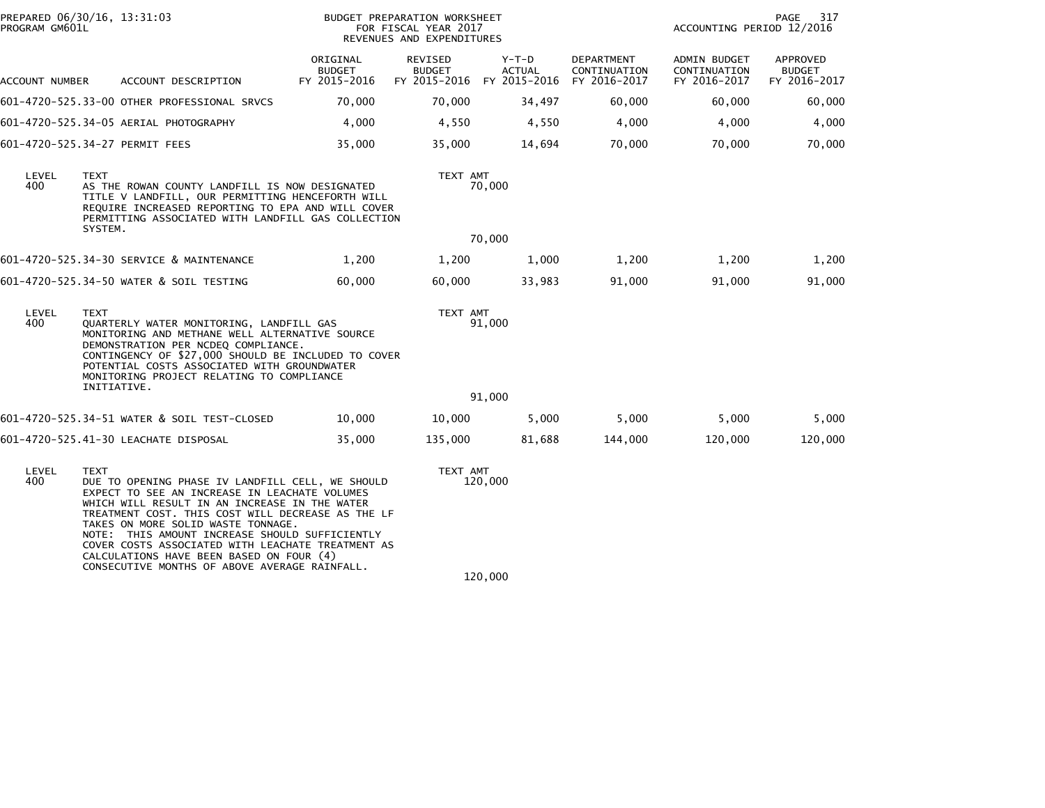PREPARED 06/30/16, 13:31:03
PROGRAM GM601L

BUDGET PREPARATION WORKSHEET
FOR FISCAL YEAR 2017
REVENUES AND EXPENDITURES

ACCOUNTING PERIOD 12/2016

| ACCOUNT NUMBER | ACCOUNT DESCRIPTION | ORIGINAL BUDGET FY 2015-2016 | REVISED BUDGET FY 2015-2016 | Y-T-D ACTUAL FY 2015-2016 | DEPARTMENT CONTINUATION FY 2016-2017 | ADMIN BUDGET CONTINUATION FY 2016-2017 | APPROVED BUDGET FY 2016-2017 |
|---|---|---|---|---|---|---|---|
| 601-4720-525.33-00 | OTHER PROFESSIONAL SRVCS | 70,000 | 70,000 | 34,497 | 60,000 | 60,000 | 60,000 |
| 601-4720-525.34-05 | AERIAL PHOTOGRAPHY | 4,000 | 4,550 | 4,550 | 4,000 | 4,000 | 4,000 |
| 601-4720-525.34-27 | PERMIT FEES | 35,000 | 35,000 | 14,694 | 70,000 | 70,000 | 70,000 |

| LEVEL | TEXT | TEXT AMT |
|---|---|---|
| 400 | AS THE ROWAN COUNTY LANDFILL IS NOW DESIGNATED TITLE V LANDFILL, OUR PERMITTING HENCEFORTH WILL REQUIRE INCREASED REPORTING TO EPA AND WILL COVER PERMITTING ASSOCIATED WITH LANDFILL GAS COLLECTION SYSTEM. | 70,000 |
| | | 70,000 |

| ACCOUNT NUMBER | ACCOUNT DESCRIPTION | ORIGINAL BUDGET FY 2015-2016 | REVISED BUDGET FY 2015-2016 | Y-T-D ACTUAL FY 2015-2016 | DEPARTMENT CONTINUATION FY 2016-2017 | ADMIN BUDGET CONTINUATION FY 2016-2017 | APPROVED BUDGET FY 2016-2017 |
|---|---|---|---|---|---|---|---|
| 601-4720-525.34-30 | SERVICE & MAINTENANCE | 1,200 | 1,200 | 1,000 | 1,200 | 1,200 | 1,200 |
| 601-4720-525.34-50 | WATER & SOIL TESTING | 60,000 | 60,000 | 33,983 | 91,000 | 91,000 | 91,000 |

| LEVEL | TEXT | TEXT AMT |
|---|---|---|
| 400 | QUARTERLY WATER MONITORING, LANDFILL GAS MONITORING AND METHANE WELL ALTERNATIVE SOURCE DEMONSTRATION PER NCDEQ COMPLIANCE. CONTINGENCY OF $27,000 SHOULD BE INCLUDED TO COVER POTENTIAL COSTS ASSOCIATED WITH GROUNDWATER MONITORING PROJECT RELATING TO COMPLIANCE INITIATIVE. | 91,000 |
| | | 91,000 |

| ACCOUNT NUMBER | ACCOUNT DESCRIPTION | ORIGINAL BUDGET FY 2015-2016 | REVISED BUDGET FY 2015-2016 | Y-T-D ACTUAL FY 2015-2016 | DEPARTMENT CONTINUATION FY 2016-2017 | ADMIN BUDGET CONTINUATION FY 2016-2017 | APPROVED BUDGET FY 2016-2017 |
|---|---|---|---|---|---|---|---|
| 601-4720-525.34-51 | WATER & SOIL TEST-CLOSED | 10,000 | 10,000 | 5,000 | 5,000 | 5,000 | 5,000 |
| 601-4720-525.41-30 | LEACHATE DISPOSAL | 35,000 | 135,000 | 81,688 | 144,000 | 120,000 | 120,000 |

| LEVEL | TEXT | TEXT AMT |
|---|---|---|
| 400 | DUE TO OPENING PHASE IV LANDFILL CELL, WE SHOULD EXPECT TO SEE AN INCREASE IN LEACHATE VOLUMES WHICH WILL RESULT IN AN INCREASE IN THE WATER TREATMENT COST. THIS COST WILL DECREASE AS THE LF TAKES ON MORE SOLID WASTE TONNAGE. NOTE: THIS AMOUNT INCREASE SHOULD SUFFICIENTLY COVER COSTS ASSOCIATED WITH LEACHATE TREATMENT AS CALCULATIONS HAVE BEEN BASED ON FOUR (4) CONSECUTIVE MONTHS OF ABOVE AVERAGE RAINFALL. | 120,000 |
| | | 120,000 |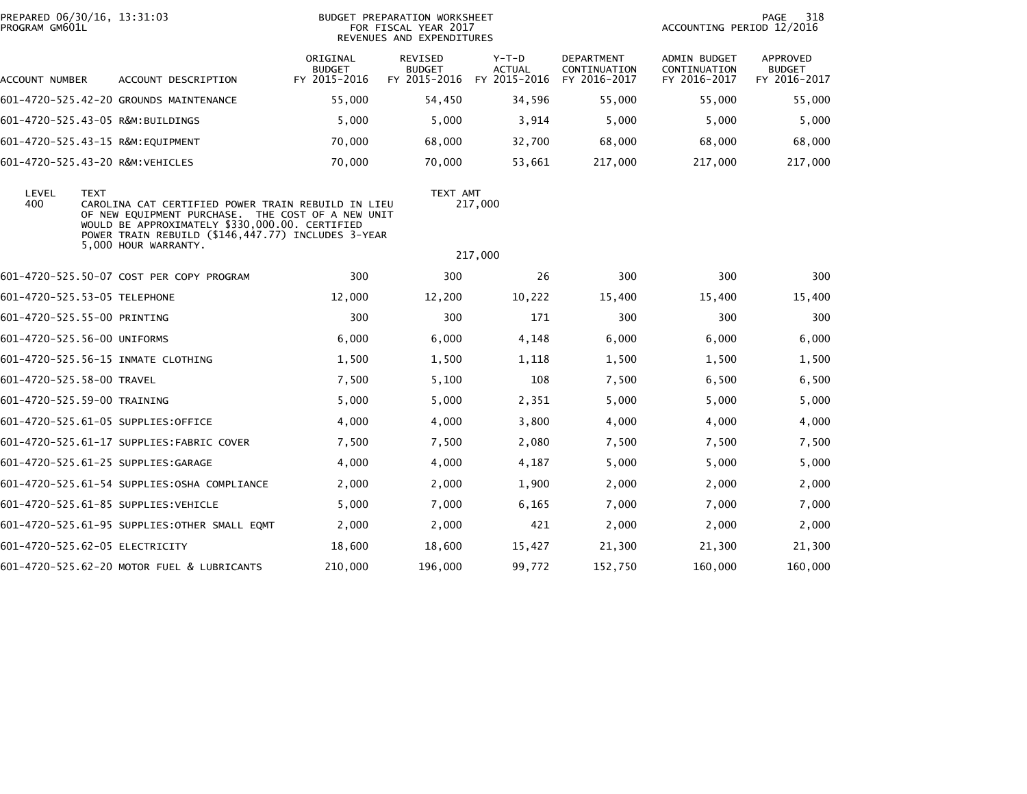PREPARED 06/30/16, 13:31:03
PROGRAM GM601L

BUDGET PREPARATION WORKSHEET
FOR FISCAL YEAR 2017
REVENUES AND EXPENDITURES

ACCOUNTING PERIOD 12/2016

| ACCOUNT NUMBER | ACCOUNT DESCRIPTION | ORIGINAL BUDGET FY 2015-2016 | REVISED BUDGET FY 2015-2016 | Y-T-D ACTUAL FY 2015-2016 | DEPARTMENT CONTINUATION FY 2016-2017 | ADMIN BUDGET CONTINUATION FY 2016-2017 | APPROVED BUDGET FY 2016-2017 |
|---|---|---|---|---|---|---|---|
| 601-4720-525.42-20 | GROUNDS MAINTENANCE | 55,000 | 54,450 | 34,596 | 55,000 | 55,000 | 55,000 |
| 601-4720-525.43-05 | R&M:BUILDINGS | 5,000 | 5,000 | 3,914 | 5,000 | 5,000 | 5,000 |
| 601-4720-525.43-15 | R&M:EQUIPMENT | 70,000 | 68,000 | 32,700 | 68,000 | 68,000 | 68,000 |
| 601-4720-525.43-20 | R&M:VEHICLES | 70,000 | 70,000 | 53,661 | 217,000 | 217,000 | 217,000 |

| LEVEL | TEXT | TEXT AMT |
|---|---|---|
| 400 | CAROLINA CAT CERTIFIED POWER TRAIN REBUILD IN LIEU OF NEW EQUIPMENT PURCHASE. THE COST OF A NEW UNIT WOULD BE APPROXIMATELY $330,000.00. CERTIFIED POWER TRAIN REBUILD ($146,447.77) INCLUDES 3-YEAR 5,000 HOUR WARRANTY. | 217,000 |
| | | 217,000 |

| ACCOUNT NUMBER | ACCOUNT DESCRIPTION | ORIGINAL BUDGET FY 2015-2016 | REVISED BUDGET FY 2015-2016 | Y-T-D ACTUAL FY 2015-2016 | DEPARTMENT CONTINUATION FY 2016-2017 | ADMIN BUDGET CONTINUATION FY 2016-2017 | APPROVED BUDGET FY 2016-2017 |
|---|---|---|---|---|---|---|---|
| 601-4720-525.50-07 | COST PER COPY PROGRAM | 300 | 300 | 26 | 300 | 300 | 300 |
| 601-4720-525.53-05 | TELEPHONE | 12,000 | 12,200 | 10,222 | 15,400 | 15,400 | 15,400 |
| 601-4720-525.55-00 | PRINTING | 300 | 300 | 171 | 300 | 300 | 300 |
| 601-4720-525.56-00 | UNIFORMS | 6,000 | 6,000 | 4,148 | 6,000 | 6,000 | 6,000 |
| 601-4720-525.56-15 | INMATE CLOTHING | 1,500 | 1,500 | 1,118 | 1,500 | 1,500 | 1,500 |
| 601-4720-525.58-00 | TRAVEL | 7,500 | 5,100 | 108 | 7,500 | 6,500 | 6,500 |
| 601-4720-525.59-00 | TRAINING | 5,000 | 5,000 | 2,351 | 5,000 | 5,000 | 5,000 |
| 601-4720-525.61-05 | SUPPLIES:OFFICE | 4,000 | 4,000 | 3,800 | 4,000 | 4,000 | 4,000 |
| 601-4720-525.61-17 | SUPPLIES:FABRIC COVER | 7,500 | 7,500 | 2,080 | 7,500 | 7,500 | 7,500 |
| 601-4720-525.61-25 | SUPPLIES:GARAGE | 4,000 | 4,000 | 4,187 | 5,000 | 5,000 | 5,000 |
| 601-4720-525.61-54 | SUPPLIES:OSHA COMPLIANCE | 2,000 | 2,000 | 1,900 | 2,000 | 2,000 | 2,000 |
| 601-4720-525.61-85 | SUPPLIES:VEHICLE | 5,000 | 7,000 | 6,165 | 7,000 | 7,000 | 7,000 |
| 601-4720-525.61-95 | SUPPLIES:OTHER SMALL EQMT | 2,000 | 2,000 | 421 | 2,000 | 2,000 | 2,000 |
| 601-4720-525.62-05 | ELECTRICITY | 18,600 | 18,600 | 15,427 | 21,300 | 21,300 | 21,300 |
| 601-4720-525.62-20 | MOTOR FUEL & LUBRICANTS | 210,000 | 196,000 | 99,772 | 152,750 | 160,000 | 160,000 |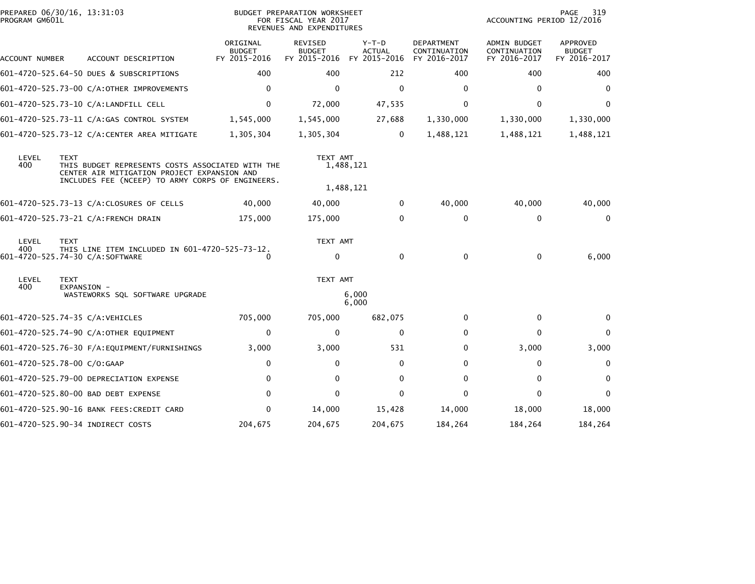PREPARED 06/30/16, 13:31:03
PROGRAM GM601L

BUDGET PREPARATION WORKSHEET
FOR FISCAL YEAR 2017
REVENUES AND EXPENDITURES

ACCOUNTING PERIOD 12/2016

| ACCOUNT NUMBER | ACCOUNT DESCRIPTION | ORIGINAL BUDGET FY 2015-2016 | REVISED BUDGET FY 2015-2016 | Y-T-D ACTUAL FY 2015-2016 | DEPARTMENT CONTINUATION FY 2016-2017 | ADMIN BUDGET CONTINUATION FY 2016-2017 | APPROVED BUDGET FY 2016-2017 |
|---|---|---|---|---|---|---|---|
| 601-4720-525.64-50 | DUES & SUBSCRIPTIONS | 400 | 400 | 212 | 400 | 400 | 400 |
| 601-4720-525.73-00 | C/A:OTHER IMPROVEMENTS | 0 | 0 | 0 | 0 | 0 | 0 |
| 601-4720-525.73-10 | C/A:LANDFILL CELL | 0 | 72,000 | 47,535 | 0 | 0 | 0 |
| 601-4720-525.73-11 | C/A:GAS CONTROL SYSTEM | 1,545,000 | 1,545,000 | 27,688 | 1,330,000 | 1,330,000 | 1,330,000 |
| 601-4720-525.73-12 | C/A:CENTER AREA MITIGATE | 1,305,304 | 1,305,304 | 0 | 1,488,121 | 1,488,121 | 1,488,121 |

| LEVEL | TEXT | TEXT AMT |
|---|---|---|
| 400 | THIS BUDGET REPRESENTS COSTS ASSOCIATED WITH THE CENTER AIR MITIGATION PROJECT EXPANSION AND INCLUDES FEE (NCEEP) TO ARMY CORPS OF ENGINEERS. | 1,488,121 |
| | | 1,488,121 |

| ACCOUNT NUMBER | ACCOUNT DESCRIPTION | ORIGINAL BUDGET FY 2015-2016 | REVISED BUDGET FY 2015-2016 | Y-T-D ACTUAL FY 2015-2016 | DEPARTMENT CONTINUATION FY 2016-2017 | ADMIN BUDGET CONTINUATION FY 2016-2017 | APPROVED BUDGET FY 2016-2017 |
|---|---|---|---|---|---|---|---|
| 601-4720-525.73-13 | C/A:CLOSURES OF CELLS | 40,000 | 40,000 | 0 | 40,000 | 40,000 | 40,000 |
| 601-4720-525.73-21 | C/A:FRENCH DRAIN | 175,000 | 175,000 | 0 | 0 | 0 | 0 |

| LEVEL | TEXT | TEXT AMT |
|---|---|---|
| 400 | THIS LINE ITEM INCLUDED IN 601-4720-525-73-12. | |

| ACCOUNT NUMBER | ACCOUNT DESCRIPTION | ORIGINAL BUDGET FY 2015-2016 | REVISED BUDGET FY 2015-2016 | Y-T-D ACTUAL FY 2015-2016 | DEPARTMENT CONTINUATION FY 2016-2017 | ADMIN BUDGET CONTINUATION FY 2016-2017 | APPROVED BUDGET FY 2016-2017 |
|---|---|---|---|---|---|---|---|
| 601-4720-525.74-30 | C/A:SOFTWARE | 0 | 0 | 0 | 0 | 0 | 6,000 |

| LEVEL | TEXT | TEXT AMT |
|---|---|---|
| 400 | EXPANSION - WASTEWORKS SQL SOFTWARE UPGRADE | 6,000 |
| | | 6,000 |

| ACCOUNT NUMBER | ACCOUNT DESCRIPTION | ORIGINAL BUDGET FY 2015-2016 | REVISED BUDGET FY 2015-2016 | Y-T-D ACTUAL FY 2015-2016 | DEPARTMENT CONTINUATION FY 2016-2017 | ADMIN BUDGET CONTINUATION FY 2016-2017 | APPROVED BUDGET FY 2016-2017 |
|---|---|---|---|---|---|---|---|
| 601-4720-525.74-35 | C/A:VEHICLES | 705,000 | 705,000 | 682,075 | 0 | 0 | 0 |
| 601-4720-525.74-90 | C/A:OTHER EQUIPMENT | 0 | 0 | 0 | 0 | 0 | 0 |
| 601-4720-525.76-30 | F/A:EQUIPMENT/FURNISHINGS | 3,000 | 3,000 | 531 | 0 | 3,000 | 3,000 |
| 601-4720-525.78-00 | C/O:GAAP | 0 | 0 | 0 | 0 | 0 | 0 |
| 601-4720-525.79-00 | DEPRECIATION EXPENSE | 0 | 0 | 0 | 0 | 0 | 0 |
| 601-4720-525.80-00 | BAD DEBT EXPENSE | 0 | 0 | 0 | 0 | 0 | 0 |
| 601-4720-525.90-16 | BANK FEES:CREDIT CARD | 0 | 14,000 | 15,428 | 14,000 | 18,000 | 18,000 |
| 601-4720-525.90-34 | INDIRECT COSTS | 204,675 | 204,675 | 204,675 | 184,264 | 184,264 | 184,264 |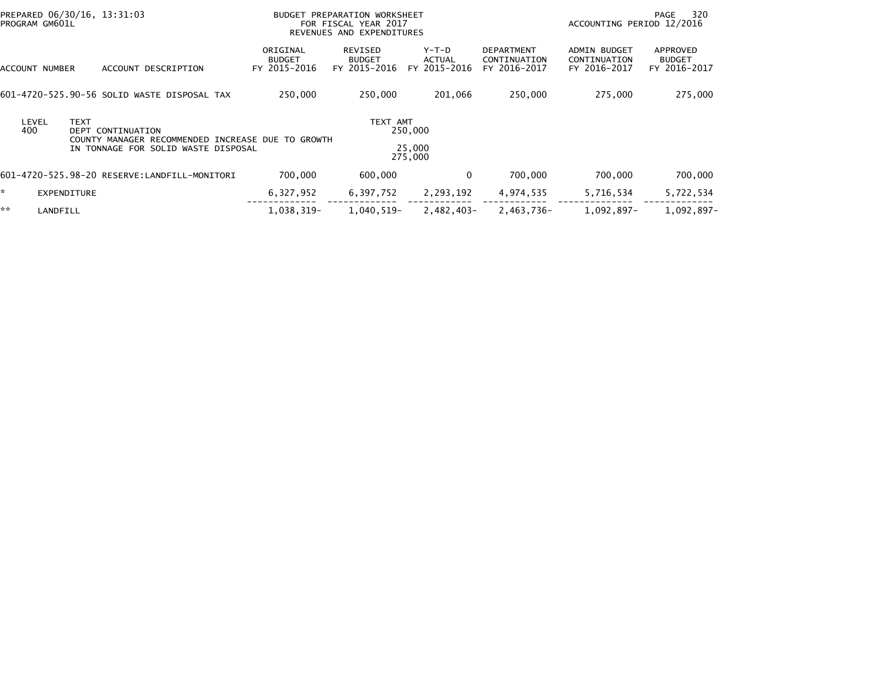PREPARED 06/30/16, 13:31:03
PROGRAM GM601L

BUDGET PREPARATION WORKSHEET
FOR FISCAL YEAR 2017
REVENUES AND EXPENDITURES

ACCOUNTING PERIOD 12/2016

| ACCOUNT NUMBER | ACCOUNT DESCRIPTION | ORIGINAL BUDGET FY 2015-2016 | REVISED BUDGET FY 2015-2016 | Y-T-D ACTUAL FY 2015-2016 | DEPARTMENT CONTINUATION FY 2016-2017 | ADMIN BUDGET CONTINUATION FY 2016-2017 | APPROVED BUDGET FY 2016-2017 |
|---|---|---|---|---|---|---|---|
| 601-4720-525.90-56 | SOLID WASTE DISPOSAL TAX | 250,000 | 250,000 | 201,066 | 250,000 | 275,000 | 275,000 |

| LEVEL | TEXT | TEXT AMT |
|---|---|---|
| 400 | DEPT CONTINUATION | 250,000 |
| | COUNTY MANAGER RECOMMENDED INCREASE DUE TO GROWTH IN TONNAGE FOR SOLID WASTE DISPOSAL | 25,000 |
| | | 275,000 |

| ACCOUNT NUMBER | ACCOUNT DESCRIPTION | ORIGINAL BUDGET FY 2015-2016 | REVISED BUDGET FY 2015-2016 | Y-T-D ACTUAL FY 2015-2016 | DEPARTMENT CONTINUATION FY 2016-2017 | ADMIN BUDGET CONTINUATION FY 2016-2017 | APPROVED BUDGET FY 2016-2017 |
|---|---|---|---|---|---|---|---|
| 601-4720-525.98-20 | RESERVE:LANDFILL-MONITORI | 700,000 | 600,000 | 0 | 700,000 | 700,000 | 700,000 |
| * | EXPENDITURE | 6,327,952 | 6,397,752 | 2,293,192 | 4,974,535 | 5,716,534 | 5,722,534 |
| ** | LANDFILL | 1,038,319- | 1,040,519- | 2,482,403- | 2,463,736- | 1,092,897- | 1,092,897- |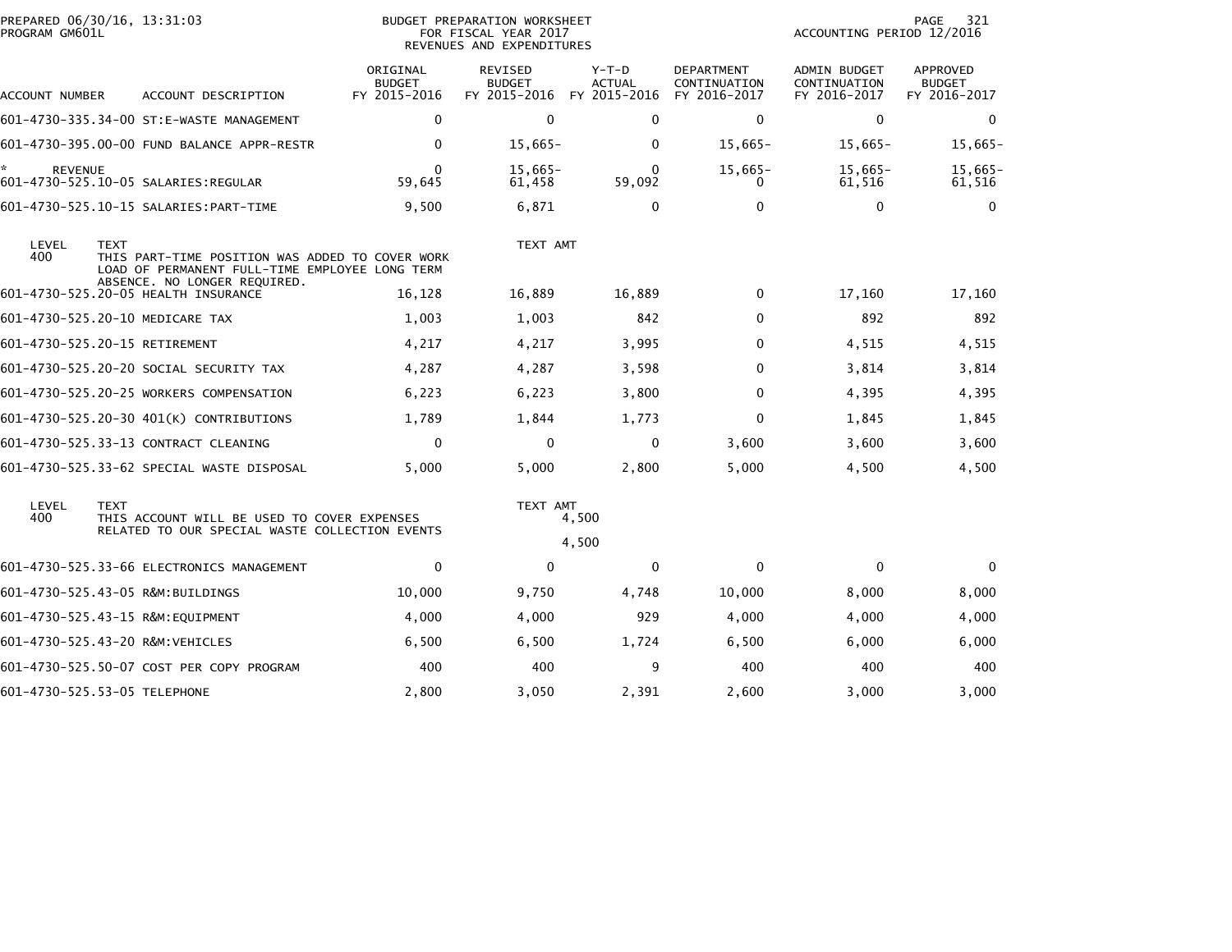PREPARED 06/30/16, 13:31:03
PROGRAM GM601L

BUDGET PREPARATION WORKSHEET
FOR FISCAL YEAR 2017
REVENUES AND EXPENDITURES

ACCOUNTING PERIOD 12/2016

| ACCOUNT NUMBER | ACCOUNT DESCRIPTION | ORIGINAL BUDGET FY 2015-2016 | REVISED BUDGET FY 2015-2016 | Y-T-D ACTUAL FY 2015-2016 | DEPARTMENT CONTINUATION FY 2016-2017 | ADMIN BUDGET CONTINUATION FY 2016-2017 | APPROVED BUDGET FY 2016-2017 |
|---|---|---|---|---|---|---|---|
| 601-4730-335.34-00 | ST:E-WASTE MANAGEMENT | 0 | 0 | 0 | 0 | 0 | 0 |
| 601-4730-395.00-00 | FUND BALANCE APPR-RESTR | 0 | 15,665- | 0 | 15,665- | 15,665- | 15,665- |
| * REVENUE | | 0 | 15,665- | 0 | 15,665- | 15,665- | 15,665- |
| 601-4730-525.10-05 | SALARIES:REGULAR | 59,645 | 61,458 | 59,092 | 0 | 61,516 | 61,516 |
| 601-4730-525.10-15 | SALARIES:PART-TIME | 9,500 | 6,871 | 0 | 0 | 0 | 0 |
| LEVEL 400 | TEXT: THIS PART-TIME POSITION WAS ADDED TO COVER WORK LOAD OF PERMANENT FULL-TIME EMPLOYEE LONG TERM ABSENCE. NO LONGER REQUIRED. | | TEXT AMT | | | | |
| 601-4730-525.20-05 | HEALTH INSURANCE | 16,128 | 16,889 | 16,889 | 0 | 17,160 | 17,160 |
| 601-4730-525.20-10 | MEDICARE TAX | 1,003 | 1,003 | 842 | 0 | 892 | 892 |
| 601-4730-525.20-15 | RETIREMENT | 4,217 | 4,217 | 3,995 | 0 | 4,515 | 4,515 |
| 601-4730-525.20-20 | SOCIAL SECURITY TAX | 4,287 | 4,287 | 3,598 | 0 | 3,814 | 3,814 |
| 601-4730-525.20-25 | WORKERS COMPENSATION | 6,223 | 6,223 | 3,800 | 0 | 4,395 | 4,395 |
| 601-4730-525.20-30 | 401(K) CONTRIBUTIONS | 1,789 | 1,844 | 1,773 | 0 | 1,845 | 1,845 |
| 601-4730-525.33-13 | CONTRACT CLEANING | 0 | 0 | 0 | 3,600 | 3,600 | 3,600 |
| 601-4730-525.33-62 | SPECIAL WASTE DISPOSAL | 5,000 | 5,000 | 2,800 | 5,000 | 4,500 | 4,500 |
| LEVEL 400 | TEXT: THIS ACCOUNT WILL BE USED TO COVER EXPENSES RELATED TO OUR SPECIAL WASTE COLLECTION EVENTS | | TEXT AMT | 4,500<br>4,500 | | | |
| 601-4730-525.33-66 | ELECTRONICS MANAGEMENT | 0 | 0 | 0 | 0 | 0 | 0 |
| 601-4730-525.43-05 | R&M:BUILDINGS | 10,000 | 9,750 | 4,748 | 10,000 | 8,000 | 8,000 |
| 601-4730-525.43-15 | R&M:EQUIPMENT | 4,000 | 4,000 | 929 | 4,000 | 4,000 | 4,000 |
| 601-4730-525.43-20 | R&M:VEHICLES | 6,500 | 6,500 | 1,724 | 6,500 | 6,000 | 6,000 |
| 601-4730-525.50-07 | COST PER COPY PROGRAM | 400 | 400 | 9 | 400 | 400 | 400 |
| 601-4730-525.53-05 | TELEPHONE | 2,800 | 3,050 | 2,391 | 2,600 | 3,000 | 3,000 |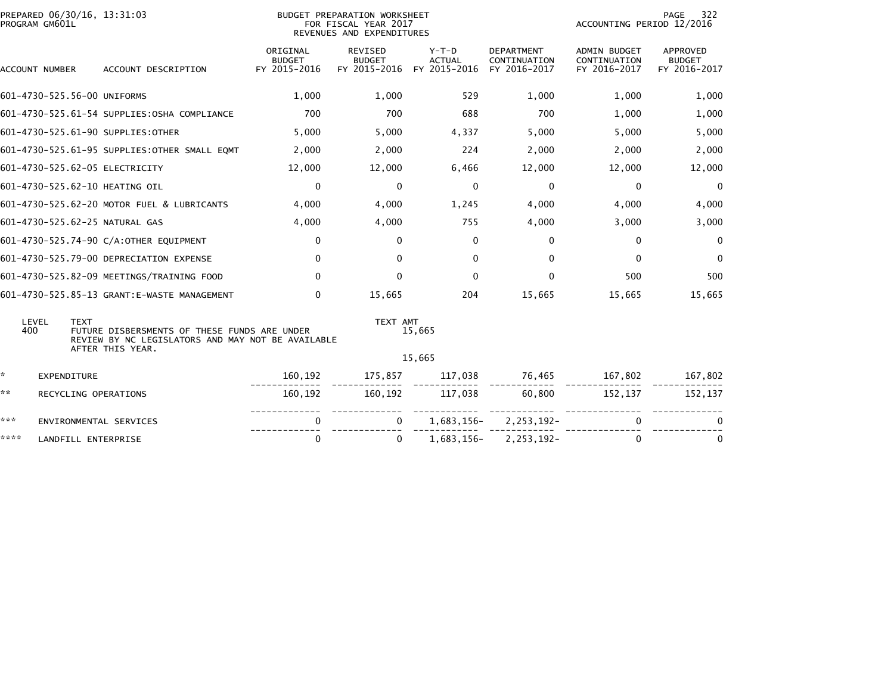PREPARED 06/30/16, 13:31:03
PROGRAM GM601L

BUDGET PREPARATION WORKSHEET
FOR FISCAL YEAR 2017
REVENUES AND EXPENDITURES

ACCOUNTING PERIOD 12/2016

| ACCOUNT NUMBER | ACCOUNT DESCRIPTION | ORIGINAL BUDGET FY 2015-2016 | REVISED BUDGET FY 2015-2016 | Y-T-D ACTUAL FY 2015-2016 | DEPARTMENT CONTINUATION FY 2016-2017 | ADMIN BUDGET CONTINUATION FY 2016-2017 | APPROVED BUDGET FY 2016-2017 |
|---|---|---|---|---|---|---|---|
| 601-4730-525.56-00 | UNIFORMS | 1,000 | 1,000 | 529 | 1,000 | 1,000 | 1,000 |
| 601-4730-525.61-54 | SUPPLIES:OSHA COMPLIANCE | 700 | 700 | 688 | 700 | 1,000 | 1,000 |
| 601-4730-525.61-90 | SUPPLIES:OTHER | 5,000 | 5,000 | 4,337 | 5,000 | 5,000 | 5,000 |
| 601-4730-525.61-95 | SUPPLIES:OTHER SMALL EQMT | 2,000 | 2,000 | 224 | 2,000 | 2,000 | 2,000 |
| 601-4730-525.62-05 | ELECTRICITY | 12,000 | 12,000 | 6,466 | 12,000 | 12,000 | 12,000 |
| 601-4730-525.62-10 | HEATING OIL | 0 | 0 | 0 | 0 | 0 | 0 |
| 601-4730-525.62-20 | MOTOR FUEL & LUBRICANTS | 4,000 | 4,000 | 1,245 | 4,000 | 4,000 | 4,000 |
| 601-4730-525.62-25 | NATURAL GAS | 4,000 | 4,000 | 755 | 4,000 | 3,000 | 3,000 |
| 601-4730-525.74-90 | C/A:OTHER EQUIPMENT | 0 | 0 | 0 | 0 | 0 | 0 |
| 601-4730-525.79-00 | DEPRECIATION EXPENSE | 0 | 0 | 0 | 0 | 0 | 0 |
| 601-4730-525.82-09 | MEETINGS/TRAINING FOOD | 0 | 0 | 0 | 0 | 500 | 500 |
| 601-4730-525.85-13 | GRANT:E-WASTE MANAGEMENT | 0 | 15,665 | 204 | 15,665 | 15,665 | 15,665 |

| LEVEL | TEXT | TEXT AMT |
|---|---|---|
| 400 | FUTURE DISBERSMENTS OF THESE FUNDS ARE UNDER REVIEW BY NC LEGISLATORS AND MAY NOT BE AVAILABLE AFTER THIS YEAR. | 15,665 |
| | | 15,665 |

| | | ORIGINAL BUDGET FY 2015-2016 | REVISED BUDGET FY 2015-2016 | Y-T-D ACTUAL FY 2015-2016 | DEPARTMENT CONTINUATION FY 2016-2017 | ADMIN BUDGET CONTINUATION FY 2016-2017 | APPROVED BUDGET FY 2016-2017 |
|---|---|---|---|---|---|---|---|
| * | EXPENDITURE | 160,192 | 175,857 | 117,038 | 76,465 | 167,802 | 167,802 |
| ** | RECYCLING OPERATIONS | 160,192 | 160,192 | 117,038 | 60,800 | 152,137 | 152,137 |
| *** | ENVIRONMENTAL SERVICES | 0 | 0 | 1,683,156- | 2,253,192- | 0 | 0 |
| **** | LANDFILL ENTERPRISE | 0 | 0 | 1,683,156- | 2,253,192- | 0 | 0 |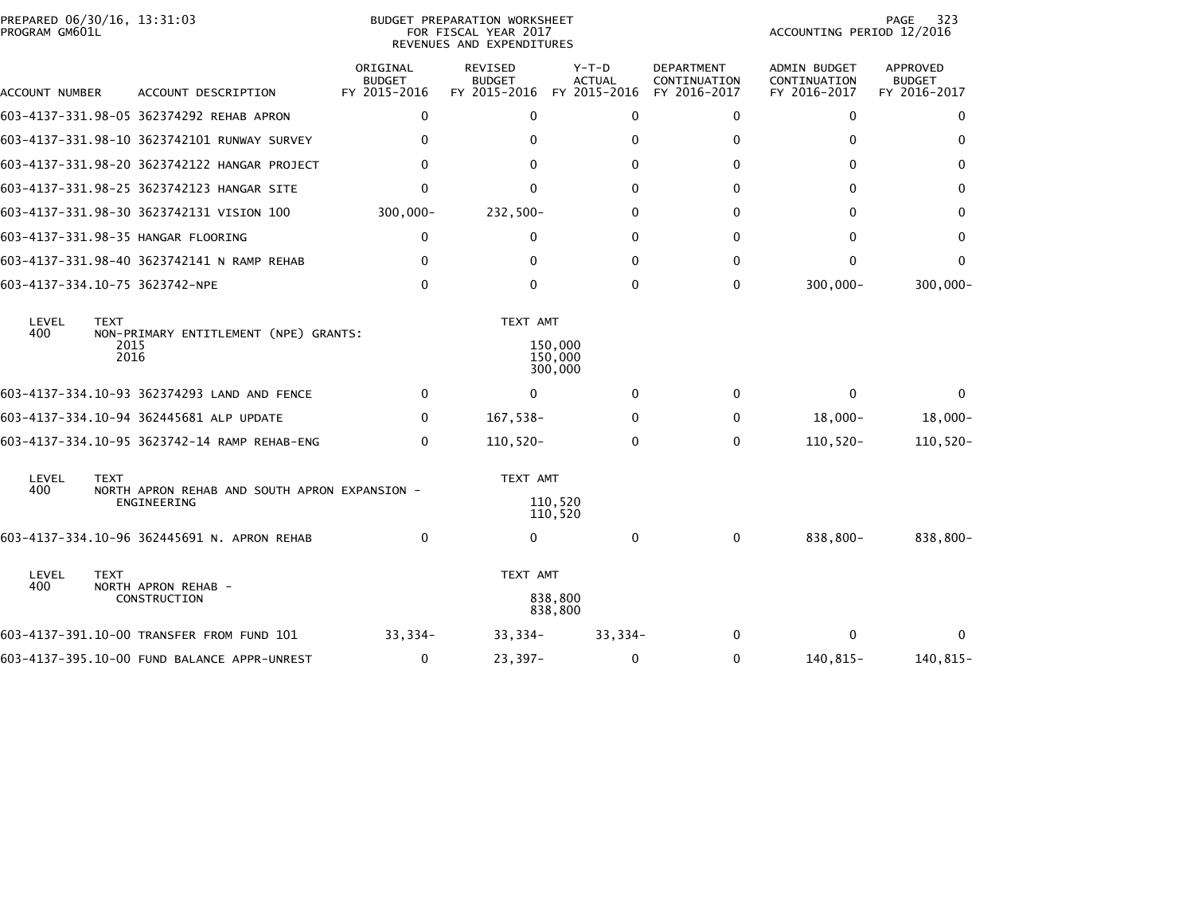PREPARED 06/30/16, 13:31:03
PROGRAM GM601L

BUDGET PREPARATION WORKSHEET
FOR FISCAL YEAR 2017
REVENUES AND EXPENDITURES

ACCOUNTING PERIOD 12/2016

| ACCOUNT NUMBER | ACCOUNT DESCRIPTION | ORIGINAL BUDGET FY 2015-2016 | REVISED BUDGET FY 2015-2016 | Y-T-D ACTUAL FY 2015-2016 | DEPARTMENT CONTINUATION FY 2016-2017 | ADMIN BUDGET CONTINUATION FY 2016-2017 | APPROVED BUDGET FY 2016-2017 |
|---|---|---|---|---|---|---|---|
| 603-4137-331.98-05 | 362374292 REHAB APRON | 0 | 0 | 0 | 0 | 0 | 0 |
| 603-4137-331.98-10 | 3623742101 RUNWAY SURVEY | 0 | 0 | 0 | 0 | 0 | 0 |
| 603-4137-331.98-20 | 3623742122 HANGAR PROJECT | 0 | 0 | 0 | 0 | 0 | 0 |
| 603-4137-331.98-25 | 3623742123 HANGAR SITE | 0 | 0 | 0 | 0 | 0 | 0 |
| 603-4137-331.98-30 | 3623742131 VISION 100 | 300,000- | 232,500- | 0 | 0 | 0 | 0 |
| 603-4137-331.98-35 | HANGAR FLOORING | 0 | 0 | 0 | 0 | 0 | 0 |
| 603-4137-331.98-40 | 3623742141 N RAMP REHAB | 0 | 0 | 0 | 0 | 0 | 0 |
| 603-4137-334.10-75 | 3623742-NPE | 0 | 0 | 0 | 0 | 300,000- | 300,000- |

| LEVEL | TEXT | TEXT AMT |
|---|---|---|
| 400 | NON-PRIMARY ENTITLEMENT (NPE) GRANTS: | |
| | 2015 | 150,000 |
| | 2016 | 150,000 |
| | | 300,000 |

| ACCOUNT NUMBER | ACCOUNT DESCRIPTION | ORIGINAL BUDGET FY 2015-2016 | REVISED BUDGET FY 2015-2016 | Y-T-D ACTUAL FY 2015-2016 | DEPARTMENT CONTINUATION FY 2016-2017 | ADMIN BUDGET CONTINUATION FY 2016-2017 | APPROVED BUDGET FY 2016-2017 |
|---|---|---|---|---|---|---|---|
| 603-4137-334.10-93 | 362374293 LAND AND FENCE | 0 | 0 | 0 | 0 | 0 | 0 |
| 603-4137-334.10-94 | 362445681 ALP UPDATE | 0 | 167,538- | 0 | 0 | 18,000- | 18,000- |
| 603-4137-334.10-95 | 3623742-14 RAMP REHAB-ENG | 0 | 110,520- | 0 | 0 | 110,520- | 110,520- |

| LEVEL | TEXT | TEXT AMT |
|---|---|---|
| 400 | NORTH APRON REHAB AND SOUTH APRON EXPANSION - | |
| | ENGINEERING | 110,520 |
| | | 110,520 |

| ACCOUNT NUMBER | ACCOUNT DESCRIPTION | ORIGINAL BUDGET FY 2015-2016 | REVISED BUDGET FY 2015-2016 | Y-T-D ACTUAL FY 2015-2016 | DEPARTMENT CONTINUATION FY 2016-2017 | ADMIN BUDGET CONTINUATION FY 2016-2017 | APPROVED BUDGET FY 2016-2017 |
|---|---|---|---|---|---|---|---|
| 603-4137-334.10-96 | 362445691 N. APRON REHAB | 0 | 0 | 0 | 0 | 838,800- | 838,800- |

| LEVEL | TEXT | TEXT AMT |
|---|---|---|
| 400 | NORTH APRON REHAB - | |
| | CONSTRUCTION | 838,800 |
| | | 838,800 |

| ACCOUNT NUMBER | ACCOUNT DESCRIPTION | ORIGINAL BUDGET FY 2015-2016 | REVISED BUDGET FY 2015-2016 | Y-T-D ACTUAL FY 2015-2016 | DEPARTMENT CONTINUATION FY 2016-2017 | ADMIN BUDGET CONTINUATION FY 2016-2017 | APPROVED BUDGET FY 2016-2017 |
|---|---|---|---|---|---|---|---|
| 603-4137-391.10-00 | TRANSFER FROM FUND 101 | 33,334- | 33,334- | 33,334- | 0 | 0 | 0 |
| 603-4137-395.10-00 | FUND BALANCE APPR-UNREST | 0 | 23,397- | 0 | 0 | 140,815- | 140,815- |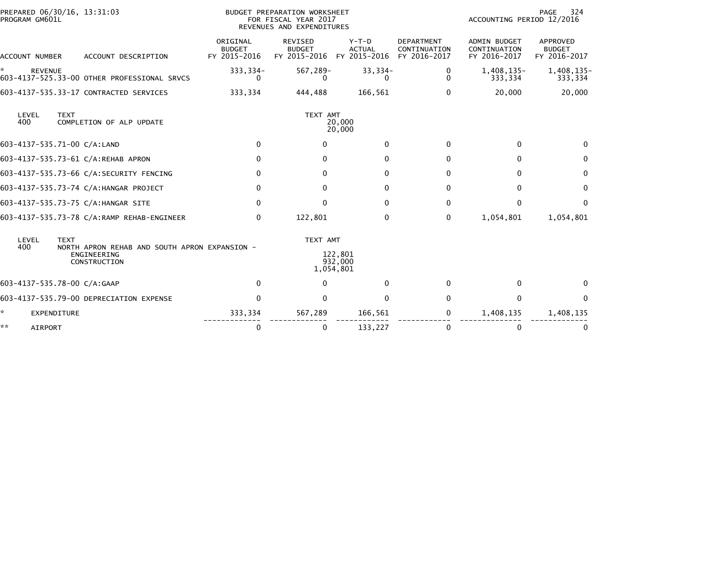PREPARED 06/30/16, 13:31:03
PROGRAM GM601L

BUDGET PREPARATION WORKSHEET
FOR FISCAL YEAR 2017
REVENUES AND EXPENDITURES

ACCOUNTING PERIOD 12/2016

| ACCOUNT NUMBER | ACCOUNT DESCRIPTION | ORIGINAL BUDGET FY 2015-2016 | REVISED BUDGET FY 2015-2016 | Y-T-D ACTUAL FY 2015-2016 | DEPARTMENT CONTINUATION FY 2016-2017 | ADMIN BUDGET CONTINUATION FY 2016-2017 | APPROVED BUDGET FY 2016-2017 |
|---|---|---|---|---|---|---|---|
| * REVENUE | | 333,334- | 567,289- | 33,334- | 0 | 1,408,135- | 1,408,135- |
| 603-4137-525.33-00 | OTHER PROFESSIONAL SRVCS | 0 | 0 | 0 | 0 | 333,334 | 333,334 |
| 603-4137-535.33-17 | CONTRACTED SERVICES | 333,334 | 444,488 | 166,561 | 0 | 20,000 | 20,000 |

| LEVEL | TEXT | TEXT AMT |
|---|---|---|
| 400 | COMPLETION OF ALP UPDATE | 20,000 |
| | | 20,000 |

| ACCOUNT NUMBER | ACCOUNT DESCRIPTION | ORIGINAL BUDGET FY 2015-2016 | REVISED BUDGET FY 2015-2016 | Y-T-D ACTUAL FY 2015-2016 | DEPARTMENT CONTINUATION FY 2016-2017 | ADMIN BUDGET CONTINUATION FY 2016-2017 | APPROVED BUDGET FY 2016-2017 |
|---|---|---|---|---|---|---|---|
| 603-4137-535.71-00 | C/A:LAND | 0 | 0 | 0 | 0 | 0 | 0 |
| 603-4137-535.73-61 | C/A:REHAB APRON | 0 | 0 | 0 | 0 | 0 | 0 |
| 603-4137-535.73-66 | C/A:SECURITY FENCING | 0 | 0 | 0 | 0 | 0 | 0 |
| 603-4137-535.73-74 | C/A:HANGAR PROJECT | 0 | 0 | 0 | 0 | 0 | 0 |
| 603-4137-535.73-75 | C/A:HANGAR SITE | 0 | 0 | 0 | 0 | 0 | 0 |
| 603-4137-535.73-78 | C/A:RAMP REHAB-ENGINEER | 0 | 122,801 | 0 | 0 | 1,054,801 | 1,054,801 |

| LEVEL | TEXT | TEXT AMT |
|---|---|---|
| 400 | NORTH APRON REHAB AND SOUTH APRON EXPANSION - | |
| | ENGINEERING | 122,801 |
| | CONSTRUCTION | 932,000 |
| | | 1,054,801 |

| ACCOUNT NUMBER | ACCOUNT DESCRIPTION | ORIGINAL BUDGET FY 2015-2016 | REVISED BUDGET FY 2015-2016 | Y-T-D ACTUAL FY 2015-2016 | DEPARTMENT CONTINUATION FY 2016-2017 | ADMIN BUDGET CONTINUATION FY 2016-2017 | APPROVED BUDGET FY 2016-2017 |
|---|---|---|---|---|---|---|---|
| 603-4137-535.78-00 | C/A:GAAP | 0 | 0 | 0 | 0 | 0 | 0 |
| 603-4137-535.79-00 | DEPRECIATION EXPENSE | 0 | 0 | 0 | 0 | 0 | 0 |
| * EXPENDITURE | | 333,334 | 567,289 | 166,561 | 0 | 1,408,135 | 1,408,135 |
| ** AIRPORT | | 0 | 0 | 133,227 | 0 | 0 | 0 |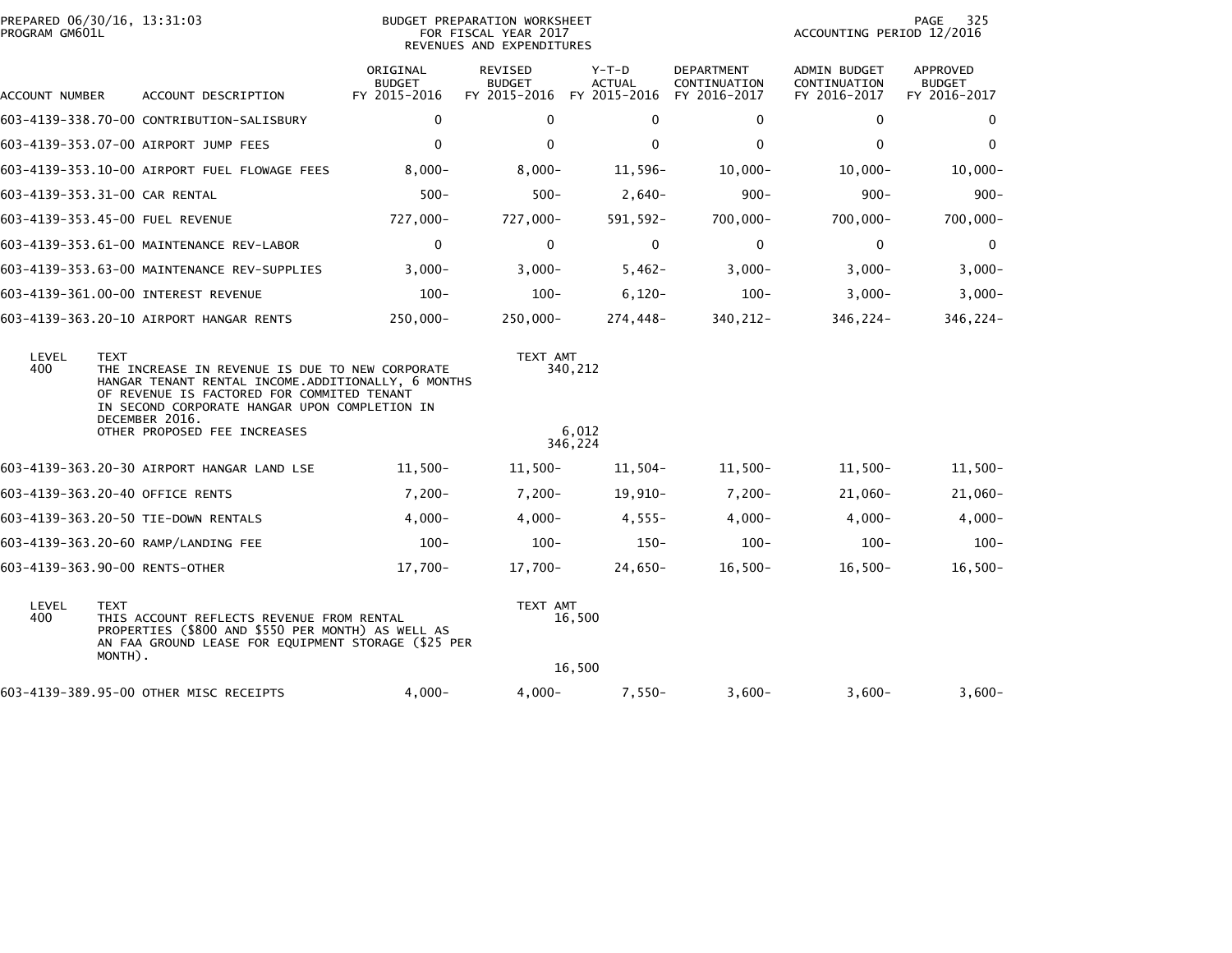PREPARED 06/30/16, 13:31:03
PROGRAM GM601L

BUDGET PREPARATION WORKSHEET
FOR FISCAL YEAR 2017
REVENUES AND EXPENDITURES

ACCOUNTING PERIOD 12/2016

| ACCOUNT NUMBER | ACCOUNT DESCRIPTION | ORIGINAL BUDGET FY 2015-2016 | REVISED BUDGET FY 2015-2016 | Y-T-D ACTUAL FY 2015-2016 | DEPARTMENT CONTINUATION FY 2016-2017 | ADMIN BUDGET CONTINUATION FY 2016-2017 | APPROVED BUDGET FY 2016-2017 |
|---|---|---|---|---|---|---|---|
| 603-4139-338.70-00 | CONTRIBUTION-SALISBURY | 0 | 0 | 0 | 0 | 0 | 0 |
| 603-4139-353.07-00 | AIRPORT JUMP FEES | 0 | 0 | 0 | 0 | 0 | 0 |
| 603-4139-353.10-00 | AIRPORT FUEL FLOWAGE FEES | 8,000- | 8,000- | 11,596- | 10,000- | 10,000- | 10,000- |
| 603-4139-353.31-00 | CAR RENTAL | 500- | 500- | 2,640- | 900- | 900- | 900- |
| 603-4139-353.45-00 | FUEL REVENUE | 727,000- | 727,000- | 591,592- | 700,000- | 700,000- | 700,000- |
| 603-4139-353.61-00 | MAINTENANCE REV-LABOR | 0 | 0 | 0 | 0 | 0 | 0 |
| 603-4139-353.63-00 | MAINTENANCE REV-SUPPLIES | 3,000- | 3,000- | 5,462- | 3,000- | 3,000- | 3,000- |
| 603-4139-361.00-00 | INTEREST REVENUE | 100- | 100- | 6,120- | 100- | 3,000- | 3,000- |
| 603-4139-363.20-10 | AIRPORT HANGAR RENTS | 250,000- | 250,000- | 274,448- | 340,212- | 346,224- | 346,224- |

| LEVEL | TEXT | TEXT AMT |
|---|---|---|
| 400 | THE INCREASE IN REVENUE IS DUE TO NEW CORPORATE HANGAR TENANT RENTAL INCOME.ADDITIONALLY, 6 MONTHS OF REVENUE IS FACTORED FOR COMMITED TENANT IN SECOND CORPORATE HANGAR UPON COMPLETION IN DECEMBER 2016. | 340,212 |
| | OTHER PROPOSED FEE INCREASES | 6,012 |
| | | 346,224 |

| ACCOUNT NUMBER | ACCOUNT DESCRIPTION | ORIGINAL BUDGET FY 2015-2016 | REVISED BUDGET FY 2015-2016 | Y-T-D ACTUAL FY 2015-2016 | DEPARTMENT CONTINUATION FY 2016-2017 | ADMIN BUDGET CONTINUATION FY 2016-2017 | APPROVED BUDGET FY 2016-2017 |
|---|---|---|---|---|---|---|---|
| 603-4139-363.20-30 | AIRPORT HANGAR LAND LSE | 11,500- | 11,500- | 11,504- | 11,500- | 11,500- | 11,500- |
| 603-4139-363.20-40 | OFFICE RENTS | 7,200- | 7,200- | 19,910- | 7,200- | 21,060- | 21,060- |
| 603-4139-363.20-50 | TIE-DOWN RENTALS | 4,000- | 4,000- | 4,555- | 4,000- | 4,000- | 4,000- |
| 603-4139-363.20-60 | RAMP/LANDING FEE | 100- | 100- | 150- | 100- | 100- | 100- |
| 603-4139-363.90-00 | RENTS-OTHER | 17,700- | 17,700- | 24,650- | 16,500- | 16,500- | 16,500- |

| LEVEL | TEXT | TEXT AMT |
|---|---|---|
| 400 | THIS ACCOUNT REFLECTS REVENUE FROM RENTAL PROPERTIES ($800 AND $550 PER MONTH) AS WELL AS AN FAA GROUND LEASE FOR EQUIPMENT STORAGE ($25 PER MONTH). | 16,500 |
| | | 16,500 |

| ACCOUNT NUMBER | ACCOUNT DESCRIPTION | ORIGINAL BUDGET FY 2015-2016 | REVISED BUDGET FY 2015-2016 | Y-T-D ACTUAL FY 2015-2016 | DEPARTMENT CONTINUATION FY 2016-2017 | ADMIN BUDGET CONTINUATION FY 2016-2017 | APPROVED BUDGET FY 2016-2017 |
|---|---|---|---|---|---|---|---|
| 603-4139-389.95-00 | OTHER MISC RECEIPTS | 4,000- | 4,000- | 7,550- | 3,600- | 3,600- | 3,600- |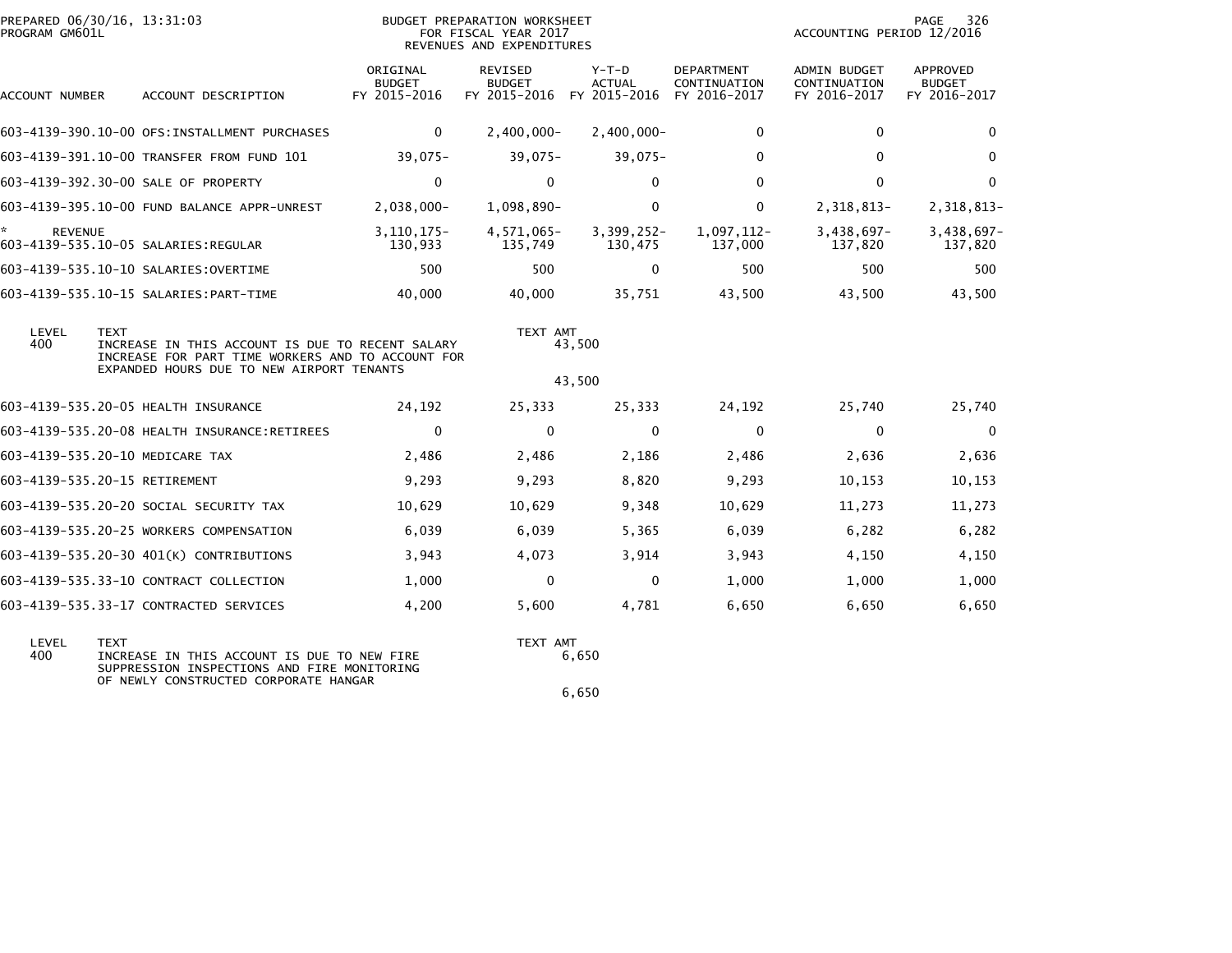PREPARED 06/30/16, 13:31:03
PROGRAM GM601L

BUDGET PREPARATION WORKSHEET
FOR FISCAL YEAR 2017
REVENUES AND EXPENDITURES

ACCOUNTING PERIOD 12/2016

| ACCOUNT NUMBER | ACCOUNT DESCRIPTION | ORIGINAL BUDGET FY 2015-2016 | REVISED BUDGET FY 2015-2016 | Y-T-D ACTUAL FY 2015-2016 | DEPARTMENT CONTINUATION FY 2016-2017 | ADMIN BUDGET CONTINUATION FY 2016-2017 | APPROVED BUDGET FY 2016-2017 |
|---|---|---|---|---|---|---|---|
| 603-4139-390.10-00 | OFS:INSTALLMENT PURCHASES | 0 | 2,400,000- | 2,400,000- | 0 | 0 | 0 |
| 603-4139-391.10-00 | TRANSFER FROM FUND 101 | 39,075- | 39,075- | 39,075- | 0 | 0 | 0 |
| 603-4139-392.30-00 | SALE OF PROPERTY | 0 | 0 | 0 | 0 | 0 | 0 |
| 603-4139-395.10-00 | FUND BALANCE APPR-UNREST | 2,038,000- | 1,098,890- | 0 | 0 | 2,318,813- | 2,318,813- |
| * | REVENUE | 3,110,175- | 4,571,065- | 3,399,252- | 1,097,112- | 3,438,697- | 3,438,697- |
| 603-4139-535.10-05 | SALARIES:REGULAR | 130,933 | 135,749 | 130,475 | 137,000 | 137,820 | 137,820 |
| 603-4139-535.10-10 | SALARIES:OVERTIME | 500 | 500 | 0 | 500 | 500 | 500 |
| 603-4139-535.10-15 | SALARIES:PART-TIME | 40,000 | 40,000 | 35,751 | 43,500 | 43,500 | 43,500 |

| LEVEL | TEXT | TEXT AMT |
|---|---|---|
| 400 | INCREASE IN THIS ACCOUNT IS DUE TO RECENT SALARY INCREASE FOR PART TIME WORKERS AND TO ACCOUNT FOR EXPANDED HOURS DUE TO NEW AIRPORT TENANTS | 43,500 |
| | | 43,500 |

| ACCOUNT NUMBER | ACCOUNT DESCRIPTION | ORIGINAL BUDGET FY 2015-2016 | REVISED BUDGET FY 2015-2016 | Y-T-D ACTUAL FY 2015-2016 | DEPARTMENT CONTINUATION FY 2016-2017 | ADMIN BUDGET CONTINUATION FY 2016-2017 | APPROVED BUDGET FY 2016-2017 |
|---|---|---|---|---|---|---|---|
| 603-4139-535.20-05 | HEALTH INSURANCE | 24,192 | 25,333 | 25,333 | 24,192 | 25,740 | 25,740 |
| 603-4139-535.20-08 | HEALTH INSURANCE:RETIREES | 0 | 0 | 0 | 0 | 0 | 0 |
| 603-4139-535.20-10 | MEDICARE TAX | 2,486 | 2,486 | 2,186 | 2,486 | 2,636 | 2,636 |
| 603-4139-535.20-15 | RETIREMENT | 9,293 | 9,293 | 8,820 | 9,293 | 10,153 | 10,153 |
| 603-4139-535.20-20 | SOCIAL SECURITY TAX | 10,629 | 10,629 | 9,348 | 10,629 | 11,273 | 11,273 |
| 603-4139-535.20-25 | WORKERS COMPENSATION | 6,039 | 6,039 | 5,365 | 6,039 | 6,282 | 6,282 |
| 603-4139-535.20-30 | 401(K) CONTRIBUTIONS | 3,943 | 4,073 | 3,914 | 3,943 | 4,150 | 4,150 |
| 603-4139-535.33-10 | CONTRACT COLLECTION | 1,000 | 0 | 0 | 1,000 | 1,000 | 1,000 |
| 603-4139-535.33-17 | CONTRACTED SERVICES | 4,200 | 5,600 | 4,781 | 6,650 | 6,650 | 6,650 |

| LEVEL | TEXT | TEXT AMT |
|---|---|---|
| 400 | INCREASE IN THIS ACCOUNT IS DUE TO NEW FIRE SUPPRESSION INSPECTIONS AND FIRE MONITORING OF NEWLY CONSTRUCTED CORPORATE HANGAR | 6,650 |
| | | 6,650 |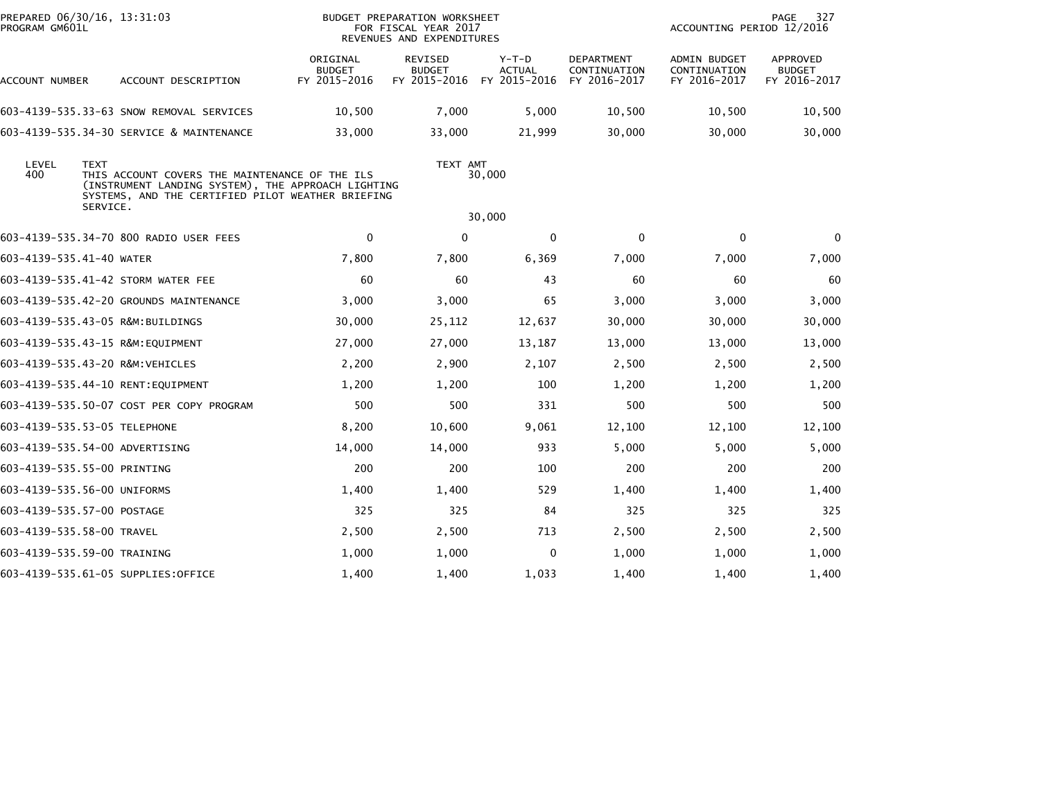PREPARED 06/30/16, 13:31:03
PROGRAM GM601L

BUDGET PREPARATION WORKSHEET
FOR FISCAL YEAR 2017
REVENUES AND EXPENDITURES

ACCOUNTING PERIOD 12/2016

| ACCOUNT NUMBER | ACCOUNT DESCRIPTION | ORIGINAL BUDGET FY 2015-2016 | REVISED BUDGET FY 2015-2016 | Y-T-D ACTUAL FY 2015-2016 | DEPARTMENT CONTINUATION FY 2016-2017 | ADMIN BUDGET CONTINUATION FY 2016-2017 | APPROVED BUDGET FY 2016-2017 |
|---|---|---|---|---|---|---|---|
| 603-4139-535.33-63 | SNOW REMOVAL SERVICES | 10,500 | 7,000 | 5,000 | 10,500 | 10,500 | 10,500 |
| 603-4139-535.34-30 | SERVICE & MAINTENANCE | 33,000 | 33,000 | 21,999 | 30,000 | 30,000 | 30,000 |

| LEVEL | TEXT | TEXT AMT |
|---|---|---|
| 400 | THIS ACCOUNT COVERS THE MAINTENANCE OF THE ILS (INSTRUMENT LANDING SYSTEM), THE APPROACH LIGHTING SYSTEMS, AND THE CERTIFIED PILOT WEATHER BRIEFING SERVICE. | 30,000 |
| | | 30,000 |

| ACCOUNT NUMBER | ACCOUNT DESCRIPTION | ORIGINAL BUDGET FY 2015-2016 | REVISED BUDGET FY 2015-2016 | Y-T-D ACTUAL FY 2015-2016 | DEPARTMENT CONTINUATION FY 2016-2017 | ADMIN BUDGET CONTINUATION FY 2016-2017 | APPROVED BUDGET FY 2016-2017 |
|---|---|---|---|---|---|---|---|
| 603-4139-535.34-70 | 800 RADIO USER FEES | 0 | 0 | 0 | 0 | 0 | 0 |
| 603-4139-535.41-40 | WATER | 7,800 | 7,800 | 6,369 | 7,000 | 7,000 | 7,000 |
| 603-4139-535.41-42 | STORM WATER FEE | 60 | 60 | 43 | 60 | 60 | 60 |
| 603-4139-535.42-20 | GROUNDS MAINTENANCE | 3,000 | 3,000 | 65 | 3,000 | 3,000 | 3,000 |
| 603-4139-535.43-05 | R&M:BUILDINGS | 30,000 | 25,112 | 12,637 | 30,000 | 30,000 | 30,000 |
| 603-4139-535.43-15 | R&M:EQUIPMENT | 27,000 | 27,000 | 13,187 | 13,000 | 13,000 | 13,000 |
| 603-4139-535.43-20 | R&M:VEHICLES | 2,200 | 2,900 | 2,107 | 2,500 | 2,500 | 2,500 |
| 603-4139-535.44-10 | RENT:EQUIPMENT | 1,200 | 1,200 | 100 | 1,200 | 1,200 | 1,200 |
| 603-4139-535.50-07 | COST PER COPY PROGRAM | 500 | 500 | 331 | 500 | 500 | 500 |
| 603-4139-535.53-05 | TELEPHONE | 8,200 | 10,600 | 9,061 | 12,100 | 12,100 | 12,100 |
| 603-4139-535.54-00 | ADVERTISING | 14,000 | 14,000 | 933 | 5,000 | 5,000 | 5,000 |
| 603-4139-535.55-00 | PRINTING | 200 | 200 | 100 | 200 | 200 | 200 |
| 603-4139-535.56-00 | UNIFORMS | 1,400 | 1,400 | 529 | 1,400 | 1,400 | 1,400 |
| 603-4139-535.57-00 | POSTAGE | 325 | 325 | 84 | 325 | 325 | 325 |
| 603-4139-535.58-00 | TRAVEL | 2,500 | 2,500 | 713 | 2,500 | 2,500 | 2,500 |
| 603-4139-535.59-00 | TRAINING | 1,000 | 1,000 | 0 | 1,000 | 1,000 | 1,000 |
| 603-4139-535.61-05 | SUPPLIES:OFFICE | 1,400 | 1,400 | 1,033 | 1,400 | 1,400 | 1,400 |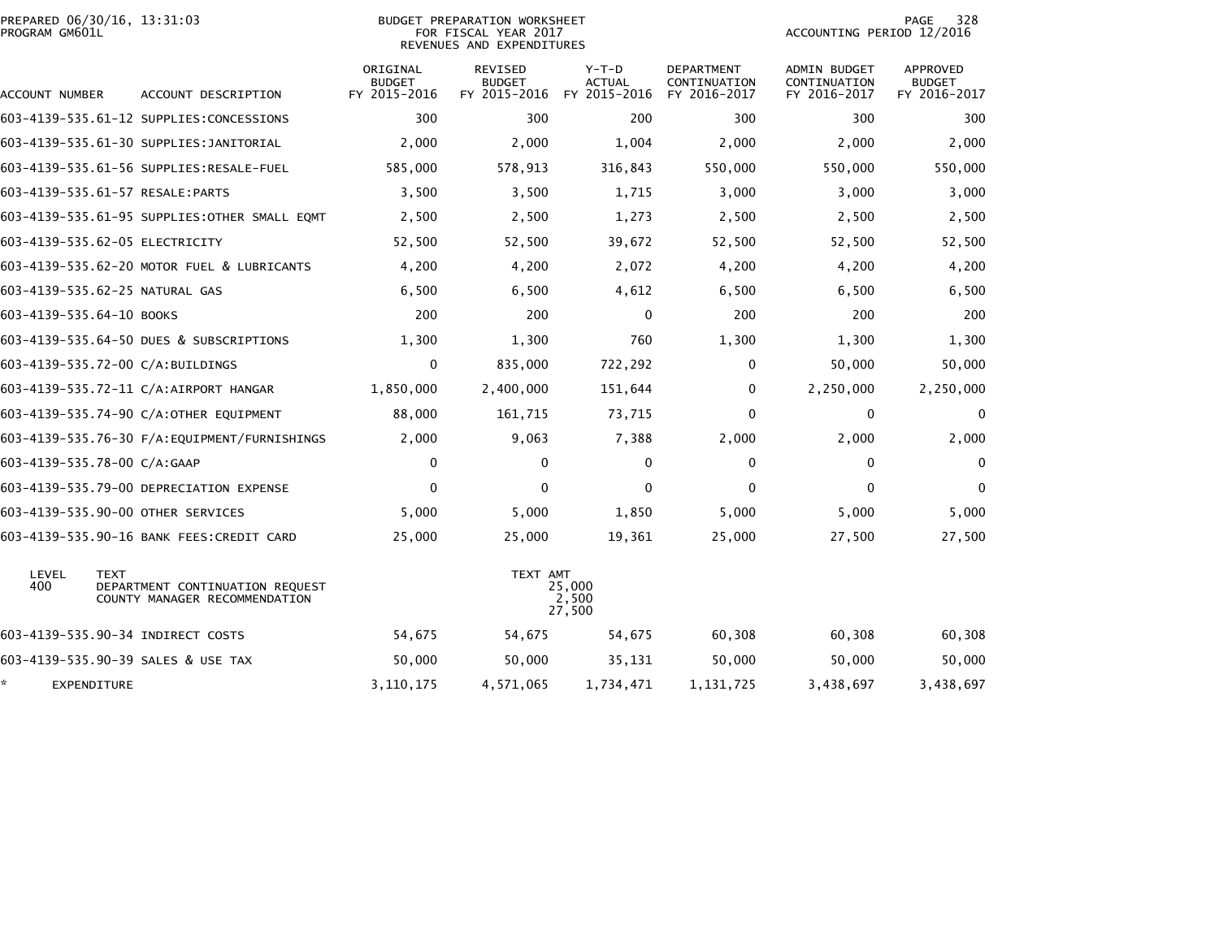PREPARED 06/30/16, 13:31:03
PROGRAM GM601L

BUDGET PREPARATION WORKSHEET
FOR FISCAL YEAR 2017
REVENUES AND EXPENDITURES

ACCOUNTING PERIOD 12/2016

| ACCOUNT NUMBER | ACCOUNT DESCRIPTION | ORIGINAL BUDGET FY 2015-2016 | REVISED BUDGET FY 2015-2016 | Y-T-D ACTUAL FY 2015-2016 | DEPARTMENT CONTINUATION FY 2016-2017 | ADMIN BUDGET CONTINUATION FY 2016-2017 | APPROVED BUDGET FY 2016-2017 |
|---|---|---|---|---|---|---|---|
| 603-4139-535.61-12 | SUPPLIES:CONCESSIONS | 300 | 300 | 200 | 300 | 300 | 300 |
| 603-4139-535.61-30 | SUPPLIES:JANITORIAL | 2,000 | 2,000 | 1,004 | 2,000 | 2,000 | 2,000 |
| 603-4139-535.61-56 | SUPPLIES:RESALE-FUEL | 585,000 | 578,913 | 316,843 | 550,000 | 550,000 | 550,000 |
| 603-4139-535.61-57 | RESALE:PARTS | 3,500 | 3,500 | 1,715 | 3,000 | 3,000 | 3,000 |
| 603-4139-535.61-95 | SUPPLIES:OTHER SMALL EQMT | 2,500 | 2,500 | 1,273 | 2,500 | 2,500 | 2,500 |
| 603-4139-535.62-05 | ELECTRICITY | 52,500 | 52,500 | 39,672 | 52,500 | 52,500 | 52,500 |
| 603-4139-535.62-20 | MOTOR FUEL & LUBRICANTS | 4,200 | 4,200 | 2,072 | 4,200 | 4,200 | 4,200 |
| 603-4139-535.62-25 | NATURAL GAS | 6,500 | 6,500 | 4,612 | 6,500 | 6,500 | 6,500 |
| 603-4139-535.64-10 | BOOKS | 200 | 200 | 0 | 200 | 200 | 200 |
| 603-4139-535.64-50 | DUES & SUBSCRIPTIONS | 1,300 | 1,300 | 760 | 1,300 | 1,300 | 1,300 |
| 603-4139-535.72-00 | C/A:BUILDINGS | 0 | 835,000 | 722,292 | 0 | 50,000 | 50,000 |
| 603-4139-535.72-11 | C/A:AIRPORT HANGAR | 1,850,000 | 2,400,000 | 151,644 | 0 | 2,250,000 | 2,250,000 |
| 603-4139-535.74-90 | C/A:OTHER EQUIPMENT | 88,000 | 161,715 | 73,715 | 0 | 0 | 0 |
| 603-4139-535.76-30 | F/A:EQUIPMENT/FURNISHINGS | 2,000 | 9,063 | 7,388 | 2,000 | 2,000 | 2,000 |
| 603-4139-535.78-00 | C/A:GAAP | 0 | 0 | 0 | 0 | 0 | 0 |
| 603-4139-535.79-00 | DEPRECIATION EXPENSE | 0 | 0 | 0 | 0 | 0 | 0 |
| 603-4139-535.90-00 | OTHER SERVICES | 5,000 | 5,000 | 1,850 | 5,000 | 5,000 | 5,000 |
| 603-4139-535.90-16 | BANK FEES:CREDIT CARD | 25,000 | 25,000 | 19,361 | 25,000 | 27,500 | 27,500 |

| LEVEL | TEXT | TEXT AMT |
|---|---|---|
| 400 | DEPARTMENT CONTINUATION REQUEST | 25,000 |
| | COUNTY MANAGER RECOMMENDATION | 2,500 |
| | | 27,500 |

| ACCOUNT NUMBER | ACCOUNT DESCRIPTION | ORIGINAL BUDGET FY 2015-2016 | REVISED BUDGET FY 2015-2016 | Y-T-D ACTUAL FY 2015-2016 | DEPARTMENT CONTINUATION FY 2016-2017 | ADMIN BUDGET CONTINUATION FY 2016-2017 | APPROVED BUDGET FY 2016-2017 |
|---|---|---|---|---|---|---|---|
| 603-4139-535.90-34 | INDIRECT COSTS | 54,675 | 54,675 | 54,675 | 60,308 | 60,308 | 60,308 |
| 603-4139-535.90-39 | SALES & USE TAX | 50,000 | 50,000 | 35,131 | 50,000 | 50,000 | 50,000 |
| * | EXPENDITURE | 3,110,175 | 4,571,065 | 1,734,471 | 1,131,725 | 3,438,697 | 3,438,697 |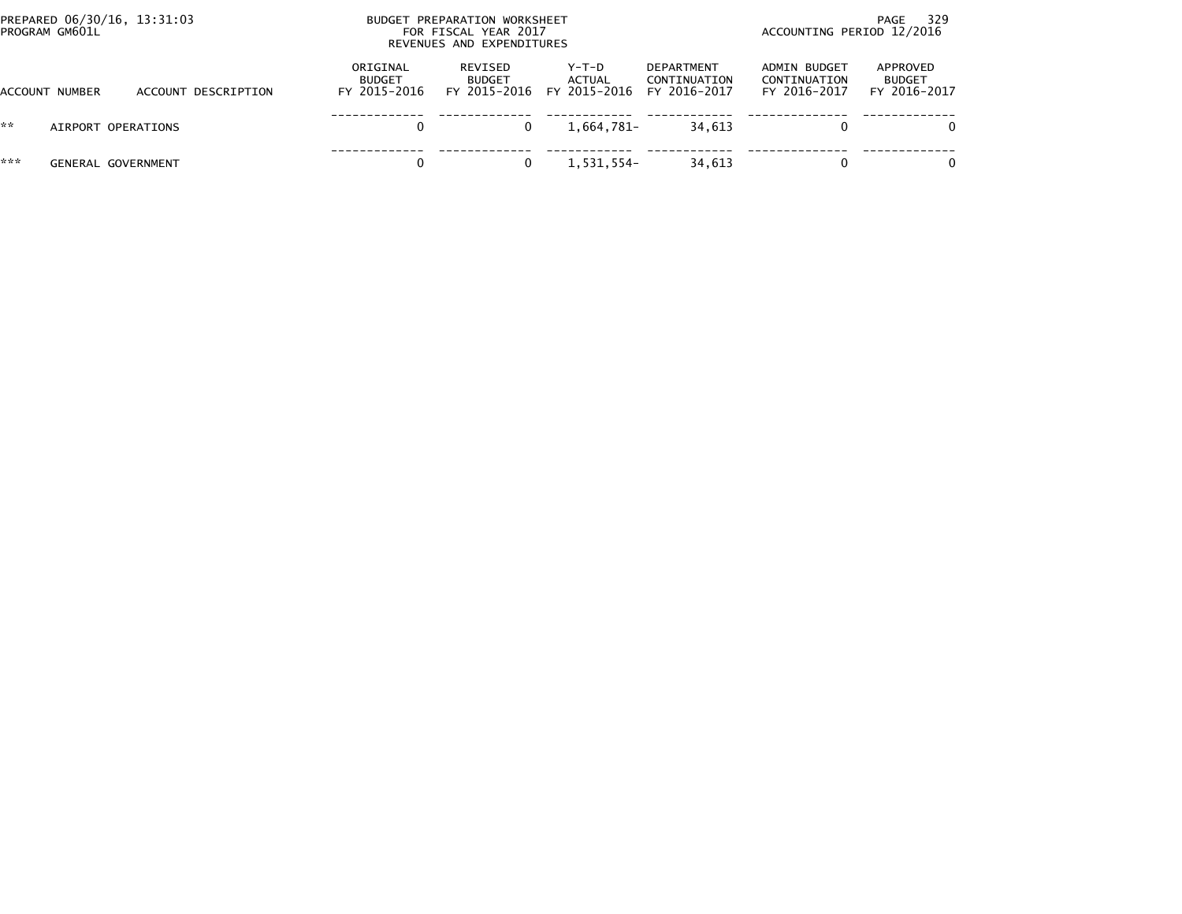BUDGET PREPARATION WORKSHEET
FOR FISCAL YEAR 2017
REVENUES AND EXPENDITURES

PREPARED 06/30/16, 13:31:03
PROGRAM GM601L

ACCOUNTING PERIOD 12/2016

| ACCOUNT NUMBER | ACCOUNT DESCRIPTION | ORIGINAL BUDGET FY 2015-2016 | REVISED BUDGET FY 2015-2016 | Y-T-D ACTUAL FY 2015-2016 | DEPARTMENT CONTINUATION FY 2016-2017 | ADMIN BUDGET CONTINUATION FY 2016-2017 | APPROVED BUDGET FY 2016-2017 |
|---|---|---|---|---|---|---|---|
| ** | AIRPORT OPERATIONS | 0 | 0 | 1,664,781- | 34,613 | 0 | 0 |
| *** | GENERAL GOVERNMENT | 0 | 0 | 1,531,554- | 34,613 | 0 | 0 |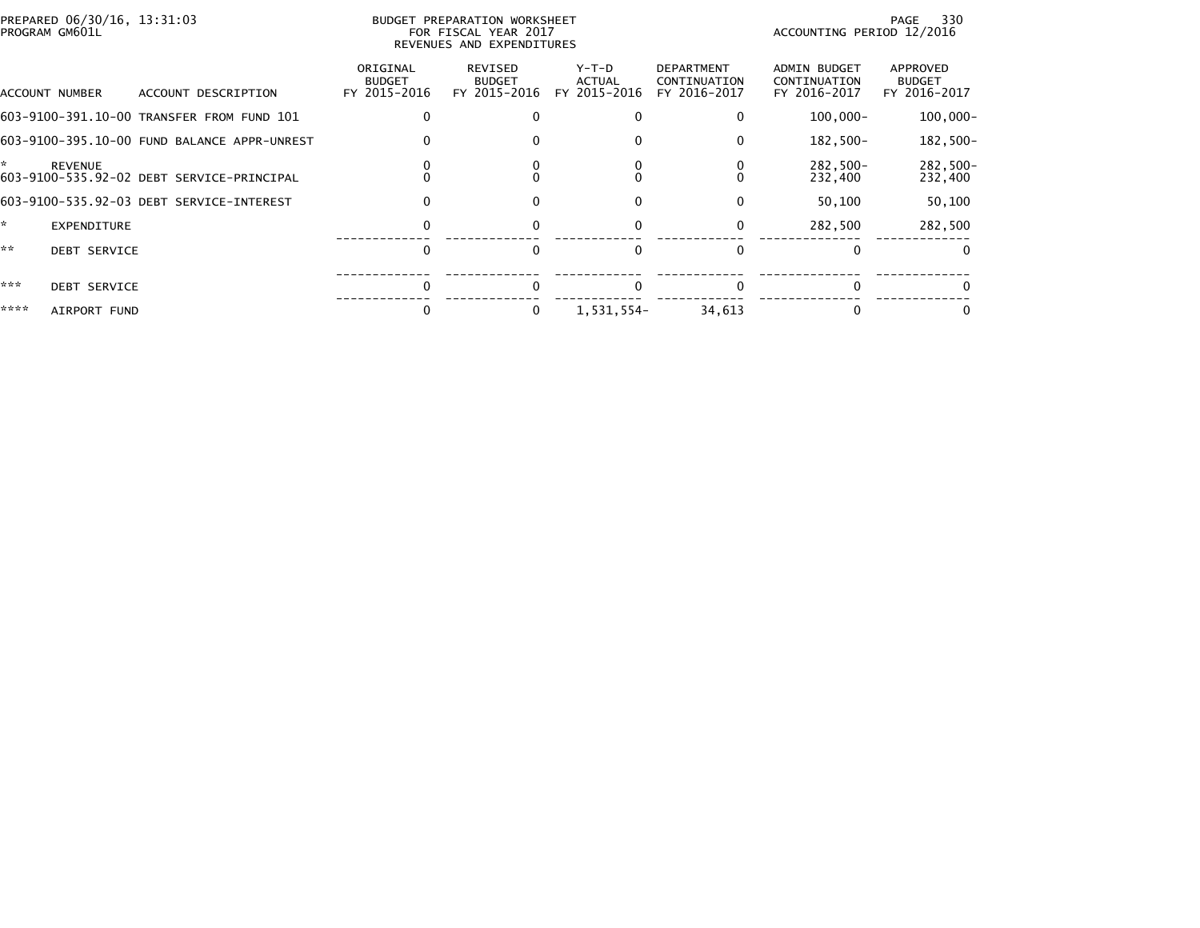PREPARED 06/30/16, 13:31:03
PROGRAM GM601L

BUDGET PREPARATION WORKSHEET
FOR FISCAL YEAR 2017
REVENUES AND EXPENDITURES

ACCOUNTING PERIOD 12/2016

| ACCOUNT NUMBER | ACCOUNT DESCRIPTION | ORIGINAL BUDGET FY 2015-2016 | REVISED BUDGET FY 2015-2016 | Y-T-D ACTUAL FY 2015-2016 | DEPARTMENT CONTINUATION FY 2016-2017 | ADMIN BUDGET CONTINUATION FY 2016-2017 | APPROVED BUDGET FY 2016-2017 |
|---|---|---|---|---|---|---|---|
| 603-9100-391.10-00 | TRANSFER FROM FUND 101 | 0 | 0 | 0 | 0 | 100,000- | 100,000- |
| 603-9100-395.10-00 | FUND BALANCE APPR-UNREST | 0 | 0 | 0 | 0 | 182,500- | 182,500- |
| * | REVENUE | 0 | 0 | 0 | 0 | 282,500- | 282,500- |
| 603-9100-535.92-02 | DEBT SERVICE-PRINCIPAL | 0 | 0 | 0 | 0 | 232,400 | 232,400 |
| 603-9100-535.92-03 | DEBT SERVICE-INTEREST | 0 | 0 | 0 | 0 | 50,100 | 50,100 |
| * | EXPENDITURE | 0 | 0 | 0 | 0 | 282,500 | 282,500 |
| ** | DEBT SERVICE | 0 | 0 | 0 | 0 | 0 | 0 |
| *** | DEBT SERVICE | 0 | 0 | 0 | 0 | 0 | 0 |
| **** | AIRPORT FUND | 0 | 0 | 1,531,554- | 34,613 | 0 | 0 |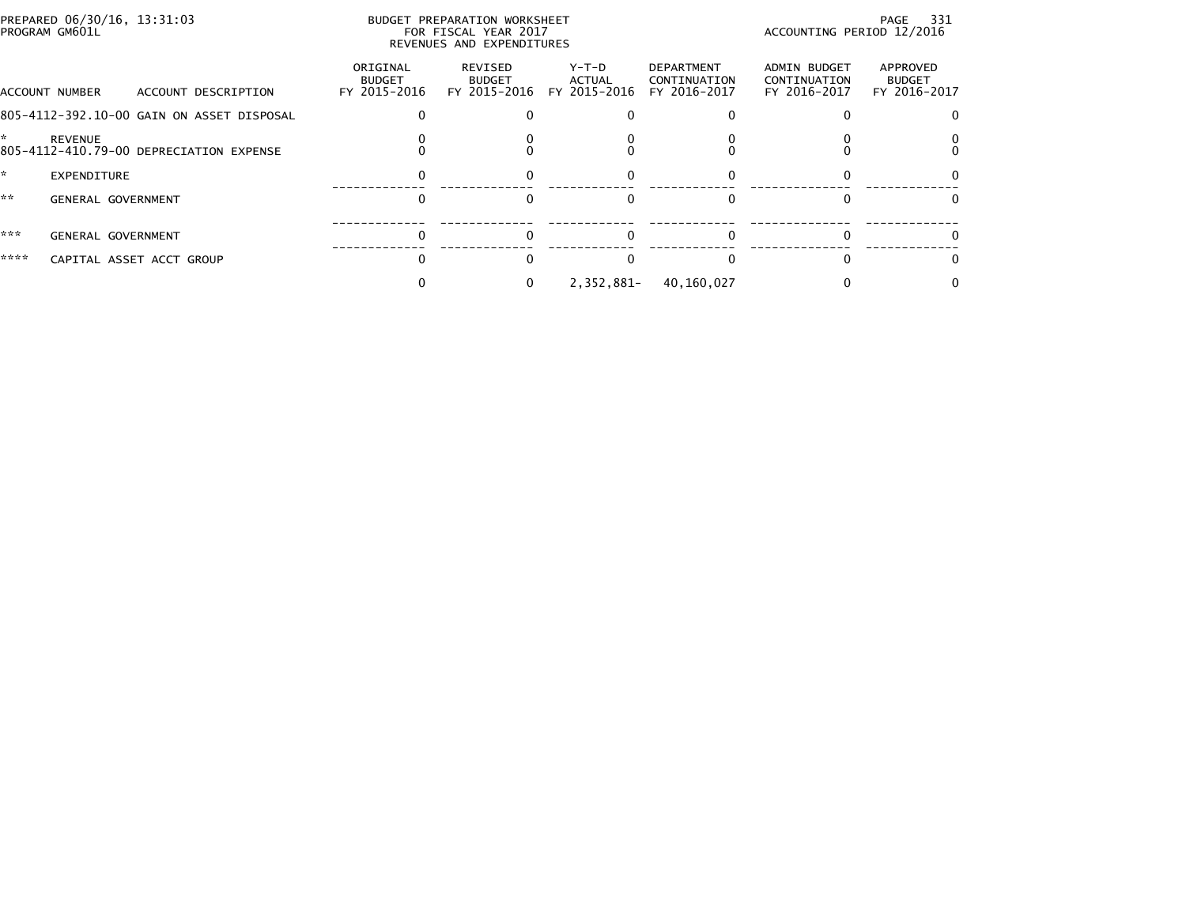| ACCOUNT NUMBER | ACCOUNT DESCRIPTION | ORIGINAL BUDGET FY 2015-2016 | REVISED BUDGET FY 2015-2016 | Y-T-D ACTUAL FY 2015-2016 | DEPARTMENT CONTINUATION FY 2016-2017 | ADMIN BUDGET CONTINUATION FY 2016-2017 | APPROVED BUDGET FY 2016-2017 |
|---|---|---|---|---|---|---|---|
| 805-4112-392.10-00 | GAIN ON ASSET DISPOSAL | 0 | 0 | 0 | 0 | 0 | 0 |
| * | REVENUE | 0 | 0 | 0 | 0 | 0 | 0 |
| 805-4112-410.79-00 | DEPRECIATION EXPENSE | 0 | 0 | 0 | 0 | 0 | 0 |
| * | EXPENDITURE | 0 | 0 | 0 | 0 | 0 | 0 |
| ** | GENERAL GOVERNMENT | 0 | 0 | 0 | 0 | 0 | 0 |
| *** | GENERAL GOVERNMENT | 0 | 0 | 0 | 0 | 0 | 0 |
| **** | CAPITAL ASSET ACCT GROUP | 0 | 0 | 0 | 0 | 0 | 0 |
| | | 0 | 0 | 2,352,881- | 40,160,027 | 0 | 0 |